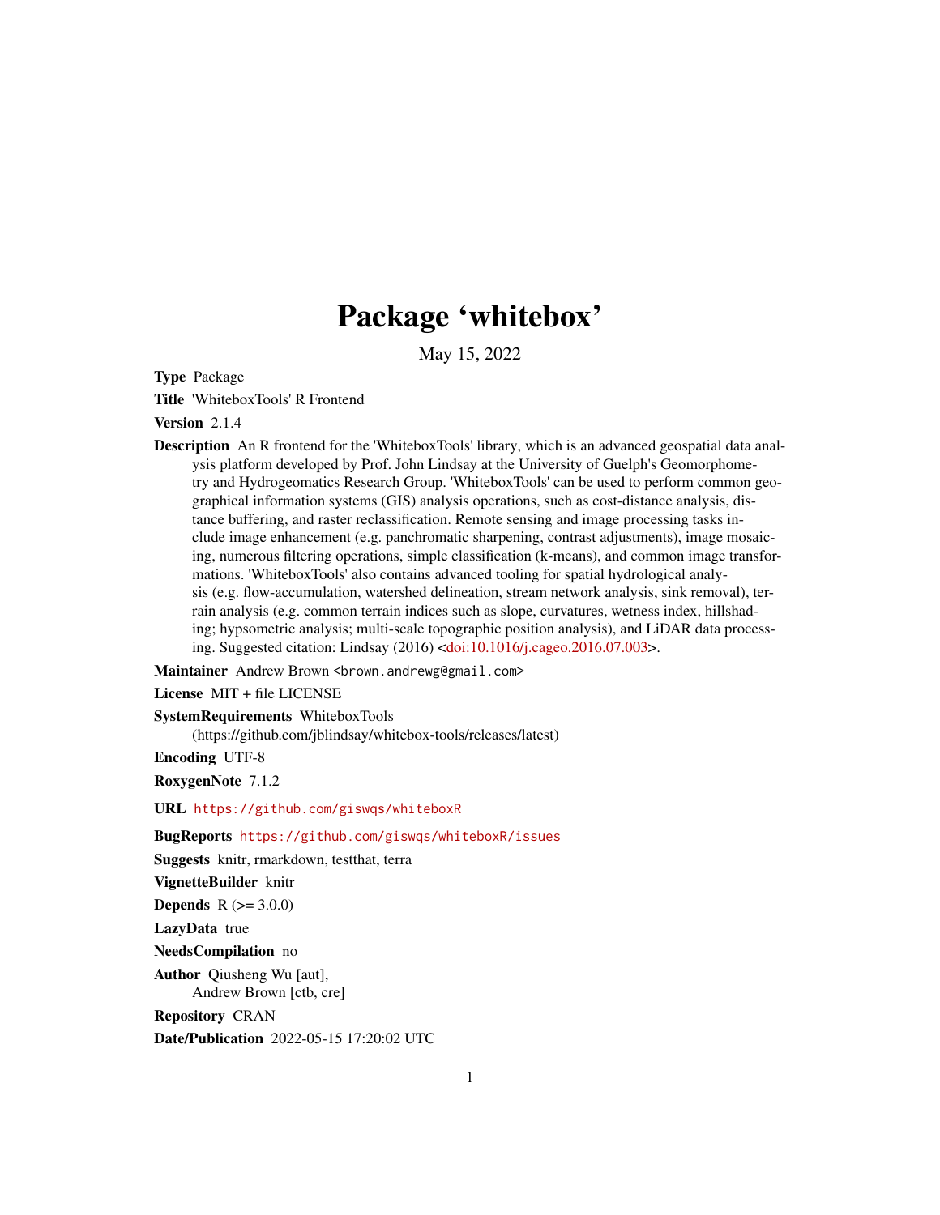# Package 'whitebox'

May 15, 2022

**Type** Package

**Title** 'WhiteboxTools' R Frontend

**Version** 2.1.4

**Description** An R frontend for the 'WhiteboxTools' library, which is an advanced geospatial data analysis platform developed by Prof. John Lindsay at the University of Guelph's Geomorphometry and Hydrogeomatics Research Group. 'WhiteboxTools' can be used to perform common geographical information systems (GIS) analysis operations, such as cost-distance analysis, distance buffering, and raster reclassification. Remote sensing and image processing tasks include image enhancement (e.g. panchromatic sharpening, contrast adjustments), image mosaicing, numerous filtering operations, simple classification (k-means), and common image transformations. 'WhiteboxTools' also contains advanced tooling for spatial hydrological analysis (e.g. flow-accumulation, watershed delineation, stream network analysis, sink removal), terrain analysis (e.g. common terrain indices such as slope, curvatures, wetness index, hillshading; hypsometric analysis; multi-scale topographic position analysis), and LiDAR data processing. Suggested citation: Lindsay (2016) <doi:10.1016/j.cageo.2016.07.003>.

**Maintainer** Andrew Brown <brown.andrewg@gmail.com>

**License** MIT + file LICENSE

**SystemRequirements** WhiteboxTools (https://github.com/jblindsay/whitebox-tools/releases/latest)

**Encoding** UTF-8

**RoxygenNote** 7.1.2

**URL** https://github.com/giswqs/whiteboxR

**BugReports** https://github.com/giswqs/whiteboxR/issues

**Suggests** knitr, rmarkdown, testthat, terra

**VignetteBuilder** knitr

**Depends** R (>= 3.0.0)

**LazyData** true

**NeedsCompilation** no

**Author** Qiusheng Wu [aut], Andrew Brown [ctb, cre]

**Repository** CRAN

**Date/Publication** 2022-05-15 17:20:02 UTC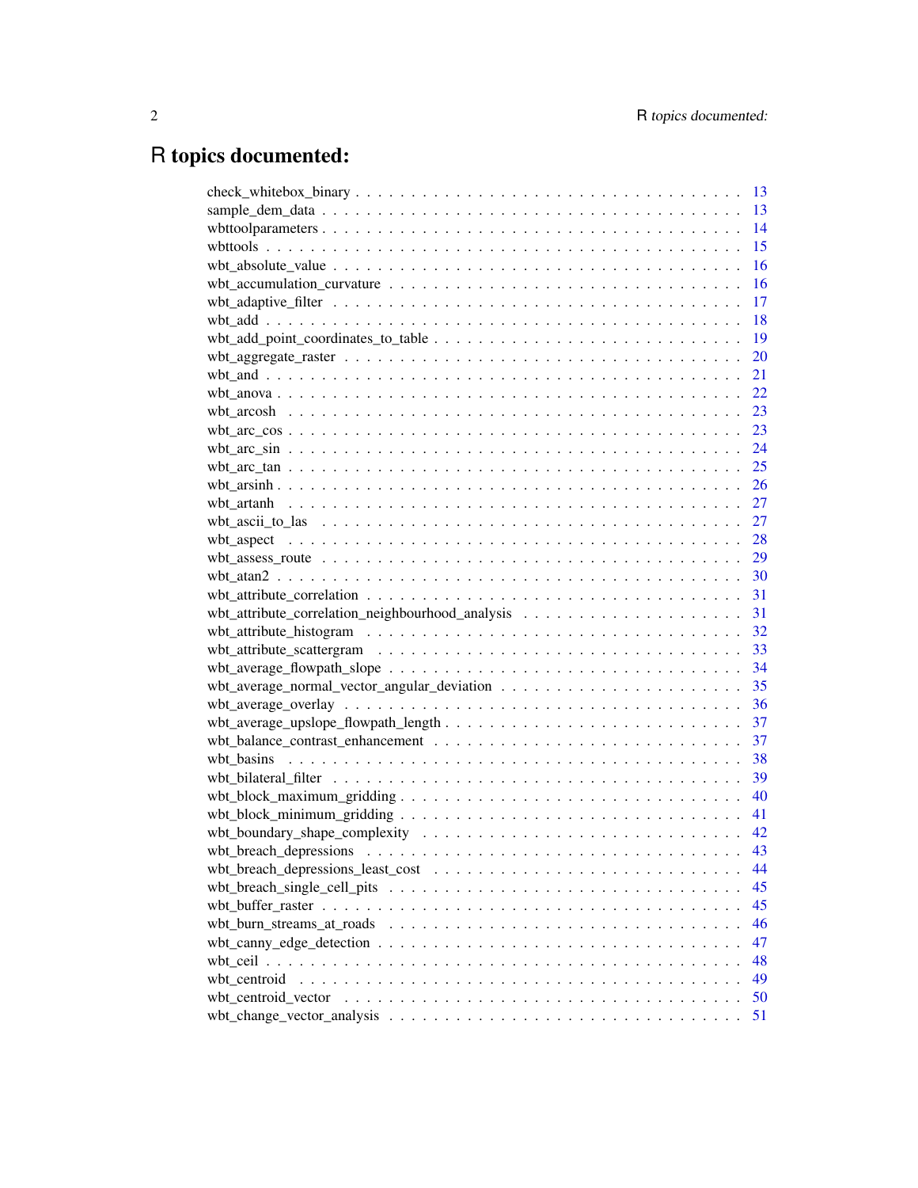# R topics documented:

| | |
|---|---|
| check_whitebox_binary | 13 |
| sample_dem_data | 13 |
| wbttoolparameters | 14 |
| wbttools | 15 |
| wbt_absolute_value | 16 |
| wbt_accumulation_curvature | 16 |
| wbt_adaptive_filter | 17 |
| wbt_add | 18 |
| wbt_add_point_coordinates_to_table | 19 |
| wbt_aggregate_raster | 20 |
| wbt_and | 21 |
| wbt_anova | 22 |
| wbt_arcosh | 23 |
| wbt_arc_cos | 23 |
| wbt_arc_sin | 24 |
| wbt_arc_tan | 25 |
| wbt_arsinh | 26 |
| wbt_artanh | 27 |
| wbt_ascii_to_las | 27 |
| wbt_aspect | 28 |
| wbt_assess_route | 29 |
| wbt_atan2 | 30 |
| wbt_attribute_correlation | 31 |
| wbt_attribute_correlation_neighbourhood_analysis | 31 |
| wbt_attribute_histogram | 32 |
| wbt_attribute_scattergram | 33 |
| wbt_average_flowpath_slope | 34 |
| wbt_average_normal_vector_angular_deviation | 35 |
| wbt_average_overlay | 36 |
| wbt_average_upslope_flowpath_length | 37 |
| wbt_balance_contrast_enhancement | 37 |
| wbt_basins | 38 |
| wbt_bilateral_filter | 39 |
| wbt_block_maximum_gridding | 40 |
| wbt_block_minimum_gridding | 41 |
| wbt_boundary_shape_complexity | 42 |
| wbt_breach_depressions | 43 |
| wbt_breach_depressions_least_cost | 44 |
| wbt_breach_single_cell_pits | 45 |
| wbt_buffer_raster | 45 |
| wbt_burn_streams_at_roads | 46 |
| wbt_canny_edge_detection | 47 |
| wbt_ceil | 48 |
| wbt_centroid | 49 |
| wbt_centroid_vector | 50 |
| wbt_change_vector_analysis | 51 |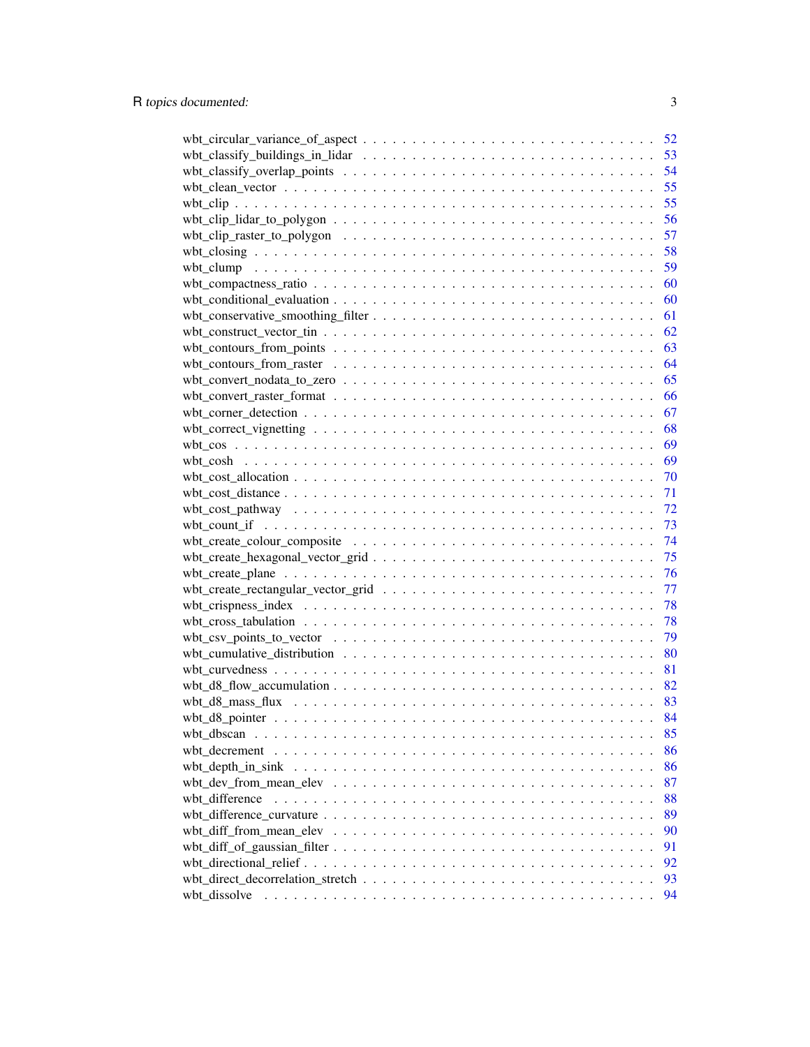wbt_circular_variance_of_aspect . . . . . . . . . . . . . . . . . . . . . . . . . . . 52
wbt_classify_buildings_in_lidar . . . . . . . . . . . . . . . . . . . . . . . . . . . 53
wbt_classify_overlap_points . . . . . . . . . . . . . . . . . . . . . . . . . . . 54
wbt_clean_vector . . . . . . . . . . . . . . . . . . . . . . . . . . . 55
wbt_clip . . . . . . . . . . . . . . . . . . . . . . . . . . . 55
wbt_clip_lidar_to_polygon . . . . . . . . . . . . . . . . . . . . . . . . . . . 56
wbt_clip_raster_to_polygon . . . . . . . . . . . . . . . . . . . . . . . . . . . 57
wbt_closing . . . . . . . . . . . . . . . . . . . . . . . . . . . 58
wbt_clump . . . . . . . . . . . . . . . . . . . . . . . . . . . 59
wbt_compactness_ratio . . . . . . . . . . . . . . . . . . . . . . . . . . . 60
wbt_conditional_evaluation . . . . . . . . . . . . . . . . . . . . . . . . . . . 60
wbt_conservative_smoothing_filter . . . . . . . . . . . . . . . . . . . . . . . . . . . 61
wbt_construct_vector_tin . . . . . . . . . . . . . . . . . . . . . . . . . . . 62
wbt_contours_from_points . . . . . . . . . . . . . . . . . . . . . . . . . . . 63
wbt_contours_from_raster . . . . . . . . . . . . . . . . . . . . . . . . . . . 64
wbt_convert_nodata_to_zero . . . . . . . . . . . . . . . . . . . . . . . . . . . 65
wbt_convert_raster_format . . . . . . . . . . . . . . . . . . . . . . . . . . . 66
wbt_corner_detection . . . . . . . . . . . . . . . . . . . . . . . . . . . 67
wbt_correct_vignetting . . . . . . . . . . . . . . . . . . . . . . . . . . . 68
wbt_cos . . . . . . . . . . . . . . . . . . . . . . . . . . . 69
wbt_cosh . . . . . . . . . . . . . . . . . . . . . . . . . . . 69
wbt_cost_allocation . . . . . . . . . . . . . . . . . . . . . . . . . . . 70
wbt_cost_distance . . . . . . . . . . . . . . . . . . . . . . . . . . . 71
wbt_cost_pathway . . . . . . . . . . . . . . . . . . . . . . . . . . . 72
wbt_count_if . . . . . . . . . . . . . . . . . . . . . . . . . . . 73
wbt_create_colour_composite . . . . . . . . . . . . . . . . . . . . . . . . . . . 74
wbt_create_hexagonal_vector_grid . . . . . . . . . . . . . . . . . . . . . . . . . . . 75
wbt_create_plane . . . . . . . . . . . . . . . . . . . . . . . . . . . 76
wbt_create_rectangular_vector_grid . . . . . . . . . . . . . . . . . . . . . . . . . . . 77
wbt_crispness_index . . . . . . . . . . . . . . . . . . . . . . . . . . . 78
wbt_cross_tabulation . . . . . . . . . . . . . . . . . . . . . . . . . . . 78
wbt_csv_points_to_vector . . . . . . . . . . . . . . . . . . . . . . . . . . . 79
wbt_cumulative_distribution . . . . . . . . . . . . . . . . . . . . . . . . . . . 80
wbt_curvedness . . . . . . . . . . . . . . . . . . . . . . . . . . . 81
wbt_d8_flow_accumulation . . . . . . . . . . . . . . . . . . . . . . . . . . . 82
wbt_d8_mass_flux . . . . . . . . . . . . . . . . . . . . . . . . . . . 83
wbt_d8_pointer . . . . . . . . . . . . . . . . . . . . . . . . . . . 84
wbt_dbscan . . . . . . . . . . . . . . . . . . . . . . . . . . . 85
wbt_decrement . . . . . . . . . . . . . . . . . . . . . . . . . . . 86
wbt_depth_in_sink . . . . . . . . . . . . . . . . . . . . . . . . . . . 86
wbt_dev_from_mean_elev . . . . . . . . . . . . . . . . . . . . . . . . . . . 87
wbt_difference . . . . . . . . . . . . . . . . . . . . . . . . . . . 88
wbt_difference_curvature . . . . . . . . . . . . . . . . . . . . . . . . . . . 89
wbt_diff_from_mean_elev . . . . . . . . . . . . . . . . . . . . . . . . . . . 90
wbt_diff_of_gaussian_filter . . . . . . . . . . . . . . . . . . . . . . . . . . . 91
wbt_directional_relief . . . . . . . . . . . . . . . . . . . . . . . . . . . 92
wbt_direct_decorrelation_stretch . . . . . . . . . . . . . . . . . . . . . . . . . . . 93
wbt_dissolve . . . . . . . . . . . . . . . . . . . . . . . . . . . 94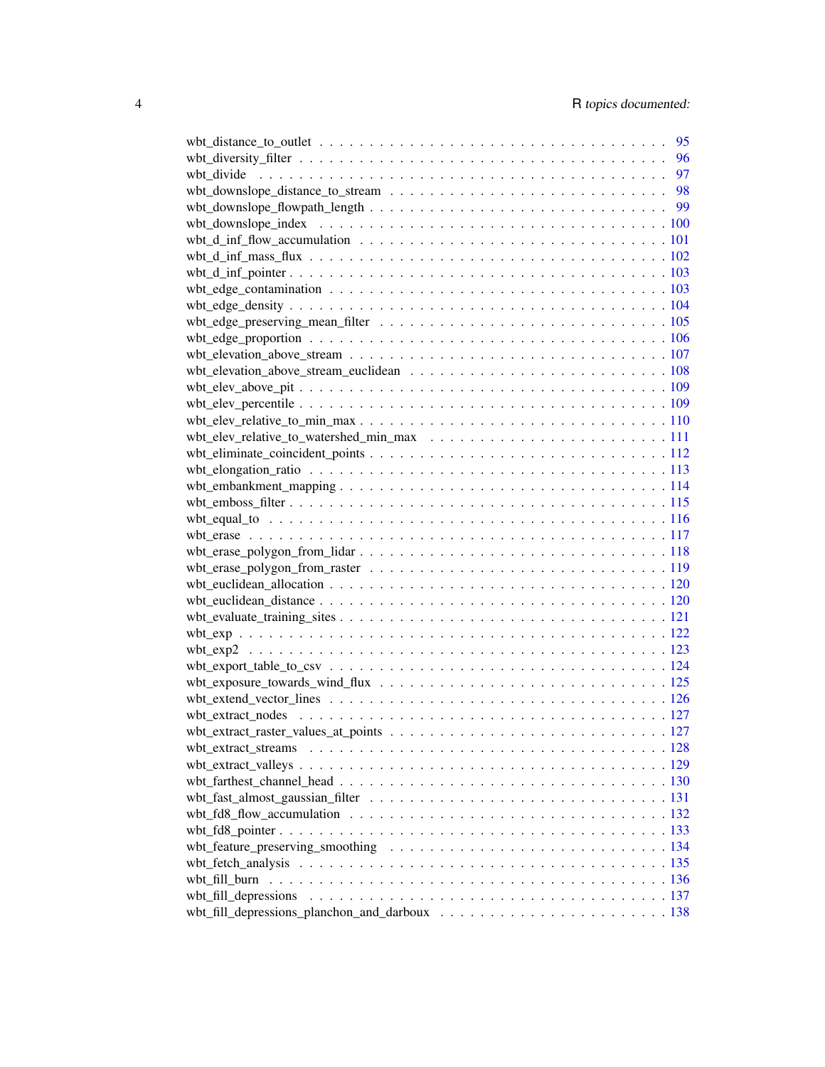wbt_distance_to_outlet . . . . . . . . . . . . . . . . . . . . . . . . . . . . . . . . . . . 95
wbt_diversity_filter . . . . . . . . . . . . . . . . . . . . . . . . . . . . . . . . . . . . 96
wbt_divide . . . . . . . . . . . . . . . . . . . . . . . . . . . . . . . . . . . . . . . . . 97
wbt_downslope_distance_to_stream . . . . . . . . . . . . . . . . . . . . . . . . . . . . 98
wbt_downslope_flowpath_length . . . . . . . . . . . . . . . . . . . . . . . . . . . . . . 99
wbt_downslope_index . . . . . . . . . . . . . . . . . . . . . . . . . . . . . . . . . . . 100
wbt_d_inf_flow_accumulation . . . . . . . . . . . . . . . . . . . . . . . . . . . . . . 101
wbt_d_inf_mass_flux . . . . . . . . . . . . . . . . . . . . . . . . . . . . . . . . . . . 102
wbt_d_inf_pointer . . . . . . . . . . . . . . . . . . . . . . . . . . . . . . . . . . . . 103
wbt_edge_contamination . . . . . . . . . . . . . . . . . . . . . . . . . . . . . . . . . 103
wbt_edge_density . . . . . . . . . . . . . . . . . . . . . . . . . . . . . . . . . . . . . 104
wbt_edge_preserving_mean_filter . . . . . . . . . . . . . . . . . . . . . . . . . . . . . 105
wbt_edge_proportion . . . . . . . . . . . . . . . . . . . . . . . . . . . . . . . . . . . 106
wbt_elevation_above_stream . . . . . . . . . . . . . . . . . . . . . . . . . . . . . . . 107
wbt_elevation_above_stream_euclidean . . . . . . . . . . . . . . . . . . . . . . . . . . 108
wbt_elev_above_pit . . . . . . . . . . . . . . . . . . . . . . . . . . . . . . . . . . . . 109
wbt_elev_percentile . . . . . . . . . . . . . . . . . . . . . . . . . . . . . . . . . . . . 109
wbt_elev_relative_to_min_max . . . . . . . . . . . . . . . . . . . . . . . . . . . . . . 110
wbt_elev_relative_to_watershed_min_max . . . . . . . . . . . . . . . . . . . . . . . . . 111
wbt_eliminate_coincident_points . . . . . . . . . . . . . . . . . . . . . . . . . . . . . 112
wbt_elongation_ratio . . . . . . . . . . . . . . . . . . . . . . . . . . . . . . . . . . . 113
wbt_embankment_mapping . . . . . . . . . . . . . . . . . . . . . . . . . . . . . . . . . 114
wbt_emboss_filter . . . . . . . . . . . . . . . . . . . . . . . . . . . . . . . . . . . . . 115
wbt_equal_to . . . . . . . . . . . . . . . . . . . . . . . . . . . . . . . . . . . . . . . 116
wbt_erase . . . . . . . . . . . . . . . . . . . . . . . . . . . . . . . . . . . . . . . . . 117
wbt_erase_polygon_from_lidar . . . . . . . . . . . . . . . . . . . . . . . . . . . . . . 118
wbt_erase_polygon_from_raster . . . . . . . . . . . . . . . . . . . . . . . . . . . . . . 119
wbt_euclidean_allocation . . . . . . . . . . . . . . . . . . . . . . . . . . . . . . . . . 120
wbt_euclidean_distance . . . . . . . . . . . . . . . . . . . . . . . . . . . . . . . . . . 120
wbt_evaluate_training_sites . . . . . . . . . . . . . . . . . . . . . . . . . . . . . . . 121
wbt_exp . . . . . . . . . . . . . . . . . . . . . . . . . . . . . . . . . . . . . . . . . . 122
wbt_exp2 . . . . . . . . . . . . . . . . . . . . . . . . . . . . . . . . . . . . . . . . . 123
wbt_export_table_to_csv . . . . . . . . . . . . . . . . . . . . . . . . . . . . . . . . . 124
wbt_exposure_towards_wind_flux . . . . . . . . . . . . . . . . . . . . . . . . . . . . . 125
wbt_extend_vector_lines . . . . . . . . . . . . . . . . . . . . . . . . . . . . . . . . . 126
wbt_extract_nodes . . . . . . . . . . . . . . . . . . . . . . . . . . . . . . . . . . . . 127
wbt_extract_raster_values_at_points . . . . . . . . . . . . . . . . . . . . . . . . . . . 127
wbt_extract_streams . . . . . . . . . . . . . . . . . . . . . . . . . . . . . . . . . . . 128
wbt_extract_valleys . . . . . . . . . . . . . . . . . . . . . . . . . . . . . . . . . . . . 129
wbt_farthest_channel_head . . . . . . . . . . . . . . . . . . . . . . . . . . . . . . . . 130
wbt_fast_almost_gaussian_filter . . . . . . . . . . . . . . . . . . . . . . . . . . . . . 131
wbt_fd8_flow_accumulation . . . . . . . . . . . . . . . . . . . . . . . . . . . . . . . . 132
wbt_fd8_pointer . . . . . . . . . . . . . . . . . . . . . . . . . . . . . . . . . . . . . . 133
wbt_feature_preserving_smoothing . . . . . . . . . . . . . . . . . . . . . . . . . . . . 134
wbt_fetch_analysis . . . . . . . . . . . . . . . . . . . . . . . . . . . . . . . . . . . . 135
wbt_fill_burn . . . . . . . . . . . . . . . . . . . . . . . . . . . . . . . . . . . . . . . 136
wbt_fill_depressions . . . . . . . . . . . . . . . . . . . . . . . . . . . . . . . . . . . 137
wbt_fill_depressions_planchon_and_darboux . . . . . . . . . . . . . . . . . . . . . . . 138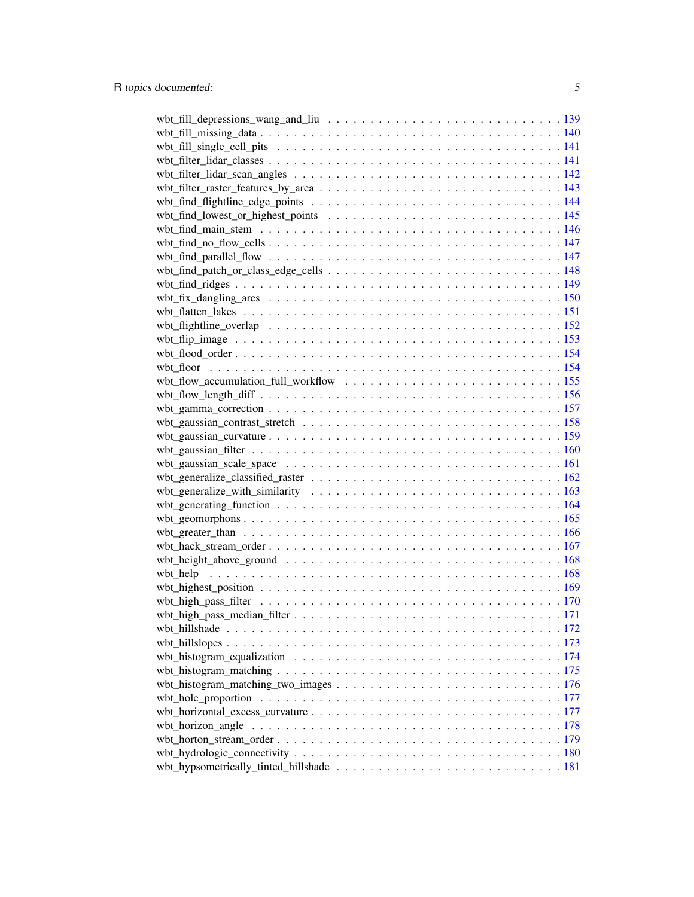wbt_fill_depressions_wang_and_liu . . . . . . . . . . . . . . . . . . . . . . . . . . 139
wbt_fill_missing_data . . . . . . . . . . . . . . . . . . . . . . . . . . . . . . . . 140
wbt_fill_single_cell_pits . . . . . . . . . . . . . . . . . . . . . . . . . . . . . . 141
wbt_filter_lidar_classes . . . . . . . . . . . . . . . . . . . . . . . . . . . . . . . 141
wbt_filter_lidar_scan_angles . . . . . . . . . . . . . . . . . . . . . . . . . . . . . 142
wbt_filter_raster_features_by_area . . . . . . . . . . . . . . . . . . . . . . . . . . 143
wbt_find_flightline_edge_points . . . . . . . . . . . . . . . . . . . . . . . . . . . 144
wbt_find_lowest_or_highest_points . . . . . . . . . . . . . . . . . . . . . . . . . . 145
wbt_find_main_stem . . . . . . . . . . . . . . . . . . . . . . . . . . . . . . . . . . 146
wbt_find_no_flow_cells . . . . . . . . . . . . . . . . . . . . . . . . . . . . . . . . 147
wbt_find_parallel_flow . . . . . . . . . . . . . . . . . . . . . . . . . . . . . . . . 147
wbt_find_patch_or_class_edge_cells . . . . . . . . . . . . . . . . . . . . . . . . . . 148
wbt_find_ridges . . . . . . . . . . . . . . . . . . . . . . . . . . . . . . . . . . . . 149
wbt_fix_dangling_arcs . . . . . . . . . . . . . . . . . . . . . . . . . . . . . . . . . 150
wbt_flatten_lakes . . . . . . . . . . . . . . . . . . . . . . . . . . . . . . . . . . . 151
wbt_flightline_overlap . . . . . . . . . . . . . . . . . . . . . . . . . . . . . . . . 152
wbt_flip_image . . . . . . . . . . . . . . . . . . . . . . . . . . . . . . . . . . . . . 153
wbt_flood_order . . . . . . . . . . . . . . . . . . . . . . . . . . . . . . . . . . . . 154
wbt_floor . . . . . . . . . . . . . . . . . . . . . . . . . . . . . . . . . . . . . . . . 154
wbt_flow_accumulation_full_workflow . . . . . . . . . . . . . . . . . . . . . . . . . 155
wbt_flow_length_diff . . . . . . . . . . . . . . . . . . . . . . . . . . . . . . . . . 156
wbt_gamma_correction . . . . . . . . . . . . . . . . . . . . . . . . . . . . . . . . . 157
wbt_gaussian_contrast_stretch . . . . . . . . . . . . . . . . . . . . . . . . . . . . 158
wbt_gaussian_curvature . . . . . . . . . . . . . . . . . . . . . . . . . . . . . . . . 159
wbt_gaussian_filter . . . . . . . . . . . . . . . . . . . . . . . . . . . . . . . . . . 160
wbt_gaussian_scale_space . . . . . . . . . . . . . . . . . . . . . . . . . . . . . . . 161
wbt_generalize_classified_raster . . . . . . . . . . . . . . . . . . . . . . . . . . . 162
wbt_generalize_with_similarity . . . . . . . . . . . . . . . . . . . . . . . . . . . . 163
wbt_generating_function . . . . . . . . . . . . . . . . . . . . . . . . . . . . . . . . 164
wbt_geomorphons . . . . . . . . . . . . . . . . . . . . . . . . . . . . . . . . . . . . 165
wbt_greater_than . . . . . . . . . . . . . . . . . . . . . . . . . . . . . . . . . . . 166
wbt_hack_stream_order . . . . . . . . . . . . . . . . . . . . . . . . . . . . . . . . . 167
wbt_height_above_ground . . . . . . . . . . . . . . . . . . . . . . . . . . . . . . . . 168
wbt_help . . . . . . . . . . . . . . . . . . . . . . . . . . . . . . . . . . . . . . . . 168
wbt_highest_position . . . . . . . . . . . . . . . . . . . . . . . . . . . . . . . . . 169
wbt_high_pass_filter . . . . . . . . . . . . . . . . . . . . . . . . . . . . . . . . . 170
wbt_high_pass_median_filter . . . . . . . . . . . . . . . . . . . . . . . . . . . . . 171
wbt_hillshade . . . . . . . . . . . . . . . . . . . . . . . . . . . . . . . . . . . . . 172
wbt_hillslopes . . . . . . . . . . . . . . . . . . . . . . . . . . . . . . . . . . . . . 173
wbt_histogram_equalization . . . . . . . . . . . . . . . . . . . . . . . . . . . . . . 174
wbt_histogram_matching . . . . . . . . . . . . . . . . . . . . . . . . . . . . . . . . 175
wbt_histogram_matching_two_images . . . . . . . . . . . . . . . . . . . . . . . . . . 176
wbt_hole_proportion . . . . . . . . . . . . . . . . . . . . . . . . . . . . . . . . . . 177
wbt_horizontal_excess_curvature . . . . . . . . . . . . . . . . . . . . . . . . . . . 177
wbt_horizon_angle . . . . . . . . . . . . . . . . . . . . . . . . . . . . . . . . . . . 178
wbt_horton_stream_order . . . . . . . . . . . . . . . . . . . . . . . . . . . . . . . . 179
wbt_hydrologic_connectivity . . . . . . . . . . . . . . . . . . . . . . . . . . . . . . 180
wbt_hypsometrically_tinted_hillshade . . . . . . . . . . . . . . . . . . . . . . . . . 181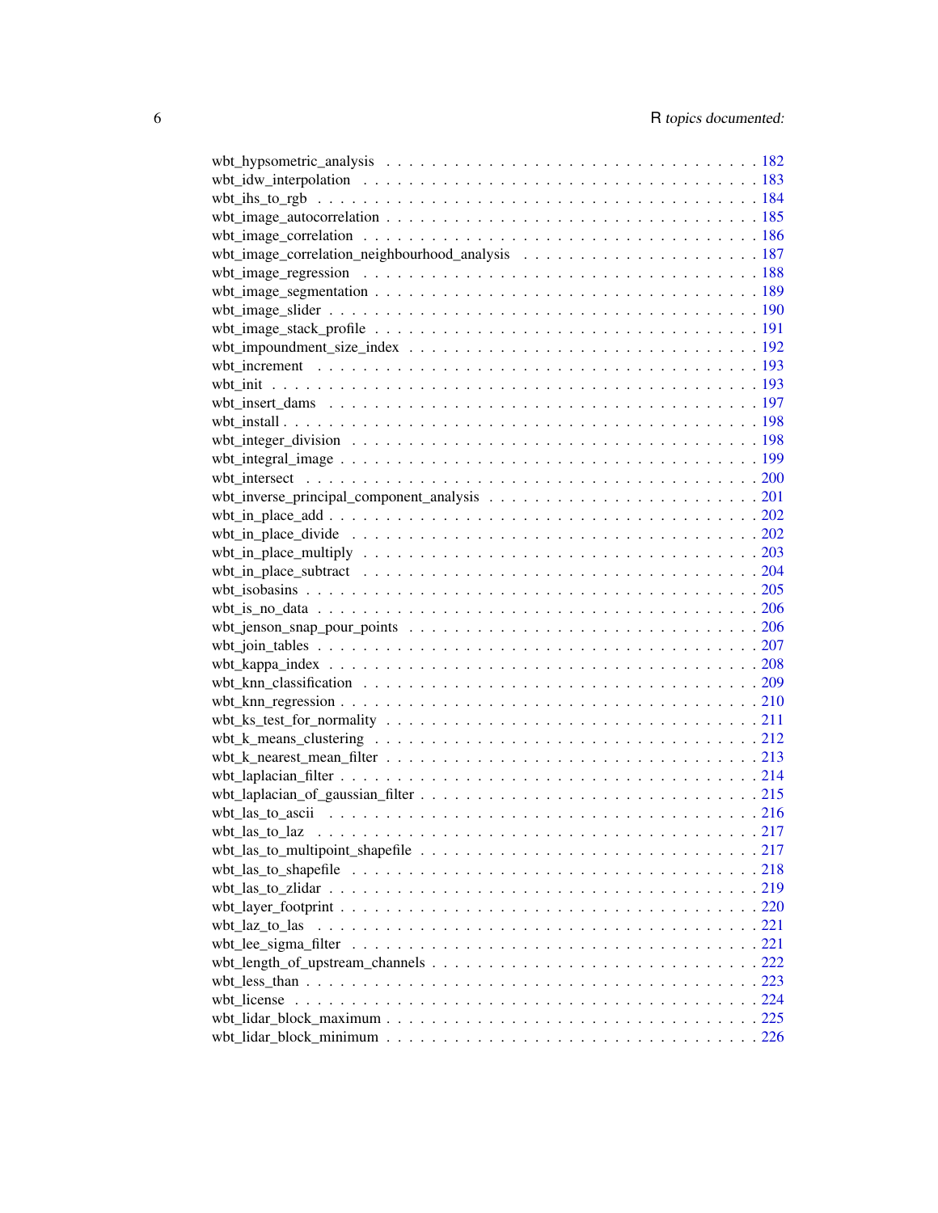wbt_hypsometric_analysis . . . . . . . . . . . . . . . . . . . . . . . . . . . . . . . . 182
wbt_idw_interpolation . . . . . . . . . . . . . . . . . . . . . . . . . . . . . . . . 183
wbt_ihs_to_rgb . . . . . . . . . . . . . . . . . . . . . . . . . . . . . . . . 184
wbt_image_autocorrelation . . . . . . . . . . . . . . . . . . . . . . . . . . . . . . . . 185
wbt_image_correlation . . . . . . . . . . . . . . . . . . . . . . . . . . . . . . . . 186
wbt_image_correlation_neighbourhood_analysis . . . . . . . . . . . . . . . . . . . . 187
wbt_image_regression . . . . . . . . . . . . . . . . . . . . . . . . . . . . . . . . 188
wbt_image_segmentation . . . . . . . . . . . . . . . . . . . . . . . . . . . . . . . . 189
wbt_image_slider . . . . . . . . . . . . . . . . . . . . . . . . . . . . . . . . 190
wbt_image_stack_profile . . . . . . . . . . . . . . . . . . . . . . . . . . . . . . . . 191
wbt_impoundment_size_index . . . . . . . . . . . . . . . . . . . . . . . . . . . . . . . . 192
wbt_increment . . . . . . . . . . . . . . . . . . . . . . . . . . . . . . . . 193
wbt_init . . . . . . . . . . . . . . . . . . . . . . . . . . . . . . . . 193
wbt_insert_dams . . . . . . . . . . . . . . . . . . . . . . . . . . . . . . . . 197
wbt_install . . . . . . . . . . . . . . . . . . . . . . . . . . . . . . . . 198
wbt_integer_division . . . . . . . . . . . . . . . . . . . . . . . . . . . . . . . . 198
wbt_integral_image . . . . . . . . . . . . . . . . . . . . . . . . . . . . . . . . 199
wbt_intersect . . . . . . . . . . . . . . . . . . . . . . . . . . . . . . . . 200
wbt_inverse_principal_component_analysis . . . . . . . . . . . . . . . . . . . . . . . . 201
wbt_in_place_add . . . . . . . . . . . . . . . . . . . . . . . . . . . . . . . . 202
wbt_in_place_divide . . . . . . . . . . . . . . . . . . . . . . . . . . . . . . . . 202
wbt_in_place_multiply . . . . . . . . . . . . . . . . . . . . . . . . . . . . . . . . 203
wbt_in_place_subtract . . . . . . . . . . . . . . . . . . . . . . . . . . . . . . . . 204
wbt_isobasins . . . . . . . . . . . . . . . . . . . . . . . . . . . . . . . . 205
wbt_is_no_data . . . . . . . . . . . . . . . . . . . . . . . . . . . . . . . . 206
wbt_jenson_snap_pour_points . . . . . . . . . . . . . . . . . . . . . . . . . . . . . . . . 206
wbt_join_tables . . . . . . . . . . . . . . . . . . . . . . . . . . . . . . . . 207
wbt_kappa_index . . . . . . . . . . . . . . . . . . . . . . . . . . . . . . . . 208
wbt_knn_classification . . . . . . . . . . . . . . . . . . . . . . . . . . . . . . . . 209
wbt_knn_regression . . . . . . . . . . . . . . . . . . . . . . . . . . . . . . . . 210
wbt_ks_test_for_normality . . . . . . . . . . . . . . . . . . . . . . . . . . . . . . . . 211
wbt_k_means_clustering . . . . . . . . . . . . . . . . . . . . . . . . . . . . . . . . 212
wbt_k_nearest_mean_filter . . . . . . . . . . . . . . . . . . . . . . . . . . . . . . . . 213
wbt_laplacian_filter . . . . . . . . . . . . . . . . . . . . . . . . . . . . . . . . 214
wbt_laplacian_of_gaussian_filter . . . . . . . . . . . . . . . . . . . . . . . . . . . . . . . . 215
wbt_las_to_ascii . . . . . . . . . . . . . . . . . . . . . . . . . . . . . . . . 216
wbt_las_to_laz . . . . . . . . . . . . . . . . . . . . . . . . . . . . . . . . 217
wbt_las_to_multipoint_shapefile . . . . . . . . . . . . . . . . . . . . . . . . . . . . . . . . 217
wbt_las_to_shapefile . . . . . . . . . . . . . . . . . . . . . . . . . . . . . . . . 218
wbt_las_to_zlidar . . . . . . . . . . . . . . . . . . . . . . . . . . . . . . . . 219
wbt_layer_footprint . . . . . . . . . . . . . . . . . . . . . . . . . . . . . . . . 220
wbt_laz_to_las . . . . . . . . . . . . . . . . . . . . . . . . . . . . . . . . 221
wbt_lee_sigma_filter . . . . . . . . . . . . . . . . . . . . . . . . . . . . . . . . 221
wbt_length_of_upstream_channels . . . . . . . . . . . . . . . . . . . . . . . . . . . . . . . . 222
wbt_less_than . . . . . . . . . . . . . . . . . . . . . . . . . . . . . . . . 223
wbt_license . . . . . . . . . . . . . . . . . . . . . . . . . . . . . . . . 224
wbt_lidar_block_maximum . . . . . . . . . . . . . . . . . . . . . . . . . . . . . . . . 225
wbt_lidar_block_minimum . . . . . . . . . . . . . . . . . . . . . . . . . . . . . . . . 226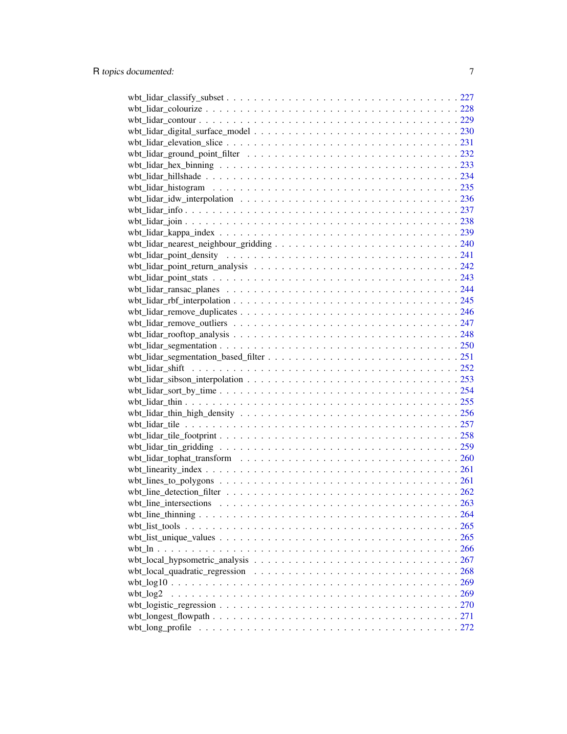wbt_lidar_classify_subset . . . . . . . . . . . . . . . . . . . . . . . . . . . . . . . . . . 227
wbt_lidar_colourize . . . . . . . . . . . . . . . . . . . . . . . . . . . . . . . . . . . . . 228
wbt_lidar_contour . . . . . . . . . . . . . . . . . . . . . . . . . . . . . . . . . . . . . . 229
wbt_lidar_digital_surface_model . . . . . . . . . . . . . . . . . . . . . . . . . . . . . . 230
wbt_lidar_elevation_slice . . . . . . . . . . . . . . . . . . . . . . . . . . . . . . . . . . 231
wbt_lidar_ground_point_filter . . . . . . . . . . . . . . . . . . . . . . . . . . . . . . . 232
wbt_lidar_hex_binning . . . . . . . . . . . . . . . . . . . . . . . . . . . . . . . . . . . 233
wbt_lidar_hillshade . . . . . . . . . . . . . . . . . . . . . . . . . . . . . . . . . . . . . 234
wbt_lidar_histogram . . . . . . . . . . . . . . . . . . . . . . . . . . . . . . . . . . . . 235
wbt_lidar_idw_interpolation . . . . . . . . . . . . . . . . . . . . . . . . . . . . . . . . 236
wbt_lidar_info . . . . . . . . . . . . . . . . . . . . . . . . . . . . . . . . . . . . . . . . 237
wbt_lidar_join . . . . . . . . . . . . . . . . . . . . . . . . . . . . . . . . . . . . . . . . 238
wbt_lidar_kappa_index . . . . . . . . . . . . . . . . . . . . . . . . . . . . . . . . . . . 239
wbt_lidar_nearest_neighbour_gridding . . . . . . . . . . . . . . . . . . . . . . . . . . 240
wbt_lidar_point_density . . . . . . . . . . . . . . . . . . . . . . . . . . . . . . . . . . 241
wbt_lidar_point_return_analysis . . . . . . . . . . . . . . . . . . . . . . . . . . . . . 242
wbt_lidar_point_stats . . . . . . . . . . . . . . . . . . . . . . . . . . . . . . . . . . . . 243
wbt_lidar_ransac_planes . . . . . . . . . . . . . . . . . . . . . . . . . . . . . . . . . . 244
wbt_lidar_rbf_interpolation . . . . . . . . . . . . . . . . . . . . . . . . . . . . . . . . 245
wbt_lidar_remove_duplicates . . . . . . . . . . . . . . . . . . . . . . . . . . . . . . . 246
wbt_lidar_remove_outliers . . . . . . . . . . . . . . . . . . . . . . . . . . . . . . . . . 247
wbt_lidar_rooftop_analysis . . . . . . . . . . . . . . . . . . . . . . . . . . . . . . . . 248
wbt_lidar_segmentation . . . . . . . . . . . . . . . . . . . . . . . . . . . . . . . . . . . 250
wbt_lidar_segmentation_based_filter . . . . . . . . . . . . . . . . . . . . . . . . . . . 251
wbt_lidar_shift . . . . . . . . . . . . . . . . . . . . . . . . . . . . . . . . . . . . . . . 252
wbt_lidar_sibson_interpolation . . . . . . . . . . . . . . . . . . . . . . . . . . . . . . 253
wbt_lidar_sort_by_time . . . . . . . . . . . . . . . . . . . . . . . . . . . . . . . . . . . 254
wbt_lidar_thin . . . . . . . . . . . . . . . . . . . . . . . . . . . . . . . . . . . . . . . . 255
wbt_lidar_thin_high_density . . . . . . . . . . . . . . . . . . . . . . . . . . . . . . . 256
wbt_lidar_tile . . . . . . . . . . . . . . . . . . . . . . . . . . . . . . . . . . . . . . . . 257
wbt_lidar_tile_footprint . . . . . . . . . . . . . . . . . . . . . . . . . . . . . . . . . . . 258
wbt_lidar_tin_gridding . . . . . . . . . . . . . . . . . . . . . . . . . . . . . . . . . . . 259
wbt_lidar_tophat_transform . . . . . . . . . . . . . . . . . . . . . . . . . . . . . . . . 260
wbt_linearity_index . . . . . . . . . . . . . . . . . . . . . . . . . . . . . . . . . . . . . 261
wbt_lines_to_polygons . . . . . . . . . . . . . . . . . . . . . . . . . . . . . . . . . . . 261
wbt_line_detection_filter . . . . . . . . . . . . . . . . . . . . . . . . . . . . . . . . . . 262
wbt_line_intersections . . . . . . . . . . . . . . . . . . . . . . . . . . . . . . . . . . . 263
wbt_line_thinning . . . . . . . . . . . . . . . . . . . . . . . . . . . . . . . . . . . . . . 264
wbt_list_tools . . . . . . . . . . . . . . . . . . . . . . . . . . . . . . . . . . . . . . . . 265
wbt_list_unique_values . . . . . . . . . . . . . . . . . . . . . . . . . . . . . . . . . . . 265
wbt_ln . . . . . . . . . . . . . . . . . . . . . . . . . . . . . . . . . . . . . . . . . . . . 266
wbt_local_hypsometric_analysis . . . . . . . . . . . . . . . . . . . . . . . . . . . . . . 267
wbt_local_quadratic_regression . . . . . . . . . . . . . . . . . . . . . . . . . . . . . . 268
wbt_log10 . . . . . . . . . . . . . . . . . . . . . . . . . . . . . . . . . . . . . . . . . . 269
wbt_log2 . . . . . . . . . . . . . . . . . . . . . . . . . . . . . . . . . . . . . . . . . . . 269
wbt_logistic_regression . . . . . . . . . . . . . . . . . . . . . . . . . . . . . . . . . . 270
wbt_longest_flowpath . . . . . . . . . . . . . . . . . . . . . . . . . . . . . . . . . . . . 271
wbt_long_profile . . . . . . . . . . . . . . . . . . . . . . . . . . . . . . . . . . . . . . 272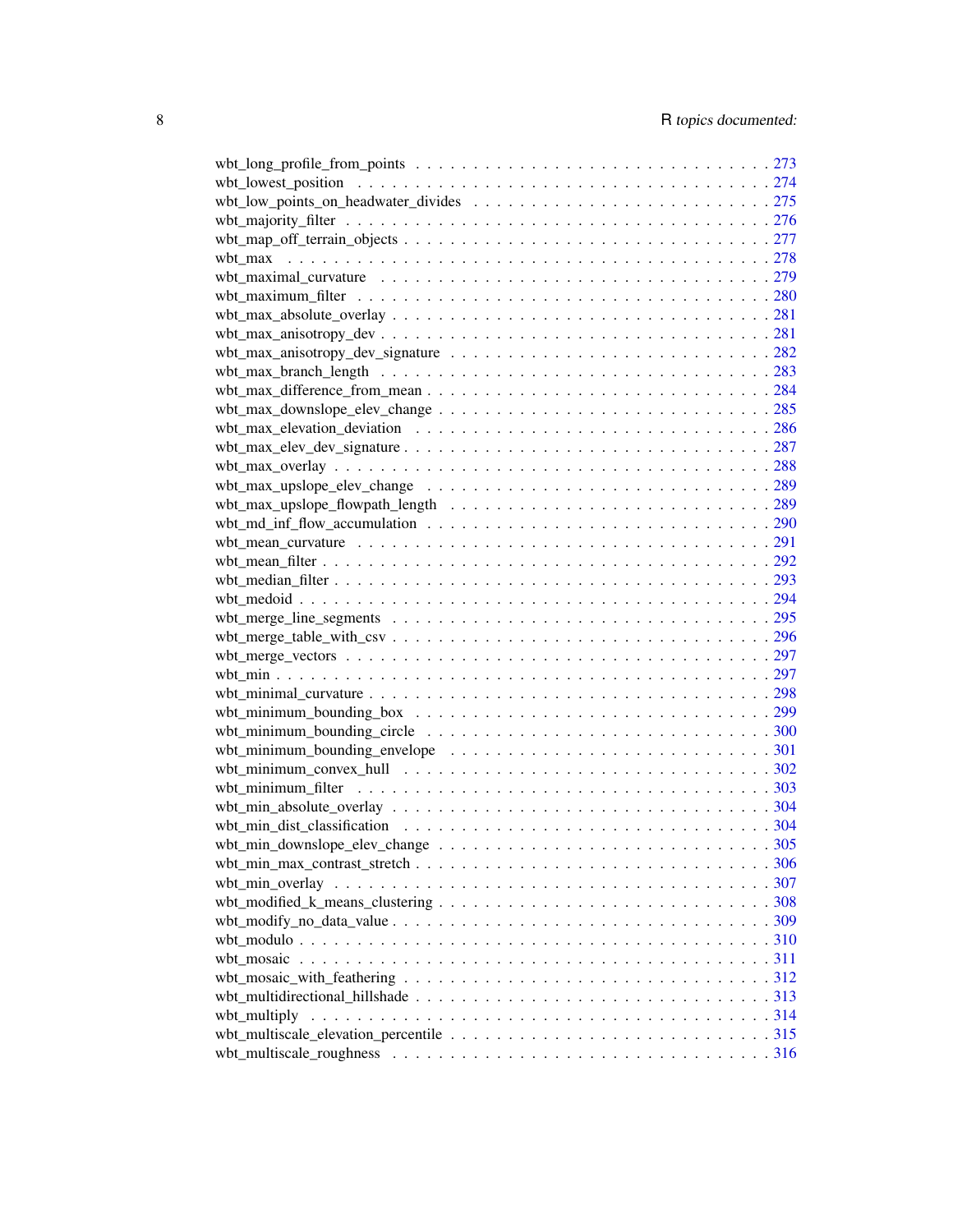wbt_long_profile_from_points . . . . . . . . . . . . . . . . . . . . . . . . . . . . . . 273
wbt_lowest_position . . . . . . . . . . . . . . . . . . . . . . . . . . . . . . . . . . . 274
wbt_low_points_on_headwater_divides . . . . . . . . . . . . . . . . . . . . . . . . . 275
wbt_majority_filter . . . . . . . . . . . . . . . . . . . . . . . . . . . . . . . . . . . 276
wbt_map_off_terrain_objects . . . . . . . . . . . . . . . . . . . . . . . . . . . . . . 277
wbt_max . . . . . . . . . . . . . . . . . . . . . . . . . . . . . . . . . . . . . . . . . 278
wbt_maximal_curvature . . . . . . . . . . . . . . . . . . . . . . . . . . . . . . . . . 279
wbt_maximum_filter . . . . . . . . . . . . . . . . . . . . . . . . . . . . . . . . . . . 280
wbt_max_absolute_overlay . . . . . . . . . . . . . . . . . . . . . . . . . . . . . . . 281
wbt_max_anisotropy_dev . . . . . . . . . . . . . . . . . . . . . . . . . . . . . . . . 281
wbt_max_anisotropy_dev_signature . . . . . . . . . . . . . . . . . . . . . . . . . . . 282
wbt_max_branch_length . . . . . . . . . . . . . . . . . . . . . . . . . . . . . . . . . 283
wbt_max_difference_from_mean . . . . . . . . . . . . . . . . . . . . . . . . . . . . . 284
wbt_max_downslope_elev_change . . . . . . . . . . . . . . . . . . . . . . . . . . . . 285
wbt_max_elevation_deviation . . . . . . . . . . . . . . . . . . . . . . . . . . . . . . 286
wbt_max_elev_dev_signature . . . . . . . . . . . . . . . . . . . . . . . . . . . . . . 287
wbt_max_overlay . . . . . . . . . . . . . . . . . . . . . . . . . . . . . . . . . . . . . 288
wbt_max_upslope_elev_change . . . . . . . . . . . . . . . . . . . . . . . . . . . . . 289
wbt_max_upslope_flowpath_length . . . . . . . . . . . . . . . . . . . . . . . . . . . 289
wbt_md_inf_flow_accumulation . . . . . . . . . . . . . . . . . . . . . . . . . . . . . 290
wbt_mean_curvature . . . . . . . . . . . . . . . . . . . . . . . . . . . . . . . . . . . 291
wbt_mean_filter . . . . . . . . . . . . . . . . . . . . . . . . . . . . . . . . . . . . . 292
wbt_median_filter . . . . . . . . . . . . . . . . . . . . . . . . . . . . . . . . . . . . 293
wbt_medoid . . . . . . . . . . . . . . . . . . . . . . . . . . . . . . . . . . . . . . . 294
wbt_merge_line_segments . . . . . . . . . . . . . . . . . . . . . . . . . . . . . . . . 295
wbt_merge_table_with_csv . . . . . . . . . . . . . . . . . . . . . . . . . . . . . . . 296
wbt_merge_vectors . . . . . . . . . . . . . . . . . . . . . . . . . . . . . . . . . . . . 297
wbt_min . . . . . . . . . . . . . . . . . . . . . . . . . . . . . . . . . . . . . . . . . 297
wbt_minimal_curvature . . . . . . . . . . . . . . . . . . . . . . . . . . . . . . . . . 298
wbt_minimum_bounding_box . . . . . . . . . . . . . . . . . . . . . . . . . . . . . . 299
wbt_minimum_bounding_circle . . . . . . . . . . . . . . . . . . . . . . . . . . . . . 300
wbt_minimum_bounding_envelope . . . . . . . . . . . . . . . . . . . . . . . . . . . 301
wbt_minimum_convex_hull . . . . . . . . . . . . . . . . . . . . . . . . . . . . . . . 302
wbt_minimum_filter . . . . . . . . . . . . . . . . . . . . . . . . . . . . . . . . . . . 303
wbt_min_absolute_overlay . . . . . . . . . . . . . . . . . . . . . . . . . . . . . . . 304
wbt_min_dist_classification . . . . . . . . . . . . . . . . . . . . . . . . . . . . . . 304
wbt_min_downslope_elev_change . . . . . . . . . . . . . . . . . . . . . . . . . . . . 305
wbt_min_max_contrast_stretch . . . . . . . . . . . . . . . . . . . . . . . . . . . . . 306
wbt_min_overlay . . . . . . . . . . . . . . . . . . . . . . . . . . . . . . . . . . . . . 307
wbt_modified_k_means_clustering . . . . . . . . . . . . . . . . . . . . . . . . . . . 308
wbt_modify_no_data_value . . . . . . . . . . . . . . . . . . . . . . . . . . . . . . . 309
wbt_modulo . . . . . . . . . . . . . . . . . . . . . . . . . . . . . . . . . . . . . . . 310
wbt_mosaic . . . . . . . . . . . . . . . . . . . . . . . . . . . . . . . . . . . . . . . 311
wbt_mosaic_with_feathering . . . . . . . . . . . . . . . . . . . . . . . . . . . . . . 312
wbt_multidirectional_hillshade . . . . . . . . . . . . . . . . . . . . . . . . . . . . . 313
wbt_multiply . . . . . . . . . . . . . . . . . . . . . . . . . . . . . . . . . . . . . . . 314
wbt_multiscale_elevation_percentile . . . . . . . . . . . . . . . . . . . . . . . . . . 315
wbt_multiscale_roughness . . . . . . . . . . . . . . . . . . . . . . . . . . . . . . . 316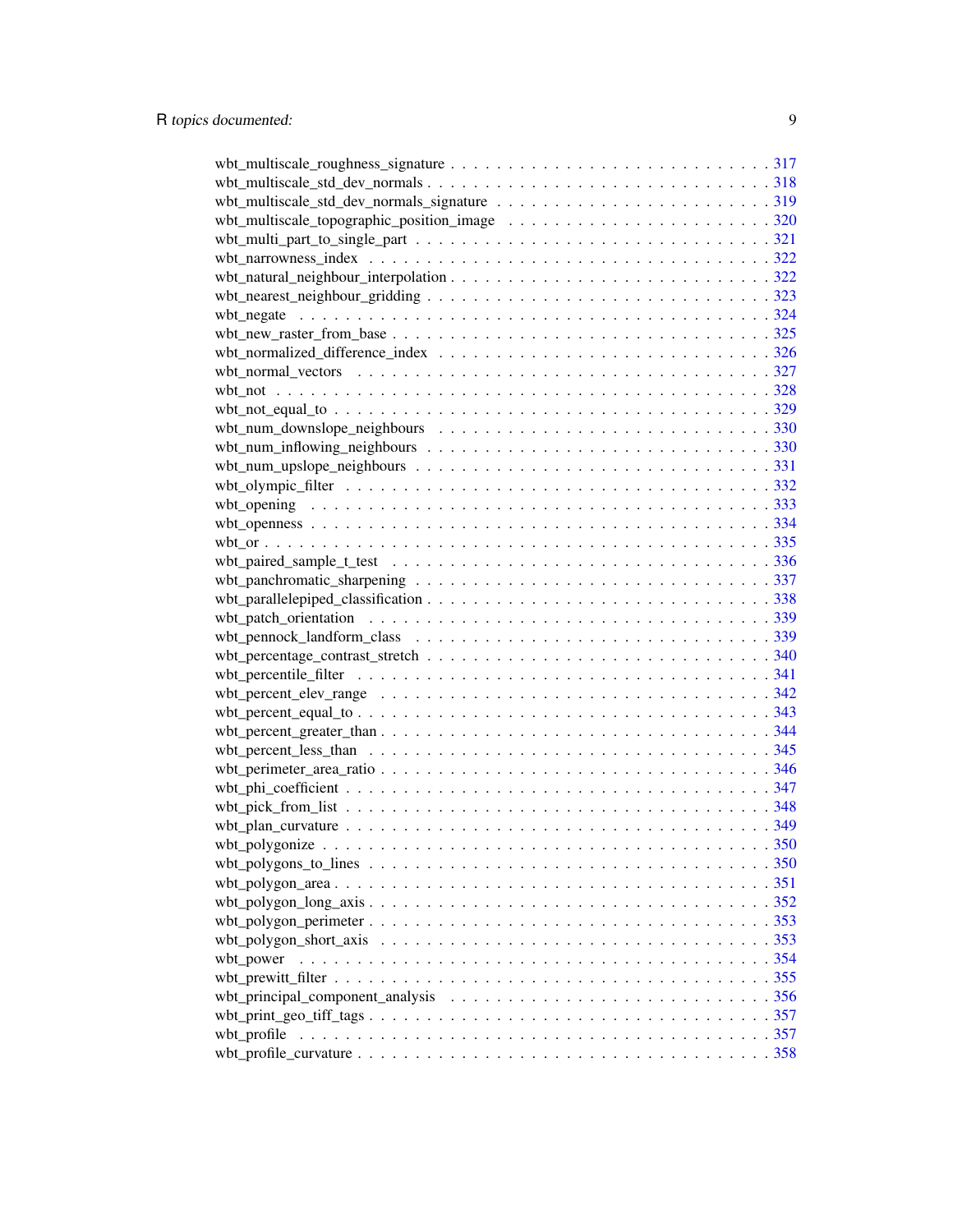wbt_multiscale_roughness_signature . . . . . . . . . . . . . . . . . . . . . . . . . . . 317
wbt_multiscale_std_dev_normals . . . . . . . . . . . . . . . . . . . . . . . . . . . . . 318
wbt_multiscale_std_dev_normals_signature . . . . . . . . . . . . . . . . . . . . . . . . 319
wbt_multiscale_topographic_position_image . . . . . . . . . . . . . . . . . . . . . . . . 320
wbt_multi_part_to_single_part . . . . . . . . . . . . . . . . . . . . . . . . . . . . . . 321
wbt_narrowness_index . . . . . . . . . . . . . . . . . . . . . . . . . . . . . . . . . . 322
wbt_natural_neighbour_interpolation . . . . . . . . . . . . . . . . . . . . . . . . . . . 322
wbt_nearest_neighbour_gridding . . . . . . . . . . . . . . . . . . . . . . . . . . . . . 323
wbt_negate . . . . . . . . . . . . . . . . . . . . . . . . . . . . . . . . . . . . . . . 324
wbt_new_raster_from_base . . . . . . . . . . . . . . . . . . . . . . . . . . . . . . . . 325
wbt_normalized_difference_index . . . . . . . . . . . . . . . . . . . . . . . . . . . . . 326
wbt_normal_vectors . . . . . . . . . . . . . . . . . . . . . . . . . . . . . . . . . . . 327
wbt_not . . . . . . . . . . . . . . . . . . . . . . . . . . . . . . . . . . . . . . . . . 328
wbt_not_equal_to . . . . . . . . . . . . . . . . . . . . . . . . . . . . . . . . . . . . 329
wbt_num_downslope_neighbours . . . . . . . . . . . . . . . . . . . . . . . . . . . . . . 330
wbt_num_inflowing_neighbours . . . . . . . . . . . . . . . . . . . . . . . . . . . . . . 330
wbt_num_upslope_neighbours . . . . . . . . . . . . . . . . . . . . . . . . . . . . . . . 331
wbt_olympic_filter . . . . . . . . . . . . . . . . . . . . . . . . . . . . . . . . . . . . 332
wbt_opening . . . . . . . . . . . . . . . . . . . . . . . . . . . . . . . . . . . . . . . 333
wbt_openness . . . . . . . . . . . . . . . . . . . . . . . . . . . . . . . . . . . . . . . 334
wbt_or . . . . . . . . . . . . . . . . . . . . . . . . . . . . . . . . . . . . . . . . . . 335
wbt_paired_sample_t_test . . . . . . . . . . . . . . . . . . . . . . . . . . . . . . . . 336
wbt_panchromatic_sharpening . . . . . . . . . . . . . . . . . . . . . . . . . . . . . . . 337
wbt_parallelepiped_classification . . . . . . . . . . . . . . . . . . . . . . . . . . . . 338
wbt_patch_orientation . . . . . . . . . . . . . . . . . . . . . . . . . . . . . . . . . . 339
wbt_pennock_landform_class . . . . . . . . . . . . . . . . . . . . . . . . . . . . . . . 339
wbt_percentage_contrast_stretch . . . . . . . . . . . . . . . . . . . . . . . . . . . . . 340
wbt_percentile_filter . . . . . . . . . . . . . . . . . . . . . . . . . . . . . . . . . . 341
wbt_percent_elev_range . . . . . . . . . . . . . . . . . . . . . . . . . . . . . . . . . 342
wbt_percent_equal_to . . . . . . . . . . . . . . . . . . . . . . . . . . . . . . . . . . 343
wbt_percent_greater_than . . . . . . . . . . . . . . . . . . . . . . . . . . . . . . . . 344
wbt_percent_less_than . . . . . . . . . . . . . . . . . . . . . . . . . . . . . . . . . . 345
wbt_perimeter_area_ratio . . . . . . . . . . . . . . . . . . . . . . . . . . . . . . . . 346
wbt_phi_coefficient . . . . . . . . . . . . . . . . . . . . . . . . . . . . . . . . . . . 347
wbt_pick_from_list . . . . . . . . . . . . . . . . . . . . . . . . . . . . . . . . . . . 348
wbt_plan_curvature . . . . . . . . . . . . . . . . . . . . . . . . . . . . . . . . . . . 349
wbt_polygonize . . . . . . . . . . . . . . . . . . . . . . . . . . . . . . . . . . . . . 350
wbt_polygons_to_lines . . . . . . . . . . . . . . . . . . . . . . . . . . . . . . . . . . 350
wbt_polygon_area . . . . . . . . . . . . . . . . . . . . . . . . . . . . . . . . . . . . 351
wbt_polygon_long_axis . . . . . . . . . . . . . . . . . . . . . . . . . . . . . . . . . . 352
wbt_polygon_perimeter . . . . . . . . . . . . . . . . . . . . . . . . . . . . . . . . . . 353
wbt_polygon_short_axis . . . . . . . . . . . . . . . . . . . . . . . . . . . . . . . . . 353
wbt_power . . . . . . . . . . . . . . . . . . . . . . . . . . . . . . . . . . . . . . . . 354
wbt_prewitt_filter . . . . . . . . . . . . . . . . . . . . . . . . . . . . . . . . . . . . 355
wbt_principal_component_analysis . . . . . . . . . . . . . . . . . . . . . . . . . . . . 356
wbt_print_geo_tiff_tags . . . . . . . . . . . . . . . . . . . . . . . . . . . . . . . . . 357
wbt_profile . . . . . . . . . . . . . . . . . . . . . . . . . . . . . . . . . . . . . . . 357
wbt_profile_curvature . . . . . . . . . . . . . . . . . . . . . . . . . . . . . . . . . . 358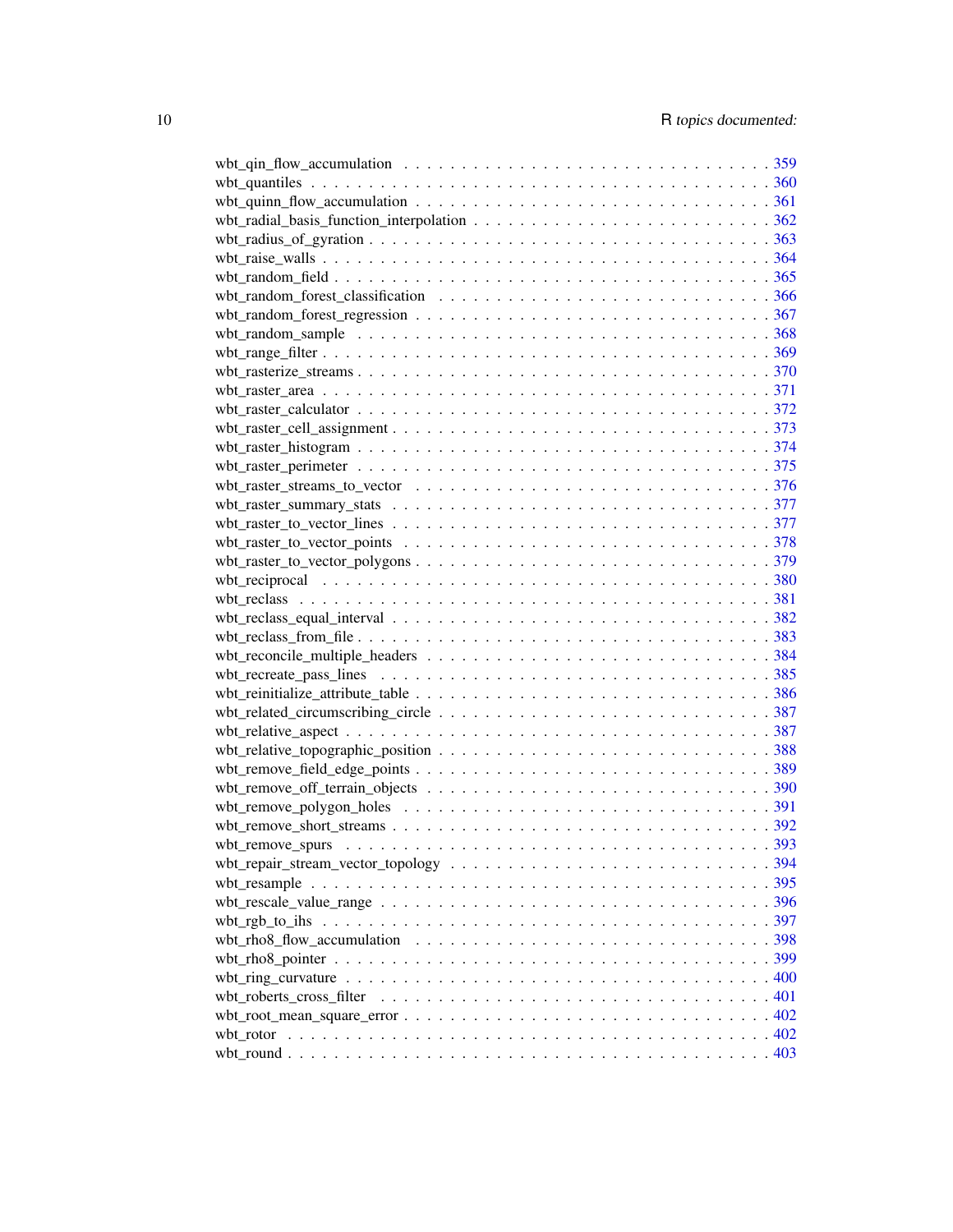wbt_qin_flow_accumulation . . . . . . . . . . . . . . . . . . . . . . . . . . . . . . . 359
wbt_quantiles . . . . . . . . . . . . . . . . . . . . . . . . . . . . . . . . . . . . . 360
wbt_quinn_flow_accumulation . . . . . . . . . . . . . . . . . . . . . . . . . . . . . . 361
wbt_radial_basis_function_interpolation . . . . . . . . . . . . . . . . . . . . . . . . 362
wbt_radius_of_gyration . . . . . . . . . . . . . . . . . . . . . . . . . . . . . . . . . 363
wbt_raise_walls . . . . . . . . . . . . . . . . . . . . . . . . . . . . . . . . . . . . . 364
wbt_random_field . . . . . . . . . . . . . . . . . . . . . . . . . . . . . . . . . . . . 365
wbt_random_forest_classification . . . . . . . . . . . . . . . . . . . . . . . . . . . . 366
wbt_random_forest_regression . . . . . . . . . . . . . . . . . . . . . . . . . . . . . . 367
wbt_random_sample . . . . . . . . . . . . . . . . . . . . . . . . . . . . . . . . . . . 368
wbt_range_filter . . . . . . . . . . . . . . . . . . . . . . . . . . . . . . . . . . . . 369
wbt_rasterize_streams . . . . . . . . . . . . . . . . . . . . . . . . . . . . . . . . . . 370
wbt_raster_area . . . . . . . . . . . . . . . . . . . . . . . . . . . . . . . . . . . . . 371
wbt_raster_calculator . . . . . . . . . . . . . . . . . . . . . . . . . . . . . . . . . . 372
wbt_raster_cell_assignment . . . . . . . . . . . . . . . . . . . . . . . . . . . . . . . 373
wbt_raster_histogram . . . . . . . . . . . . . . . . . . . . . . . . . . . . . . . . . . 374
wbt_raster_perimeter . . . . . . . . . . . . . . . . . . . . . . . . . . . . . . . . . . 375
wbt_raster_streams_to_vector . . . . . . . . . . . . . . . . . . . . . . . . . . . . . . 376
wbt_raster_summary_stats . . . . . . . . . . . . . . . . . . . . . . . . . . . . . . . . 377
wbt_raster_to_vector_lines . . . . . . . . . . . . . . . . . . . . . . . . . . . . . . . 377
wbt_raster_to_vector_points . . . . . . . . . . . . . . . . . . . . . . . . . . . . . . . 378
wbt_raster_to_vector_polygons . . . . . . . . . . . . . . . . . . . . . . . . . . . . . . 379
wbt_reciprocal . . . . . . . . . . . . . . . . . . . . . . . . . . . . . . . . . . . . . . 380
wbt_reclass . . . . . . . . . . . . . . . . . . . . . . . . . . . . . . . . . . . . . . . 381
wbt_reclass_equal_interval . . . . . . . . . . . . . . . . . . . . . . . . . . . . . . . 382
wbt_reclass_from_file . . . . . . . . . . . . . . . . . . . . . . . . . . . . . . . . . . 383
wbt_reconcile_multiple_headers . . . . . . . . . . . . . . . . . . . . . . . . . . . . . 384
wbt_recreate_pass_lines . . . . . . . . . . . . . . . . . . . . . . . . . . . . . . . . . 385
wbt_reinitialize_attribute_table . . . . . . . . . . . . . . . . . . . . . . . . . . . . . 386
wbt_related_circumscribing_circle . . . . . . . . . . . . . . . . . . . . . . . . . . . . 387
wbt_relative_aspect . . . . . . . . . . . . . . . . . . . . . . . . . . . . . . . . . . . 387
wbt_relative_topographic_position . . . . . . . . . . . . . . . . . . . . . . . . . . . . 388
wbt_remove_field_edge_points . . . . . . . . . . . . . . . . . . . . . . . . . . . . . . 389
wbt_remove_off_terrain_objects . . . . . . . . . . . . . . . . . . . . . . . . . . . . . 390
wbt_remove_polygon_holes . . . . . . . . . . . . . . . . . . . . . . . . . . . . . . . . 391
wbt_remove_short_streams . . . . . . . . . . . . . . . . . . . . . . . . . . . . . . . . 392
wbt_remove_spurs . . . . . . . . . . . . . . . . . . . . . . . . . . . . . . . . . . . . 393
wbt_repair_stream_vector_topology . . . . . . . . . . . . . . . . . . . . . . . . . . . . 394
wbt_resample . . . . . . . . . . . . . . . . . . . . . . . . . . . . . . . . . . . . . . . 395
wbt_rescale_value_range . . . . . . . . . . . . . . . . . . . . . . . . . . . . . . . . . 396
wbt_rgb_to_ihs . . . . . . . . . . . . . . . . . . . . . . . . . . . . . . . . . . . . . . 397
wbt_rho8_flow_accumulation . . . . . . . . . . . . . . . . . . . . . . . . . . . . . . . 398
wbt_rho8_pointer . . . . . . . . . . . . . . . . . . . . . . . . . . . . . . . . . . . . . 399
wbt_ring_curvature . . . . . . . . . . . . . . . . . . . . . . . . . . . . . . . . . . . . 400
wbt_roberts_cross_filter . . . . . . . . . . . . . . . . . . . . . . . . . . . . . . . . . 401
wbt_root_mean_square_error . . . . . . . . . . . . . . . . . . . . . . . . . . . . . . . 402
wbt_rotor . . . . . . . . . . . . . . . . . . . . . . . . . . . . . . . . . . . . . . . . . 402
wbt_round . . . . . . . . . . . . . . . . . . . . . . . . . . . . . . . . . . . . . . . . . 403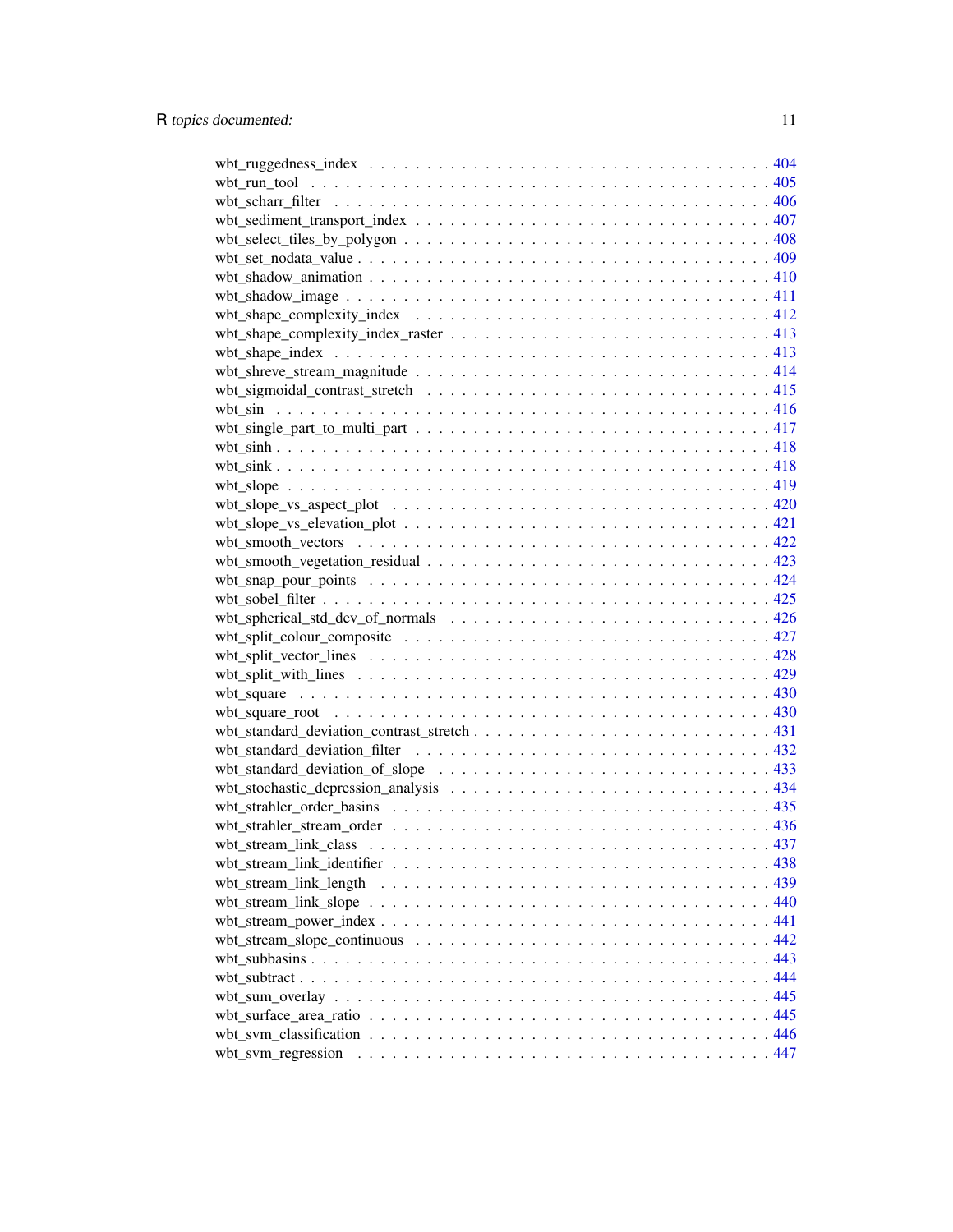wbt_ruggedness_index . . . . . . . . . . . . . . . . . . . . . . . . . . . . . . . . . 404
wbt_run_tool . . . . . . . . . . . . . . . . . . . . . . . . . . . . . . . . . . . . . . 405
wbt_scharr_filter . . . . . . . . . . . . . . . . . . . . . . . . . . . . . . . . . . . 406
wbt_sediment_transport_index . . . . . . . . . . . . . . . . . . . . . . . . . . . . . 407
wbt_select_tiles_by_polygon . . . . . . . . . . . . . . . . . . . . . . . . . . . . . 408
wbt_set_nodata_value . . . . . . . . . . . . . . . . . . . . . . . . . . . . . . . . . 409
wbt_shadow_animation . . . . . . . . . . . . . . . . . . . . . . . . . . . . . . . . . 410
wbt_shadow_image . . . . . . . . . . . . . . . . . . . . . . . . . . . . . . . . . . . 411
wbt_shape_complexity_index . . . . . . . . . . . . . . . . . . . . . . . . . . . . . . 412
wbt_shape_complexity_index_raster . . . . . . . . . . . . . . . . . . . . . . . . . . 413
wbt_shape_index . . . . . . . . . . . . . . . . . . . . . . . . . . . . . . . . . . . . 413
wbt_shreve_stream_magnitude . . . . . . . . . . . . . . . . . . . . . . . . . . . . . 414
wbt_sigmoidal_contrast_stretch . . . . . . . . . . . . . . . . . . . . . . . . . . . . 415
wbt_sin . . . . . . . . . . . . . . . . . . . . . . . . . . . . . . . . . . . . . . . . . 416
wbt_single_part_to_multi_part . . . . . . . . . . . . . . . . . . . . . . . . . . . . 417
wbt_sinh . . . . . . . . . . . . . . . . . . . . . . . . . . . . . . . . . . . . . . . . 418
wbt_sink . . . . . . . . . . . . . . . . . . . . . . . . . . . . . . . . . . . . . . . . 418
wbt_slope . . . . . . . . . . . . . . . . . . . . . . . . . . . . . . . . . . . . . . . . 419
wbt_slope_vs_aspect_plot . . . . . . . . . . . . . . . . . . . . . . . . . . . . . . . 420
wbt_slope_vs_elevation_plot . . . . . . . . . . . . . . . . . . . . . . . . . . . . . . 421
wbt_smooth_vectors . . . . . . . . . . . . . . . . . . . . . . . . . . . . . . . . . . . 422
wbt_smooth_vegetation_residual . . . . . . . . . . . . . . . . . . . . . . . . . . . . 423
wbt_snap_pour_points . . . . . . . . . . . . . . . . . . . . . . . . . . . . . . . . . . 424
wbt_sobel_filter . . . . . . . . . . . . . . . . . . . . . . . . . . . . . . . . . . . . 425
wbt_spherical_std_dev_of_normals . . . . . . . . . . . . . . . . . . . . . . . . . . . 426
wbt_split_colour_composite . . . . . . . . . . . . . . . . . . . . . . . . . . . . . . 427
wbt_split_vector_lines . . . . . . . . . . . . . . . . . . . . . . . . . . . . . . . . . 428
wbt_split_with_lines . . . . . . . . . . . . . . . . . . . . . . . . . . . . . . . . . . 429
wbt_square . . . . . . . . . . . . . . . . . . . . . . . . . . . . . . . . . . . . . . . 430
wbt_square_root . . . . . . . . . . . . . . . . . . . . . . . . . . . . . . . . . . . . 430
wbt_standard_deviation_contrast_stretch . . . . . . . . . . . . . . . . . . . . . . . 431
wbt_standard_deviation_filter . . . . . . . . . . . . . . . . . . . . . . . . . . . . . 432
wbt_standard_deviation_of_slope . . . . . . . . . . . . . . . . . . . . . . . . . . . . 433
wbt_stochastic_depression_analysis . . . . . . . . . . . . . . . . . . . . . . . . . . 434
wbt_strahler_order_basins . . . . . . . . . . . . . . . . . . . . . . . . . . . . . . . 435
wbt_strahler_stream_order . . . . . . . . . . . . . . . . . . . . . . . . . . . . . . . 436
wbt_stream_link_class . . . . . . . . . . . . . . . . . . . . . . . . . . . . . . . . . 437
wbt_stream_link_identifier . . . . . . . . . . . . . . . . . . . . . . . . . . . . . . 438
wbt_stream_link_length . . . . . . . . . . . . . . . . . . . . . . . . . . . . . . . . 439
wbt_stream_link_slope . . . . . . . . . . . . . . . . . . . . . . . . . . . . . . . . . 440
wbt_stream_power_index . . . . . . . . . . . . . . . . . . . . . . . . . . . . . . . . 441
wbt_stream_slope_continuous . . . . . . . . . . . . . . . . . . . . . . . . . . . . . . 442
wbt_subbasins . . . . . . . . . . . . . . . . . . . . . . . . . . . . . . . . . . . . . 443
wbt_subtract . . . . . . . . . . . . . . . . . . . . . . . . . . . . . . . . . . . . . . 444
wbt_sum_overlay . . . . . . . . . . . . . . . . . . . . . . . . . . . . . . . . . . . . 445
wbt_surface_area_ratio . . . . . . . . . . . . . . . . . . . . . . . . . . . . . . . . . 445
wbt_svm_classification . . . . . . . . . . . . . . . . . . . . . . . . . . . . . . . . . 446
wbt_svm_regression . . . . . . . . . . . . . . . . . . . . . . . . . . . . . . . . . . . 447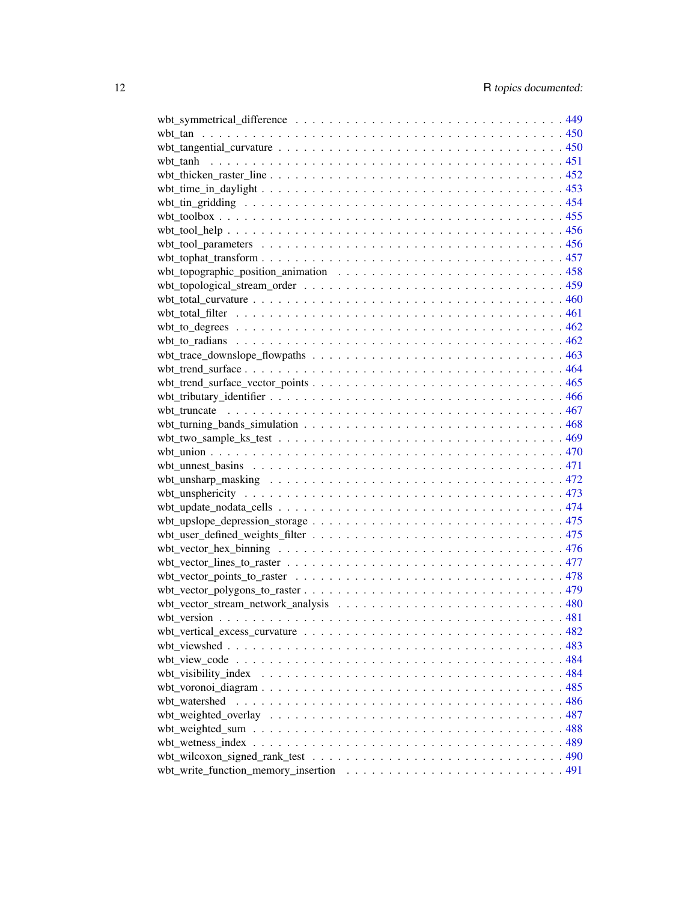wbt_symmetrical_difference . . . . . . . . . . . . . . . . . . . . . . . . . . . . . . 449
wbt_tan . . . . . . . . . . . . . . . . . . . . . . . . . . . . . . . . . . . . . . . . 450
wbt_tangential_curvature . . . . . . . . . . . . . . . . . . . . . . . . . . . . . . . 450
wbt_tanh . . . . . . . . . . . . . . . . . . . . . . . . . . . . . . . . . . . . . . . 451
wbt_thicken_raster_line . . . . . . . . . . . . . . . . . . . . . . . . . . . . . . . . 452
wbt_time_in_daylight . . . . . . . . . . . . . . . . . . . . . . . . . . . . . . . . . 453
wbt_tin_gridding . . . . . . . . . . . . . . . . . . . . . . . . . . . . . . . . . . . 454
wbt_toolbox . . . . . . . . . . . . . . . . . . . . . . . . . . . . . . . . . . . . . . 455
wbt_tool_help . . . . . . . . . . . . . . . . . . . . . . . . . . . . . . . . . . . . . 456
wbt_tool_parameters . . . . . . . . . . . . . . . . . . . . . . . . . . . . . . . . . . 456
wbt_tophat_transform . . . . . . . . . . . . . . . . . . . . . . . . . . . . . . . . . 457
wbt_topographic_position_animation . . . . . . . . . . . . . . . . . . . . . . . . . . 458
wbt_topological_stream_order . . . . . . . . . . . . . . . . . . . . . . . . . . . . . 459
wbt_total_curvature . . . . . . . . . . . . . . . . . . . . . . . . . . . . . . . . . . 460
wbt_total_filter . . . . . . . . . . . . . . . . . . . . . . . . . . . . . . . . . . . . 461
wbt_to_degrees . . . . . . . . . . . . . . . . . . . . . . . . . . . . . . . . . . . . 462
wbt_to_radians . . . . . . . . . . . . . . . . . . . . . . . . . . . . . . . . . . . . 462
wbt_trace_downslope_flowpaths . . . . . . . . . . . . . . . . . . . . . . . . . . . . 463
wbt_trend_surface . . . . . . . . . . . . . . . . . . . . . . . . . . . . . . . . . . . 464
wbt_trend_surface_vector_points . . . . . . . . . . . . . . . . . . . . . . . . . . . . 465
wbt_tributary_identifier . . . . . . . . . . . . . . . . . . . . . . . . . . . . . . . . 466
wbt_truncate . . . . . . . . . . . . . . . . . . . . . . . . . . . . . . . . . . . . . 467
wbt_turning_bands_simulation . . . . . . . . . . . . . . . . . . . . . . . . . . . . . 468
wbt_two_sample_ks_test . . . . . . . . . . . . . . . . . . . . . . . . . . . . . . . . 469
wbt_union . . . . . . . . . . . . . . . . . . . . . . . . . . . . . . . . . . . . . . . 470
wbt_unnest_basins . . . . . . . . . . . . . . . . . . . . . . . . . . . . . . . . . . . 471
wbt_unsharp_masking . . . . . . . . . . . . . . . . . . . . . . . . . . . . . . . . . 472
wbt_unsphericity . . . . . . . . . . . . . . . . . . . . . . . . . . . . . . . . . . . 473
wbt_update_nodata_cells . . . . . . . . . . . . . . . . . . . . . . . . . . . . . . . . 474
wbt_upslope_depression_storage . . . . . . . . . . . . . . . . . . . . . . . . . . . . 475
wbt_user_defined_weights_filter . . . . . . . . . . . . . . . . . . . . . . . . . . . . 475
wbt_vector_hex_binning . . . . . . . . . . . . . . . . . . . . . . . . . . . . . . . . 476
wbt_vector_lines_to_raster . . . . . . . . . . . . . . . . . . . . . . . . . . . . . . . 477
wbt_vector_points_to_raster . . . . . . . . . . . . . . . . . . . . . . . . . . . . . . 478
wbt_vector_polygons_to_raster . . . . . . . . . . . . . . . . . . . . . . . . . . . . . 479
wbt_vector_stream_network_analysis . . . . . . . . . . . . . . . . . . . . . . . . . . 480
wbt_version . . . . . . . . . . . . . . . . . . . . . . . . . . . . . . . . . . . . . . 481
wbt_vertical_excess_curvature . . . . . . . . . . . . . . . . . . . . . . . . . . . . . 482
wbt_viewshed . . . . . . . . . . . . . . . . . . . . . . . . . . . . . . . . . . . . . 483
wbt_view_code . . . . . . . . . . . . . . . . . . . . . . . . . . . . . . . . . . . . . 484
wbt_visibility_index . . . . . . . . . . . . . . . . . . . . . . . . . . . . . . . . . . 484
wbt_voronoi_diagram . . . . . . . . . . . . . . . . . . . . . . . . . . . . . . . . . . 485
wbt_watershed . . . . . . . . . . . . . . . . . . . . . . . . . . . . . . . . . . . . . 486
wbt_weighted_overlay . . . . . . . . . . . . . . . . . . . . . . . . . . . . . . . . . 487
wbt_weighted_sum . . . . . . . . . . . . . . . . . . . . . . . . . . . . . . . . . . . 488
wbt_wetness_index . . . . . . . . . . . . . . . . . . . . . . . . . . . . . . . . . . . 489
wbt_wilcoxon_signed_rank_test . . . . . . . . . . . . . . . . . . . . . . . . . . . . 490
wbt_write_function_memory_insertion . . . . . . . . . . . . . . . . . . . . . . . . . 491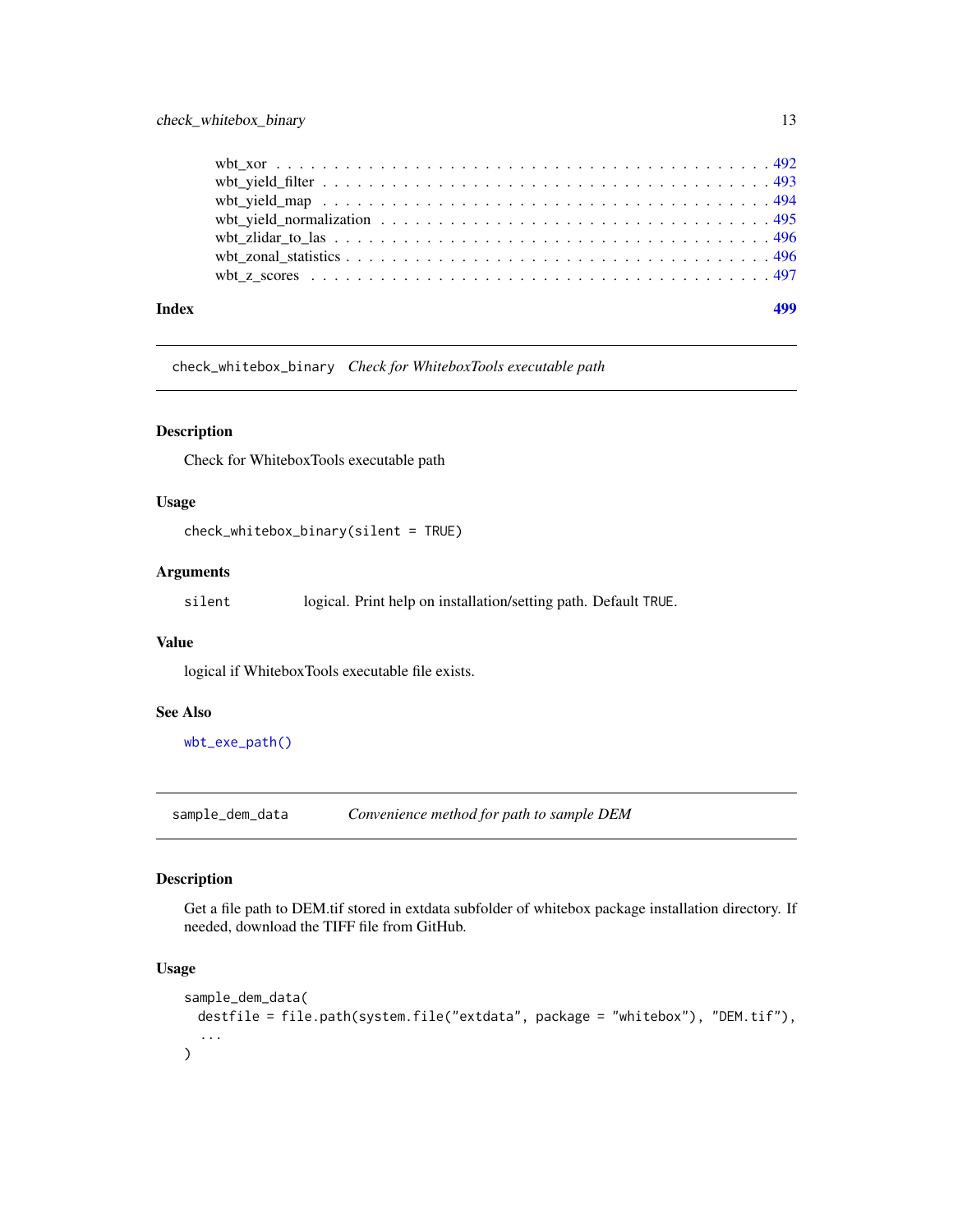wbt_xor . . . . . . . . . . . . . . . . . . . . . . . . . . . . . . . . . . . . . . . . 492
wbt_yield_filter . . . . . . . . . . . . . . . . . . . . . . . . . . . . . . . . . . . . 493
wbt_yield_map . . . . . . . . . . . . . . . . . . . . . . . . . . . . . . . . . . . . . 494
wbt_yield_normalization . . . . . . . . . . . . . . . . . . . . . . . . . . . . . . . . 495
wbt_zlidar_to_las . . . . . . . . . . . . . . . . . . . . . . . . . . . . . . . . . . . 496
wbt_zonal_statistics . . . . . . . . . . . . . . . . . . . . . . . . . . . . . . . . . 496
wbt_z_scores . . . . . . . . . . . . . . . . . . . . . . . . . . . . . . . . . . . . . 497

**Index** **499**

---

## check_whitebox_binary *Check for WhiteboxTools executable path*

### Description

Check for WhiteboxTools executable path

### Usage

```
check_whitebox_binary(silent = TRUE)
```

### Arguments

| | |
|---|---|
| silent | logical. Print help on installation/setting path. Default TRUE. |

### Value

logical if WhiteboxTools executable file exists.

### See Also

wbt_exe_path()

---

## sample_dem_data *Convenience method for path to sample DEM*

### Description

Get a file path to DEM.tif stored in extdata subfolder of whitebox package installation directory. If needed, download the TIFF file from GitHub.

### Usage

```
sample_dem_data(
  destfile = file.path(system.file("extdata", package = "whitebox"), "DEM.tif"),
  ...
)
```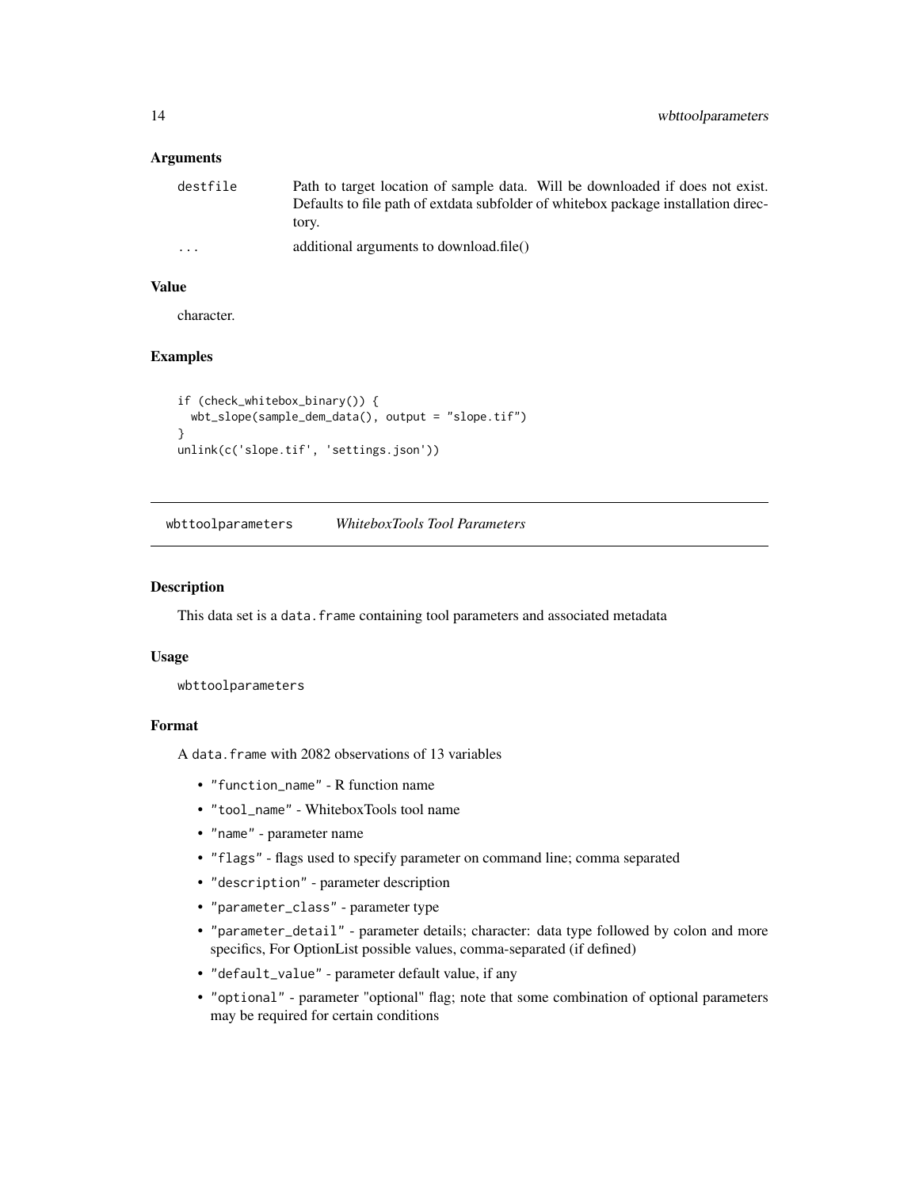### Arguments

| | |
|---|---|
| destfile | Path to target location of sample data. Will be downloaded if does not exist. Defaults to file path of extdata subfolder of whitebox package installation directory. |
| ... | additional arguments to download.file() |

### Value

character.

### Examples

```
if (check_whitebox_binary()) {
  wbt_slope(sample_dem_data(), output = "slope.tif")
}
unlink(c('slope.tif', 'settings.json'))
```

---

## wbttoolparameters *WhiteboxTools Tool Parameters*

### Description

This data set is a `data.frame` containing tool parameters and associated metadata

### Usage

```
wbttoolparameters
```

### Format

A `data.frame` with 2082 observations of 13 variables

- `"function_name"` - R function name
- `"tool_name"` - WhiteboxTools tool name
- `"name"` - parameter name
- `"flags"` - flags used to specify parameter on command line; comma separated
- `"description"` - parameter description
- `"parameter_class"` - parameter type
- `"parameter_detail"` - parameter details; character: data type followed by colon and more specifics, For OptionList possible values, comma-separated (if defined)
- `"default_value"` - parameter default value, if any
- `"optional"` - parameter "optional" flag; note that some combination of optional parameters may be required for certain conditions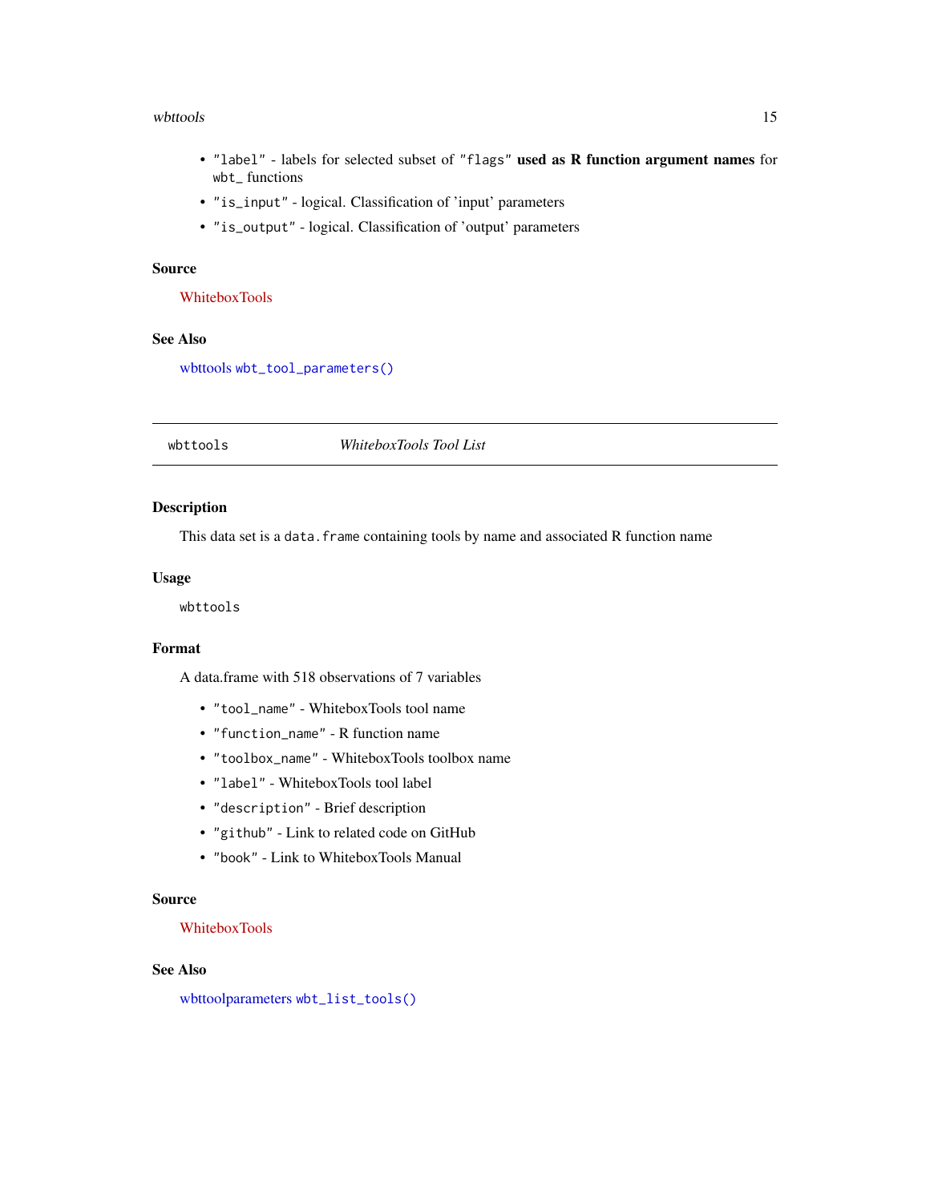- "label" - labels for selected subset of "flags" **used as R function argument names** for wbt_ functions
- "is_input" - logical. Classification of 'input' parameters
- "is_output" - logical. Classification of 'output' parameters

### Source

WhiteboxTools

### See Also

wbttools `wbt_tool_parameters()`

---

## wbttools — *WhiteboxTools Tool List*

### Description

This data set is a `data.frame` containing tools by name and associated R function name

### Usage

```
wbttools
```

### Format

A data.frame with 518 observations of 7 variables

- "tool_name" - WhiteboxTools tool name
- "function_name" - R function name
- "toolbox_name" - WhiteboxTools toolbox name
- "label" - WhiteboxTools tool label
- "description" - Brief description
- "github" - Link to related code on GitHub
- "book" - Link to WhiteboxTools Manual

### Source

WhiteboxTools

### See Also

wbttoolparameters `wbt_list_tools()`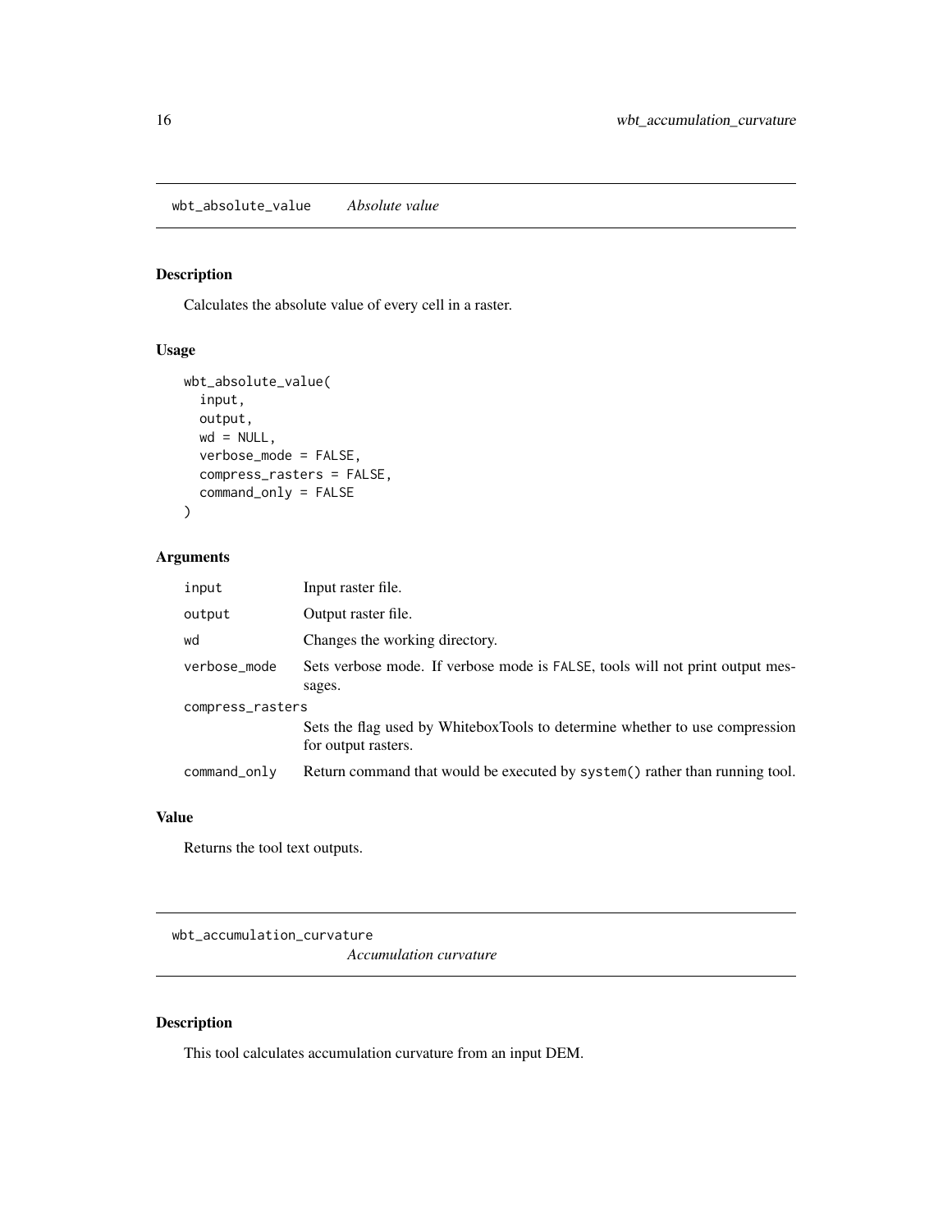## wbt_absolute_value    *Absolute value*

### Description

Calculates the absolute value of every cell in a raster.

### Usage

```
wbt_absolute_value(
  input,
  output,
  wd = NULL,
  verbose_mode = FALSE,
  compress_rasters = FALSE,
  command_only = FALSE
)
```

### Arguments

| | |
|---|---|
| input | Input raster file. |
| output | Output raster file. |
| wd | Changes the working directory. |
| verbose_mode | Sets verbose mode. If verbose mode is FALSE, tools will not print output messages. |
| compress_rasters | Sets the flag used by WhiteboxTools to determine whether to use compression for output rasters. |
| command_only | Return command that would be executed by system() rather than running tool. |

### Value

Returns the tool text outputs.

## wbt_accumulation_curvature    *Accumulation curvature*

### Description

This tool calculates accumulation curvature from an input DEM.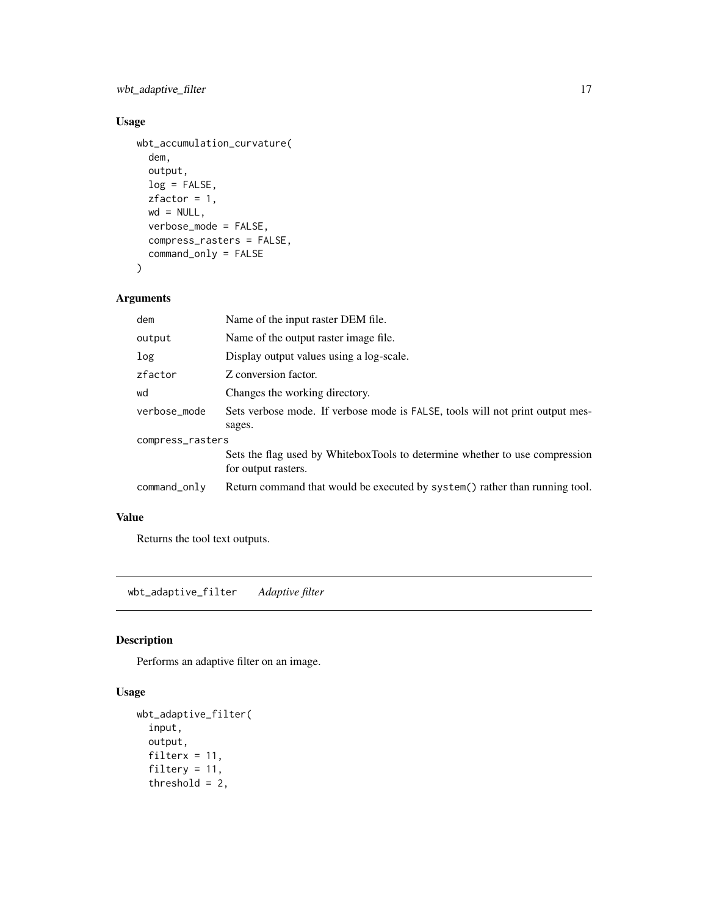## Usage

```
wbt_accumulation_curvature(
  dem,
  output,
  log = FALSE,
  zfactor = 1,
  wd = NULL,
  verbose_mode = FALSE,
  compress_rasters = FALSE,
  command_only = FALSE
)
```

## Arguments

| | |
|---|---|
| dem | Name of the input raster DEM file. |
| output | Name of the output raster image file. |
| log | Display output values using a log-scale. |
| zfactor | Z conversion factor. |
| wd | Changes the working directory. |
| verbose_mode | Sets verbose mode. If verbose mode is FALSE, tools will not print output messages. |
| compress_rasters | Sets the flag used by WhiteboxTools to determine whether to use compression for output rasters. |
| command_only | Return command that would be executed by system() rather than running tool. |

## Value

Returns the tool text outputs.

---

# wbt_adaptive_filter    *Adaptive filter*

## Description

Performs an adaptive filter on an image.

## Usage

```
wbt_adaptive_filter(
  input,
  output,
  filterx = 11,
  filtery = 11,
  threshold = 2,
```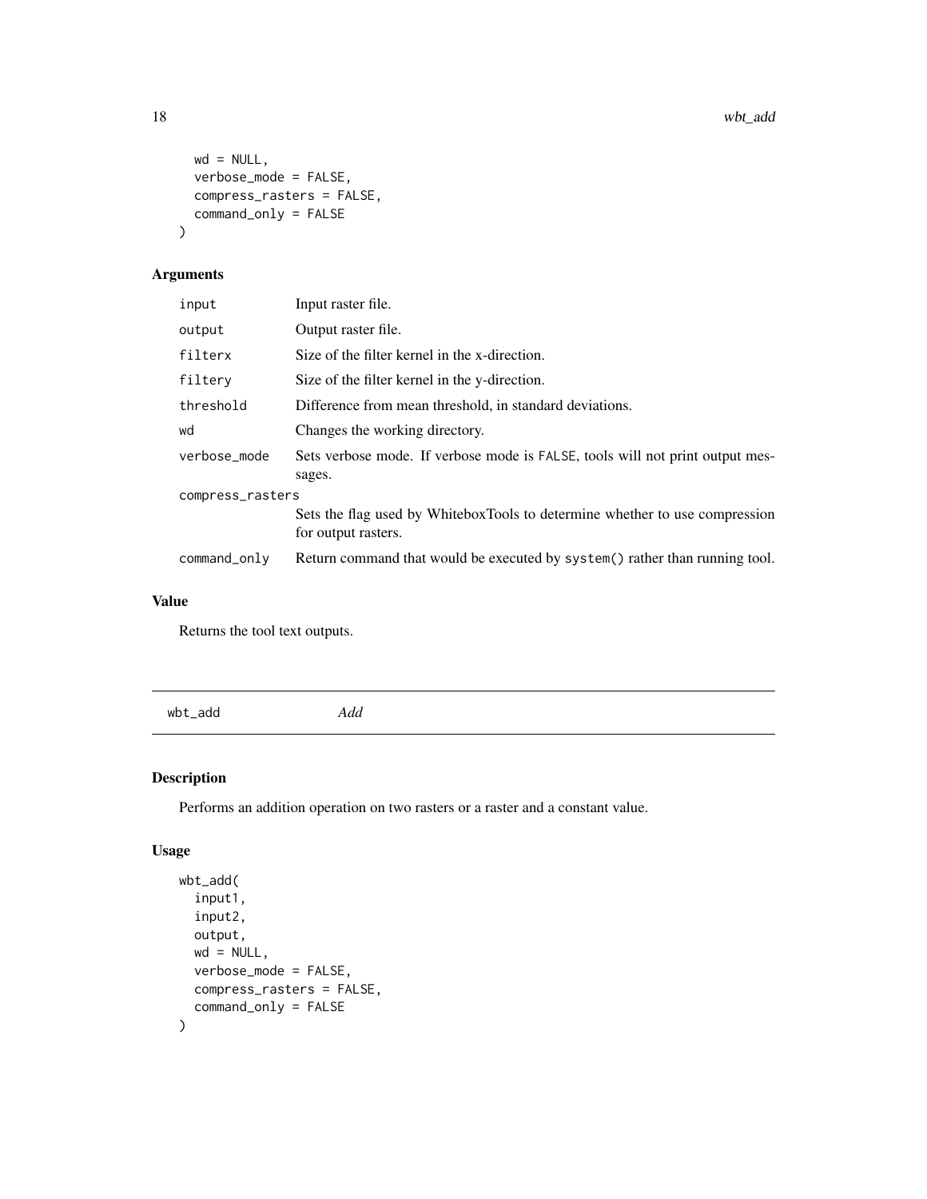```
  wd = NULL,
  verbose_mode = FALSE,
  compress_rasters = FALSE,
  command_only = FALSE
)
```

### Arguments

| | |
|---|---|
| input | Input raster file. |
| output | Output raster file. |
| filterx | Size of the filter kernel in the x-direction. |
| filtery | Size of the filter kernel in the y-direction. |
| threshold | Difference from mean threshold, in standard deviations. |
| wd | Changes the working directory. |
| verbose_mode | Sets verbose mode. If verbose mode is FALSE, tools will not print output messages. |
| compress_rasters | Sets the flag used by WhiteboxTools to determine whether to use compression for output rasters. |
| command_only | Return command that would be executed by system() rather than running tool. |

### Value

Returns the tool text outputs.

---

## wbt_add *Add*

### Description

Performs an addition operation on two rasters or a raster and a constant value.

### Usage

```
wbt_add(
  input1,
  input2,
  output,
  wd = NULL,
  verbose_mode = FALSE,
  compress_rasters = FALSE,
  command_only = FALSE
)
```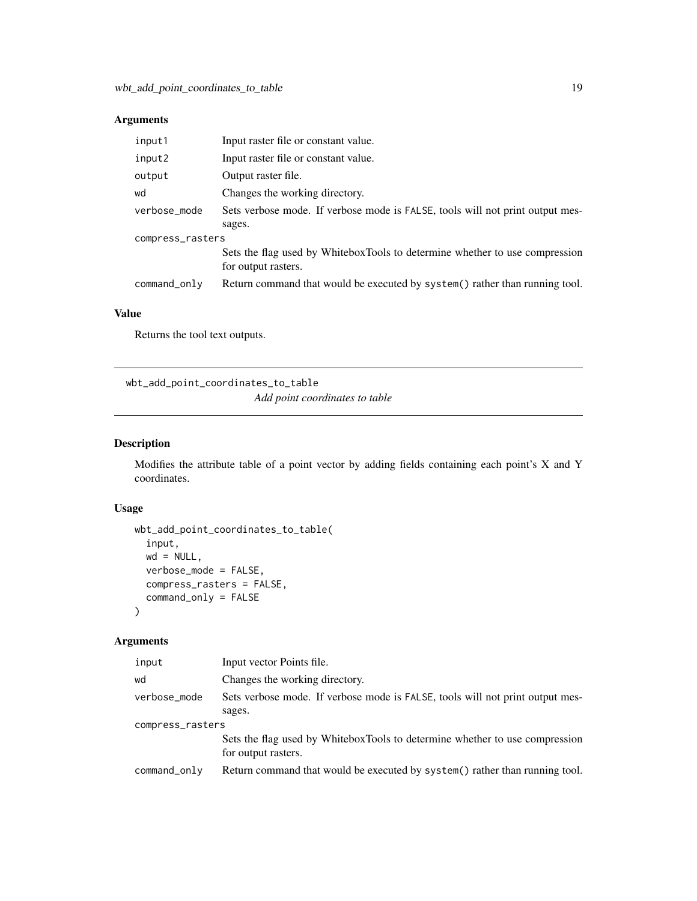## Arguments

| | |
|---|---|
| input1 | Input raster file or constant value. |
| input2 | Input raster file or constant value. |
| output | Output raster file. |
| wd | Changes the working directory. |
| verbose_mode | Sets verbose mode. If verbose mode is FALSE, tools will not print output messages. |
| compress_rasters | Sets the flag used by WhiteboxTools to determine whether to use compression for output rasters. |
| command_only | Return command that would be executed by system() rather than running tool. |

## Value

Returns the tool text outputs.

---

# wbt_add_point_coordinates_to_table

*Add point coordinates to table*

---

## Description

Modifies the attribute table of a point vector by adding fields containing each point's X and Y coordinates.

## Usage

```
wbt_add_point_coordinates_to_table(
  input,
  wd = NULL,
  verbose_mode = FALSE,
  compress_rasters = FALSE,
  command_only = FALSE
)
```

## Arguments

| | |
|---|---|
| input | Input vector Points file. |
| wd | Changes the working directory. |
| verbose_mode | Sets verbose mode. If verbose mode is FALSE, tools will not print output messages. |
| compress_rasters | Sets the flag used by WhiteboxTools to determine whether to use compression for output rasters. |
| command_only | Return command that would be executed by system() rather than running tool. |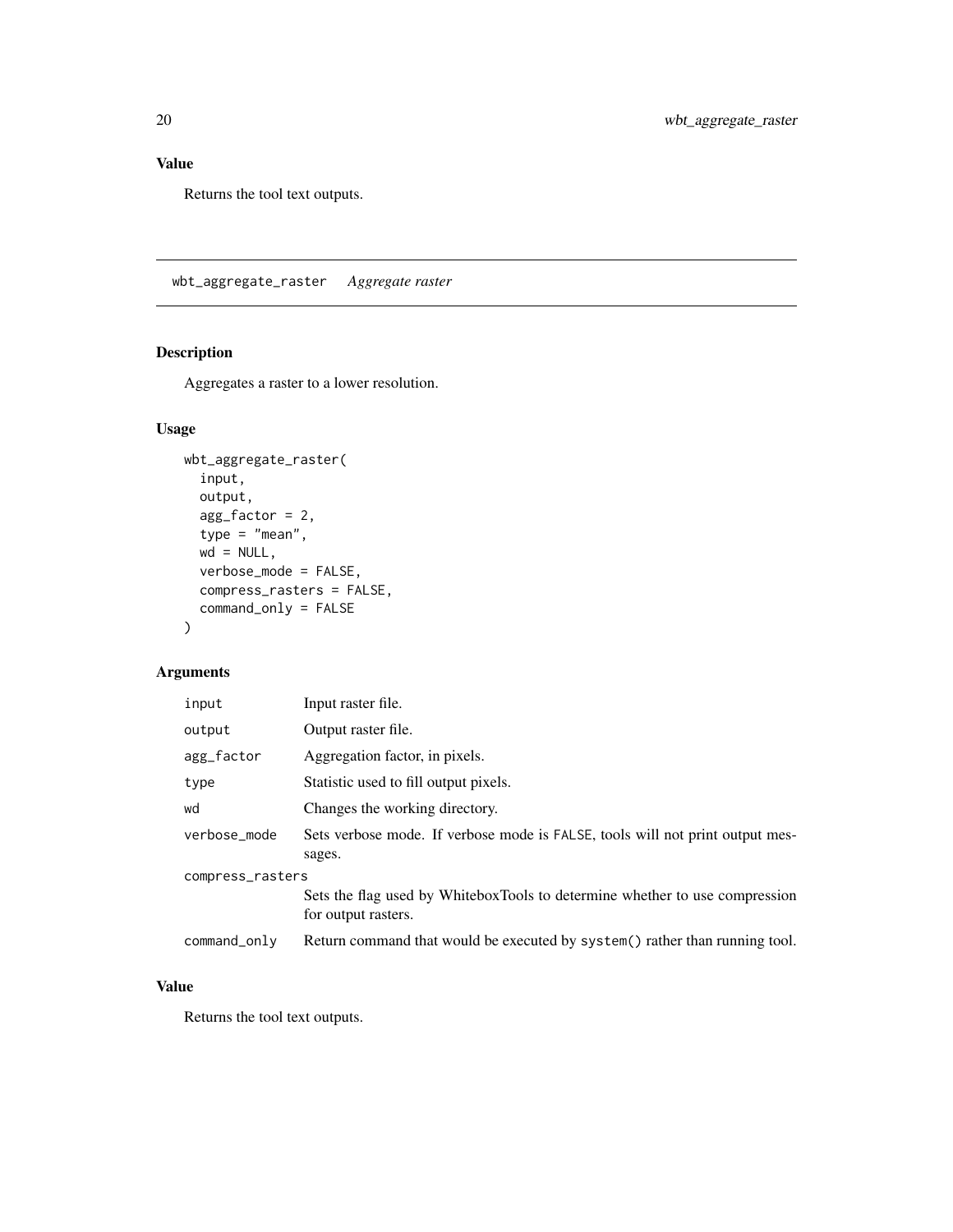## Value

Returns the tool text outputs.

---

## wbt_aggregate_raster *Aggregate raster*

### Description

Aggregates a raster to a lower resolution.

### Usage

```
wbt_aggregate_raster(
  input,
  output,
  agg_factor = 2,
  type = "mean",
  wd = NULL,
  verbose_mode = FALSE,
  compress_rasters = FALSE,
  command_only = FALSE
)
```

### Arguments

| | |
|---|---|
| `input` | Input raster file. |
| `output` | Output raster file. |
| `agg_factor` | Aggregation factor, in pixels. |
| `type` | Statistic used to fill output pixels. |
| `wd` | Changes the working directory. |
| `verbose_mode` | Sets verbose mode. If verbose mode is `FALSE`, tools will not print output messages. |
| `compress_rasters` | Sets the flag used by WhiteboxTools to determine whether to use compression for output rasters. |
| `command_only` | Return command that would be executed by `system()` rather than running tool. |

### Value

Returns the tool text outputs.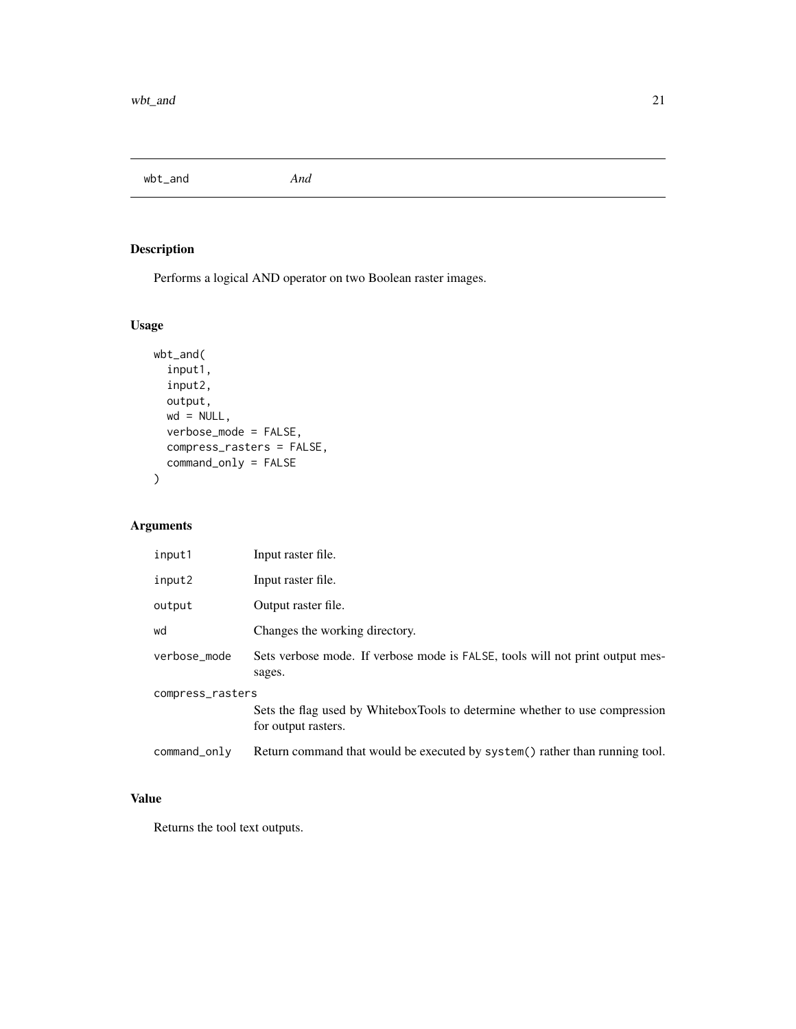## wbt_and — *And*

### Description

Performs a logical AND operator on two Boolean raster images.

### Usage

```
wbt_and(
  input1,
  input2,
  output,
  wd = NULL,
  verbose_mode = FALSE,
  compress_rasters = FALSE,
  command_only = FALSE
)
```

### Arguments

| Argument | Description |
|---|---|
| `input1` | Input raster file. |
| `input2` | Input raster file. |
| `output` | Output raster file. |
| `wd` | Changes the working directory. |
| `verbose_mode` | Sets verbose mode. If verbose mode is `FALSE`, tools will not print output messages. |
| `compress_rasters` | Sets the flag used by WhiteboxTools to determine whether to use compression for output rasters. |
| `command_only` | Return command that would be executed by `system()` rather than running tool. |

### Value

Returns the tool text outputs.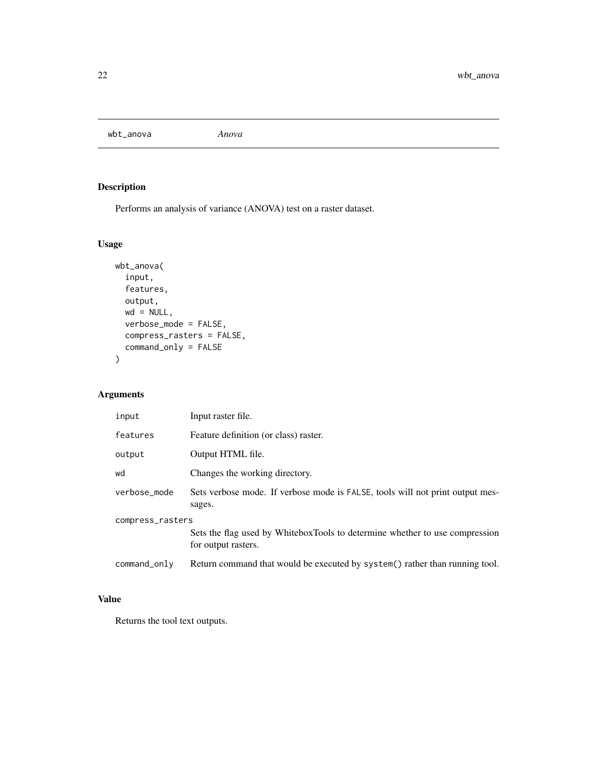# wbt_anova *Anova*

## Description

Performs an analysis of variance (ANOVA) test on a raster dataset.

## Usage

```
wbt_anova(
  input,
  features,
  output,
  wd = NULL,
  verbose_mode = FALSE,
  compress_rasters = FALSE,
  command_only = FALSE
)
```

## Arguments

| | |
|---|---|
| `input` | Input raster file. |
| `features` | Feature definition (or class) raster. |
| `output` | Output HTML file. |
| `wd` | Changes the working directory. |
| `verbose_mode` | Sets verbose mode. If verbose mode is `FALSE`, tools will not print output messages. |
| `compress_rasters` | Sets the flag used by WhiteboxTools to determine whether to use compression for output rasters. |
| `command_only` | Return command that would be executed by `system()` rather than running tool. |

## Value

Returns the tool text outputs.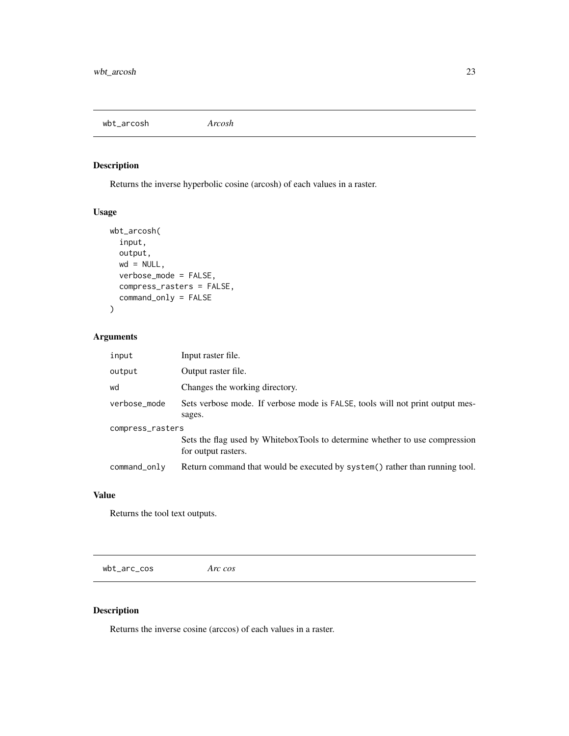## wbt_arcosh *Arcosh*

### Description

Returns the inverse hyperbolic cosine (arcosh) of each values in a raster.

### Usage

```
wbt_arcosh(
  input,
  output,
  wd = NULL,
  verbose_mode = FALSE,
  compress_rasters = FALSE,
  command_only = FALSE
)
```

### Arguments

| | |
|---|---|
| `input` | Input raster file. |
| `output` | Output raster file. |
| `wd` | Changes the working directory. |
| `verbose_mode` | Sets verbose mode. If verbose mode is `FALSE`, tools will not print output messages. |
| `compress_rasters` | Sets the flag used by WhiteboxTools to determine whether to use compression for output rasters. |
| `command_only` | Return command that would be executed by `system()` rather than running tool. |

### Value

Returns the tool text outputs.

## wbt_arc_cos *Arc cos*

### Description

Returns the inverse cosine (arccos) of each values in a raster.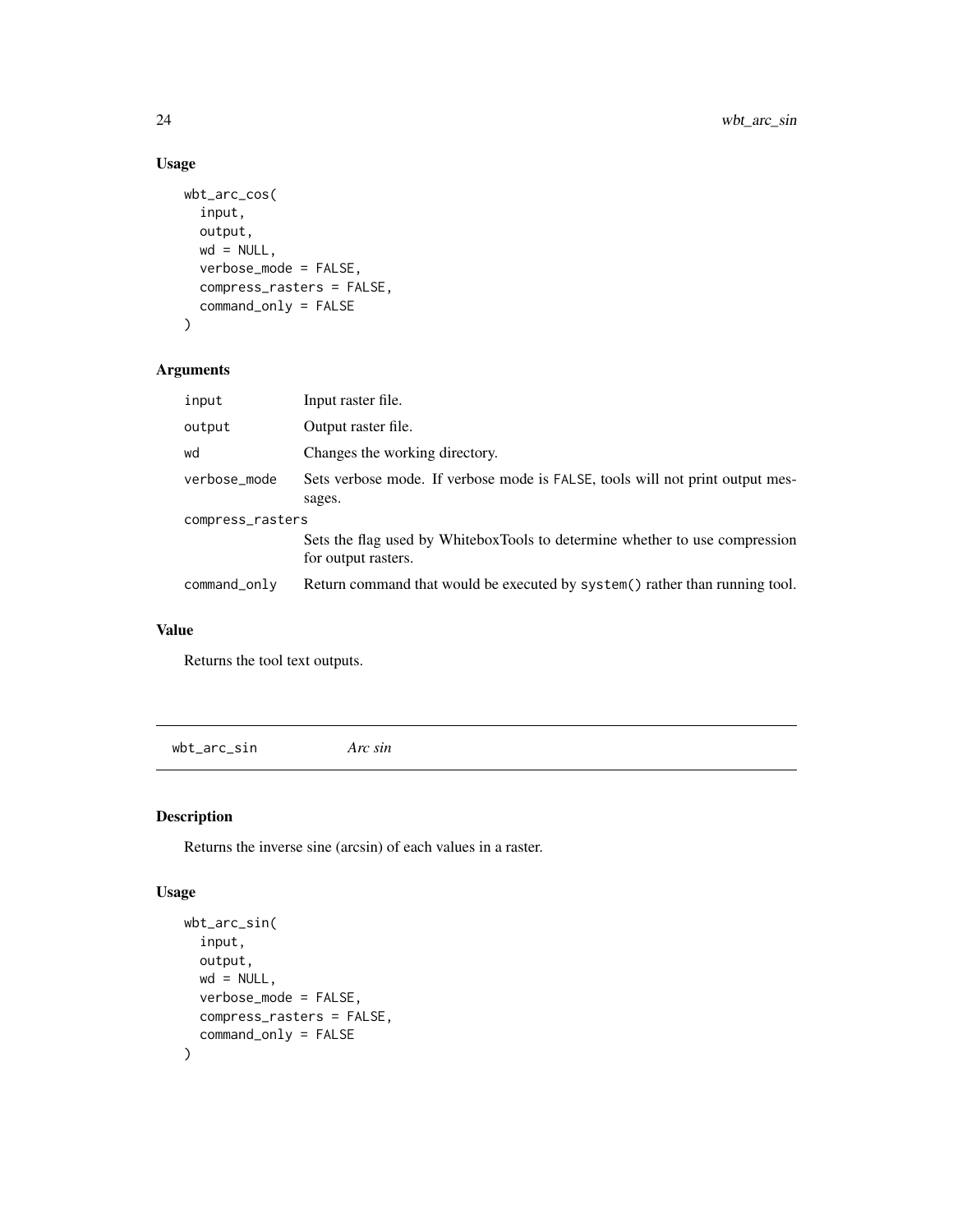## Usage

```
wbt_arc_cos(
  input,
  output,
  wd = NULL,
  verbose_mode = FALSE,
  compress_rasters = FALSE,
  command_only = FALSE
)
```

## Arguments

| | |
|---|---|
| input | Input raster file. |
| output | Output raster file. |
| wd | Changes the working directory. |
| verbose_mode | Sets verbose mode. If verbose mode is FALSE, tools will not print output messages. |
| compress_rasters | Sets the flag used by WhiteboxTools to determine whether to use compression for output rasters. |
| command_only | Return command that would be executed by system() rather than running tool. |

## Value

Returns the tool text outputs.

---

# wbt_arc_sin *Arc sin*

## Description

Returns the inverse sine (arcsin) of each values in a raster.

## Usage

```
wbt_arc_sin(
  input,
  output,
  wd = NULL,
  verbose_mode = FALSE,
  compress_rasters = FALSE,
  command_only = FALSE
)
```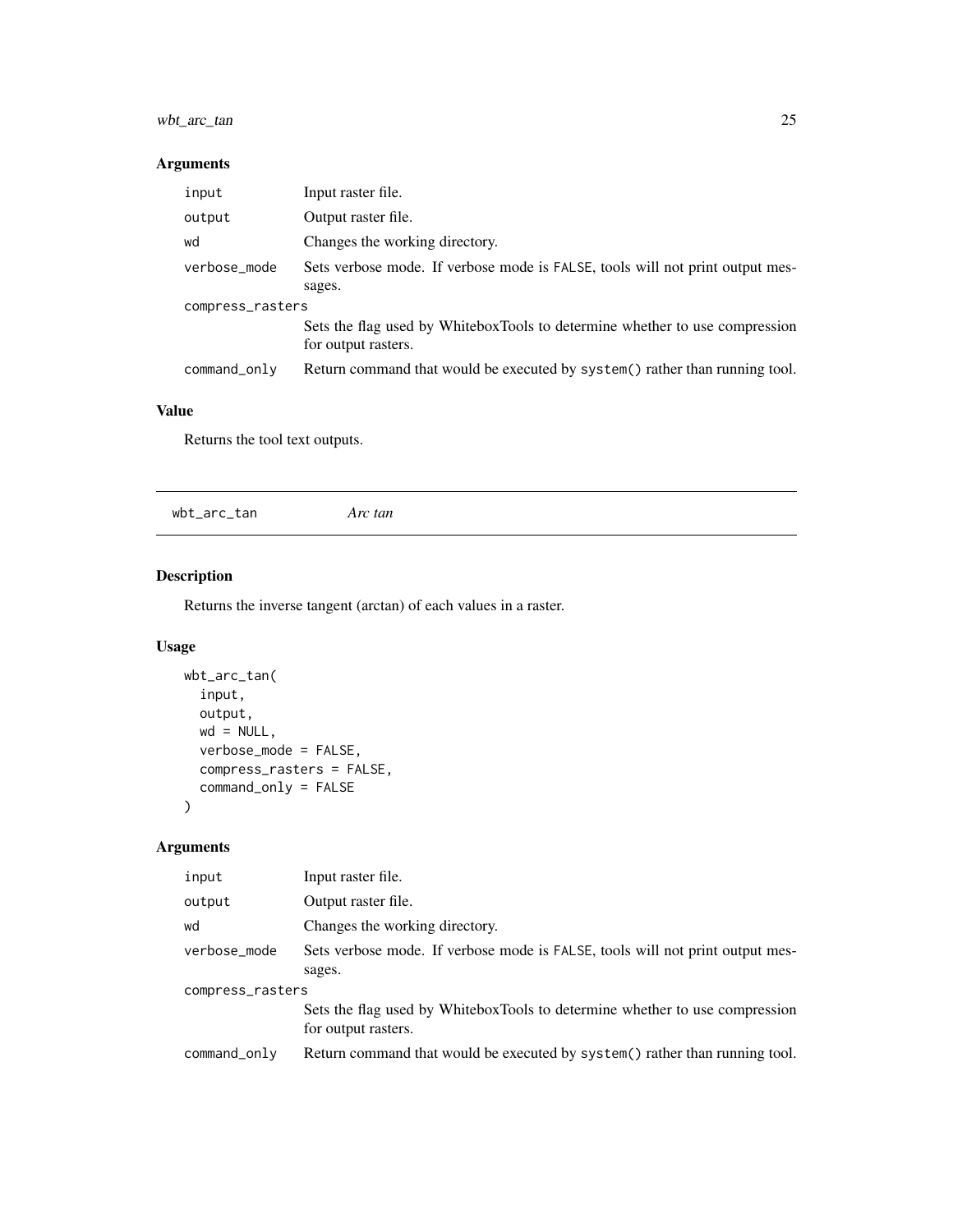## Arguments

| | |
|---|---|
| input | Input raster file. |
| output | Output raster file. |
| wd | Changes the working directory. |
| verbose_mode | Sets verbose mode. If verbose mode is FALSE, tools will not print output messages. |
| compress_rasters | Sets the flag used by WhiteboxTools to determine whether to use compression for output rasters. |
| command_only | Return command that would be executed by system() rather than running tool. |

## Value

Returns the tool text outputs.

---

# wbt_arc_tan *Arc tan*

## Description

Returns the inverse tangent (arctan) of each values in a raster.

## Usage

```
wbt_arc_tan(
  input,
  output,
  wd = NULL,
  verbose_mode = FALSE,
  compress_rasters = FALSE,
  command_only = FALSE
)
```

## Arguments

| | |
|---|---|
| input | Input raster file. |
| output | Output raster file. |
| wd | Changes the working directory. |
| verbose_mode | Sets verbose mode. If verbose mode is FALSE, tools will not print output messages. |
| compress_rasters | Sets the flag used by WhiteboxTools to determine whether to use compression for output rasters. |
| command_only | Return command that would be executed by system() rather than running tool. |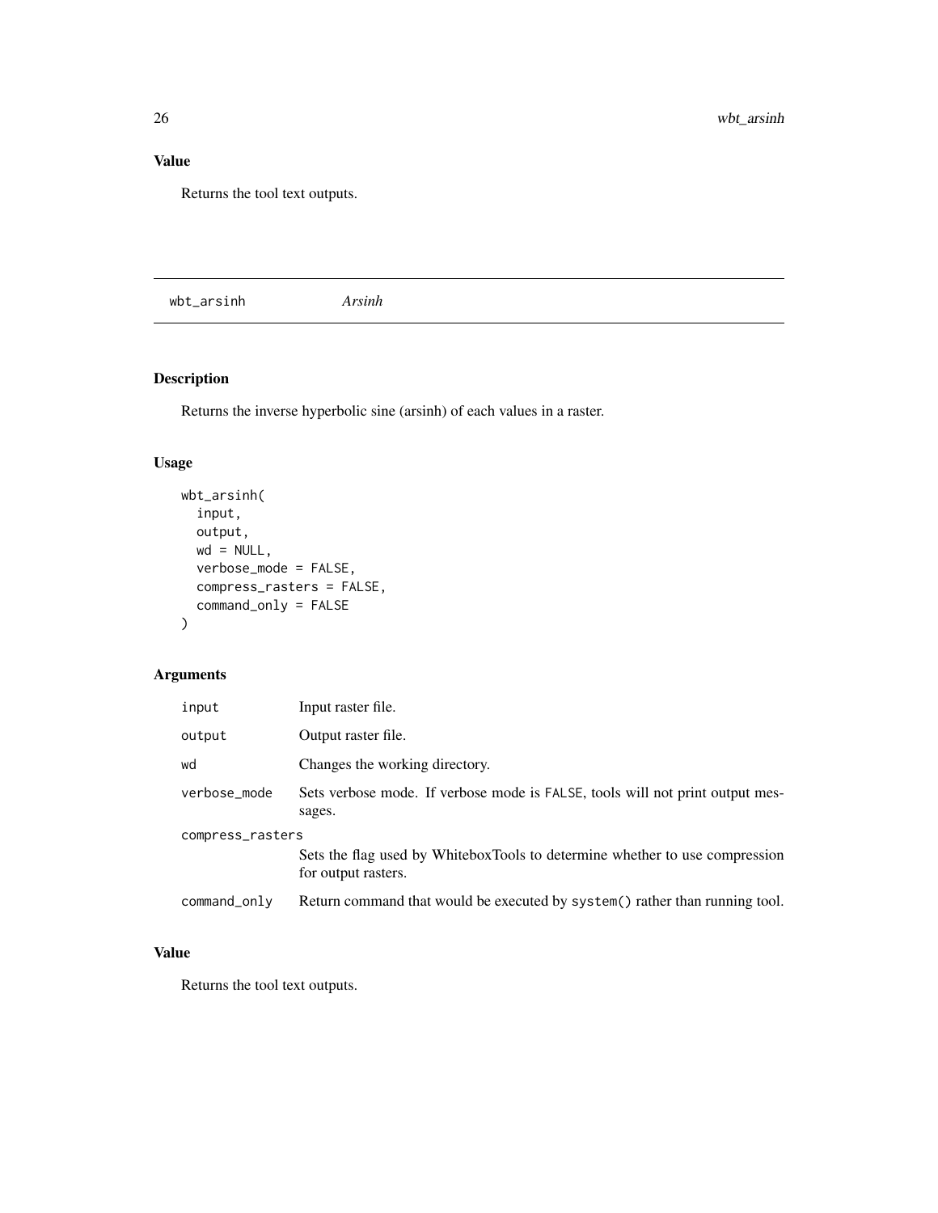## Value

Returns the tool text outputs.

---

# wbt_arsinh *Arsinh*

---

## Description

Returns the inverse hyperbolic sine (arsinh) of each values in a raster.

## Usage

```
wbt_arsinh(
  input,
  output,
  wd = NULL,
  verbose_mode = FALSE,
  compress_rasters = FALSE,
  command_only = FALSE
)
```

## Arguments

| | |
|---|---|
| input | Input raster file. |
| output | Output raster file. |
| wd | Changes the working directory. |
| verbose_mode | Sets verbose mode. If verbose mode is FALSE, tools will not print output messages. |
| compress_rasters | Sets the flag used by WhiteboxTools to determine whether to use compression for output rasters. |
| command_only | Return command that would be executed by system() rather than running tool. |

## Value

Returns the tool text outputs.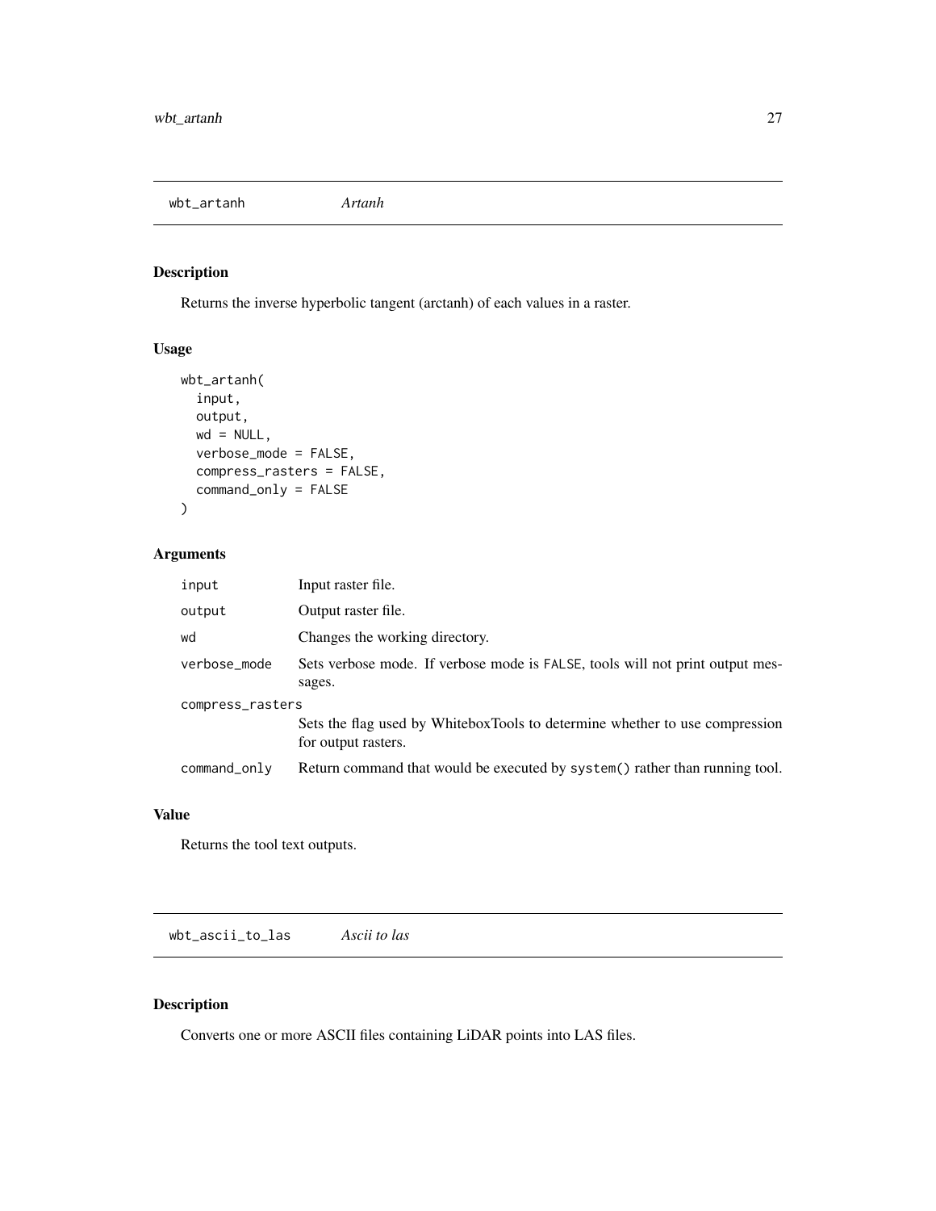## wbt_artanh *Artanh*

### Description

Returns the inverse hyperbolic tangent (arctanh) of each values in a raster.

### Usage

```
wbt_artanh(
  input,
  output,
  wd = NULL,
  verbose_mode = FALSE,
  compress_rasters = FALSE,
  command_only = FALSE
)
```

### Arguments

| Argument | Description |
|---|---|
| `input` | Input raster file. |
| `output` | Output raster file. |
| `wd` | Changes the working directory. |
| `verbose_mode` | Sets verbose mode. If verbose mode is `FALSE`, tools will not print output messages. |
| `compress_rasters` | Sets the flag used by WhiteboxTools to determine whether to use compression for output rasters. |
| `command_only` | Return command that would be executed by `system()` rather than running tool. |

### Value

Returns the tool text outputs.

## wbt_ascii_to_las *Ascii to las*

### Description

Converts one or more ASCII files containing LiDAR points into LAS files.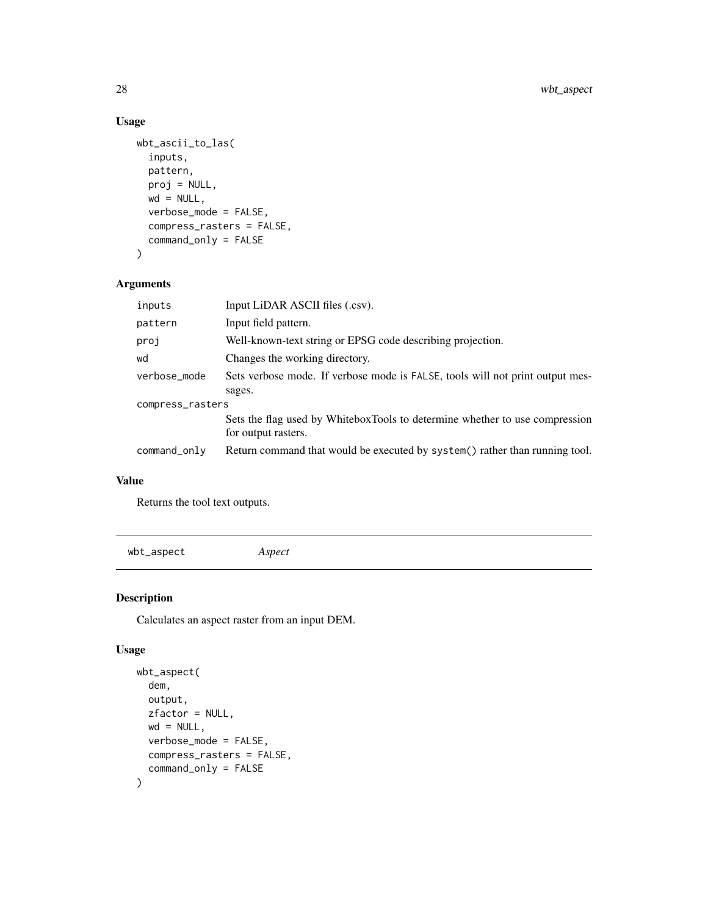## Usage

```
wbt_ascii_to_las(
  inputs,
  pattern,
  proj = NULL,
  wd = NULL,
  verbose_mode = FALSE,
  compress_rasters = FALSE,
  command_only = FALSE
)
```

## Arguments

| Argument | Description |
|---|---|
| inputs | Input LiDAR ASCII files (.csv). |
| pattern | Input field pattern. |
| proj | Well-known-text string or EPSG code describing projection. |
| wd | Changes the working directory. |
| verbose_mode | Sets verbose mode. If verbose mode is FALSE, tools will not print output messages. |
| compress_rasters | Sets the flag used by WhiteboxTools to determine whether to use compression for output rasters. |
| command_only | Return command that would be executed by system() rather than running tool. |

## Value

Returns the tool text outputs.

---

# wbt_aspect    *Aspect*

## Description

Calculates an aspect raster from an input DEM.

## Usage

```
wbt_aspect(
  dem,
  output,
  zfactor = NULL,
  wd = NULL,
  verbose_mode = FALSE,
  compress_rasters = FALSE,
  command_only = FALSE
)
```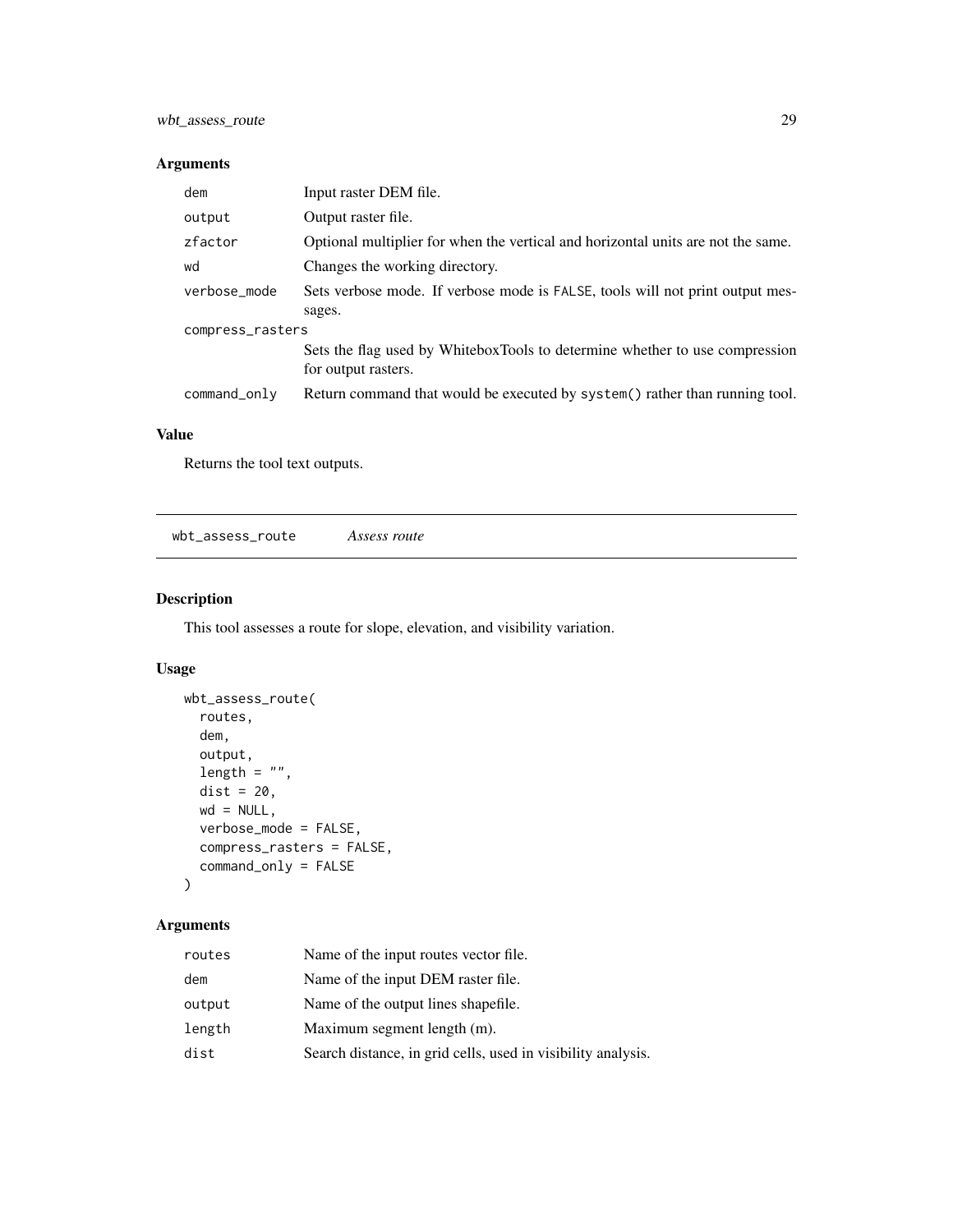## Arguments

| | |
|---|---|
| dem | Input raster DEM file. |
| output | Output raster file. |
| zfactor | Optional multiplier for when the vertical and horizontal units are not the same. |
| wd | Changes the working directory. |
| verbose_mode | Sets verbose mode. If verbose mode is FALSE, tools will not print output messages. |
| compress_rasters | Sets the flag used by WhiteboxTools to determine whether to use compression for output rasters. |
| command_only | Return command that would be executed by system() rather than running tool. |

## Value

Returns the tool text outputs.

---

# wbt_assess_route *Assess route*

## Description

This tool assesses a route for slope, elevation, and visibility variation.

## Usage

```
wbt_assess_route(
  routes,
  dem,
  output,
  length = "",
  dist = 20,
  wd = NULL,
  verbose_mode = FALSE,
  compress_rasters = FALSE,
  command_only = FALSE
)
```

## Arguments

| | |
|---|---|
| routes | Name of the input routes vector file. |
| dem | Name of the input DEM raster file. |
| output | Name of the output lines shapefile. |
| length | Maximum segment length (m). |
| dist | Search distance, in grid cells, used in visibility analysis. |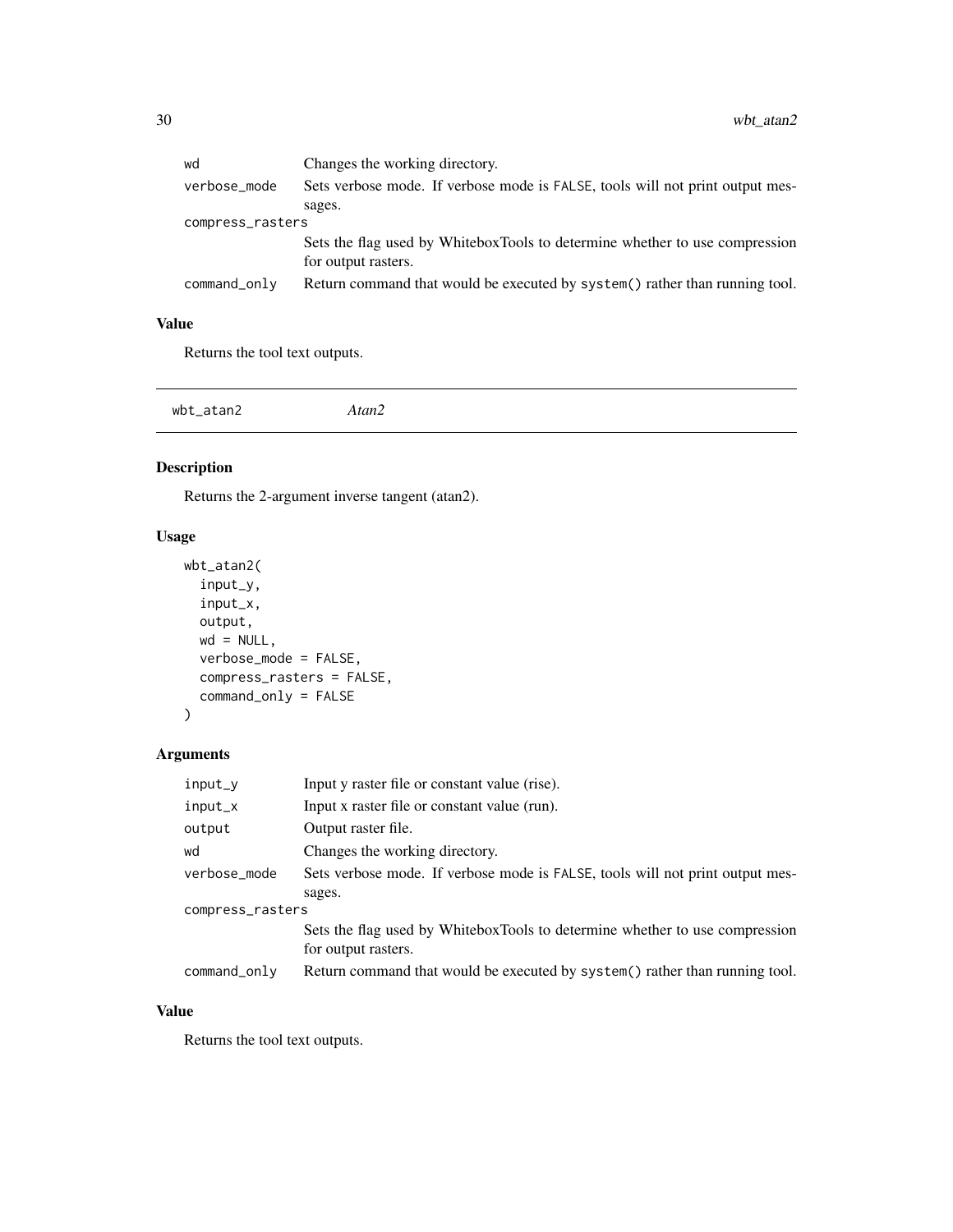| | |
|---|---|
| wd | Changes the working directory. |
| verbose_mode | Sets verbose mode. If verbose mode is FALSE, tools will not print output messages. |
| compress_rasters | Sets the flag used by WhiteboxTools to determine whether to use compression for output rasters. |
| command_only | Return command that would be executed by system() rather than running tool. |

### Value

Returns the tool text outputs.

---

## wbt_atan2 *Atan2*

### Description

Returns the 2-argument inverse tangent (atan2).

### Usage

```
wbt_atan2(
  input_y,
  input_x,
  output,
  wd = NULL,
  verbose_mode = FALSE,
  compress_rasters = FALSE,
  command_only = FALSE
)
```

### Arguments

| | |
|---|---|
| input_y | Input y raster file or constant value (rise). |
| input_x | Input x raster file or constant value (run). |
| output | Output raster file. |
| wd | Changes the working directory. |
| verbose_mode | Sets verbose mode. If verbose mode is FALSE, tools will not print output messages. |
| compress_rasters | Sets the flag used by WhiteboxTools to determine whether to use compression for output rasters. |
| command_only | Return command that would be executed by system() rather than running tool. |

### Value

Returns the tool text outputs.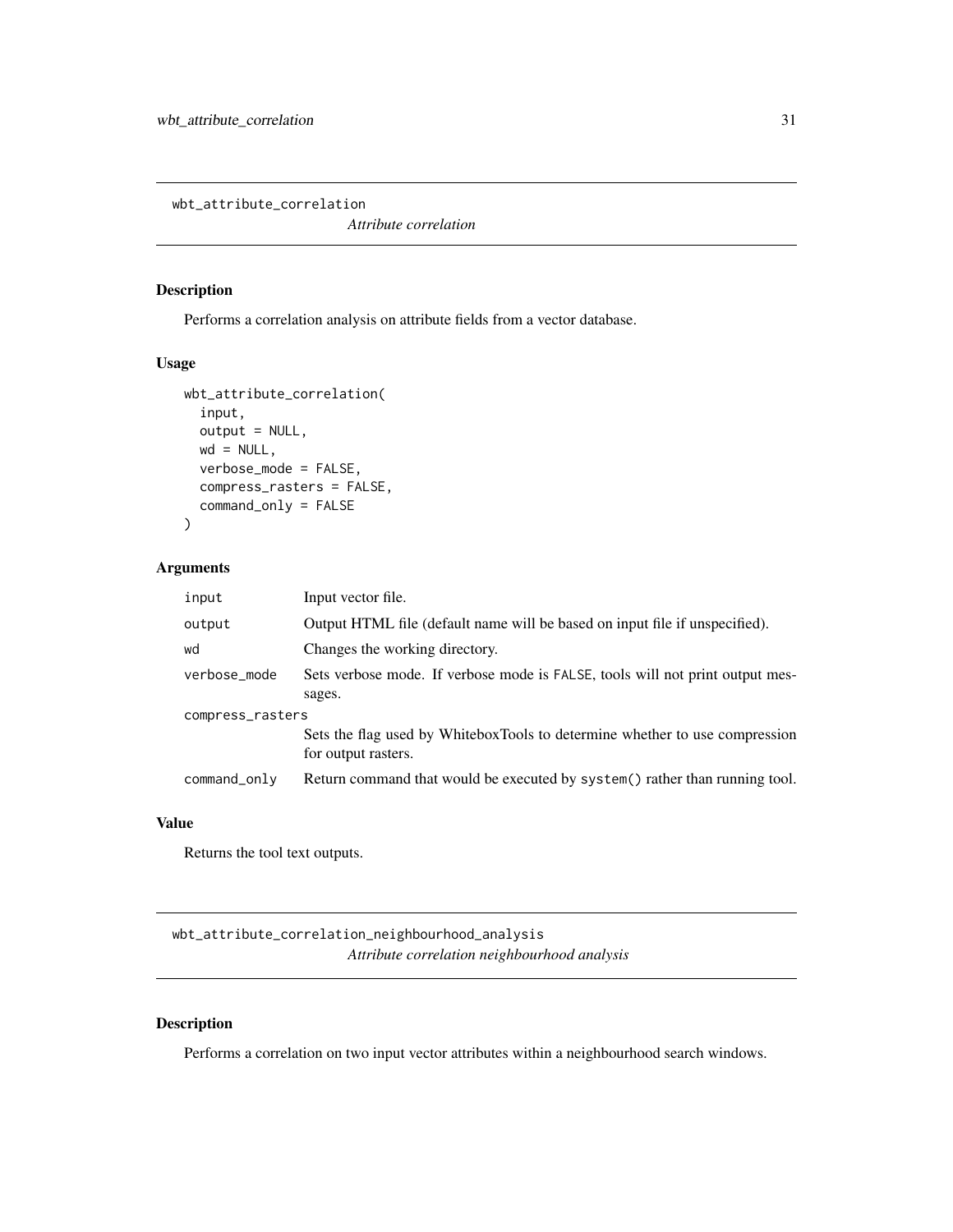## wbt_attribute_correlation

*Attribute correlation*

### Description

Performs a correlation analysis on attribute fields from a vector database.

### Usage

```
wbt_attribute_correlation(
  input,
  output = NULL,
  wd = NULL,
  verbose_mode = FALSE,
  compress_rasters = FALSE,
  command_only = FALSE
)
```

### Arguments

| | |
|---|---|
| input | Input vector file. |
| output | Output HTML file (default name will be based on input file if unspecified). |
| wd | Changes the working directory. |
| verbose_mode | Sets verbose mode. If verbose mode is FALSE, tools will not print output messages. |
| compress_rasters | Sets the flag used by WhiteboxTools to determine whether to use compression for output rasters. |
| command_only | Return command that would be executed by system() rather than running tool. |

### Value

Returns the tool text outputs.

## wbt_attribute_correlation_neighbourhood_analysis

*Attribute correlation neighbourhood analysis*

### Description

Performs a correlation on two input vector attributes within a neighbourhood search windows.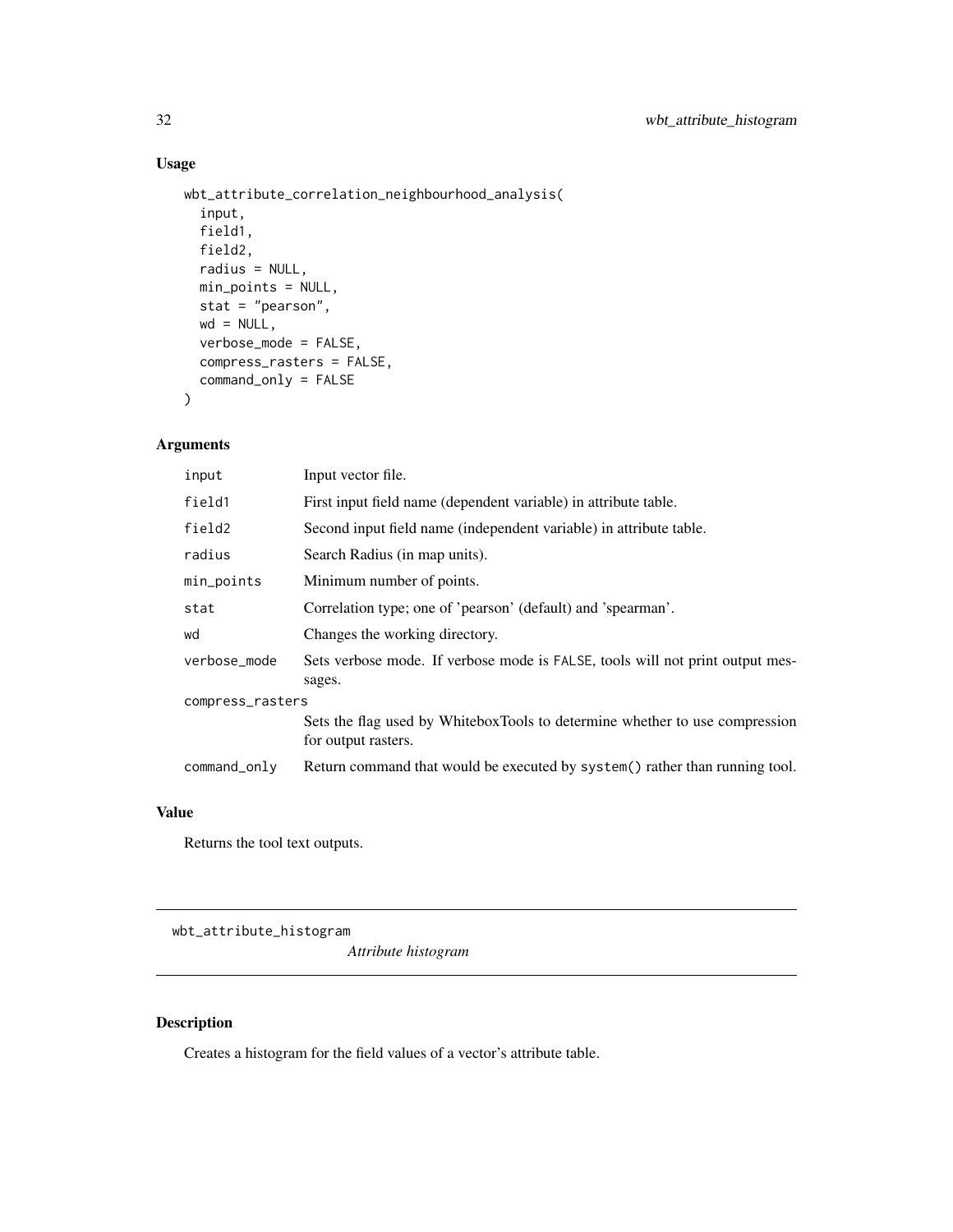## Usage

```
wbt_attribute_correlation_neighbourhood_analysis(
  input,
  field1,
  field2,
  radius = NULL,
  min_points = NULL,
  stat = "pearson",
  wd = NULL,
  verbose_mode = FALSE,
  compress_rasters = FALSE,
  command_only = FALSE
)
```

## Arguments

| | |
|---|---|
| input | Input vector file. |
| field1 | First input field name (dependent variable) in attribute table. |
| field2 | Second input field name (independent variable) in attribute table. |
| radius | Search Radius (in map units). |
| min_points | Minimum number of points. |
| stat | Correlation type; one of 'pearson' (default) and 'spearman'. |
| wd | Changes the working directory. |
| verbose_mode | Sets verbose mode. If verbose mode is FALSE, tools will not print output messages. |
| compress_rasters | Sets the flag used by WhiteboxTools to determine whether to use compression for output rasters. |
| command_only | Return command that would be executed by system() rather than running tool. |

## Value

Returns the tool text outputs.

---

# wbt_attribute_histogram

*Attribute histogram*

## Description

Creates a histogram for the field values of a vector's attribute table.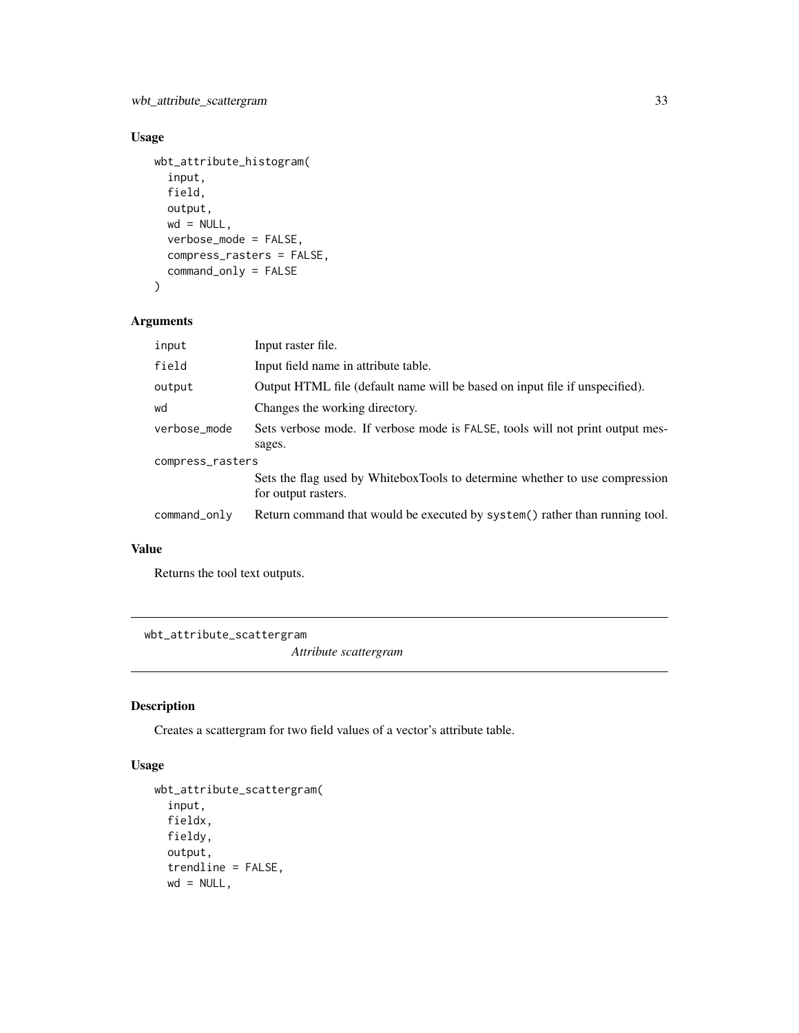## Usage

```
wbt_attribute_histogram(
  input,
  field,
  output,
  wd = NULL,
  verbose_mode = FALSE,
  compress_rasters = FALSE,
  command_only = FALSE
)
```

## Arguments

| | |
|---|---|
| input | Input raster file. |
| field | Input field name in attribute table. |
| output | Output HTML file (default name will be based on input file if unspecified). |
| wd | Changes the working directory. |
| verbose_mode | Sets verbose mode. If verbose mode is FALSE, tools will not print output messages. |
| compress_rasters | Sets the flag used by WhiteboxTools to determine whether to use compression for output rasters. |
| command_only | Return command that would be executed by system() rather than running tool. |

## Value

Returns the tool text outputs.

---

# wbt_attribute_scattergram

*Attribute scattergram*

## Description

Creates a scattergram for two field values of a vector's attribute table.

## Usage

```
wbt_attribute_scattergram(
  input,
  fieldx,
  fieldy,
  output,
  trendline = FALSE,
  wd = NULL,
```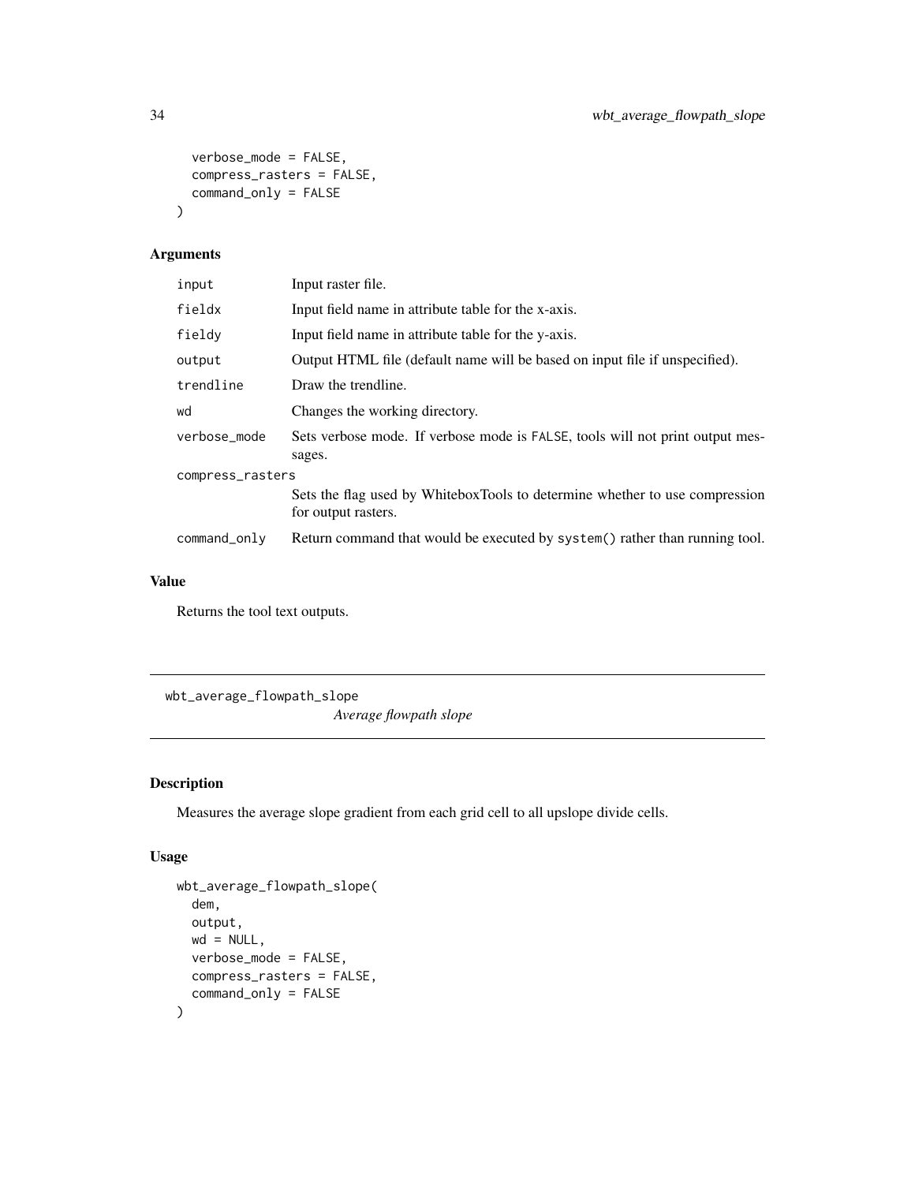```
  verbose_mode = FALSE,
  compress_rasters = FALSE,
  command_only = FALSE
)
```

### Arguments

| | |
|---|---|
| input | Input raster file. |
| fieldx | Input field name in attribute table for the x-axis. |
| fieldy | Input field name in attribute table for the y-axis. |
| output | Output HTML file (default name will be based on input file if unspecified). |
| trendline | Draw the trendline. |
| wd | Changes the working directory. |
| verbose_mode | Sets verbose mode. If verbose mode is FALSE, tools will not print output messages. |
| compress_rasters | Sets the flag used by WhiteboxTools to determine whether to use compression for output rasters. |
| command_only | Return command that would be executed by system() rather than running tool. |

### Value

Returns the tool text outputs.

---

## wbt_average_flowpath_slope

*Average flowpath slope*

---

### Description

Measures the average slope gradient from each grid cell to all upslope divide cells.

### Usage

```
wbt_average_flowpath_slope(
  dem,
  output,
  wd = NULL,
  verbose_mode = FALSE,
  compress_rasters = FALSE,
  command_only = FALSE
)
```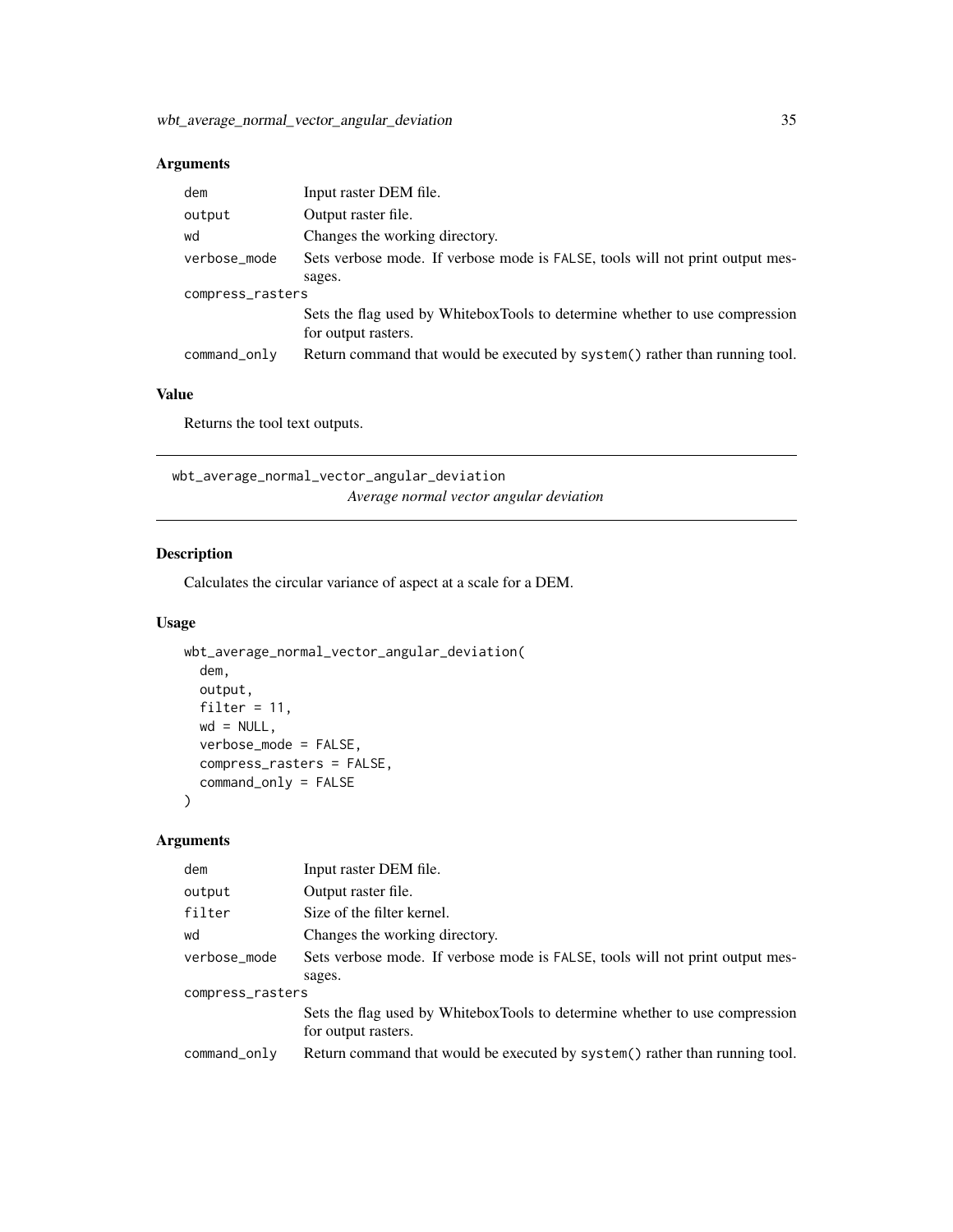## Arguments

| | |
|---|---|
| dem | Input raster DEM file. |
| output | Output raster file. |
| wd | Changes the working directory. |
| verbose_mode | Sets verbose mode. If verbose mode is FALSE, tools will not print output messages. |
| compress_rasters | Sets the flag used by WhiteboxTools to determine whether to use compression for output rasters. |
| command_only | Return command that would be executed by system() rather than running tool. |

## Value

Returns the tool text outputs.

---

# wbt_average_normal_vector_angular_deviation

*Average normal vector angular deviation*

## Description

Calculates the circular variance of aspect at a scale for a DEM.

## Usage

```
wbt_average_normal_vector_angular_deviation(
  dem,
  output,
  filter = 11,
  wd = NULL,
  verbose_mode = FALSE,
  compress_rasters = FALSE,
  command_only = FALSE
)
```

## Arguments

| | |
|---|---|
| dem | Input raster DEM file. |
| output | Output raster file. |
| filter | Size of the filter kernel. |
| wd | Changes the working directory. |
| verbose_mode | Sets verbose mode. If verbose mode is FALSE, tools will not print output messages. |
| compress_rasters | Sets the flag used by WhiteboxTools to determine whether to use compression for output rasters. |
| command_only | Return command that would be executed by system() rather than running tool. |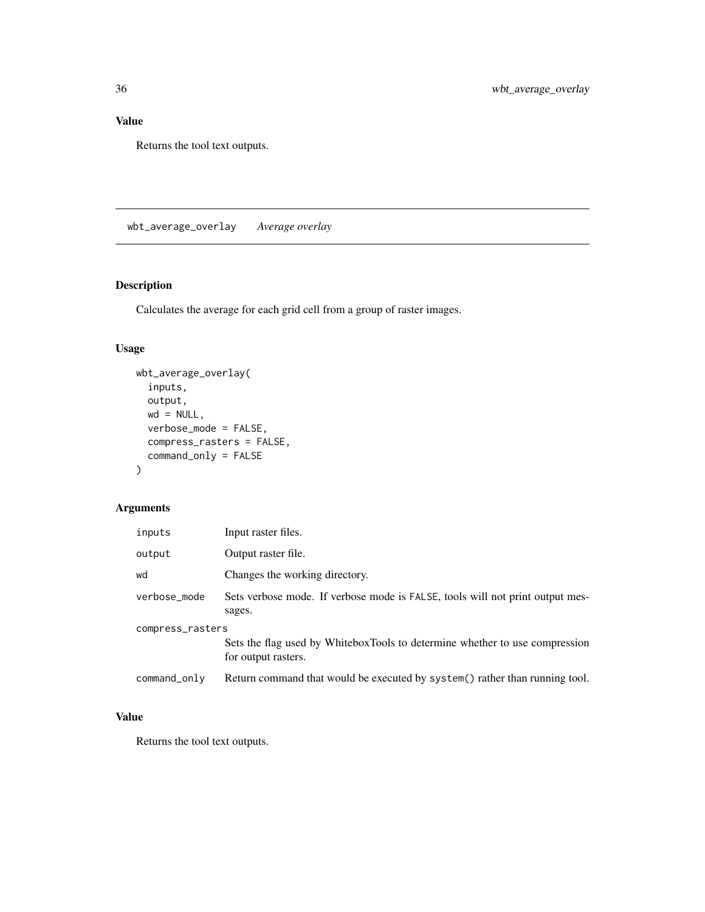## Value

Returns the tool text outputs.

---

# wbt_average_overlay *Average overlay*

---

## Description

Calculates the average for each grid cell from a group of raster images.

## Usage

```
wbt_average_overlay(
  inputs,
  output,
  wd = NULL,
  verbose_mode = FALSE,
  compress_rasters = FALSE,
  command_only = FALSE
)
```

## Arguments

| | |
|---|---|
| inputs | Input raster files. |
| output | Output raster file. |
| wd | Changes the working directory. |
| verbose_mode | Sets verbose mode. If verbose mode is FALSE, tools will not print output messages. |
| compress_rasters | Sets the flag used by WhiteboxTools to determine whether to use compression for output rasters. |
| command_only | Return command that would be executed by system() rather than running tool. |

## Value

Returns the tool text outputs.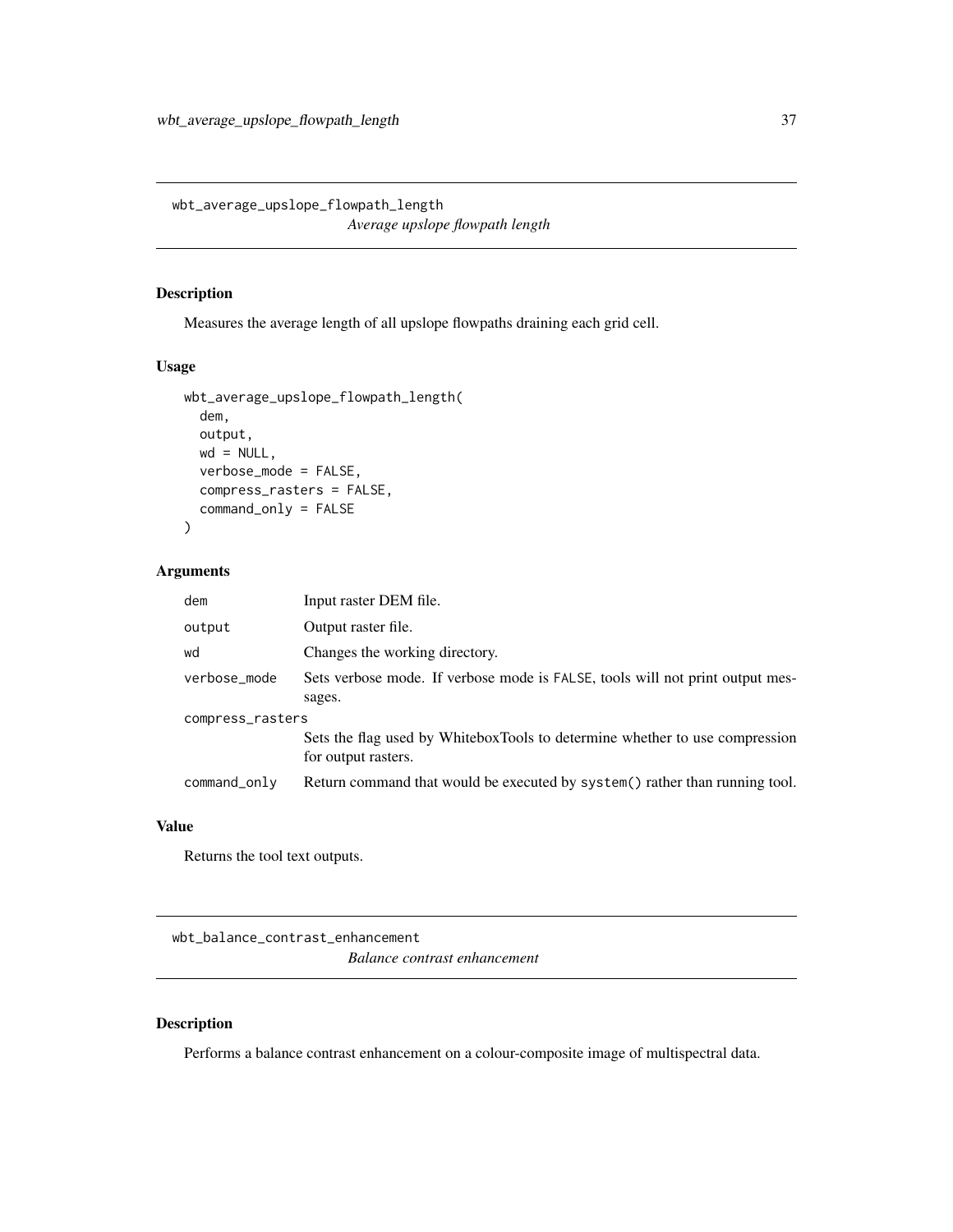## wbt_average_upslope_flowpath_length

*Average upslope flowpath length*

### Description

Measures the average length of all upslope flowpaths draining each grid cell.

### Usage

```
wbt_average_upslope_flowpath_length(
  dem,
  output,
  wd = NULL,
  verbose_mode = FALSE,
  compress_rasters = FALSE,
  command_only = FALSE
)
```

### Arguments

| Argument | Description |
|---|---|
| `dem` | Input raster DEM file. |
| `output` | Output raster file. |
| `wd` | Changes the working directory. |
| `verbose_mode` | Sets verbose mode. If verbose mode is `FALSE`, tools will not print output messages. |
| `compress_rasters` | Sets the flag used by WhiteboxTools to determine whether to use compression for output rasters. |
| `command_only` | Return command that would be executed by `system()` rather than running tool. |

### Value

Returns the tool text outputs.

## wbt_balance_contrast_enhancement

*Balance contrast enhancement*

### Description

Performs a balance contrast enhancement on a colour-composite image of multispectral data.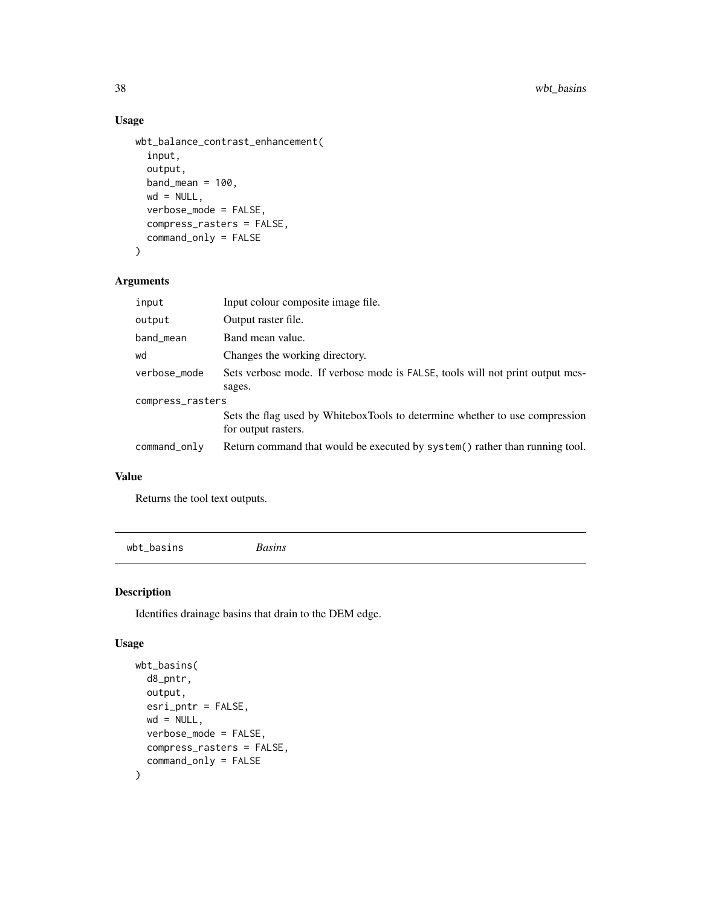## Usage

```
wbt_balance_contrast_enhancement(
  input,
  output,
  band_mean = 100,
  wd = NULL,
  verbose_mode = FALSE,
  compress_rasters = FALSE,
  command_only = FALSE
)
```

## Arguments

| | |
|---|---|
| input | Input colour composite image file. |
| output | Output raster file. |
| band_mean | Band mean value. |
| wd | Changes the working directory. |
| verbose_mode | Sets verbose mode. If verbose mode is FALSE, tools will not print output messages. |
| compress_rasters | Sets the flag used by WhiteboxTools to determine whether to use compression for output rasters. |
| command_only | Return command that would be executed by system() rather than running tool. |

## Value

Returns the tool text outputs.

---

# wbt_basins *Basins*

---

## Description

Identifies drainage basins that drain to the DEM edge.

## Usage

```
wbt_basins(
  d8_pntr,
  output,
  esri_pntr = FALSE,
  wd = NULL,
  verbose_mode = FALSE,
  compress_rasters = FALSE,
  command_only = FALSE
)
```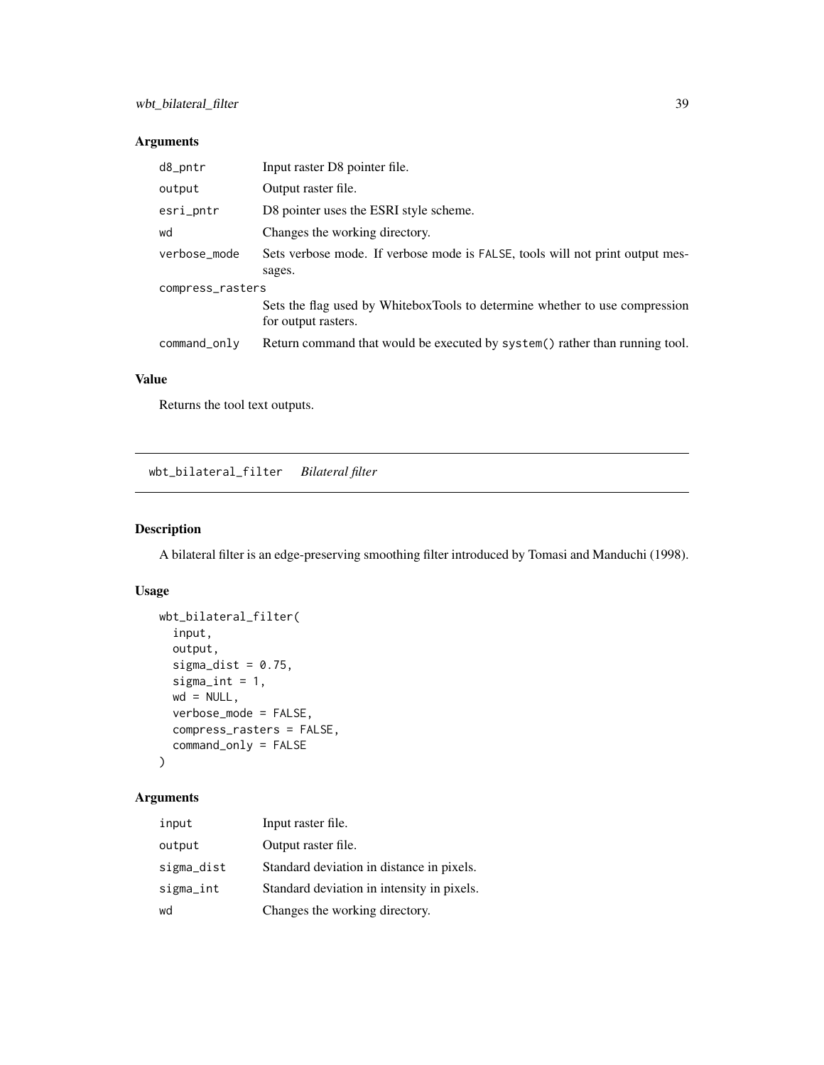## Arguments

| | |
|---|---|
| d8_pntr | Input raster D8 pointer file. |
| output | Output raster file. |
| esri_pntr | D8 pointer uses the ESRI style scheme. |
| wd | Changes the working directory. |
| verbose_mode | Sets verbose mode. If verbose mode is FALSE, tools will not print output messages. |
| compress_rasters | Sets the flag used by WhiteboxTools to determine whether to use compression for output rasters. |
| command_only | Return command that would be executed by system() rather than running tool. |

## Value

Returns the tool text outputs.

---

# wbt_bilateral_filter *Bilateral filter*

## Description

A bilateral filter is an edge-preserving smoothing filter introduced by Tomasi and Manduchi (1998).

## Usage

```
wbt_bilateral_filter(
  input,
  output,
  sigma_dist = 0.75,
  sigma_int = 1,
  wd = NULL,
  verbose_mode = FALSE,
  compress_rasters = FALSE,
  command_only = FALSE
)
```

## Arguments

| | |
|---|---|
| input | Input raster file. |
| output | Output raster file. |
| sigma_dist | Standard deviation in distance in pixels. |
| sigma_int | Standard deviation in intensity in pixels. |
| wd | Changes the working directory. |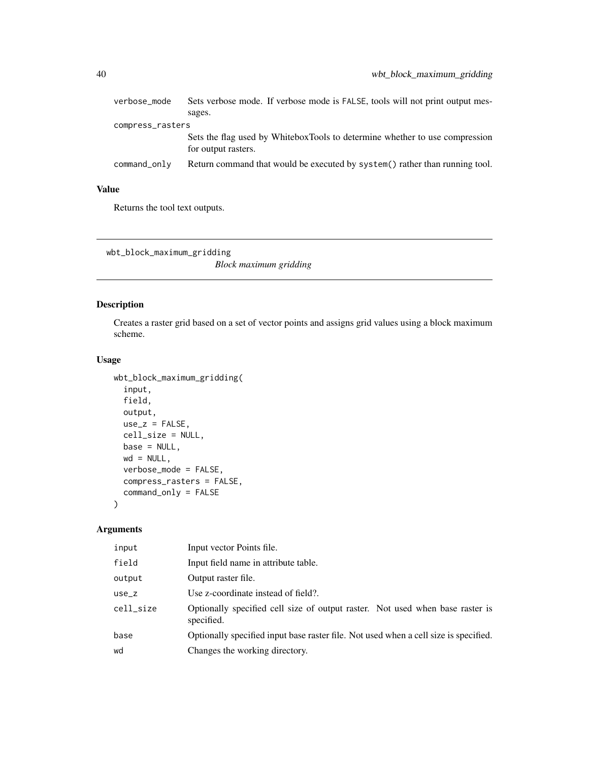| | |
|---|---|
| verbose_mode | Sets verbose mode. If verbose mode is FALSE, tools will not print output messages. |
| compress_rasters | Sets the flag used by WhiteboxTools to determine whether to use compression for output rasters. |
| command_only | Return command that would be executed by system() rather than running tool. |

### Value

Returns the tool text outputs.

---

## wbt_block_maximum_gridding

*Block maximum gridding*

---

### Description

Creates a raster grid based on a set of vector points and assigns grid values using a block maximum scheme.

### Usage

```
wbt_block_maximum_gridding(
  input,
  field,
  output,
  use_z = FALSE,
  cell_size = NULL,
  base = NULL,
  wd = NULL,
  verbose_mode = FALSE,
  compress_rasters = FALSE,
  command_only = FALSE
)
```

### Arguments

| | |
|---|---|
| input | Input vector Points file. |
| field | Input field name in attribute table. |
| output | Output raster file. |
| use_z | Use z-coordinate instead of field?. |
| cell_size | Optionally specified cell size of output raster. Not used when base raster is specified. |
| base | Optionally specified input base raster file. Not used when a cell size is specified. |
| wd | Changes the working directory. |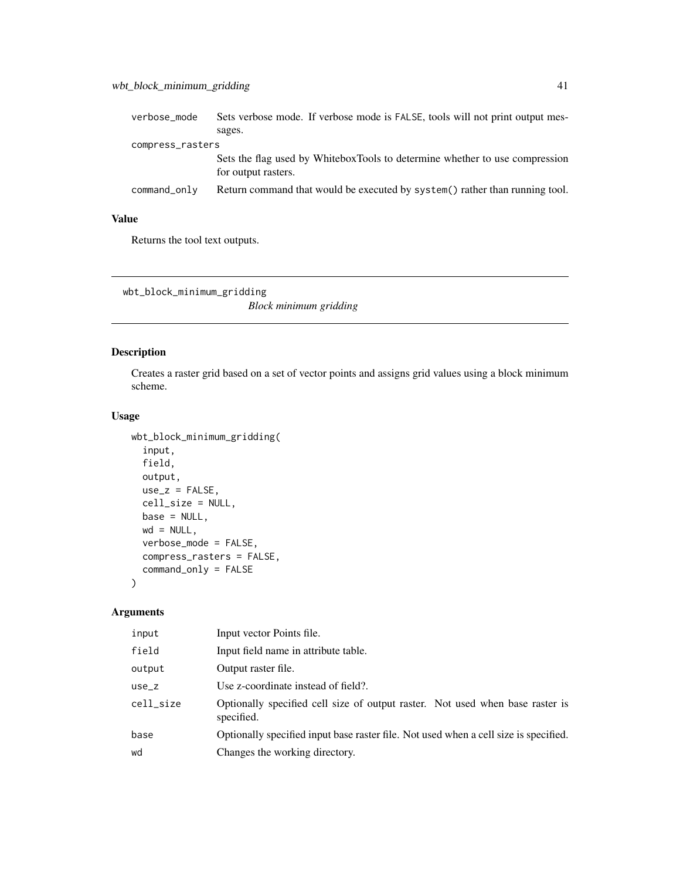| | |
|---|---|
| verbose_mode | Sets verbose mode. If verbose mode is FALSE, tools will not print output messages. |
| compress_rasters | Sets the flag used by WhiteboxTools to determine whether to use compression for output rasters. |
| command_only | Return command that would be executed by system() rather than running tool. |

## Value

Returns the tool text outputs.

---

# wbt_block_minimum_gridding

*Block minimum gridding*

## Description

Creates a raster grid based on a set of vector points and assigns grid values using a block minimum scheme.

## Usage

```
wbt_block_minimum_gridding(
  input,
  field,
  output,
  use_z = FALSE,
  cell_size = NULL,
  base = NULL,
  wd = NULL,
  verbose_mode = FALSE,
  compress_rasters = FALSE,
  command_only = FALSE
)
```

## Arguments

| | |
|---|---|
| input | Input vector Points file. |
| field | Input field name in attribute table. |
| output | Output raster file. |
| use_z | Use z-coordinate instead of field?. |
| cell_size | Optionally specified cell size of output raster. Not used when base raster is specified. |
| base | Optionally specified input base raster file. Not used when a cell size is specified. |
| wd | Changes the working directory. |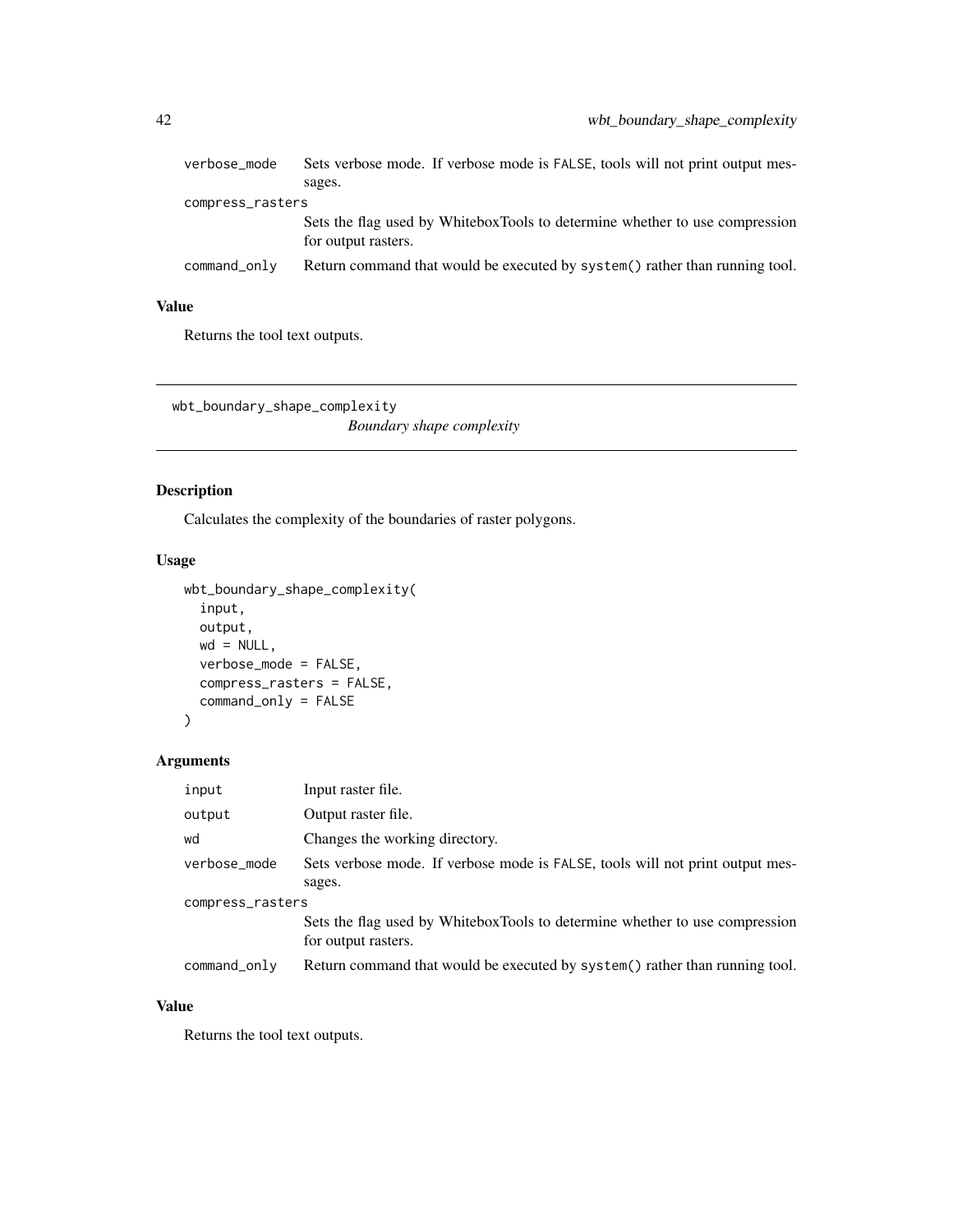| | |
|---|---|
| verbose_mode | Sets verbose mode. If verbose mode is FALSE, tools will not print output messages. |
| compress_rasters | Sets the flag used by WhiteboxTools to determine whether to use compression for output rasters. |
| command_only | Return command that would be executed by system() rather than running tool. |

## Value

Returns the tool text outputs.

---

# wbt_boundary_shape_complexity

*Boundary shape complexity*

## Description

Calculates the complexity of the boundaries of raster polygons.

## Usage

```
wbt_boundary_shape_complexity(
  input,
  output,
  wd = NULL,
  verbose_mode = FALSE,
  compress_rasters = FALSE,
  command_only = FALSE
)
```

## Arguments

| | |
|---|---|
| input | Input raster file. |
| output | Output raster file. |
| wd | Changes the working directory. |
| verbose_mode | Sets verbose mode. If verbose mode is FALSE, tools will not print output messages. |
| compress_rasters | Sets the flag used by WhiteboxTools to determine whether to use compression for output rasters. |
| command_only | Return command that would be executed by system() rather than running tool. |

## Value

Returns the tool text outputs.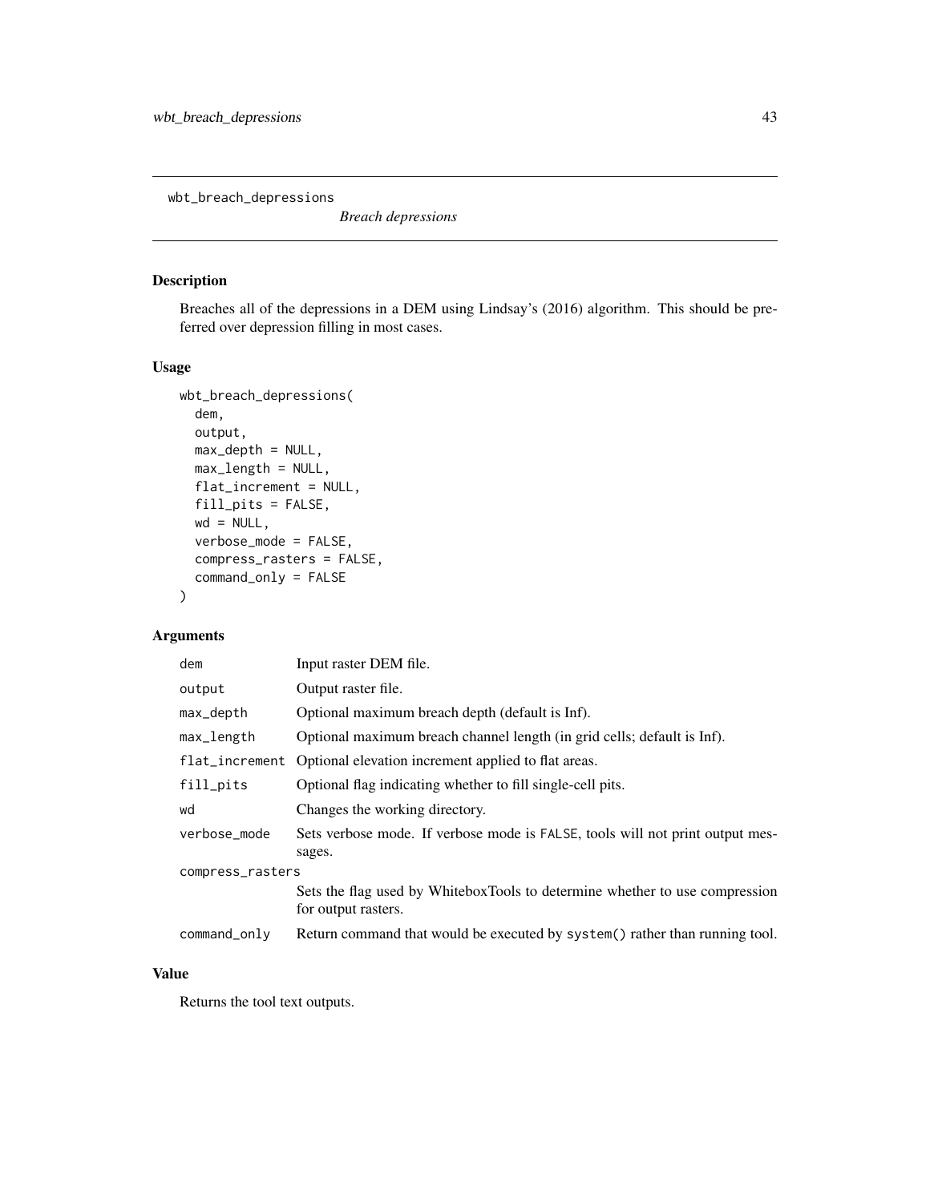wbt_breach_depressions

*Breach depressions*

## Description

Breaches all of the depressions in a DEM using Lindsay's (2016) algorithm. This should be preferred over depression filling in most cases.

## Usage

```
wbt_breach_depressions(
  dem,
  output,
  max_depth = NULL,
  max_length = NULL,
  flat_increment = NULL,
  fill_pits = FALSE,
  wd = NULL,
  verbose_mode = FALSE,
  compress_rasters = FALSE,
  command_only = FALSE
)
```

## Arguments

| | |
|---|---|
| dem | Input raster DEM file. |
| output | Output raster file. |
| max_depth | Optional maximum breach depth (default is Inf). |
| max_length | Optional maximum breach channel length (in grid cells; default is Inf). |
| flat_increment | Optional elevation increment applied to flat areas. |
| fill_pits | Optional flag indicating whether to fill single-cell pits. |
| wd | Changes the working directory. |
| verbose_mode | Sets verbose mode. If verbose mode is FALSE, tools will not print output messages. |
| compress_rasters | Sets the flag used by WhiteboxTools to determine whether to use compression for output rasters. |
| command_only | Return command that would be executed by system() rather than running tool. |

## Value

Returns the tool text outputs.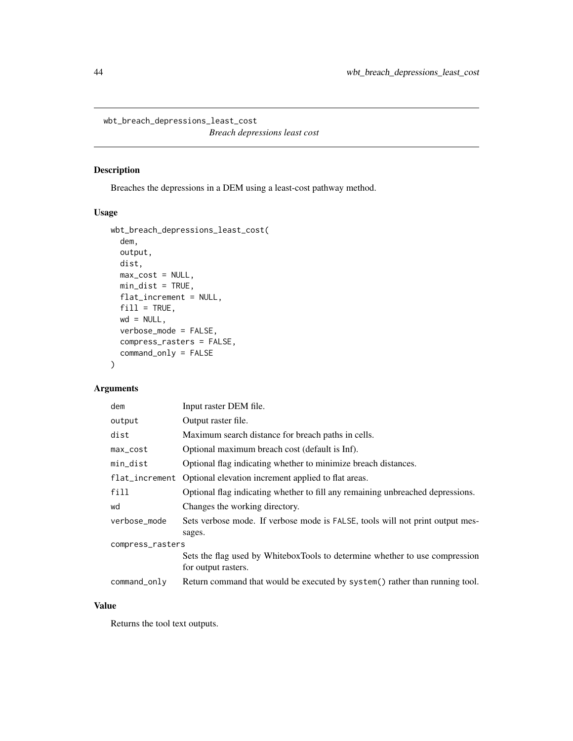## wbt_breach_depressions_least_cost

*Breach depressions least cost*

### Description

Breaches the depressions in a DEM using a least-cost pathway method.

### Usage

```
wbt_breach_depressions_least_cost(
  dem,
  output,
  dist,
  max_cost = NULL,
  min_dist = TRUE,
  flat_increment = NULL,
  fill = TRUE,
  wd = NULL,
  verbose_mode = FALSE,
  compress_rasters = FALSE,
  command_only = FALSE
)
```

### Arguments

| | |
|---|---|
| dem | Input raster DEM file. |
| output | Output raster file. |
| dist | Maximum search distance for breach paths in cells. |
| max_cost | Optional maximum breach cost (default is Inf). |
| min_dist | Optional flag indicating whether to minimize breach distances. |
| flat_increment | Optional elevation increment applied to flat areas. |
| fill | Optional flag indicating whether to fill any remaining unbreached depressions. |
| wd | Changes the working directory. |
| verbose_mode | Sets verbose mode. If verbose mode is FALSE, tools will not print output messages. |
| compress_rasters | Sets the flag used by WhiteboxTools to determine whether to use compression for output rasters. |
| command_only | Return command that would be executed by system() rather than running tool. |

### Value

Returns the tool text outputs.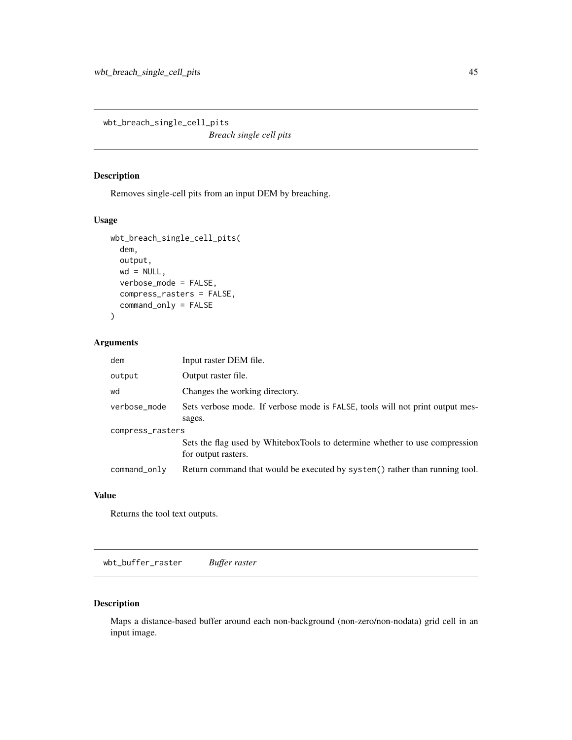## wbt_breach_single_cell_pits

*Breach single cell pits*

### Description

Removes single-cell pits from an input DEM by breaching.

### Usage

```
wbt_breach_single_cell_pits(
  dem,
  output,
  wd = NULL,
  verbose_mode = FALSE,
  compress_rasters = FALSE,
  command_only = FALSE
)
```

### Arguments

| Argument | Description |
| --- | --- |
| `dem` | Input raster DEM file. |
| `output` | Output raster file. |
| `wd` | Changes the working directory. |
| `verbose_mode` | Sets verbose mode. If verbose mode is `FALSE`, tools will not print output messages. |
| `compress_rasters` | Sets the flag used by WhiteboxTools to determine whether to use compression for output rasters. |
| `command_only` | Return command that would be executed by `system()` rather than running tool. |

### Value

Returns the tool text outputs.

## wbt_buffer_raster

*Buffer raster*

### Description

Maps a distance-based buffer around each non-background (non-zero/non-nodata) grid cell in an input image.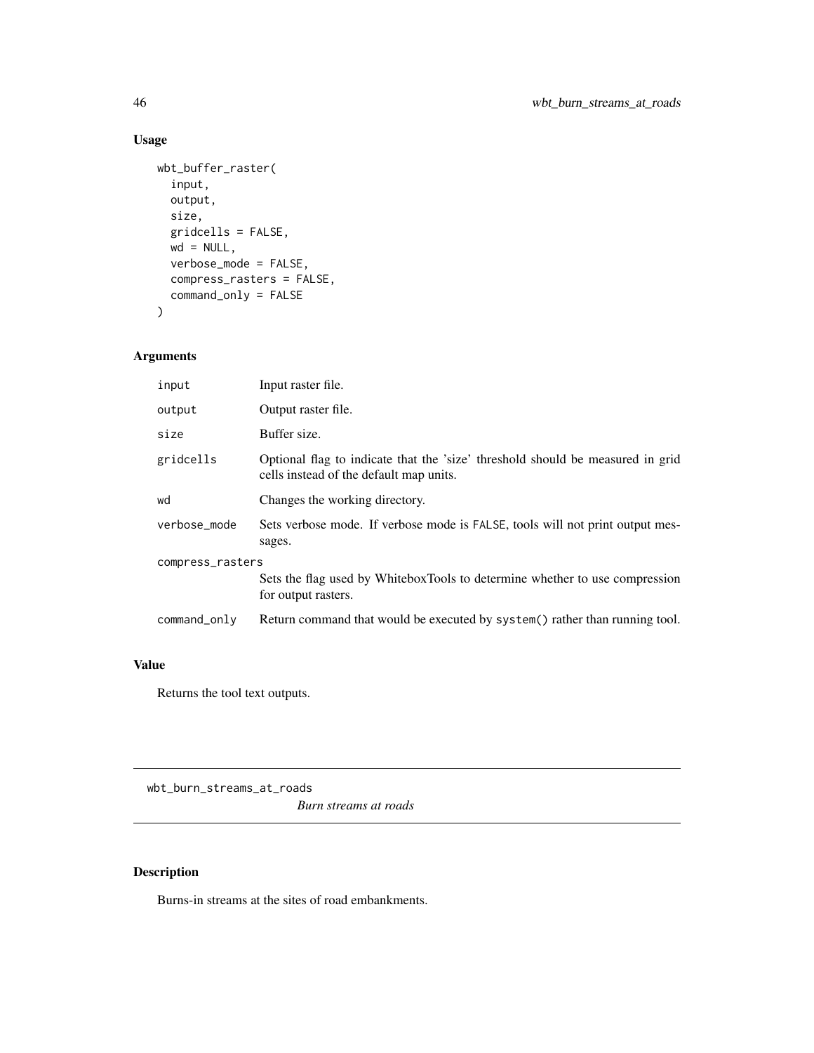## Usage

```
wbt_buffer_raster(
  input,
  output,
  size,
  gridcells = FALSE,
  wd = NULL,
  verbose_mode = FALSE,
  compress_rasters = FALSE,
  command_only = FALSE
)
```

## Arguments

| | |
|---|---|
| `input` | Input raster file. |
| `output` | Output raster file. |
| `size` | Buffer size. |
| `gridcells` | Optional flag to indicate that the 'size' threshold should be measured in grid cells instead of the default map units. |
| `wd` | Changes the working directory. |
| `verbose_mode` | Sets verbose mode. If verbose mode is `FALSE`, tools will not print output messages. |
| `compress_rasters` | Sets the flag used by WhiteboxTools to determine whether to use compression for output rasters. |
| `command_only` | Return command that would be executed by `system()` rather than running tool. |

## Value

Returns the tool text outputs.

---

# wbt_burn_streams_at_roads

*Burn streams at roads*

## Description

Burns-in streams at the sites of road embankments.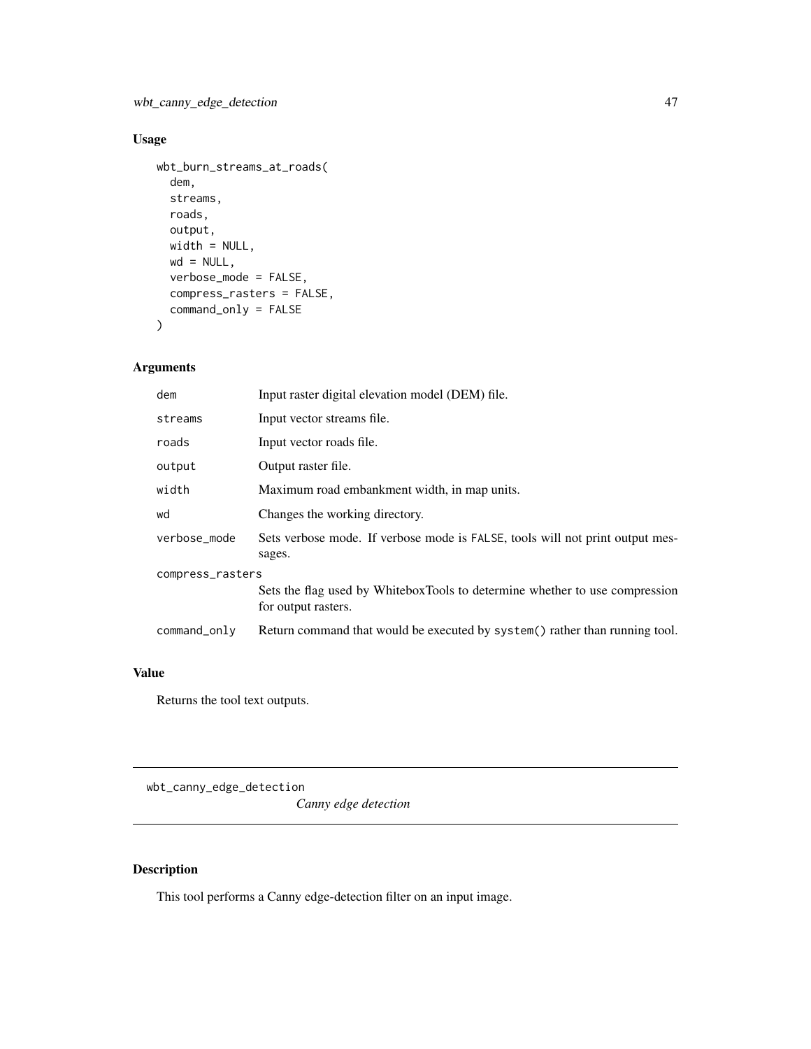## Usage

```
wbt_burn_streams_at_roads(
  dem,
  streams,
  roads,
  output,
  width = NULL,
  wd = NULL,
  verbose_mode = FALSE,
  compress_rasters = FALSE,
  command_only = FALSE
)
```

## Arguments

| | |
|---|---|
| dem | Input raster digital elevation model (DEM) file. |
| streams | Input vector streams file. |
| roads | Input vector roads file. |
| output | Output raster file. |
| width | Maximum road embankment width, in map units. |
| wd | Changes the working directory. |
| verbose_mode | Sets verbose mode. If verbose mode is FALSE, tools will not print output messages. |
| compress_rasters | Sets the flag used by WhiteboxTools to determine whether to use compression for output rasters. |
| command_only | Return command that would be executed by system() rather than running tool. |

## Value

Returns the tool text outputs.

---

# wbt_canny_edge_detection

*Canny edge detection*

## Description

This tool performs a Canny edge-detection filter on an input image.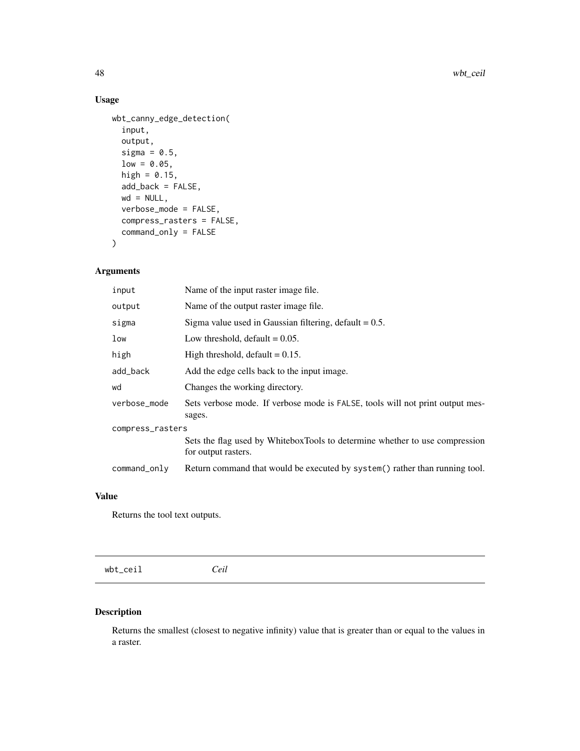## Usage

```
wbt_canny_edge_detection(
  input,
  output,
  sigma = 0.5,
  low = 0.05,
  high = 0.15,
  add_back = FALSE,
  wd = NULL,
  verbose_mode = FALSE,
  compress_rasters = FALSE,
  command_only = FALSE
)
```

## Arguments

| | |
|---|---|
| input | Name of the input raster image file. |
| output | Name of the output raster image file. |
| sigma | Sigma value used in Gaussian filtering, default = 0.5. |
| low | Low threshold, default = 0.05. |
| high | High threshold, default = 0.15. |
| add_back | Add the edge cells back to the input image. |
| wd | Changes the working directory. |
| verbose_mode | Sets verbose mode. If verbose mode is FALSE, tools will not print output messages. |
| compress_rasters | Sets the flag used by WhiteboxTools to determine whether to use compression for output rasters. |
| command_only | Return command that would be executed by system() rather than running tool. |

## Value

Returns the tool text outputs.

---

# wbt_ceil *Ceil*

## Description

Returns the smallest (closest to negative infinity) value that is greater than or equal to the values in a raster.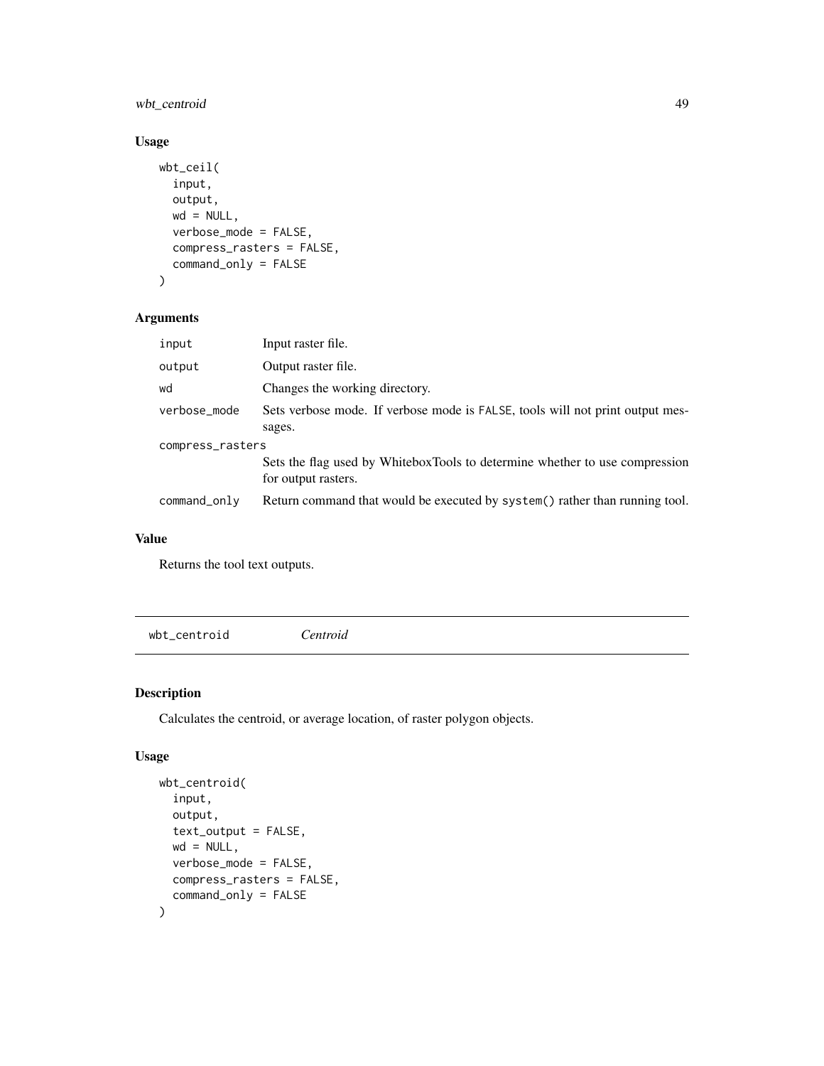## Usage

```
wbt_ceil(
  input,
  output,
  wd = NULL,
  verbose_mode = FALSE,
  compress_rasters = FALSE,
  command_only = FALSE
)
```

## Arguments

| | |
|---|---|
| input | Input raster file. |
| output | Output raster file. |
| wd | Changes the working directory. |
| verbose_mode | Sets verbose mode. If verbose mode is FALSE, tools will not print output messages. |
| compress_rasters | Sets the flag used by WhiteboxTools to determine whether to use compression for output rasters. |
| command_only | Return command that would be executed by system() rather than running tool. |

## Value

Returns the tool text outputs.

---

# wbt_centroid *Centroid*

## Description

Calculates the centroid, or average location, of raster polygon objects.

## Usage

```
wbt_centroid(
  input,
  output,
  text_output = FALSE,
  wd = NULL,
  verbose_mode = FALSE,
  compress_rasters = FALSE,
  command_only = FALSE
)
```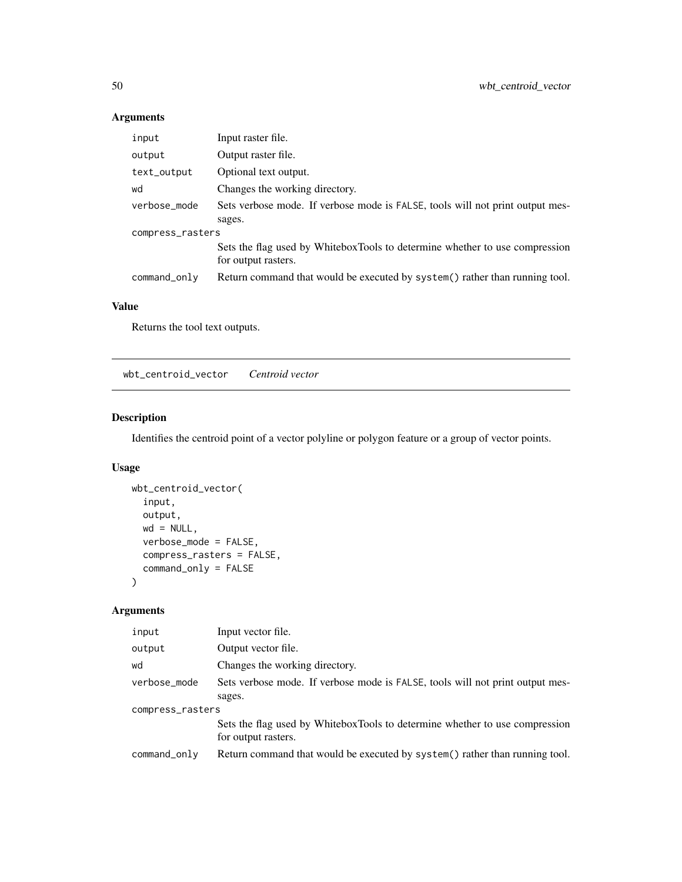## Arguments

| | |
|---|---|
| input | Input raster file. |
| output | Output raster file. |
| text_output | Optional text output. |
| wd | Changes the working directory. |
| verbose_mode | Sets verbose mode. If verbose mode is FALSE, tools will not print output messages. |
| compress_rasters | Sets the flag used by WhiteboxTools to determine whether to use compression for output rasters. |
| command_only | Return command that would be executed by system() rather than running tool. |

## Value

Returns the tool text outputs.

---

# wbt_centroid_vector *Centroid vector*

## Description

Identifies the centroid point of a vector polyline or polygon feature or a group of vector points.

## Usage

```
wbt_centroid_vector(
  input,
  output,
  wd = NULL,
  verbose_mode = FALSE,
  compress_rasters = FALSE,
  command_only = FALSE
)
```

## Arguments

| | |
|---|---|
| input | Input vector file. |
| output | Output vector file. |
| wd | Changes the working directory. |
| verbose_mode | Sets verbose mode. If verbose mode is FALSE, tools will not print output messages. |
| compress_rasters | Sets the flag used by WhiteboxTools to determine whether to use compression for output rasters. |
| command_only | Return command that would be executed by system() rather than running tool. |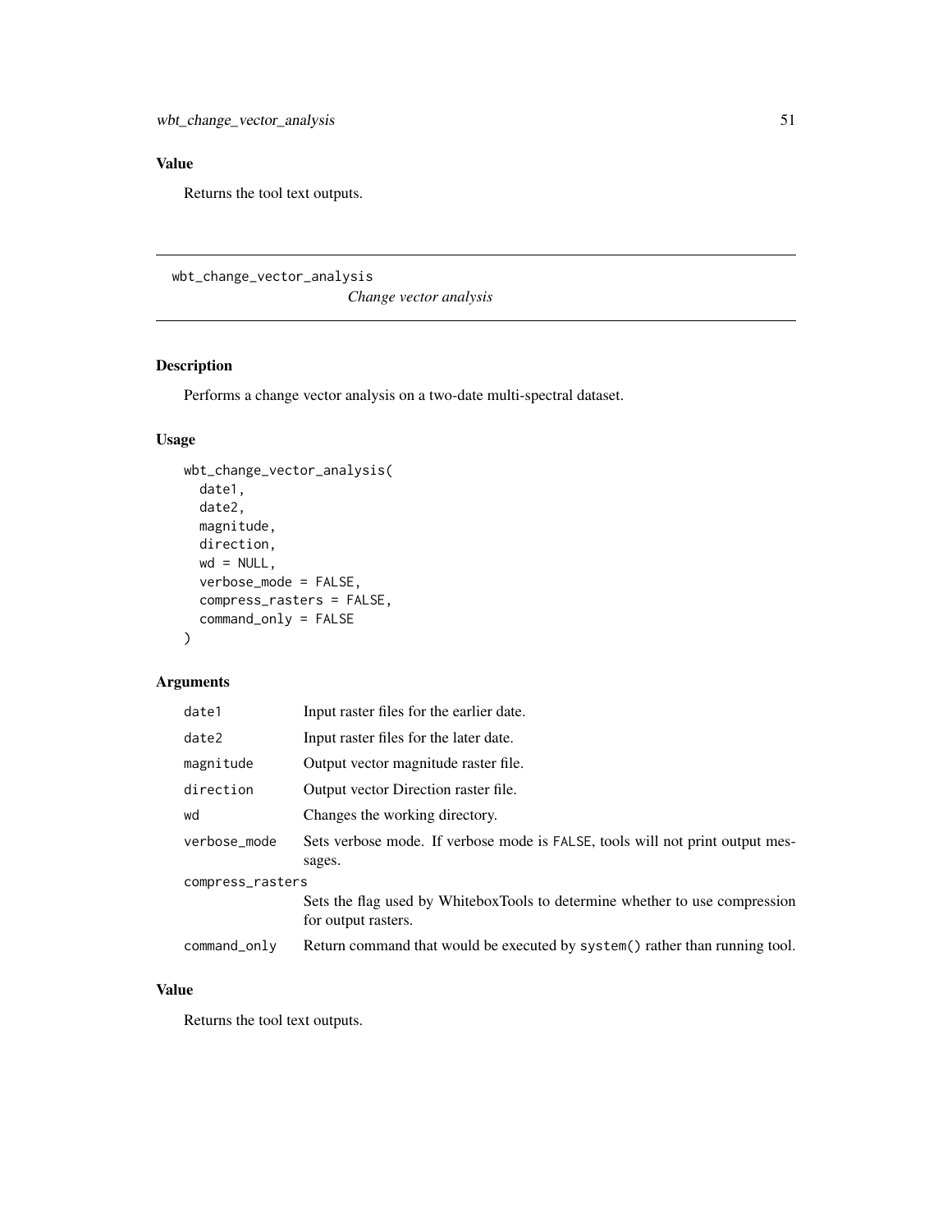## Value

Returns the tool text outputs.

---

# wbt_change_vector_analysis

*Change vector analysis*

---

## Description

Performs a change vector analysis on a two-date multi-spectral dataset.

## Usage

```
wbt_change_vector_analysis(
  date1,
  date2,
  magnitude,
  direction,
  wd = NULL,
  verbose_mode = FALSE,
  compress_rasters = FALSE,
  command_only = FALSE
)
```

## Arguments

| | |
|---|---|
| `date1` | Input raster files for the earlier date. |
| `date2` | Input raster files for the later date. |
| `magnitude` | Output vector magnitude raster file. |
| `direction` | Output vector Direction raster file. |
| `wd` | Changes the working directory. |
| `verbose_mode` | Sets verbose mode. If verbose mode is `FALSE`, tools will not print output messages. |
| `compress_rasters` | Sets the flag used by WhiteboxTools to determine whether to use compression for output rasters. |
| `command_only` | Return command that would be executed by `system()` rather than running tool. |

## Value

Returns the tool text outputs.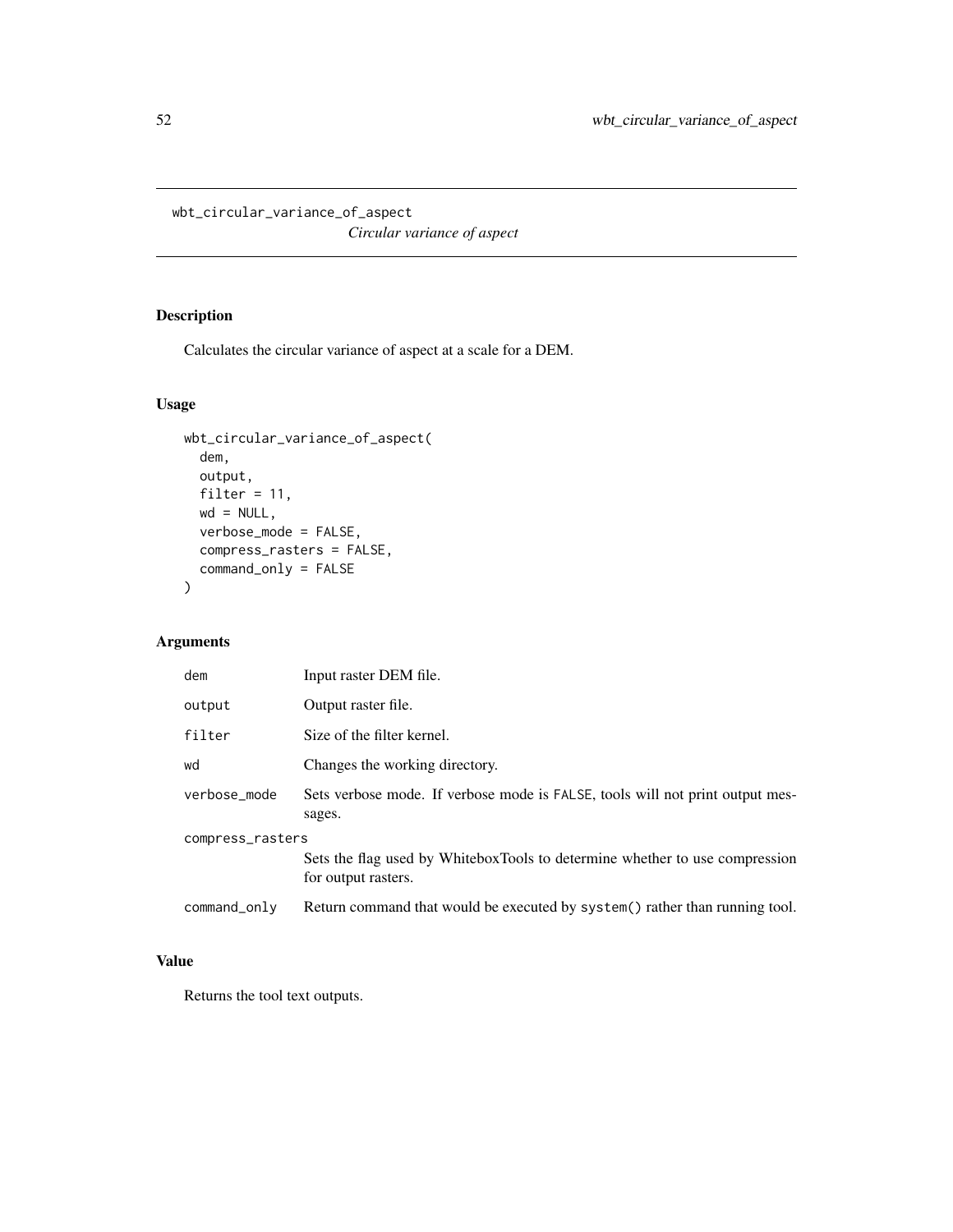## wbt_circular_variance_of_aspect

*Circular variance of aspect*

### Description

Calculates the circular variance of aspect at a scale for a DEM.

### Usage

```
wbt_circular_variance_of_aspect(
  dem,
  output,
  filter = 11,
  wd = NULL,
  verbose_mode = FALSE,
  compress_rasters = FALSE,
  command_only = FALSE
)
```

### Arguments

| | |
|---|---|
| dem | Input raster DEM file. |
| output | Output raster file. |
| filter | Size of the filter kernel. |
| wd | Changes the working directory. |
| verbose_mode | Sets verbose mode. If verbose mode is FALSE, tools will not print output messages. |
| compress_rasters | Sets the flag used by WhiteboxTools to determine whether to use compression for output rasters. |
| command_only | Return command that would be executed by system() rather than running tool. |

### Value

Returns the tool text outputs.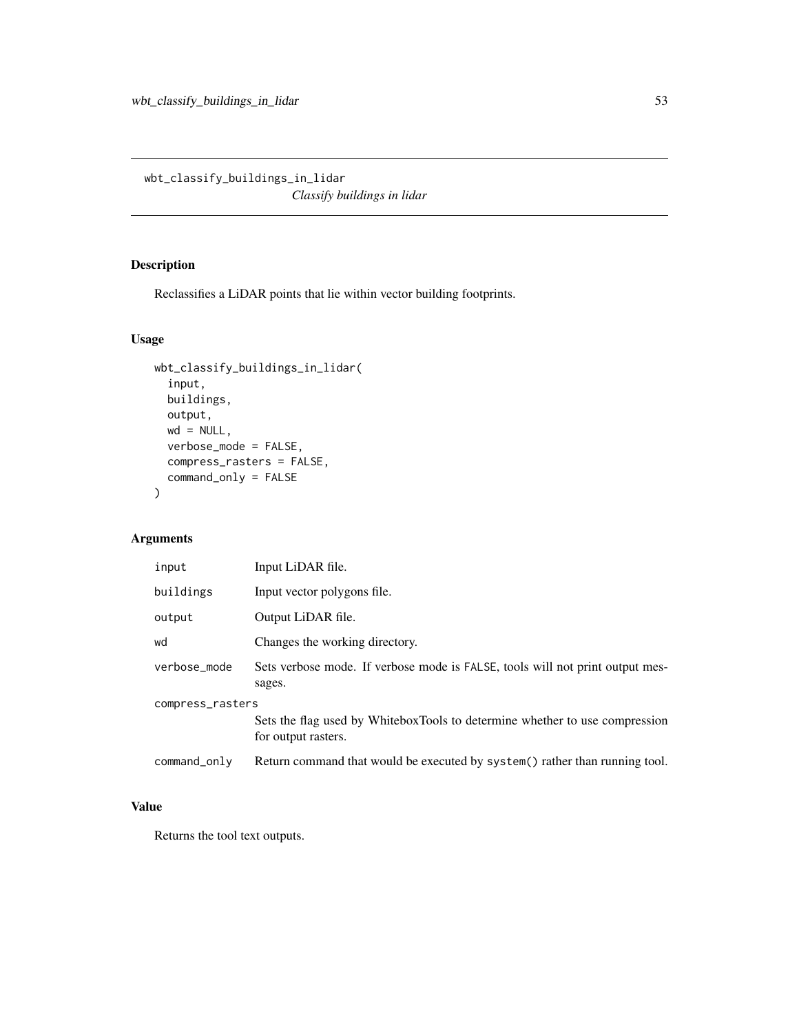## wbt_classify_buildings_in_lidar

*Classify buildings in lidar*

### Description

Reclassifies a LiDAR points that lie within vector building footprints.

### Usage

```
wbt_classify_buildings_in_lidar(
  input,
  buildings,
  output,
  wd = NULL,
  verbose_mode = FALSE,
  compress_rasters = FALSE,
  command_only = FALSE
)
```

### Arguments

| Argument | Description |
|---|---|
| `input` | Input LiDAR file. |
| `buildings` | Input vector polygons file. |
| `output` | Output LiDAR file. |
| `wd` | Changes the working directory. |
| `verbose_mode` | Sets verbose mode. If verbose mode is `FALSE`, tools will not print output messages. |
| `compress_rasters` | Sets the flag used by WhiteboxTools to determine whether to use compression for output rasters. |
| `command_only` | Return command that would be executed by `system()` rather than running tool. |

### Value

Returns the tool text outputs.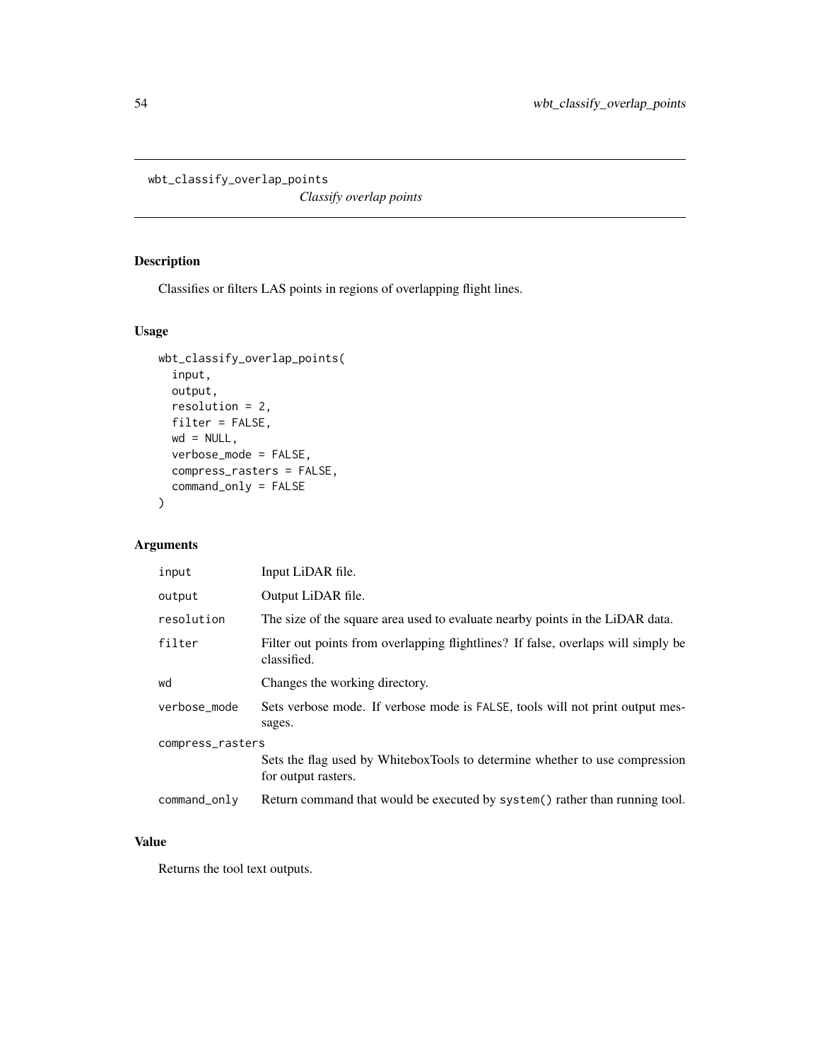## wbt_classify_overlap_points

*Classify overlap points*

### Description

Classifies or filters LAS points in regions of overlapping flight lines.

### Usage

```
wbt_classify_overlap_points(
  input,
  output,
  resolution = 2,
  filter = FALSE,
  wd = NULL,
  verbose_mode = FALSE,
  compress_rasters = FALSE,
  command_only = FALSE
)
```

### Arguments

| | |
|---|---|
| `input` | Input LiDAR file. |
| `output` | Output LiDAR file. |
| `resolution` | The size of the square area used to evaluate nearby points in the LiDAR data. |
| `filter` | Filter out points from overlapping flightlines? If false, overlaps will simply be classified. |
| `wd` | Changes the working directory. |
| `verbose_mode` | Sets verbose mode. If verbose mode is `FALSE`, tools will not print output messages. |
| `compress_rasters` | Sets the flag used by WhiteboxTools to determine whether to use compression for output rasters. |
| `command_only` | Return command that would be executed by `system()` rather than running tool. |

### Value

Returns the tool text outputs.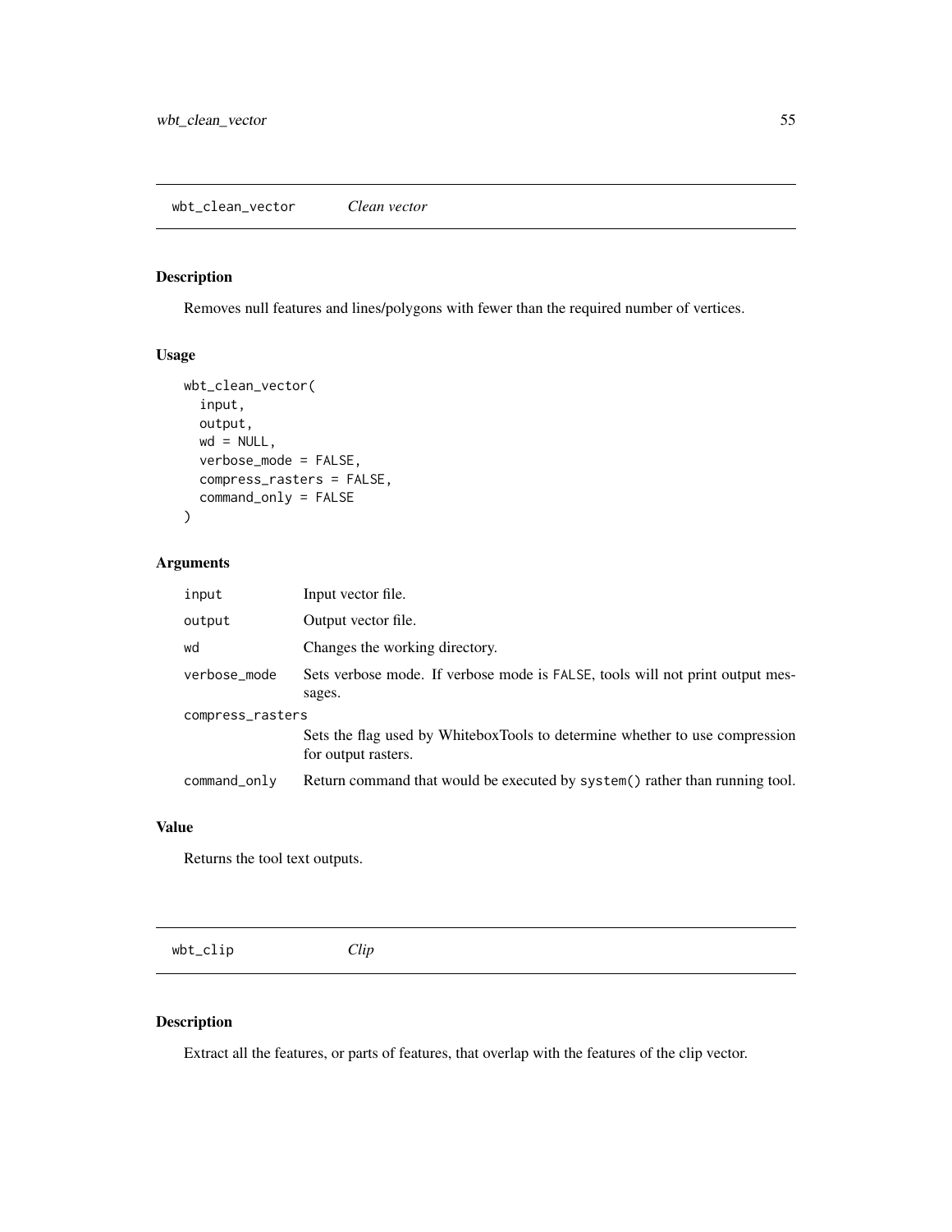## wbt_clean_vector *Clean vector*

### Description

Removes null features and lines/polygons with fewer than the required number of vertices.

### Usage

```
wbt_clean_vector(
  input,
  output,
  wd = NULL,
  verbose_mode = FALSE,
  compress_rasters = FALSE,
  command_only = FALSE
)
```

### Arguments

| | |
|---|---|
| input | Input vector file. |
| output | Output vector file. |
| wd | Changes the working directory. |
| verbose_mode | Sets verbose mode. If verbose mode is FALSE, tools will not print output messages. |
| compress_rasters | Sets the flag used by WhiteboxTools to determine whether to use compression for output rasters. |
| command_only | Return command that would be executed by system() rather than running tool. |

### Value

Returns the tool text outputs.

## wbt_clip *Clip*

### Description

Extract all the features, or parts of features, that overlap with the features of the clip vector.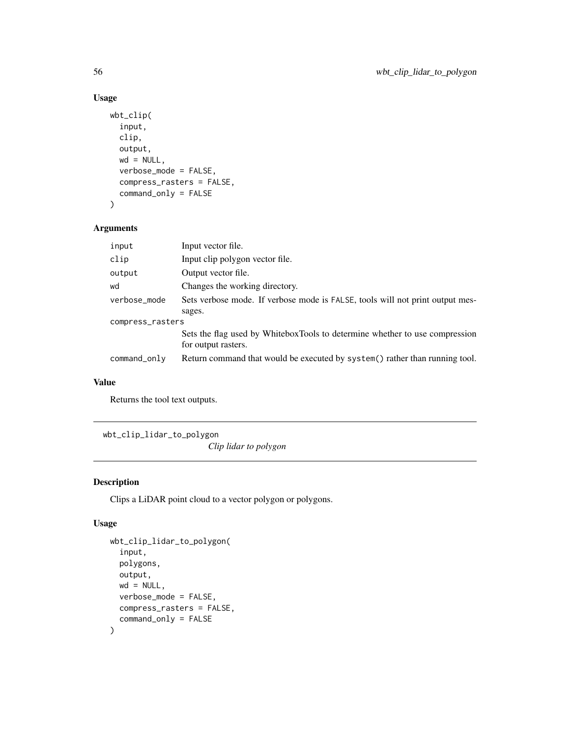## Usage

```
wbt_clip(
  input,
  clip,
  output,
  wd = NULL,
  verbose_mode = FALSE,
  compress_rasters = FALSE,
  command_only = FALSE
)
```

## Arguments

| | |
|---|---|
| input | Input vector file. |
| clip | Input clip polygon vector file. |
| output | Output vector file. |
| wd | Changes the working directory. |
| verbose_mode | Sets verbose mode. If verbose mode is FALSE, tools will not print output messages. |
| compress_rasters | Sets the flag used by WhiteboxTools to determine whether to use compression for output rasters. |
| command_only | Return command that would be executed by system() rather than running tool. |

## Value

Returns the tool text outputs.

---

# wbt_clip_lidar_to_polygon

*Clip lidar to polygon*

---

## Description

Clips a LiDAR point cloud to a vector polygon or polygons.

## Usage

```
wbt_clip_lidar_to_polygon(
  input,
  polygons,
  output,
  wd = NULL,
  verbose_mode = FALSE,
  compress_rasters = FALSE,
  command_only = FALSE
)
```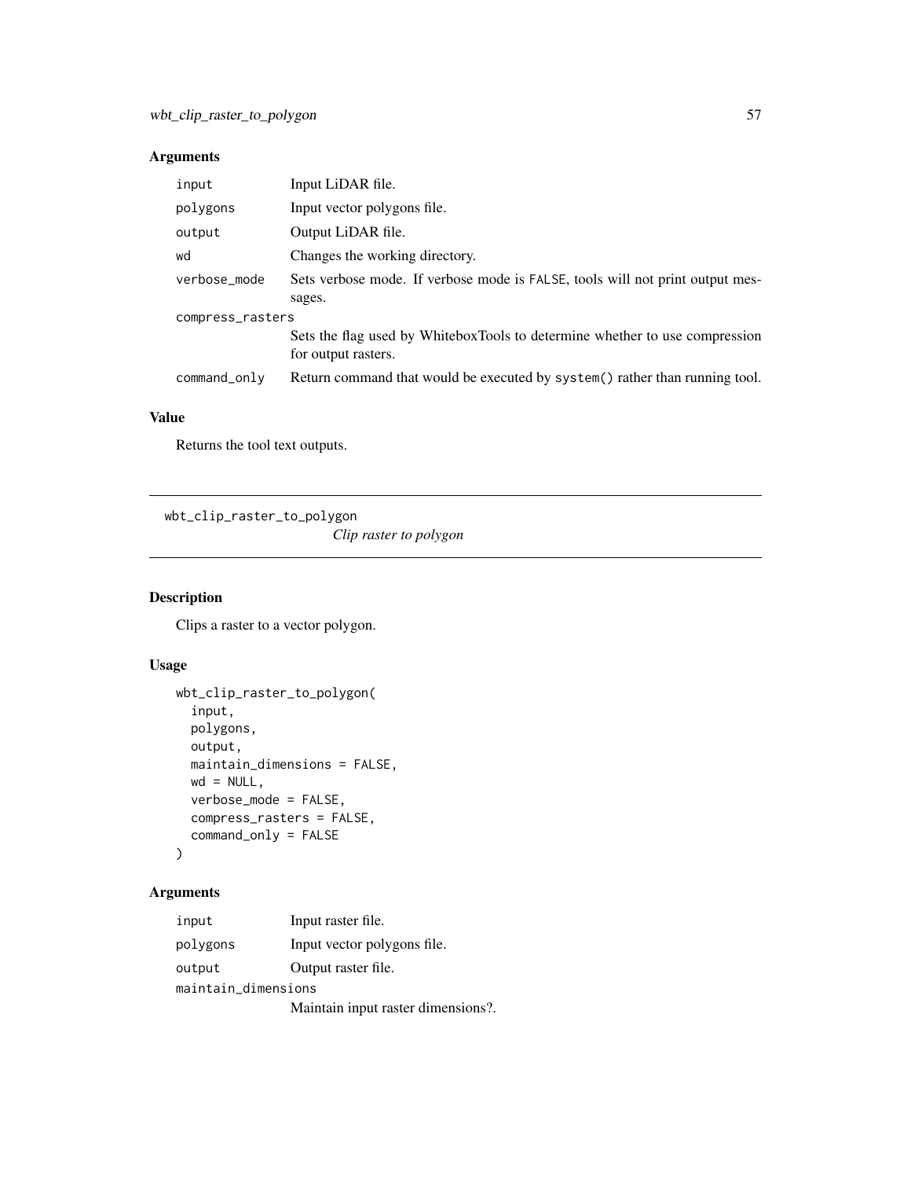## Arguments

| | |
|---|---|
| input | Input LiDAR file. |
| polygons | Input vector polygons file. |
| output | Output LiDAR file. |
| wd | Changes the working directory. |
| verbose_mode | Sets verbose mode. If verbose mode is FALSE, tools will not print output messages. |
| compress_rasters | Sets the flag used by WhiteboxTools to determine whether to use compression for output rasters. |
| command_only | Return command that would be executed by system() rather than running tool. |

## Value

Returns the tool text outputs.

---

# wbt_clip_raster_to_polygon

*Clip raster to polygon*

---

## Description

Clips a raster to a vector polygon.

## Usage

```
wbt_clip_raster_to_polygon(
  input,
  polygons,
  output,
  maintain_dimensions = FALSE,
  wd = NULL,
  verbose_mode = FALSE,
  compress_rasters = FALSE,
  command_only = FALSE
)
```

## Arguments

| | |
|---|---|
| input | Input raster file. |
| polygons | Input vector polygons file. |
| output | Output raster file. |
| maintain_dimensions | Maintain input raster dimensions?. |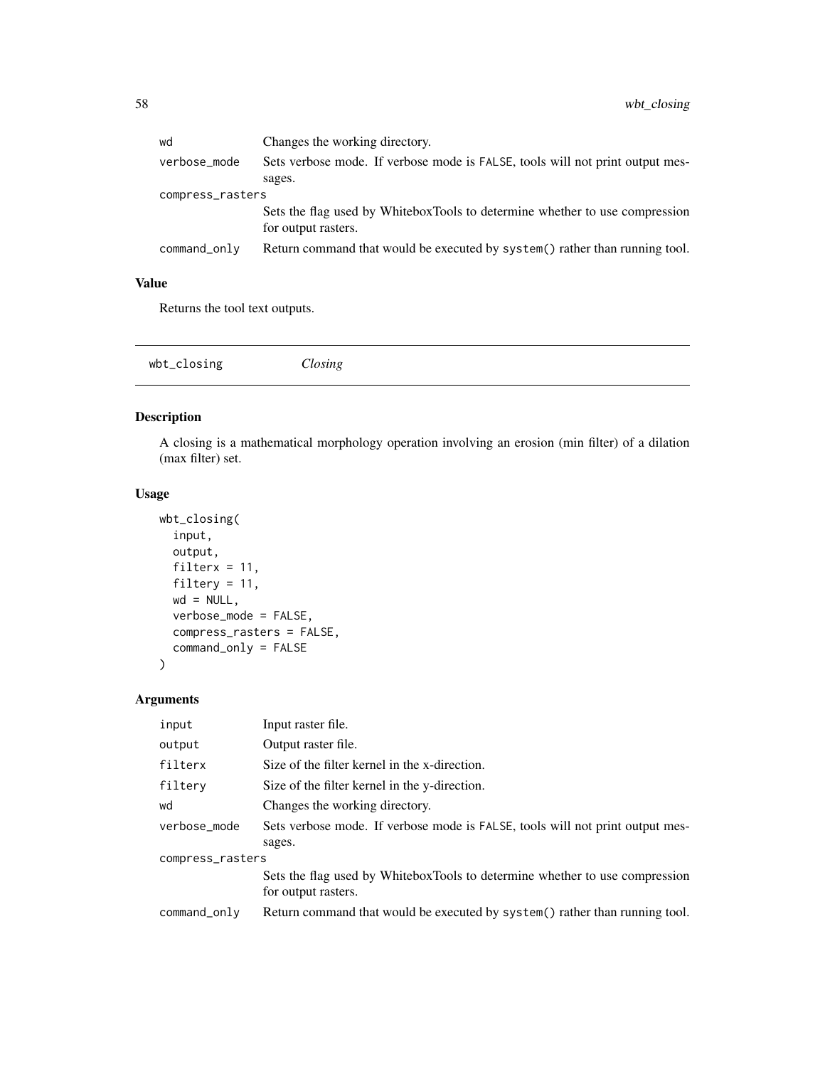| | |
|---|---|
| wd | Changes the working directory. |
| verbose_mode | Sets verbose mode. If verbose mode is FALSE, tools will not print output messages. |
| compress_rasters | Sets the flag used by WhiteboxTools to determine whether to use compression for output rasters. |
| command_only | Return command that would be executed by system() rather than running tool. |

## Value

Returns the tool text outputs.

---

# wbt_closing    *Closing*

---

## Description

A closing is a mathematical morphology operation involving an erosion (min filter) of a dilation (max filter) set.

## Usage

```
wbt_closing(
  input,
  output,
  filterx = 11,
  filtery = 11,
  wd = NULL,
  verbose_mode = FALSE,
  compress_rasters = FALSE,
  command_only = FALSE
)
```

## Arguments

| | |
|---|---|
| input | Input raster file. |
| output | Output raster file. |
| filterx | Size of the filter kernel in the x-direction. |
| filtery | Size of the filter kernel in the y-direction. |
| wd | Changes the working directory. |
| verbose_mode | Sets verbose mode. If verbose mode is FALSE, tools will not print output messages. |
| compress_rasters | Sets the flag used by WhiteboxTools to determine whether to use compression for output rasters. |
| command_only | Return command that would be executed by system() rather than running tool. |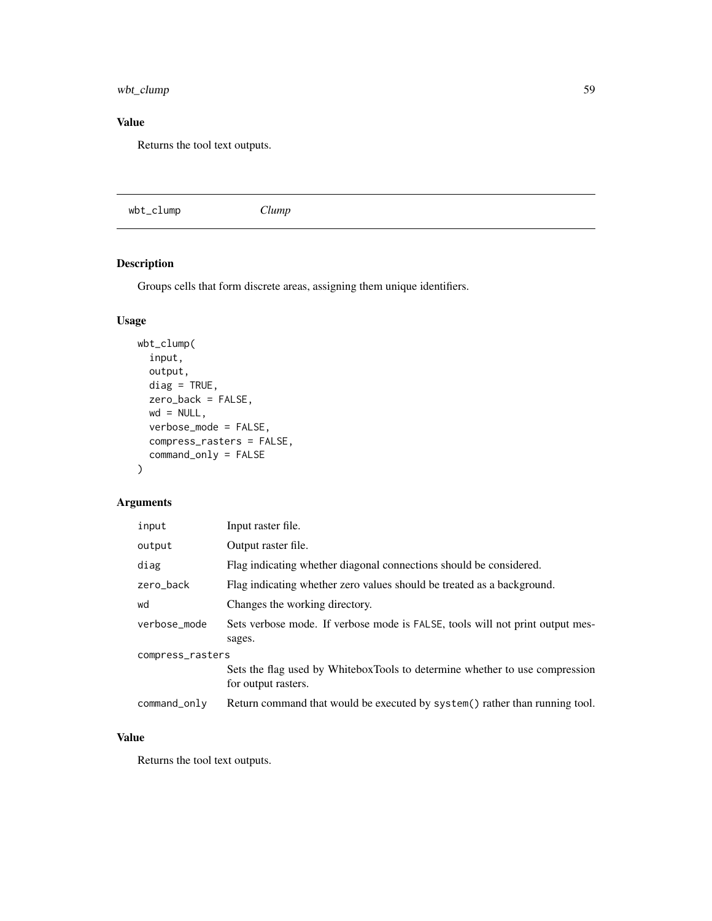## Value

Returns the tool text outputs.

---

# wbt_clump    *Clump*

---

## Description

Groups cells that form discrete areas, assigning them unique identifiers.

## Usage

```
wbt_clump(
  input,
  output,
  diag = TRUE,
  zero_back = FALSE,
  wd = NULL,
  verbose_mode = FALSE,
  compress_rasters = FALSE,
  command_only = FALSE
)
```

## Arguments

| | |
|---|---|
| input | Input raster file. |
| output | Output raster file. |
| diag | Flag indicating whether diagonal connections should be considered. |
| zero_back | Flag indicating whether zero values should be treated as a background. |
| wd | Changes the working directory. |
| verbose_mode | Sets verbose mode. If verbose mode is FALSE, tools will not print output messages. |
| compress_rasters | Sets the flag used by WhiteboxTools to determine whether to use compression for output rasters. |
| command_only | Return command that would be executed by system() rather than running tool. |

## Value

Returns the tool text outputs.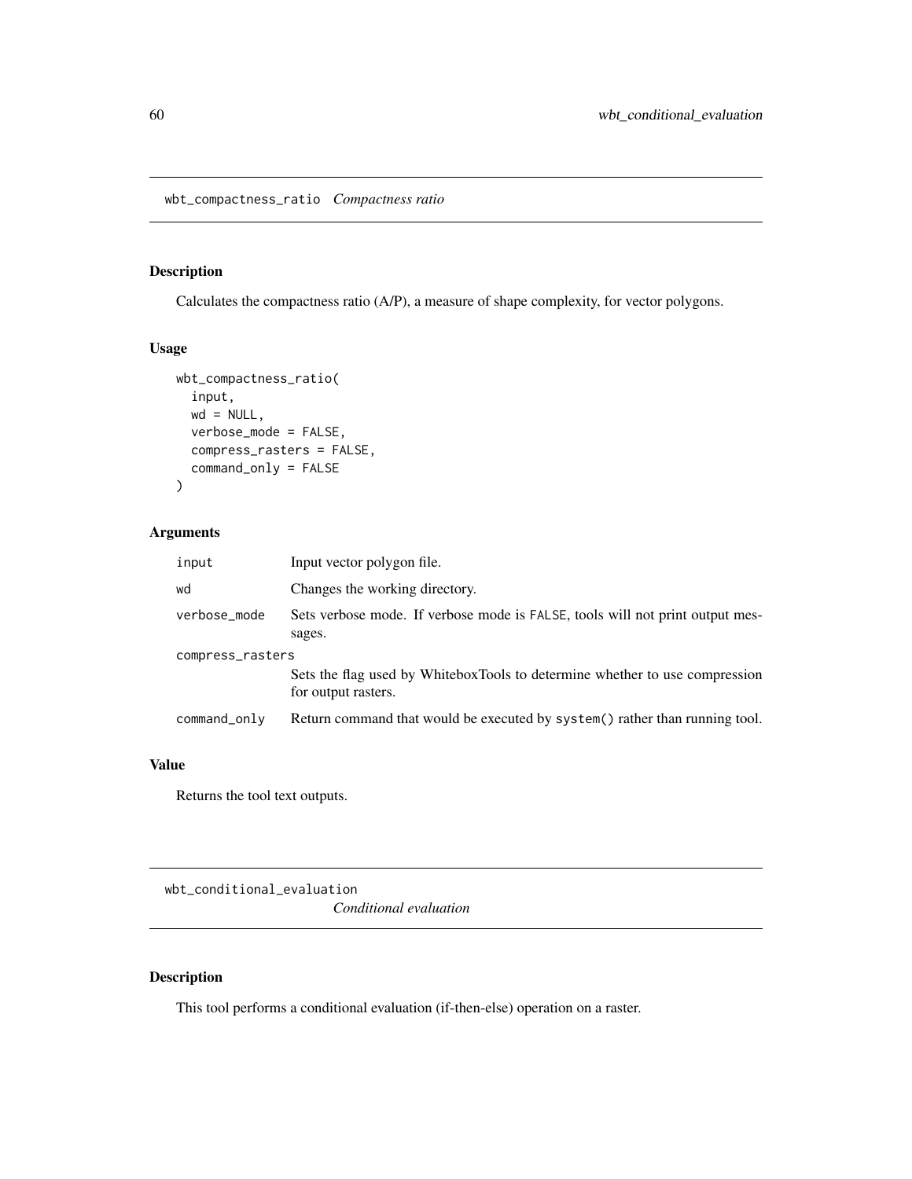## wbt_compactness_ratio *Compactness ratio*

### Description

Calculates the compactness ratio (A/P), a measure of shape complexity, for vector polygons.

### Usage

```
wbt_compactness_ratio(
  input,
  wd = NULL,
  verbose_mode = FALSE,
  compress_rasters = FALSE,
  command_only = FALSE
)
```

### Arguments

| Argument | Description |
|---|---|
| input | Input vector polygon file. |
| wd | Changes the working directory. |
| verbose_mode | Sets verbose mode. If verbose mode is FALSE, tools will not print output messages. |
| compress_rasters | Sets the flag used by WhiteboxTools to determine whether to use compression for output rasters. |
| command_only | Return command that would be executed by system() rather than running tool. |

### Value

Returns the tool text outputs.

## wbt_conditional_evaluation *Conditional evaluation*

### Description

This tool performs a conditional evaluation (if-then-else) operation on a raster.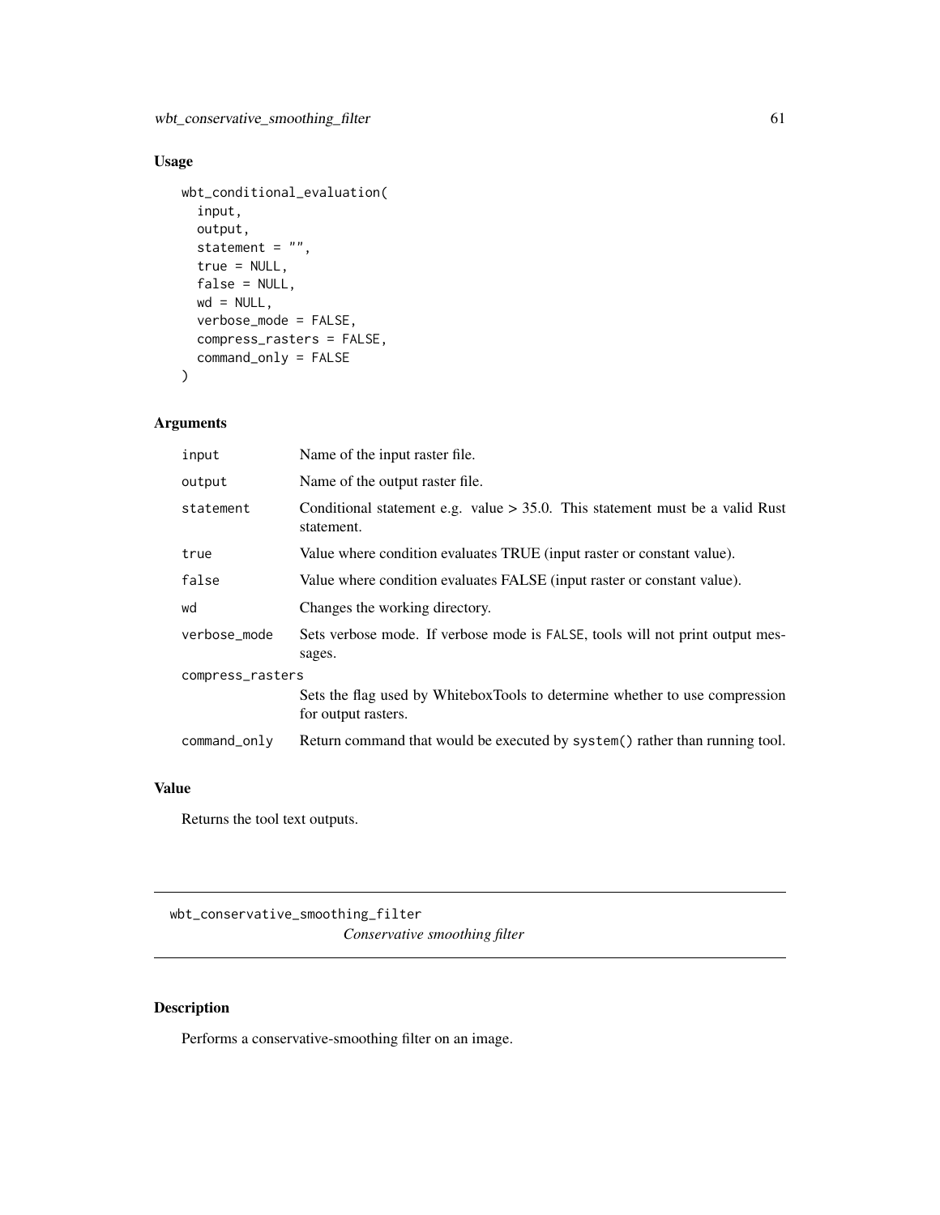## Usage

```
wbt_conditional_evaluation(
  input,
  output,
  statement = "",
  true = NULL,
  false = NULL,
  wd = NULL,
  verbose_mode = FALSE,
  compress_rasters = FALSE,
  command_only = FALSE
)
```

## Arguments

| | |
|---|---|
| input | Name of the input raster file. |
| output | Name of the output raster file. |
| statement | Conditional statement e.g. value > 35.0. This statement must be a valid Rust statement. |
| true | Value where condition evaluates TRUE (input raster or constant value). |
| false | Value where condition evaluates FALSE (input raster or constant value). |
| wd | Changes the working directory. |
| verbose_mode | Sets verbose mode. If verbose mode is FALSE, tools will not print output messages. |
| compress_rasters | Sets the flag used by WhiteboxTools to determine whether to use compression for output rasters. |
| command_only | Return command that would be executed by system() rather than running tool. |

## Value

Returns the tool text outputs.

---

# wbt_conservative_smoothing_filter

*Conservative smoothing filter*

---

## Description

Performs a conservative-smoothing filter on an image.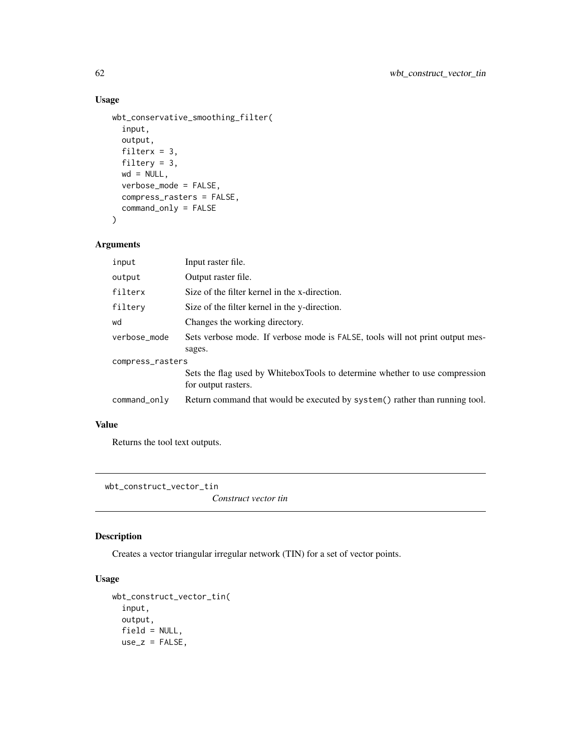## Usage

```
wbt_conservative_smoothing_filter(
  input,
  output,
  filterx = 3,
  filtery = 3,
  wd = NULL,
  verbose_mode = FALSE,
  compress_rasters = FALSE,
  command_only = FALSE
)
```

## Arguments

| | |
|---|---|
| input | Input raster file. |
| output | Output raster file. |
| filterx | Size of the filter kernel in the x-direction. |
| filtery | Size of the filter kernel in the y-direction. |
| wd | Changes the working directory. |
| verbose_mode | Sets verbose mode. If verbose mode is FALSE, tools will not print output messages. |
| compress_rasters | Sets the flag used by WhiteboxTools to determine whether to use compression for output rasters. |
| command_only | Return command that would be executed by system() rather than running tool. |

## Value

Returns the tool text outputs.

---

# wbt_construct_vector_tin

*Construct vector tin*

---

## Description

Creates a vector triangular irregular network (TIN) for a set of vector points.

## Usage

```
wbt_construct_vector_tin(
  input,
  output,
  field = NULL,
  use_z = FALSE,
```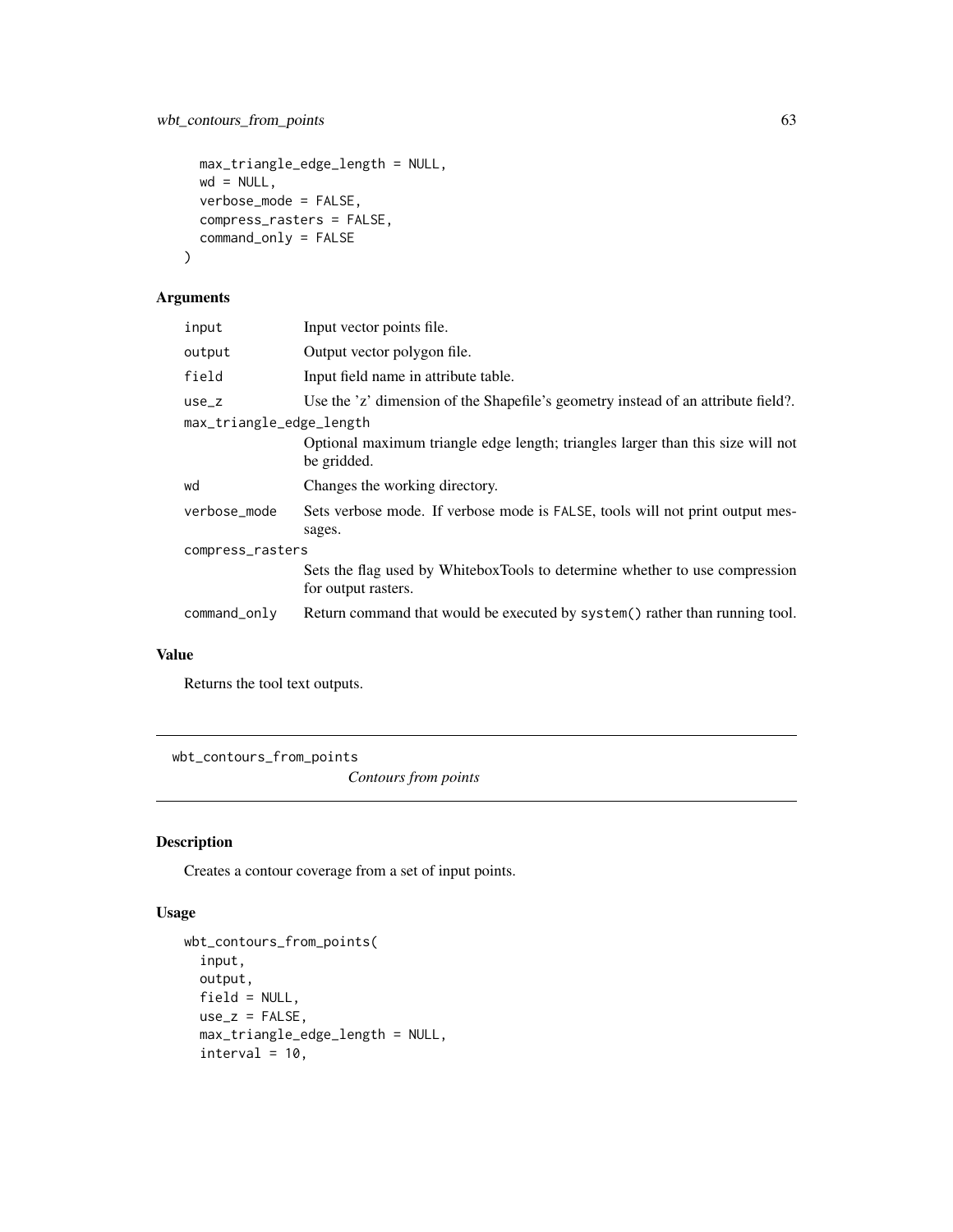```
  max_triangle_edge_length = NULL,
  wd = NULL,
  verbose_mode = FALSE,
  compress_rasters = FALSE,
  command_only = FALSE
)
```

## Arguments

| | |
|---|---|
| input | Input vector points file. |
| output | Output vector polygon file. |
| field | Input field name in attribute table. |
| use_z | Use the 'z' dimension of the Shapefile's geometry instead of an attribute field?. |
| max_triangle_edge_length | Optional maximum triangle edge length; triangles larger than this size will not be gridded. |
| wd | Changes the working directory. |
| verbose_mode | Sets verbose mode. If verbose mode is FALSE, tools will not print output messages. |
| compress_rasters | Sets the flag used by WhiteboxTools to determine whether to use compression for output rasters. |
| command_only | Return command that would be executed by system() rather than running tool. |

## Value

Returns the tool text outputs.

---

# wbt_contours_from_points

*Contours from points*

## Description

Creates a contour coverage from a set of input points.

## Usage

```
wbt_contours_from_points(
  input,
  output,
  field = NULL,
  use_z = FALSE,
  max_triangle_edge_length = NULL,
  interval = 10,
```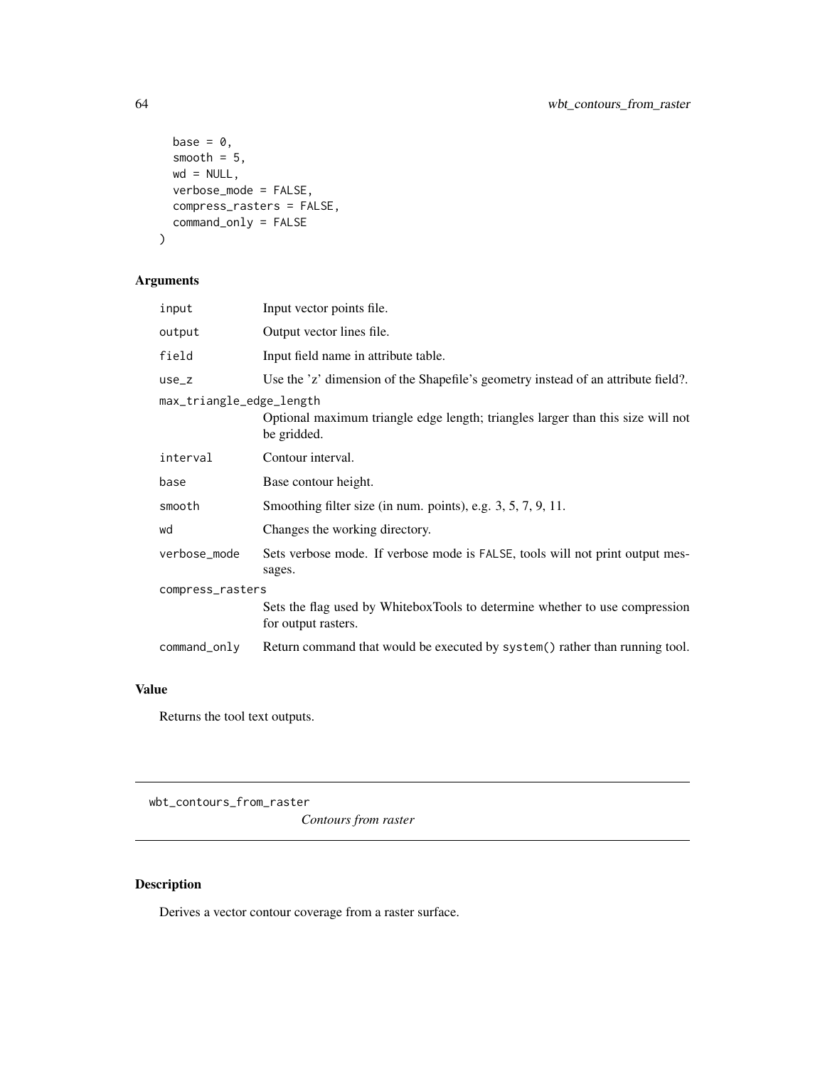```
  base = 0,
  smooth = 5,
  wd = NULL,
  verbose_mode = FALSE,
  compress_rasters = FALSE,
  command_only = FALSE
)
```

## Arguments

| | |
|---|---|
| `input` | Input vector points file. |
| `output` | Output vector lines file. |
| `field` | Input field name in attribute table. |
| `use_z` | Use the 'z' dimension of the Shapefile's geometry instead of an attribute field?. |
| `max_triangle_edge_length` | Optional maximum triangle edge length; triangles larger than this size will not be gridded. |
| `interval` | Contour interval. |
| `base` | Base contour height. |
| `smooth` | Smoothing filter size (in num. points), e.g. 3, 5, 7, 9, 11. |
| `wd` | Changes the working directory. |
| `verbose_mode` | Sets verbose mode. If verbose mode is `FALSE`, tools will not print output messages. |
| `compress_rasters` | Sets the flag used by WhiteboxTools to determine whether to use compression for output rasters. |
| `command_only` | Return command that would be executed by `system()` rather than running tool. |

## Value

Returns the tool text outputs.

---

# wbt_contours_from_raster

*Contours from raster*

---

## Description

Derives a vector contour coverage from a raster surface.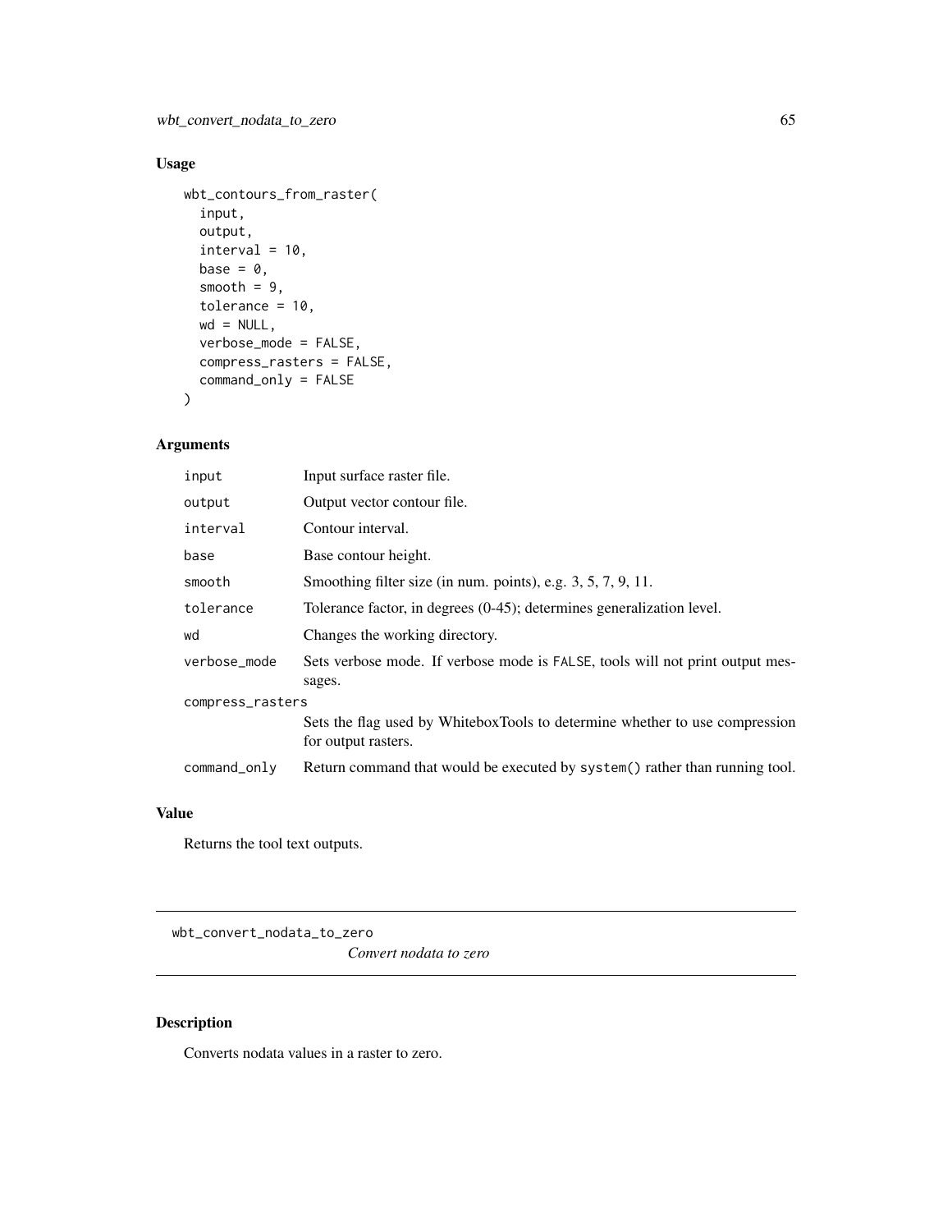## Usage

```
wbt_contours_from_raster(
  input,
  output,
  interval = 10,
  base = 0,
  smooth = 9,
  tolerance = 10,
  wd = NULL,
  verbose_mode = FALSE,
  compress_rasters = FALSE,
  command_only = FALSE
)
```

## Arguments

| | |
|---|---|
| input | Input surface raster file. |
| output | Output vector contour file. |
| interval | Contour interval. |
| base | Base contour height. |
| smooth | Smoothing filter size (in num. points), e.g. 3, 5, 7, 9, 11. |
| tolerance | Tolerance factor, in degrees (0-45); determines generalization level. |
| wd | Changes the working directory. |
| verbose_mode | Sets verbose mode. If verbose mode is FALSE, tools will not print output messages. |
| compress_rasters | Sets the flag used by WhiteboxTools to determine whether to use compression for output rasters. |
| command_only | Return command that would be executed by system() rather than running tool. |

## Value

Returns the tool text outputs.

---

# wbt_convert_nodata_to_zero

*Convert nodata to zero*

---

## Description

Converts nodata values in a raster to zero.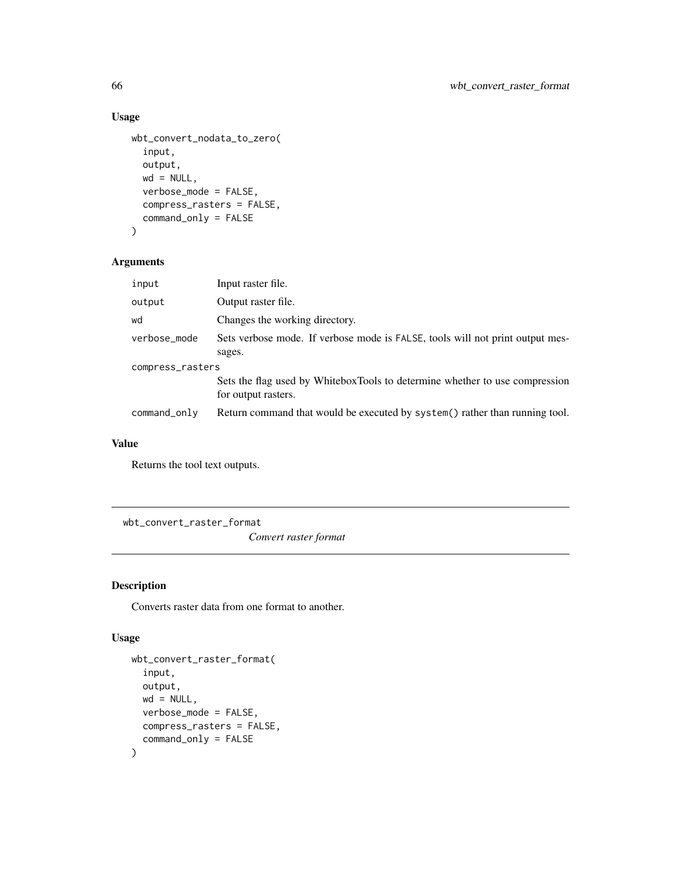### Usage

```
wbt_convert_nodata_to_zero(
  input,
  output,
  wd = NULL,
  verbose_mode = FALSE,
  compress_rasters = FALSE,
  command_only = FALSE
)
```

### Arguments

| | |
|---|---|
| `input` | Input raster file. |
| `output` | Output raster file. |
| `wd` | Changes the working directory. |
| `verbose_mode` | Sets verbose mode. If verbose mode is `FALSE`, tools will not print output messages. |
| `compress_rasters` | Sets the flag used by WhiteboxTools to determine whether to use compression for output rasters. |
| `command_only` | Return command that would be executed by `system()` rather than running tool. |

### Value

Returns the tool text outputs.

---

## wbt_convert_raster_format

*Convert raster format*

---

### Description

Converts raster data from one format to another.

### Usage

```
wbt_convert_raster_format(
  input,
  output,
  wd = NULL,
  verbose_mode = FALSE,
  compress_rasters = FALSE,
  command_only = FALSE
)
```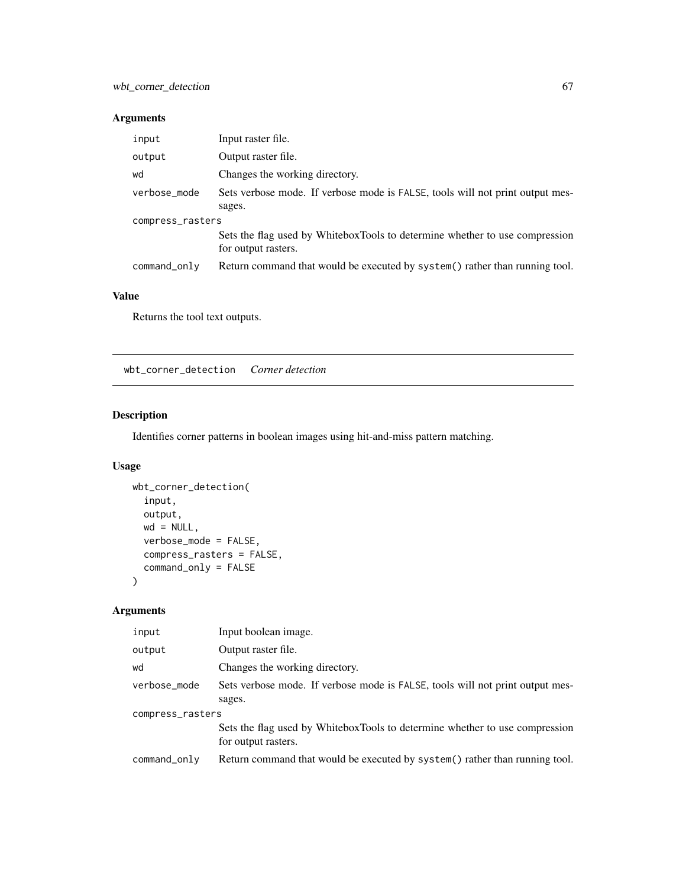## Arguments

| | |
|---|---|
| input | Input raster file. |
| output | Output raster file. |
| wd | Changes the working directory. |
| verbose_mode | Sets verbose mode. If verbose mode is FALSE, tools will not print output messages. |
| compress_rasters | Sets the flag used by WhiteboxTools to determine whether to use compression for output rasters. |
| command_only | Return command that would be executed by system() rather than running tool. |

## Value

Returns the tool text outputs.

---

# wbt_corner_detection    *Corner detection*

## Description

Identifies corner patterns in boolean images using hit-and-miss pattern matching.

## Usage

```
wbt_corner_detection(
  input,
  output,
  wd = NULL,
  verbose_mode = FALSE,
  compress_rasters = FALSE,
  command_only = FALSE
)
```

## Arguments

| | |
|---|---|
| input | Input boolean image. |
| output | Output raster file. |
| wd | Changes the working directory. |
| verbose_mode | Sets verbose mode. If verbose mode is FALSE, tools will not print output messages. |
| compress_rasters | Sets the flag used by WhiteboxTools to determine whether to use compression for output rasters. |
| command_only | Return command that would be executed by system() rather than running tool. |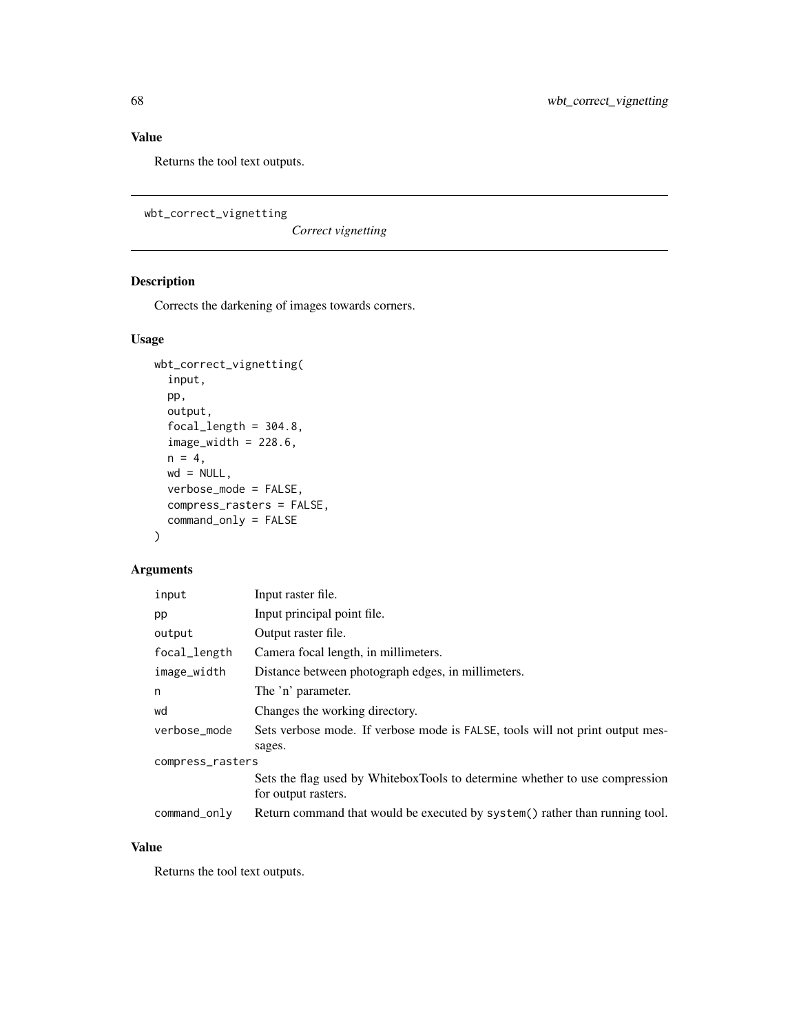## Value

Returns the tool text outputs.

---

`wbt_correct_vignetting` *Correct vignetting*

---

## Description

Corrects the darkening of images towards corners.

## Usage

```
wbt_correct_vignetting(
  input,
  pp,
  output,
  focal_length = 304.8,
  image_width = 228.6,
  n = 4,
  wd = NULL,
  verbose_mode = FALSE,
  compress_rasters = FALSE,
  command_only = FALSE
)
```

## Arguments

| Argument | Description |
|---|---|
| `input` | Input raster file. |
| `pp` | Input principal point file. |
| `output` | Output raster file. |
| `focal_length` | Camera focal length, in millimeters. |
| `image_width` | Distance between photograph edges, in millimeters. |
| `n` | The 'n' parameter. |
| `wd` | Changes the working directory. |
| `verbose_mode` | Sets verbose mode. If verbose mode is `FALSE`, tools will not print output messages. |
| `compress_rasters` | Sets the flag used by WhiteboxTools to determine whether to use compression for output rasters. |
| `command_only` | Return command that would be executed by `system()` rather than running tool. |

## Value

Returns the tool text outputs.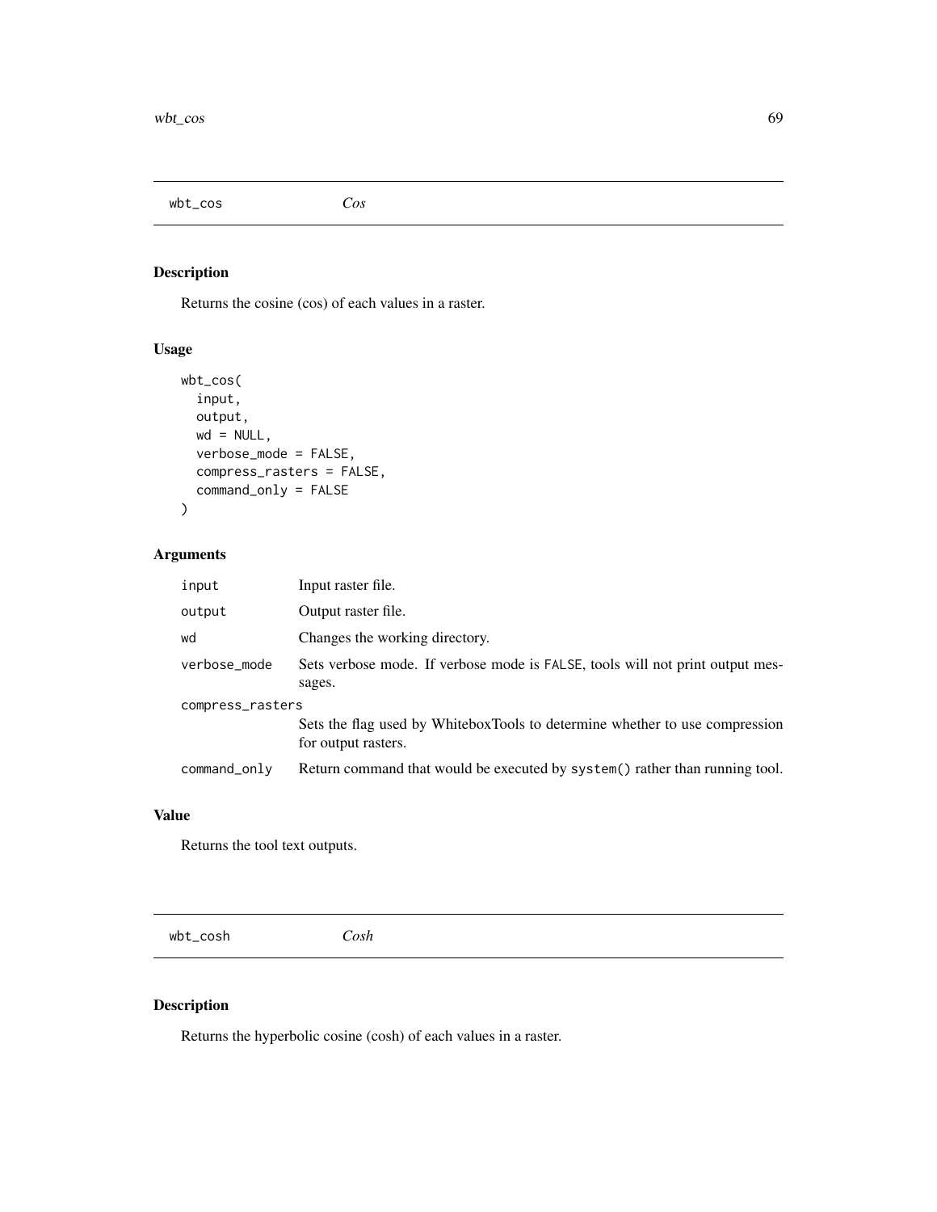## wbt_cos *Cos*

### Description

Returns the cosine (cos) of each values in a raster.

### Usage

```
wbt_cos(
  input,
  output,
  wd = NULL,
  verbose_mode = FALSE,
  compress_rasters = FALSE,
  command_only = FALSE
)
```

### Arguments

| | |
|---|---|
| `input` | Input raster file. |
| `output` | Output raster file. |
| `wd` | Changes the working directory. |
| `verbose_mode` | Sets verbose mode. If verbose mode is `FALSE`, tools will not print output messages. |
| `compress_rasters` | Sets the flag used by WhiteboxTools to determine whether to use compression for output rasters. |
| `command_only` | Return command that would be executed by `system()` rather than running tool. |

### Value

Returns the tool text outputs.

## wbt_cosh *Cosh*

### Description

Returns the hyperbolic cosine (cosh) of each values in a raster.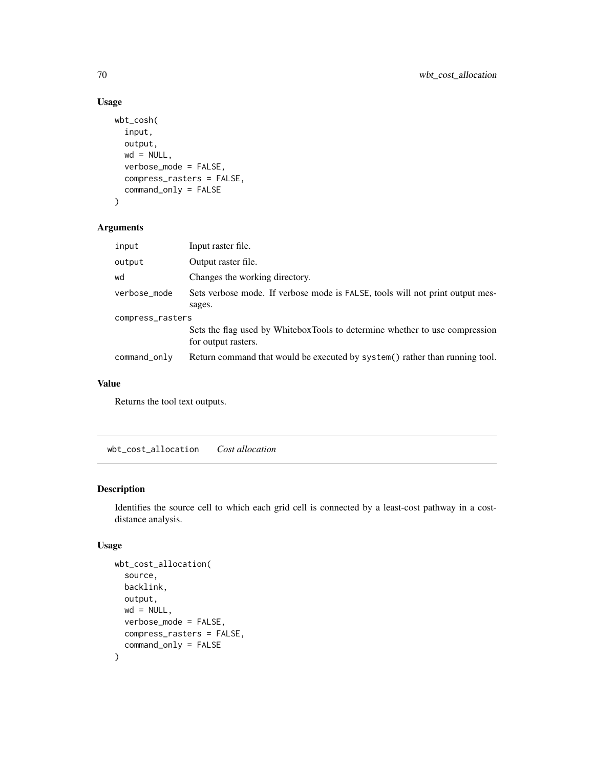## Usage

```
wbt_cosh(
  input,
  output,
  wd = NULL,
  verbose_mode = FALSE,
  compress_rasters = FALSE,
  command_only = FALSE
)
```

## Arguments

| | |
|---|---|
| input | Input raster file. |
| output | Output raster file. |
| wd | Changes the working directory. |
| verbose_mode | Sets verbose mode. If verbose mode is FALSE, tools will not print output messages. |
| compress_rasters | Sets the flag used by WhiteboxTools to determine whether to use compression for output rasters. |
| command_only | Return command that would be executed by system() rather than running tool. |

## Value

Returns the tool text outputs.

---

# wbt_cost_allocation *Cost allocation*

## Description

Identifies the source cell to which each grid cell is connected by a least-cost pathway in a cost-distance analysis.

## Usage

```
wbt_cost_allocation(
  source,
  backlink,
  output,
  wd = NULL,
  verbose_mode = FALSE,
  compress_rasters = FALSE,
  command_only = FALSE
)
```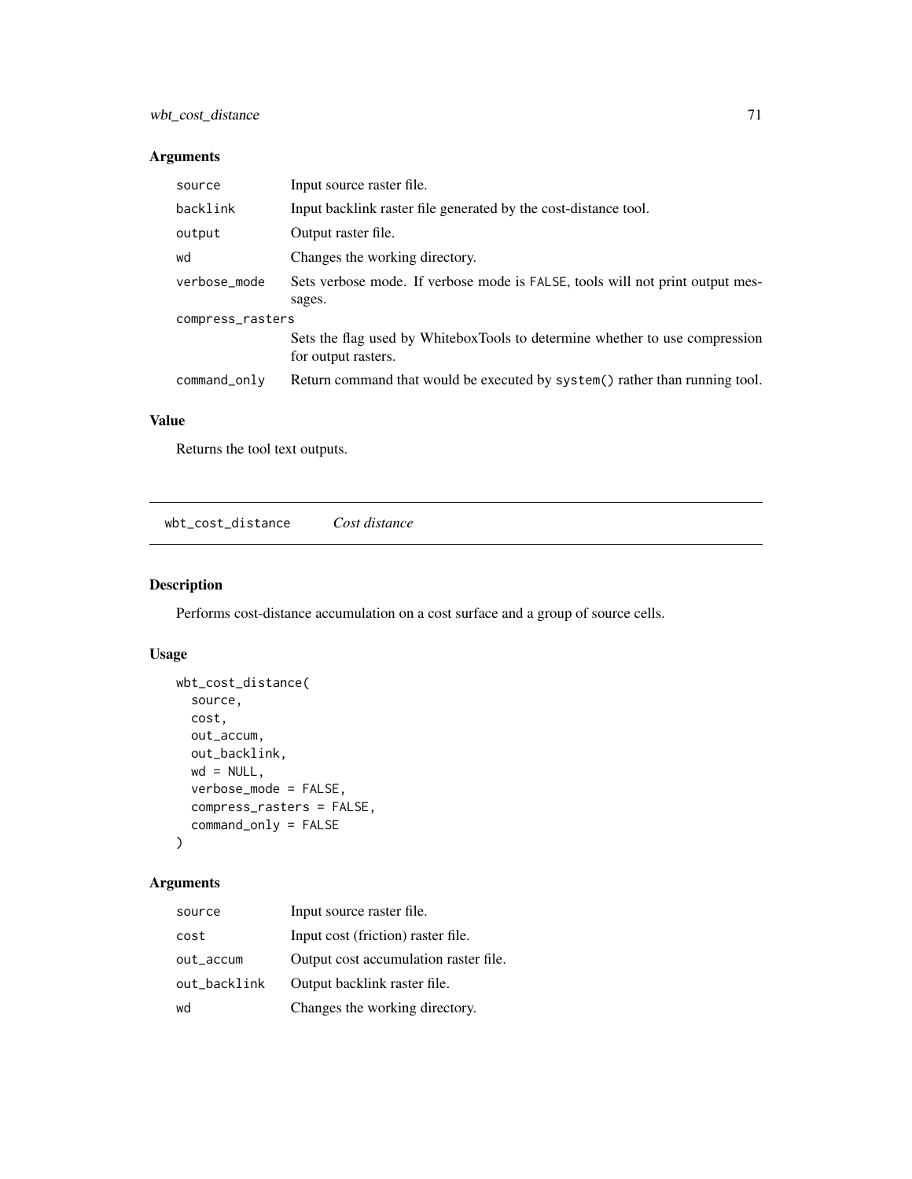## Arguments

| | |
|---|---|
| source | Input source raster file. |
| backlink | Input backlink raster file generated by the cost-distance tool. |
| output | Output raster file. |
| wd | Changes the working directory. |
| verbose_mode | Sets verbose mode. If verbose mode is FALSE, tools will not print output messages. |
| compress_rasters | Sets the flag used by WhiteboxTools to determine whether to use compression for output rasters. |
| command_only | Return command that would be executed by system() rather than running tool. |

## Value

Returns the tool text outputs.

---

# wbt_cost_distance *Cost distance*

## Description

Performs cost-distance accumulation on a cost surface and a group of source cells.

## Usage

```
wbt_cost_distance(
  source,
  cost,
  out_accum,
  out_backlink,
  wd = NULL,
  verbose_mode = FALSE,
  compress_rasters = FALSE,
  command_only = FALSE
)
```

## Arguments

| | |
|---|---|
| source | Input source raster file. |
| cost | Input cost (friction) raster file. |
| out_accum | Output cost accumulation raster file. |
| out_backlink | Output backlink raster file. |
| wd | Changes the working directory. |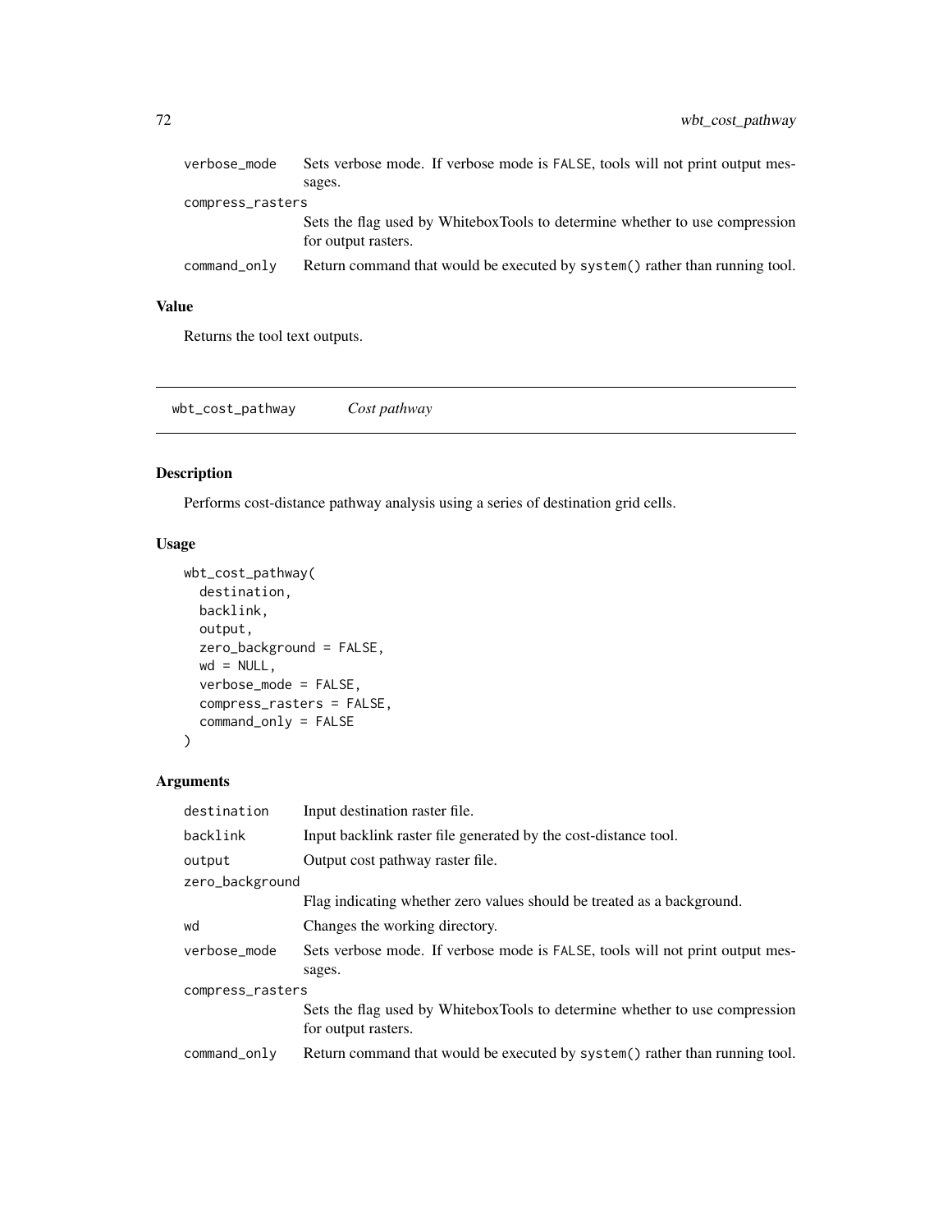| | |
|---|---|
| verbose_mode | Sets verbose mode. If verbose mode is FALSE, tools will not print output messages. |
| compress_rasters | Sets the flag used by WhiteboxTools to determine whether to use compression for output rasters. |
| command_only | Return command that would be executed by system() rather than running tool. |

### Value

Returns the tool text outputs.

---

## wbt_cost_pathway    *Cost pathway*

### Description

Performs cost-distance pathway analysis using a series of destination grid cells.

### Usage

```
wbt_cost_pathway(
  destination,
  backlink,
  output,
  zero_background = FALSE,
  wd = NULL,
  verbose_mode = FALSE,
  compress_rasters = FALSE,
  command_only = FALSE
)
```

### Arguments

| | |
|---|---|
| destination | Input destination raster file. |
| backlink | Input backlink raster file generated by the cost-distance tool. |
| output | Output cost pathway raster file. |
| zero_background | Flag indicating whether zero values should be treated as a background. |
| wd | Changes the working directory. |
| verbose_mode | Sets verbose mode. If verbose mode is FALSE, tools will not print output messages. |
| compress_rasters | Sets the flag used by WhiteboxTools to determine whether to use compression for output rasters. |
| command_only | Return command that would be executed by system() rather than running tool. |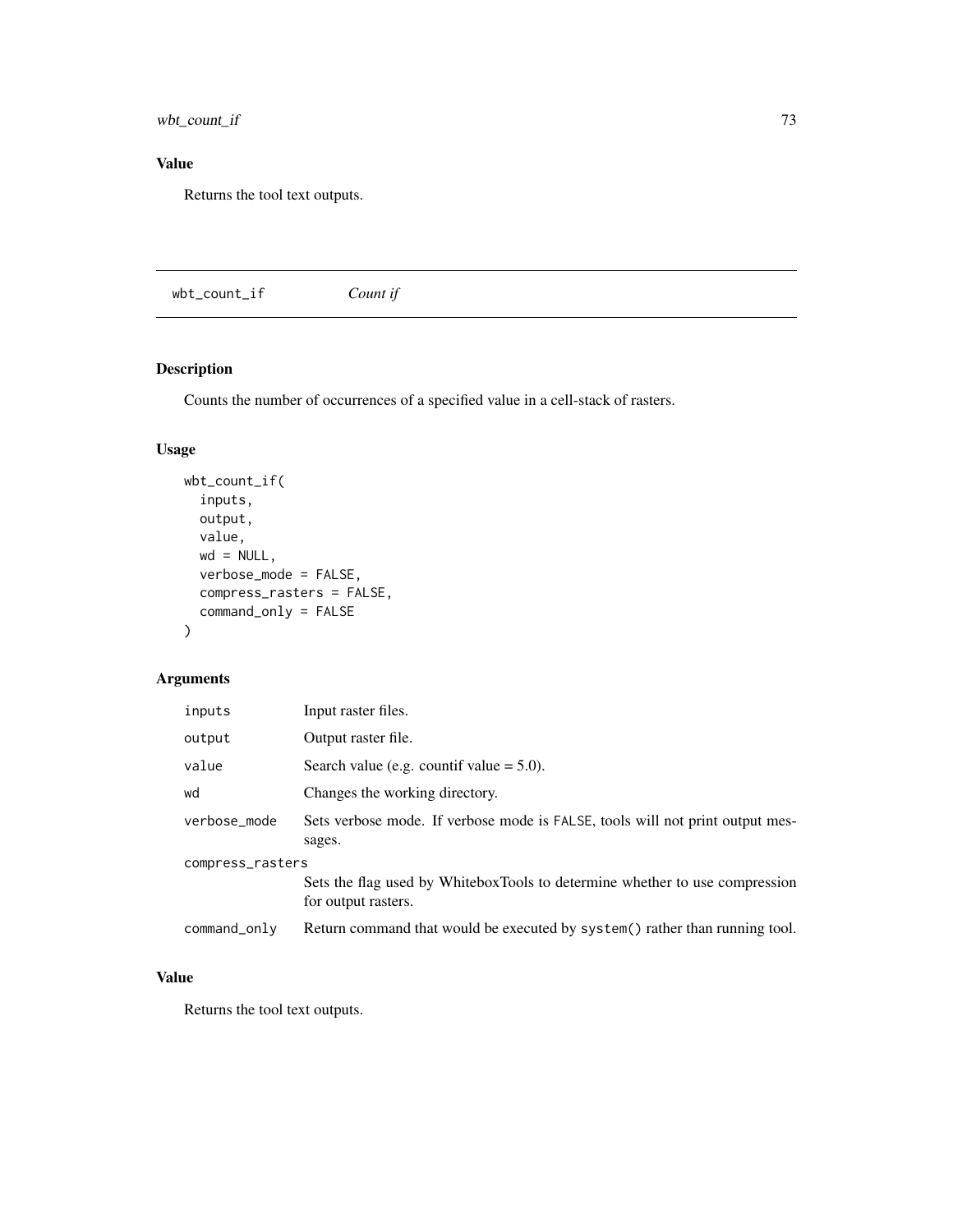## Value

Returns the tool text outputs.

---

# wbt_count_if — *Count if*

## Description

Counts the number of occurrences of a specified value in a cell-stack of rasters.

## Usage

```
wbt_count_if(
  inputs,
  output,
  value,
  wd = NULL,
  verbose_mode = FALSE,
  compress_rasters = FALSE,
  command_only = FALSE
)
```

## Arguments

| Argument | Description |
|---|---|
| inputs | Input raster files. |
| output | Output raster file. |
| value | Search value (e.g. countif value = 5.0). |
| wd | Changes the working directory. |
| verbose_mode | Sets verbose mode. If verbose mode is FALSE, tools will not print output messages. |
| compress_rasters | Sets the flag used by WhiteboxTools to determine whether to use compression for output rasters. |
| command_only | Return command that would be executed by system() rather than running tool. |

## Value

Returns the tool text outputs.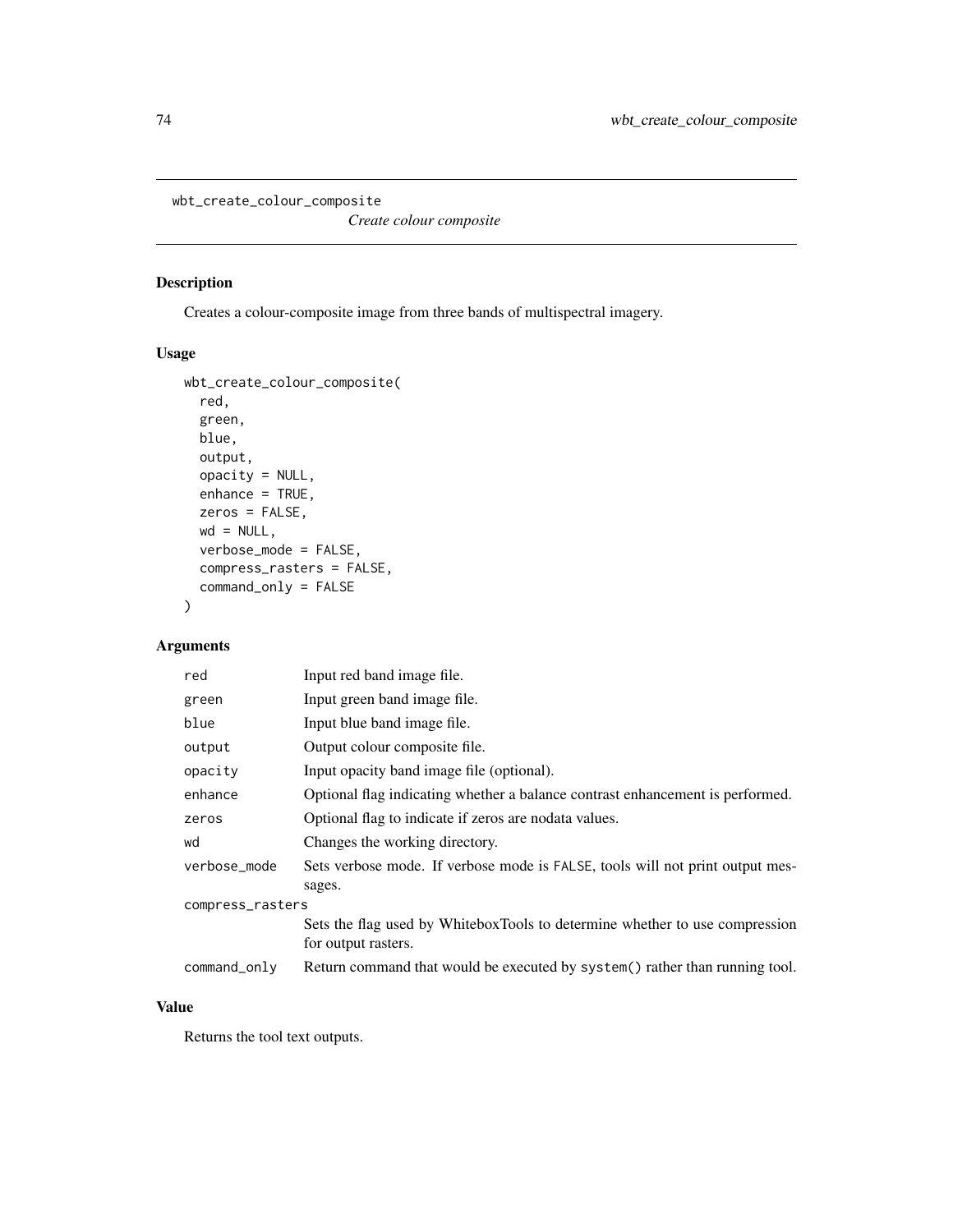## wbt_create_colour_composite

*Create colour composite*

### Description

Creates a colour-composite image from three bands of multispectral imagery.

### Usage

```
wbt_create_colour_composite(
  red,
  green,
  blue,
  output,
  opacity = NULL,
  enhance = TRUE,
  zeros = FALSE,
  wd = NULL,
  verbose_mode = FALSE,
  compress_rasters = FALSE,
  command_only = FALSE
)
```

### Arguments

| | |
|---|---|
| red | Input red band image file. |
| green | Input green band image file. |
| blue | Input blue band image file. |
| output | Output colour composite file. |
| opacity | Input opacity band image file (optional). |
| enhance | Optional flag indicating whether a balance contrast enhancement is performed. |
| zeros | Optional flag to indicate if zeros are nodata values. |
| wd | Changes the working directory. |
| verbose_mode | Sets verbose mode. If verbose mode is FALSE, tools will not print output messages. |
| compress_rasters | Sets the flag used by WhiteboxTools to determine whether to use compression for output rasters. |
| command_only | Return command that would be executed by system() rather than running tool. |

### Value

Returns the tool text outputs.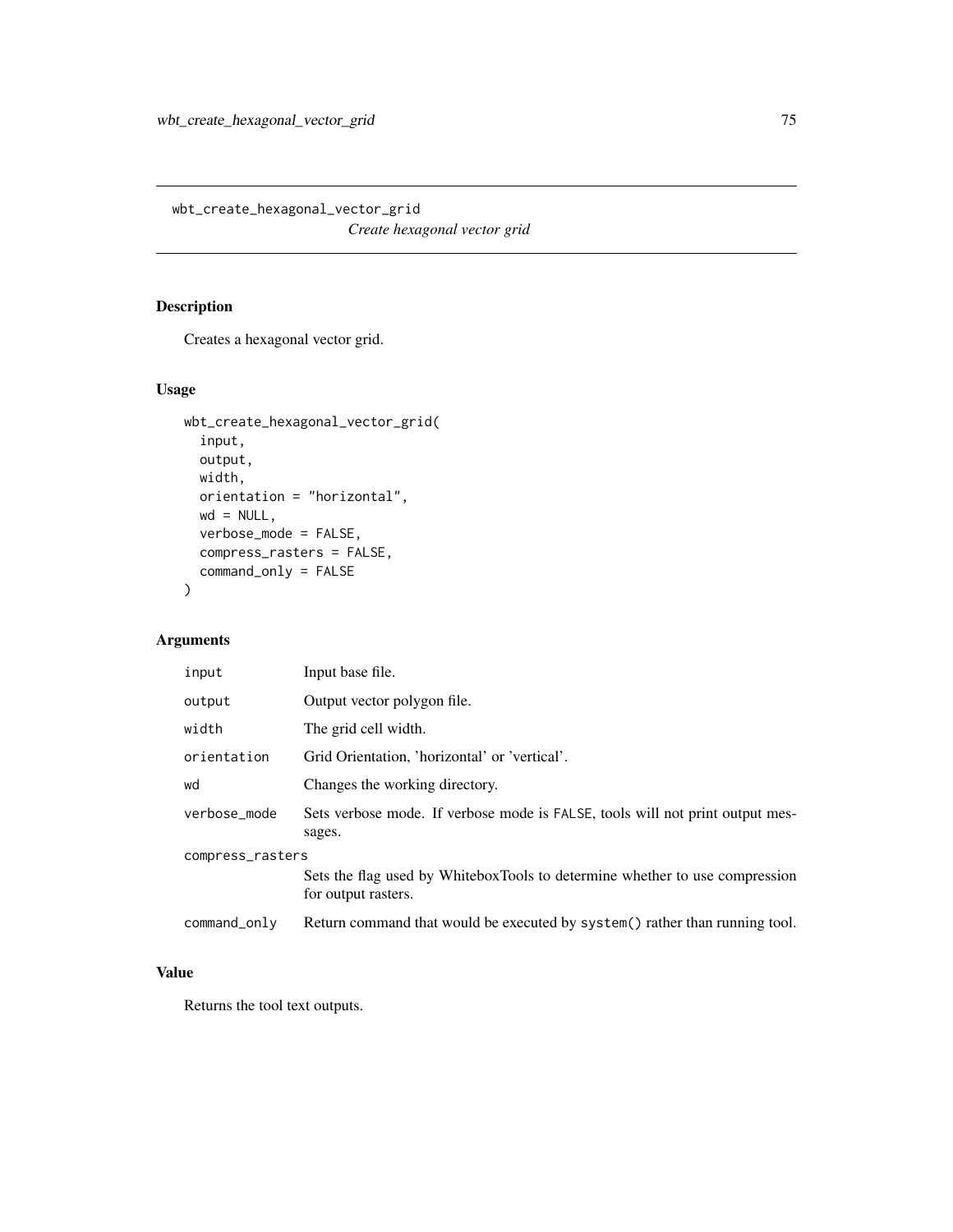# wbt_create_hexagonal_vector_grid

*Create hexagonal vector grid*

## Description

Creates a hexagonal vector grid.

## Usage

```
wbt_create_hexagonal_vector_grid(
  input,
  output,
  width,
  orientation = "horizontal",
  wd = NULL,
  verbose_mode = FALSE,
  compress_rasters = FALSE,
  command_only = FALSE
)
```

## Arguments

| | |
|---|---|
| input | Input base file. |
| output | Output vector polygon file. |
| width | The grid cell width. |
| orientation | Grid Orientation, 'horizontal' or 'vertical'. |
| wd | Changes the working directory. |
| verbose_mode | Sets verbose mode. If verbose mode is FALSE, tools will not print output messages. |
| compress_rasters | Sets the flag used by WhiteboxTools to determine whether to use compression for output rasters. |
| command_only | Return command that would be executed by system() rather than running tool. |

## Value

Returns the tool text outputs.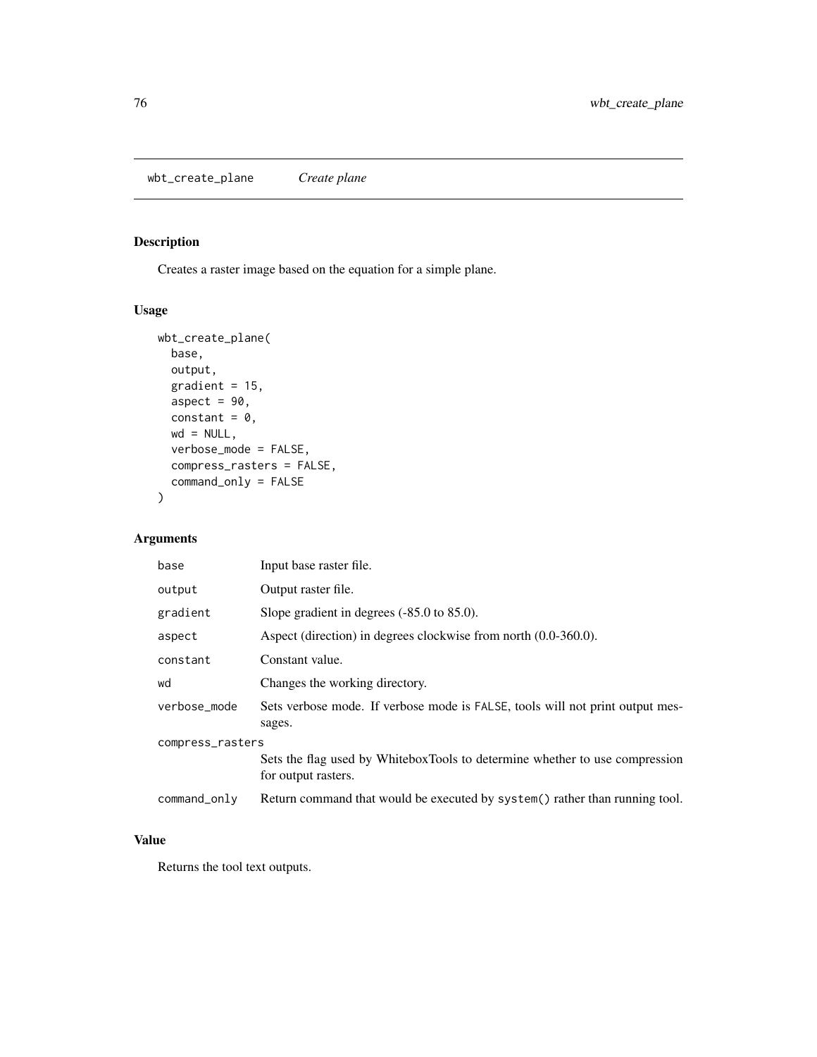## wbt_create_plane *Create plane*

### Description

Creates a raster image based on the equation for a simple plane.

### Usage

```
wbt_create_plane(
  base,
  output,
  gradient = 15,
  aspect = 90,
  constant = 0,
  wd = NULL,
  verbose_mode = FALSE,
  compress_rasters = FALSE,
  command_only = FALSE
)
```

### Arguments

| | |
|---|---|
| base | Input base raster file. |
| output | Output raster file. |
| gradient | Slope gradient in degrees (-85.0 to 85.0). |
| aspect | Aspect (direction) in degrees clockwise from north (0.0-360.0). |
| constant | Constant value. |
| wd | Changes the working directory. |
| verbose_mode | Sets verbose mode. If verbose mode is FALSE, tools will not print output messages. |
| compress_rasters | Sets the flag used by WhiteboxTools to determine whether to use compression for output rasters. |
| command_only | Return command that would be executed by system() rather than running tool. |

### Value

Returns the tool text outputs.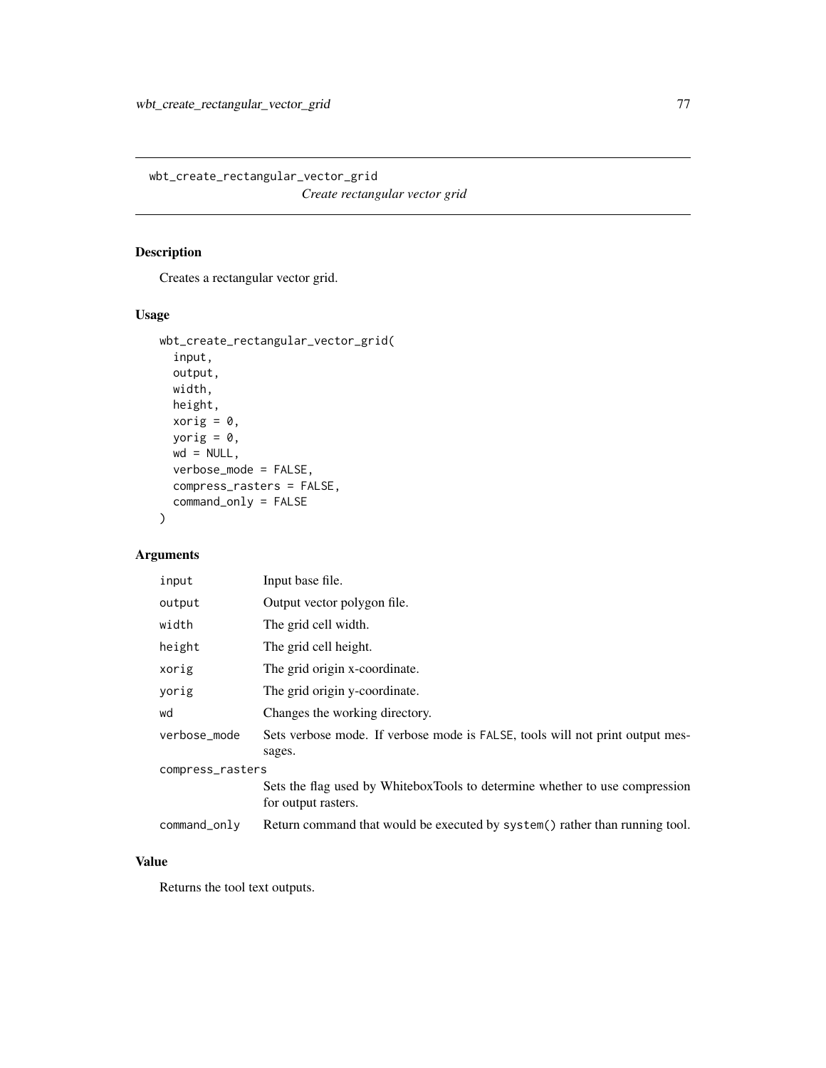## wbt_create_rectangular_vector_grid

*Create rectangular vector grid*

### Description

Creates a rectangular vector grid.

### Usage

```
wbt_create_rectangular_vector_grid(
  input,
  output,
  width,
  height,
  xorig = 0,
  yorig = 0,
  wd = NULL,
  verbose_mode = FALSE,
  compress_rasters = FALSE,
  command_only = FALSE
)
```

### Arguments

| Argument | Description |
|---|---|
| `input` | Input base file. |
| `output` | Output vector polygon file. |
| `width` | The grid cell width. |
| `height` | The grid cell height. |
| `xorig` | The grid origin x-coordinate. |
| `yorig` | The grid origin y-coordinate. |
| `wd` | Changes the working directory. |
| `verbose_mode` | Sets verbose mode. If verbose mode is `FALSE`, tools will not print output messages. |
| `compress_rasters` | Sets the flag used by WhiteboxTools to determine whether to use compression for output rasters. |
| `command_only` | Return command that would be executed by `system()` rather than running tool. |

### Value

Returns the tool text outputs.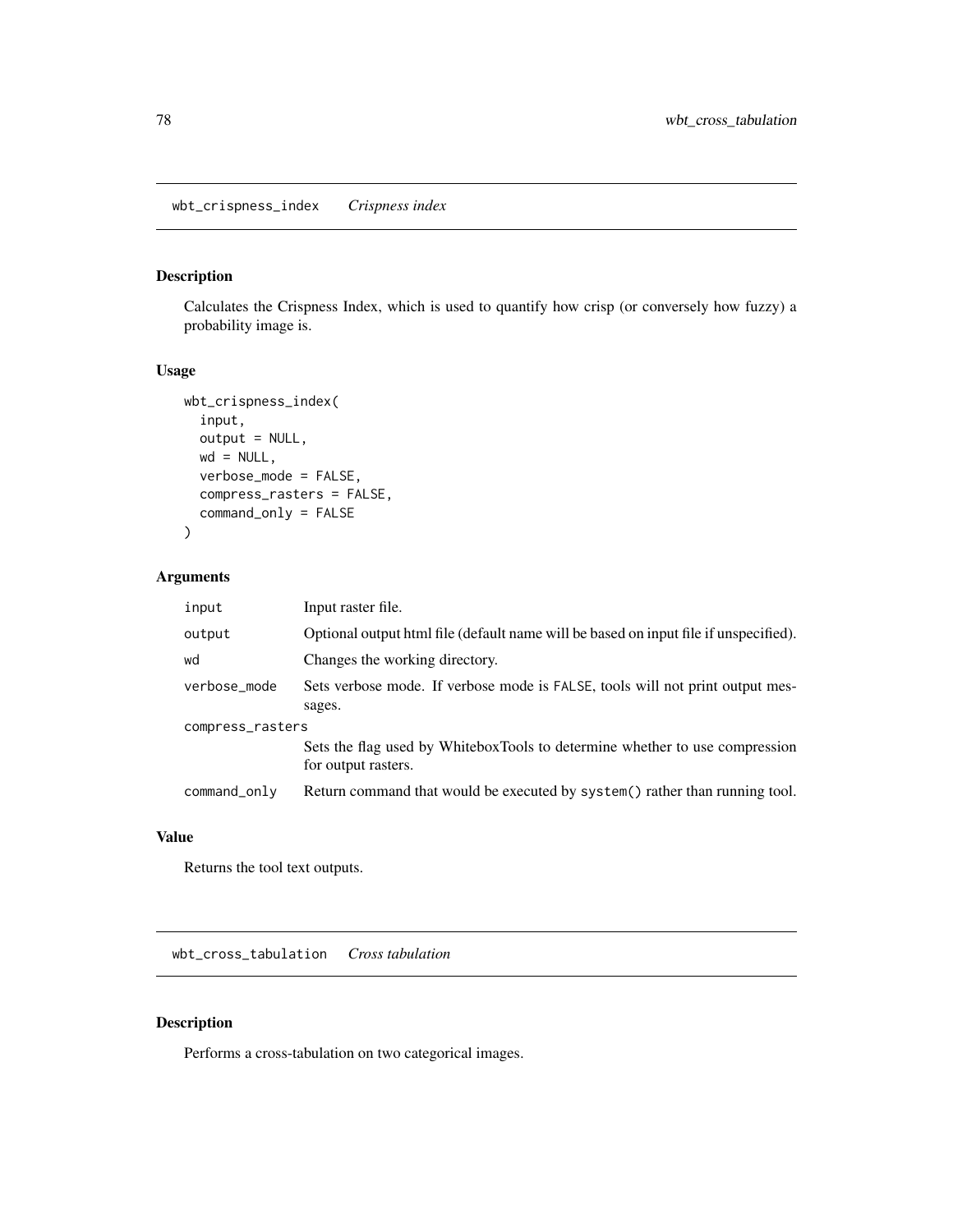## wbt_crispness_index *Crispness index*

### Description

Calculates the Crispness Index, which is used to quantify how crisp (or conversely how fuzzy) a probability image is.

### Usage

```
wbt_crispness_index(
  input,
  output = NULL,
  wd = NULL,
  verbose_mode = FALSE,
  compress_rasters = FALSE,
  command_only = FALSE
)
```

### Arguments

| | |
|---|---|
| input | Input raster file. |
| output | Optional output html file (default name will be based on input file if unspecified). |
| wd | Changes the working directory. |
| verbose_mode | Sets verbose mode. If verbose mode is FALSE, tools will not print output messages. |
| compress_rasters | Sets the flag used by WhiteboxTools to determine whether to use compression for output rasters. |
| command_only | Return command that would be executed by system() rather than running tool. |

### Value

Returns the tool text outputs.

## wbt_cross_tabulation *Cross tabulation*

### Description

Performs a cross-tabulation on two categorical images.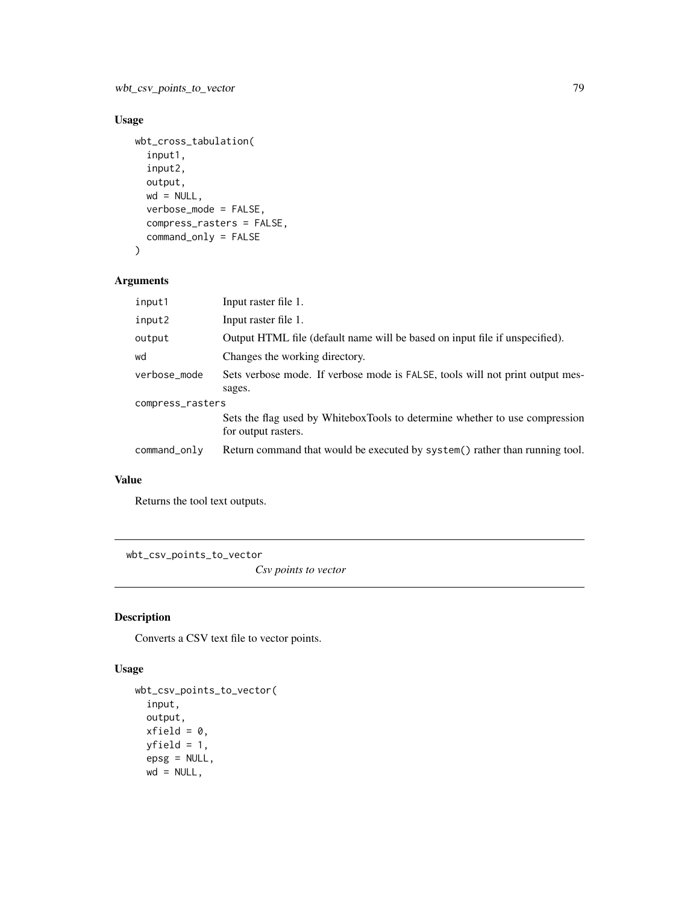## Usage

```
wbt_cross_tabulation(
  input1,
  input2,
  output,
  wd = NULL,
  verbose_mode = FALSE,
  compress_rasters = FALSE,
  command_only = FALSE
)
```

## Arguments

| | |
|---|---|
| input1 | Input raster file 1. |
| input2 | Input raster file 1. |
| output | Output HTML file (default name will be based on input file if unspecified). |
| wd | Changes the working directory. |
| verbose_mode | Sets verbose mode. If verbose mode is FALSE, tools will not print output messages. |
| compress_rasters | Sets the flag used by WhiteboxTools to determine whether to use compression for output rasters. |
| command_only | Return command that would be executed by system() rather than running tool. |

## Value

Returns the tool text outputs.

---

# wbt_csv_points_to_vector

*Csv points to vector*

## Description

Converts a CSV text file to vector points.

## Usage

```
wbt_csv_points_to_vector(
  input,
  output,
  xfield = 0,
  yfield = 1,
  epsg = NULL,
  wd = NULL,
```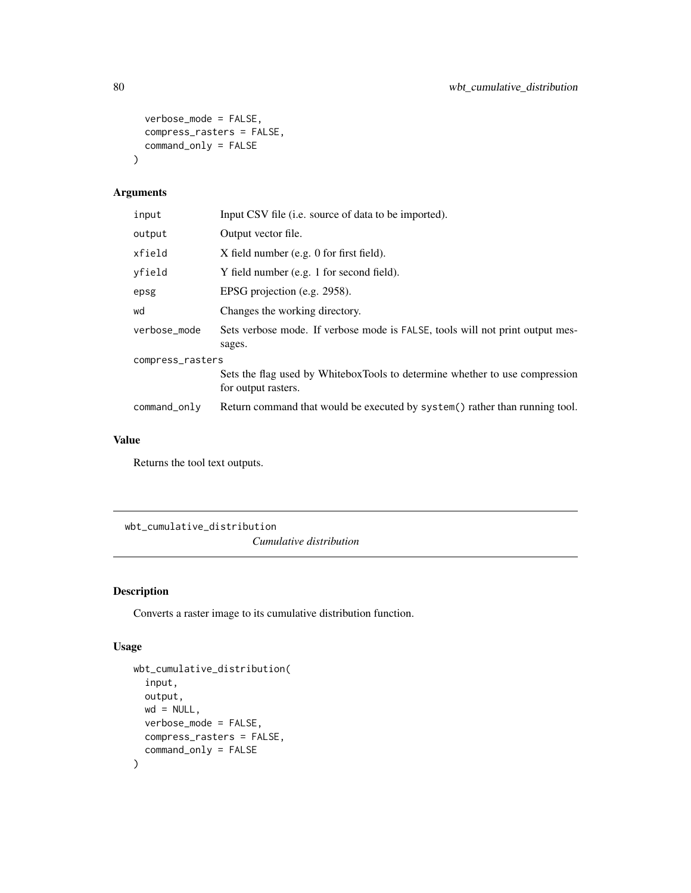```
  verbose_mode = FALSE,
  compress_rasters = FALSE,
  command_only = FALSE
)
```

## Arguments

| | |
|---|---|
| input | Input CSV file (i.e. source of data to be imported). |
| output | Output vector file. |
| xfield | X field number (e.g. 0 for first field). |
| yfield | Y field number (e.g. 1 for second field). |
| epsg | EPSG projection (e.g. 2958). |
| wd | Changes the working directory. |
| verbose_mode | Sets verbose mode. If verbose mode is FALSE, tools will not print output messages. |
| compress_rasters | Sets the flag used by WhiteboxTools to determine whether to use compression for output rasters. |
| command_only | Return command that would be executed by system() rather than running tool. |

## Value

Returns the tool text outputs.

---

# wbt_cumulative_distribution

*Cumulative distribution*

## Description

Converts a raster image to its cumulative distribution function.

## Usage

```
wbt_cumulative_distribution(
  input,
  output,
  wd = NULL,
  verbose_mode = FALSE,
  compress_rasters = FALSE,
  command_only = FALSE
)
```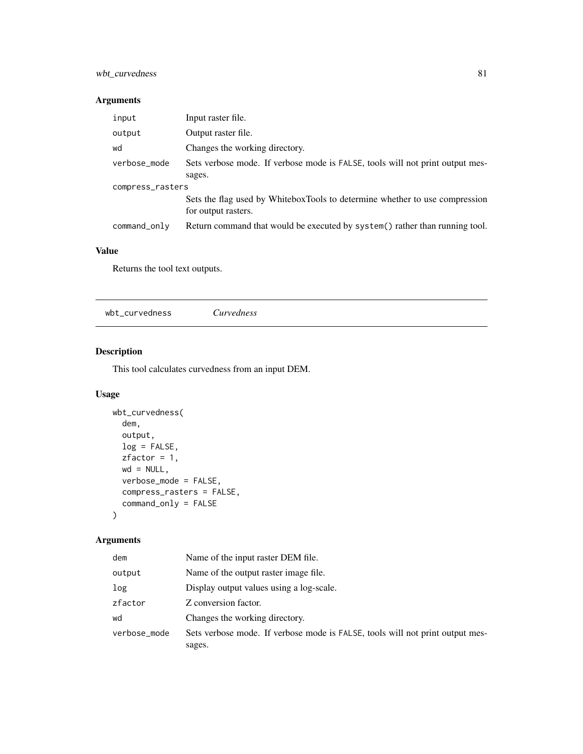## Arguments

| | |
|---|---|
| input | Input raster file. |
| output | Output raster file. |
| wd | Changes the working directory. |
| verbose_mode | Sets verbose mode. If verbose mode is FALSE, tools will not print output messages. |
| compress_rasters | Sets the flag used by WhiteboxTools to determine whether to use compression for output rasters. |
| command_only | Return command that would be executed by system() rather than running tool. |

## Value

Returns the tool text outputs.

---

# wbt_curvedness — *Curvedness*

## Description

This tool calculates curvedness from an input DEM.

## Usage

```
wbt_curvedness(
  dem,
  output,
  log = FALSE,
  zfactor = 1,
  wd = NULL,
  verbose_mode = FALSE,
  compress_rasters = FALSE,
  command_only = FALSE
)
```

## Arguments

| | |
|---|---|
| dem | Name of the input raster DEM file. |
| output | Name of the output raster image file. |
| log | Display output values using a log-scale. |
| zfactor | Z conversion factor. |
| wd | Changes the working directory. |
| verbose_mode | Sets verbose mode. If verbose mode is FALSE, tools will not print output messages. |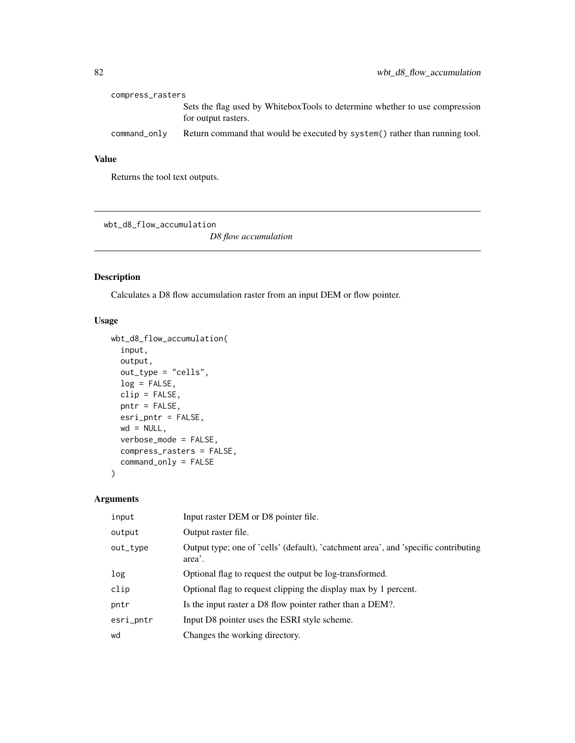| | |
|---|---|
| compress_rasters | Sets the flag used by WhiteboxTools to determine whether to use compression for output rasters. |
| command_only | Return command that would be executed by system() rather than running tool. |

### Value

Returns the tool text outputs.

## wbt_d8_flow_accumulation

*D8 flow accumulation*

### Description

Calculates a D8 flow accumulation raster from an input DEM or flow pointer.

### Usage

```
wbt_d8_flow_accumulation(
  input,
  output,
  out_type = "cells",
  log = FALSE,
  clip = FALSE,
  pntr = FALSE,
  esri_pntr = FALSE,
  wd = NULL,
  verbose_mode = FALSE,
  compress_rasters = FALSE,
  command_only = FALSE
)
```

### Arguments

| | |
|---|---|
| input | Input raster DEM or D8 pointer file. |
| output | Output raster file. |
| out_type | Output type; one of 'cells' (default), 'catchment area', and 'specific contributing area'. |
| log | Optional flag to request the output be log-transformed. |
| clip | Optional flag to request clipping the display max by 1 percent. |
| pntr | Is the input raster a D8 flow pointer rather than a DEM?. |
| esri_pntr | Input D8 pointer uses the ESRI style scheme. |
| wd | Changes the working directory. |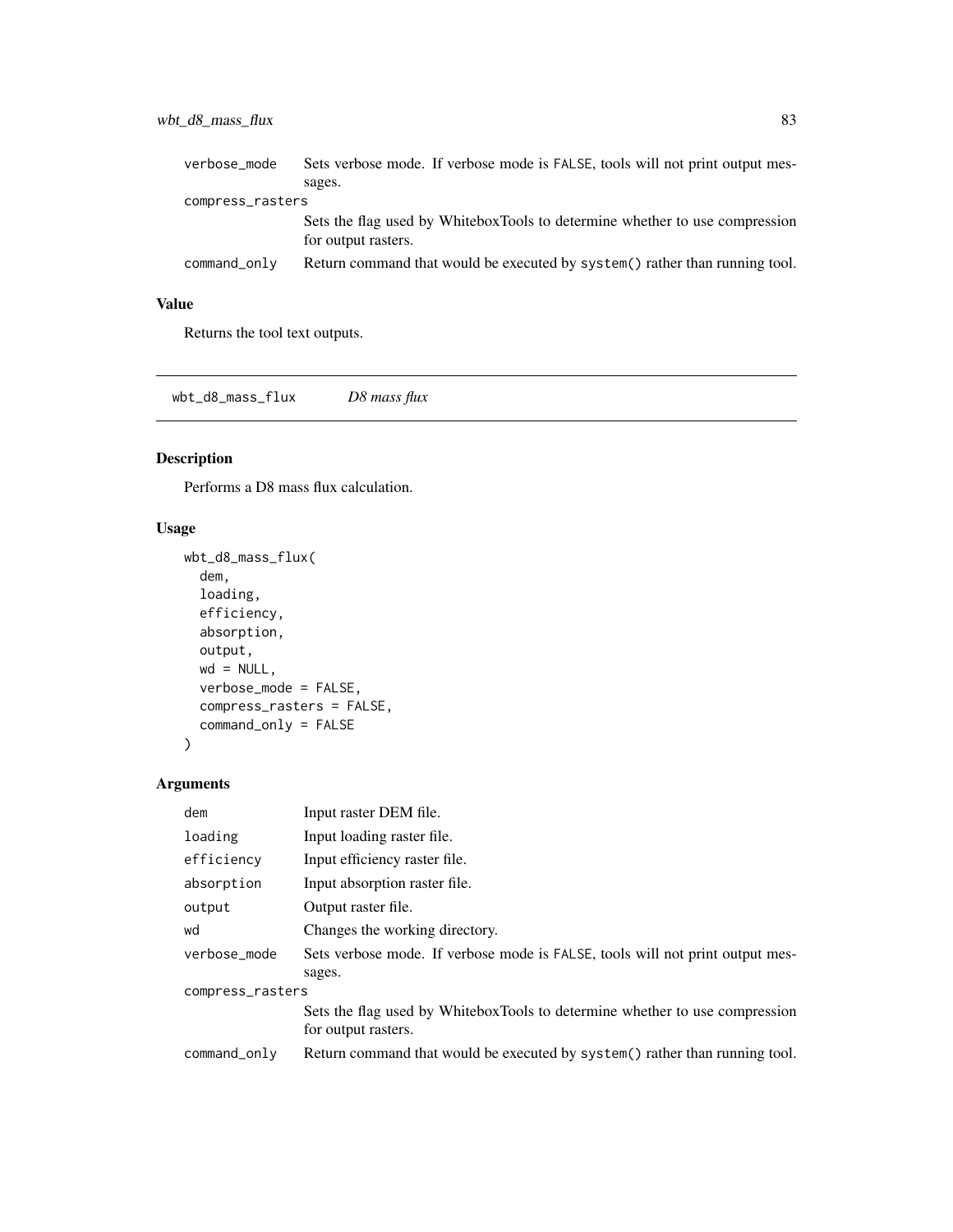| | |
|---|---|
| verbose_mode | Sets verbose mode. If verbose mode is FALSE, tools will not print output messages. |
| compress_rasters | Sets the flag used by WhiteboxTools to determine whether to use compression for output rasters. |
| command_only | Return command that would be executed by system() rather than running tool. |

## Value

Returns the tool text outputs.

---

# wbt_d8_mass_flux &nbsp;&nbsp;&nbsp; *D8 mass flux*

## Description

Performs a D8 mass flux calculation.

## Usage

```
wbt_d8_mass_flux(
  dem,
  loading,
  efficiency,
  absorption,
  output,
  wd = NULL,
  verbose_mode = FALSE,
  compress_rasters = FALSE,
  command_only = FALSE
)
```

## Arguments

| | |
|---|---|
| dem | Input raster DEM file. |
| loading | Input loading raster file. |
| efficiency | Input efficiency raster file. |
| absorption | Input absorption raster file. |
| output | Output raster file. |
| wd | Changes the working directory. |
| verbose_mode | Sets verbose mode. If verbose mode is FALSE, tools will not print output messages. |
| compress_rasters | Sets the flag used by WhiteboxTools to determine whether to use compression for output rasters. |
| command_only | Return command that would be executed by system() rather than running tool. |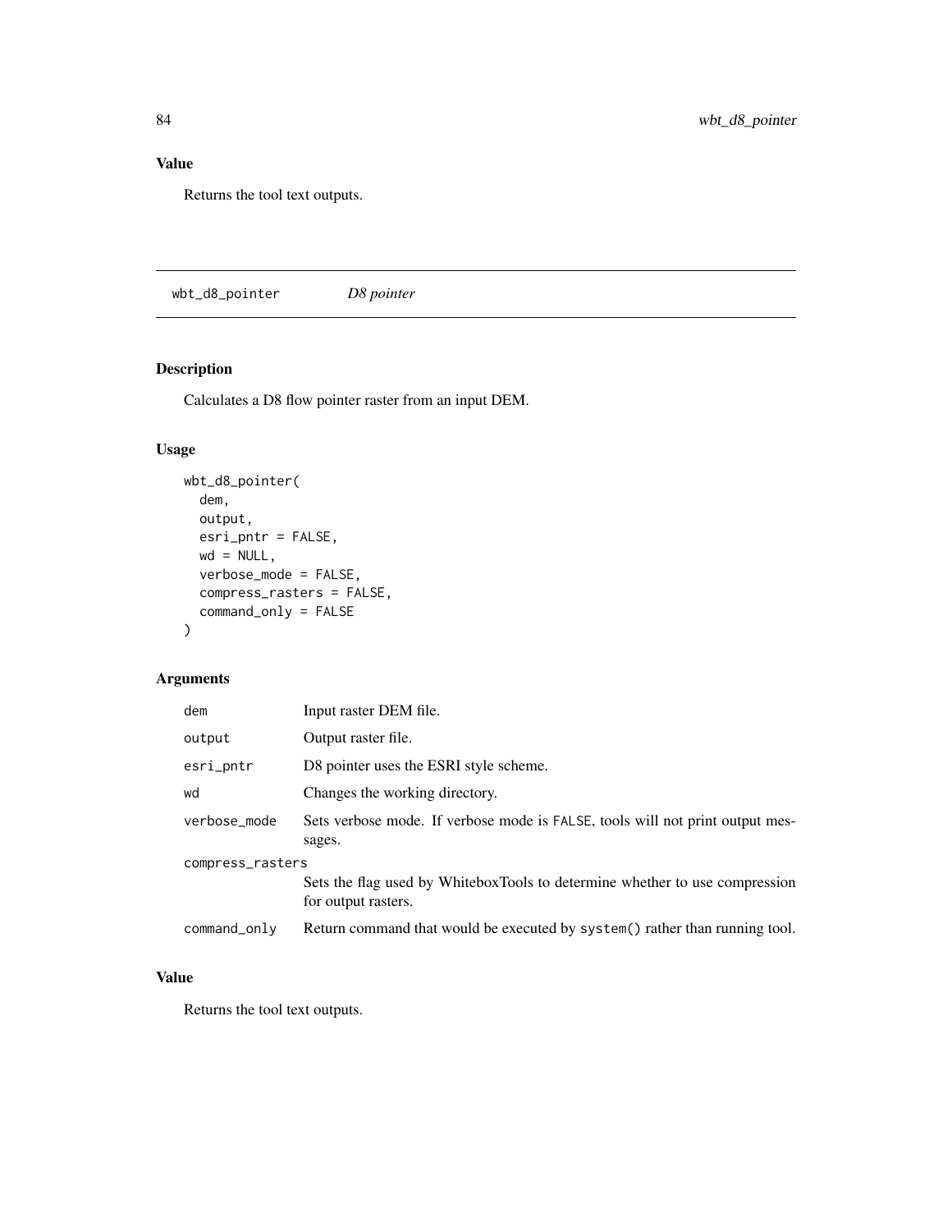## Value

Returns the tool text outputs.

---

# wbt_d8_pointer    *D8 pointer*

## Description

Calculates a D8 flow pointer raster from an input DEM.

## Usage

```
wbt_d8_pointer(
  dem,
  output,
  esri_pntr = FALSE,
  wd = NULL,
  verbose_mode = FALSE,
  compress_rasters = FALSE,
  command_only = FALSE
)
```

## Arguments

| | |
|---|---|
| dem | Input raster DEM file. |
| output | Output raster file. |
| esri_pntr | D8 pointer uses the ESRI style scheme. |
| wd | Changes the working directory. |
| verbose_mode | Sets verbose mode. If verbose mode is FALSE, tools will not print output messages. |
| compress_rasters | Sets the flag used by WhiteboxTools to determine whether to use compression for output rasters. |
| command_only | Return command that would be executed by system() rather than running tool. |

## Value

Returns the tool text outputs.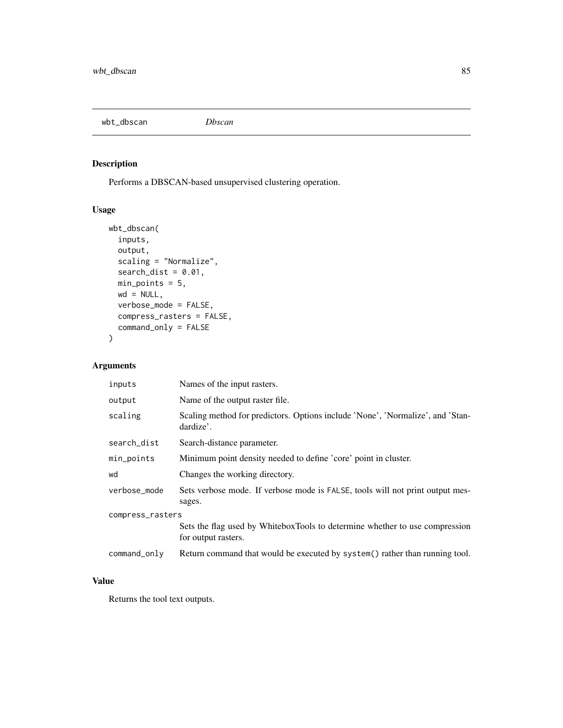## wbt_dbscan — *Dbscan*

### Description

Performs a DBSCAN-based unsupervised clustering operation.

### Usage

```
wbt_dbscan(
  inputs,
  output,
  scaling = "Normalize",
  search_dist = 0.01,
  min_points = 5,
  wd = NULL,
  verbose_mode = FALSE,
  compress_rasters = FALSE,
  command_only = FALSE
)
```

### Arguments

| Argument | Description |
|---|---|
| inputs | Names of the input rasters. |
| output | Name of the output raster file. |
| scaling | Scaling method for predictors. Options include 'None', 'Normalize', and 'Standardize'. |
| search_dist | Search-distance parameter. |
| min_points | Minimum point density needed to define 'core' point in cluster. |
| wd | Changes the working directory. |
| verbose_mode | Sets verbose mode. If verbose mode is FALSE, tools will not print output messages. |
| compress_rasters | Sets the flag used by WhiteboxTools to determine whether to use compression for output rasters. |
| command_only | Return command that would be executed by system() rather than running tool. |

### Value

Returns the tool text outputs.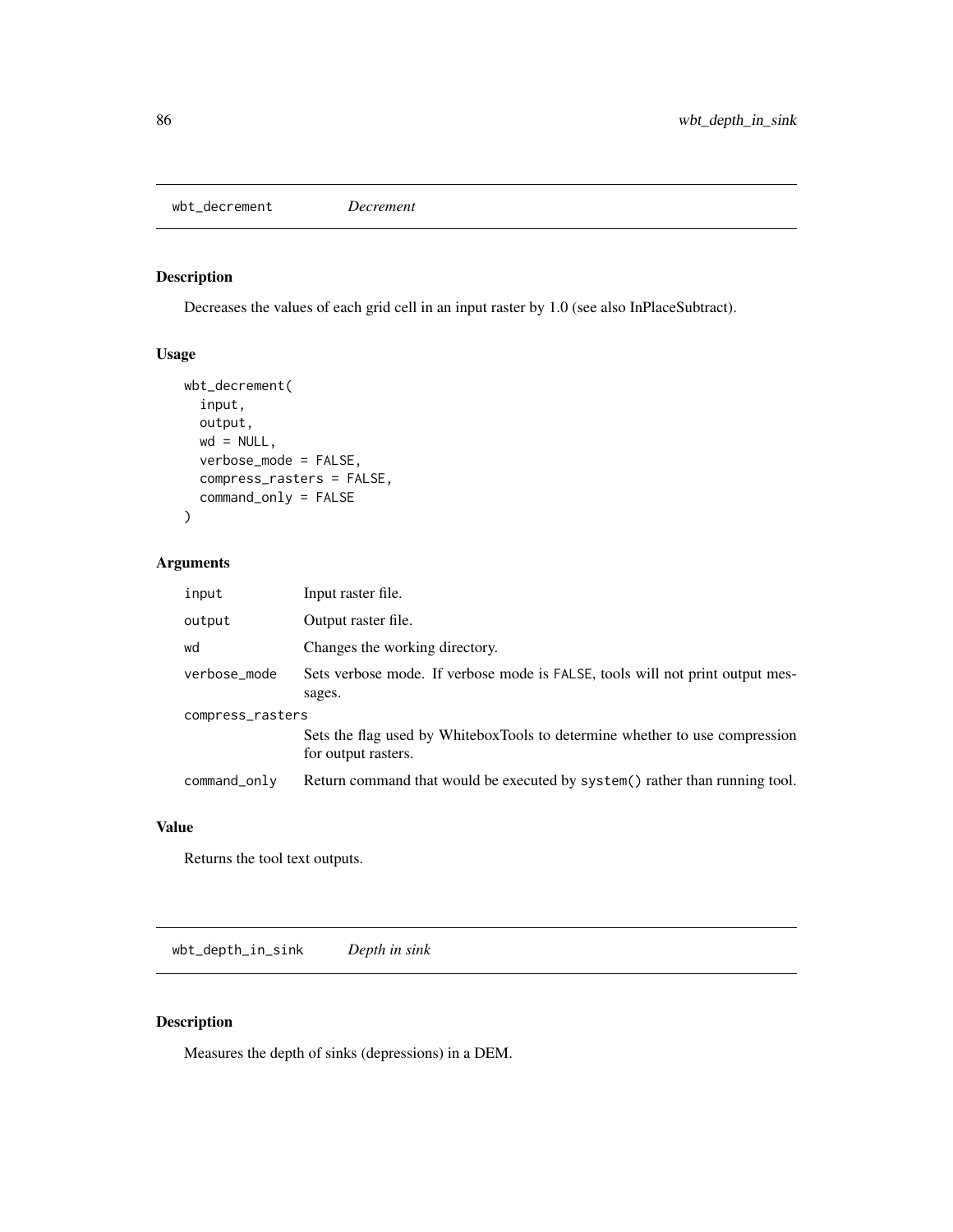## wbt_decrement *Decrement*

### Description

Decreases the values of each grid cell in an input raster by 1.0 (see also InPlaceSubtract).

### Usage

```
wbt_decrement(
  input,
  output,
  wd = NULL,
  verbose_mode = FALSE,
  compress_rasters = FALSE,
  command_only = FALSE
)
```

### Arguments

| | |
|---|---|
| input | Input raster file. |
| output | Output raster file. |
| wd | Changes the working directory. |
| verbose_mode | Sets verbose mode. If verbose mode is FALSE, tools will not print output messages. |
| compress_rasters | Sets the flag used by WhiteboxTools to determine whether to use compression for output rasters. |
| command_only | Return command that would be executed by system() rather than running tool. |

### Value

Returns the tool text outputs.

## wbt_depth_in_sink *Depth in sink*

### Description

Measures the depth of sinks (depressions) in a DEM.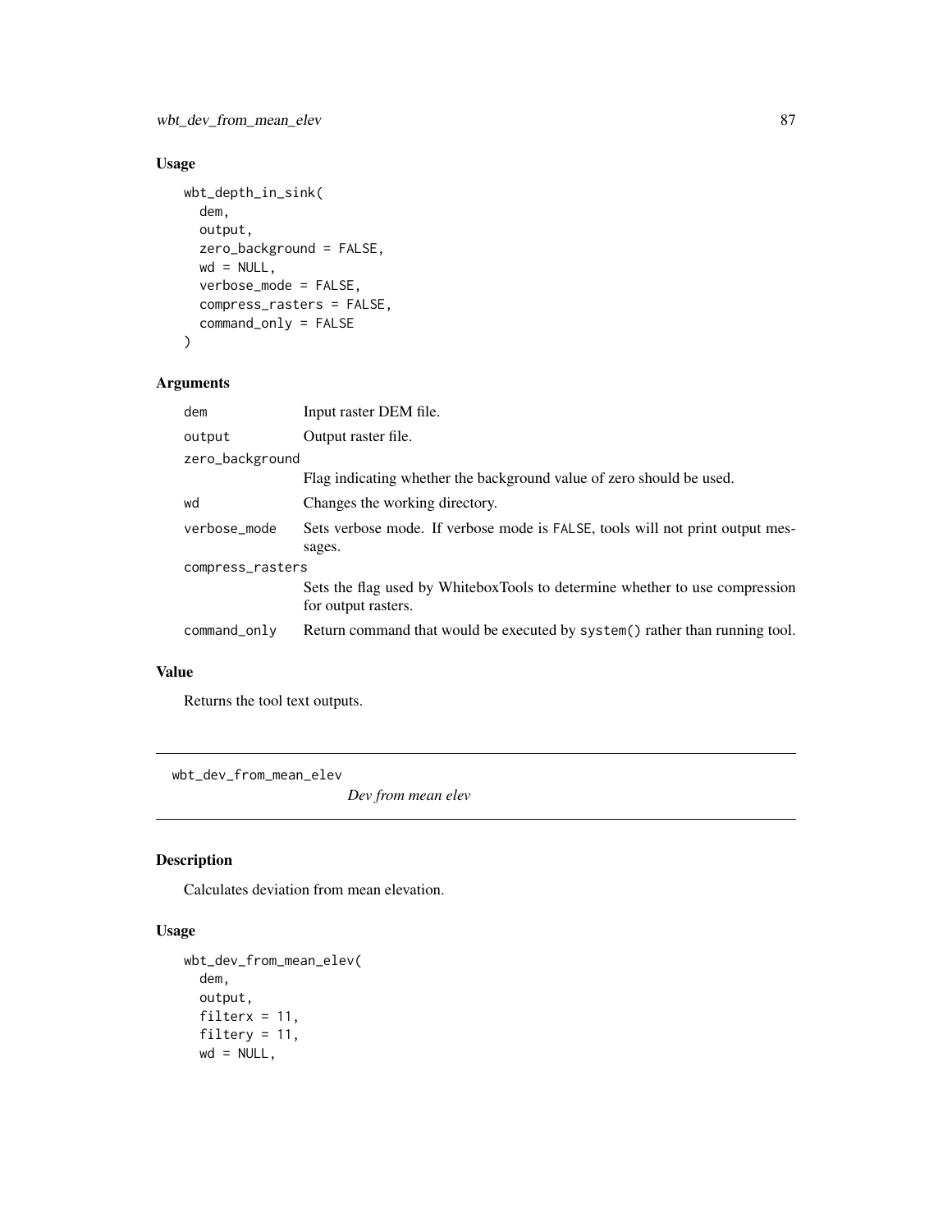## Usage

```
wbt_depth_in_sink(
  dem,
  output,
  zero_background = FALSE,
  wd = NULL,
  verbose_mode = FALSE,
  compress_rasters = FALSE,
  command_only = FALSE
)
```

## Arguments

| | |
|---|---|
| dem | Input raster DEM file. |
| output | Output raster file. |
| zero_background | Flag indicating whether the background value of zero should be used. |
| wd | Changes the working directory. |
| verbose_mode | Sets verbose mode. If verbose mode is FALSE, tools will not print output messages. |
| compress_rasters | Sets the flag used by WhiteboxTools to determine whether to use compression for output rasters. |
| command_only | Return command that would be executed by system() rather than running tool. |

## Value

Returns the tool text outputs.

---

# wbt_dev_from_mean_elev

*Dev from mean elev*

## Description

Calculates deviation from mean elevation.

## Usage

```
wbt_dev_from_mean_elev(
  dem,
  output,
  filterx = 11,
  filtery = 11,
  wd = NULL,
```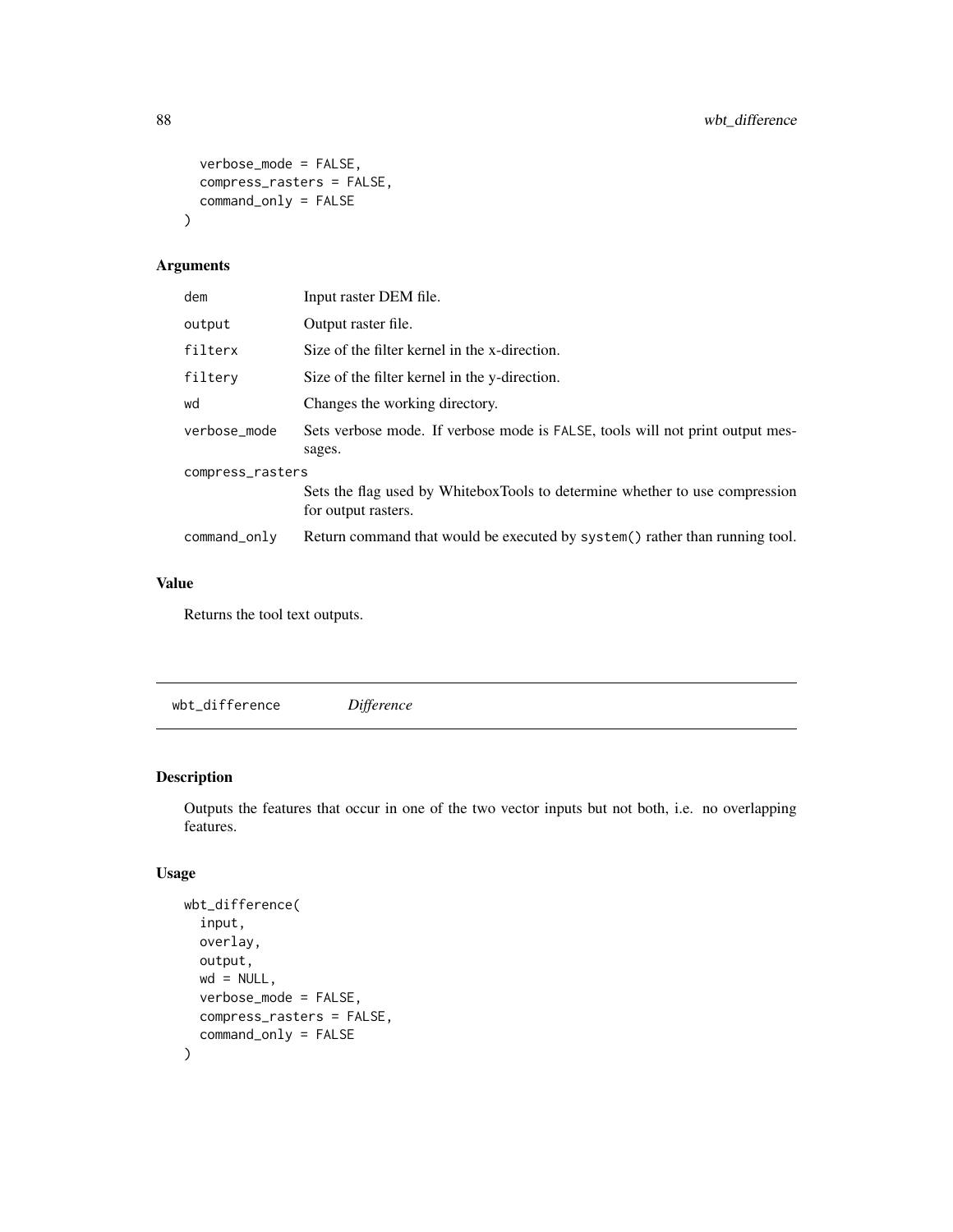```
  verbose_mode = FALSE,
  compress_rasters = FALSE,
  command_only = FALSE
)
```

### Arguments

| | |
|---|---|
| dem | Input raster DEM file. |
| output | Output raster file. |
| filterx | Size of the filter kernel in the x-direction. |
| filtery | Size of the filter kernel in the y-direction. |
| wd | Changes the working directory. |
| verbose_mode | Sets verbose mode. If verbose mode is FALSE, tools will not print output messages. |
| compress_rasters | Sets the flag used by WhiteboxTools to determine whether to use compression for output rasters. |
| command_only | Return command that would be executed by system() rather than running tool. |

### Value

Returns the tool text outputs.

---

## wbt_difference *Difference*

---

### Description

Outputs the features that occur in one of the two vector inputs but not both, i.e. no overlapping features.

### Usage

```
wbt_difference(
  input,
  overlay,
  output,
  wd = NULL,
  verbose_mode = FALSE,
  compress_rasters = FALSE,
  command_only = FALSE
)
```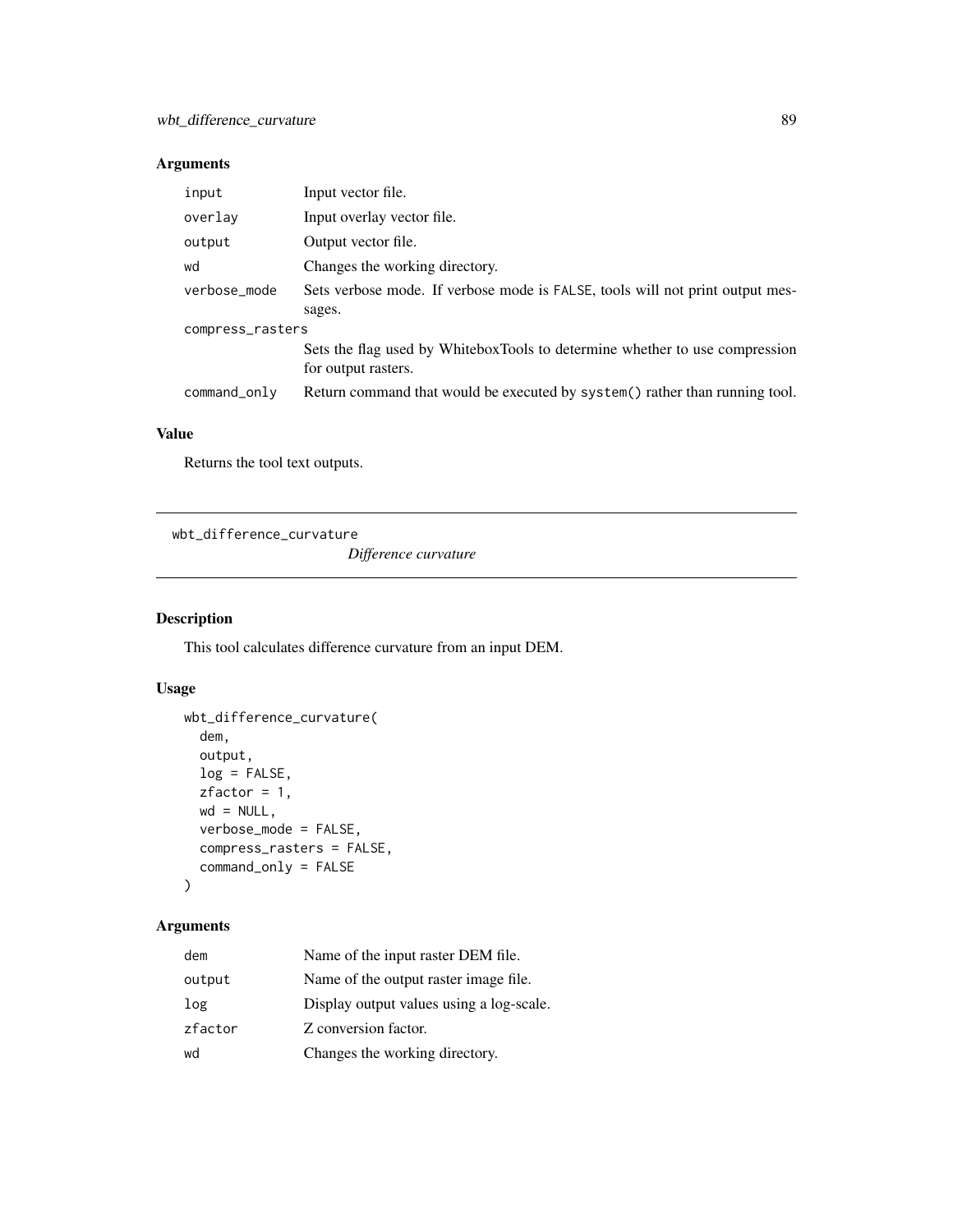### Arguments

| | |
|---|---|
| input | Input vector file. |
| overlay | Input overlay vector file. |
| output | Output vector file. |
| wd | Changes the working directory. |
| verbose_mode | Sets verbose mode. If verbose mode is FALSE, tools will not print output messages. |
| compress_rasters | Sets the flag used by WhiteboxTools to determine whether to use compression for output rasters. |
| command_only | Return command that would be executed by system() rather than running tool. |

### Value

Returns the tool text outputs.

---

## wbt_difference_curvature

*Difference curvature*

---

### Description

This tool calculates difference curvature from an input DEM.

### Usage

```
wbt_difference_curvature(
  dem,
  output,
  log = FALSE,
  zfactor = 1,
  wd = NULL,
  verbose_mode = FALSE,
  compress_rasters = FALSE,
  command_only = FALSE
)
```

### Arguments

| | |
|---|---|
| dem | Name of the input raster DEM file. |
| output | Name of the output raster image file. |
| log | Display output values using a log-scale. |
| zfactor | Z conversion factor. |
| wd | Changes the working directory. |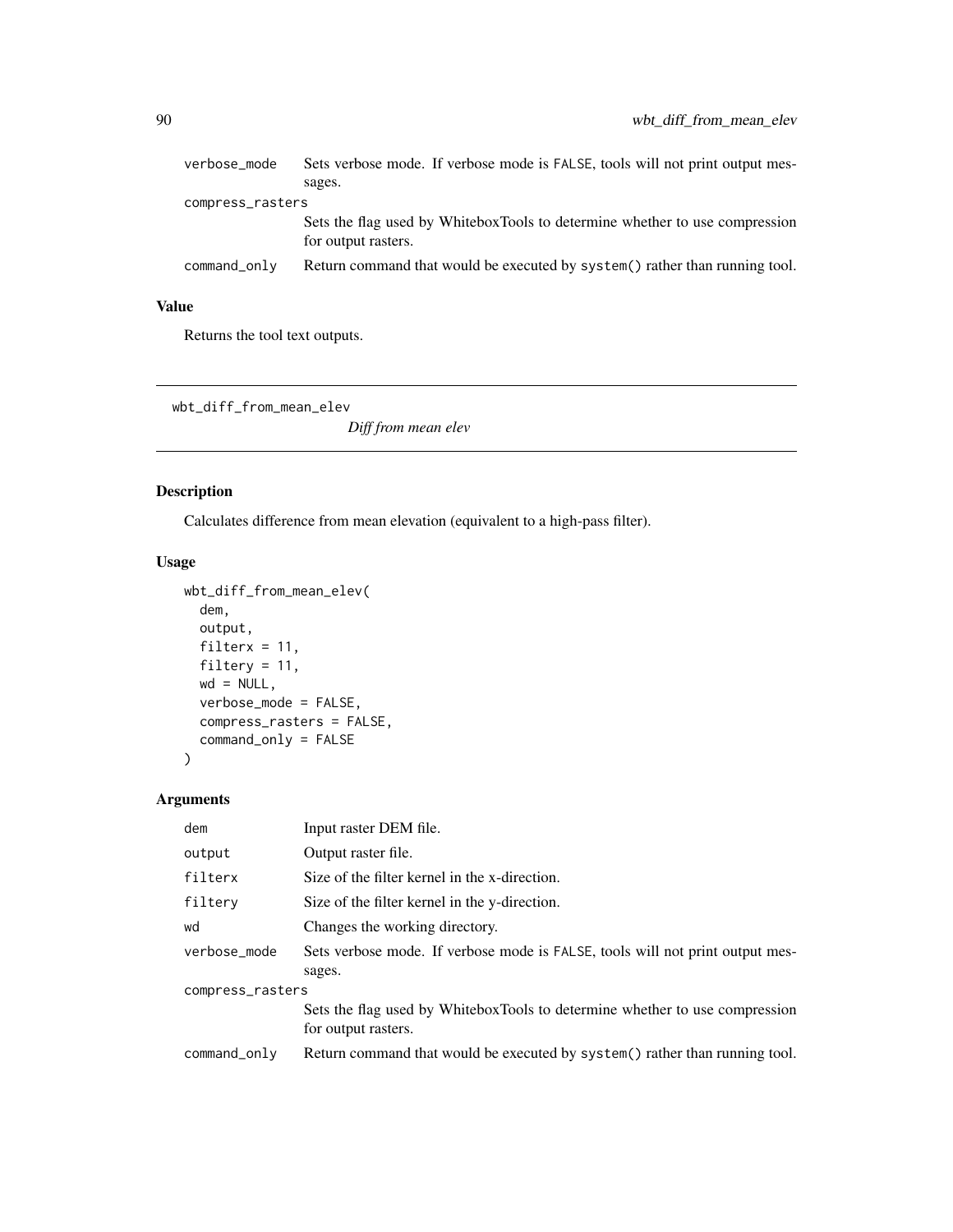| | |
|---|---|
| verbose_mode | Sets verbose mode. If verbose mode is FALSE, tools will not print output messages. |
| compress_rasters | Sets the flag used by WhiteboxTools to determine whether to use compression for output rasters. |
| command_only | Return command that would be executed by system() rather than running tool. |

### Value

Returns the tool text outputs.

---

## wbt_diff_from_mean_elev

*Diff from mean elev*

---

### Description

Calculates difference from mean elevation (equivalent to a high-pass filter).

### Usage

```
wbt_diff_from_mean_elev(
  dem,
  output,
  filterx = 11,
  filtery = 11,
  wd = NULL,
  verbose_mode = FALSE,
  compress_rasters = FALSE,
  command_only = FALSE
)
```

### Arguments

| | |
|---|---|
| dem | Input raster DEM file. |
| output | Output raster file. |
| filterx | Size of the filter kernel in the x-direction. |
| filtery | Size of the filter kernel in the y-direction. |
| wd | Changes the working directory. |
| verbose_mode | Sets verbose mode. If verbose mode is FALSE, tools will not print output messages. |
| compress_rasters | Sets the flag used by WhiteboxTools to determine whether to use compression for output rasters. |
| command_only | Return command that would be executed by system() rather than running tool. |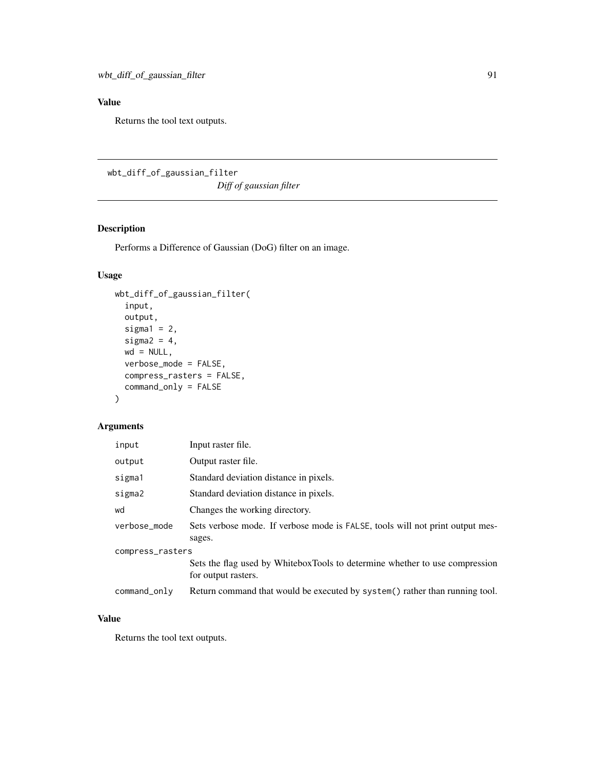## Value

Returns the tool text outputs.

---

## wbt_diff_of_gaussian_filter

*Diff of gaussian filter*

---

### Description

Performs a Difference of Gaussian (DoG) filter on an image.

### Usage

```
wbt_diff_of_gaussian_filter(
  input,
  output,
  sigma1 = 2,
  sigma2 = 4,
  wd = NULL,
  verbose_mode = FALSE,
  compress_rasters = FALSE,
  command_only = FALSE
)
```

### Arguments

| Argument | Description |
|---|---|
| input | Input raster file. |
| output | Output raster file. |
| sigma1 | Standard deviation distance in pixels. |
| sigma2 | Standard deviation distance in pixels. |
| wd | Changes the working directory. |
| verbose_mode | Sets verbose mode. If verbose mode is FALSE, tools will not print output messages. |
| compress_rasters | Sets the flag used by WhiteboxTools to determine whether to use compression for output rasters. |
| command_only | Return command that would be executed by system() rather than running tool. |

### Value

Returns the tool text outputs.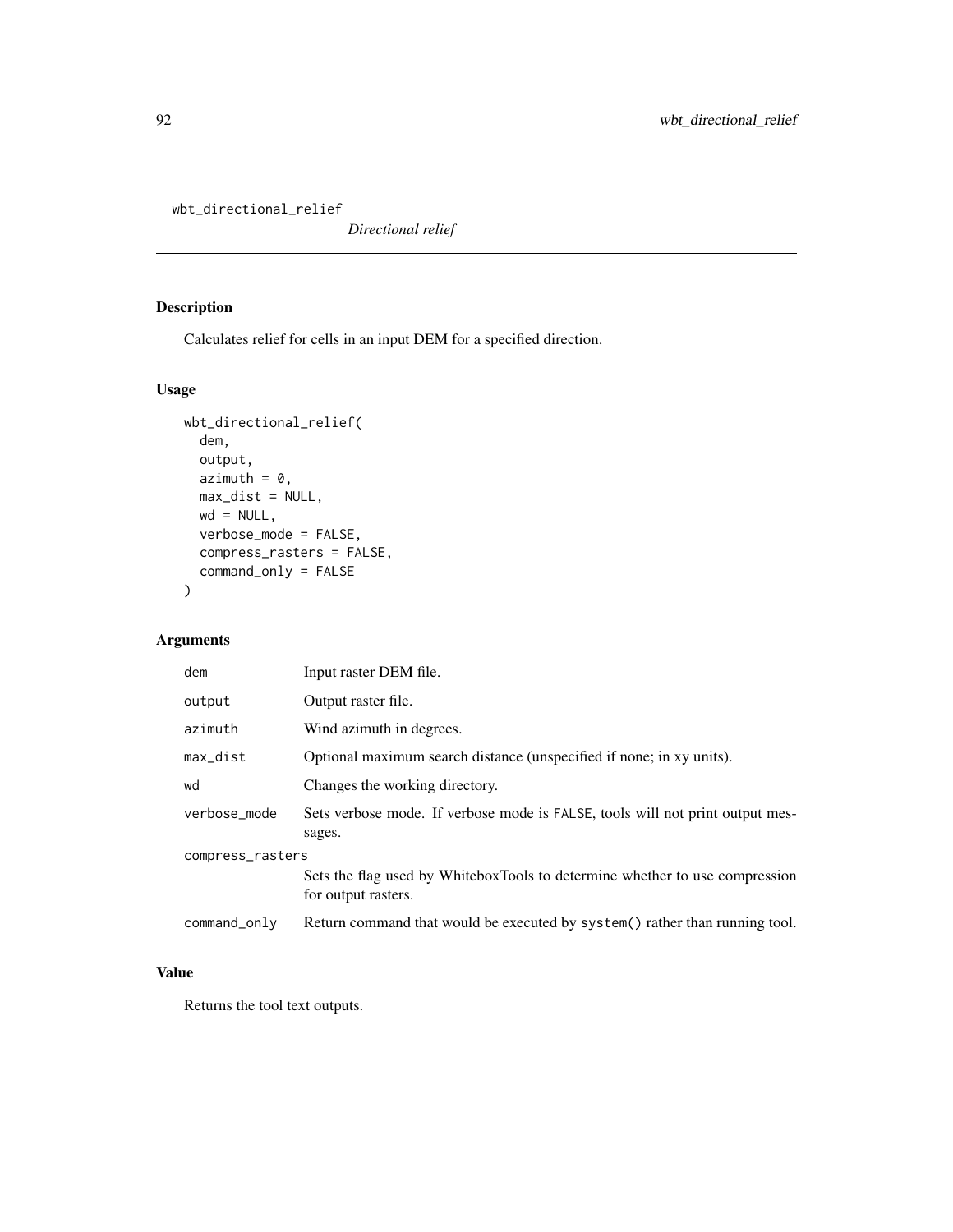# wbt_directional_relief

*Directional relief*

## Description

Calculates relief for cells in an input DEM for a specified direction.

## Usage

```
wbt_directional_relief(
  dem,
  output,
  azimuth = 0,
  max_dist = NULL,
  wd = NULL,
  verbose_mode = FALSE,
  compress_rasters = FALSE,
  command_only = FALSE
)
```

## Arguments

| | |
|---|---|
| dem | Input raster DEM file. |
| output | Output raster file. |
| azimuth | Wind azimuth in degrees. |
| max_dist | Optional maximum search distance (unspecified if none; in xy units). |
| wd | Changes the working directory. |
| verbose_mode | Sets verbose mode. If verbose mode is FALSE, tools will not print output messages. |
| compress_rasters | Sets the flag used by WhiteboxTools to determine whether to use compression for output rasters. |
| command_only | Return command that would be executed by system() rather than running tool. |

## Value

Returns the tool text outputs.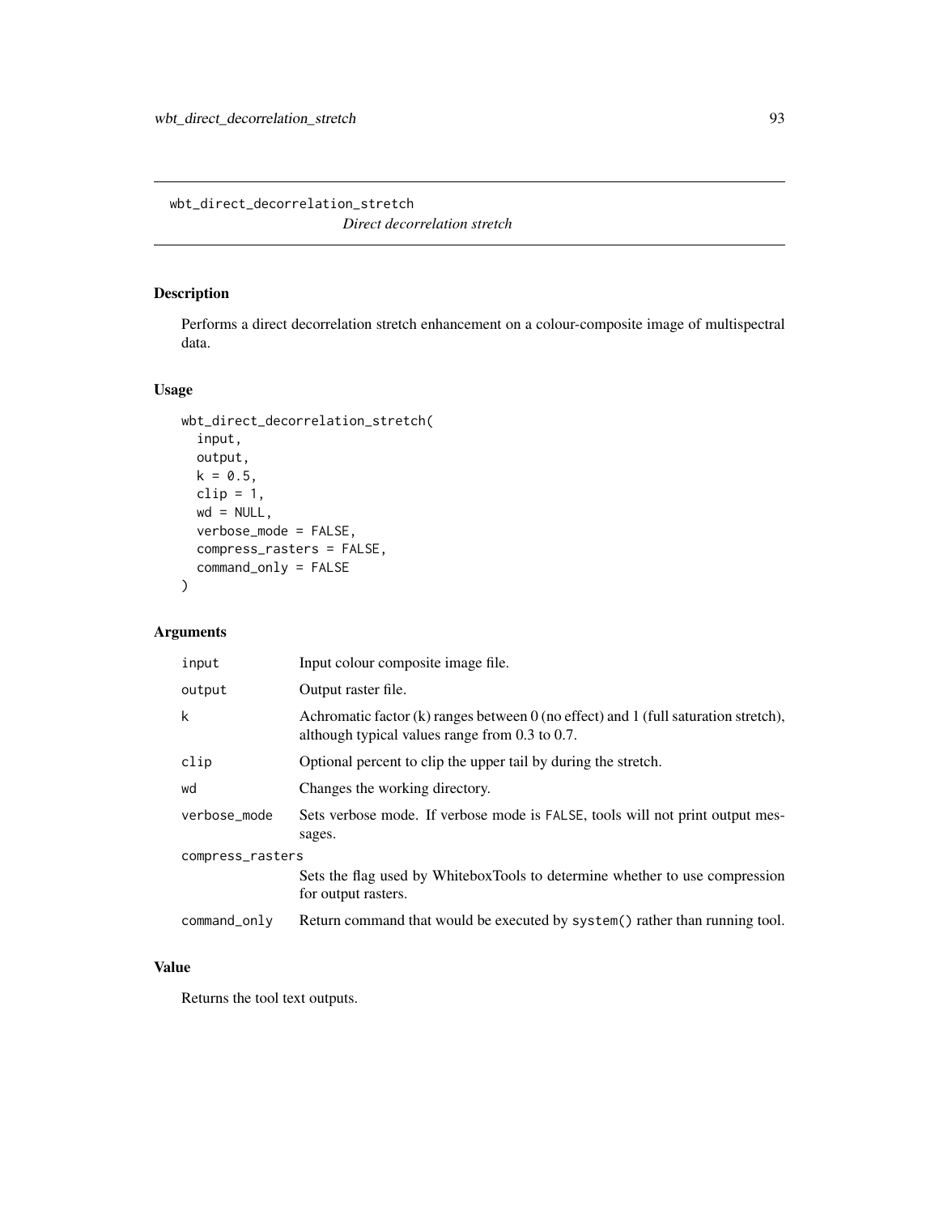# wbt_direct_decorrelation_stretch

*Direct decorrelation stretch*

## Description

Performs a direct decorrelation stretch enhancement on a colour-composite image of multispectral data.

## Usage

```
wbt_direct_decorrelation_stretch(
  input,
  output,
  k = 0.5,
  clip = 1,
  wd = NULL,
  verbose_mode = FALSE,
  compress_rasters = FALSE,
  command_only = FALSE
)
```

## Arguments

| Argument | Description |
|---|---|
| input | Input colour composite image file. |
| output | Output raster file. |
| k | Achromatic factor (k) ranges between 0 (no effect) and 1 (full saturation stretch), although typical values range from 0.3 to 0.7. |
| clip | Optional percent to clip the upper tail by during the stretch. |
| wd | Changes the working directory. |
| verbose_mode | Sets verbose mode. If verbose mode is FALSE, tools will not print output messages. |
| compress_rasters | Sets the flag used by WhiteboxTools to determine whether to use compression for output rasters. |
| command_only | Return command that would be executed by system() rather than running tool. |

## Value

Returns the tool text outputs.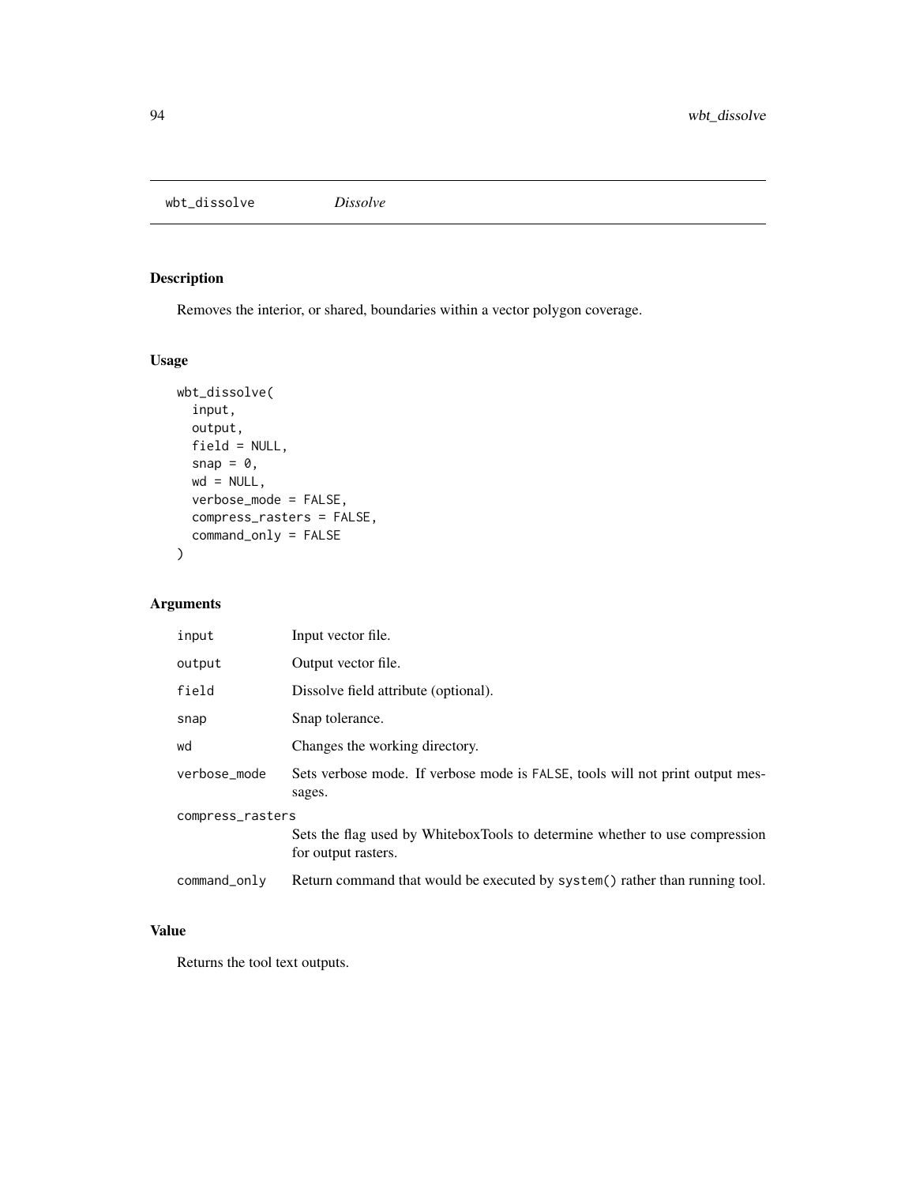# wbt_dissolve *Dissolve*

## Description

Removes the interior, or shared, boundaries within a vector polygon coverage.

## Usage

```
wbt_dissolve(
  input,
  output,
  field = NULL,
  snap = 0,
  wd = NULL,
  verbose_mode = FALSE,
  compress_rasters = FALSE,
  command_only = FALSE
)
```

## Arguments

| Argument | Description |
| --- | --- |
| input | Input vector file. |
| output | Output vector file. |
| field | Dissolve field attribute (optional). |
| snap | Snap tolerance. |
| wd | Changes the working directory. |
| verbose_mode | Sets verbose mode. If verbose mode is FALSE, tools will not print output messages. |
| compress_rasters | Sets the flag used by WhiteboxTools to determine whether to use compression for output rasters. |
| command_only | Return command that would be executed by system() rather than running tool. |

## Value

Returns the tool text outputs.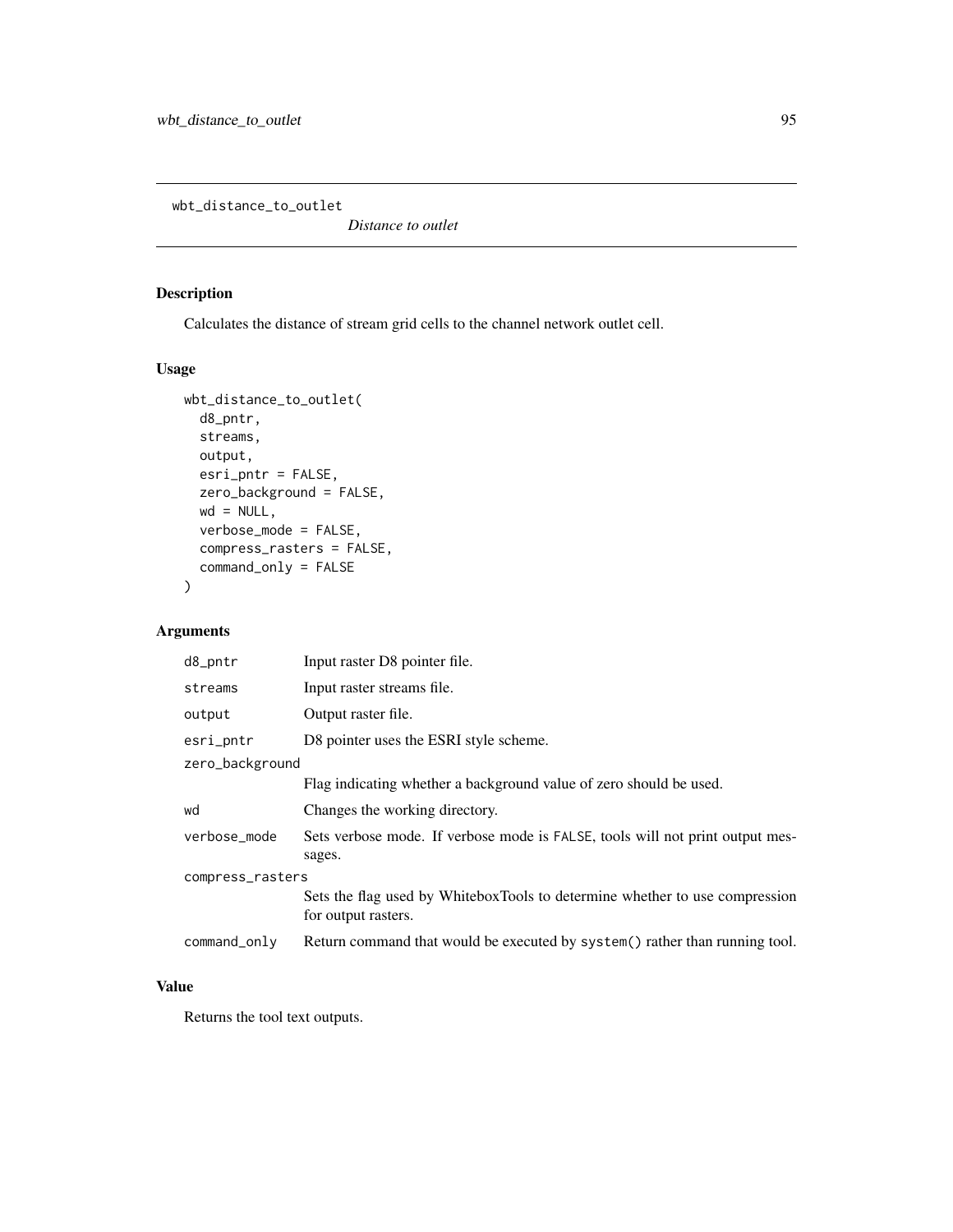wbt_distance_to_outlet

*Distance to outlet*

## Description

Calculates the distance of stream grid cells to the channel network outlet cell.

## Usage

```
wbt_distance_to_outlet(
  d8_pntr,
  streams,
  output,
  esri_pntr = FALSE,
  zero_background = FALSE,
  wd = NULL,
  verbose_mode = FALSE,
  compress_rasters = FALSE,
  command_only = FALSE
)
```

## Arguments

| | |
|---|---|
| `d8_pntr` | Input raster D8 pointer file. |
| `streams` | Input raster streams file. |
| `output` | Output raster file. |
| `esri_pntr` | D8 pointer uses the ESRI style scheme. |
| `zero_background` | Flag indicating whether a background value of zero should be used. |
| `wd` | Changes the working directory. |
| `verbose_mode` | Sets verbose mode. If verbose mode is `FALSE`, tools will not print output messages. |
| `compress_rasters` | Sets the flag used by WhiteboxTools to determine whether to use compression for output rasters. |
| `command_only` | Return command that would be executed by `system()` rather than running tool. |

## Value

Returns the tool text outputs.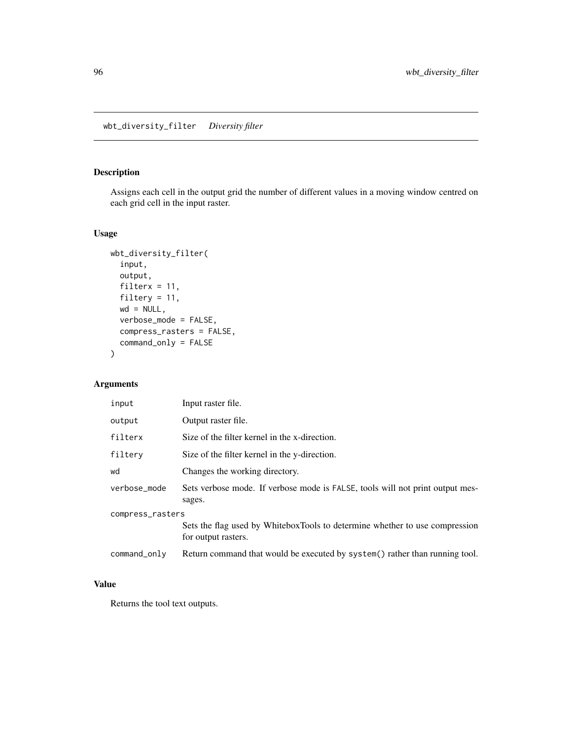# wbt_diversity_filter    *Diversity filter*

## Description

Assigns each cell in the output grid the number of different values in a moving window centred on each grid cell in the input raster.

## Usage

```
wbt_diversity_filter(
  input,
  output,
  filterx = 11,
  filtery = 11,
  wd = NULL,
  verbose_mode = FALSE,
  compress_rasters = FALSE,
  command_only = FALSE
)
```

## Arguments

| | |
|---|---|
| input | Input raster file. |
| output | Output raster file. |
| filterx | Size of the filter kernel in the x-direction. |
| filtery | Size of the filter kernel in the y-direction. |
| wd | Changes the working directory. |
| verbose_mode | Sets verbose mode. If verbose mode is FALSE, tools will not print output messages. |
| compress_rasters | Sets the flag used by WhiteboxTools to determine whether to use compression for output rasters. |
| command_only | Return command that would be executed by system() rather than running tool. |

## Value

Returns the tool text outputs.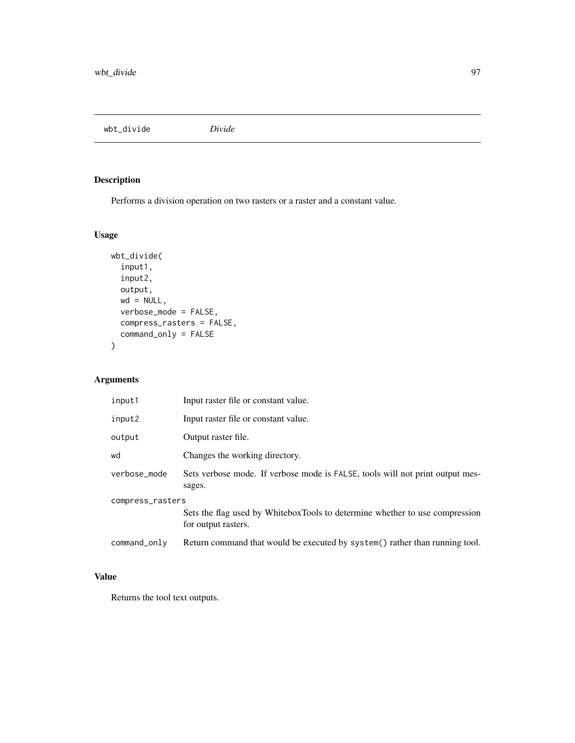## wbt_divide *Divide*

### Description

Performs a division operation on two rasters or a raster and a constant value.

### Usage

```
wbt_divide(
  input1,
  input2,
  output,
  wd = NULL,
  verbose_mode = FALSE,
  compress_rasters = FALSE,
  command_only = FALSE
)
```

### Arguments

| | |
|---|---|
| input1 | Input raster file or constant value. |
| input2 | Input raster file or constant value. |
| output | Output raster file. |
| wd | Changes the working directory. |
| verbose_mode | Sets verbose mode. If verbose mode is FALSE, tools will not print output messages. |
| compress_rasters | Sets the flag used by WhiteboxTools to determine whether to use compression for output rasters. |
| command_only | Return command that would be executed by system() rather than running tool. |

### Value

Returns the tool text outputs.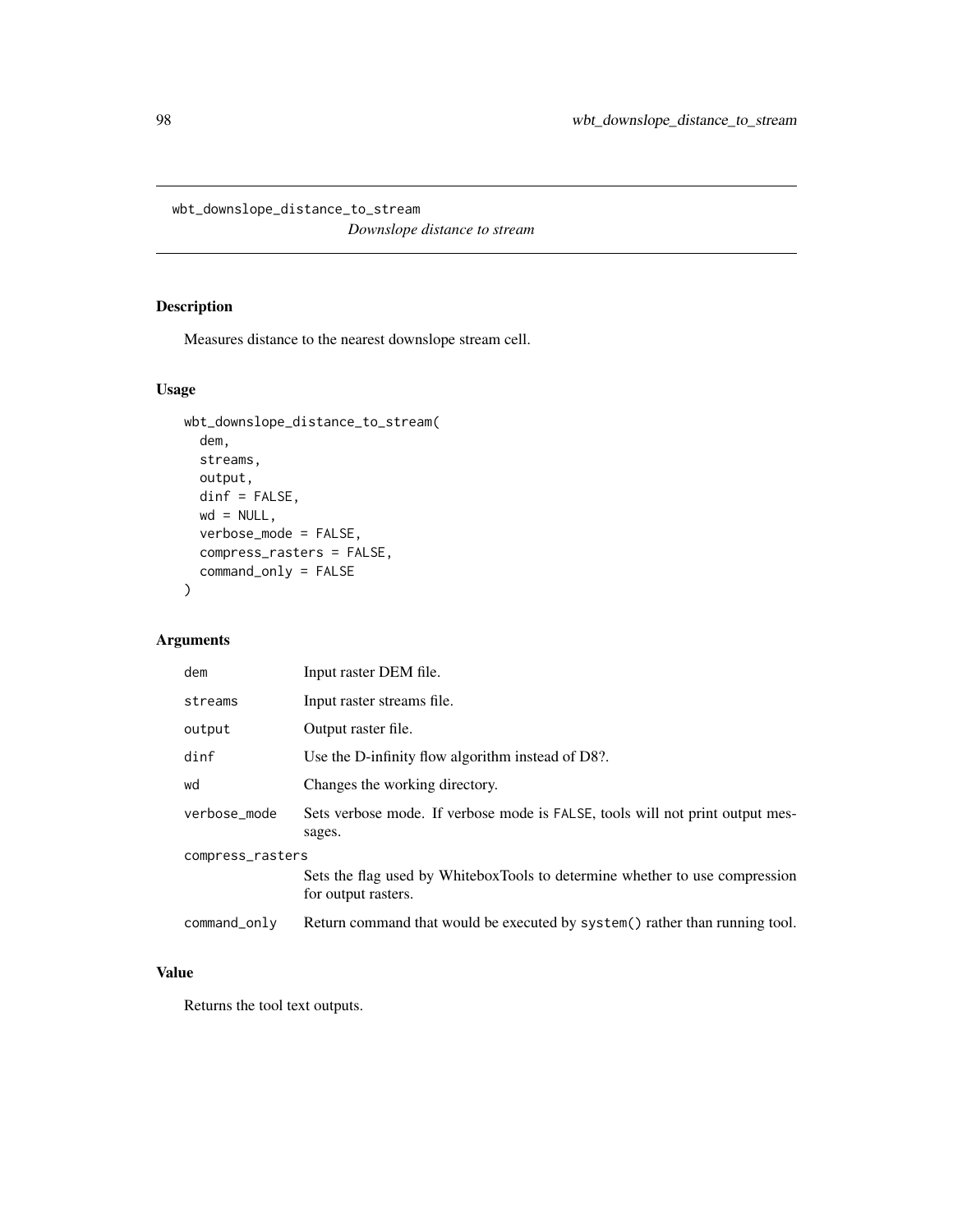## wbt_downslope_distance_to_stream

*Downslope distance to stream*

### Description

Measures distance to the nearest downslope stream cell.

### Usage

```
wbt_downslope_distance_to_stream(
  dem,
  streams,
  output,
  dinf = FALSE,
  wd = NULL,
  verbose_mode = FALSE,
  compress_rasters = FALSE,
  command_only = FALSE
)
```

### Arguments

| Argument | Description |
|---|---|
| dem | Input raster DEM file. |
| streams | Input raster streams file. |
| output | Output raster file. |
| dinf | Use the D-infinity flow algorithm instead of D8?. |
| wd | Changes the working directory. |
| verbose_mode | Sets verbose mode. If verbose mode is FALSE, tools will not print output messages. |
| compress_rasters | Sets the flag used by WhiteboxTools to determine whether to use compression for output rasters. |
| command_only | Return command that would be executed by system() rather than running tool. |

### Value

Returns the tool text outputs.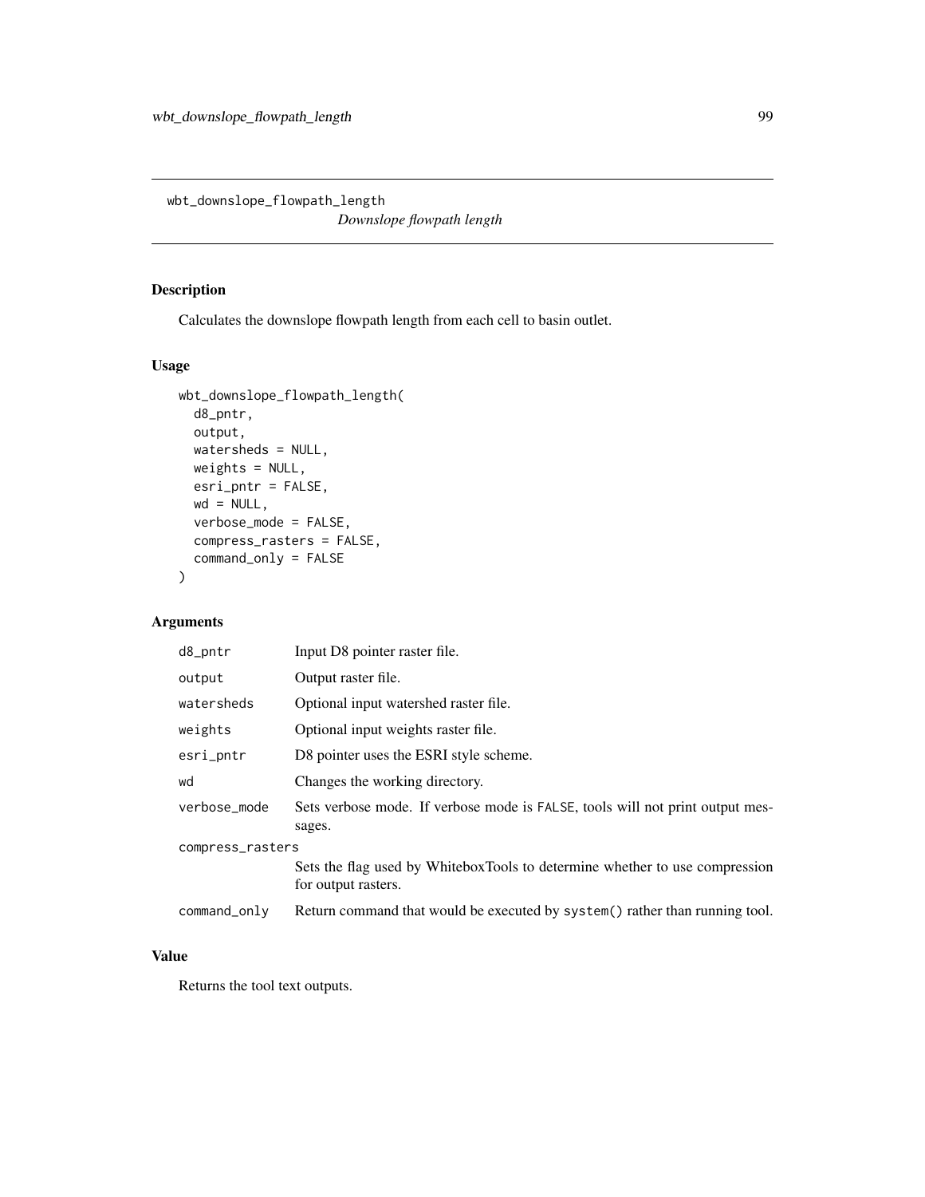# wbt_downslope_flowpath_length

*Downslope flowpath length*

## Description

Calculates the downslope flowpath length from each cell to basin outlet.

## Usage

```
wbt_downslope_flowpath_length(
  d8_pntr,
  output,
  watersheds = NULL,
  weights = NULL,
  esri_pntr = FALSE,
  wd = NULL,
  verbose_mode = FALSE,
  compress_rasters = FALSE,
  command_only = FALSE
)
```

## Arguments

| | |
|---|---|
| d8_pntr | Input D8 pointer raster file. |
| output | Output raster file. |
| watersheds | Optional input watershed raster file. |
| weights | Optional input weights raster file. |
| esri_pntr | D8 pointer uses the ESRI style scheme. |
| wd | Changes the working directory. |
| verbose_mode | Sets verbose mode. If verbose mode is FALSE, tools will not print output messages. |
| compress_rasters | Sets the flag used by WhiteboxTools to determine whether to use compression for output rasters. |
| command_only | Return command that would be executed by system() rather than running tool. |

## Value

Returns the tool text outputs.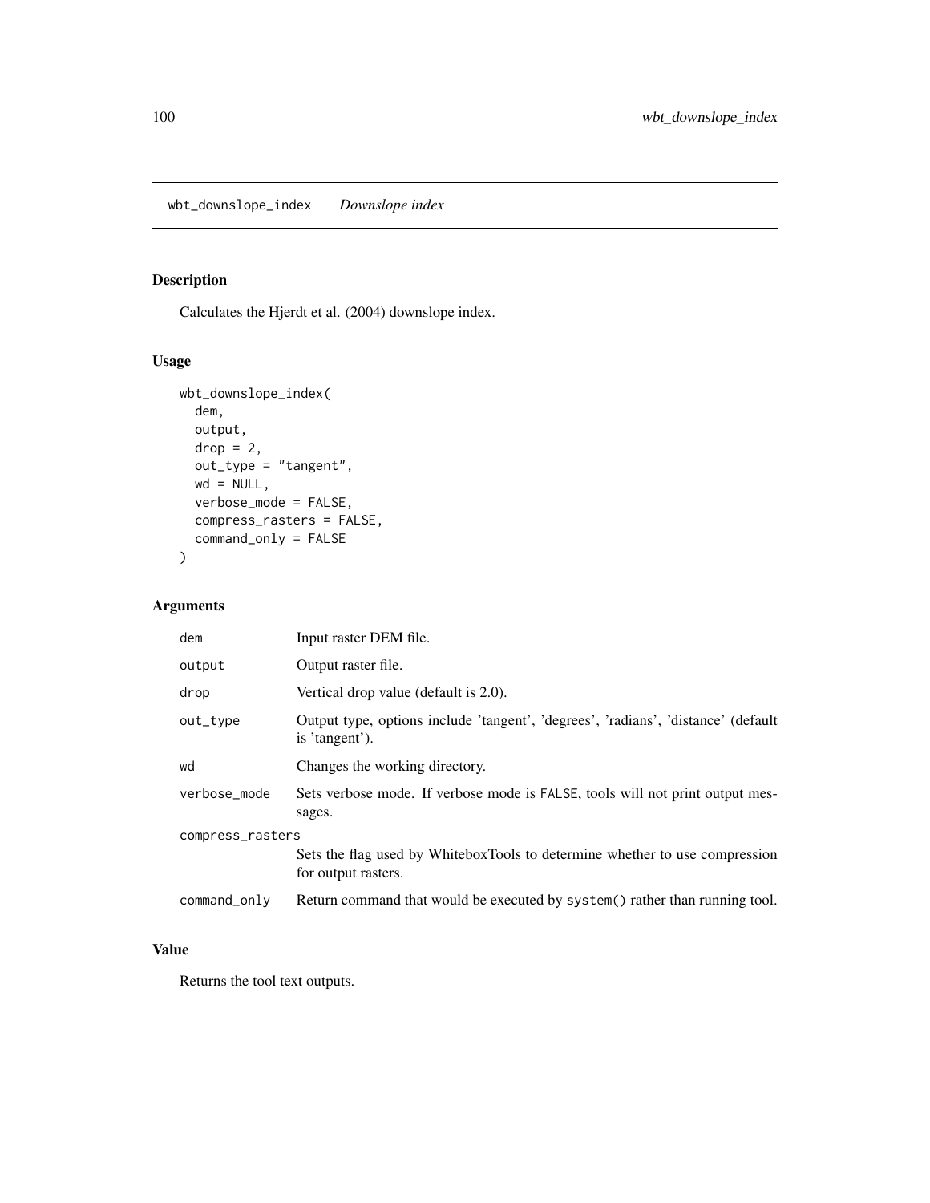# wbt_downslope_index — *Downslope index*

## Description

Calculates the Hjerdt et al. (2004) downslope index.

## Usage

```
wbt_downslope_index(
  dem,
  output,
  drop = 2,
  out_type = "tangent",
  wd = NULL,
  verbose_mode = FALSE,
  compress_rasters = FALSE,
  command_only = FALSE
)
```

## Arguments

| | |
|---|---|
| dem | Input raster DEM file. |
| output | Output raster file. |
| drop | Vertical drop value (default is 2.0). |
| out_type | Output type, options include 'tangent', 'degrees', 'radians', 'distance' (default is 'tangent'). |
| wd | Changes the working directory. |
| verbose_mode | Sets verbose mode. If verbose mode is FALSE, tools will not print output messages. |
| compress_rasters | Sets the flag used by WhiteboxTools to determine whether to use compression for output rasters. |
| command_only | Return command that would be executed by system() rather than running tool. |

## Value

Returns the tool text outputs.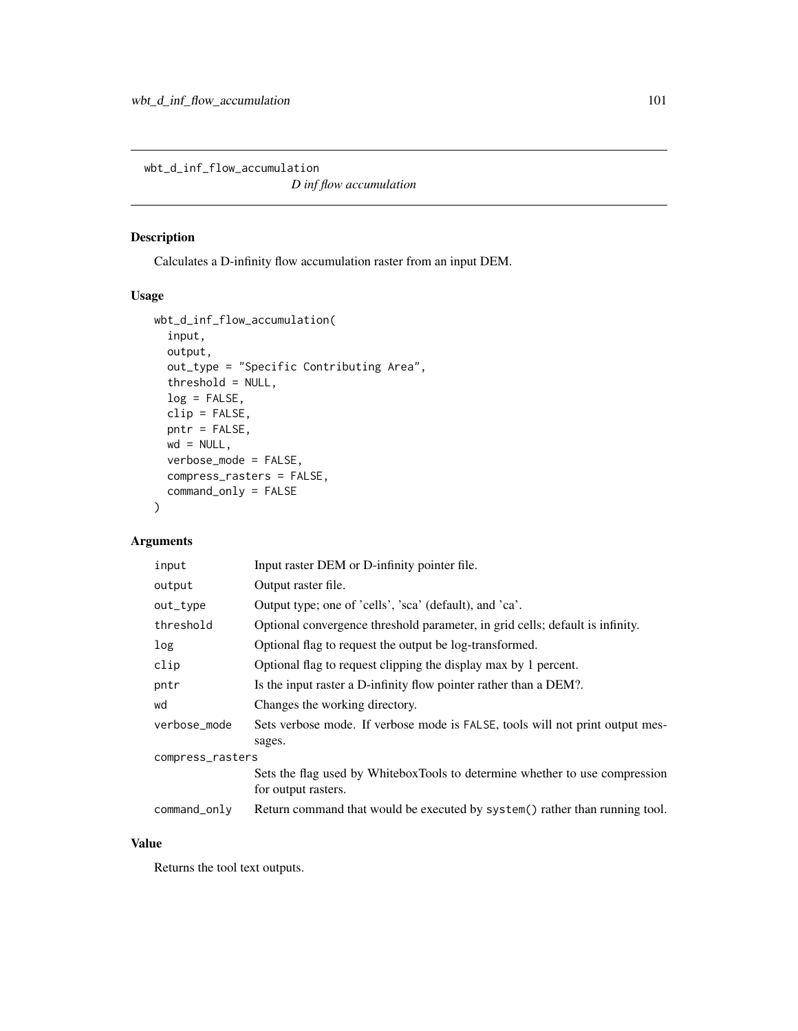wbt_d_inf_flow_accumulation

*D inf flow accumulation*

## Description

Calculates a D-infinity flow accumulation raster from an input DEM.

## Usage

```
wbt_d_inf_flow_accumulation(
  input,
  output,
  out_type = "Specific Contributing Area",
  threshold = NULL,
  log = FALSE,
  clip = FALSE,
  pntr = FALSE,
  wd = NULL,
  verbose_mode = FALSE,
  compress_rasters = FALSE,
  command_only = FALSE
)
```

## Arguments

| | |
|---|---|
| input | Input raster DEM or D-infinity pointer file. |
| output | Output raster file. |
| out_type | Output type; one of 'cells', 'sca' (default), and 'ca'. |
| threshold | Optional convergence threshold parameter, in grid cells; default is infinity. |
| log | Optional flag to request the output be log-transformed. |
| clip | Optional flag to request clipping the display max by 1 percent. |
| pntr | Is the input raster a D-infinity flow pointer rather than a DEM?. |
| wd | Changes the working directory. |
| verbose_mode | Sets verbose mode. If verbose mode is FALSE, tools will not print output messages. |
| compress_rasters | Sets the flag used by WhiteboxTools to determine whether to use compression for output rasters. |
| command_only | Return command that would be executed by system() rather than running tool. |

## Value

Returns the tool text outputs.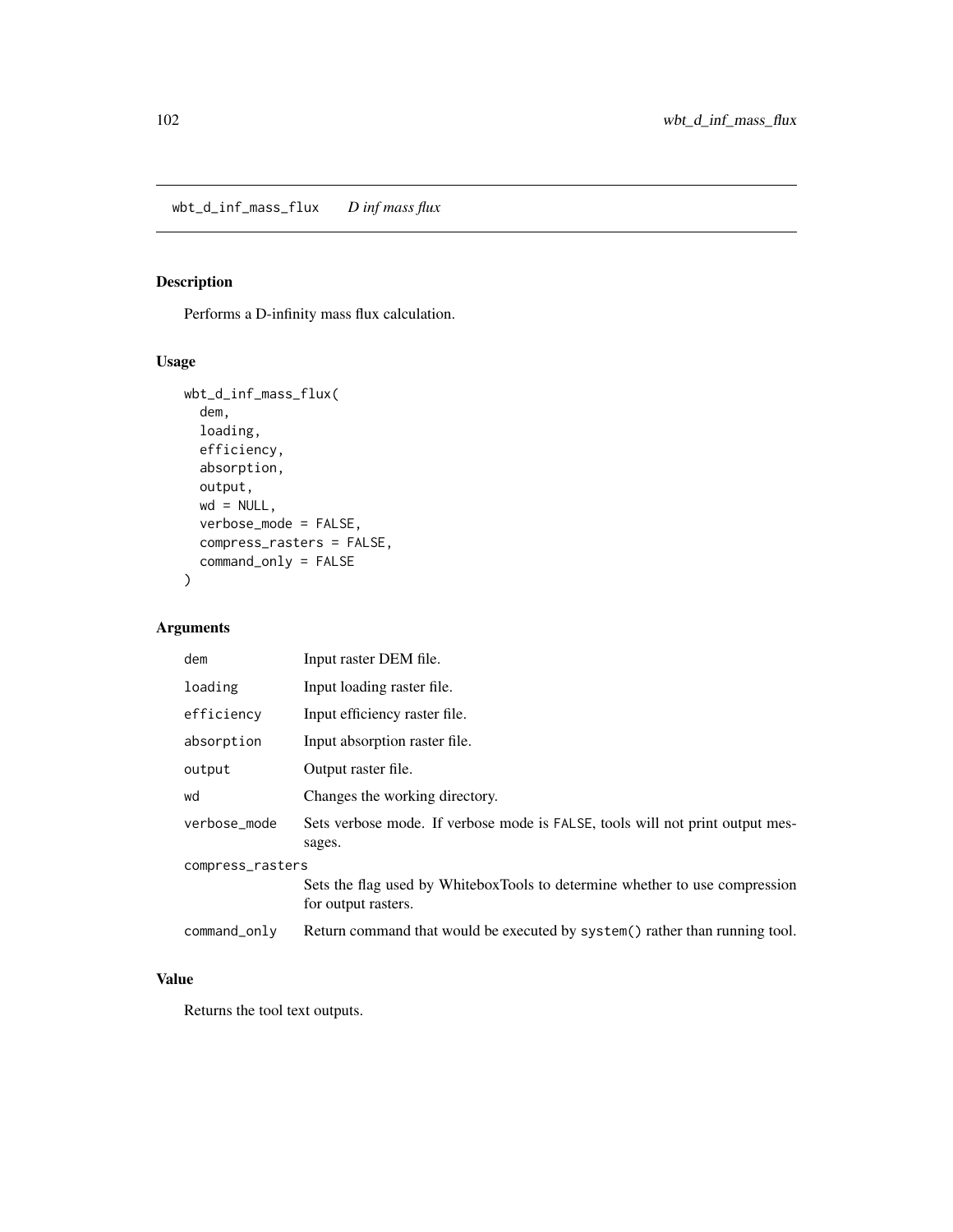## wbt_d_inf_mass_flux *D inf mass flux*

### Description

Performs a D-infinity mass flux calculation.

### Usage

```
wbt_d_inf_mass_flux(
  dem,
  loading,
  efficiency,
  absorption,
  output,
  wd = NULL,
  verbose_mode = FALSE,
  compress_rasters = FALSE,
  command_only = FALSE
)
```

### Arguments

| | |
|---|---|
| dem | Input raster DEM file. |
| loading | Input loading raster file. |
| efficiency | Input efficiency raster file. |
| absorption | Input absorption raster file. |
| output | Output raster file. |
| wd | Changes the working directory. |
| verbose_mode | Sets verbose mode. If verbose mode is FALSE, tools will not print output messages. |
| compress_rasters | Sets the flag used by WhiteboxTools to determine whether to use compression for output rasters. |
| command_only | Return command that would be executed by system() rather than running tool. |

### Value

Returns the tool text outputs.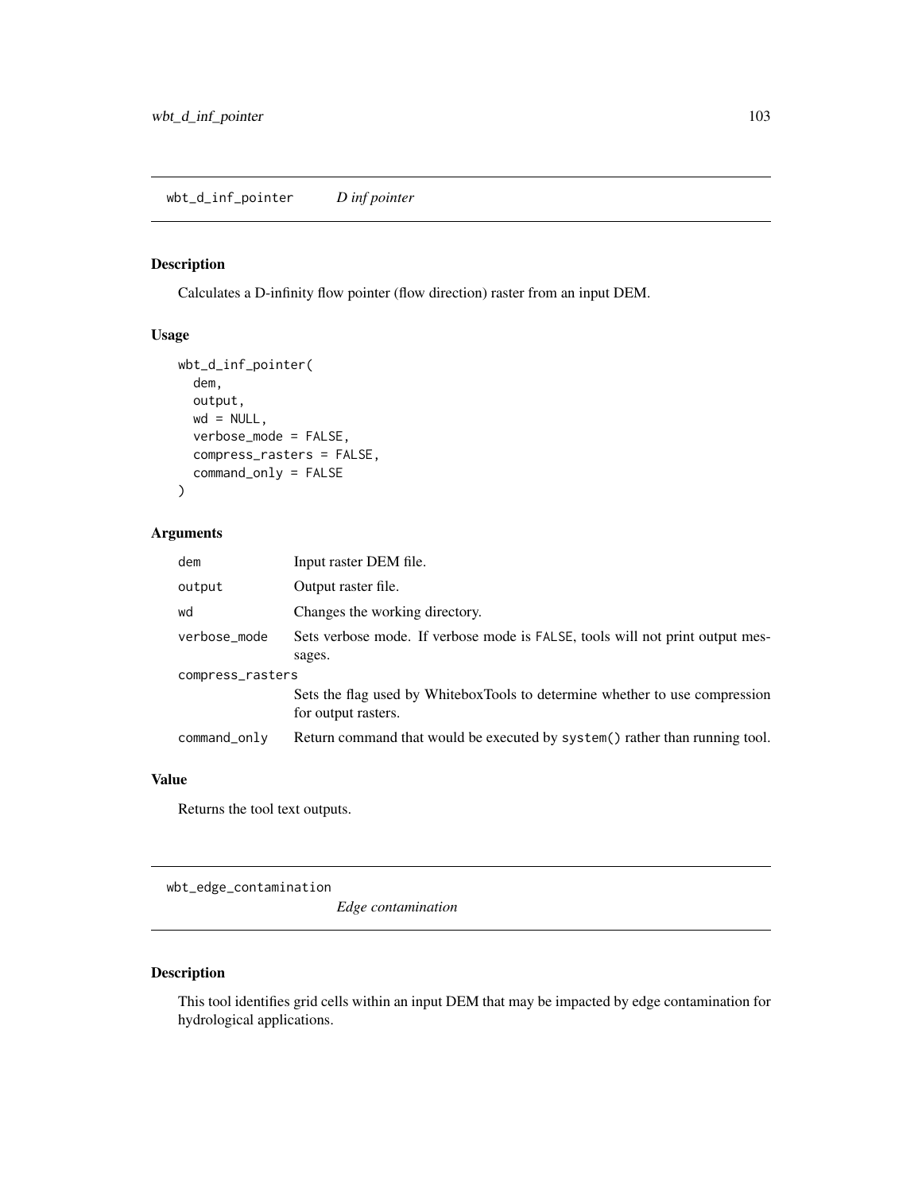## wbt_d_inf_pointer *D inf pointer*

### Description

Calculates a D-infinity flow pointer (flow direction) raster from an input DEM.

### Usage

```
wbt_d_inf_pointer(
  dem,
  output,
  wd = NULL,
  verbose_mode = FALSE,
  compress_rasters = FALSE,
  command_only = FALSE
)
```

### Arguments

| | |
|---|---|
| dem | Input raster DEM file. |
| output | Output raster file. |
| wd | Changes the working directory. |
| verbose_mode | Sets verbose mode. If verbose mode is FALSE, tools will not print output messages. |
| compress_rasters | Sets the flag used by WhiteboxTools to determine whether to use compression for output rasters. |
| command_only | Return command that would be executed by system() rather than running tool. |

### Value

Returns the tool text outputs.

## wbt_edge_contamination *Edge contamination*

### Description

This tool identifies grid cells within an input DEM that may be impacted by edge contamination for hydrological applications.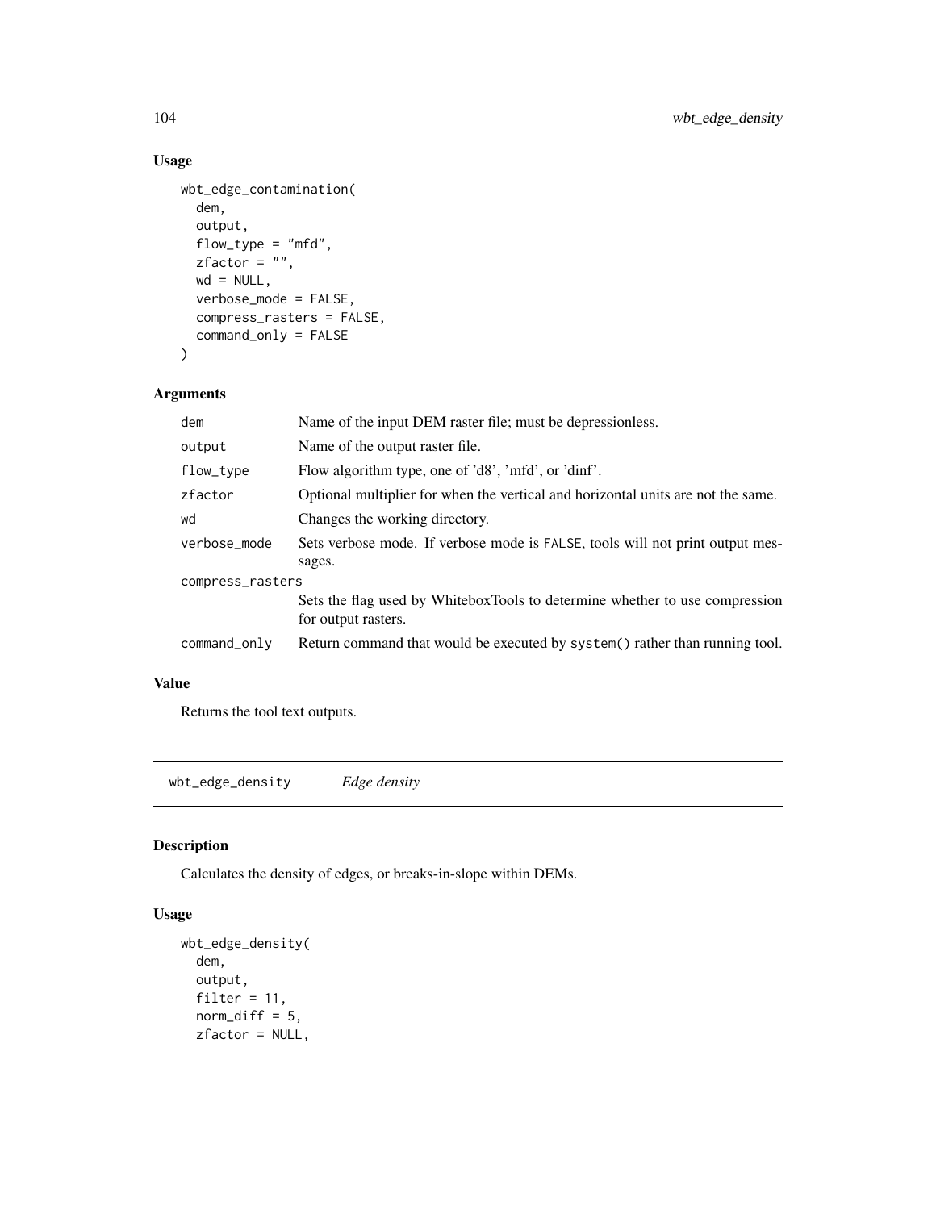## Usage

```
wbt_edge_contamination(
  dem,
  output,
  flow_type = "mfd",
  zfactor = "",
  wd = NULL,
  verbose_mode = FALSE,
  compress_rasters = FALSE,
  command_only = FALSE
)
```

## Arguments

| Argument | Description |
|---|---|
| dem | Name of the input DEM raster file; must be depressionless. |
| output | Name of the output raster file. |
| flow_type | Flow algorithm type, one of 'd8', 'mfd', or 'dinf'. |
| zfactor | Optional multiplier for when the vertical and horizontal units are not the same. |
| wd | Changes the working directory. |
| verbose_mode | Sets verbose mode. If verbose mode is FALSE, tools will not print output messages. |
| compress_rasters | Sets the flag used by WhiteboxTools to determine whether to use compression for output rasters. |
| command_only | Return command that would be executed by system() rather than running tool. |

## Value

Returns the tool text outputs.

---

# wbt_edge_density    *Edge density*

## Description

Calculates the density of edges, or breaks-in-slope within DEMs.

## Usage

```
wbt_edge_density(
  dem,
  output,
  filter = 11,
  norm_diff = 5,
  zfactor = NULL,
```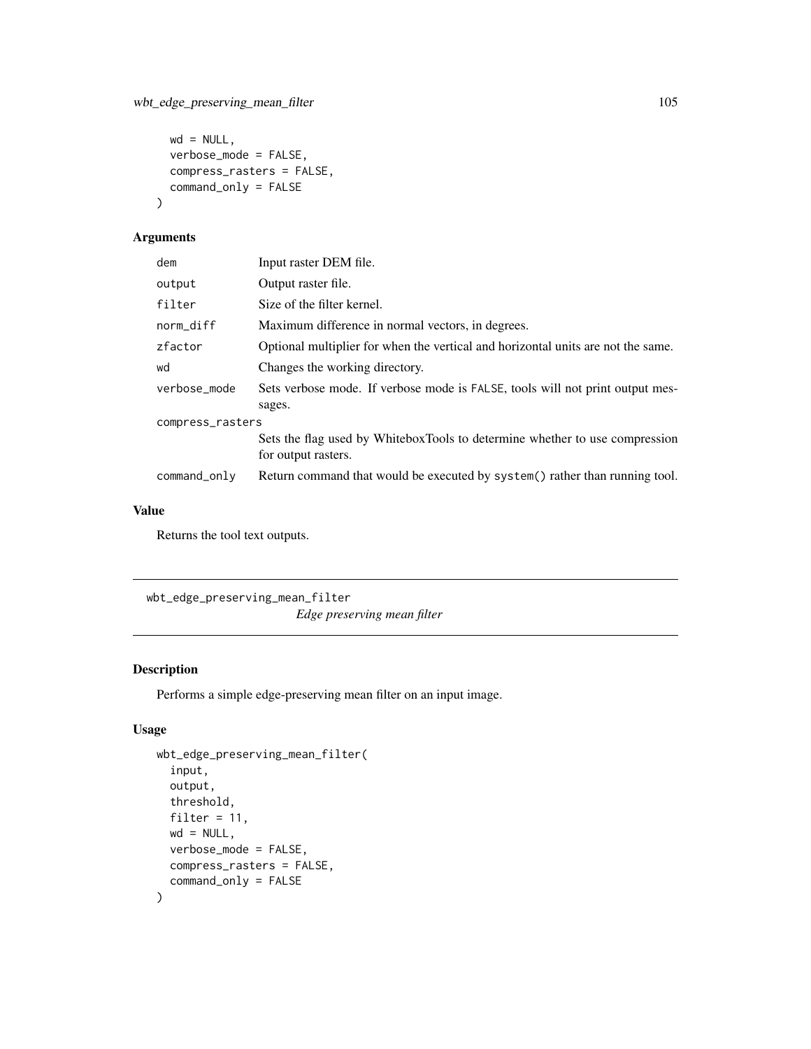```
  wd = NULL,
  verbose_mode = FALSE,
  compress_rasters = FALSE,
  command_only = FALSE
)
```

## Arguments

| | |
|---|---|
| dem | Input raster DEM file. |
| output | Output raster file. |
| filter | Size of the filter kernel. |
| norm_diff | Maximum difference in normal vectors, in degrees. |
| zfactor | Optional multiplier for when the vertical and horizontal units are not the same. |
| wd | Changes the working directory. |
| verbose_mode | Sets verbose mode. If verbose mode is FALSE, tools will not print output messages. |
| compress_rasters | Sets the flag used by WhiteboxTools to determine whether to use compression for output rasters. |
| command_only | Return command that would be executed by system() rather than running tool. |

## Value

Returns the tool text outputs.

---

# wbt_edge_preserving_mean_filter

*Edge preserving mean filter*

---

## Description

Performs a simple edge-preserving mean filter on an input image.

## Usage

```
wbt_edge_preserving_mean_filter(
  input,
  output,
  threshold,
  filter = 11,
  wd = NULL,
  verbose_mode = FALSE,
  compress_rasters = FALSE,
  command_only = FALSE
)
```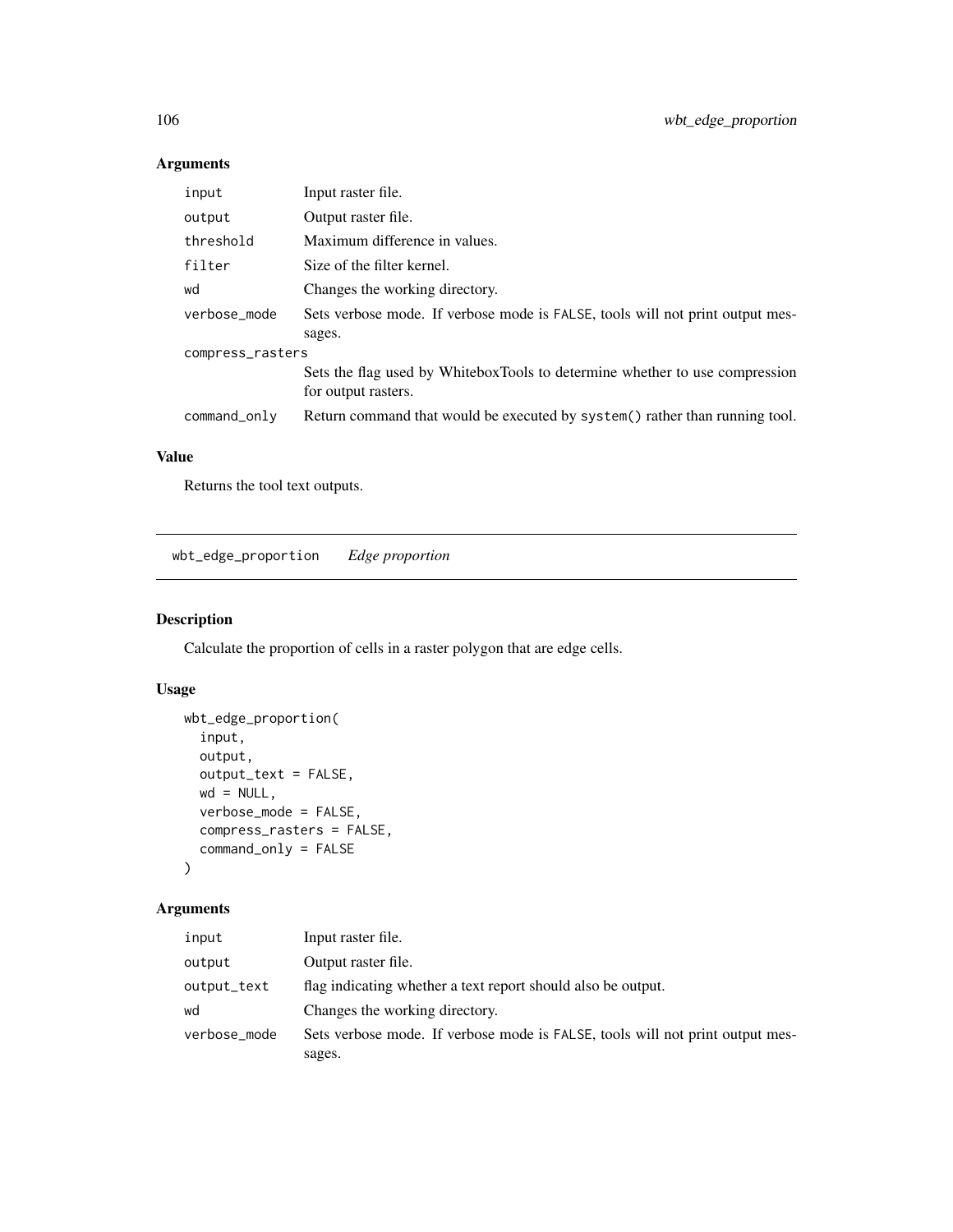## Arguments

| | |
|---|---|
| input | Input raster file. |
| output | Output raster file. |
| threshold | Maximum difference in values. |
| filter | Size of the filter kernel. |
| wd | Changes the working directory. |
| verbose_mode | Sets verbose mode. If verbose mode is FALSE, tools will not print output messages. |
| compress_rasters | Sets the flag used by WhiteboxTools to determine whether to use compression for output rasters. |
| command_only | Return command that would be executed by system() rather than running tool. |

## Value

Returns the tool text outputs.

---

# wbt_edge_proportion    *Edge proportion*

## Description

Calculate the proportion of cells in a raster polygon that are edge cells.

## Usage

```
wbt_edge_proportion(
  input,
  output,
  output_text = FALSE,
  wd = NULL,
  verbose_mode = FALSE,
  compress_rasters = FALSE,
  command_only = FALSE
)
```

## Arguments

| | |
|---|---|
| input | Input raster file. |
| output | Output raster file. |
| output_text | flag indicating whether a text report should also be output. |
| wd | Changes the working directory. |
| verbose_mode | Sets verbose mode. If verbose mode is FALSE, tools will not print output messages. |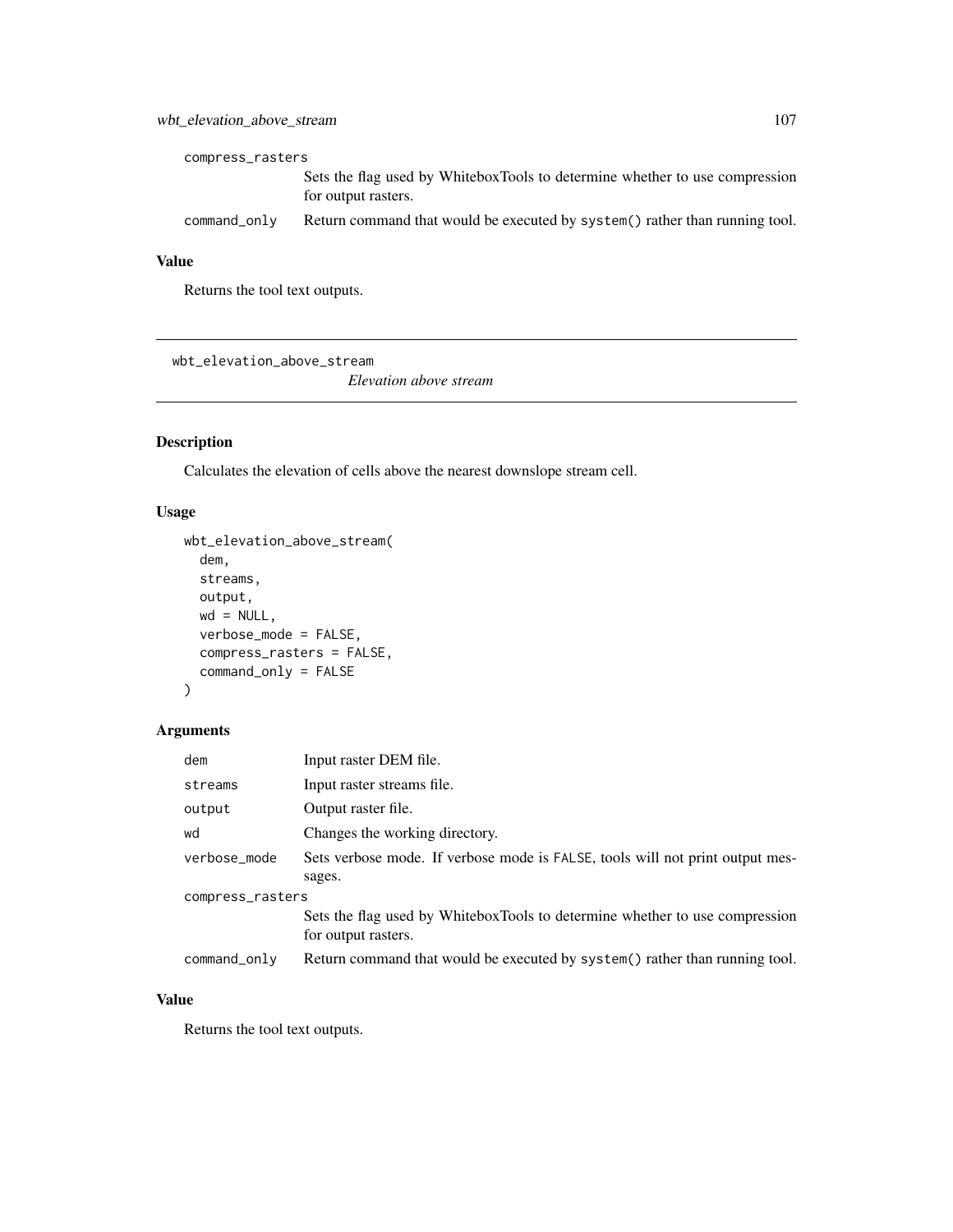compress_rasters
Sets the flag used by WhiteboxTools to determine whether to use compression for output rasters.

command_only
Return command that would be executed by system() rather than running tool.

### Value

Returns the tool text outputs.

---

## wbt_elevation_above_stream

*Elevation above stream*

### Description

Calculates the elevation of cells above the nearest downslope stream cell.

### Usage

```
wbt_elevation_above_stream(
  dem,
  streams,
  output,
  wd = NULL,
  verbose_mode = FALSE,
  compress_rasters = FALSE,
  command_only = FALSE
)
```

### Arguments

| Argument | Description |
|---|---|
| dem | Input raster DEM file. |
| streams | Input raster streams file. |
| output | Output raster file. |
| wd | Changes the working directory. |
| verbose_mode | Sets verbose mode. If verbose mode is FALSE, tools will not print output messages. |
| compress_rasters | Sets the flag used by WhiteboxTools to determine whether to use compression for output rasters. |
| command_only | Return command that would be executed by system() rather than running tool. |

### Value

Returns the tool text outputs.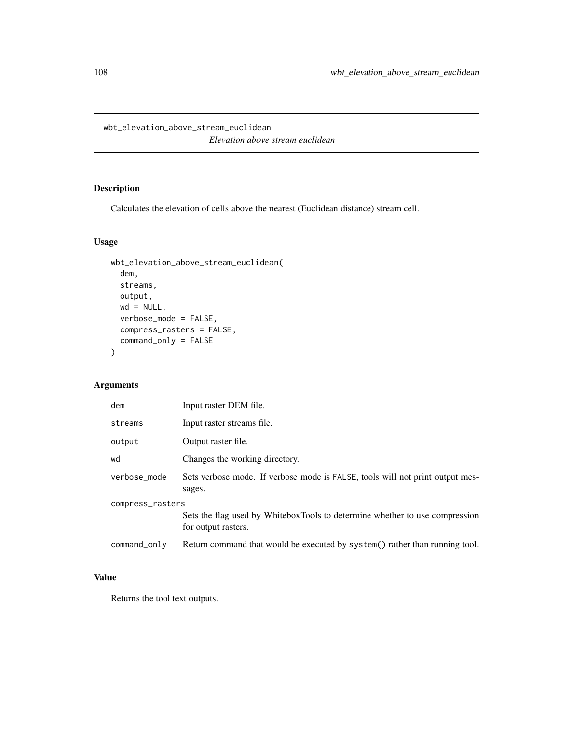## wbt_elevation_above_stream_euclidean

*Elevation above stream euclidean*

### Description

Calculates the elevation of cells above the nearest (Euclidean distance) stream cell.

### Usage

```
wbt_elevation_above_stream_euclidean(
  dem,
  streams,
  output,
  wd = NULL,
  verbose_mode = FALSE,
  compress_rasters = FALSE,
  command_only = FALSE
)
```

### Arguments

| | |
|---|---|
| dem | Input raster DEM file. |
| streams | Input raster streams file. |
| output | Output raster file. |
| wd | Changes the working directory. |
| verbose_mode | Sets verbose mode. If verbose mode is FALSE, tools will not print output messages. |
| compress_rasters | Sets the flag used by WhiteboxTools to determine whether to use compression for output rasters. |
| command_only | Return command that would be executed by system() rather than running tool. |

### Value

Returns the tool text outputs.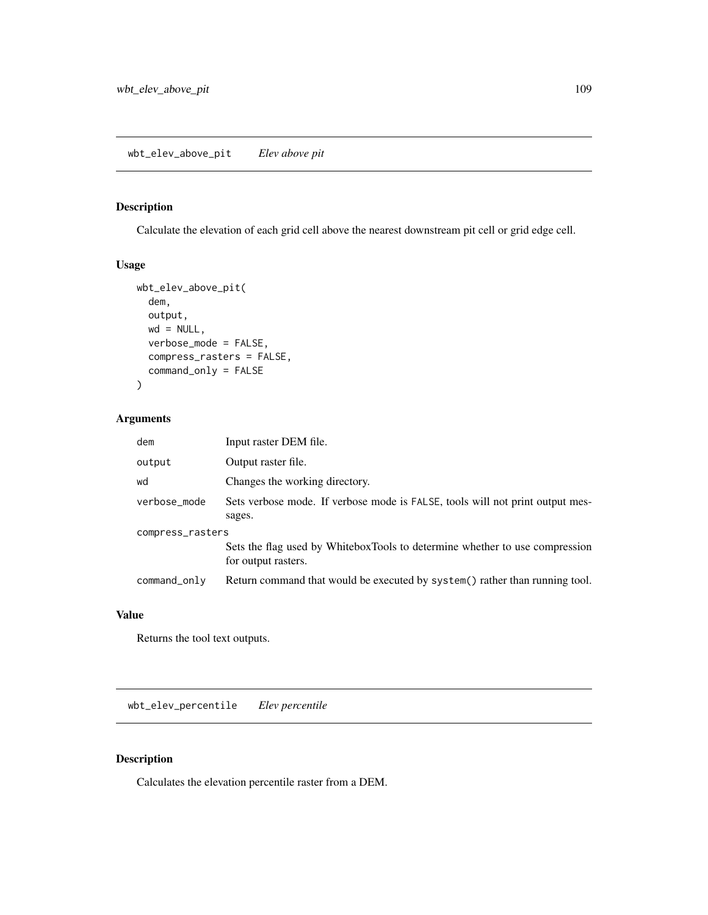## wbt_elev_above_pit    *Elev above pit*

### Description

Calculate the elevation of each grid cell above the nearest downstream pit cell or grid edge cell.

### Usage

```
wbt_elev_above_pit(
  dem,
  output,
  wd = NULL,
  verbose_mode = FALSE,
  compress_rasters = FALSE,
  command_only = FALSE
)
```

### Arguments

| | |
|---|---|
| dem | Input raster DEM file. |
| output | Output raster file. |
| wd | Changes the working directory. |
| verbose_mode | Sets verbose mode. If verbose mode is FALSE, tools will not print output messages. |
| compress_rasters | Sets the flag used by WhiteboxTools to determine whether to use compression for output rasters. |
| command_only | Return command that would be executed by system() rather than running tool. |

### Value

Returns the tool text outputs.

## wbt_elev_percentile    *Elev percentile*

### Description

Calculates the elevation percentile raster from a DEM.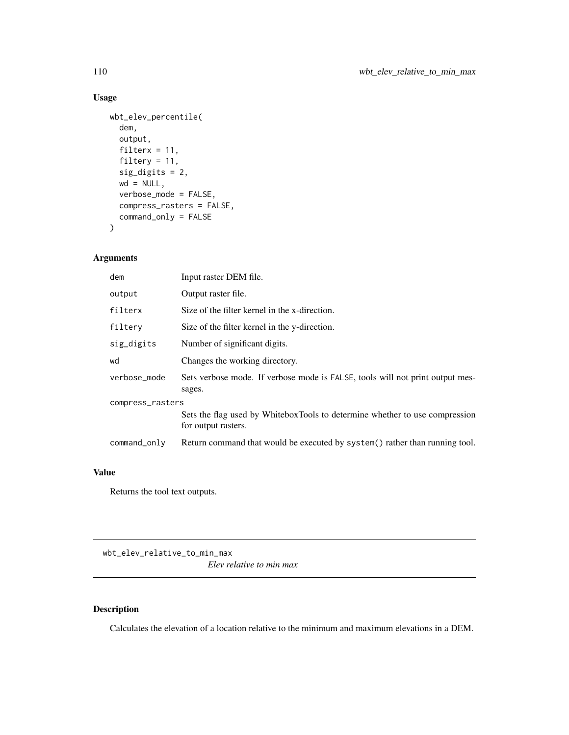## Usage

```
wbt_elev_percentile(
  dem,
  output,
  filterx = 11,
  filtery = 11,
  sig_digits = 2,
  wd = NULL,
  verbose_mode = FALSE,
  compress_rasters = FALSE,
  command_only = FALSE
)
```

## Arguments

| | |
|---|---|
| dem | Input raster DEM file. |
| output | Output raster file. |
| filterx | Size of the filter kernel in the x-direction. |
| filtery | Size of the filter kernel in the y-direction. |
| sig_digits | Number of significant digits. |
| wd | Changes the working directory. |
| verbose_mode | Sets verbose mode. If verbose mode is FALSE, tools will not print output messages. |
| compress_rasters | Sets the flag used by WhiteboxTools to determine whether to use compression for output rasters. |
| command_only | Return command that would be executed by system() rather than running tool. |

## Value

Returns the tool text outputs.

---

# wbt_elev_relative_to_min_max

*Elev relative to min max*

---

## Description

Calculates the elevation of a location relative to the minimum and maximum elevations in a DEM.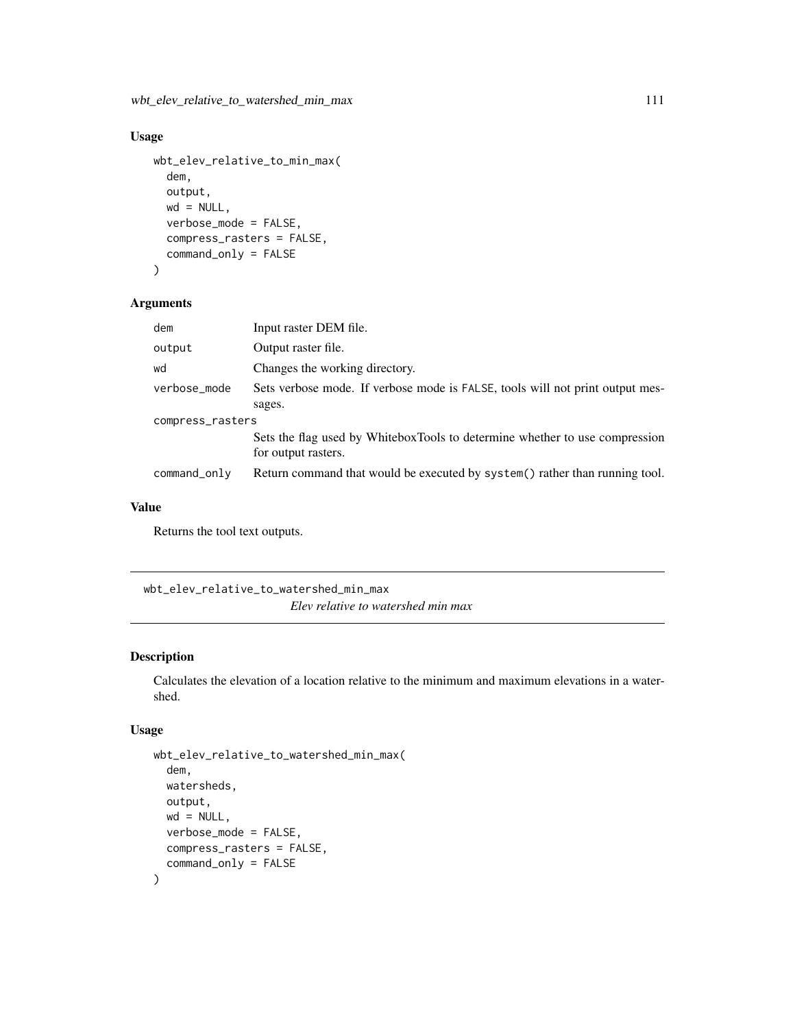## Usage

```
wbt_elev_relative_to_min_max(
  dem,
  output,
  wd = NULL,
  verbose_mode = FALSE,
  compress_rasters = FALSE,
  command_only = FALSE
)
```

## Arguments

| | |
|---|---|
| dem | Input raster DEM file. |
| output | Output raster file. |
| wd | Changes the working directory. |
| verbose_mode | Sets verbose mode. If verbose mode is FALSE, tools will not print output messages. |
| compress_rasters | Sets the flag used by WhiteboxTools to determine whether to use compression for output rasters. |
| command_only | Return command that would be executed by system() rather than running tool. |

## Value

Returns the tool text outputs.

---

# wbt_elev_relative_to_watershed_min_max

*Elev relative to watershed min max*

## Description

Calculates the elevation of a location relative to the minimum and maximum elevations in a watershed.

## Usage

```
wbt_elev_relative_to_watershed_min_max(
  dem,
  watersheds,
  output,
  wd = NULL,
  verbose_mode = FALSE,
  compress_rasters = FALSE,
  command_only = FALSE
)
```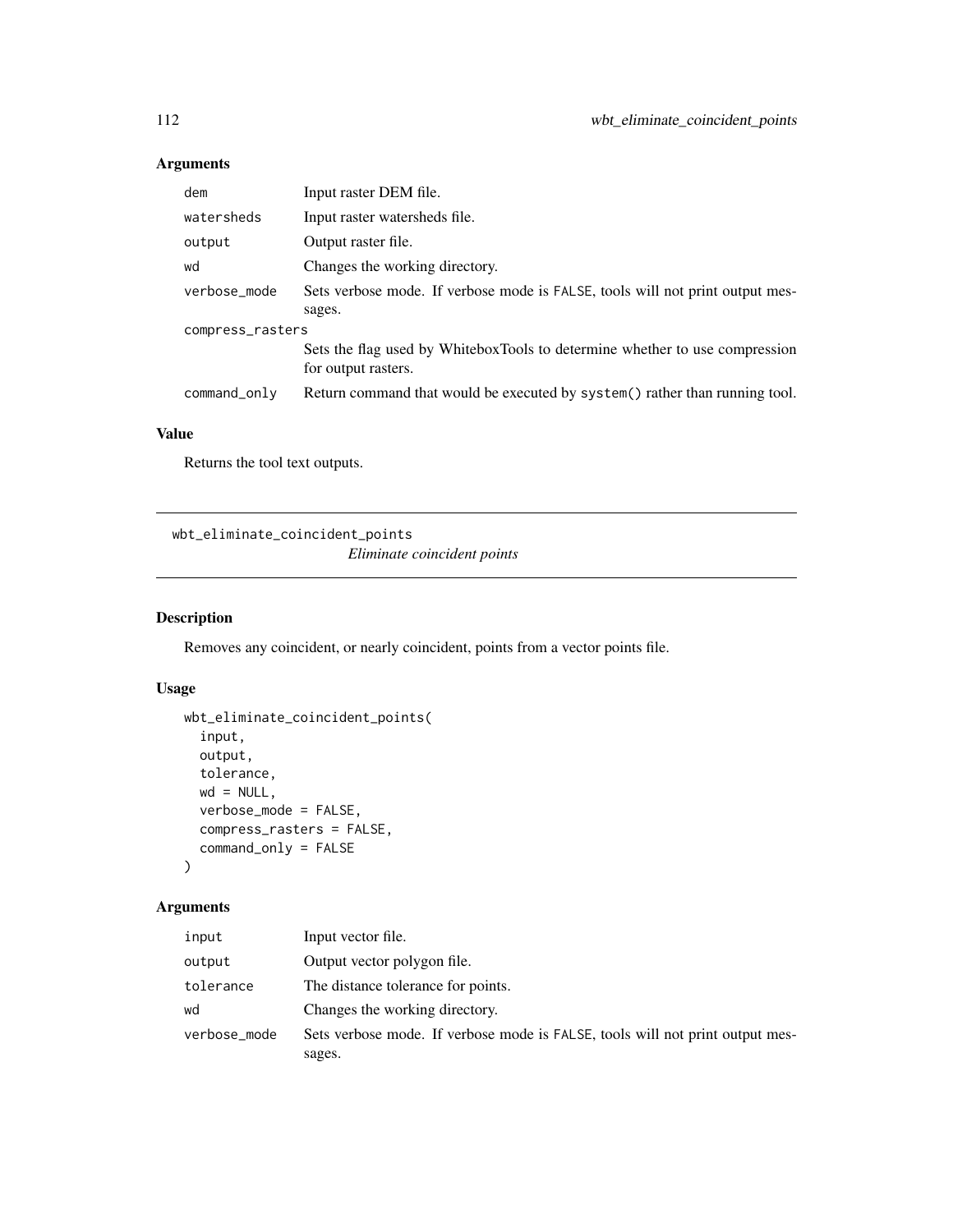## Arguments

| | |
|---|---|
| dem | Input raster DEM file. |
| watersheds | Input raster watersheds file. |
| output | Output raster file. |
| wd | Changes the working directory. |
| verbose_mode | Sets verbose mode. If verbose mode is FALSE, tools will not print output messages. |
| compress_rasters | Sets the flag used by WhiteboxTools to determine whether to use compression for output rasters. |
| command_only | Return command that would be executed by system() rather than running tool. |

## Value

Returns the tool text outputs.

---

# wbt_eliminate_coincident_points

*Eliminate coincident points*

---

## Description

Removes any coincident, or nearly coincident, points from a vector points file.

## Usage

```
wbt_eliminate_coincident_points(
  input,
  output,
  tolerance,
  wd = NULL,
  verbose_mode = FALSE,
  compress_rasters = FALSE,
  command_only = FALSE
)
```

## Arguments

| | |
|---|---|
| input | Input vector file. |
| output | Output vector polygon file. |
| tolerance | The distance tolerance for points. |
| wd | Changes the working directory. |
| verbose_mode | Sets verbose mode. If verbose mode is FALSE, tools will not print output messages. |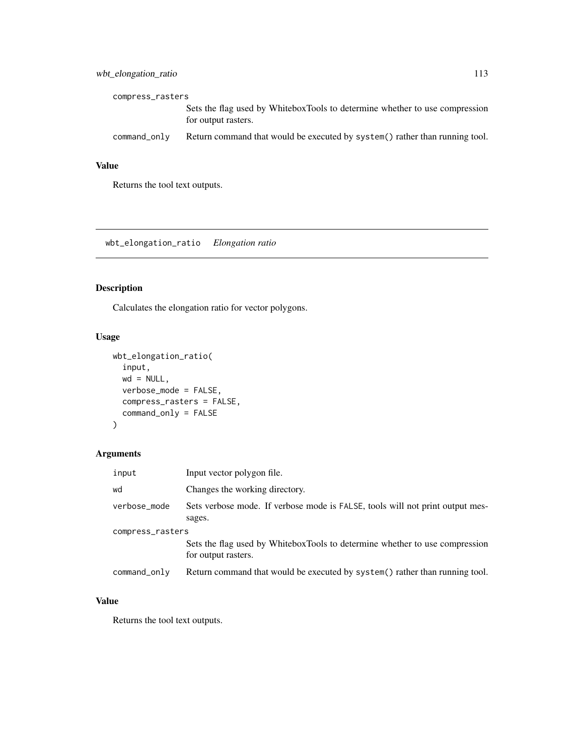compress_rasters
: Sets the flag used by WhiteboxTools to determine whether to use compression for output rasters.

command_only
: Return command that would be executed by `system()` rather than running tool.

### Value

Returns the tool text outputs.

---

## wbt_elongation_ratio — *Elongation ratio*

### Description

Calculates the elongation ratio for vector polygons.

### Usage

```
wbt_elongation_ratio(
  input,
  wd = NULL,
  verbose_mode = FALSE,
  compress_rasters = FALSE,
  command_only = FALSE
)
```

### Arguments

| Argument | Description |
|---|---|
| input | Input vector polygon file. |
| wd | Changes the working directory. |
| verbose_mode | Sets verbose mode. If verbose mode is FALSE, tools will not print output messages. |
| compress_rasters | Sets the flag used by WhiteboxTools to determine whether to use compression for output rasters. |
| command_only | Return command that would be executed by `system()` rather than running tool. |

### Value

Returns the tool text outputs.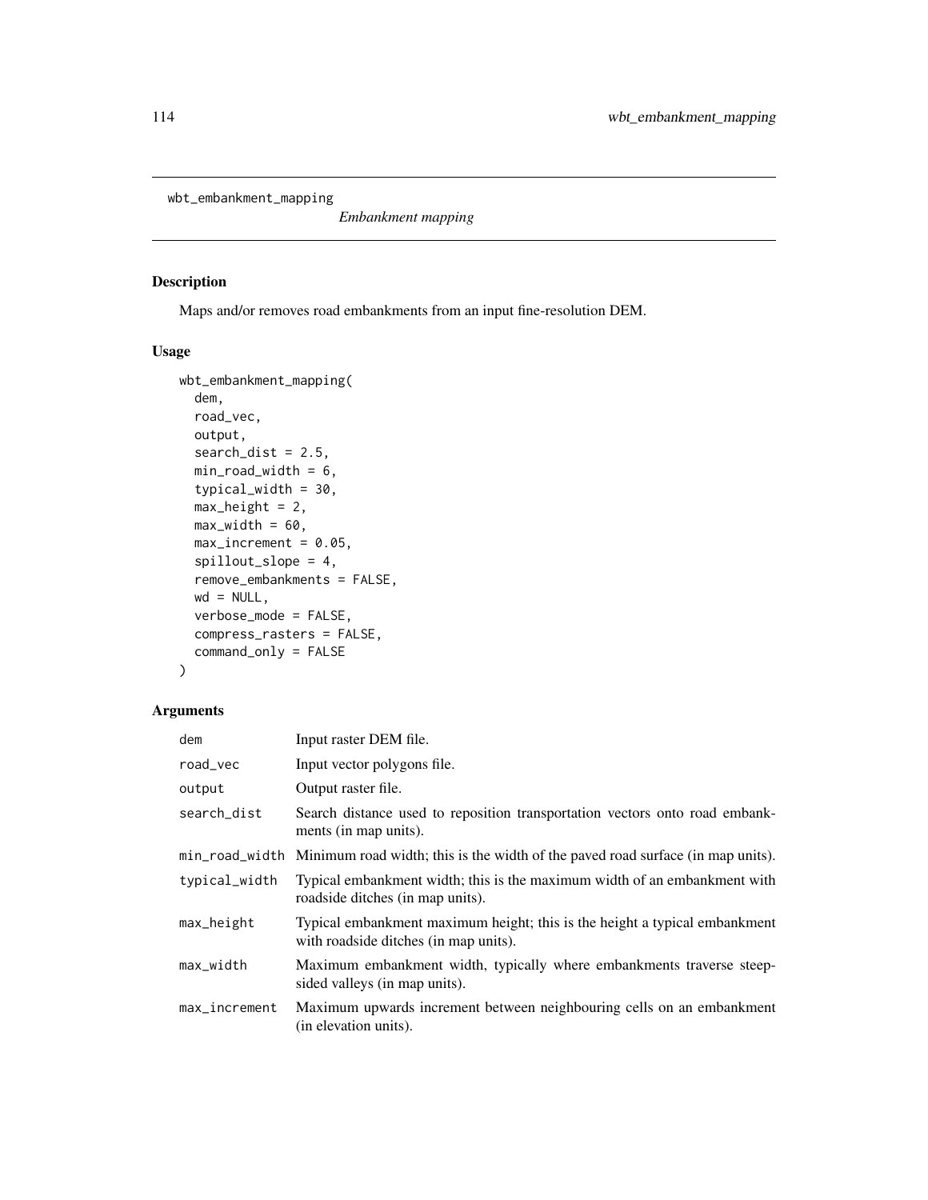wbt_embankment_mapping    *Embankment mapping*

## Description

Maps and/or removes road embankments from an input fine-resolution DEM.

## Usage

```
wbt_embankment_mapping(
  dem,
  road_vec,
  output,
  search_dist = 2.5,
  min_road_width = 6,
  typical_width = 30,
  max_height = 2,
  max_width = 60,
  max_increment = 0.05,
  spillout_slope = 4,
  remove_embankments = FALSE,
  wd = NULL,
  verbose_mode = FALSE,
  compress_rasters = FALSE,
  command_only = FALSE
)
```

## Arguments

| Argument | Description |
|---|---|
| dem | Input raster DEM file. |
| road_vec | Input vector polygons file. |
| output | Output raster file. |
| search_dist | Search distance used to reposition transportation vectors onto road embankments (in map units). |
| min_road_width | Minimum road width; this is the width of the paved road surface (in map units). |
| typical_width | Typical embankment width; this is the maximum width of an embankment with roadside ditches (in map units). |
| max_height | Typical embankment maximum height; this is the height a typical embankment with roadside ditches (in map units). |
| max_width | Maximum embankment width, typically where embankments traverse steep-sided valleys (in map units). |
| max_increment | Maximum upwards increment between neighbouring cells on an embankment (in elevation units). |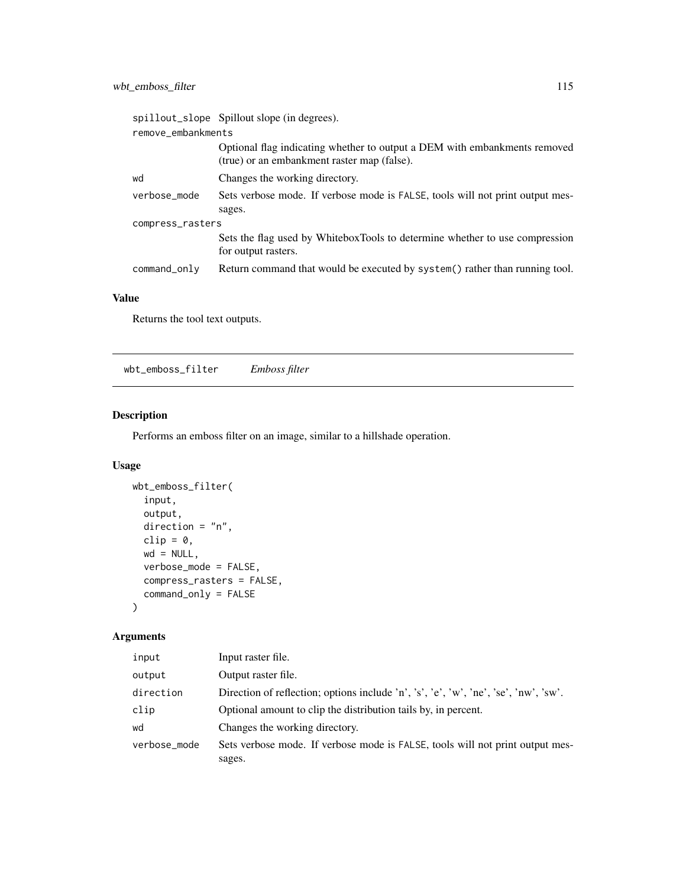| | |
|---|---|
| spillout_slope | Spillout slope (in degrees). |
| remove_embankments | Optional flag indicating whether to output a DEM with embankments removed (true) or an embankment raster map (false). |
| wd | Changes the working directory. |
| verbose_mode | Sets verbose mode. If verbose mode is FALSE, tools will not print output messages. |
| compress_rasters | Sets the flag used by WhiteboxTools to determine whether to use compression for output rasters. |
| command_only | Return command that would be executed by system() rather than running tool. |

## Value

Returns the tool text outputs.

---

# wbt_emboss_filter *Emboss filter*

## Description

Performs an emboss filter on an image, similar to a hillshade operation.

## Usage

```
wbt_emboss_filter(
  input,
  output,
  direction = "n",
  clip = 0,
  wd = NULL,
  verbose_mode = FALSE,
  compress_rasters = FALSE,
  command_only = FALSE
)
```

## Arguments

| | |
|---|---|
| input | Input raster file. |
| output | Output raster file. |
| direction | Direction of reflection; options include 'n', 's', 'e', 'w', 'ne', 'se', 'nw', 'sw'. |
| clip | Optional amount to clip the distribution tails by, in percent. |
| wd | Changes the working directory. |
| verbose_mode | Sets verbose mode. If verbose mode is FALSE, tools will not print output messages. |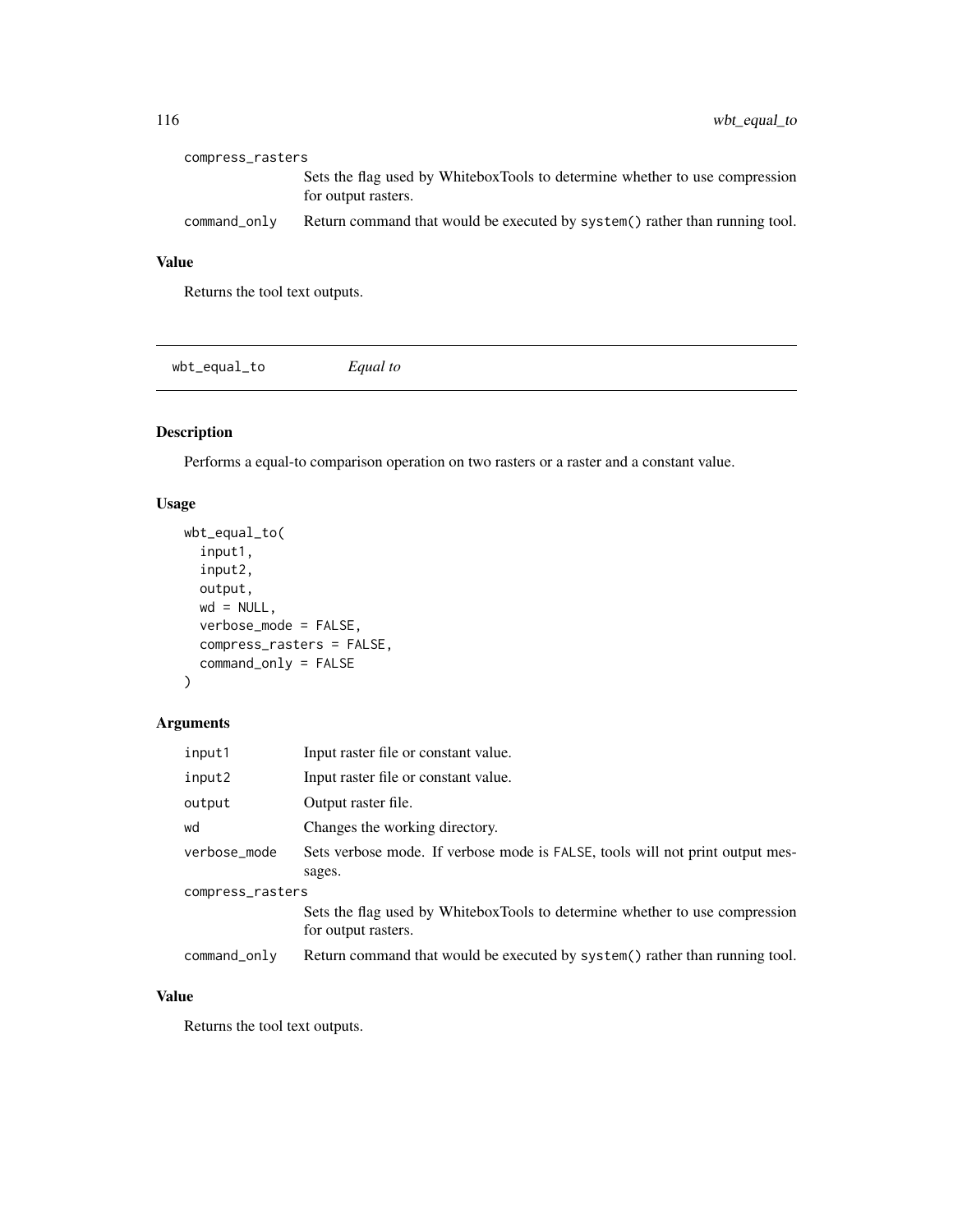| | |
|---|---|
| compress_rasters | Sets the flag used by WhiteboxTools to determine whether to use compression for output rasters. |
| command_only | Return command that would be executed by system() rather than running tool. |

### Value

Returns the tool text outputs.

---

## wbt_equal_to    *Equal to*

---

### Description

Performs a equal-to comparison operation on two rasters or a raster and a constant value.

### Usage

```
wbt_equal_to(
  input1,
  input2,
  output,
  wd = NULL,
  verbose_mode = FALSE,
  compress_rasters = FALSE,
  command_only = FALSE
)
```

### Arguments

| | |
|---|---|
| input1 | Input raster file or constant value. |
| input2 | Input raster file or constant value. |
| output | Output raster file. |
| wd | Changes the working directory. |
| verbose_mode | Sets verbose mode. If verbose mode is FALSE, tools will not print output messages. |
| compress_rasters | Sets the flag used by WhiteboxTools to determine whether to use compression for output rasters. |
| command_only | Return command that would be executed by system() rather than running tool. |

### Value

Returns the tool text outputs.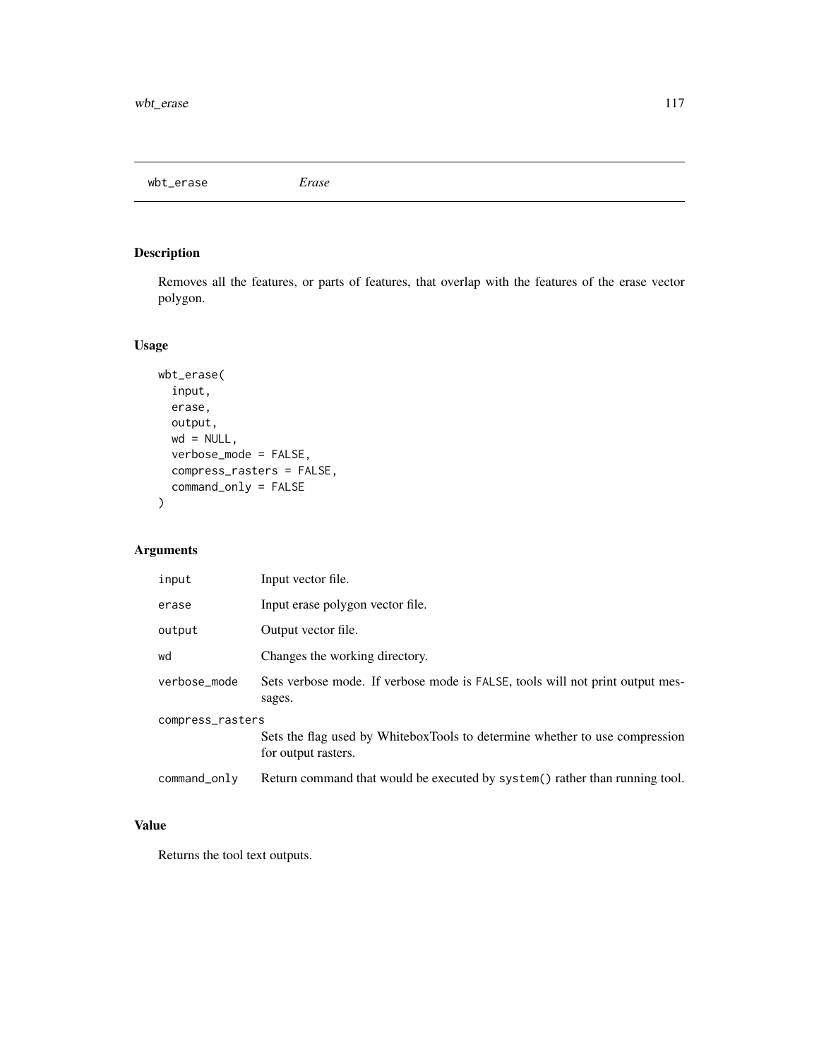## wbt_erase *Erase*

### Description

Removes all the features, or parts of features, that overlap with the features of the erase vector polygon.

### Usage

```
wbt_erase(
  input,
  erase,
  output,
  wd = NULL,
  verbose_mode = FALSE,
  compress_rasters = FALSE,
  command_only = FALSE
)
```

### Arguments

| | |
|---|---|
| input | Input vector file. |
| erase | Input erase polygon vector file. |
| output | Output vector file. |
| wd | Changes the working directory. |
| verbose_mode | Sets verbose mode. If verbose mode is FALSE, tools will not print output messages. |
| compress_rasters | Sets the flag used by WhiteboxTools to determine whether to use compression for output rasters. |
| command_only | Return command that would be executed by system() rather than running tool. |

### Value

Returns the tool text outputs.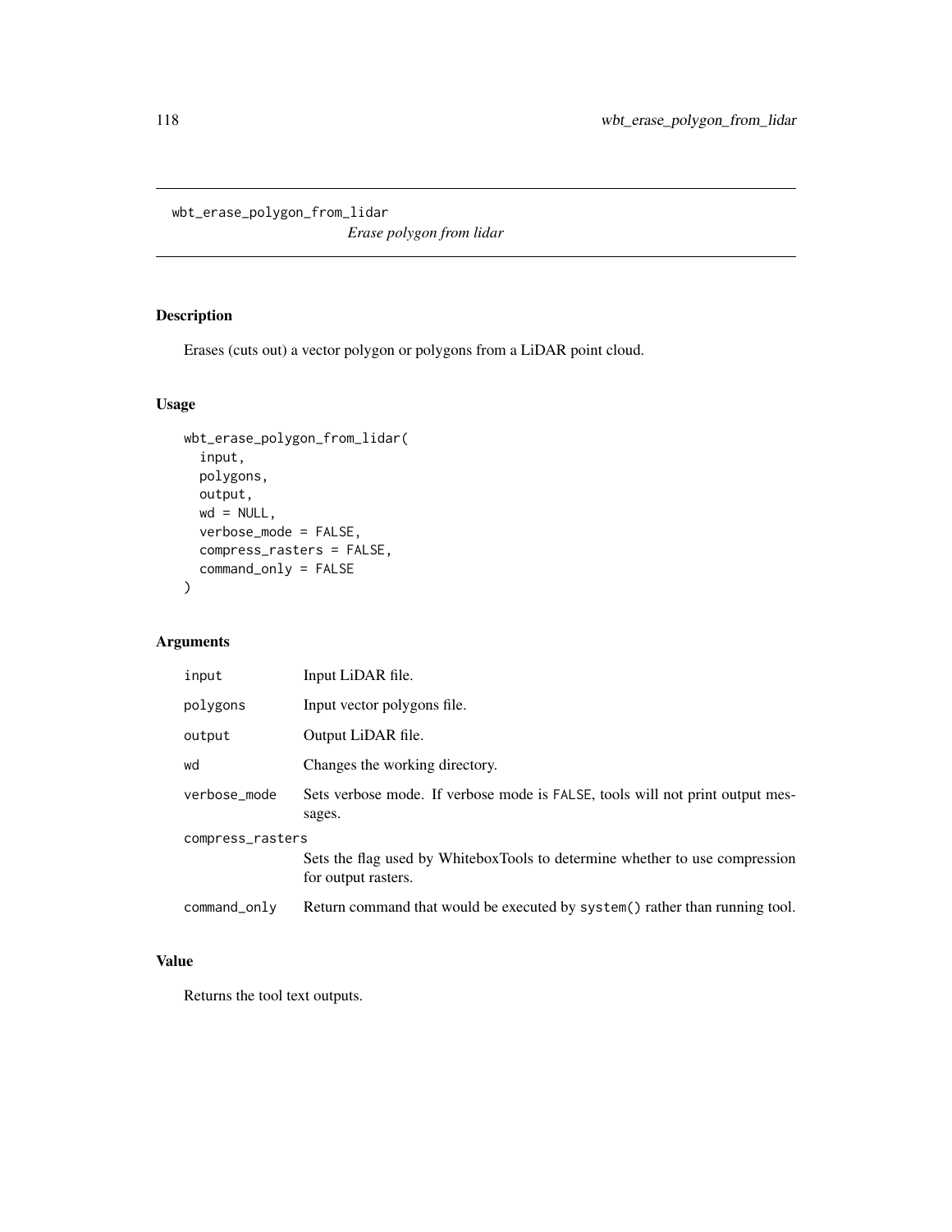wbt_erase_polygon_from_lidar

*Erase polygon from lidar*

## Description

Erases (cuts out) a vector polygon or polygons from a LiDAR point cloud.

## Usage

```
wbt_erase_polygon_from_lidar(
  input,
  polygons,
  output,
  wd = NULL,
  verbose_mode = FALSE,
  compress_rasters = FALSE,
  command_only = FALSE
)
```

## Arguments

| | |
|---|---|
| input | Input LiDAR file. |
| polygons | Input vector polygons file. |
| output | Output LiDAR file. |
| wd | Changes the working directory. |
| verbose_mode | Sets verbose mode. If verbose mode is FALSE, tools will not print output messages. |
| compress_rasters | Sets the flag used by WhiteboxTools to determine whether to use compression for output rasters. |
| command_only | Return command that would be executed by system() rather than running tool. |

## Value

Returns the tool text outputs.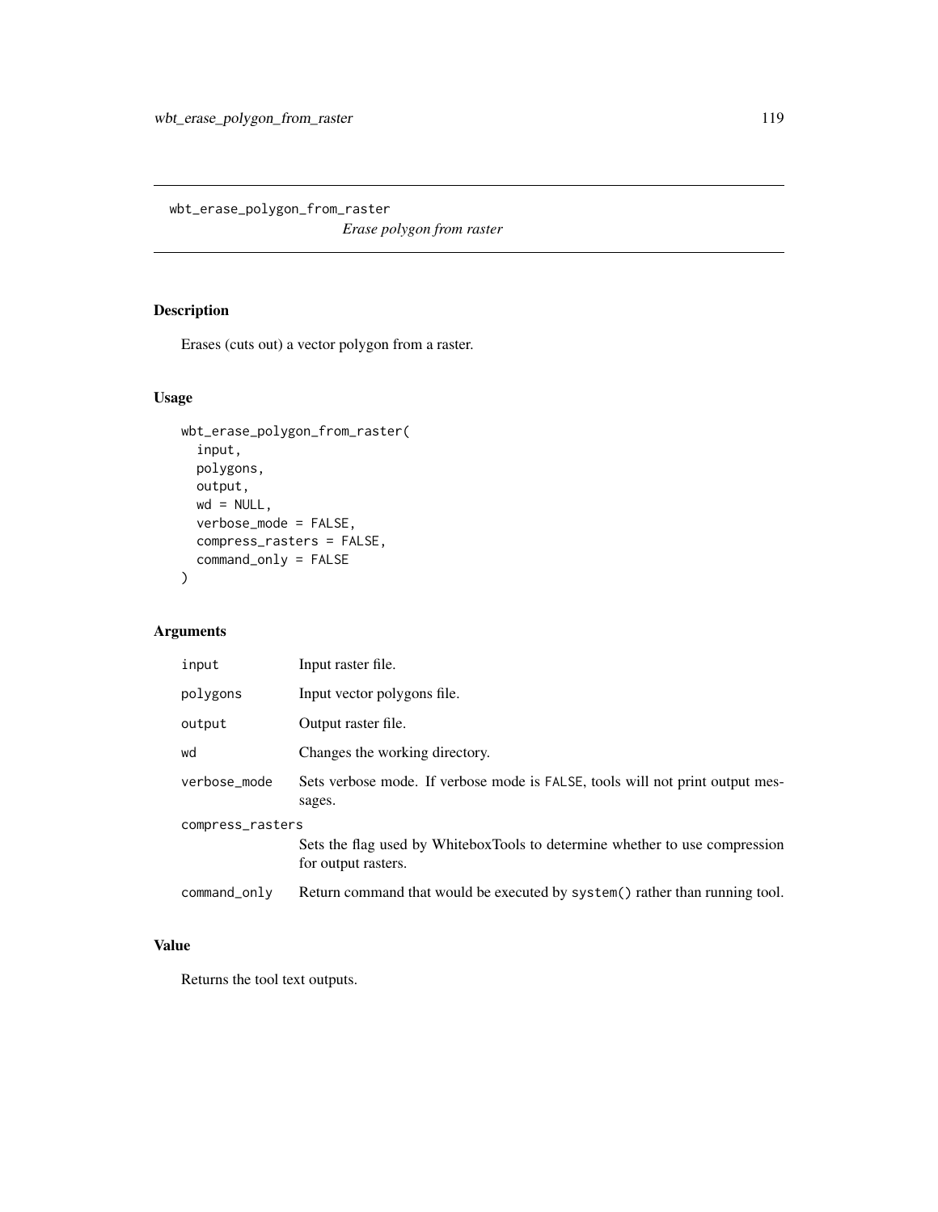# wbt_erase_polygon_from_raster

*Erase polygon from raster*

## Description

Erases (cuts out) a vector polygon from a raster.

## Usage

```
wbt_erase_polygon_from_raster(
  input,
  polygons,
  output,
  wd = NULL,
  verbose_mode = FALSE,
  compress_rasters = FALSE,
  command_only = FALSE
)
```

## Arguments

| | |
|---|---|
| `input` | Input raster file. |
| `polygons` | Input vector polygons file. |
| `output` | Output raster file. |
| `wd` | Changes the working directory. |
| `verbose_mode` | Sets verbose mode. If verbose mode is `FALSE`, tools will not print output messages. |
| `compress_rasters` | Sets the flag used by WhiteboxTools to determine whether to use compression for output rasters. |
| `command_only` | Return command that would be executed by `system()` rather than running tool. |

## Value

Returns the tool text outputs.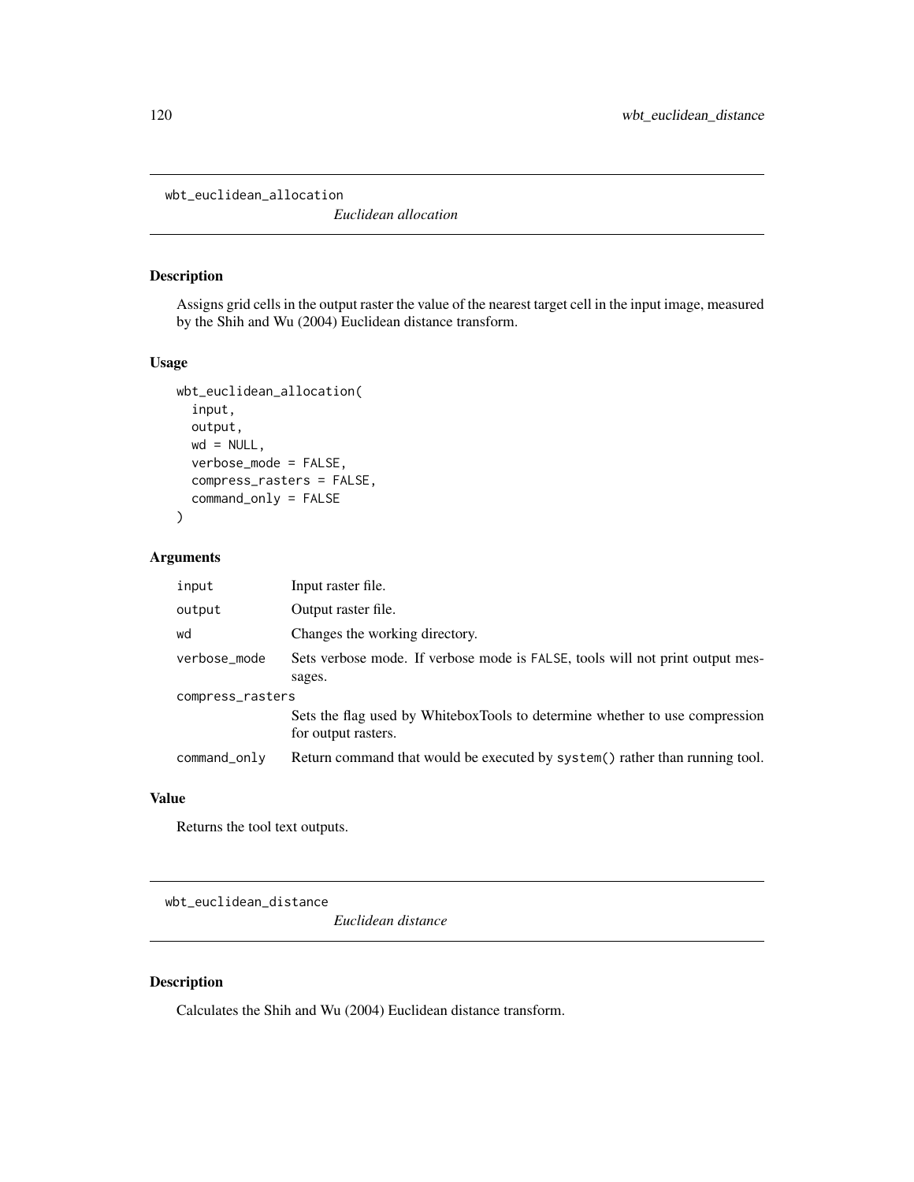## wbt_euclidean_allocation

*Euclidean allocation*

### Description

Assigns grid cells in the output raster the value of the nearest target cell in the input image, measured by the Shih and Wu (2004) Euclidean distance transform.

### Usage

```
wbt_euclidean_allocation(
  input,
  output,
  wd = NULL,
  verbose_mode = FALSE,
  compress_rasters = FALSE,
  command_only = FALSE
)
```

### Arguments

| | |
|---|---|
| input | Input raster file. |
| output | Output raster file. |
| wd | Changes the working directory. |
| verbose_mode | Sets verbose mode. If verbose mode is FALSE, tools will not print output messages. |
| compress_rasters | Sets the flag used by WhiteboxTools to determine whether to use compression for output rasters. |
| command_only | Return command that would be executed by system() rather than running tool. |

### Value

Returns the tool text outputs.

## wbt_euclidean_distance

*Euclidean distance*

### Description

Calculates the Shih and Wu (2004) Euclidean distance transform.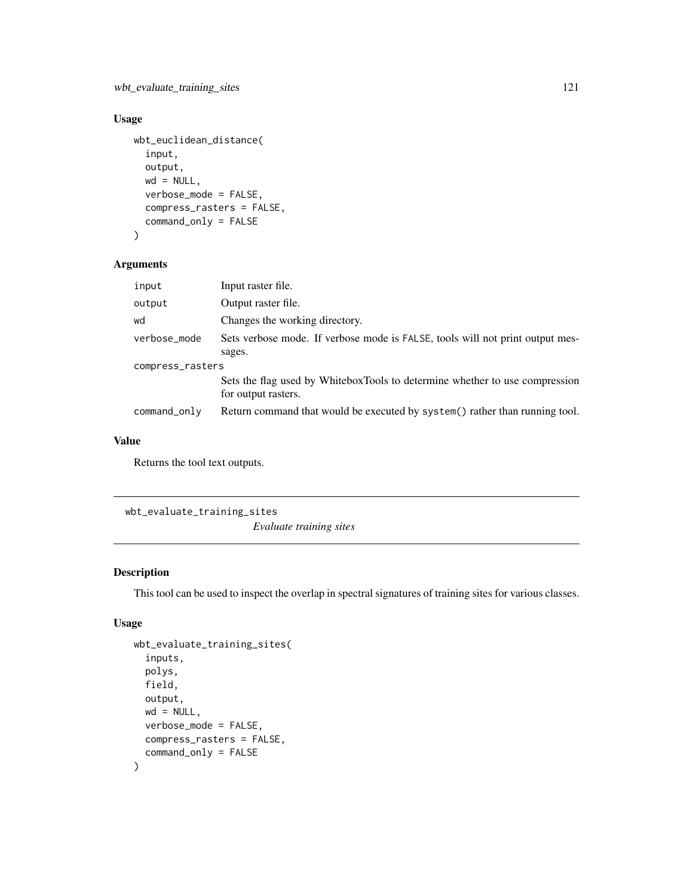## Usage

```
wbt_euclidean_distance(
  input,
  output,
  wd = NULL,
  verbose_mode = FALSE,
  compress_rasters = FALSE,
  command_only = FALSE
)
```

## Arguments

| | |
|---|---|
| input | Input raster file. |
| output | Output raster file. |
| wd | Changes the working directory. |
| verbose_mode | Sets verbose mode. If verbose mode is FALSE, tools will not print output messages. |
| compress_rasters | Sets the flag used by WhiteboxTools to determine whether to use compression for output rasters. |
| command_only | Return command that would be executed by system() rather than running tool. |

## Value

Returns the tool text outputs.

---

# wbt_evaluate_training_sites

*Evaluate training sites*

## Description

This tool can be used to inspect the overlap in spectral signatures of training sites for various classes.

## Usage

```
wbt_evaluate_training_sites(
  inputs,
  polys,
  field,
  output,
  wd = NULL,
  verbose_mode = FALSE,
  compress_rasters = FALSE,
  command_only = FALSE
)
```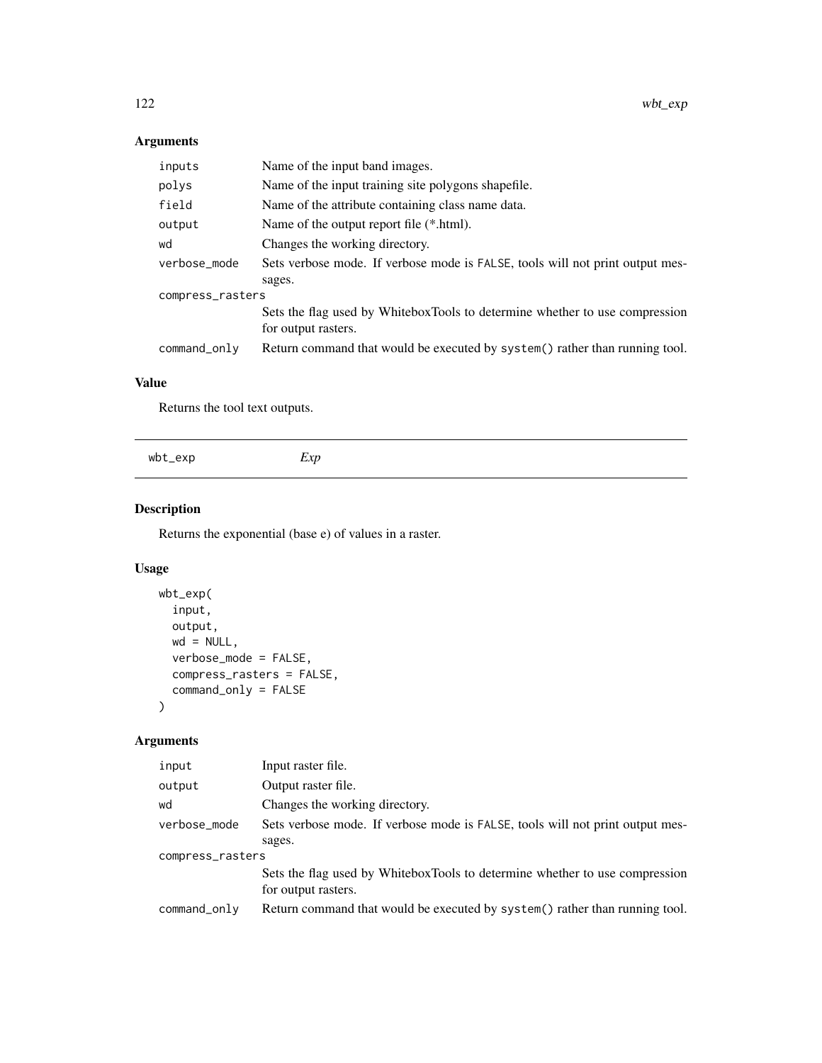## Arguments

| | |
|---|---|
| inputs | Name of the input band images. |
| polys | Name of the input training site polygons shapefile. |
| field | Name of the attribute containing class name data. |
| output | Name of the output report file (*.html). |
| wd | Changes the working directory. |
| verbose_mode | Sets verbose mode. If verbose mode is FALSE, tools will not print output messages. |
| compress_rasters | Sets the flag used by WhiteboxTools to determine whether to use compression for output rasters. |
| command_only | Return command that would be executed by system() rather than running tool. |

## Value

Returns the tool text outputs.

---

# wbt_exp    *Exp*

---

## Description

Returns the exponential (base e) of values in a raster.

## Usage

```
wbt_exp(
  input,
  output,
  wd = NULL,
  verbose_mode = FALSE,
  compress_rasters = FALSE,
  command_only = FALSE
)
```

## Arguments

| | |
|---|---|
| input | Input raster file. |
| output | Output raster file. |
| wd | Changes the working directory. |
| verbose_mode | Sets verbose mode. If verbose mode is FALSE, tools will not print output messages. |
| compress_rasters | Sets the flag used by WhiteboxTools to determine whether to use compression for output rasters. |
| command_only | Return command that would be executed by system() rather than running tool. |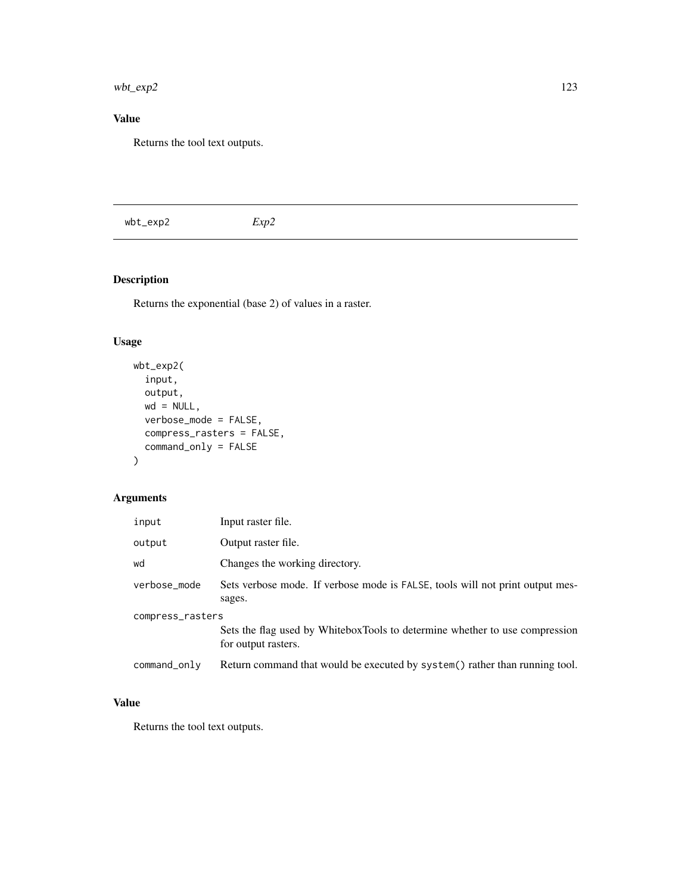## Value

Returns the tool text outputs.

---

wbt_exp2 *Exp2*

---

## Description

Returns the exponential (base 2) of values in a raster.

## Usage

```
wbt_exp2(
  input,
  output,
  wd = NULL,
  verbose_mode = FALSE,
  compress_rasters = FALSE,
  command_only = FALSE
)
```

## Arguments

| | |
|---|---|
| input | Input raster file. |
| output | Output raster file. |
| wd | Changes the working directory. |
| verbose_mode | Sets verbose mode. If verbose mode is FALSE, tools will not print output messages. |
| compress_rasters | Sets the flag used by WhiteboxTools to determine whether to use compression for output rasters. |
| command_only | Return command that would be executed by system() rather than running tool. |

## Value

Returns the tool text outputs.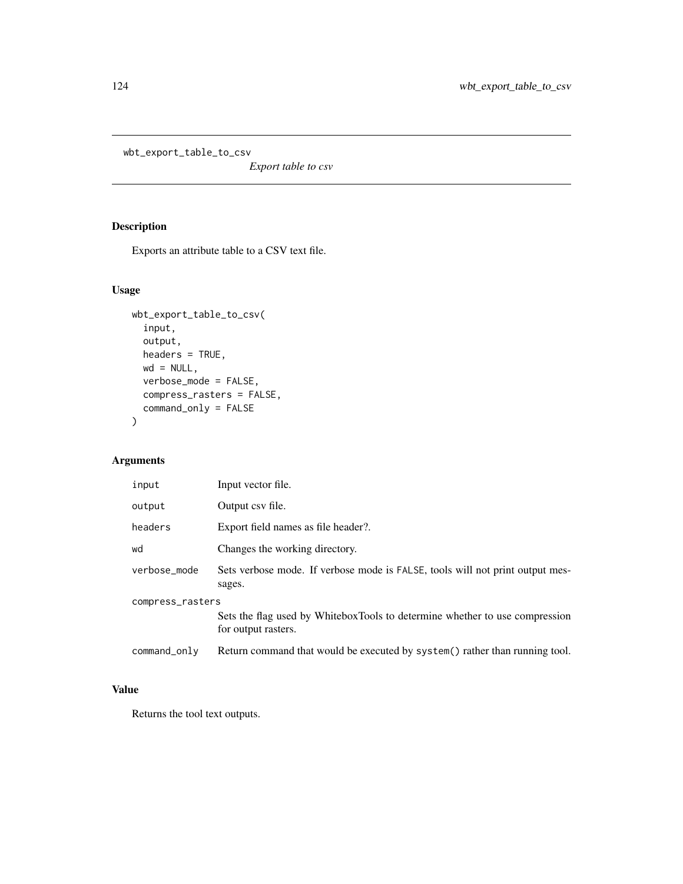# wbt_export_table_to_csv

*Export table to csv*

## Description

Exports an attribute table to a CSV text file.

## Usage

```
wbt_export_table_to_csv(
  input,
  output,
  headers = TRUE,
  wd = NULL,
  verbose_mode = FALSE,
  compress_rasters = FALSE,
  command_only = FALSE
)
```

## Arguments

| Argument | Description |
|---|---|
| `input` | Input vector file. |
| `output` | Output csv file. |
| `headers` | Export field names as file header?. |
| `wd` | Changes the working directory. |
| `verbose_mode` | Sets verbose mode. If verbose mode is `FALSE`, tools will not print output messages. |
| `compress_rasters` | Sets the flag used by WhiteboxTools to determine whether to use compression for output rasters. |
| `command_only` | Return command that would be executed by `system()` rather than running tool. |

## Value

Returns the tool text outputs.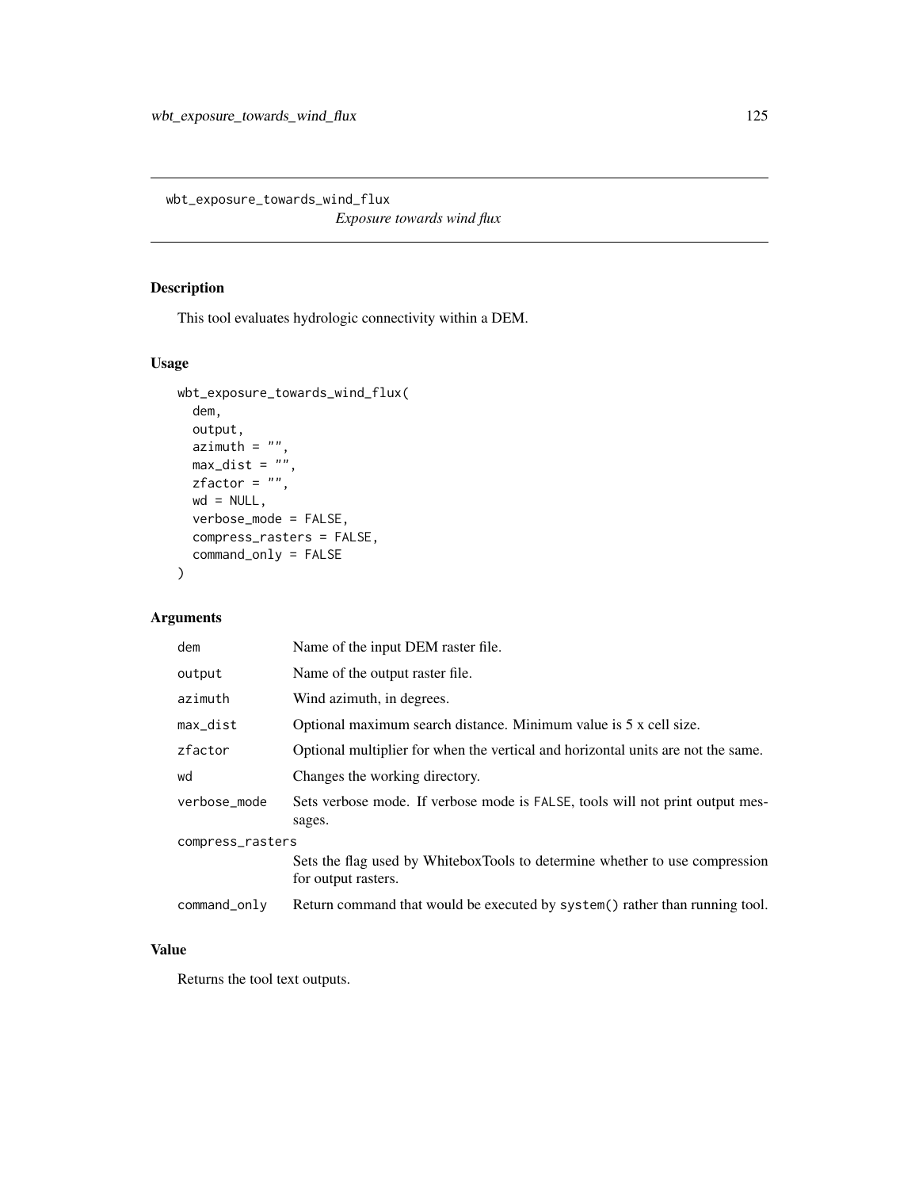wbt_exposure_towards_wind_flux

*Exposure towards wind flux*

## Description

This tool evaluates hydrologic connectivity within a DEM.

## Usage

```
wbt_exposure_towards_wind_flux(
  dem,
  output,
  azimuth = "",
  max_dist = "",
  zfactor = "",
  wd = NULL,
  verbose_mode = FALSE,
  compress_rasters = FALSE,
  command_only = FALSE
)
```

## Arguments

| | |
|---|---|
| dem | Name of the input DEM raster file. |
| output | Name of the output raster file. |
| azimuth | Wind azimuth, in degrees. |
| max_dist | Optional maximum search distance. Minimum value is 5 x cell size. |
| zfactor | Optional multiplier for when the vertical and horizontal units are not the same. |
| wd | Changes the working directory. |
| verbose_mode | Sets verbose mode. If verbose mode is FALSE, tools will not print output messages. |
| compress_rasters | Sets the flag used by WhiteboxTools to determine whether to use compression for output rasters. |
| command_only | Return command that would be executed by system() rather than running tool. |

## Value

Returns the tool text outputs.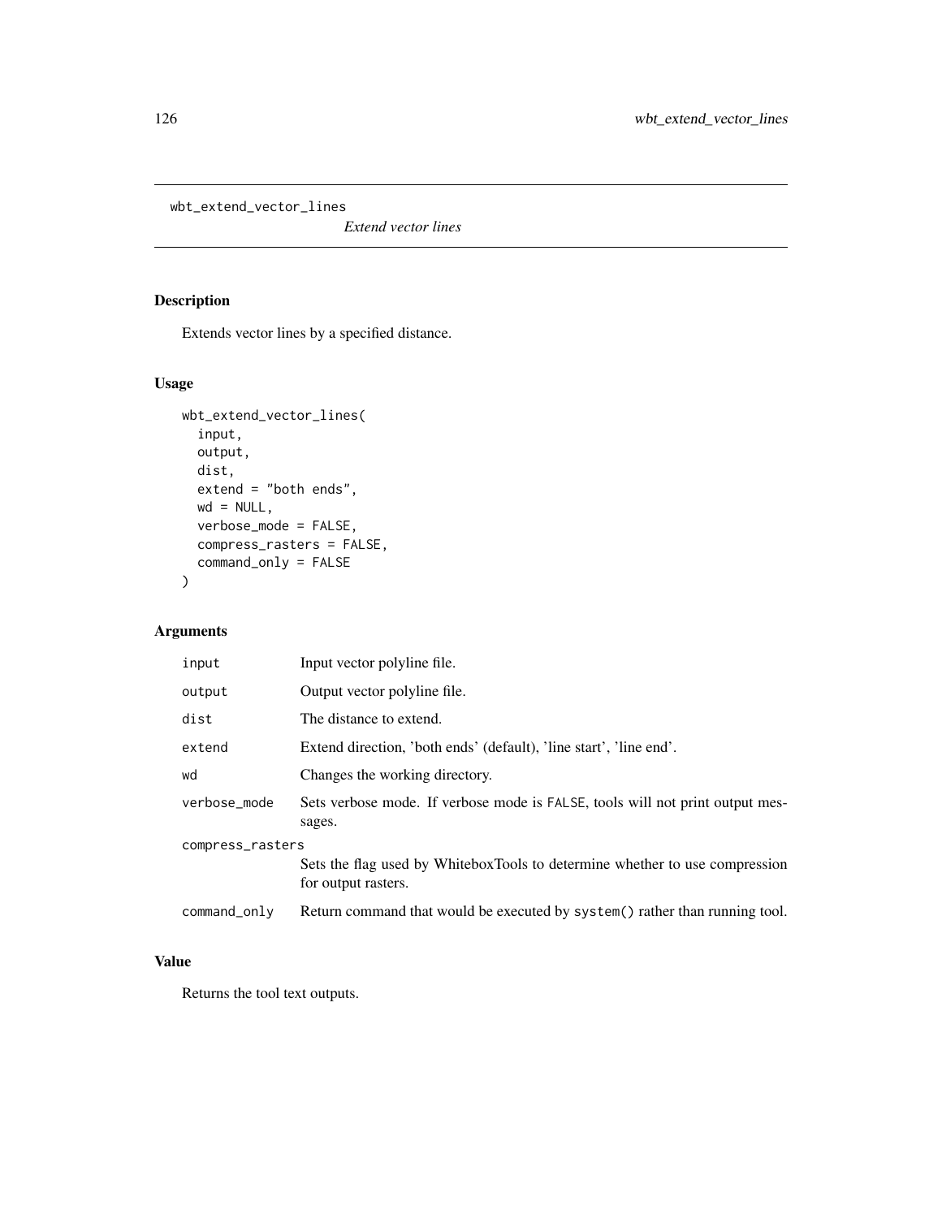# wbt_extend_vector_lines

*Extend vector lines*

## Description

Extends vector lines by a specified distance.

## Usage

```
wbt_extend_vector_lines(
  input,
  output,
  dist,
  extend = "both ends",
  wd = NULL,
  verbose_mode = FALSE,
  compress_rasters = FALSE,
  command_only = FALSE
)
```

## Arguments

| | |
|---|---|
| input | Input vector polyline file. |
| output | Output vector polyline file. |
| dist | The distance to extend. |
| extend | Extend direction, 'both ends' (default), 'line start', 'line end'. |
| wd | Changes the working directory. |
| verbose_mode | Sets verbose mode. If verbose mode is FALSE, tools will not print output messages. |
| compress_rasters | Sets the flag used by WhiteboxTools to determine whether to use compression for output rasters. |
| command_only | Return command that would be executed by system() rather than running tool. |

## Value

Returns the tool text outputs.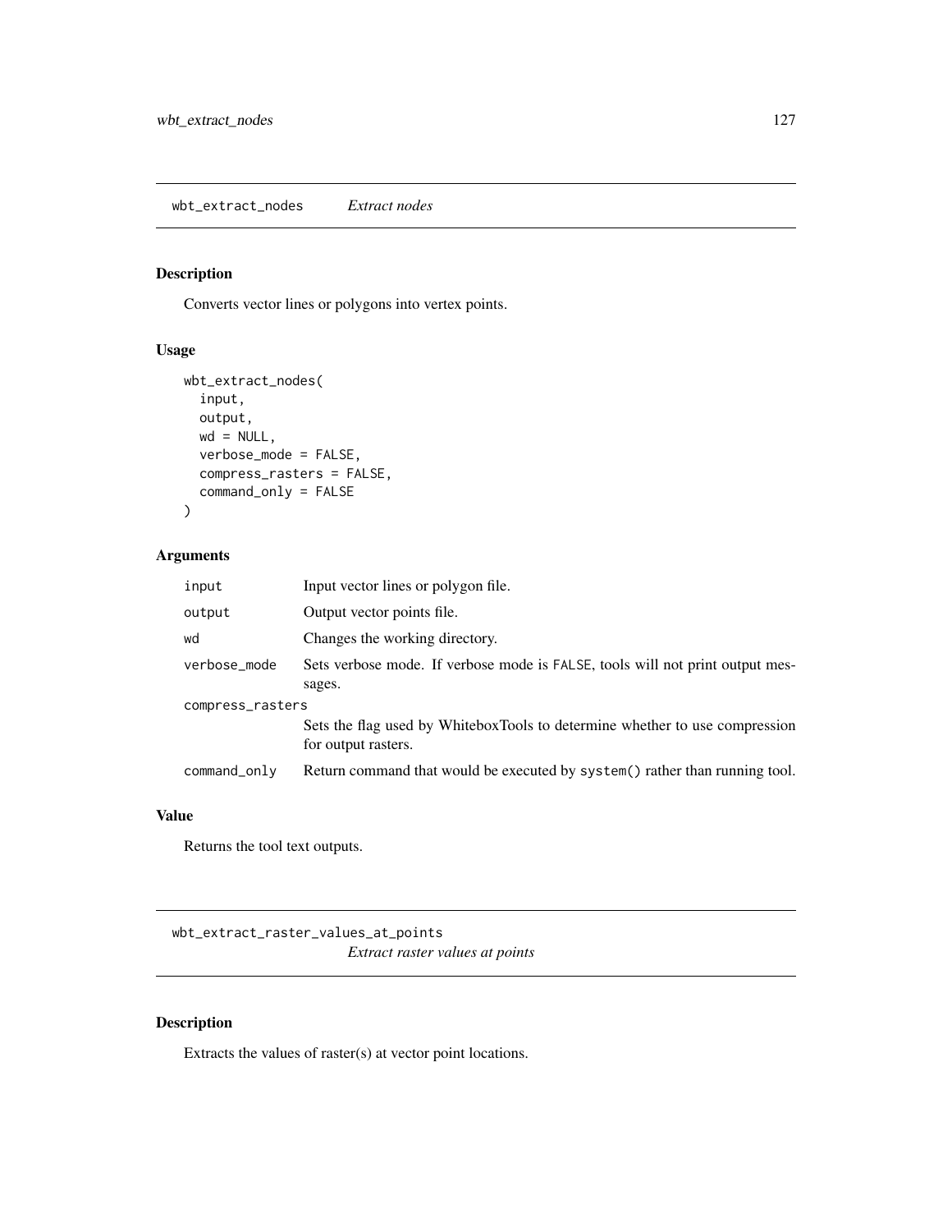## wbt_extract_nodes *Extract nodes*

### Description

Converts vector lines or polygons into vertex points.

### Usage

```
wbt_extract_nodes(
  input,
  output,
  wd = NULL,
  verbose_mode = FALSE,
  compress_rasters = FALSE,
  command_only = FALSE
)
```

### Arguments

| | |
|---|---|
| input | Input vector lines or polygon file. |
| output | Output vector points file. |
| wd | Changes the working directory. |
| verbose_mode | Sets verbose mode. If verbose mode is FALSE, tools will not print output messages. |
| compress_rasters | Sets the flag used by WhiteboxTools to determine whether to use compression for output rasters. |
| command_only | Return command that would be executed by system() rather than running tool. |

### Value

Returns the tool text outputs.

## wbt_extract_raster_values_at_points *Extract raster values at points*

### Description

Extracts the values of raster(s) at vector point locations.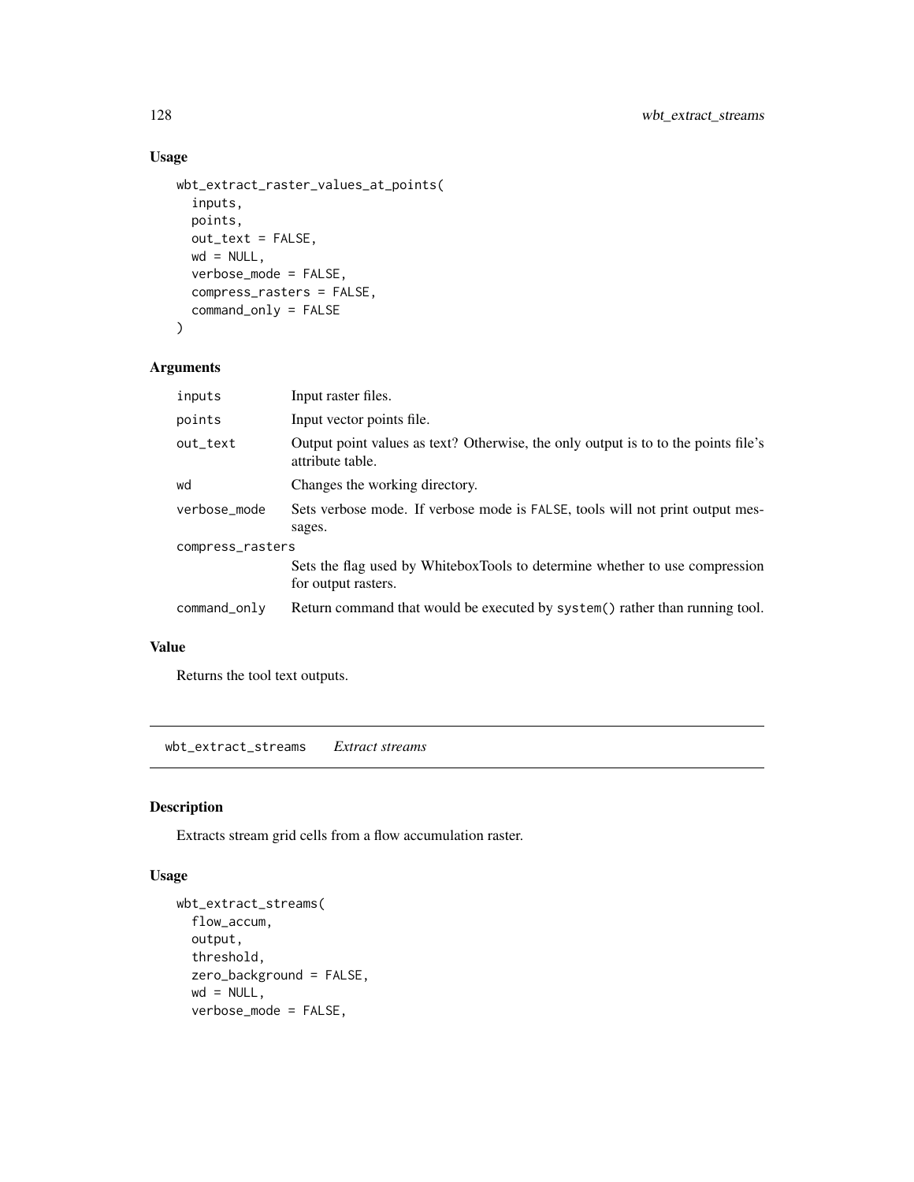## Usage

```
wbt_extract_raster_values_at_points(
  inputs,
  points,
  out_text = FALSE,
  wd = NULL,
  verbose_mode = FALSE,
  compress_rasters = FALSE,
  command_only = FALSE
)
```

## Arguments

| | |
|---|---|
| inputs | Input raster files. |
| points | Input vector points file. |
| out_text | Output point values as text? Otherwise, the only output is to to the points file's attribute table. |
| wd | Changes the working directory. |
| verbose_mode | Sets verbose mode. If verbose mode is FALSE, tools will not print output messages. |
| compress_rasters | Sets the flag used by WhiteboxTools to determine whether to use compression for output rasters. |
| command_only | Return command that would be executed by system() rather than running tool. |

## Value

Returns the tool text outputs.

---

# wbt_extract_streams *Extract streams*

## Description

Extracts stream grid cells from a flow accumulation raster.

## Usage

```
wbt_extract_streams(
  flow_accum,
  output,
  threshold,
  zero_background = FALSE,
  wd = NULL,
  verbose_mode = FALSE,
```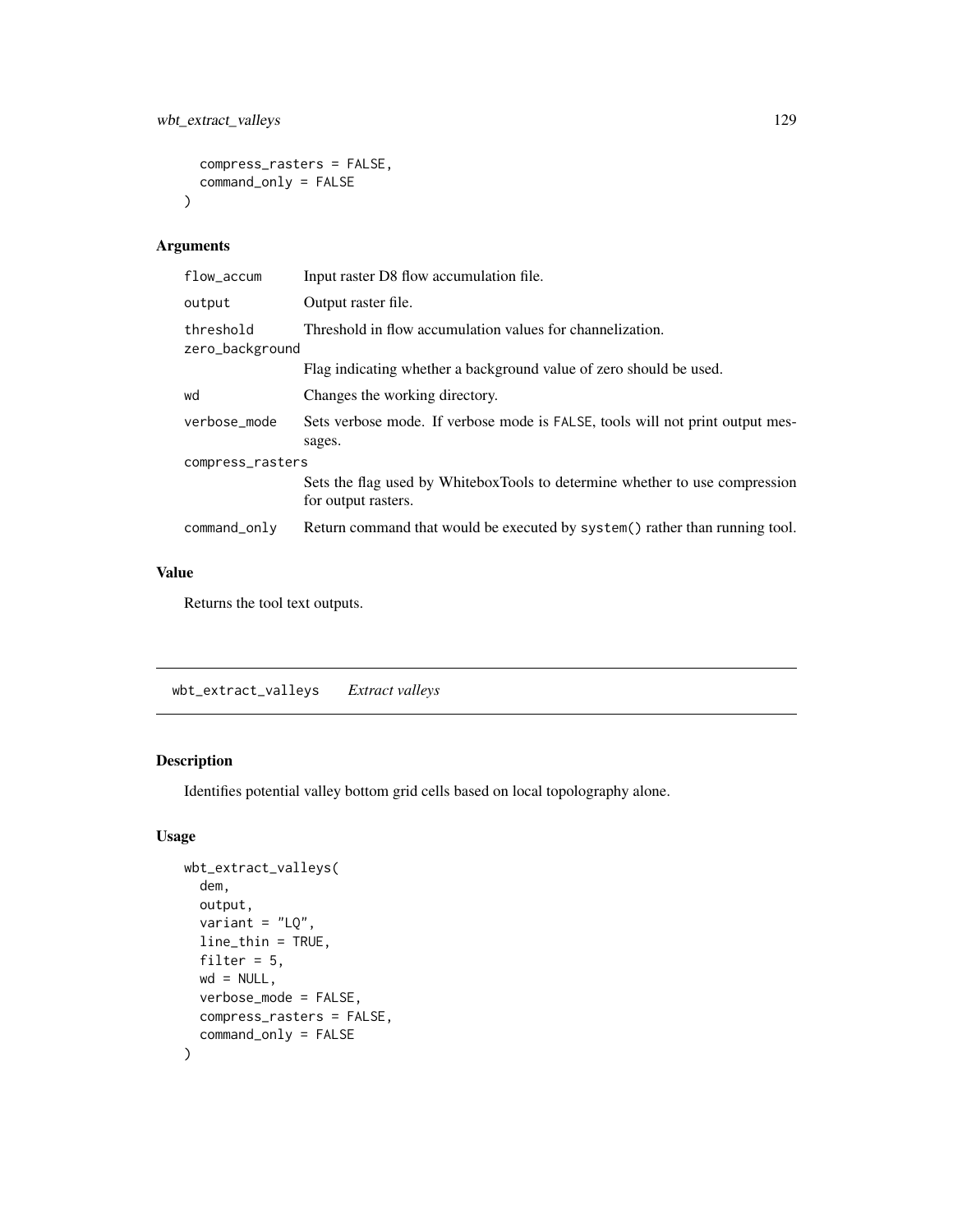```
  compress_rasters = FALSE,
  command_only = FALSE
)
```

### Arguments

| | |
|---|---|
| flow_accum | Input raster D8 flow accumulation file. |
| output | Output raster file. |
| threshold | Threshold in flow accumulation values for channelization. |
| zero_background | Flag indicating whether a background value of zero should be used. |
| wd | Changes the working directory. |
| verbose_mode | Sets verbose mode. If verbose mode is FALSE, tools will not print output messages. |
| compress_rasters | Sets the flag used by WhiteboxTools to determine whether to use compression for output rasters. |
| command_only | Return command that would be executed by system() rather than running tool. |

### Value

Returns the tool text outputs.

---

## wbt_extract_valleys *Extract valleys*

### Description

Identifies potential valley bottom grid cells based on local topolography alone.

### Usage

```
wbt_extract_valleys(
  dem,
  output,
  variant = "LQ",
  line_thin = TRUE,
  filter = 5,
  wd = NULL,
  verbose_mode = FALSE,
  compress_rasters = FALSE,
  command_only = FALSE
)
```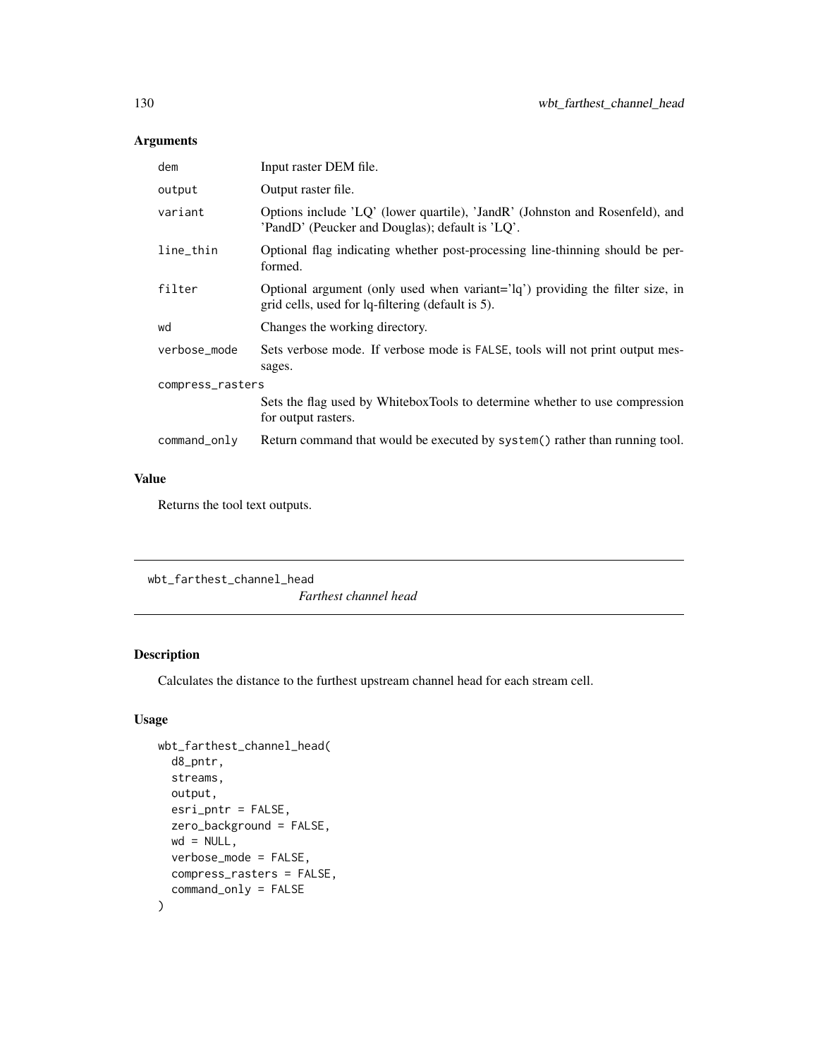## Arguments

| | |
|---|---|
| dem | Input raster DEM file. |
| output | Output raster file. |
| variant | Options include 'LQ' (lower quartile), 'JandR' (Johnston and Rosenfeld), and 'PandD' (Peucker and Douglas); default is 'LQ'. |
| line_thin | Optional flag indicating whether post-processing line-thinning should be performed. |
| filter | Optional argument (only used when variant='lq') providing the filter size, in grid cells, used for lq-filtering (default is 5). |
| wd | Changes the working directory. |
| verbose_mode | Sets verbose mode. If verbose mode is FALSE, tools will not print output messages. |
| compress_rasters | Sets the flag used by WhiteboxTools to determine whether to use compression for output rasters. |
| command_only | Return command that would be executed by system() rather than running tool. |

## Value

Returns the tool text outputs.

---

# wbt_farthest_channel_head

*Farthest channel head*

## Description

Calculates the distance to the furthest upstream channel head for each stream cell.

## Usage

```
wbt_farthest_channel_head(
  d8_pntr,
  streams,
  output,
  esri_pntr = FALSE,
  zero_background = FALSE,
  wd = NULL,
  verbose_mode = FALSE,
  compress_rasters = FALSE,
  command_only = FALSE
)
```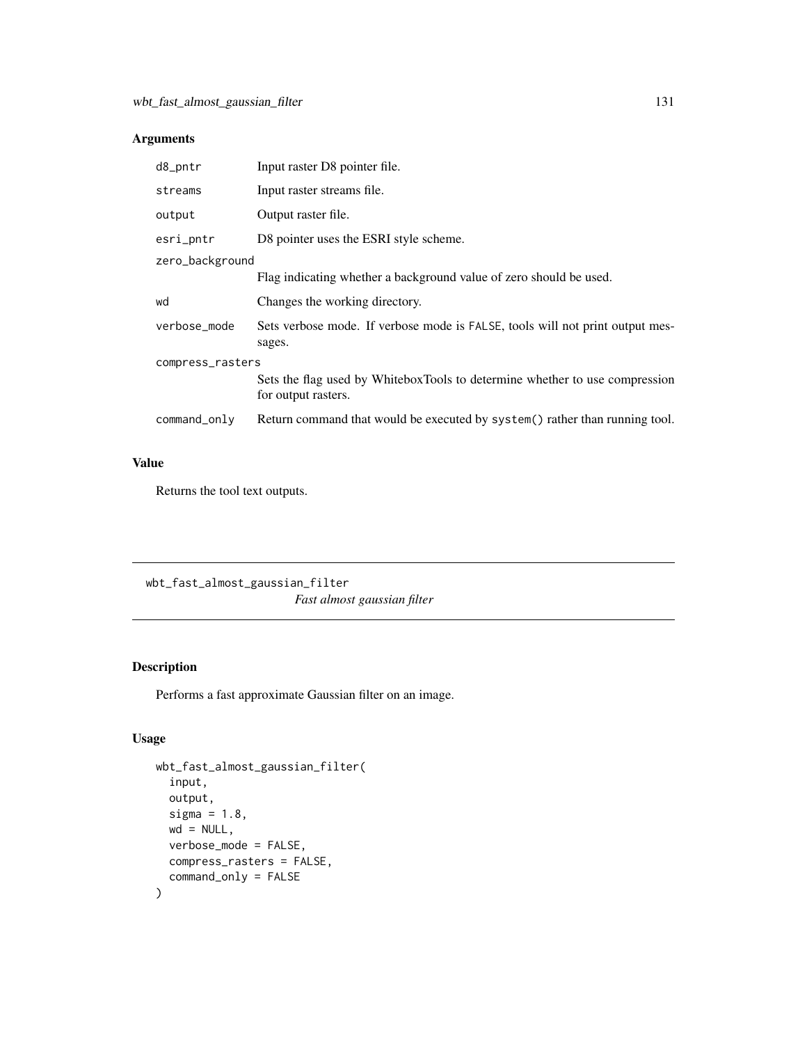## Arguments

| | |
|---|---|
| d8_pntr | Input raster D8 pointer file. |
| streams | Input raster streams file. |
| output | Output raster file. |
| esri_pntr | D8 pointer uses the ESRI style scheme. |
| zero_background | Flag indicating whether a background value of zero should be used. |
| wd | Changes the working directory. |
| verbose_mode | Sets verbose mode. If verbose mode is FALSE, tools will not print output messages. |
| compress_rasters | Sets the flag used by WhiteboxTools to determine whether to use compression for output rasters. |
| command_only | Return command that would be executed by system() rather than running tool. |

## Value

Returns the tool text outputs.

---

# wbt_fast_almost_gaussian_filter

*Fast almost gaussian filter*

## Description

Performs a fast approximate Gaussian filter on an image.

## Usage

```
wbt_fast_almost_gaussian_filter(
  input,
  output,
  sigma = 1.8,
  wd = NULL,
  verbose_mode = FALSE,
  compress_rasters = FALSE,
  command_only = FALSE
)
```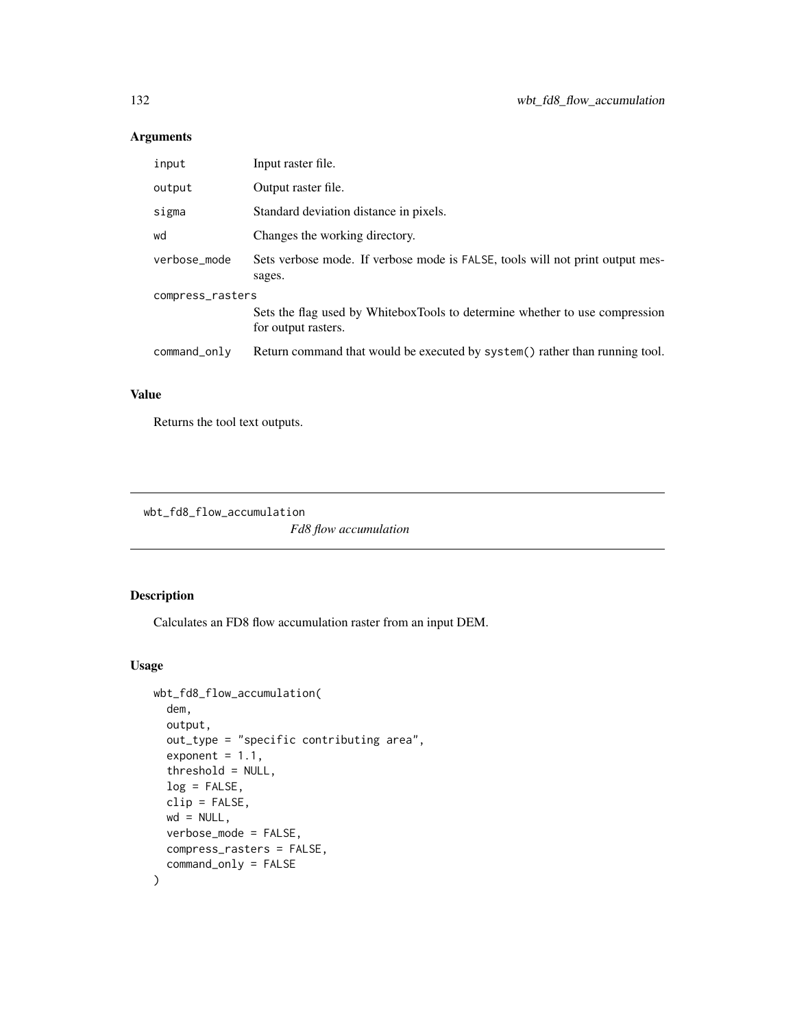## Arguments

| | |
|---|---|
| input | Input raster file. |
| output | Output raster file. |
| sigma | Standard deviation distance in pixels. |
| wd | Changes the working directory. |
| verbose_mode | Sets verbose mode. If verbose mode is FALSE, tools will not print output messages. |
| compress_rasters | Sets the flag used by WhiteboxTools to determine whether to use compression for output rasters. |
| command_only | Return command that would be executed by system() rather than running tool. |

## Value

Returns the tool text outputs.

---

wbt_fd8_flow_accumulation&emsp;&emsp;*Fd8 flow accumulation*

---

## Description

Calculates an FD8 flow accumulation raster from an input DEM.

## Usage

```
wbt_fd8_flow_accumulation(
  dem,
  output,
  out_type = "specific contributing area",
  exponent = 1.1,
  threshold = NULL,
  log = FALSE,
  clip = FALSE,
  wd = NULL,
  verbose_mode = FALSE,
  compress_rasters = FALSE,
  command_only = FALSE
)
```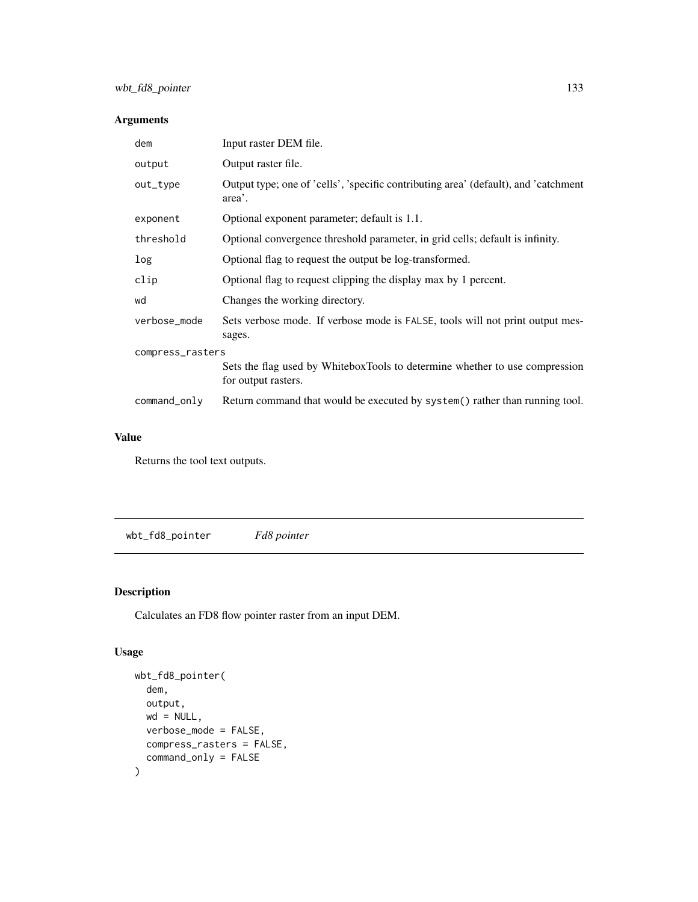## Arguments

| | |
|---|---|
| dem | Input raster DEM file. |
| output | Output raster file. |
| out_type | Output type; one of 'cells', 'specific contributing area' (default), and 'catchment area'. |
| exponent | Optional exponent parameter; default is 1.1. |
| threshold | Optional convergence threshold parameter, in grid cells; default is infinity. |
| log | Optional flag to request the output be log-transformed. |
| clip | Optional flag to request clipping the display max by 1 percent. |
| wd | Changes the working directory. |
| verbose_mode | Sets verbose mode. If verbose mode is FALSE, tools will not print output messages. |
| compress_rasters | Sets the flag used by WhiteboxTools to determine whether to use compression for output rasters. |
| command_only | Return command that would be executed by system() rather than running tool. |

## Value

Returns the tool text outputs.

---

# wbt_fd8_pointer *Fd8 pointer*

## Description

Calculates an FD8 flow pointer raster from an input DEM.

## Usage

```
wbt_fd8_pointer(
  dem,
  output,
  wd = NULL,
  verbose_mode = FALSE,
  compress_rasters = FALSE,
  command_only = FALSE
)
```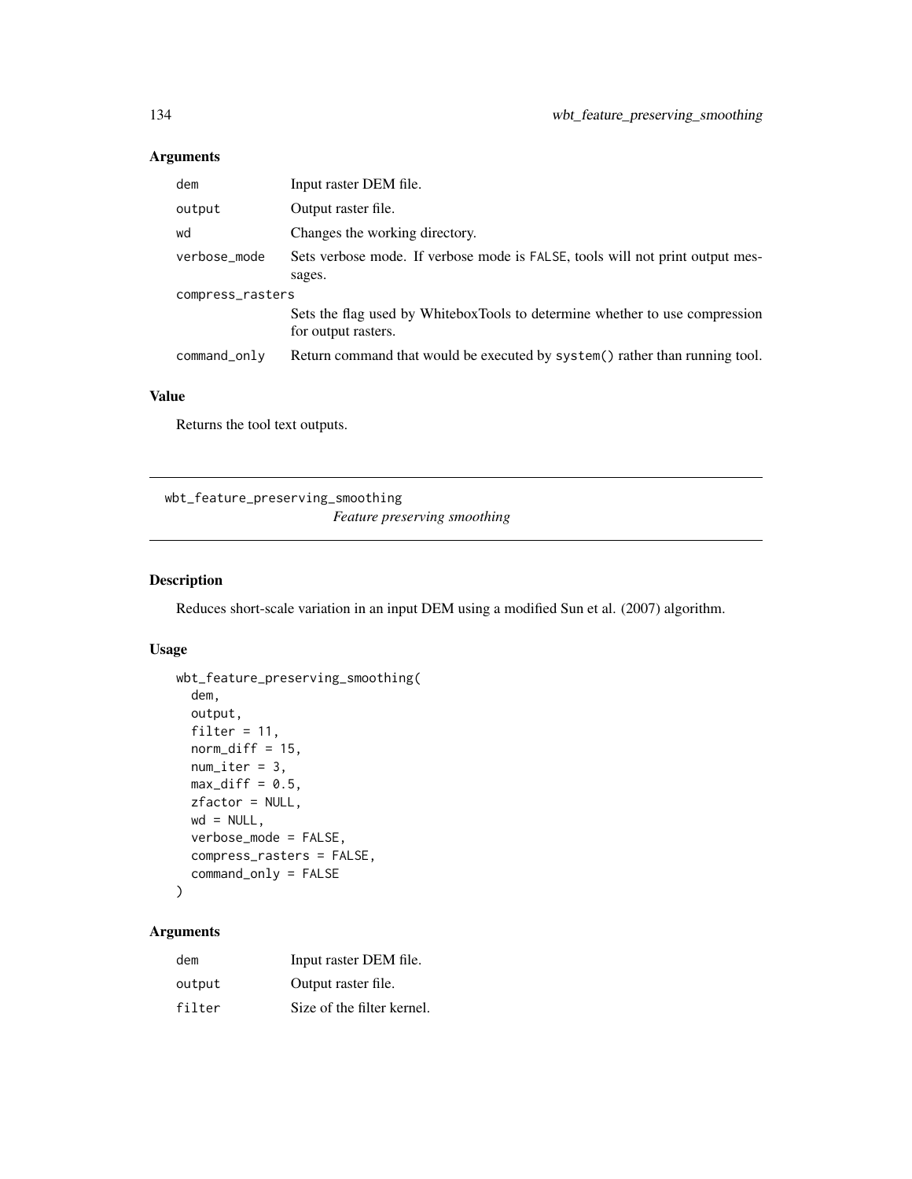## Arguments

| | |
|---|---|
| dem | Input raster DEM file. |
| output | Output raster file. |
| wd | Changes the working directory. |
| verbose_mode | Sets verbose mode. If verbose mode is FALSE, tools will not print output messages. |
| compress_rasters | Sets the flag used by WhiteboxTools to determine whether to use compression for output rasters. |
| command_only | Return command that would be executed by system() rather than running tool. |

## Value

Returns the tool text outputs.

---

# wbt_feature_preserving_smoothing

*Feature preserving smoothing*

---

## Description

Reduces short-scale variation in an input DEM using a modified Sun et al. (2007) algorithm.

## Usage

```
wbt_feature_preserving_smoothing(
  dem,
  output,
  filter = 11,
  norm_diff = 15,
  num_iter = 3,
  max_diff = 0.5,
  zfactor = NULL,
  wd = NULL,
  verbose_mode = FALSE,
  compress_rasters = FALSE,
  command_only = FALSE
)
```

## Arguments

| | |
|---|---|
| dem | Input raster DEM file. |
| output | Output raster file. |
| filter | Size of the filter kernel. |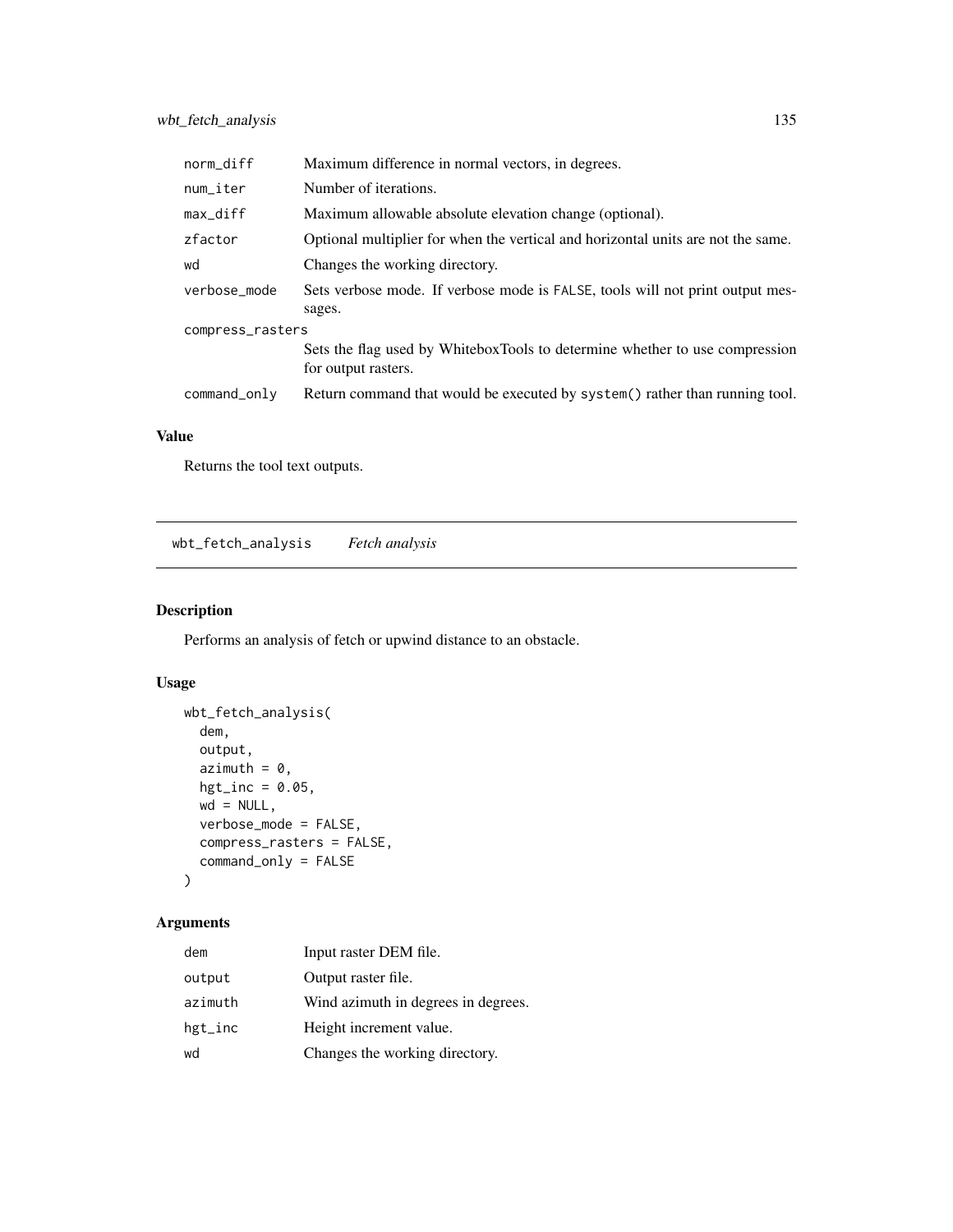| | |
|---|---|
| norm_diff | Maximum difference in normal vectors, in degrees. |
| num_iter | Number of iterations. |
| max_diff | Maximum allowable absolute elevation change (optional). |
| zfactor | Optional multiplier for when the vertical and horizontal units are not the same. |
| wd | Changes the working directory. |
| verbose_mode | Sets verbose mode. If verbose mode is FALSE, tools will not print output messages. |
| compress_rasters | Sets the flag used by WhiteboxTools to determine whether to use compression for output rasters. |
| command_only | Return command that would be executed by system() rather than running tool. |

### Value

Returns the tool text outputs.

## wbt_fetch_analysis *Fetch analysis*

### Description

Performs an analysis of fetch or upwind distance to an obstacle.

### Usage

```
wbt_fetch_analysis(
  dem,
  output,
  azimuth = 0,
  hgt_inc = 0.05,
  wd = NULL,
  verbose_mode = FALSE,
  compress_rasters = FALSE,
  command_only = FALSE
)
```

### Arguments

| | |
|---|---|
| dem | Input raster DEM file. |
| output | Output raster file. |
| azimuth | Wind azimuth in degrees in degrees. |
| hgt_inc | Height increment value. |
| wd | Changes the working directory. |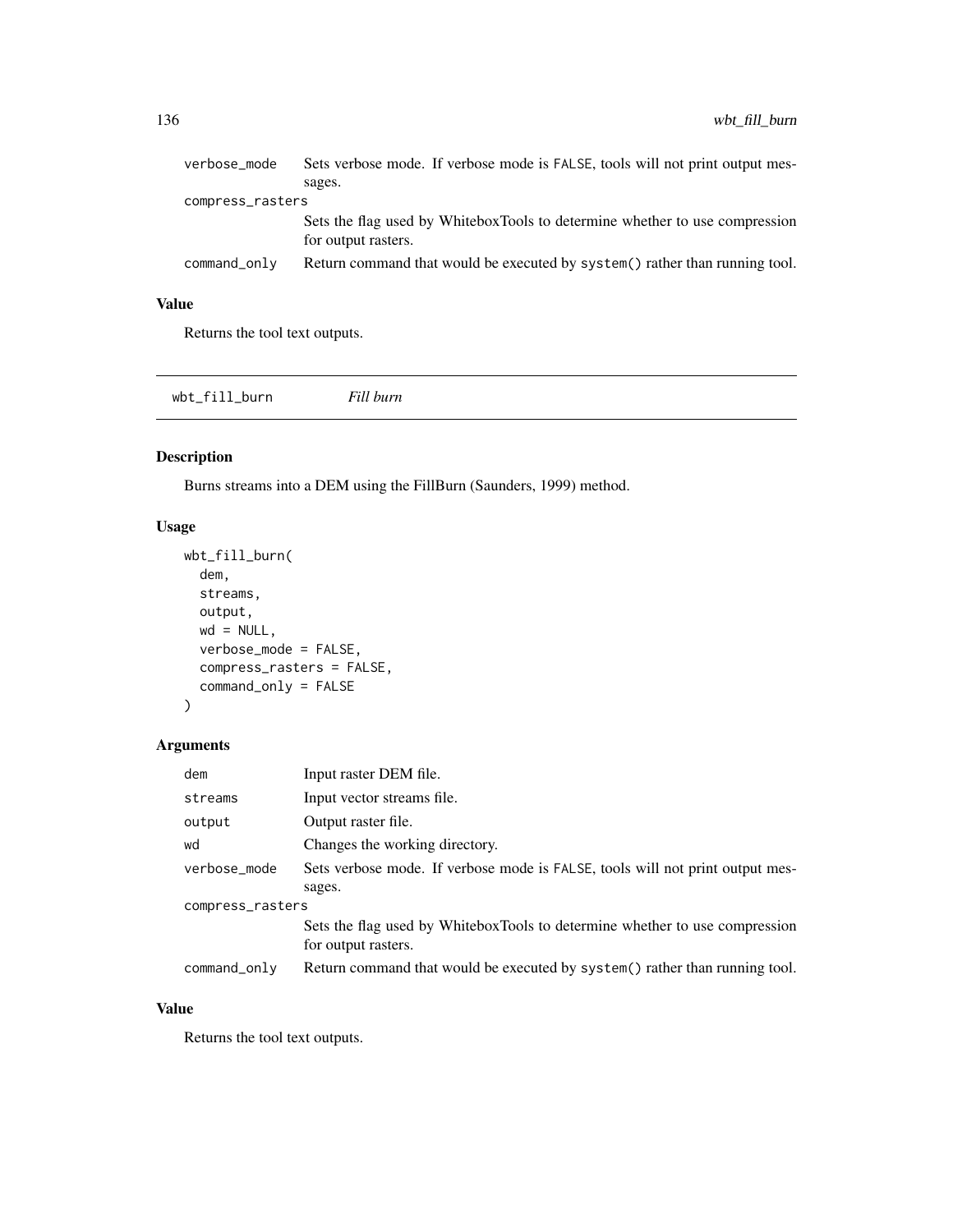| | |
|---|---|
| verbose_mode | Sets verbose mode. If verbose mode is FALSE, tools will not print output messages. |
| compress_rasters | Sets the flag used by WhiteboxTools to determine whether to use compression for output rasters. |
| command_only | Return command that would be executed by system() rather than running tool. |

### Value

Returns the tool text outputs.

---

## wbt_fill_burn *Fill burn*

### Description

Burns streams into a DEM using the FillBurn (Saunders, 1999) method.

### Usage

```
wbt_fill_burn(
  dem,
  streams,
  output,
  wd = NULL,
  verbose_mode = FALSE,
  compress_rasters = FALSE,
  command_only = FALSE
)
```

### Arguments

| | |
|---|---|
| dem | Input raster DEM file. |
| streams | Input vector streams file. |
| output | Output raster file. |
| wd | Changes the working directory. |
| verbose_mode | Sets verbose mode. If verbose mode is FALSE, tools will not print output messages. |
| compress_rasters | Sets the flag used by WhiteboxTools to determine whether to use compression for output rasters. |
| command_only | Return command that would be executed by system() rather than running tool. |

### Value

Returns the tool text outputs.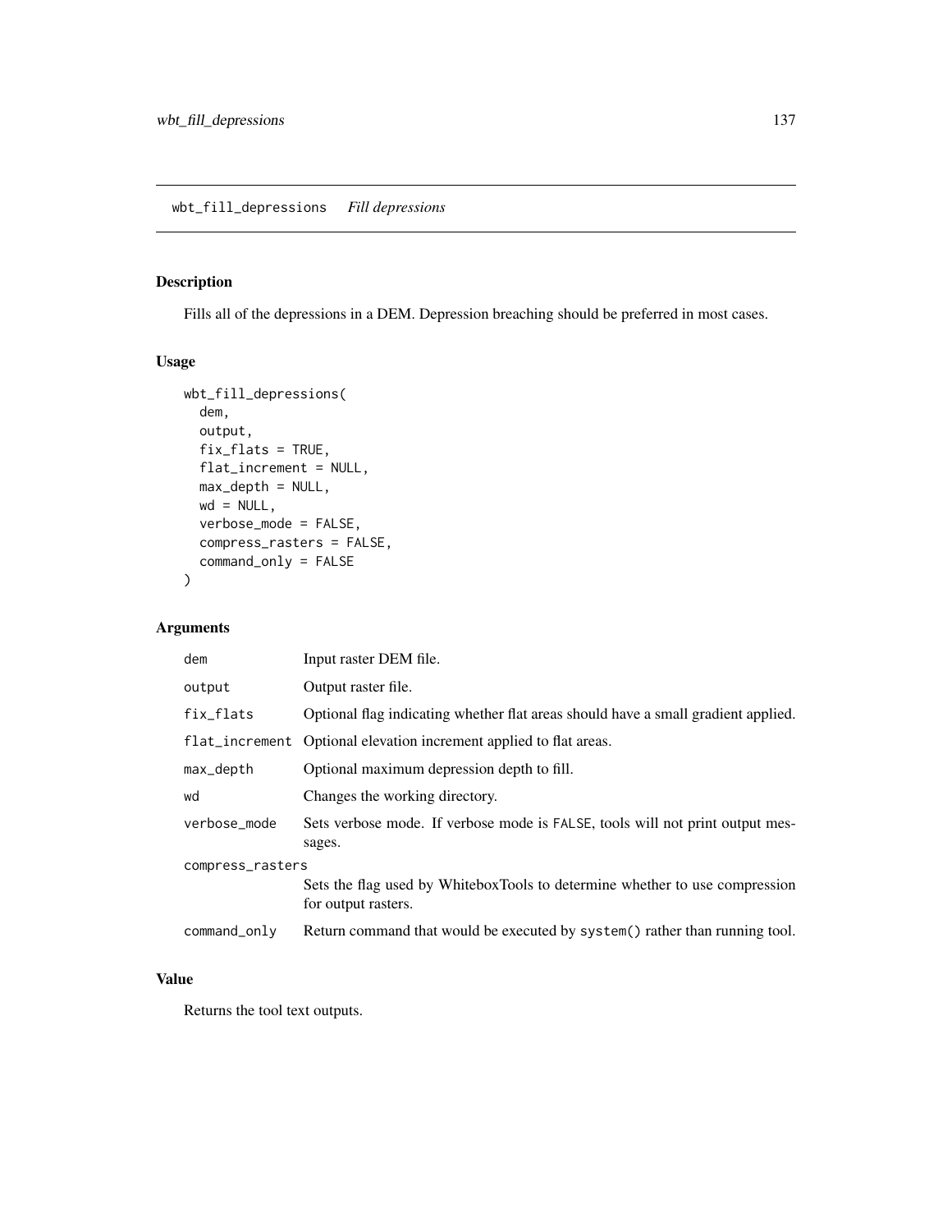## wbt_fill_depressions *Fill depressions*

### Description

Fills all of the depressions in a DEM. Depression breaching should be preferred in most cases.

### Usage

```
wbt_fill_depressions(
  dem,
  output,
  fix_flats = TRUE,
  flat_increment = NULL,
  max_depth = NULL,
  wd = NULL,
  verbose_mode = FALSE,
  compress_rasters = FALSE,
  command_only = FALSE
)
```

### Arguments

| | |
|---|---|
| dem | Input raster DEM file. |
| output | Output raster file. |
| fix_flats | Optional flag indicating whether flat areas should have a small gradient applied. |
| flat_increment | Optional elevation increment applied to flat areas. |
| max_depth | Optional maximum depression depth to fill. |
| wd | Changes the working directory. |
| verbose_mode | Sets verbose mode. If verbose mode is FALSE, tools will not print output messages. |
| compress_rasters | Sets the flag used by WhiteboxTools to determine whether to use compression for output rasters. |
| command_only | Return command that would be executed by system() rather than running tool. |

### Value

Returns the tool text outputs.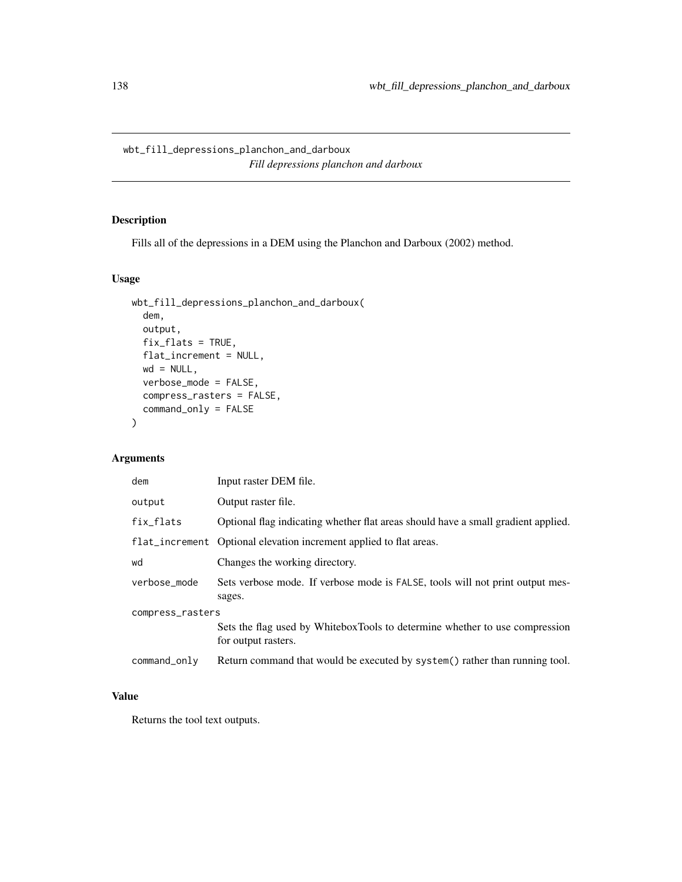# wbt_fill_depressions_planchon_and_darboux

*Fill depressions planchon and darboux*

## Description

Fills all of the depressions in a DEM using the Planchon and Darboux (2002) method.

## Usage

```
wbt_fill_depressions_planchon_and_darboux(
  dem,
  output,
  fix_flats = TRUE,
  flat_increment = NULL,
  wd = NULL,
  verbose_mode = FALSE,
  compress_rasters = FALSE,
  command_only = FALSE
)
```

## Arguments

| Argument | Description |
|---|---|
| dem | Input raster DEM file. |
| output | Output raster file. |
| fix_flats | Optional flag indicating whether flat areas should have a small gradient applied. |
| flat_increment | Optional elevation increment applied to flat areas. |
| wd | Changes the working directory. |
| verbose_mode | Sets verbose mode. If verbose mode is FALSE, tools will not print output messages. |
| compress_rasters | Sets the flag used by WhiteboxTools to determine whether to use compression for output rasters. |
| command_only | Return command that would be executed by system() rather than running tool. |

## Value

Returns the tool text outputs.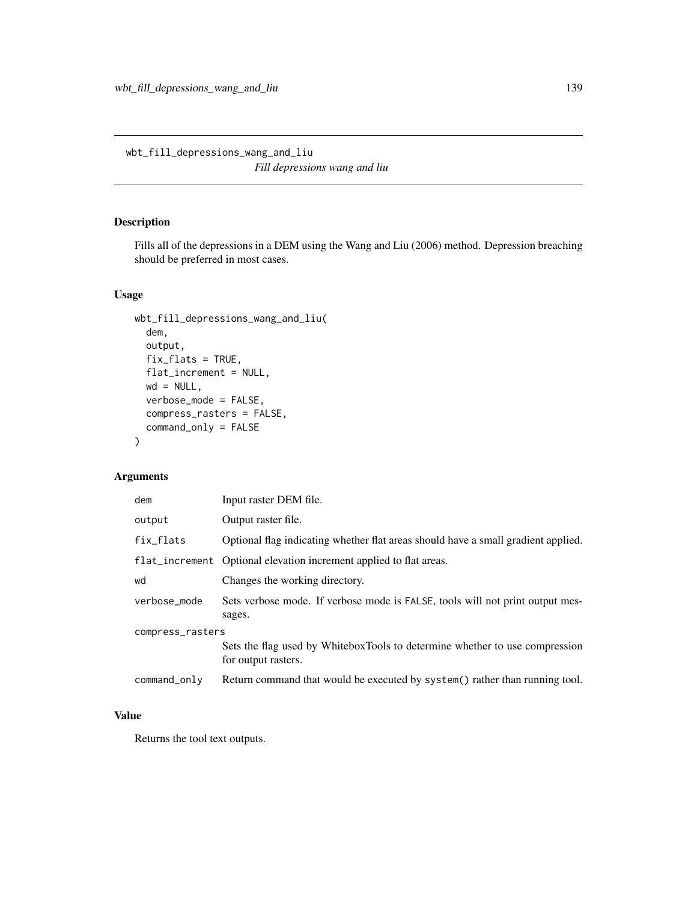# wbt_fill_depressions_wang_and_liu

*Fill depressions wang and liu*

## Description

Fills all of the depressions in a DEM using the Wang and Liu (2006) method. Depression breaching should be preferred in most cases.

## Usage

```
wbt_fill_depressions_wang_and_liu(
  dem,
  output,
  fix_flats = TRUE,
  flat_increment = NULL,
  wd = NULL,
  verbose_mode = FALSE,
  compress_rasters = FALSE,
  command_only = FALSE
)
```

## Arguments

| Argument | Description |
|---|---|
| dem | Input raster DEM file. |
| output | Output raster file. |
| fix_flats | Optional flag indicating whether flat areas should have a small gradient applied. |
| flat_increment | Optional elevation increment applied to flat areas. |
| wd | Changes the working directory. |
| verbose_mode | Sets verbose mode. If verbose mode is FALSE, tools will not print output messages. |
| compress_rasters | Sets the flag used by WhiteboxTools to determine whether to use compression for output rasters. |
| command_only | Return command that would be executed by system() rather than running tool. |

## Value

Returns the tool text outputs.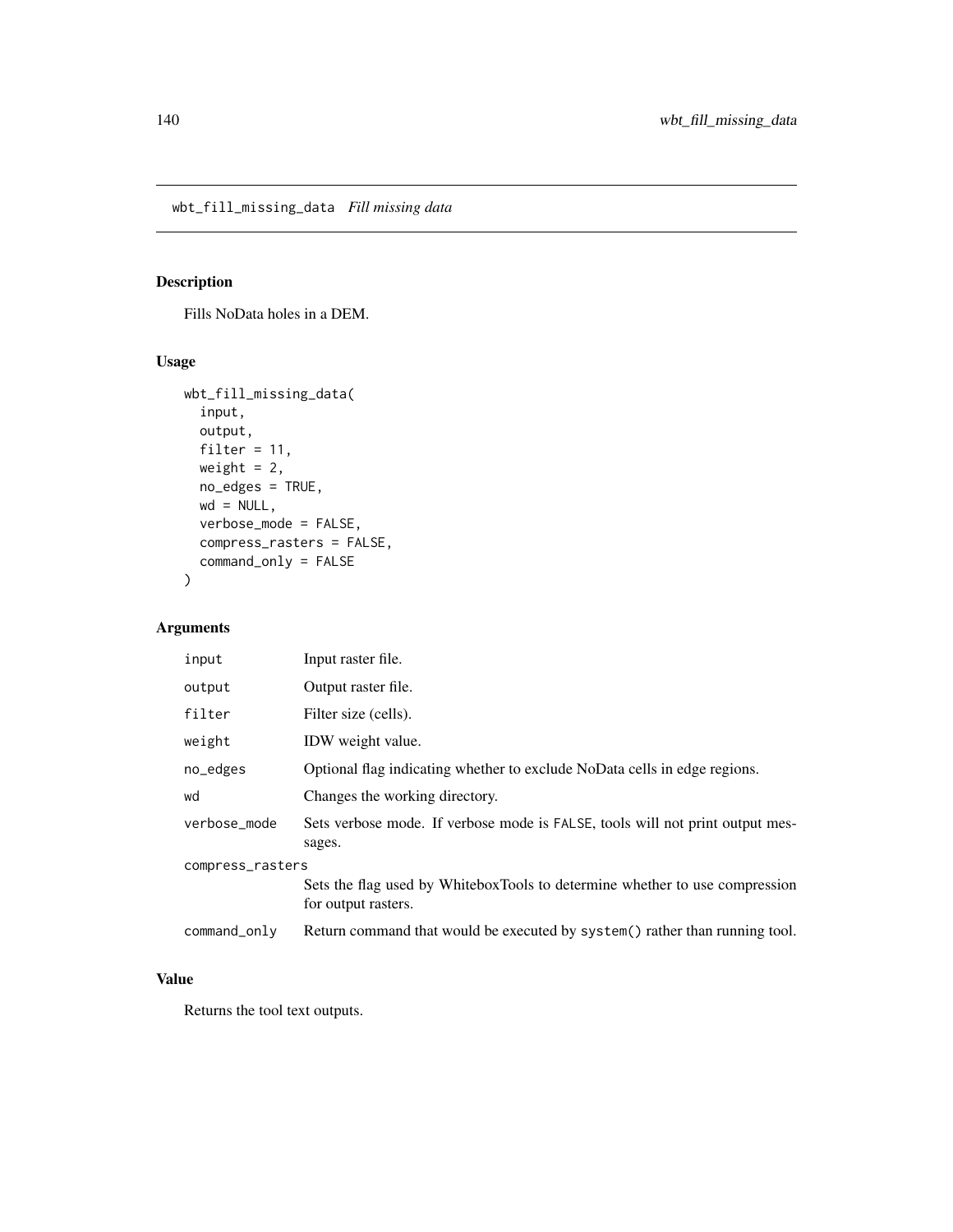# wbt_fill_missing_data *Fill missing data*

## Description

Fills NoData holes in a DEM.

## Usage

```
wbt_fill_missing_data(
  input,
  output,
  filter = 11,
  weight = 2,
  no_edges = TRUE,
  wd = NULL,
  verbose_mode = FALSE,
  compress_rasters = FALSE,
  command_only = FALSE
)
```

## Arguments

| | |
|---|---|
| `input` | Input raster file. |
| `output` | Output raster file. |
| `filter` | Filter size (cells). |
| `weight` | IDW weight value. |
| `no_edges` | Optional flag indicating whether to exclude NoData cells in edge regions. |
| `wd` | Changes the working directory. |
| `verbose_mode` | Sets verbose mode. If verbose mode is `FALSE`, tools will not print output messages. |
| `compress_rasters` | Sets the flag used by WhiteboxTools to determine whether to use compression for output rasters. |
| `command_only` | Return command that would be executed by `system()` rather than running tool. |

## Value

Returns the tool text outputs.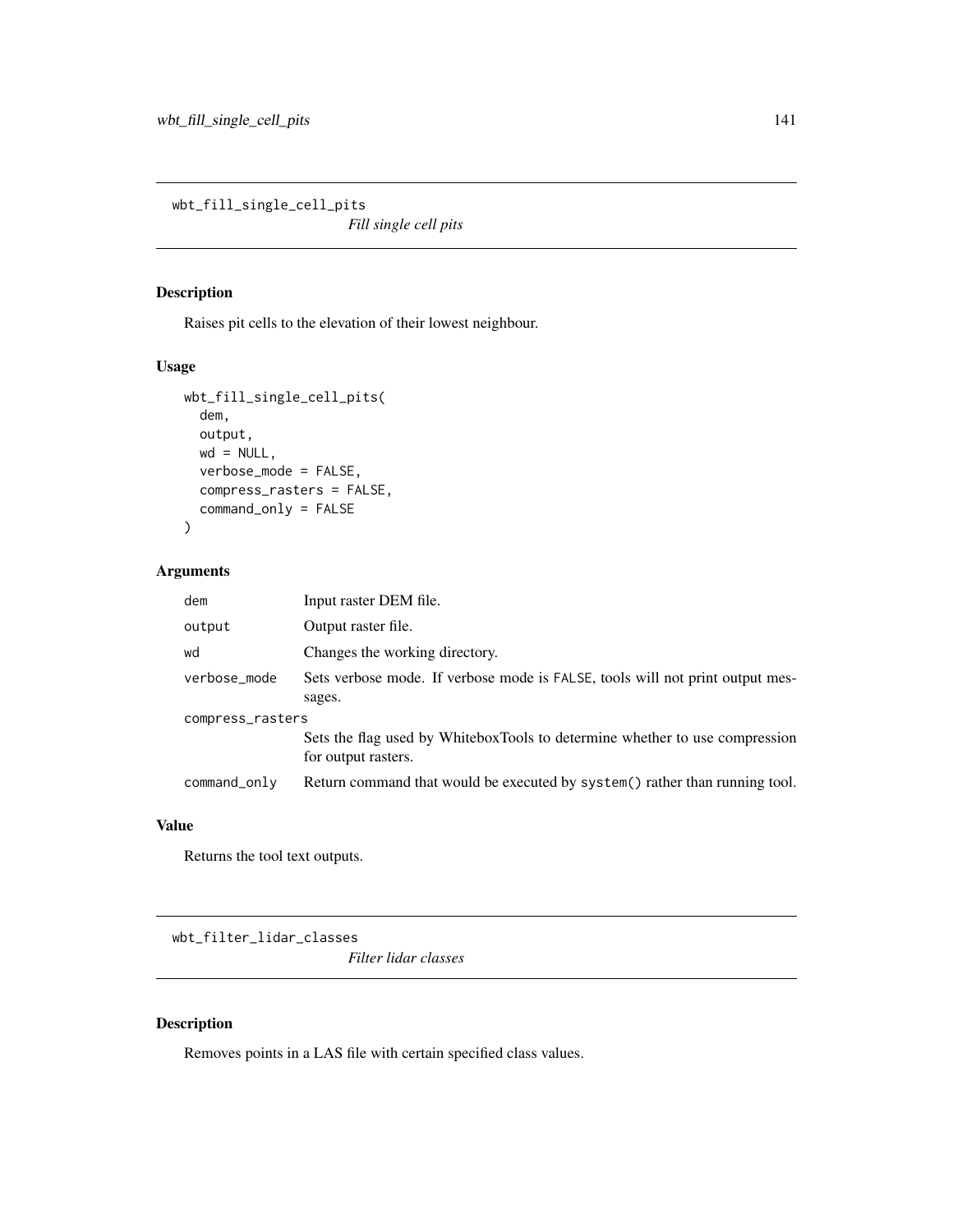## wbt_fill_single_cell_pits

*Fill single cell pits*

### Description

Raises pit cells to the elevation of their lowest neighbour.

### Usage

```
wbt_fill_single_cell_pits(
  dem,
  output,
  wd = NULL,
  verbose_mode = FALSE,
  compress_rasters = FALSE,
  command_only = FALSE
)
```

### Arguments

| Argument | Description |
|---|---|
| dem | Input raster DEM file. |
| output | Output raster file. |
| wd | Changes the working directory. |
| verbose_mode | Sets verbose mode. If verbose mode is FALSE, tools will not print output messages. |
| compress_rasters | Sets the flag used by WhiteboxTools to determine whether to use compression for output rasters. |
| command_only | Return command that would be executed by system() rather than running tool. |

### Value

Returns the tool text outputs.

## wbt_filter_lidar_classes

*Filter lidar classes*

### Description

Removes points in a LAS file with certain specified class values.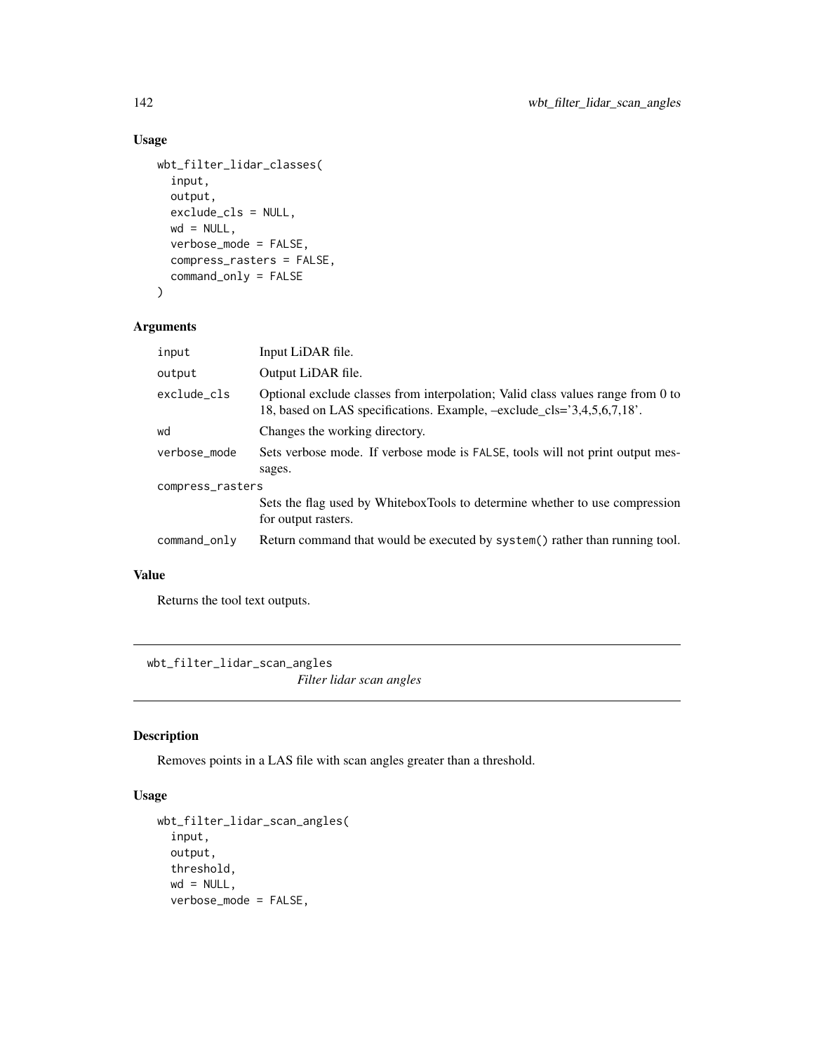### Usage

```
wbt_filter_lidar_classes(
  input,
  output,
  exclude_cls = NULL,
  wd = NULL,
  verbose_mode = FALSE,
  compress_rasters = FALSE,
  command_only = FALSE
)
```

### Arguments

| | |
|---|---|
| input | Input LiDAR file. |
| output | Output LiDAR file. |
| exclude_cls | Optional exclude classes from interpolation; Valid class values range from 0 to 18, based on LAS specifications. Example, –exclude_cls='3,4,5,6,7,18'. |
| wd | Changes the working directory. |
| verbose_mode | Sets verbose mode. If verbose mode is FALSE, tools will not print output messages. |
| compress_rasters | Sets the flag used by WhiteboxTools to determine whether to use compression for output rasters. |
| command_only | Return command that would be executed by system() rather than running tool. |

### Value

Returns the tool text outputs.

---

## wbt_filter_lidar_scan_angles

*Filter lidar scan angles*

---

### Description

Removes points in a LAS file with scan angles greater than a threshold.

### Usage

```
wbt_filter_lidar_scan_angles(
  input,
  output,
  threshold,
  wd = NULL,
  verbose_mode = FALSE,
```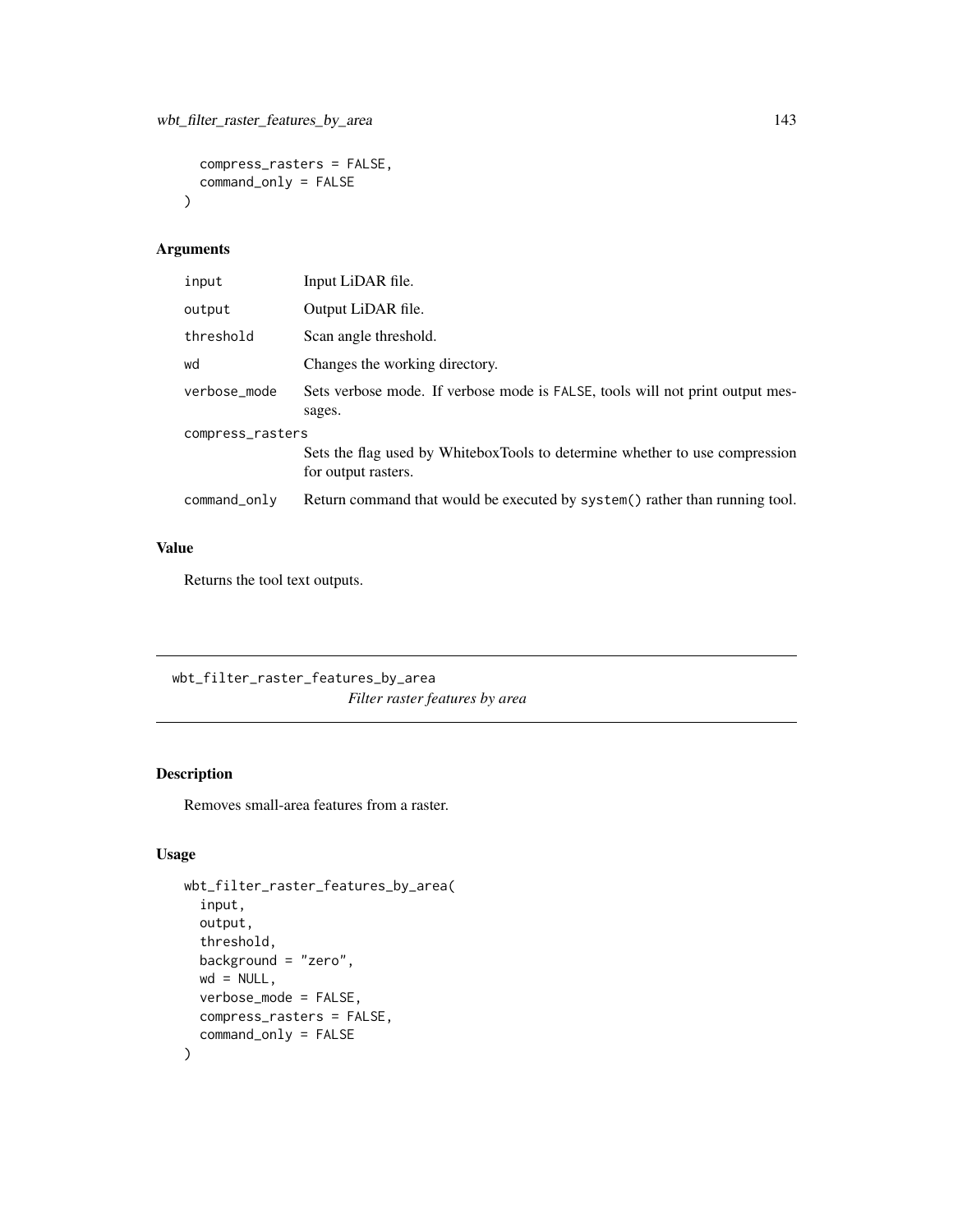```
  compress_rasters = FALSE,
  command_only = FALSE
)
```

### Arguments

| | |
|---|---|
| input | Input LiDAR file. |
| output | Output LiDAR file. |
| threshold | Scan angle threshold. |
| wd | Changes the working directory. |
| verbose_mode | Sets verbose mode. If verbose mode is FALSE, tools will not print output messages. |
| compress_rasters | Sets the flag used by WhiteboxTools to determine whether to use compression for output rasters. |
| command_only | Return command that would be executed by system() rather than running tool. |

### Value

Returns the tool text outputs.

## wbt_filter_raster_features_by_area

*Filter raster features by area*

### Description

Removes small-area features from a raster.

### Usage

```
wbt_filter_raster_features_by_area(
  input,
  output,
  threshold,
  background = "zero",
  wd = NULL,
  verbose_mode = FALSE,
  compress_rasters = FALSE,
  command_only = FALSE
)
```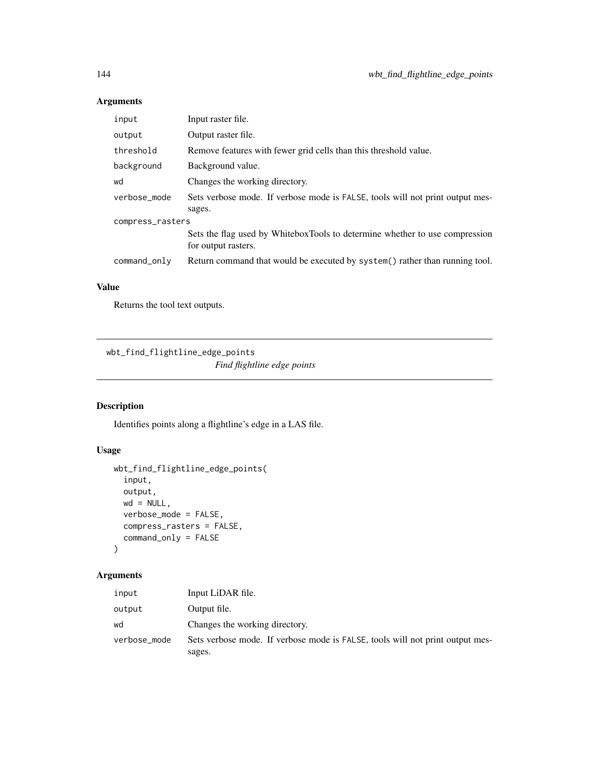## Arguments

| | |
|---|---|
| `input` | Input raster file. |
| `output` | Output raster file. |
| `threshold` | Remove features with fewer grid cells than this threshold value. |
| `background` | Background value. |
| `wd` | Changes the working directory. |
| `verbose_mode` | Sets verbose mode. If verbose mode is `FALSE`, tools will not print output messages. |
| `compress_rasters` | Sets the flag used by WhiteboxTools to determine whether to use compression for output rasters. |
| `command_only` | Return command that would be executed by `system()` rather than running tool. |

## Value

Returns the tool text outputs.

---

# wbt_find_flightline_edge_points

*Find flightline edge points*

## Description

Identifies points along a flightline's edge in a LAS file.

## Usage

```
wbt_find_flightline_edge_points(
  input,
  output,
  wd = NULL,
  verbose_mode = FALSE,
  compress_rasters = FALSE,
  command_only = FALSE
)
```

## Arguments

| | |
|---|---|
| `input` | Input LiDAR file. |
| `output` | Output file. |
| `wd` | Changes the working directory. |
| `verbose_mode` | Sets verbose mode. If verbose mode is `FALSE`, tools will not print output messages. |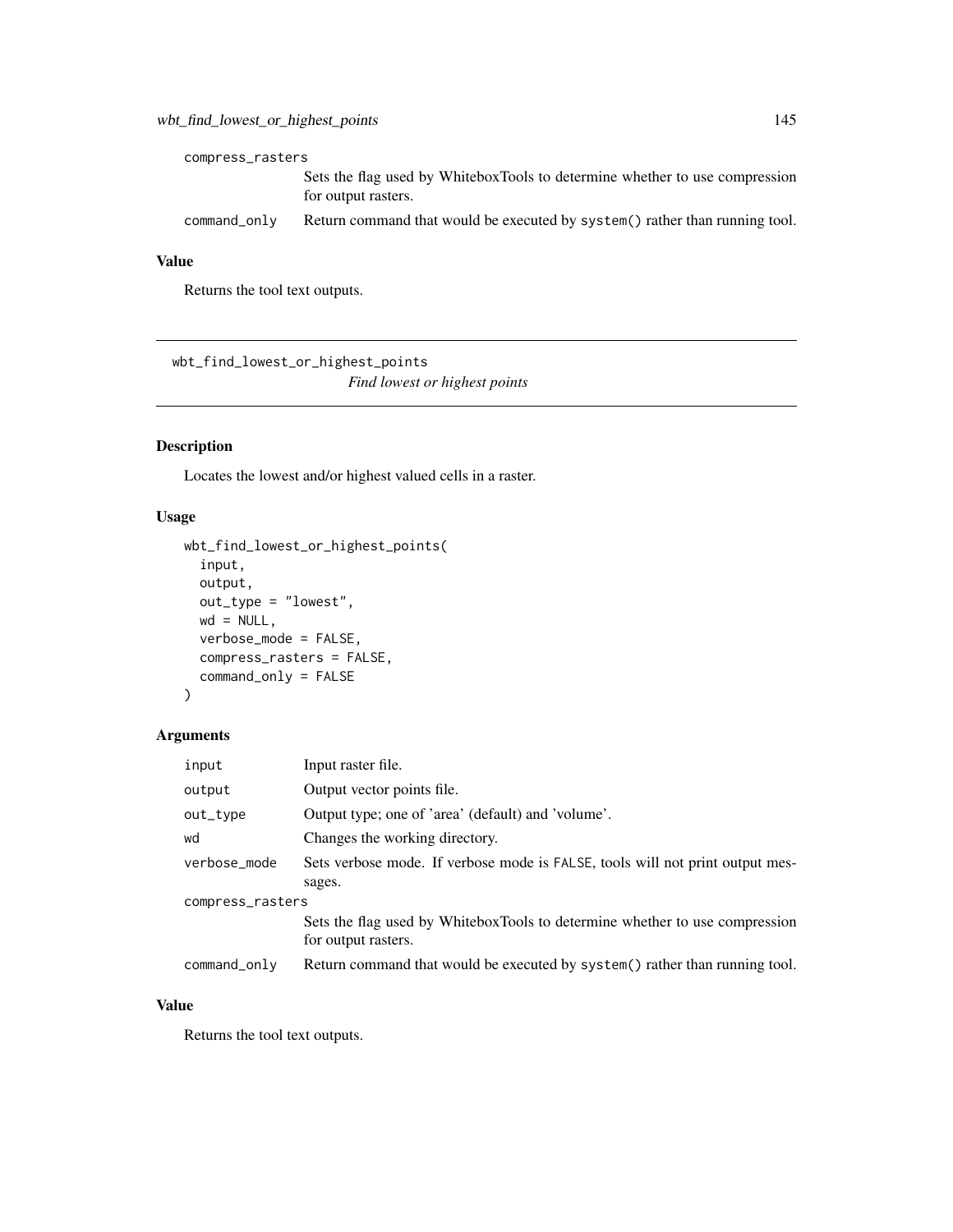compress_rasters
: Sets the flag used by WhiteboxTools to determine whether to use compression for output rasters.

command_only
: Return command that would be executed by system() rather than running tool.

## Value

Returns the tool text outputs.

---

# wbt_find_lowest_or_highest_points

*Find lowest or highest points*

---

## Description

Locates the lowest and/or highest valued cells in a raster.

## Usage

```
wbt_find_lowest_or_highest_points(
  input,
  output,
  out_type = "lowest",
  wd = NULL,
  verbose_mode = FALSE,
  compress_rasters = FALSE,
  command_only = FALSE
)
```

## Arguments

| | |
|---|---|
| input | Input raster file. |
| output | Output vector points file. |
| out_type | Output type; one of 'area' (default) and 'volume'. |
| wd | Changes the working directory. |
| verbose_mode | Sets verbose mode. If verbose mode is FALSE, tools will not print output messages. |
| compress_rasters | Sets the flag used by WhiteboxTools to determine whether to use compression for output rasters. |
| command_only | Return command that would be executed by system() rather than running tool. |

## Value

Returns the tool text outputs.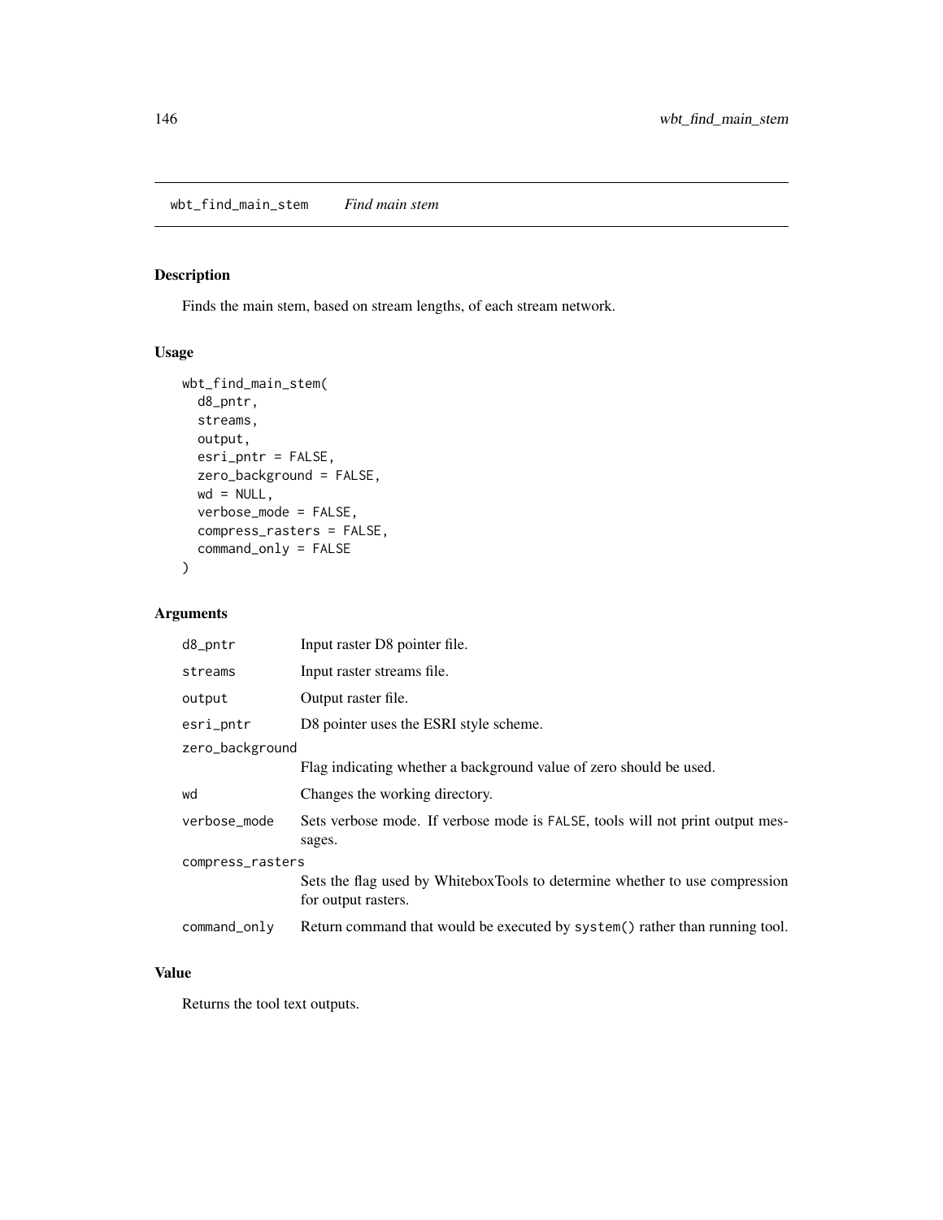## wbt_find_main_stem — *Find main stem*

### Description

Finds the main stem, based on stream lengths, of each stream network.

### Usage

```
wbt_find_main_stem(
  d8_pntr,
  streams,
  output,
  esri_pntr = FALSE,
  zero_background = FALSE,
  wd = NULL,
  verbose_mode = FALSE,
  compress_rasters = FALSE,
  command_only = FALSE
)
```

### Arguments

| Argument | Description |
|---|---|
| d8_pntr | Input raster D8 pointer file. |
| streams | Input raster streams file. |
| output | Output raster file. |
| esri_pntr | D8 pointer uses the ESRI style scheme. |
| zero_background | Flag indicating whether a background value of zero should be used. |
| wd | Changes the working directory. |
| verbose_mode | Sets verbose mode. If verbose mode is FALSE, tools will not print output messages. |
| compress_rasters | Sets the flag used by WhiteboxTools to determine whether to use compression for output rasters. |
| command_only | Return command that would be executed by system() rather than running tool. |

### Value

Returns the tool text outputs.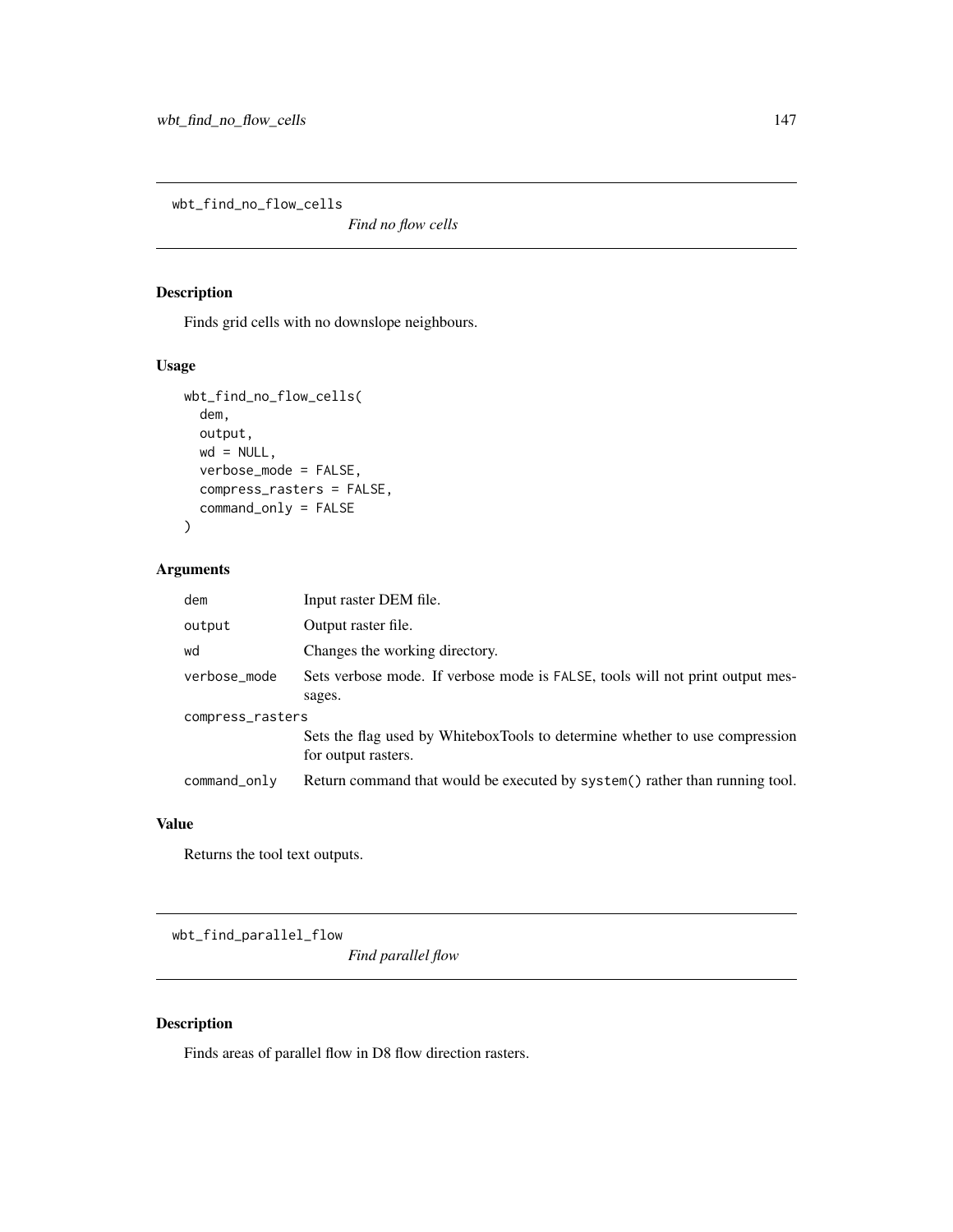## wbt_find_no_flow_cells

*Find no flow cells*

### Description

Finds grid cells with no downslope neighbours.

### Usage

```
wbt_find_no_flow_cells(
  dem,
  output,
  wd = NULL,
  verbose_mode = FALSE,
  compress_rasters = FALSE,
  command_only = FALSE
)
```

### Arguments

| Argument | Description |
|---|---|
| dem | Input raster DEM file. |
| output | Output raster file. |
| wd | Changes the working directory. |
| verbose_mode | Sets verbose mode. If verbose mode is FALSE, tools will not print output messages. |
| compress_rasters | Sets the flag used by WhiteboxTools to determine whether to use compression for output rasters. |
| command_only | Return command that would be executed by system() rather than running tool. |

### Value

Returns the tool text outputs.

## wbt_find_parallel_flow

*Find parallel flow*

### Description

Finds areas of parallel flow in D8 flow direction rasters.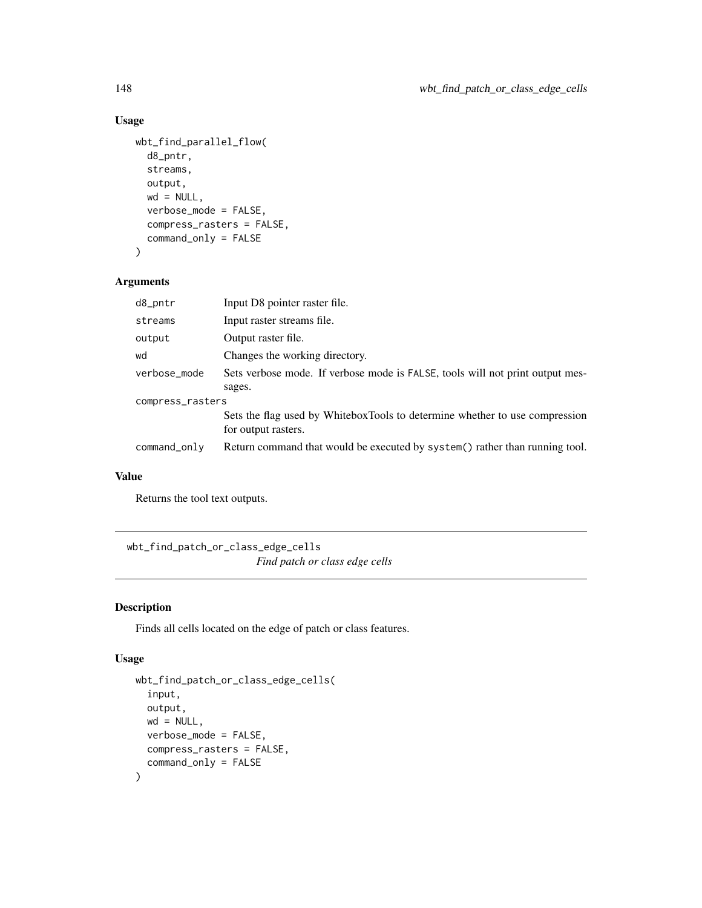## Usage

```
wbt_find_parallel_flow(
  d8_pntr,
  streams,
  output,
  wd = NULL,
  verbose_mode = FALSE,
  compress_rasters = FALSE,
  command_only = FALSE
)
```

## Arguments

| | |
|---|---|
| d8_pntr | Input D8 pointer raster file. |
| streams | Input raster streams file. |
| output | Output raster file. |
| wd | Changes the working directory. |
| verbose_mode | Sets verbose mode. If verbose mode is FALSE, tools will not print output messages. |
| compress_rasters | Sets the flag used by WhiteboxTools to determine whether to use compression for output rasters. |
| command_only | Return command that would be executed by system() rather than running tool. |

## Value

Returns the tool text outputs.

---

# wbt_find_patch_or_class_edge_cells

*Find patch or class edge cells*

## Description

Finds all cells located on the edge of patch or class features.

## Usage

```
wbt_find_patch_or_class_edge_cells(
  input,
  output,
  wd = NULL,
  verbose_mode = FALSE,
  compress_rasters = FALSE,
  command_only = FALSE
)
```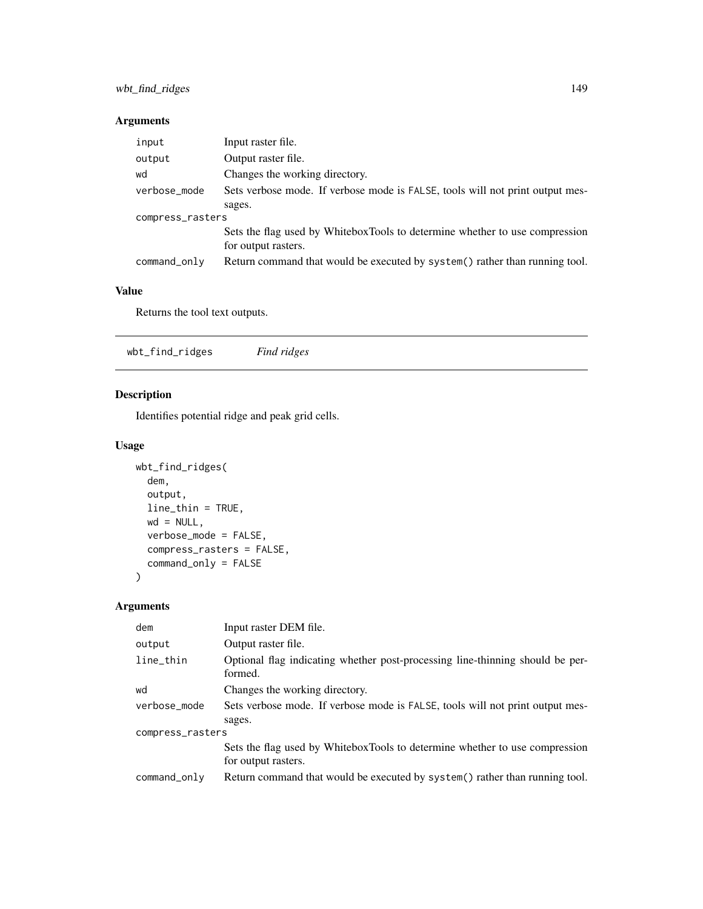## Arguments

| | |
|---|---|
| input | Input raster file. |
| output | Output raster file. |
| wd | Changes the working directory. |
| verbose_mode | Sets verbose mode. If verbose mode is FALSE, tools will not print output messages. |
| compress_rasters | Sets the flag used by WhiteboxTools to determine whether to use compression for output rasters. |
| command_only | Return command that would be executed by system() rather than running tool. |

## Value

Returns the tool text outputs.

---

# wbt_find_ridges &nbsp;&nbsp;&nbsp; *Find ridges*

## Description

Identifies potential ridge and peak grid cells.

## Usage

```
wbt_find_ridges(
  dem,
  output,
  line_thin = TRUE,
  wd = NULL,
  verbose_mode = FALSE,
  compress_rasters = FALSE,
  command_only = FALSE
)
```

## Arguments

| | |
|---|---|
| dem | Input raster DEM file. |
| output | Output raster file. |
| line_thin | Optional flag indicating whether post-processing line-thinning should be performed. |
| wd | Changes the working directory. |
| verbose_mode | Sets verbose mode. If verbose mode is FALSE, tools will not print output messages. |
| compress_rasters | Sets the flag used by WhiteboxTools to determine whether to use compression for output rasters. |
| command_only | Return command that would be executed by system() rather than running tool. |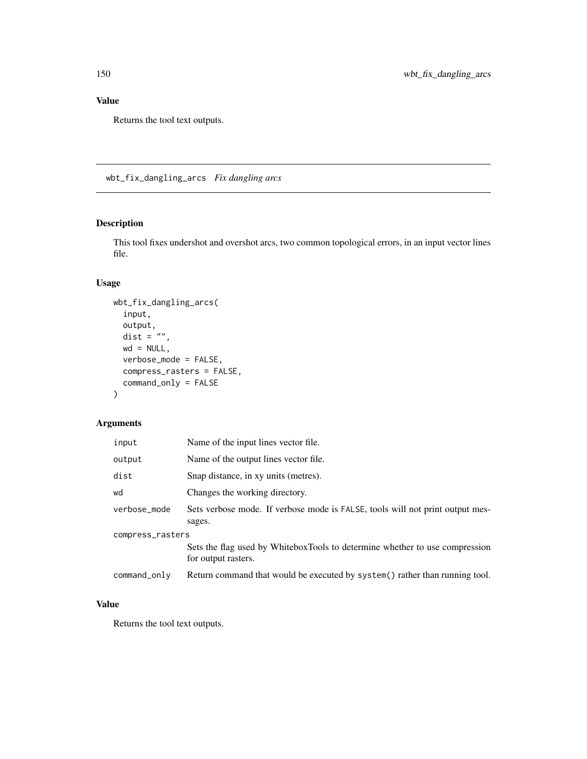## Value

Returns the tool text outputs.

---

## wbt_fix_dangling_arcs *Fix dangling arcs*

### Description

This tool fixes undershot and overshot arcs, two common topological errors, in an input vector lines file.

### Usage

```
wbt_fix_dangling_arcs(
  input,
  output,
  dist = "",
  wd = NULL,
  verbose_mode = FALSE,
  compress_rasters = FALSE,
  command_only = FALSE
)
```

### Arguments

| | |
|---|---|
| input | Name of the input lines vector file. |
| output | Name of the output lines vector file. |
| dist | Snap distance, in xy units (metres). |
| wd | Changes the working directory. |
| verbose_mode | Sets verbose mode. If verbose mode is FALSE, tools will not print output messages. |
| compress_rasters | Sets the flag used by WhiteboxTools to determine whether to use compression for output rasters. |
| command_only | Return command that would be executed by system() rather than running tool. |

### Value

Returns the tool text outputs.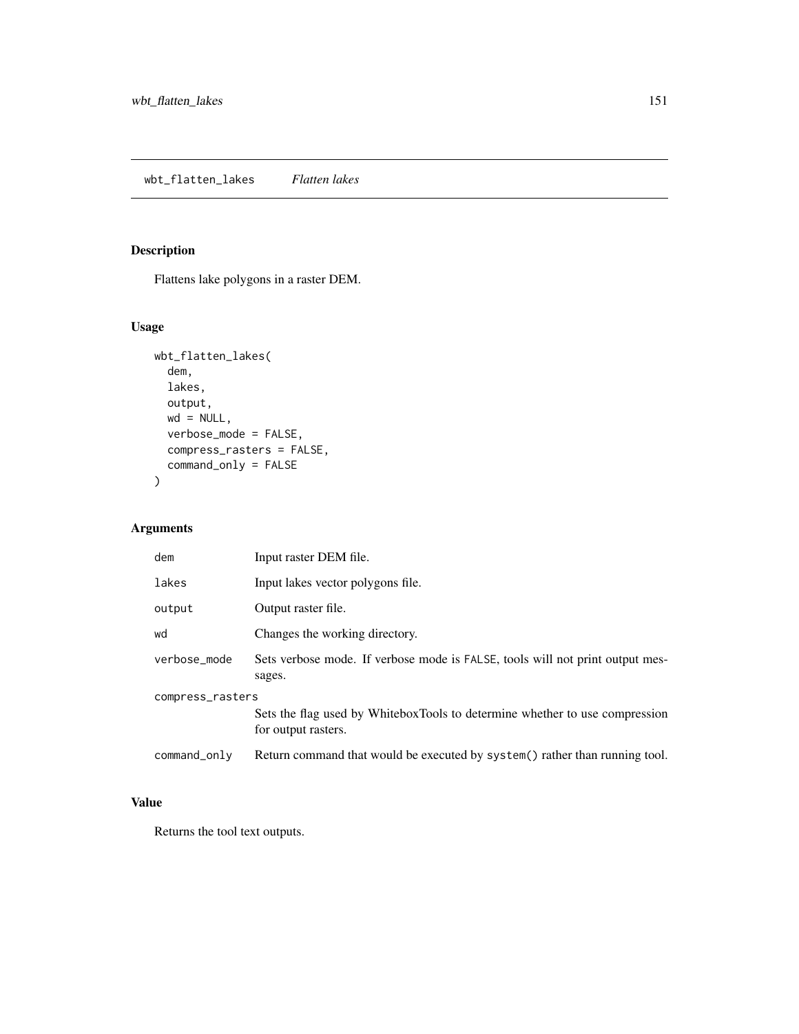## wbt_flatten_lakes *Flatten lakes*

### Description

Flattens lake polygons in a raster DEM.

### Usage

```
wbt_flatten_lakes(
  dem,
  lakes,
  output,
  wd = NULL,
  verbose_mode = FALSE,
  compress_rasters = FALSE,
  command_only = FALSE
)
```

### Arguments

| | |
|---|---|
| dem | Input raster DEM file. |
| lakes | Input lakes vector polygons file. |
| output | Output raster file. |
| wd | Changes the working directory. |
| verbose_mode | Sets verbose mode. If verbose mode is FALSE, tools will not print output messages. |
| compress_rasters | Sets the flag used by WhiteboxTools to determine whether to use compression for output rasters. |
| command_only | Return command that would be executed by system() rather than running tool. |

### Value

Returns the tool text outputs.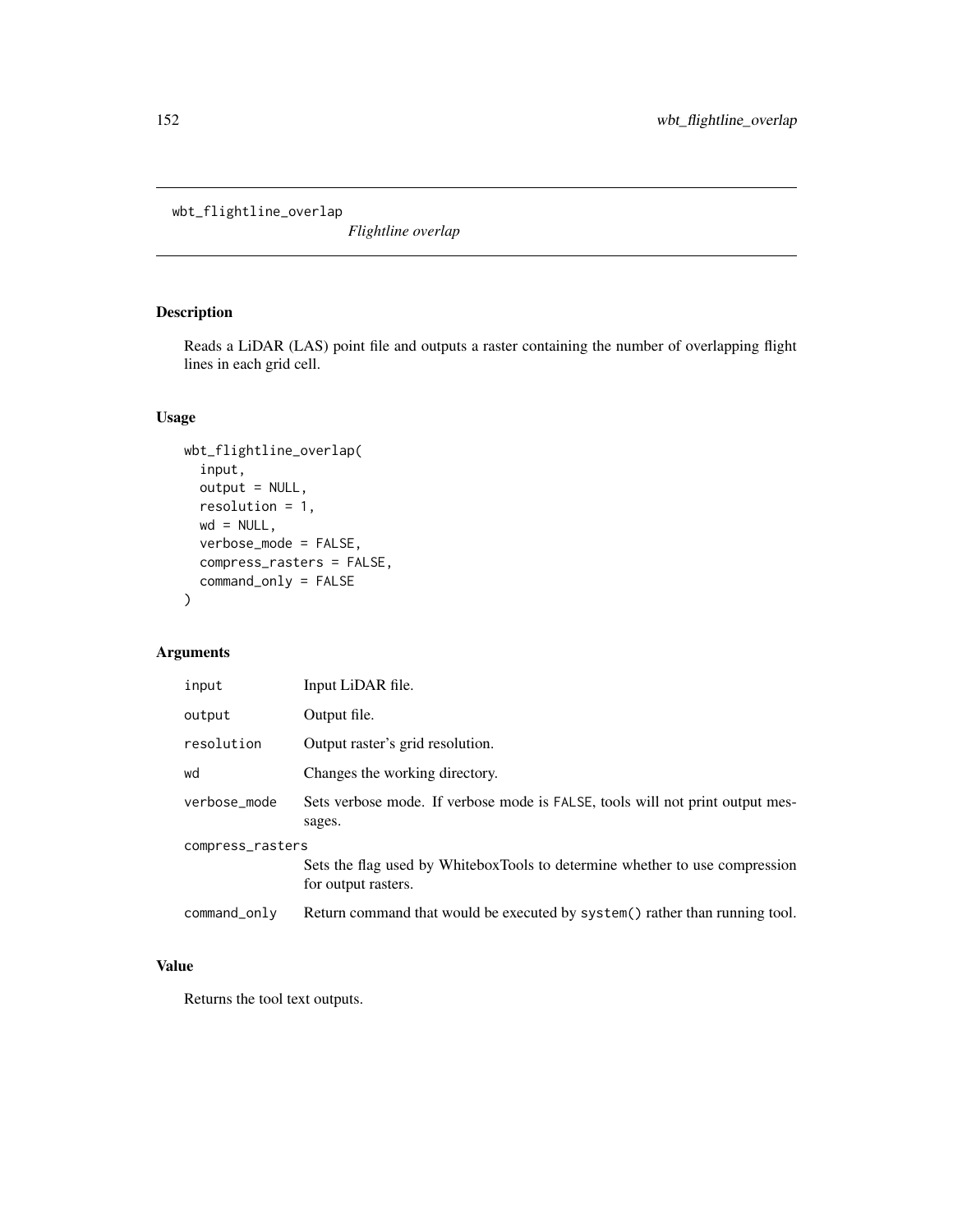wbt_flightline_overlap

*Flightline overlap*

## Description

Reads a LiDAR (LAS) point file and outputs a raster containing the number of overlapping flight lines in each grid cell.

## Usage

```
wbt_flightline_overlap(
  input,
  output = NULL,
  resolution = 1,
  wd = NULL,
  verbose_mode = FALSE,
  compress_rasters = FALSE,
  command_only = FALSE
)
```

## Arguments

| | |
|---|---|
| input | Input LiDAR file. |
| output | Output file. |
| resolution | Output raster's grid resolution. |
| wd | Changes the working directory. |
| verbose_mode | Sets verbose mode. If verbose mode is FALSE, tools will not print output messages. |
| compress_rasters | Sets the flag used by WhiteboxTools to determine whether to use compression for output rasters. |
| command_only | Return command that would be executed by system() rather than running tool. |

## Value

Returns the tool text outputs.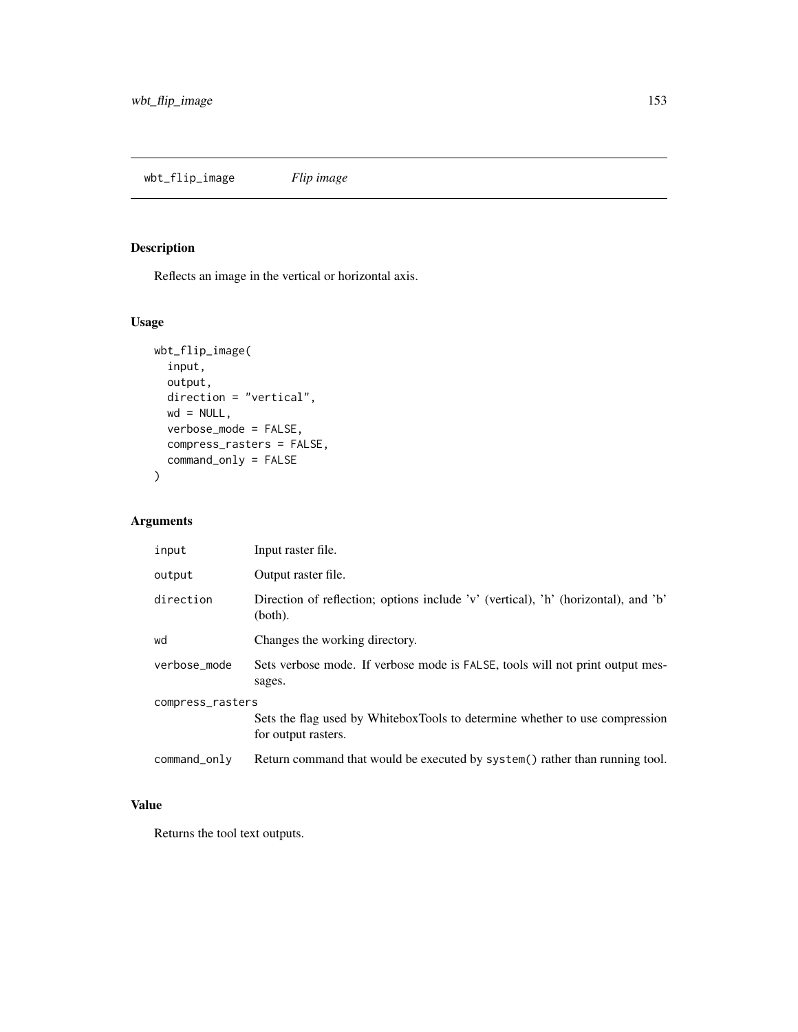# wbt_flip_image — *Flip image*

## Description

Reflects an image in the vertical or horizontal axis.

## Usage

```
wbt_flip_image(
  input,
  output,
  direction = "vertical",
  wd = NULL,
  verbose_mode = FALSE,
  compress_rasters = FALSE,
  command_only = FALSE
)
```

## Arguments

| Argument | Description |
|---|---|
| input | Input raster file. |
| output | Output raster file. |
| direction | Direction of reflection; options include 'v' (vertical), 'h' (horizontal), and 'b' (both). |
| wd | Changes the working directory. |
| verbose_mode | Sets verbose mode. If verbose mode is FALSE, tools will not print output messages. |
| compress_rasters | Sets the flag used by WhiteboxTools to determine whether to use compression for output rasters. |
| command_only | Return command that would be executed by system() rather than running tool. |

## Value

Returns the tool text outputs.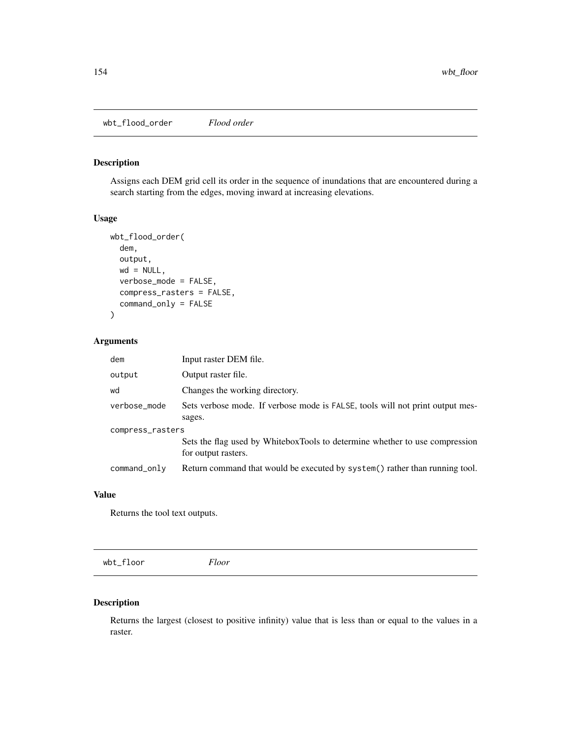## wbt_flood_order *Flood order*

### Description

Assigns each DEM grid cell its order in the sequence of inundations that are encountered during a search starting from the edges, moving inward at increasing elevations.

### Usage

```
wbt_flood_order(
  dem,
  output,
  wd = NULL,
  verbose_mode = FALSE,
  compress_rasters = FALSE,
  command_only = FALSE
)
```

### Arguments

| | |
|---|---|
| dem | Input raster DEM file. |
| output | Output raster file. |
| wd | Changes the working directory. |
| verbose_mode | Sets verbose mode. If verbose mode is FALSE, tools will not print output messages. |
| compress_rasters | Sets the flag used by WhiteboxTools to determine whether to use compression for output rasters. |
| command_only | Return command that would be executed by system() rather than running tool. |

### Value

Returns the tool text outputs.

## wbt_floor *Floor*

### Description

Returns the largest (closest to positive infinity) value that is less than or equal to the values in a raster.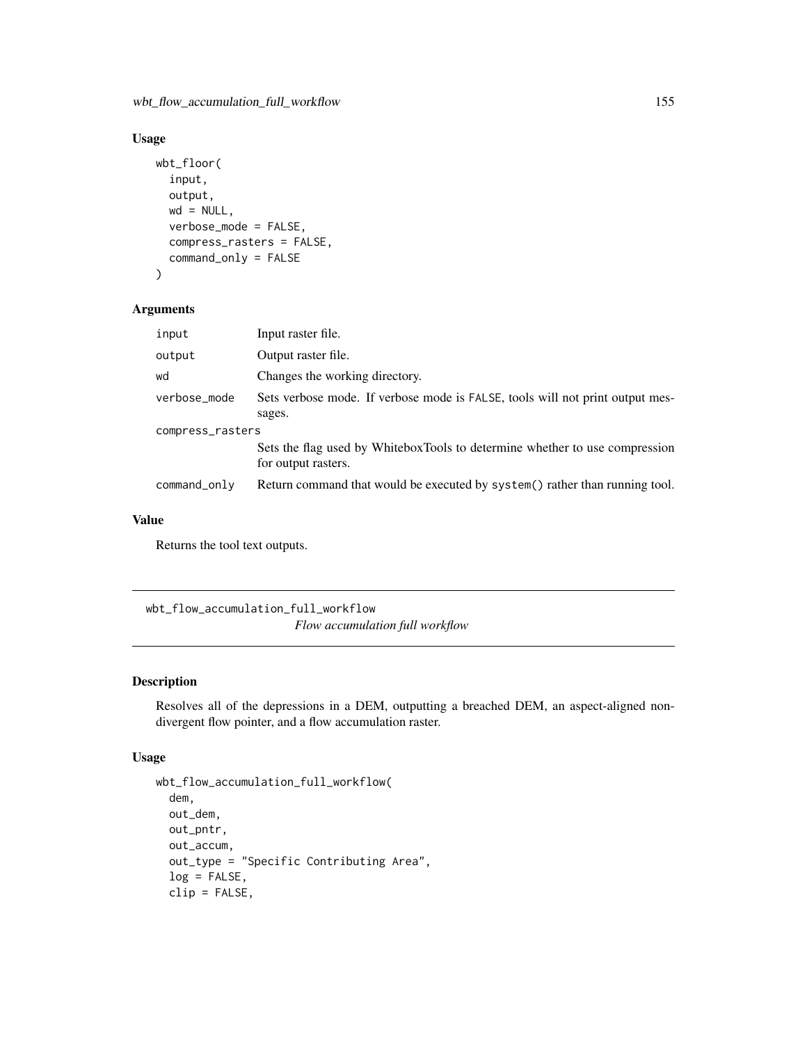## Usage

```
wbt_floor(
  input,
  output,
  wd = NULL,
  verbose_mode = FALSE,
  compress_rasters = FALSE,
  command_only = FALSE
)
```

## Arguments

| Argument | Description |
|---|---|
| input | Input raster file. |
| output | Output raster file. |
| wd | Changes the working directory. |
| verbose_mode | Sets verbose mode. If verbose mode is FALSE, tools will not print output messages. |
| compress_rasters | Sets the flag used by WhiteboxTools to determine whether to use compression for output rasters. |
| command_only | Return command that would be executed by system() rather than running tool. |

## Value

Returns the tool text outputs.

---

# wbt_flow_accumulation_full_workflow

*Flow accumulation full workflow*

## Description

Resolves all of the depressions in a DEM, outputting a breached DEM, an aspect-aligned non-divergent flow pointer, and a flow accumulation raster.

## Usage

```
wbt_flow_accumulation_full_workflow(
  dem,
  out_dem,
  out_pntr,
  out_accum,
  out_type = "Specific Contributing Area",
  log = FALSE,
  clip = FALSE,
```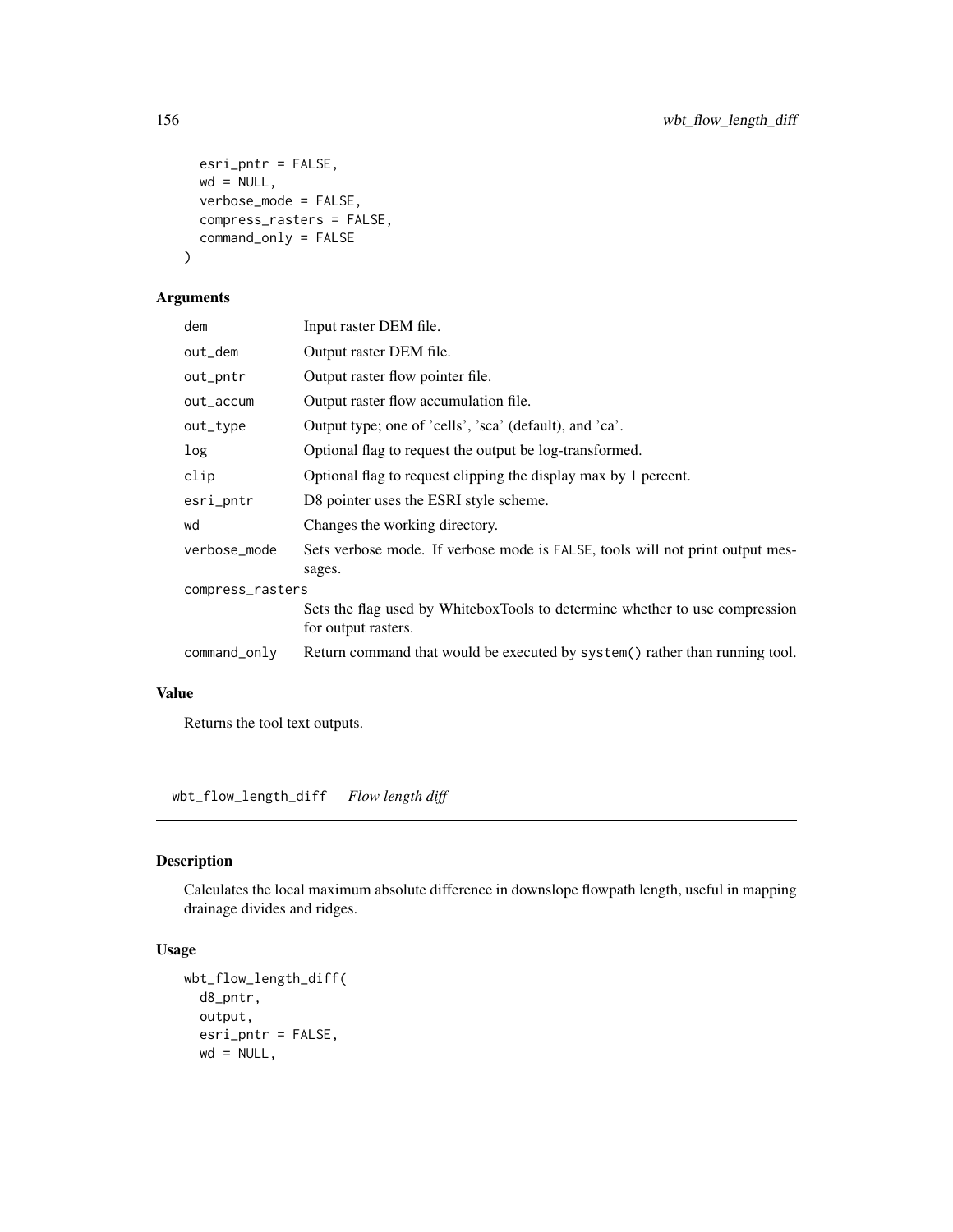```
  esri_pntr = FALSE,
  wd = NULL,
  verbose_mode = FALSE,
  compress_rasters = FALSE,
  command_only = FALSE
)
```

## Arguments

| | |
|---|---|
| dem | Input raster DEM file. |
| out_dem | Output raster DEM file. |
| out_pntr | Output raster flow pointer file. |
| out_accum | Output raster flow accumulation file. |
| out_type | Output type; one of 'cells', 'sca' (default), and 'ca'. |
| log | Optional flag to request the output be log-transformed. |
| clip | Optional flag to request clipping the display max by 1 percent. |
| esri_pntr | D8 pointer uses the ESRI style scheme. |
| wd | Changes the working directory. |
| verbose_mode | Sets verbose mode. If verbose mode is FALSE, tools will not print output messages. |
| compress_rasters | Sets the flag used by WhiteboxTools to determine whether to use compression for output rasters. |
| command_only | Return command that would be executed by system() rather than running tool. |

## Value

Returns the tool text outputs.

---

# wbt_flow_length_diff *Flow length diff*

## Description

Calculates the local maximum absolute difference in downslope flowpath length, useful in mapping drainage divides and ridges.

## Usage

```
wbt_flow_length_diff(
  d8_pntr,
  output,
  esri_pntr = FALSE,
  wd = NULL,
```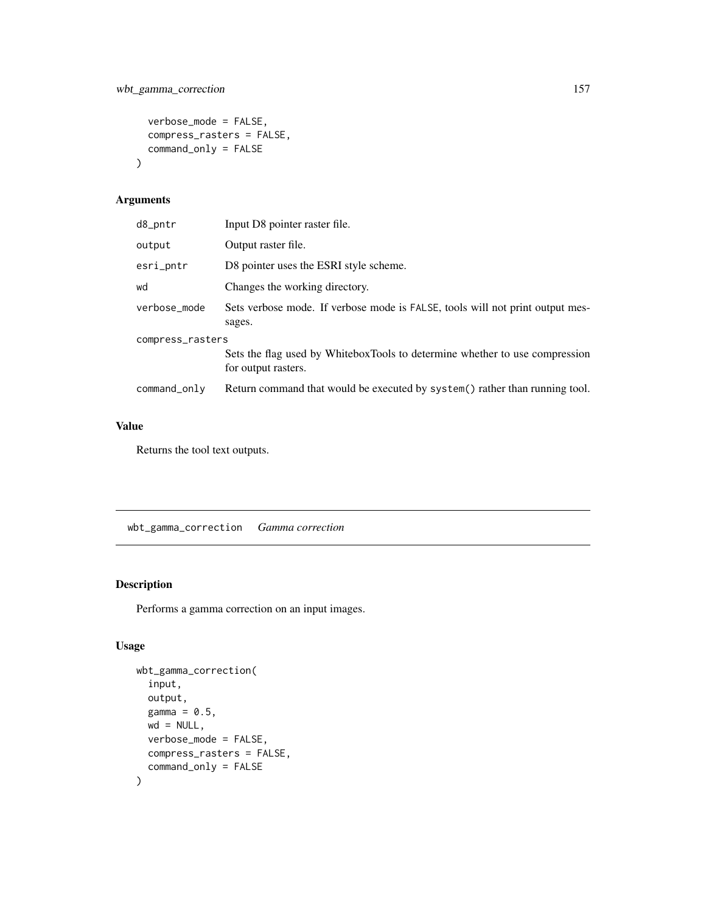```
  verbose_mode = FALSE,
  compress_rasters = FALSE,
  command_only = FALSE
)
```

## Arguments

| | |
|---|---|
| d8_pntr | Input D8 pointer raster file. |
| output | Output raster file. |
| esri_pntr | D8 pointer uses the ESRI style scheme. |
| wd | Changes the working directory. |
| verbose_mode | Sets verbose mode. If verbose mode is FALSE, tools will not print output messages. |
| compress_rasters | Sets the flag used by WhiteboxTools to determine whether to use compression for output rasters. |
| command_only | Return command that would be executed by system() rather than running tool. |

## Value

Returns the tool text outputs.

---

# wbt_gamma_correction *Gamma correction*

## Description

Performs a gamma correction on an input images.

## Usage

```
wbt_gamma_correction(
  input,
  output,
  gamma = 0.5,
  wd = NULL,
  verbose_mode = FALSE,
  compress_rasters = FALSE,
  command_only = FALSE
)
```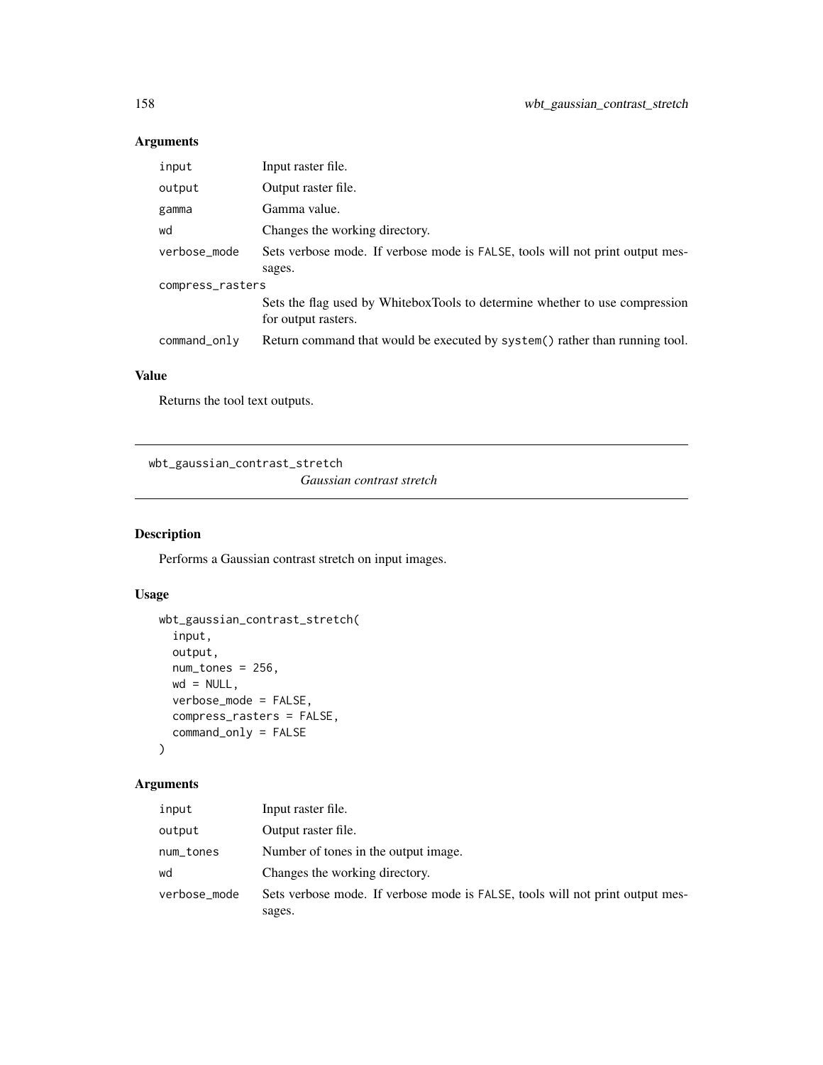## Arguments

| | |
|---|---|
| input | Input raster file. |
| output | Output raster file. |
| gamma | Gamma value. |
| wd | Changes the working directory. |
| verbose_mode | Sets verbose mode. If verbose mode is FALSE, tools will not print output messages. |
| compress_rasters | Sets the flag used by WhiteboxTools to determine whether to use compression for output rasters. |
| command_only | Return command that would be executed by system() rather than running tool. |

## Value

Returns the tool text outputs.

---

# wbt_gaussian_contrast_stretch

*Gaussian contrast stretch*

---

## Description

Performs a Gaussian contrast stretch on input images.

## Usage

```
wbt_gaussian_contrast_stretch(
  input,
  output,
  num_tones = 256,
  wd = NULL,
  verbose_mode = FALSE,
  compress_rasters = FALSE,
  command_only = FALSE
)
```

## Arguments

| | |
|---|---|
| input | Input raster file. |
| output | Output raster file. |
| num_tones | Number of tones in the output image. |
| wd | Changes the working directory. |
| verbose_mode | Sets verbose mode. If verbose mode is FALSE, tools will not print output messages. |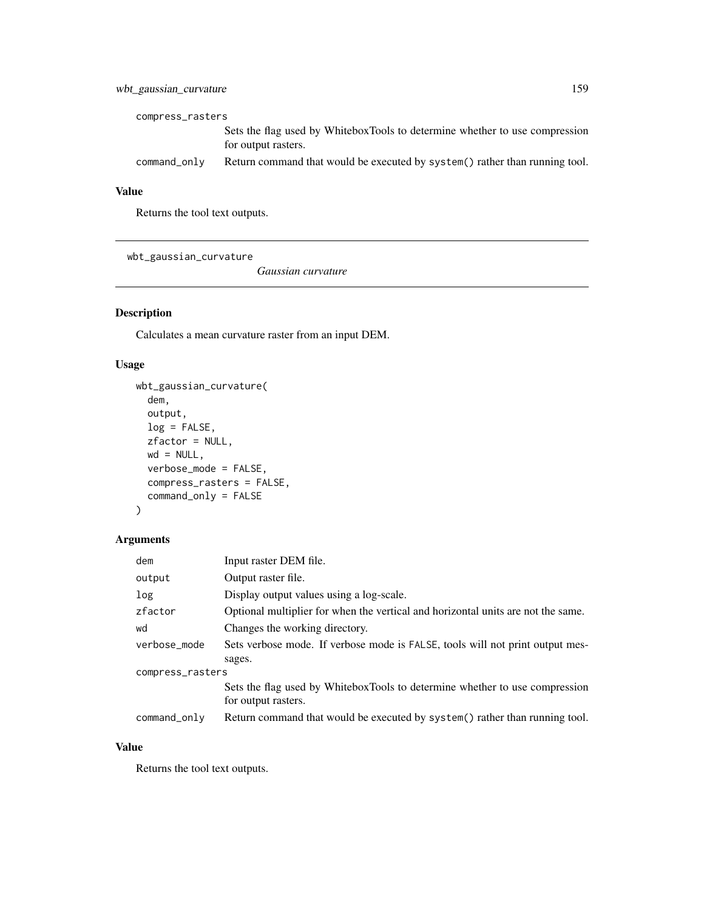compress_rasters
: Sets the flag used by WhiteboxTools to determine whether to use compression for output rasters.

command_only
: Return command that would be executed by system() rather than running tool.

### Value

Returns the tool text outputs.

---

## wbt_gaussian_curvature *Gaussian curvature*

### Description

Calculates a mean curvature raster from an input DEM.

### Usage

```
wbt_gaussian_curvature(
  dem,
  output,
  log = FALSE,
  zfactor = NULL,
  wd = NULL,
  verbose_mode = FALSE,
  compress_rasters = FALSE,
  command_only = FALSE
)
```

### Arguments

| | |
|---|---|
| dem | Input raster DEM file. |
| output | Output raster file. |
| log | Display output values using a log-scale. |
| zfactor | Optional multiplier for when the vertical and horizontal units are not the same. |
| wd | Changes the working directory. |
| verbose_mode | Sets verbose mode. If verbose mode is FALSE, tools will not print output messages. |
| compress_rasters | Sets the flag used by WhiteboxTools to determine whether to use compression for output rasters. |
| command_only | Return command that would be executed by system() rather than running tool. |

### Value

Returns the tool text outputs.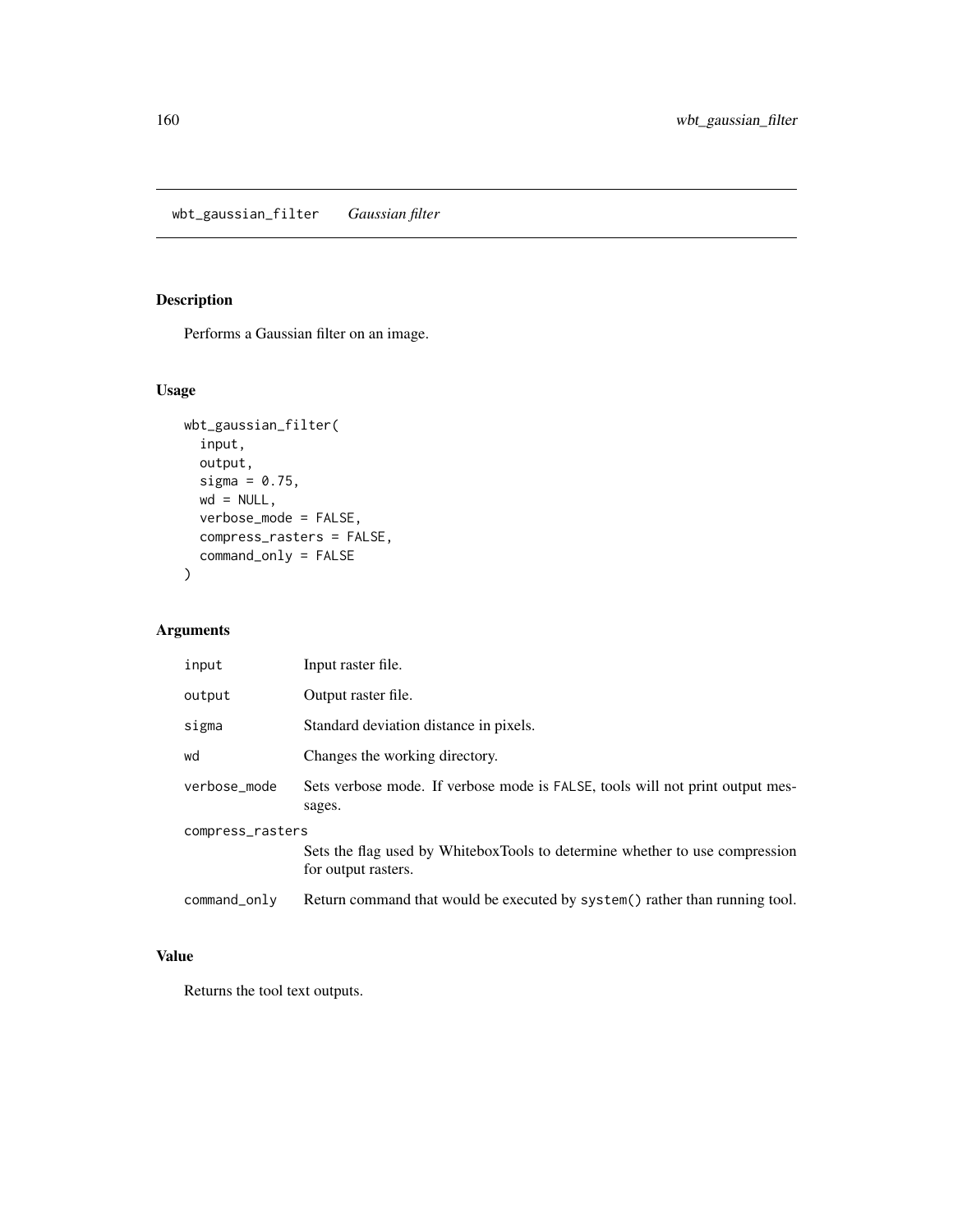## wbt_gaussian_filter    *Gaussian filter*

### Description

Performs a Gaussian filter on an image.

### Usage

```
wbt_gaussian_filter(
  input,
  output,
  sigma = 0.75,
  wd = NULL,
  verbose_mode = FALSE,
  compress_rasters = FALSE,
  command_only = FALSE
)
```

### Arguments

| | |
|---|---|
| input | Input raster file. |
| output | Output raster file. |
| sigma | Standard deviation distance in pixels. |
| wd | Changes the working directory. |
| verbose_mode | Sets verbose mode. If verbose mode is FALSE, tools will not print output messages. |
| compress_rasters | Sets the flag used by WhiteboxTools to determine whether to use compression for output rasters. |
| command_only | Return command that would be executed by system() rather than running tool. |

### Value

Returns the tool text outputs.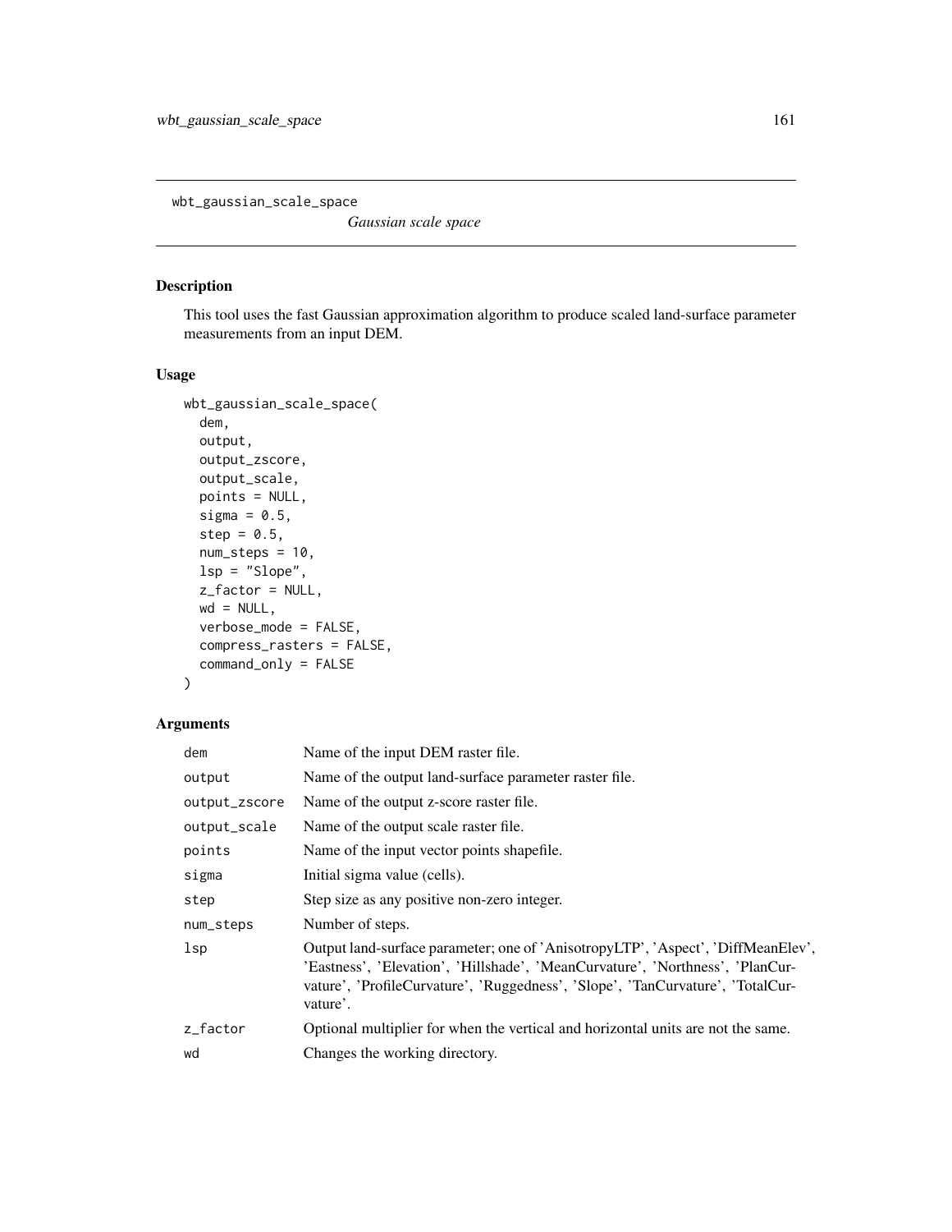wbt_gaussian_scale_space *Gaussian scale space*

## Description

This tool uses the fast Gaussian approximation algorithm to produce scaled land-surface parameter measurements from an input DEM.

## Usage

```
wbt_gaussian_scale_space(
  dem,
  output,
  output_zscore,
  output_scale,
  points = NULL,
  sigma = 0.5,
  step = 0.5,
  num_steps = 10,
  lsp = "Slope",
  z_factor = NULL,
  wd = NULL,
  verbose_mode = FALSE,
  compress_rasters = FALSE,
  command_only = FALSE
)
```

## Arguments

| | |
|---|---|
| dem | Name of the input DEM raster file. |
| output | Name of the output land-surface parameter raster file. |
| output_zscore | Name of the output z-score raster file. |
| output_scale | Name of the output scale raster file. |
| points | Name of the input vector points shapefile. |
| sigma | Initial sigma value (cells). |
| step | Step size as any positive non-zero integer. |
| num_steps | Number of steps. |
| lsp | Output land-surface parameter; one of 'AnisotropyLTP', 'Aspect', 'DiffMeanElev', 'Eastness', 'Elevation', 'Hillshade', 'MeanCurvature', 'Northness', 'PlanCurvature', 'ProfileCurvature', 'Ruggedness', 'Slope', 'TanCurvature', 'TotalCurvature'. |
| z_factor | Optional multiplier for when the vertical and horizontal units are not the same. |
| wd | Changes the working directory. |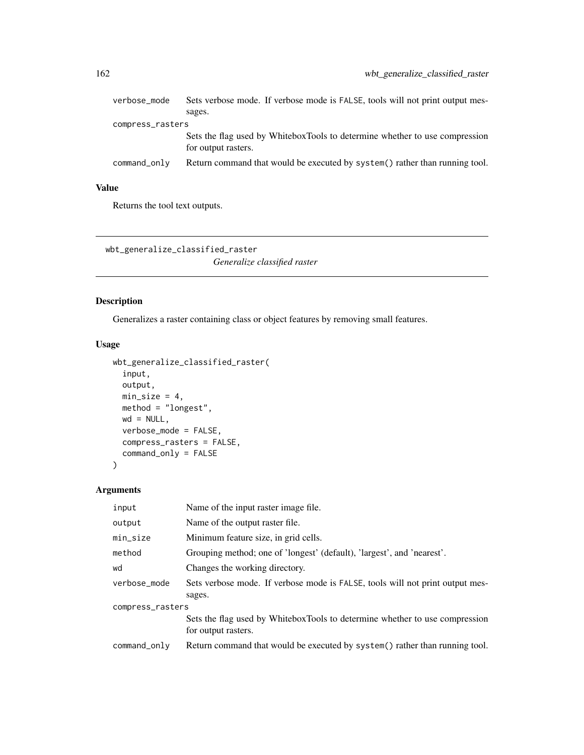| | |
|---|---|
| verbose_mode | Sets verbose mode. If verbose mode is FALSE, tools will not print output messages. |
| compress_rasters | Sets the flag used by WhiteboxTools to determine whether to use compression for output rasters. |
| command_only | Return command that would be executed by system() rather than running tool. |

## Value

Returns the tool text outputs.

---

# wbt_generalize_classified_raster

*Generalize classified raster*

## Description

Generalizes a raster containing class or object features by removing small features.

## Usage

```
wbt_generalize_classified_raster(
  input,
  output,
  min_size = 4,
  method = "longest",
  wd = NULL,
  verbose_mode = FALSE,
  compress_rasters = FALSE,
  command_only = FALSE
)
```

## Arguments

| | |
|---|---|
| input | Name of the input raster image file. |
| output | Name of the output raster file. |
| min_size | Minimum feature size, in grid cells. |
| method | Grouping method; one of 'longest' (default), 'largest', and 'nearest'. |
| wd | Changes the working directory. |
| verbose_mode | Sets verbose mode. If verbose mode is FALSE, tools will not print output messages. |
| compress_rasters | Sets the flag used by WhiteboxTools to determine whether to use compression for output rasters. |
| command_only | Return command that would be executed by system() rather than running tool. |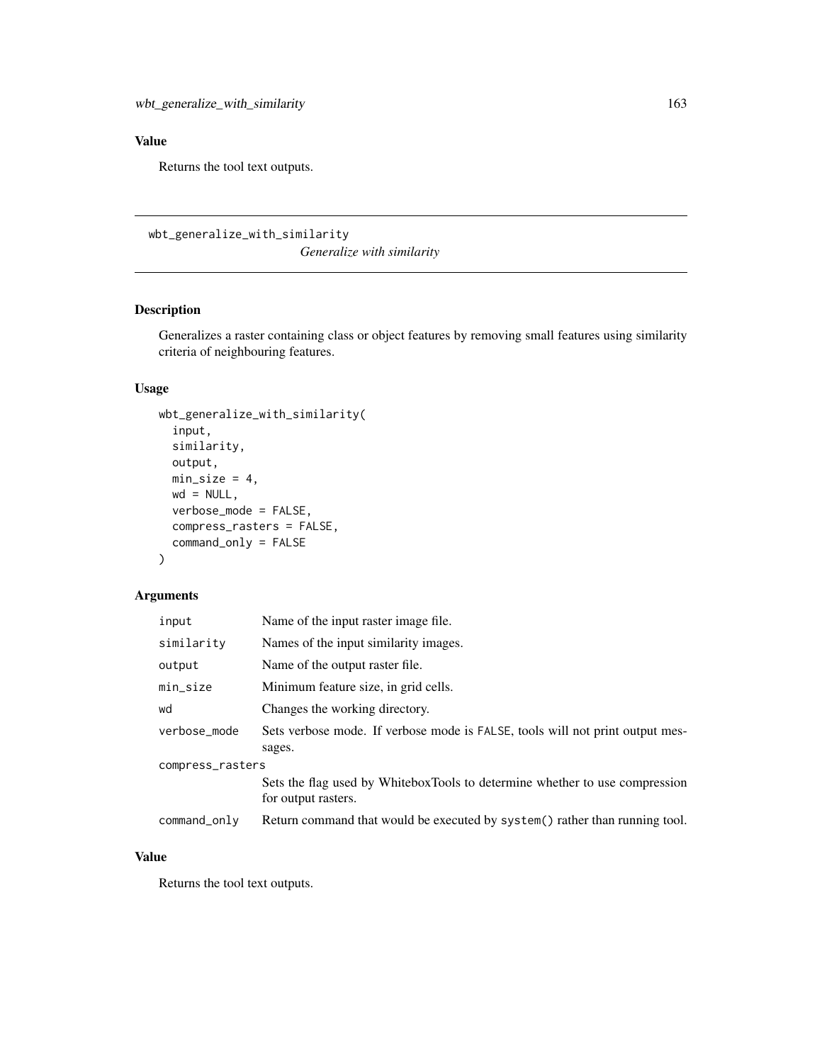## Value

Returns the tool text outputs.

---

## wbt_generalize_with_similarity

*Generalize with similarity*

### Description

Generalizes a raster containing class or object features by removing small features using similarity criteria of neighbouring features.

### Usage

```
wbt_generalize_with_similarity(
  input,
  similarity,
  output,
  min_size = 4,
  wd = NULL,
  verbose_mode = FALSE,
  compress_rasters = FALSE,
  command_only = FALSE
)
```

### Arguments

| | |
|---|---|
| input | Name of the input raster image file. |
| similarity | Names of the input similarity images. |
| output | Name of the output raster file. |
| min_size | Minimum feature size, in grid cells. |
| wd | Changes the working directory. |
| verbose_mode | Sets verbose mode. If verbose mode is FALSE, tools will not print output messages. |
| compress_rasters | Sets the flag used by WhiteboxTools to determine whether to use compression for output rasters. |
| command_only | Return command that would be executed by system() rather than running tool. |

### Value

Returns the tool text outputs.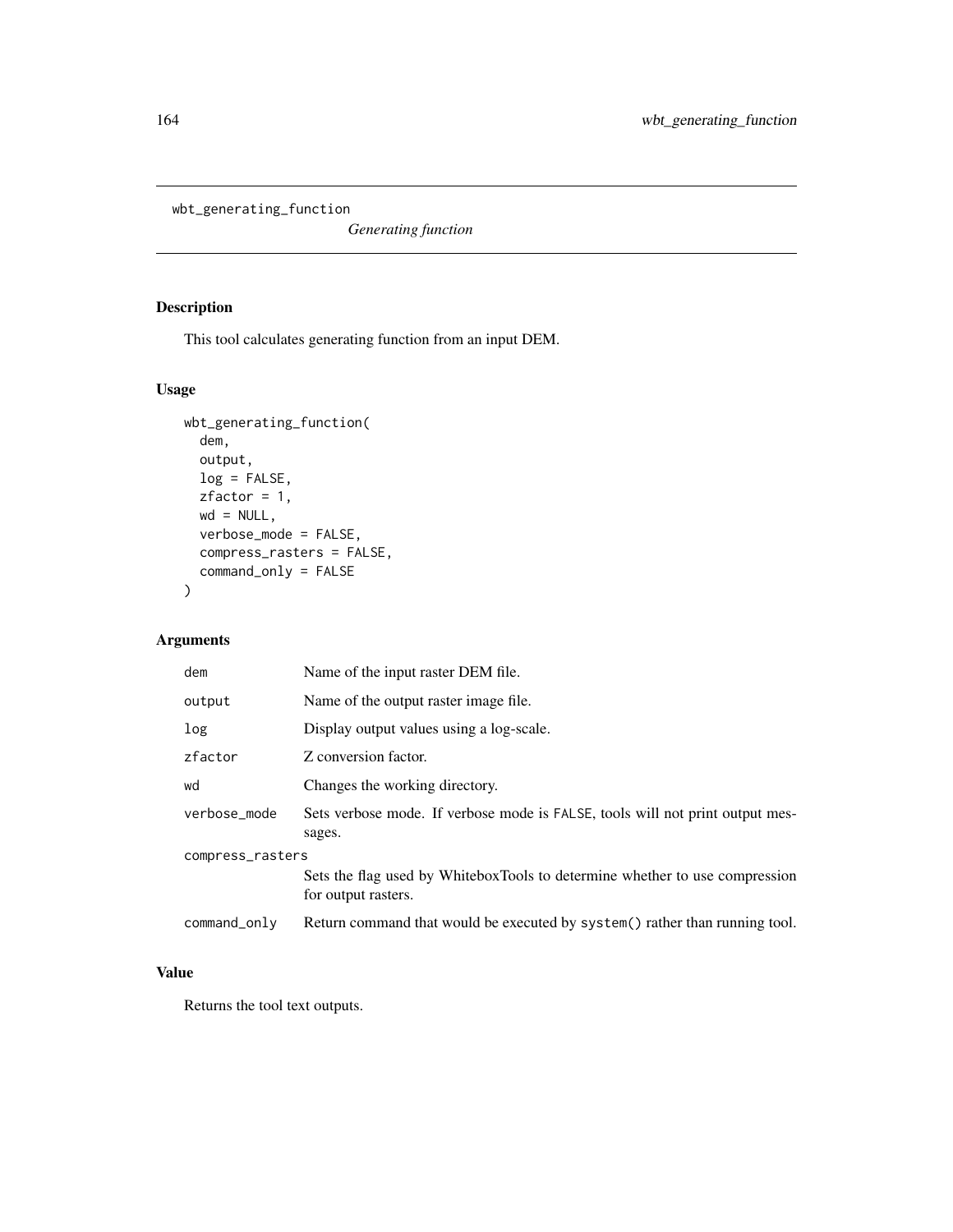# wbt_generating_function

*Generating function*

## Description

This tool calculates generating function from an input DEM.

## Usage

```
wbt_generating_function(
  dem,
  output,
  log = FALSE,
  zfactor = 1,
  wd = NULL,
  verbose_mode = FALSE,
  compress_rasters = FALSE,
  command_only = FALSE
)
```

## Arguments

| | |
|---|---|
| dem | Name of the input raster DEM file. |
| output | Name of the output raster image file. |
| log | Display output values using a log-scale. |
| zfactor | Z conversion factor. |
| wd | Changes the working directory. |
| verbose_mode | Sets verbose mode. If verbose mode is FALSE, tools will not print output messages. |
| compress_rasters | Sets the flag used by WhiteboxTools to determine whether to use compression for output rasters. |
| command_only | Return command that would be executed by system() rather than running tool. |

## Value

Returns the tool text outputs.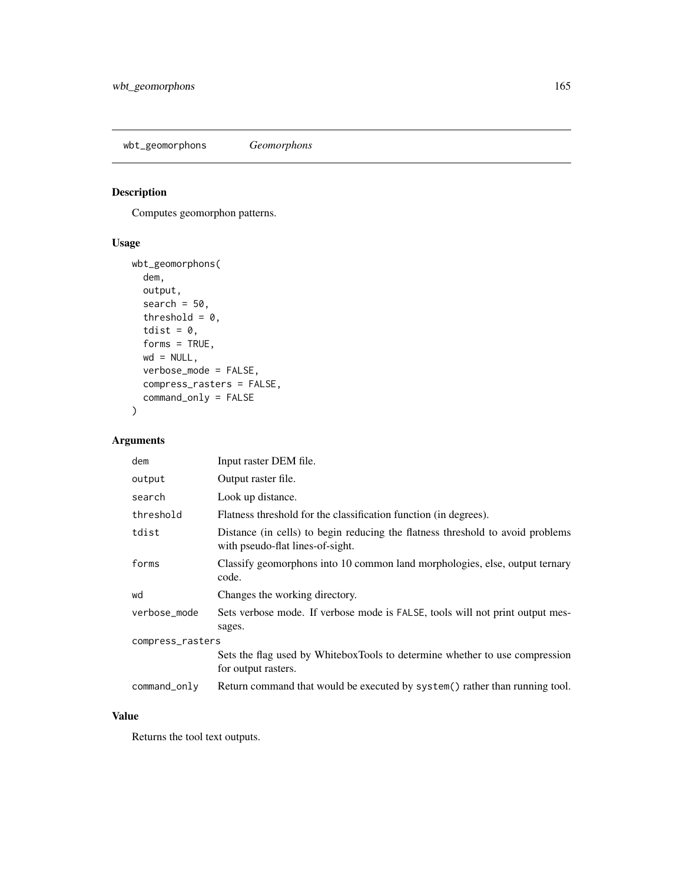## wbt_geomorphons *Geomorphons*

### Description

Computes geomorphon patterns.

### Usage

```
wbt_geomorphons(
  dem,
  output,
  search = 50,
  threshold = 0,
  tdist = 0,
  forms = TRUE,
  wd = NULL,
  verbose_mode = FALSE,
  compress_rasters = FALSE,
  command_only = FALSE
)
```

### Arguments

| Argument | Description |
|---|---|
| dem | Input raster DEM file. |
| output | Output raster file. |
| search | Look up distance. |
| threshold | Flatness threshold for the classification function (in degrees). |
| tdist | Distance (in cells) to begin reducing the flatness threshold to avoid problems with pseudo-flat lines-of-sight. |
| forms | Classify geomorphons into 10 common land morphologies, else, output ternary code. |
| wd | Changes the working directory. |
| verbose_mode | Sets verbose mode. If verbose mode is FALSE, tools will not print output messages. |
| compress_rasters | Sets the flag used by WhiteboxTools to determine whether to use compression for output rasters. |
| command_only | Return command that would be executed by system() rather than running tool. |

### Value

Returns the tool text outputs.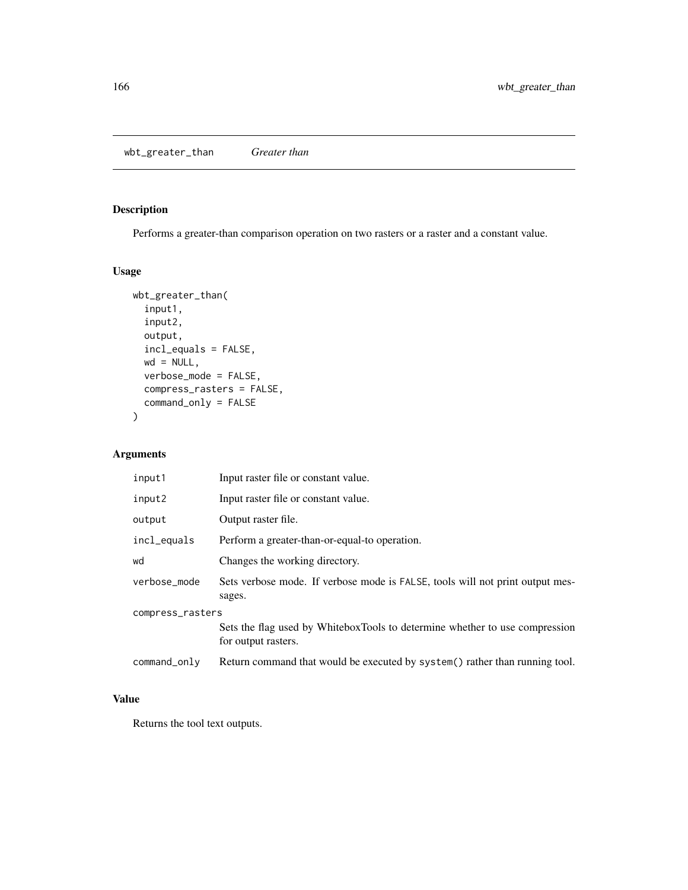wbt_greater_than *Greater than*

## Description

Performs a greater-than comparison operation on two rasters or a raster and a constant value.

## Usage

```
wbt_greater_than(
  input1,
  input2,
  output,
  incl_equals = FALSE,
  wd = NULL,
  verbose_mode = FALSE,
  compress_rasters = FALSE,
  command_only = FALSE
)
```

## Arguments

| | |
|---|---|
| input1 | Input raster file or constant value. |
| input2 | Input raster file or constant value. |
| output | Output raster file. |
| incl_equals | Perform a greater-than-or-equal-to operation. |
| wd | Changes the working directory. |
| verbose_mode | Sets verbose mode. If verbose mode is FALSE, tools will not print output messages. |
| compress_rasters | Sets the flag used by WhiteboxTools to determine whether to use compression for output rasters. |
| command_only | Return command that would be executed by system() rather than running tool. |

## Value

Returns the tool text outputs.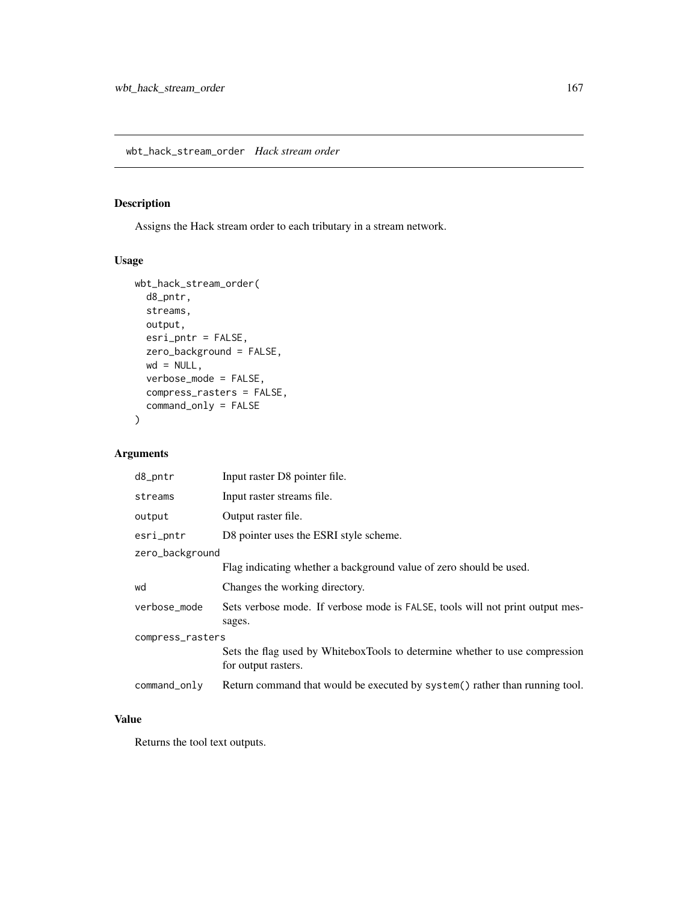## wbt_hack_stream_order *Hack stream order*

### Description

Assigns the Hack stream order to each tributary in a stream network.

### Usage

```
wbt_hack_stream_order(
  d8_pntr,
  streams,
  output,
  esri_pntr = FALSE,
  zero_background = FALSE,
  wd = NULL,
  verbose_mode = FALSE,
  compress_rasters = FALSE,
  command_only = FALSE
)
```

### Arguments

| Argument | Description |
|---|---|
| d8_pntr | Input raster D8 pointer file. |
| streams | Input raster streams file. |
| output | Output raster file. |
| esri_pntr | D8 pointer uses the ESRI style scheme. |
| zero_background | Flag indicating whether a background value of zero should be used. |
| wd | Changes the working directory. |
| verbose_mode | Sets verbose mode. If verbose mode is FALSE, tools will not print output messages. |
| compress_rasters | Sets the flag used by WhiteboxTools to determine whether to use compression for output rasters. |
| command_only | Return command that would be executed by system() rather than running tool. |

### Value

Returns the tool text outputs.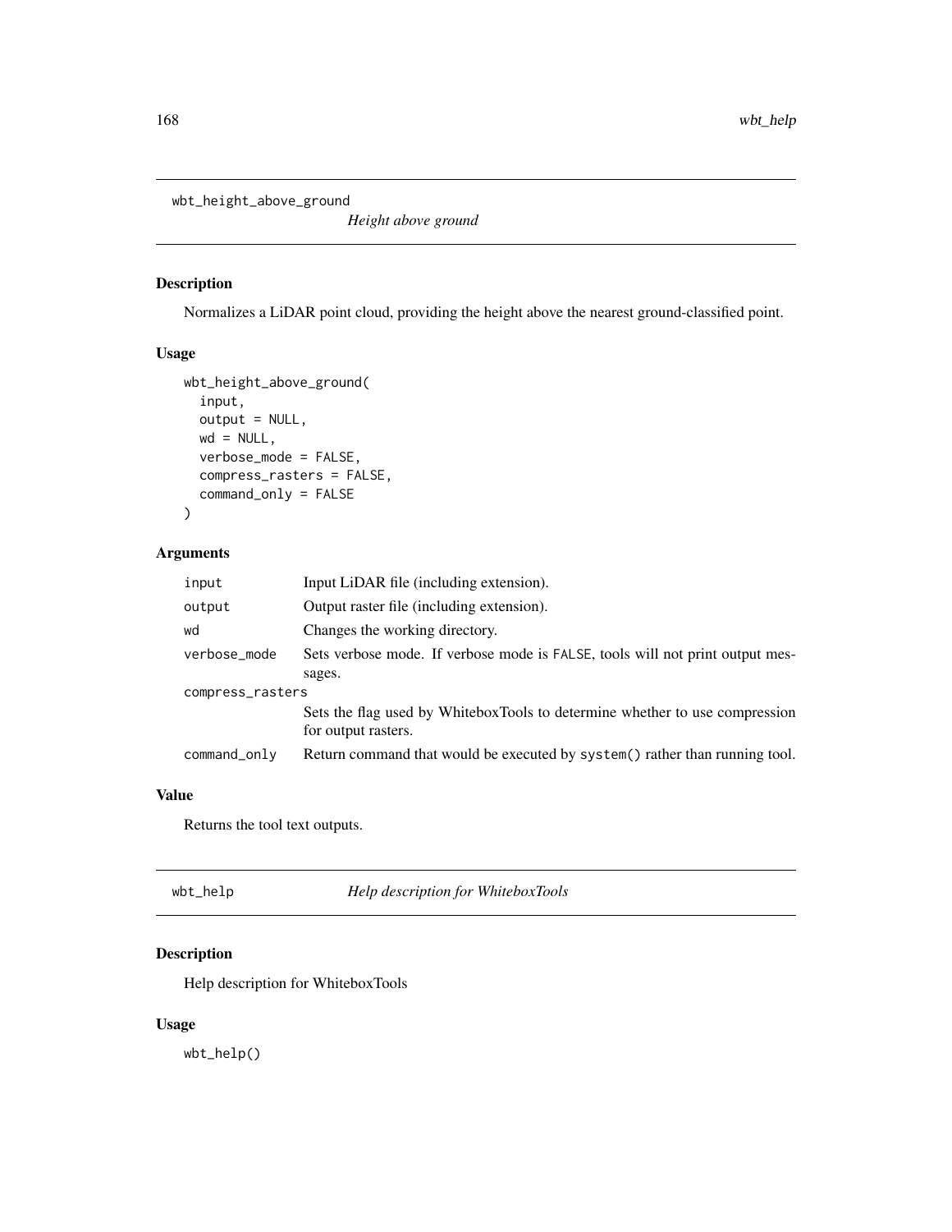## wbt_height_above_ground

*Height above ground*

### Description

Normalizes a LiDAR point cloud, providing the height above the nearest ground-classified point.

### Usage

```
wbt_height_above_ground(
  input,
  output = NULL,
  wd = NULL,
  verbose_mode = FALSE,
  compress_rasters = FALSE,
  command_only = FALSE
)
```

### Arguments

| | |
|---|---|
| `input` | Input LiDAR file (including extension). |
| `output` | Output raster file (including extension). |
| `wd` | Changes the working directory. |
| `verbose_mode` | Sets verbose mode. If verbose mode is `FALSE`, tools will not print output messages. |
| `compress_rasters` | Sets the flag used by WhiteboxTools to determine whether to use compression for output rasters. |
| `command_only` | Return command that would be executed by `system()` rather than running tool. |

### Value

Returns the tool text outputs.

## wbt_help

*Help description for WhiteboxTools*

### Description

Help description for WhiteboxTools

### Usage

```
wbt_help()
```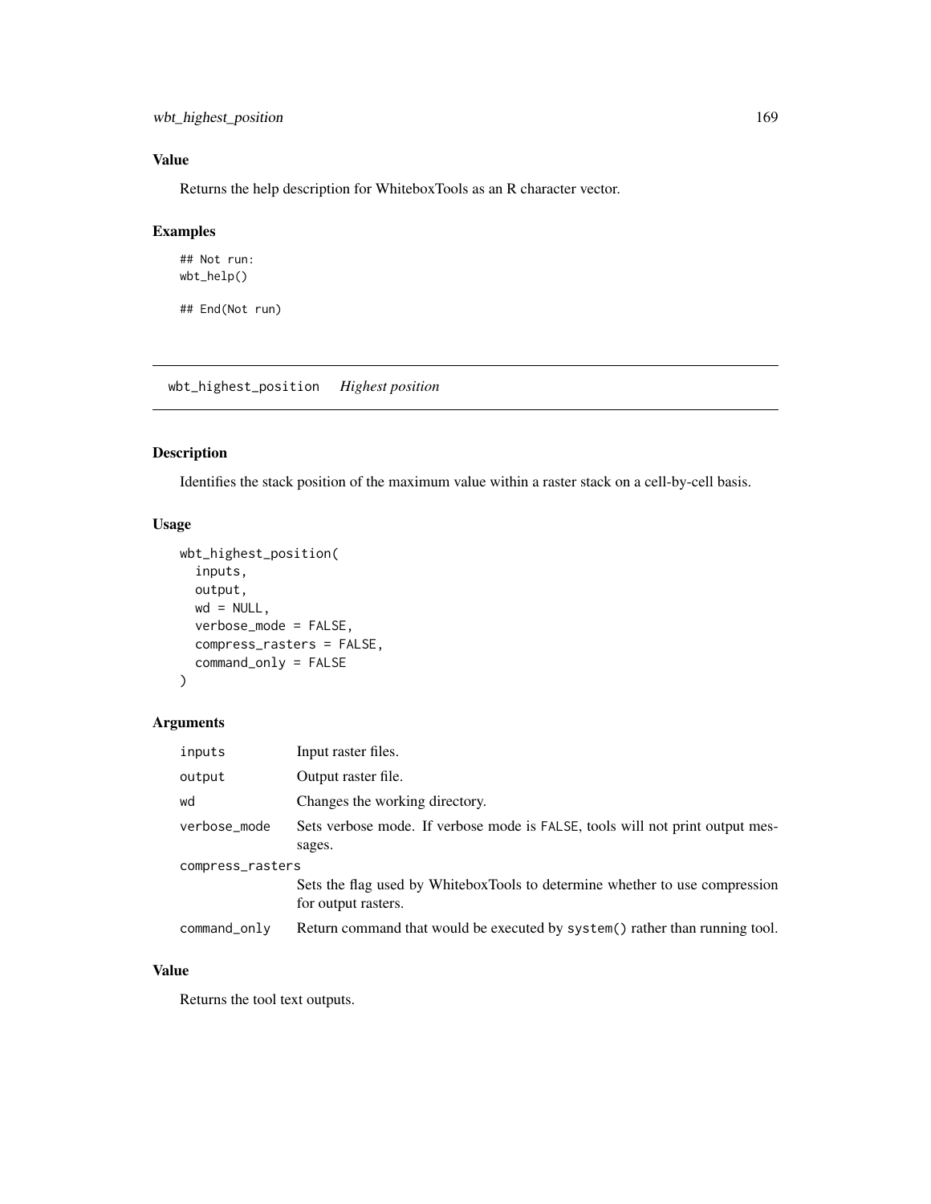## Value

Returns the help description for WhiteboxTools as an R character vector.

## Examples

```
## Not run:
wbt_help()

## End(Not run)
```

---

# wbt_highest_position    *Highest position*

---

## Description

Identifies the stack position of the maximum value within a raster stack on a cell-by-cell basis.

## Usage

```
wbt_highest_position(
  inputs,
  output,
  wd = NULL,
  verbose_mode = FALSE,
  compress_rasters = FALSE,
  command_only = FALSE
)
```

## Arguments

| | |
|---|---|
| inputs | Input raster files. |
| output | Output raster file. |
| wd | Changes the working directory. |
| verbose_mode | Sets verbose mode. If verbose mode is FALSE, tools will not print output messages. |
| compress_rasters | Sets the flag used by WhiteboxTools to determine whether to use compression for output rasters. |
| command_only | Return command that would be executed by system() rather than running tool. |

## Value

Returns the tool text outputs.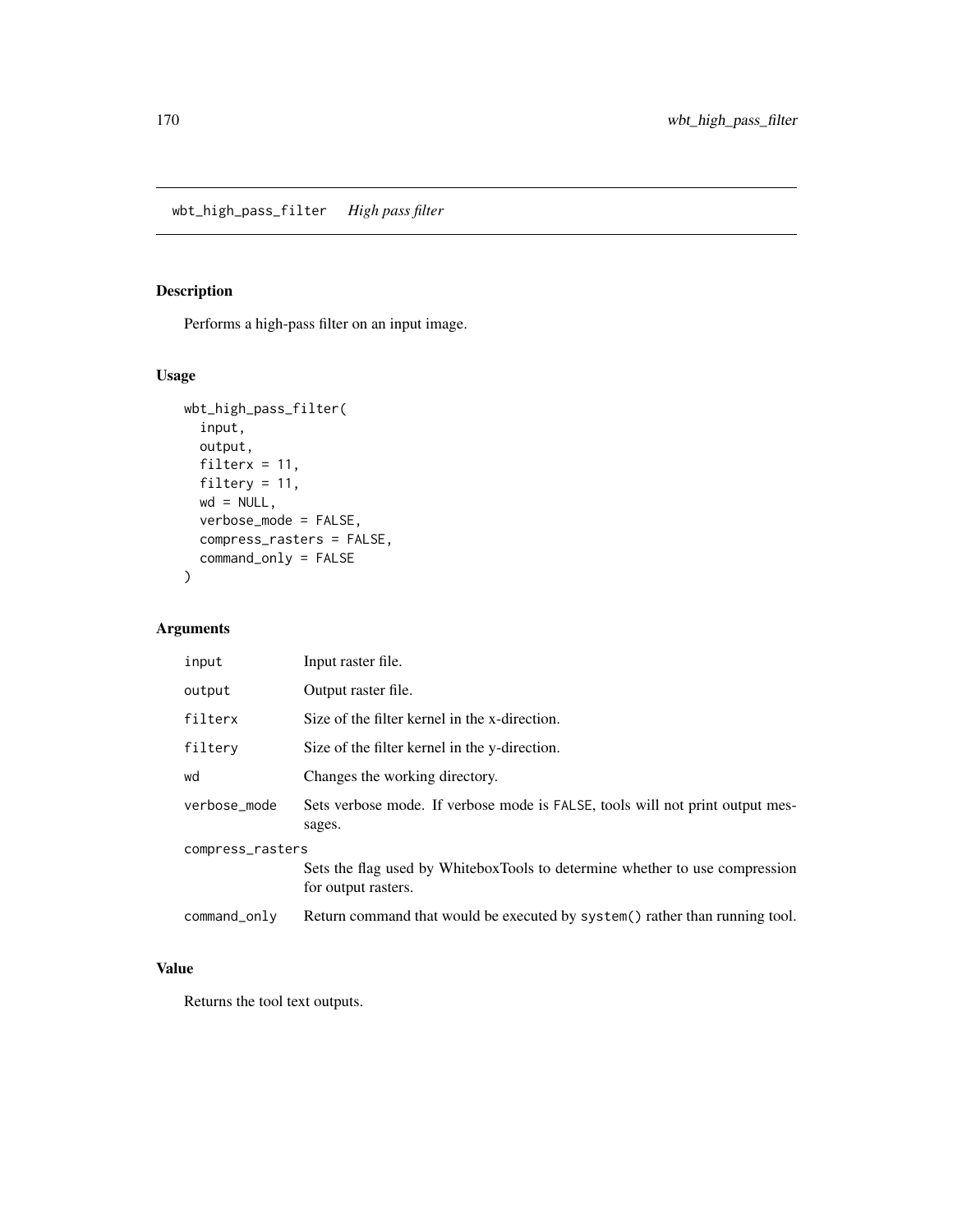## wbt_high_pass_filter *High pass filter*

### Description

Performs a high-pass filter on an input image.

### Usage

```
wbt_high_pass_filter(
  input,
  output,
  filterx = 11,
  filtery = 11,
  wd = NULL,
  verbose_mode = FALSE,
  compress_rasters = FALSE,
  command_only = FALSE
)
```

### Arguments

| | |
|---|---|
| input | Input raster file. |
| output | Output raster file. |
| filterx | Size of the filter kernel in the x-direction. |
| filtery | Size of the filter kernel in the y-direction. |
| wd | Changes the working directory. |
| verbose_mode | Sets verbose mode. If verbose mode is FALSE, tools will not print output messages. |
| compress_rasters | Sets the flag used by WhiteboxTools to determine whether to use compression for output rasters. |
| command_only | Return command that would be executed by system() rather than running tool. |

### Value

Returns the tool text outputs.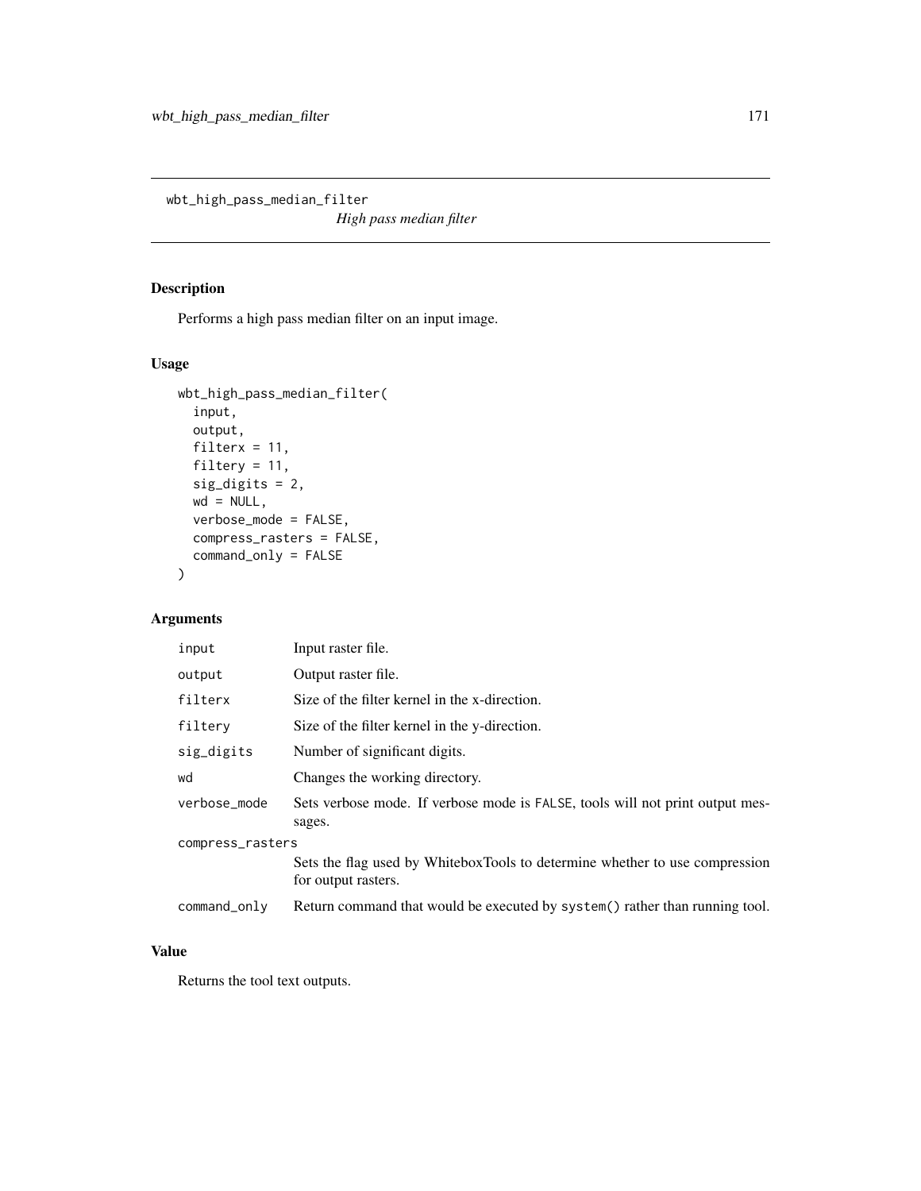# wbt_high_pass_median_filter

*High pass median filter*

## Description

Performs a high pass median filter on an input image.

## Usage

```
wbt_high_pass_median_filter(
  input,
  output,
  filterx = 11,
  filtery = 11,
  sig_digits = 2,
  wd = NULL,
  verbose_mode = FALSE,
  compress_rasters = FALSE,
  command_only = FALSE
)
```

## Arguments

| Argument | Description |
|---|---|
| `input` | Input raster file. |
| `output` | Output raster file. |
| `filterx` | Size of the filter kernel in the x-direction. |
| `filtery` | Size of the filter kernel in the y-direction. |
| `sig_digits` | Number of significant digits. |
| `wd` | Changes the working directory. |
| `verbose_mode` | Sets verbose mode. If verbose mode is `FALSE`, tools will not print output messages. |
| `compress_rasters` | Sets the flag used by WhiteboxTools to determine whether to use compression for output rasters. |
| `command_only` | Return command that would be executed by `system()` rather than running tool. |

## Value

Returns the tool text outputs.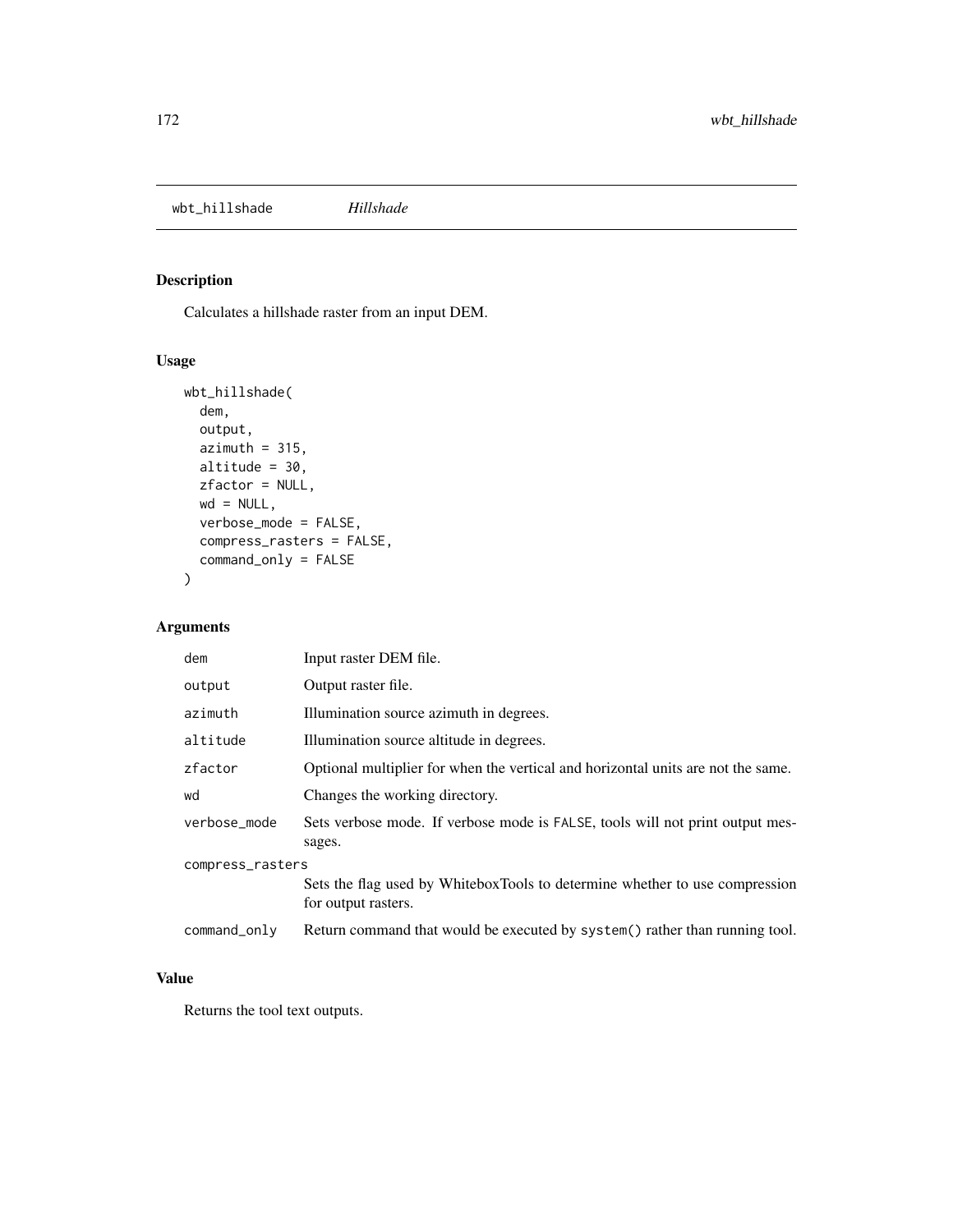# wbt_hillshade *Hillshade*

## Description

Calculates a hillshade raster from an input DEM.

## Usage

```
wbt_hillshade(
  dem,
  output,
  azimuth = 315,
  altitude = 30,
  zfactor = NULL,
  wd = NULL,
  verbose_mode = FALSE,
  compress_rasters = FALSE,
  command_only = FALSE
)
```

## Arguments

| Argument | Description |
| --- | --- |
| dem | Input raster DEM file. |
| output | Output raster file. |
| azimuth | Illumination source azimuth in degrees. |
| altitude | Illumination source altitude in degrees. |
| zfactor | Optional multiplier for when the vertical and horizontal units are not the same. |
| wd | Changes the working directory. |
| verbose_mode | Sets verbose mode. If verbose mode is FALSE, tools will not print output messages. |
| compress_rasters | Sets the flag used by WhiteboxTools to determine whether to use compression for output rasters. |
| command_only | Return command that would be executed by system() rather than running tool. |

## Value

Returns the tool text outputs.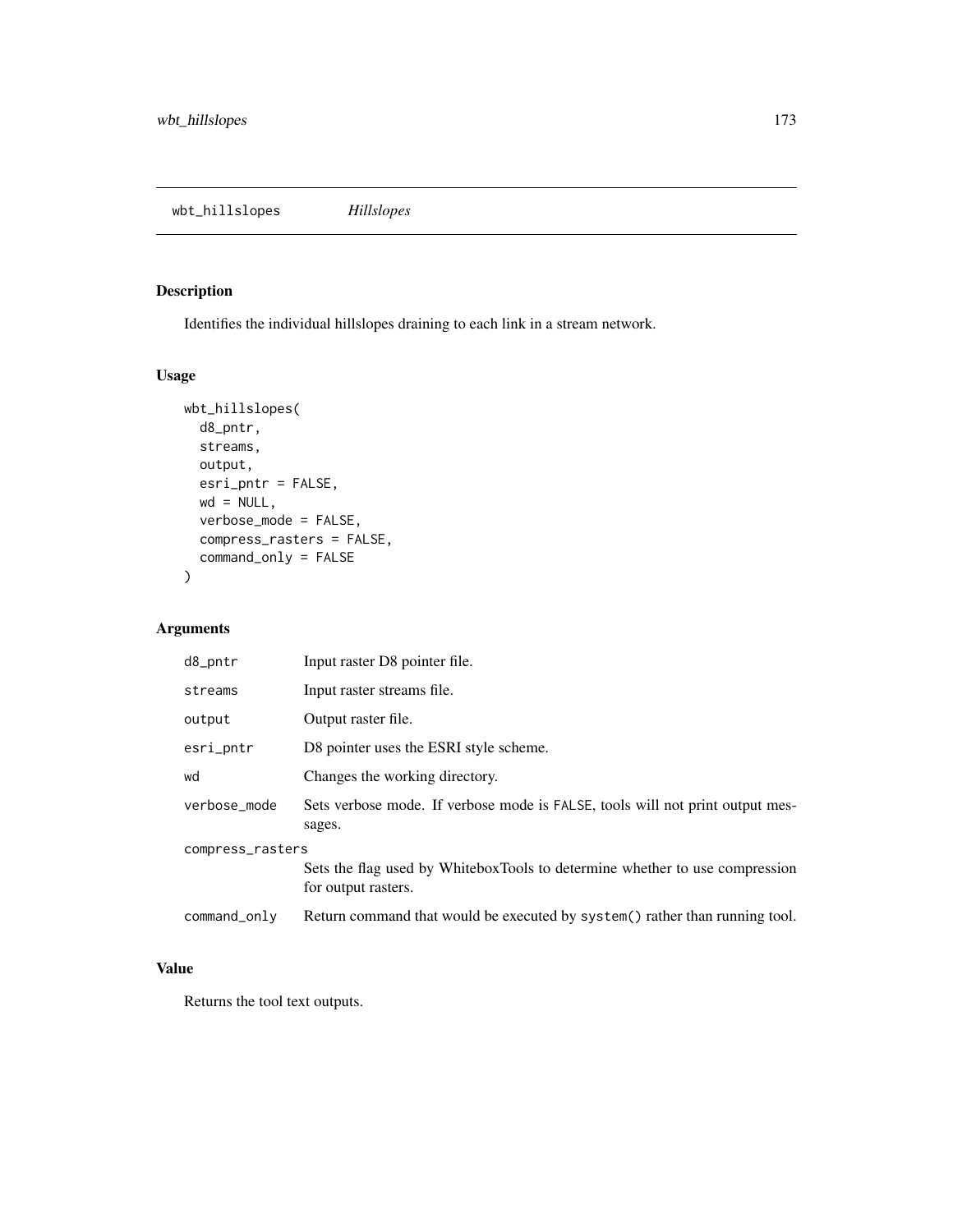# wbt_hillslopes *Hillslopes*

## Description

Identifies the individual hillslopes draining to each link in a stream network.

## Usage

```
wbt_hillslopes(
  d8_pntr,
  streams,
  output,
  esri_pntr = FALSE,
  wd = NULL,
  verbose_mode = FALSE,
  compress_rasters = FALSE,
  command_only = FALSE
)
```

## Arguments

| | |
|---|---|
| d8_pntr | Input raster D8 pointer file. |
| streams | Input raster streams file. |
| output | Output raster file. |
| esri_pntr | D8 pointer uses the ESRI style scheme. |
| wd | Changes the working directory. |
| verbose_mode | Sets verbose mode. If verbose mode is FALSE, tools will not print output messages. |
| compress_rasters | Sets the flag used by WhiteboxTools to determine whether to use compression for output rasters. |
| command_only | Return command that would be executed by system() rather than running tool. |

## Value

Returns the tool text outputs.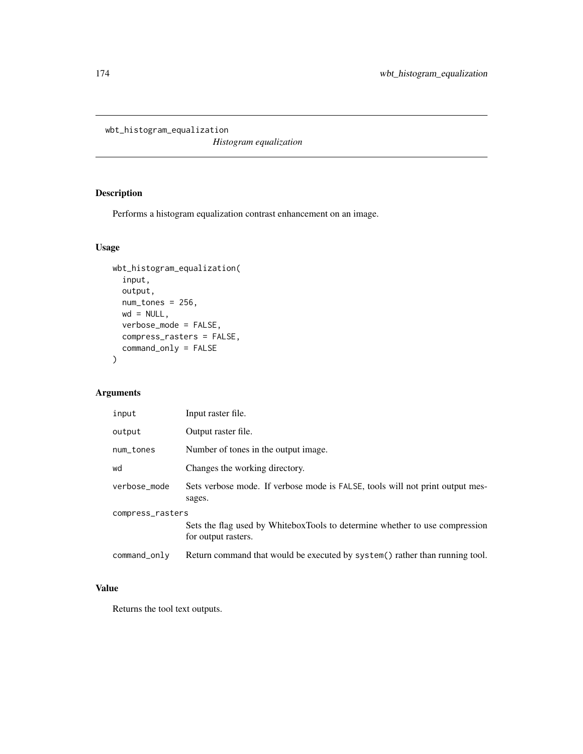# wbt_histogram_equalization

*Histogram equalization*

## Description

Performs a histogram equalization contrast enhancement on an image.

## Usage

```
wbt_histogram_equalization(
  input,
  output,
  num_tones = 256,
  wd = NULL,
  verbose_mode = FALSE,
  compress_rasters = FALSE,
  command_only = FALSE
)
```

## Arguments

| | |
|---|---|
| `input` | Input raster file. |
| `output` | Output raster file. |
| `num_tones` | Number of tones in the output image. |
| `wd` | Changes the working directory. |
| `verbose_mode` | Sets verbose mode. If verbose mode is `FALSE`, tools will not print output messages. |
| `compress_rasters` | Sets the flag used by WhiteboxTools to determine whether to use compression for output rasters. |
| `command_only` | Return command that would be executed by `system()` rather than running tool. |

## Value

Returns the tool text outputs.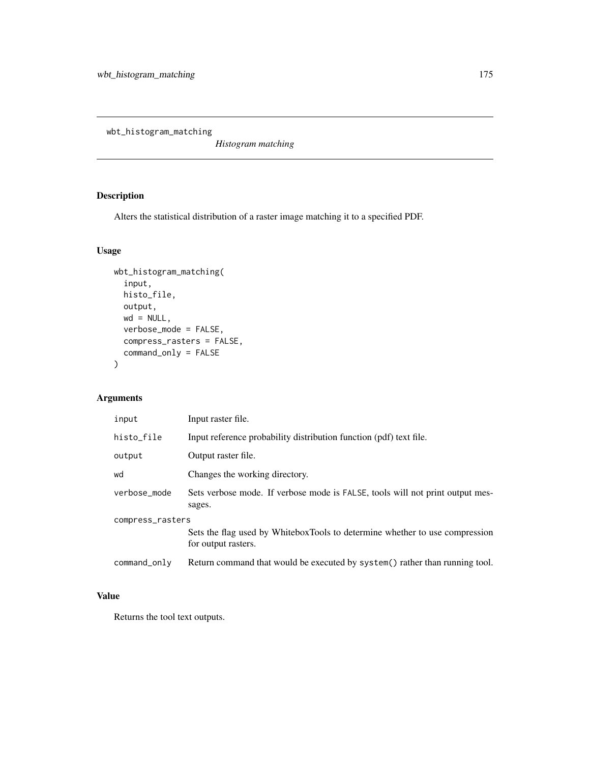# wbt_histogram_matching

*Histogram matching*

## Description

Alters the statistical distribution of a raster image matching it to a specified PDF.

## Usage

```
wbt_histogram_matching(
  input,
  histo_file,
  output,
  wd = NULL,
  verbose_mode = FALSE,
  compress_rasters = FALSE,
  command_only = FALSE
)
```

## Arguments

| | |
|---|---|
| input | Input raster file. |
| histo_file | Input reference probability distribution function (pdf) text file. |
| output | Output raster file. |
| wd | Changes the working directory. |
| verbose_mode | Sets verbose mode. If verbose mode is FALSE, tools will not print output messages. |
| compress_rasters | Sets the flag used by WhiteboxTools to determine whether to use compression for output rasters. |
| command_only | Return command that would be executed by system() rather than running tool. |

## Value

Returns the tool text outputs.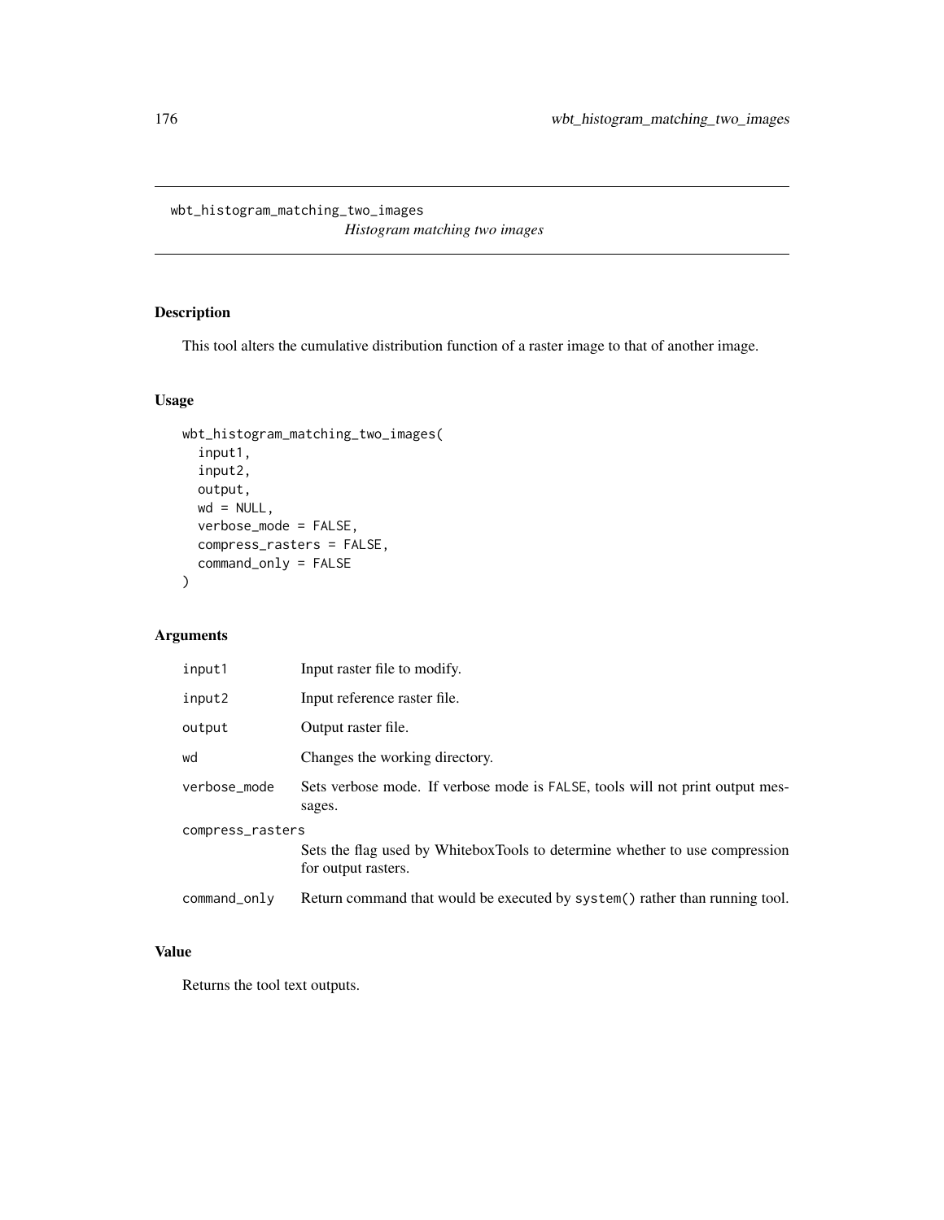# wbt_histogram_matching_two_images

*Histogram matching two images*

## Description

This tool alters the cumulative distribution function of a raster image to that of another image.

## Usage

```
wbt_histogram_matching_two_images(
  input1,
  input2,
  output,
  wd = NULL,
  verbose_mode = FALSE,
  compress_rasters = FALSE,
  command_only = FALSE
)
```

## Arguments

| Argument | Description |
|---|---|
| input1 | Input raster file to modify. |
| input2 | Input reference raster file. |
| output | Output raster file. |
| wd | Changes the working directory. |
| verbose_mode | Sets verbose mode. If verbose mode is FALSE, tools will not print output messages. |
| compress_rasters | Sets the flag used by WhiteboxTools to determine whether to use compression for output rasters. |
| command_only | Return command that would be executed by system() rather than running tool. |

## Value

Returns the tool text outputs.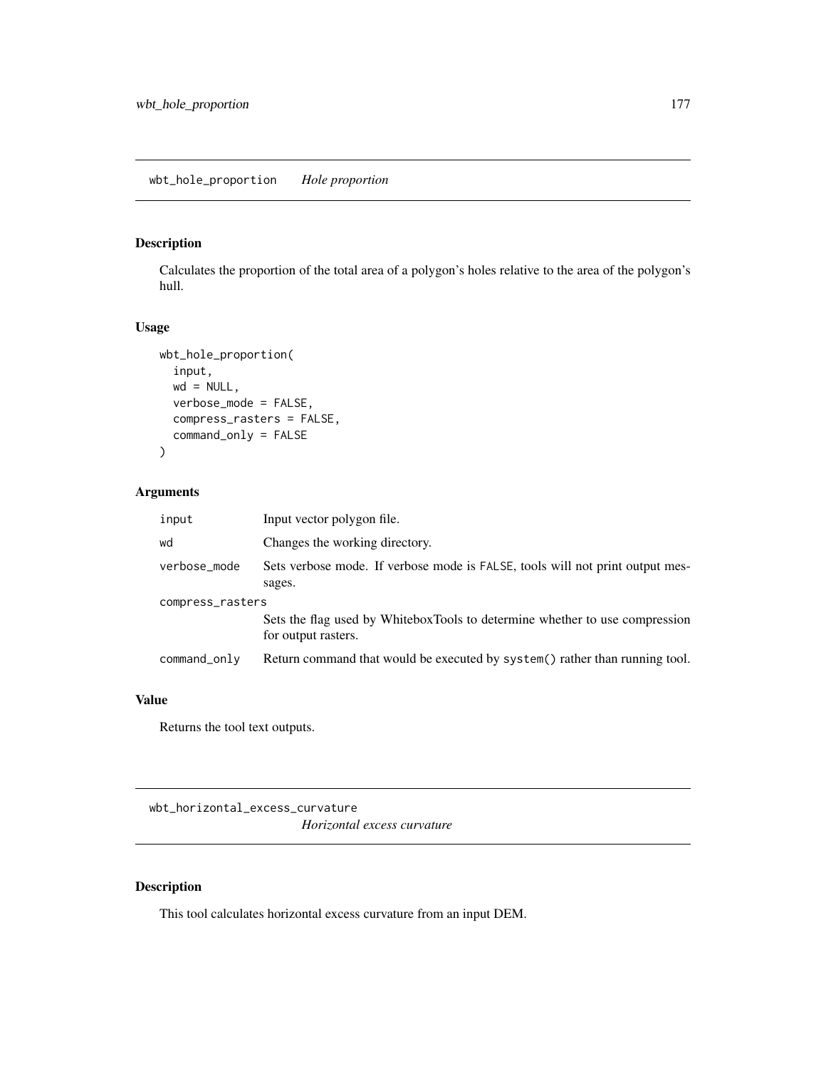## wbt_hole_proportion *Hole proportion*

### Description

Calculates the proportion of the total area of a polygon's holes relative to the area of the polygon's hull.

### Usage

```
wbt_hole_proportion(
  input,
  wd = NULL,
  verbose_mode = FALSE,
  compress_rasters = FALSE,
  command_only = FALSE
)
```

### Arguments

| | |
|---|---|
| input | Input vector polygon file. |
| wd | Changes the working directory. |
| verbose_mode | Sets verbose mode. If verbose mode is FALSE, tools will not print output messages. |
| compress_rasters | Sets the flag used by WhiteboxTools to determine whether to use compression for output rasters. |
| command_only | Return command that would be executed by system() rather than running tool. |

### Value

Returns the tool text outputs.

## wbt_horizontal_excess_curvature *Horizontal excess curvature*

### Description

This tool calculates horizontal excess curvature from an input DEM.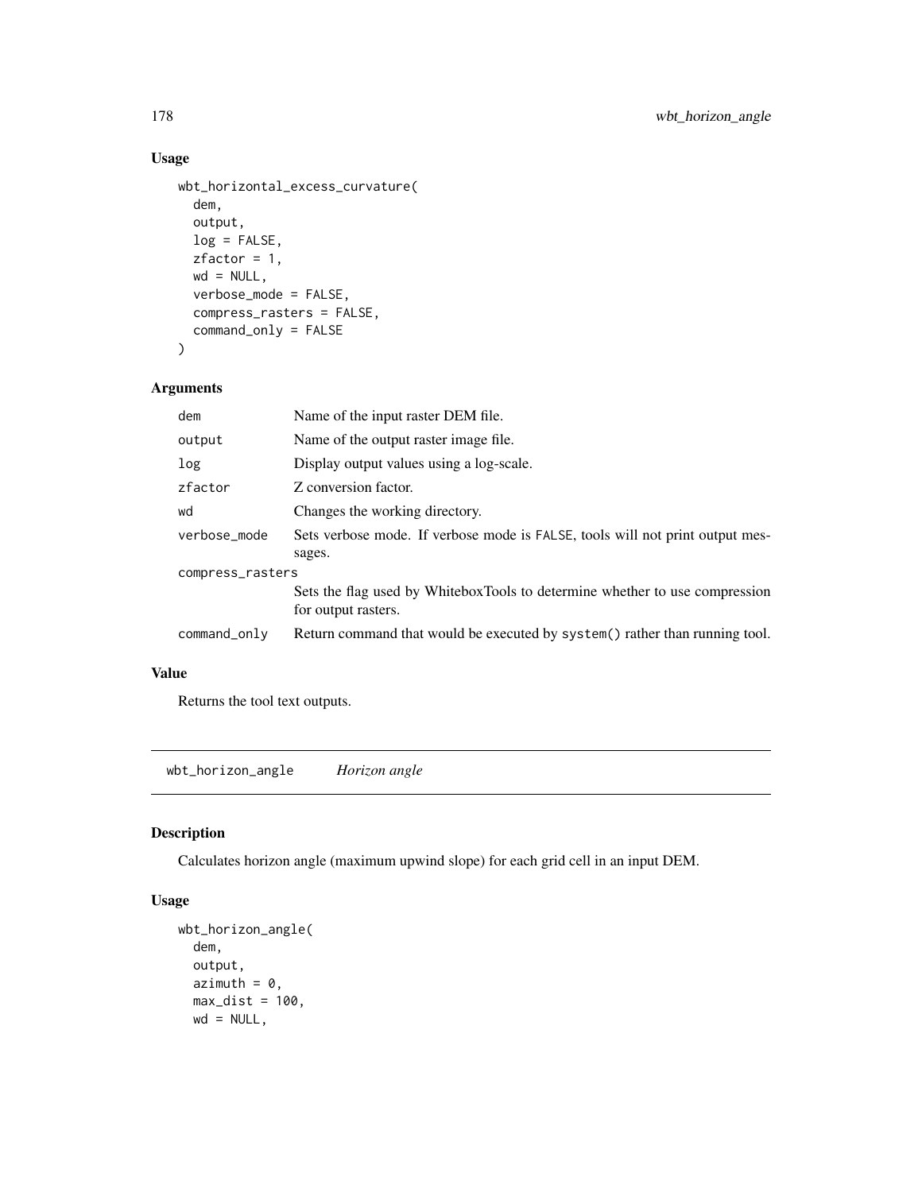## Usage

```
wbt_horizontal_excess_curvature(
  dem,
  output,
  log = FALSE,
  zfactor = 1,
  wd = NULL,
  verbose_mode = FALSE,
  compress_rasters = FALSE,
  command_only = FALSE
)
```

## Arguments

| | |
|---|---|
| dem | Name of the input raster DEM file. |
| output | Name of the output raster image file. |
| log | Display output values using a log-scale. |
| zfactor | Z conversion factor. |
| wd | Changes the working directory. |
| verbose_mode | Sets verbose mode. If verbose mode is FALSE, tools will not print output messages. |
| compress_rasters | Sets the flag used by WhiteboxTools to determine whether to use compression for output rasters. |
| command_only | Return command that would be executed by system() rather than running tool. |

## Value

Returns the tool text outputs.

---

# wbt_horizon_angle *Horizon angle*

## Description

Calculates horizon angle (maximum upwind slope) for each grid cell in an input DEM.

## Usage

```
wbt_horizon_angle(
  dem,
  output,
  azimuth = 0,
  max_dist = 100,
  wd = NULL,
```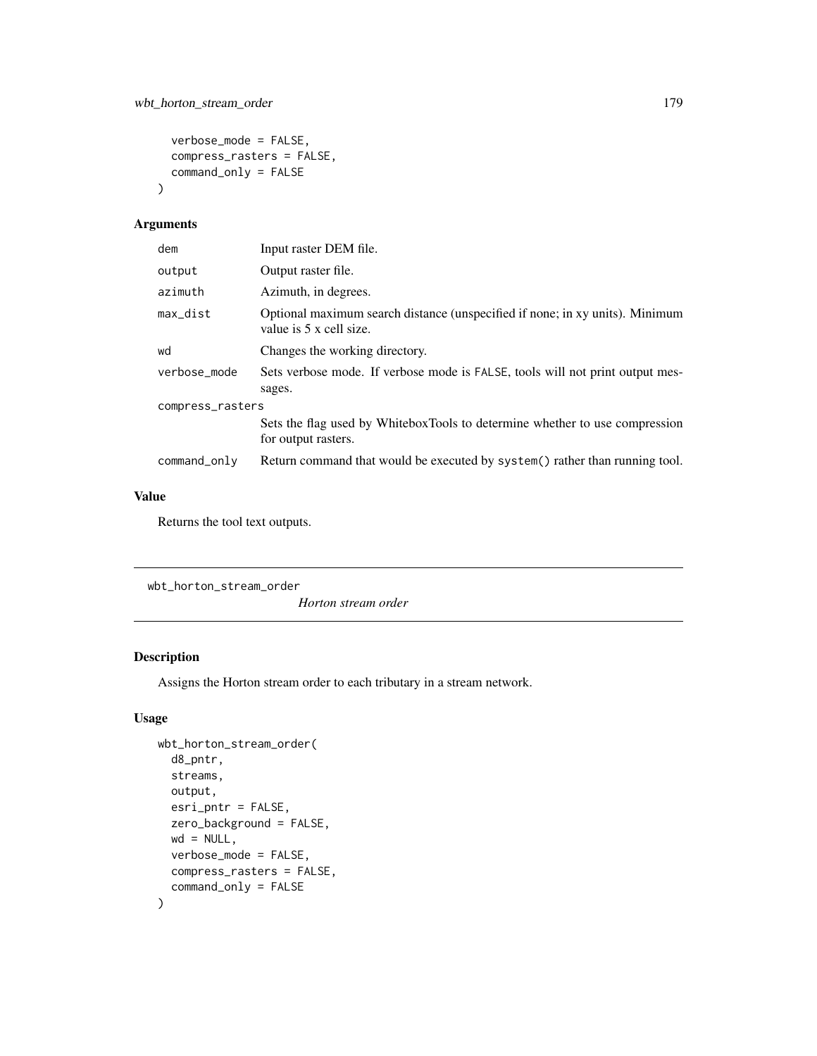```
  verbose_mode = FALSE,
  compress_rasters = FALSE,
  command_only = FALSE
)
```

## Arguments

| | |
|---|---|
| dem | Input raster DEM file. |
| output | Output raster file. |
| azimuth | Azimuth, in degrees. |
| max_dist | Optional maximum search distance (unspecified if none; in xy units). Minimum value is 5 x cell size. |
| wd | Changes the working directory. |
| verbose_mode | Sets verbose mode. If verbose mode is FALSE, tools will not print output messages. |
| compress_rasters | Sets the flag used by WhiteboxTools to determine whether to use compression for output rasters. |
| command_only | Return command that would be executed by system() rather than running tool. |

## Value

Returns the tool text outputs.

---

# wbt_horton_stream_order

*Horton stream order*

---

## Description

Assigns the Horton stream order to each tributary in a stream network.

## Usage

```
wbt_horton_stream_order(
  d8_pntr,
  streams,
  output,
  esri_pntr = FALSE,
  zero_background = FALSE,
  wd = NULL,
  verbose_mode = FALSE,
  compress_rasters = FALSE,
  command_only = FALSE
)
```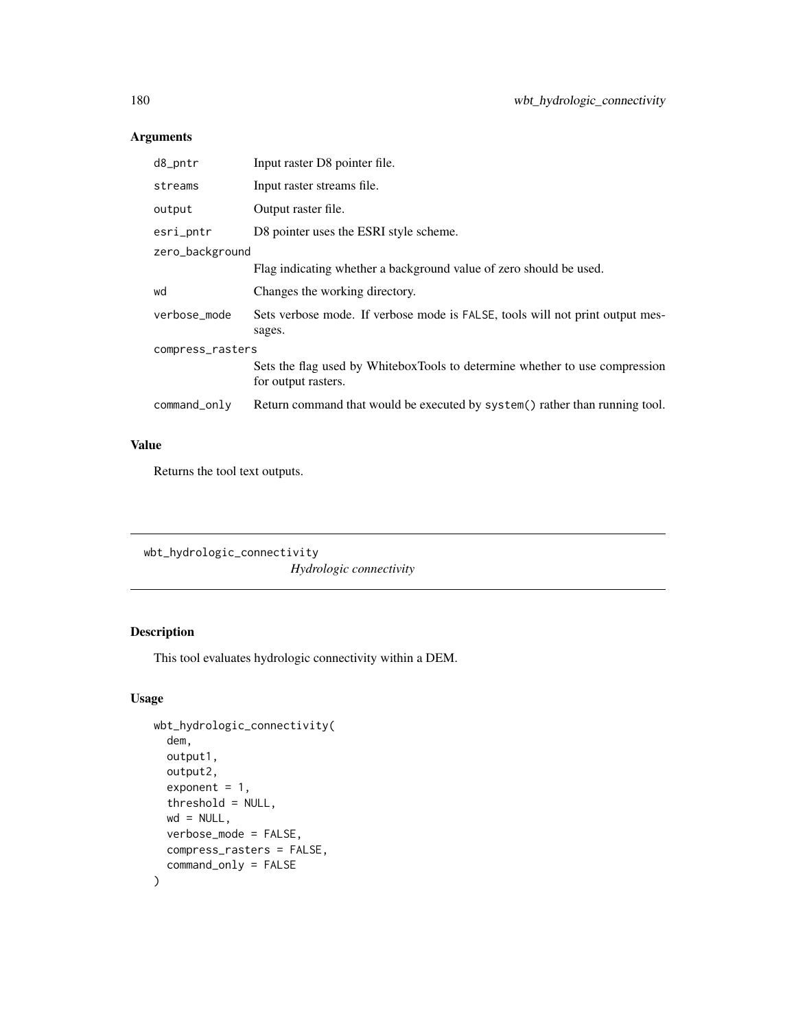## Arguments

| | |
|---|---|
| d8_pntr | Input raster D8 pointer file. |
| streams | Input raster streams file. |
| output | Output raster file. |
| esri_pntr | D8 pointer uses the ESRI style scheme. |
| zero_background | Flag indicating whether a background value of zero should be used. |
| wd | Changes the working directory. |
| verbose_mode | Sets verbose mode. If verbose mode is FALSE, tools will not print output messages. |
| compress_rasters | Sets the flag used by WhiteboxTools to determine whether to use compression for output rasters. |
| command_only | Return command that would be executed by system() rather than running tool. |

## Value

Returns the tool text outputs.

---

# wbt_hydrologic_connectivity

*Hydrologic connectivity*

---

## Description

This tool evaluates hydrologic connectivity within a DEM.

## Usage

```
wbt_hydrologic_connectivity(
  dem,
  output1,
  output2,
  exponent = 1,
  threshold = NULL,
  wd = NULL,
  verbose_mode = FALSE,
  compress_rasters = FALSE,
  command_only = FALSE
)
```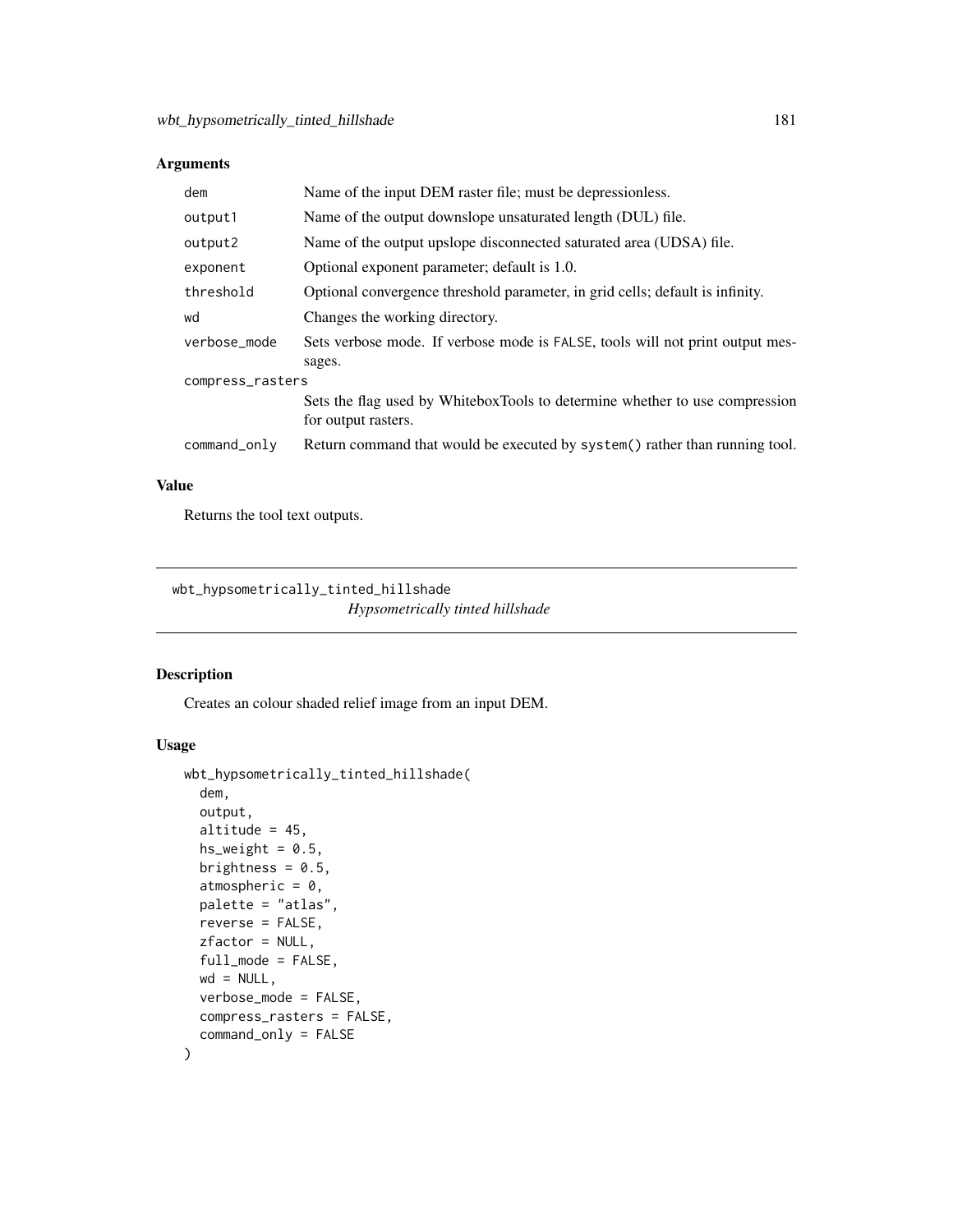## Arguments

| | |
|---|---|
| dem | Name of the input DEM raster file; must be depressionless. |
| output1 | Name of the output downslope unsaturated length (DUL) file. |
| output2 | Name of the output upslope disconnected saturated area (UDSA) file. |
| exponent | Optional exponent parameter; default is 1.0. |
| threshold | Optional convergence threshold parameter, in grid cells; default is infinity. |
| wd | Changes the working directory. |
| verbose_mode | Sets verbose mode. If verbose mode is FALSE, tools will not print output messages. |
| compress_rasters | Sets the flag used by WhiteboxTools to determine whether to use compression for output rasters. |
| command_only | Return command that would be executed by system() rather than running tool. |

## Value

Returns the tool text outputs.

---

# wbt_hypsometrically_tinted_hillshade
*Hypsometrically tinted hillshade*

---

## Description

Creates an colour shaded relief image from an input DEM.

## Usage

```
wbt_hypsometrically_tinted_hillshade(
  dem,
  output,
  altitude = 45,
  hs_weight = 0.5,
  brightness = 0.5,
  atmospheric = 0,
  palette = "atlas",
  reverse = FALSE,
  zfactor = NULL,
  full_mode = FALSE,
  wd = NULL,
  verbose_mode = FALSE,
  compress_rasters = FALSE,
  command_only = FALSE
)
```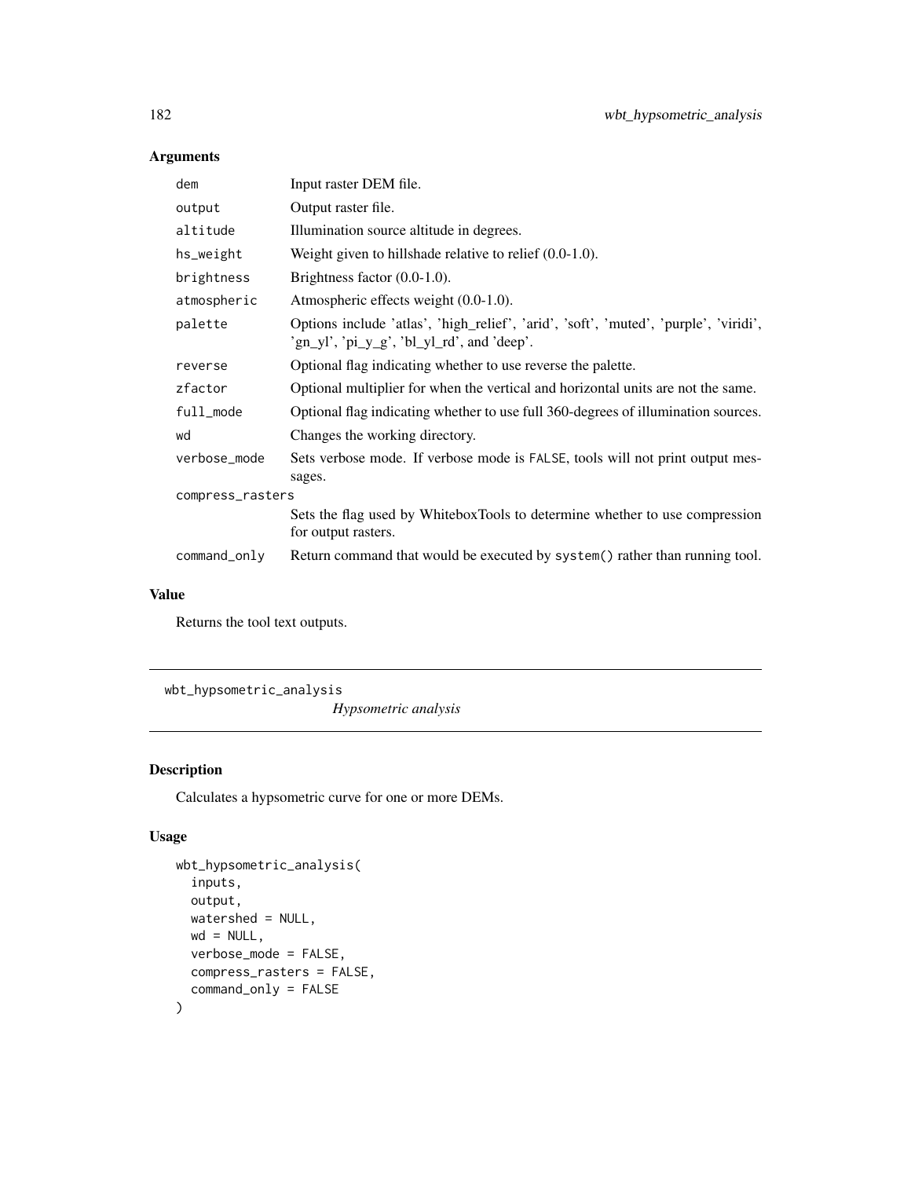## Arguments

| | |
|---|---|
| dem | Input raster DEM file. |
| output | Output raster file. |
| altitude | Illumination source altitude in degrees. |
| hs_weight | Weight given to hillshade relative to relief (0.0-1.0). |
| brightness | Brightness factor (0.0-1.0). |
| atmospheric | Atmospheric effects weight (0.0-1.0). |
| palette | Options include 'atlas', 'high_relief', 'arid', 'soft', 'muted', 'purple', 'viridi', 'gn_yl', 'pi_y_g', 'bl_yl_rd', and 'deep'. |
| reverse | Optional flag indicating whether to use reverse the palette. |
| zfactor | Optional multiplier for when the vertical and horizontal units are not the same. |
| full_mode | Optional flag indicating whether to use full 360-degrees of illumination sources. |
| wd | Changes the working directory. |
| verbose_mode | Sets verbose mode. If verbose mode is FALSE, tools will not print output messages. |
| compress_rasters | Sets the flag used by WhiteboxTools to determine whether to use compression for output rasters. |
| command_only | Return command that would be executed by system() rather than running tool. |

## Value

Returns the tool text outputs.

---

# wbt_hypsometric_analysis

*Hypsometric analysis*

## Description

Calculates a hypsometric curve for one or more DEMs.

## Usage

```
wbt_hypsometric_analysis(
  inputs,
  output,
  watershed = NULL,
  wd = NULL,
  verbose_mode = FALSE,
  compress_rasters = FALSE,
  command_only = FALSE
)
```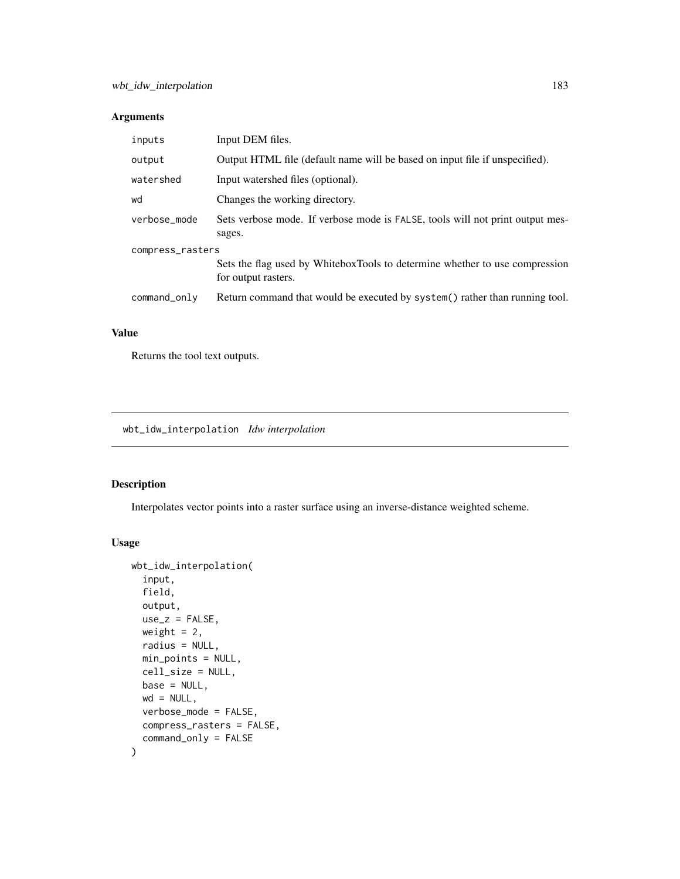## Arguments

| | |
|---|---|
| inputs | Input DEM files. |
| output | Output HTML file (default name will be based on input file if unspecified). |
| watershed | Input watershed files (optional). |
| wd | Changes the working directory. |
| verbose_mode | Sets verbose mode. If verbose mode is FALSE, tools will not print output messages. |
| compress_rasters | Sets the flag used by WhiteboxTools to determine whether to use compression for output rasters. |
| command_only | Return command that would be executed by system() rather than running tool. |

## Value

Returns the tool text outputs.

---

# wbt_idw_interpolation *Idw interpolation*

---

## Description

Interpolates vector points into a raster surface using an inverse-distance weighted scheme.

## Usage

```
wbt_idw_interpolation(
  input,
  field,
  output,
  use_z = FALSE,
  weight = 2,
  radius = NULL,
  min_points = NULL,
  cell_size = NULL,
  base = NULL,
  wd = NULL,
  verbose_mode = FALSE,
  compress_rasters = FALSE,
  command_only = FALSE
)
```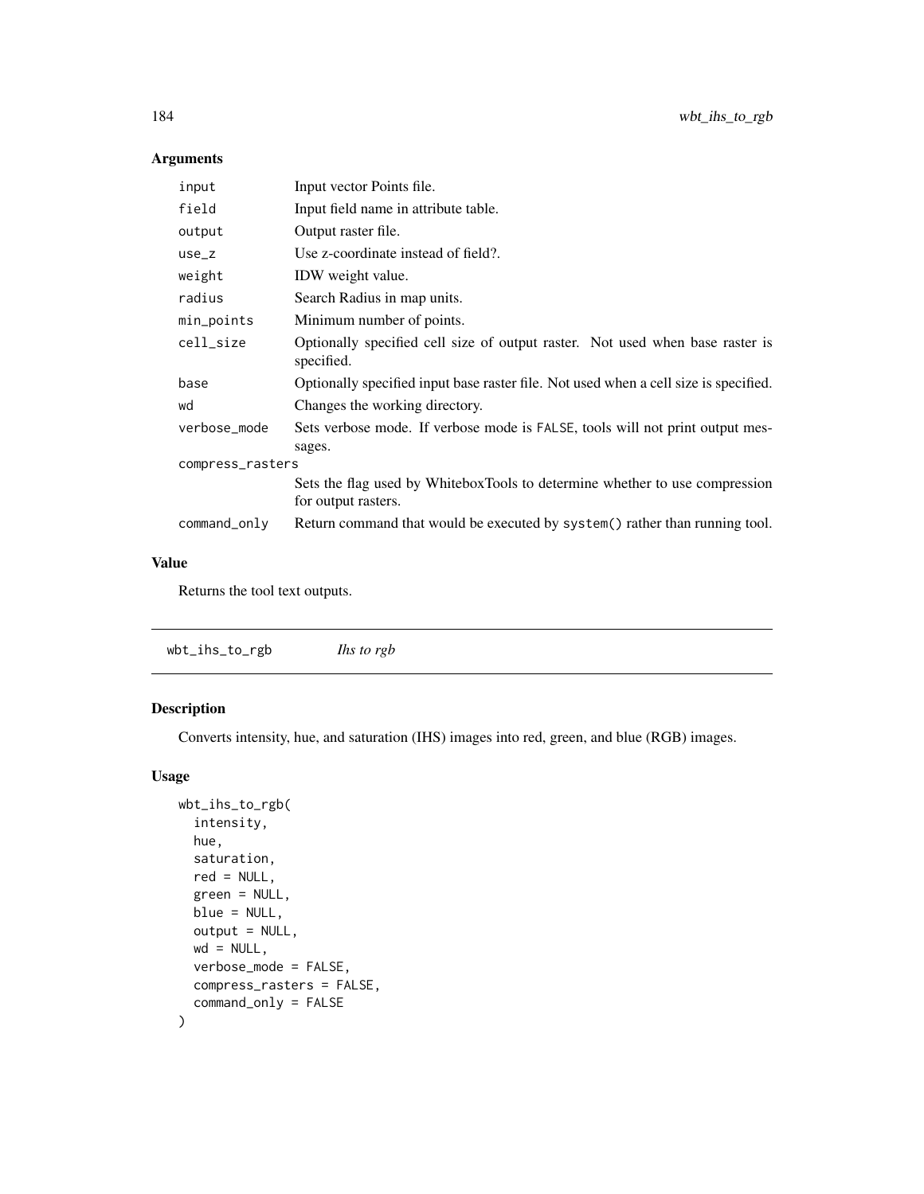## Arguments

| | |
|---|---|
| input | Input vector Points file. |
| field | Input field name in attribute table. |
| output | Output raster file. |
| use_z | Use z-coordinate instead of field?. |
| weight | IDW weight value. |
| radius | Search Radius in map units. |
| min_points | Minimum number of points. |
| cell_size | Optionally specified cell size of output raster. Not used when base raster is specified. |
| base | Optionally specified input base raster file. Not used when a cell size is specified. |
| wd | Changes the working directory. |
| verbose_mode | Sets verbose mode. If verbose mode is FALSE, tools will not print output messages. |
| compress_rasters | Sets the flag used by WhiteboxTools to determine whether to use compression for output rasters. |
| command_only | Return command that would be executed by system() rather than running tool. |

## Value

Returns the tool text outputs.

---

wbt_ihs_to_rgb *Ihs to rgb*

---

## Description

Converts intensity, hue, and saturation (IHS) images into red, green, and blue (RGB) images.

## Usage

```
wbt_ihs_to_rgb(
  intensity,
  hue,
  saturation,
  red = NULL,
  green = NULL,
  blue = NULL,
  output = NULL,
  wd = NULL,
  verbose_mode = FALSE,
  compress_rasters = FALSE,
  command_only = FALSE
)
```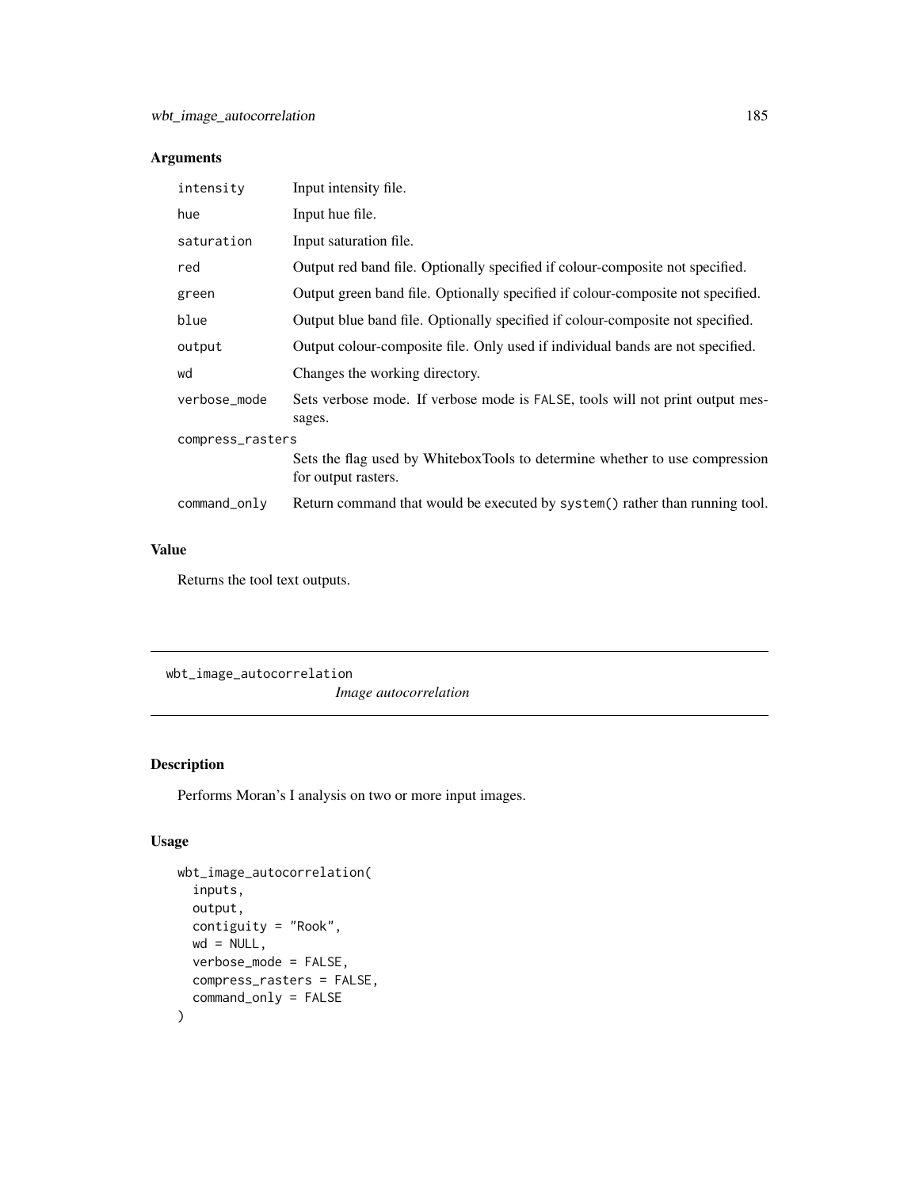## Arguments

| | |
|---|---|
| intensity | Input intensity file. |
| hue | Input hue file. |
| saturation | Input saturation file. |
| red | Output red band file. Optionally specified if colour-composite not specified. |
| green | Output green band file. Optionally specified if colour-composite not specified. |
| blue | Output blue band file. Optionally specified if colour-composite not specified. |
| output | Output colour-composite file. Only used if individual bands are not specified. |
| wd | Changes the working directory. |
| verbose_mode | Sets verbose mode. If verbose mode is FALSE, tools will not print output messages. |
| compress_rasters | Sets the flag used by WhiteboxTools to determine whether to use compression for output rasters. |
| command_only | Return command that would be executed by system() rather than running tool. |

## Value

Returns the tool text outputs.

---

# wbt_image_autocorrelation

*Image autocorrelation*

## Description

Performs Moran's I analysis on two or more input images.

## Usage

```
wbt_image_autocorrelation(
  inputs,
  output,
  contiguity = "Rook",
  wd = NULL,
  verbose_mode = FALSE,
  compress_rasters = FALSE,
  command_only = FALSE
)
```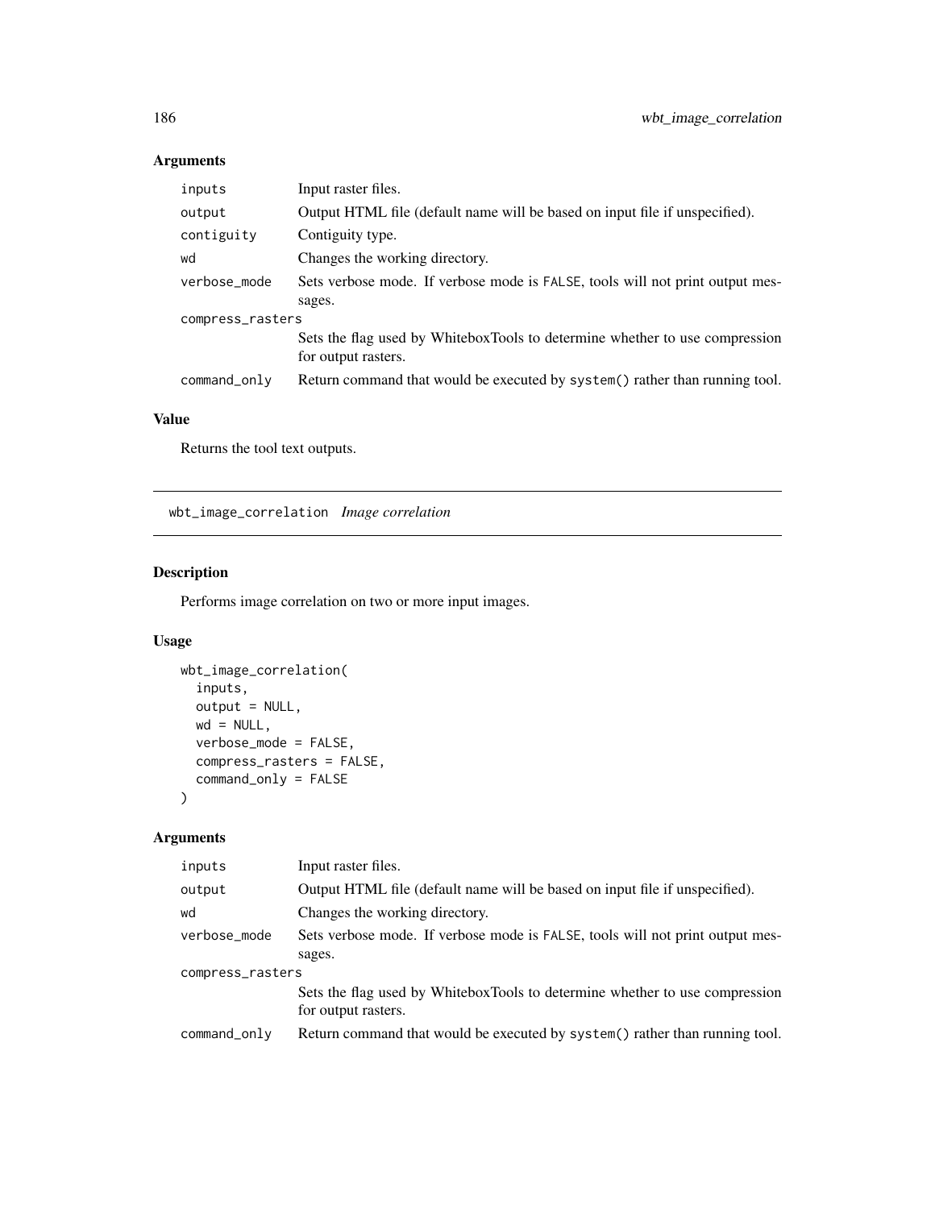## Arguments

| | |
|---|---|
| inputs | Input raster files. |
| output | Output HTML file (default name will be based on input file if unspecified). |
| contiguity | Contiguity type. |
| wd | Changes the working directory. |
| verbose_mode | Sets verbose mode. If verbose mode is FALSE, tools will not print output messages. |
| compress_rasters | Sets the flag used by WhiteboxTools to determine whether to use compression for output rasters. |
| command_only | Return command that would be executed by system() rather than running tool. |

## Value

Returns the tool text outputs.

---

# wbt_image_correlation *Image correlation*

## Description

Performs image correlation on two or more input images.

## Usage

```
wbt_image_correlation(
  inputs,
  output = NULL,
  wd = NULL,
  verbose_mode = FALSE,
  compress_rasters = FALSE,
  command_only = FALSE
)
```

## Arguments

| | |
|---|---|
| inputs | Input raster files. |
| output | Output HTML file (default name will be based on input file if unspecified). |
| wd | Changes the working directory. |
| verbose_mode | Sets verbose mode. If verbose mode is FALSE, tools will not print output messages. |
| compress_rasters | Sets the flag used by WhiteboxTools to determine whether to use compression for output rasters. |
| command_only | Return command that would be executed by system() rather than running tool. |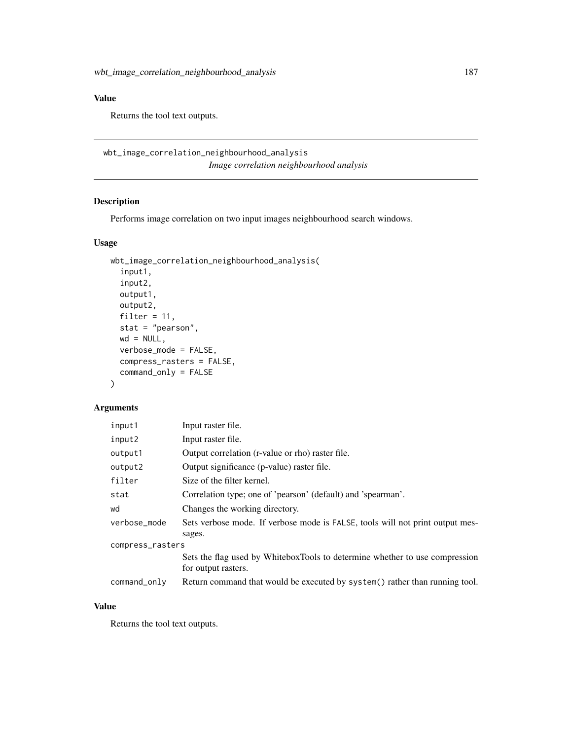## Value

Returns the tool text outputs.

---

# wbt_image_correlation_neighbourhood_analysis

*Image correlation neighbourhood analysis*

## Description

Performs image correlation on two input images neighbourhood search windows.

## Usage

```
wbt_image_correlation_neighbourhood_analysis(
  input1,
  input2,
  output1,
  output2,
  filter = 11,
  stat = "pearson",
  wd = NULL,
  verbose_mode = FALSE,
  compress_rasters = FALSE,
  command_only = FALSE
)
```

## Arguments

| | |
|---|---|
| input1 | Input raster file. |
| input2 | Input raster file. |
| output1 | Output correlation (r-value or rho) raster file. |
| output2 | Output significance (p-value) raster file. |
| filter | Size of the filter kernel. |
| stat | Correlation type; one of 'pearson' (default) and 'spearman'. |
| wd | Changes the working directory. |
| verbose_mode | Sets verbose mode. If verbose mode is FALSE, tools will not print output messages. |
| compress_rasters | Sets the flag used by WhiteboxTools to determine whether to use compression for output rasters. |
| command_only | Return command that would be executed by system() rather than running tool. |

## Value

Returns the tool text outputs.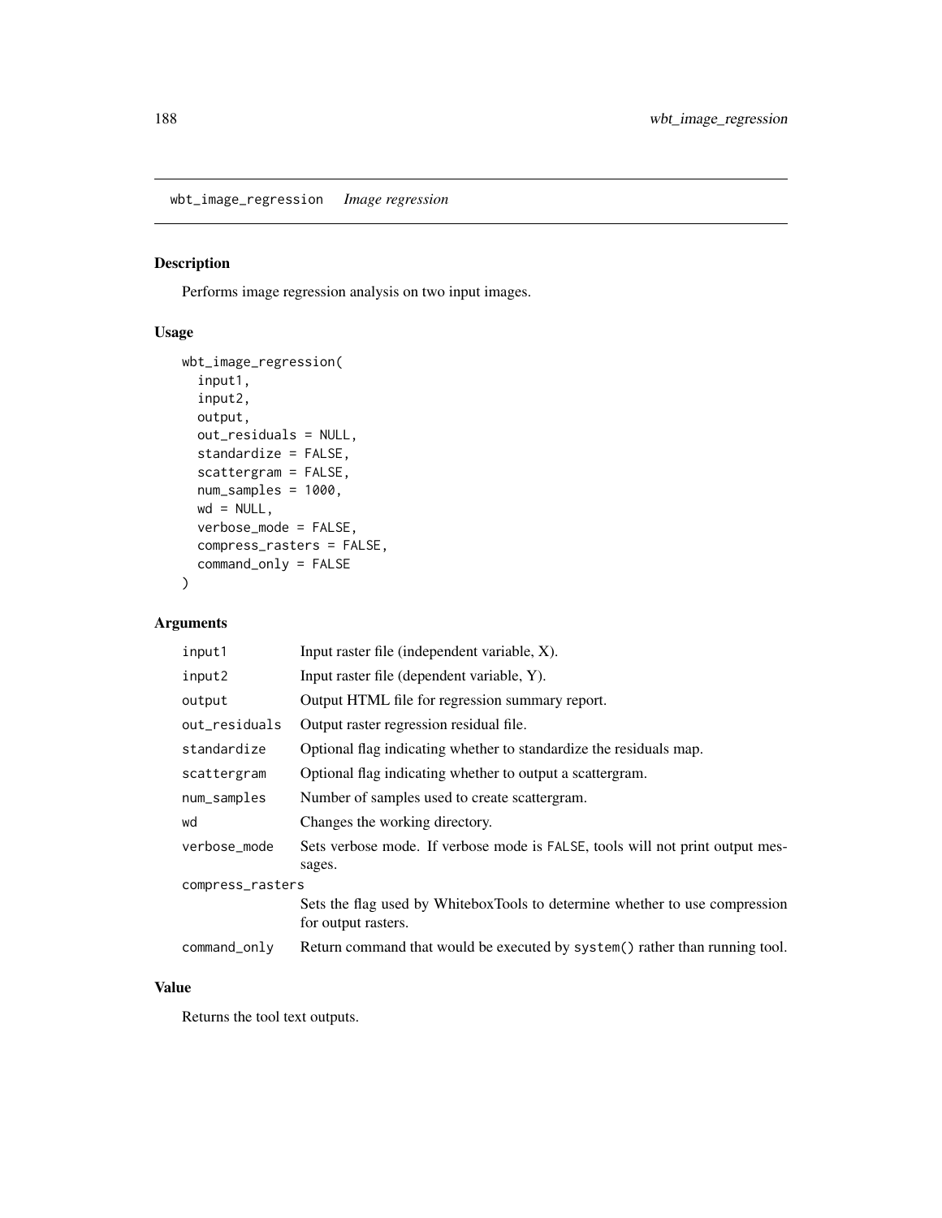## wbt_image_regression *Image regression*

### Description

Performs image regression analysis on two input images.

### Usage

```
wbt_image_regression(
  input1,
  input2,
  output,
  out_residuals = NULL,
  standardize = FALSE,
  scattergram = FALSE,
  num_samples = 1000,
  wd = NULL,
  verbose_mode = FALSE,
  compress_rasters = FALSE,
  command_only = FALSE
)
```

### Arguments

| | |
|---|---|
| input1 | Input raster file (independent variable, X). |
| input2 | Input raster file (dependent variable, Y). |
| output | Output HTML file for regression summary report. |
| out_residuals | Output raster regression residual file. |
| standardize | Optional flag indicating whether to standardize the residuals map. |
| scattergram | Optional flag indicating whether to output a scattergram. |
| num_samples | Number of samples used to create scattergram. |
| wd | Changes the working directory. |
| verbose_mode | Sets verbose mode. If verbose mode is FALSE, tools will not print output messages. |
| compress_rasters | Sets the flag used by WhiteboxTools to determine whether to use compression for output rasters. |
| command_only | Return command that would be executed by system() rather than running tool. |

### Value

Returns the tool text outputs.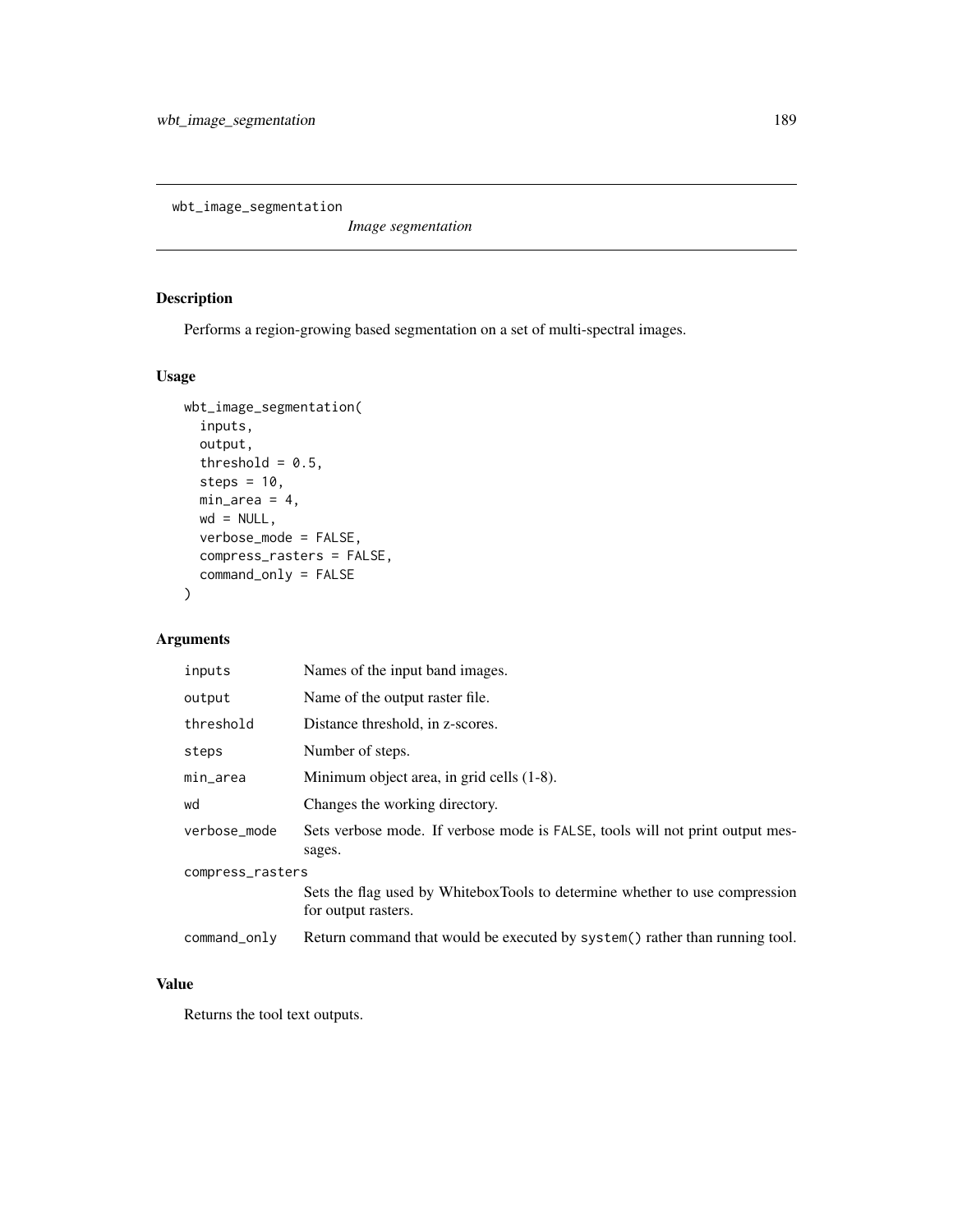wbt_image_segmentation

*Image segmentation*

## Description

Performs a region-growing based segmentation on a set of multi-spectral images.

## Usage

```
wbt_image_segmentation(
  inputs,
  output,
  threshold = 0.5,
  steps = 10,
  min_area = 4,
  wd = NULL,
  verbose_mode = FALSE,
  compress_rasters = FALSE,
  command_only = FALSE
)
```

## Arguments

| | |
|---|---|
| inputs | Names of the input band images. |
| output | Name of the output raster file. |
| threshold | Distance threshold, in z-scores. |
| steps | Number of steps. |
| min_area | Minimum object area, in grid cells (1-8). |
| wd | Changes the working directory. |
| verbose_mode | Sets verbose mode. If verbose mode is FALSE, tools will not print output messages. |
| compress_rasters | Sets the flag used by WhiteboxTools to determine whether to use compression for output rasters. |
| command_only | Return command that would be executed by system() rather than running tool. |

## Value

Returns the tool text outputs.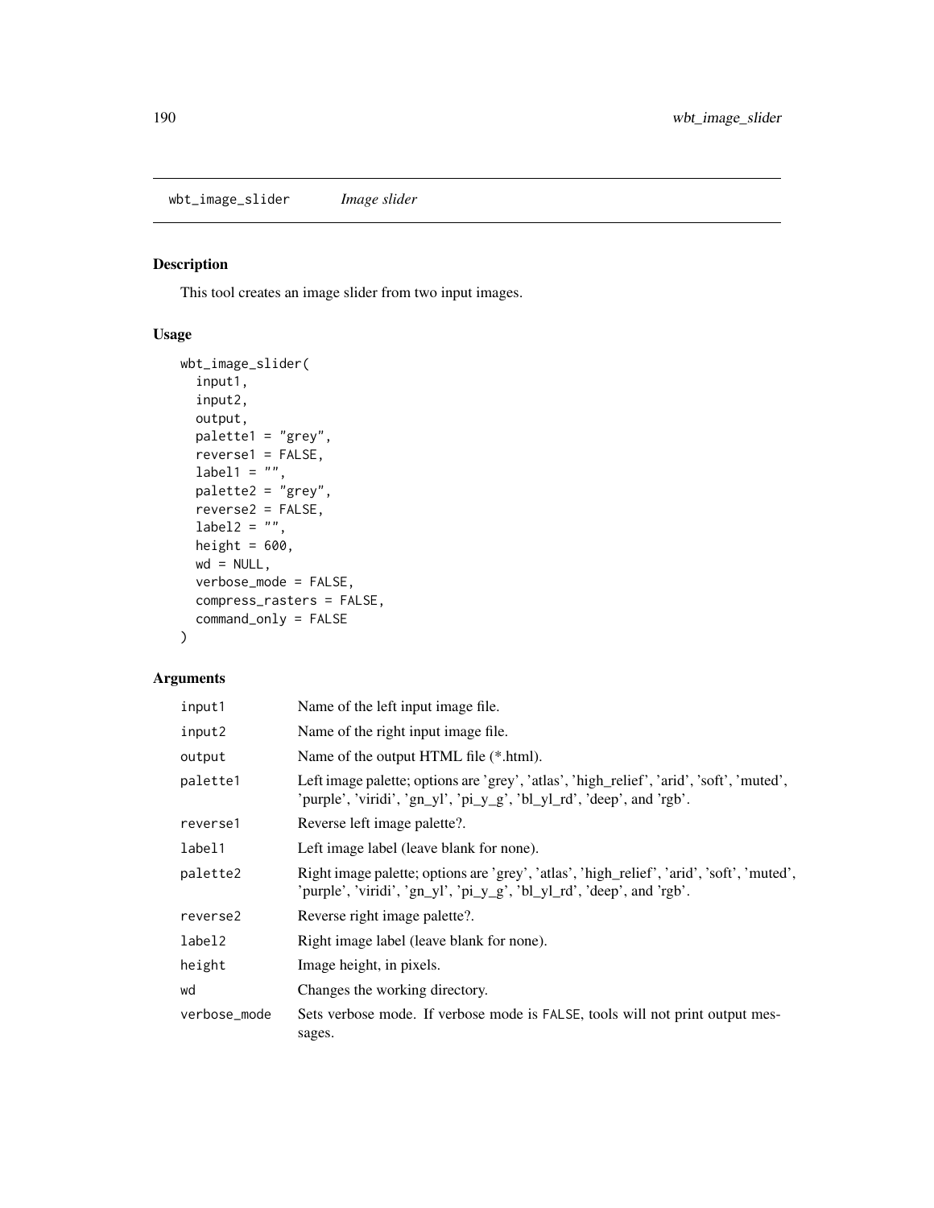## wbt_image_slider *Image slider*

### Description

This tool creates an image slider from two input images.

### Usage

```
wbt_image_slider(
  input1,
  input2,
  output,
  palette1 = "grey",
  reverse1 = FALSE,
  label1 = "",
  palette2 = "grey",
  reverse2 = FALSE,
  label2 = "",
  height = 600,
  wd = NULL,
  verbose_mode = FALSE,
  compress_rasters = FALSE,
  command_only = FALSE
)
```

### Arguments

| Argument | Description |
|---|---|
| input1 | Name of the left input image file. |
| input2 | Name of the right input image file. |
| output | Name of the output HTML file (*.html). |
| palette1 | Left image palette; options are 'grey', 'atlas', 'high_relief', 'arid', 'soft', 'muted', 'purple', 'viridi', 'gn_yl', 'pi_y_g', 'bl_yl_rd', 'deep', and 'rgb'. |
| reverse1 | Reverse left image palette?. |
| label1 | Left image label (leave blank for none). |
| palette2 | Right image palette; options are 'grey', 'atlas', 'high_relief', 'arid', 'soft', 'muted', 'purple', 'viridi', 'gn_yl', 'pi_y_g', 'bl_yl_rd', 'deep', and 'rgb'. |
| reverse2 | Reverse right image palette?. |
| label2 | Right image label (leave blank for none). |
| height | Image height, in pixels. |
| wd | Changes the working directory. |
| verbose_mode | Sets verbose mode. If verbose mode is FALSE, tools will not print output messages. |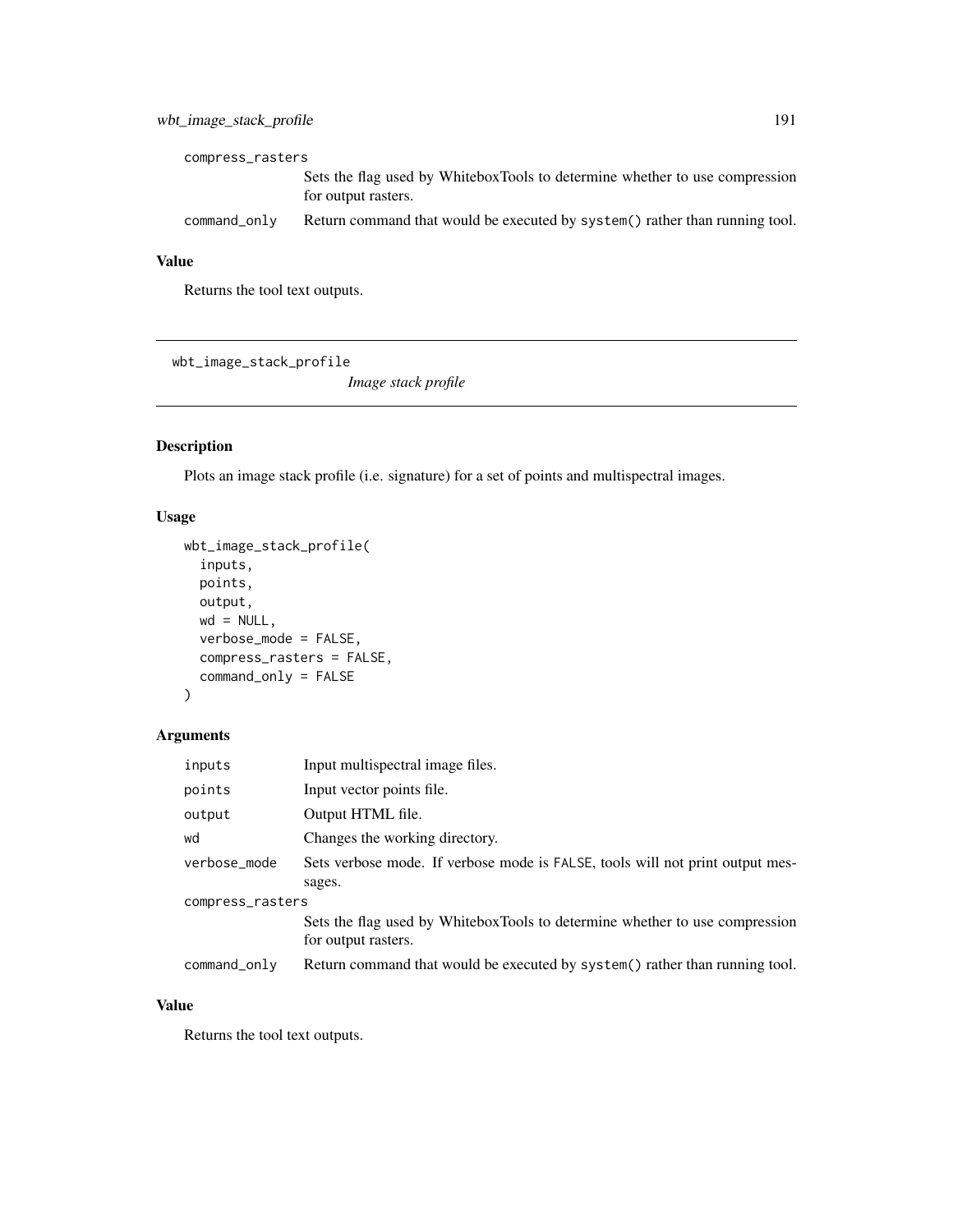compress_rasters
: Sets the flag used by WhiteboxTools to determine whether to use compression for output rasters.

command_only
: Return command that would be executed by `system()` rather than running tool.

### Value

Returns the tool text outputs.

---

## wbt_image_stack_profile

*Image stack profile*

### Description

Plots an image stack profile (i.e. signature) for a set of points and multispectral images.

### Usage

```
wbt_image_stack_profile(
  inputs,
  points,
  output,
  wd = NULL,
  verbose_mode = FALSE,
  compress_rasters = FALSE,
  command_only = FALSE
)
```

### Arguments

| Argument | Description |
|---|---|
| inputs | Input multispectral image files. |
| points | Input vector points file. |
| output | Output HTML file. |
| wd | Changes the working directory. |
| verbose_mode | Sets verbose mode. If verbose mode is FALSE, tools will not print output messages. |
| compress_rasters | Sets the flag used by WhiteboxTools to determine whether to use compression for output rasters. |
| command_only | Return command that would be executed by `system()` rather than running tool. |

### Value

Returns the tool text outputs.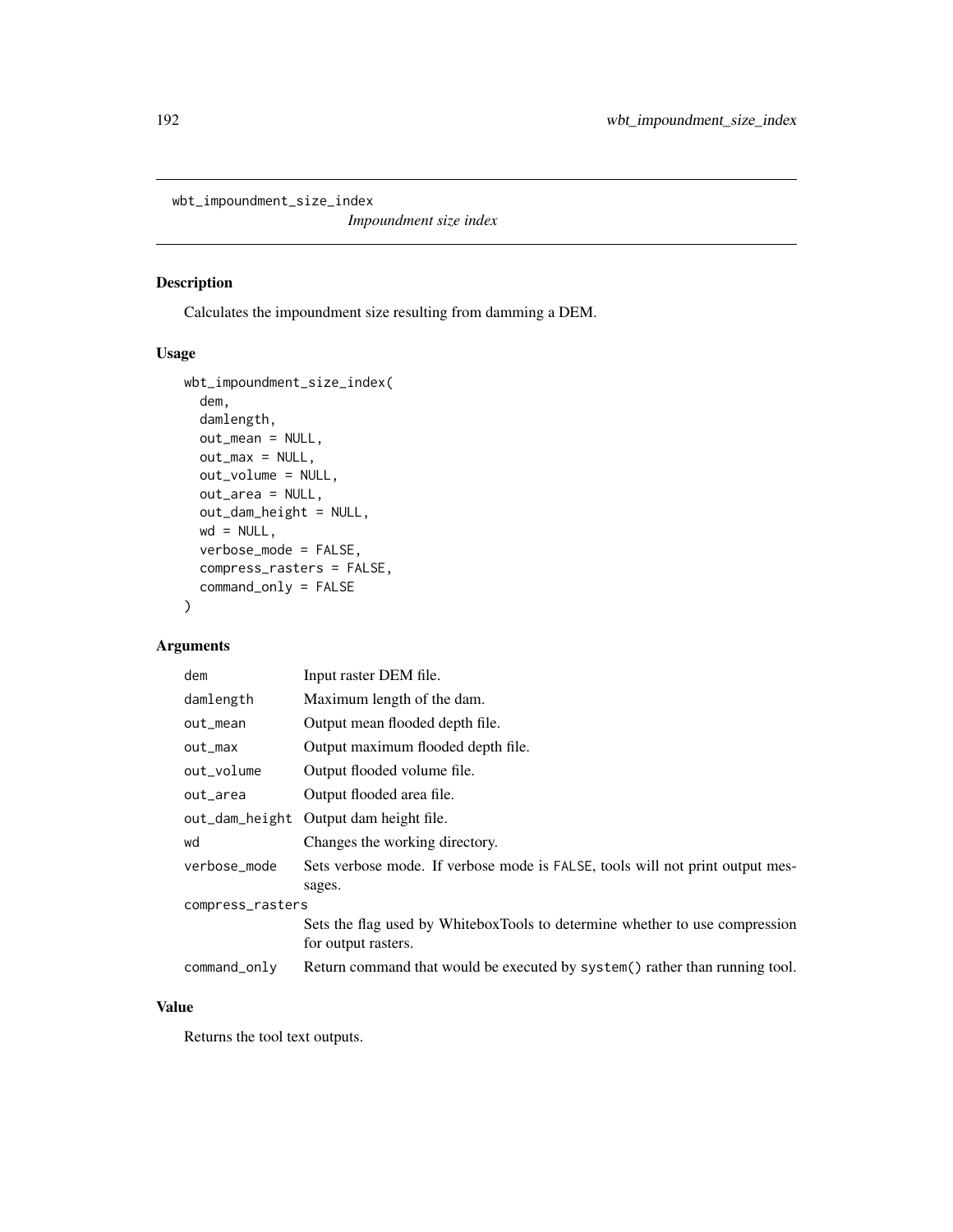# wbt_impoundment_size_index

*Impoundment size index*

## Description

Calculates the impoundment size resulting from damming a DEM.

## Usage

```
wbt_impoundment_size_index(
  dem,
  damlength,
  out_mean = NULL,
  out_max = NULL,
  out_volume = NULL,
  out_area = NULL,
  out_dam_height = NULL,
  wd = NULL,
  verbose_mode = FALSE,
  compress_rasters = FALSE,
  command_only = FALSE
)
```

## Arguments

| Argument | Description |
|---|---|
| `dem` | Input raster DEM file. |
| `damlength` | Maximum length of the dam. |
| `out_mean` | Output mean flooded depth file. |
| `out_max` | Output maximum flooded depth file. |
| `out_volume` | Output flooded volume file. |
| `out_area` | Output flooded area file. |
| `out_dam_height` | Output dam height file. |
| `wd` | Changes the working directory. |
| `verbose_mode` | Sets verbose mode. If verbose mode is `FALSE`, tools will not print output messages. |
| `compress_rasters` | Sets the flag used by WhiteboxTools to determine whether to use compression for output rasters. |
| `command_only` | Return command that would be executed by `system()` rather than running tool. |

## Value

Returns the tool text outputs.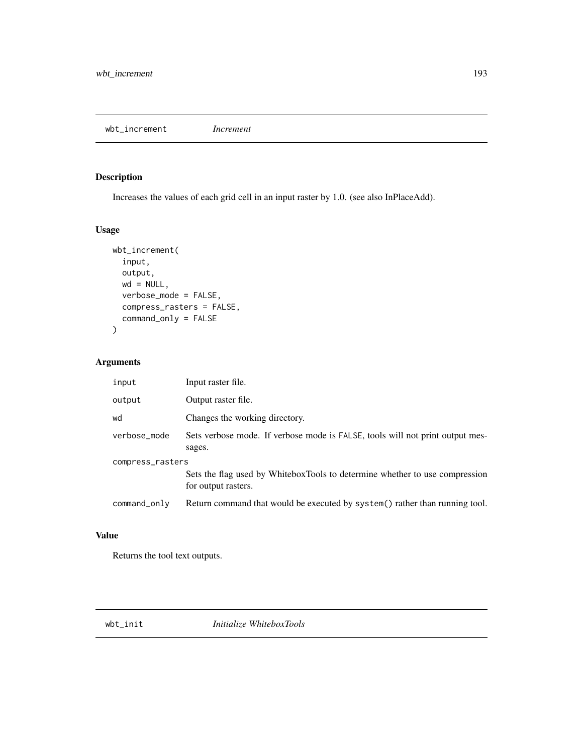## wbt_increment *Increment*

### Description

Increases the values of each grid cell in an input raster by 1.0. (see also InPlaceAdd).

### Usage

```
wbt_increment(
  input,
  output,
  wd = NULL,
  verbose_mode = FALSE,
  compress_rasters = FALSE,
  command_only = FALSE
)
```

### Arguments

| | |
|---|---|
| input | Input raster file. |
| output | Output raster file. |
| wd | Changes the working directory. |
| verbose_mode | Sets verbose mode. If verbose mode is FALSE, tools will not print output messages. |
| compress_rasters | Sets the flag used by WhiteboxTools to determine whether to use compression for output rasters. |
| command_only | Return command that would be executed by system() rather than running tool. |

### Value

Returns the tool text outputs.

## wbt_init *Initialize WhiteboxTools*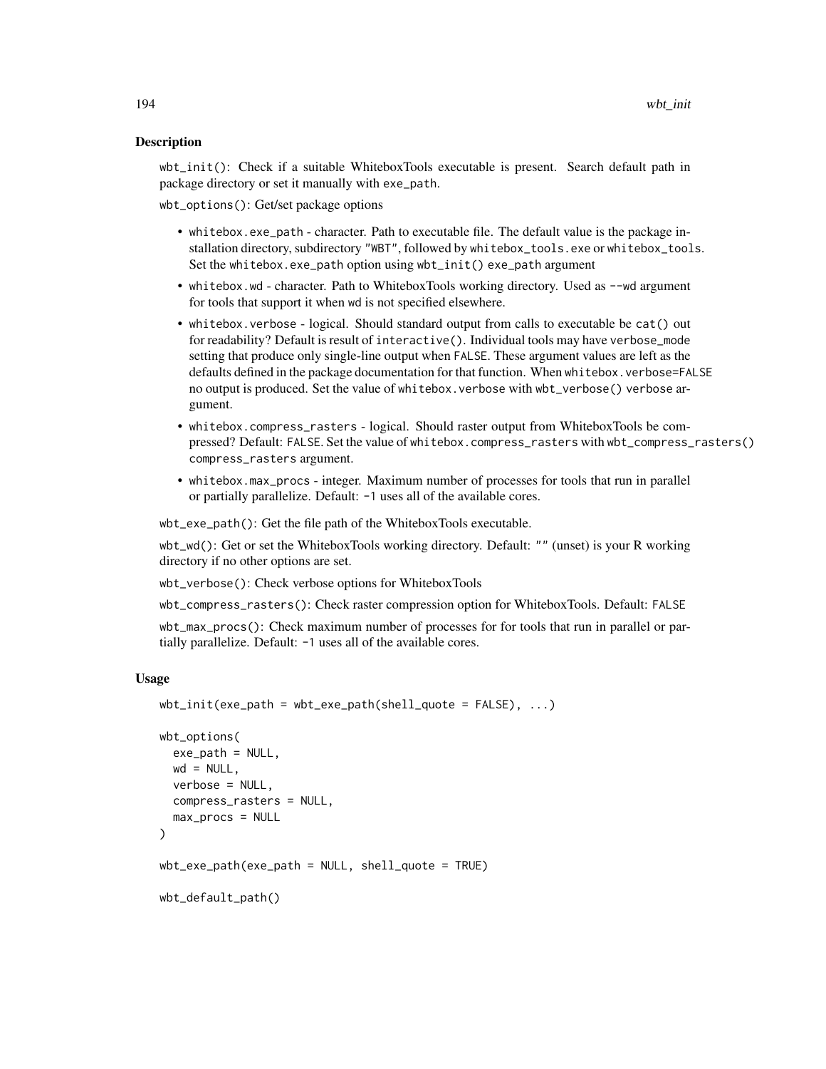### Description

`wbt_init()`: Check if a suitable WhiteboxTools executable is present. Search default path in package directory or set it manually with `exe_path`.

`wbt_options()`: Get/set package options

- `whitebox.exe_path` - character. Path to executable file. The default value is the package installation directory, subdirectory `"WBT"`, followed by `whitebox_tools.exe` or `whitebox_tools`. Set the `whitebox.exe_path` option using `wbt_init()` `exe_path` argument
- `whitebox.wd` - character. Path to WhiteboxTools working directory. Used as `--wd` argument for tools that support it when `wd` is not specified elsewhere.
- `whitebox.verbose` - logical. Should standard output from calls to executable be `cat()` out for readability? Default is result of `interactive()`. Individual tools may have `verbose_mode` setting that produce only single-line output when `FALSE`. These argument values are left as the defaults defined in the package documentation for that function. When `whitebox.verbose=FALSE` no output is produced. Set the value of `whitebox.verbose` with `wbt_verbose()` `verbose` argument.
- `whitebox.compress_rasters` - logical. Should raster output from WhiteboxTools be compressed? Default: `FALSE`. Set the value of `whitebox.compress_rasters` with `wbt_compress_rasters()` `compress_rasters` argument.
- `whitebox.max_procs` - integer. Maximum number of processes for tools that run in parallel or partially parallelize. Default: `-1` uses all of the available cores.

`wbt_exe_path()`: Get the file path of the WhiteboxTools executable.

`wbt_wd()`: Get or set the WhiteboxTools working directory. Default: `""` (unset) is your R working directory if no other options are set.

`wbt_verbose()`: Check verbose options for WhiteboxTools

`wbt_compress_rasters()`: Check raster compression option for WhiteboxTools. Default: `FALSE`

`wbt_max_procs()`: Check maximum number of processes for for tools that run in parallel or partially parallelize. Default: `-1` uses all of the available cores.

### Usage

```
wbt_init(exe_path = wbt_exe_path(shell_quote = FALSE), ...)

wbt_options(
  exe_path = NULL,
  wd = NULL,
  verbose = NULL,
  compress_rasters = NULL,
  max_procs = NULL
)

wbt_exe_path(exe_path = NULL, shell_quote = TRUE)

wbt_default_path()
```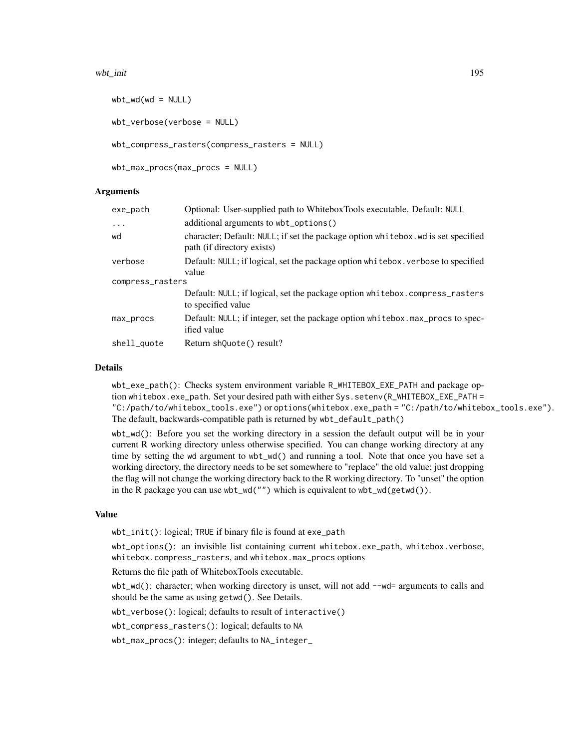```
wbt_wd(wd = NULL)

wbt_verbose(verbose = NULL)

wbt_compress_rasters(compress_rasters = NULL)

wbt_max_procs(max_procs = NULL)
```

### Arguments

| | |
|---|---|
| `exe_path` | Optional: User-supplied path to WhiteboxTools executable. Default: `NULL` |
| `...` | additional arguments to `wbt_options()` |
| `wd` | character; Default: `NULL`; if set the package option `whitebox.wd` is set specified path (if directory exists) |
| `verbose` | Default: `NULL`; if logical, set the package option `whitebox.verbose` to specified value |
| `compress_rasters` | Default: `NULL`; if logical, set the package option `whitebox.compress_rasters` to specified value |
| `max_procs` | Default: `NULL`; if integer, set the package option `whitebox.max_procs` to specified value |
| `shell_quote` | Return `shQuote()` result? |

### Details

`wbt_exe_path()`: Checks system environment variable `R_WHITEBOX_EXE_PATH` and package option `whitebox.exe_path`. Set your desired path with either `Sys.setenv(R_WHITEBOX_EXE_PATH = "C:/path/to/whitebox_tools.exe")` or `options(whitebox.exe_path = "C:/path/to/whitebox_tools.exe")`. The default, backwards-compatible path is returned by `wbt_default_path()`

`wbt_wd()`: Before you set the working directory in a session the default output will be in your current R working directory unless otherwise specified. You can change working directory at any time by setting the `wd` argument to `wbt_wd()` and running a tool. Note that once you have set a working directory, the directory needs to be set somewhere to "replace" the old value; just dropping the flag will not change the working directory back to the R working directory. To "unset" the option in the R package you can use `wbt_wd("")` which is equivalent to `wbt_wd(getwd())`.

### Value

`wbt_init()`: logical; `TRUE` if binary file is found at `exe_path`

`wbt_options()`: an invisible list containing current `whitebox.exe_path`, `whitebox.verbose`, `whitebox.compress_rasters`, and `whitebox.max_procs` options

Returns the file path of WhiteboxTools executable.

`wbt_wd()`: character; when working directory is unset, will not add `--wd=` arguments to calls and should be the same as using `getwd()`. See Details.

`wbt_verbose()`: logical; defaults to result of `interactive()`

`wbt_compress_rasters()`: logical; defaults to `NA`

`wbt_max_procs()`: integer; defaults to `NA_integer_`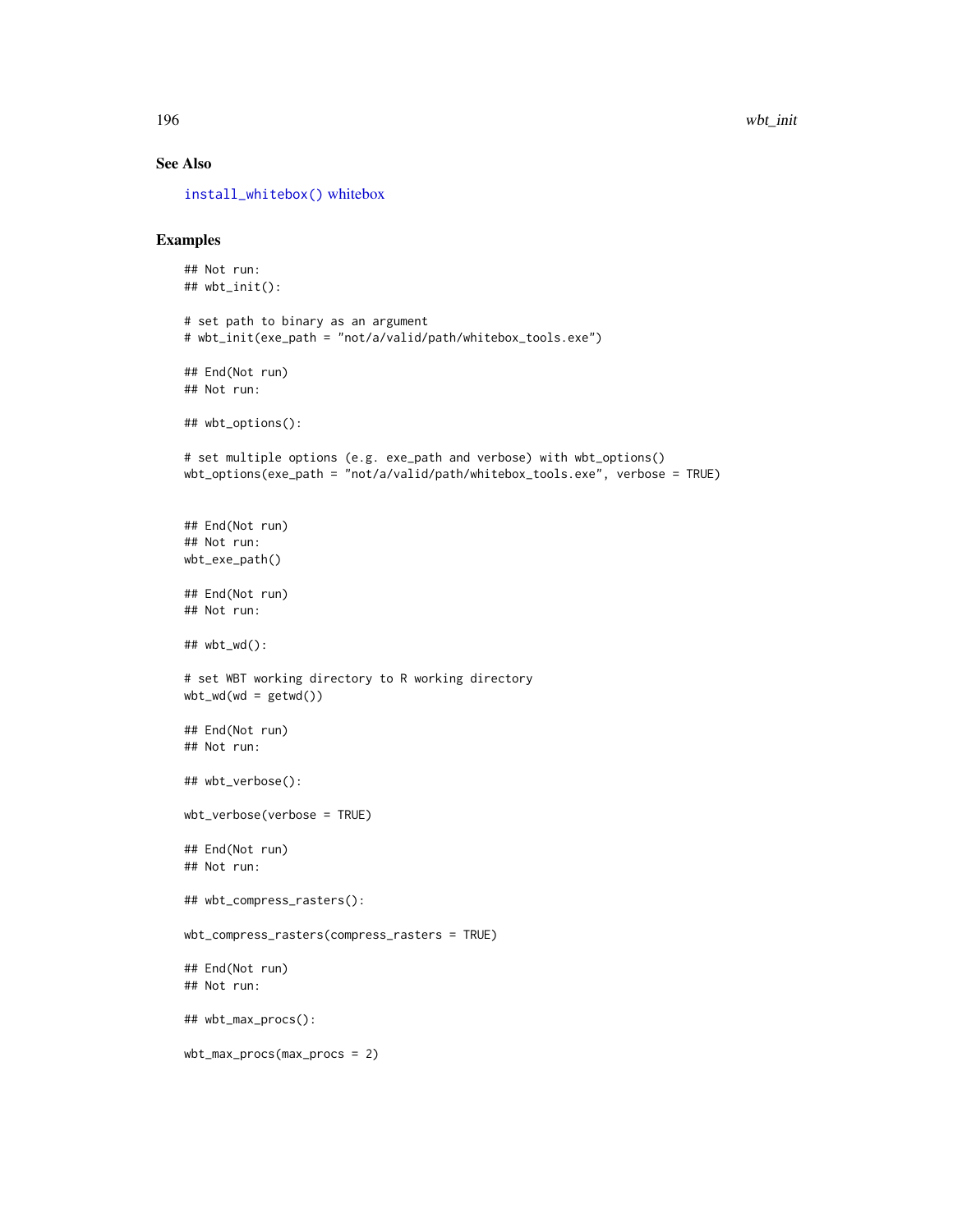## See Also

install_whitebox() whitebox

## Examples

```
## Not run:
## wbt_init():

# set path to binary as an argument
# wbt_init(exe_path = "not/a/valid/path/whitebox_tools.exe")

## End(Not run)
## Not run:

## wbt_options():

# set multiple options (e.g. exe_path and verbose) with wbt_options()
wbt_options(exe_path = "not/a/valid/path/whitebox_tools.exe", verbose = TRUE)


## End(Not run)
## Not run:
wbt_exe_path()

## End(Not run)
## Not run:

## wbt_wd():

# set WBT working directory to R working directory
wbt_wd(wd = getwd())

## End(Not run)
## Not run:

## wbt_verbose():

wbt_verbose(verbose = TRUE)

## End(Not run)
## Not run:

## wbt_compress_rasters():

wbt_compress_rasters(compress_rasters = TRUE)

## End(Not run)
## Not run:

## wbt_max_procs():

wbt_max_procs(max_procs = 2)
```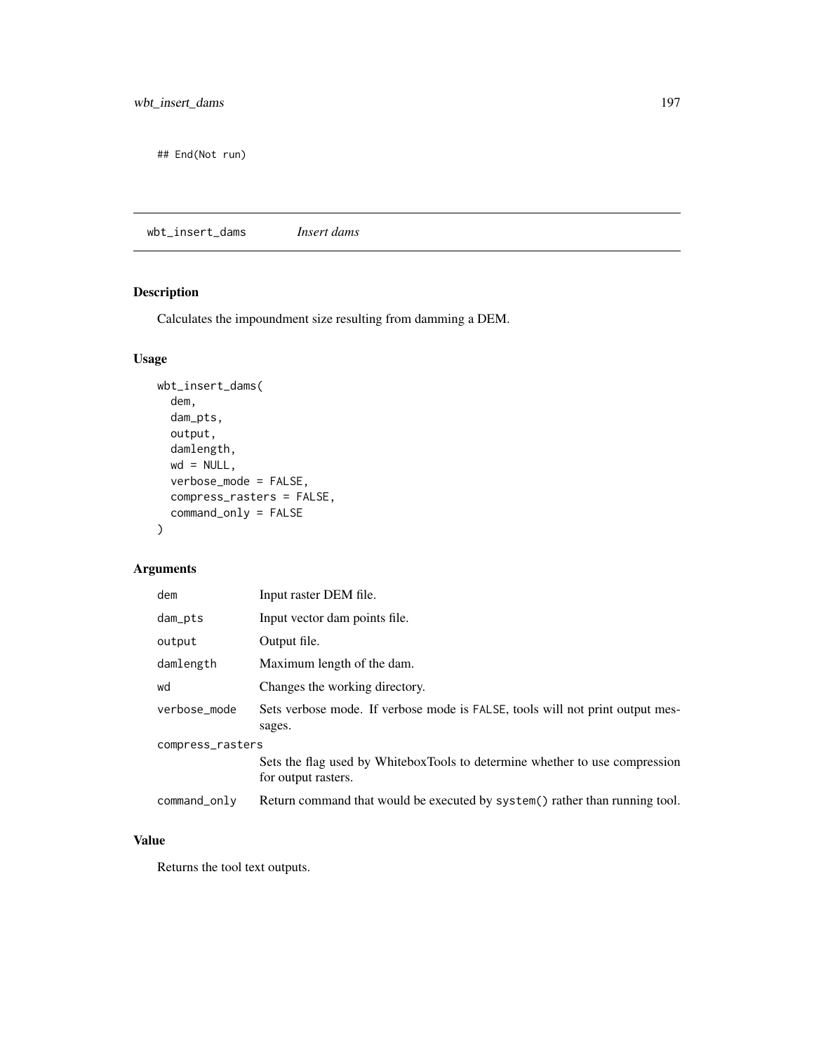```
## End(Not run)
```

## wbt_insert_dams *Insert dams*

### Description

Calculates the impoundment size resulting from damming a DEM.

### Usage

```
wbt_insert_dams(
  dem,
  dam_pts,
  output,
  damlength,
  wd = NULL,
  verbose_mode = FALSE,
  compress_rasters = FALSE,
  command_only = FALSE
)
```

### Arguments

| | |
|---|---|
| dem | Input raster DEM file. |
| dam_pts | Input vector dam points file. |
| output | Output file. |
| damlength | Maximum length of the dam. |
| wd | Changes the working directory. |
| verbose_mode | Sets verbose mode. If verbose mode is FALSE, tools will not print output messages. |
| compress_rasters | Sets the flag used by WhiteboxTools to determine whether to use compression for output rasters. |
| command_only | Return command that would be executed by system() rather than running tool. |

### Value

Returns the tool text outputs.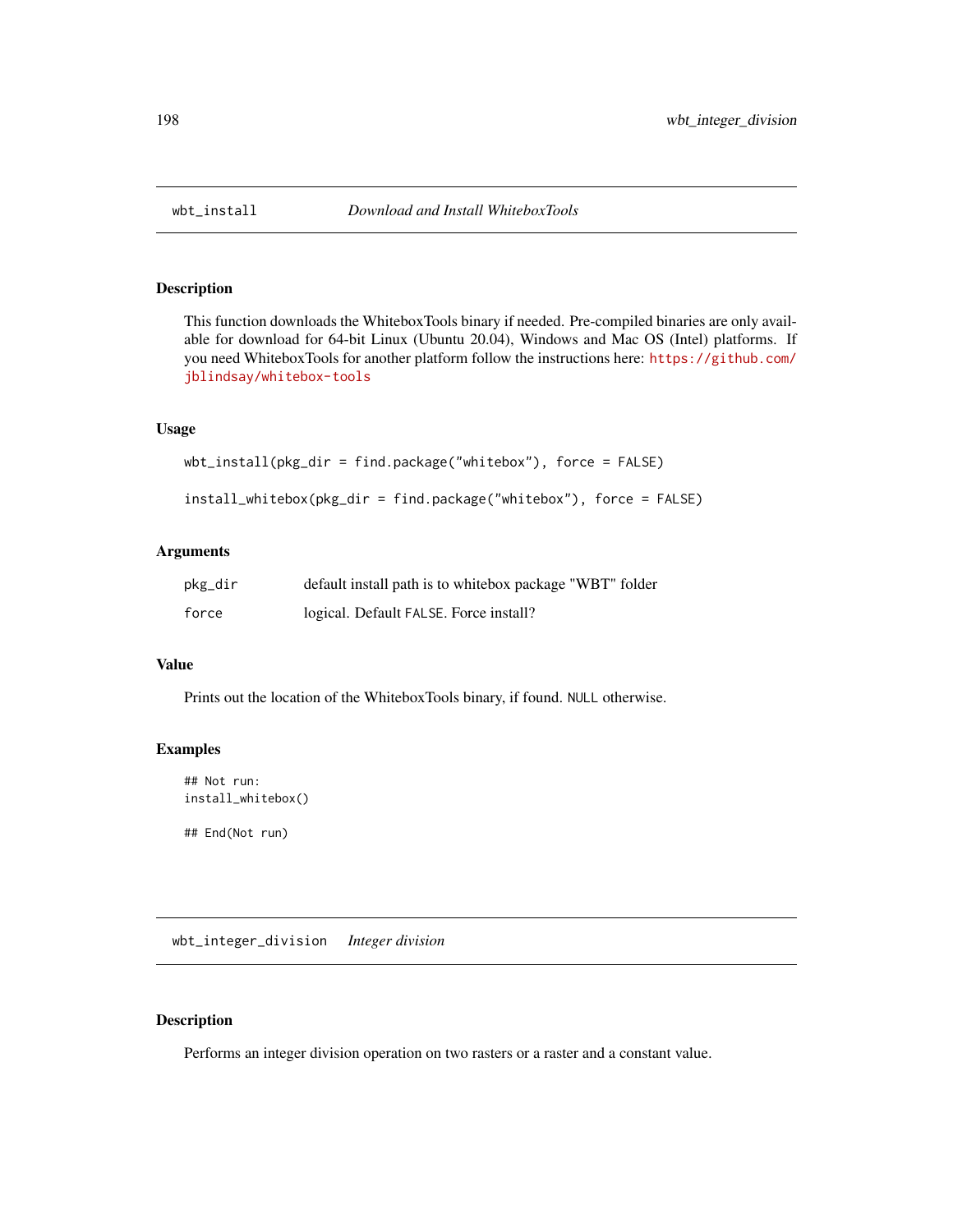## wbt_install *Download and Install WhiteboxTools*

### Description

This function downloads the WhiteboxTools binary if needed. Pre-compiled binaries are only available for download for 64-bit Linux (Ubuntu 20.04), Windows and Mac OS (Intel) platforms. If you need WhiteboxTools for another platform follow the instructions here: https://github.com/jblindsay/whitebox-tools

### Usage

```
wbt_install(pkg_dir = find.package("whitebox"), force = FALSE)

install_whitebox(pkg_dir = find.package("whitebox"), force = FALSE)
```

### Arguments

| | |
|---|---|
| pkg_dir | default install path is to whitebox package "WBT" folder |
| force | logical. Default FALSE. Force install? |

### Value

Prints out the location of the WhiteboxTools binary, if found. NULL otherwise.

### Examples

```
## Not run:
install_whitebox()

## End(Not run)
```

## wbt_integer_division *Integer division*

### Description

Performs an integer division operation on two rasters or a raster and a constant value.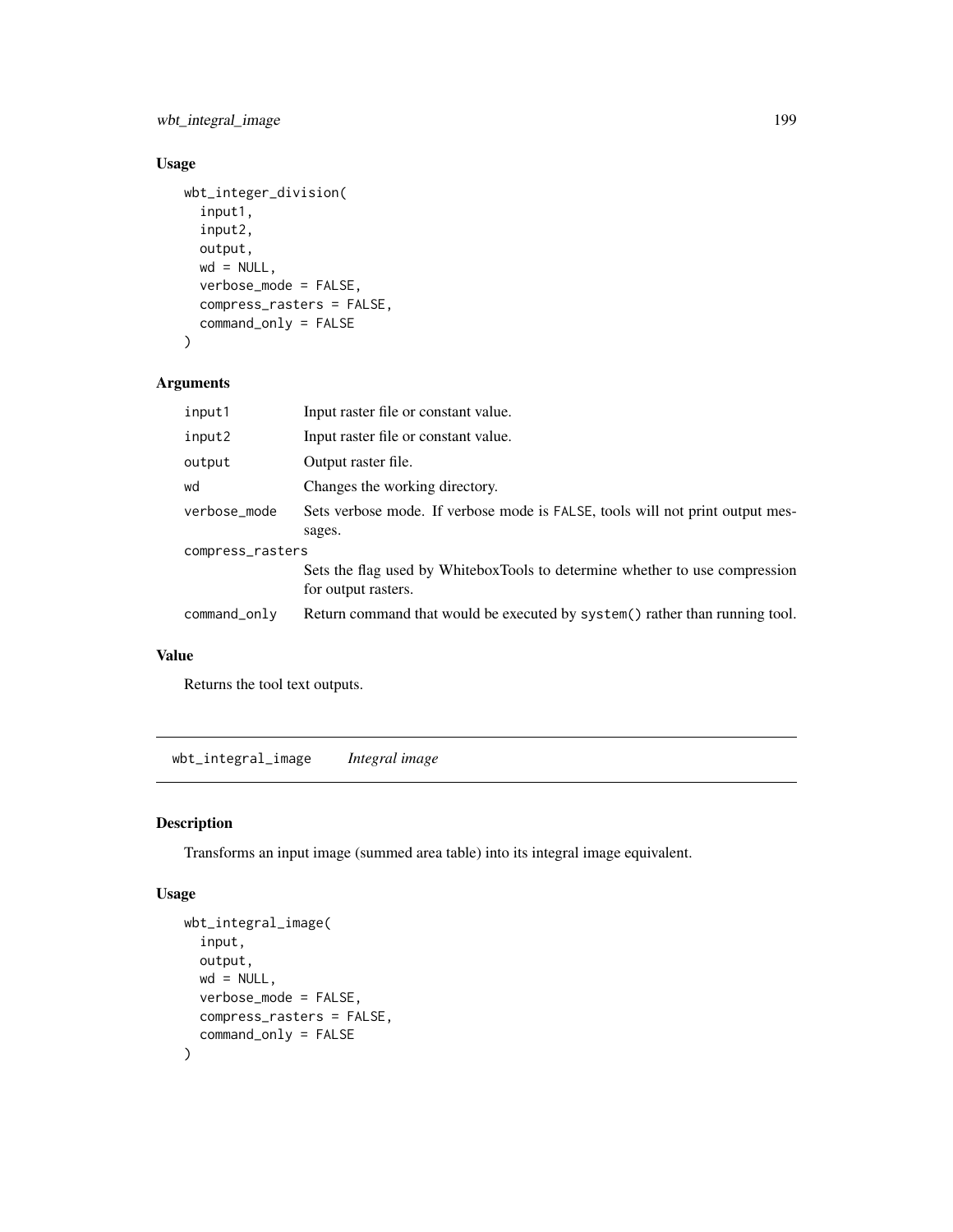## Usage

```
wbt_integer_division(
  input1,
  input2,
  output,
  wd = NULL,
  verbose_mode = FALSE,
  compress_rasters = FALSE,
  command_only = FALSE
)
```

## Arguments

| | |
|---|---|
| input1 | Input raster file or constant value. |
| input2 | Input raster file or constant value. |
| output | Output raster file. |
| wd | Changes the working directory. |
| verbose_mode | Sets verbose mode. If verbose mode is FALSE, tools will not print output messages. |
| compress_rasters | Sets the flag used by WhiteboxTools to determine whether to use compression for output rasters. |
| command_only | Return command that would be executed by system() rather than running tool. |

## Value

Returns the tool text outputs.

---

# wbt_integral_image *Integral image*

## Description

Transforms an input image (summed area table) into its integral image equivalent.

## Usage

```
wbt_integral_image(
  input,
  output,
  wd = NULL,
  verbose_mode = FALSE,
  compress_rasters = FALSE,
  command_only = FALSE
)
```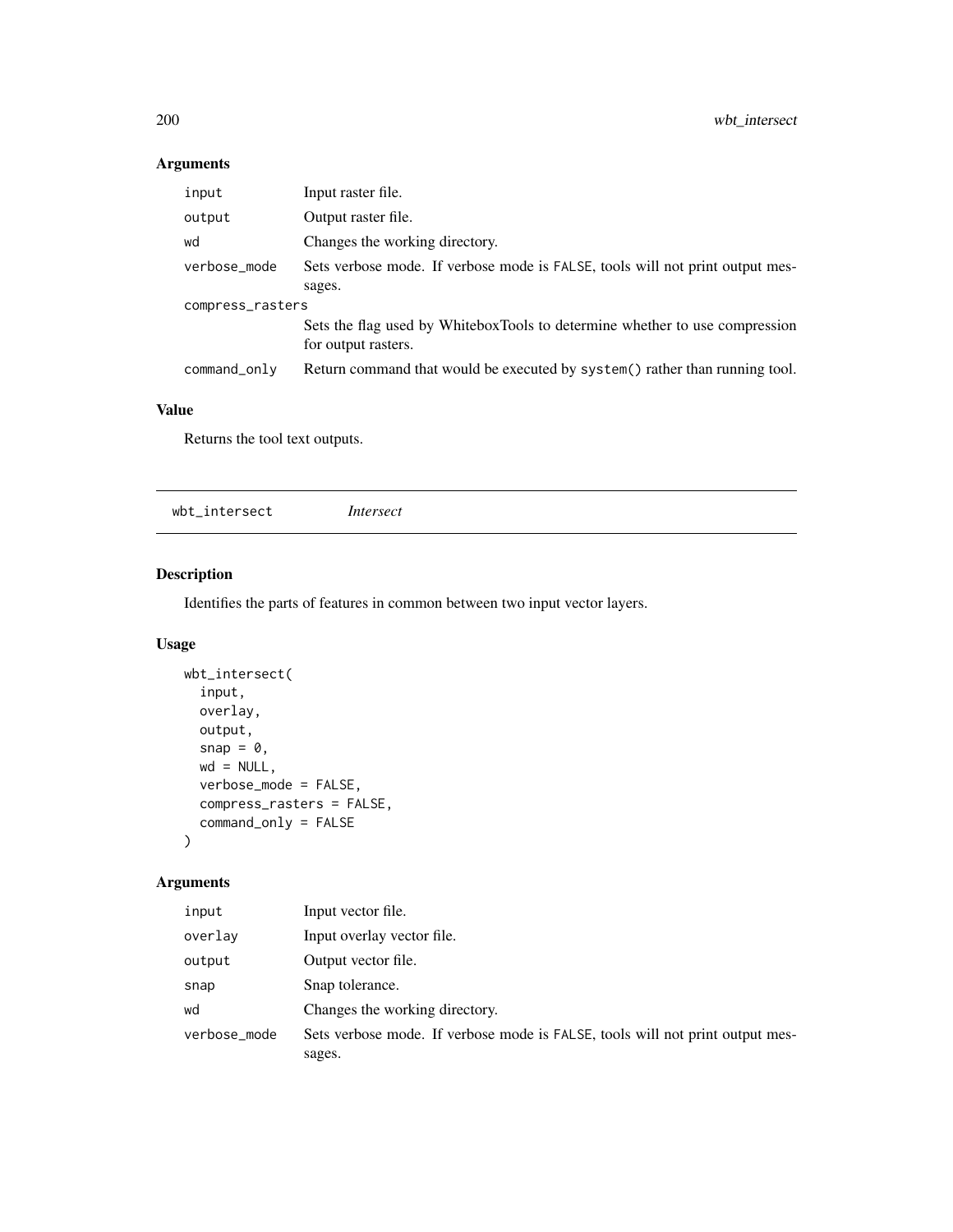## Arguments

| | |
|---|---|
| `input` | Input raster file. |
| `output` | Output raster file. |
| `wd` | Changes the working directory. |
| `verbose_mode` | Sets verbose mode. If verbose mode is `FALSE`, tools will not print output messages. |
| `compress_rasters` | Sets the flag used by WhiteboxTools to determine whether to use compression for output rasters. |
| `command_only` | Return command that would be executed by `system()` rather than running tool. |

## Value

Returns the tool text outputs.

---

# wbt_intersect *Intersect*

---

## Description

Identifies the parts of features in common between two input vector layers.

## Usage

```
wbt_intersect(
  input,
  overlay,
  output,
  snap = 0,
  wd = NULL,
  verbose_mode = FALSE,
  compress_rasters = FALSE,
  command_only = FALSE
)
```

## Arguments

| | |
|---|---|
| `input` | Input vector file. |
| `overlay` | Input overlay vector file. |
| `output` | Output vector file. |
| `snap` | Snap tolerance. |
| `wd` | Changes the working directory. |
| `verbose_mode` | Sets verbose mode. If verbose mode is `FALSE`, tools will not print output messages. |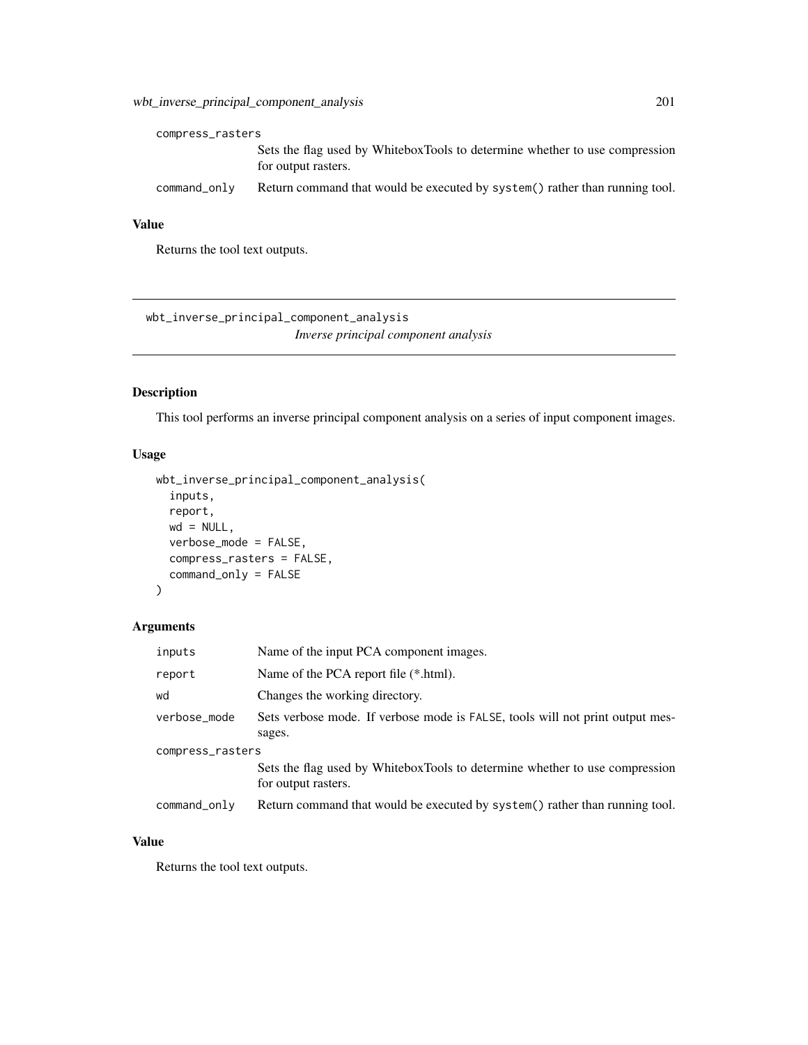compress_rasters
: Sets the flag used by WhiteboxTools to determine whether to use compression for output rasters.

command_only
: Return command that would be executed by `system()` rather than running tool.

## Value

Returns the tool text outputs.

---

# wbt_inverse_principal_component_analysis

*Inverse principal component analysis*

## Description

This tool performs an inverse principal component analysis on a series of input component images.

## Usage

```
wbt_inverse_principal_component_analysis(
  inputs,
  report,
  wd = NULL,
  verbose_mode = FALSE,
  compress_rasters = FALSE,
  command_only = FALSE
)
```

## Arguments

| | |
|---|---|
| inputs | Name of the input PCA component images. |
| report | Name of the PCA report file (*.html). |
| wd | Changes the working directory. |
| verbose_mode | Sets verbose mode. If verbose mode is FALSE, tools will not print output messages. |
| compress_rasters | Sets the flag used by WhiteboxTools to determine whether to use compression for output rasters. |
| command_only | Return command that would be executed by system() rather than running tool. |

## Value

Returns the tool text outputs.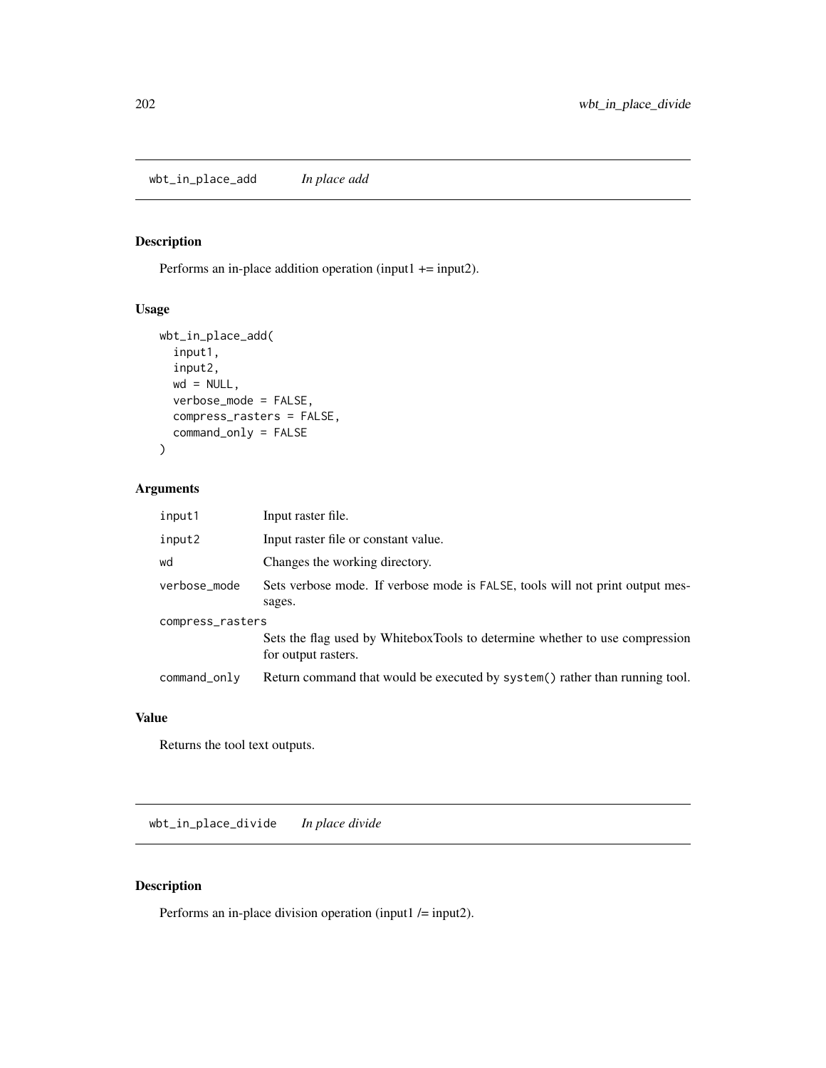## wbt_in_place_add *In place add*

### Description

Performs an in-place addition operation (input1 += input2).

### Usage

```
wbt_in_place_add(
  input1,
  input2,
  wd = NULL,
  verbose_mode = FALSE,
  compress_rasters = FALSE,
  command_only = FALSE
)
```

### Arguments

| | |
|---|---|
| input1 | Input raster file. |
| input2 | Input raster file or constant value. |
| wd | Changes the working directory. |
| verbose_mode | Sets verbose mode. If verbose mode is FALSE, tools will not print output messages. |
| compress_rasters | Sets the flag used by WhiteboxTools to determine whether to use compression for output rasters. |
| command_only | Return command that would be executed by system() rather than running tool. |

### Value

Returns the tool text outputs.

## wbt_in_place_divide *In place divide*

### Description

Performs an in-place division operation (input1 /= input2).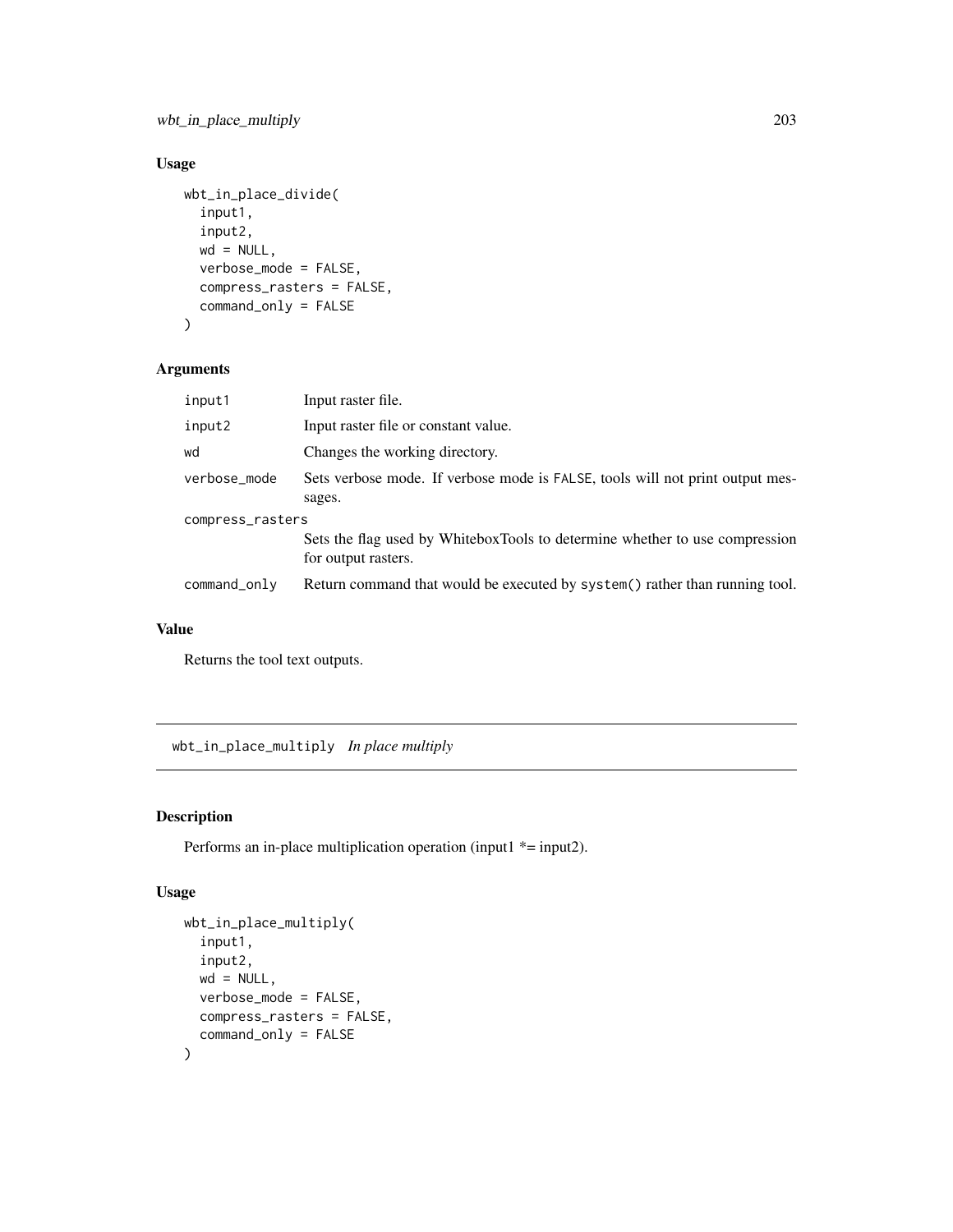## Usage

```
wbt_in_place_divide(
  input1,
  input2,
  wd = NULL,
  verbose_mode = FALSE,
  compress_rasters = FALSE,
  command_only = FALSE
)
```

## Arguments

| | |
|---|---|
| input1 | Input raster file. |
| input2 | Input raster file or constant value. |
| wd | Changes the working directory. |
| verbose_mode | Sets verbose mode. If verbose mode is FALSE, tools will not print output messages. |
| compress_rasters | Sets the flag used by WhiteboxTools to determine whether to use compression for output rasters. |
| command_only | Return command that would be executed by system() rather than running tool. |

## Value

Returns the tool text outputs.

---

# wbt_in_place_multiply *In place multiply*

## Description

Performs an in-place multiplication operation (input1 *= input2).

## Usage

```
wbt_in_place_multiply(
  input1,
  input2,
  wd = NULL,
  verbose_mode = FALSE,
  compress_rasters = FALSE,
  command_only = FALSE
)
```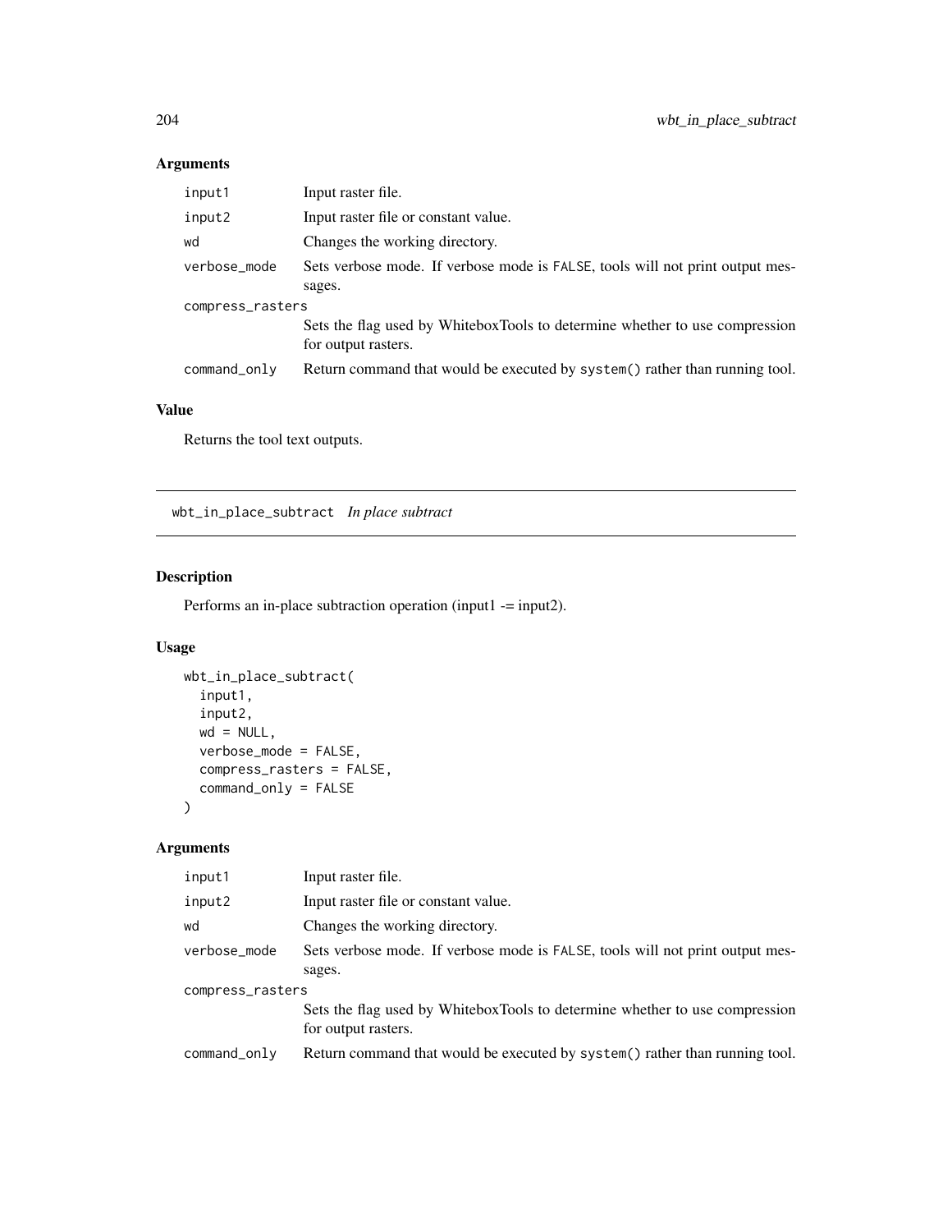## Arguments

| | |
|---|---|
| input1 | Input raster file. |
| input2 | Input raster file or constant value. |
| wd | Changes the working directory. |
| verbose_mode | Sets verbose mode. If verbose mode is FALSE, tools will not print output messages. |
| compress_rasters | Sets the flag used by WhiteboxTools to determine whether to use compression for output rasters. |
| command_only | Return command that would be executed by system() rather than running tool. |

## Value

Returns the tool text outputs.

---

# wbt_in_place_subtract *In place subtract*

## Description

Performs an in-place subtraction operation (input1 -= input2).

## Usage

```
wbt_in_place_subtract(
  input1,
  input2,
  wd = NULL,
  verbose_mode = FALSE,
  compress_rasters = FALSE,
  command_only = FALSE
)
```

## Arguments

| | |
|---|---|
| input1 | Input raster file. |
| input2 | Input raster file or constant value. |
| wd | Changes the working directory. |
| verbose_mode | Sets verbose mode. If verbose mode is FALSE, tools will not print output messages. |
| compress_rasters | Sets the flag used by WhiteboxTools to determine whether to use compression for output rasters. |
| command_only | Return command that would be executed by system() rather than running tool. |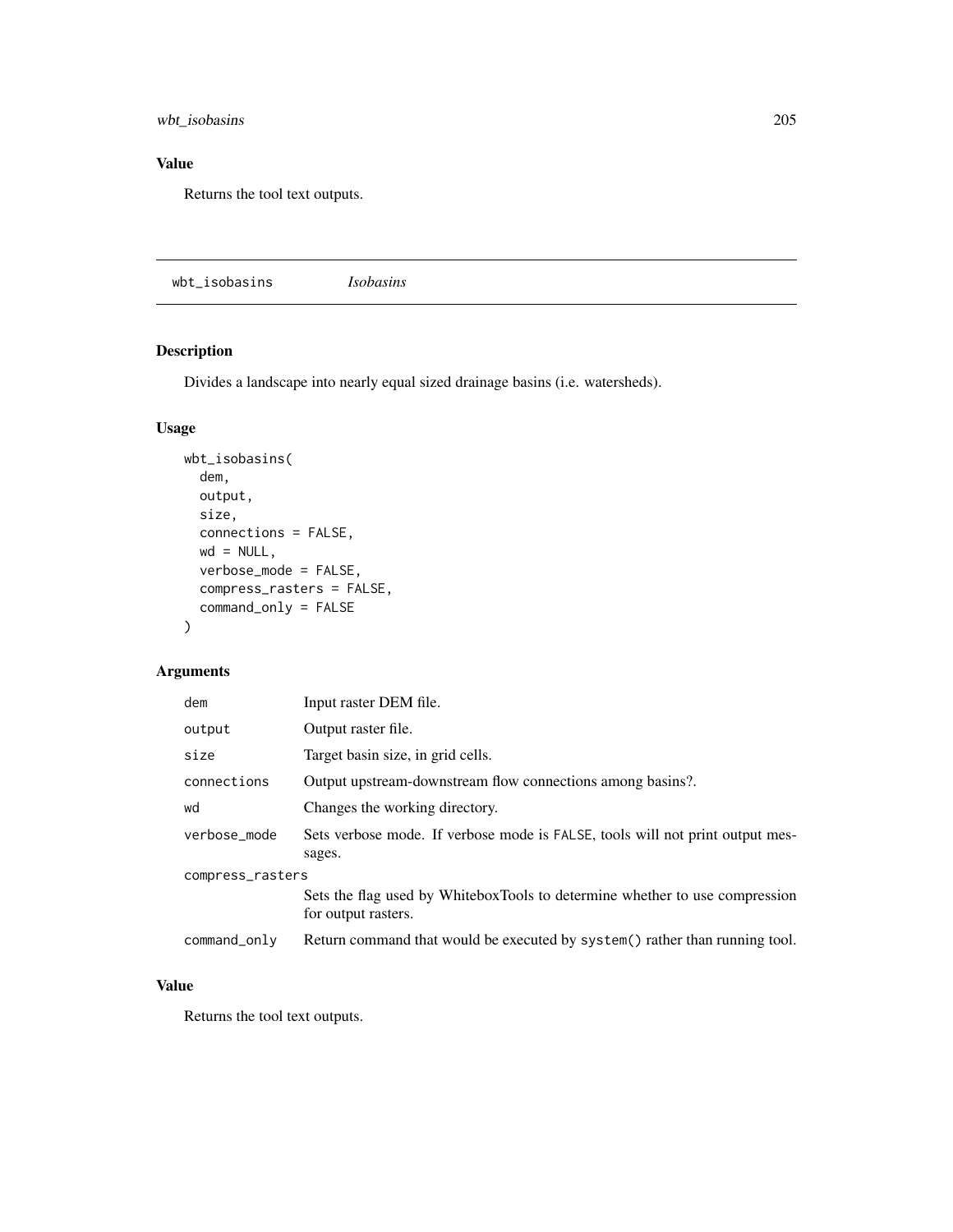## Value

Returns the tool text outputs.

---

wbt_isobasins *Isobasins*

---

## Description

Divides a landscape into nearly equal sized drainage basins (i.e. watersheds).

## Usage

```
wbt_isobasins(
  dem,
  output,
  size,
  connections = FALSE,
  wd = NULL,
  verbose_mode = FALSE,
  compress_rasters = FALSE,
  command_only = FALSE
)
```

## Arguments

| | |
|---|---|
| dem | Input raster DEM file. |
| output | Output raster file. |
| size | Target basin size, in grid cells. |
| connections | Output upstream-downstream flow connections among basins?. |
| wd | Changes the working directory. |
| verbose_mode | Sets verbose mode. If verbose mode is FALSE, tools will not print output messages. |
| compress_rasters | Sets the flag used by WhiteboxTools to determine whether to use compression for output rasters. |
| command_only | Return command that would be executed by system() rather than running tool. |

## Value

Returns the tool text outputs.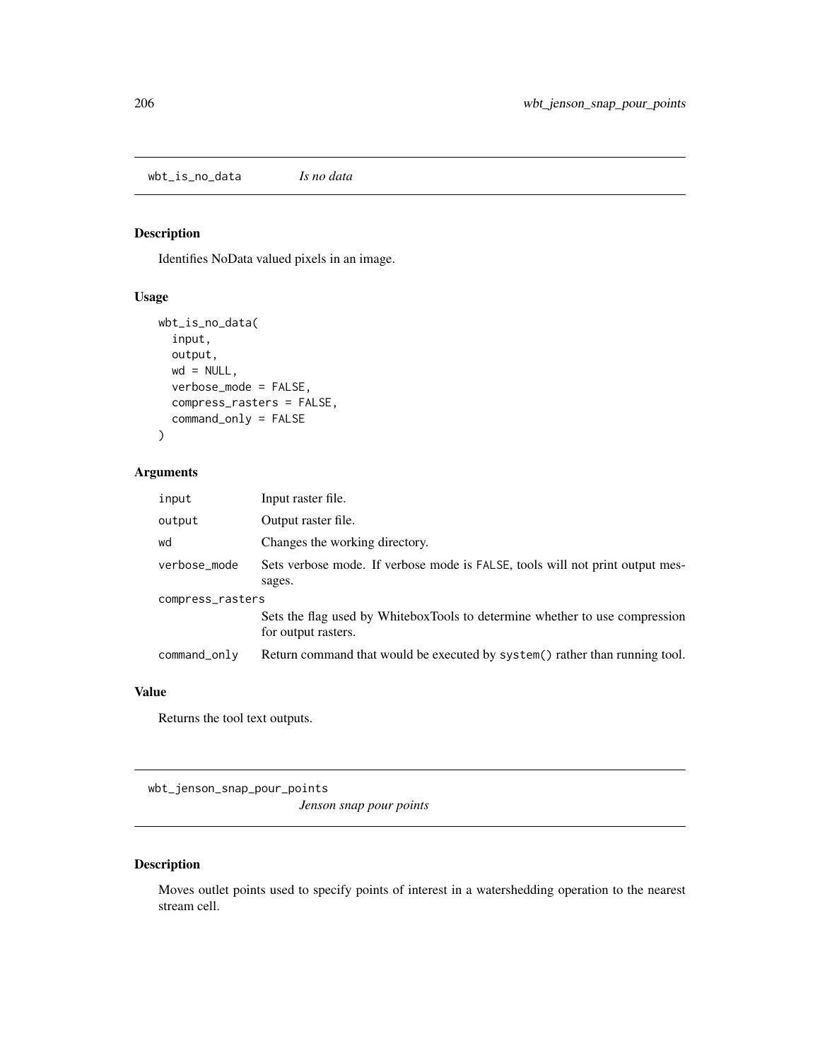## wbt_is_no_data *Is no data*

### Description

Identifies NoData valued pixels in an image.

### Usage

```
wbt_is_no_data(
  input,
  output,
  wd = NULL,
  verbose_mode = FALSE,
  compress_rasters = FALSE,
  command_only = FALSE
)
```

### Arguments

| | |
|---|---|
| input | Input raster file. |
| output | Output raster file. |
| wd | Changes the working directory. |
| verbose_mode | Sets verbose mode. If verbose mode is FALSE, tools will not print output messages. |
| compress_rasters | Sets the flag used by WhiteboxTools to determine whether to use compression for output rasters. |
| command_only | Return command that would be executed by system() rather than running tool. |

### Value

Returns the tool text outputs.

## wbt_jenson_snap_pour_points *Jenson snap pour points*

### Description

Moves outlet points used to specify points of interest in a watershedding operation to the nearest stream cell.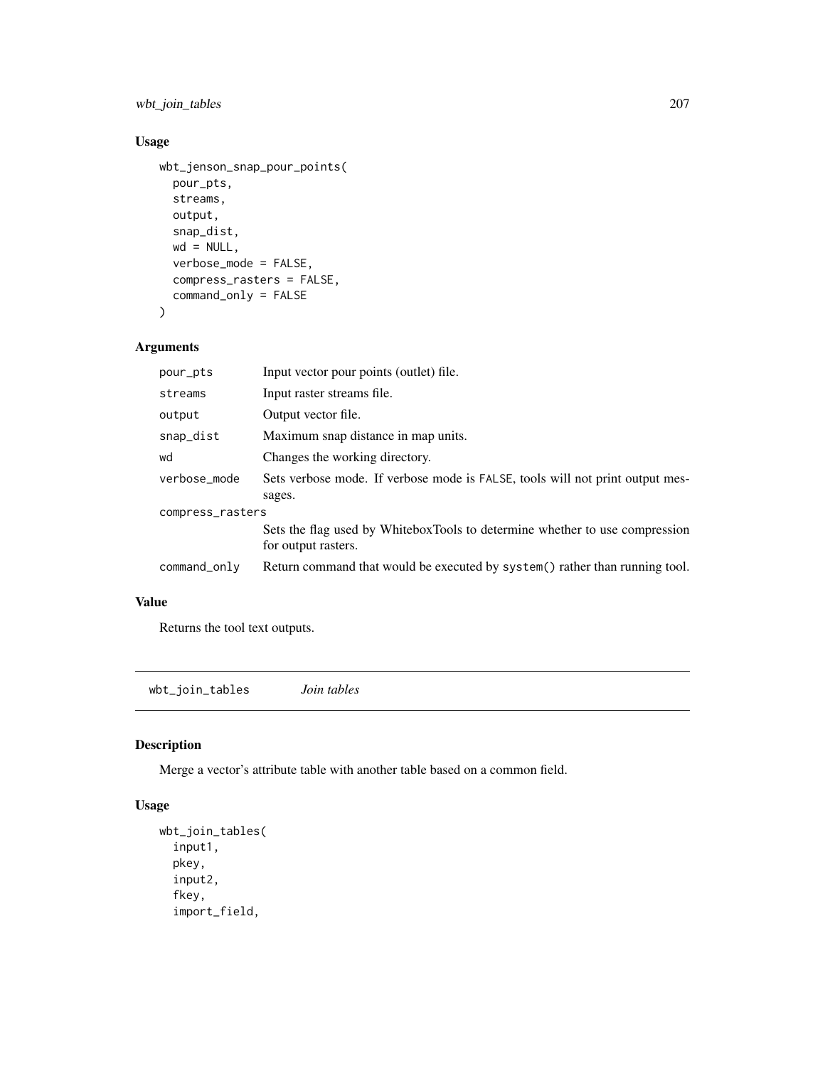## Usage

```
wbt_jenson_snap_pour_points(
  pour_pts,
  streams,
  output,
  snap_dist,
  wd = NULL,
  verbose_mode = FALSE,
  compress_rasters = FALSE,
  command_only = FALSE
)
```

## Arguments

| | |
|---|---|
| pour_pts | Input vector pour points (outlet) file. |
| streams | Input raster streams file. |
| output | Output vector file. |
| snap_dist | Maximum snap distance in map units. |
| wd | Changes the working directory. |
| verbose_mode | Sets verbose mode. If verbose mode is FALSE, tools will not print output messages. |
| compress_rasters | Sets the flag used by WhiteboxTools to determine whether to use compression for output rasters. |
| command_only | Return command that would be executed by system() rather than running tool. |

## Value

Returns the tool text outputs.

---

# wbt_join_tables *Join tables*

## Description

Merge a vector's attribute table with another table based on a common field.

## Usage

```
wbt_join_tables(
  input1,
  pkey,
  input2,
  fkey,
  import_field,
```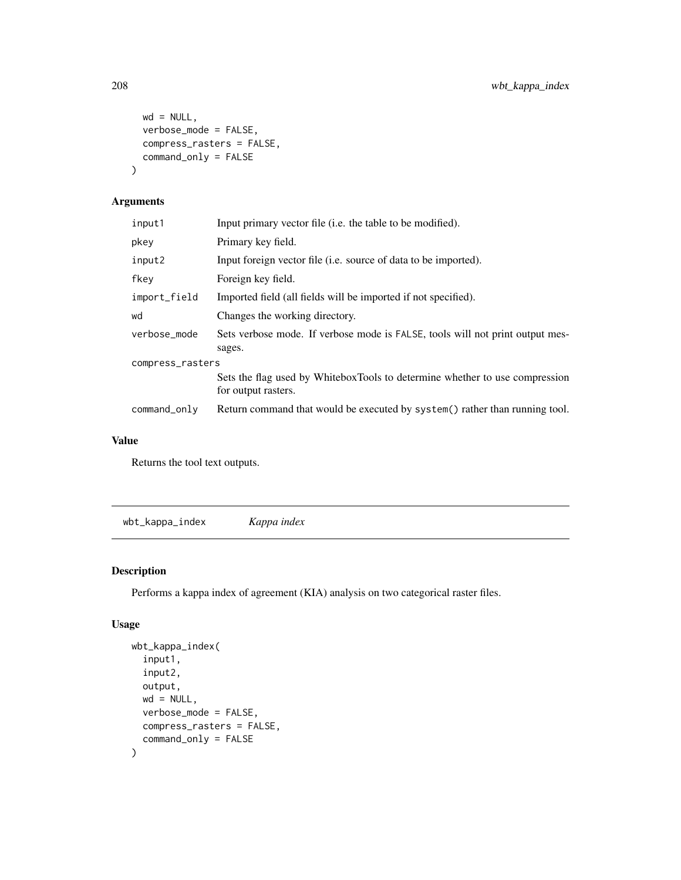```
  wd = NULL,
  verbose_mode = FALSE,
  compress_rasters = FALSE,
  command_only = FALSE
)
```

### Arguments

| | |
|---|---|
| input1 | Input primary vector file (i.e. the table to be modified). |
| pkey | Primary key field. |
| input2 | Input foreign vector file (i.e. source of data to be imported). |
| fkey | Foreign key field. |
| import_field | Imported field (all fields will be imported if not specified). |
| wd | Changes the working directory. |
| verbose_mode | Sets verbose mode. If verbose mode is FALSE, tools will not print output messages. |
| compress_rasters | Sets the flag used by WhiteboxTools to determine whether to use compression for output rasters. |
| command_only | Return command that would be executed by system() rather than running tool. |

### Value

Returns the tool text outputs.

---

## wbt_kappa_index *Kappa index*

### Description

Performs a kappa index of agreement (KIA) analysis on two categorical raster files.

### Usage

```
wbt_kappa_index(
  input1,
  input2,
  output,
  wd = NULL,
  verbose_mode = FALSE,
  compress_rasters = FALSE,
  command_only = FALSE
)
```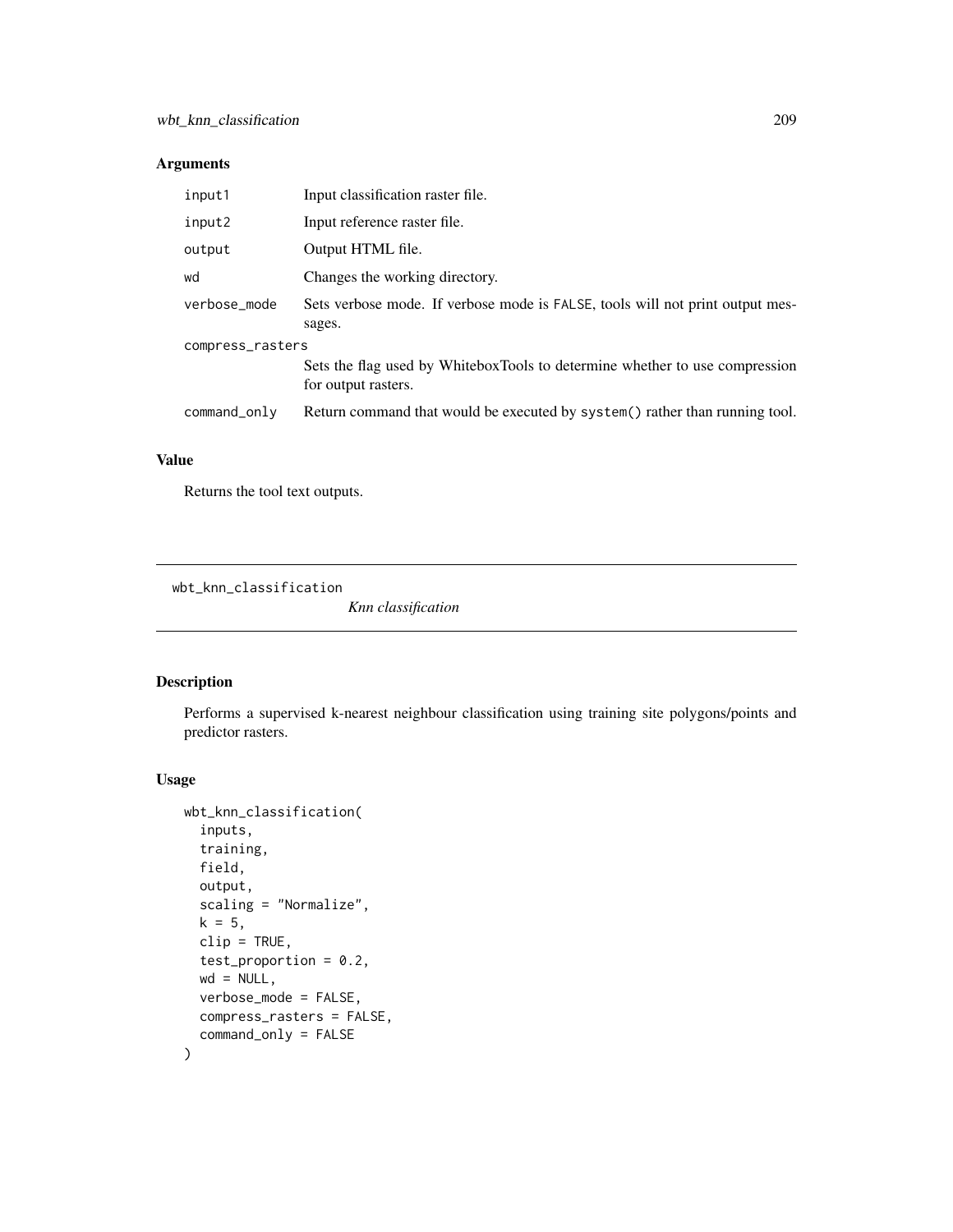## Arguments

| | |
|---|---|
| input1 | Input classification raster file. |
| input2 | Input reference raster file. |
| output | Output HTML file. |
| wd | Changes the working directory. |
| verbose_mode | Sets verbose mode. If verbose mode is FALSE, tools will not print output messages. |
| compress_rasters | Sets the flag used by WhiteboxTools to determine whether to use compression for output rasters. |
| command_only | Return command that would be executed by system() rather than running tool. |

## Value

Returns the tool text outputs.

---

# wbt_knn_classification

*Knn classification*

---

## Description

Performs a supervised k-nearest neighbour classification using training site polygons/points and predictor rasters.

## Usage

```
wbt_knn_classification(
  inputs,
  training,
  field,
  output,
  scaling = "Normalize",
  k = 5,
  clip = TRUE,
  test_proportion = 0.2,
  wd = NULL,
  verbose_mode = FALSE,
  compress_rasters = FALSE,
  command_only = FALSE
)
```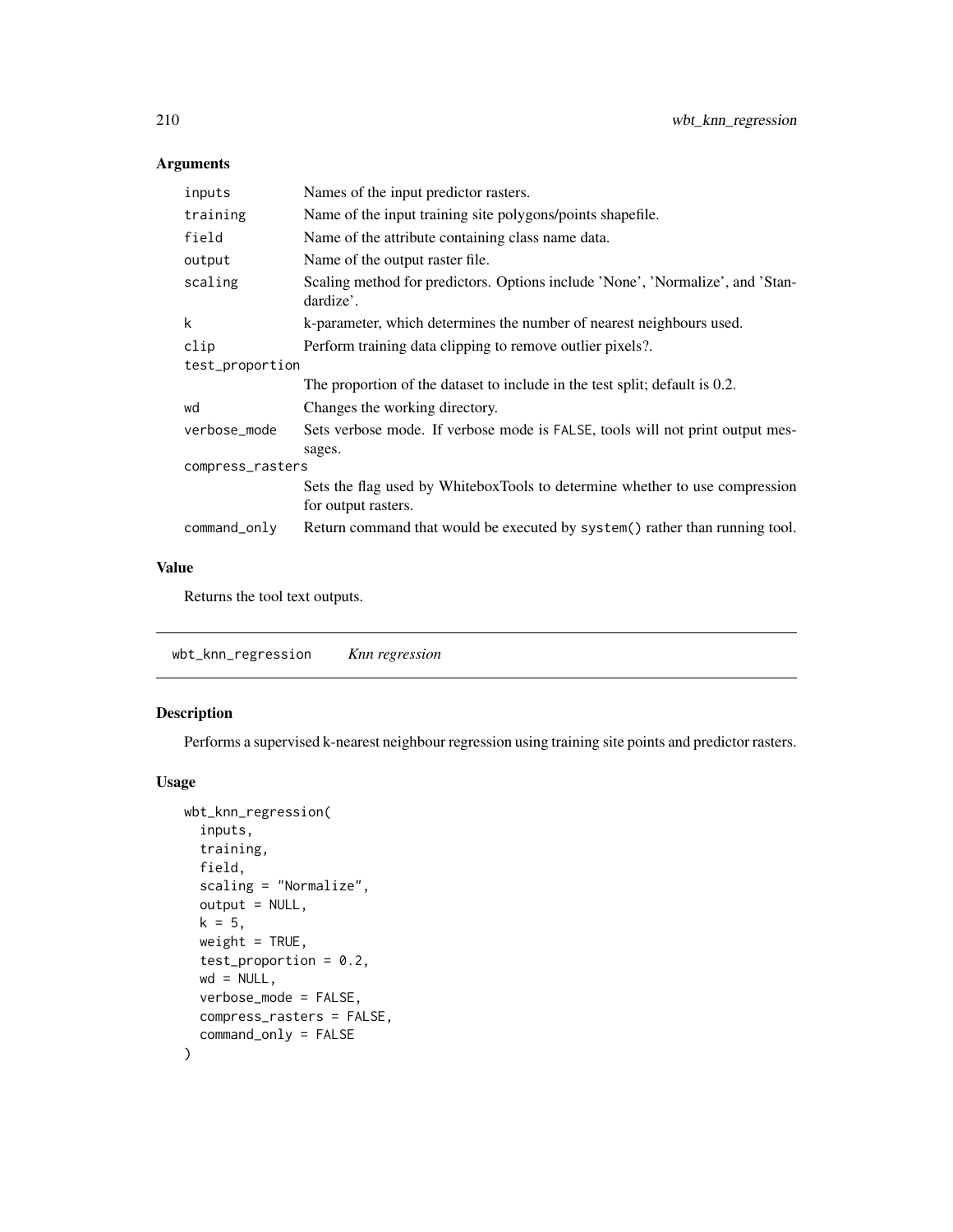## Arguments

| | |
|---|---|
| inputs | Names of the input predictor rasters. |
| training | Name of the input training site polygons/points shapefile. |
| field | Name of the attribute containing class name data. |
| output | Name of the output raster file. |
| scaling | Scaling method for predictors. Options include 'None', 'Normalize', and 'Standardize'. |
| k | k-parameter, which determines the number of nearest neighbours used. |
| clip | Perform training data clipping to remove outlier pixels?. |
| test_proportion | The proportion of the dataset to include in the test split; default is 0.2. |
| wd | Changes the working directory. |
| verbose_mode | Sets verbose mode. If verbose mode is FALSE, tools will not print output messages. |
| compress_rasters | Sets the flag used by WhiteboxTools to determine whether to use compression for output rasters. |
| command_only | Return command that would be executed by system() rather than running tool. |

## Value

Returns the tool text outputs.

---

# wbt_knn_regression *Knn regression*

## Description

Performs a supervised k-nearest neighbour regression using training site points and predictor rasters.

## Usage

```
wbt_knn_regression(
  inputs,
  training,
  field,
  scaling = "Normalize",
  output = NULL,
  k = 5,
  weight = TRUE,
  test_proportion = 0.2,
  wd = NULL,
  verbose_mode = FALSE,
  compress_rasters = FALSE,
  command_only = FALSE
)
```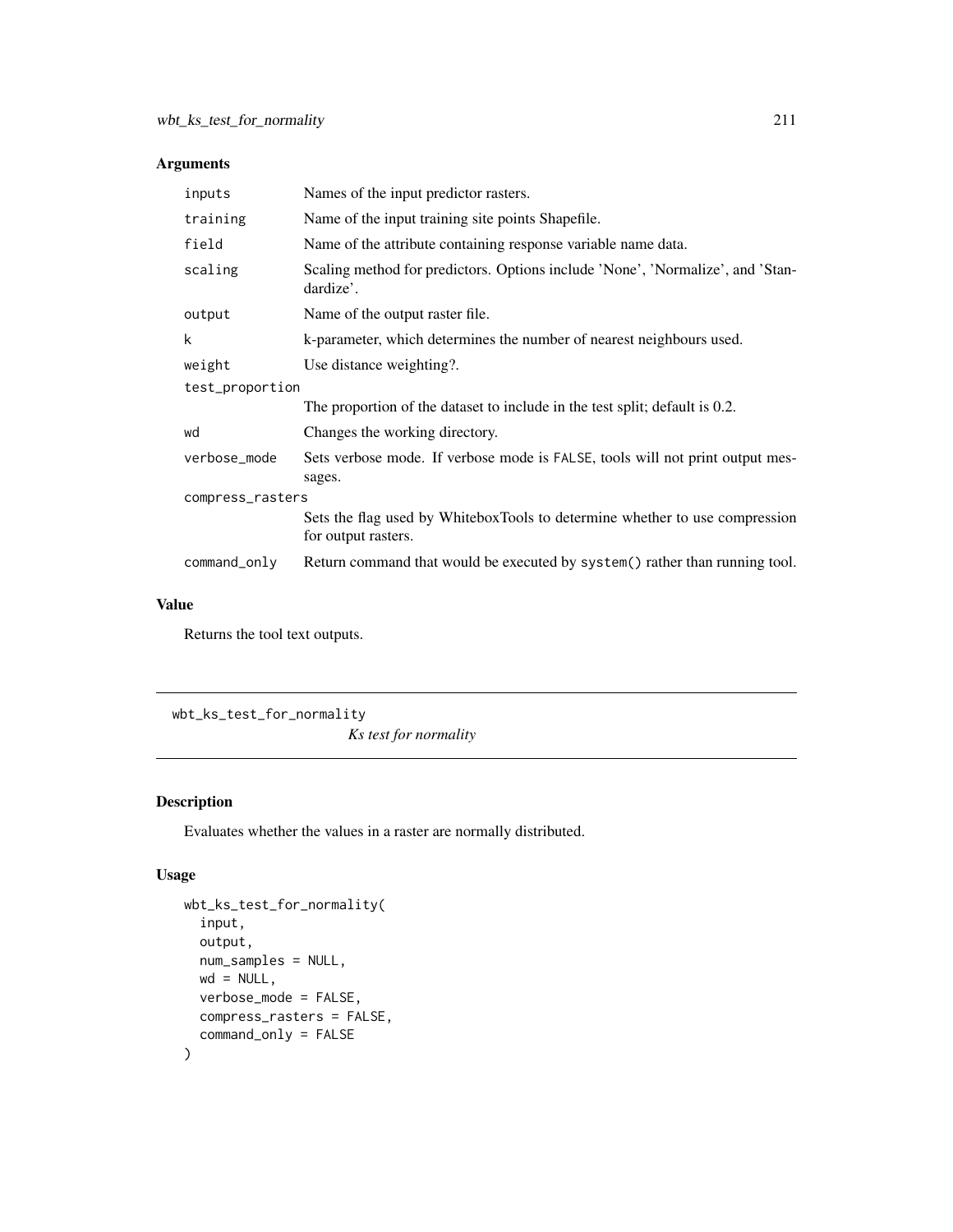## Arguments

| | |
|---|---|
| inputs | Names of the input predictor rasters. |
| training | Name of the input training site points Shapefile. |
| field | Name of the attribute containing response variable name data. |
| scaling | Scaling method for predictors. Options include 'None', 'Normalize', and 'Standardize'. |
| output | Name of the output raster file. |
| k | k-parameter, which determines the number of nearest neighbours used. |
| weight | Use distance weighting?. |
| test_proportion | The proportion of the dataset to include in the test split; default is 0.2. |
| wd | Changes the working directory. |
| verbose_mode | Sets verbose mode. If verbose mode is FALSE, tools will not print output messages. |
| compress_rasters | Sets the flag used by WhiteboxTools to determine whether to use compression for output rasters. |
| command_only | Return command that would be executed by system() rather than running tool. |

## Value

Returns the tool text outputs.

---

# wbt_ks_test_for_normality

*Ks test for normality*

## Description

Evaluates whether the values in a raster are normally distributed.

## Usage

```
wbt_ks_test_for_normality(
  input,
  output,
  num_samples = NULL,
  wd = NULL,
  verbose_mode = FALSE,
  compress_rasters = FALSE,
  command_only = FALSE
)
```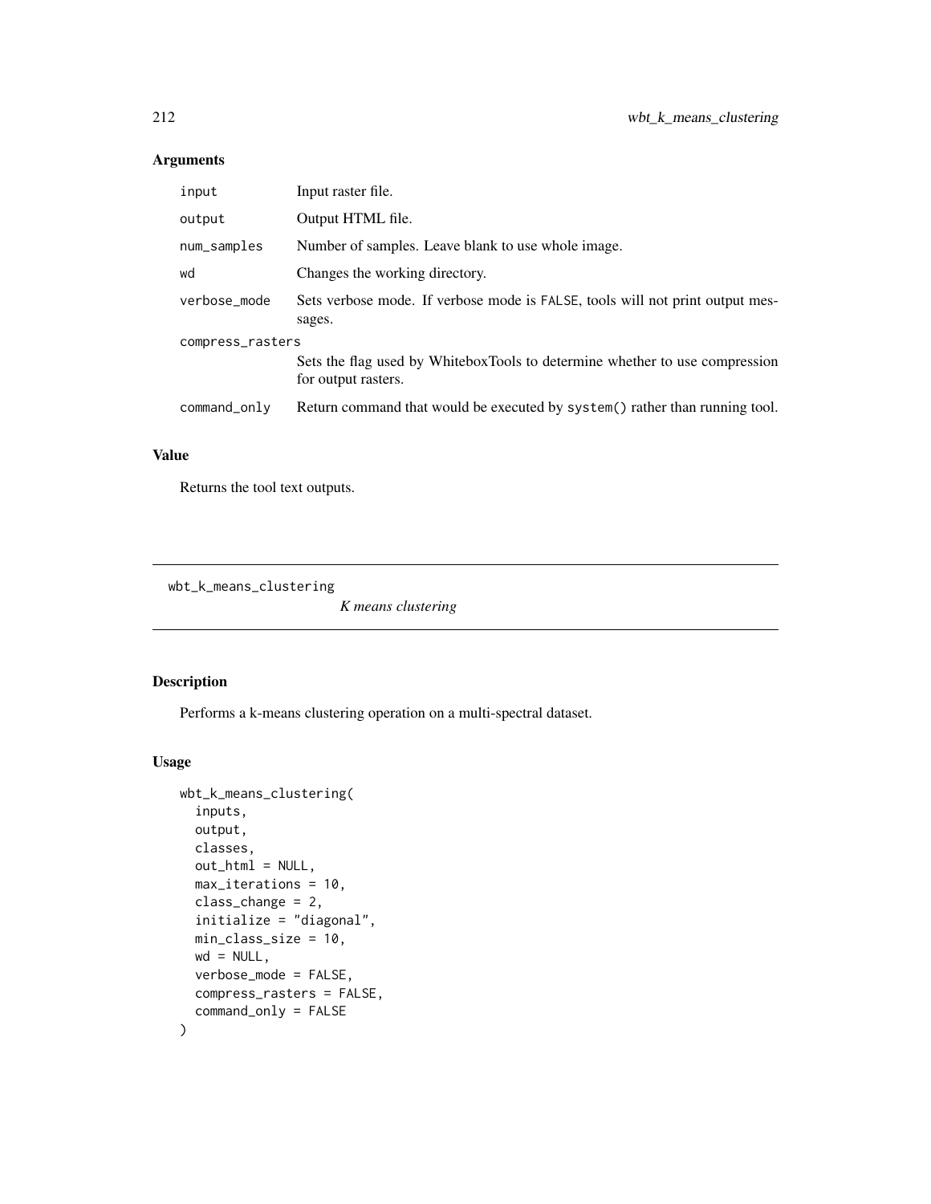## Arguments

| | |
|---|---|
| input | Input raster file. |
| output | Output HTML file. |
| num_samples | Number of samples. Leave blank to use whole image. |
| wd | Changes the working directory. |
| verbose_mode | Sets verbose mode. If verbose mode is FALSE, tools will not print output messages. |
| compress_rasters | Sets the flag used by WhiteboxTools to determine whether to use compression for output rasters. |
| command_only | Return command that would be executed by system() rather than running tool. |

## Value

Returns the tool text outputs.

---

# wbt_k_means_clustering

*K means clustering*

---

## Description

Performs a k-means clustering operation on a multi-spectral dataset.

## Usage

```
wbt_k_means_clustering(
  inputs,
  output,
  classes,
  out_html = NULL,
  max_iterations = 10,
  class_change = 2,
  initialize = "diagonal",
  min_class_size = 10,
  wd = NULL,
  verbose_mode = FALSE,
  compress_rasters = FALSE,
  command_only = FALSE
)
```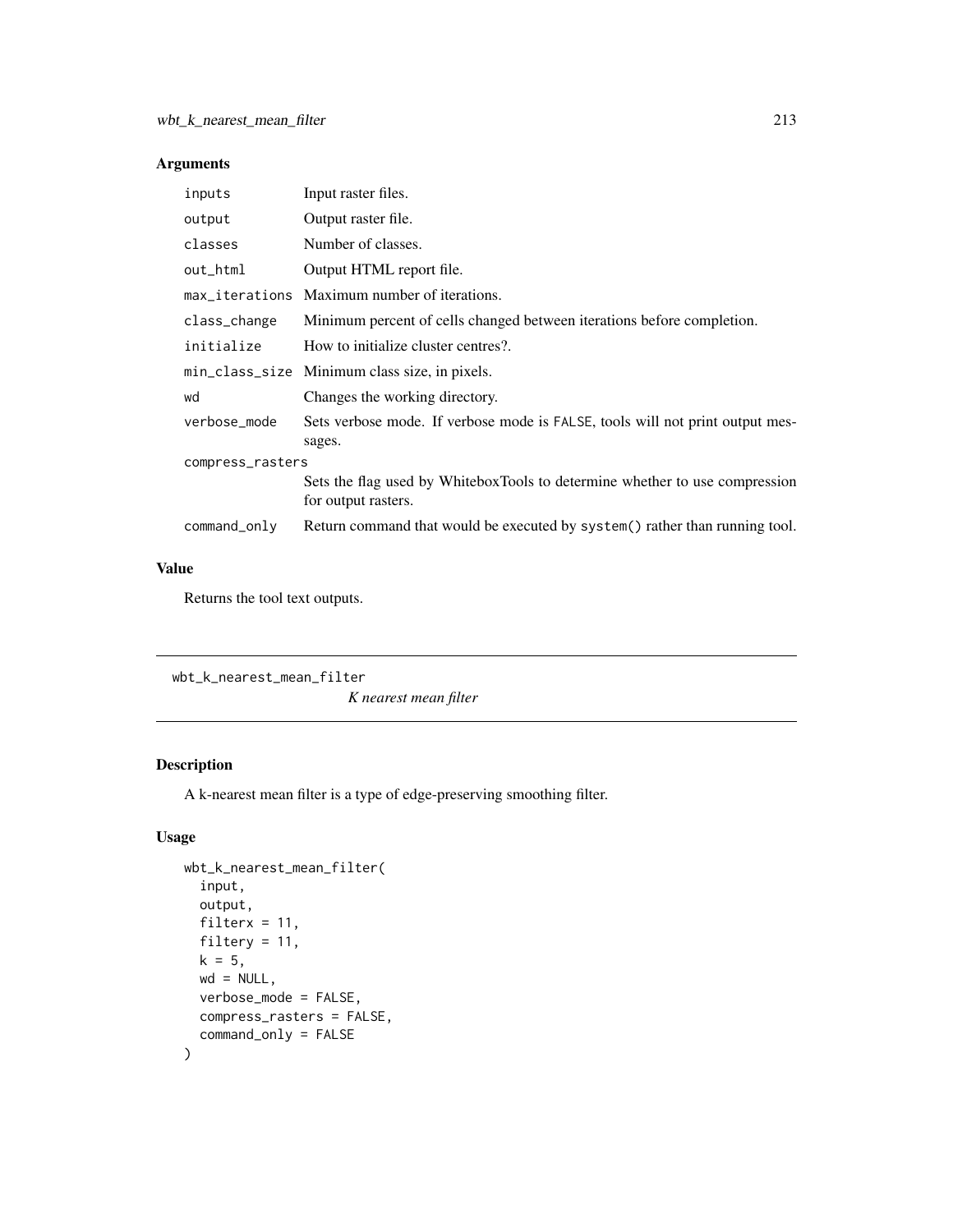## Arguments

| | |
|---|---|
| inputs | Input raster files. |
| output | Output raster file. |
| classes | Number of classes. |
| out_html | Output HTML report file. |
| max_iterations | Maximum number of iterations. |
| class_change | Minimum percent of cells changed between iterations before completion. |
| initialize | How to initialize cluster centres?. |
| min_class_size | Minimum class size, in pixels. |
| wd | Changes the working directory. |
| verbose_mode | Sets verbose mode. If verbose mode is FALSE, tools will not print output messages. |
| compress_rasters | Sets the flag used by WhiteboxTools to determine whether to use compression for output rasters. |
| command_only | Return command that would be executed by system() rather than running tool. |

## Value

Returns the tool text outputs.

---

# wbt_k_nearest_mean_filter

*K nearest mean filter*

## Description

A k-nearest mean filter is a type of edge-preserving smoothing filter.

## Usage

```
wbt_k_nearest_mean_filter(
  input,
  output,
  filterx = 11,
  filtery = 11,
  k = 5,
  wd = NULL,
  verbose_mode = FALSE,
  compress_rasters = FALSE,
  command_only = FALSE
)
```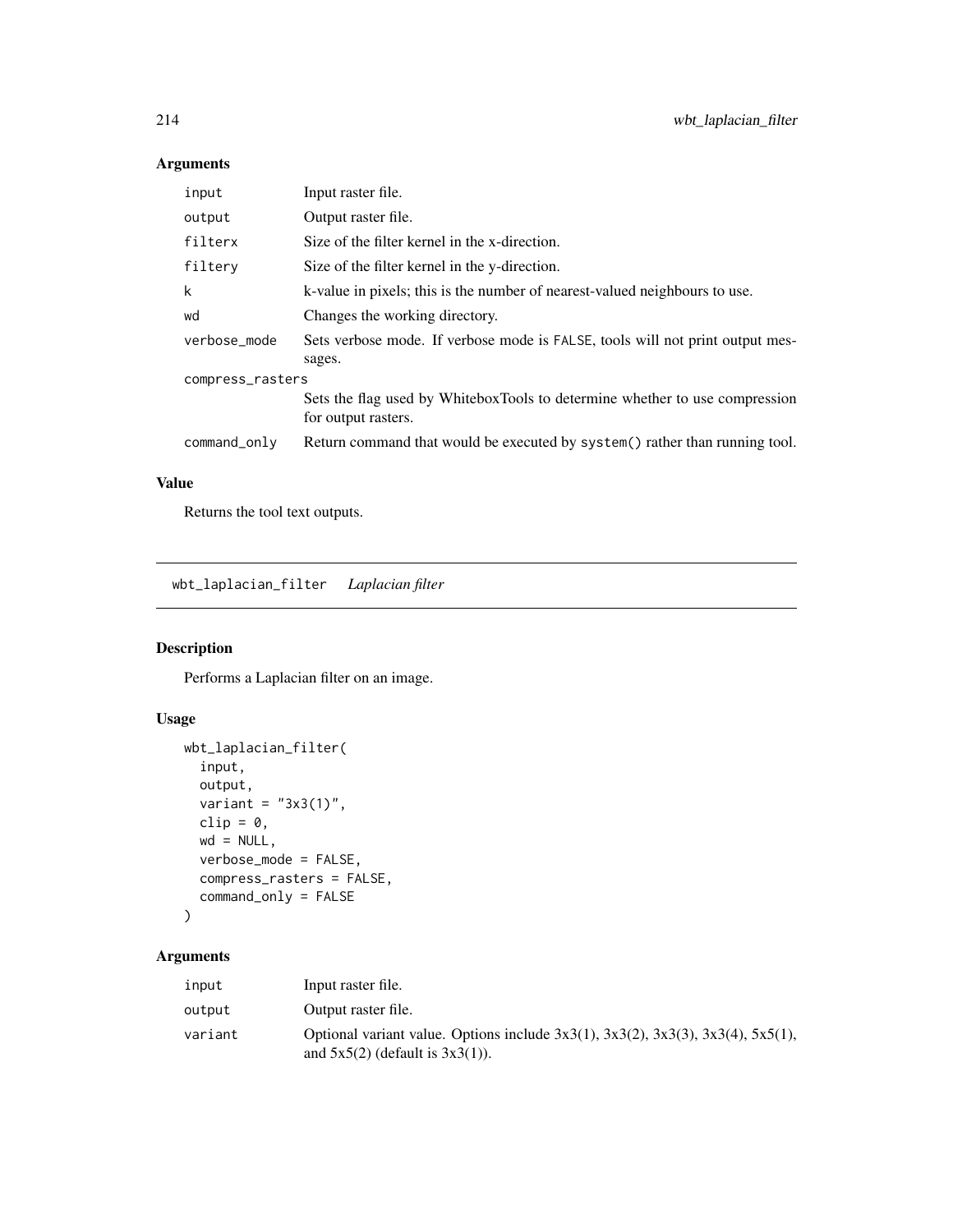## Arguments

| | |
|---|---|
| input | Input raster file. |
| output | Output raster file. |
| filterx | Size of the filter kernel in the x-direction. |
| filtery | Size of the filter kernel in the y-direction. |
| k | k-value in pixels; this is the number of nearest-valued neighbours to use. |
| wd | Changes the working directory. |
| verbose_mode | Sets verbose mode. If verbose mode is FALSE, tools will not print output messages. |
| compress_rasters | Sets the flag used by WhiteboxTools to determine whether to use compression for output rasters. |
| command_only | Return command that would be executed by system() rather than running tool. |

## Value

Returns the tool text outputs.

---

# wbt_laplacian_filter *Laplacian filter*

## Description

Performs a Laplacian filter on an image.

## Usage

```
wbt_laplacian_filter(
  input,
  output,
  variant = "3x3(1)",
  clip = 0,
  wd = NULL,
  verbose_mode = FALSE,
  compress_rasters = FALSE,
  command_only = FALSE
)
```

## Arguments

| | |
|---|---|
| input | Input raster file. |
| output | Output raster file. |
| variant | Optional variant value. Options include 3x3(1), 3x3(2), 3x3(3), 3x3(4), 5x5(1), and 5x5(2) (default is 3x3(1)). |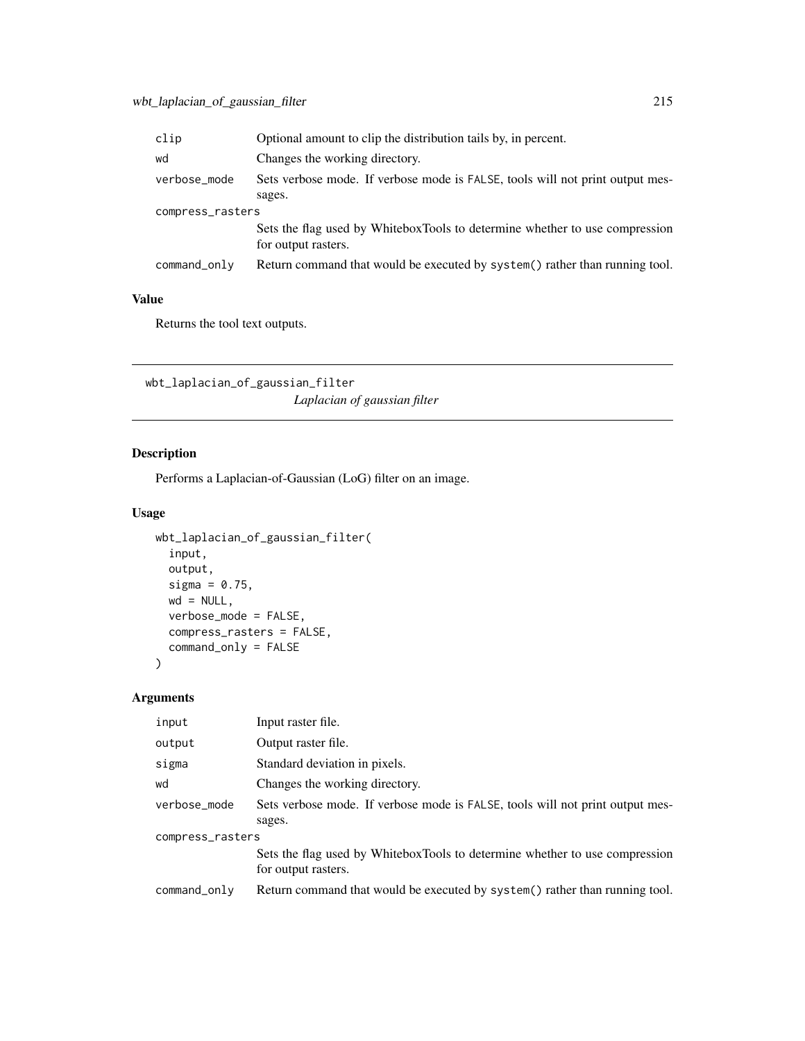| | |
|---|---|
| clip | Optional amount to clip the distribution tails by, in percent. |
| wd | Changes the working directory. |
| verbose_mode | Sets verbose mode. If verbose mode is FALSE, tools will not print output messages. |
| compress_rasters | Sets the flag used by WhiteboxTools to determine whether to use compression for output rasters. |
| command_only | Return command that would be executed by system() rather than running tool. |

## Value

Returns the tool text outputs.

---

# wbt_laplacian_of_gaussian_filter
*Laplacian of gaussian filter*

---

## Description

Performs a Laplacian-of-Gaussian (LoG) filter on an image.

## Usage

```
wbt_laplacian_of_gaussian_filter(
  input,
  output,
  sigma = 0.75,
  wd = NULL,
  verbose_mode = FALSE,
  compress_rasters = FALSE,
  command_only = FALSE
)
```

## Arguments

| | |
|---|---|
| input | Input raster file. |
| output | Output raster file. |
| sigma | Standard deviation in pixels. |
| wd | Changes the working directory. |
| verbose_mode | Sets verbose mode. If verbose mode is FALSE, tools will not print output messages. |
| compress_rasters | Sets the flag used by WhiteboxTools to determine whether to use compression for output rasters. |
| command_only | Return command that would be executed by system() rather than running tool. |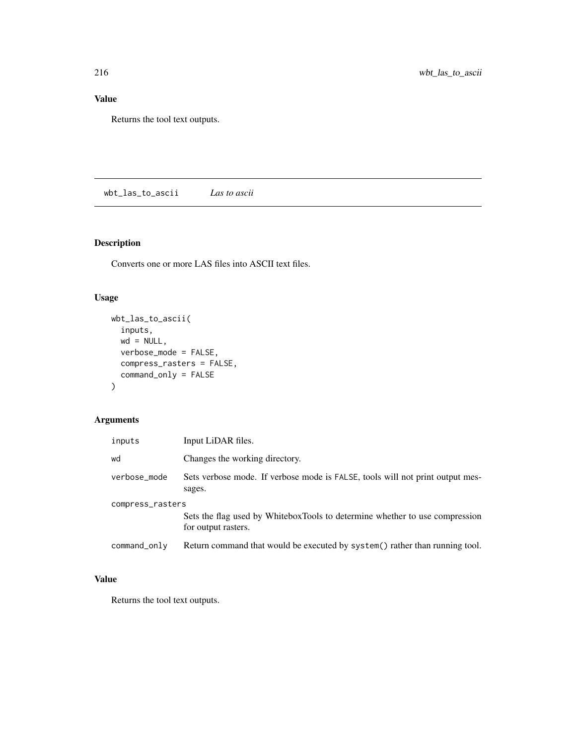## Value

Returns the tool text outputs.

---

# wbt_las_to_ascii *Las to ascii*

---

## Description

Converts one or more LAS files into ASCII text files.

## Usage

```
wbt_las_to_ascii(
  inputs,
  wd = NULL,
  verbose_mode = FALSE,
  compress_rasters = FALSE,
  command_only = FALSE
)
```

## Arguments

| | |
|---|---|
| inputs | Input LiDAR files. |
| wd | Changes the working directory. |
| verbose_mode | Sets verbose mode. If verbose mode is FALSE, tools will not print output messages. |
| compress_rasters | Sets the flag used by WhiteboxTools to determine whether to use compression for output rasters. |
| command_only | Return command that would be executed by system() rather than running tool. |

## Value

Returns the tool text outputs.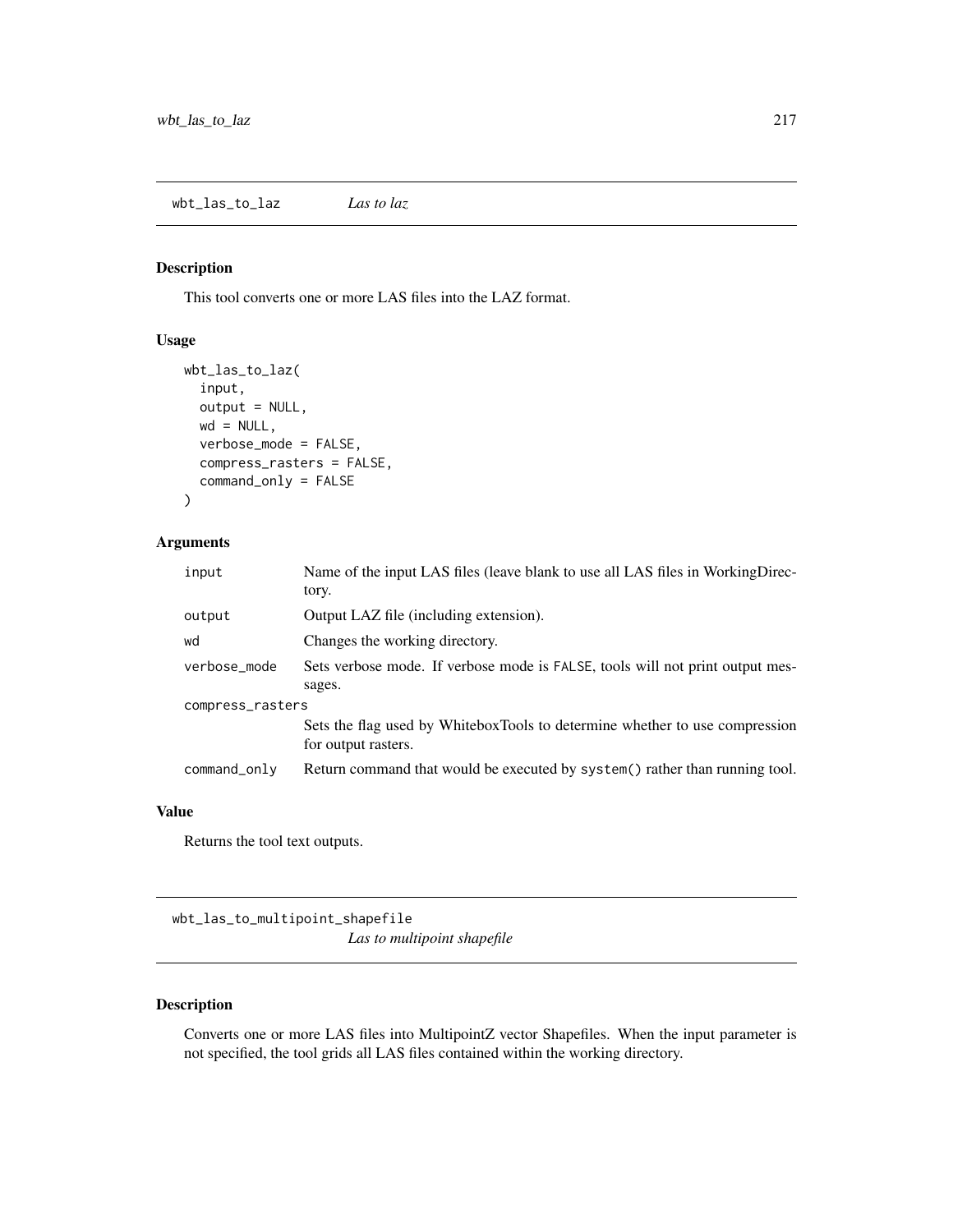## wbt_las_to_laz *Las to laz*

### Description

This tool converts one or more LAS files into the LAZ format.

### Usage

```
wbt_las_to_laz(
  input,
  output = NULL,
  wd = NULL,
  verbose_mode = FALSE,
  compress_rasters = FALSE,
  command_only = FALSE
)
```

### Arguments

| | |
|---|---|
| input | Name of the input LAS files (leave blank to use all LAS files in WorkingDirectory. |
| output | Output LAZ file (including extension). |
| wd | Changes the working directory. |
| verbose_mode | Sets verbose mode. If verbose mode is FALSE, tools will not print output messages. |
| compress_rasters | Sets the flag used by WhiteboxTools to determine whether to use compression for output rasters. |
| command_only | Return command that would be executed by system() rather than running tool. |

### Value

Returns the tool text outputs.

## wbt_las_to_multipoint_shapefile *Las to multipoint shapefile*

### Description

Converts one or more LAS files into MultipointZ vector Shapefiles. When the input parameter is not specified, the tool grids all LAS files contained within the working directory.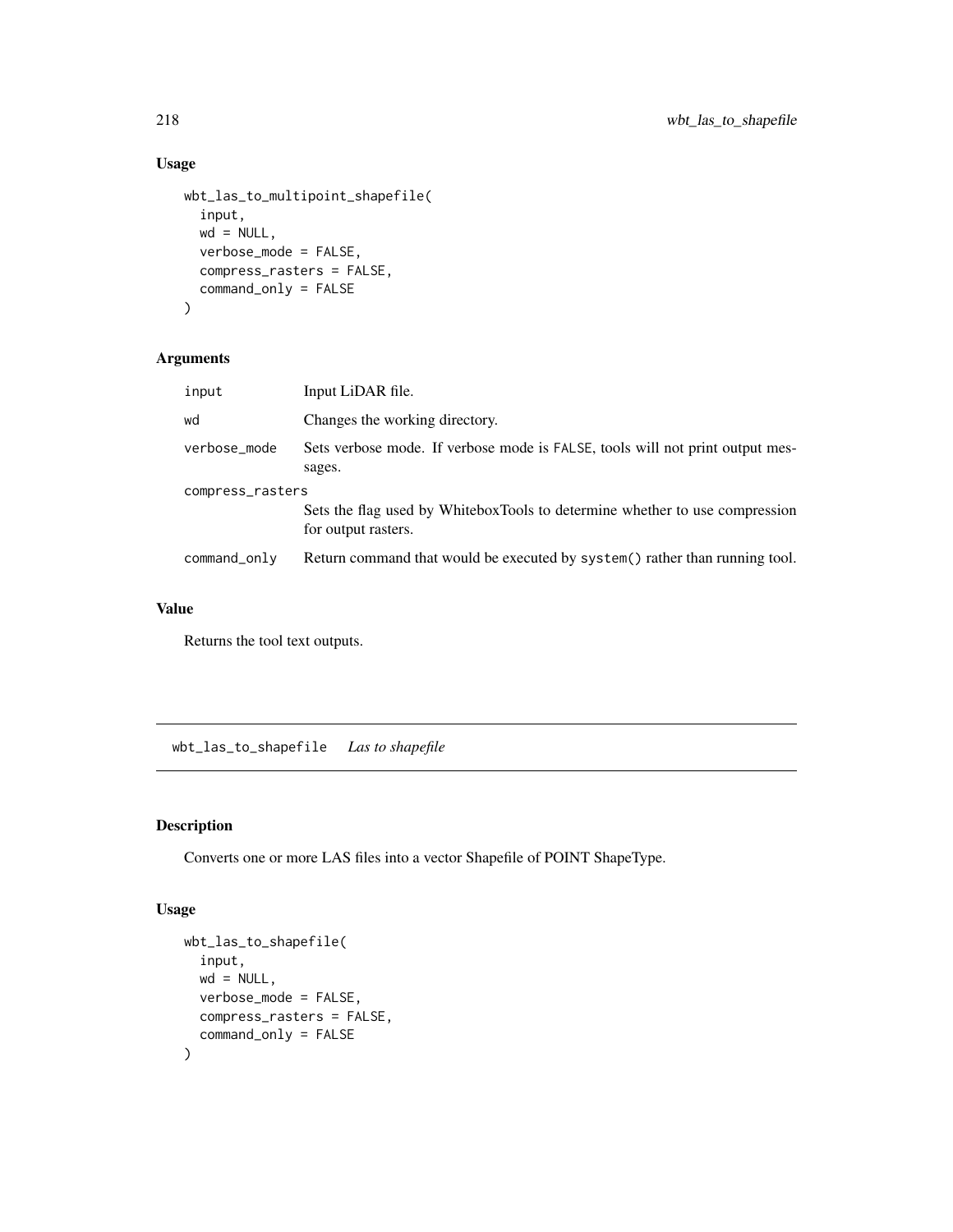## Usage

```
wbt_las_to_multipoint_shapefile(
  input,
  wd = NULL,
  verbose_mode = FALSE,
  compress_rasters = FALSE,
  command_only = FALSE
)
```

## Arguments

| | |
|---|---|
| input | Input LiDAR file. |
| wd | Changes the working directory. |
| verbose_mode | Sets verbose mode. If verbose mode is FALSE, tools will not print output messages. |
| compress_rasters | Sets the flag used by WhiteboxTools to determine whether to use compression for output rasters. |
| command_only | Return command that would be executed by system() rather than running tool. |

## Value

Returns the tool text outputs.

---

# wbt_las_to_shapefile *Las to shapefile*

## Description

Converts one or more LAS files into a vector Shapefile of POINT ShapeType.

## Usage

```
wbt_las_to_shapefile(
  input,
  wd = NULL,
  verbose_mode = FALSE,
  compress_rasters = FALSE,
  command_only = FALSE
)
```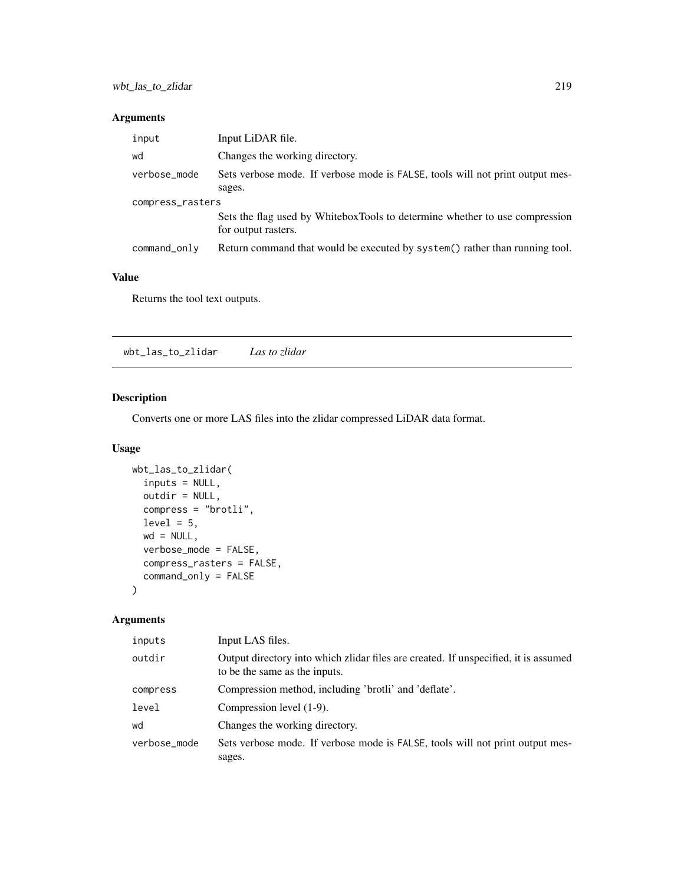## Arguments

| | |
|---|---|
| input | Input LiDAR file. |
| wd | Changes the working directory. |
| verbose_mode | Sets verbose mode. If verbose mode is FALSE, tools will not print output messages. |
| compress_rasters | Sets the flag used by WhiteboxTools to determine whether to use compression for output rasters. |
| command_only | Return command that would be executed by system() rather than running tool. |

## Value

Returns the tool text outputs.

---

# wbt_las_to_zlidar    *Las to zlidar*

## Description

Converts one or more LAS files into the zlidar compressed LiDAR data format.

## Usage

```
wbt_las_to_zlidar(
  inputs = NULL,
  outdir = NULL,
  compress = "brotli",
  level = 5,
  wd = NULL,
  verbose_mode = FALSE,
  compress_rasters = FALSE,
  command_only = FALSE
)
```

## Arguments

| | |
|---|---|
| inputs | Input LAS files. |
| outdir | Output directory into which zlidar files are created. If unspecified, it is assumed to be the same as the inputs. |
| compress | Compression method, including 'brotli' and 'deflate'. |
| level | Compression level (1-9). |
| wd | Changes the working directory. |
| verbose_mode | Sets verbose mode. If verbose mode is FALSE, tools will not print output messages. |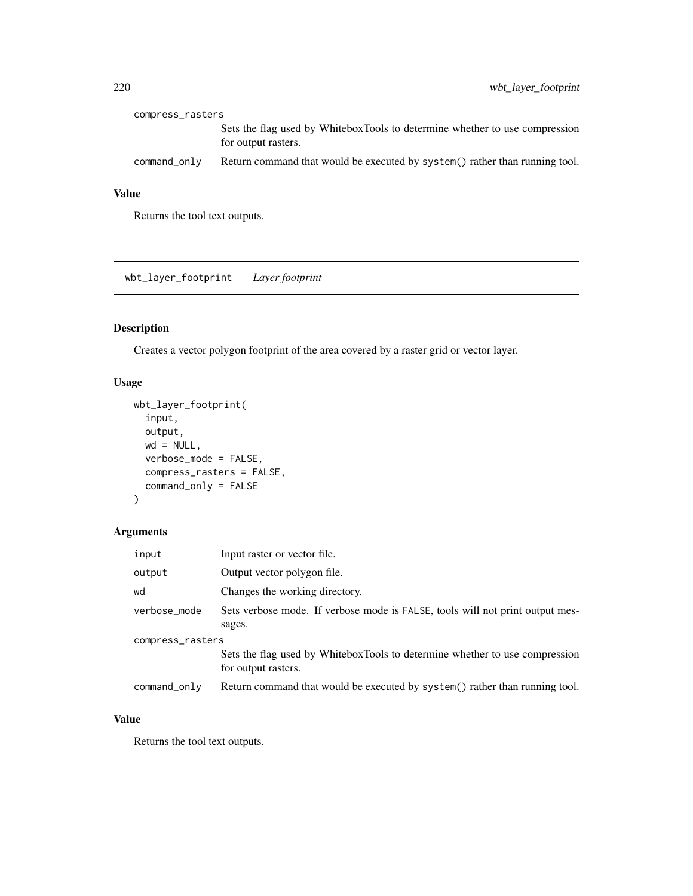compress_rasters

Sets the flag used by WhiteboxTools to determine whether to use compression for output rasters.

command_only

Return command that would be executed by system() rather than running tool.

### Value

Returns the tool text outputs.

---

## wbt_layer_footprint *Layer footprint*

---

### Description

Creates a vector polygon footprint of the area covered by a raster grid or vector layer.

### Usage

```
wbt_layer_footprint(
  input,
  output,
  wd = NULL,
  verbose_mode = FALSE,
  compress_rasters = FALSE,
  command_only = FALSE
)
```

### Arguments

| | |
|---|---|
| input | Input raster or vector file. |
| output | Output vector polygon file. |
| wd | Changes the working directory. |
| verbose_mode | Sets verbose mode. If verbose mode is FALSE, tools will not print output messages. |
| compress_rasters | Sets the flag used by WhiteboxTools to determine whether to use compression for output rasters. |
| command_only | Return command that would be executed by system() rather than running tool. |

### Value

Returns the tool text outputs.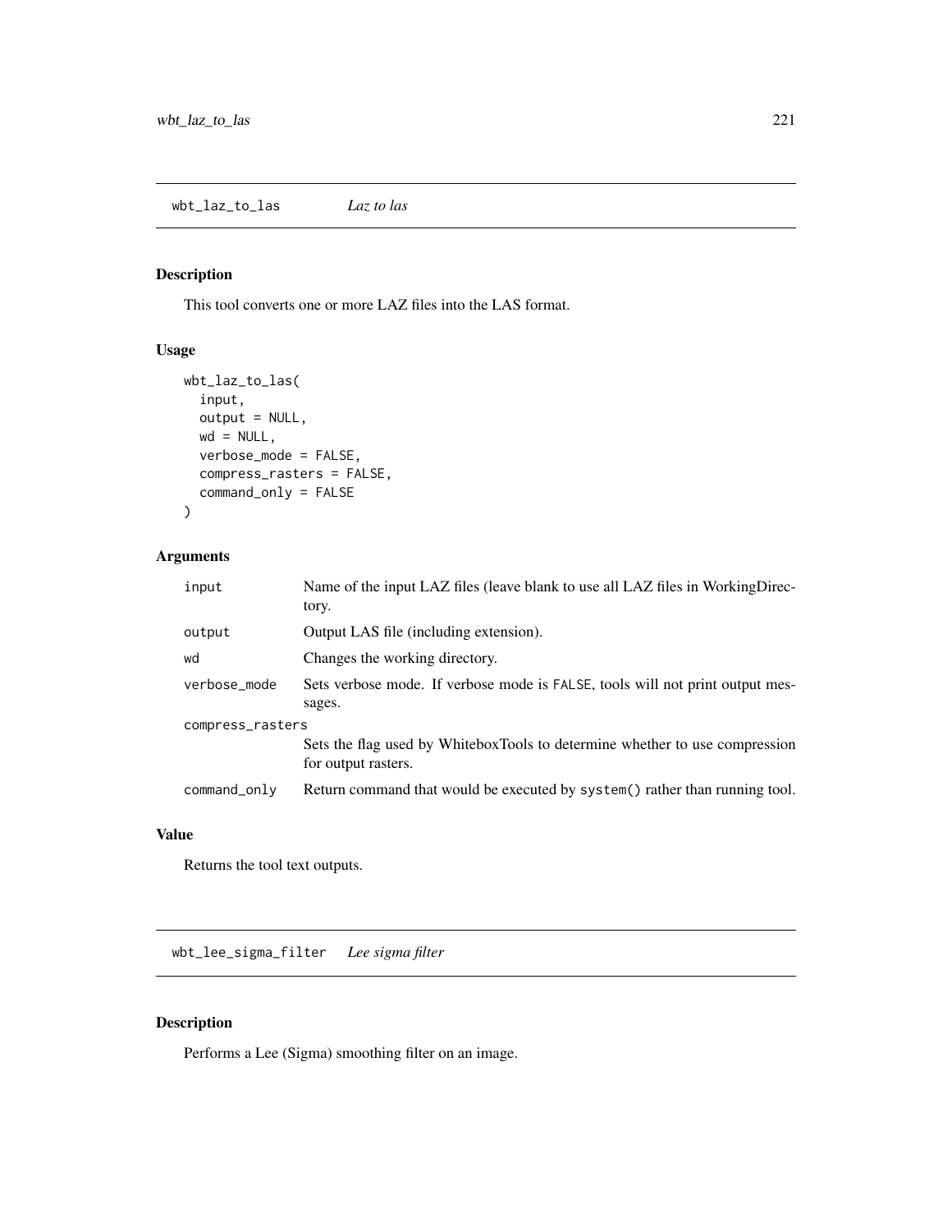## wbt_laz_to_las *Laz to las*

### Description

This tool converts one or more LAZ files into the LAS format.

### Usage

```
wbt_laz_to_las(
  input,
  output = NULL,
  wd = NULL,
  verbose_mode = FALSE,
  compress_rasters = FALSE,
  command_only = FALSE
)
```

### Arguments

| | |
|---|---|
| input | Name of the input LAZ files (leave blank to use all LAZ files in WorkingDirectory. |
| output | Output LAS file (including extension). |
| wd | Changes the working directory. |
| verbose_mode | Sets verbose mode. If verbose mode is FALSE, tools will not print output messages. |
| compress_rasters | Sets the flag used by WhiteboxTools to determine whether to use compression for output rasters. |
| command_only | Return command that would be executed by system() rather than running tool. |

### Value

Returns the tool text outputs.

## wbt_lee_sigma_filter *Lee sigma filter*

### Description

Performs a Lee (Sigma) smoothing filter on an image.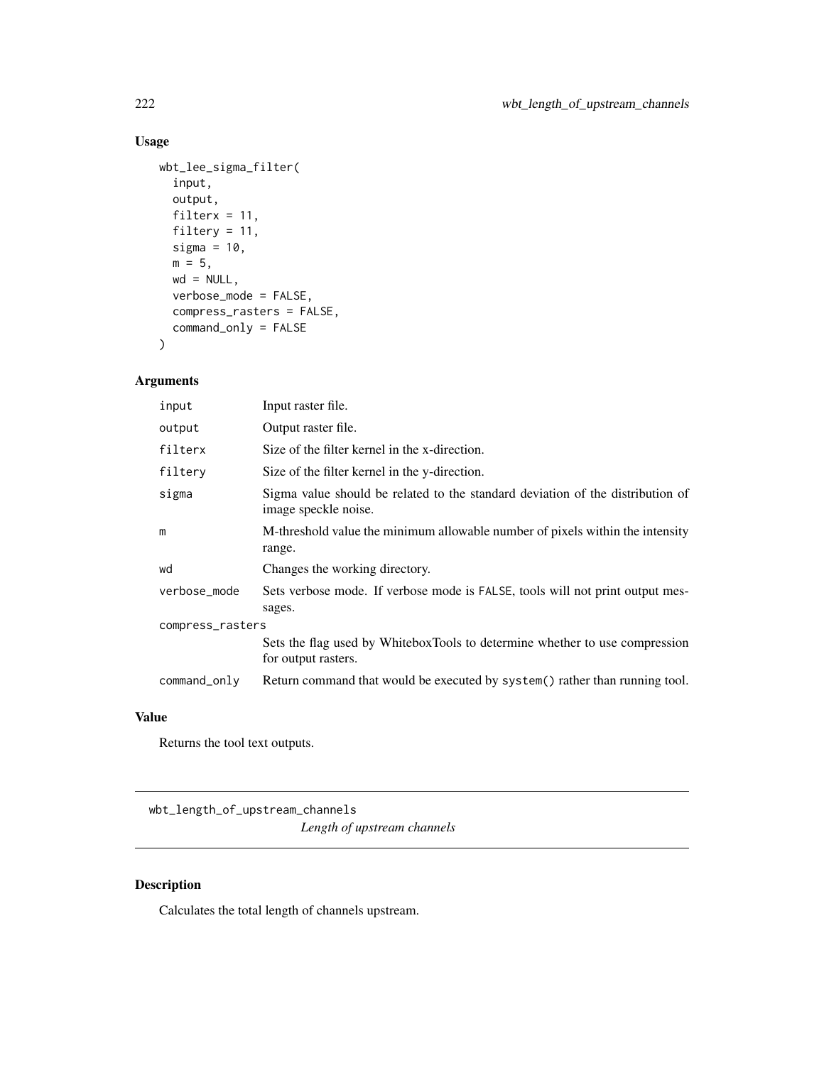## Usage

```
wbt_lee_sigma_filter(
  input,
  output,
  filterx = 11,
  filtery = 11,
  sigma = 10,
  m = 5,
  wd = NULL,
  verbose_mode = FALSE,
  compress_rasters = FALSE,
  command_only = FALSE
)
```

## Arguments

| Argument | Description |
|---|---|
| input | Input raster file. |
| output | Output raster file. |
| filterx | Size of the filter kernel in the x-direction. |
| filtery | Size of the filter kernel in the y-direction. |
| sigma | Sigma value should be related to the standard deviation of the distribution of image speckle noise. |
| m | M-threshold value the minimum allowable number of pixels within the intensity range. |
| wd | Changes the working directory. |
| verbose_mode | Sets verbose mode. If verbose mode is FALSE, tools will not print output messages. |
| compress_rasters | Sets the flag used by WhiteboxTools to determine whether to use compression for output rasters. |
| command_only | Return command that would be executed by system() rather than running tool. |

## Value

Returns the tool text outputs.

---

# wbt_length_of_upstream_channels

*Length of upstream channels*

---

## Description

Calculates the total length of channels upstream.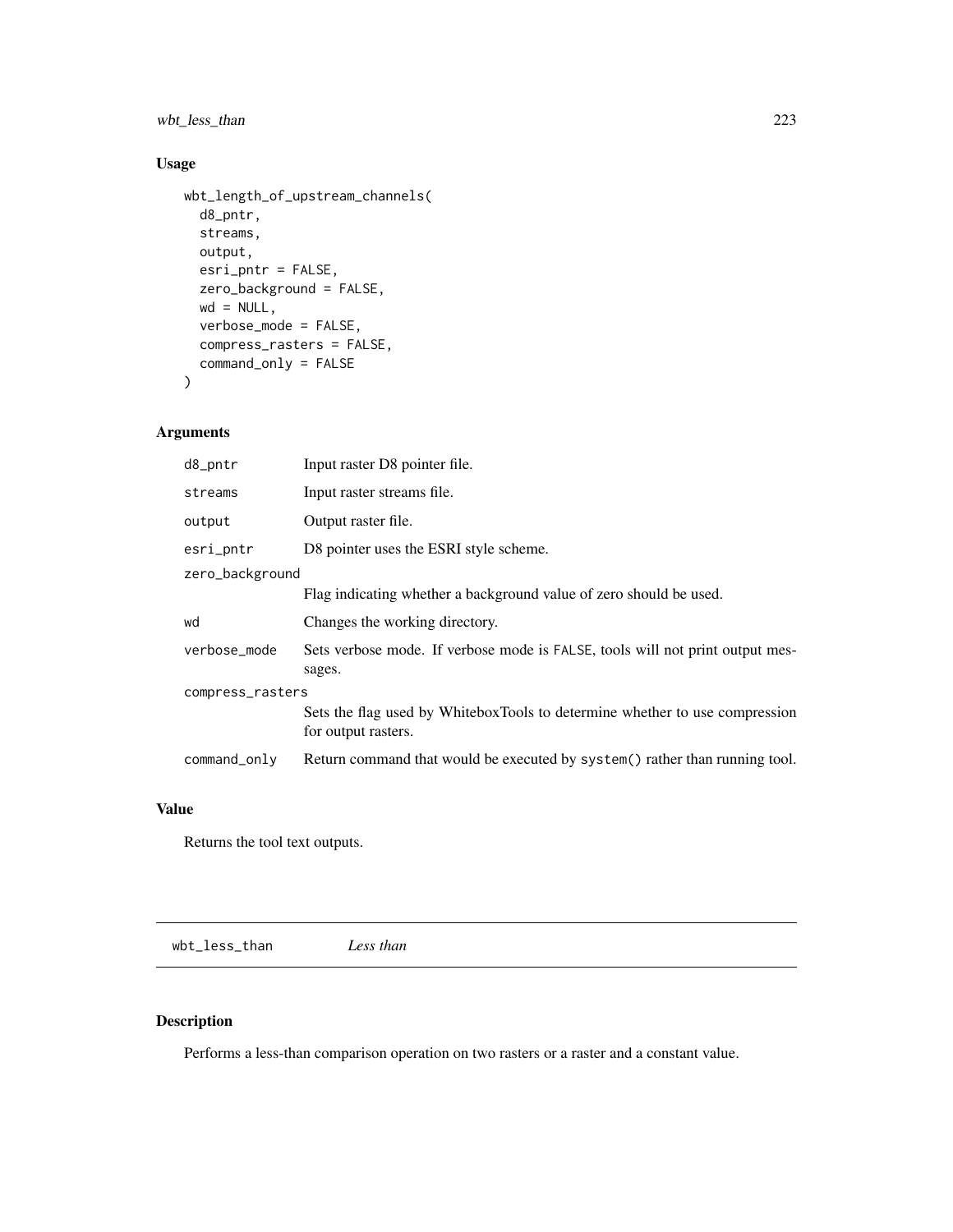## Usage

```
wbt_length_of_upstream_channels(
  d8_pntr,
  streams,
  output,
  esri_pntr = FALSE,
  zero_background = FALSE,
  wd = NULL,
  verbose_mode = FALSE,
  compress_rasters = FALSE,
  command_only = FALSE
)
```

## Arguments

| | |
|---|---|
| d8_pntr | Input raster D8 pointer file. |
| streams | Input raster streams file. |
| output | Output raster file. |
| esri_pntr | D8 pointer uses the ESRI style scheme. |
| zero_background | Flag indicating whether a background value of zero should be used. |
| wd | Changes the working directory. |
| verbose_mode | Sets verbose mode. If verbose mode is FALSE, tools will not print output messages. |
| compress_rasters | Sets the flag used by WhiteboxTools to determine whether to use compression for output rasters. |
| command_only | Return command that would be executed by system() rather than running tool. |

## Value

Returns the tool text outputs.

---

# wbt_less_than *Less than*

---

## Description

Performs a less-than comparison operation on two rasters or a raster and a constant value.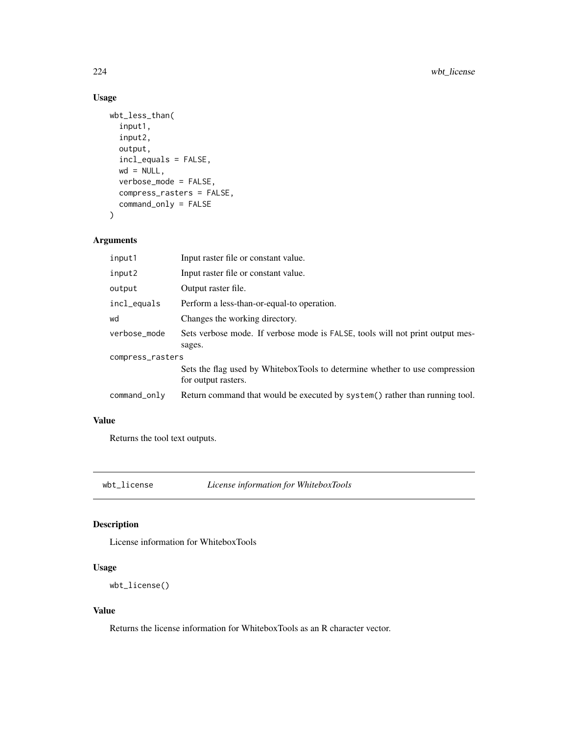## Usage

```
wbt_less_than(
  input1,
  input2,
  output,
  incl_equals = FALSE,
  wd = NULL,
  verbose_mode = FALSE,
  compress_rasters = FALSE,
  command_only = FALSE
)
```

## Arguments

| | |
|---|---|
| input1 | Input raster file or constant value. |
| input2 | Input raster file or constant value. |
| output | Output raster file. |
| incl_equals | Perform a less-than-or-equal-to operation. |
| wd | Changes the working directory. |
| verbose_mode | Sets verbose mode. If verbose mode is FALSE, tools will not print output messages. |
| compress_rasters | Sets the flag used by WhiteboxTools to determine whether to use compression for output rasters. |
| command_only | Return command that would be executed by system() rather than running tool. |

## Value

Returns the tool text outputs.

---

# wbt_license *License information for WhiteboxTools*

## Description

License information for WhiteboxTools

## Usage

```
wbt_license()
```

## Value

Returns the license information for WhiteboxTools as an R character vector.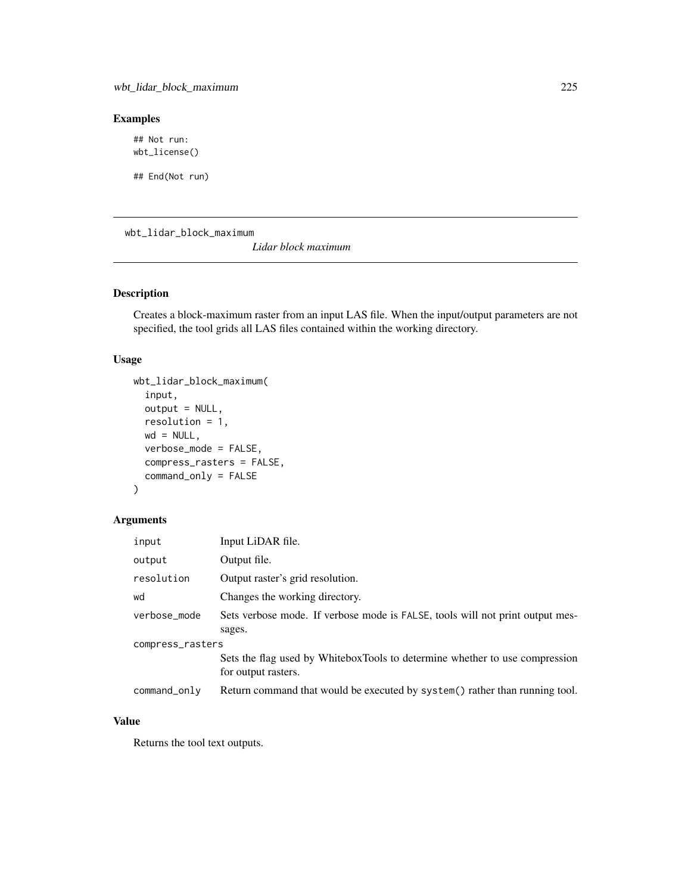## Examples

```
## Not run:
wbt_license()

## End(Not run)
```

---

# wbt_lidar_block_maximum

*Lidar block maximum*

---

## Description

Creates a block-maximum raster from an input LAS file. When the input/output parameters are not specified, the tool grids all LAS files contained within the working directory.

## Usage

```
wbt_lidar_block_maximum(
  input,
  output = NULL,
  resolution = 1,
  wd = NULL,
  verbose_mode = FALSE,
  compress_rasters = FALSE,
  command_only = FALSE
)
```

## Arguments

| Argument | Description |
|---|---|
| input | Input LiDAR file. |
| output | Output file. |
| resolution | Output raster's grid resolution. |
| wd | Changes the working directory. |
| verbose_mode | Sets verbose mode. If verbose mode is FALSE, tools will not print output messages. |
| compress_rasters | Sets the flag used by WhiteboxTools to determine whether to use compression for output rasters. |
| command_only | Return command that would be executed by system() rather than running tool. |

## Value

Returns the tool text outputs.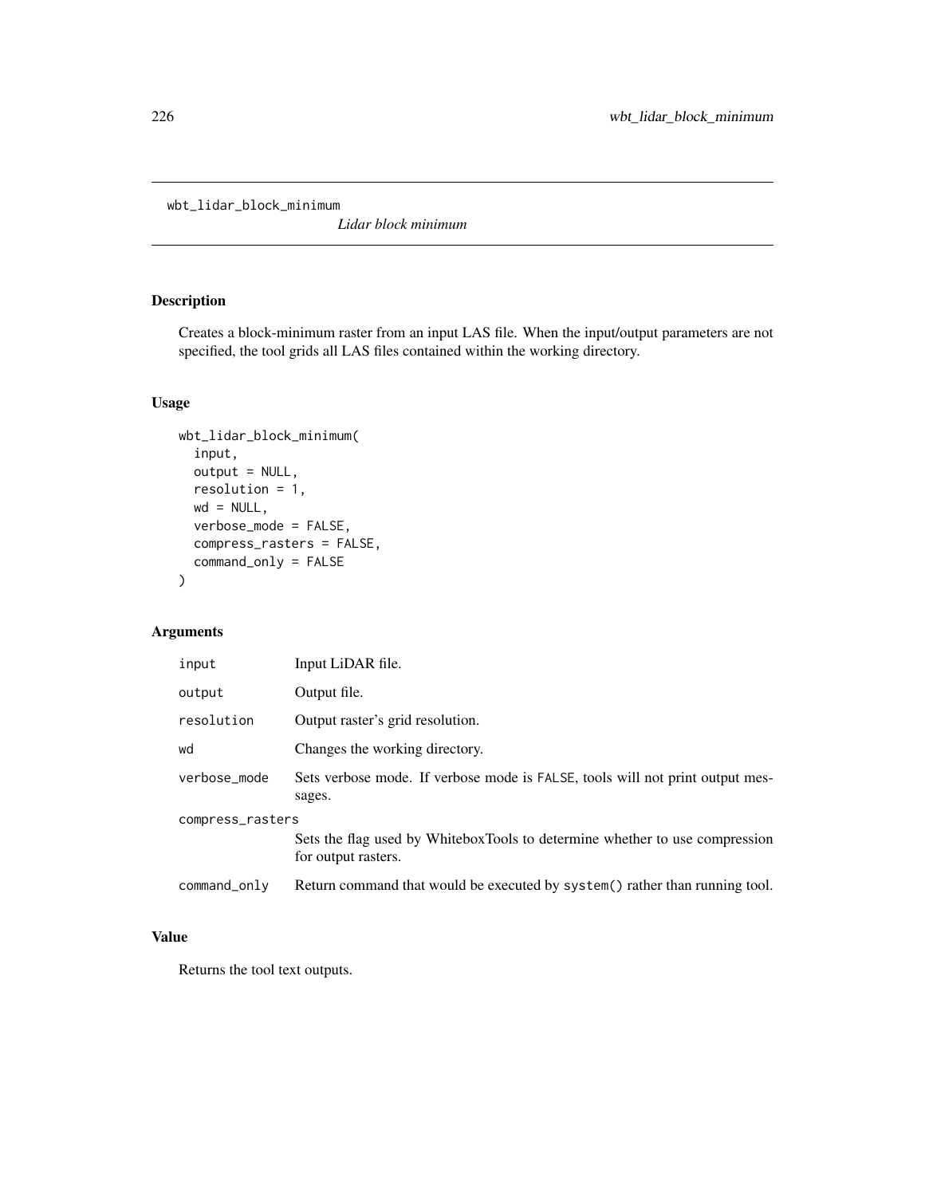# wbt_lidar_block_minimum

*Lidar block minimum*

## Description

Creates a block-minimum raster from an input LAS file. When the input/output parameters are not specified, the tool grids all LAS files contained within the working directory.

## Usage

```
wbt_lidar_block_minimum(
  input,
  output = NULL,
  resolution = 1,
  wd = NULL,
  verbose_mode = FALSE,
  compress_rasters = FALSE,
  command_only = FALSE
)
```

## Arguments

| | |
|---|---|
| input | Input LiDAR file. |
| output | Output file. |
| resolution | Output raster's grid resolution. |
| wd | Changes the working directory. |
| verbose_mode | Sets verbose mode. If verbose mode is FALSE, tools will not print output messages. |
| compress_rasters | Sets the flag used by WhiteboxTools to determine whether to use compression for output rasters. |
| command_only | Return command that would be executed by system() rather than running tool. |

## Value

Returns the tool text outputs.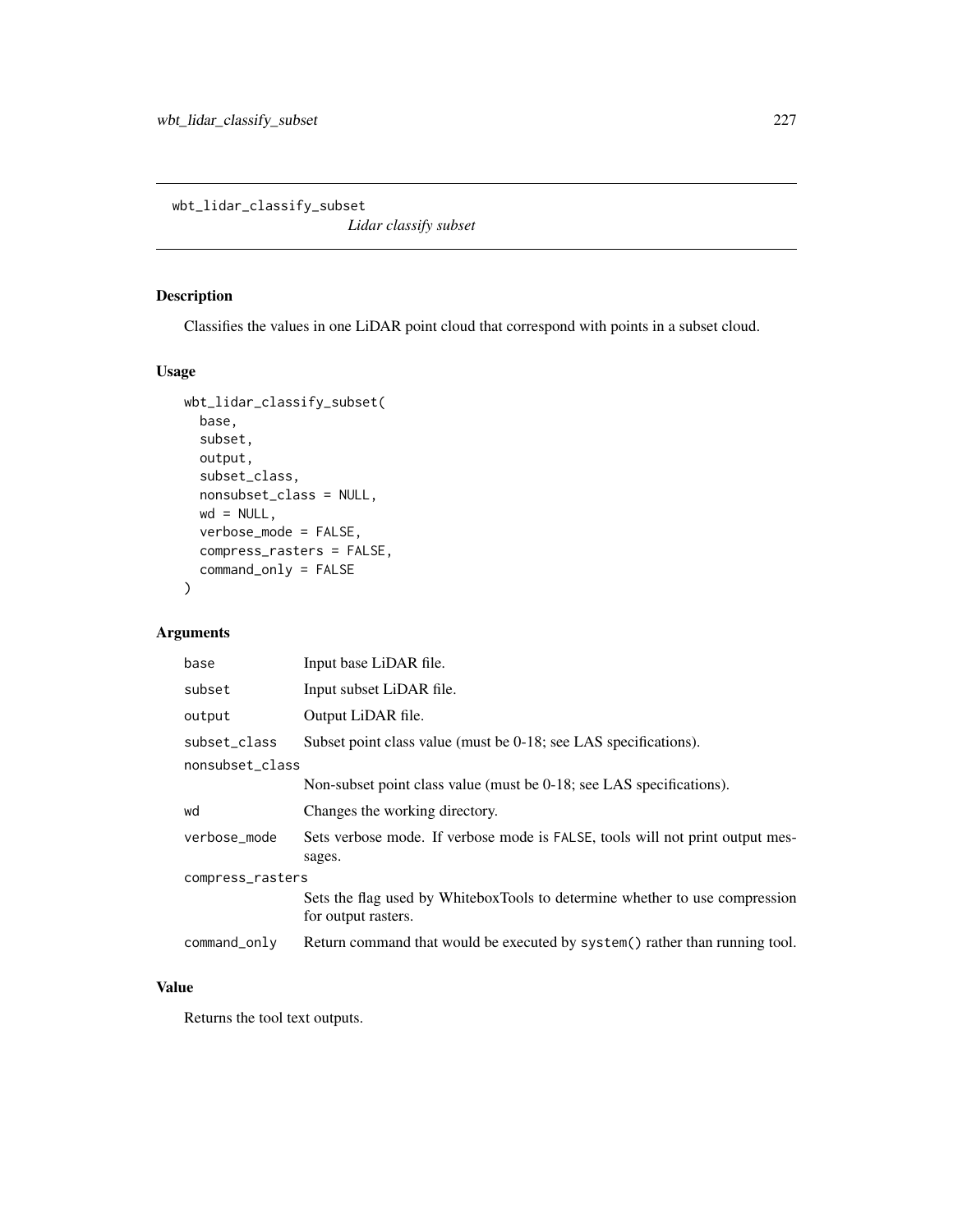# wbt_lidar_classify_subset

*Lidar classify subset*

## Description

Classifies the values in one LiDAR point cloud that correspond with points in a subset cloud.

## Usage

```
wbt_lidar_classify_subset(
  base,
  subset,
  output,
  subset_class,
  nonsubset_class = NULL,
  wd = NULL,
  verbose_mode = FALSE,
  compress_rasters = FALSE,
  command_only = FALSE
)
```

## Arguments

| Argument | Description |
|---|---|
| base | Input base LiDAR file. |
| subset | Input subset LiDAR file. |
| output | Output LiDAR file. |
| subset_class | Subset point class value (must be 0-18; see LAS specifications). |
| nonsubset_class | Non-subset point class value (must be 0-18; see LAS specifications). |
| wd | Changes the working directory. |
| verbose_mode | Sets verbose mode. If verbose mode is FALSE, tools will not print output messages. |
| compress_rasters | Sets the flag used by WhiteboxTools to determine whether to use compression for output rasters. |
| command_only | Return command that would be executed by system() rather than running tool. |

## Value

Returns the tool text outputs.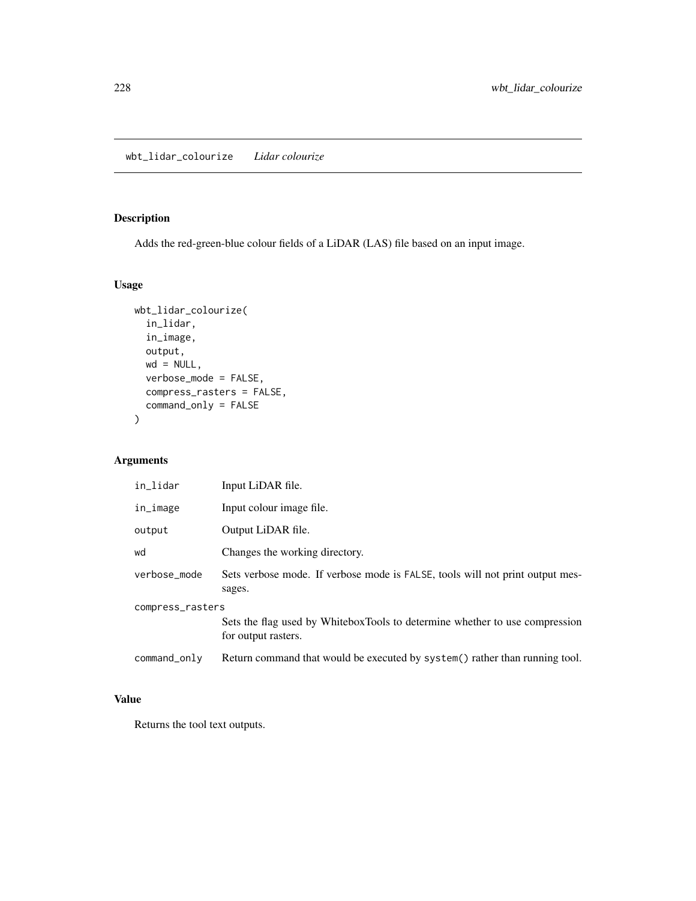# wbt_lidar_colourize *Lidar colourize*

## Description

Adds the red-green-blue colour fields of a LiDAR (LAS) file based on an input image.

## Usage

```
wbt_lidar_colourize(
  in_lidar,
  in_image,
  output,
  wd = NULL,
  verbose_mode = FALSE,
  compress_rasters = FALSE,
  command_only = FALSE
)
```

## Arguments

| | |
|---|---|
| in_lidar | Input LiDAR file. |
| in_image | Input colour image file. |
| output | Output LiDAR file. |
| wd | Changes the working directory. |
| verbose_mode | Sets verbose mode. If verbose mode is FALSE, tools will not print output messages. |
| compress_rasters | Sets the flag used by WhiteboxTools to determine whether to use compression for output rasters. |
| command_only | Return command that would be executed by system() rather than running tool. |

## Value

Returns the tool text outputs.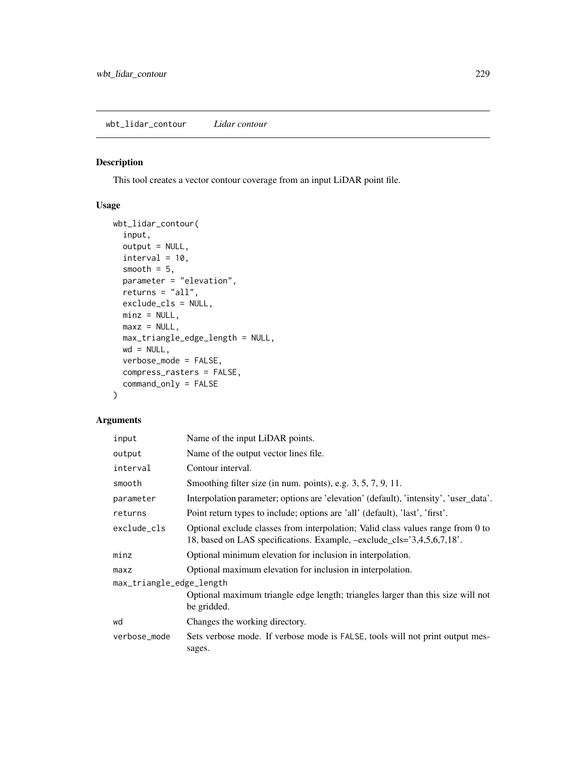## wbt_lidar_contour — *Lidar contour*

### Description

This tool creates a vector contour coverage from an input LiDAR point file.

### Usage

```
wbt_lidar_contour(
  input,
  output = NULL,
  interval = 10,
  smooth = 5,
  parameter = "elevation",
  returns = "all",
  exclude_cls = NULL,
  minz = NULL,
  maxz = NULL,
  max_triangle_edge_length = NULL,
  wd = NULL,
  verbose_mode = FALSE,
  compress_rasters = FALSE,
  command_only = FALSE
)
```

### Arguments

| Argument | Description |
|---|---|
| `input` | Name of the input LiDAR points. |
| `output` | Name of the output vector lines file. |
| `interval` | Contour interval. |
| `smooth` | Smoothing filter size (in num. points), e.g. 3, 5, 7, 9, 11. |
| `parameter` | Interpolation parameter; options are 'elevation' (default), 'intensity', 'user_data'. |
| `returns` | Point return types to include; options are 'all' (default), 'last', 'first'. |
| `exclude_cls` | Optional exclude classes from interpolation; Valid class values range from 0 to 18, based on LAS specifications. Example, –exclude_cls='3,4,5,6,7,18'. |
| `minz` | Optional minimum elevation for inclusion in interpolation. |
| `maxz` | Optional maximum elevation for inclusion in interpolation. |
| `max_triangle_edge_length` | Optional maximum triangle edge length; triangles larger than this size will not be gridded. |
| `wd` | Changes the working directory. |
| `verbose_mode` | Sets verbose mode. If verbose mode is `FALSE`, tools will not print output messages. |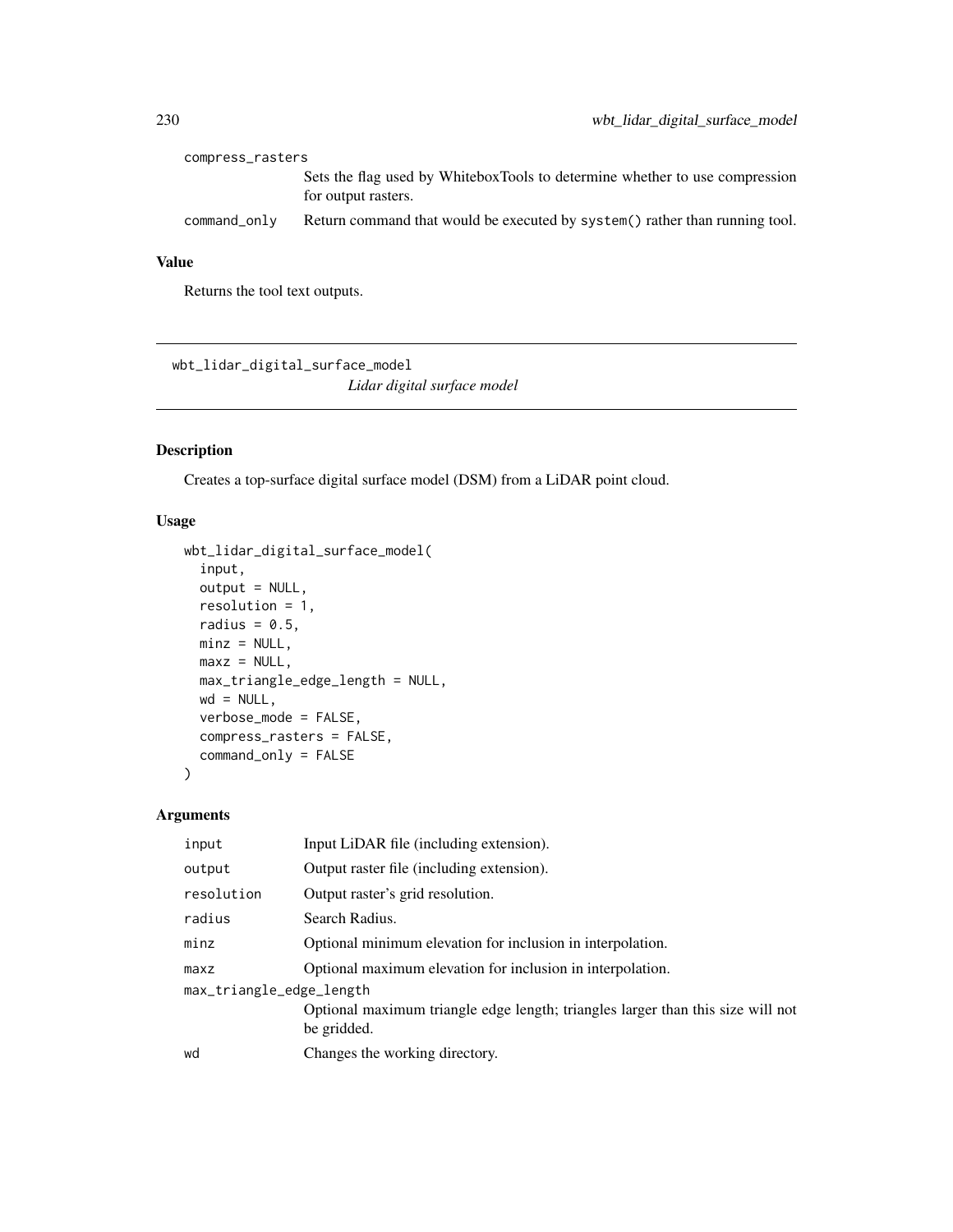compress_rasters
: Sets the flag used by WhiteboxTools to determine whether to use compression for output rasters.

command_only
: Return command that would be executed by system() rather than running tool.

### Value

Returns the tool text outputs.

---

## wbt_lidar_digital_surface_model

*Lidar digital surface model*

---

### Description

Creates a top-surface digital surface model (DSM) from a LiDAR point cloud.

### Usage

```
wbt_lidar_digital_surface_model(
  input,
  output = NULL,
  resolution = 1,
  radius = 0.5,
  minz = NULL,
  maxz = NULL,
  max_triangle_edge_length = NULL,
  wd = NULL,
  verbose_mode = FALSE,
  compress_rasters = FALSE,
  command_only = FALSE
)
```

### Arguments

| | |
|---|---|
| input | Input LiDAR file (including extension). |
| output | Output raster file (including extension). |
| resolution | Output raster's grid resolution. |
| radius | Search Radius. |
| minz | Optional minimum elevation for inclusion in interpolation. |
| maxz | Optional maximum elevation for inclusion in interpolation. |
| max_triangle_edge_length | Optional maximum triangle edge length; triangles larger than this size will not be gridded. |
| wd | Changes the working directory. |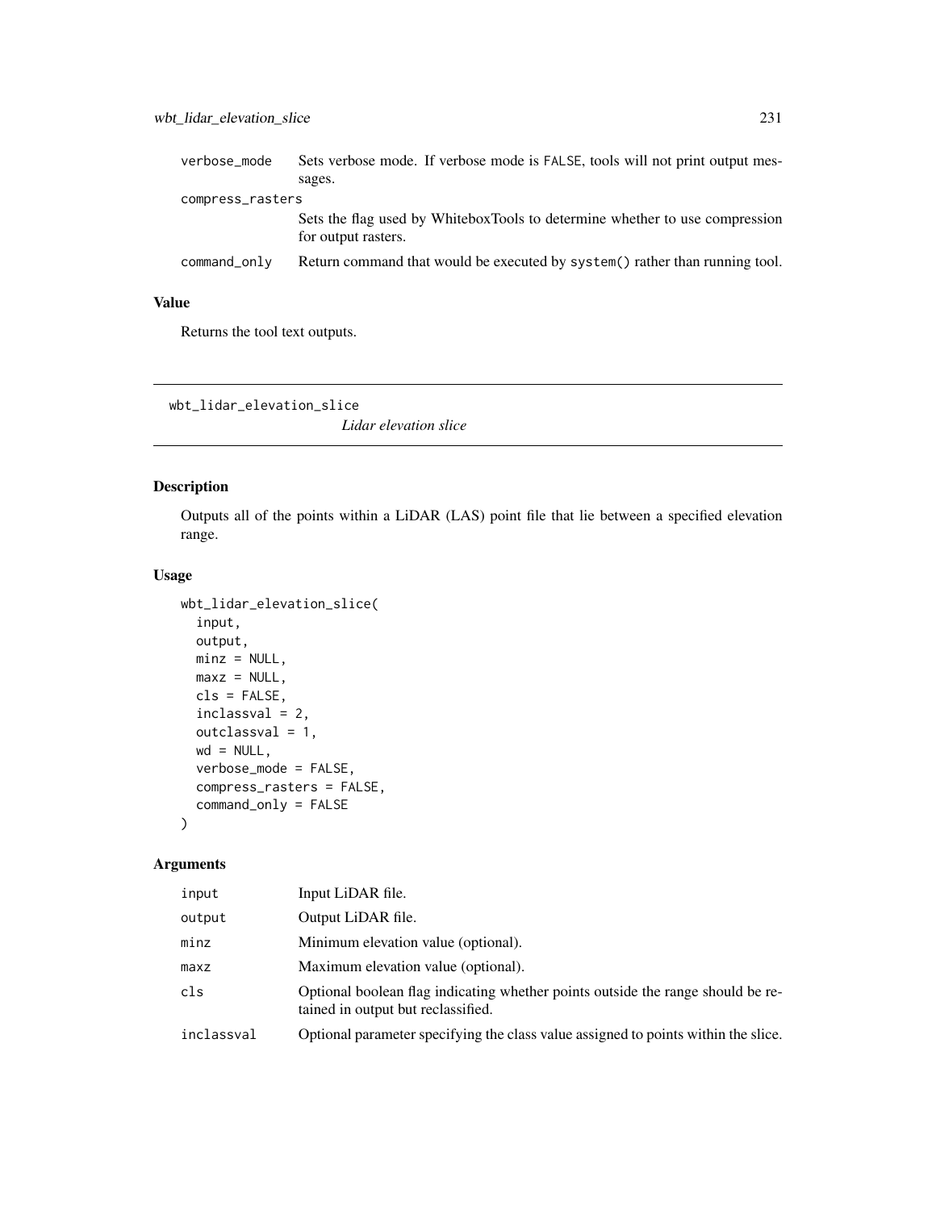| | |
|---|---|
| verbose_mode | Sets verbose mode. If verbose mode is FALSE, tools will not print output messages. |
| compress_rasters | Sets the flag used by WhiteboxTools to determine whether to use compression for output rasters. |
| command_only | Return command that would be executed by system() rather than running tool. |

## Value

Returns the tool text outputs.

---

# wbt_lidar_elevation_slice

*Lidar elevation slice*

## Description

Outputs all of the points within a LiDAR (LAS) point file that lie between a specified elevation range.

## Usage

```
wbt_lidar_elevation_slice(
  input,
  output,
  minz = NULL,
  maxz = NULL,
  cls = FALSE,
  inclassval = 2,
  outclassval = 1,
  wd = NULL,
  verbose_mode = FALSE,
  compress_rasters = FALSE,
  command_only = FALSE
)
```

## Arguments

| | |
|---|---|
| input | Input LiDAR file. |
| output | Output LiDAR file. |
| minz | Minimum elevation value (optional). |
| maxz | Maximum elevation value (optional). |
| cls | Optional boolean flag indicating whether points outside the range should be retained in output but reclassified. |
| inclassval | Optional parameter specifying the class value assigned to points within the slice. |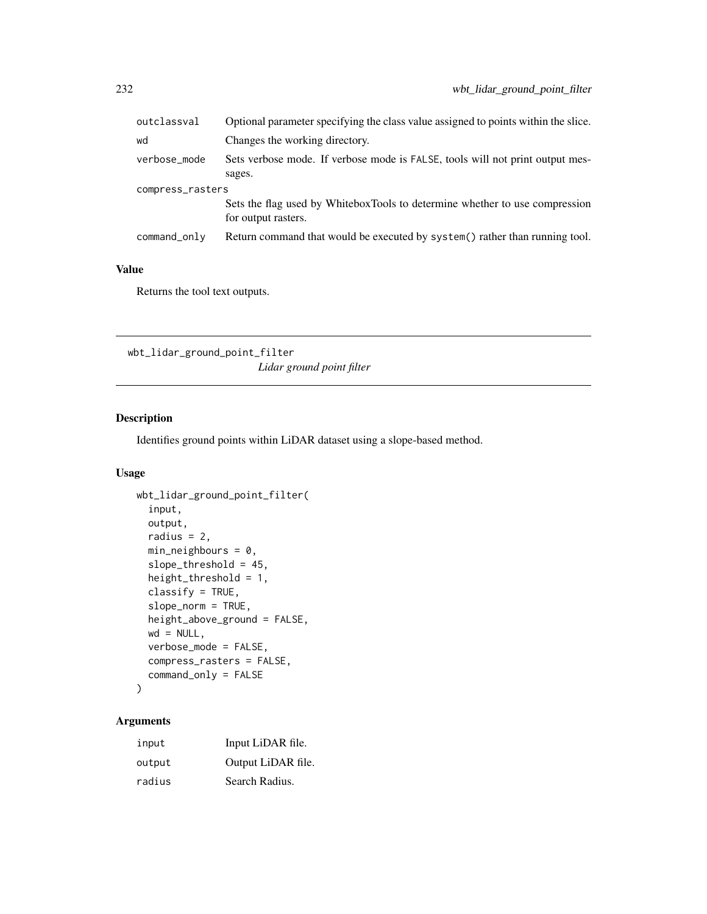| | |
|---|---|
| outclassval | Optional parameter specifying the class value assigned to points within the slice. |
| wd | Changes the working directory. |
| verbose_mode | Sets verbose mode. If verbose mode is FALSE, tools will not print output messages. |
| compress_rasters | Sets the flag used by WhiteboxTools to determine whether to use compression for output rasters. |
| command_only | Return command that would be executed by system() rather than running tool. |

## Value

Returns the tool text outputs.

---

# wbt_lidar_ground_point_filter

*Lidar ground point filter*

---

## Description

Identifies ground points within LiDAR dataset using a slope-based method.

## Usage

```
wbt_lidar_ground_point_filter(
  input,
  output,
  radius = 2,
  min_neighbours = 0,
  slope_threshold = 45,
  height_threshold = 1,
  classify = TRUE,
  slope_norm = TRUE,
  height_above_ground = FALSE,
  wd = NULL,
  verbose_mode = FALSE,
  compress_rasters = FALSE,
  command_only = FALSE
)
```

## Arguments

| | |
|---|---|
| input | Input LiDAR file. |
| output | Output LiDAR file. |
| radius | Search Radius. |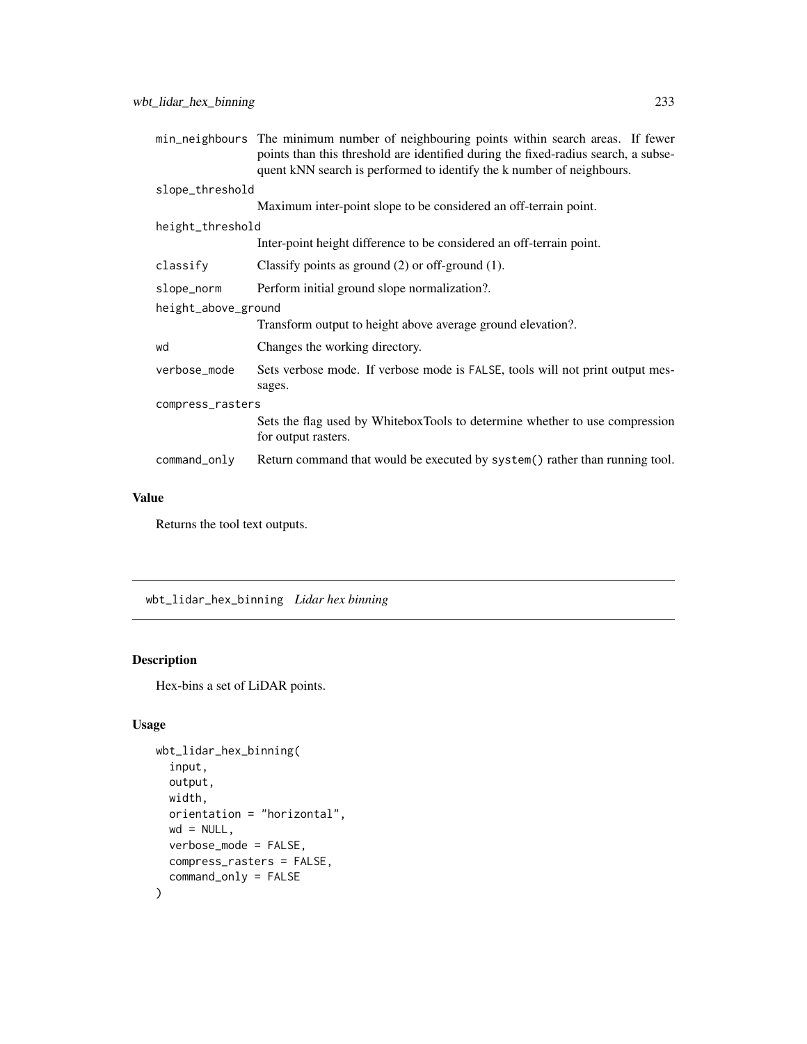| | |
|---|---|
| min_neighbours | The minimum number of neighbouring points within search areas. If fewer points than this threshold are identified during the fixed-radius search, a subsequent kNN search is performed to identify the k number of neighbours. |
| slope_threshold | Maximum inter-point slope to be considered an off-terrain point. |
| height_threshold | Inter-point height difference to be considered an off-terrain point. |
| classify | Classify points as ground (2) or off-ground (1). |
| slope_norm | Perform initial ground slope normalization?. |
| height_above_ground | Transform output to height above average ground elevation?. |
| wd | Changes the working directory. |
| verbose_mode | Sets verbose mode. If verbose mode is FALSE, tools will not print output messages. |
| compress_rasters | Sets the flag used by WhiteboxTools to determine whether to use compression for output rasters. |
| command_only | Return command that would be executed by system() rather than running tool. |

## Value

Returns the tool text outputs.

---

# wbt_lidar_hex_binning *Lidar hex binning*

## Description

Hex-bins a set of LiDAR points.

## Usage

```
wbt_lidar_hex_binning(
  input,
  output,
  width,
  orientation = "horizontal",
  wd = NULL,
  verbose_mode = FALSE,
  compress_rasters = FALSE,
  command_only = FALSE
)
```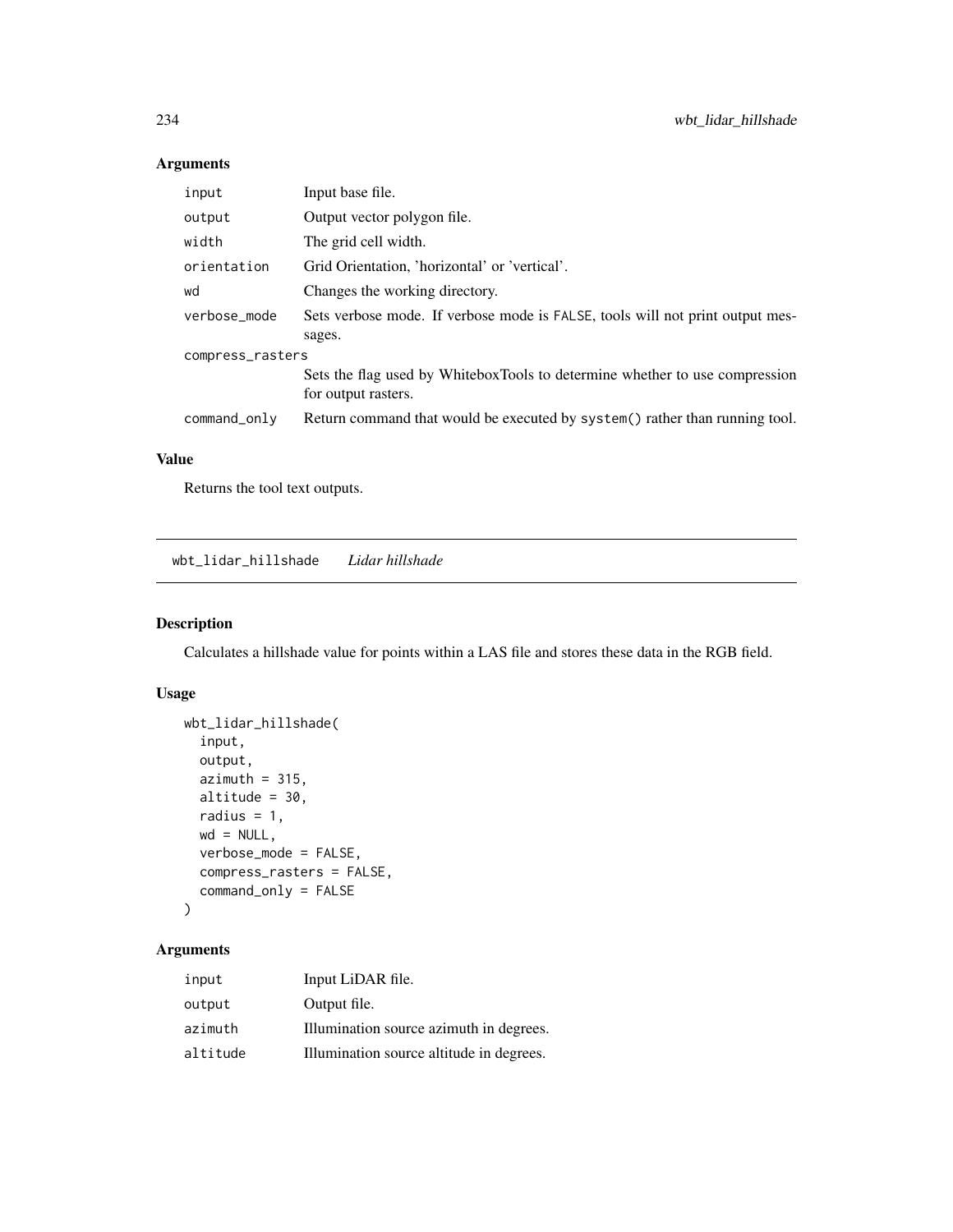## Arguments

| | |
|---|---|
| input | Input base file. |
| output | Output vector polygon file. |
| width | The grid cell width. |
| orientation | Grid Orientation, 'horizontal' or 'vertical'. |
| wd | Changes the working directory. |
| verbose_mode | Sets verbose mode. If verbose mode is FALSE, tools will not print output messages. |
| compress_rasters | Sets the flag used by WhiteboxTools to determine whether to use compression for output rasters. |
| command_only | Return command that would be executed by system() rather than running tool. |

## Value

Returns the tool text outputs.

---

# wbt_lidar_hillshade *Lidar hillshade*

## Description

Calculates a hillshade value for points within a LAS file and stores these data in the RGB field.

## Usage

```
wbt_lidar_hillshade(
  input,
  output,
  azimuth = 315,
  altitude = 30,
  radius = 1,
  wd = NULL,
  verbose_mode = FALSE,
  compress_rasters = FALSE,
  command_only = FALSE
)
```

## Arguments

| | |
|---|---|
| input | Input LiDAR file. |
| output | Output file. |
| azimuth | Illumination source azimuth in degrees. |
| altitude | Illumination source altitude in degrees. |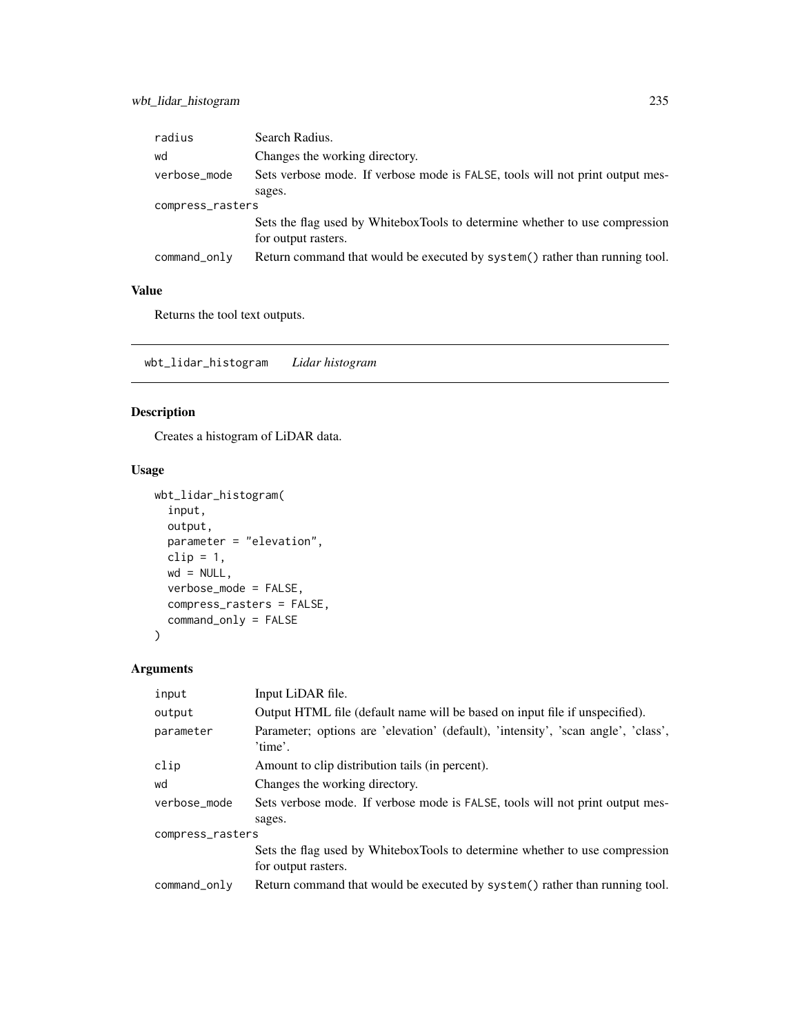| | |
|---|---|
| radius | Search Radius. |
| wd | Changes the working directory. |
| verbose_mode | Sets verbose mode. If verbose mode is FALSE, tools will not print output messages. |
| compress_rasters | Sets the flag used by WhiteboxTools to determine whether to use compression for output rasters. |
| command_only | Return command that would be executed by system() rather than running tool. |

## Value

Returns the tool text outputs.

---

## wbt_lidar_histogram *Lidar histogram*

### Description

Creates a histogram of LiDAR data.

### Usage

```
wbt_lidar_histogram(
  input,
  output,
  parameter = "elevation",
  clip = 1,
  wd = NULL,
  verbose_mode = FALSE,
  compress_rasters = FALSE,
  command_only = FALSE
)
```

### Arguments

| | |
|---|---|
| input | Input LiDAR file. |
| output | Output HTML file (default name will be based on input file if unspecified). |
| parameter | Parameter; options are 'elevation' (default), 'intensity', 'scan angle', 'class', 'time'. |
| clip | Amount to clip distribution tails (in percent). |
| wd | Changes the working directory. |
| verbose_mode | Sets verbose mode. If verbose mode is FALSE, tools will not print output messages. |
| compress_rasters | Sets the flag used by WhiteboxTools to determine whether to use compression for output rasters. |
| command_only | Return command that would be executed by system() rather than running tool. |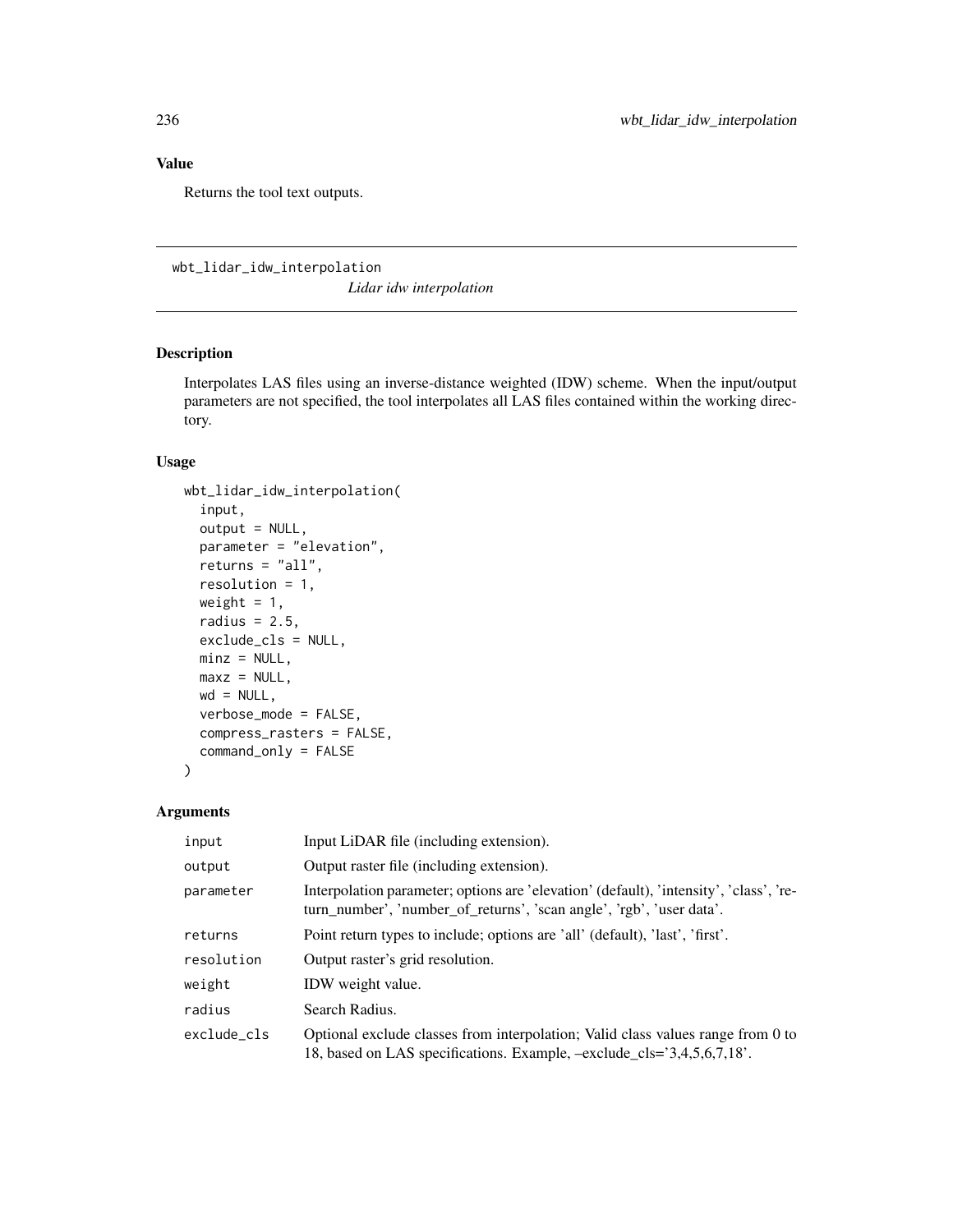## Value

Returns the tool text outputs.

---

## wbt_lidar_idw_interpolation

*Lidar idw interpolation*

### Description

Interpolates LAS files using an inverse-distance weighted (IDW) scheme. When the input/output parameters are not specified, the tool interpolates all LAS files contained within the working directory.

### Usage

```
wbt_lidar_idw_interpolation(
  input,
  output = NULL,
  parameter = "elevation",
  returns = "all",
  resolution = 1,
  weight = 1,
  radius = 2.5,
  exclude_cls = NULL,
  minz = NULL,
  maxz = NULL,
  wd = NULL,
  verbose_mode = FALSE,
  compress_rasters = FALSE,
  command_only = FALSE
)
```

### Arguments

| | |
|---|---|
| input | Input LiDAR file (including extension). |
| output | Output raster file (including extension). |
| parameter | Interpolation parameter; options are 'elevation' (default), 'intensity', 'class', 'return_number', 'number_of_returns', 'scan angle', 'rgb', 'user data'. |
| returns | Point return types to include; options are 'all' (default), 'last', 'first'. |
| resolution | Output raster's grid resolution. |
| weight | IDW weight value. |
| radius | Search Radius. |
| exclude_cls | Optional exclude classes from interpolation; Valid class values range from 0 to 18, based on LAS specifications. Example, –exclude_cls='3,4,5,6,7,18'. |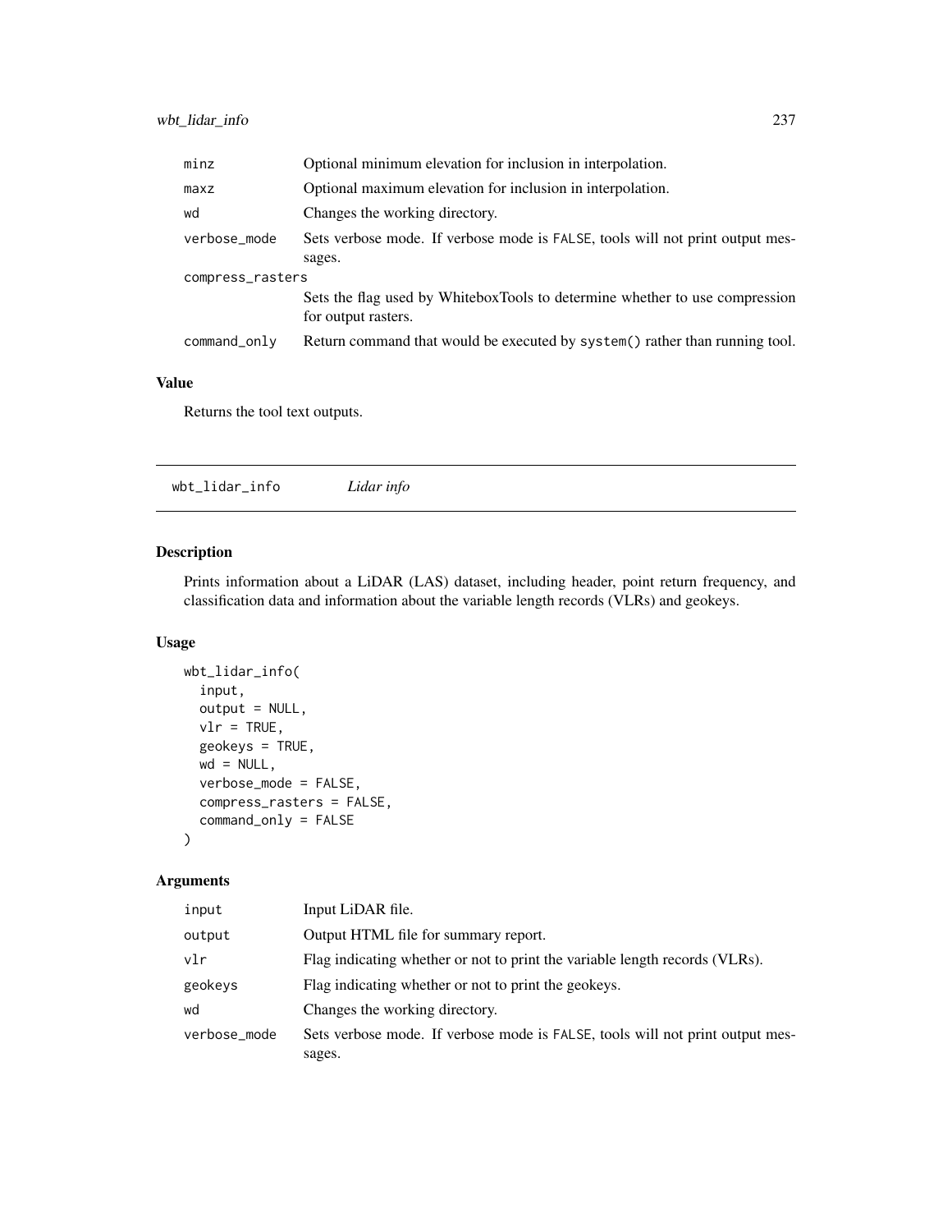| | |
|---|---|
| minz | Optional minimum elevation for inclusion in interpolation. |
| maxz | Optional maximum elevation for inclusion in interpolation. |
| wd | Changes the working directory. |
| verbose_mode | Sets verbose mode. If verbose mode is FALSE, tools will not print output messages. |
| compress_rasters | Sets the flag used by WhiteboxTools to determine whether to use compression for output rasters. |
| command_only | Return command that would be executed by system() rather than running tool. |

## Value

Returns the tool text outputs.

---

# wbt_lidar_info *Lidar info*

## Description

Prints information about a LiDAR (LAS) dataset, including header, point return frequency, and classification data and information about the variable length records (VLRs) and geokeys.

## Usage

```
wbt_lidar_info(
  input,
  output = NULL,
  vlr = TRUE,
  geokeys = TRUE,
  wd = NULL,
  verbose_mode = FALSE,
  compress_rasters = FALSE,
  command_only = FALSE
)
```

## Arguments

| | |
|---|---|
| input | Input LiDAR file. |
| output | Output HTML file for summary report. |
| vlr | Flag indicating whether or not to print the variable length records (VLRs). |
| geokeys | Flag indicating whether or not to print the geokeys. |
| wd | Changes the working directory. |
| verbose_mode | Sets verbose mode. If verbose mode is FALSE, tools will not print output messages. |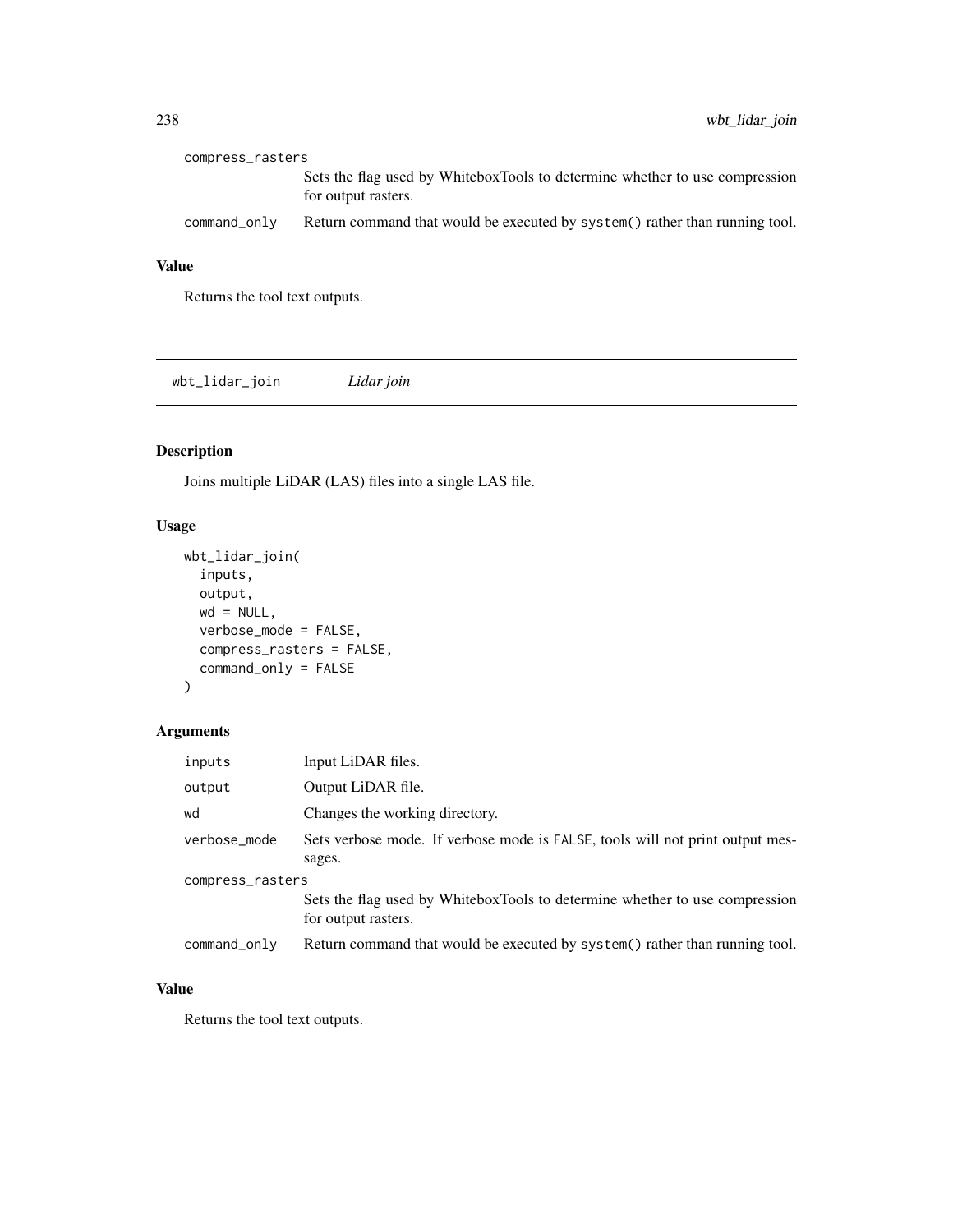compress_rasters
: Sets the flag used by WhiteboxTools to determine whether to use compression for output rasters.

command_only
: Return command that would be executed by system() rather than running tool.

### Value

Returns the tool text outputs.

---

## wbt_lidar_join — *Lidar join*

### Description

Joins multiple LiDAR (LAS) files into a single LAS file.

### Usage

```
wbt_lidar_join(
  inputs,
  output,
  wd = NULL,
  verbose_mode = FALSE,
  compress_rasters = FALSE,
  command_only = FALSE
)
```

### Arguments

| Argument | Description |
|---|---|
| inputs | Input LiDAR files. |
| output | Output LiDAR file. |
| wd | Changes the working directory. |
| verbose_mode | Sets verbose mode. If verbose mode is FALSE, tools will not print output messages. |
| compress_rasters | Sets the flag used by WhiteboxTools to determine whether to use compression for output rasters. |
| command_only | Return command that would be executed by system() rather than running tool. |

### Value

Returns the tool text outputs.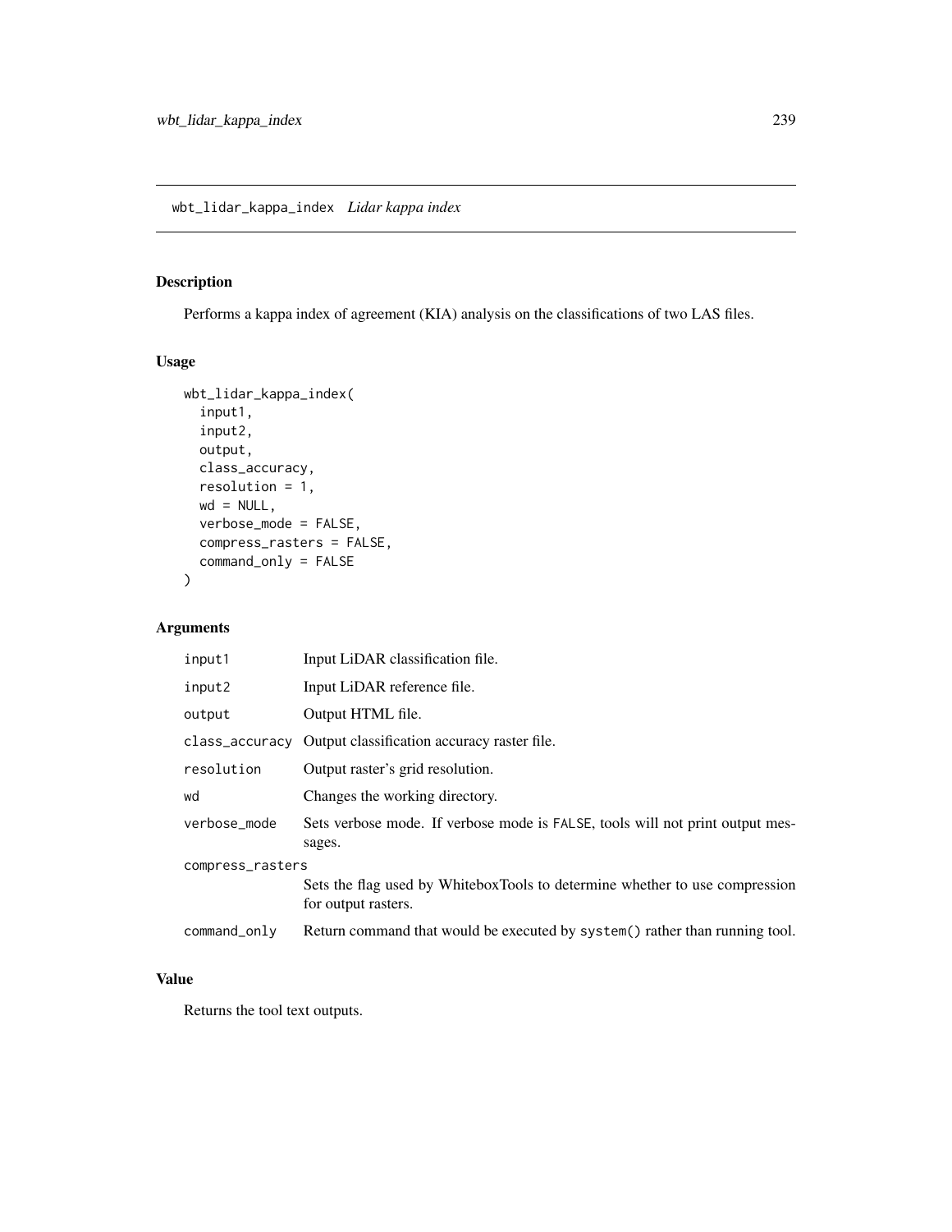## wbt_lidar_kappa_index *Lidar kappa index*

### Description

Performs a kappa index of agreement (KIA) analysis on the classifications of two LAS files.

### Usage

```
wbt_lidar_kappa_index(
  input1,
  input2,
  output,
  class_accuracy,
  resolution = 1,
  wd = NULL,
  verbose_mode = FALSE,
  compress_rasters = FALSE,
  command_only = FALSE
)
```

### Arguments

| | |
|---|---|
| input1 | Input LiDAR classification file. |
| input2 | Input LiDAR reference file. |
| output | Output HTML file. |
| class_accuracy | Output classification accuracy raster file. |
| resolution | Output raster's grid resolution. |
| wd | Changes the working directory. |
| verbose_mode | Sets verbose mode. If verbose mode is FALSE, tools will not print output messages. |
| compress_rasters | Sets the flag used by WhiteboxTools to determine whether to use compression for output rasters. |
| command_only | Return command that would be executed by system() rather than running tool. |

### Value

Returns the tool text outputs.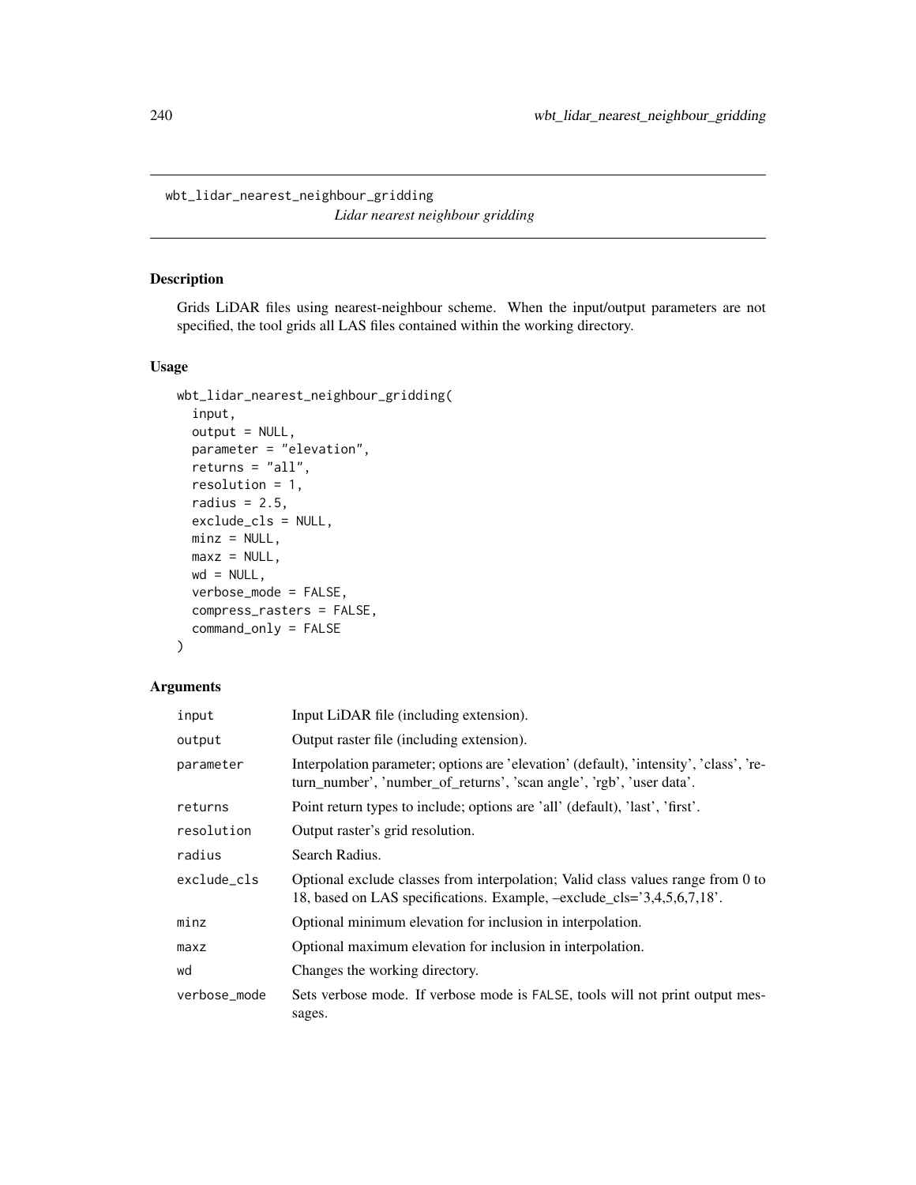## wbt_lidar_nearest_neighbour_gridding

*Lidar nearest neighbour gridding*

### Description

Grids LiDAR files using nearest-neighbour scheme. When the input/output parameters are not specified, the tool grids all LAS files contained within the working directory.

### Usage

```
wbt_lidar_nearest_neighbour_gridding(
  input,
  output = NULL,
  parameter = "elevation",
  returns = "all",
  resolution = 1,
  radius = 2.5,
  exclude_cls = NULL,
  minz = NULL,
  maxz = NULL,
  wd = NULL,
  verbose_mode = FALSE,
  compress_rasters = FALSE,
  command_only = FALSE
)
```

### Arguments

| | |
|---|---|
| input | Input LiDAR file (including extension). |
| output | Output raster file (including extension). |
| parameter | Interpolation parameter; options are 'elevation' (default), 'intensity', 'class', 'return_number', 'number_of_returns', 'scan angle', 'rgb', 'user data'. |
| returns | Point return types to include; options are 'all' (default), 'last', 'first'. |
| resolution | Output raster's grid resolution. |
| radius | Search Radius. |
| exclude_cls | Optional exclude classes from interpolation; Valid class values range from 0 to 18, based on LAS specifications. Example, –exclude_cls='3,4,5,6,7,18'. |
| minz | Optional minimum elevation for inclusion in interpolation. |
| maxz | Optional maximum elevation for inclusion in interpolation. |
| wd | Changes the working directory. |
| verbose_mode | Sets verbose mode. If verbose mode is FALSE, tools will not print output messages. |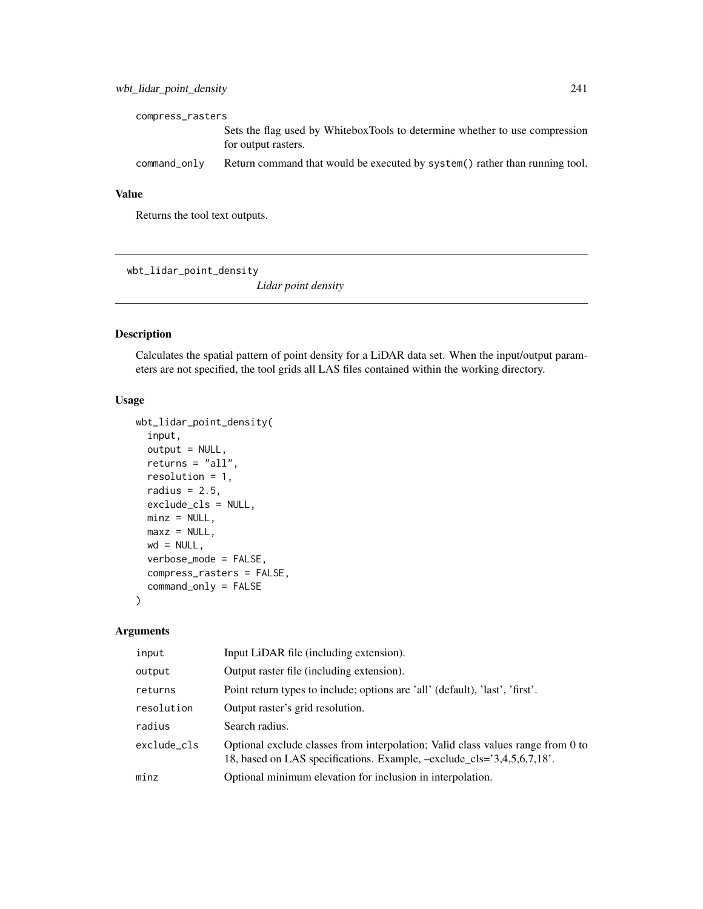compress_rasters
: Sets the flag used by WhiteboxTools to determine whether to use compression for output rasters.

command_only
: Return command that would be executed by system() rather than running tool.

### Value

Returns the tool text outputs.

---

## wbt_lidar_point_density

*Lidar point density*

---

### Description

Calculates the spatial pattern of point density for a LiDAR data set. When the input/output parameters are not specified, the tool grids all LAS files contained within the working directory.

### Usage

```
wbt_lidar_point_density(
  input,
  output = NULL,
  returns = "all",
  resolution = 1,
  radius = 2.5,
  exclude_cls = NULL,
  minz = NULL,
  maxz = NULL,
  wd = NULL,
  verbose_mode = FALSE,
  compress_rasters = FALSE,
  command_only = FALSE
)
```

### Arguments

| | |
|---|---|
| input | Input LiDAR file (including extension). |
| output | Output raster file (including extension). |
| returns | Point return types to include; options are 'all' (default), 'last', 'first'. |
| resolution | Output raster's grid resolution. |
| radius | Search radius. |
| exclude_cls | Optional exclude classes from interpolation; Valid class values range from 0 to 18, based on LAS specifications. Example, –exclude_cls='3,4,5,6,7,18'. |
| minz | Optional minimum elevation for inclusion in interpolation. |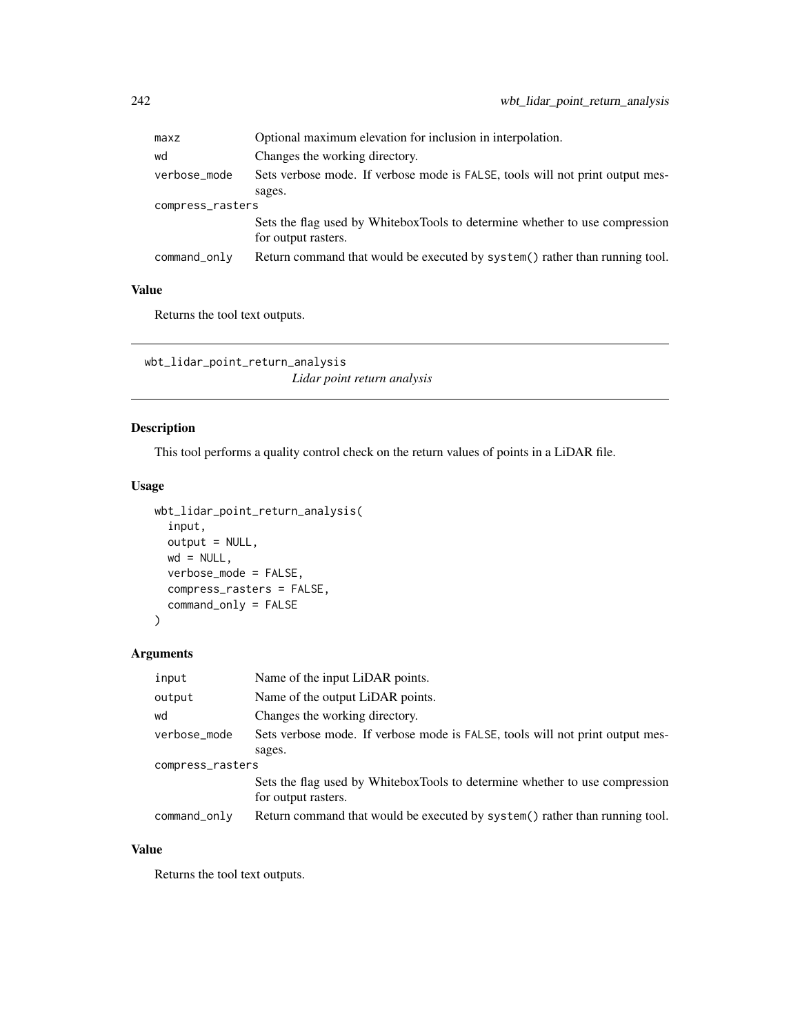| | |
|---|---|
| maxz | Optional maximum elevation for inclusion in interpolation. |
| wd | Changes the working directory. |
| verbose_mode | Sets verbose mode. If verbose mode is FALSE, tools will not print output messages. |
| compress_rasters | Sets the flag used by WhiteboxTools to determine whether to use compression for output rasters. |
| command_only | Return command that would be executed by system() rather than running tool. |

### Value

Returns the tool text outputs.

---

## wbt_lidar_point_return_analysis

*Lidar point return analysis*

---

### Description

This tool performs a quality control check on the return values of points in a LiDAR file.

### Usage

```
wbt_lidar_point_return_analysis(
  input,
  output = NULL,
  wd = NULL,
  verbose_mode = FALSE,
  compress_rasters = FALSE,
  command_only = FALSE
)
```

### Arguments

| | |
|---|---|
| input | Name of the input LiDAR points. |
| output | Name of the output LiDAR points. |
| wd | Changes the working directory. |
| verbose_mode | Sets verbose mode. If verbose mode is FALSE, tools will not print output messages. |
| compress_rasters | Sets the flag used by WhiteboxTools to determine whether to use compression for output rasters. |
| command_only | Return command that would be executed by system() rather than running tool. |

### Value

Returns the tool text outputs.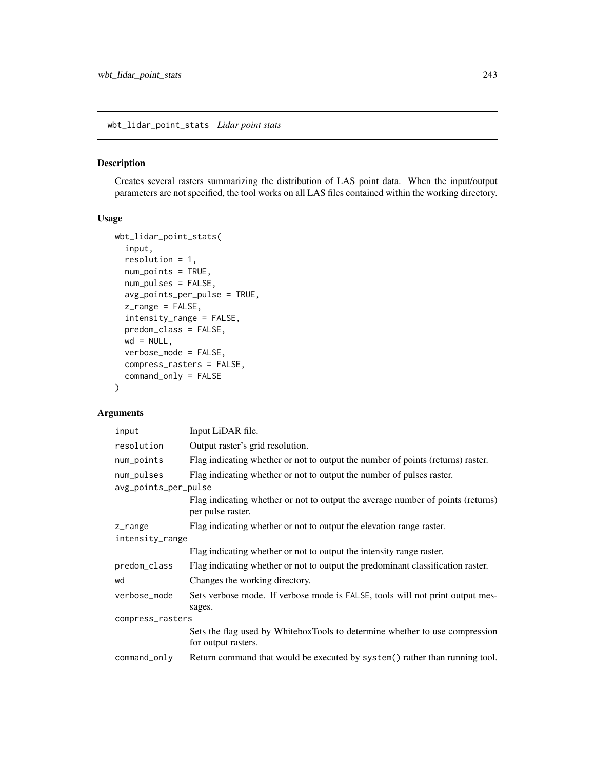wbt_lidar_point_stats *Lidar point stats*

## Description

Creates several rasters summarizing the distribution of LAS point data. When the input/output parameters are not specified, the tool works on all LAS files contained within the working directory.

## Usage

```
wbt_lidar_point_stats(
  input,
  resolution = 1,
  num_points = TRUE,
  num_pulses = FALSE,
  avg_points_per_pulse = TRUE,
  z_range = FALSE,
  intensity_range = FALSE,
  predom_class = FALSE,
  wd = NULL,
  verbose_mode = FALSE,
  compress_rasters = FALSE,
  command_only = FALSE
)
```

## Arguments

| | |
|---|---|
| `input` | Input LiDAR file. |
| `resolution` | Output raster's grid resolution. |
| `num_points` | Flag indicating whether or not to output the number of points (returns) raster. |
| `num_pulses` | Flag indicating whether or not to output the number of pulses raster. |
| `avg_points_per_pulse` | Flag indicating whether or not to output the average number of points (returns) per pulse raster. |
| `z_range` | Flag indicating whether or not to output the elevation range raster. |
| `intensity_range` | Flag indicating whether or not to output the intensity range raster. |
| `predom_class` | Flag indicating whether or not to output the predominant classification raster. |
| `wd` | Changes the working directory. |
| `verbose_mode` | Sets verbose mode. If verbose mode is `FALSE`, tools will not print output messages. |
| `compress_rasters` | Sets the flag used by WhiteboxTools to determine whether to use compression for output rasters. |
| `command_only` | Return command that would be executed by `system()` rather than running tool. |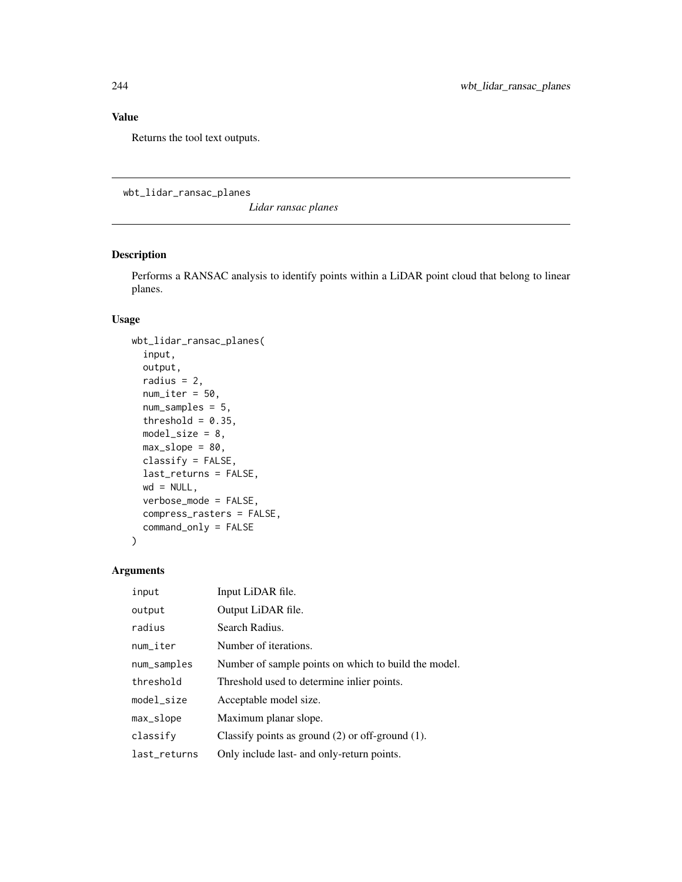## Value

Returns the tool text outputs.

---

`wbt_lidar_ransac_planes` *Lidar ransac planes*

---

### Description

Performs a RANSAC analysis to identify points within a LiDAR point cloud that belong to linear planes.

### Usage

```
wbt_lidar_ransac_planes(
  input,
  output,
  radius = 2,
  num_iter = 50,
  num_samples = 5,
  threshold = 0.35,
  model_size = 8,
  max_slope = 80,
  classify = FALSE,
  last_returns = FALSE,
  wd = NULL,
  verbose_mode = FALSE,
  compress_rasters = FALSE,
  command_only = FALSE
)
```

### Arguments

| | |
|---|---|
| `input` | Input LiDAR file. |
| `output` | Output LiDAR file. |
| `radius` | Search Radius. |
| `num_iter` | Number of iterations. |
| `num_samples` | Number of sample points on which to build the model. |
| `threshold` | Threshold used to determine inlier points. |
| `model_size` | Acceptable model size. |
| `max_slope` | Maximum planar slope. |
| `classify` | Classify points as ground (2) or off-ground (1). |
| `last_returns` | Only include last- and only-return points. |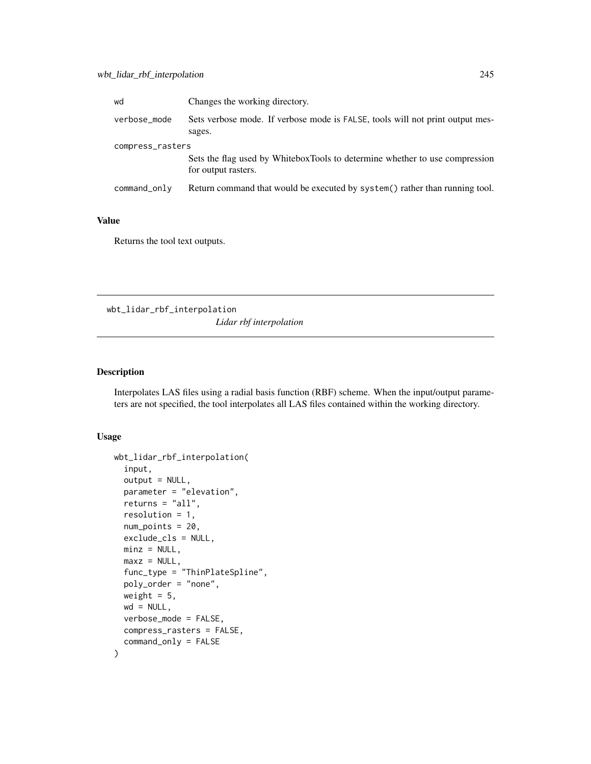| | |
|---|---|
| wd | Changes the working directory. |
| verbose_mode | Sets verbose mode. If verbose mode is FALSE, tools will not print output messages. |
| compress_rasters | Sets the flag used by WhiteboxTools to determine whether to use compression for output rasters. |
| command_only | Return command that would be executed by system() rather than running tool. |

### Value

Returns the tool text outputs.

---

## wbt_lidar_rbf_interpolation

*Lidar rbf interpolation*

---

### Description

Interpolates LAS files using a radial basis function (RBF) scheme. When the input/output parameters are not specified, the tool interpolates all LAS files contained within the working directory.

### Usage

```
wbt_lidar_rbf_interpolation(
  input,
  output = NULL,
  parameter = "elevation",
  returns = "all",
  resolution = 1,
  num_points = 20,
  exclude_cls = NULL,
  minz = NULL,
  maxz = NULL,
  func_type = "ThinPlateSpline",
  poly_order = "none",
  weight = 5,
  wd = NULL,
  verbose_mode = FALSE,
  compress_rasters = FALSE,
  command_only = FALSE
)
```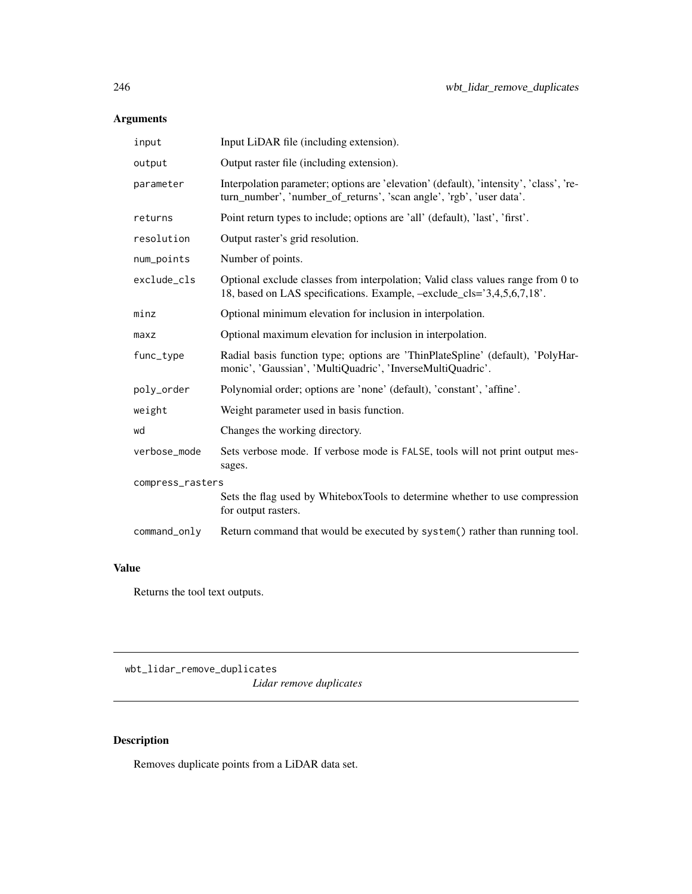## Arguments

| | |
|---|---|
| input | Input LiDAR file (including extension). |
| output | Output raster file (including extension). |
| parameter | Interpolation parameter; options are 'elevation' (default), 'intensity', 'class', 'return_number', 'number_of_returns', 'scan angle', 'rgb', 'user data'. |
| returns | Point return types to include; options are 'all' (default), 'last', 'first'. |
| resolution | Output raster's grid resolution. |
| num_points | Number of points. |
| exclude_cls | Optional exclude classes from interpolation; Valid class values range from 0 to 18, based on LAS specifications. Example, –exclude_cls='3,4,5,6,7,18'. |
| minz | Optional minimum elevation for inclusion in interpolation. |
| maxz | Optional maximum elevation for inclusion in interpolation. |
| func_type | Radial basis function type; options are 'ThinPlateSpline' (default), 'PolyHarmonic', 'Gaussian', 'MultiQuadric', 'InverseMultiQuadric'. |
| poly_order | Polynomial order; options are 'none' (default), 'constant', 'affine'. |
| weight | Weight parameter used in basis function. |
| wd | Changes the working directory. |
| verbose_mode | Sets verbose mode. If verbose mode is FALSE, tools will not print output messages. |
| compress_rasters | Sets the flag used by WhiteboxTools to determine whether to use compression for output rasters. |
| command_only | Return command that would be executed by system() rather than running tool. |

## Value

Returns the tool text outputs.

---

wbt_lidar_remove_duplicates — *Lidar remove duplicates*

---

## Description

Removes duplicate points from a LiDAR data set.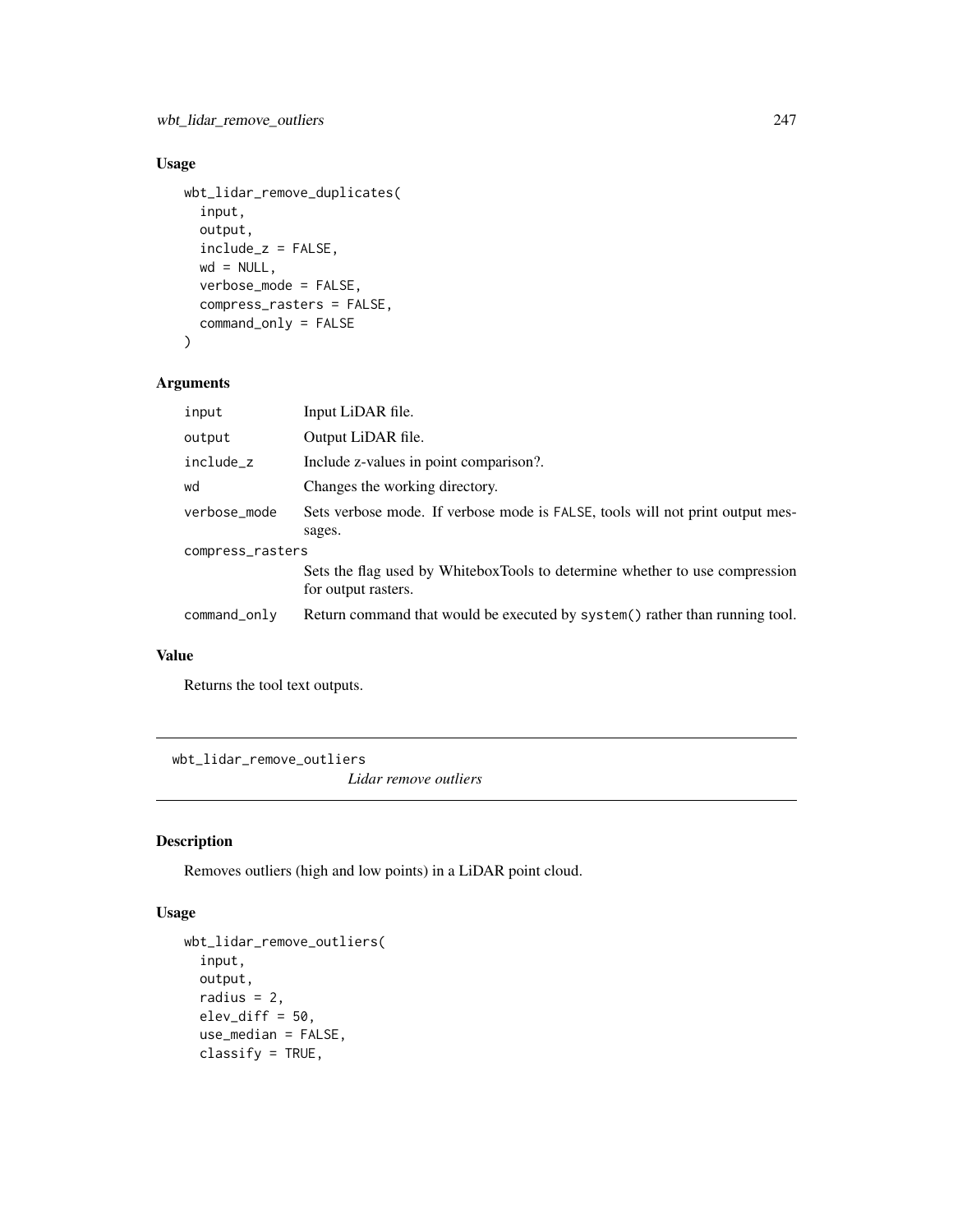### Usage

```
wbt_lidar_remove_duplicates(
  input,
  output,
  include_z = FALSE,
  wd = NULL,
  verbose_mode = FALSE,
  compress_rasters = FALSE,
  command_only = FALSE
)
```

### Arguments

| | |
|---|---|
| input | Input LiDAR file. |
| output | Output LiDAR file. |
| include_z | Include z-values in point comparison?. |
| wd | Changes the working directory. |
| verbose_mode | Sets verbose mode. If verbose mode is FALSE, tools will not print output messages. |
| compress_rasters | Sets the flag used by WhiteboxTools to determine whether to use compression for output rasters. |
| command_only | Return command that would be executed by system() rather than running tool. |

### Value

Returns the tool text outputs.

---

## wbt_lidar_remove_outliers

*Lidar remove outliers*

### Description

Removes outliers (high and low points) in a LiDAR point cloud.

### Usage

```
wbt_lidar_remove_outliers(
  input,
  output,
  radius = 2,
  elev_diff = 50,
  use_median = FALSE,
  classify = TRUE,
```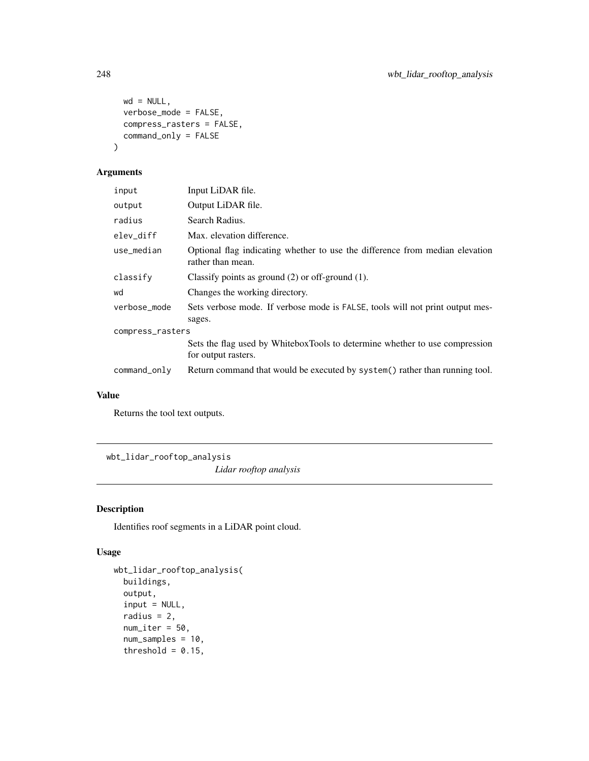```
  wd = NULL,
  verbose_mode = FALSE,
  compress_rasters = FALSE,
  command_only = FALSE
)
```

## Arguments

| | |
|---|---|
| input | Input LiDAR file. |
| output | Output LiDAR file. |
| radius | Search Radius. |
| elev_diff | Max. elevation difference. |
| use_median | Optional flag indicating whether to use the difference from median elevation rather than mean. |
| classify | Classify points as ground (2) or off-ground (1). |
| wd | Changes the working directory. |
| verbose_mode | Sets verbose mode. If verbose mode is FALSE, tools will not print output messages. |
| compress_rasters | Sets the flag used by WhiteboxTools to determine whether to use compression for output rasters. |
| command_only | Return command that would be executed by system() rather than running tool. |

## Value

Returns the tool text outputs.

---

# wbt_lidar_rooftop_analysis

*Lidar rooftop analysis*

## Description

Identifies roof segments in a LiDAR point cloud.

## Usage

```
wbt_lidar_rooftop_analysis(
  buildings,
  output,
  input = NULL,
  radius = 2,
  num_iter = 50,
  num_samples = 10,
  threshold = 0.15,
```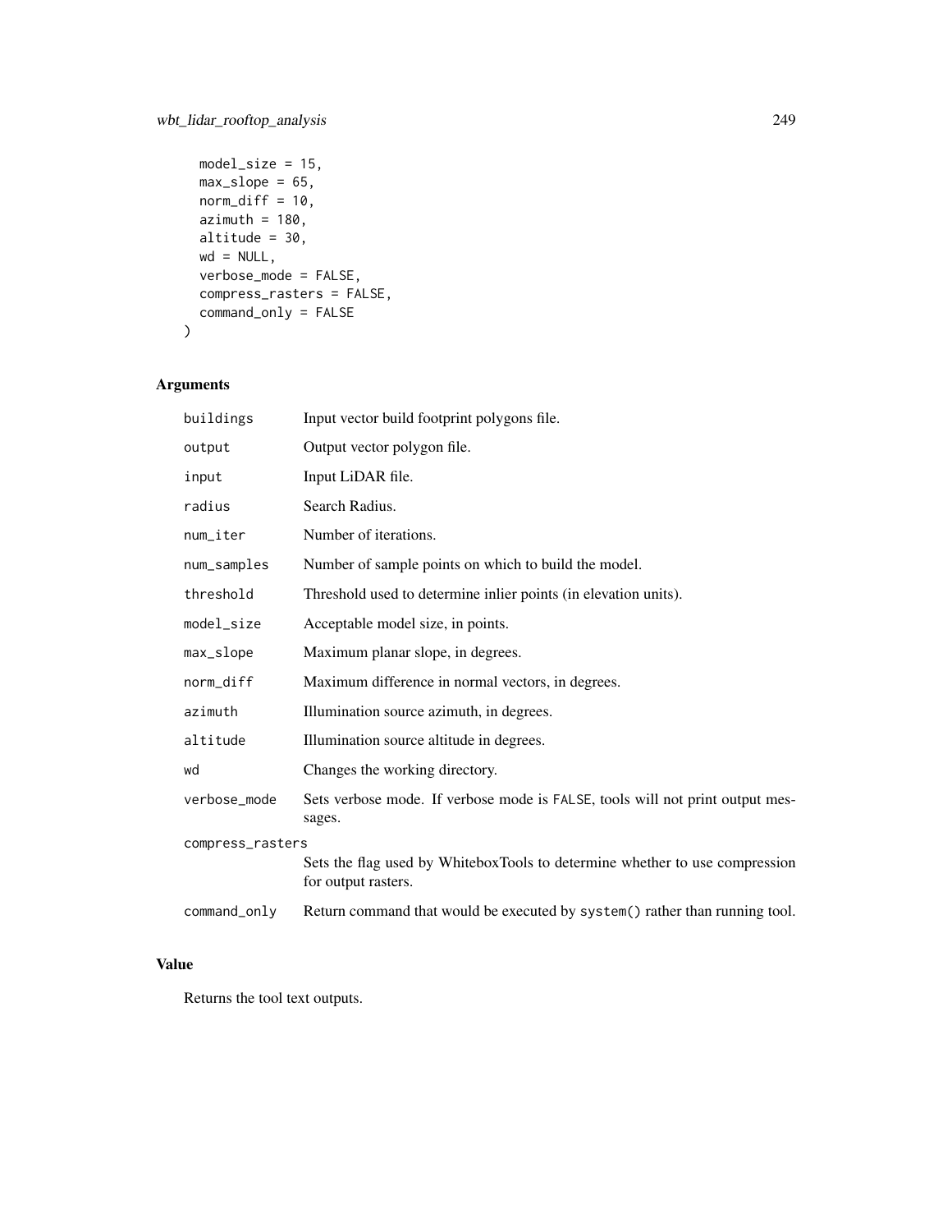```
  model_size = 15,
  max_slope = 65,
  norm_diff = 10,
  azimuth = 180,
  altitude = 30,
  wd = NULL,
  verbose_mode = FALSE,
  compress_rasters = FALSE,
  command_only = FALSE
)
```

## Arguments

| | |
|---|---|
| buildings | Input vector build footprint polygons file. |
| output | Output vector polygon file. |
| input | Input LiDAR file. |
| radius | Search Radius. |
| num_iter | Number of iterations. |
| num_samples | Number of sample points on which to build the model. |
| threshold | Threshold used to determine inlier points (in elevation units). |
| model_size | Acceptable model size, in points. |
| max_slope | Maximum planar slope, in degrees. |
| norm_diff | Maximum difference in normal vectors, in degrees. |
| azimuth | Illumination source azimuth, in degrees. |
| altitude | Illumination source altitude in degrees. |
| wd | Changes the working directory. |
| verbose_mode | Sets verbose mode. If verbose mode is FALSE, tools will not print output messages. |
| compress_rasters | Sets the flag used by WhiteboxTools to determine whether to use compression for output rasters. |
| command_only | Return command that would be executed by system() rather than running tool. |

## Value

Returns the tool text outputs.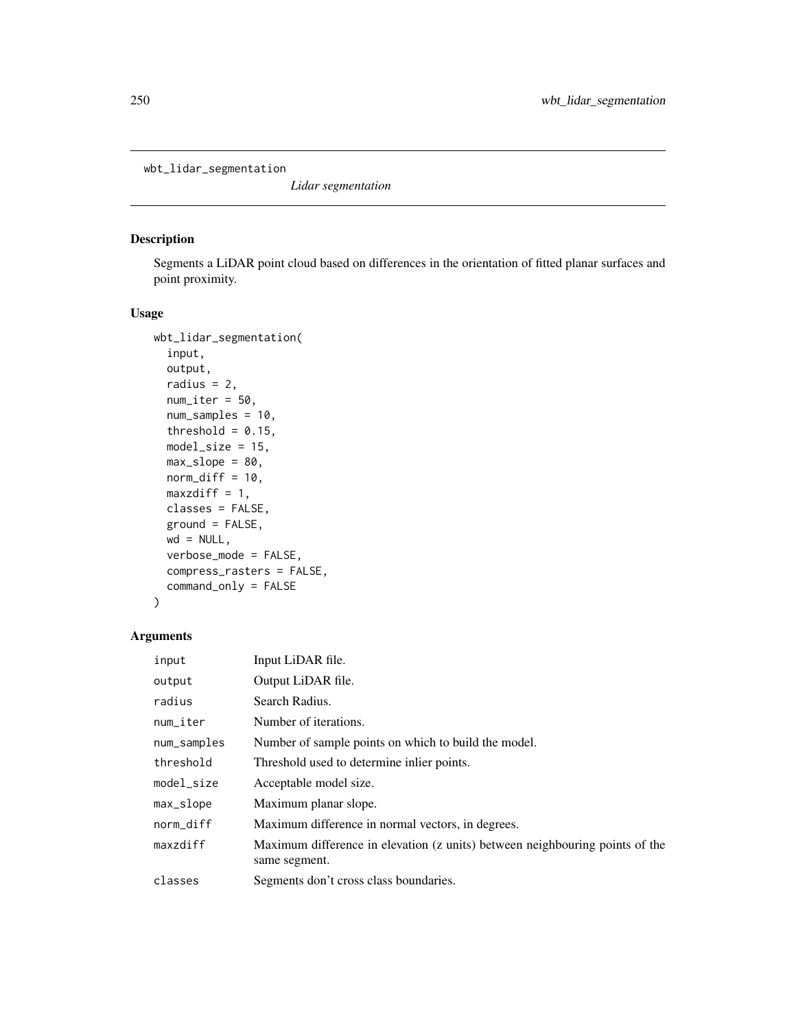wbt_lidar_segmentation

*Lidar segmentation*

## Description

Segments a LiDAR point cloud based on differences in the orientation of fitted planar surfaces and point proximity.

## Usage

```
wbt_lidar_segmentation(
  input,
  output,
  radius = 2,
  num_iter = 50,
  num_samples = 10,
  threshold = 0.15,
  model_size = 15,
  max_slope = 80,
  norm_diff = 10,
  maxzdiff = 1,
  classes = FALSE,
  ground = FALSE,
  wd = NULL,
  verbose_mode = FALSE,
  compress_rasters = FALSE,
  command_only = FALSE
)
```

## Arguments

| | |
|---|---|
| input | Input LiDAR file. |
| output | Output LiDAR file. |
| radius | Search Radius. |
| num_iter | Number of iterations. |
| num_samples | Number of sample points on which to build the model. |
| threshold | Threshold used to determine inlier points. |
| model_size | Acceptable model size. |
| max_slope | Maximum planar slope. |
| norm_diff | Maximum difference in normal vectors, in degrees. |
| maxzdiff | Maximum difference in elevation (z units) between neighbouring points of the same segment. |
| classes | Segments don't cross class boundaries. |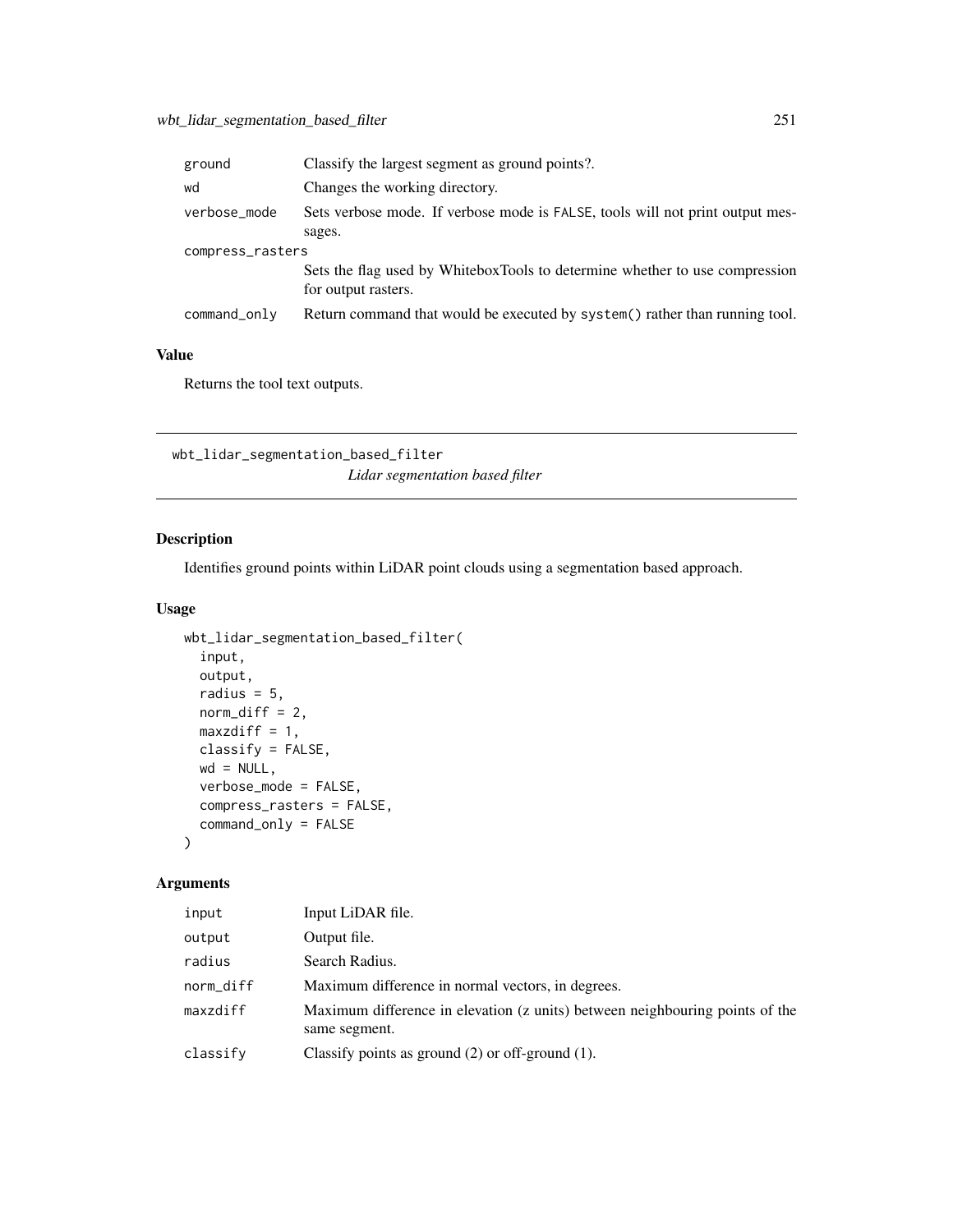| | |
|---|---|
| ground | Classify the largest segment as ground points?. |
| wd | Changes the working directory. |
| verbose_mode | Sets verbose mode. If verbose mode is FALSE, tools will not print output messages. |
| compress_rasters | Sets the flag used by WhiteboxTools to determine whether to use compression for output rasters. |
| command_only | Return command that would be executed by system() rather than running tool. |

### Value

Returns the tool text outputs.

---

## wbt_lidar_segmentation_based_filter

*Lidar segmentation based filter*

### Description

Identifies ground points within LiDAR point clouds using a segmentation based approach.

### Usage

```
wbt_lidar_segmentation_based_filter(
  input,
  output,
  radius = 5,
  norm_diff = 2,
  maxzdiff = 1,
  classify = FALSE,
  wd = NULL,
  verbose_mode = FALSE,
  compress_rasters = FALSE,
  command_only = FALSE
)
```

### Arguments

| | |
|---|---|
| input | Input LiDAR file. |
| output | Output file. |
| radius | Search Radius. |
| norm_diff | Maximum difference in normal vectors, in degrees. |
| maxzdiff | Maximum difference in elevation (z units) between neighbouring points of the same segment. |
| classify | Classify points as ground (2) or off-ground (1). |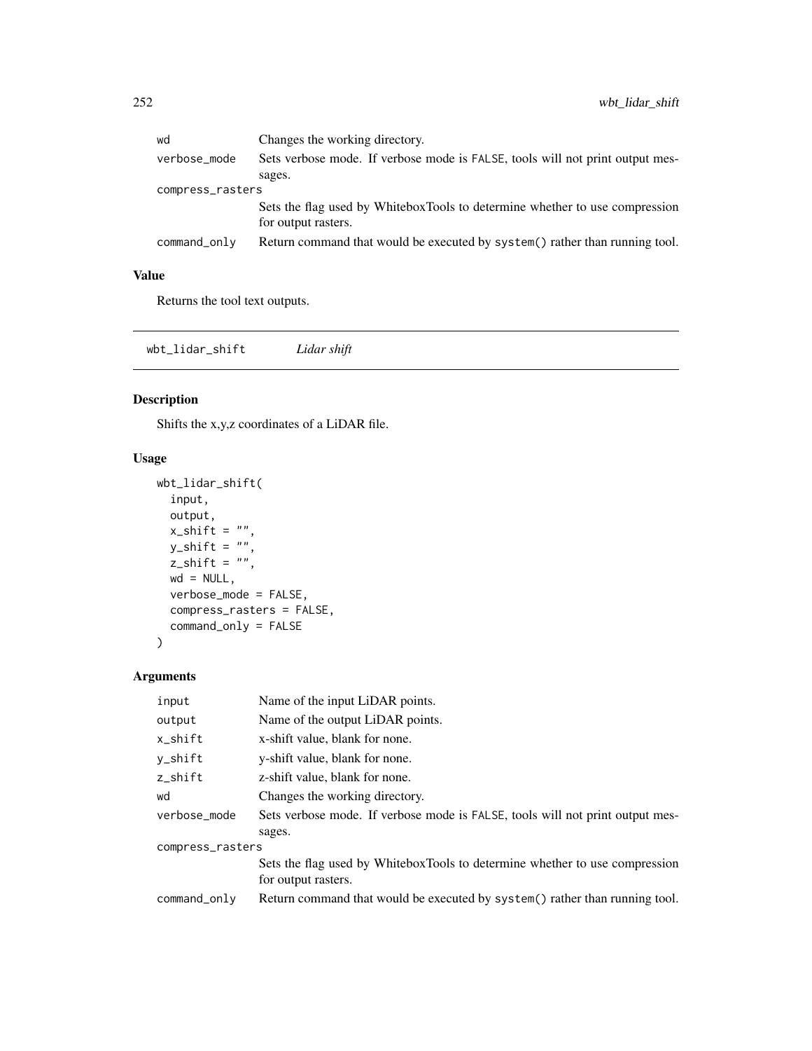| | |
|---|---|
| wd | Changes the working directory. |
| verbose_mode | Sets verbose mode. If verbose mode is FALSE, tools will not print output messages. |
| compress_rasters | Sets the flag used by WhiteboxTools to determine whether to use compression for output rasters. |
| command_only | Return command that would be executed by system() rather than running tool. |

### Value

Returns the tool text outputs.

---

## wbt_lidar_shift *Lidar shift*

### Description

Shifts the x,y,z coordinates of a LiDAR file.

### Usage

```
wbt_lidar_shift(
  input,
  output,
  x_shift = "",
  y_shift = "",
  z_shift = "",
  wd = NULL,
  verbose_mode = FALSE,
  compress_rasters = FALSE,
  command_only = FALSE
)
```

### Arguments

| | |
|---|---|
| input | Name of the input LiDAR points. |
| output | Name of the output LiDAR points. |
| x_shift | x-shift value, blank for none. |
| y_shift | y-shift value, blank for none. |
| z_shift | z-shift value, blank for none. |
| wd | Changes the working directory. |
| verbose_mode | Sets verbose mode. If verbose mode is FALSE, tools will not print output messages. |
| compress_rasters | Sets the flag used by WhiteboxTools to determine whether to use compression for output rasters. |
| command_only | Return command that would be executed by system() rather than running tool. |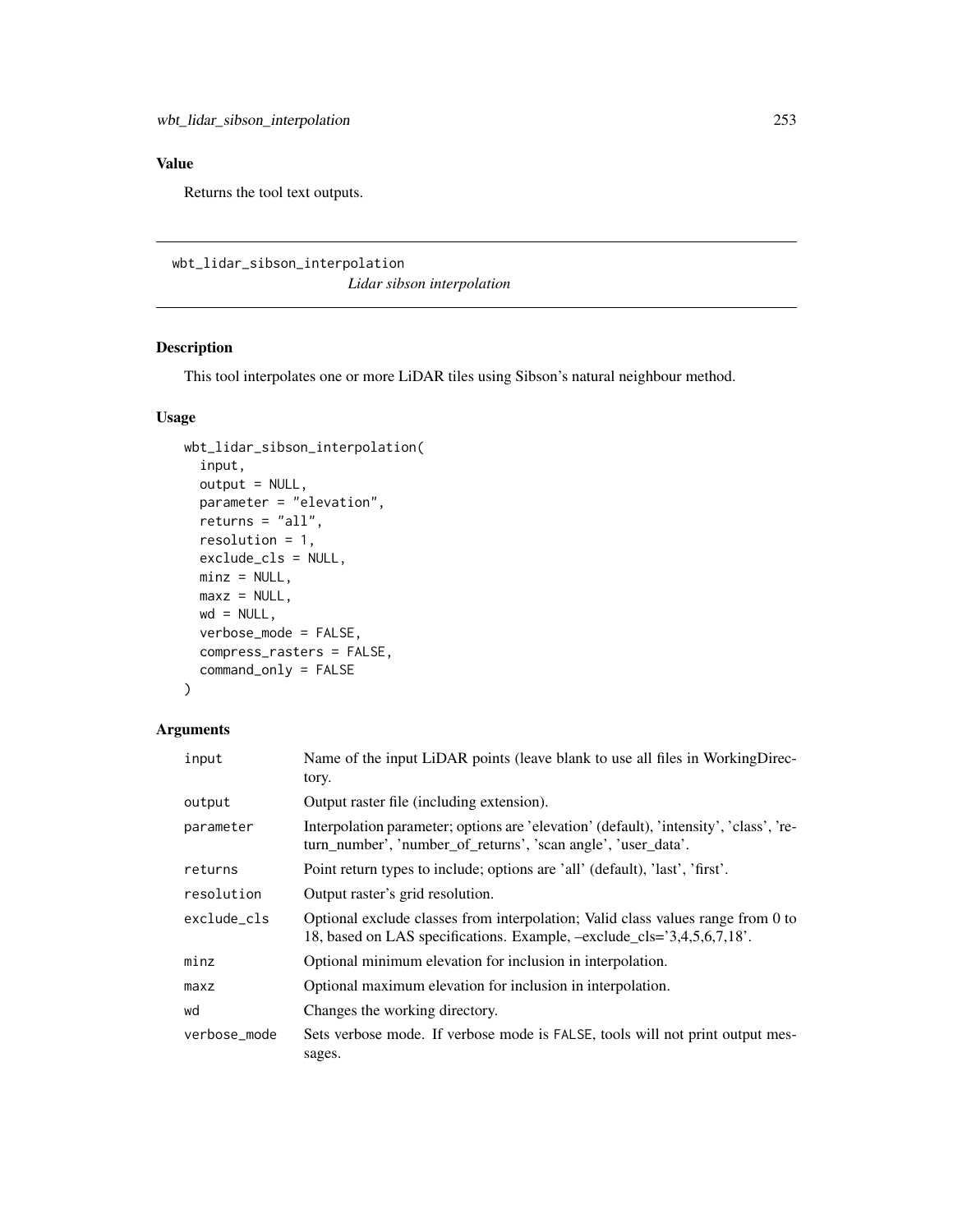## Value

Returns the tool text outputs.

---

# wbt_lidar_sibson_interpolation

*Lidar sibson interpolation*

---

## Description

This tool interpolates one or more LiDAR tiles using Sibson's natural neighbour method.

## Usage

```
wbt_lidar_sibson_interpolation(
  input,
  output = NULL,
  parameter = "elevation",
  returns = "all",
  resolution = 1,
  exclude_cls = NULL,
  minz = NULL,
  maxz = NULL,
  wd = NULL,
  verbose_mode = FALSE,
  compress_rasters = FALSE,
  command_only = FALSE
)
```

## Arguments

| | |
|---|---|
| `input` | Name of the input LiDAR points (leave blank to use all files in WorkingDirectory. |
| `output` | Output raster file (including extension). |
| `parameter` | Interpolation parameter; options are 'elevation' (default), 'intensity', 'class', 'return_number', 'number_of_returns', 'scan angle', 'user_data'. |
| `returns` | Point return types to include; options are 'all' (default), 'last', 'first'. |
| `resolution` | Output raster's grid resolution. |
| `exclude_cls` | Optional exclude classes from interpolation; Valid class values range from 0 to 18, based on LAS specifications. Example, –exclude_cls='3,4,5,6,7,18'. |
| `minz` | Optional minimum elevation for inclusion in interpolation. |
| `maxz` | Optional maximum elevation for inclusion in interpolation. |
| `wd` | Changes the working directory. |
| `verbose_mode` | Sets verbose mode. If verbose mode is `FALSE`, tools will not print output messages. |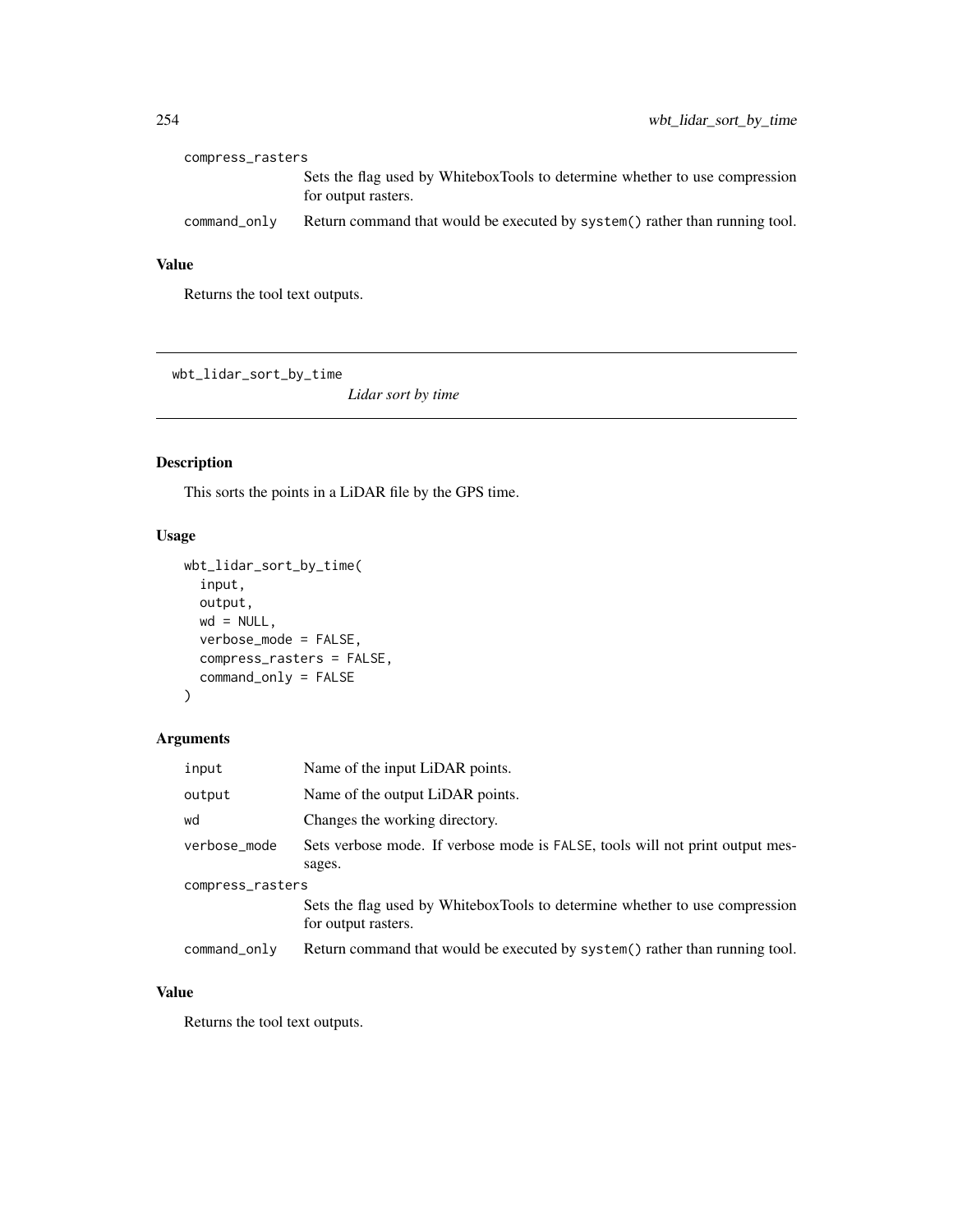compress_rasters
: Sets the flag used by WhiteboxTools to determine whether to use compression for output rasters.

command_only
: Return command that would be executed by `system()` rather than running tool.

### Value

Returns the tool text outputs.

---

## wbt_lidar_sort_by_time

*Lidar sort by time*

### Description

This sorts the points in a LiDAR file by the GPS time.

### Usage

```
wbt_lidar_sort_by_time(
  input,
  output,
  wd = NULL,
  verbose_mode = FALSE,
  compress_rasters = FALSE,
  command_only = FALSE
)
```

### Arguments

| | |
|---|---|
| input | Name of the input LiDAR points. |
| output | Name of the output LiDAR points. |
| wd | Changes the working directory. |
| verbose_mode | Sets verbose mode. If verbose mode is FALSE, tools will not print output messages. |
| compress_rasters | Sets the flag used by WhiteboxTools to determine whether to use compression for output rasters. |
| command_only | Return command that would be executed by `system()` rather than running tool. |

### Value

Returns the tool text outputs.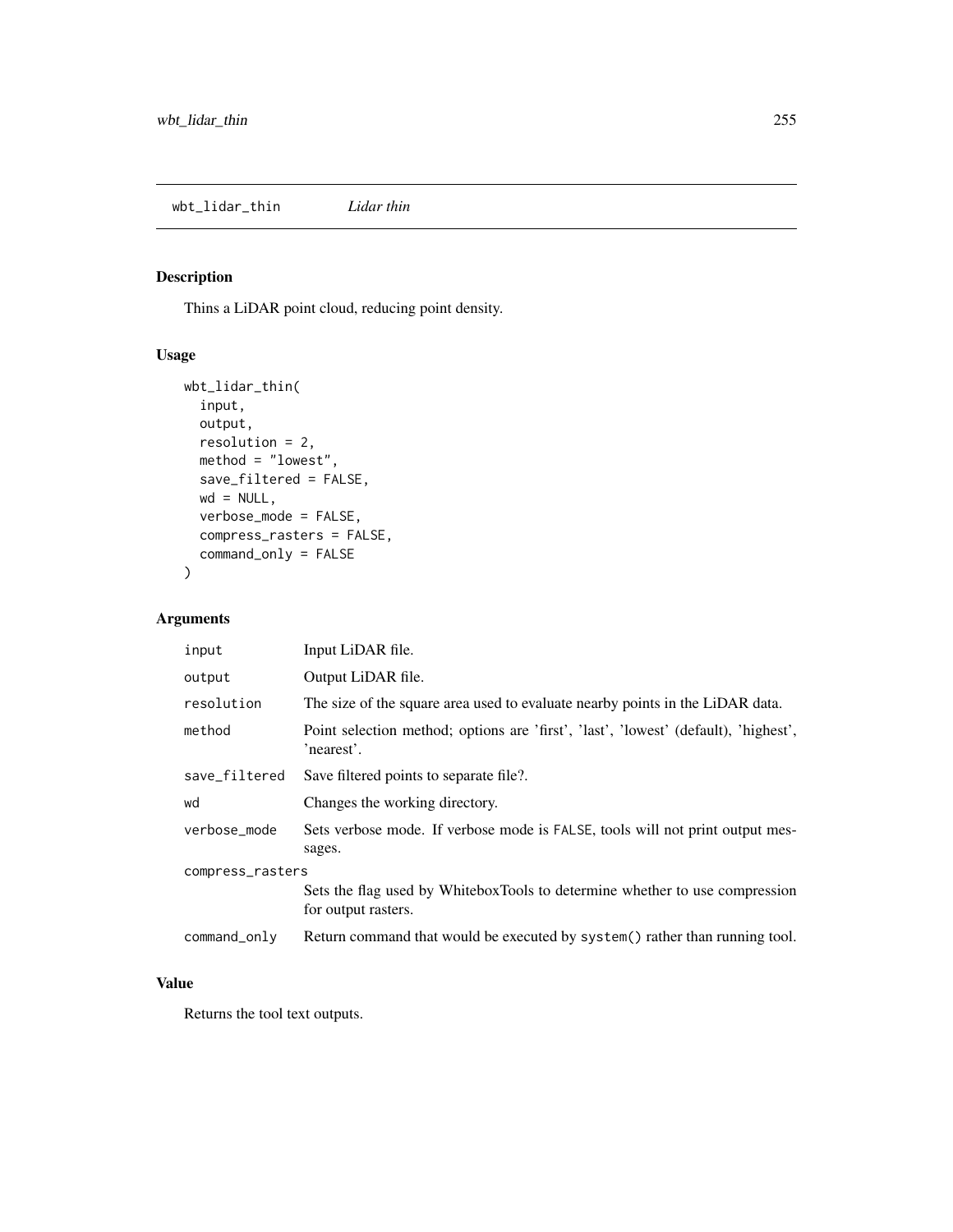wbt_lidar_thin *Lidar thin*

## Description

Thins a LiDAR point cloud, reducing point density.

## Usage

```
wbt_lidar_thin(
  input,
  output,
  resolution = 2,
  method = "lowest",
  save_filtered = FALSE,
  wd = NULL,
  verbose_mode = FALSE,
  compress_rasters = FALSE,
  command_only = FALSE
)
```

## Arguments

| | |
|---|---|
| input | Input LiDAR file. |
| output | Output LiDAR file. |
| resolution | The size of the square area used to evaluate nearby points in the LiDAR data. |
| method | Point selection method; options are 'first', 'last', 'lowest' (default), 'highest', 'nearest'. |
| save_filtered | Save filtered points to separate file?. |
| wd | Changes the working directory. |
| verbose_mode | Sets verbose mode. If verbose mode is FALSE, tools will not print output messages. |
| compress_rasters | Sets the flag used by WhiteboxTools to determine whether to use compression for output rasters. |
| command_only | Return command that would be executed by system() rather than running tool. |

## Value

Returns the tool text outputs.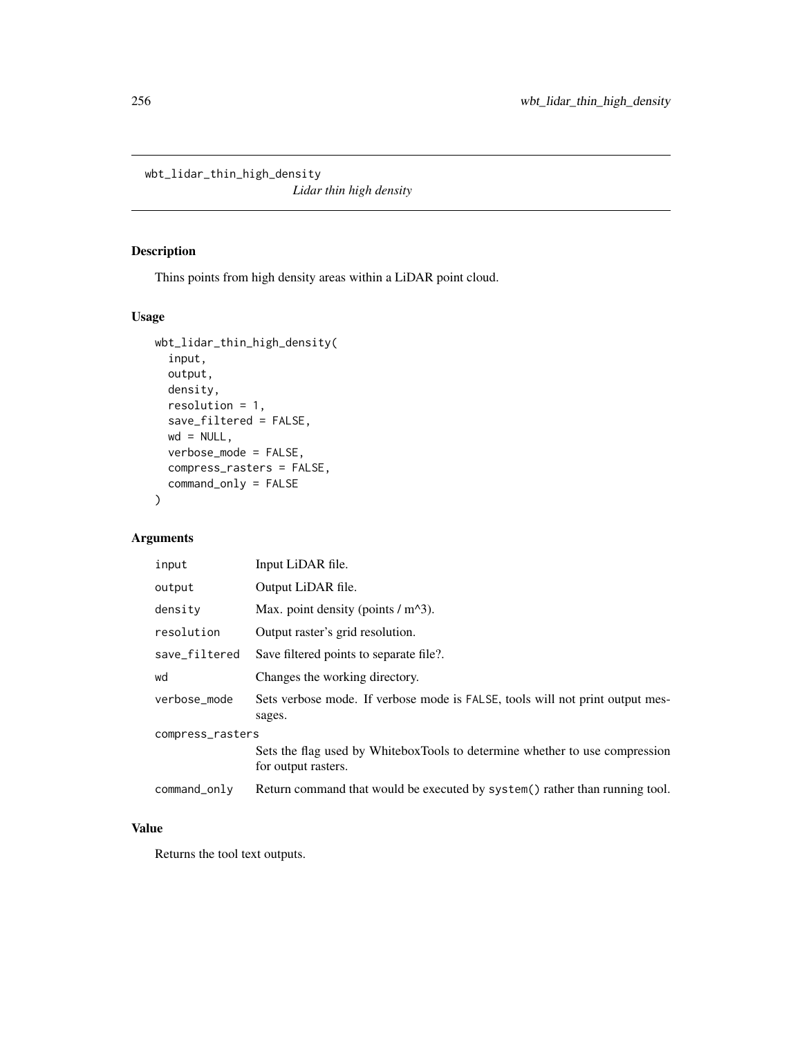# wbt_lidar_thin_high_density

*Lidar thin high density*

## Description

Thins points from high density areas within a LiDAR point cloud.

## Usage

```
wbt_lidar_thin_high_density(
  input,
  output,
  density,
  resolution = 1,
  save_filtered = FALSE,
  wd = NULL,
  verbose_mode = FALSE,
  compress_rasters = FALSE,
  command_only = FALSE
)
```

## Arguments

| Argument | Description |
|---|---|
| `input` | Input LiDAR file. |
| `output` | Output LiDAR file. |
| `density` | Max. point density (points / m^3). |
| `resolution` | Output raster's grid resolution. |
| `save_filtered` | Save filtered points to separate file?. |
| `wd` | Changes the working directory. |
| `verbose_mode` | Sets verbose mode. If verbose mode is `FALSE`, tools will not print output messages. |
| `compress_rasters` | Sets the flag used by WhiteboxTools to determine whether to use compression for output rasters. |
| `command_only` | Return command that would be executed by `system()` rather than running tool. |

## Value

Returns the tool text outputs.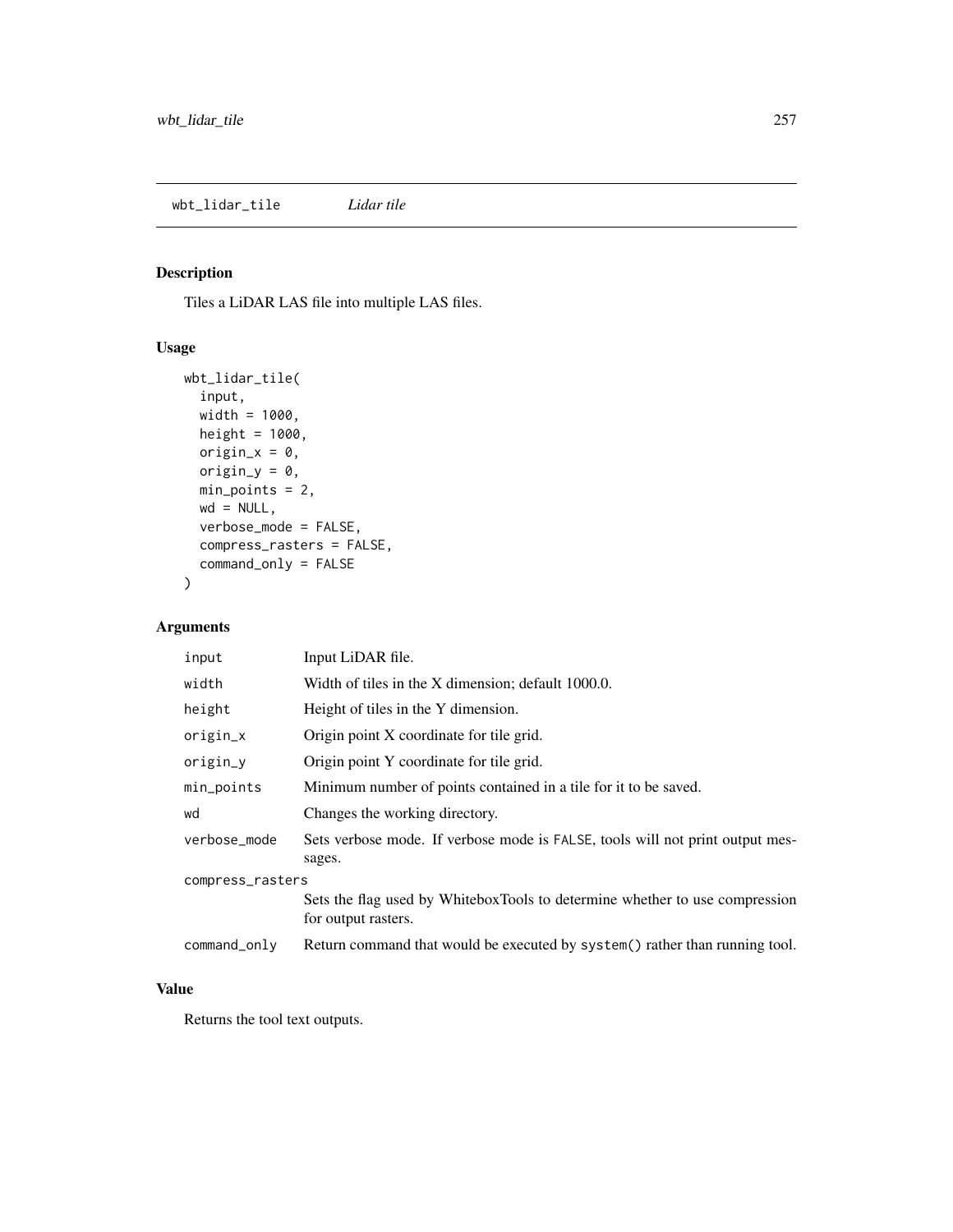## wbt_lidar_tile *Lidar tile*

### Description

Tiles a LiDAR LAS file into multiple LAS files.

### Usage

```
wbt_lidar_tile(
  input,
  width = 1000,
  height = 1000,
  origin_x = 0,
  origin_y = 0,
  min_points = 2,
  wd = NULL,
  verbose_mode = FALSE,
  compress_rasters = FALSE,
  command_only = FALSE
)
```

### Arguments

| | |
|---|---|
| `input` | Input LiDAR file. |
| `width` | Width of tiles in the X dimension; default 1000.0. |
| `height` | Height of tiles in the Y dimension. |
| `origin_x` | Origin point X coordinate for tile grid. |
| `origin_y` | Origin point Y coordinate for tile grid. |
| `min_points` | Minimum number of points contained in a tile for it to be saved. |
| `wd` | Changes the working directory. |
| `verbose_mode` | Sets verbose mode. If verbose mode is `FALSE`, tools will not print output messages. |
| `compress_rasters` | Sets the flag used by WhiteboxTools to determine whether to use compression for output rasters. |
| `command_only` | Return command that would be executed by `system()` rather than running tool. |

### Value

Returns the tool text outputs.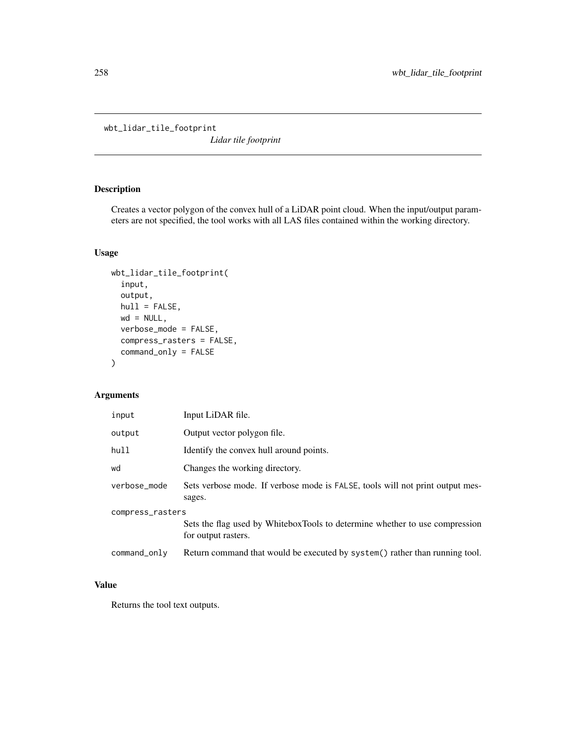# wbt_lidar_tile_footprint

*Lidar tile footprint*

## Description

Creates a vector polygon of the convex hull of a LiDAR point cloud. When the input/output parameters are not specified, the tool works with all LAS files contained within the working directory.

## Usage

```
wbt_lidar_tile_footprint(
  input,
  output,
  hull = FALSE,
  wd = NULL,
  verbose_mode = FALSE,
  compress_rasters = FALSE,
  command_only = FALSE
)
```

## Arguments

| Argument | Description |
|---|---|
| input | Input LiDAR file. |
| output | Output vector polygon file. |
| hull | Identify the convex hull around points. |
| wd | Changes the working directory. |
| verbose_mode | Sets verbose mode. If verbose mode is FALSE, tools will not print output messages. |
| compress_rasters | Sets the flag used by WhiteboxTools to determine whether to use compression for output rasters. |
| command_only | Return command that would be executed by system() rather than running tool. |

## Value

Returns the tool text outputs.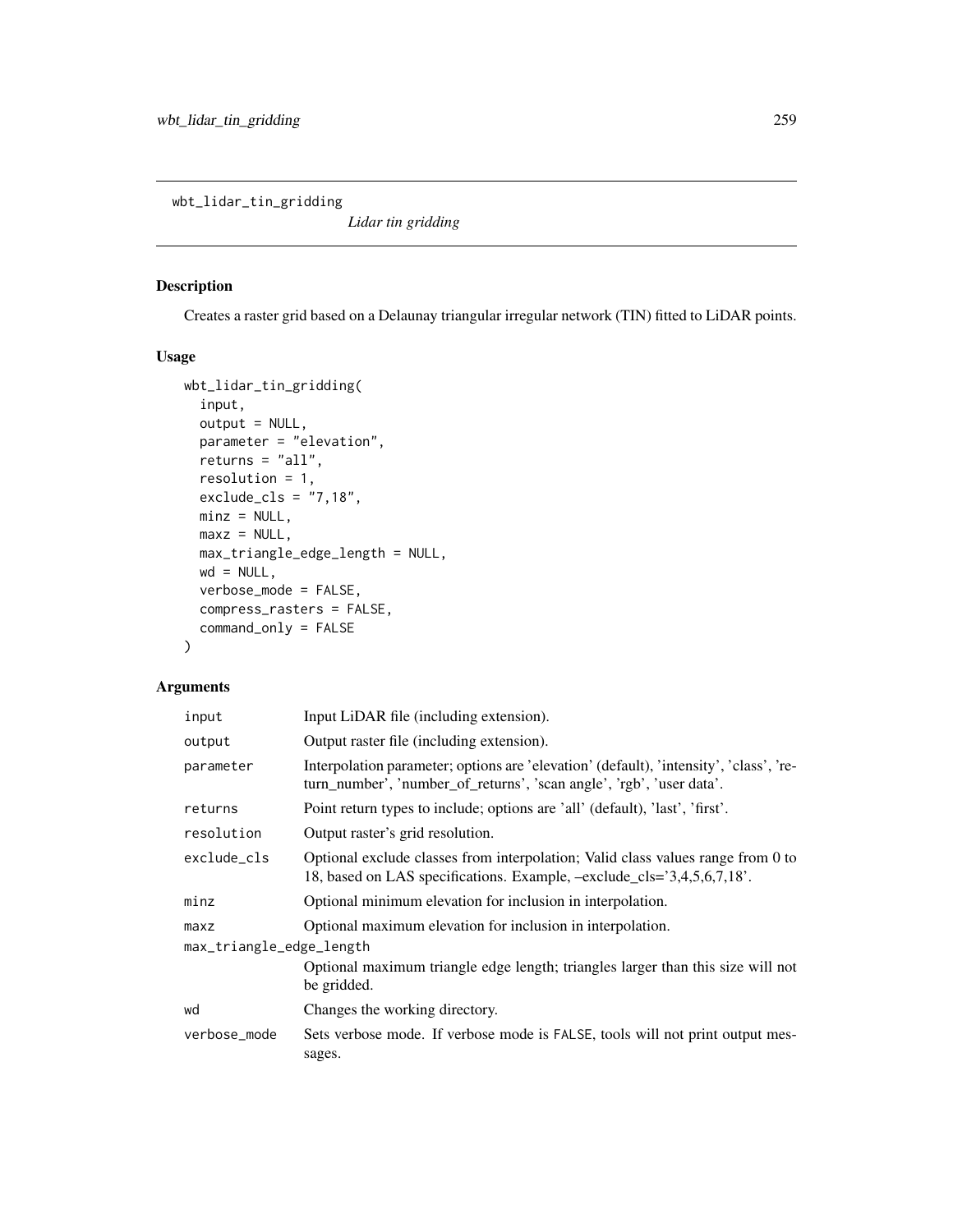wbt_lidar_tin_gridding    *Lidar tin gridding*

## Description

Creates a raster grid based on a Delaunay triangular irregular network (TIN) fitted to LiDAR points.

## Usage

```
wbt_lidar_tin_gridding(
  input,
  output = NULL,
  parameter = "elevation",
  returns = "all",
  resolution = 1,
  exclude_cls = "7,18",
  minz = NULL,
  maxz = NULL,
  max_triangle_edge_length = NULL,
  wd = NULL,
  verbose_mode = FALSE,
  compress_rasters = FALSE,
  command_only = FALSE
)
```

## Arguments

| | |
|---|---|
| input | Input LiDAR file (including extension). |
| output | Output raster file (including extension). |
| parameter | Interpolation parameter; options are 'elevation' (default), 'intensity', 'class', 'return_number', 'number_of_returns', 'scan angle', 'rgb', 'user data'. |
| returns | Point return types to include; options are 'all' (default), 'last', 'first'. |
| resolution | Output raster's grid resolution. |
| exclude_cls | Optional exclude classes from interpolation; Valid class values range from 0 to 18, based on LAS specifications. Example, –exclude_cls='3,4,5,6,7,18'. |
| minz | Optional minimum elevation for inclusion in interpolation. |
| maxz | Optional maximum elevation for inclusion in interpolation. |
| max_triangle_edge_length | Optional maximum triangle edge length; triangles larger than this size will not be gridded. |
| wd | Changes the working directory. |
| verbose_mode | Sets verbose mode. If verbose mode is FALSE, tools will not print output messages. |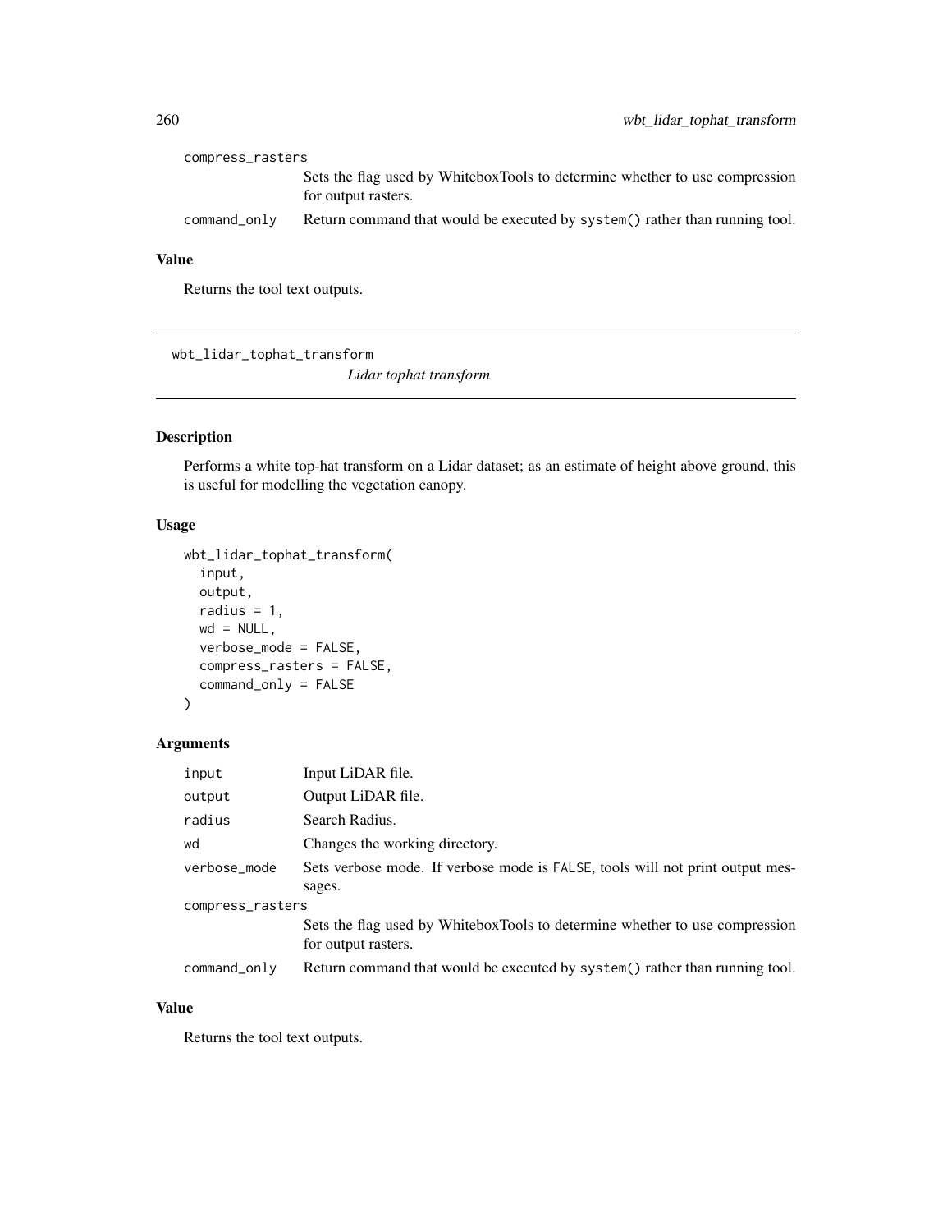| | |
|---|---|
| compress_rasters | Sets the flag used by WhiteboxTools to determine whether to use compression for output rasters. |
| command_only | Return command that would be executed by system() rather than running tool. |

## Value

Returns the tool text outputs.

---

# wbt_lidar_tophat_transform

*Lidar tophat transform*

## Description

Performs a white top-hat transform on a Lidar dataset; as an estimate of height above ground, this is useful for modelling the vegetation canopy.

## Usage

```
wbt_lidar_tophat_transform(
  input,
  output,
  radius = 1,
  wd = NULL,
  verbose_mode = FALSE,
  compress_rasters = FALSE,
  command_only = FALSE
)
```

## Arguments

| | |
|---|---|
| input | Input LiDAR file. |
| output | Output LiDAR file. |
| radius | Search Radius. |
| wd | Changes the working directory. |
| verbose_mode | Sets verbose mode. If verbose mode is FALSE, tools will not print output messages. |
| compress_rasters | Sets the flag used by WhiteboxTools to determine whether to use compression for output rasters. |
| command_only | Return command that would be executed by system() rather than running tool. |

## Value

Returns the tool text outputs.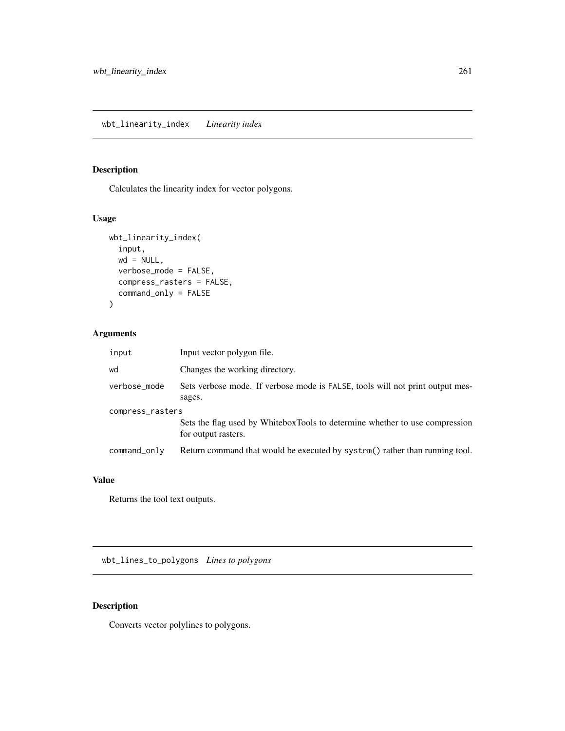## wbt_linearity_index    *Linearity index*

### Description

Calculates the linearity index for vector polygons.

### Usage

```
wbt_linearity_index(
  input,
  wd = NULL,
  verbose_mode = FALSE,
  compress_rasters = FALSE,
  command_only = FALSE
)
```

### Arguments

| | |
|---|---|
| input | Input vector polygon file. |
| wd | Changes the working directory. |
| verbose_mode | Sets verbose mode. If verbose mode is FALSE, tools will not print output messages. |
| compress_rasters | Sets the flag used by WhiteboxTools to determine whether to use compression for output rasters. |
| command_only | Return command that would be executed by system() rather than running tool. |

### Value

Returns the tool text outputs.

## wbt_lines_to_polygons    *Lines to polygons*

### Description

Converts vector polylines to polygons.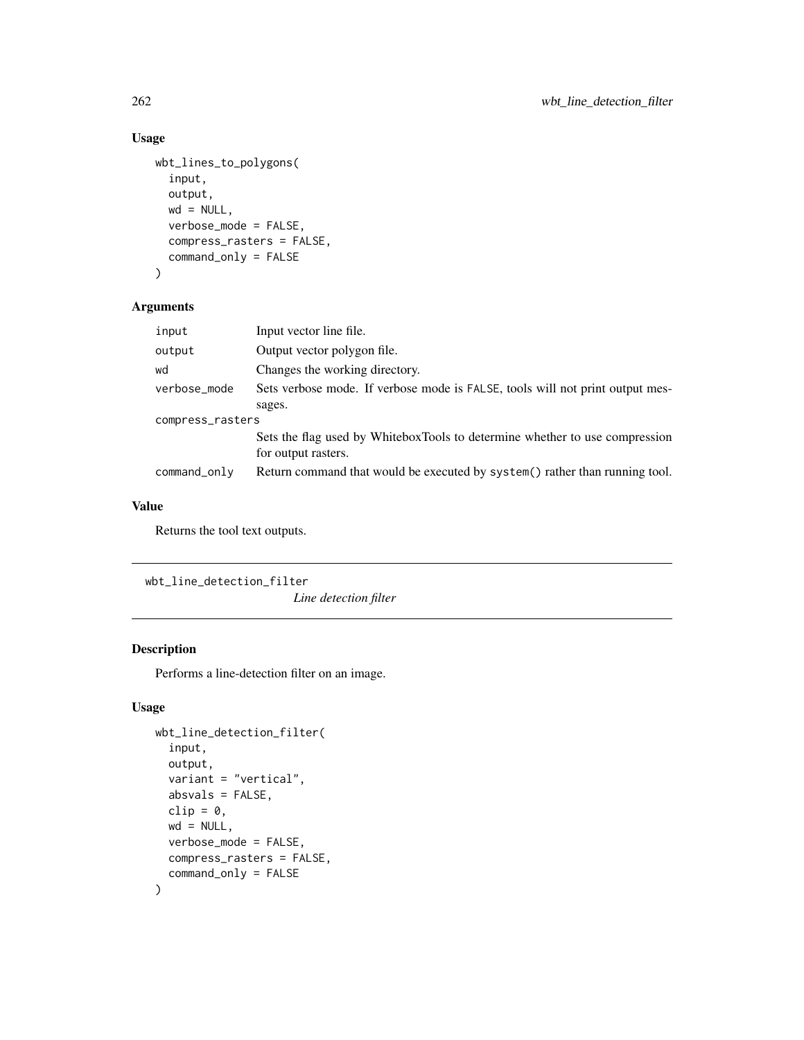## Usage

```
wbt_lines_to_polygons(
  input,
  output,
  wd = NULL,
  verbose_mode = FALSE,
  compress_rasters = FALSE,
  command_only = FALSE
)
```

## Arguments

| | |
|---|---|
| input | Input vector line file. |
| output | Output vector polygon file. |
| wd | Changes the working directory. |
| verbose_mode | Sets verbose mode. If verbose mode is FALSE, tools will not print output messages. |
| compress_rasters | Sets the flag used by WhiteboxTools to determine whether to use compression for output rasters. |
| command_only | Return command that would be executed by system() rather than running tool. |

## Value

Returns the tool text outputs.

---

# wbt_line_detection_filter

*Line detection filter*

## Description

Performs a line-detection filter on an image.

## Usage

```
wbt_line_detection_filter(
  input,
  output,
  variant = "vertical",
  absvals = FALSE,
  clip = 0,
  wd = NULL,
  verbose_mode = FALSE,
  compress_rasters = FALSE,
  command_only = FALSE
)
```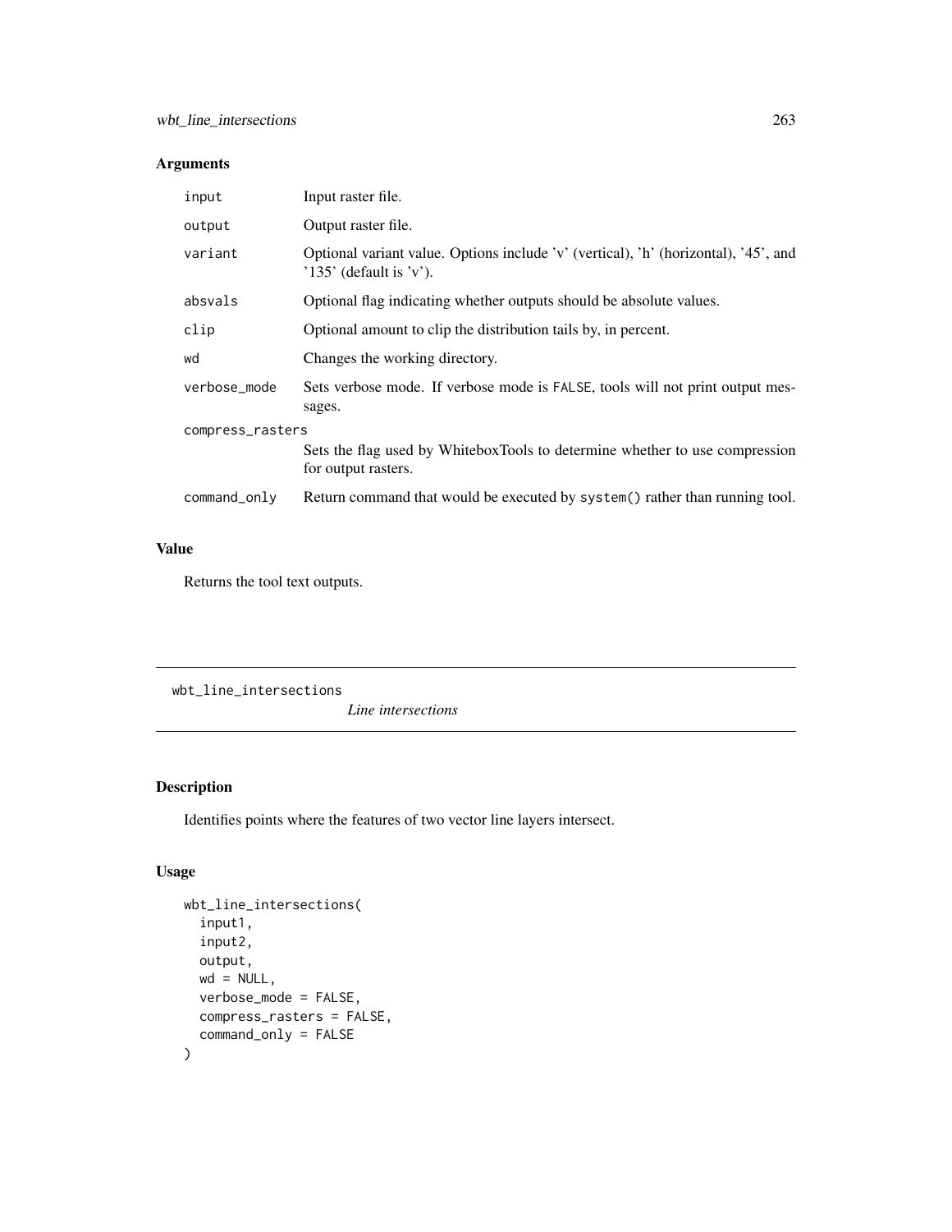## Arguments

| | |
|---|---|
| input | Input raster file. |
| output | Output raster file. |
| variant | Optional variant value. Options include 'v' (vertical), 'h' (horizontal), '45', and '135' (default is 'v'). |
| absvals | Optional flag indicating whether outputs should be absolute values. |
| clip | Optional amount to clip the distribution tails by, in percent. |
| wd | Changes the working directory. |
| verbose_mode | Sets verbose mode. If verbose mode is FALSE, tools will not print output messages. |
| compress_rasters | Sets the flag used by WhiteboxTools to determine whether to use compression for output rasters. |
| command_only | Return command that would be executed by system() rather than running tool. |

## Value

Returns the tool text outputs.

---

wbt_line_intersections    *Line intersections*

---

## Description

Identifies points where the features of two vector line layers intersect.

## Usage

```
wbt_line_intersections(
  input1,
  input2,
  output,
  wd = NULL,
  verbose_mode = FALSE,
  compress_rasters = FALSE,
  command_only = FALSE
)
```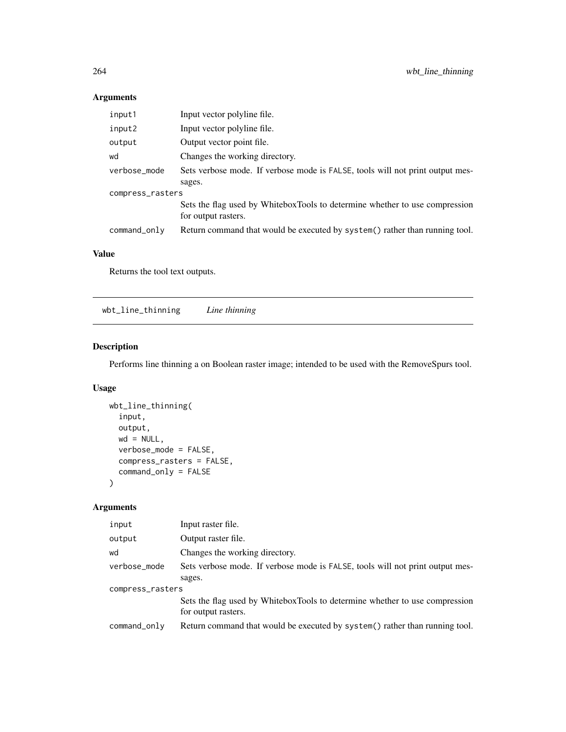## Arguments

| | |
|---|---|
| input1 | Input vector polyline file. |
| input2 | Input vector polyline file. |
| output | Output vector point file. |
| wd | Changes the working directory. |
| verbose_mode | Sets verbose mode. If verbose mode is FALSE, tools will not print output messages. |
| compress_rasters | Sets the flag used by WhiteboxTools to determine whether to use compression for output rasters. |
| command_only | Return command that would be executed by system() rather than running tool. |

## Value

Returns the tool text outputs.

---

# wbt_line_thinning *Line thinning*

## Description

Performs line thinning a on Boolean raster image; intended to be used with the RemoveSpurs tool.

## Usage

```
wbt_line_thinning(
  input,
  output,
  wd = NULL,
  verbose_mode = FALSE,
  compress_rasters = FALSE,
  command_only = FALSE
)
```

## Arguments

| | |
|---|---|
| input | Input raster file. |
| output | Output raster file. |
| wd | Changes the working directory. |
| verbose_mode | Sets verbose mode. If verbose mode is FALSE, tools will not print output messages. |
| compress_rasters | Sets the flag used by WhiteboxTools to determine whether to use compression for output rasters. |
| command_only | Return command that would be executed by system() rather than running tool. |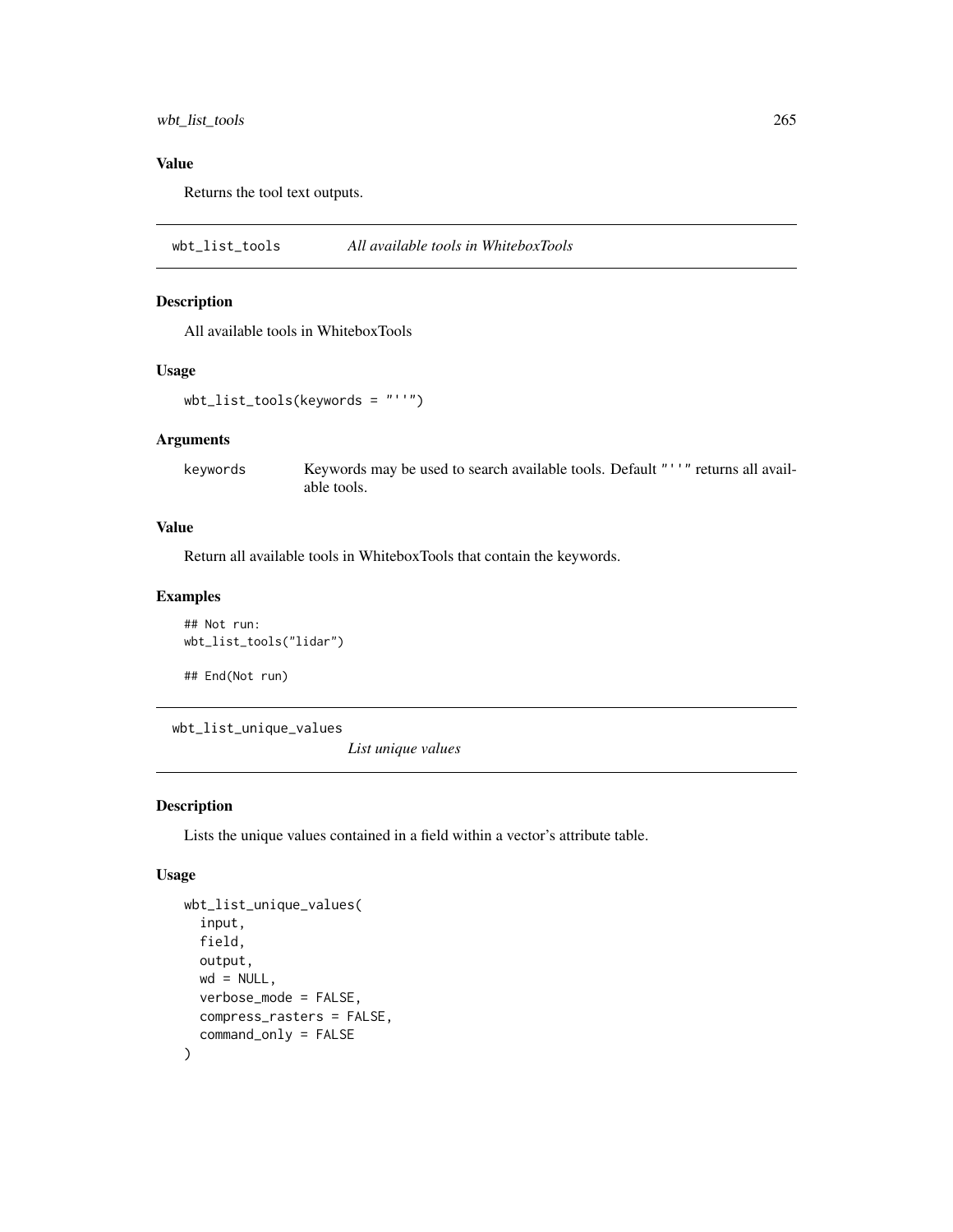## Value

Returns the tool text outputs.

---

## wbt_list_tools — *All available tools in WhiteboxTools*

### Description

All available tools in WhiteboxTools

### Usage

```
wbt_list_tools(keywords = "''")
```

### Arguments

| | |
|---|---|
| keywords | Keywords may be used to search available tools. Default "''" returns all available tools. |

### Value

Return all available tools in WhiteboxTools that contain the keywords.

### Examples

```
## Not run:
wbt_list_tools("lidar")

## End(Not run)
```

---

## wbt_list_unique_values — *List unique values*

### Description

Lists the unique values contained in a field within a vector's attribute table.

### Usage

```
wbt_list_unique_values(
  input,
  field,
  output,
  wd = NULL,
  verbose_mode = FALSE,
  compress_rasters = FALSE,
  command_only = FALSE
)
```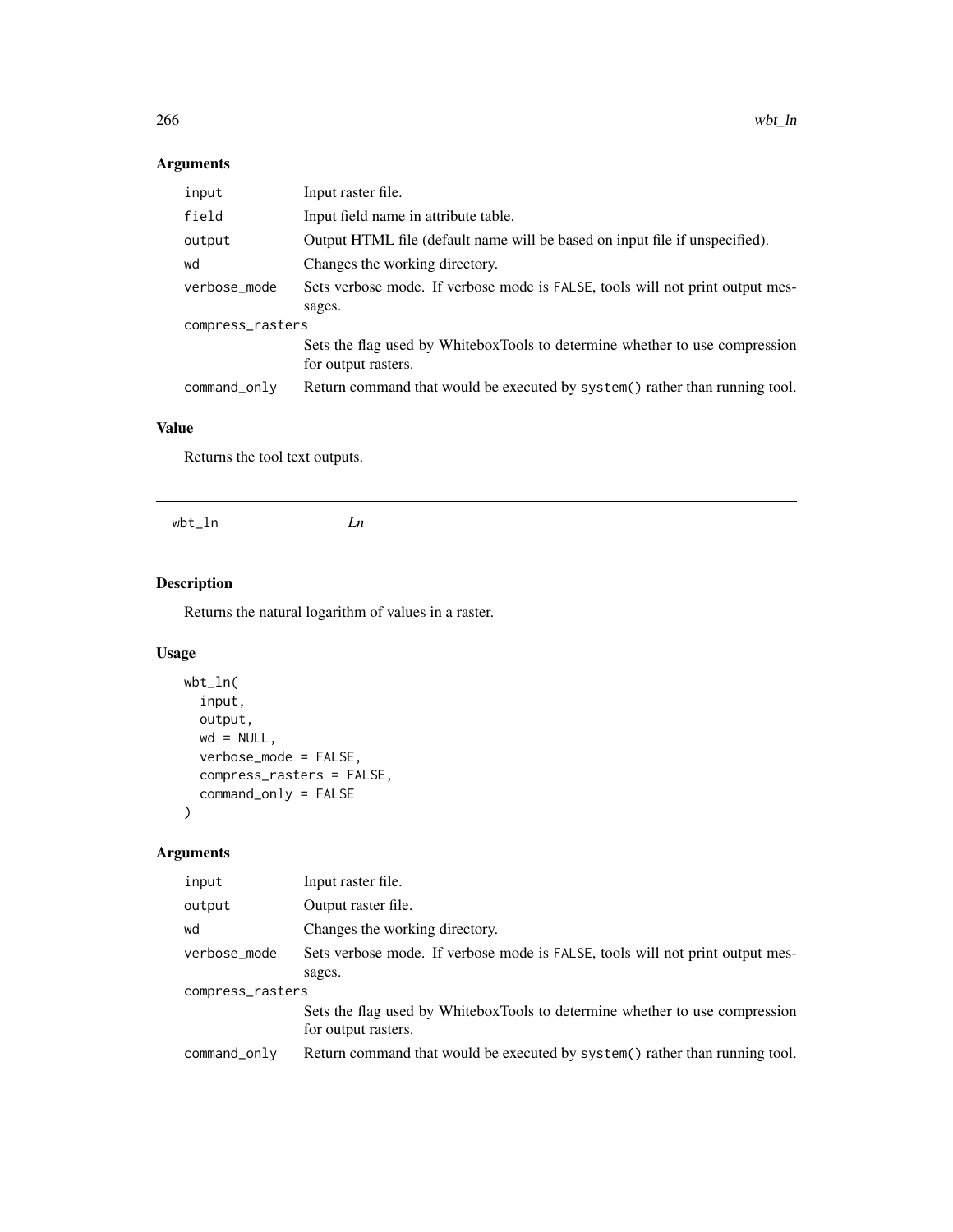## Arguments

| | |
|---|---|
| input | Input raster file. |
| field | Input field name in attribute table. |
| output | Output HTML file (default name will be based on input file if unspecified). |
| wd | Changes the working directory. |
| verbose_mode | Sets verbose mode. If verbose mode is FALSE, tools will not print output messages. |
| compress_rasters | Sets the flag used by WhiteboxTools to determine whether to use compression for output rasters. |
| command_only | Return command that would be executed by system() rather than running tool. |

## Value

Returns the tool text outputs.

---

# wbt_ln *Ln*

## Description

Returns the natural logarithm of values in a raster.

## Usage

```
wbt_ln(
  input,
  output,
  wd = NULL,
  verbose_mode = FALSE,
  compress_rasters = FALSE,
  command_only = FALSE
)
```

## Arguments

| | |
|---|---|
| input | Input raster file. |
| output | Output raster file. |
| wd | Changes the working directory. |
| verbose_mode | Sets verbose mode. If verbose mode is FALSE, tools will not print output messages. |
| compress_rasters | Sets the flag used by WhiteboxTools to determine whether to use compression for output rasters. |
| command_only | Return command that would be executed by system() rather than running tool. |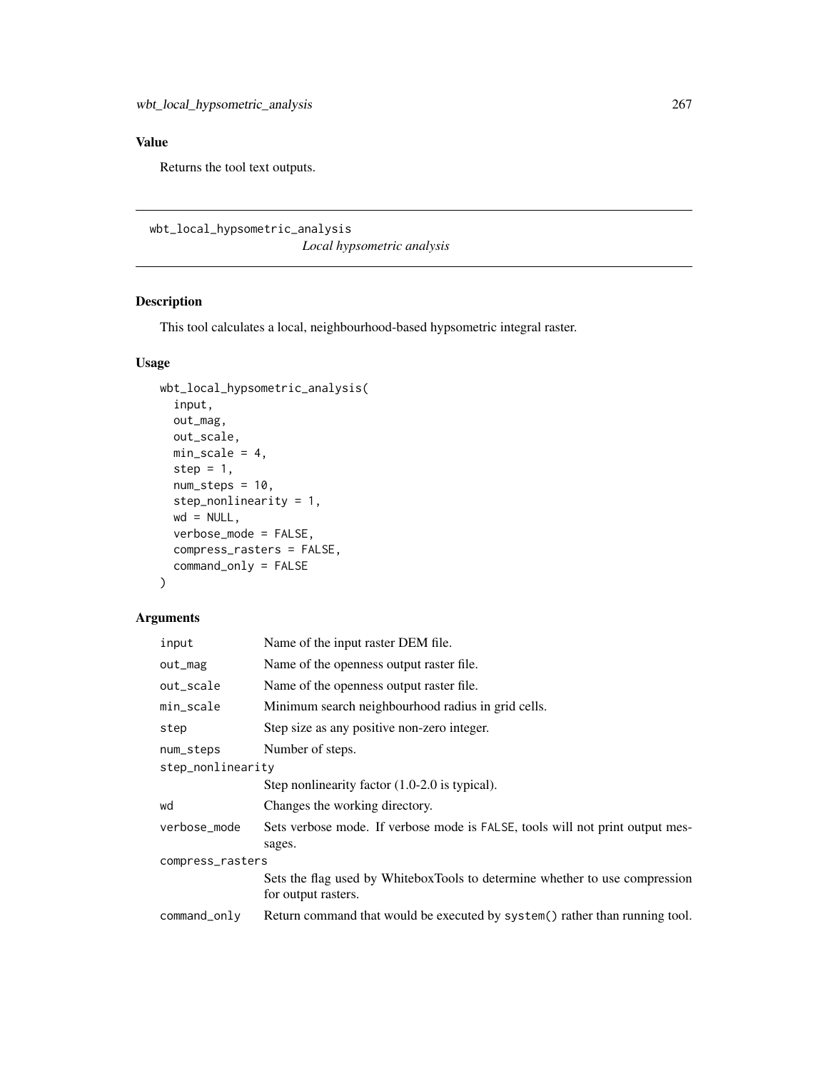## Value

Returns the tool text outputs.

---

`wbt_local_hypsometric_analysis`

*Local hypsometric analysis*

---

### Description

This tool calculates a local, neighbourhood-based hypsometric integral raster.

### Usage

```
wbt_local_hypsometric_analysis(
  input,
  out_mag,
  out_scale,
  min_scale = 4,
  step = 1,
  num_steps = 10,
  step_nonlinearity = 1,
  wd = NULL,
  verbose_mode = FALSE,
  compress_rasters = FALSE,
  command_only = FALSE
)
```

### Arguments

| | |
|---|---|
| `input` | Name of the input raster DEM file. |
| `out_mag` | Name of the openness output raster file. |
| `out_scale` | Name of the openness output raster file. |
| `min_scale` | Minimum search neighbourhood radius in grid cells. |
| `step` | Step size as any positive non-zero integer. |
| `num_steps` | Number of steps. |
| `step_nonlinearity` | Step nonlinearity factor (1.0-2.0 is typical). |
| `wd` | Changes the working directory. |
| `verbose_mode` | Sets verbose mode. If verbose mode is `FALSE`, tools will not print output messages. |
| `compress_rasters` | Sets the flag used by WhiteboxTools to determine whether to use compression for output rasters. |
| `command_only` | Return command that would be executed by `system()` rather than running tool. |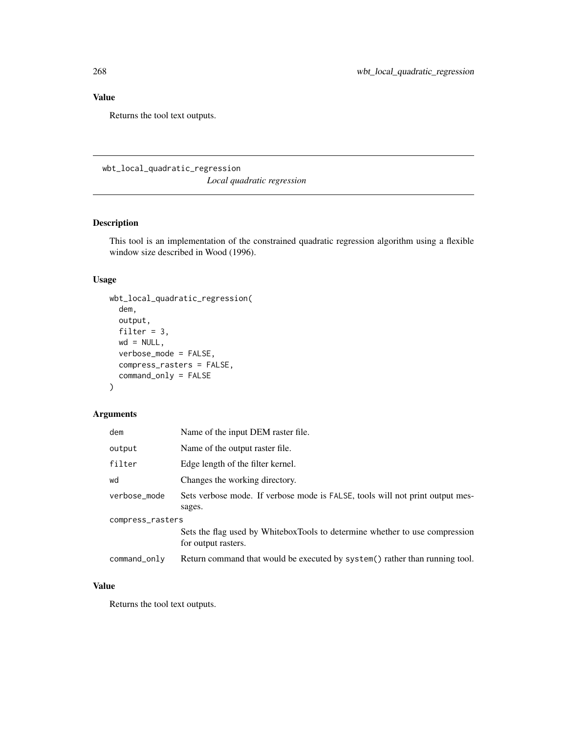## Value

Returns the tool text outputs.

---

# wbt_local_quadratic_regression

*Local quadratic regression*

## Description

This tool is an implementation of the constrained quadratic regression algorithm using a flexible window size described in Wood (1996).

## Usage

```
wbt_local_quadratic_regression(
  dem,
  output,
  filter = 3,
  wd = NULL,
  verbose_mode = FALSE,
  compress_rasters = FALSE,
  command_only = FALSE
)
```

## Arguments

| | |
|---|---|
| dem | Name of the input DEM raster file. |
| output | Name of the output raster file. |
| filter | Edge length of the filter kernel. |
| wd | Changes the working directory. |
| verbose_mode | Sets verbose mode. If verbose mode is FALSE, tools will not print output messages. |
| compress_rasters | Sets the flag used by WhiteboxTools to determine whether to use compression for output rasters. |
| command_only | Return command that would be executed by system() rather than running tool. |

## Value

Returns the tool text outputs.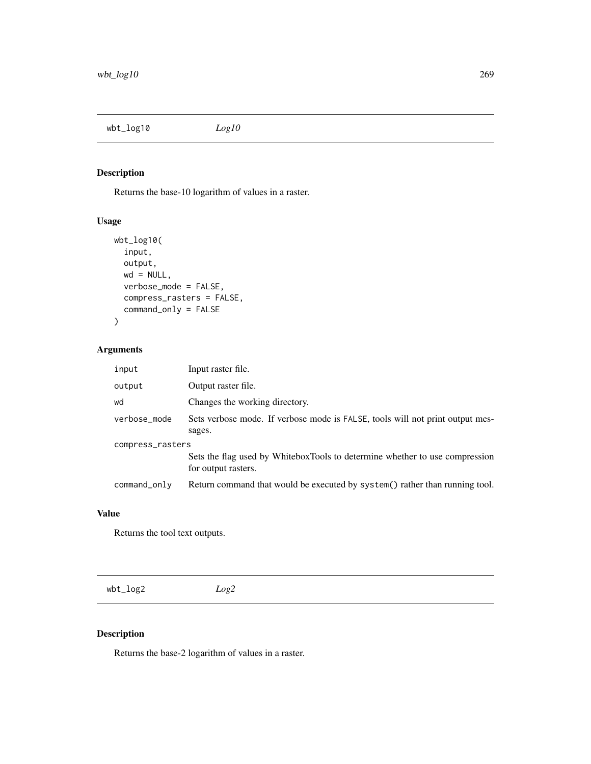## wbt_log10 *Log10*

### Description

Returns the base-10 logarithm of values in a raster.

### Usage

```
wbt_log10(
  input,
  output,
  wd = NULL,
  verbose_mode = FALSE,
  compress_rasters = FALSE,
  command_only = FALSE
)
```

### Arguments

| | |
|---|---|
| input | Input raster file. |
| output | Output raster file. |
| wd | Changes the working directory. |
| verbose_mode | Sets verbose mode. If verbose mode is FALSE, tools will not print output messages. |
| compress_rasters | Sets the flag used by WhiteboxTools to determine whether to use compression for output rasters. |
| command_only | Return command that would be executed by system() rather than running tool. |

### Value

Returns the tool text outputs.

## wbt_log2 *Log2*

### Description

Returns the base-2 logarithm of values in a raster.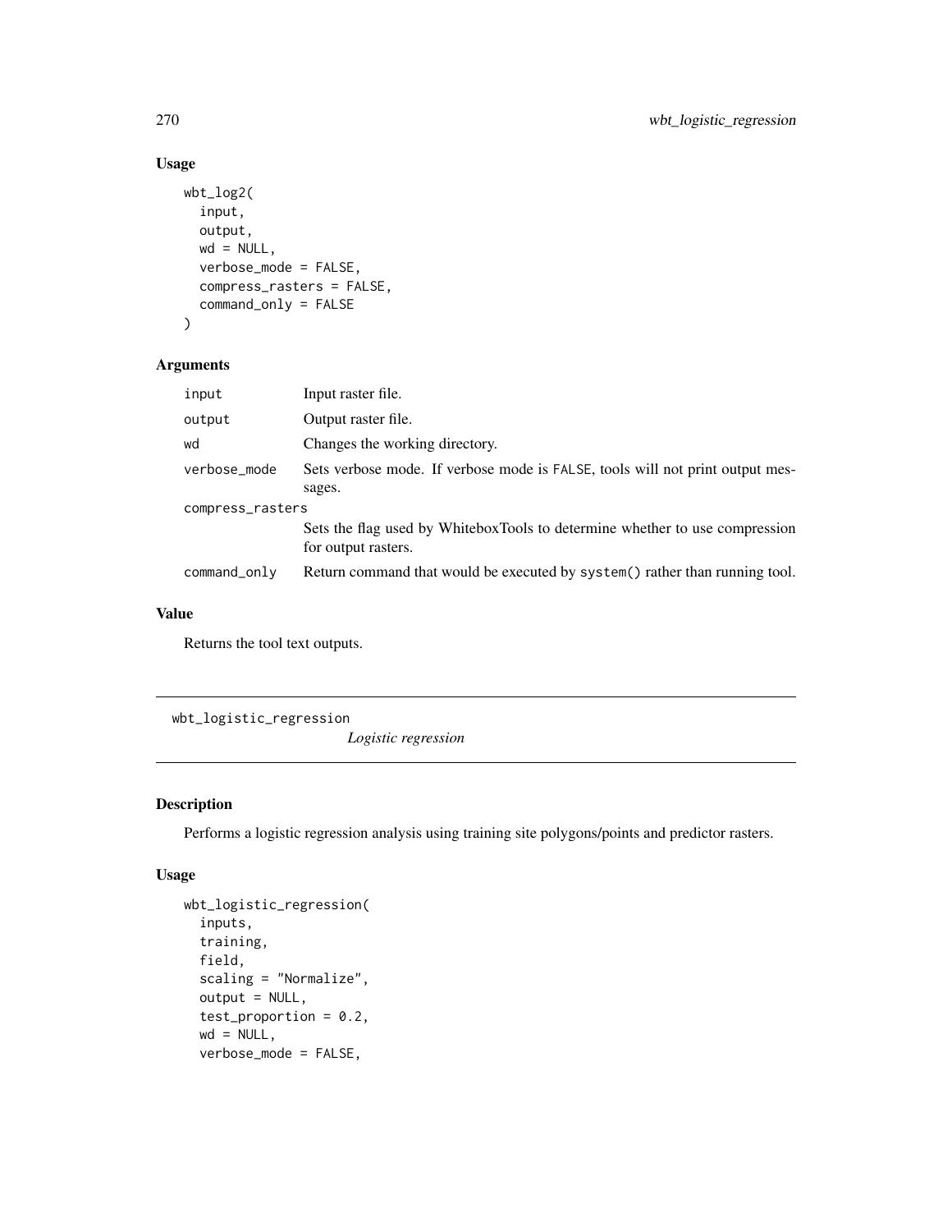## Usage

```
wbt_log2(
  input,
  output,
  wd = NULL,
  verbose_mode = FALSE,
  compress_rasters = FALSE,
  command_only = FALSE
)
```

## Arguments

| | |
|---|---|
| input | Input raster file. |
| output | Output raster file. |
| wd | Changes the working directory. |
| verbose_mode | Sets verbose mode. If verbose mode is FALSE, tools will not print output messages. |
| compress_rasters | Sets the flag used by WhiteboxTools to determine whether to use compression for output rasters. |
| command_only | Return command that would be executed by system() rather than running tool. |

## Value

Returns the tool text outputs.

---

# wbt_logistic_regression

*Logistic regression*

---

## Description

Performs a logistic regression analysis using training site polygons/points and predictor rasters.

## Usage

```
wbt_logistic_regression(
  inputs,
  training,
  field,
  scaling = "Normalize",
  output = NULL,
  test_proportion = 0.2,
  wd = NULL,
  verbose_mode = FALSE,
```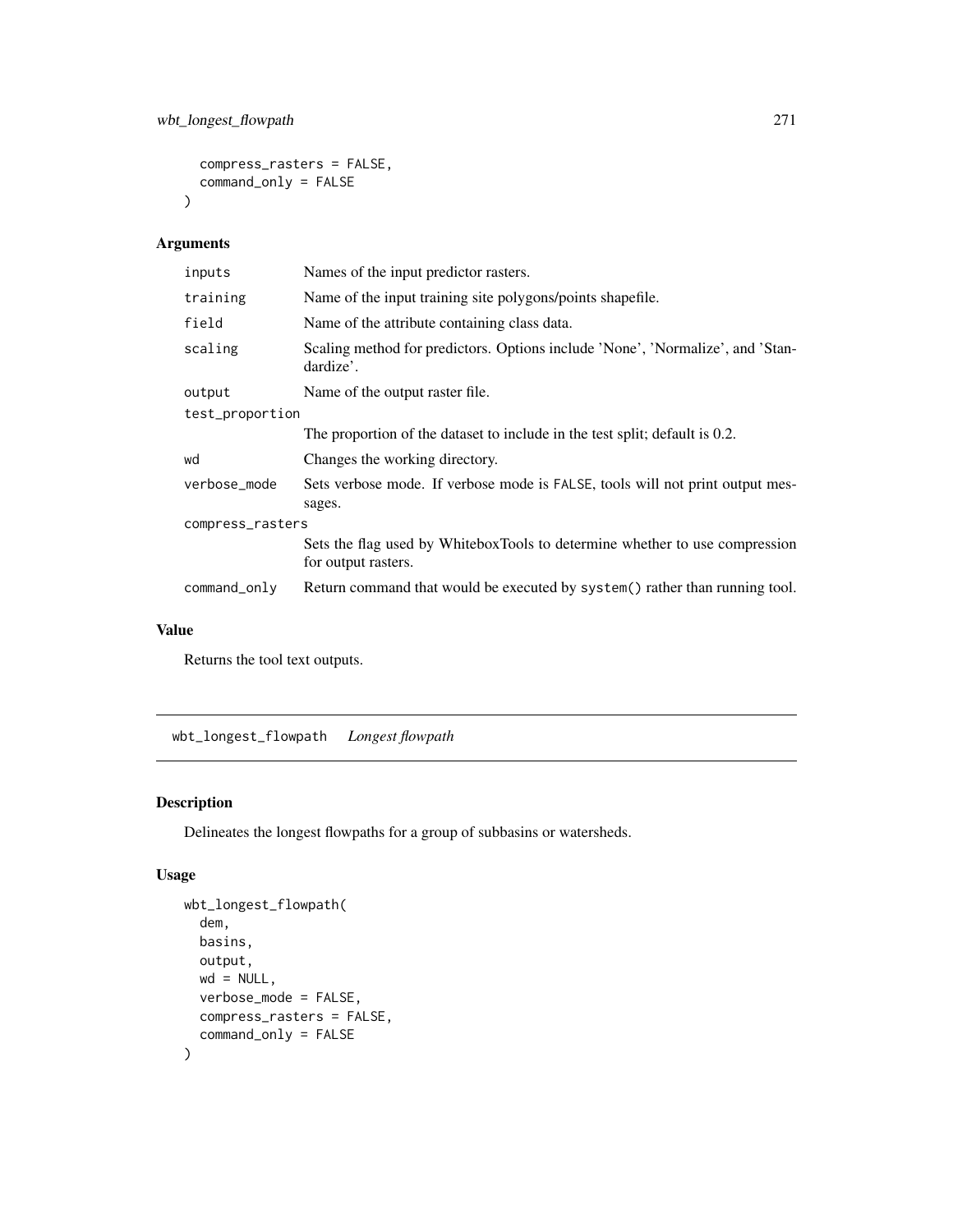```
  compress_rasters = FALSE,
  command_only = FALSE
)
```

## Arguments

| | |
|---|---|
| inputs | Names of the input predictor rasters. |
| training | Name of the input training site polygons/points shapefile. |
| field | Name of the attribute containing class data. |
| scaling | Scaling method for predictors. Options include 'None', 'Normalize', and 'Standardize'. |
| output | Name of the output raster file. |
| test_proportion | The proportion of the dataset to include in the test split; default is 0.2. |
| wd | Changes the working directory. |
| verbose_mode | Sets verbose mode. If verbose mode is FALSE, tools will not print output messages. |
| compress_rasters | Sets the flag used by WhiteboxTools to determine whether to use compression for output rasters. |
| command_only | Return command that would be executed by system() rather than running tool. |

## Value

Returns the tool text outputs.

---

# wbt_longest_flowpath *Longest flowpath*

## Description

Delineates the longest flowpaths for a group of subbasins or watersheds.

## Usage

```
wbt_longest_flowpath(
  dem,
  basins,
  output,
  wd = NULL,
  verbose_mode = FALSE,
  compress_rasters = FALSE,
  command_only = FALSE
)
```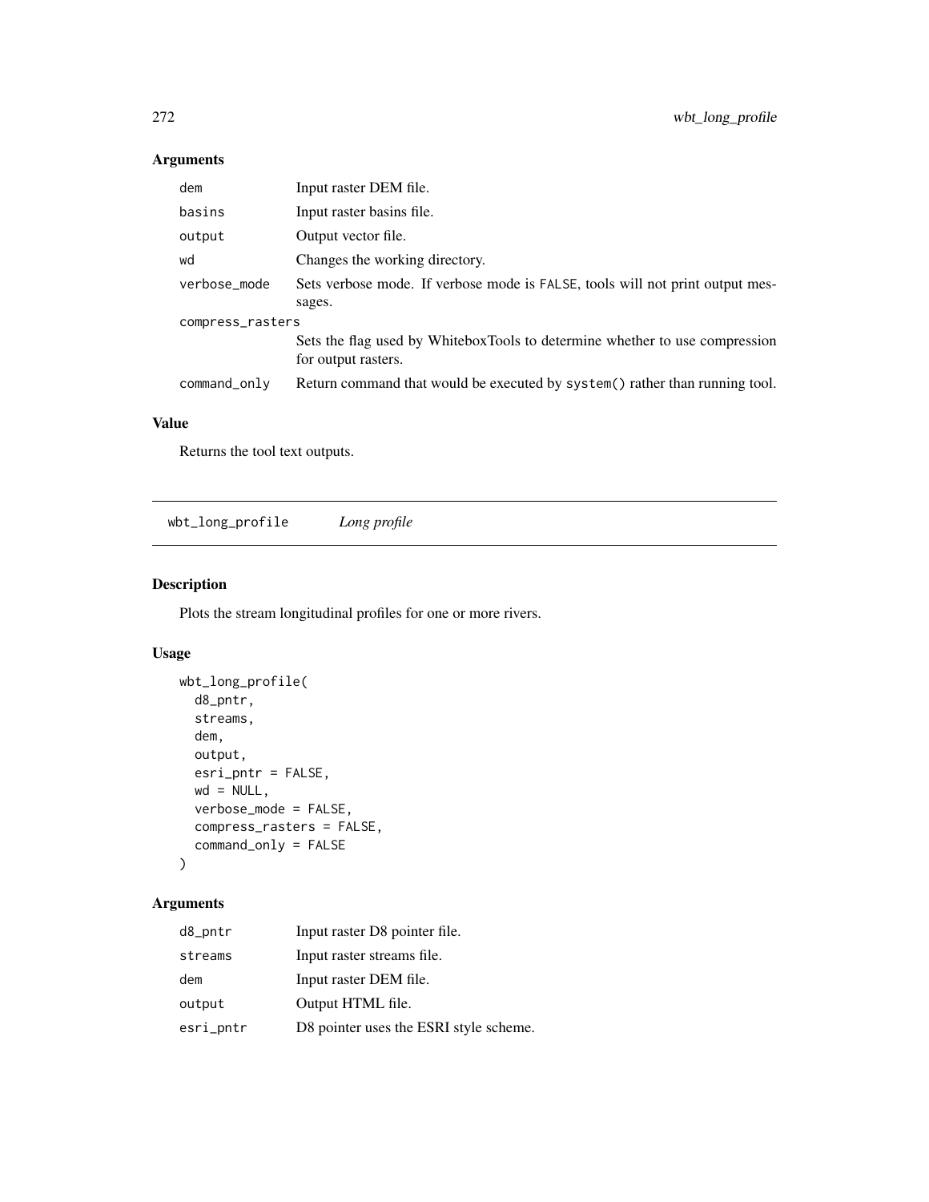## Arguments

| | |
|---|---|
| dem | Input raster DEM file. |
| basins | Input raster basins file. |
| output | Output vector file. |
| wd | Changes the working directory. |
| verbose_mode | Sets verbose mode. If verbose mode is FALSE, tools will not print output messages. |
| compress_rasters | Sets the flag used by WhiteboxTools to determine whether to use compression for output rasters. |
| command_only | Return command that would be executed by system() rather than running tool. |

## Value

Returns the tool text outputs.

---

# wbt_long_profile *Long profile*

## Description

Plots the stream longitudinal profiles for one or more rivers.

## Usage

```
wbt_long_profile(
  d8_pntr,
  streams,
  dem,
  output,
  esri_pntr = FALSE,
  wd = NULL,
  verbose_mode = FALSE,
  compress_rasters = FALSE,
  command_only = FALSE
)
```

## Arguments

| | |
|---|---|
| d8_pntr | Input raster D8 pointer file. |
| streams | Input raster streams file. |
| dem | Input raster DEM file. |
| output | Output HTML file. |
| esri_pntr | D8 pointer uses the ESRI style scheme. |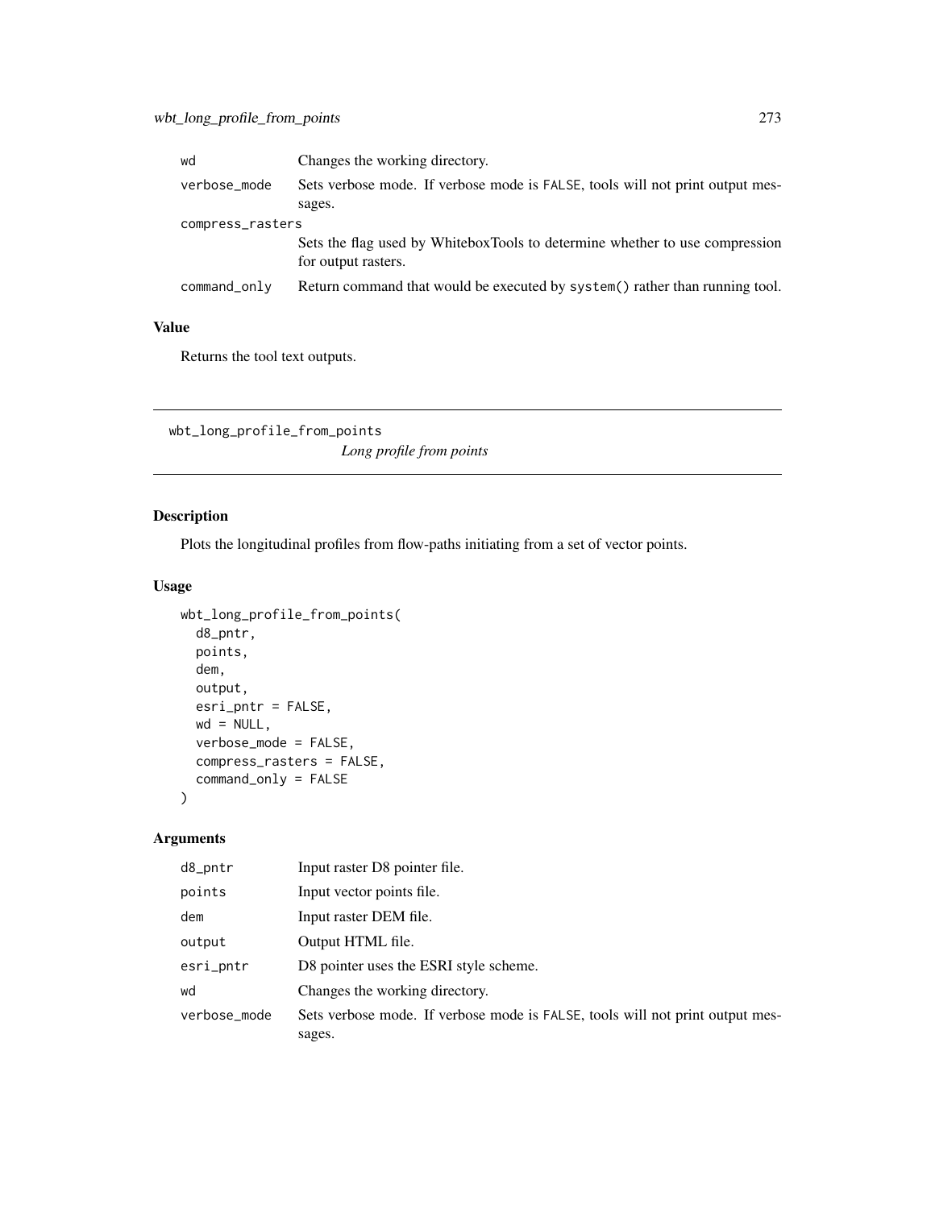| | |
|---|---|
| wd | Changes the working directory. |
| verbose_mode | Sets verbose mode. If verbose mode is FALSE, tools will not print output messages. |
| compress_rasters | Sets the flag used by WhiteboxTools to determine whether to use compression for output rasters. |
| command_only | Return command that would be executed by system() rather than running tool. |

### Value

Returns the tool text outputs.

---

## wbt_long_profile_from_points

*Long profile from points*

### Description

Plots the longitudinal profiles from flow-paths initiating from a set of vector points.

### Usage

```
wbt_long_profile_from_points(
  d8_pntr,
  points,
  dem,
  output,
  esri_pntr = FALSE,
  wd = NULL,
  verbose_mode = FALSE,
  compress_rasters = FALSE,
  command_only = FALSE
)
```

### Arguments

| | |
|---|---|
| d8_pntr | Input raster D8 pointer file. |
| points | Input vector points file. |
| dem | Input raster DEM file. |
| output | Output HTML file. |
| esri_pntr | D8 pointer uses the ESRI style scheme. |
| wd | Changes the working directory. |
| verbose_mode | Sets verbose mode. If verbose mode is FALSE, tools will not print output messages. |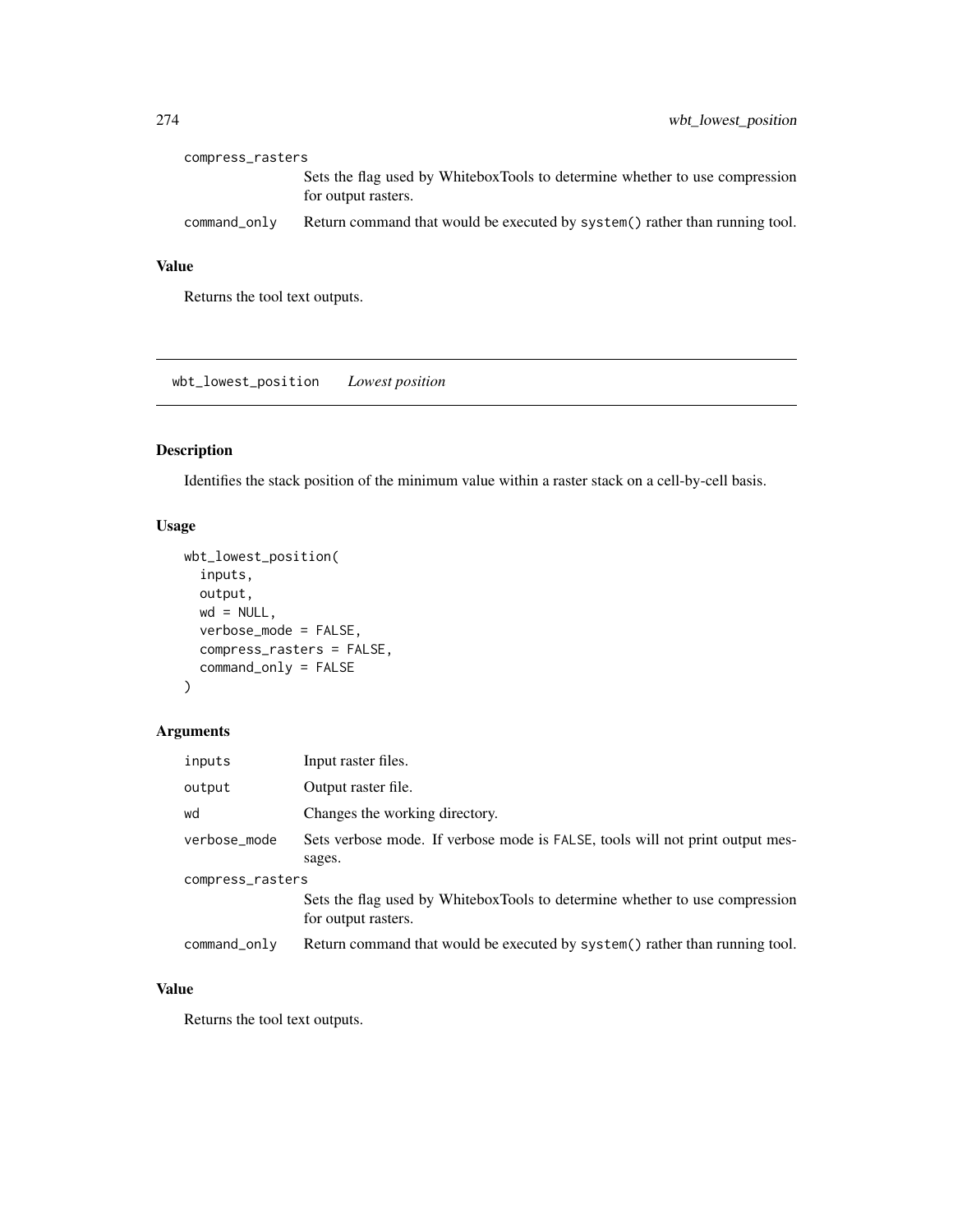compress_rasters
: Sets the flag used by WhiteboxTools to determine whether to use compression for output rasters.

command_only
: Return command that would be executed by system() rather than running tool.

### Value

Returns the tool text outputs.

---

## wbt_lowest_position *Lowest position*

### Description

Identifies the stack position of the minimum value within a raster stack on a cell-by-cell basis.

### Usage

```
wbt_lowest_position(
  inputs,
  output,
  wd = NULL,
  verbose_mode = FALSE,
  compress_rasters = FALSE,
  command_only = FALSE
)
```

### Arguments

| Argument | Description |
| --- | --- |
| inputs | Input raster files. |
| output | Output raster file. |
| wd | Changes the working directory. |
| verbose_mode | Sets verbose mode. If verbose mode is FALSE, tools will not print output messages. |
| compress_rasters | Sets the flag used by WhiteboxTools to determine whether to use compression for output rasters. |
| command_only | Return command that would be executed by system() rather than running tool. |

### Value

Returns the tool text outputs.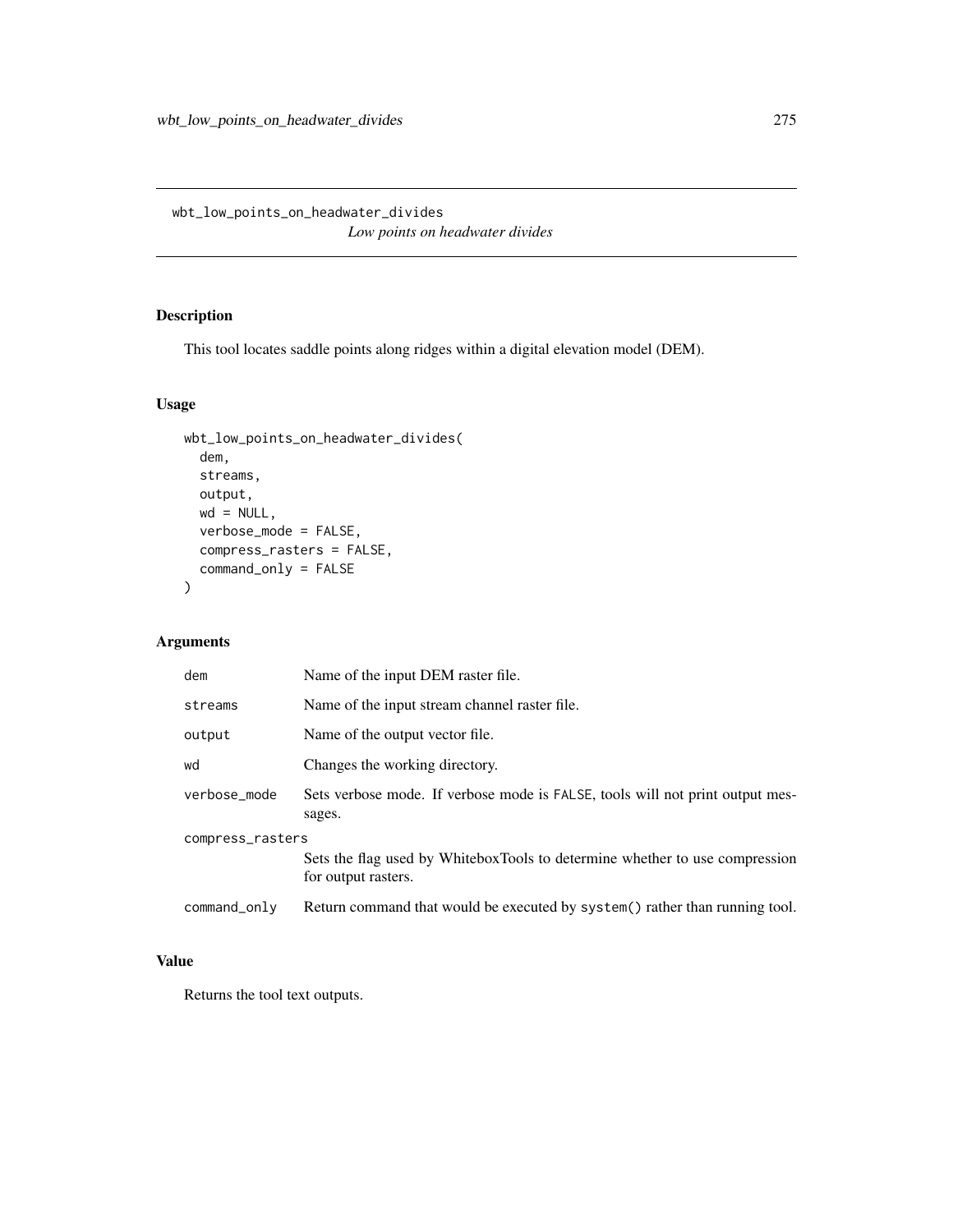wbt_low_points_on_headwater_divides

*Low points on headwater divides*

## Description

This tool locates saddle points along ridges within a digital elevation model (DEM).

## Usage

```
wbt_low_points_on_headwater_divides(
  dem,
  streams,
  output,
  wd = NULL,
  verbose_mode = FALSE,
  compress_rasters = FALSE,
  command_only = FALSE
)
```

## Arguments

| Argument | Description |
|---|---|
| dem | Name of the input DEM raster file. |
| streams | Name of the input stream channel raster file. |
| output | Name of the output vector file. |
| wd | Changes the working directory. |
| verbose_mode | Sets verbose mode. If verbose mode is FALSE, tools will not print output messages. |
| compress_rasters | Sets the flag used by WhiteboxTools to determine whether to use compression for output rasters. |
| command_only | Return command that would be executed by system() rather than running tool. |

## Value

Returns the tool text outputs.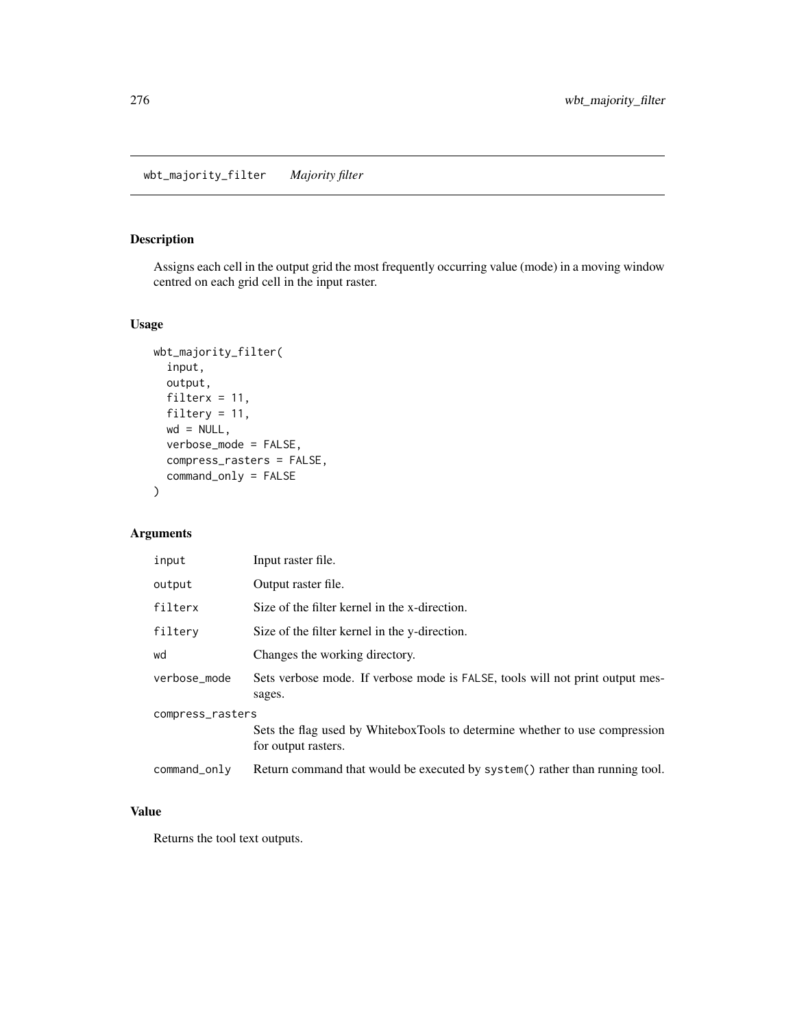# wbt_majority_filter *Majority filter*

## Description

Assigns each cell in the output grid the most frequently occurring value (mode) in a moving window centred on each grid cell in the input raster.

## Usage

```
wbt_majority_filter(
  input,
  output,
  filterx = 11,
  filtery = 11,
  wd = NULL,
  verbose_mode = FALSE,
  compress_rasters = FALSE,
  command_only = FALSE
)
```

## Arguments

| | |
|---|---|
| input | Input raster file. |
| output | Output raster file. |
| filterx | Size of the filter kernel in the x-direction. |
| filtery | Size of the filter kernel in the y-direction. |
| wd | Changes the working directory. |
| verbose_mode | Sets verbose mode. If verbose mode is FALSE, tools will not print output messages. |
| compress_rasters | Sets the flag used by WhiteboxTools to determine whether to use compression for output rasters. |
| command_only | Return command that would be executed by system() rather than running tool. |

## Value

Returns the tool text outputs.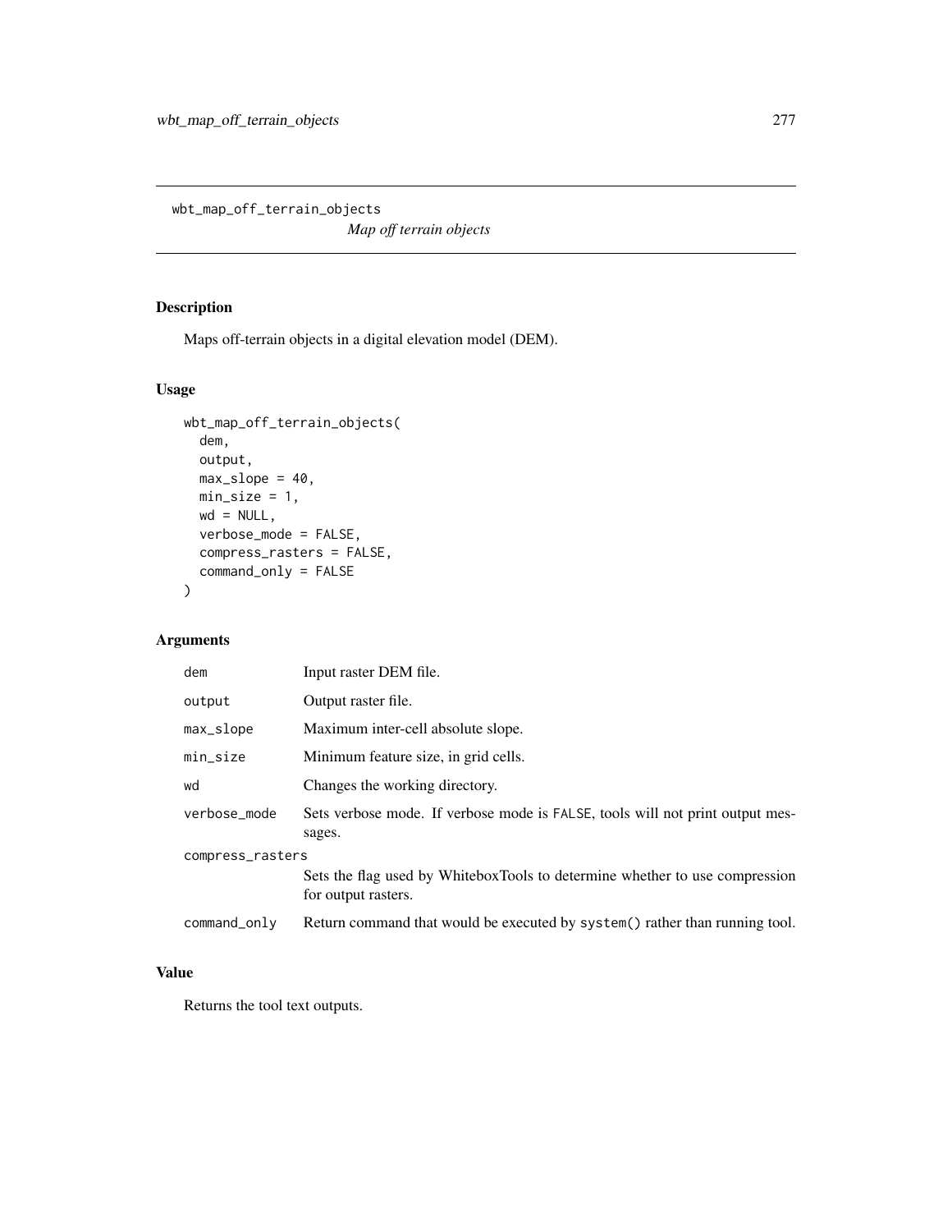# wbt_map_off_terrain_objects

*Map off terrain objects*

## Description

Maps off-terrain objects in a digital elevation model (DEM).

## Usage

```
wbt_map_off_terrain_objects(
  dem,
  output,
  max_slope = 40,
  min_size = 1,
  wd = NULL,
  verbose_mode = FALSE,
  compress_rasters = FALSE,
  command_only = FALSE
)
```

## Arguments

| Argument | Description |
|---|---|
| dem | Input raster DEM file. |
| output | Output raster file. |
| max_slope | Maximum inter-cell absolute slope. |
| min_size | Minimum feature size, in grid cells. |
| wd | Changes the working directory. |
| verbose_mode | Sets verbose mode. If verbose mode is FALSE, tools will not print output messages. |
| compress_rasters | Sets the flag used by WhiteboxTools to determine whether to use compression for output rasters. |
| command_only | Return command that would be executed by system() rather than running tool. |

## Value

Returns the tool text outputs.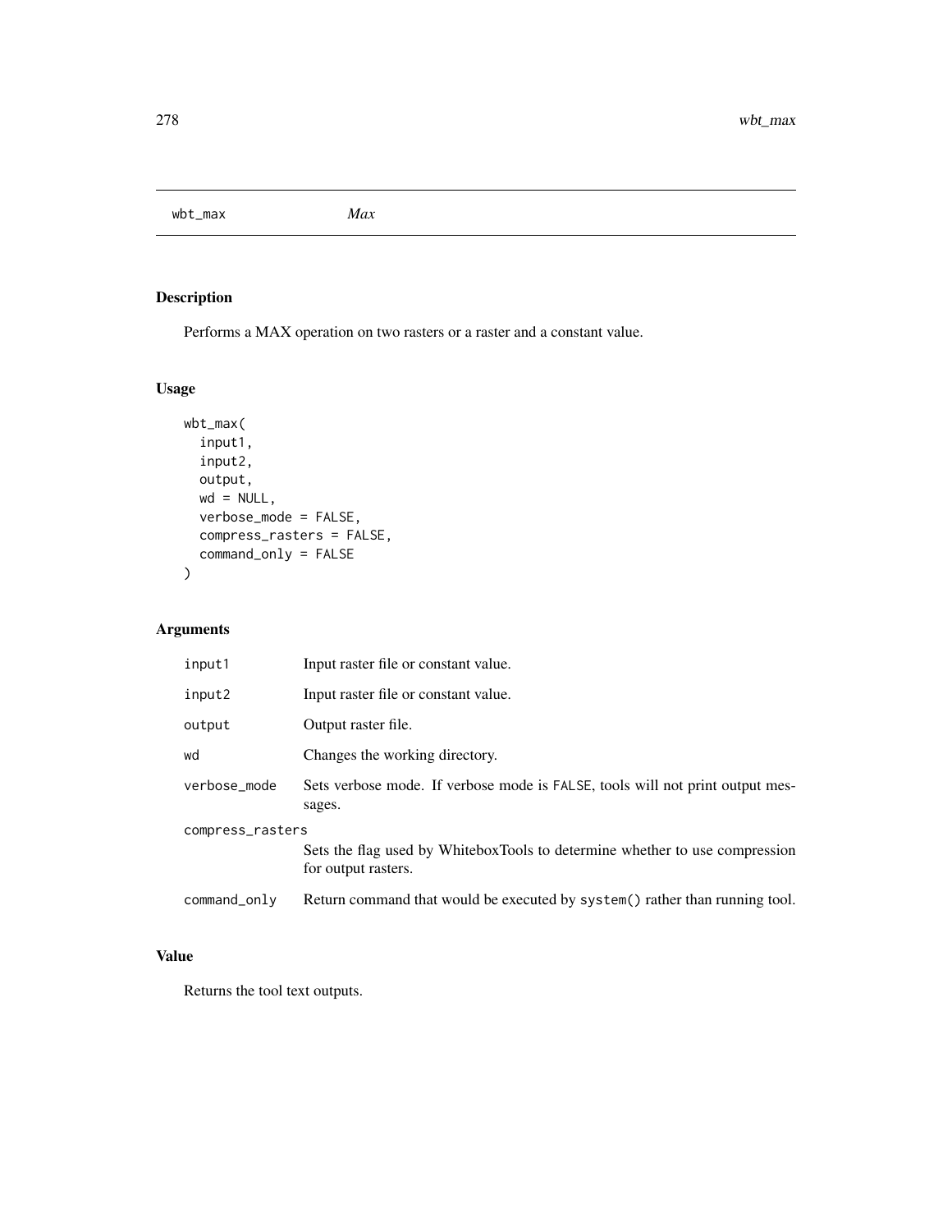## wbt_max *Max*

### Description

Performs a MAX operation on two rasters or a raster and a constant value.

### Usage

```
wbt_max(
  input1,
  input2,
  output,
  wd = NULL,
  verbose_mode = FALSE,
  compress_rasters = FALSE,
  command_only = FALSE
)
```

### Arguments

| | |
|---|---|
| input1 | Input raster file or constant value. |
| input2 | Input raster file or constant value. |
| output | Output raster file. |
| wd | Changes the working directory. |
| verbose_mode | Sets verbose mode. If verbose mode is FALSE, tools will not print output messages. |
| compress_rasters | Sets the flag used by WhiteboxTools to determine whether to use compression for output rasters. |
| command_only | Return command that would be executed by system() rather than running tool. |

### Value

Returns the tool text outputs.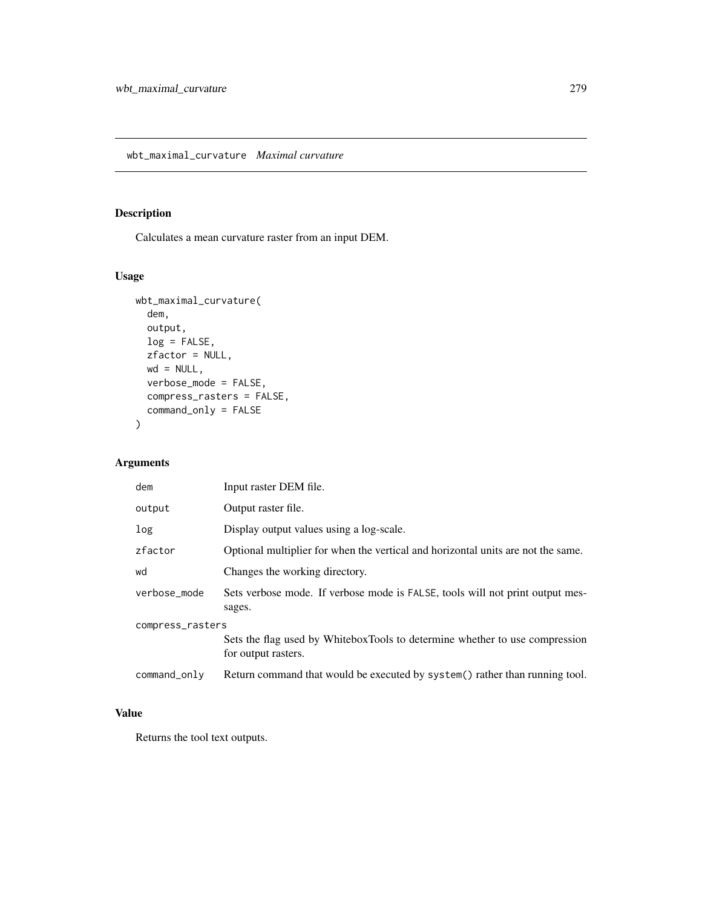## wbt_maximal_curvature *Maximal curvature*

### Description

Calculates a mean curvature raster from an input DEM.

### Usage

```
wbt_maximal_curvature(
  dem,
  output,
  log = FALSE,
  zfactor = NULL,
  wd = NULL,
  verbose_mode = FALSE,
  compress_rasters = FALSE,
  command_only = FALSE
)
```

### Arguments

| | |
|---|---|
| dem | Input raster DEM file. |
| output | Output raster file. |
| log | Display output values using a log-scale. |
| zfactor | Optional multiplier for when the vertical and horizontal units are not the same. |
| wd | Changes the working directory. |
| verbose_mode | Sets verbose mode. If verbose mode is FALSE, tools will not print output messages. |
| compress_rasters | Sets the flag used by WhiteboxTools to determine whether to use compression for output rasters. |
| command_only | Return command that would be executed by system() rather than running tool. |

### Value

Returns the tool text outputs.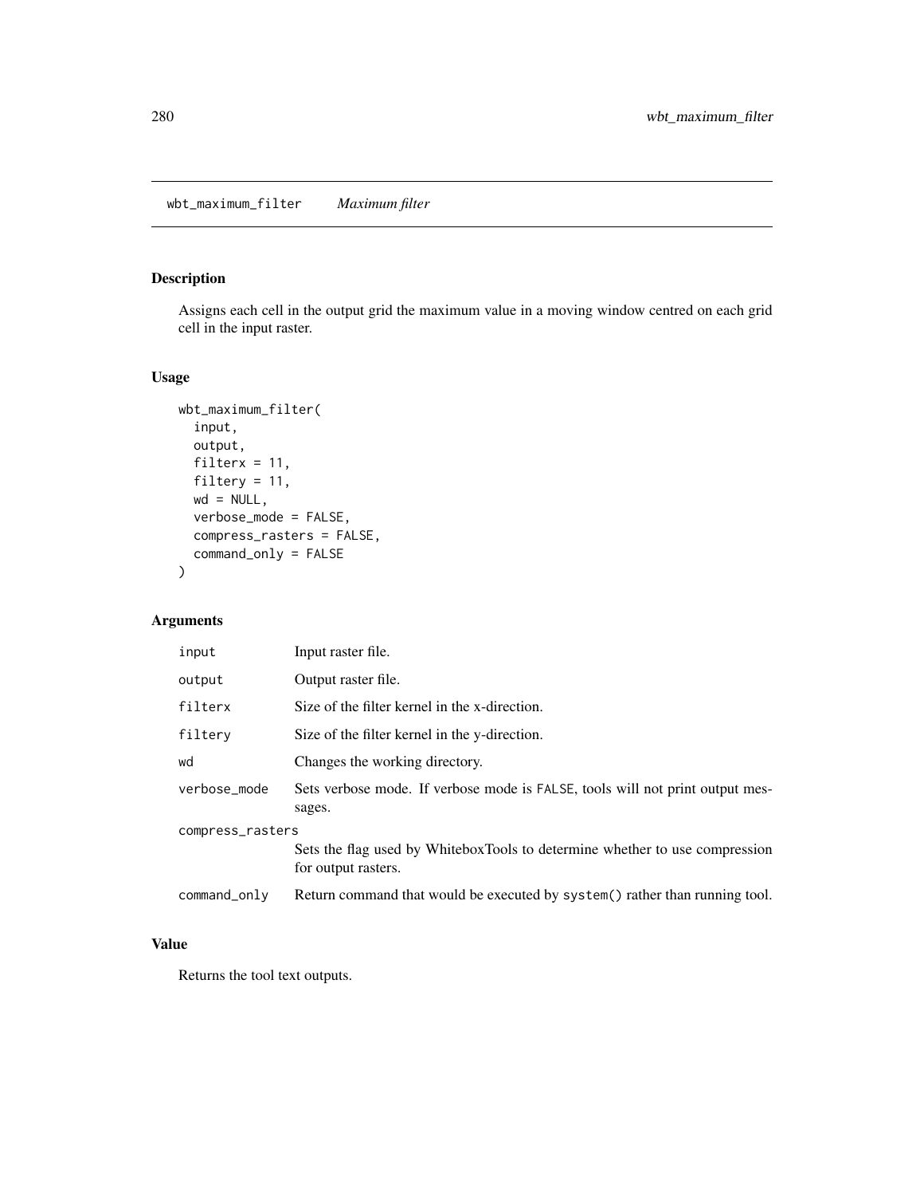## wbt_maximum_filter    *Maximum filter*

### Description

Assigns each cell in the output grid the maximum value in a moving window centred on each grid cell in the input raster.

### Usage

```
wbt_maximum_filter(
  input,
  output,
  filterx = 11,
  filtery = 11,
  wd = NULL,
  verbose_mode = FALSE,
  compress_rasters = FALSE,
  command_only = FALSE
)
```

### Arguments

| | |
|---|---|
| input | Input raster file. |
| output | Output raster file. |
| filterx | Size of the filter kernel in the x-direction. |
| filtery | Size of the filter kernel in the y-direction. |
| wd | Changes the working directory. |
| verbose_mode | Sets verbose mode. If verbose mode is FALSE, tools will not print output messages. |
| compress_rasters | Sets the flag used by WhiteboxTools to determine whether to use compression for output rasters. |
| command_only | Return command that would be executed by system() rather than running tool. |

### Value

Returns the tool text outputs.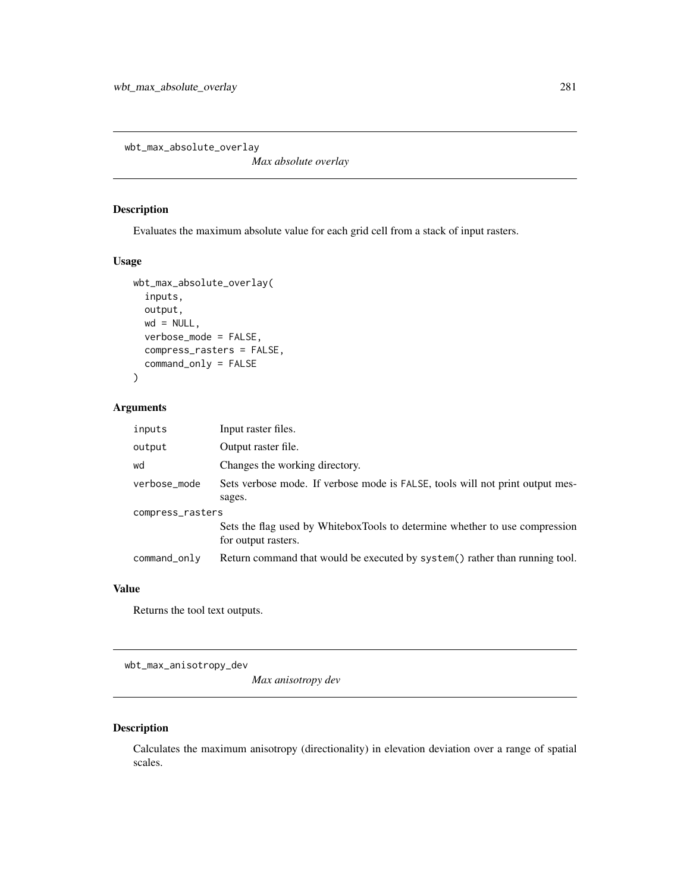## wbt_max_absolute_overlay

*Max absolute overlay*

### Description

Evaluates the maximum absolute value for each grid cell from a stack of input rasters.

### Usage

```
wbt_max_absolute_overlay(
  inputs,
  output,
  wd = NULL,
  verbose_mode = FALSE,
  compress_rasters = FALSE,
  command_only = FALSE
)
```

### Arguments

| Argument | Description |
| --- | --- |
| inputs | Input raster files. |
| output | Output raster file. |
| wd | Changes the working directory. |
| verbose_mode | Sets verbose mode. If verbose mode is FALSE, tools will not print output messages. |
| compress_rasters | Sets the flag used by WhiteboxTools to determine whether to use compression for output rasters. |
| command_only | Return command that would be executed by system() rather than running tool. |

### Value

Returns the tool text outputs.

## wbt_max_anisotropy_dev

*Max anisotropy dev*

### Description

Calculates the maximum anisotropy (directionality) in elevation deviation over a range of spatial scales.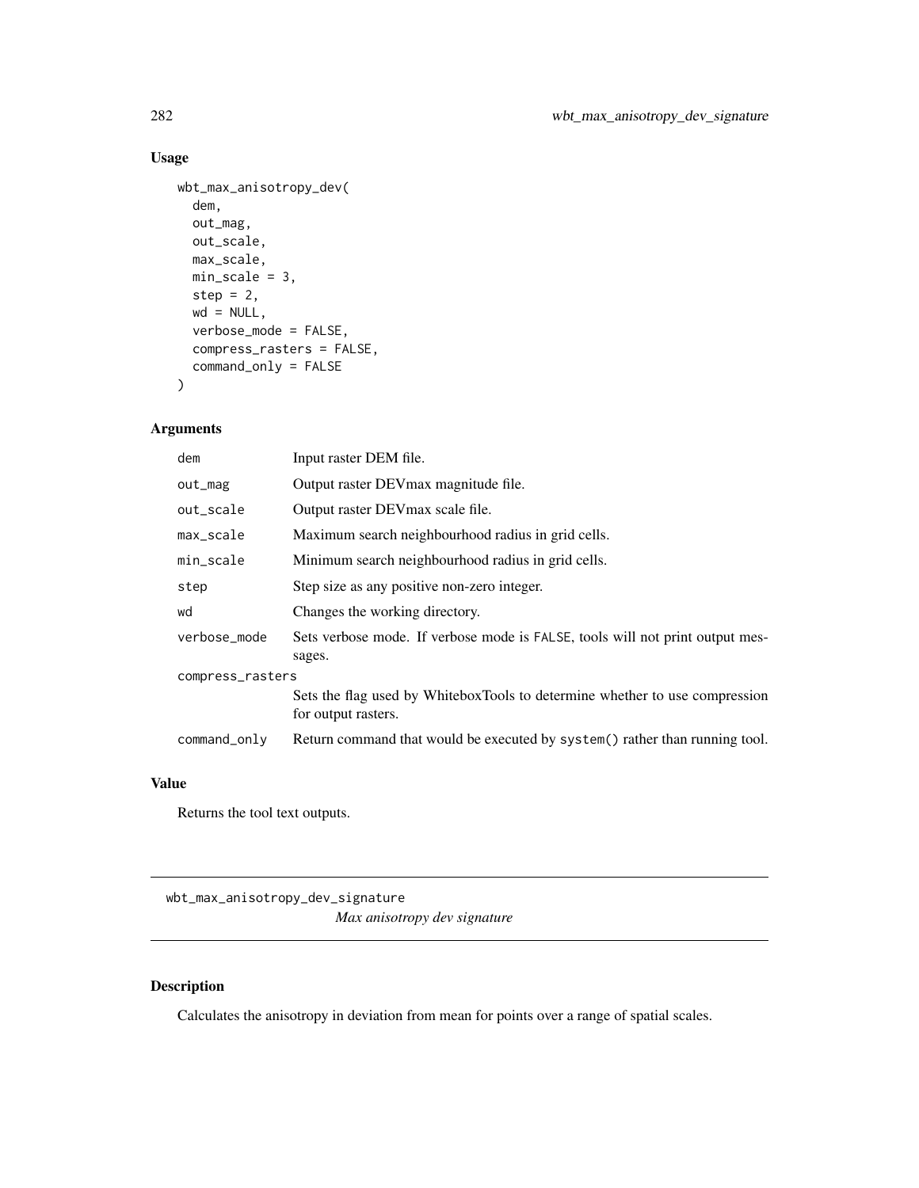## Usage

```
wbt_max_anisotropy_dev(
  dem,
  out_mag,
  out_scale,
  max_scale,
  min_scale = 3,
  step = 2,
  wd = NULL,
  verbose_mode = FALSE,
  compress_rasters = FALSE,
  command_only = FALSE
)
```

## Arguments

| Argument | Description |
|---|---|
| dem | Input raster DEM file. |
| out_mag | Output raster DEVmax magnitude file. |
| out_scale | Output raster DEVmax scale file. |
| max_scale | Maximum search neighbourhood radius in grid cells. |
| min_scale | Minimum search neighbourhood radius in grid cells. |
| step | Step size as any positive non-zero integer. |
| wd | Changes the working directory. |
| verbose_mode | Sets verbose mode. If verbose mode is FALSE, tools will not print output messages. |
| compress_rasters | Sets the flag used by WhiteboxTools to determine whether to use compression for output rasters. |
| command_only | Return command that would be executed by system() rather than running tool. |

## Value

Returns the tool text outputs.

---

# wbt_max_anisotropy_dev_signature

*Max anisotropy dev signature*

## Description

Calculates the anisotropy in deviation from mean for points over a range of spatial scales.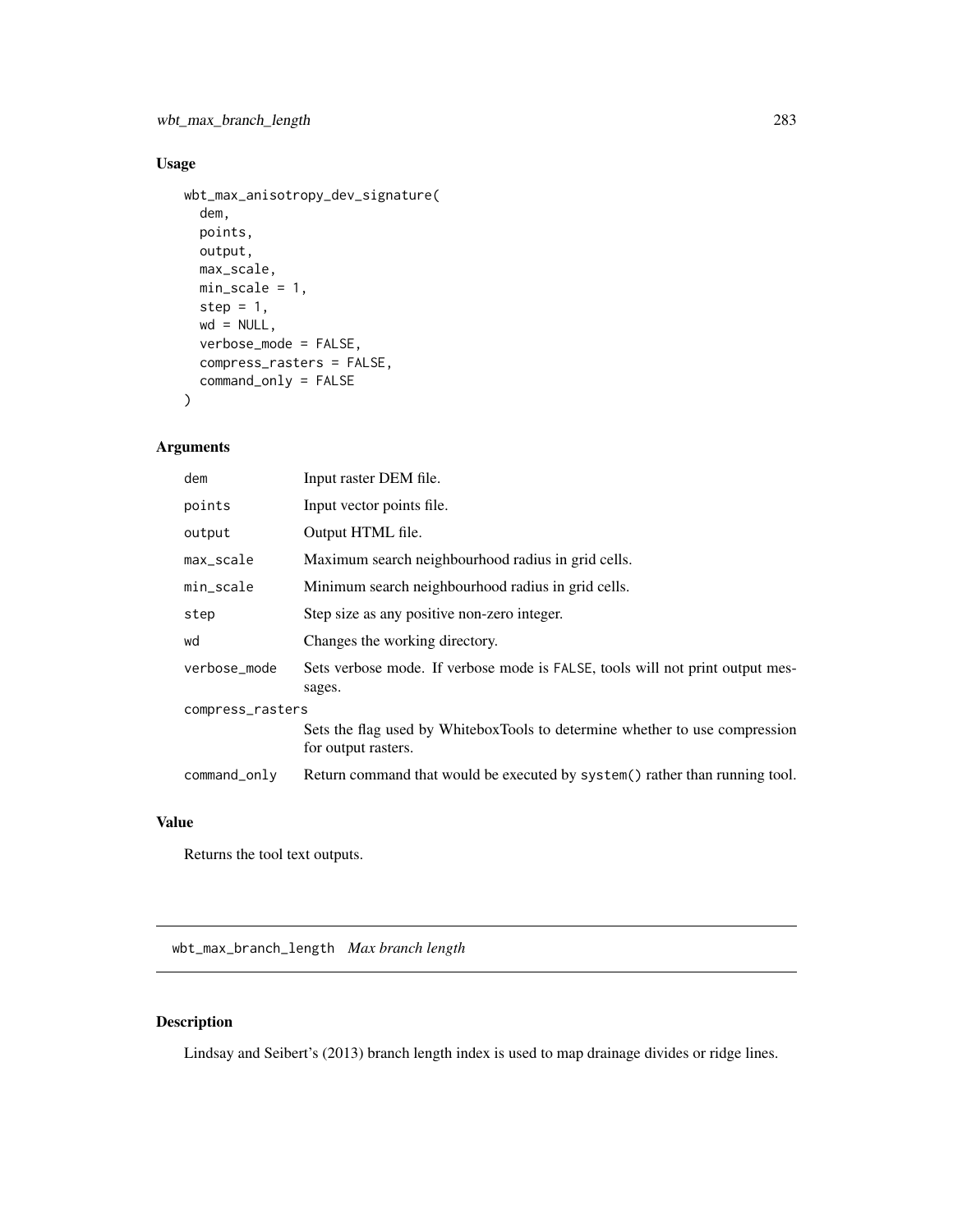## Usage

```
wbt_max_anisotropy_dev_signature(
  dem,
  points,
  output,
  max_scale,
  min_scale = 1,
  step = 1,
  wd = NULL,
  verbose_mode = FALSE,
  compress_rasters = FALSE,
  command_only = FALSE
)
```

## Arguments

| | |
|---|---|
| dem | Input raster DEM file. |
| points | Input vector points file. |
| output | Output HTML file. |
| max_scale | Maximum search neighbourhood radius in grid cells. |
| min_scale | Minimum search neighbourhood radius in grid cells. |
| step | Step size as any positive non-zero integer. |
| wd | Changes the working directory. |
| verbose_mode | Sets verbose mode. If verbose mode is FALSE, tools will not print output messages. |
| compress_rasters | Sets the flag used by WhiteboxTools to determine whether to use compression for output rasters. |
| command_only | Return command that would be executed by system() rather than running tool. |

## Value

Returns the tool text outputs.

---

# wbt_max_branch_length *Max branch length*

## Description

Lindsay and Seibert's (2013) branch length index is used to map drainage divides or ridge lines.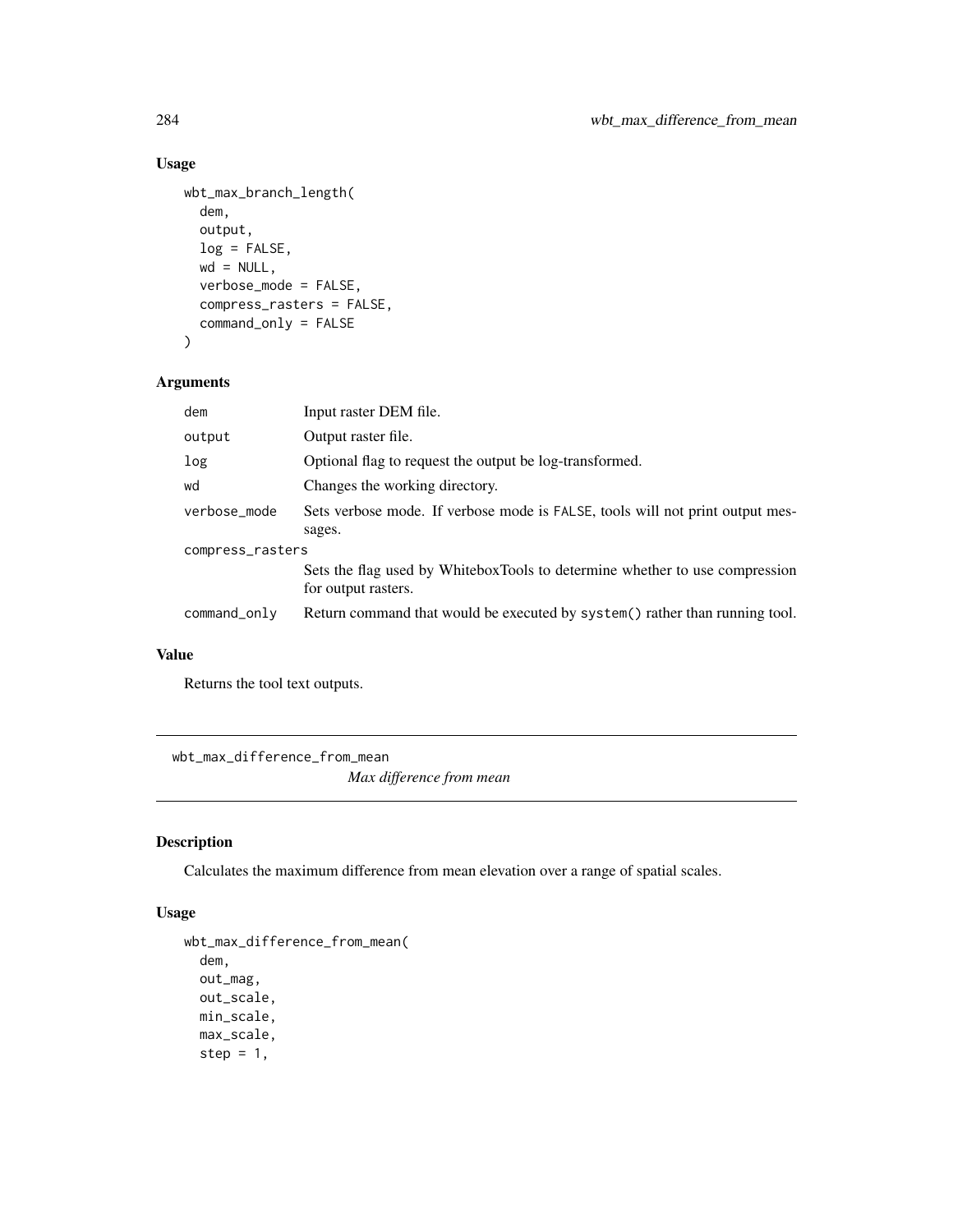## Usage

```
wbt_max_branch_length(
  dem,
  output,
  log = FALSE,
  wd = NULL,
  verbose_mode = FALSE,
  compress_rasters = FALSE,
  command_only = FALSE
)
```

## Arguments

| | |
|---|---|
| `dem` | Input raster DEM file. |
| `output` | Output raster file. |
| `log` | Optional flag to request the output be log-transformed. |
| `wd` | Changes the working directory. |
| `verbose_mode` | Sets verbose mode. If verbose mode is `FALSE`, tools will not print output messages. |
| `compress_rasters` | Sets the flag used by WhiteboxTools to determine whether to use compression for output rasters. |
| `command_only` | Return command that would be executed by `system()` rather than running tool. |

## Value

Returns the tool text outputs.

---

# wbt_max_difference_from_mean

*Max difference from mean*

## Description

Calculates the maximum difference from mean elevation over a range of spatial scales.

## Usage

```
wbt_max_difference_from_mean(
  dem,
  out_mag,
  out_scale,
  min_scale,
  max_scale,
  step = 1,
```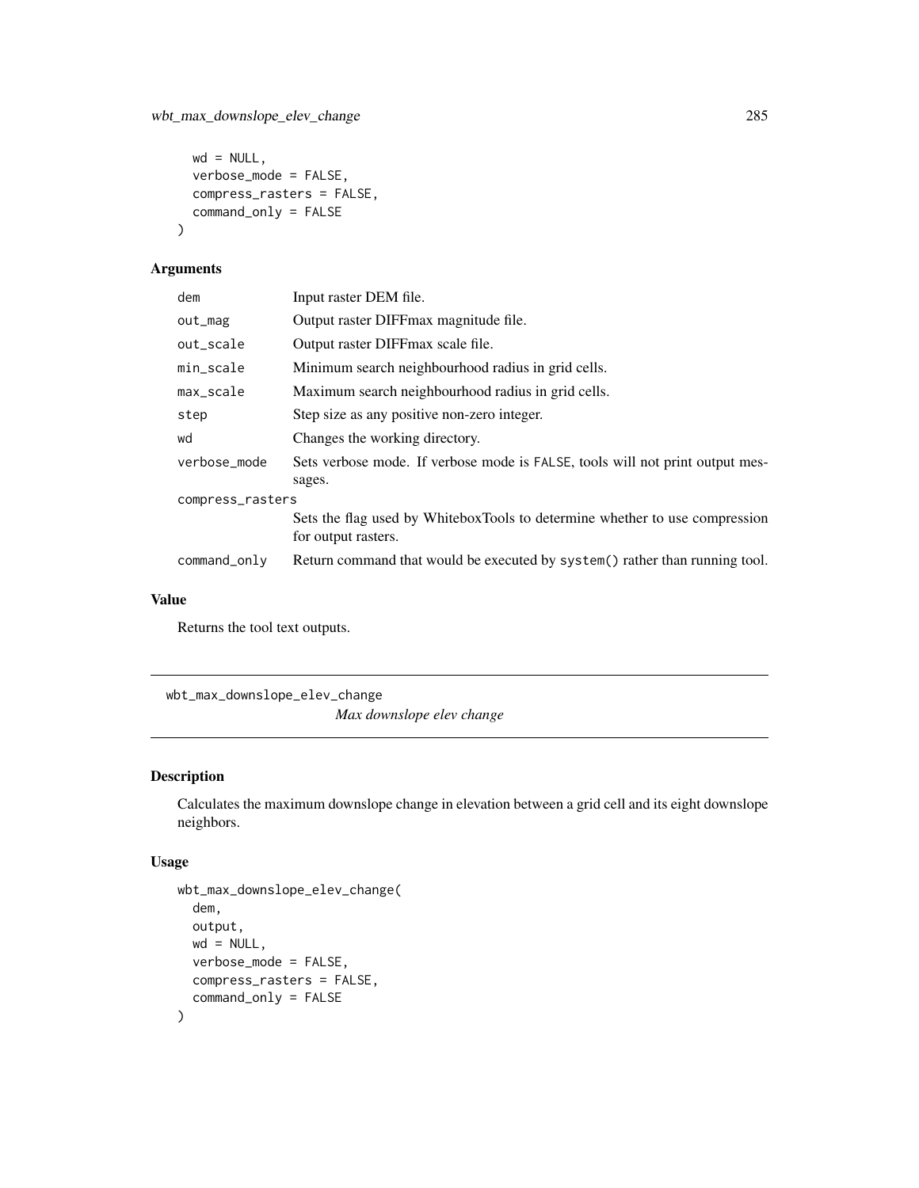```
  wd = NULL,
  verbose_mode = FALSE,
  compress_rasters = FALSE,
  command_only = FALSE
)
```

## Arguments

| | |
|---|---|
| dem | Input raster DEM file. |
| out_mag | Output raster DIFFmax magnitude file. |
| out_scale | Output raster DIFFmax scale file. |
| min_scale | Minimum search neighbourhood radius in grid cells. |
| max_scale | Maximum search neighbourhood radius in grid cells. |
| step | Step size as any positive non-zero integer. |
| wd | Changes the working directory. |
| verbose_mode | Sets verbose mode. If verbose mode is FALSE, tools will not print output messages. |
| compress_rasters | Sets the flag used by WhiteboxTools to determine whether to use compression for output rasters. |
| command_only | Return command that would be executed by system() rather than running tool. |

## Value

Returns the tool text outputs.

---

# wbt_max_downslope_elev_change

*Max downslope elev change*

## Description

Calculates the maximum downslope change in elevation between a grid cell and its eight downslope neighbors.

## Usage

```
wbt_max_downslope_elev_change(
  dem,
  output,
  wd = NULL,
  verbose_mode = FALSE,
  compress_rasters = FALSE,
  command_only = FALSE
)
```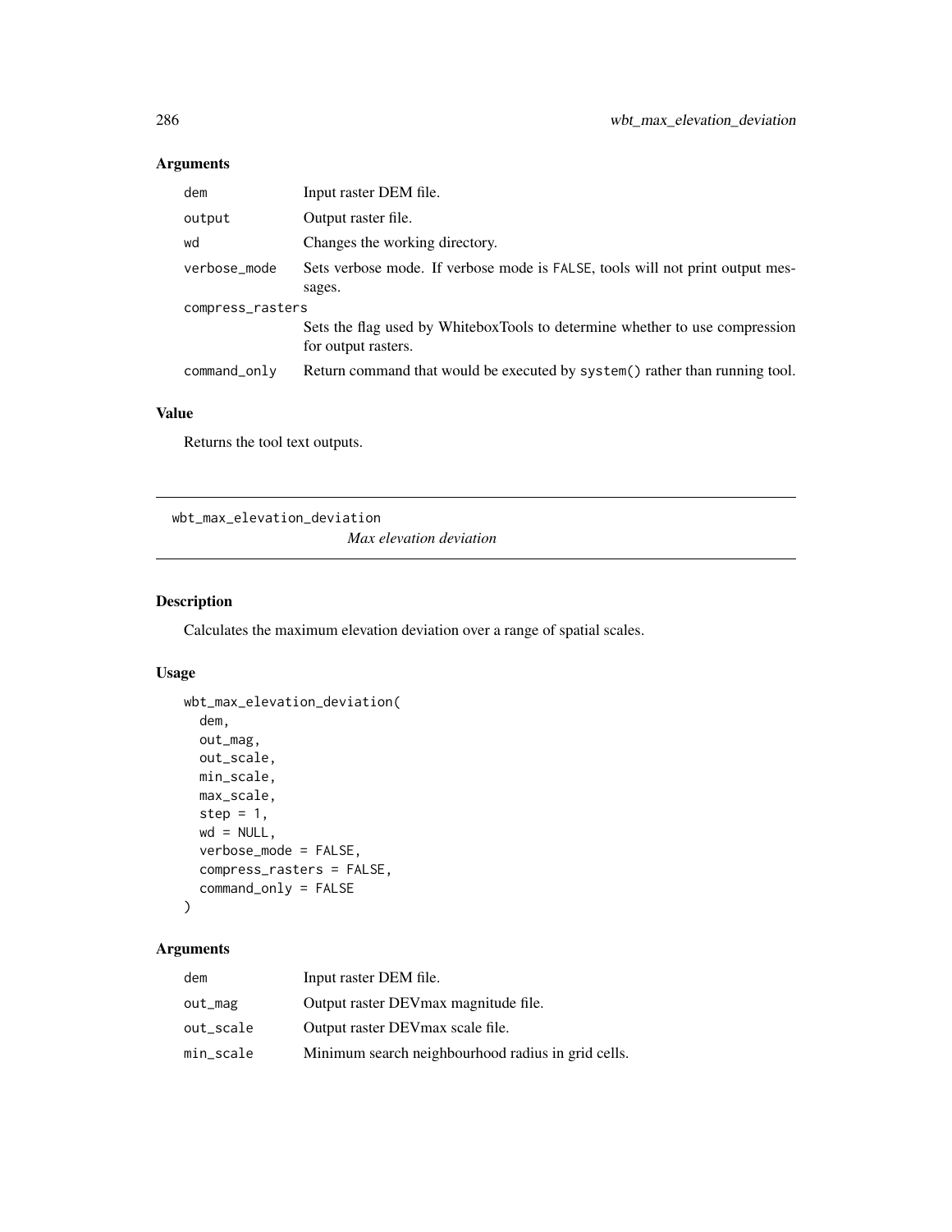## Arguments

| | |
|---|---|
| dem | Input raster DEM file. |
| output | Output raster file. |
| wd | Changes the working directory. |
| verbose_mode | Sets verbose mode. If verbose mode is FALSE, tools will not print output messages. |
| compress_rasters | Sets the flag used by WhiteboxTools to determine whether to use compression for output rasters. |
| command_only | Return command that would be executed by system() rather than running tool. |

## Value

Returns the tool text outputs.

---

# wbt_max_elevation_deviation

*Max elevation deviation*

---

## Description

Calculates the maximum elevation deviation over a range of spatial scales.

## Usage

```
wbt_max_elevation_deviation(
  dem,
  out_mag,
  out_scale,
  min_scale,
  max_scale,
  step = 1,
  wd = NULL,
  verbose_mode = FALSE,
  compress_rasters = FALSE,
  command_only = FALSE
)
```

## Arguments

| | |
|---|---|
| dem | Input raster DEM file. |
| out_mag | Output raster DEVmax magnitude file. |
| out_scale | Output raster DEVmax scale file. |
| min_scale | Minimum search neighbourhood radius in grid cells. |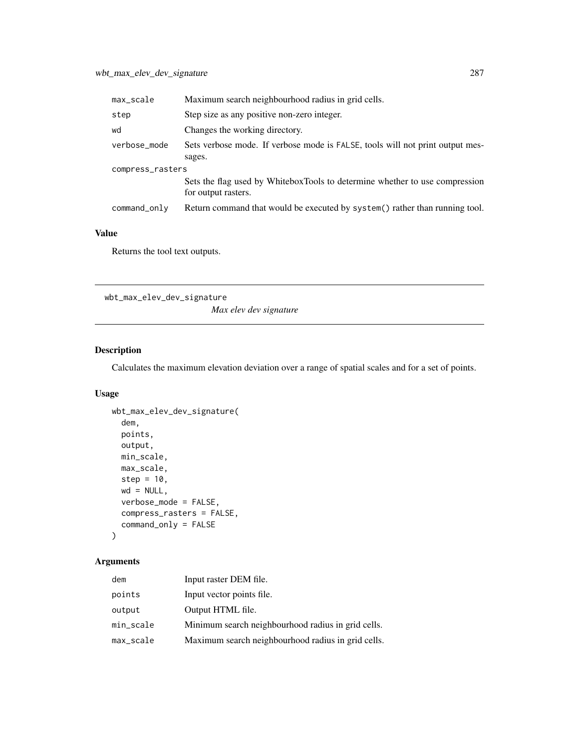| | |
|---|---|
| max_scale | Maximum search neighbourhood radius in grid cells. |
| step | Step size as any positive non-zero integer. |
| wd | Changes the working directory. |
| verbose_mode | Sets verbose mode. If verbose mode is FALSE, tools will not print output messages. |
| compress_rasters | Sets the flag used by WhiteboxTools to determine whether to use compression for output rasters. |
| command_only | Return command that would be executed by system() rather than running tool. |

### Value

Returns the tool text outputs.

## wbt_max_elev_dev_signature

*Max elev dev signature*

### Description

Calculates the maximum elevation deviation over a range of spatial scales and for a set of points.

### Usage

```
wbt_max_elev_dev_signature(
  dem,
  points,
  output,
  min_scale,
  max_scale,
  step = 10,
  wd = NULL,
  verbose_mode = FALSE,
  compress_rasters = FALSE,
  command_only = FALSE
)
```

### Arguments

| | |
|---|---|
| dem | Input raster DEM file. |
| points | Input vector points file. |
| output | Output HTML file. |
| min_scale | Minimum search neighbourhood radius in grid cells. |
| max_scale | Maximum search neighbourhood radius in grid cells. |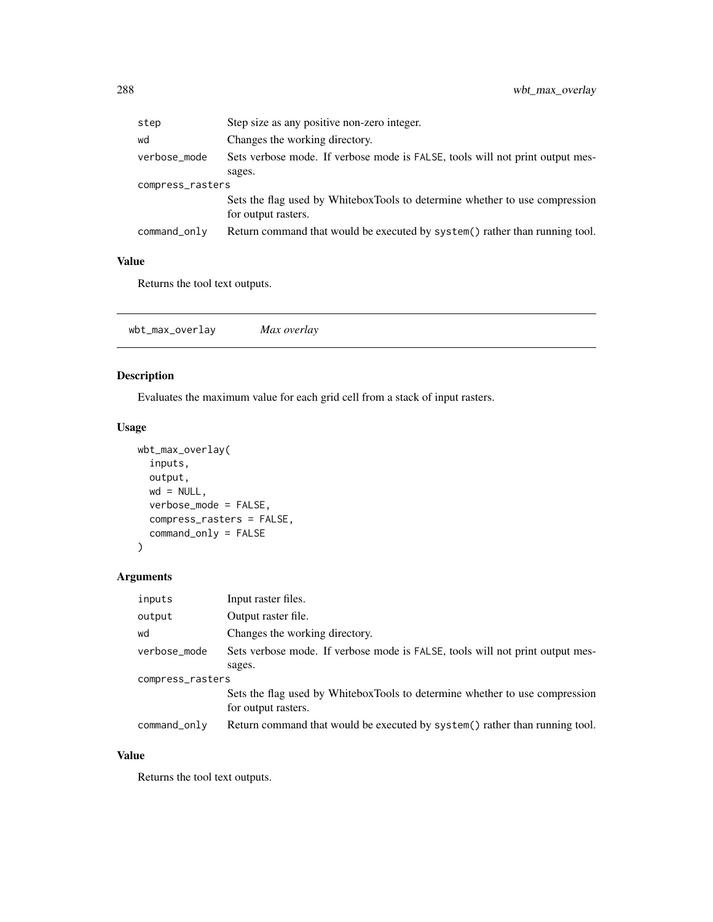| | |
|---|---|
| step | Step size as any positive non-zero integer. |
| wd | Changes the working directory. |
| verbose_mode | Sets verbose mode. If verbose mode is FALSE, tools will not print output messages. |
| compress_rasters | Sets the flag used by WhiteboxTools to determine whether to use compression for output rasters. |
| command_only | Return command that would be executed by system() rather than running tool. |

### Value

Returns the tool text outputs.

---

## wbt_max_overlay *Max overlay*

### Description

Evaluates the maximum value for each grid cell from a stack of input rasters.

### Usage

```
wbt_max_overlay(
  inputs,
  output,
  wd = NULL,
  verbose_mode = FALSE,
  compress_rasters = FALSE,
  command_only = FALSE
)
```

### Arguments

| | |
|---|---|
| inputs | Input raster files. |
| output | Output raster file. |
| wd | Changes the working directory. |
| verbose_mode | Sets verbose mode. If verbose mode is FALSE, tools will not print output messages. |
| compress_rasters | Sets the flag used by WhiteboxTools to determine whether to use compression for output rasters. |
| command_only | Return command that would be executed by system() rather than running tool. |

### Value

Returns the tool text outputs.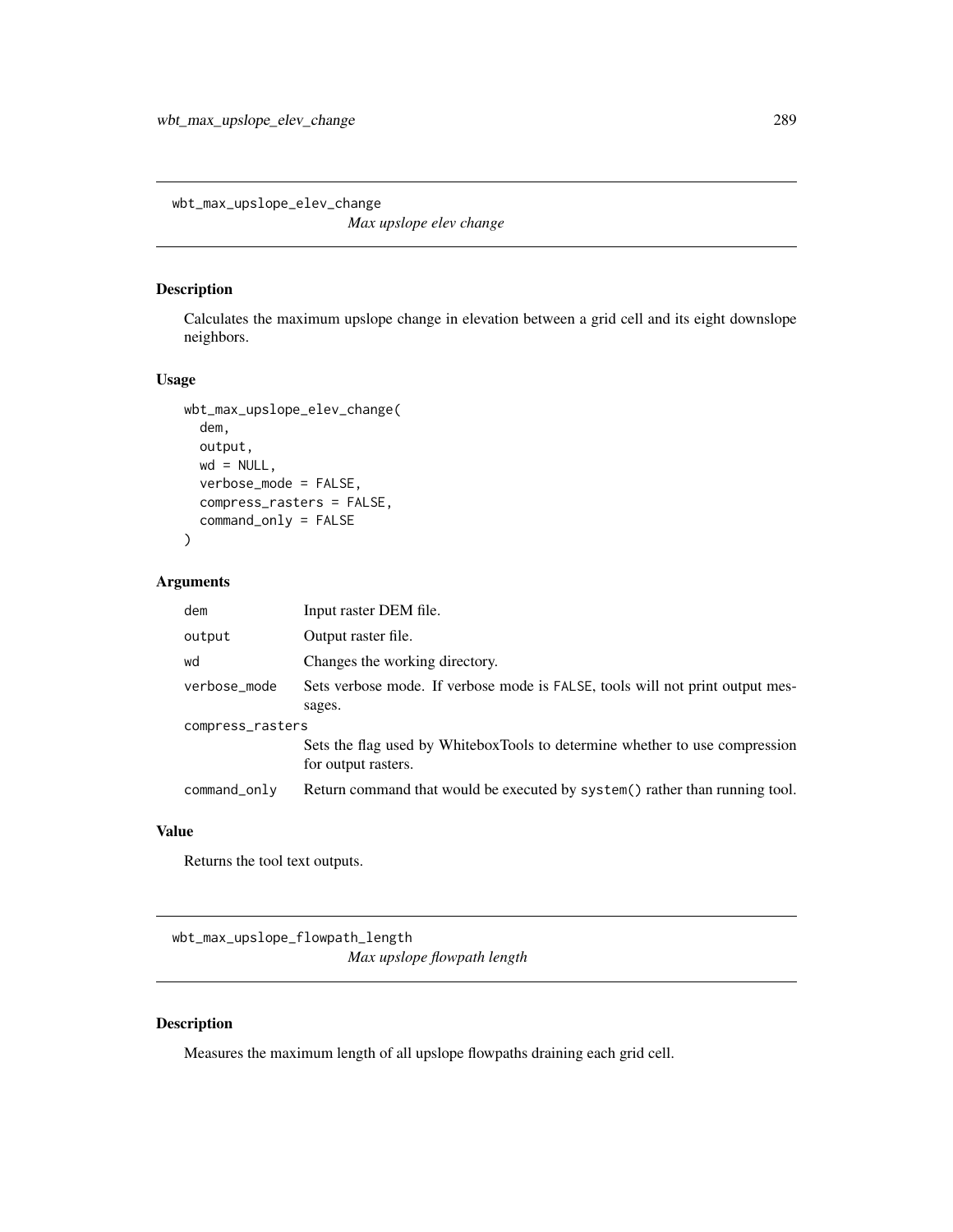## wbt_max_upslope_elev_change

*Max upslope elev change*

### Description

Calculates the maximum upslope change in elevation between a grid cell and its eight downslope neighbors.

### Usage

```
wbt_max_upslope_elev_change(
  dem,
  output,
  wd = NULL,
  verbose_mode = FALSE,
  compress_rasters = FALSE,
  command_only = FALSE
)
```

### Arguments

| | |
|---|---|
| dem | Input raster DEM file. |
| output | Output raster file. |
| wd | Changes the working directory. |
| verbose_mode | Sets verbose mode. If verbose mode is FALSE, tools will not print output messages. |
| compress_rasters | Sets the flag used by WhiteboxTools to determine whether to use compression for output rasters. |
| command_only | Return command that would be executed by system() rather than running tool. |

### Value

Returns the tool text outputs.

## wbt_max_upslope_flowpath_length

*Max upslope flowpath length*

### Description

Measures the maximum length of all upslope flowpaths draining each grid cell.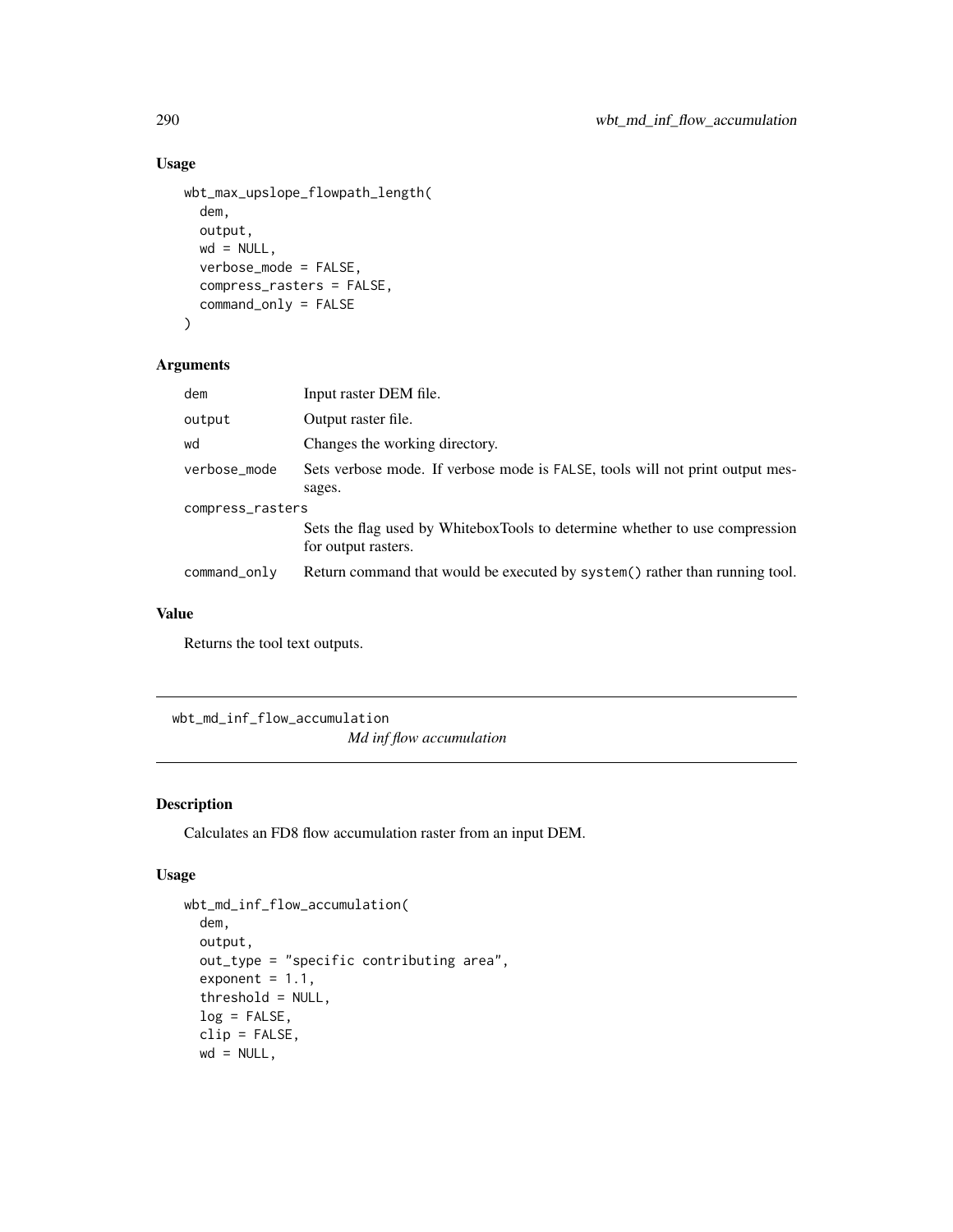## Usage

```
wbt_max_upslope_flowpath_length(
  dem,
  output,
  wd = NULL,
  verbose_mode = FALSE,
  compress_rasters = FALSE,
  command_only = FALSE
)
```

## Arguments

| | |
|---|---|
| dem | Input raster DEM file. |
| output | Output raster file. |
| wd | Changes the working directory. |
| verbose_mode | Sets verbose mode. If verbose mode is FALSE, tools will not print output messages. |
| compress_rasters | Sets the flag used by WhiteboxTools to determine whether to use compression for output rasters. |
| command_only | Return command that would be executed by system() rather than running tool. |

## Value

Returns the tool text outputs.

---

# wbt_md_inf_flow_accumulation

*Md inf flow accumulation*

## Description

Calculates an FD8 flow accumulation raster from an input DEM.

## Usage

```
wbt_md_inf_flow_accumulation(
  dem,
  output,
  out_type = "specific contributing area",
  exponent = 1.1,
  threshold = NULL,
  log = FALSE,
  clip = FALSE,
  wd = NULL,
```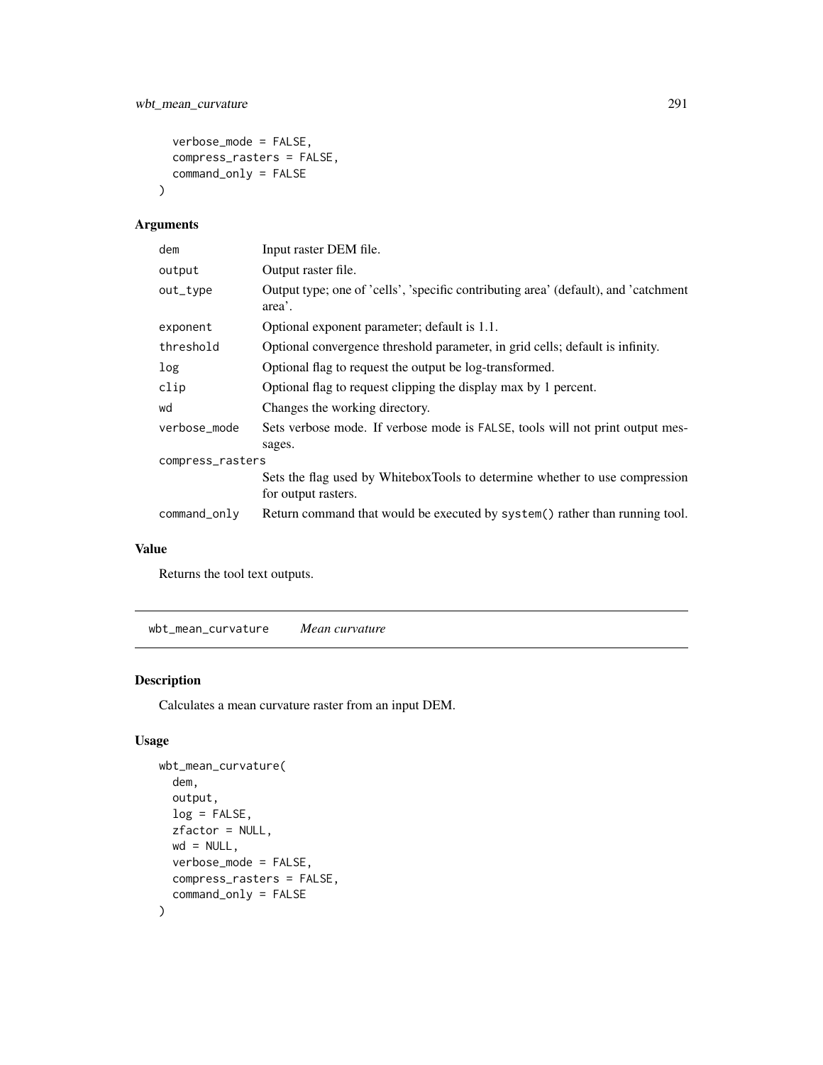```
  verbose_mode = FALSE,
  compress_rasters = FALSE,
  command_only = FALSE
)
```

### Arguments

| | |
|---|---|
| dem | Input raster DEM file. |
| output | Output raster file. |
| out_type | Output type; one of 'cells', 'specific contributing area' (default), and 'catchment area'. |
| exponent | Optional exponent parameter; default is 1.1. |
| threshold | Optional convergence threshold parameter, in grid cells; default is infinity. |
| log | Optional flag to request the output be log-transformed. |
| clip | Optional flag to request clipping the display max by 1 percent. |
| wd | Changes the working directory. |
| verbose_mode | Sets verbose mode. If verbose mode is FALSE, tools will not print output messages. |
| compress_rasters | Sets the flag used by WhiteboxTools to determine whether to use compression for output rasters. |
| command_only | Return command that would be executed by system() rather than running tool. |

### Value

Returns the tool text outputs.

---

## wbt_mean_curvature *Mean curvature*

### Description

Calculates a mean curvature raster from an input DEM.

### Usage

```
wbt_mean_curvature(
  dem,
  output,
  log = FALSE,
  zfactor = NULL,
  wd = NULL,
  verbose_mode = FALSE,
  compress_rasters = FALSE,
  command_only = FALSE
)
```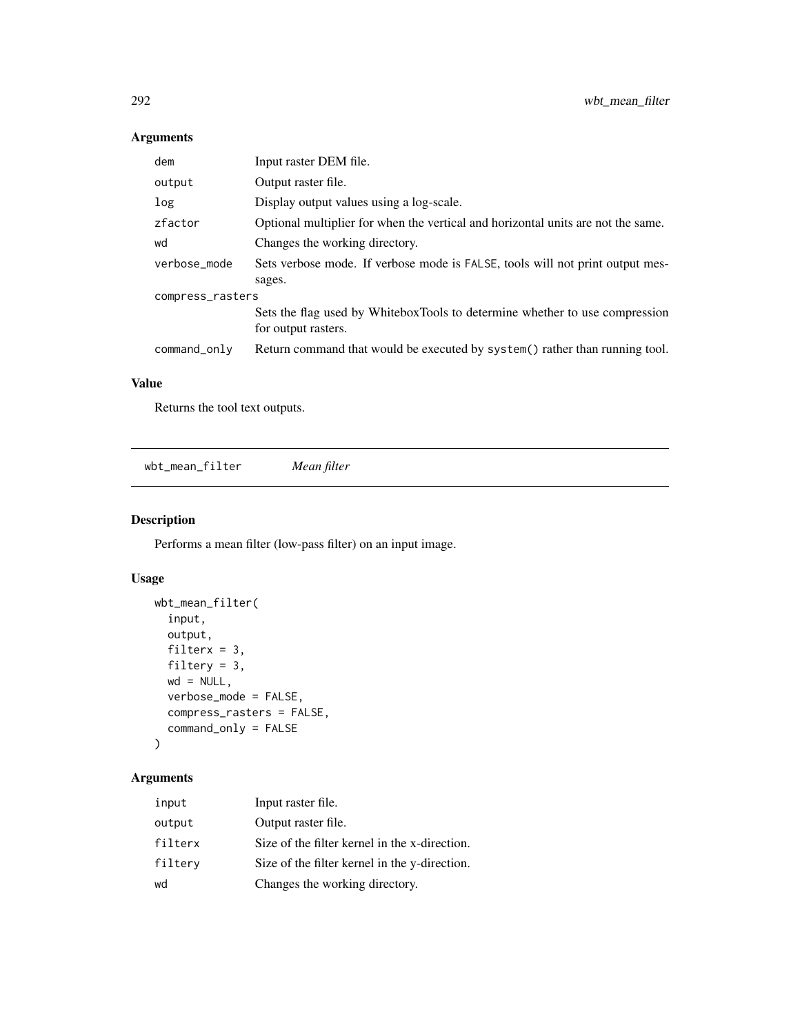## Arguments

| | |
|---|---|
| dem | Input raster DEM file. |
| output | Output raster file. |
| log | Display output values using a log-scale. |
| zfactor | Optional multiplier for when the vertical and horizontal units are not the same. |
| wd | Changes the working directory. |
| verbose_mode | Sets verbose mode. If verbose mode is FALSE, tools will not print output messages. |
| compress_rasters | Sets the flag used by WhiteboxTools to determine whether to use compression for output rasters. |
| command_only | Return command that would be executed by system() rather than running tool. |

## Value

Returns the tool text outputs.

---

# wbt_mean_filter *Mean filter*

## Description

Performs a mean filter (low-pass filter) on an input image.

## Usage

```
wbt_mean_filter(
  input,
  output,
  filterx = 3,
  filtery = 3,
  wd = NULL,
  verbose_mode = FALSE,
  compress_rasters = FALSE,
  command_only = FALSE
)
```

## Arguments

| | |
|---|---|
| input | Input raster file. |
| output | Output raster file. |
| filterx | Size of the filter kernel in the x-direction. |
| filtery | Size of the filter kernel in the y-direction. |
| wd | Changes the working directory. |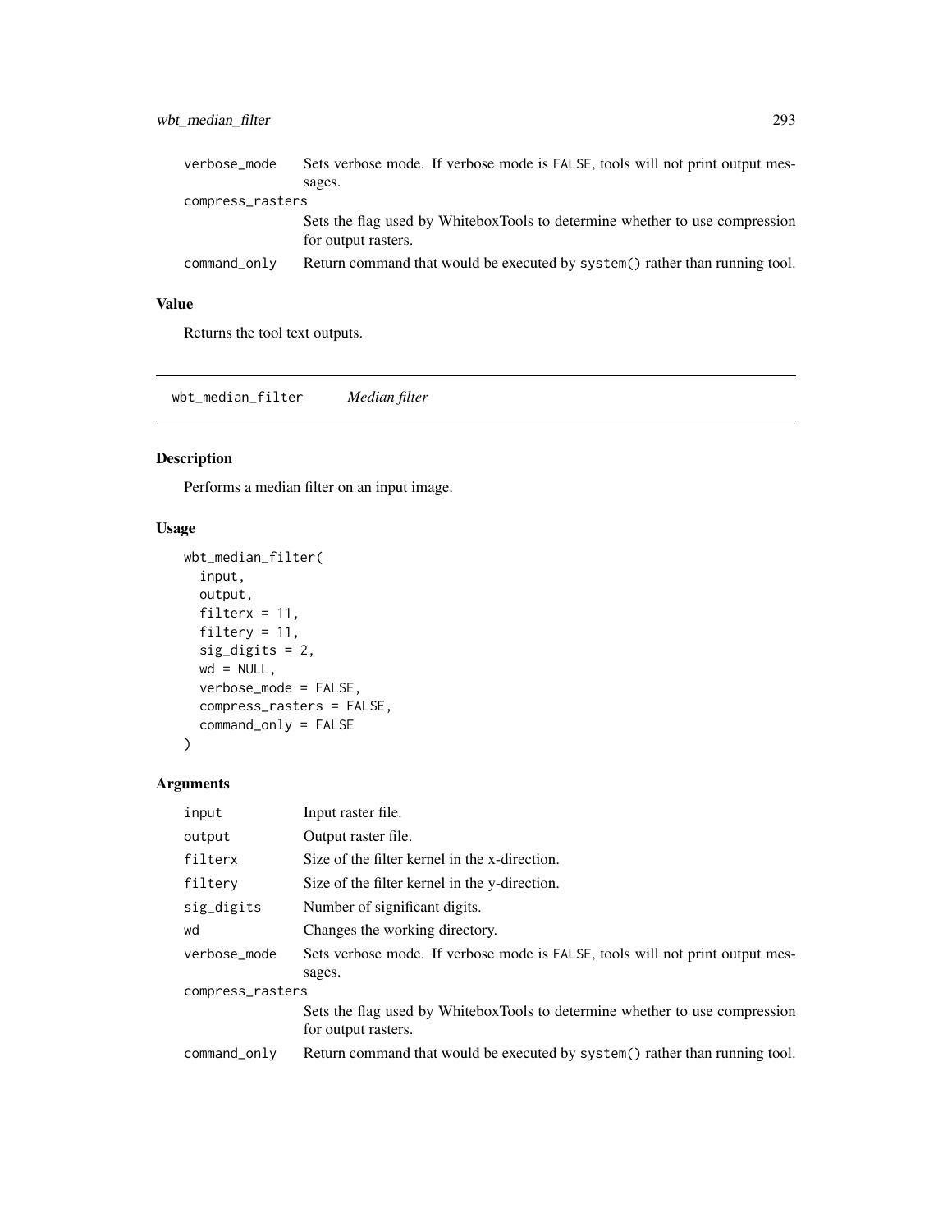| | |
|---|---|
| verbose_mode | Sets verbose mode. If verbose mode is FALSE, tools will not print output messages. |
| compress_rasters | Sets the flag used by WhiteboxTools to determine whether to use compression for output rasters. |
| command_only | Return command that would be executed by system() rather than running tool. |

### Value

Returns the tool text outputs.

---

## wbt_median_filter    *Median filter*

---

### Description

Performs a median filter on an input image.

### Usage

```
wbt_median_filter(
  input,
  output,
  filterx = 11,
  filtery = 11,
  sig_digits = 2,
  wd = NULL,
  verbose_mode = FALSE,
  compress_rasters = FALSE,
  command_only = FALSE
)
```

### Arguments

| | |
|---|---|
| input | Input raster file. |
| output | Output raster file. |
| filterx | Size of the filter kernel in the x-direction. |
| filtery | Size of the filter kernel in the y-direction. |
| sig_digits | Number of significant digits. |
| wd | Changes the working directory. |
| verbose_mode | Sets verbose mode. If verbose mode is FALSE, tools will not print output messages. |
| compress_rasters | Sets the flag used by WhiteboxTools to determine whether to use compression for output rasters. |
| command_only | Return command that would be executed by system() rather than running tool. |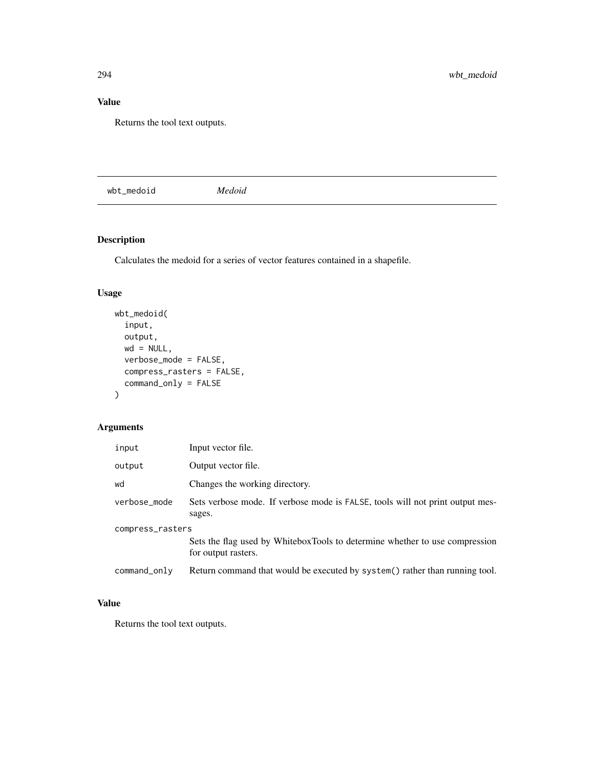## Value

Returns the tool text outputs.

---

# wbt_medoid — *Medoid*

## Description

Calculates the medoid for a series of vector features contained in a shapefile.

## Usage

```
wbt_medoid(
  input,
  output,
  wd = NULL,
  verbose_mode = FALSE,
  compress_rasters = FALSE,
  command_only = FALSE
)
```

## Arguments

| | |
|---|---|
| input | Input vector file. |
| output | Output vector file. |
| wd | Changes the working directory. |
| verbose_mode | Sets verbose mode. If verbose mode is FALSE, tools will not print output messages. |
| compress_rasters | Sets the flag used by WhiteboxTools to determine whether to use compression for output rasters. |
| command_only | Return command that would be executed by system() rather than running tool. |

## Value

Returns the tool text outputs.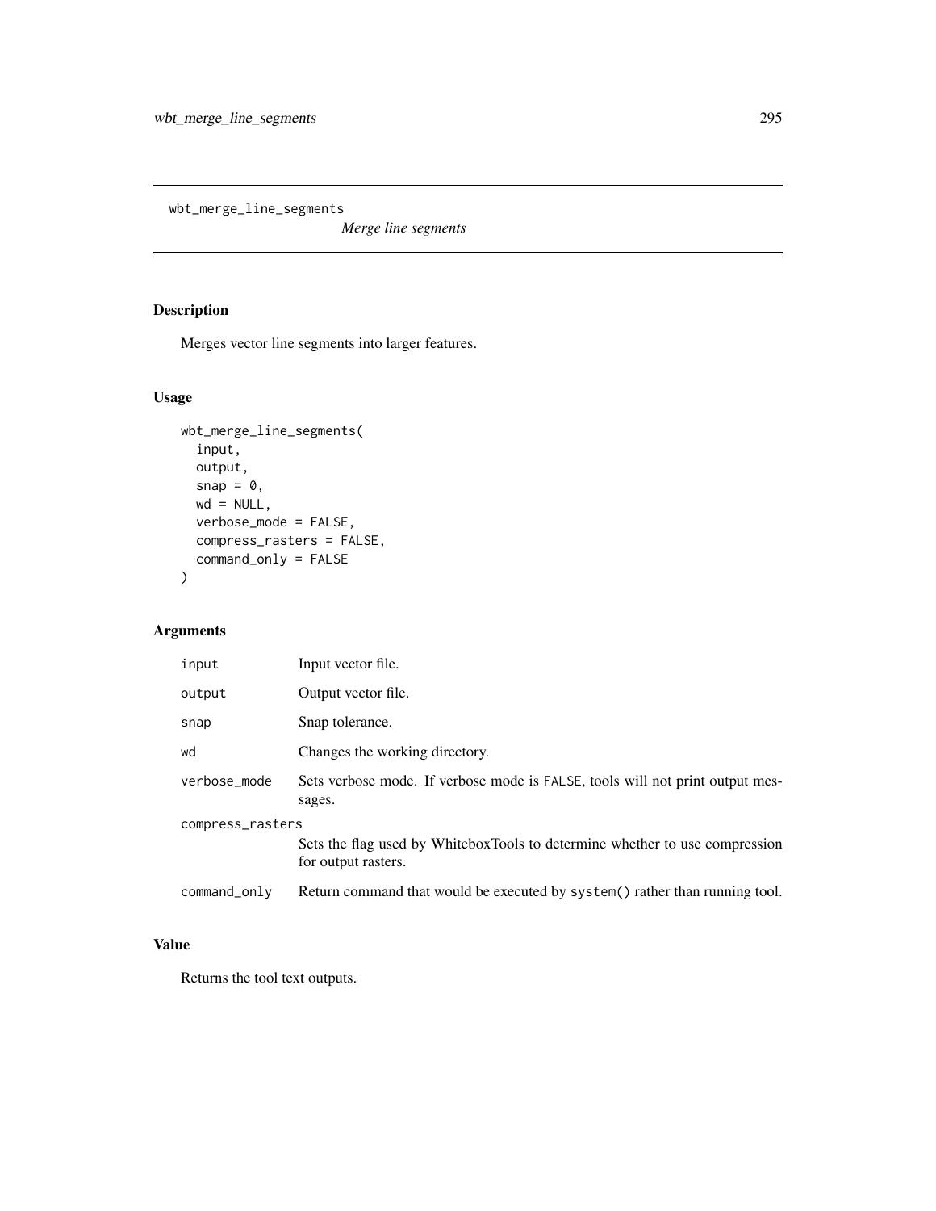# wbt_merge_line_segments

*Merge line segments*

## Description

Merges vector line segments into larger features.

## Usage

```
wbt_merge_line_segments(
  input,
  output,
  snap = 0,
  wd = NULL,
  verbose_mode = FALSE,
  compress_rasters = FALSE,
  command_only = FALSE
)
```

## Arguments

| | |
|---|---|
| `input` | Input vector file. |
| `output` | Output vector file. |
| `snap` | Snap tolerance. |
| `wd` | Changes the working directory. |
| `verbose_mode` | Sets verbose mode. If verbose mode is `FALSE`, tools will not print output messages. |
| `compress_rasters` | Sets the flag used by WhiteboxTools to determine whether to use compression for output rasters. |
| `command_only` | Return command that would be executed by `system()` rather than running tool. |

## Value

Returns the tool text outputs.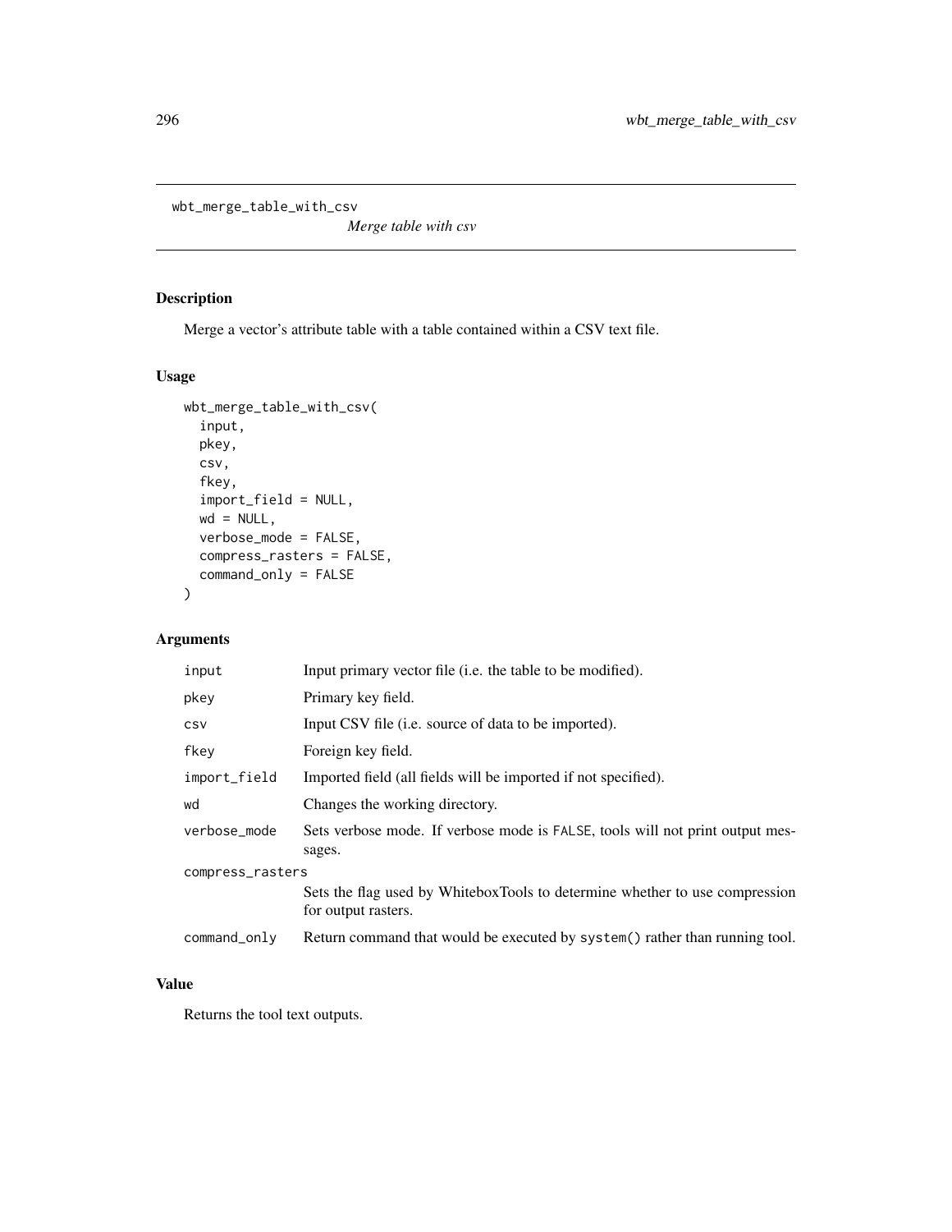# wbt_merge_table_with_csv

*Merge table with csv*

## Description

Merge a vector's attribute table with a table contained within a CSV text file.

## Usage

```
wbt_merge_table_with_csv(
  input,
  pkey,
  csv,
  fkey,
  import_field = NULL,
  wd = NULL,
  verbose_mode = FALSE,
  compress_rasters = FALSE,
  command_only = FALSE
)
```

## Arguments

| Argument | Description |
|---|---|
| input | Input primary vector file (i.e. the table to be modified). |
| pkey | Primary key field. |
| csv | Input CSV file (i.e. source of data to be imported). |
| fkey | Foreign key field. |
| import_field | Imported field (all fields will be imported if not specified). |
| wd | Changes the working directory. |
| verbose_mode | Sets verbose mode. If verbose mode is FALSE, tools will not print output messages. |
| compress_rasters | Sets the flag used by WhiteboxTools to determine whether to use compression for output rasters. |
| command_only | Return command that would be executed by system() rather than running tool. |

## Value

Returns the tool text outputs.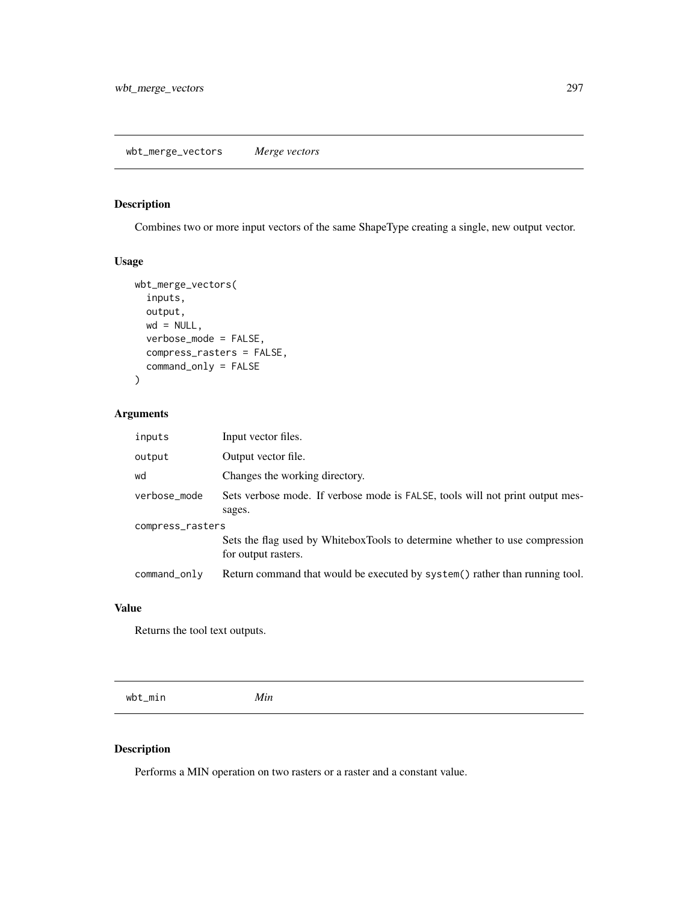## wbt_merge_vectors *Merge vectors*

### Description

Combines two or more input vectors of the same ShapeType creating a single, new output vector.

### Usage

```
wbt_merge_vectors(
  inputs,
  output,
  wd = NULL,
  verbose_mode = FALSE,
  compress_rasters = FALSE,
  command_only = FALSE
)
```

### Arguments

| | |
|---|---|
| `inputs` | Input vector files. |
| `output` | Output vector file. |
| `wd` | Changes the working directory. |
| `verbose_mode` | Sets verbose mode. If verbose mode is `FALSE`, tools will not print output messages. |
| `compress_rasters` | Sets the flag used by WhiteboxTools to determine whether to use compression for output rasters. |
| `command_only` | Return command that would be executed by `system()` rather than running tool. |

### Value

Returns the tool text outputs.

## wbt_min *Min*

### Description

Performs a MIN operation on two rasters or a raster and a constant value.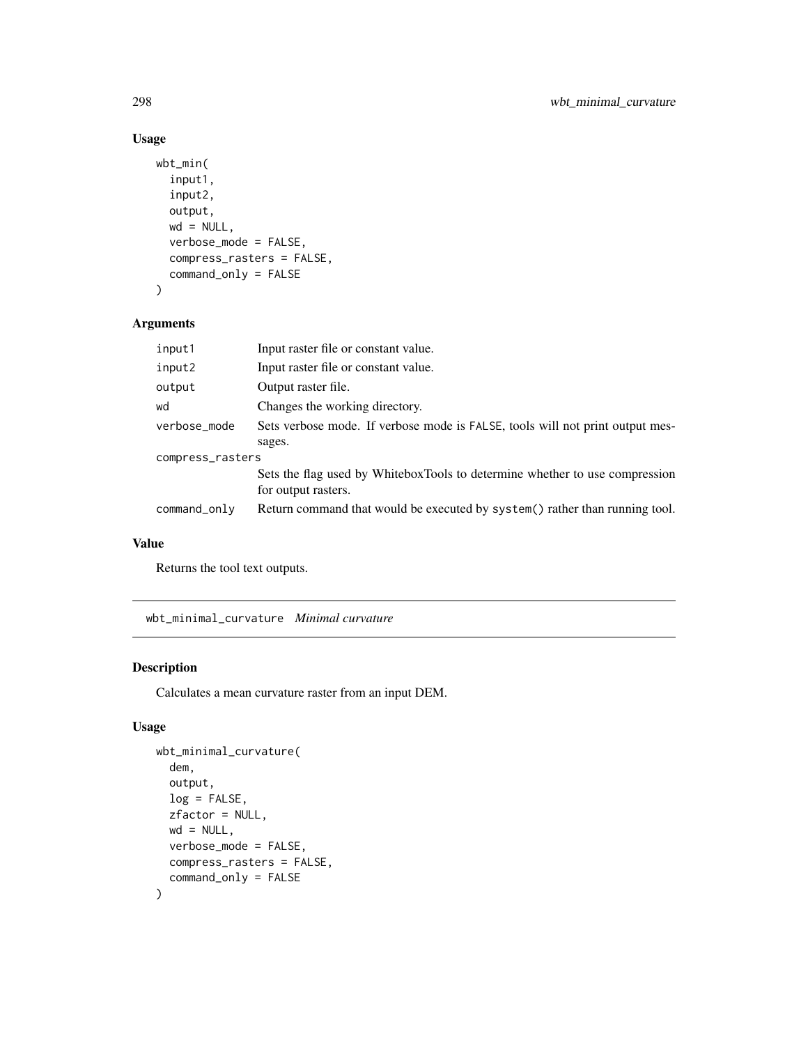## Usage

```
wbt_min(
  input1,
  input2,
  output,
  wd = NULL,
  verbose_mode = FALSE,
  compress_rasters = FALSE,
  command_only = FALSE
)
```

## Arguments

| | |
|---|---|
| input1 | Input raster file or constant value. |
| input2 | Input raster file or constant value. |
| output | Output raster file. |
| wd | Changes the working directory. |
| verbose_mode | Sets verbose mode. If verbose mode is FALSE, tools will not print output messages. |
| compress_rasters | Sets the flag used by WhiteboxTools to determine whether to use compression for output rasters. |
| command_only | Return command that would be executed by system() rather than running tool. |

## Value

Returns the tool text outputs.

---

# wbt_minimal_curvature *Minimal curvature*

## Description

Calculates a mean curvature raster from an input DEM.

## Usage

```
wbt_minimal_curvature(
  dem,
  output,
  log = FALSE,
  zfactor = NULL,
  wd = NULL,
  verbose_mode = FALSE,
  compress_rasters = FALSE,
  command_only = FALSE
)
```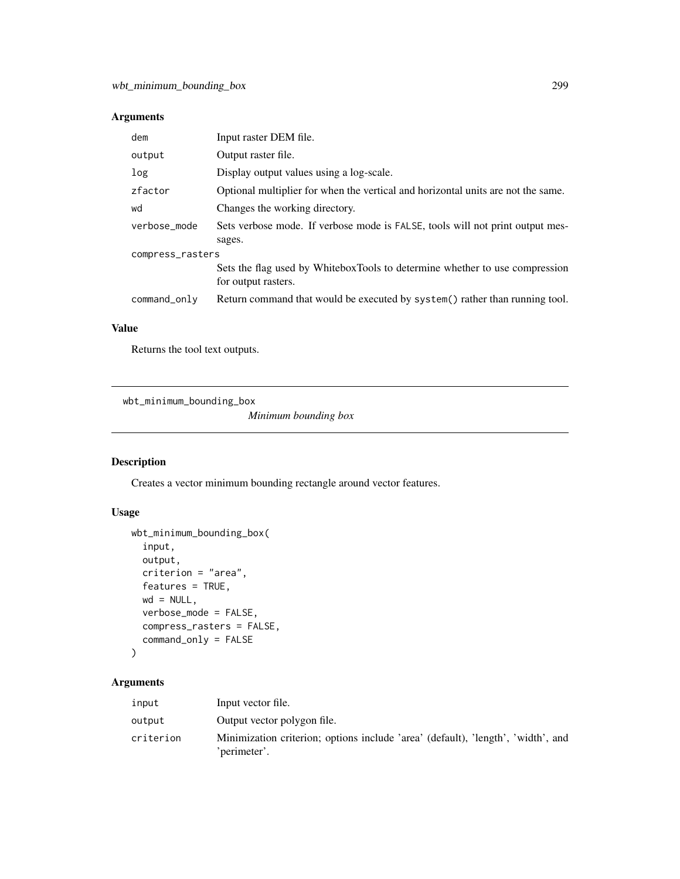## Arguments

| | |
|---|---|
| dem | Input raster DEM file. |
| output | Output raster file. |
| log | Display output values using a log-scale. |
| zfactor | Optional multiplier for when the vertical and horizontal units are not the same. |
| wd | Changes the working directory. |
| verbose_mode | Sets verbose mode. If verbose mode is FALSE, tools will not print output messages. |
| compress_rasters | Sets the flag used by WhiteboxTools to determine whether to use compression for output rasters. |
| command_only | Return command that would be executed by system() rather than running tool. |

## Value

Returns the tool text outputs.

---

# wbt_minimum_bounding_box

*Minimum bounding box*

## Description

Creates a vector minimum bounding rectangle around vector features.

## Usage

```
wbt_minimum_bounding_box(
  input,
  output,
  criterion = "area",
  features = TRUE,
  wd = NULL,
  verbose_mode = FALSE,
  compress_rasters = FALSE,
  command_only = FALSE
)
```

## Arguments

| | |
|---|---|
| input | Input vector file. |
| output | Output vector polygon file. |
| criterion | Minimization criterion; options include 'area' (default), 'length', 'width', and 'perimeter'. |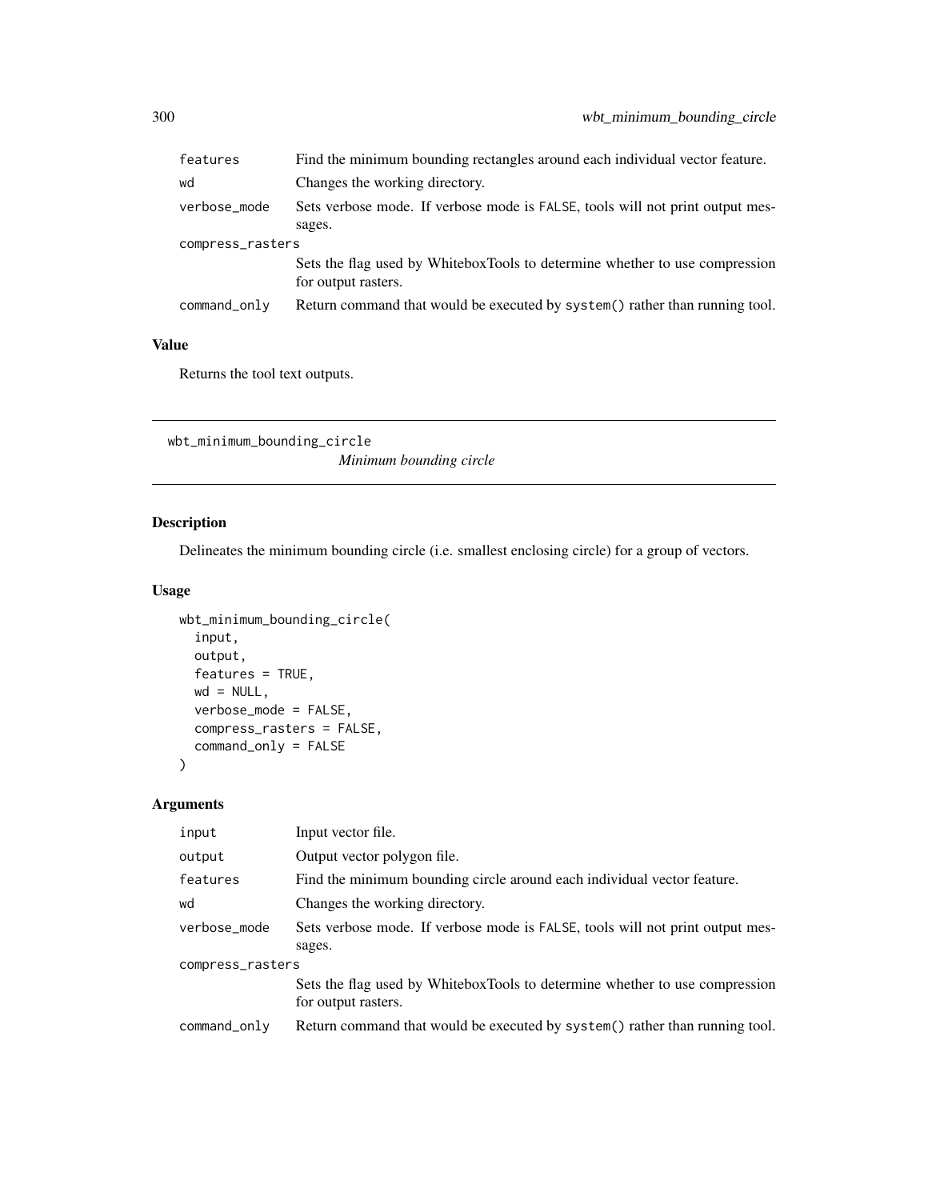| | |
|---|---|
| features | Find the minimum bounding rectangles around each individual vector feature. |
| wd | Changes the working directory. |
| verbose_mode | Sets verbose mode. If verbose mode is FALSE, tools will not print output messages. |
| compress_rasters | Sets the flag used by WhiteboxTools to determine whether to use compression for output rasters. |
| command_only | Return command that would be executed by system() rather than running tool. |

### Value

Returns the tool text outputs.

---

## wbt_minimum_bounding_circle

*Minimum bounding circle*

---

### Description

Delineates the minimum bounding circle (i.e. smallest enclosing circle) for a group of vectors.

### Usage

```
wbt_minimum_bounding_circle(
  input,
  output,
  features = TRUE,
  wd = NULL,
  verbose_mode = FALSE,
  compress_rasters = FALSE,
  command_only = FALSE
)
```

### Arguments

| | |
|---|---|
| input | Input vector file. |
| output | Output vector polygon file. |
| features | Find the minimum bounding circle around each individual vector feature. |
| wd | Changes the working directory. |
| verbose_mode | Sets verbose mode. If verbose mode is FALSE, tools will not print output messages. |
| compress_rasters | Sets the flag used by WhiteboxTools to determine whether to use compression for output rasters. |
| command_only | Return command that would be executed by system() rather than running tool. |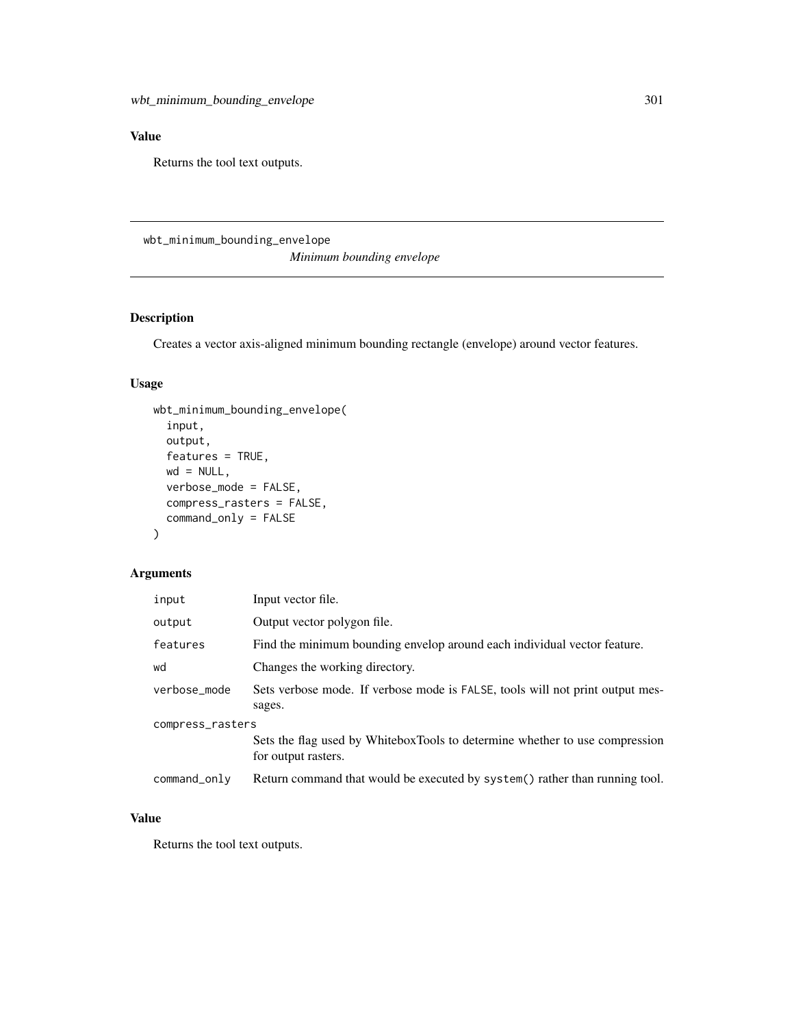## Value

Returns the tool text outputs.

---

wbt_minimum_bounding_envelope

*Minimum bounding envelope*

---

## Description

Creates a vector axis-aligned minimum bounding rectangle (envelope) around vector features.

## Usage

```
wbt_minimum_bounding_envelope(
  input,
  output,
  features = TRUE,
  wd = NULL,
  verbose_mode = FALSE,
  compress_rasters = FALSE,
  command_only = FALSE
)
```

## Arguments

| | |
|---|---|
| input | Input vector file. |
| output | Output vector polygon file. |
| features | Find the minimum bounding envelop around each individual vector feature. |
| wd | Changes the working directory. |
| verbose_mode | Sets verbose mode. If verbose mode is FALSE, tools will not print output messages. |
| compress_rasters | Sets the flag used by WhiteboxTools to determine whether to use compression for output rasters. |
| command_only | Return command that would be executed by system() rather than running tool. |

## Value

Returns the tool text outputs.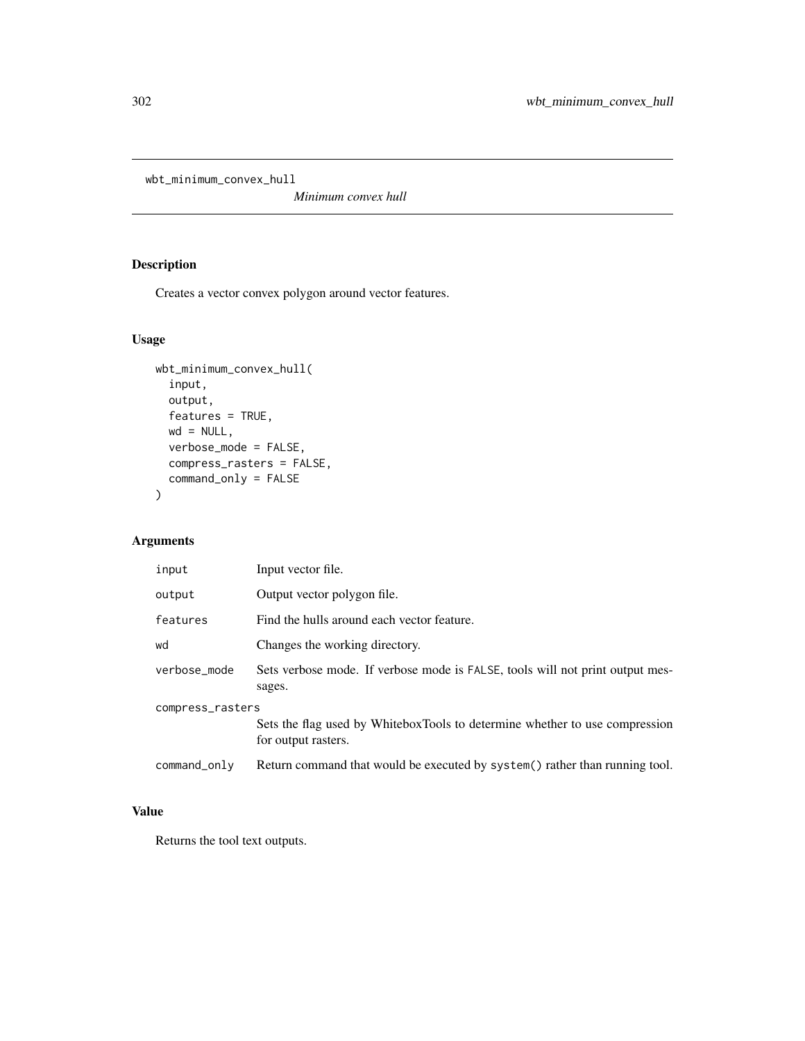wbt_minimum_convex_hull

*Minimum convex hull*

## Description

Creates a vector convex polygon around vector features.

## Usage

```
wbt_minimum_convex_hull(
  input,
  output,
  features = TRUE,
  wd = NULL,
  verbose_mode = FALSE,
  compress_rasters = FALSE,
  command_only = FALSE
)
```

## Arguments

| Argument | Description |
|---|---|
| `input` | Input vector file. |
| `output` | Output vector polygon file. |
| `features` | Find the hulls around each vector feature. |
| `wd` | Changes the working directory. |
| `verbose_mode` | Sets verbose mode. If verbose mode is `FALSE`, tools will not print output messages. |
| `compress_rasters` | Sets the flag used by WhiteboxTools to determine whether to use compression for output rasters. |
| `command_only` | Return command that would be executed by `system()` rather than running tool. |

## Value

Returns the tool text outputs.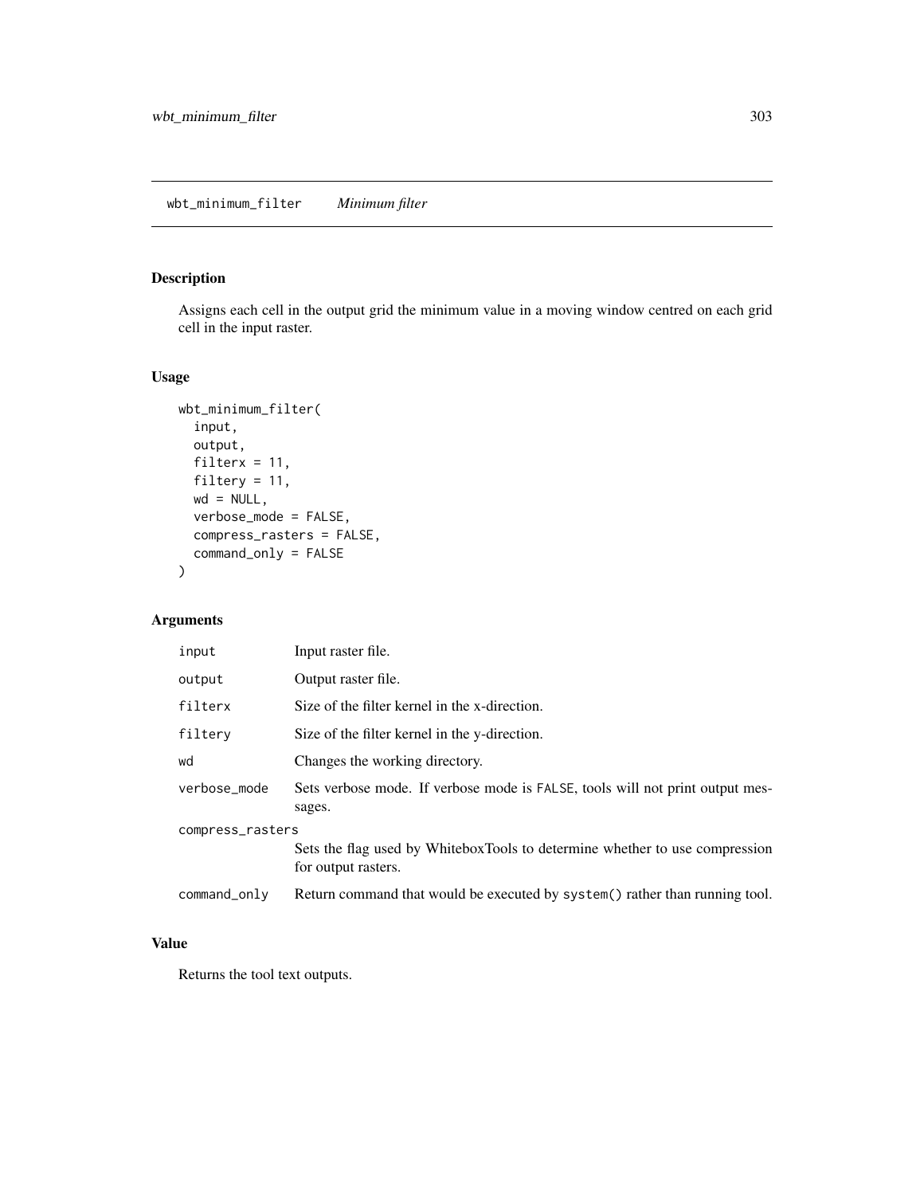## wbt_minimum_filter *Minimum filter*

### Description

Assigns each cell in the output grid the minimum value in a moving window centred on each grid cell in the input raster.

### Usage

```
wbt_minimum_filter(
  input,
  output,
  filterx = 11,
  filtery = 11,
  wd = NULL,
  verbose_mode = FALSE,
  compress_rasters = FALSE,
  command_only = FALSE
)
```

### Arguments

| | |
|---|---|
| input | Input raster file. |
| output | Output raster file. |
| filterx | Size of the filter kernel in the x-direction. |
| filtery | Size of the filter kernel in the y-direction. |
| wd | Changes the working directory. |
| verbose_mode | Sets verbose mode. If verbose mode is FALSE, tools will not print output messages. |
| compress_rasters | Sets the flag used by WhiteboxTools to determine whether to use compression for output rasters. |
| command_only | Return command that would be executed by system() rather than running tool. |

### Value

Returns the tool text outputs.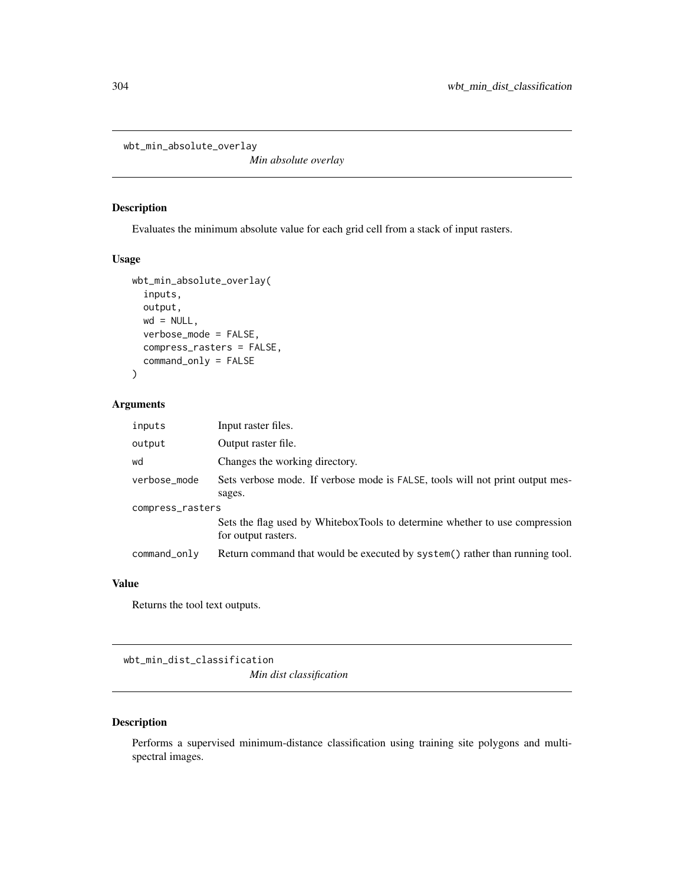## wbt_min_absolute_overlay

*Min absolute overlay*

### Description

Evaluates the minimum absolute value for each grid cell from a stack of input rasters.

### Usage

```
wbt_min_absolute_overlay(
  inputs,
  output,
  wd = NULL,
  verbose_mode = FALSE,
  compress_rasters = FALSE,
  command_only = FALSE
)
```

### Arguments

| Argument | Description |
|---|---|
| inputs | Input raster files. |
| output | Output raster file. |
| wd | Changes the working directory. |
| verbose_mode | Sets verbose mode. If verbose mode is FALSE, tools will not print output messages. |
| compress_rasters | Sets the flag used by WhiteboxTools to determine whether to use compression for output rasters. |
| command_only | Return command that would be executed by system() rather than running tool. |

### Value

Returns the tool text outputs.

## wbt_min_dist_classification

*Min dist classification*

### Description

Performs a supervised minimum-distance classification using training site polygons and multi-spectral images.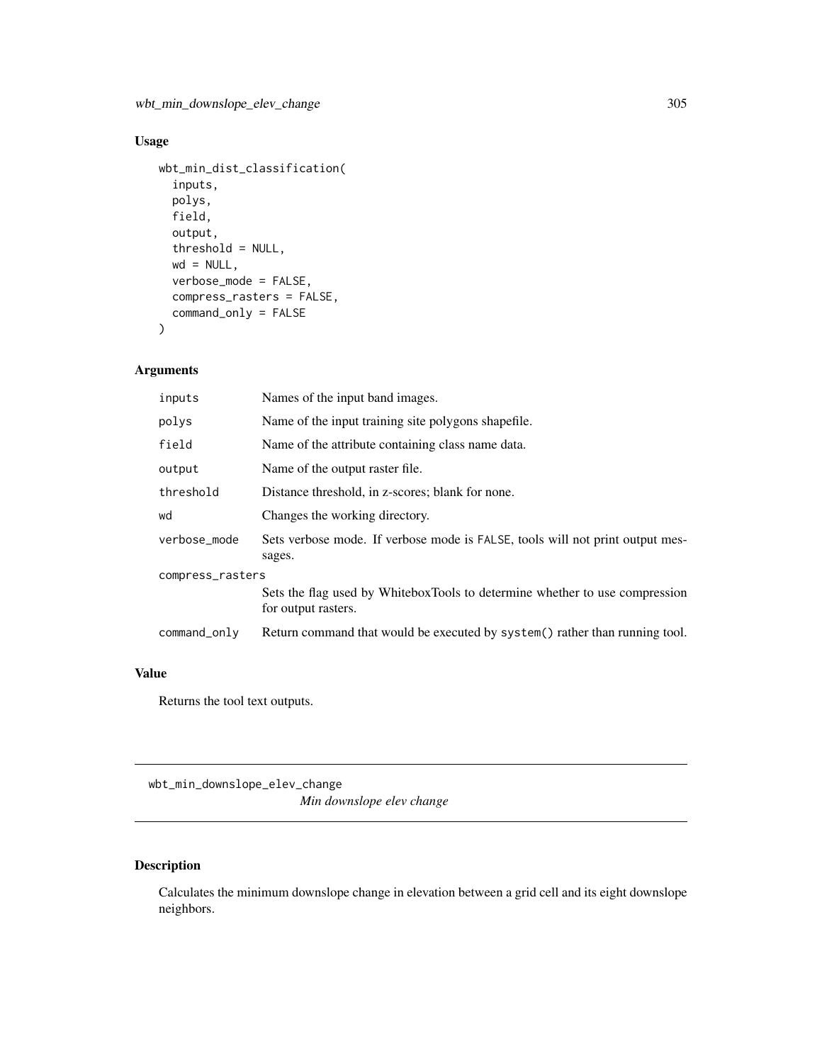## Usage

```
wbt_min_dist_classification(
  inputs,
  polys,
  field,
  output,
  threshold = NULL,
  wd = NULL,
  verbose_mode = FALSE,
  compress_rasters = FALSE,
  command_only = FALSE
)
```

## Arguments

| | |
|---|---|
| inputs | Names of the input band images. |
| polys | Name of the input training site polygons shapefile. |
| field | Name of the attribute containing class name data. |
| output | Name of the output raster file. |
| threshold | Distance threshold, in z-scores; blank for none. |
| wd | Changes the working directory. |
| verbose_mode | Sets verbose mode. If verbose mode is FALSE, tools will not print output messages. |
| compress_rasters | Sets the flag used by WhiteboxTools to determine whether to use compression for output rasters. |
| command_only | Return command that would be executed by system() rather than running tool. |

## Value

Returns the tool text outputs.

---

# wbt_min_downslope_elev_change

*Min downslope elev change*

## Description

Calculates the minimum downslope change in elevation between a grid cell and its eight downslope neighbors.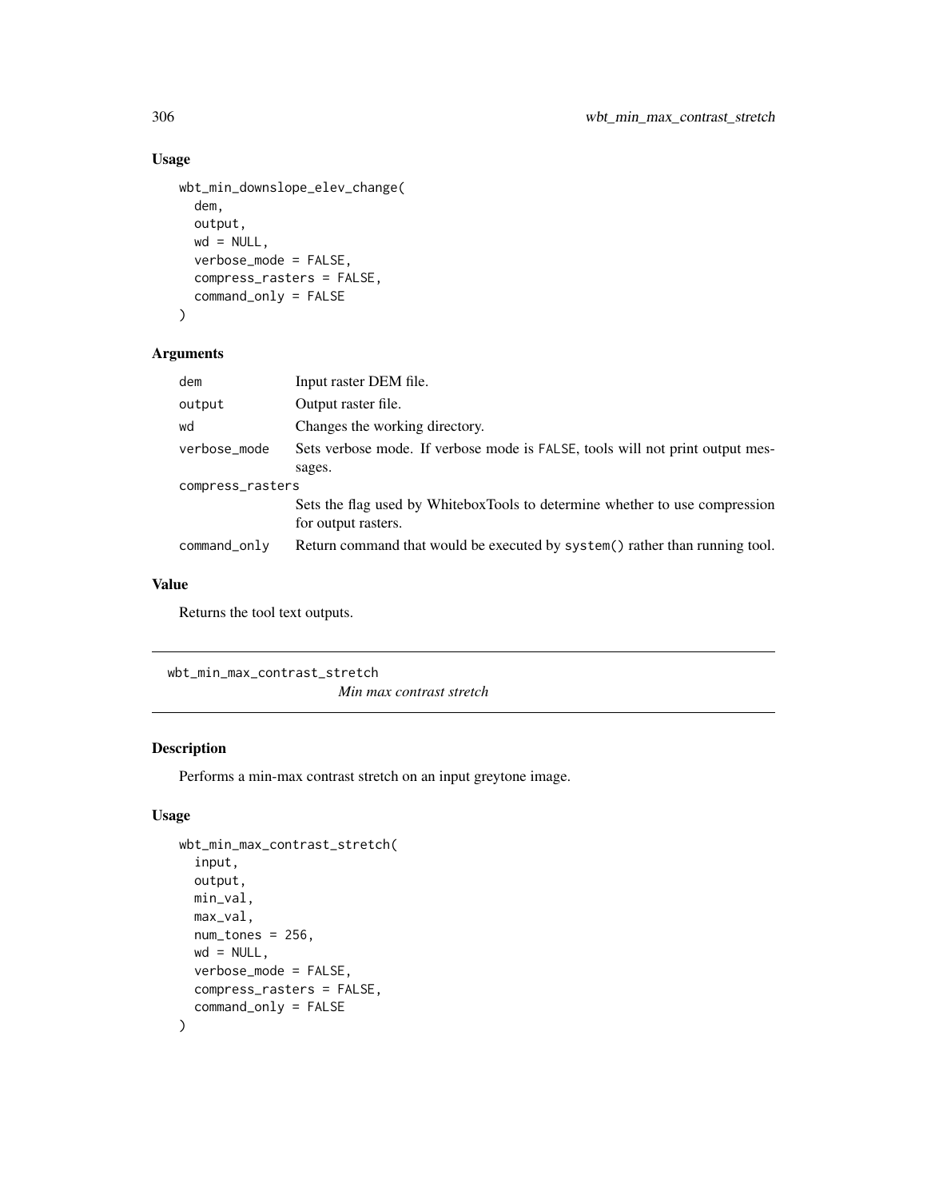## Usage

```
wbt_min_downslope_elev_change(
  dem,
  output,
  wd = NULL,
  verbose_mode = FALSE,
  compress_rasters = FALSE,
  command_only = FALSE
)
```

## Arguments

| | |
|---|---|
| dem | Input raster DEM file. |
| output | Output raster file. |
| wd | Changes the working directory. |
| verbose_mode | Sets verbose mode. If verbose mode is FALSE, tools will not print output messages. |
| compress_rasters | Sets the flag used by WhiteboxTools to determine whether to use compression for output rasters. |
| command_only | Return command that would be executed by system() rather than running tool. |

## Value

Returns the tool text outputs.

---

# wbt_min_max_contrast_stretch

*Min max contrast stretch*

## Description

Performs a min-max contrast stretch on an input greytone image.

## Usage

```
wbt_min_max_contrast_stretch(
  input,
  output,
  min_val,
  max_val,
  num_tones = 256,
  wd = NULL,
  verbose_mode = FALSE,
  compress_rasters = FALSE,
  command_only = FALSE
)
```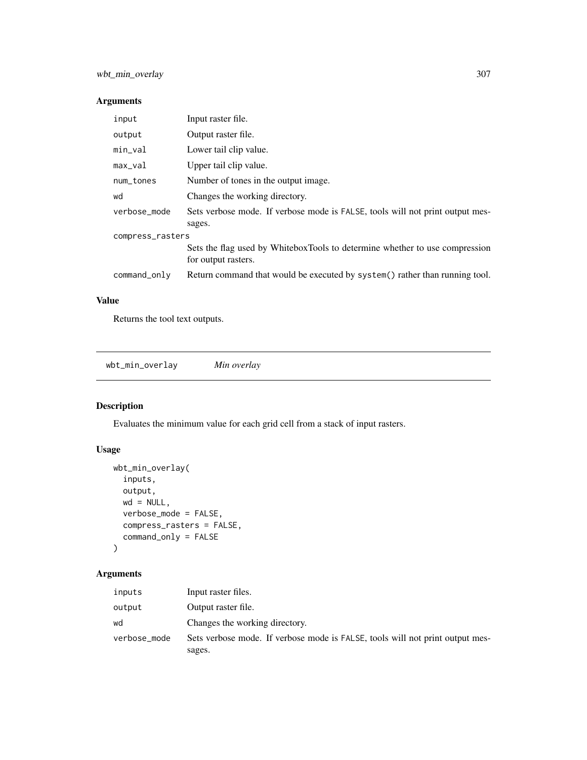## Arguments

| | |
|---|---|
| input | Input raster file. |
| output | Output raster file. |
| min_val | Lower tail clip value. |
| max_val | Upper tail clip value. |
| num_tones | Number of tones in the output image. |
| wd | Changes the working directory. |
| verbose_mode | Sets verbose mode. If verbose mode is FALSE, tools will not print output messages. |
| compress_rasters | Sets the flag used by WhiteboxTools to determine whether to use compression for output rasters. |
| command_only | Return command that would be executed by system() rather than running tool. |

## Value

Returns the tool text outputs.

---

# wbt_min_overlay *Min overlay*

## Description

Evaluates the minimum value for each grid cell from a stack of input rasters.

## Usage

```
wbt_min_overlay(
  inputs,
  output,
  wd = NULL,
  verbose_mode = FALSE,
  compress_rasters = FALSE,
  command_only = FALSE
)
```

## Arguments

| | |
|---|---|
| inputs | Input raster files. |
| output | Output raster file. |
| wd | Changes the working directory. |
| verbose_mode | Sets verbose mode. If verbose mode is FALSE, tools will not print output messages. |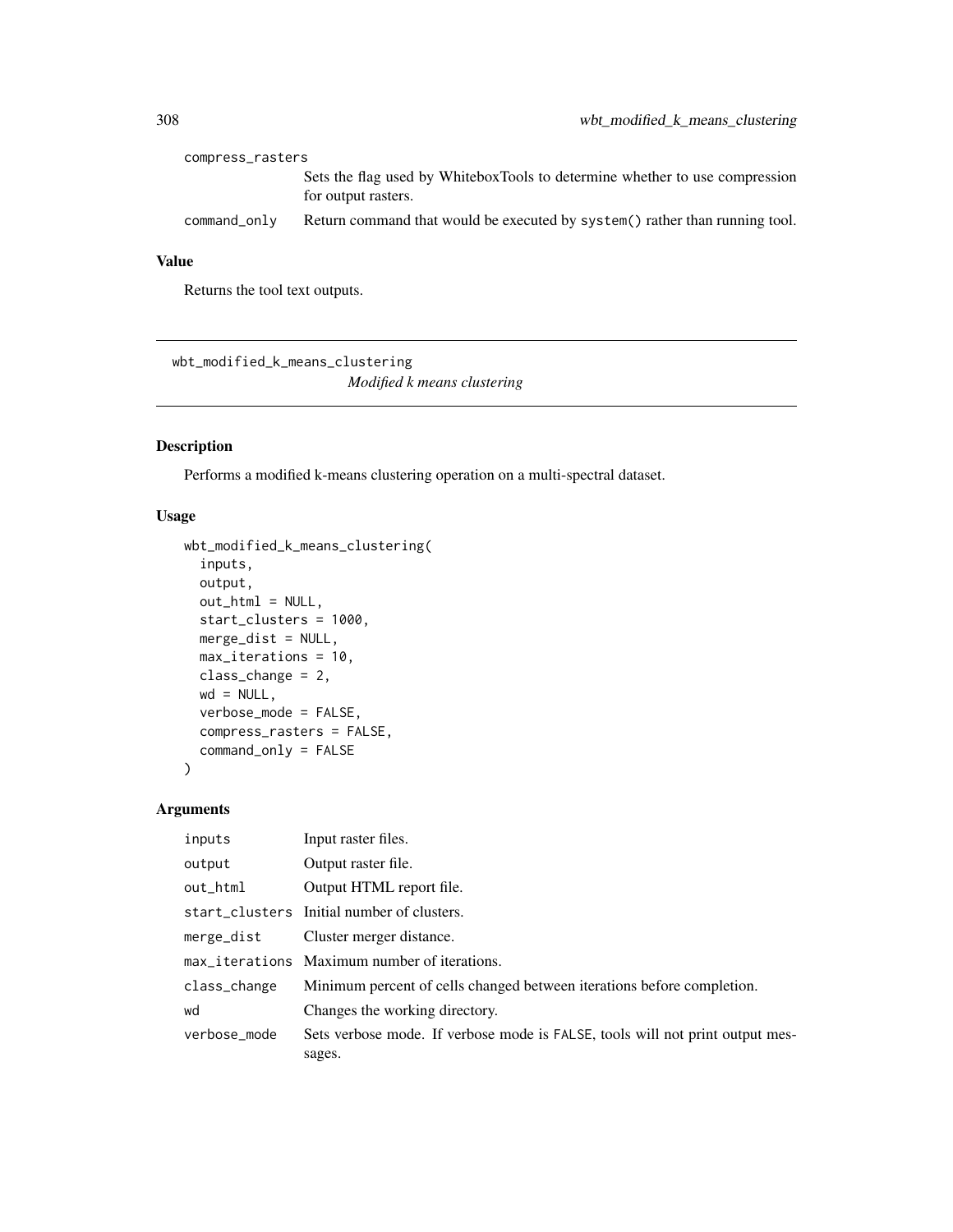| | |
|---|---|
| compress_rasters | Sets the flag used by WhiteboxTools to determine whether to use compression for output rasters. |
| command_only | Return command that would be executed by system() rather than running tool. |

## Value

Returns the tool text outputs.

---

# wbt_modified_k_means_clustering

*Modified k means clustering*

---

## Description

Performs a modified k-means clustering operation on a multi-spectral dataset.

## Usage

```
wbt_modified_k_means_clustering(
  inputs,
  output,
  out_html = NULL,
  start_clusters = 1000,
  merge_dist = NULL,
  max_iterations = 10,
  class_change = 2,
  wd = NULL,
  verbose_mode = FALSE,
  compress_rasters = FALSE,
  command_only = FALSE
)
```

## Arguments

| | |
|---|---|
| inputs | Input raster files. |
| output | Output raster file. |
| out_html | Output HTML report file. |
| start_clusters | Initial number of clusters. |
| merge_dist | Cluster merger distance. |
| max_iterations | Maximum number of iterations. |
| class_change | Minimum percent of cells changed between iterations before completion. |
| wd | Changes the working directory. |
| verbose_mode | Sets verbose mode. If verbose mode is FALSE, tools will not print output messages. |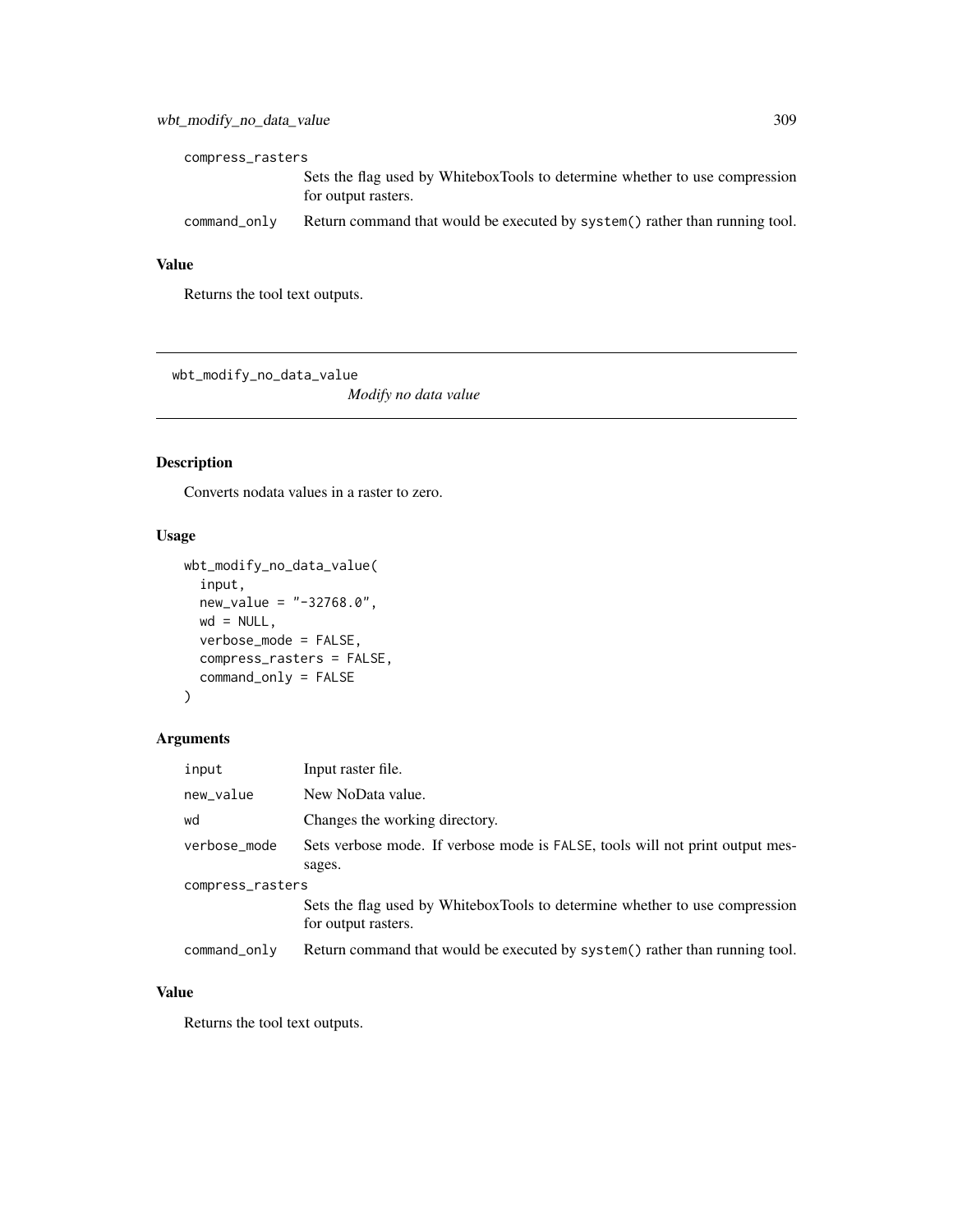compress_rasters
: Sets the flag used by WhiteboxTools to determine whether to use compression for output rasters.

command_only
: Return command that would be executed by `system()` rather than running tool.

### Value

Returns the tool text outputs.

---

## wbt_modify_no_data_value

*Modify no data value*

---

### Description

Converts nodata values in a raster to zero.

### Usage

```
wbt_modify_no_data_value(
  input,
  new_value = "-32768.0",
  wd = NULL,
  verbose_mode = FALSE,
  compress_rasters = FALSE,
  command_only = FALSE
)
```

### Arguments

| Argument | Description |
| --- | --- |
| input | Input raster file. |
| new_value | New NoData value. |
| wd | Changes the working directory. |
| verbose_mode | Sets verbose mode. If verbose mode is FALSE, tools will not print output messages. |
| compress_rasters | Sets the flag used by WhiteboxTools to determine whether to use compression for output rasters. |
| command_only | Return command that would be executed by `system()` rather than running tool. |

### Value

Returns the tool text outputs.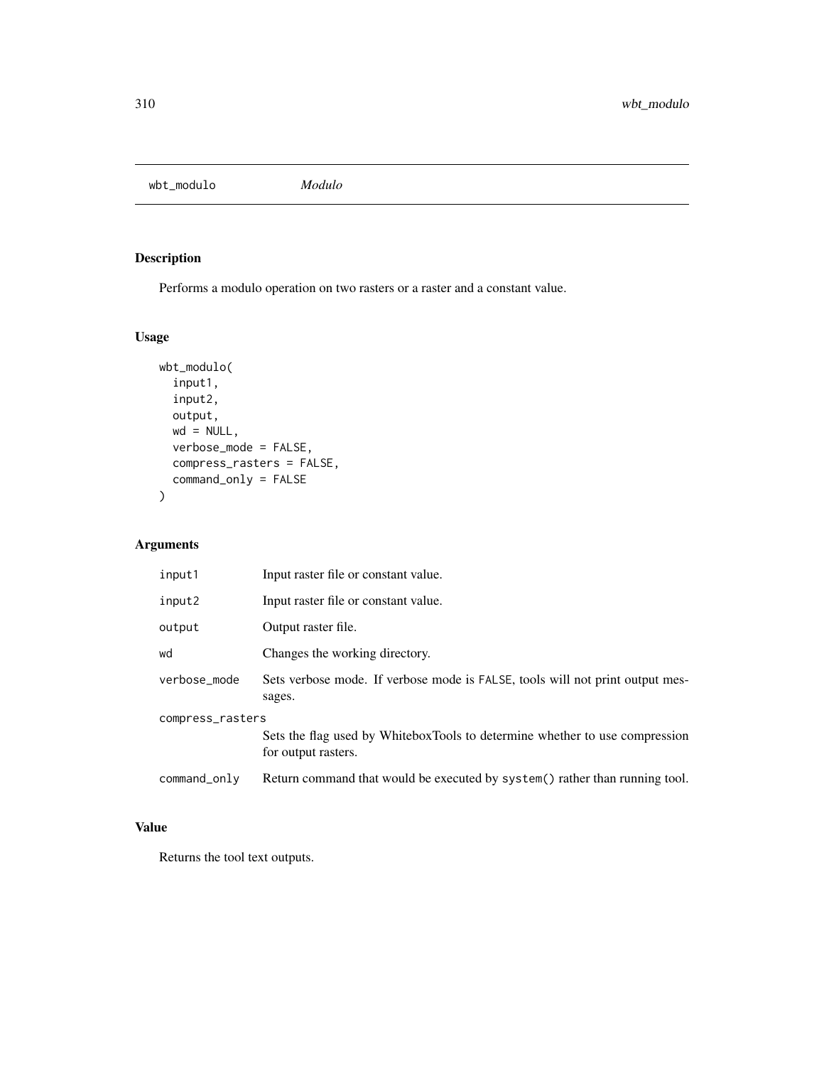wbt_modulo *Modulo*

## Description

Performs a modulo operation on two rasters or a raster and a constant value.

## Usage

```
wbt_modulo(
  input1,
  input2,
  output,
  wd = NULL,
  verbose_mode = FALSE,
  compress_rasters = FALSE,
  command_only = FALSE
)
```

## Arguments

| | |
|---|---|
| input1 | Input raster file or constant value. |
| input2 | Input raster file or constant value. |
| output | Output raster file. |
| wd | Changes the working directory. |
| verbose_mode | Sets verbose mode. If verbose mode is FALSE, tools will not print output messages. |
| compress_rasters | Sets the flag used by WhiteboxTools to determine whether to use compression for output rasters. |
| command_only | Return command that would be executed by system() rather than running tool. |

## Value

Returns the tool text outputs.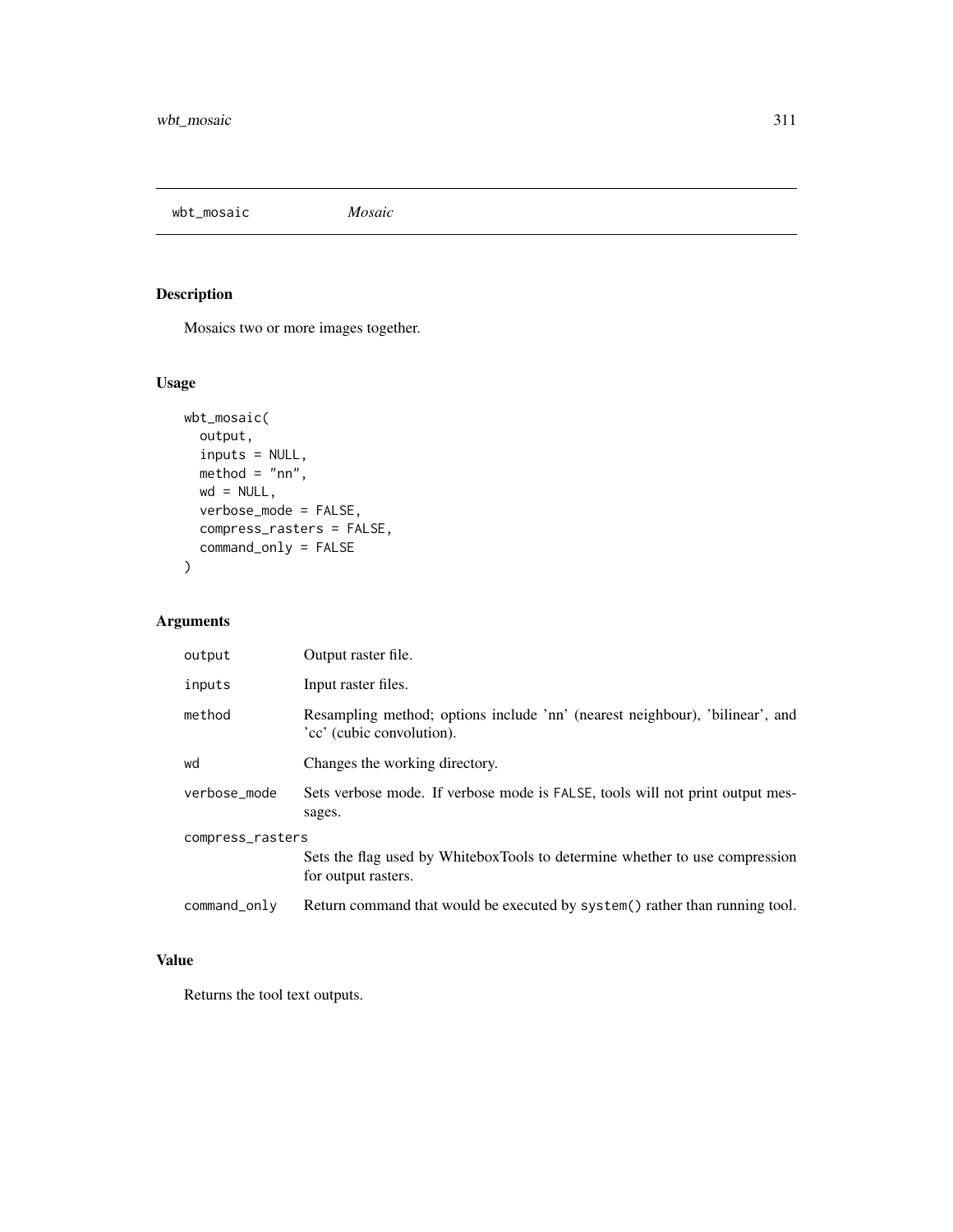wbt_mosaic *Mosaic*

## Description

Mosaics two or more images together.

## Usage

```
wbt_mosaic(
  output,
  inputs = NULL,
  method = "nn",
  wd = NULL,
  verbose_mode = FALSE,
  compress_rasters = FALSE,
  command_only = FALSE
)
```

## Arguments

| | |
|---|---|
| output | Output raster file. |
| inputs | Input raster files. |
| method | Resampling method; options include 'nn' (nearest neighbour), 'bilinear', and 'cc' (cubic convolution). |
| wd | Changes the working directory. |
| verbose_mode | Sets verbose mode. If verbose mode is FALSE, tools will not print output messages. |
| compress_rasters | Sets the flag used by WhiteboxTools to determine whether to use compression for output rasters. |
| command_only | Return command that would be executed by system() rather than running tool. |

## Value

Returns the tool text outputs.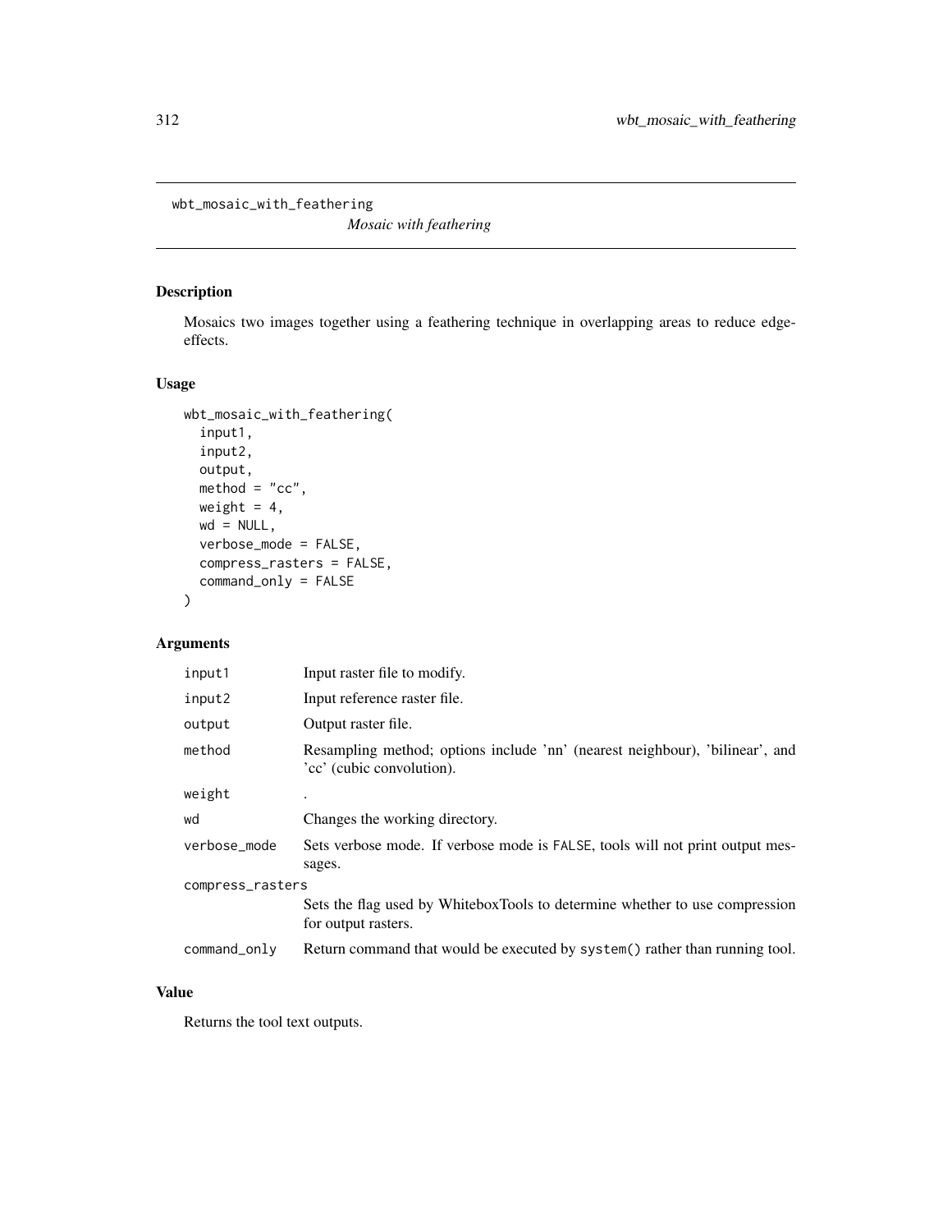# wbt_mosaic_with_feathering

*Mosaic with feathering*

## Description

Mosaics two images together using a feathering technique in overlapping areas to reduce edge-effects.

## Usage

```
wbt_mosaic_with_feathering(
  input1,
  input2,
  output,
  method = "cc",
  weight = 4,
  wd = NULL,
  verbose_mode = FALSE,
  compress_rasters = FALSE,
  command_only = FALSE
)
```

## Arguments

| | |
|---|---|
| `input1` | Input raster file to modify. |
| `input2` | Input reference raster file. |
| `output` | Output raster file. |
| `method` | Resampling method; options include 'nn' (nearest neighbour), 'bilinear', and 'cc' (cubic convolution). |
| `weight` | . |
| `wd` | Changes the working directory. |
| `verbose_mode` | Sets verbose mode. If verbose mode is `FALSE`, tools will not print output messages. |
| `compress_rasters` | Sets the flag used by WhiteboxTools to determine whether to use compression for output rasters. |
| `command_only` | Return command that would be executed by `system()` rather than running tool. |

## Value

Returns the tool text outputs.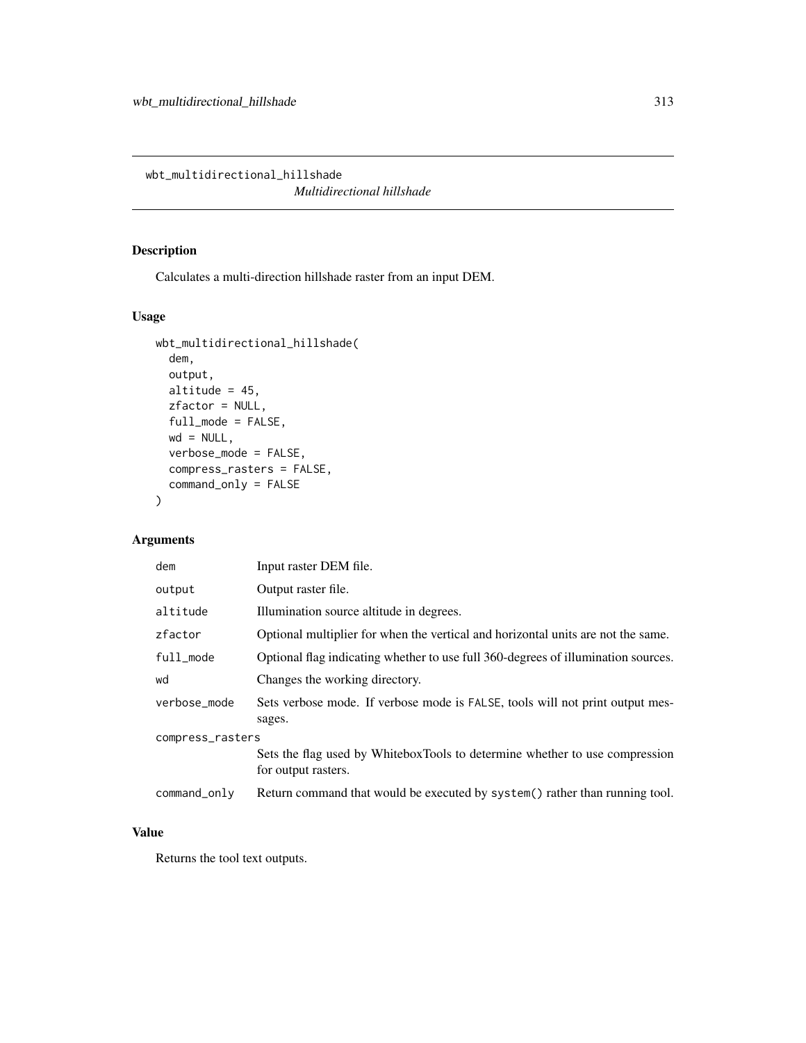# wbt_multidirectional_hillshade

*Multidirectional hillshade*

## Description

Calculates a multi-direction hillshade raster from an input DEM.

## Usage

```
wbt_multidirectional_hillshade(
  dem,
  output,
  altitude = 45,
  zfactor = NULL,
  full_mode = FALSE,
  wd = NULL,
  verbose_mode = FALSE,
  compress_rasters = FALSE,
  command_only = FALSE
)
```

## Arguments

| Argument | Description |
|---|---|
| dem | Input raster DEM file. |
| output | Output raster file. |
| altitude | Illumination source altitude in degrees. |
| zfactor | Optional multiplier for when the vertical and horizontal units are not the same. |
| full_mode | Optional flag indicating whether to use full 360-degrees of illumination sources. |
| wd | Changes the working directory. |
| verbose_mode | Sets verbose mode. If verbose mode is FALSE, tools will not print output messages. |
| compress_rasters | Sets the flag used by WhiteboxTools to determine whether to use compression for output rasters. |
| command_only | Return command that would be executed by system() rather than running tool. |

## Value

Returns the tool text outputs.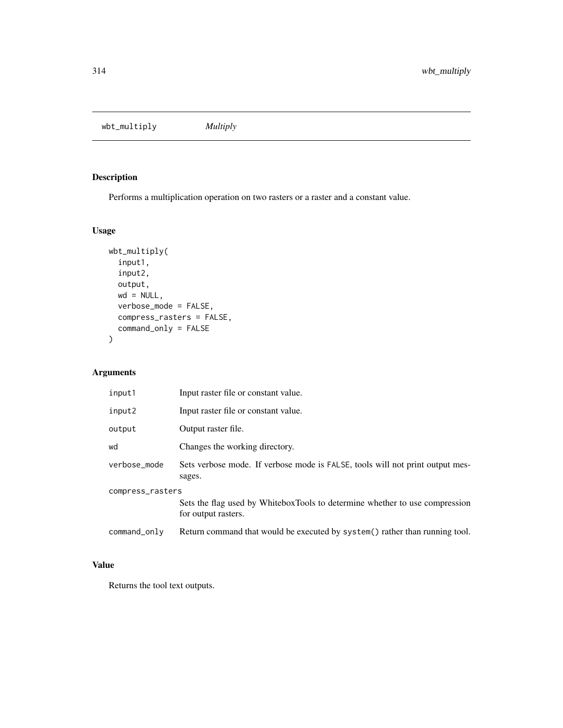# wbt_multiply *Multiply*

## Description

Performs a multiplication operation on two rasters or a raster and a constant value.

## Usage

```
wbt_multiply(
  input1,
  input2,
  output,
  wd = NULL,
  verbose_mode = FALSE,
  compress_rasters = FALSE,
  command_only = FALSE
)
```

## Arguments

| | |
|---|---|
| input1 | Input raster file or constant value. |
| input2 | Input raster file or constant value. |
| output | Output raster file. |
| wd | Changes the working directory. |
| verbose_mode | Sets verbose mode. If verbose mode is FALSE, tools will not print output messages. |
| compress_rasters | Sets the flag used by WhiteboxTools to determine whether to use compression for output rasters. |
| command_only | Return command that would be executed by system() rather than running tool. |

## Value

Returns the tool text outputs.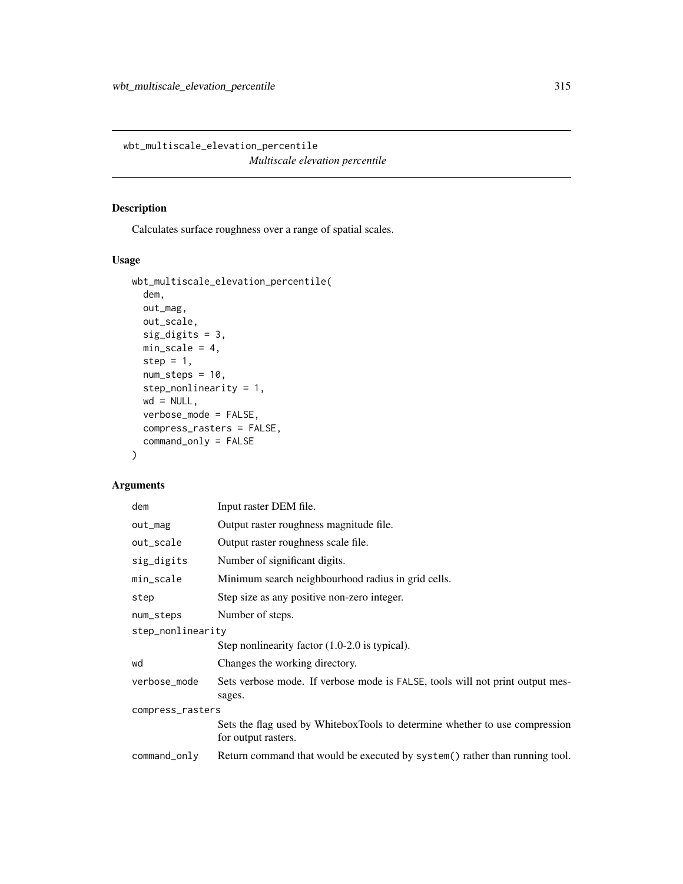wbt_multiscale_elevation_percentile

*Multiscale elevation percentile*

## Description

Calculates surface roughness over a range of spatial scales.

## Usage

```
wbt_multiscale_elevation_percentile(
  dem,
  out_mag,
  out_scale,
  sig_digits = 3,
  min_scale = 4,
  step = 1,
  num_steps = 10,
  step_nonlinearity = 1,
  wd = NULL,
  verbose_mode = FALSE,
  compress_rasters = FALSE,
  command_only = FALSE
)
```

## Arguments

| | |
|---|---|
| dem | Input raster DEM file. |
| out_mag | Output raster roughness magnitude file. |
| out_scale | Output raster roughness scale file. |
| sig_digits | Number of significant digits. |
| min_scale | Minimum search neighbourhood radius in grid cells. |
| step | Step size as any positive non-zero integer. |
| num_steps | Number of steps. |
| step_nonlinearity | Step nonlinearity factor (1.0-2.0 is typical). |
| wd | Changes the working directory. |
| verbose_mode | Sets verbose mode. If verbose mode is FALSE, tools will not print output messages. |
| compress_rasters | Sets the flag used by WhiteboxTools to determine whether to use compression for output rasters. |
| command_only | Return command that would be executed by system() rather than running tool. |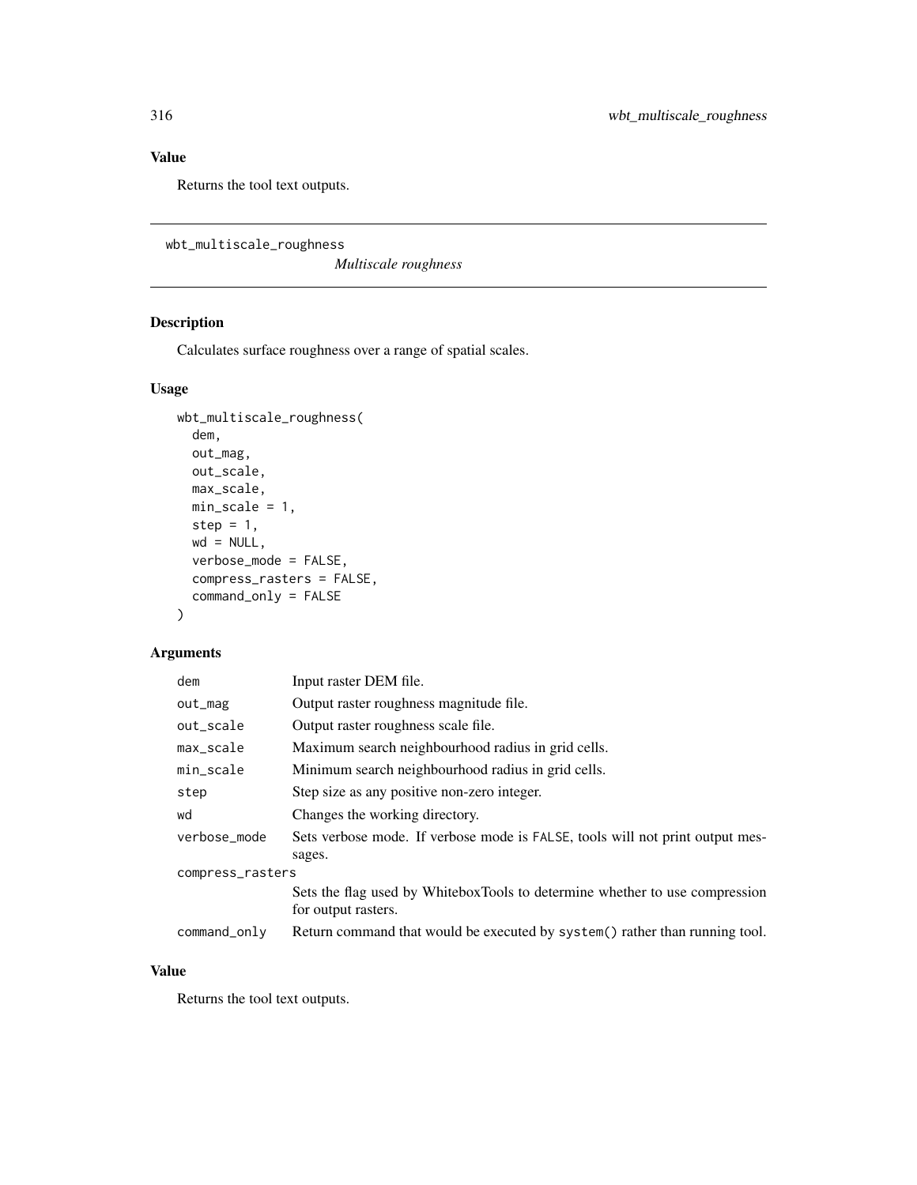## Value

Returns the tool text outputs.

---

# wbt_multiscale_roughness

*Multiscale roughness*

## Description

Calculates surface roughness over a range of spatial scales.

## Usage

```
wbt_multiscale_roughness(
  dem,
  out_mag,
  out_scale,
  max_scale,
  min_scale = 1,
  step = 1,
  wd = NULL,
  verbose_mode = FALSE,
  compress_rasters = FALSE,
  command_only = FALSE
)
```

## Arguments

| | |
|---|---|
| dem | Input raster DEM file. |
| out_mag | Output raster roughness magnitude file. |
| out_scale | Output raster roughness scale file. |
| max_scale | Maximum search neighbourhood radius in grid cells. |
| min_scale | Minimum search neighbourhood radius in grid cells. |
| step | Step size as any positive non-zero integer. |
| wd | Changes the working directory. |
| verbose_mode | Sets verbose mode. If verbose mode is FALSE, tools will not print output messages. |
| compress_rasters | Sets the flag used by WhiteboxTools to determine whether to use compression for output rasters. |
| command_only | Return command that would be executed by system() rather than running tool. |

## Value

Returns the tool text outputs.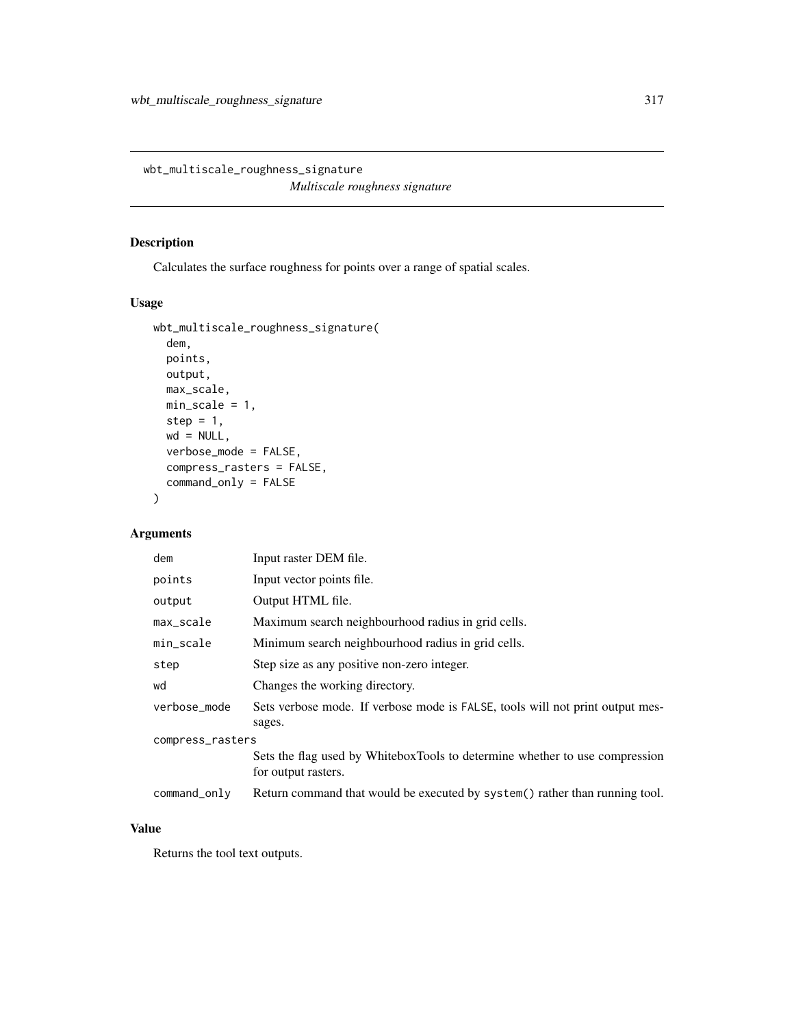wbt_multiscale_roughness_signature

*Multiscale roughness signature*

## Description

Calculates the surface roughness for points over a range of spatial scales.

## Usage

```
wbt_multiscale_roughness_signature(
  dem,
  points,
  output,
  max_scale,
  min_scale = 1,
  step = 1,
  wd = NULL,
  verbose_mode = FALSE,
  compress_rasters = FALSE,
  command_only = FALSE
)
```

## Arguments

| Argument | Description |
|---|---|
| dem | Input raster DEM file. |
| points | Input vector points file. |
| output | Output HTML file. |
| max_scale | Maximum search neighbourhood radius in grid cells. |
| min_scale | Minimum search neighbourhood radius in grid cells. |
| step | Step size as any positive non-zero integer. |
| wd | Changes the working directory. |
| verbose_mode | Sets verbose mode. If verbose mode is FALSE, tools will not print output messages. |
| compress_rasters | Sets the flag used by WhiteboxTools to determine whether to use compression for output rasters. |
| command_only | Return command that would be executed by system() rather than running tool. |

## Value

Returns the tool text outputs.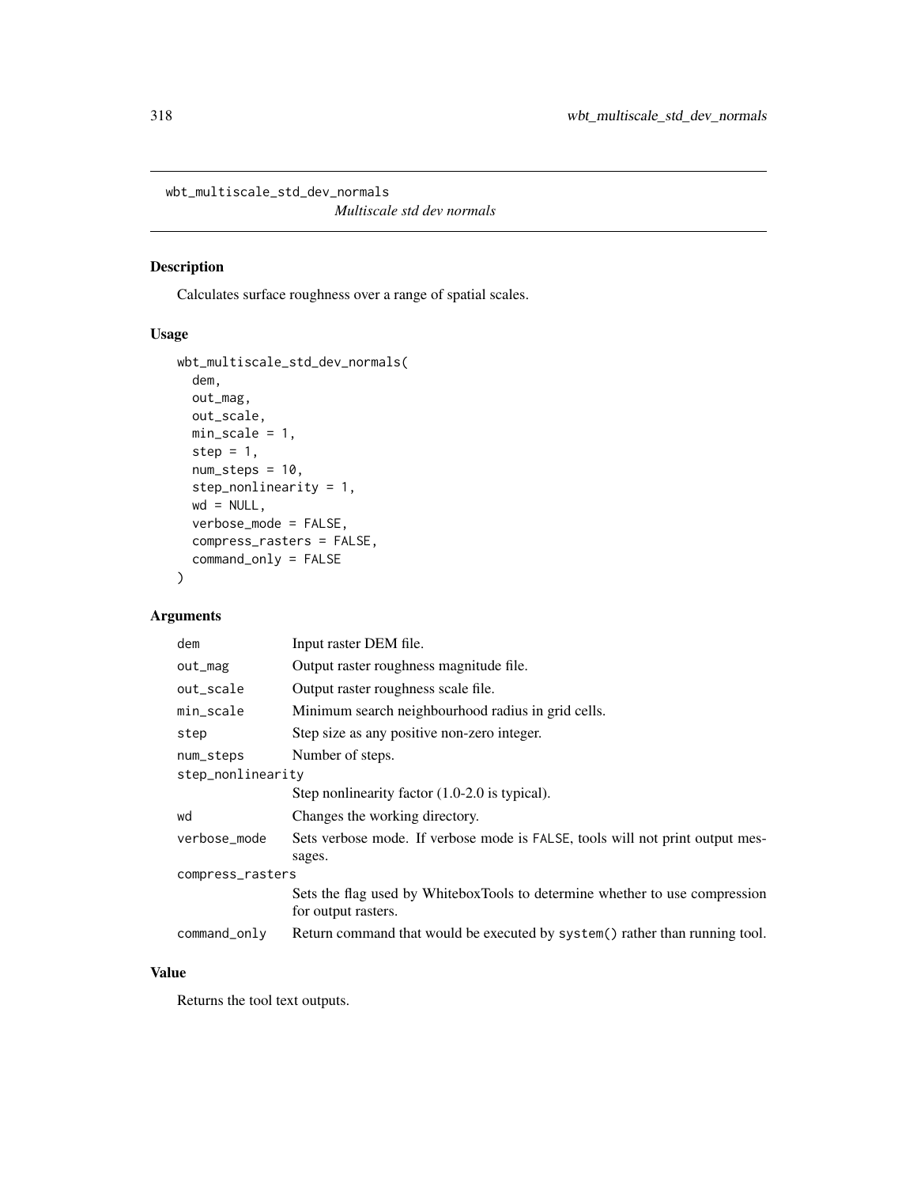wbt_multiscale_std_dev_normals

*Multiscale std dev normals*

## Description

Calculates surface roughness over a range of spatial scales.

## Usage

```
wbt_multiscale_std_dev_normals(
  dem,
  out_mag,
  out_scale,
  min_scale = 1,
  step = 1,
  num_steps = 10,
  step_nonlinearity = 1,
  wd = NULL,
  verbose_mode = FALSE,
  compress_rasters = FALSE,
  command_only = FALSE
)
```

## Arguments

| | |
|---|---|
| dem | Input raster DEM file. |
| out_mag | Output raster roughness magnitude file. |
| out_scale | Output raster roughness scale file. |
| min_scale | Minimum search neighbourhood radius in grid cells. |
| step | Step size as any positive non-zero integer. |
| num_steps | Number of steps. |
| step_nonlinearity | Step nonlinearity factor (1.0-2.0 is typical). |
| wd | Changes the working directory. |
| verbose_mode | Sets verbose mode. If verbose mode is FALSE, tools will not print output messages. |
| compress_rasters | Sets the flag used by WhiteboxTools to determine whether to use compression for output rasters. |
| command_only | Return command that would be executed by system() rather than running tool. |

## Value

Returns the tool text outputs.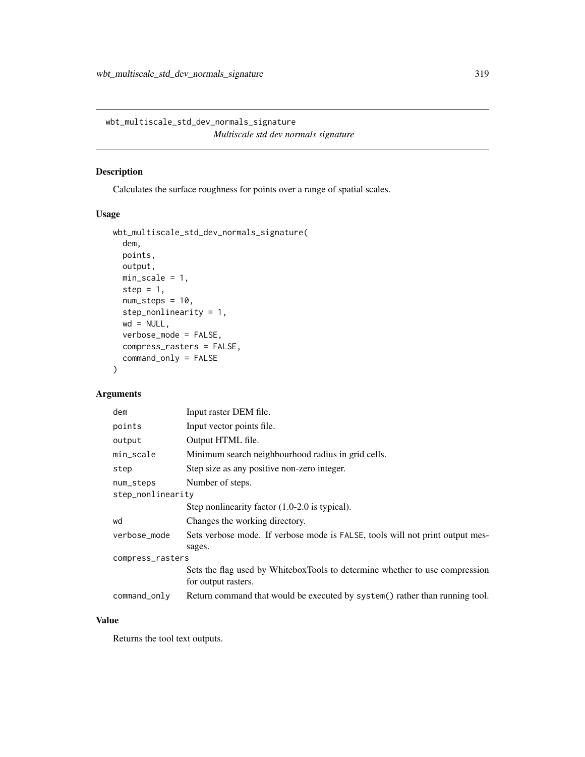# wbt_multiscale_std_dev_normals_signature

*Multiscale std dev normals signature*

## Description

Calculates the surface roughness for points over a range of spatial scales.

## Usage

```
wbt_multiscale_std_dev_normals_signature(
  dem,
  points,
  output,
  min_scale = 1,
  step = 1,
  num_steps = 10,
  step_nonlinearity = 1,
  wd = NULL,
  verbose_mode = FALSE,
  compress_rasters = FALSE,
  command_only = FALSE
)
```

## Arguments

| Argument | Description |
|---|---|
| dem | Input raster DEM file. |
| points | Input vector points file. |
| output | Output HTML file. |
| min_scale | Minimum search neighbourhood radius in grid cells. |
| step | Step size as any positive non-zero integer. |
| num_steps | Number of steps. |
| step_nonlinearity | Step nonlinearity factor (1.0-2.0 is typical). |
| wd | Changes the working directory. |
| verbose_mode | Sets verbose mode. If verbose mode is FALSE, tools will not print output messages. |
| compress_rasters | Sets the flag used by WhiteboxTools to determine whether to use compression for output rasters. |
| command_only | Return command that would be executed by system() rather than running tool. |

## Value

Returns the tool text outputs.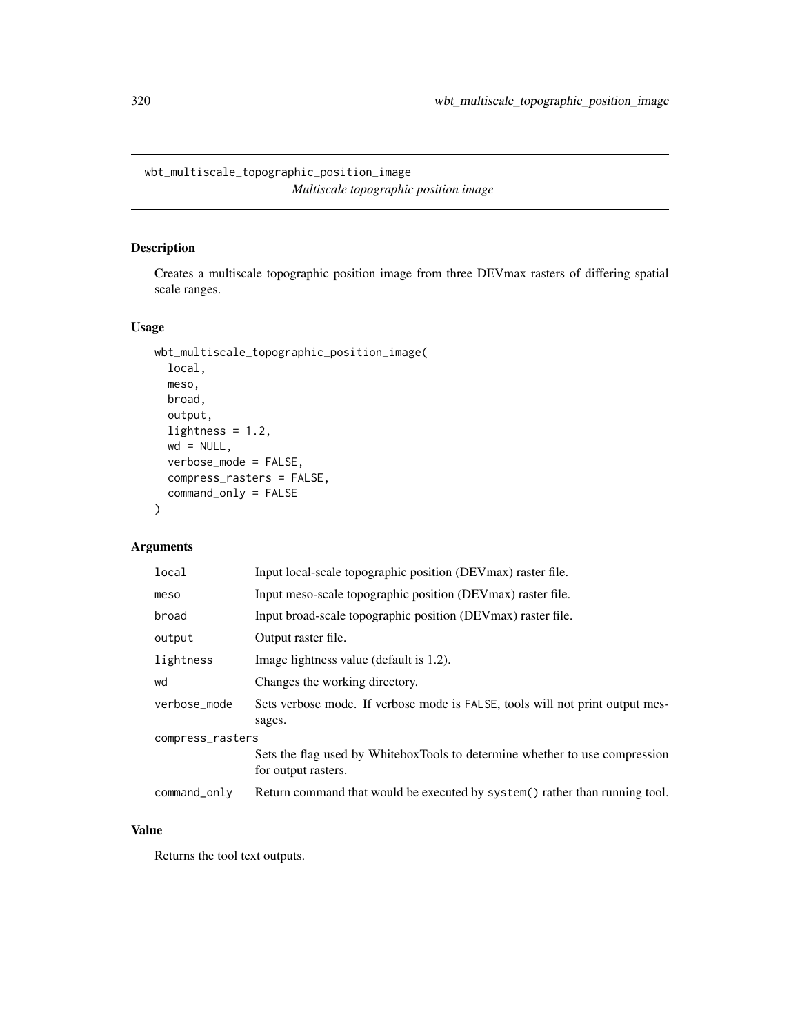# wbt_multiscale_topographic_position_image

*Multiscale topographic position image*

## Description

Creates a multiscale topographic position image from three DEVmax rasters of differing spatial scale ranges.

## Usage

```
wbt_multiscale_topographic_position_image(
  local,
  meso,
  broad,
  output,
  lightness = 1.2,
  wd = NULL,
  verbose_mode = FALSE,
  compress_rasters = FALSE,
  command_only = FALSE
)
```

## Arguments

| Argument | Description |
|---|---|
| local | Input local-scale topographic position (DEVmax) raster file. |
| meso | Input meso-scale topographic position (DEVmax) raster file. |
| broad | Input broad-scale topographic position (DEVmax) raster file. |
| output | Output raster file. |
| lightness | Image lightness value (default is 1.2). |
| wd | Changes the working directory. |
| verbose_mode | Sets verbose mode. If verbose mode is FALSE, tools will not print output messages. |
| compress_rasters | Sets the flag used by WhiteboxTools to determine whether to use compression for output rasters. |
| command_only | Return command that would be executed by system() rather than running tool. |

## Value

Returns the tool text outputs.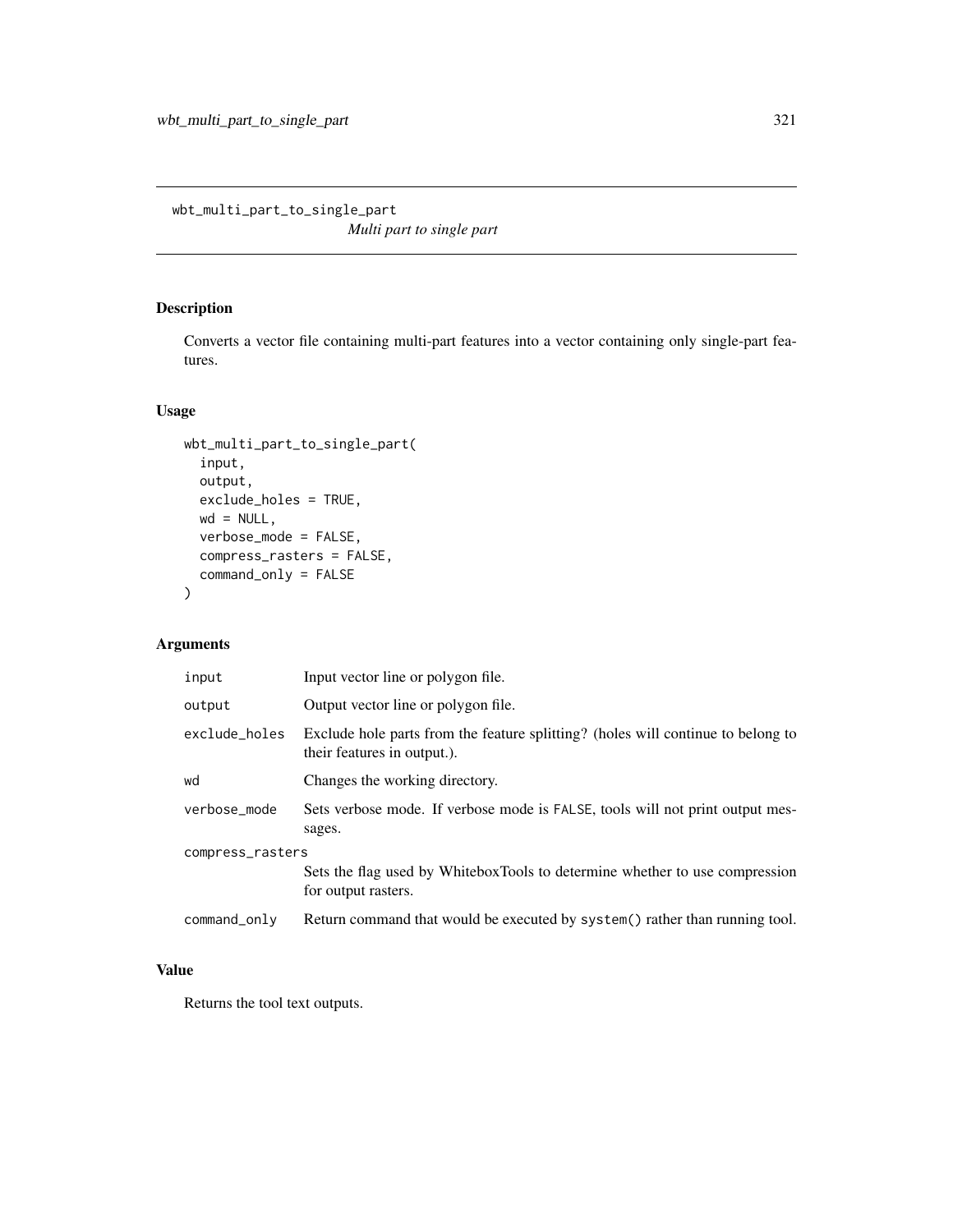# wbt_multi_part_to_single_part

*Multi part to single part*

## Description

Converts a vector file containing multi-part features into a vector containing only single-part features.

## Usage

```
wbt_multi_part_to_single_part(
  input,
  output,
  exclude_holes = TRUE,
  wd = NULL,
  verbose_mode = FALSE,
  compress_rasters = FALSE,
  command_only = FALSE
)
```

## Arguments

| | |
|---|---|
| input | Input vector line or polygon file. |
| output | Output vector line or polygon file. |
| exclude_holes | Exclude hole parts from the feature splitting? (holes will continue to belong to their features in output.). |
| wd | Changes the working directory. |
| verbose_mode | Sets verbose mode. If verbose mode is FALSE, tools will not print output messages. |
| compress_rasters | Sets the flag used by WhiteboxTools to determine whether to use compression for output rasters. |
| command_only | Return command that would be executed by system() rather than running tool. |

## Value

Returns the tool text outputs.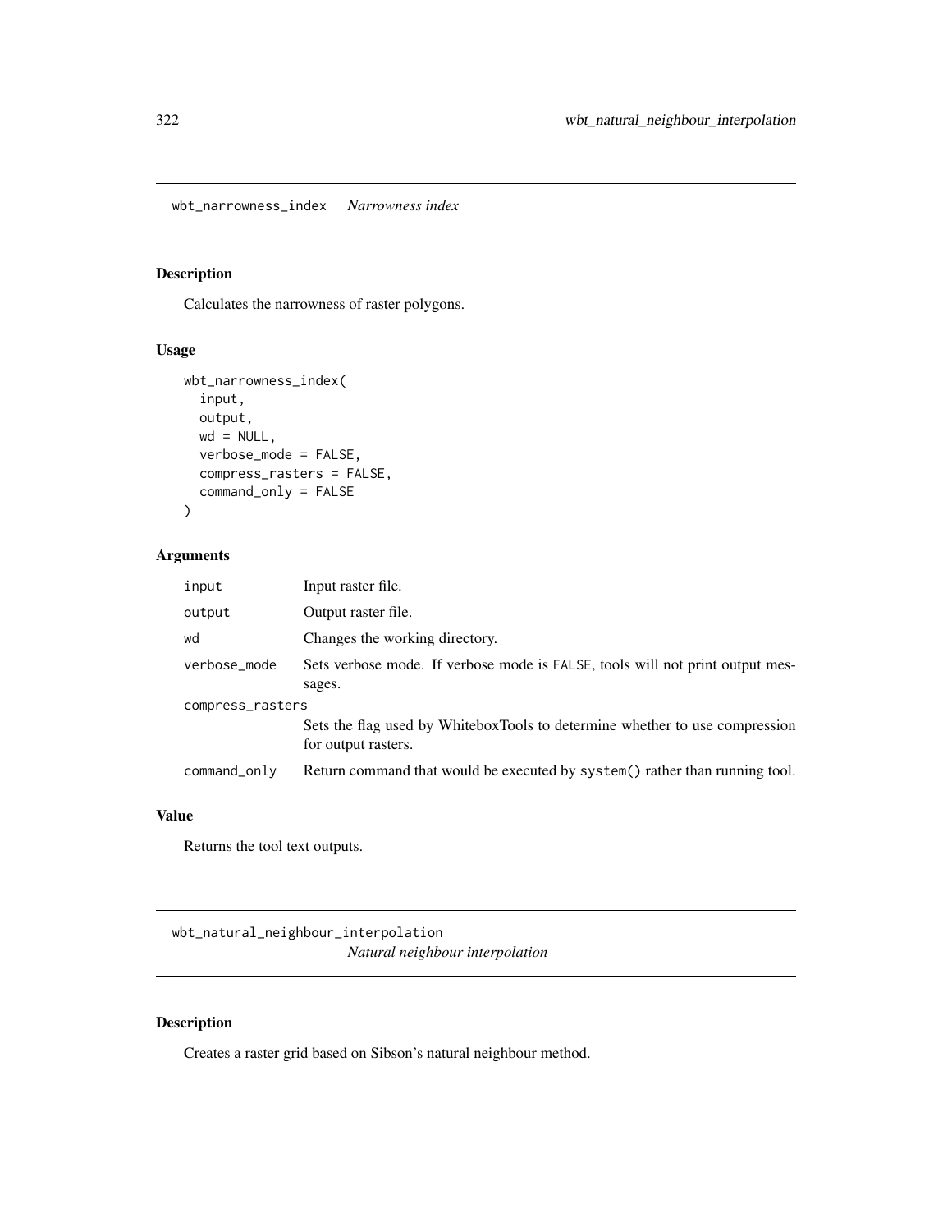## wbt_narrowness_index *Narrowness index*

### Description

Calculates the narrowness of raster polygons.

### Usage

```
wbt_narrowness_index(
  input,
  output,
  wd = NULL,
  verbose_mode = FALSE,
  compress_rasters = FALSE,
  command_only = FALSE
)
```

### Arguments

| Argument | Description |
|---|---|
| input | Input raster file. |
| output | Output raster file. |
| wd | Changes the working directory. |
| verbose_mode | Sets verbose mode. If verbose mode is FALSE, tools will not print output messages. |
| compress_rasters | Sets the flag used by WhiteboxTools to determine whether to use compression for output rasters. |
| command_only | Return command that would be executed by system() rather than running tool. |

### Value

Returns the tool text outputs.

## wbt_natural_neighbour_interpolation *Natural neighbour interpolation*

### Description

Creates a raster grid based on Sibson's natural neighbour method.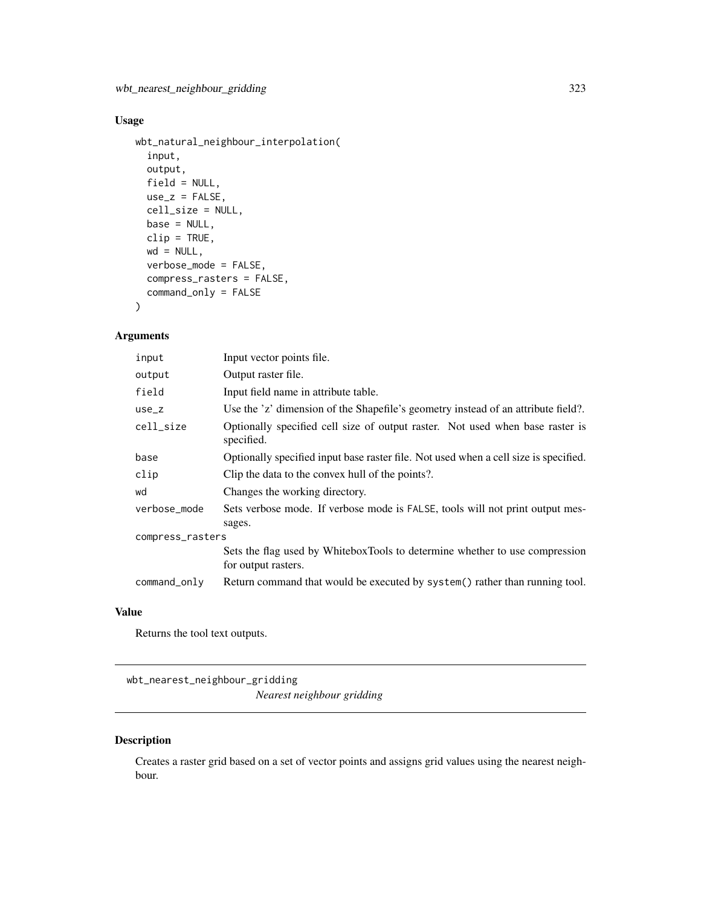## Usage

```
wbt_natural_neighbour_interpolation(
  input,
  output,
  field = NULL,
  use_z = FALSE,
  cell_size = NULL,
  base = NULL,
  clip = TRUE,
  wd = NULL,
  verbose_mode = FALSE,
  compress_rasters = FALSE,
  command_only = FALSE
)
```

## Arguments

| Argument | Description |
|---|---|
| input | Input vector points file. |
| output | Output raster file. |
| field | Input field name in attribute table. |
| use_z | Use the 'z' dimension of the Shapefile's geometry instead of an attribute field?. |
| cell_size | Optionally specified cell size of output raster. Not used when base raster is specified. |
| base | Optionally specified input base raster file. Not used when a cell size is specified. |
| clip | Clip the data to the convex hull of the points?. |
| wd | Changes the working directory. |
| verbose_mode | Sets verbose mode. If verbose mode is FALSE, tools will not print output messages. |
| compress_rasters | Sets the flag used by WhiteboxTools to determine whether to use compression for output rasters. |
| command_only | Return command that would be executed by system() rather than running tool. |

## Value

Returns the tool text outputs.

---

# wbt_nearest_neighbour_gridding

*Nearest neighbour gridding*

---

## Description

Creates a raster grid based on a set of vector points and assigns grid values using the nearest neighbour.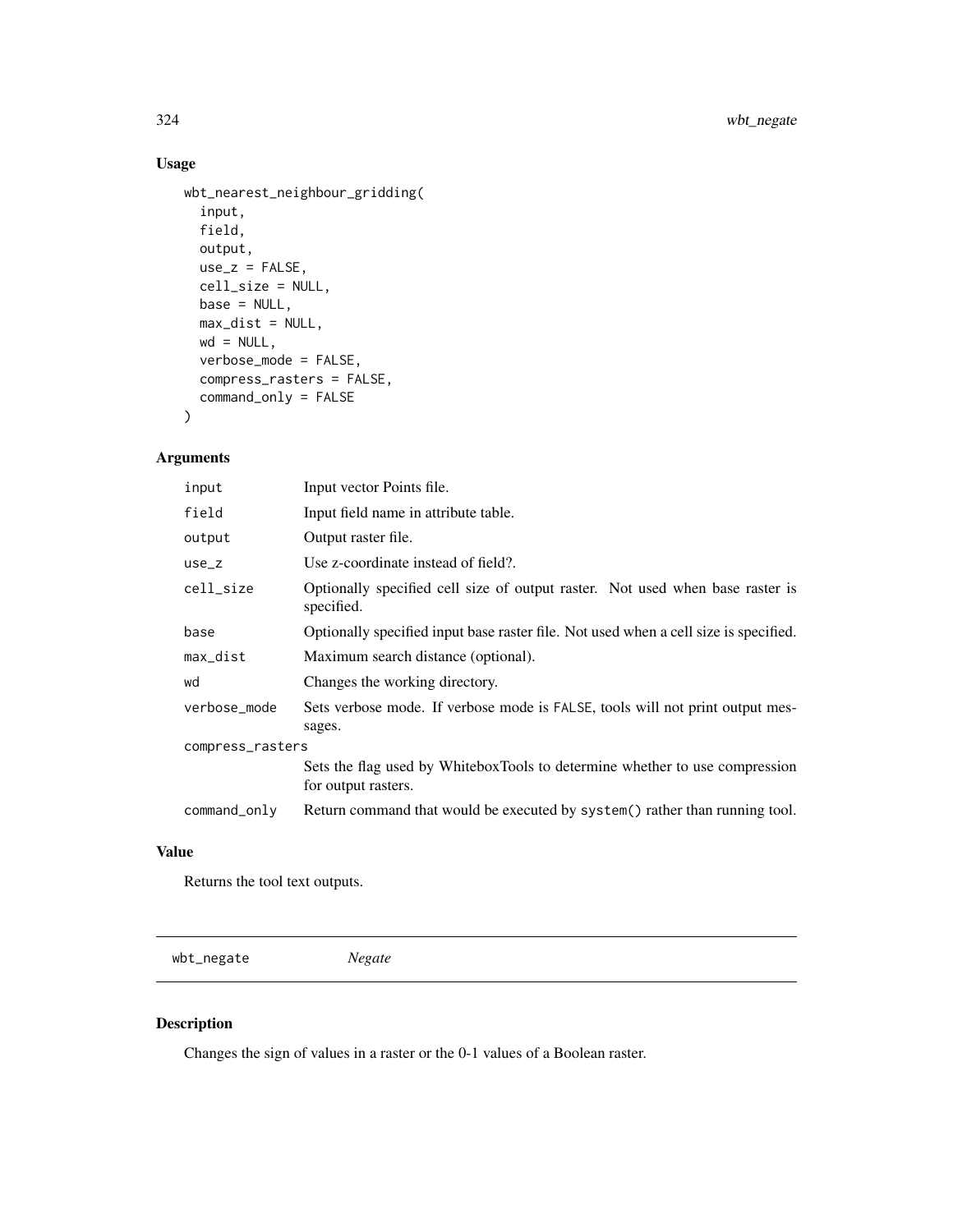## Usage

```
wbt_nearest_neighbour_gridding(
  input,
  field,
  output,
  use_z = FALSE,
  cell_size = NULL,
  base = NULL,
  max_dist = NULL,
  wd = NULL,
  verbose_mode = FALSE,
  compress_rasters = FALSE,
  command_only = FALSE
)
```

## Arguments

| | |
|---|---|
| input | Input vector Points file. |
| field | Input field name in attribute table. |
| output | Output raster file. |
| use_z | Use z-coordinate instead of field?. |
| cell_size | Optionally specified cell size of output raster. Not used when base raster is specified. |
| base | Optionally specified input base raster file. Not used when a cell size is specified. |
| max_dist | Maximum search distance (optional). |
| wd | Changes the working directory. |
| verbose_mode | Sets verbose mode. If verbose mode is FALSE, tools will not print output messages. |
| compress_rasters | Sets the flag used by WhiteboxTools to determine whether to use compression for output rasters. |
| command_only | Return command that would be executed by system() rather than running tool. |

## Value

Returns the tool text outputs.

---

wbt_negate *Negate*

---

## Description

Changes the sign of values in a raster or the 0-1 values of a Boolean raster.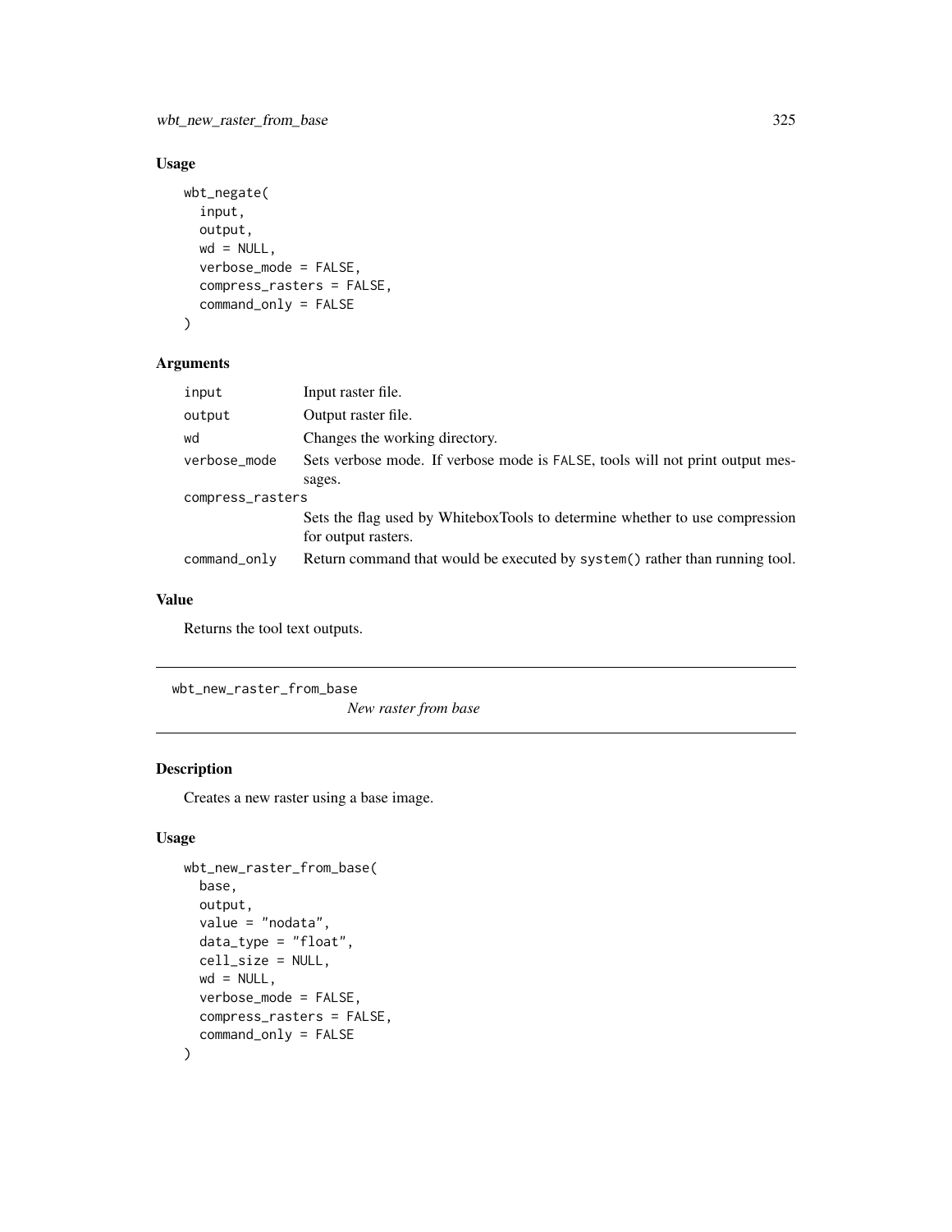## Usage

```
wbt_negate(
  input,
  output,
  wd = NULL,
  verbose_mode = FALSE,
  compress_rasters = FALSE,
  command_only = FALSE
)
```

## Arguments

| | |
|---|---|
| `input` | Input raster file. |
| `output` | Output raster file. |
| `wd` | Changes the working directory. |
| `verbose_mode` | Sets verbose mode. If verbose mode is FALSE, tools will not print output messages. |
| `compress_rasters` | Sets the flag used by WhiteboxTools to determine whether to use compression for output rasters. |
| `command_only` | Return command that would be executed by `system()` rather than running tool. |

## Value

Returns the tool text outputs.

---

# wbt_new_raster_from_base

*New raster from base*

## Description

Creates a new raster using a base image.

## Usage

```
wbt_new_raster_from_base(
  base,
  output,
  value = "nodata",
  data_type = "float",
  cell_size = NULL,
  wd = NULL,
  verbose_mode = FALSE,
  compress_rasters = FALSE,
  command_only = FALSE
)
```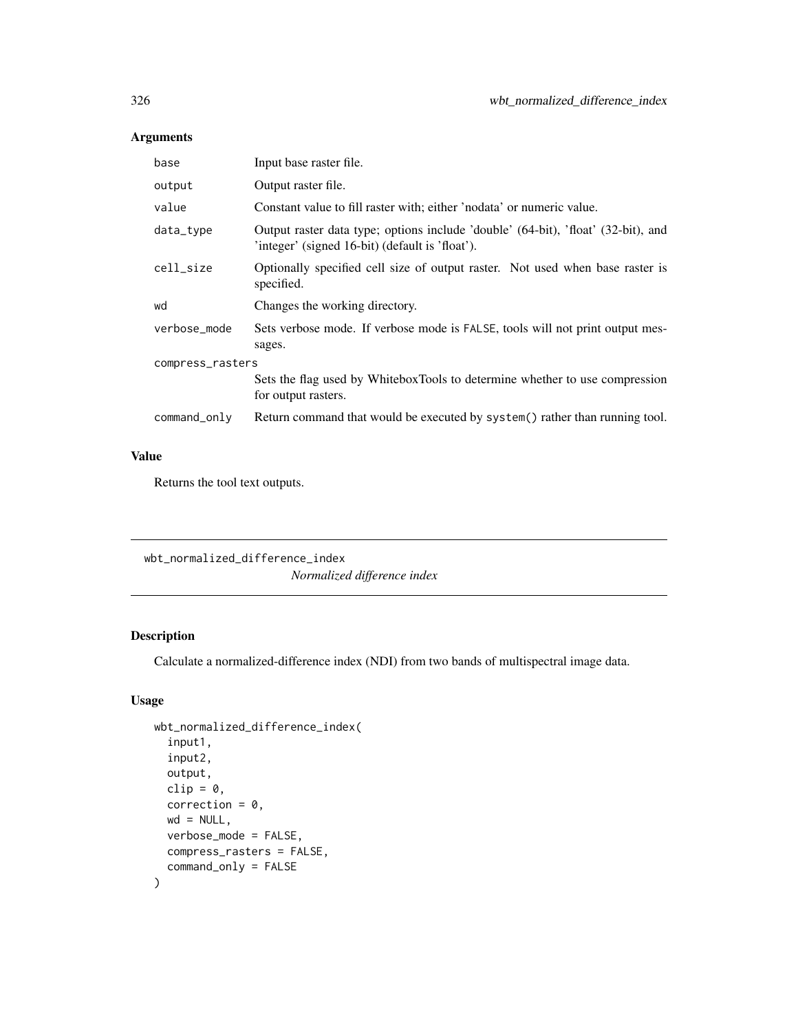## Arguments

| | |
|---|---|
| base | Input base raster file. |
| output | Output raster file. |
| value | Constant value to fill raster with; either 'nodata' or numeric value. |
| data_type | Output raster data type; options include 'double' (64-bit), 'float' (32-bit), and 'integer' (signed 16-bit) (default is 'float'). |
| cell_size | Optionally specified cell size of output raster. Not used when base raster is specified. |
| wd | Changes the working directory. |
| verbose_mode | Sets verbose mode. If verbose mode is FALSE, tools will not print output messages. |
| compress_rasters | Sets the flag used by WhiteboxTools to determine whether to use compression for output rasters. |
| command_only | Return command that would be executed by system() rather than running tool. |

## Value

Returns the tool text outputs.

---

# wbt_normalized_difference_index

*Normalized difference index*

## Description

Calculate a normalized-difference index (NDI) from two bands of multispectral image data.

## Usage

```
wbt_normalized_difference_index(
  input1,
  input2,
  output,
  clip = 0,
  correction = 0,
  wd = NULL,
  verbose_mode = FALSE,
  compress_rasters = FALSE,
  command_only = FALSE
)
```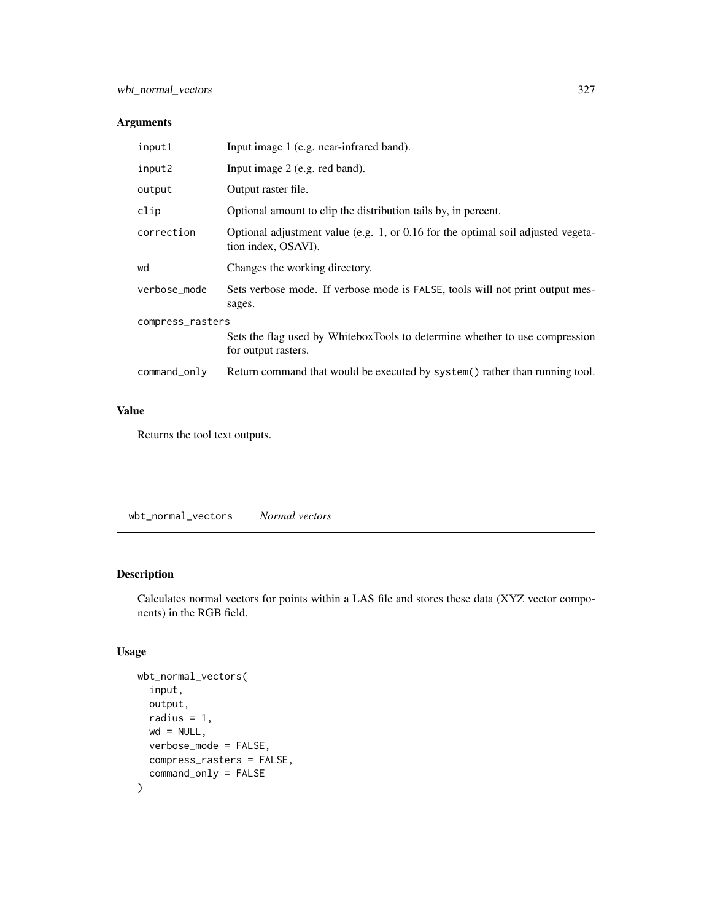## Arguments

| | |
|---|---|
| input1 | Input image 1 (e.g. near-infrared band). |
| input2 | Input image 2 (e.g. red band). |
| output | Output raster file. |
| clip | Optional amount to clip the distribution tails by, in percent. |
| correction | Optional adjustment value (e.g. 1, or 0.16 for the optimal soil adjusted vegetation index, OSAVI). |
| wd | Changes the working directory. |
| verbose_mode | Sets verbose mode. If verbose mode is FALSE, tools will not print output messages. |
| compress_rasters | Sets the flag used by WhiteboxTools to determine whether to use compression for output rasters. |
| command_only | Return command that would be executed by system() rather than running tool. |

## Value

Returns the tool text outputs.

---

# wbt_normal_vectors *Normal vectors*

---

## Description

Calculates normal vectors for points within a LAS file and stores these data (XYZ vector components) in the RGB field.

## Usage

```
wbt_normal_vectors(
  input,
  output,
  radius = 1,
  wd = NULL,
  verbose_mode = FALSE,
  compress_rasters = FALSE,
  command_only = FALSE
)
```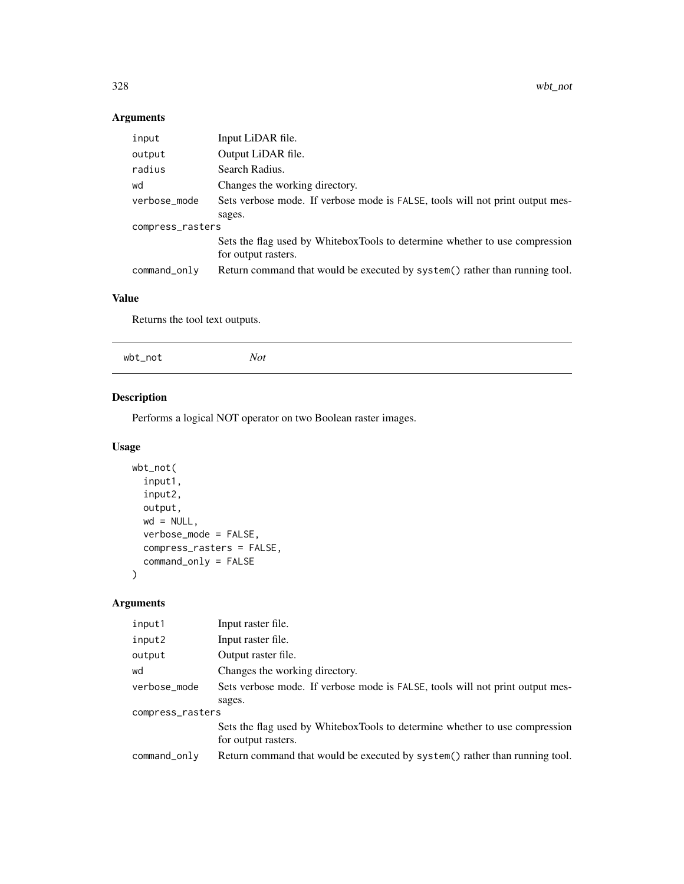## Arguments

| | |
|---|---|
| input | Input LiDAR file. |
| output | Output LiDAR file. |
| radius | Search Radius. |
| wd | Changes the working directory. |
| verbose_mode | Sets verbose mode. If verbose mode is FALSE, tools will not print output messages. |
| compress_rasters | Sets the flag used by WhiteboxTools to determine whether to use compression for output rasters. |
| command_only | Return command that would be executed by system() rather than running tool. |

## Value

Returns the tool text outputs.

---

# wbt_not *Not*

---

## Description

Performs a logical NOT operator on two Boolean raster images.

## Usage

```
wbt_not(
  input1,
  input2,
  output,
  wd = NULL,
  verbose_mode = FALSE,
  compress_rasters = FALSE,
  command_only = FALSE
)
```

## Arguments

| | |
|---|---|
| input1 | Input raster file. |
| input2 | Input raster file. |
| output | Output raster file. |
| wd | Changes the working directory. |
| verbose_mode | Sets verbose mode. If verbose mode is FALSE, tools will not print output messages. |
| compress_rasters | Sets the flag used by WhiteboxTools to determine whether to use compression for output rasters. |
| command_only | Return command that would be executed by system() rather than running tool. |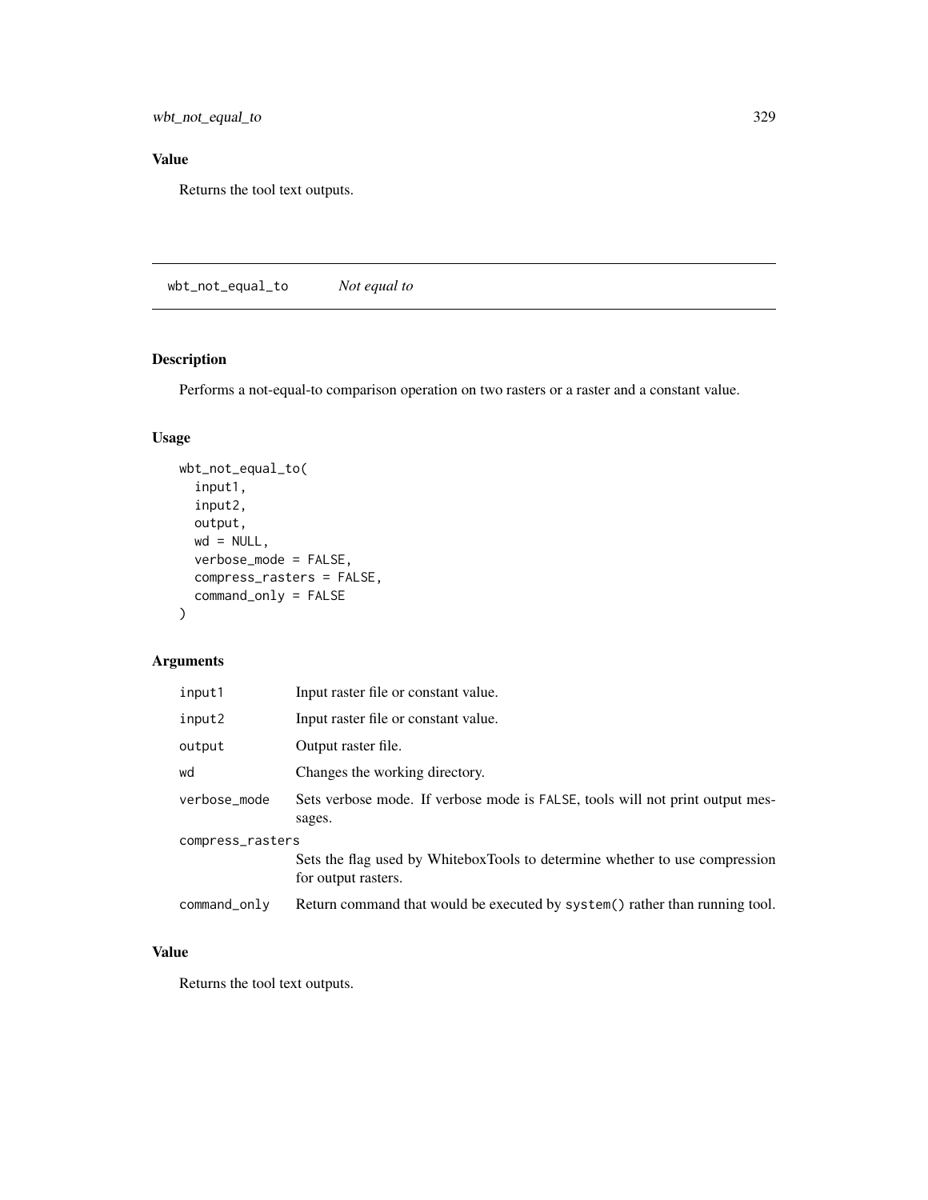## Value

Returns the tool text outputs.

---

# wbt_not_equal_to — *Not equal to*

## Description

Performs a not-equal-to comparison operation on two rasters or a raster and a constant value.

## Usage

```
wbt_not_equal_to(
  input1,
  input2,
  output,
  wd = NULL,
  verbose_mode = FALSE,
  compress_rasters = FALSE,
  command_only = FALSE
)
```

## Arguments

| Argument | Description |
|---|---|
| input1 | Input raster file or constant value. |
| input2 | Input raster file or constant value. |
| output | Output raster file. |
| wd | Changes the working directory. |
| verbose_mode | Sets verbose mode. If verbose mode is FALSE, tools will not print output messages. |
| compress_rasters | Sets the flag used by WhiteboxTools to determine whether to use compression for output rasters. |
| command_only | Return command that would be executed by system() rather than running tool. |

## Value

Returns the tool text outputs.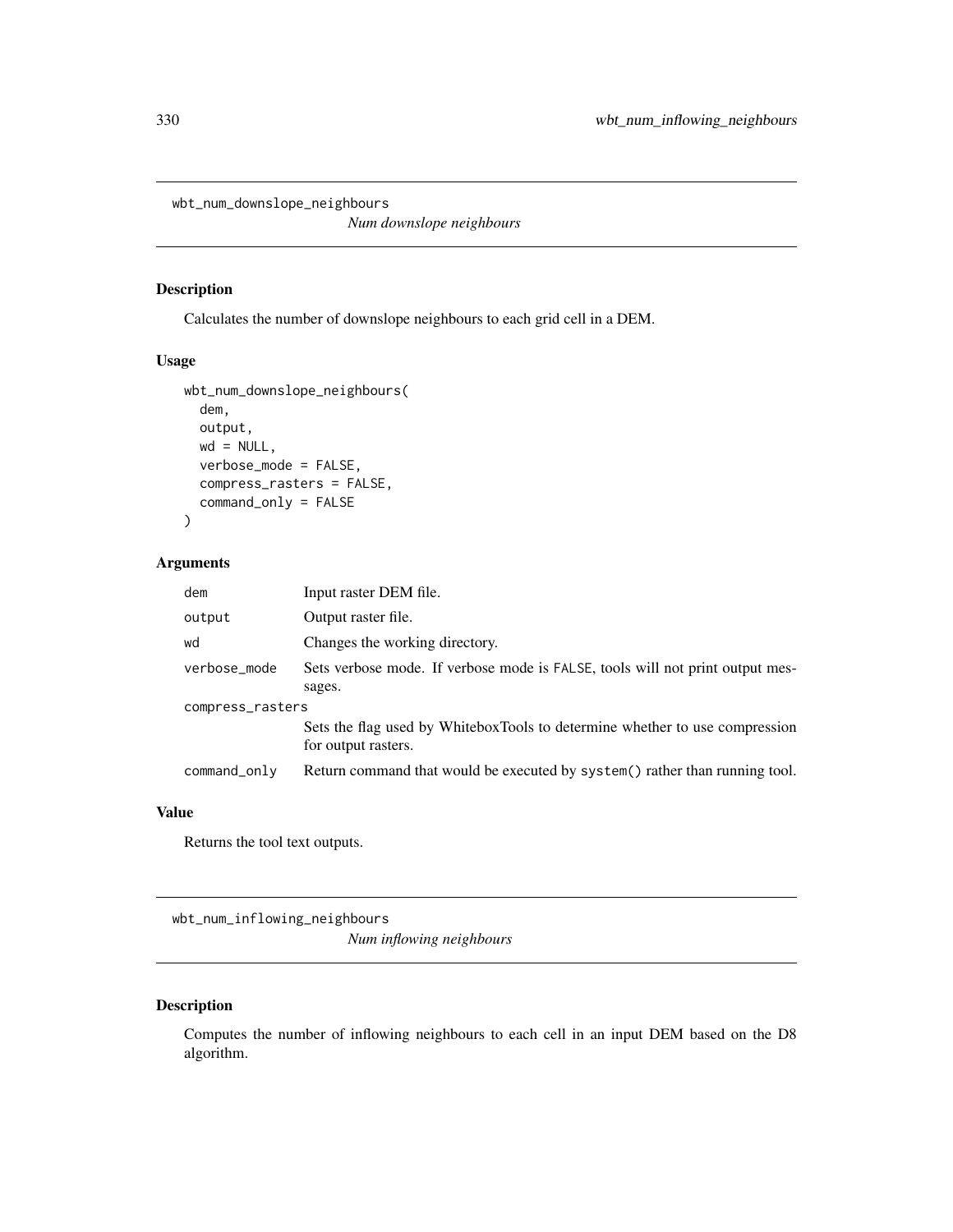## wbt_num_downslope_neighbours

*Num downslope neighbours*

### Description

Calculates the number of downslope neighbours to each grid cell in a DEM.

### Usage

```
wbt_num_downslope_neighbours(
  dem,
  output,
  wd = NULL,
  verbose_mode = FALSE,
  compress_rasters = FALSE,
  command_only = FALSE
)
```

### Arguments

| | |
|---|---|
| dem | Input raster DEM file. |
| output | Output raster file. |
| wd | Changes the working directory. |
| verbose_mode | Sets verbose mode. If verbose mode is FALSE, tools will not print output messages. |
| compress_rasters | Sets the flag used by WhiteboxTools to determine whether to use compression for output rasters. |
| command_only | Return command that would be executed by system() rather than running tool. |

### Value

Returns the tool text outputs.

## wbt_num_inflowing_neighbours

*Num inflowing neighbours*

### Description

Computes the number of inflowing neighbours to each cell in an input DEM based on the D8 algorithm.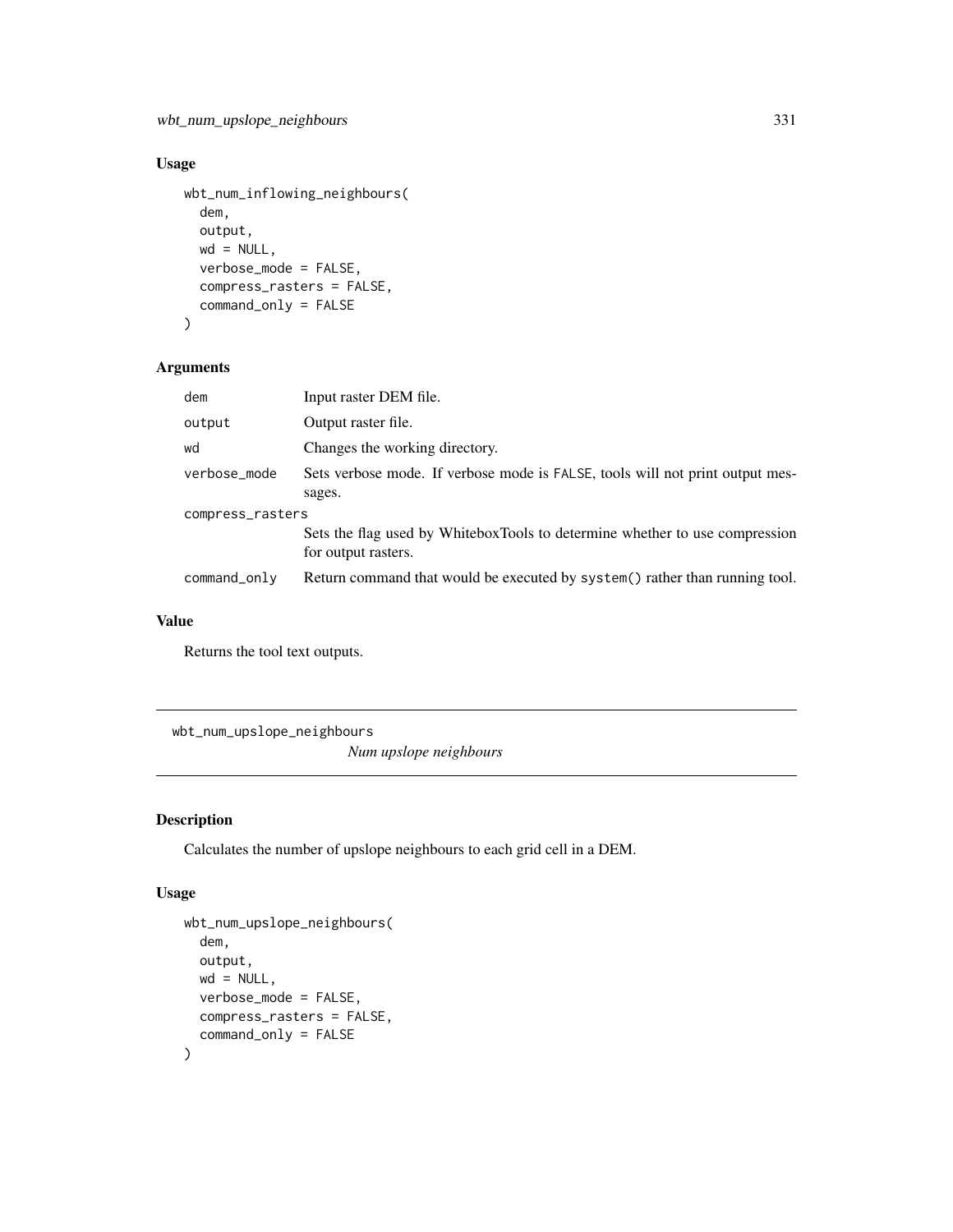## Usage

```
wbt_num_inflowing_neighbours(
  dem,
  output,
  wd = NULL,
  verbose_mode = FALSE,
  compress_rasters = FALSE,
  command_only = FALSE
)
```

## Arguments

| | |
|---|---|
| dem | Input raster DEM file. |
| output | Output raster file. |
| wd | Changes the working directory. |
| verbose_mode | Sets verbose mode. If verbose mode is FALSE, tools will not print output messages. |
| compress_rasters | Sets the flag used by WhiteboxTools to determine whether to use compression for output rasters. |
| command_only | Return command that would be executed by system() rather than running tool. |

## Value

Returns the tool text outputs.

---

# wbt_num_upslope_neighbours — *Num upslope neighbours*

---

## Description

Calculates the number of upslope neighbours to each grid cell in a DEM.

## Usage

```
wbt_num_upslope_neighbours(
  dem,
  output,
  wd = NULL,
  verbose_mode = FALSE,
  compress_rasters = FALSE,
  command_only = FALSE
)
```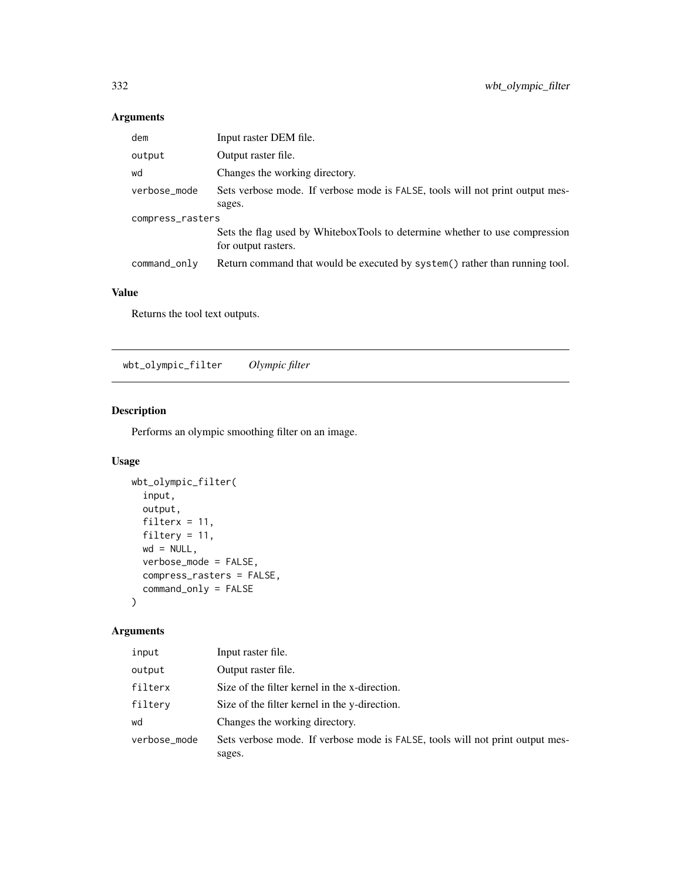## Arguments

| | |
|---|---|
| dem | Input raster DEM file. |
| output | Output raster file. |
| wd | Changes the working directory. |
| verbose_mode | Sets verbose mode. If verbose mode is FALSE, tools will not print output messages. |
| compress_rasters | Sets the flag used by WhiteboxTools to determine whether to use compression for output rasters. |
| command_only | Return command that would be executed by system() rather than running tool. |

## Value

Returns the tool text outputs.

---

# wbt_olympic_filter *Olympic filter*

## Description

Performs an olympic smoothing filter on an image.

## Usage

```
wbt_olympic_filter(
  input,
  output,
  filterx = 11,
  filtery = 11,
  wd = NULL,
  verbose_mode = FALSE,
  compress_rasters = FALSE,
  command_only = FALSE
)
```

## Arguments

| | |
|---|---|
| input | Input raster file. |
| output | Output raster file. |
| filterx | Size of the filter kernel in the x-direction. |
| filtery | Size of the filter kernel in the y-direction. |
| wd | Changes the working directory. |
| verbose_mode | Sets verbose mode. If verbose mode is FALSE, tools will not print output messages. |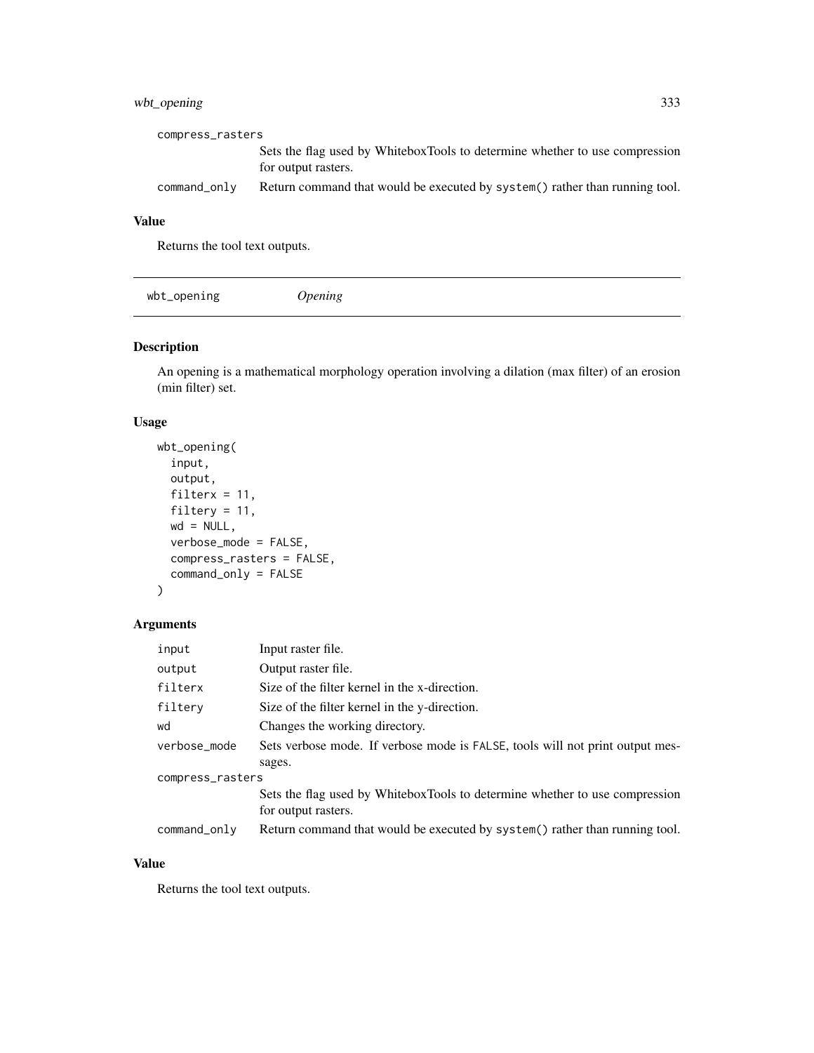compress_rasters
: Sets the flag used by WhiteboxTools to determine whether to use compression for output rasters.

command_only
: Return command that would be executed by system() rather than running tool.

### Value

Returns the tool text outputs.

---

## wbt_opening *Opening*

### Description

An opening is a mathematical morphology operation involving a dilation (max filter) of an erosion (min filter) set.

### Usage

```
wbt_opening(
  input,
  output,
  filterx = 11,
  filtery = 11,
  wd = NULL,
  verbose_mode = FALSE,
  compress_rasters = FALSE,
  command_only = FALSE
)
```

### Arguments

| | |
|---|---|
| input | Input raster file. |
| output | Output raster file. |
| filterx | Size of the filter kernel in the x-direction. |
| filtery | Size of the filter kernel in the y-direction. |
| wd | Changes the working directory. |
| verbose_mode | Sets verbose mode. If verbose mode is FALSE, tools will not print output messages. |
| compress_rasters | Sets the flag used by WhiteboxTools to determine whether to use compression for output rasters. |
| command_only | Return command that would be executed by system() rather than running tool. |

### Value

Returns the tool text outputs.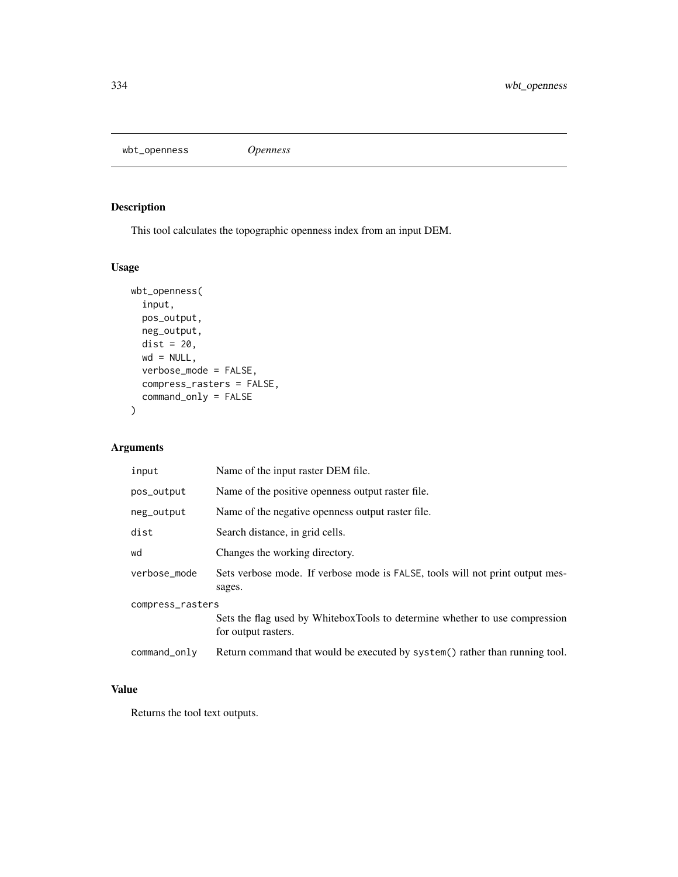wbt_openness    *Openness*

## Description

This tool calculates the topographic openness index from an input DEM.

## Usage

```
wbt_openness(
  input,
  pos_output,
  neg_output,
  dist = 20,
  wd = NULL,
  verbose_mode = FALSE,
  compress_rasters = FALSE,
  command_only = FALSE
)
```

## Arguments

| Argument | Description |
|---|---|
| input | Name of the input raster DEM file. |
| pos_output | Name of the positive openness output raster file. |
| neg_output | Name of the negative openness output raster file. |
| dist | Search distance, in grid cells. |
| wd | Changes the working directory. |
| verbose_mode | Sets verbose mode. If verbose mode is FALSE, tools will not print output messages. |
| compress_rasters | Sets the flag used by WhiteboxTools to determine whether to use compression for output rasters. |
| command_only | Return command that would be executed by system() rather than running tool. |

## Value

Returns the tool text outputs.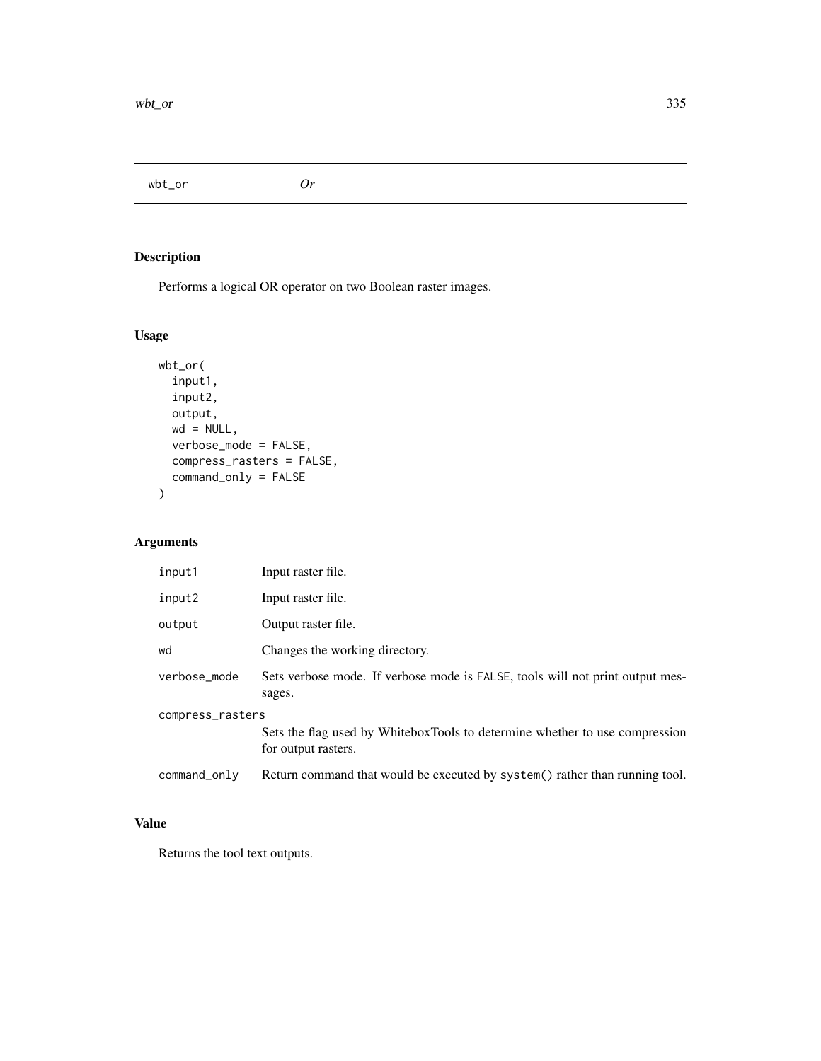## wbt_or — *Or*

### Description

Performs a logical OR operator on two Boolean raster images.

### Usage

```
wbt_or(
  input1,
  input2,
  output,
  wd = NULL,
  verbose_mode = FALSE,
  compress_rasters = FALSE,
  command_only = FALSE
)
```

### Arguments

| Argument | Description |
|---|---|
| `input1` | Input raster file. |
| `input2` | Input raster file. |
| `output` | Output raster file. |
| `wd` | Changes the working directory. |
| `verbose_mode` | Sets verbose mode. If verbose mode is `FALSE`, tools will not print output messages. |
| `compress_rasters` | Sets the flag used by WhiteboxTools to determine whether to use compression for output rasters. |
| `command_only` | Return command that would be executed by `system()` rather than running tool. |

### Value

Returns the tool text outputs.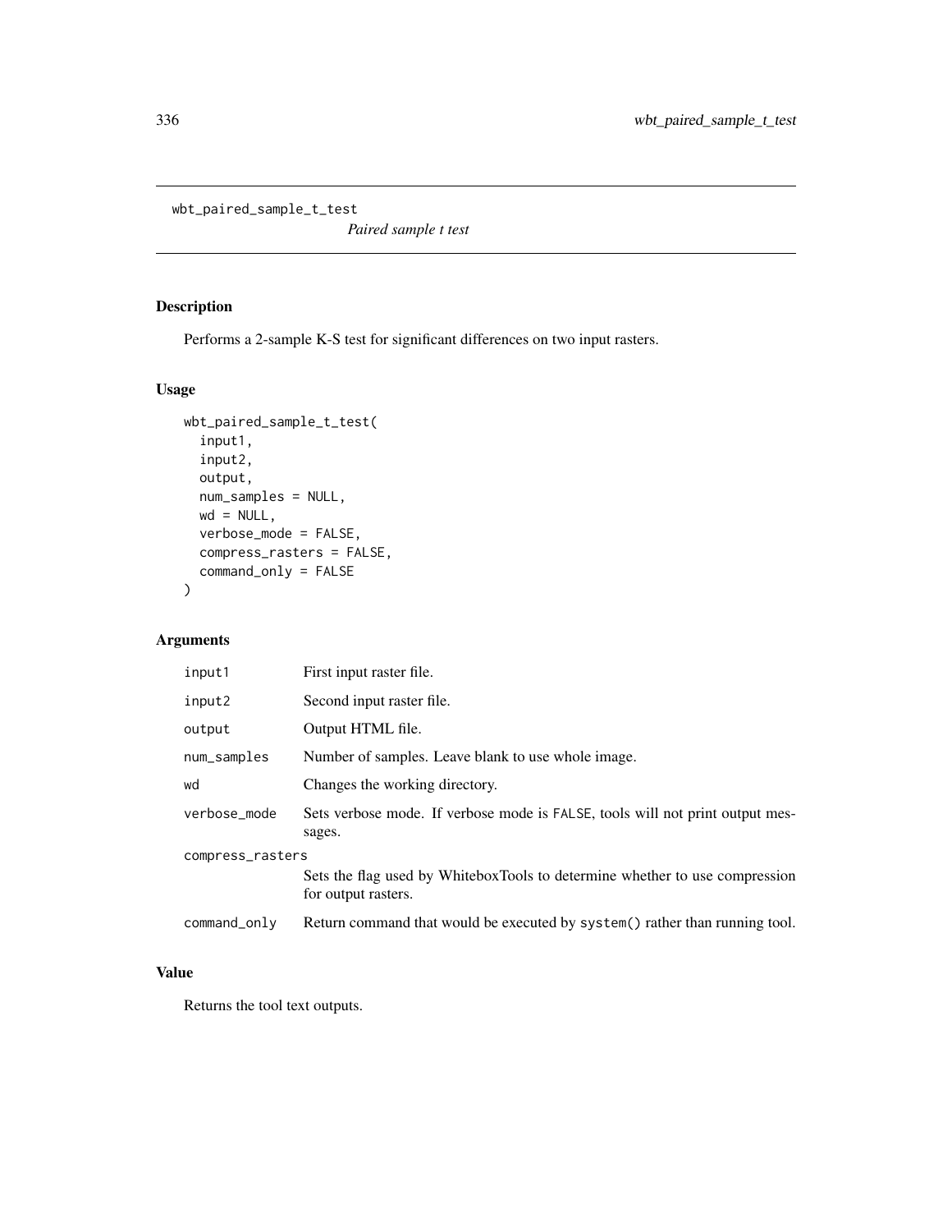wbt_paired_sample_t_test

*Paired sample t test*

## Description

Performs a 2-sample K-S test for significant differences on two input rasters.

## Usage

```
wbt_paired_sample_t_test(
  input1,
  input2,
  output,
  num_samples = NULL,
  wd = NULL,
  verbose_mode = FALSE,
  compress_rasters = FALSE,
  command_only = FALSE
)
```

## Arguments

| | |
|---|---|
| input1 | First input raster file. |
| input2 | Second input raster file. |
| output | Output HTML file. |
| num_samples | Number of samples. Leave blank to use whole image. |
| wd | Changes the working directory. |
| verbose_mode | Sets verbose mode. If verbose mode is FALSE, tools will not print output messages. |
| compress_rasters | Sets the flag used by WhiteboxTools to determine whether to use compression for output rasters. |
| command_only | Return command that would be executed by system() rather than running tool. |

## Value

Returns the tool text outputs.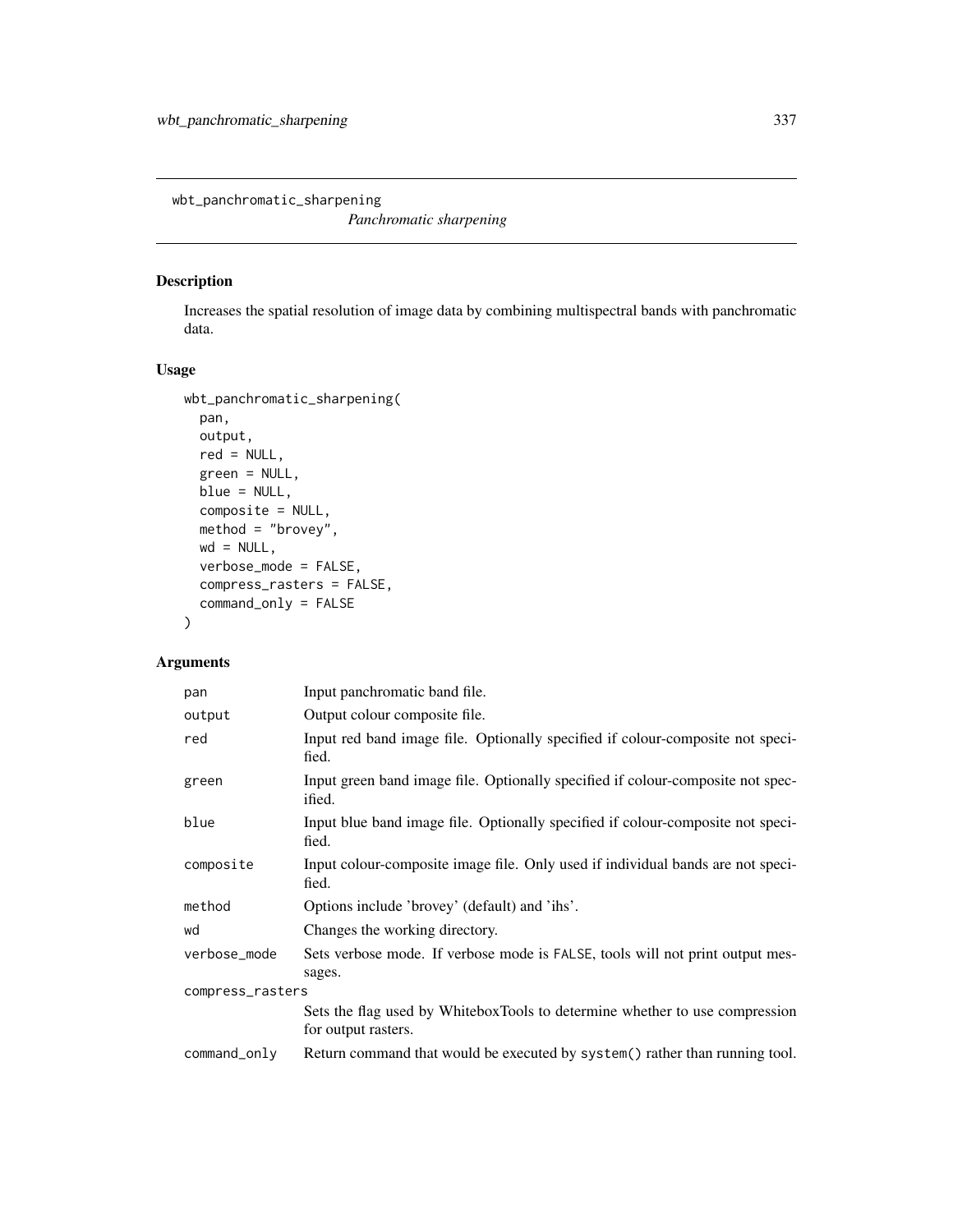## wbt_panchromatic_sharpening

*Panchromatic sharpening*

### Description

Increases the spatial resolution of image data by combining multispectral bands with panchromatic data.

### Usage

```
wbt_panchromatic_sharpening(
  pan,
  output,
  red = NULL,
  green = NULL,
  blue = NULL,
  composite = NULL,
  method = "brovey",
  wd = NULL,
  verbose_mode = FALSE,
  compress_rasters = FALSE,
  command_only = FALSE
)
```

### Arguments

| | |
|---|---|
| pan | Input panchromatic band file. |
| output | Output colour composite file. |
| red | Input red band image file. Optionally specified if colour-composite not specified. |
| green | Input green band image file. Optionally specified if colour-composite not specified. |
| blue | Input blue band image file. Optionally specified if colour-composite not specified. |
| composite | Input colour-composite image file. Only used if individual bands are not specified. |
| method | Options include 'brovey' (default) and 'ihs'. |
| wd | Changes the working directory. |
| verbose_mode | Sets verbose mode. If verbose mode is FALSE, tools will not print output messages. |
| compress_rasters | Sets the flag used by WhiteboxTools to determine whether to use compression for output rasters. |
| command_only | Return command that would be executed by system() rather than running tool. |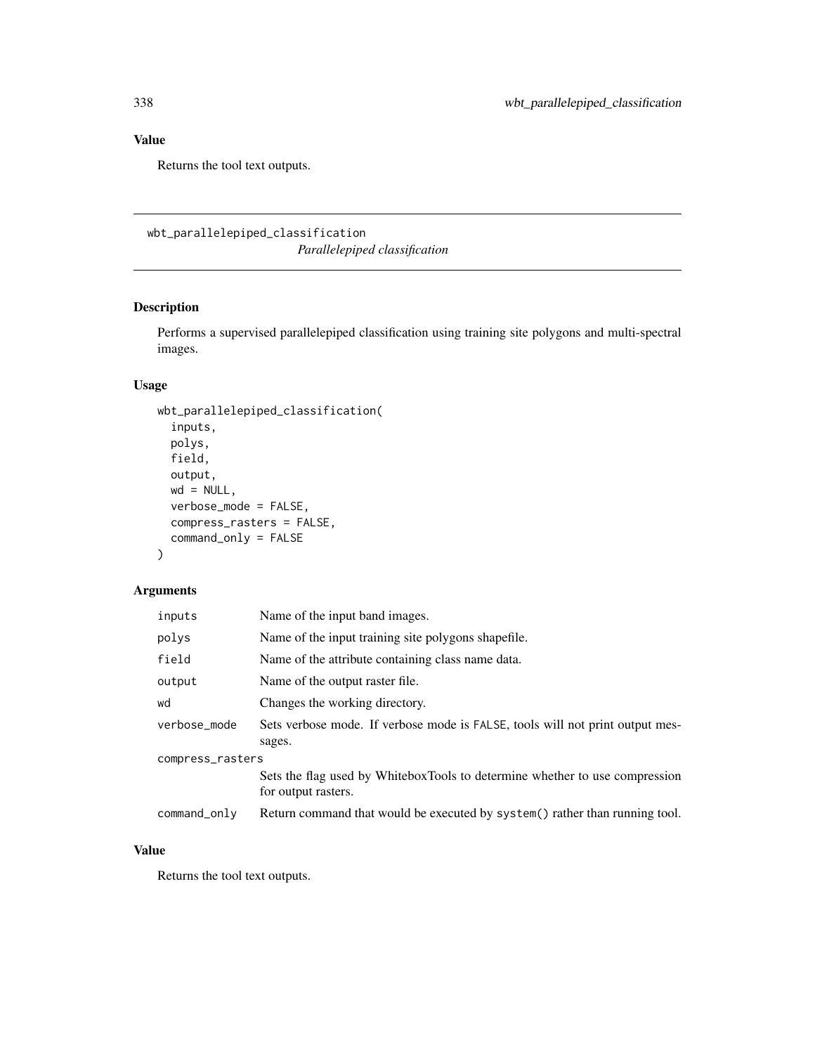## Value

Returns the tool text outputs.

---

# wbt_parallelepiped_classification

*Parallelepiped classification*

---

## Description

Performs a supervised parallelepiped classification using training site polygons and multi-spectral images.

## Usage

```
wbt_parallelepiped_classification(
  inputs,
  polys,
  field,
  output,
  wd = NULL,
  verbose_mode = FALSE,
  compress_rasters = FALSE,
  command_only = FALSE
)
```

## Arguments

| | |
|---|---|
| `inputs` | Name of the input band images. |
| `polys` | Name of the input training site polygons shapefile. |
| `field` | Name of the attribute containing class name data. |
| `output` | Name of the output raster file. |
| `wd` | Changes the working directory. |
| `verbose_mode` | Sets verbose mode. If verbose mode is `FALSE`, tools will not print output messages. |
| `compress_rasters` | Sets the flag used by WhiteboxTools to determine whether to use compression for output rasters. |
| `command_only` | Return command that would be executed by `system()` rather than running tool. |

## Value

Returns the tool text outputs.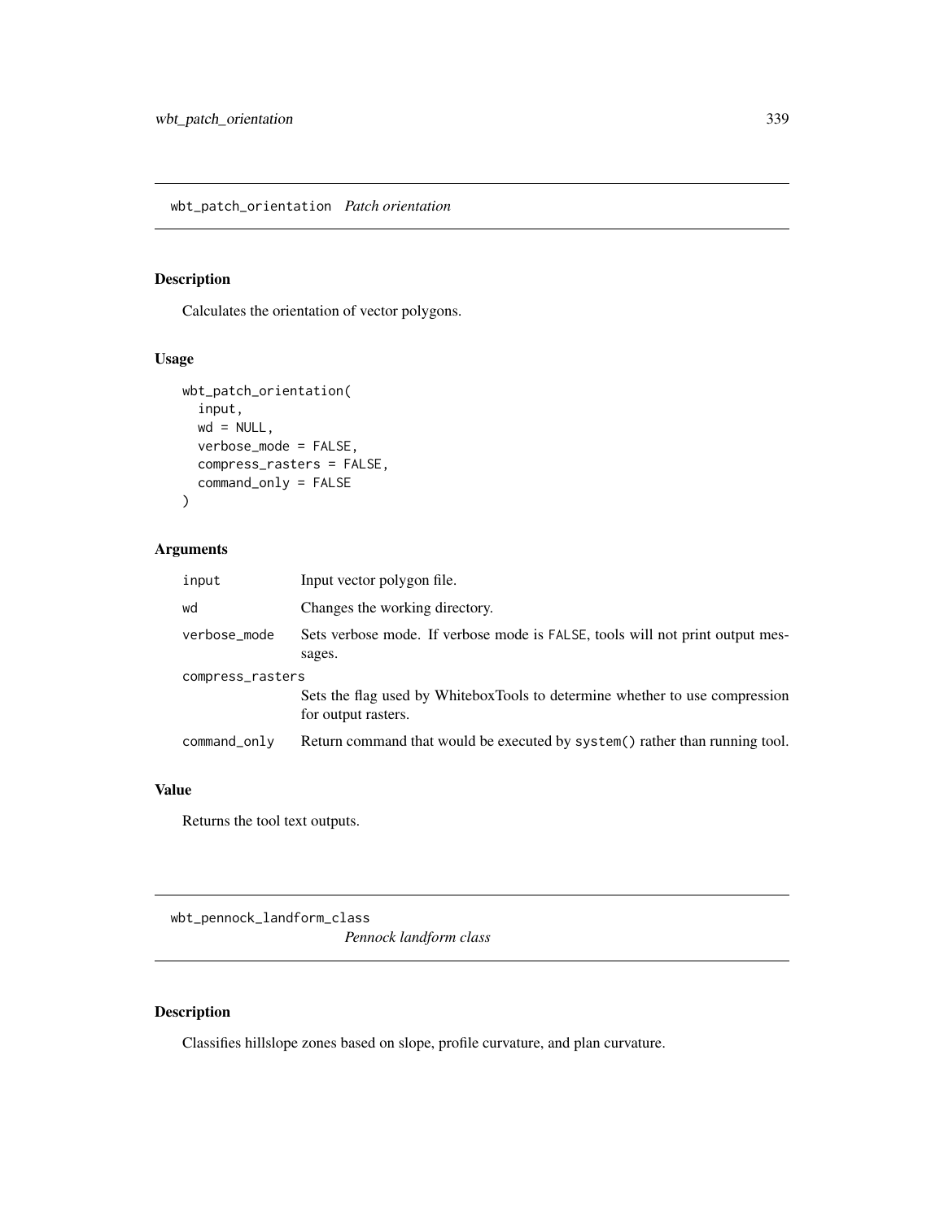## wbt_patch_orientation *Patch orientation*

### Description

Calculates the orientation of vector polygons.

### Usage

```
wbt_patch_orientation(
  input,
  wd = NULL,
  verbose_mode = FALSE,
  compress_rasters = FALSE,
  command_only = FALSE
)
```

### Arguments

| | |
|---|---|
| input | Input vector polygon file. |
| wd | Changes the working directory. |
| verbose_mode | Sets verbose mode. If verbose mode is FALSE, tools will not print output messages. |
| compress_rasters | Sets the flag used by WhiteboxTools to determine whether to use compression for output rasters. |
| command_only | Return command that would be executed by system() rather than running tool. |

### Value

Returns the tool text outputs.

## wbt_pennock_landform_class *Pennock landform class*

### Description

Classifies hillslope zones based on slope, profile curvature, and plan curvature.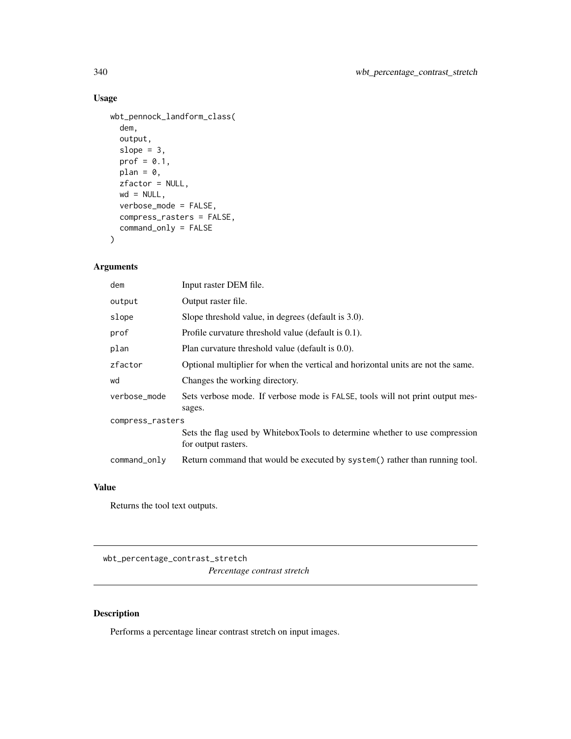## Usage

```
wbt_pennock_landform_class(
  dem,
  output,
  slope = 3,
  prof = 0.1,
  plan = 0,
  zfactor = NULL,
  wd = NULL,
  verbose_mode = FALSE,
  compress_rasters = FALSE,
  command_only = FALSE
)
```

## Arguments

| Argument | Description |
|---|---|
| dem | Input raster DEM file. |
| output | Output raster file. |
| slope | Slope threshold value, in degrees (default is 3.0). |
| prof | Profile curvature threshold value (default is 0.1). |
| plan | Plan curvature threshold value (default is 0.0). |
| zfactor | Optional multiplier for when the vertical and horizontal units are not the same. |
| wd | Changes the working directory. |
| verbose_mode | Sets verbose mode. If verbose mode is FALSE, tools will not print output messages. |
| compress_rasters | Sets the flag used by WhiteboxTools to determine whether to use compression for output rasters. |
| command_only | Return command that would be executed by system() rather than running tool. |

## Value

Returns the tool text outputs.

---

# wbt_percentage_contrast_stretch

*Percentage contrast stretch*

---

## Description

Performs a percentage linear contrast stretch on input images.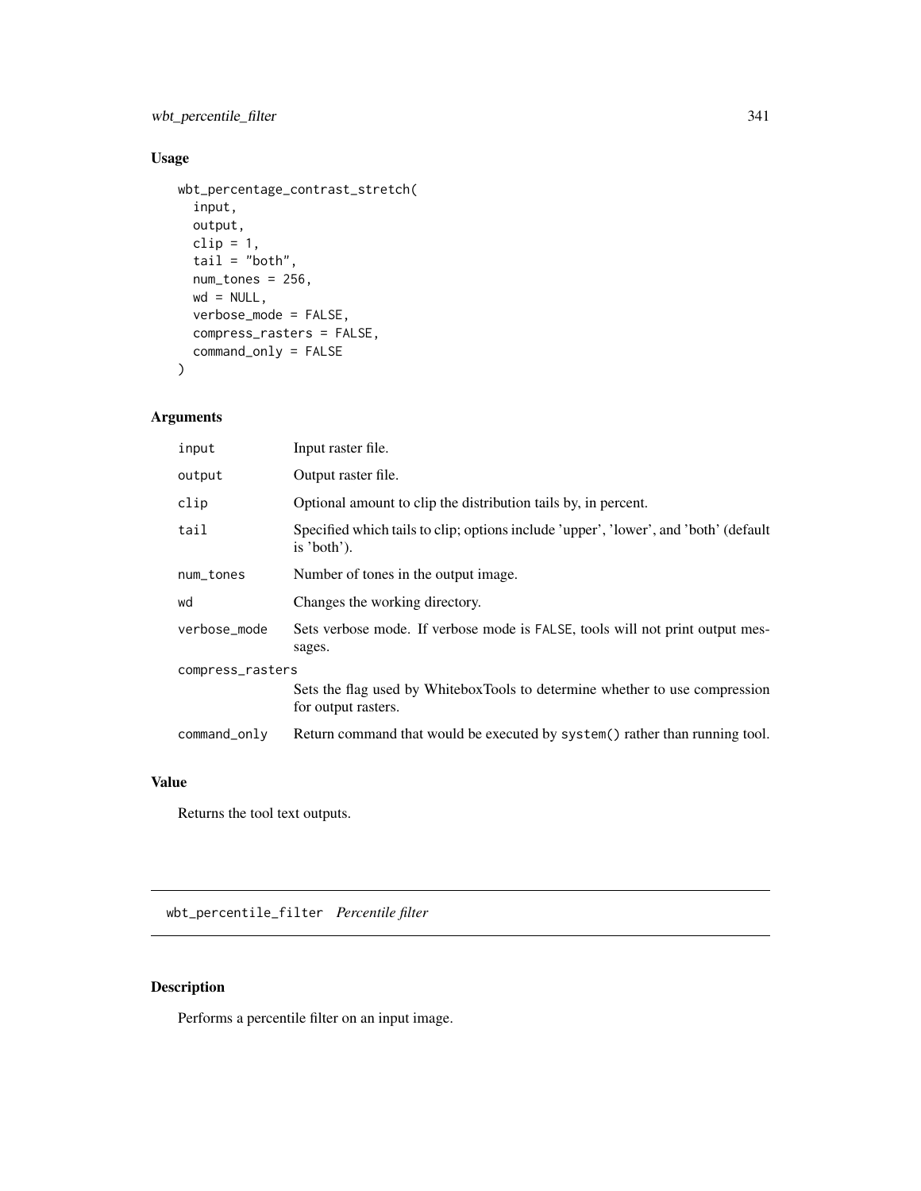## Usage

```
wbt_percentage_contrast_stretch(
  input,
  output,
  clip = 1,
  tail = "both",
  num_tones = 256,
  wd = NULL,
  verbose_mode = FALSE,
  compress_rasters = FALSE,
  command_only = FALSE
)
```

## Arguments

| Argument | Description |
|---|---|
| input | Input raster file. |
| output | Output raster file. |
| clip | Optional amount to clip the distribution tails by, in percent. |
| tail | Specified which tails to clip; options include 'upper', 'lower', and 'both' (default is 'both'). |
| num_tones | Number of tones in the output image. |
| wd | Changes the working directory. |
| verbose_mode | Sets verbose mode. If verbose mode is FALSE, tools will not print output messages. |
| compress_rasters | Sets the flag used by WhiteboxTools to determine whether to use compression for output rasters. |
| command_only | Return command that would be executed by system() rather than running tool. |

## Value

Returns the tool text outputs.

---

# wbt_percentile_filter *Percentile filter*

## Description

Performs a percentile filter on an input image.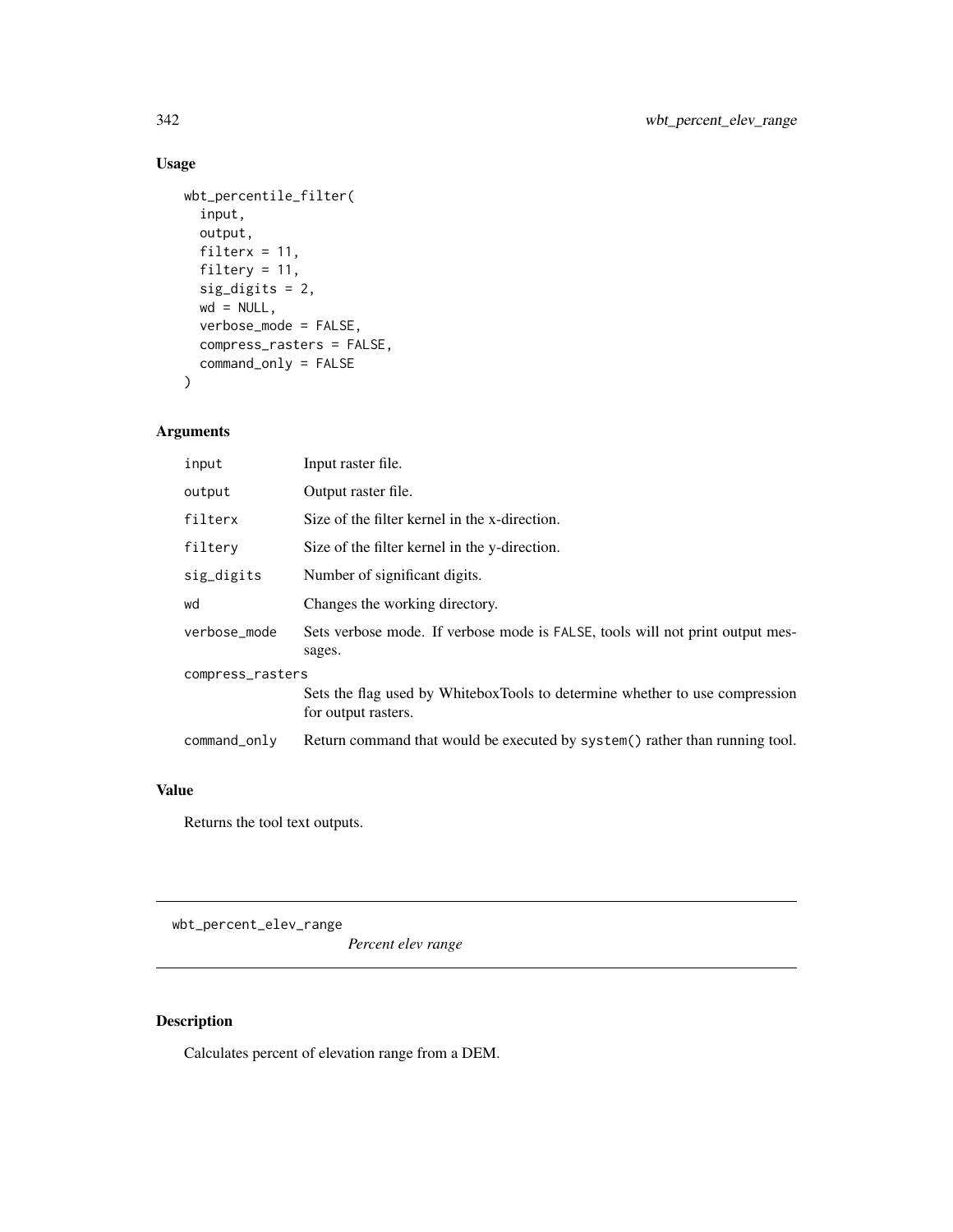## Usage

```
wbt_percentile_filter(
  input,
  output,
  filterx = 11,
  filtery = 11,
  sig_digits = 2,
  wd = NULL,
  verbose_mode = FALSE,
  compress_rasters = FALSE,
  command_only = FALSE
)
```

## Arguments

| | |
|---|---|
| input | Input raster file. |
| output | Output raster file. |
| filterx | Size of the filter kernel in the x-direction. |
| filtery | Size of the filter kernel in the y-direction. |
| sig_digits | Number of significant digits. |
| wd | Changes the working directory. |
| verbose_mode | Sets verbose mode. If verbose mode is FALSE, tools will not print output messages. |
| compress_rasters | Sets the flag used by WhiteboxTools to determine whether to use compression for output rasters. |
| command_only | Return command that would be executed by system() rather than running tool. |

## Value

Returns the tool text outputs.

---

# wbt_percent_elev_range

*Percent elev range*

## Description

Calculates percent of elevation range from a DEM.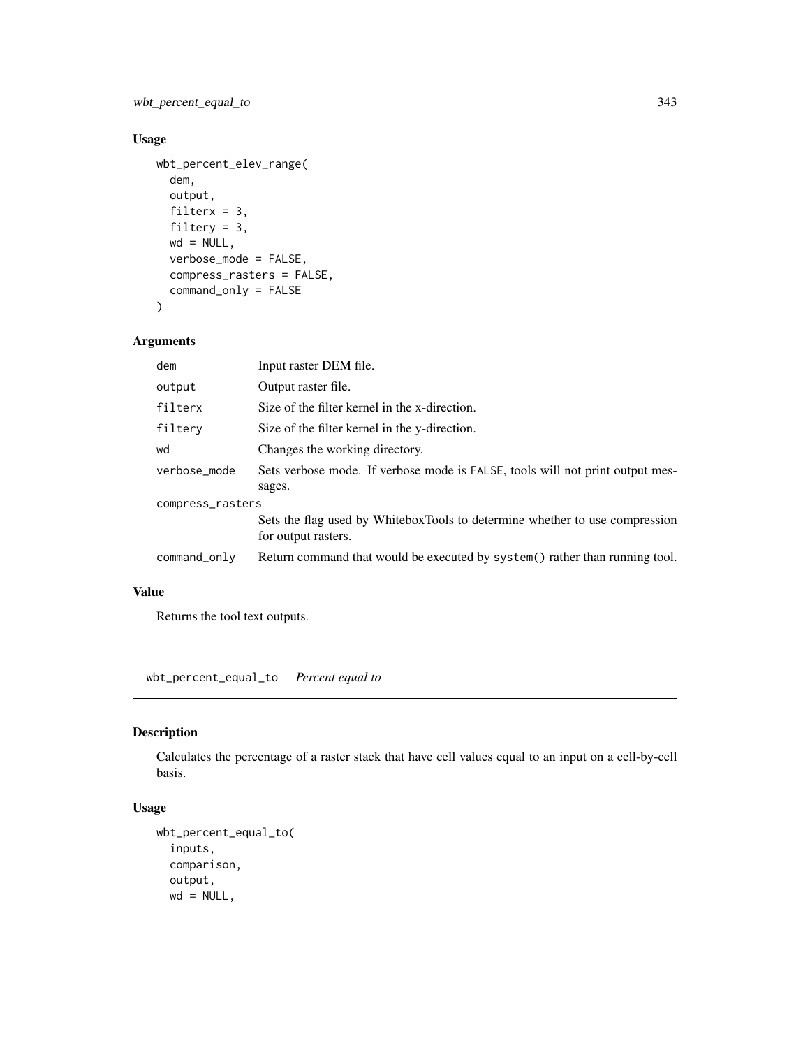## Usage

```
wbt_percent_elev_range(
  dem,
  output,
  filterx = 3,
  filtery = 3,
  wd = NULL,
  verbose_mode = FALSE,
  compress_rasters = FALSE,
  command_only = FALSE
)
```

## Arguments

| | |
|---|---|
| dem | Input raster DEM file. |
| output | Output raster file. |
| filterx | Size of the filter kernel in the x-direction. |
| filtery | Size of the filter kernel in the y-direction. |
| wd | Changes the working directory. |
| verbose_mode | Sets verbose mode. If verbose mode is FALSE, tools will not print output messages. |
| compress_rasters | Sets the flag used by WhiteboxTools to determine whether to use compression for output rasters. |
| command_only | Return command that would be executed by system() rather than running tool. |

## Value

Returns the tool text outputs.

---

# wbt_percent_equal_to *Percent equal to*

## Description

Calculates the percentage of a raster stack that have cell values equal to an input on a cell-by-cell basis.

## Usage

```
wbt_percent_equal_to(
  inputs,
  comparison,
  output,
  wd = NULL,
```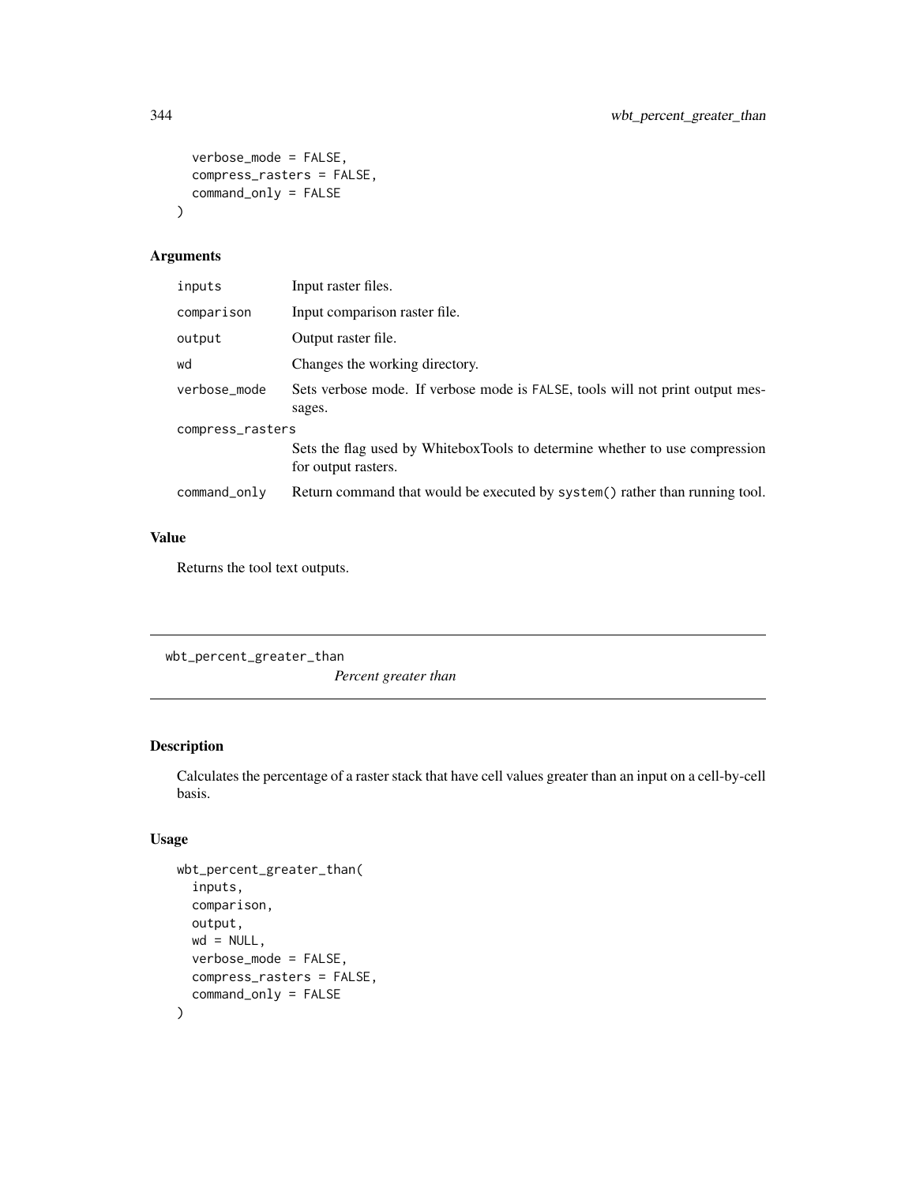```
  verbose_mode = FALSE,
  compress_rasters = FALSE,
  command_only = FALSE
)
```

## Arguments

| | |
|---|---|
| inputs | Input raster files. |
| comparison | Input comparison raster file. |
| output | Output raster file. |
| wd | Changes the working directory. |
| verbose_mode | Sets verbose mode. If verbose mode is FALSE, tools will not print output messages. |
| compress_rasters | Sets the flag used by WhiteboxTools to determine whether to use compression for output rasters. |
| command_only | Return command that would be executed by system() rather than running tool. |

## Value

Returns the tool text outputs.

---

# wbt_percent_greater_than

*Percent greater than*

---

## Description

Calculates the percentage of a raster stack that have cell values greater than an input on a cell-by-cell basis.

## Usage

```
wbt_percent_greater_than(
  inputs,
  comparison,
  output,
  wd = NULL,
  verbose_mode = FALSE,
  compress_rasters = FALSE,
  command_only = FALSE
)
```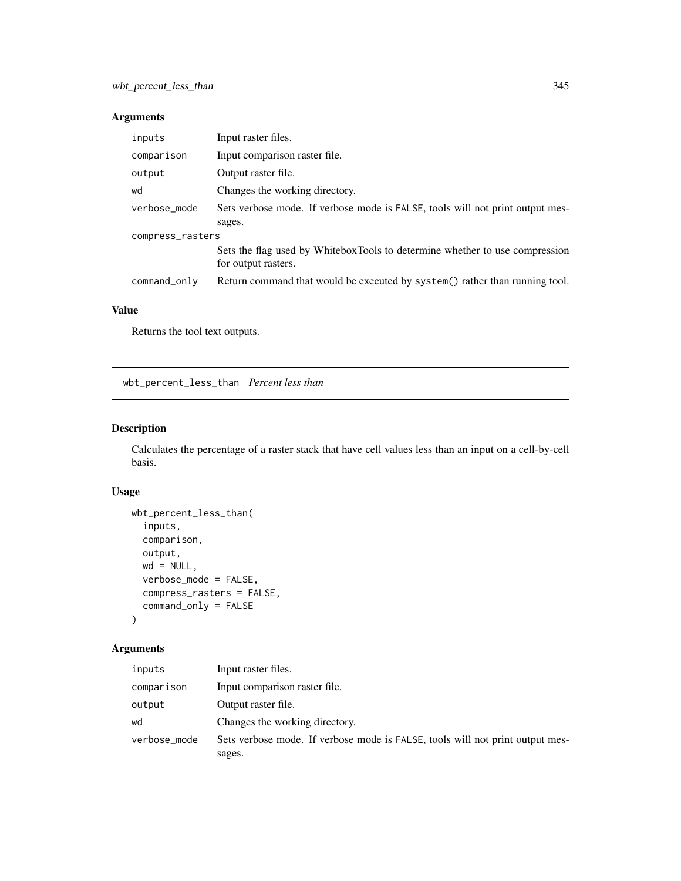## Arguments

| | |
|---|---|
| inputs | Input raster files. |
| comparison | Input comparison raster file. |
| output | Output raster file. |
| wd | Changes the working directory. |
| verbose_mode | Sets verbose mode. If verbose mode is FALSE, tools will not print output messages. |
| compress_rasters | Sets the flag used by WhiteboxTools to determine whether to use compression for output rasters. |
| command_only | Return command that would be executed by system() rather than running tool. |

## Value

Returns the tool text outputs.

---

# wbt_percent_less_than *Percent less than*

## Description

Calculates the percentage of a raster stack that have cell values less than an input on a cell-by-cell basis.

## Usage

```
wbt_percent_less_than(
  inputs,
  comparison,
  output,
  wd = NULL,
  verbose_mode = FALSE,
  compress_rasters = FALSE,
  command_only = FALSE
)
```

## Arguments

| | |
|---|---|
| inputs | Input raster files. |
| comparison | Input comparison raster file. |
| output | Output raster file. |
| wd | Changes the working directory. |
| verbose_mode | Sets verbose mode. If verbose mode is FALSE, tools will not print output messages. |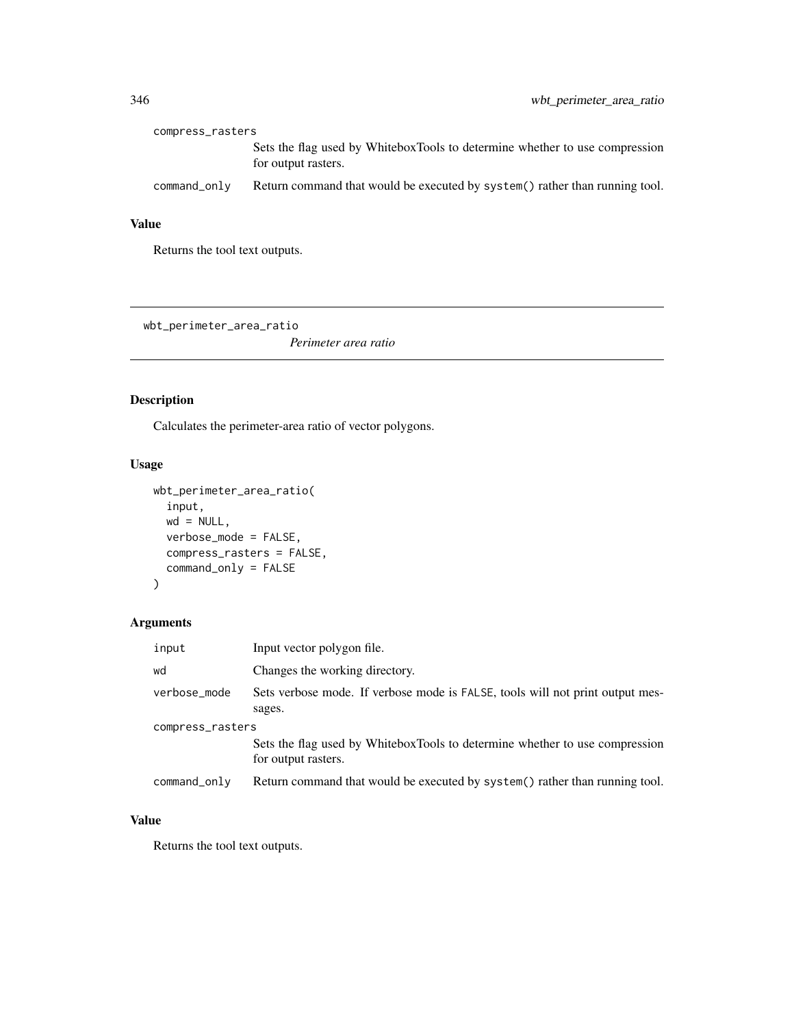compress_rasters
: Sets the flag used by WhiteboxTools to determine whether to use compression for output rasters.

command_only
: Return command that would be executed by system() rather than running tool.

### Value

Returns the tool text outputs.

---

## wbt_perimeter_area_ratio

*Perimeter area ratio*

---

### Description

Calculates the perimeter-area ratio of vector polygons.

### Usage

```
wbt_perimeter_area_ratio(
  input,
  wd = NULL,
  verbose_mode = FALSE,
  compress_rasters = FALSE,
  command_only = FALSE
)
```

### Arguments

| Argument | Description |
|---|---|
| input | Input vector polygon file. |
| wd | Changes the working directory. |
| verbose_mode | Sets verbose mode. If verbose mode is FALSE, tools will not print output messages. |
| compress_rasters | Sets the flag used by WhiteboxTools to determine whether to use compression for output rasters. |
| command_only | Return command that would be executed by system() rather than running tool. |

### Value

Returns the tool text outputs.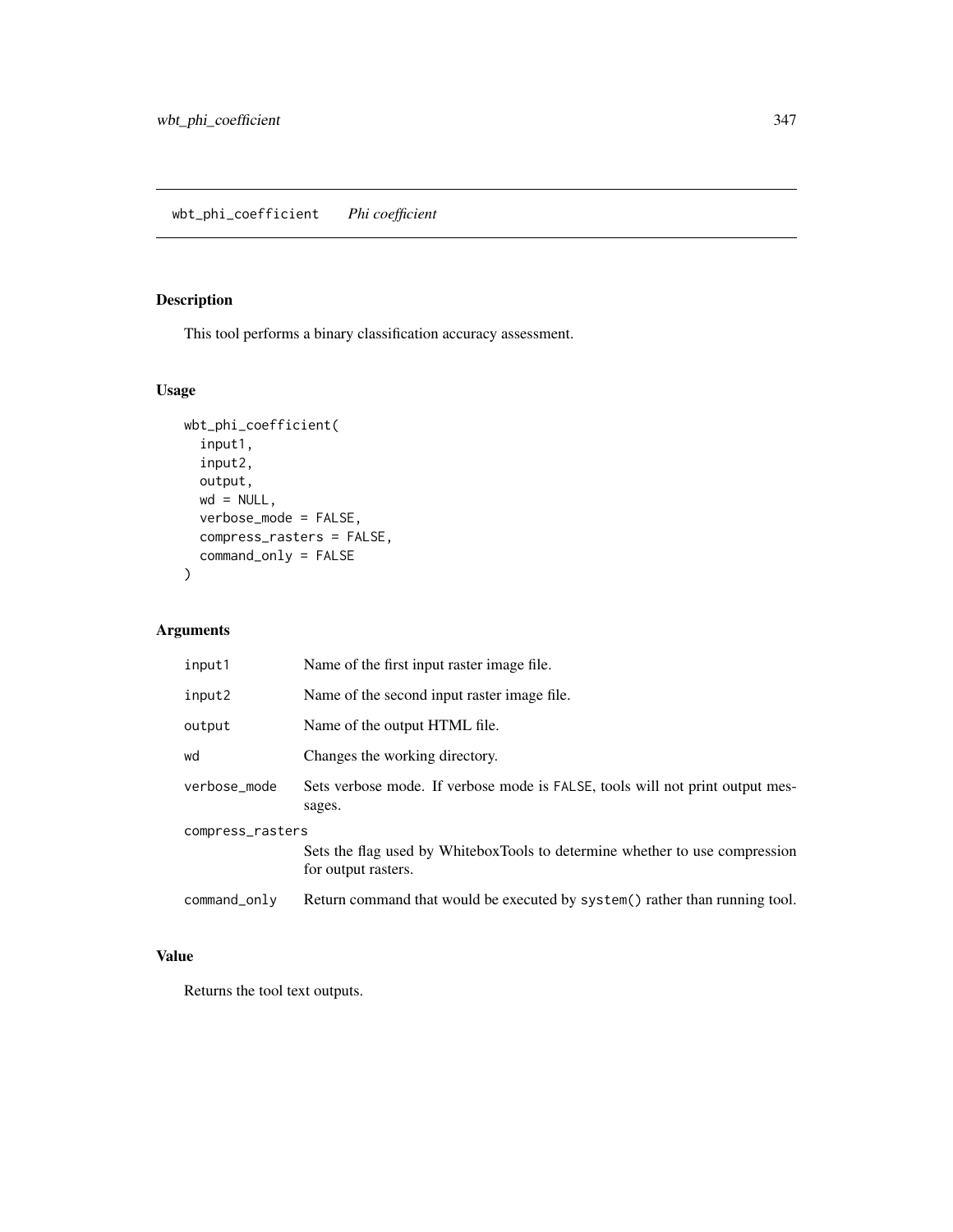# wbt_phi_coefficient *Phi coefficient*

## Description

This tool performs a binary classification accuracy assessment.

## Usage

```
wbt_phi_coefficient(
  input1,
  input2,
  output,
  wd = NULL,
  verbose_mode = FALSE,
  compress_rasters = FALSE,
  command_only = FALSE
)
```

## Arguments

| Argument | Description |
|---|---|
| input1 | Name of the first input raster image file. |
| input2 | Name of the second input raster image file. |
| output | Name of the output HTML file. |
| wd | Changes the working directory. |
| verbose_mode | Sets verbose mode. If verbose mode is FALSE, tools will not print output messages. |
| compress_rasters | Sets the flag used by WhiteboxTools to determine whether to use compression for output rasters. |
| command_only | Return command that would be executed by system() rather than running tool. |

## Value

Returns the tool text outputs.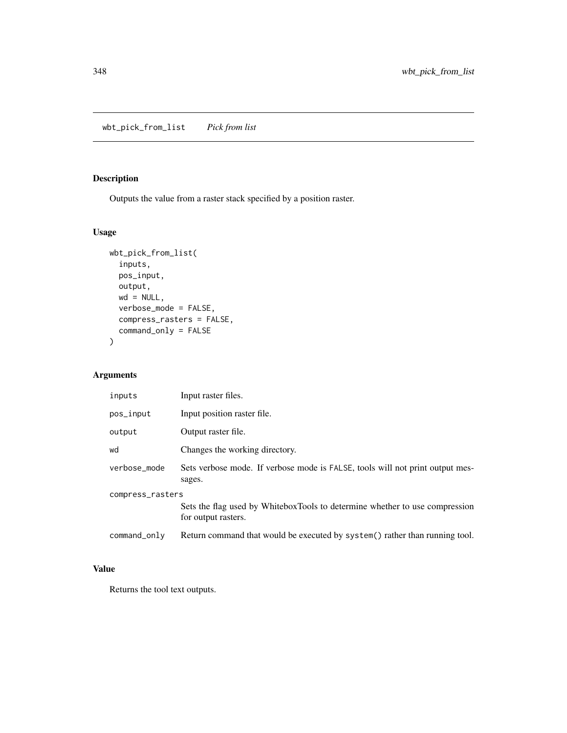## wbt_pick_from_list    *Pick from list*

### Description

Outputs the value from a raster stack specified by a position raster.

### Usage

```
wbt_pick_from_list(
  inputs,
  pos_input,
  output,
  wd = NULL,
  verbose_mode = FALSE,
  compress_rasters = FALSE,
  command_only = FALSE
)
```

### Arguments

| | |
|---|---|
| `inputs` | Input raster files. |
| `pos_input` | Input position raster file. |
| `output` | Output raster file. |
| `wd` | Changes the working directory. |
| `verbose_mode` | Sets verbose mode. If verbose mode is `FALSE`, tools will not print output messages. |
| `compress_rasters` | Sets the flag used by WhiteboxTools to determine whether to use compression for output rasters. |
| `command_only` | Return command that would be executed by `system()` rather than running tool. |

### Value

Returns the tool text outputs.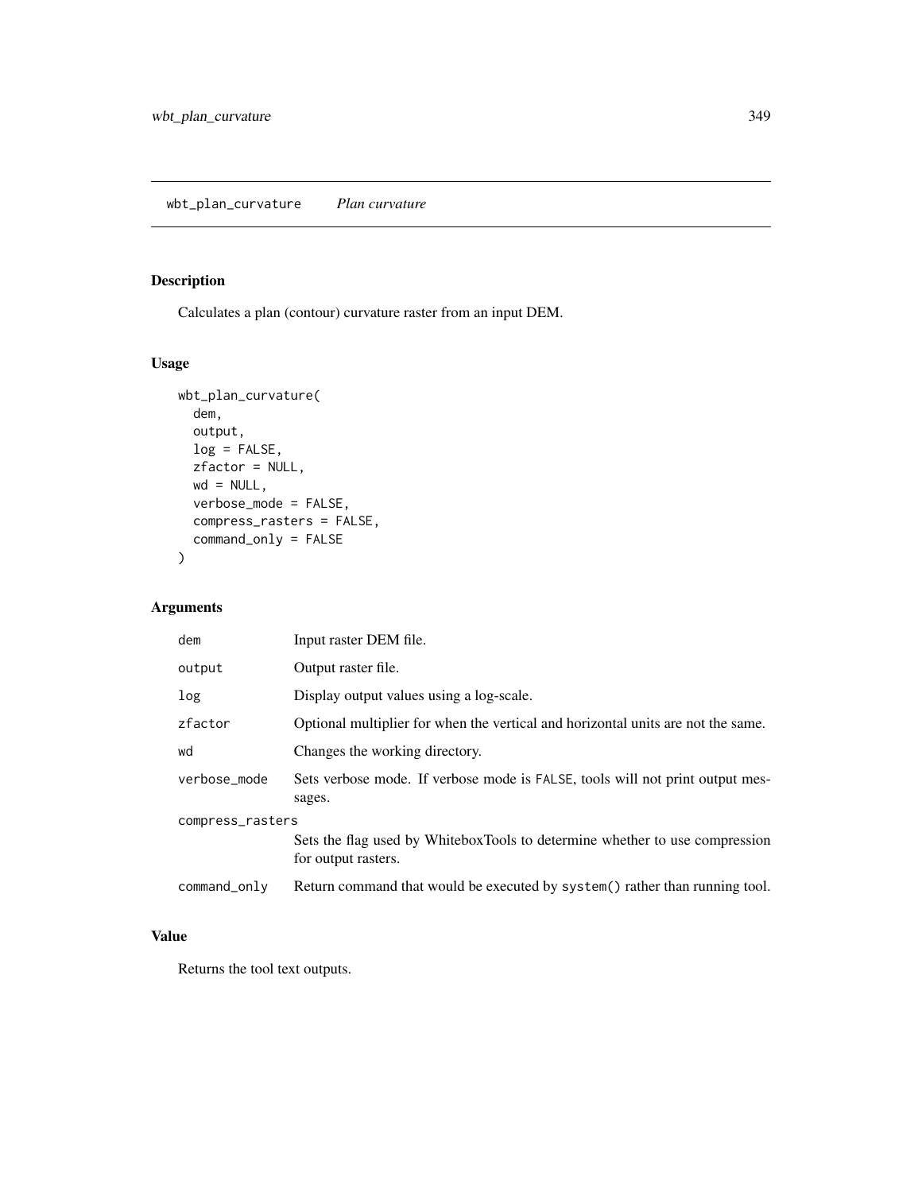## wbt_plan_curvature *Plan curvature*

### Description

Calculates a plan (contour) curvature raster from an input DEM.

### Usage

```
wbt_plan_curvature(
  dem,
  output,
  log = FALSE,
  zfactor = NULL,
  wd = NULL,
  verbose_mode = FALSE,
  compress_rasters = FALSE,
  command_only = FALSE
)
```

### Arguments

| | |
|---|---|
| dem | Input raster DEM file. |
| output | Output raster file. |
| log | Display output values using a log-scale. |
| zfactor | Optional multiplier for when the vertical and horizontal units are not the same. |
| wd | Changes the working directory. |
| verbose_mode | Sets verbose mode. If verbose mode is FALSE, tools will not print output messages. |
| compress_rasters | Sets the flag used by WhiteboxTools to determine whether to use compression for output rasters. |
| command_only | Return command that would be executed by system() rather than running tool. |

### Value

Returns the tool text outputs.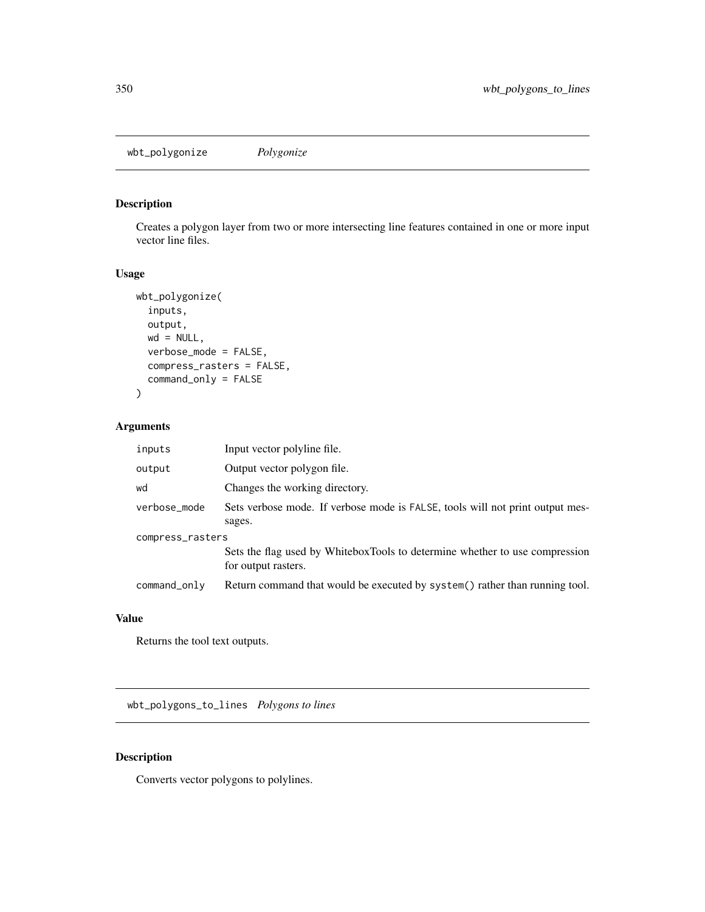## wbt_polygonize *Polygonize*

### Description

Creates a polygon layer from two or more intersecting line features contained in one or more input vector line files.

### Usage

```
wbt_polygonize(
  inputs,
  output,
  wd = NULL,
  verbose_mode = FALSE,
  compress_rasters = FALSE,
  command_only = FALSE
)
```

### Arguments

| | |
|---|---|
| inputs | Input vector polyline file. |
| output | Output vector polygon file. |
| wd | Changes the working directory. |
| verbose_mode | Sets verbose mode. If verbose mode is FALSE, tools will not print output messages. |
| compress_rasters | Sets the flag used by WhiteboxTools to determine whether to use compression for output rasters. |
| command_only | Return command that would be executed by system() rather than running tool. |

### Value

Returns the tool text outputs.

## wbt_polygons_to_lines *Polygons to lines*

### Description

Converts vector polygons to polylines.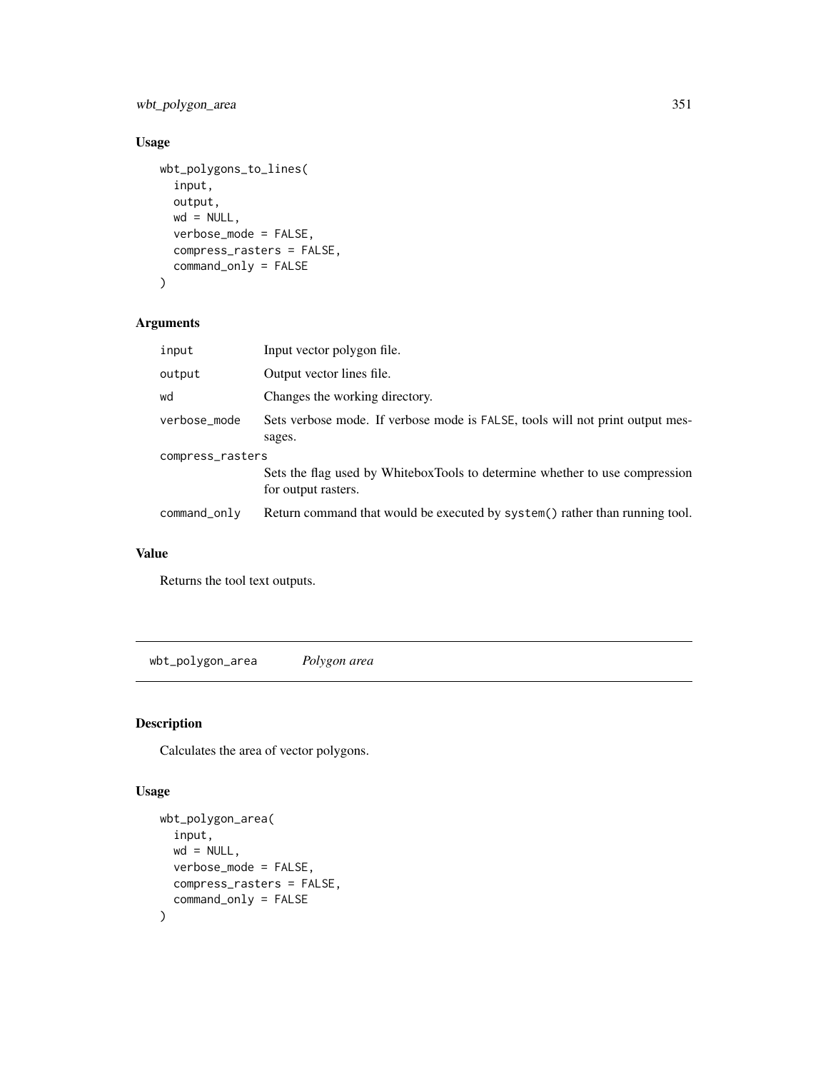## Usage

```
wbt_polygons_to_lines(
  input,
  output,
  wd = NULL,
  verbose_mode = FALSE,
  compress_rasters = FALSE,
  command_only = FALSE
)
```

## Arguments

| | |
|---|---|
| input | Input vector polygon file. |
| output | Output vector lines file. |
| wd | Changes the working directory. |
| verbose_mode | Sets verbose mode. If verbose mode is FALSE, tools will not print output messages. |
| compress_rasters | Sets the flag used by WhiteboxTools to determine whether to use compression for output rasters. |
| command_only | Return command that would be executed by system() rather than running tool. |

## Value

Returns the tool text outputs.

---

# wbt_polygon_area    *Polygon area*

## Description

Calculates the area of vector polygons.

## Usage

```
wbt_polygon_area(
  input,
  wd = NULL,
  verbose_mode = FALSE,
  compress_rasters = FALSE,
  command_only = FALSE
)
```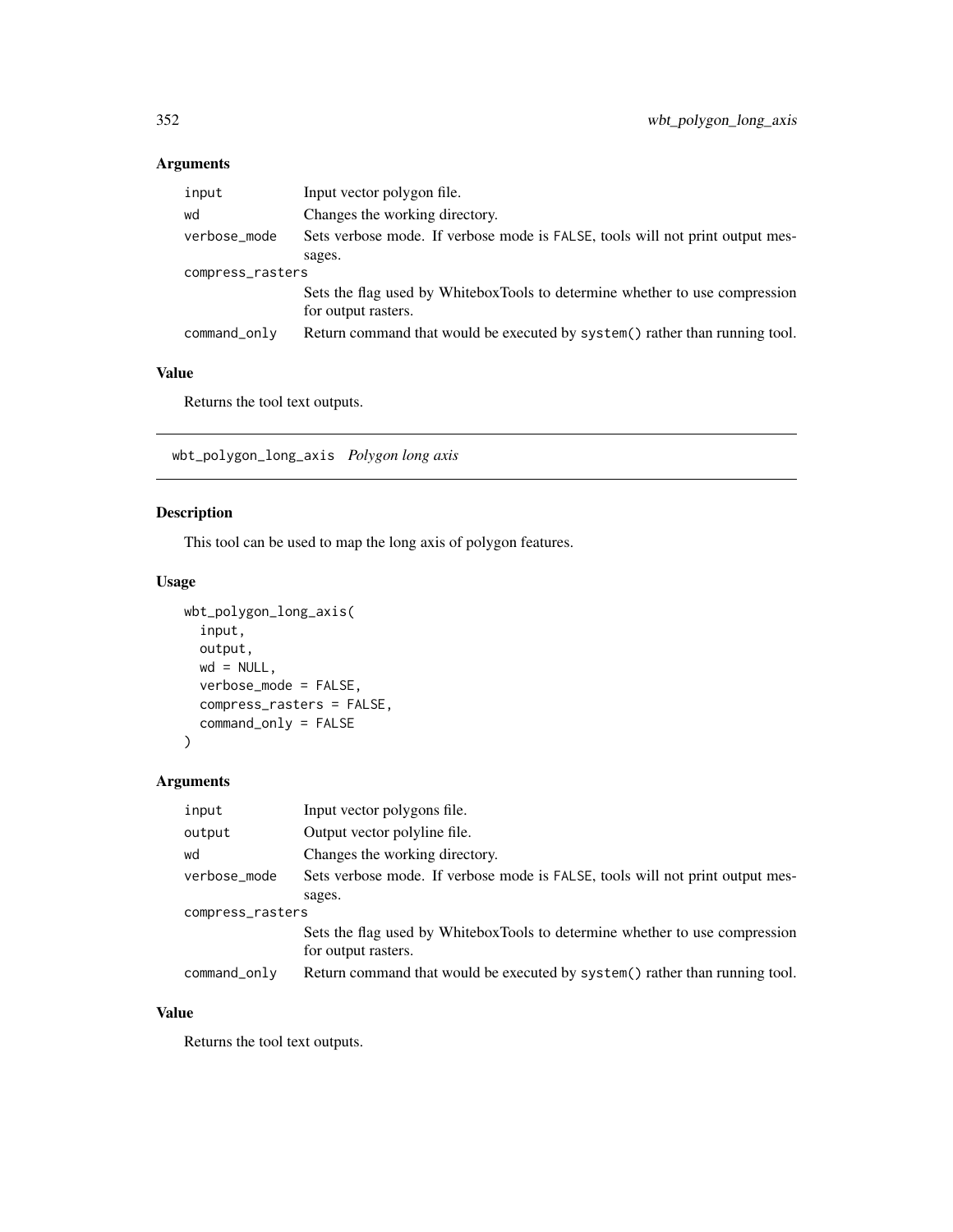## Arguments

| | |
|---|---|
| input | Input vector polygon file. |
| wd | Changes the working directory. |
| verbose_mode | Sets verbose mode. If verbose mode is FALSE, tools will not print output messages. |
| compress_rasters | Sets the flag used by WhiteboxTools to determine whether to use compression for output rasters. |
| command_only | Return command that would be executed by system() rather than running tool. |

## Value

Returns the tool text outputs.

---

# wbt_polygon_long_axis *Polygon long axis*

## Description

This tool can be used to map the long axis of polygon features.

## Usage

```
wbt_polygon_long_axis(
  input,
  output,
  wd = NULL,
  verbose_mode = FALSE,
  compress_rasters = FALSE,
  command_only = FALSE
)
```

## Arguments

| | |
|---|---|
| input | Input vector polygons file. |
| output | Output vector polyline file. |
| wd | Changes the working directory. |
| verbose_mode | Sets verbose mode. If verbose mode is FALSE, tools will not print output messages. |
| compress_rasters | Sets the flag used by WhiteboxTools to determine whether to use compression for output rasters. |
| command_only | Return command that would be executed by system() rather than running tool. |

## Value

Returns the tool text outputs.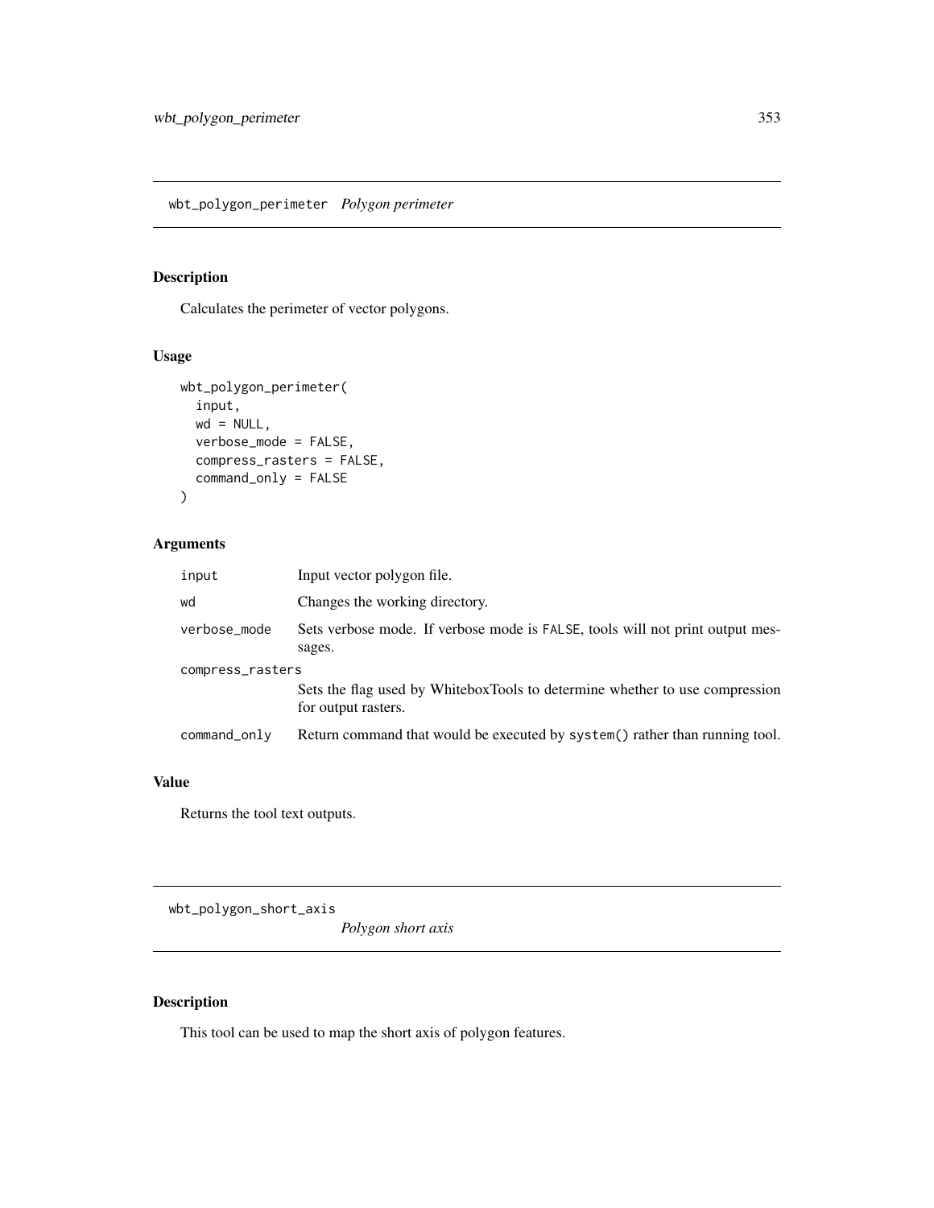## wbt_polygon_perimeter *Polygon perimeter*

### Description

Calculates the perimeter of vector polygons.

### Usage

```
wbt_polygon_perimeter(
  input,
  wd = NULL,
  verbose_mode = FALSE,
  compress_rasters = FALSE,
  command_only = FALSE
)
```

### Arguments

| | |
|---|---|
| `input` | Input vector polygon file. |
| `wd` | Changes the working directory. |
| `verbose_mode` | Sets verbose mode. If verbose mode is `FALSE`, tools will not print output messages. |
| `compress_rasters` | Sets the flag used by WhiteboxTools to determine whether to use compression for output rasters. |
| `command_only` | Return command that would be executed by `system()` rather than running tool. |

### Value

Returns the tool text outputs.

## wbt_polygon_short_axis *Polygon short axis*

### Description

This tool can be used to map the short axis of polygon features.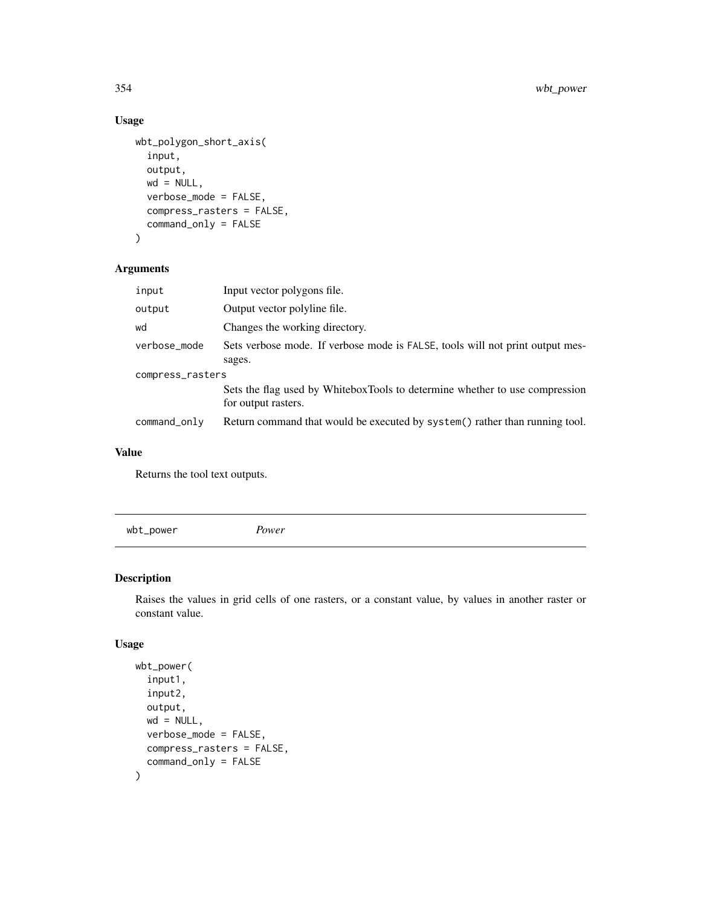## Usage

```
wbt_polygon_short_axis(
  input,
  output,
  wd = NULL,
  verbose_mode = FALSE,
  compress_rasters = FALSE,
  command_only = FALSE
)
```

## Arguments

| Argument | Description |
|---|---|
| input | Input vector polygons file. |
| output | Output vector polyline file. |
| wd | Changes the working directory. |
| verbose_mode | Sets verbose mode. If verbose mode is FALSE, tools will not print output messages. |
| compress_rasters | Sets the flag used by WhiteboxTools to determine whether to use compression for output rasters. |
| command_only | Return command that would be executed by system() rather than running tool. |

## Value

Returns the tool text outputs.

---

# wbt_power *Power*

---

## Description

Raises the values in grid cells of one rasters, or a constant value, by values in another raster or constant value.

## Usage

```
wbt_power(
  input1,
  input2,
  output,
  wd = NULL,
  verbose_mode = FALSE,
  compress_rasters = FALSE,
  command_only = FALSE
)
```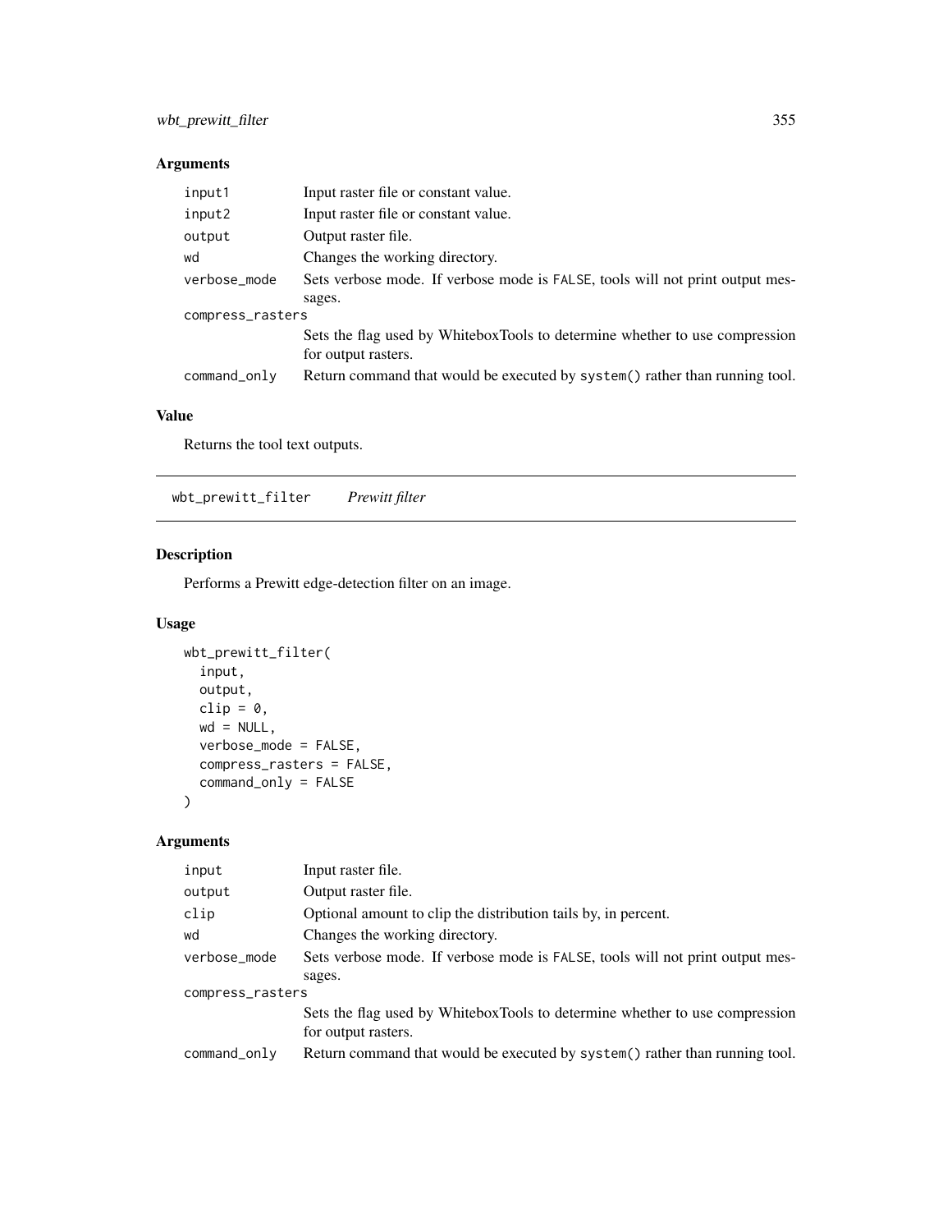## Arguments

| | |
|---|---|
| input1 | Input raster file or constant value. |
| input2 | Input raster file or constant value. |
| output | Output raster file. |
| wd | Changes the working directory. |
| verbose_mode | Sets verbose mode. If verbose mode is FALSE, tools will not print output messages. |
| compress_rasters | Sets the flag used by WhiteboxTools to determine whether to use compression for output rasters. |
| command_only | Return command that would be executed by system() rather than running tool. |

## Value

Returns the tool text outputs.

---

# wbt_prewitt_filter    *Prewitt filter*

---

## Description

Performs a Prewitt edge-detection filter on an image.

## Usage

```
wbt_prewitt_filter(
  input,
  output,
  clip = 0,
  wd = NULL,
  verbose_mode = FALSE,
  compress_rasters = FALSE,
  command_only = FALSE
)
```

## Arguments

| | |
|---|---|
| input | Input raster file. |
| output | Output raster file. |
| clip | Optional amount to clip the distribution tails by, in percent. |
| wd | Changes the working directory. |
| verbose_mode | Sets verbose mode. If verbose mode is FALSE, tools will not print output messages. |
| compress_rasters | Sets the flag used by WhiteboxTools to determine whether to use compression for output rasters. |
| command_only | Return command that would be executed by system() rather than running tool. |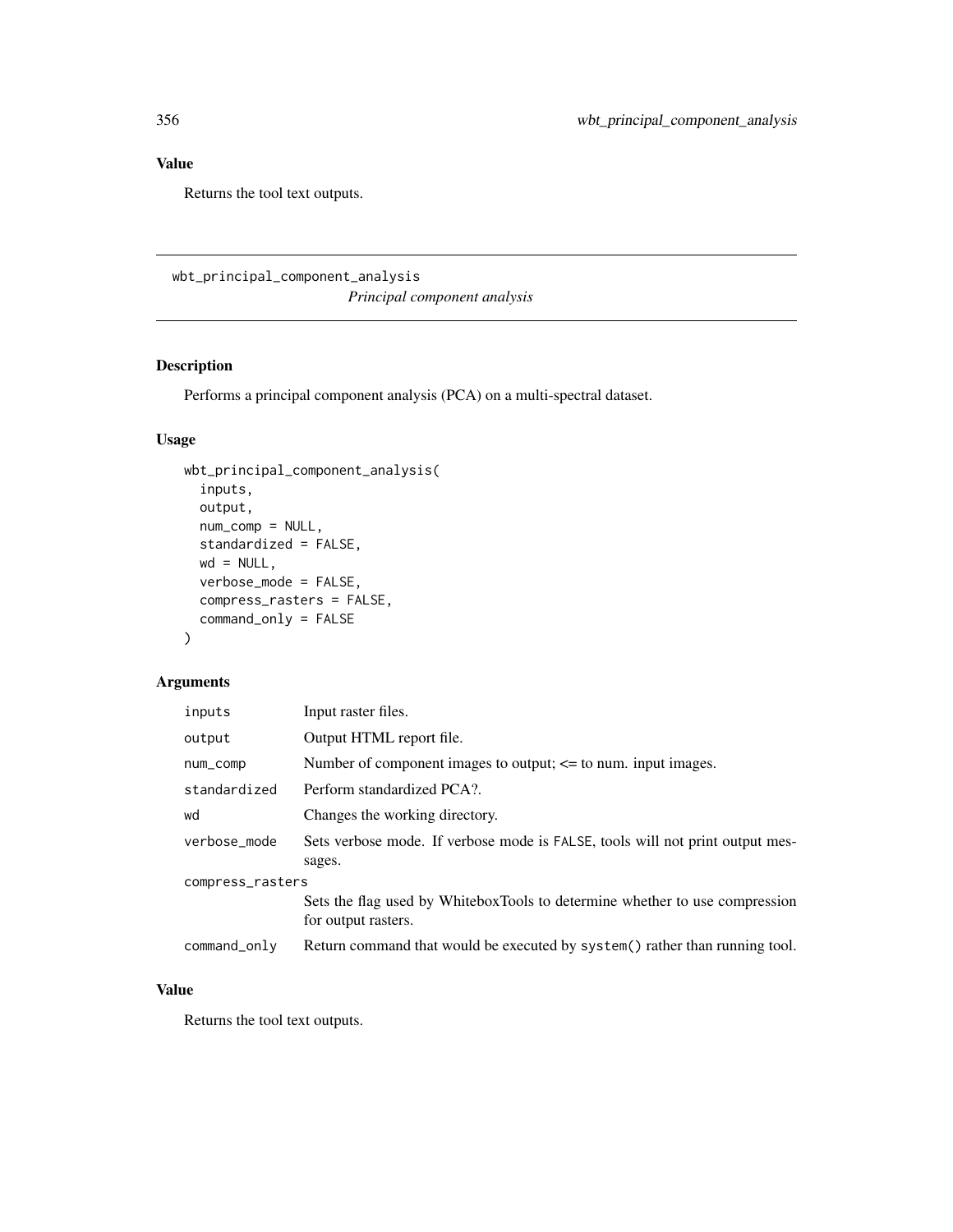## Value

Returns the tool text outputs.

---

# wbt_principal_component_analysis

*Principal component analysis*

## Description

Performs a principal component analysis (PCA) on a multi-spectral dataset.

## Usage

```
wbt_principal_component_analysis(
  inputs,
  output,
  num_comp = NULL,
  standardized = FALSE,
  wd = NULL,
  verbose_mode = FALSE,
  compress_rasters = FALSE,
  command_only = FALSE
)
```

## Arguments

| | |
|---|---|
| `inputs` | Input raster files. |
| `output` | Output HTML report file. |
| `num_comp` | Number of component images to output; <= to num. input images. |
| `standardized` | Perform standardized PCA?. |
| `wd` | Changes the working directory. |
| `verbose_mode` | Sets verbose mode. If verbose mode is `FALSE`, tools will not print output messages. |
| `compress_rasters` | Sets the flag used by WhiteboxTools to determine whether to use compression for output rasters. |
| `command_only` | Return command that would be executed by `system()` rather than running tool. |

## Value

Returns the tool text outputs.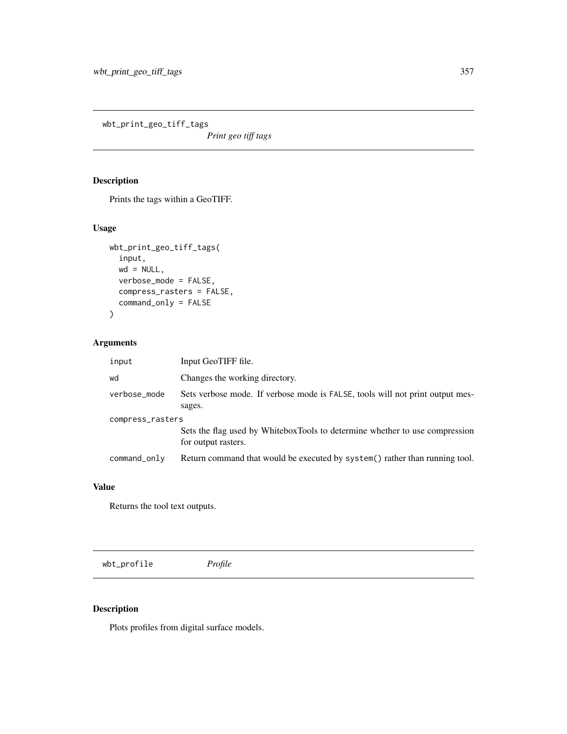## wbt_print_geo_tiff_tags — *Print geo tiff tags*

### Description

Prints the tags within a GeoTIFF.

### Usage

```
wbt_print_geo_tiff_tags(
  input,
  wd = NULL,
  verbose_mode = FALSE,
  compress_rasters = FALSE,
  command_only = FALSE
)
```

### Arguments

| Argument | Description |
| --- | --- |
| input | Input GeoTIFF file. |
| wd | Changes the working directory. |
| verbose_mode | Sets verbose mode. If verbose mode is FALSE, tools will not print output messages. |
| compress_rasters | Sets the flag used by WhiteboxTools to determine whether to use compression for output rasters. |
| command_only | Return command that would be executed by system() rather than running tool. |

### Value

Returns the tool text outputs.

## wbt_profile — *Profile*

### Description

Plots profiles from digital surface models.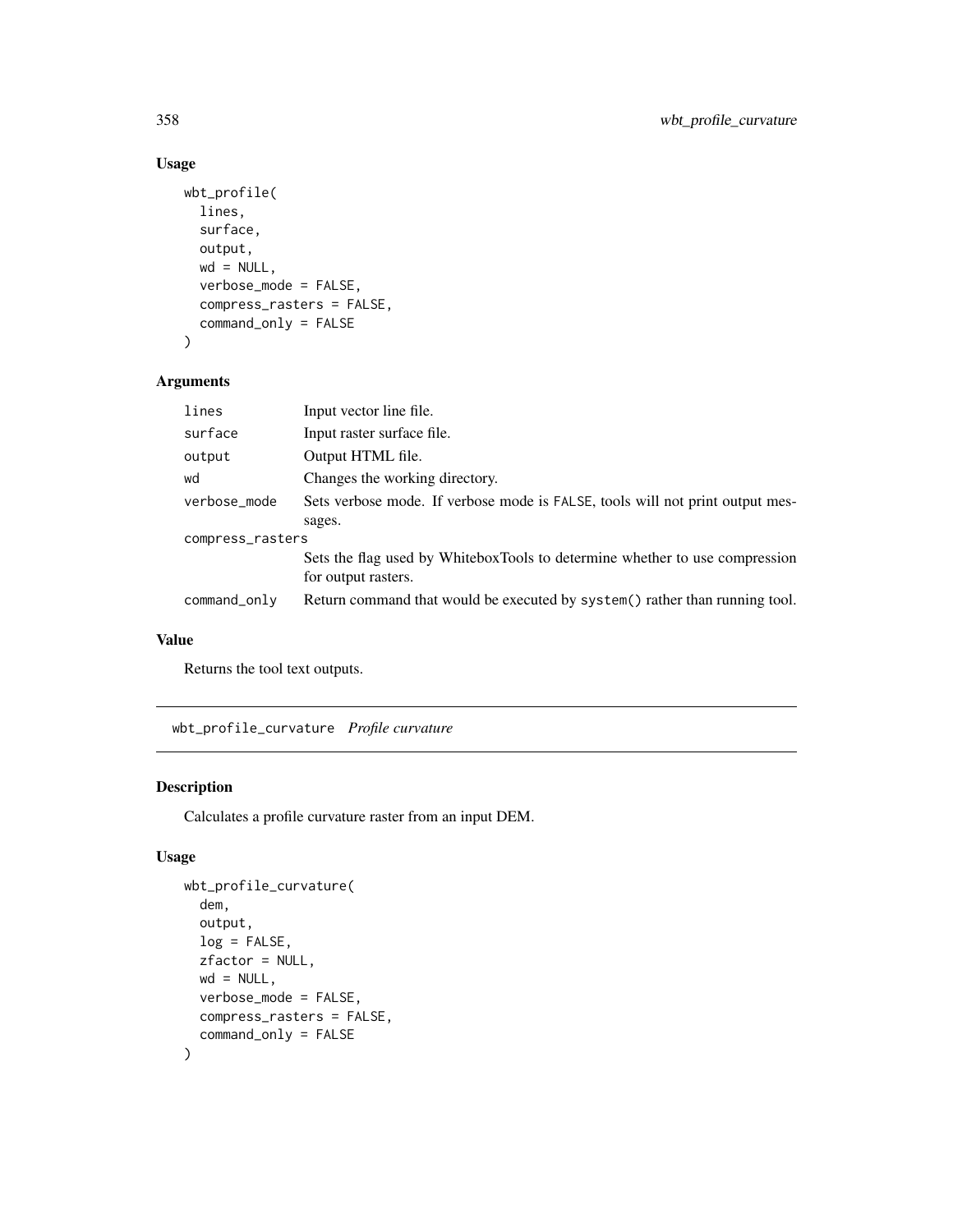### Usage

```
wbt_profile(
  lines,
  surface,
  output,
  wd = NULL,
  verbose_mode = FALSE,
  compress_rasters = FALSE,
  command_only = FALSE
)
```

### Arguments

| | |
|---|---|
| lines | Input vector line file. |
| surface | Input raster surface file. |
| output | Output HTML file. |
| wd | Changes the working directory. |
| verbose_mode | Sets verbose mode. If verbose mode is FALSE, tools will not print output messages. |
| compress_rasters | Sets the flag used by WhiteboxTools to determine whether to use compression for output rasters. |
| command_only | Return command that would be executed by system() rather than running tool. |

### Value

Returns the tool text outputs.

---

## wbt_profile_curvature *Profile curvature*

### Description

Calculates a profile curvature raster from an input DEM.

### Usage

```
wbt_profile_curvature(
  dem,
  output,
  log = FALSE,
  zfactor = NULL,
  wd = NULL,
  verbose_mode = FALSE,
  compress_rasters = FALSE,
  command_only = FALSE
)
```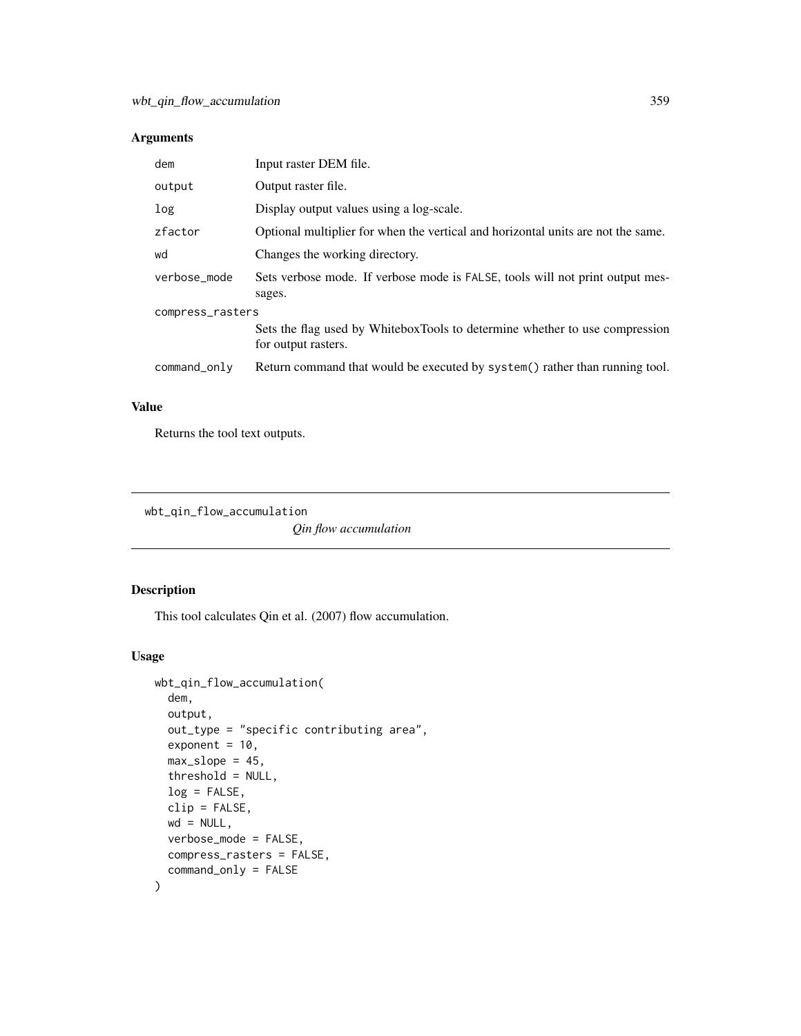## Arguments

| | |
|---|---|
| dem | Input raster DEM file. |
| output | Output raster file. |
| log | Display output values using a log-scale. |
| zfactor | Optional multiplier for when the vertical and horizontal units are not the same. |
| wd | Changes the working directory. |
| verbose_mode | Sets verbose mode. If verbose mode is FALSE, tools will not print output messages. |
| compress_rasters | Sets the flag used by WhiteboxTools to determine whether to use compression for output rasters. |
| command_only | Return command that would be executed by system() rather than running tool. |

## Value

Returns the tool text outputs.

---

# wbt_qin_flow_accumulation

*Qin flow accumulation*

## Description

This tool calculates Qin et al. (2007) flow accumulation.

## Usage

```
wbt_qin_flow_accumulation(
  dem,
  output,
  out_type = "specific contributing area",
  exponent = 10,
  max_slope = 45,
  threshold = NULL,
  log = FALSE,
  clip = FALSE,
  wd = NULL,
  verbose_mode = FALSE,
  compress_rasters = FALSE,
  command_only = FALSE
)
```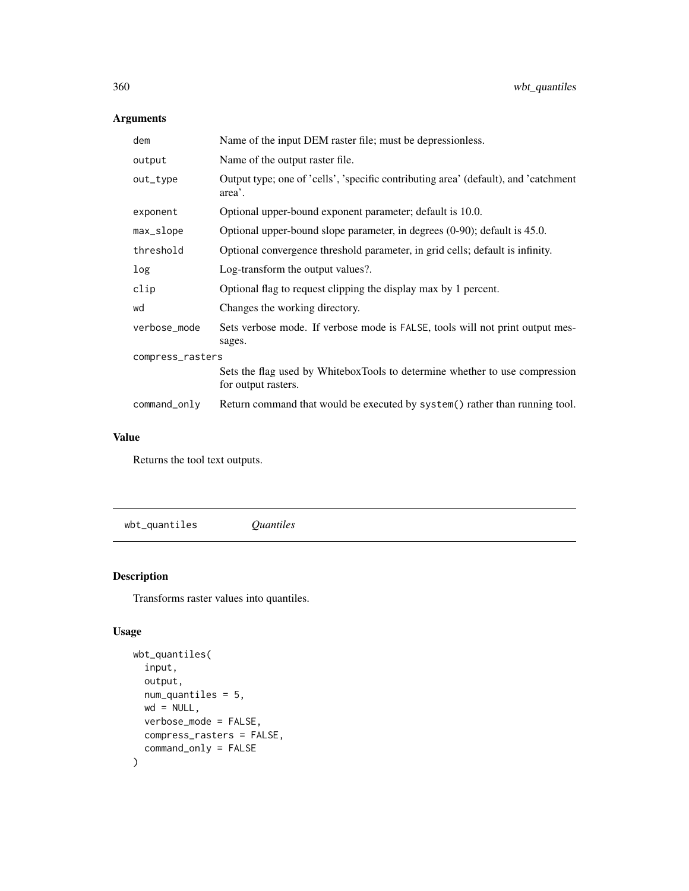## Arguments

| | |
|---|---|
| dem | Name of the input DEM raster file; must be depressionless. |
| output | Name of the output raster file. |
| out_type | Output type; one of 'cells', 'specific contributing area' (default), and 'catchment area'. |
| exponent | Optional upper-bound exponent parameter; default is 10.0. |
| max_slope | Optional upper-bound slope parameter, in degrees (0-90); default is 45.0. |
| threshold | Optional convergence threshold parameter, in grid cells; default is infinity. |
| log | Log-transform the output values?. |
| clip | Optional flag to request clipping the display max by 1 percent. |
| wd | Changes the working directory. |
| verbose_mode | Sets verbose mode. If verbose mode is FALSE, tools will not print output messages. |
| compress_rasters | Sets the flag used by WhiteboxTools to determine whether to use compression for output rasters. |
| command_only | Return command that would be executed by system() rather than running tool. |

## Value

Returns the tool text outputs.

---

# wbt_quantiles *Quantiles*

## Description

Transforms raster values into quantiles.

## Usage

```
wbt_quantiles(
  input,
  output,
  num_quantiles = 5,
  wd = NULL,
  verbose_mode = FALSE,
  compress_rasters = FALSE,
  command_only = FALSE
)
```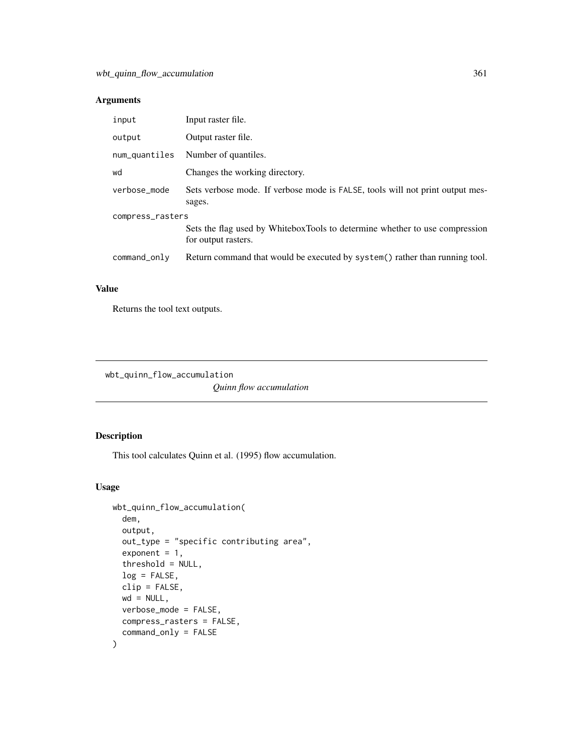## Arguments

| | |
|---|---|
| input | Input raster file. |
| output | Output raster file. |
| num_quantiles | Number of quantiles. |
| wd | Changes the working directory. |
| verbose_mode | Sets verbose mode. If verbose mode is FALSE, tools will not print output messages. |
| compress_rasters | Sets the flag used by WhiteboxTools to determine whether to use compression for output rasters. |
| command_only | Return command that would be executed by system() rather than running tool. |

## Value

Returns the tool text outputs.

---

wbt_quinn_flow_accumulation

*Quinn flow accumulation*

---

## Description

This tool calculates Quinn et al. (1995) flow accumulation.

## Usage

```
wbt_quinn_flow_accumulation(
  dem,
  output,
  out_type = "specific contributing area",
  exponent = 1,
  threshold = NULL,
  log = FALSE,
  clip = FALSE,
  wd = NULL,
  verbose_mode = FALSE,
  compress_rasters = FALSE,
  command_only = FALSE
)
```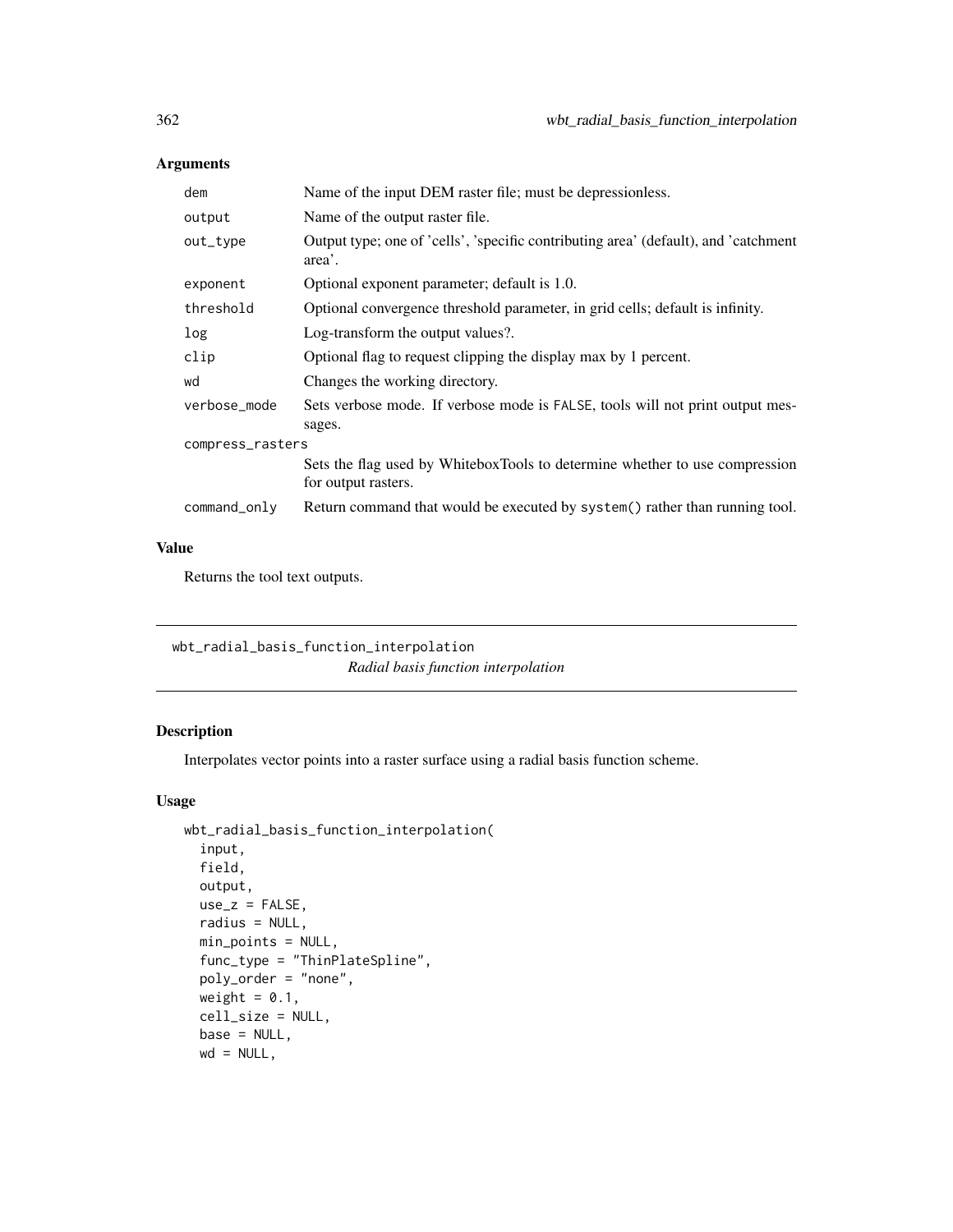## Arguments

| | |
|---|---|
| dem | Name of the input DEM raster file; must be depressionless. |
| output | Name of the output raster file. |
| out_type | Output type; one of 'cells', 'specific contributing area' (default), and 'catchment area'. |
| exponent | Optional exponent parameter; default is 1.0. |
| threshold | Optional convergence threshold parameter, in grid cells; default is infinity. |
| log | Log-transform the output values?. |
| clip | Optional flag to request clipping the display max by 1 percent. |
| wd | Changes the working directory. |
| verbose_mode | Sets verbose mode. If verbose mode is FALSE, tools will not print output messages. |
| compress_rasters | Sets the flag used by WhiteboxTools to determine whether to use compression for output rasters. |
| command_only | Return command that would be executed by system() rather than running tool. |

## Value

Returns the tool text outputs.

---

# wbt_radial_basis_function_interpolation

*Radial basis function interpolation*

## Description

Interpolates vector points into a raster surface using a radial basis function scheme.

## Usage

```
wbt_radial_basis_function_interpolation(
  input,
  field,
  output,
  use_z = FALSE,
  radius = NULL,
  min_points = NULL,
  func_type = "ThinPlateSpline",
  poly_order = "none",
  weight = 0.1,
  cell_size = NULL,
  base = NULL,
  wd = NULL,
```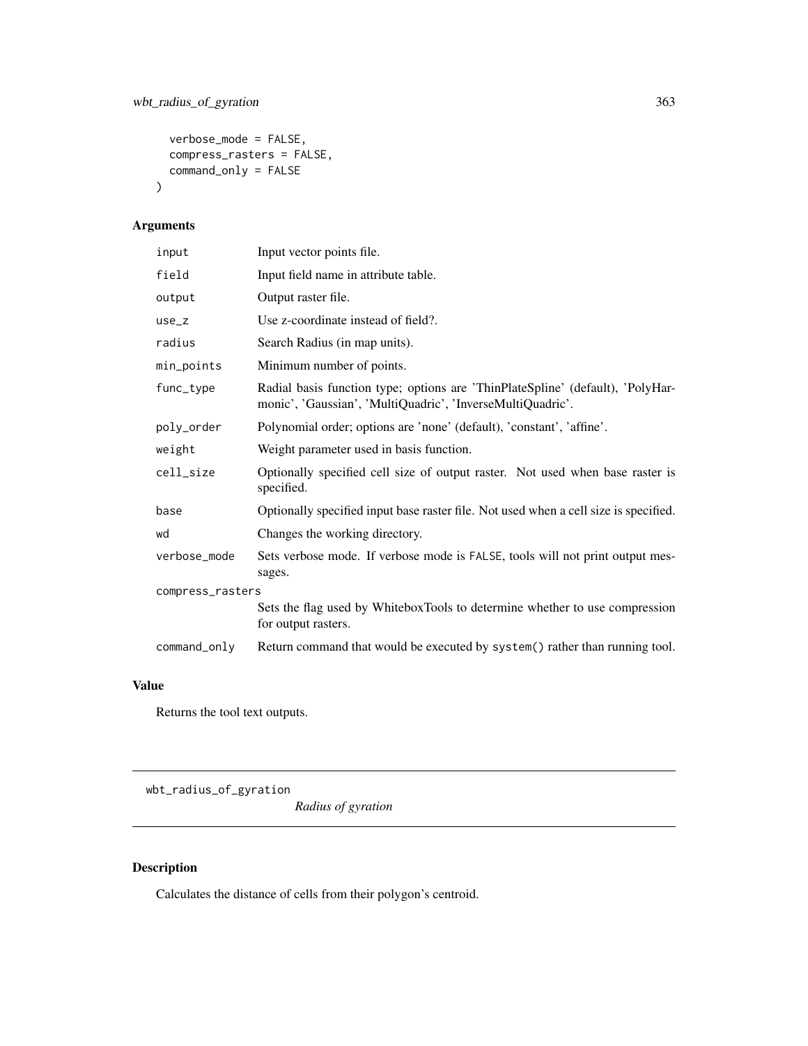```
  verbose_mode = FALSE,
  compress_rasters = FALSE,
  command_only = FALSE
)
```

## Arguments

| | |
|---|---|
| input | Input vector points file. |
| field | Input field name in attribute table. |
| output | Output raster file. |
| use_z | Use z-coordinate instead of field?. |
| radius | Search Radius (in map units). |
| min_points | Minimum number of points. |
| func_type | Radial basis function type; options are 'ThinPlateSpline' (default), 'PolyHarmonic', 'Gaussian', 'MultiQuadric', 'InverseMultiQuadric'. |
| poly_order | Polynomial order; options are 'none' (default), 'constant', 'affine'. |
| weight | Weight parameter used in basis function. |
| cell_size | Optionally specified cell size of output raster. Not used when base raster is specified. |
| base | Optionally specified input base raster file. Not used when a cell size is specified. |
| wd | Changes the working directory. |
| verbose_mode | Sets verbose mode. If verbose mode is FALSE, tools will not print output messages. |
| compress_rasters | Sets the flag used by WhiteboxTools to determine whether to use compression for output rasters. |
| command_only | Return command that would be executed by system() rather than running tool. |

## Value

Returns the tool text outputs.

---

wbt_radius_of_gyration *Radius of gyration*

---

## Description

Calculates the distance of cells from their polygon's centroid.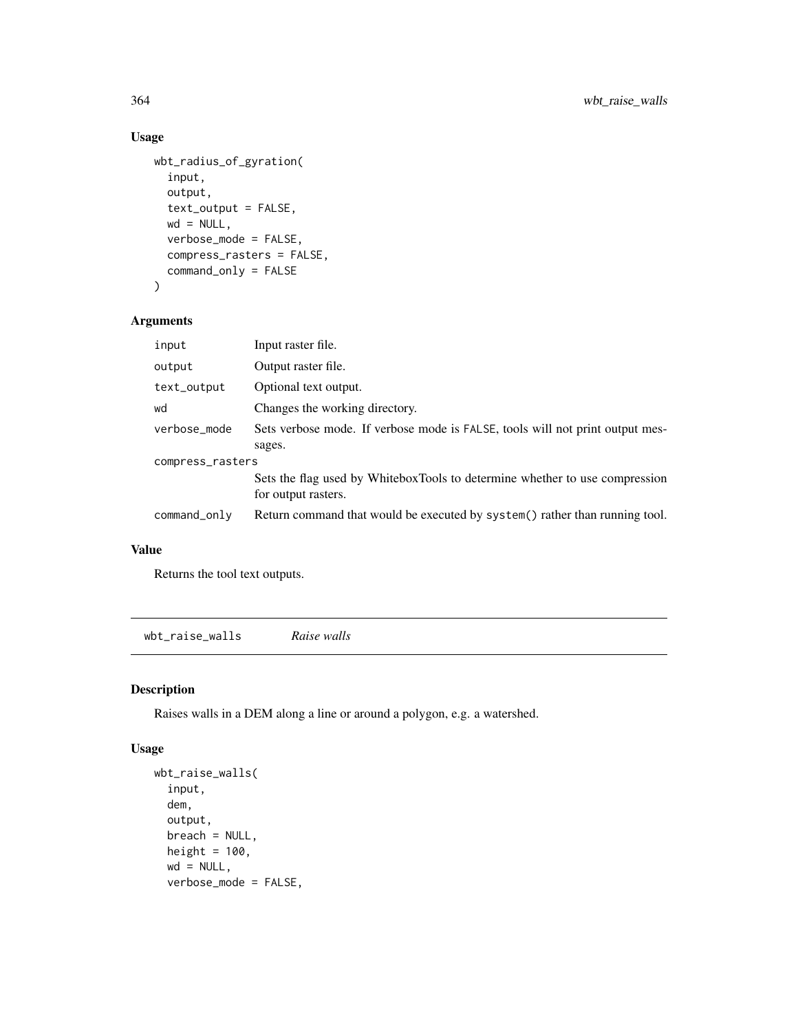## Usage

```
wbt_radius_of_gyration(
  input,
  output,
  text_output = FALSE,
  wd = NULL,
  verbose_mode = FALSE,
  compress_rasters = FALSE,
  command_only = FALSE
)
```

## Arguments

| | |
|---|---|
| input | Input raster file. |
| output | Output raster file. |
| text_output | Optional text output. |
| wd | Changes the working directory. |
| verbose_mode | Sets verbose mode. If verbose mode is FALSE, tools will not print output messages. |
| compress_rasters | Sets the flag used by WhiteboxTools to determine whether to use compression for output rasters. |
| command_only | Return command that would be executed by system() rather than running tool. |

## Value

Returns the tool text outputs.

---

# wbt_raise_walls *Raise walls*

## Description

Raises walls in a DEM along a line or around a polygon, e.g. a watershed.

## Usage

```
wbt_raise_walls(
  input,
  dem,
  output,
  breach = NULL,
  height = 100,
  wd = NULL,
  verbose_mode = FALSE,
```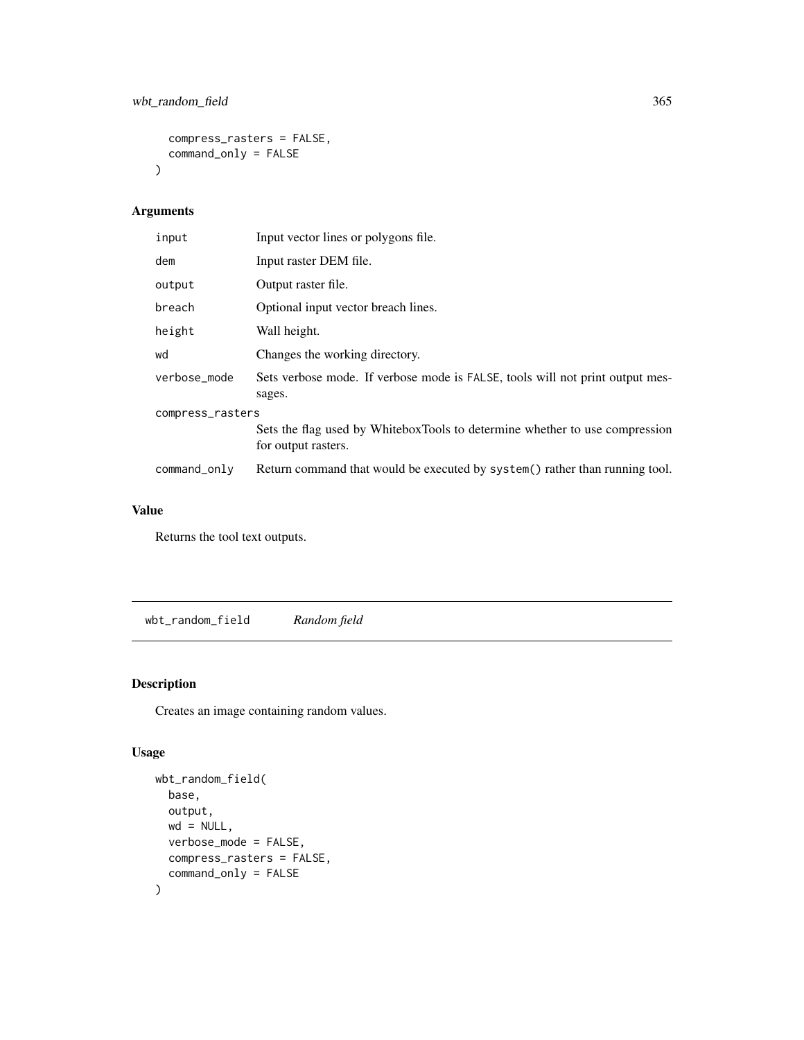```
  compress_rasters = FALSE,
  command_only = FALSE
)
```

## Arguments

| | |
|---|---|
| input | Input vector lines or polygons file. |
| dem | Input raster DEM file. |
| output | Output raster file. |
| breach | Optional input vector breach lines. |
| height | Wall height. |
| wd | Changes the working directory. |
| verbose_mode | Sets verbose mode. If verbose mode is FALSE, tools will not print output messages. |
| compress_rasters | Sets the flag used by WhiteboxTools to determine whether to use compression for output rasters. |
| command_only | Return command that would be executed by system() rather than running tool. |

## Value

Returns the tool text outputs.

---

# wbt_random_field — *Random field*

## Description

Creates an image containing random values.

## Usage

```
wbt_random_field(
  base,
  output,
  wd = NULL,
  verbose_mode = FALSE,
  compress_rasters = FALSE,
  command_only = FALSE
)
```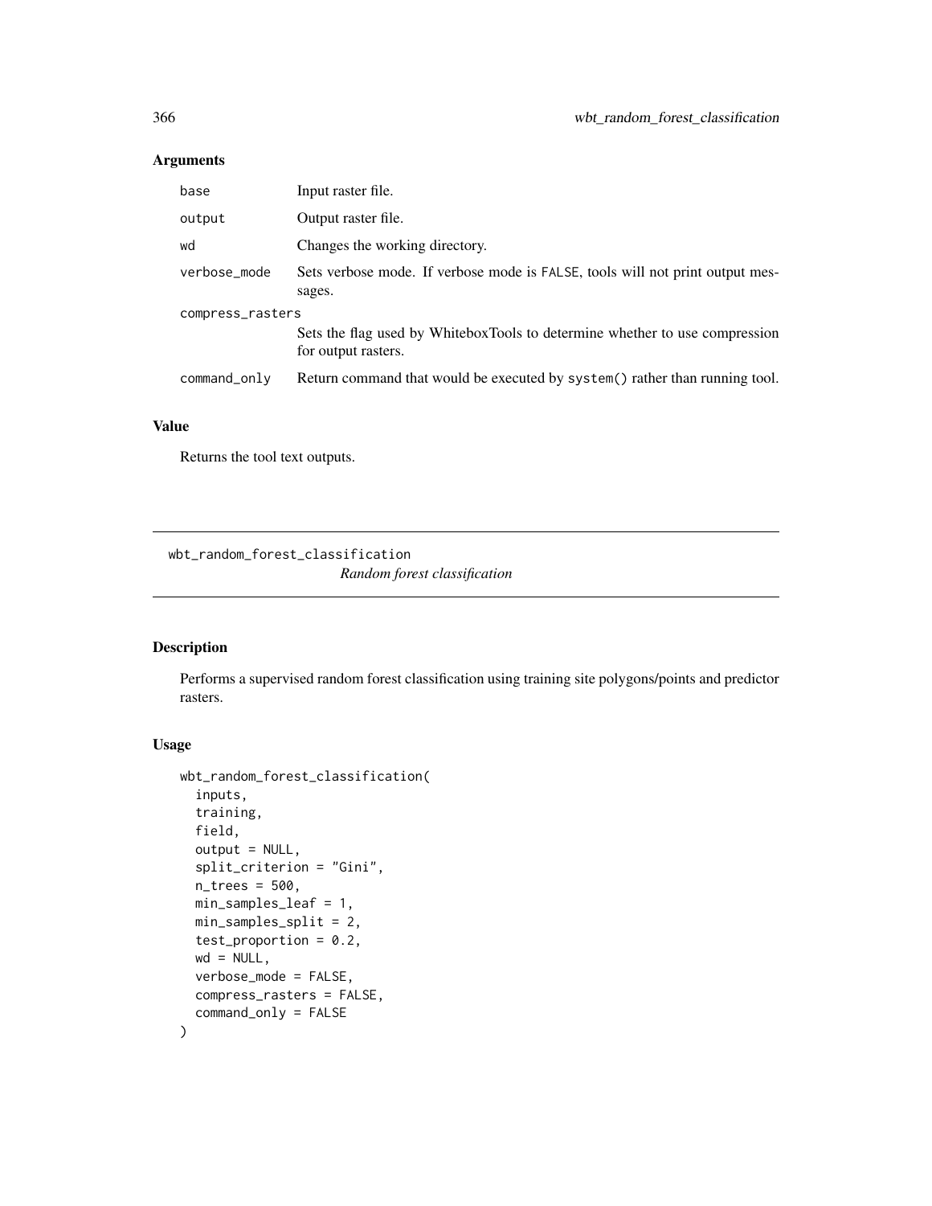## Arguments

| | |
|---|---|
| base | Input raster file. |
| output | Output raster file. |
| wd | Changes the working directory. |
| verbose_mode | Sets verbose mode. If verbose mode is FALSE, tools will not print output messages. |
| compress_rasters | Sets the flag used by WhiteboxTools to determine whether to use compression for output rasters. |
| command_only | Return command that would be executed by system() rather than running tool. |

## Value

Returns the tool text outputs.

---

# wbt_random_forest_classification

*Random forest classification*

---

## Description

Performs a supervised random forest classification using training site polygons/points and predictor rasters.

## Usage

```
wbt_random_forest_classification(
  inputs,
  training,
  field,
  output = NULL,
  split_criterion = "Gini",
  n_trees = 500,
  min_samples_leaf = 1,
  min_samples_split = 2,
  test_proportion = 0.2,
  wd = NULL,
  verbose_mode = FALSE,
  compress_rasters = FALSE,
  command_only = FALSE
)
```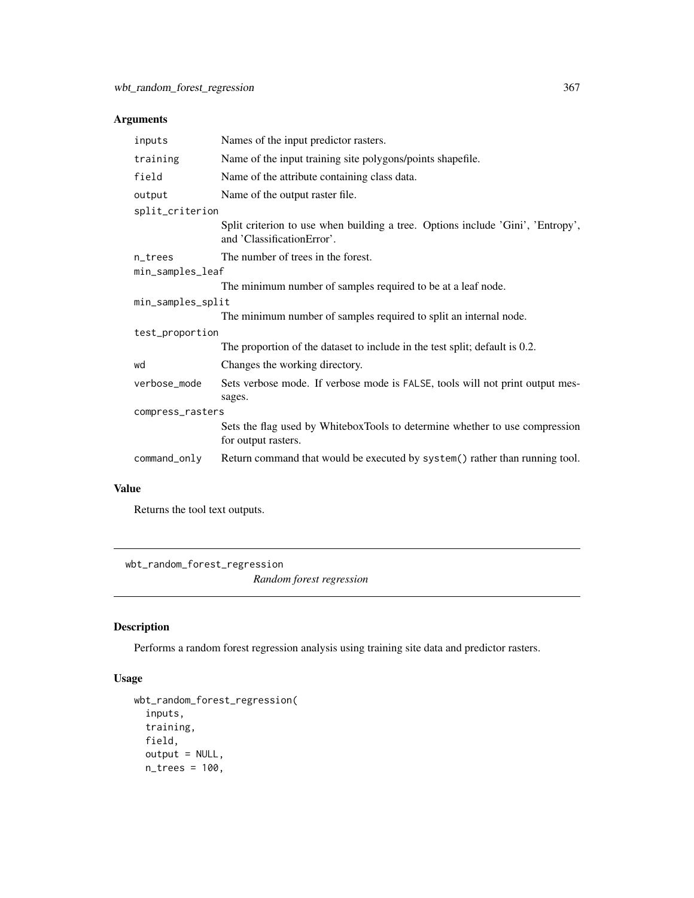## Arguments

| | |
|---|---|
| inputs | Names of the input predictor rasters. |
| training | Name of the input training site polygons/points shapefile. |
| field | Name of the attribute containing class data. |
| output | Name of the output raster file. |
| split_criterion | Split criterion to use when building a tree. Options include 'Gini', 'Entropy', and 'ClassificationError'. |
| n_trees | The number of trees in the forest. |
| min_samples_leaf | The minimum number of samples required to be at a leaf node. |
| min_samples_split | The minimum number of samples required to split an internal node. |
| test_proportion | The proportion of the dataset to include in the test split; default is 0.2. |
| wd | Changes the working directory. |
| verbose_mode | Sets verbose mode. If verbose mode is FALSE, tools will not print output messages. |
| compress_rasters | Sets the flag used by WhiteboxTools to determine whether to use compression for output rasters. |
| command_only | Return command that would be executed by system() rather than running tool. |

## Value

Returns the tool text outputs.

---

# wbt_random_forest_regression

*Random forest regression*

---

## Description

Performs a random forest regression analysis using training site data and predictor rasters.

## Usage

```
wbt_random_forest_regression(
  inputs,
  training,
  field,
  output = NULL,
  n_trees = 100,
```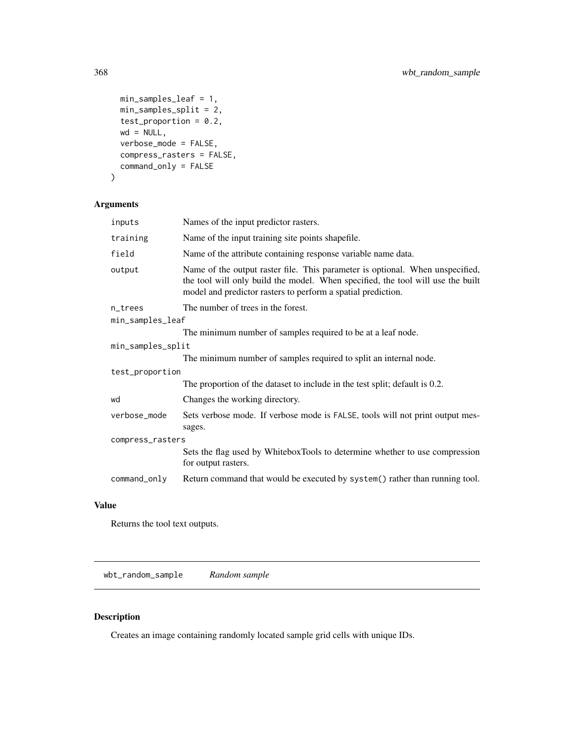```
  min_samples_leaf = 1,
  min_samples_split = 2,
  test_proportion = 0.2,
  wd = NULL,
  verbose_mode = FALSE,
  compress_rasters = FALSE,
  command_only = FALSE
)
```

## Arguments

| | |
|---|---|
| inputs | Names of the input predictor rasters. |
| training | Name of the input training site points shapefile. |
| field | Name of the attribute containing response variable name data. |
| output | Name of the output raster file. This parameter is optional. When unspecified, the tool will only build the model. When specified, the tool will use the built model and predictor rasters to perform a spatial prediction. |
| n_trees | The number of trees in the forest. |
| min_samples_leaf | The minimum number of samples required to be at a leaf node. |
| min_samples_split | The minimum number of samples required to split an internal node. |
| test_proportion | The proportion of the dataset to include in the test split; default is 0.2. |
| wd | Changes the working directory. |
| verbose_mode | Sets verbose mode. If verbose mode is FALSE, tools will not print output messages. |
| compress_rasters | Sets the flag used by WhiteboxTools to determine whether to use compression for output rasters. |
| command_only | Return command that would be executed by system() rather than running tool. |

## Value

Returns the tool text outputs.

---

# wbt_random_sample *Random sample*

## Description

Creates an image containing randomly located sample grid cells with unique IDs.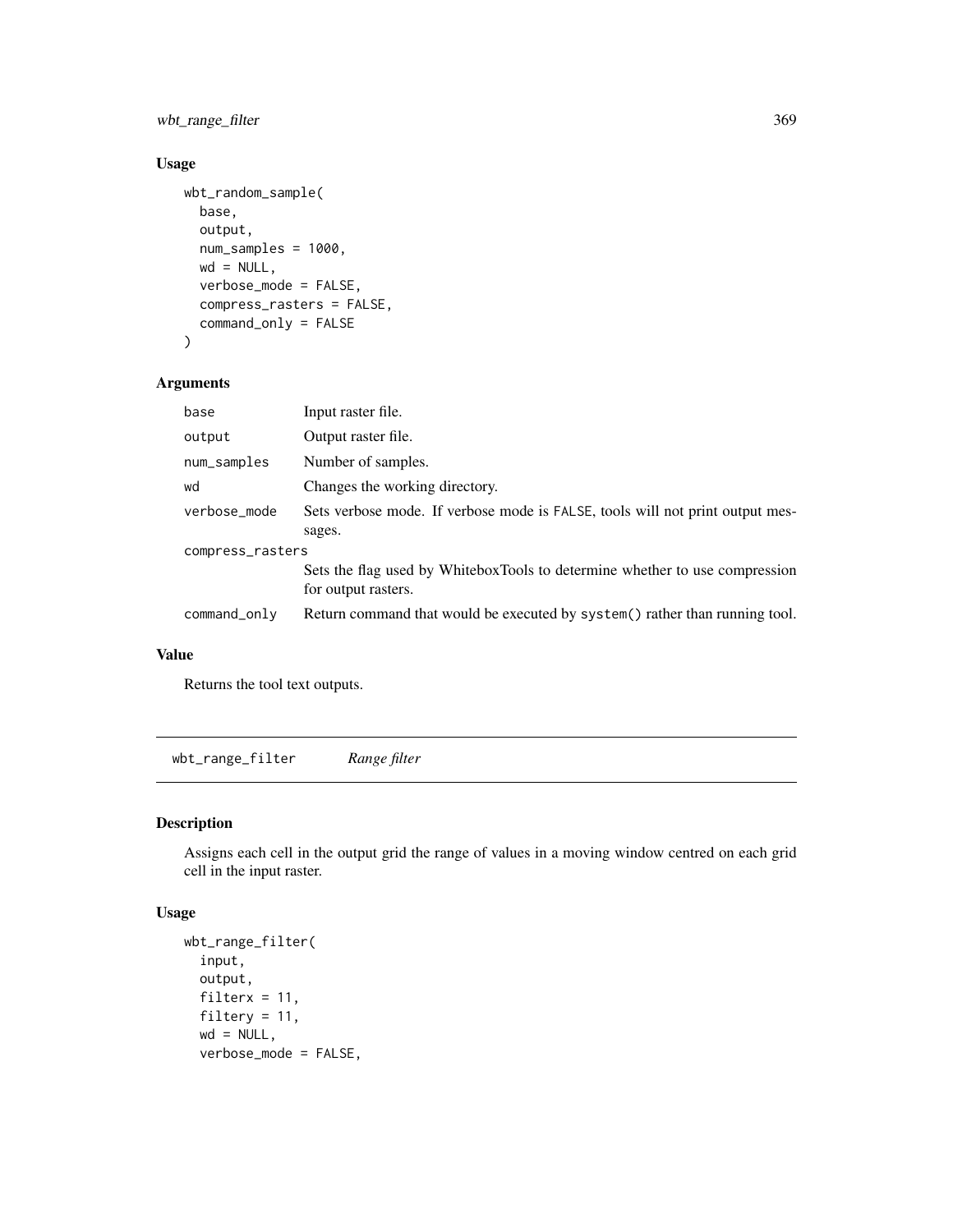## Usage

```
wbt_random_sample(
  base,
  output,
  num_samples = 1000,
  wd = NULL,
  verbose_mode = FALSE,
  compress_rasters = FALSE,
  command_only = FALSE
)
```

## Arguments

| | |
|---|---|
| base | Input raster file. |
| output | Output raster file. |
| num_samples | Number of samples. |
| wd | Changes the working directory. |
| verbose_mode | Sets verbose mode. If verbose mode is FALSE, tools will not print output messages. |
| compress_rasters | Sets the flag used by WhiteboxTools to determine whether to use compression for output rasters. |
| command_only | Return command that would be executed by system() rather than running tool. |

## Value

Returns the tool text outputs.

---

# wbt_range_filter *Range filter*

## Description

Assigns each cell in the output grid the range of values in a moving window centred on each grid cell in the input raster.

## Usage

```
wbt_range_filter(
  input,
  output,
  filterx = 11,
  filtery = 11,
  wd = NULL,
  verbose_mode = FALSE,
```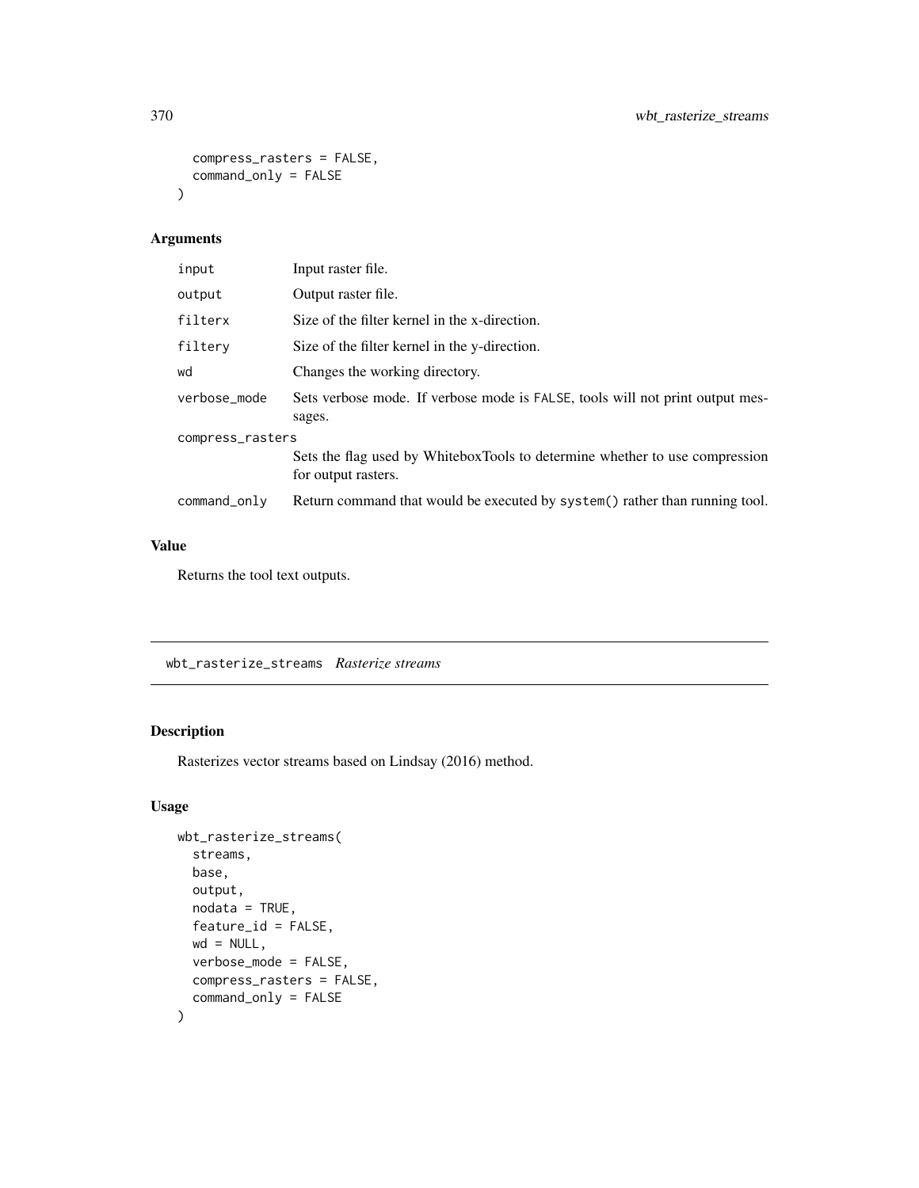```
  compress_rasters = FALSE,
  command_only = FALSE
)
```

## Arguments

| | |
|---|---|
| input | Input raster file. |
| output | Output raster file. |
| filterx | Size of the filter kernel in the x-direction. |
| filtery | Size of the filter kernel in the y-direction. |
| wd | Changes the working directory. |
| verbose_mode | Sets verbose mode. If verbose mode is FALSE, tools will not print output messages. |
| compress_rasters | Sets the flag used by WhiteboxTools to determine whether to use compression for output rasters. |
| command_only | Return command that would be executed by system() rather than running tool. |

## Value

Returns the tool text outputs.

---

# wbt_rasterize_streams *Rasterize streams*

## Description

Rasterizes vector streams based on Lindsay (2016) method.

## Usage

```
wbt_rasterize_streams(
  streams,
  base,
  output,
  nodata = TRUE,
  feature_id = FALSE,
  wd = NULL,
  verbose_mode = FALSE,
  compress_rasters = FALSE,
  command_only = FALSE
)
```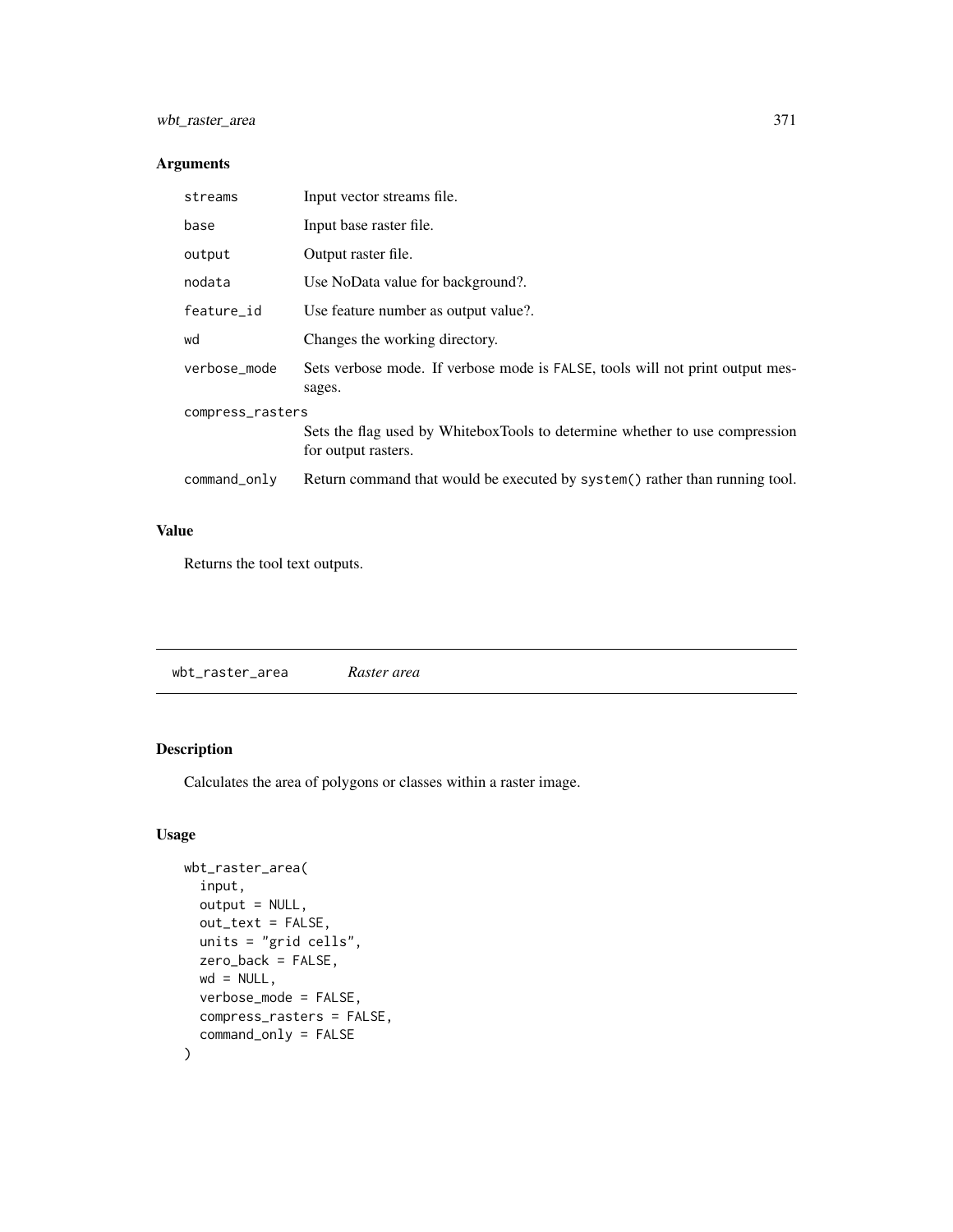## Arguments

| | |
|---|---|
| streams | Input vector streams file. |
| base | Input base raster file. |
| output | Output raster file. |
| nodata | Use NoData value for background?. |
| feature_id | Use feature number as output value?. |
| wd | Changes the working directory. |
| verbose_mode | Sets verbose mode. If verbose mode is FALSE, tools will not print output messages. |
| compress_rasters | Sets the flag used by WhiteboxTools to determine whether to use compression for output rasters. |
| command_only | Return command that would be executed by system() rather than running tool. |

## Value

Returns the tool text outputs.

---

# wbt_raster_area *Raster area*

## Description

Calculates the area of polygons or classes within a raster image.

## Usage

```
wbt_raster_area(
  input,
  output = NULL,
  out_text = FALSE,
  units = "grid cells",
  zero_back = FALSE,
  wd = NULL,
  verbose_mode = FALSE,
  compress_rasters = FALSE,
  command_only = FALSE
)
```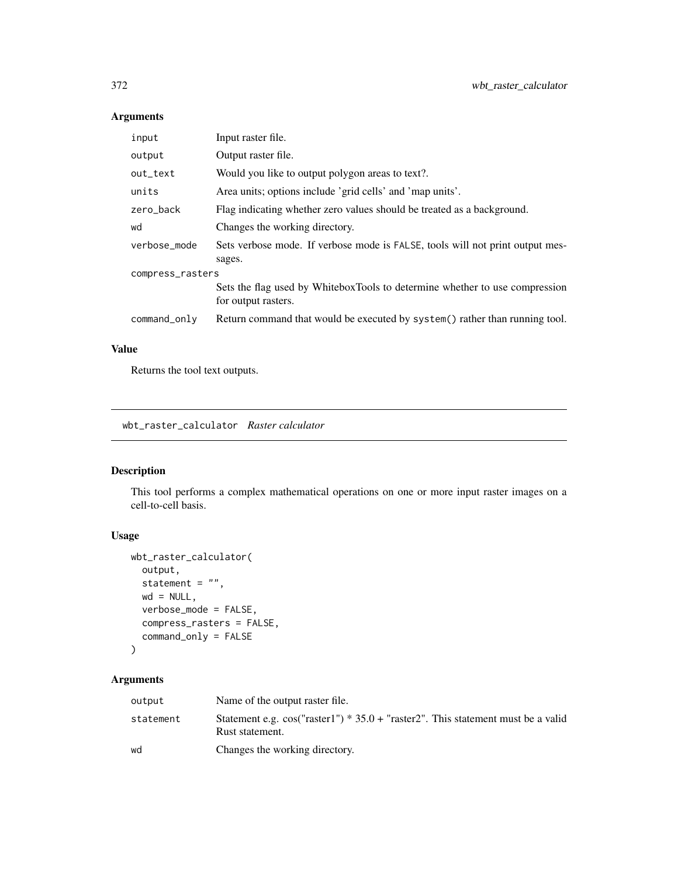## Arguments

| | |
|---|---|
| input | Input raster file. |
| output | Output raster file. |
| out_text | Would you like to output polygon areas to text?. |
| units | Area units; options include 'grid cells' and 'map units'. |
| zero_back | Flag indicating whether zero values should be treated as a background. |
| wd | Changes the working directory. |
| verbose_mode | Sets verbose mode. If verbose mode is FALSE, tools will not print output messages. |
| compress_rasters | Sets the flag used by WhiteboxTools to determine whether to use compression for output rasters. |
| command_only | Return command that would be executed by system() rather than running tool. |

## Value

Returns the tool text outputs.

---

# wbt_raster_calculator *Raster calculator*

## Description

This tool performs a complex mathematical operations on one or more input raster images on a cell-to-cell basis.

## Usage

```
wbt_raster_calculator(
  output,
  statement = "",
  wd = NULL,
  verbose_mode = FALSE,
  compress_rasters = FALSE,
  command_only = FALSE
)
```

## Arguments

| | |
|---|---|
| output | Name of the output raster file. |
| statement | Statement e.g. cos("raster1") * 35.0 + "raster2". This statement must be a valid Rust statement. |
| wd | Changes the working directory. |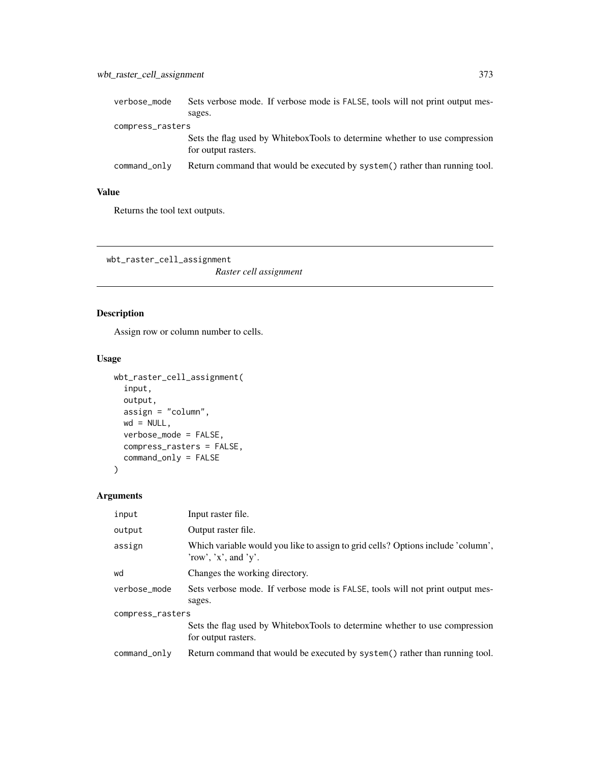| | |
|---|---|
| verbose_mode | Sets verbose mode. If verbose mode is FALSE, tools will not print output messages. |
| compress_rasters | Sets the flag used by WhiteboxTools to determine whether to use compression for output rasters. |
| command_only | Return command that would be executed by system() rather than running tool. |

## Value

Returns the tool text outputs.

---

# wbt_raster_cell_assignment

*Raster cell assignment*

## Description

Assign row or column number to cells.

## Usage

```
wbt_raster_cell_assignment(
  input,
  output,
  assign = "column",
  wd = NULL,
  verbose_mode = FALSE,
  compress_rasters = FALSE,
  command_only = FALSE
)
```

## Arguments

| | |
|---|---|
| input | Input raster file. |
| output | Output raster file. |
| assign | Which variable would you like to assign to grid cells? Options include 'column', 'row', 'x', and 'y'. |
| wd | Changes the working directory. |
| verbose_mode | Sets verbose mode. If verbose mode is FALSE, tools will not print output messages. |
| compress_rasters | Sets the flag used by WhiteboxTools to determine whether to use compression for output rasters. |
| command_only | Return command that would be executed by system() rather than running tool. |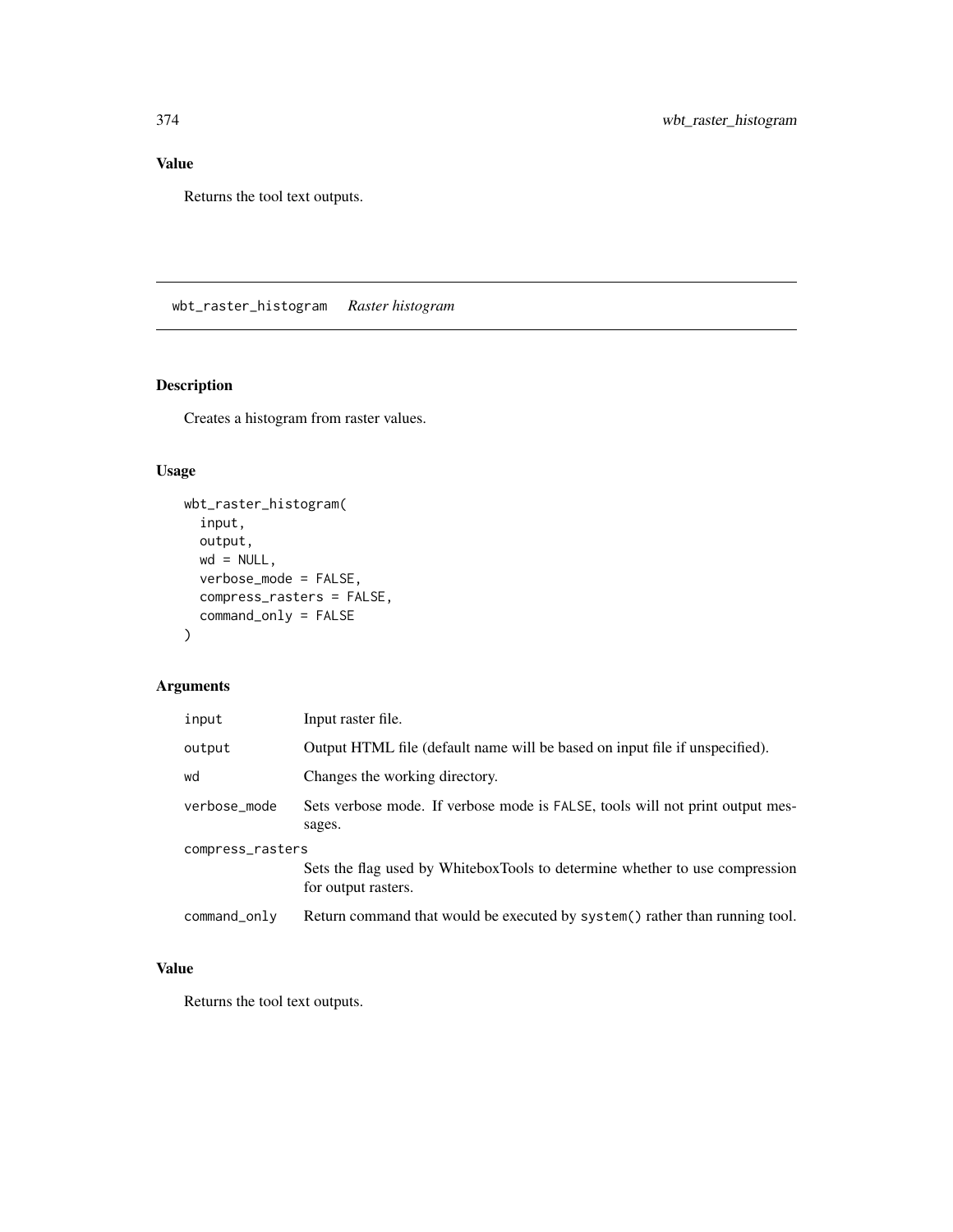## Value

Returns the tool text outputs.

---

## wbt_raster_histogram    *Raster histogram*

---

### Description

Creates a histogram from raster values.

### Usage

```
wbt_raster_histogram(
  input,
  output,
  wd = NULL,
  verbose_mode = FALSE,
  compress_rasters = FALSE,
  command_only = FALSE
)
```

### Arguments

| | |
|---|---|
| input | Input raster file. |
| output | Output HTML file (default name will be based on input file if unspecified). |
| wd | Changes the working directory. |
| verbose_mode | Sets verbose mode. If verbose mode is FALSE, tools will not print output messages. |
| compress_rasters | Sets the flag used by WhiteboxTools to determine whether to use compression for output rasters. |
| command_only | Return command that would be executed by system() rather than running tool. |

### Value

Returns the tool text outputs.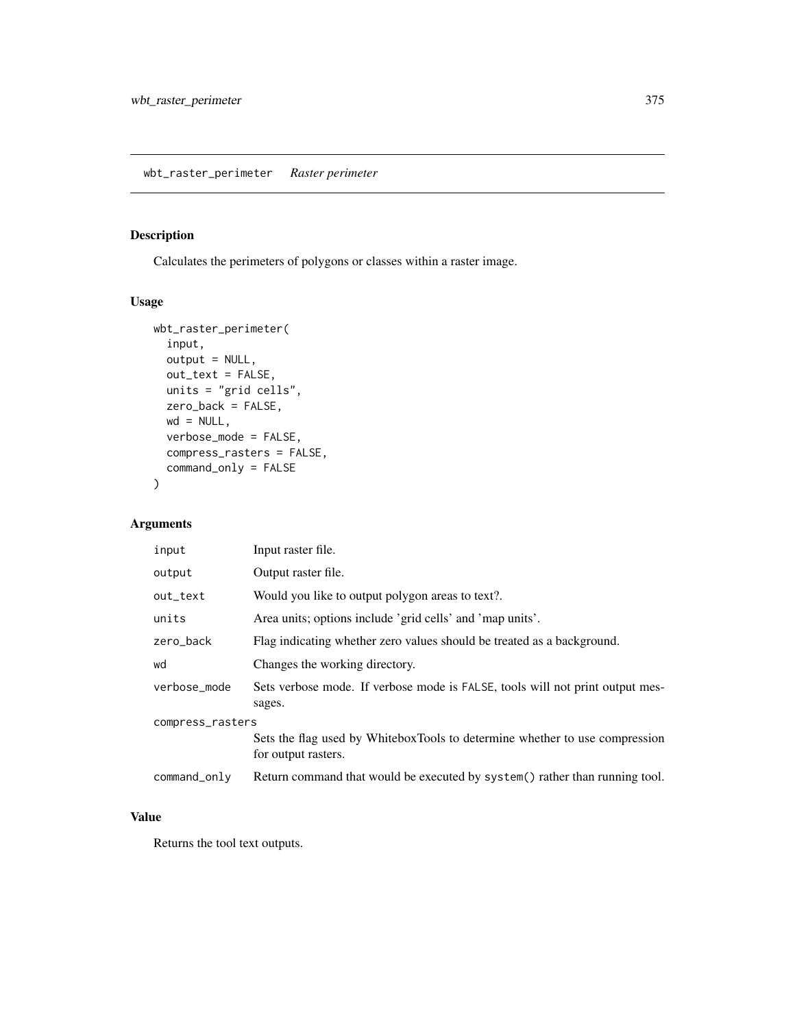## wbt_raster_perimeter *Raster perimeter*

### Description

Calculates the perimeters of polygons or classes within a raster image.

### Usage

```
wbt_raster_perimeter(
  input,
  output = NULL,
  out_text = FALSE,
  units = "grid cells",
  zero_back = FALSE,
  wd = NULL,
  verbose_mode = FALSE,
  compress_rasters = FALSE,
  command_only = FALSE
)
```

### Arguments

| | |
|---|---|
| input | Input raster file. |
| output | Output raster file. |
| out_text | Would you like to output polygon areas to text?. |
| units | Area units; options include 'grid cells' and 'map units'. |
| zero_back | Flag indicating whether zero values should be treated as a background. |
| wd | Changes the working directory. |
| verbose_mode | Sets verbose mode. If verbose mode is FALSE, tools will not print output messages. |
| compress_rasters | Sets the flag used by WhiteboxTools to determine whether to use compression for output rasters. |
| command_only | Return command that would be executed by system() rather than running tool. |

### Value

Returns the tool text outputs.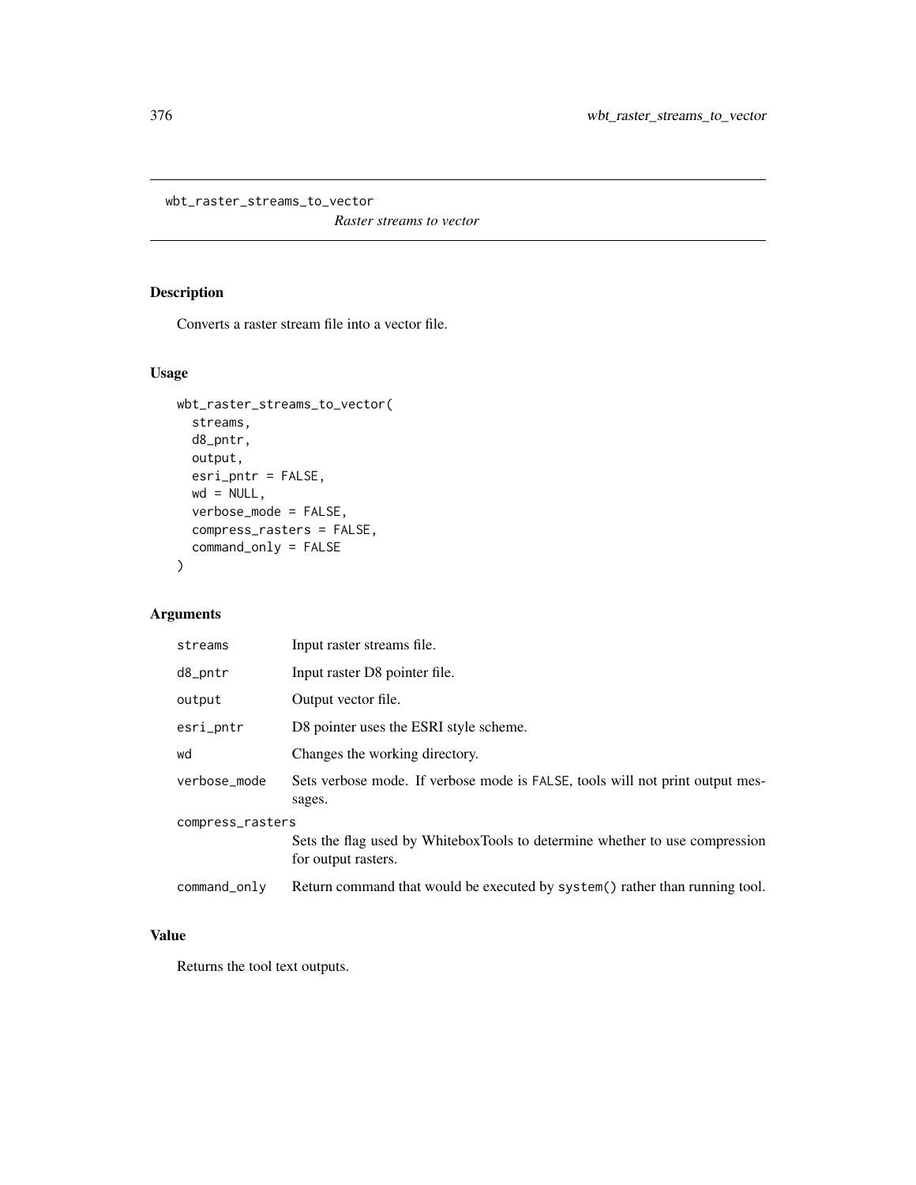## wbt_raster_streams_to_vector

*Raster streams to vector*

### Description

Converts a raster stream file into a vector file.

### Usage

```
wbt_raster_streams_to_vector(
  streams,
  d8_pntr,
  output,
  esri_pntr = FALSE,
  wd = NULL,
  verbose_mode = FALSE,
  compress_rasters = FALSE,
  command_only = FALSE
)
```

### Arguments

| | |
|---|---|
| streams | Input raster streams file. |
| d8_pntr | Input raster D8 pointer file. |
| output | Output vector file. |
| esri_pntr | D8 pointer uses the ESRI style scheme. |
| wd | Changes the working directory. |
| verbose_mode | Sets verbose mode. If verbose mode is FALSE, tools will not print output messages. |
| compress_rasters | Sets the flag used by WhiteboxTools to determine whether to use compression for output rasters. |
| command_only | Return command that would be executed by system() rather than running tool. |

### Value

Returns the tool text outputs.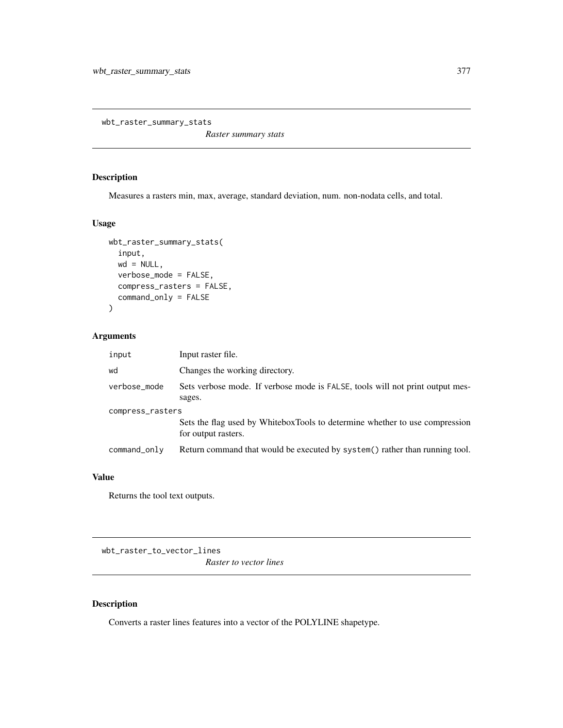## wbt_raster_summary_stats

*Raster summary stats*

### Description

Measures a rasters min, max, average, standard deviation, num. non-nodata cells, and total.

### Usage

```
wbt_raster_summary_stats(
  input,
  wd = NULL,
  verbose_mode = FALSE,
  compress_rasters = FALSE,
  command_only = FALSE
)
```

### Arguments

| | |
|---|---|
| `input` | Input raster file. |
| `wd` | Changes the working directory. |
| `verbose_mode` | Sets verbose mode. If verbose mode is `FALSE`, tools will not print output messages. |
| `compress_rasters` | Sets the flag used by WhiteboxTools to determine whether to use compression for output rasters. |
| `command_only` | Return command that would be executed by `system()` rather than running tool. |

### Value

Returns the tool text outputs.

## wbt_raster_to_vector_lines

*Raster to vector lines*

### Description

Converts a raster lines features into a vector of the POLYLINE shapetype.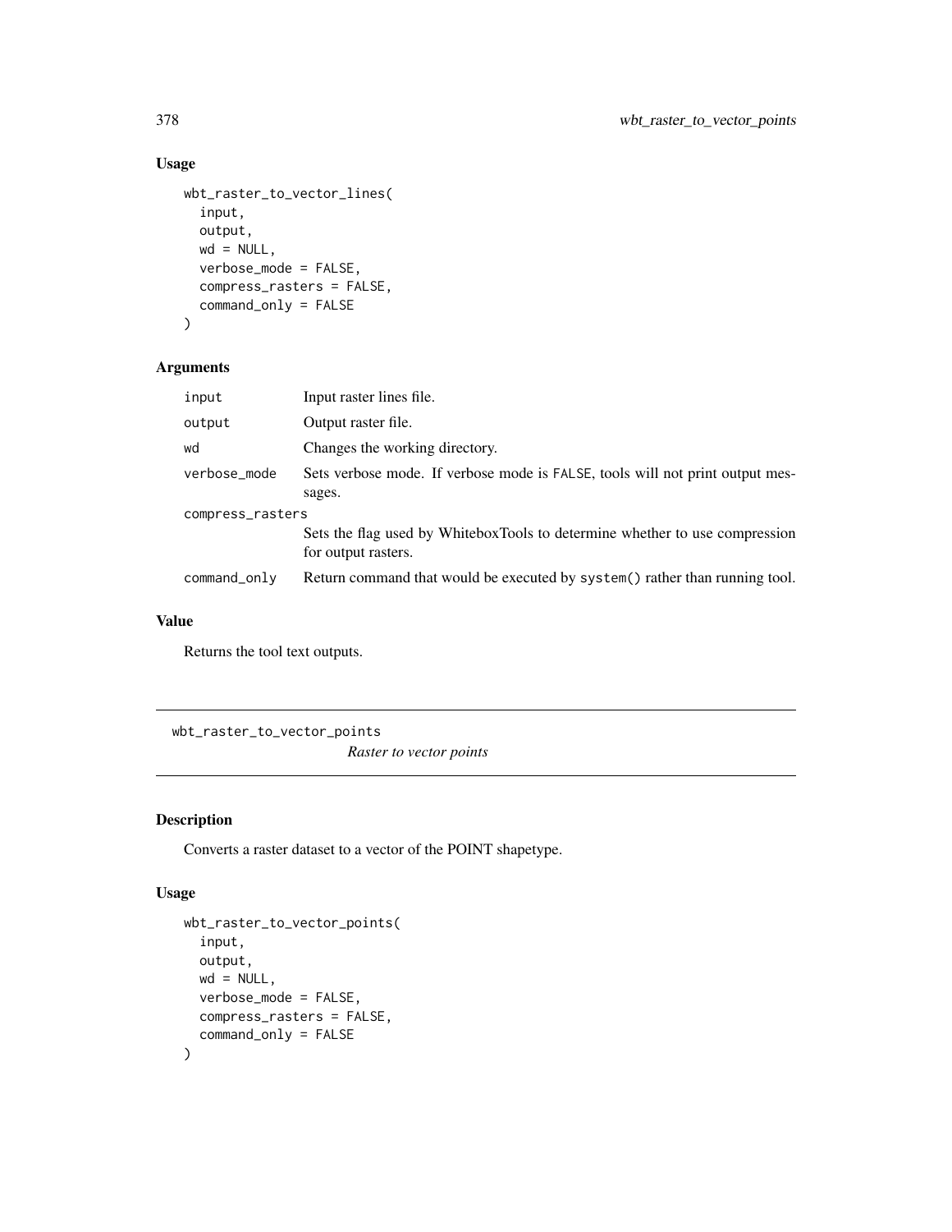## Usage

```
wbt_raster_to_vector_lines(
  input,
  output,
  wd = NULL,
  verbose_mode = FALSE,
  compress_rasters = FALSE,
  command_only = FALSE
)
```

## Arguments

| | |
|---|---|
| input | Input raster lines file. |
| output | Output raster file. |
| wd | Changes the working directory. |
| verbose_mode | Sets verbose mode. If verbose mode is FALSE, tools will not print output messages. |
| compress_rasters | Sets the flag used by WhiteboxTools to determine whether to use compression for output rasters. |
| command_only | Return command that would be executed by system() rather than running tool. |

## Value

Returns the tool text outputs.

---

# wbt_raster_to_vector_points

*Raster to vector points*

## Description

Converts a raster dataset to a vector of the POINT shapetype.

## Usage

```
wbt_raster_to_vector_points(
  input,
  output,
  wd = NULL,
  verbose_mode = FALSE,
  compress_rasters = FALSE,
  command_only = FALSE
)
```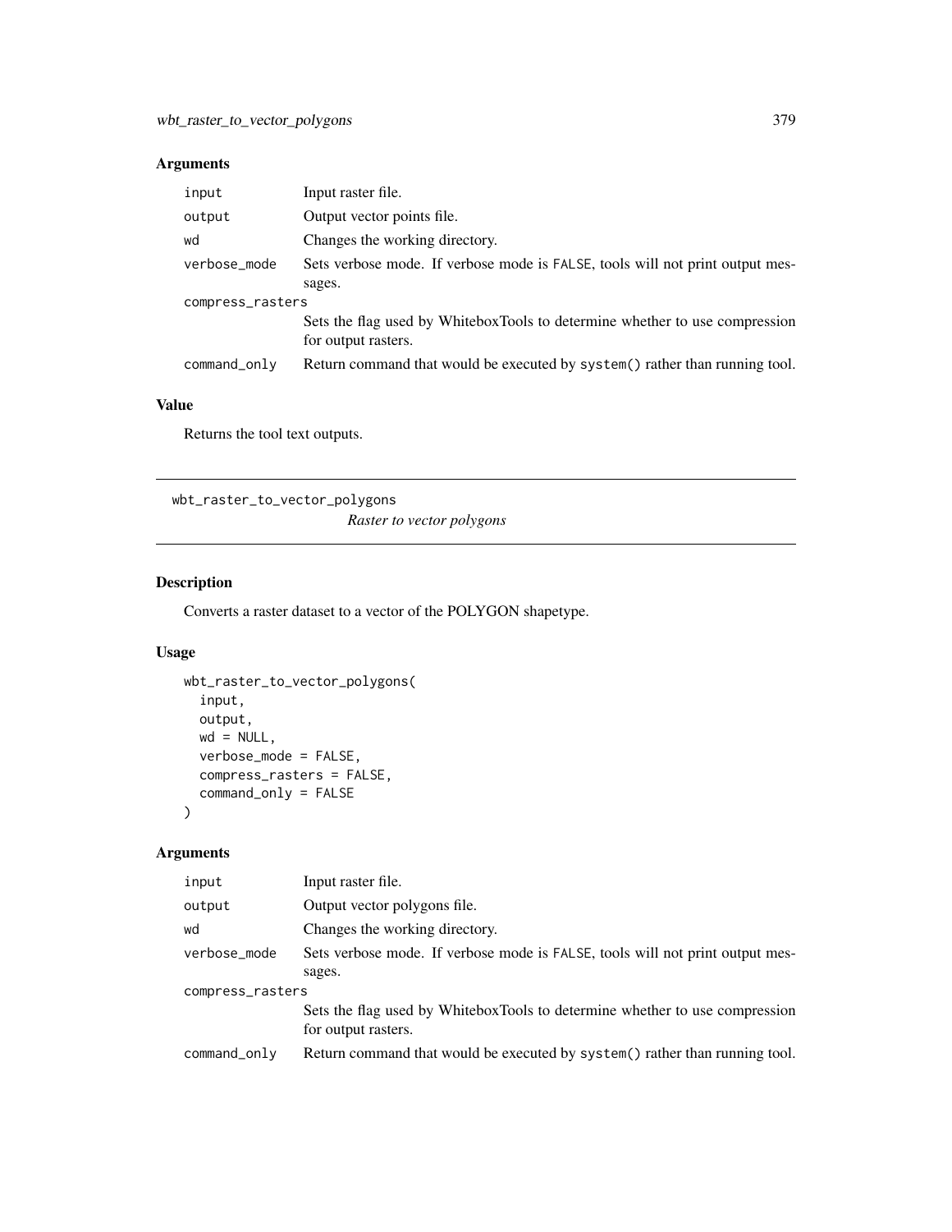## Arguments

| | |
|---|---|
| input | Input raster file. |
| output | Output vector points file. |
| wd | Changes the working directory. |
| verbose_mode | Sets verbose mode. If verbose mode is FALSE, tools will not print output messages. |
| compress_rasters | Sets the flag used by WhiteboxTools to determine whether to use compression for output rasters. |
| command_only | Return command that would be executed by system() rather than running tool. |

## Value

Returns the tool text outputs.

---

# wbt_raster_to_vector_polygons

*Raster to vector polygons*

---

## Description

Converts a raster dataset to a vector of the POLYGON shapetype.

## Usage

```
wbt_raster_to_vector_polygons(
  input,
  output,
  wd = NULL,
  verbose_mode = FALSE,
  compress_rasters = FALSE,
  command_only = FALSE
)
```

## Arguments

| | |
|---|---|
| input | Input raster file. |
| output | Output vector polygons file. |
| wd | Changes the working directory. |
| verbose_mode | Sets verbose mode. If verbose mode is FALSE, tools will not print output messages. |
| compress_rasters | Sets the flag used by WhiteboxTools to determine whether to use compression for output rasters. |
| command_only | Return command that would be executed by system() rather than running tool. |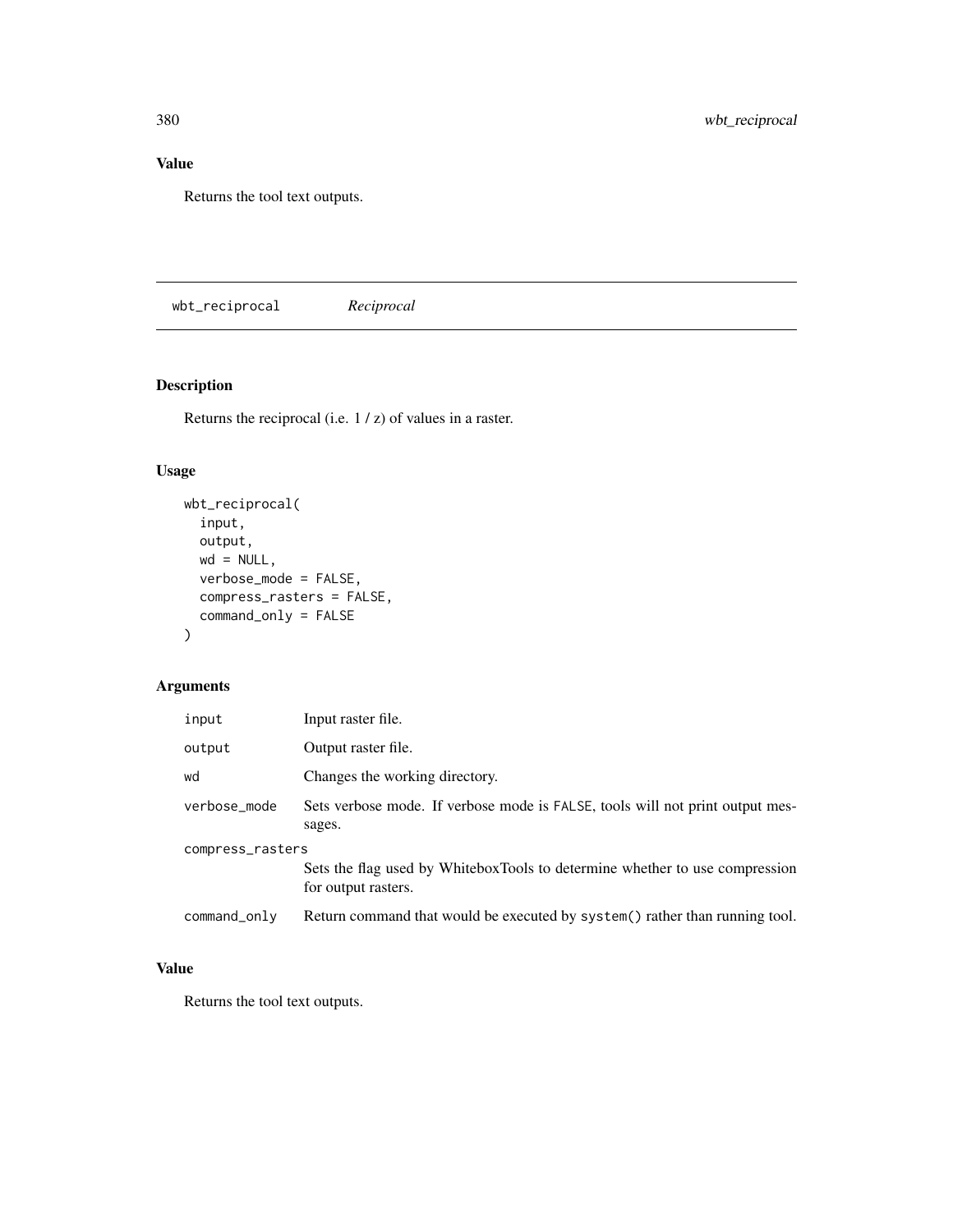## Value

Returns the tool text outputs.

---

# wbt_reciprocal *Reciprocal*

## Description

Returns the reciprocal (i.e. 1 / z) of values in a raster.

## Usage

```
wbt_reciprocal(
  input,
  output,
  wd = NULL,
  verbose_mode = FALSE,
  compress_rasters = FALSE,
  command_only = FALSE
)
```

## Arguments

| | |
|---|---|
| `input` | Input raster file. |
| `output` | Output raster file. |
| `wd` | Changes the working directory. |
| `verbose_mode` | Sets verbose mode. If verbose mode is `FALSE`, tools will not print output messages. |
| `compress_rasters` | Sets the flag used by WhiteboxTools to determine whether to use compression for output rasters. |
| `command_only` | Return command that would be executed by `system()` rather than running tool. |

## Value

Returns the tool text outputs.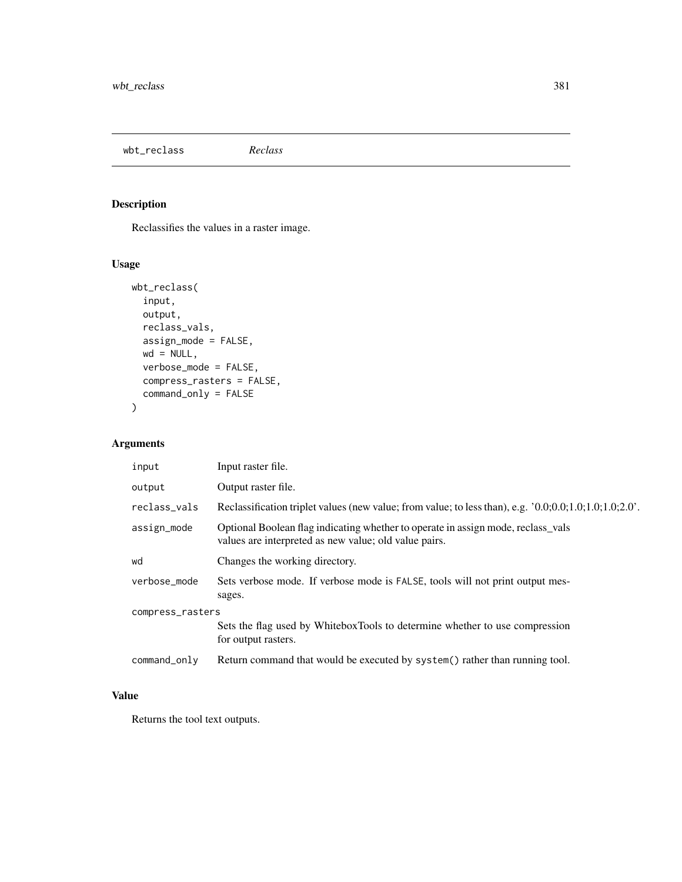wbt_reclass *Reclass*

## Description

Reclassifies the values in a raster image.

## Usage

```
wbt_reclass(
  input,
  output,
  reclass_vals,
  assign_mode = FALSE,
  wd = NULL,
  verbose_mode = FALSE,
  compress_rasters = FALSE,
  command_only = FALSE
)
```

## Arguments

| | |
|---|---|
| input | Input raster file. |
| output | Output raster file. |
| reclass_vals | Reclassification triplet values (new value; from value; to less than), e.g. '0.0;0.0;1.0;1.0;1.0;2.0'. |
| assign_mode | Optional Boolean flag indicating whether to operate in assign mode, reclass_vals values are interpreted as new value; old value pairs. |
| wd | Changes the working directory. |
| verbose_mode | Sets verbose mode. If verbose mode is FALSE, tools will not print output messages. |
| compress_rasters | Sets the flag used by WhiteboxTools to determine whether to use compression for output rasters. |
| command_only | Return command that would be executed by system() rather than running tool. |

## Value

Returns the tool text outputs.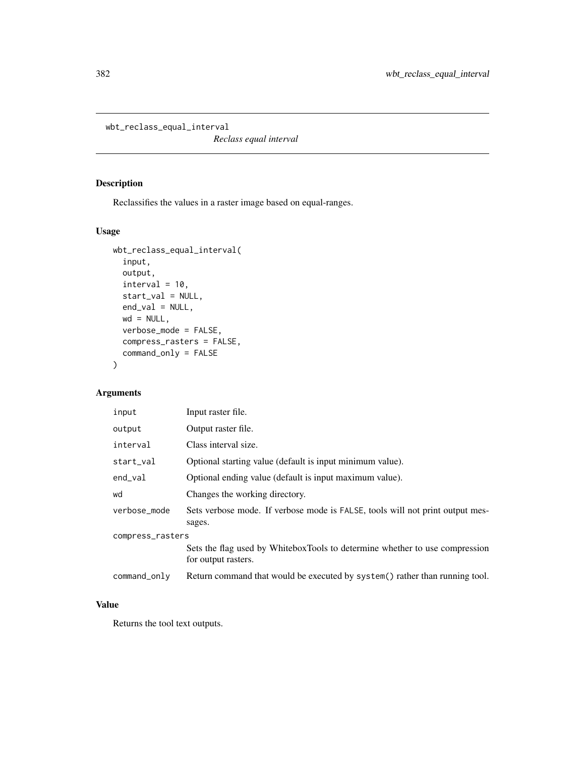# wbt_reclass_equal_interval

*Reclass equal interval*

## Description

Reclassifies the values in a raster image based on equal-ranges.

## Usage

```
wbt_reclass_equal_interval(
  input,
  output,
  interval = 10,
  start_val = NULL,
  end_val = NULL,
  wd = NULL,
  verbose_mode = FALSE,
  compress_rasters = FALSE,
  command_only = FALSE
)
```

## Arguments

| | |
|---|---|
| `input` | Input raster file. |
| `output` | Output raster file. |
| `interval` | Class interval size. |
| `start_val` | Optional starting value (default is input minimum value). |
| `end_val` | Optional ending value (default is input maximum value). |
| `wd` | Changes the working directory. |
| `verbose_mode` | Sets verbose mode. If verbose mode is `FALSE`, tools will not print output messages. |
| `compress_rasters` | Sets the flag used by WhiteboxTools to determine whether to use compression for output rasters. |
| `command_only` | Return command that would be executed by `system()` rather than running tool. |

## Value

Returns the tool text outputs.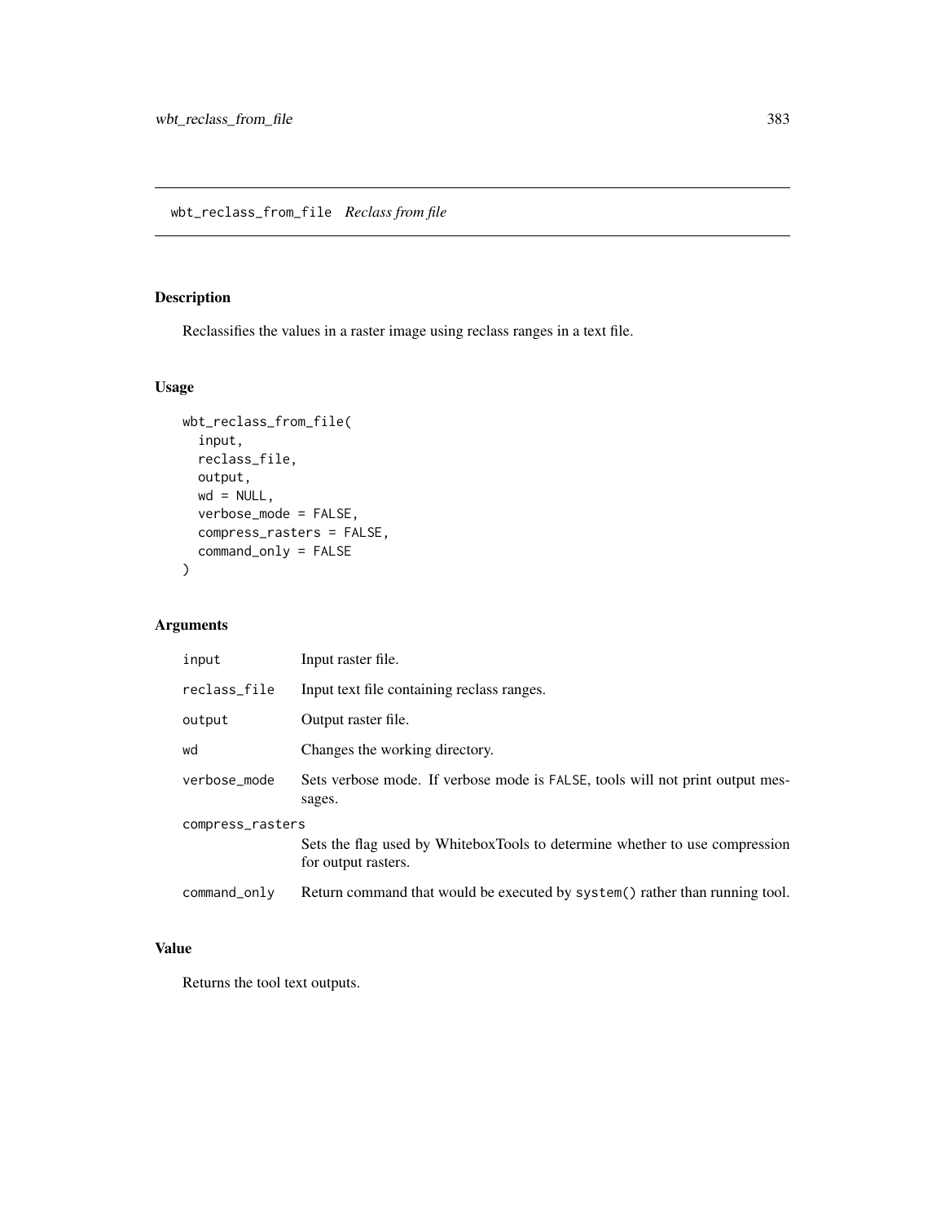## wbt_reclass_from_file    *Reclass from file*

### Description

Reclassifies the values in a raster image using reclass ranges in a text file.

### Usage

```
wbt_reclass_from_file(
  input,
  reclass_file,
  output,
  wd = NULL,
  verbose_mode = FALSE,
  compress_rasters = FALSE,
  command_only = FALSE
)
```

### Arguments

| | |
|---|---|
| input | Input raster file. |
| reclass_file | Input text file containing reclass ranges. |
| output | Output raster file. |
| wd | Changes the working directory. |
| verbose_mode | Sets verbose mode. If verbose mode is FALSE, tools will not print output messages. |
| compress_rasters | Sets the flag used by WhiteboxTools to determine whether to use compression for output rasters. |
| command_only | Return command that would be executed by system() rather than running tool. |

### Value

Returns the tool text outputs.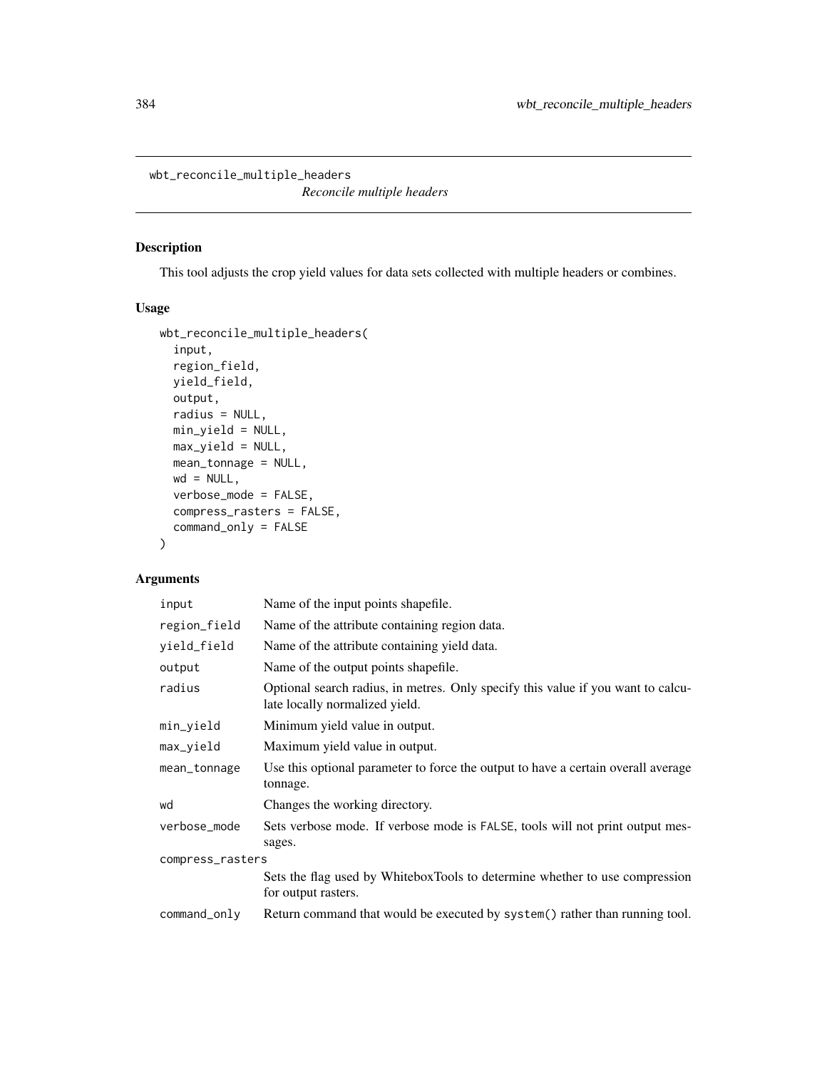# wbt_reconcile_multiple_headers

*Reconcile multiple headers*

## Description

This tool adjusts the crop yield values for data sets collected with multiple headers or combines.

## Usage

```
wbt_reconcile_multiple_headers(
  input,
  region_field,
  yield_field,
  output,
  radius = NULL,
  min_yield = NULL,
  max_yield = NULL,
  mean_tonnage = NULL,
  wd = NULL,
  verbose_mode = FALSE,
  compress_rasters = FALSE,
  command_only = FALSE
)
```

## Arguments

| Argument | Description |
|---|---|
| input | Name of the input points shapefile. |
| region_field | Name of the attribute containing region data. |
| yield_field | Name of the attribute containing yield data. |
| output | Name of the output points shapefile. |
| radius | Optional search radius, in metres. Only specify this value if you want to calculate locally normalized yield. |
| min_yield | Minimum yield value in output. |
| max_yield | Maximum yield value in output. |
| mean_tonnage | Use this optional parameter to force the output to have a certain overall average tonnage. |
| wd | Changes the working directory. |
| verbose_mode | Sets verbose mode. If verbose mode is FALSE, tools will not print output messages. |
| compress_rasters | Sets the flag used by WhiteboxTools to determine whether to use compression for output rasters. |
| command_only | Return command that would be executed by system() rather than running tool. |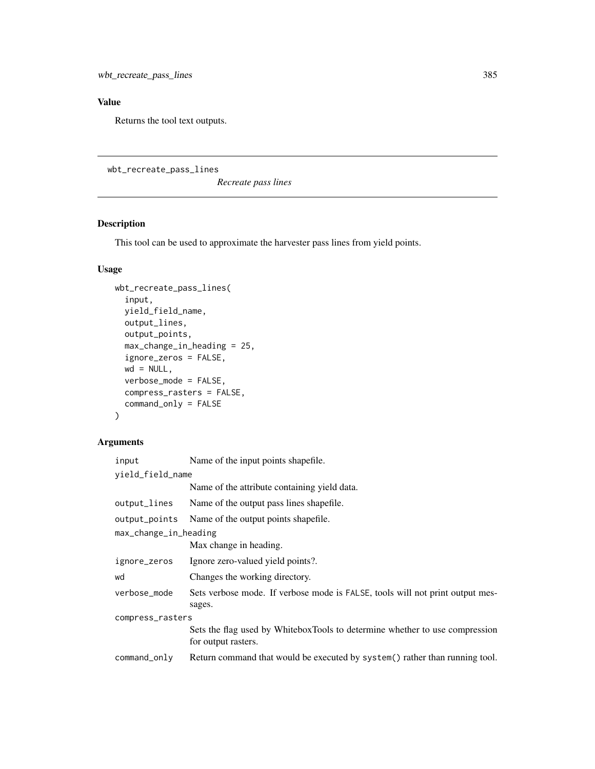## Value

Returns the tool text outputs.

---

# wbt_recreate_pass_lines

*Recreate pass lines*

## Description

This tool can be used to approximate the harvester pass lines from yield points.

## Usage

```
wbt_recreate_pass_lines(
  input,
  yield_field_name,
  output_lines,
  output_points,
  max_change_in_heading = 25,
  ignore_zeros = FALSE,
  wd = NULL,
  verbose_mode = FALSE,
  compress_rasters = FALSE,
  command_only = FALSE
)
```

## Arguments

| Argument | Description |
|---|---|
| `input` | Name of the input points shapefile. |
| `yield_field_name` | Name of the attribute containing yield data. |
| `output_lines` | Name of the output pass lines shapefile. |
| `output_points` | Name of the output points shapefile. |
| `max_change_in_heading` | Max change in heading. |
| `ignore_zeros` | Ignore zero-valued yield points?. |
| `wd` | Changes the working directory. |
| `verbose_mode` | Sets verbose mode. If verbose mode is `FALSE`, tools will not print output messages. |
| `compress_rasters` | Sets the flag used by WhiteboxTools to determine whether to use compression for output rasters. |
| `command_only` | Return command that would be executed by `system()` rather than running tool. |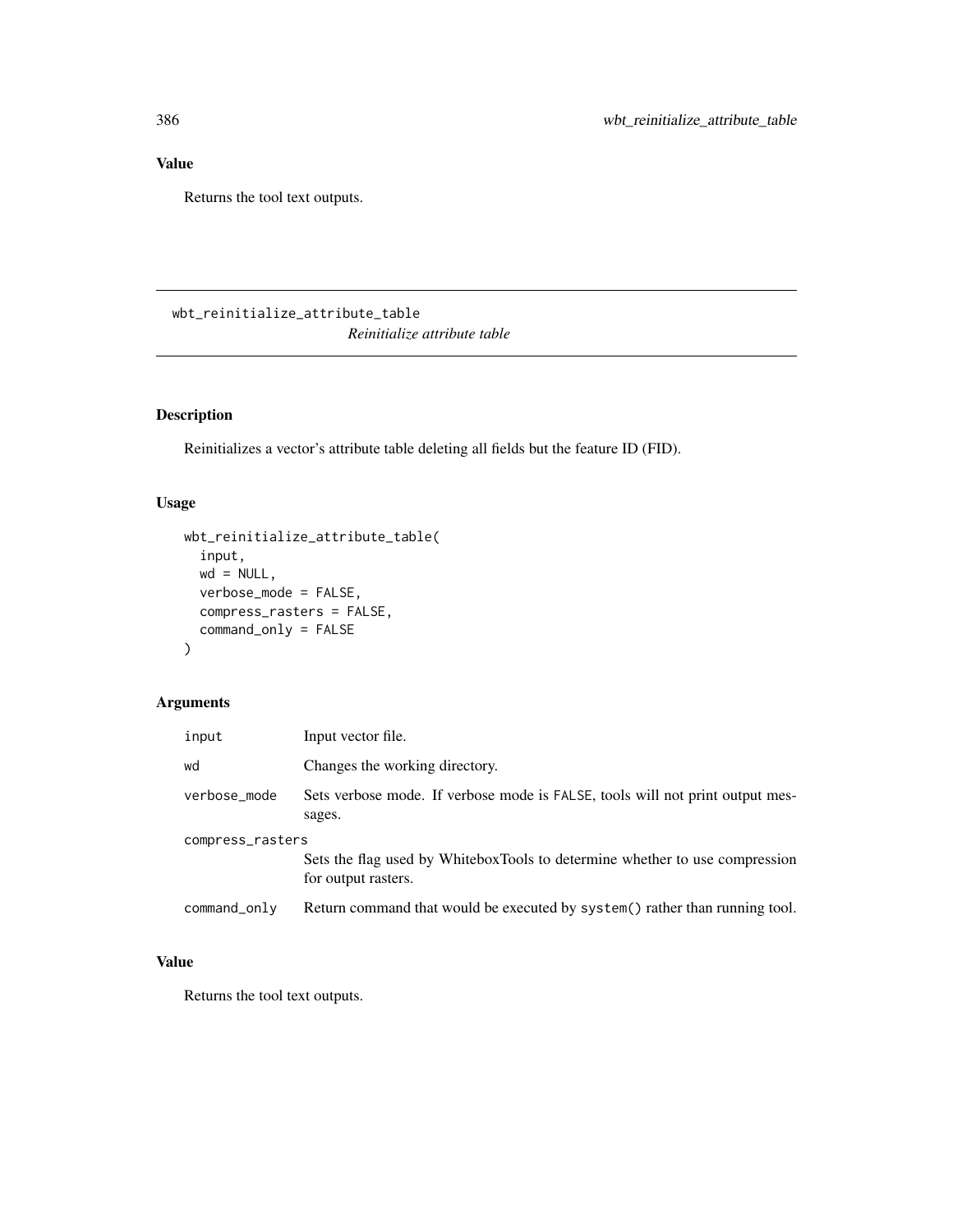## Value

Returns the tool text outputs.

---

# wbt_reinitialize_attribute_table

*Reinitialize attribute table*

## Description

Reinitializes a vector's attribute table deleting all fields but the feature ID (FID).

## Usage

```
wbt_reinitialize_attribute_table(
  input,
  wd = NULL,
  verbose_mode = FALSE,
  compress_rasters = FALSE,
  command_only = FALSE
)
```

## Arguments

| | |
|---|---|
| `input` | Input vector file. |
| `wd` | Changes the working directory. |
| `verbose_mode` | Sets verbose mode. If verbose mode is `FALSE`, tools will not print output messages. |
| `compress_rasters` | Sets the flag used by WhiteboxTools to determine whether to use compression for output rasters. |
| `command_only` | Return command that would be executed by `system()` rather than running tool. |

## Value

Returns the tool text outputs.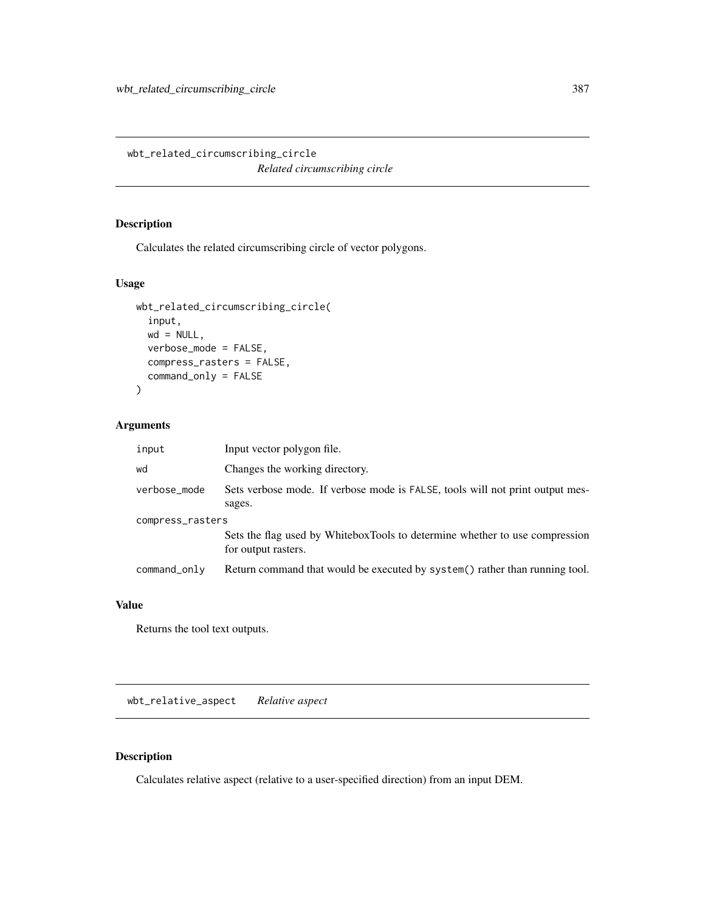## wbt_related_circumscribing_circle

*Related circumscribing circle*

### Description

Calculates the related circumscribing circle of vector polygons.

### Usage

```
wbt_related_circumscribing_circle(
  input,
  wd = NULL,
  verbose_mode = FALSE,
  compress_rasters = FALSE,
  command_only = FALSE
)
```

### Arguments

| | |
|---|---|
| input | Input vector polygon file. |
| wd | Changes the working directory. |
| verbose_mode | Sets verbose mode. If verbose mode is FALSE, tools will not print output messages. |
| compress_rasters | Sets the flag used by WhiteboxTools to determine whether to use compression for output rasters. |
| command_only | Return command that would be executed by system() rather than running tool. |

### Value

Returns the tool text outputs.

## wbt_relative_aspect

*Relative aspect*

### Description

Calculates relative aspect (relative to a user-specified direction) from an input DEM.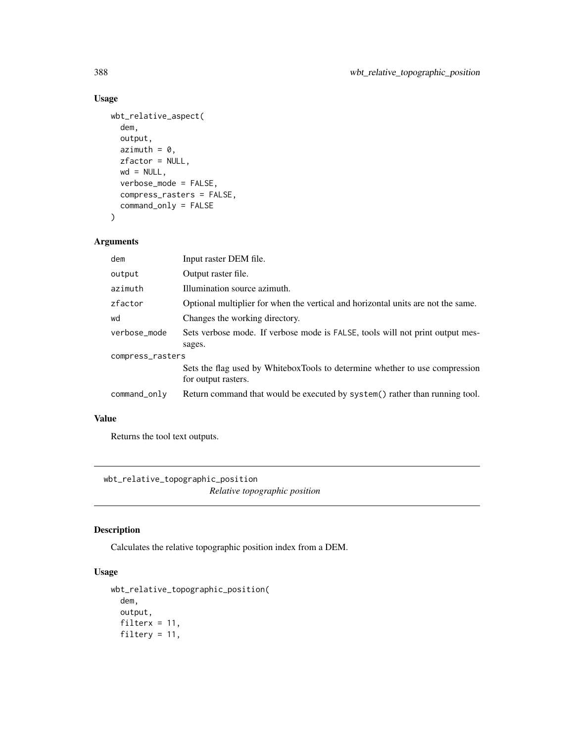## Usage

```
wbt_relative_aspect(
  dem,
  output,
  azimuth = 0,
  zfactor = NULL,
  wd = NULL,
  verbose_mode = FALSE,
  compress_rasters = FALSE,
  command_only = FALSE
)
```

## Arguments

| Argument | Description |
| --- | --- |
| dem | Input raster DEM file. |
| output | Output raster file. |
| azimuth | Illumination source azimuth. |
| zfactor | Optional multiplier for when the vertical and horizontal units are not the same. |
| wd | Changes the working directory. |
| verbose_mode | Sets verbose mode. If verbose mode is FALSE, tools will not print output messages. |
| compress_rasters | Sets the flag used by WhiteboxTools to determine whether to use compression for output rasters. |
| command_only | Return command that would be executed by system() rather than running tool. |

## Value

Returns the tool text outputs.

---

# wbt_relative_topographic_position

*Relative topographic position*

## Description

Calculates the relative topographic position index from a DEM.

## Usage

```
wbt_relative_topographic_position(
  dem,
  output,
  filterx = 11,
  filtery = 11,
```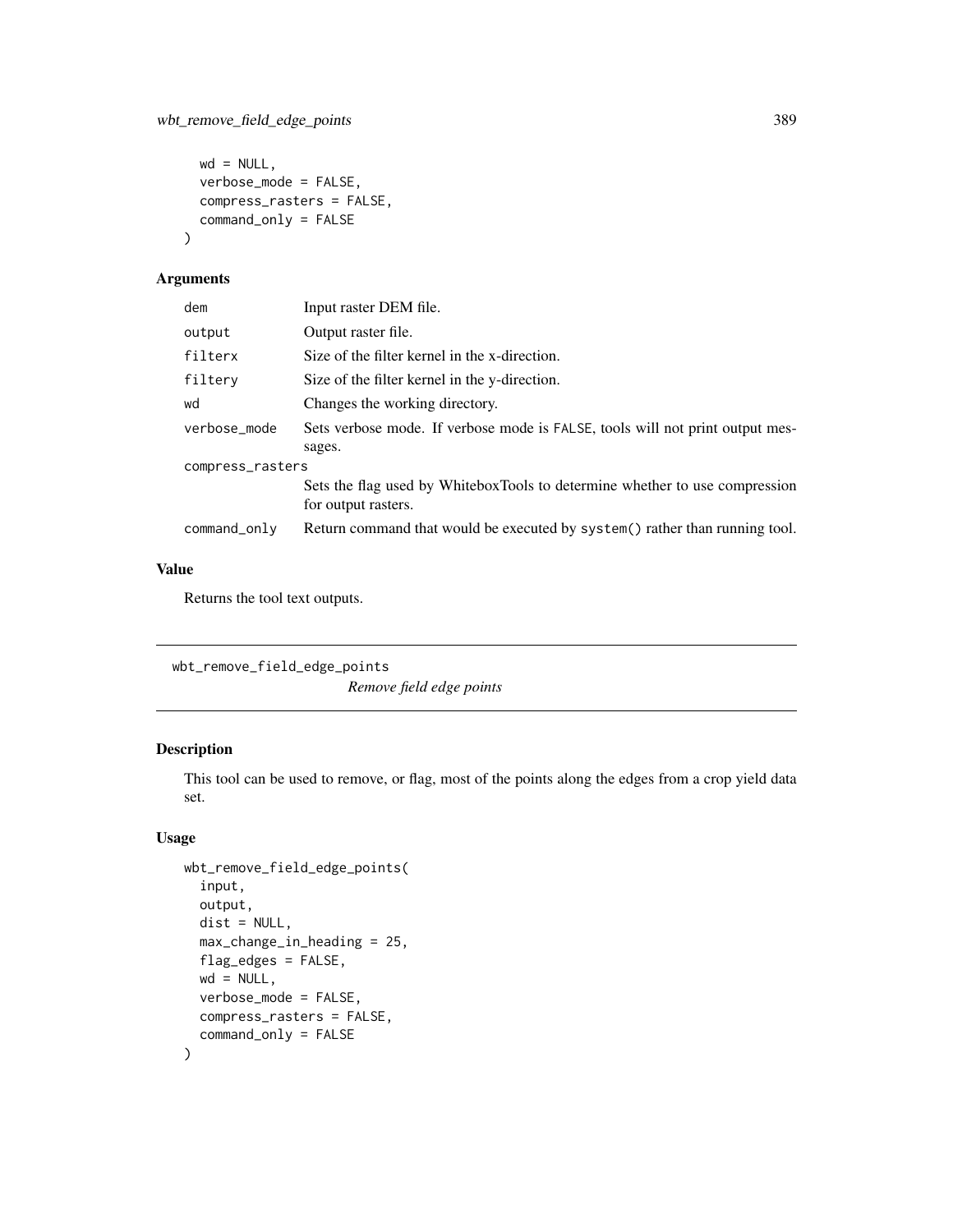```
  wd = NULL,
  verbose_mode = FALSE,
  compress_rasters = FALSE,
  command_only = FALSE
)
```

### Arguments

| | |
|---|---|
| dem | Input raster DEM file. |
| output | Output raster file. |
| filterx | Size of the filter kernel in the x-direction. |
| filtery | Size of the filter kernel in the y-direction. |
| wd | Changes the working directory. |
| verbose_mode | Sets verbose mode. If verbose mode is FALSE, tools will not print output messages. |
| compress_rasters | Sets the flag used by WhiteboxTools to determine whether to use compression for output rasters. |
| command_only | Return command that would be executed by system() rather than running tool. |

### Value

Returns the tool text outputs.

---

## wbt_remove_field_edge_points

*Remove field edge points*

---

### Description

This tool can be used to remove, or flag, most of the points along the edges from a crop yield data set.

### Usage

```
wbt_remove_field_edge_points(
  input,
  output,
  dist = NULL,
  max_change_in_heading = 25,
  flag_edges = FALSE,
  wd = NULL,
  verbose_mode = FALSE,
  compress_rasters = FALSE,
  command_only = FALSE
)
```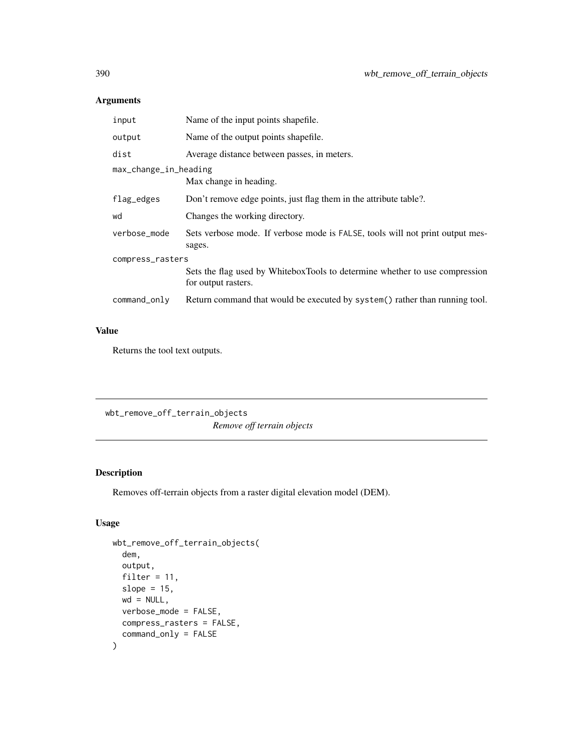## Arguments

| | |
|---|---|
| input | Name of the input points shapefile. |
| output | Name of the output points shapefile. |
| dist | Average distance between passes, in meters. |
| max_change_in_heading | Max change in heading. |
| flag_edges | Don't remove edge points, just flag them in the attribute table?. |
| wd | Changes the working directory. |
| verbose_mode | Sets verbose mode. If verbose mode is FALSE, tools will not print output messages. |
| compress_rasters | Sets the flag used by WhiteboxTools to determine whether to use compression for output rasters. |
| command_only | Return command that would be executed by system() rather than running tool. |

## Value

Returns the tool text outputs.

---

# wbt_remove_off_terrain_objects

*Remove off terrain objects*

## Description

Removes off-terrain objects from a raster digital elevation model (DEM).

## Usage

```
wbt_remove_off_terrain_objects(
  dem,
  output,
  filter = 11,
  slope = 15,
  wd = NULL,
  verbose_mode = FALSE,
  compress_rasters = FALSE,
  command_only = FALSE
)
```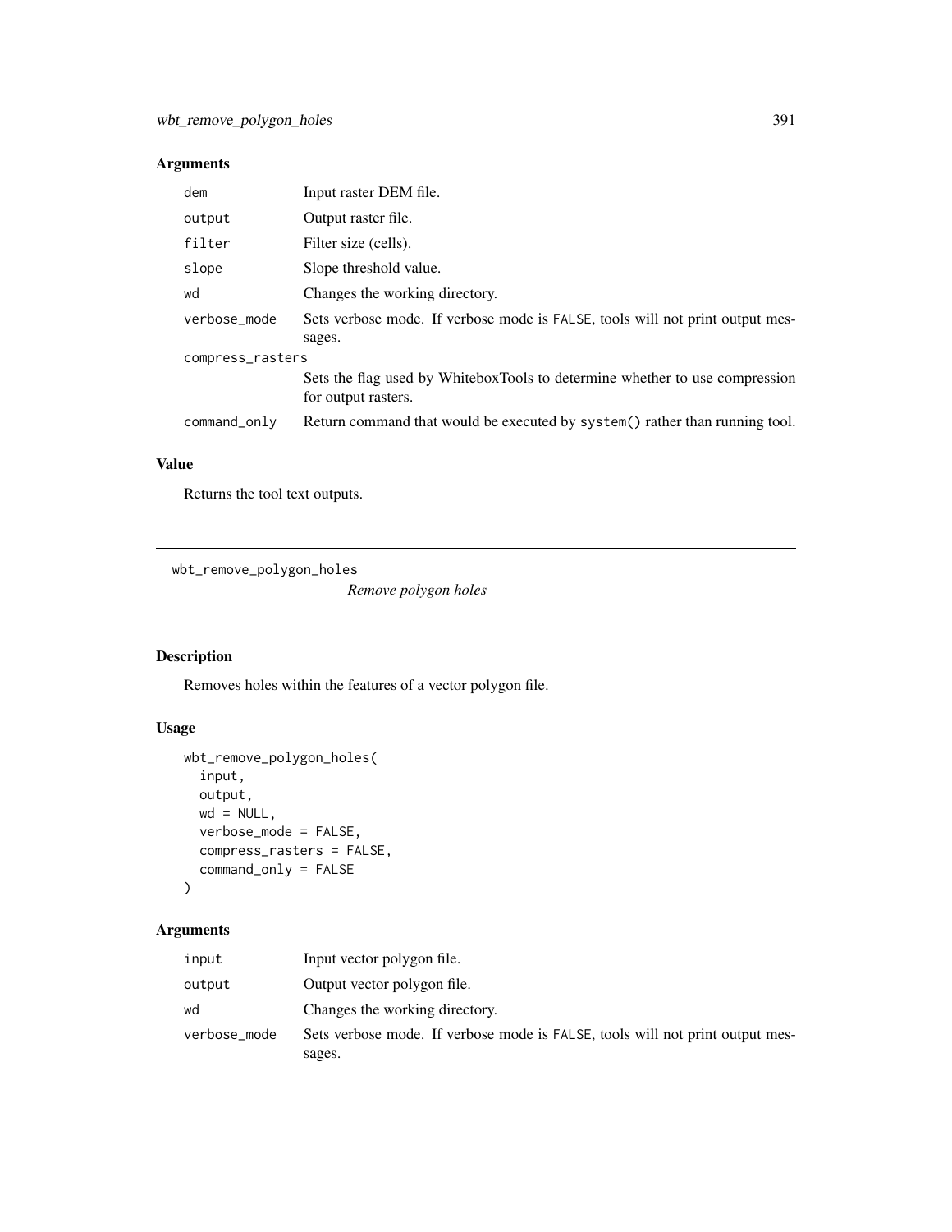## Arguments

| | |
|---|---|
| dem | Input raster DEM file. |
| output | Output raster file. |
| filter | Filter size (cells). |
| slope | Slope threshold value. |
| wd | Changes the working directory. |
| verbose_mode | Sets verbose mode. If verbose mode is FALSE, tools will not print output messages. |
| compress_rasters | Sets the flag used by WhiteboxTools to determine whether to use compression for output rasters. |
| command_only | Return command that would be executed by system() rather than running tool. |

## Value

Returns the tool text outputs.

---

# wbt_remove_polygon_holes

*Remove polygon holes*

---

## Description

Removes holes within the features of a vector polygon file.

## Usage

```
wbt_remove_polygon_holes(
  input,
  output,
  wd = NULL,
  verbose_mode = FALSE,
  compress_rasters = FALSE,
  command_only = FALSE
)
```

## Arguments

| | |
|---|---|
| input | Input vector polygon file. |
| output | Output vector polygon file. |
| wd | Changes the working directory. |
| verbose_mode | Sets verbose mode. If verbose mode is FALSE, tools will not print output messages. |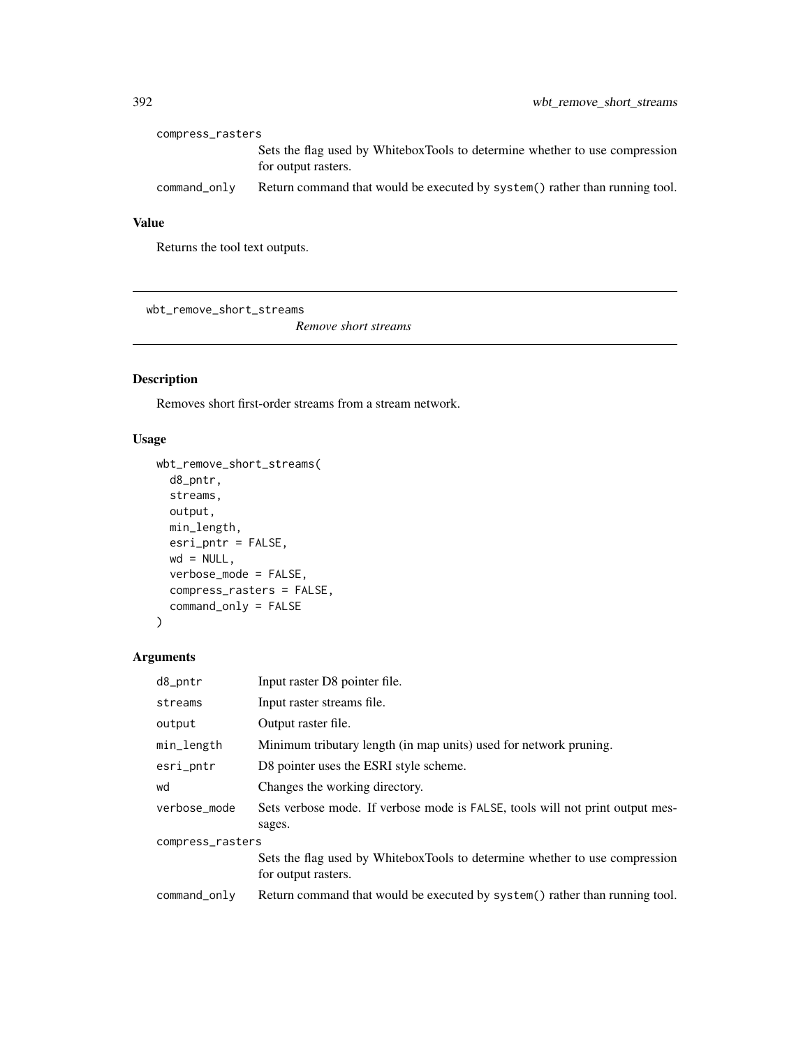compress_rasters
: Sets the flag used by WhiteboxTools to determine whether to use compression for output rasters.

command_only
: Return command that would be executed by system() rather than running tool.

## Value

Returns the tool text outputs.

---

# wbt_remove_short_streams

*Remove short streams*

---

## Description

Removes short first-order streams from a stream network.

## Usage

```
wbt_remove_short_streams(
  d8_pntr,
  streams,
  output,
  min_length,
  esri_pntr = FALSE,
  wd = NULL,
  verbose_mode = FALSE,
  compress_rasters = FALSE,
  command_only = FALSE
)
```

## Arguments

| | |
|---|---|
| d8_pntr | Input raster D8 pointer file. |
| streams | Input raster streams file. |
| output | Output raster file. |
| min_length | Minimum tributary length (in map units) used for network pruning. |
| esri_pntr | D8 pointer uses the ESRI style scheme. |
| wd | Changes the working directory. |
| verbose_mode | Sets verbose mode. If verbose mode is FALSE, tools will not print output messages. |
| compress_rasters | Sets the flag used by WhiteboxTools to determine whether to use compression for output rasters. |
| command_only | Return command that would be executed by system() rather than running tool. |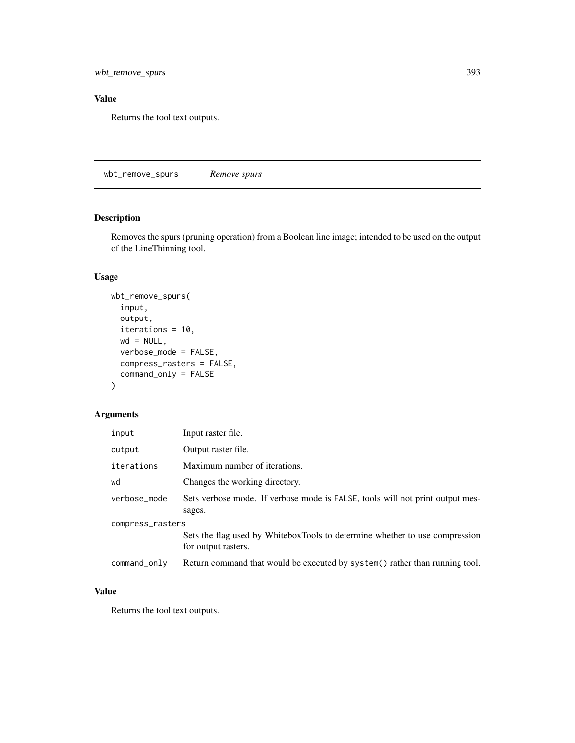## Value

Returns the tool text outputs.

---

# wbt_remove_spurs — *Remove spurs*

## Description

Removes the spurs (pruning operation) from a Boolean line image; intended to be used on the output of the LineThinning tool.

## Usage

```
wbt_remove_spurs(
  input,
  output,
  iterations = 10,
  wd = NULL,
  verbose_mode = FALSE,
  compress_rasters = FALSE,
  command_only = FALSE
)
```

## Arguments

| Argument | Description |
|---|---|
| `input` | Input raster file. |
| `output` | Output raster file. |
| `iterations` | Maximum number of iterations. |
| `wd` | Changes the working directory. |
| `verbose_mode` | Sets verbose mode. If verbose mode is `FALSE`, tools will not print output messages. |
| `compress_rasters` | Sets the flag used by WhiteboxTools to determine whether to use compression for output rasters. |
| `command_only` | Return command that would be executed by `system()` rather than running tool. |

## Value

Returns the tool text outputs.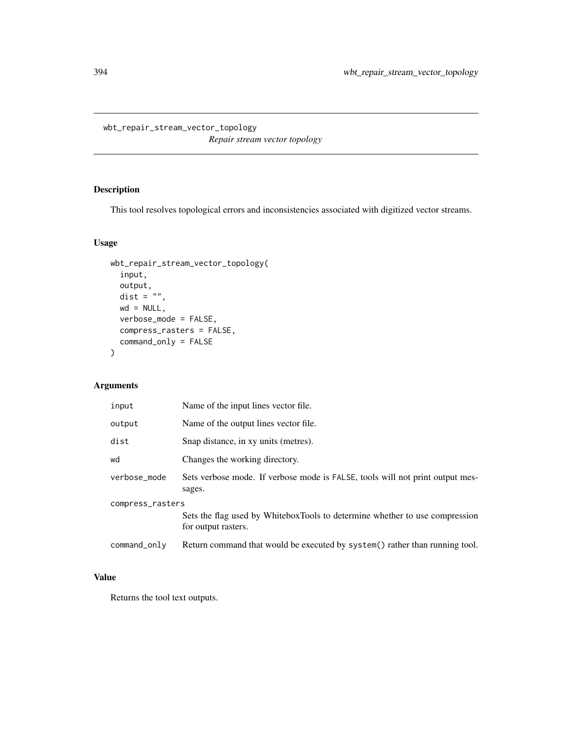# wbt_repair_stream_vector_topology

*Repair stream vector topology*

## Description

This tool resolves topological errors and inconsistencies associated with digitized vector streams.

## Usage

```
wbt_repair_stream_vector_topology(
  input,
  output,
  dist = "",
  wd = NULL,
  verbose_mode = FALSE,
  compress_rasters = FALSE,
  command_only = FALSE
)
```

## Arguments

| | |
|---|---|
| input | Name of the input lines vector file. |
| output | Name of the output lines vector file. |
| dist | Snap distance, in xy units (metres). |
| wd | Changes the working directory. |
| verbose_mode | Sets verbose mode. If verbose mode is FALSE, tools will not print output messages. |
| compress_rasters | Sets the flag used by WhiteboxTools to determine whether to use compression for output rasters. |
| command_only | Return command that would be executed by system() rather than running tool. |

## Value

Returns the tool text outputs.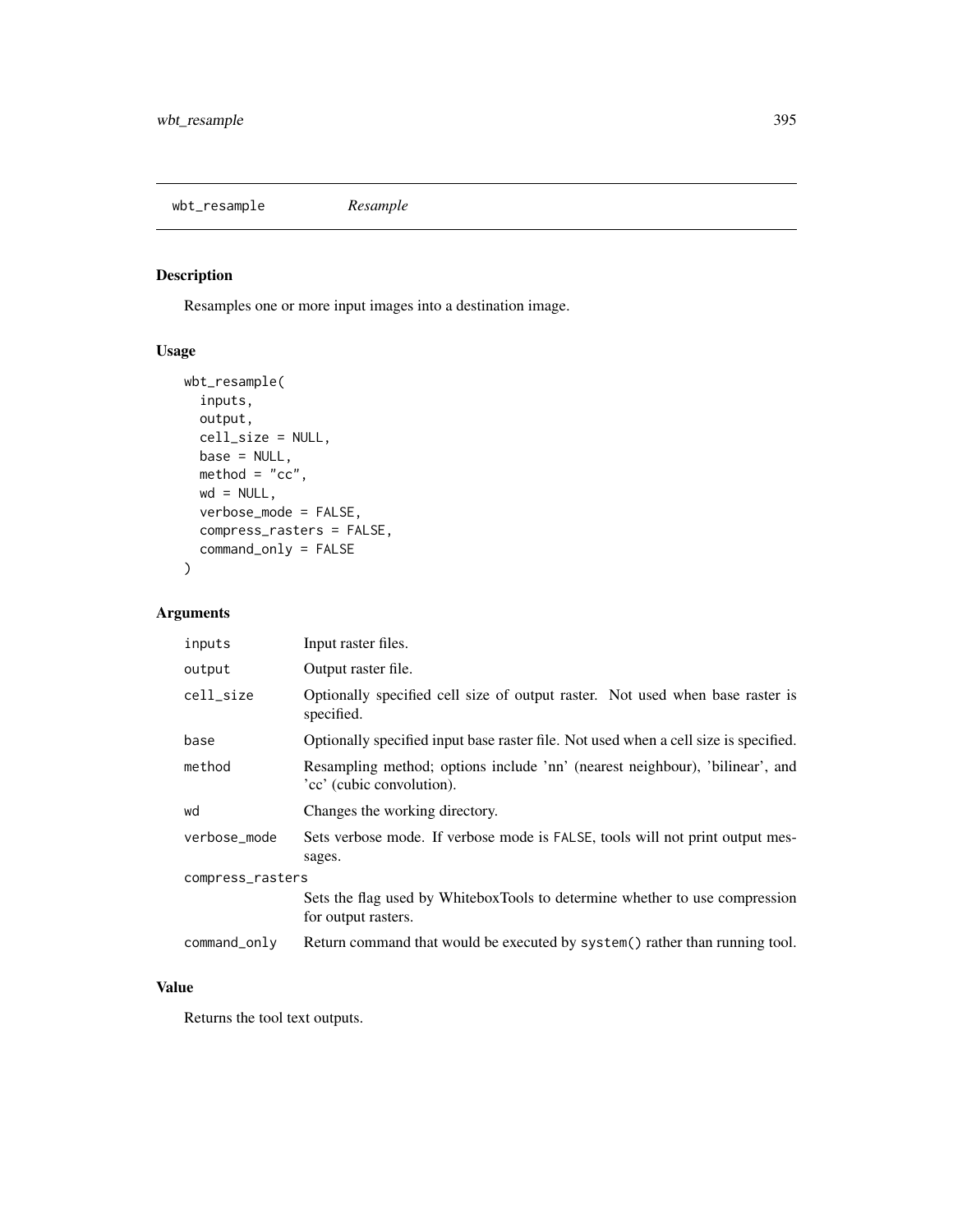# wbt_resample — *Resample*

## Description

Resamples one or more input images into a destination image.

## Usage

```
wbt_resample(
  inputs,
  output,
  cell_size = NULL,
  base = NULL,
  method = "cc",
  wd = NULL,
  verbose_mode = FALSE,
  compress_rasters = FALSE,
  command_only = FALSE
)
```

## Arguments

| Argument | Description |
|---|---|
| inputs | Input raster files. |
| output | Output raster file. |
| cell_size | Optionally specified cell size of output raster. Not used when base raster is specified. |
| base | Optionally specified input base raster file. Not used when a cell size is specified. |
| method | Resampling method; options include 'nn' (nearest neighbour), 'bilinear', and 'cc' (cubic convolution). |
| wd | Changes the working directory. |
| verbose_mode | Sets verbose mode. If verbose mode is FALSE, tools will not print output messages. |
| compress_rasters | Sets the flag used by WhiteboxTools to determine whether to use compression for output rasters. |
| command_only | Return command that would be executed by system() rather than running tool. |

## Value

Returns the tool text outputs.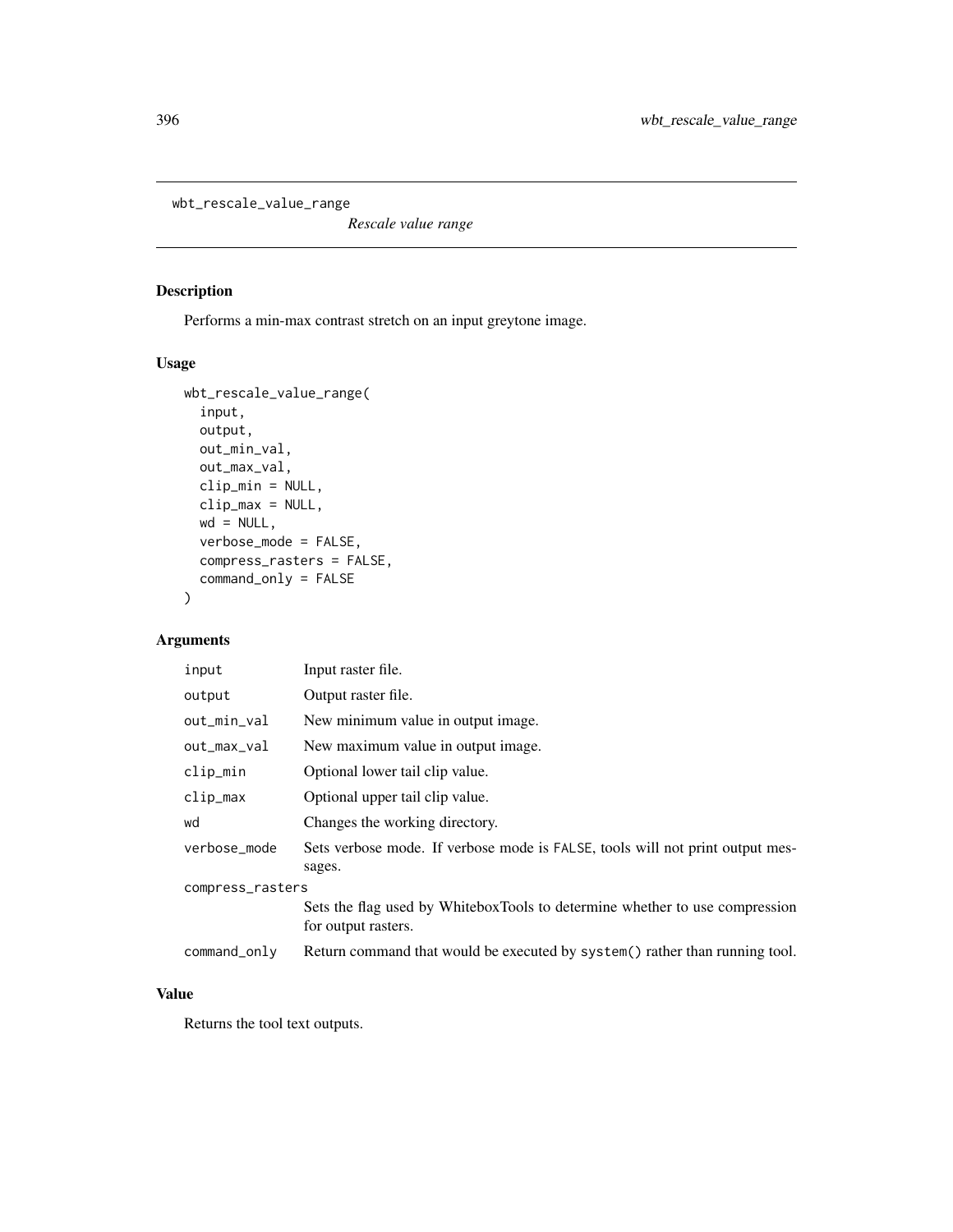# wbt_rescale_value_range

*Rescale value range*

## Description

Performs a min-max contrast stretch on an input greytone image.

## Usage

```
wbt_rescale_value_range(
  input,
  output,
  out_min_val,
  out_max_val,
  clip_min = NULL,
  clip_max = NULL,
  wd = NULL,
  verbose_mode = FALSE,
  compress_rasters = FALSE,
  command_only = FALSE
)
```

## Arguments

| | |
|---|---|
| input | Input raster file. |
| output | Output raster file. |
| out_min_val | New minimum value in output image. |
| out_max_val | New maximum value in output image. |
| clip_min | Optional lower tail clip value. |
| clip_max | Optional upper tail clip value. |
| wd | Changes the working directory. |
| verbose_mode | Sets verbose mode. If verbose mode is FALSE, tools will not print output messages. |
| compress_rasters | Sets the flag used by WhiteboxTools to determine whether to use compression for output rasters. |
| command_only | Return command that would be executed by system() rather than running tool. |

## Value

Returns the tool text outputs.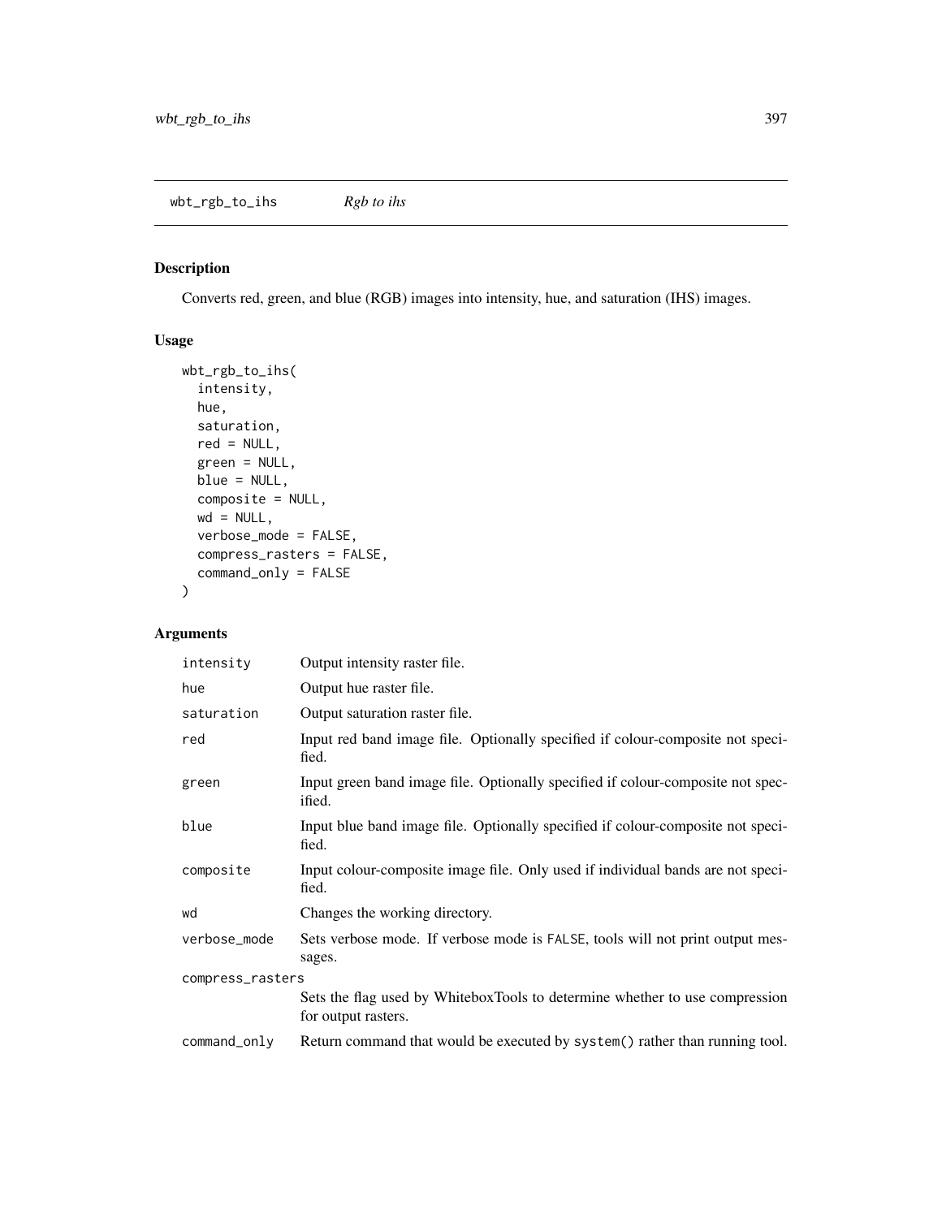# wbt_rgb_to_ihs — *Rgb to ihs*

## Description

Converts red, green, and blue (RGB) images into intensity, hue, and saturation (IHS) images.

## Usage

```
wbt_rgb_to_ihs(
  intensity,
  hue,
  saturation,
  red = NULL,
  green = NULL,
  blue = NULL,
  composite = NULL,
  wd = NULL,
  verbose_mode = FALSE,
  compress_rasters = FALSE,
  command_only = FALSE
)
```

## Arguments

| Argument | Description |
|---|---|
| `intensity` | Output intensity raster file. |
| `hue` | Output hue raster file. |
| `saturation` | Output saturation raster file. |
| `red` | Input red band image file. Optionally specified if colour-composite not specified. |
| `green` | Input green band image file. Optionally specified if colour-composite not specified. |
| `blue` | Input blue band image file. Optionally specified if colour-composite not specified. |
| `composite` | Input colour-composite image file. Only used if individual bands are not specified. |
| `wd` | Changes the working directory. |
| `verbose_mode` | Sets verbose mode. If verbose mode is `FALSE`, tools will not print output messages. |
| `compress_rasters` | Sets the flag used by WhiteboxTools to determine whether to use compression for output rasters. |
| `command_only` | Return command that would be executed by `system()` rather than running tool. |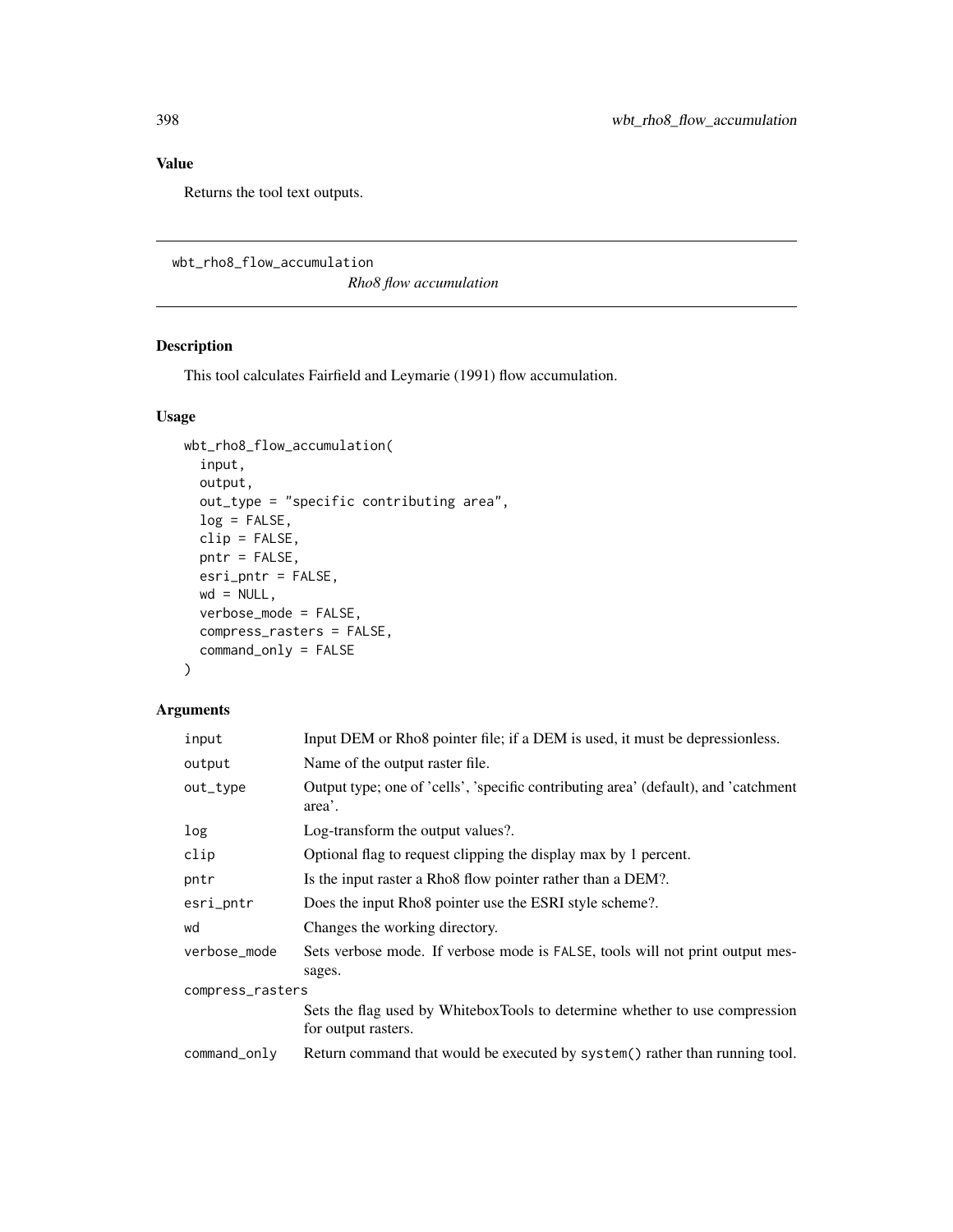## Value

Returns the tool text outputs.

---

wbt_rho8_flow_accumulation    *Rho8 flow accumulation*

---

## Description

This tool calculates Fairfield and Leymarie (1991) flow accumulation.

## Usage

```
wbt_rho8_flow_accumulation(
  input,
  output,
  out_type = "specific contributing area",
  log = FALSE,
  clip = FALSE,
  pntr = FALSE,
  esri_pntr = FALSE,
  wd = NULL,
  verbose_mode = FALSE,
  compress_rasters = FALSE,
  command_only = FALSE
)
```

## Arguments

| Argument | Description |
|---|---|
| input | Input DEM or Rho8 pointer file; if a DEM is used, it must be depressionless. |
| output | Name of the output raster file. |
| out_type | Output type; one of 'cells', 'specific contributing area' (default), and 'catchment area'. |
| log | Log-transform the output values?. |
| clip | Optional flag to request clipping the display max by 1 percent. |
| pntr | Is the input raster a Rho8 flow pointer rather than a DEM?. |
| esri_pntr | Does the input Rho8 pointer use the ESRI style scheme?. |
| wd | Changes the working directory. |
| verbose_mode | Sets verbose mode. If verbose mode is FALSE, tools will not print output messages. |
| compress_rasters | Sets the flag used by WhiteboxTools to determine whether to use compression for output rasters. |
| command_only | Return command that would be executed by system() rather than running tool. |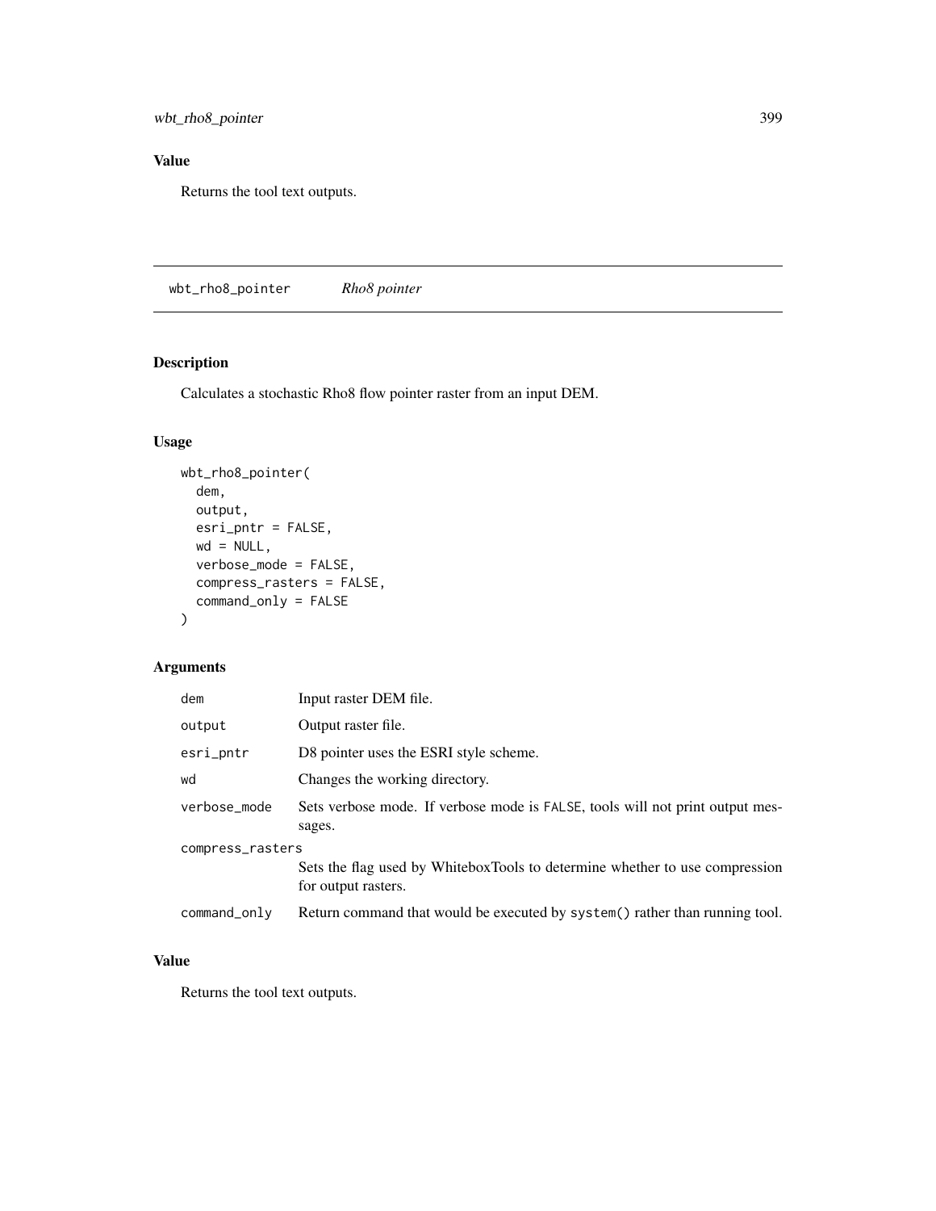## Value

Returns the tool text outputs.

---

# wbt_rho8_pointer — *Rho8 pointer*

## Description

Calculates a stochastic Rho8 flow pointer raster from an input DEM.

## Usage

```
wbt_rho8_pointer(
  dem,
  output,
  esri_pntr = FALSE,
  wd = NULL,
  verbose_mode = FALSE,
  compress_rasters = FALSE,
  command_only = FALSE
)
```

## Arguments

| Argument | Description |
|---|---|
| dem | Input raster DEM file. |
| output | Output raster file. |
| esri_pntr | D8 pointer uses the ESRI style scheme. |
| wd | Changes the working directory. |
| verbose_mode | Sets verbose mode. If verbose mode is FALSE, tools will not print output messages. |
| compress_rasters | Sets the flag used by WhiteboxTools to determine whether to use compression for output rasters. |
| command_only | Return command that would be executed by system() rather than running tool. |

## Value

Returns the tool text outputs.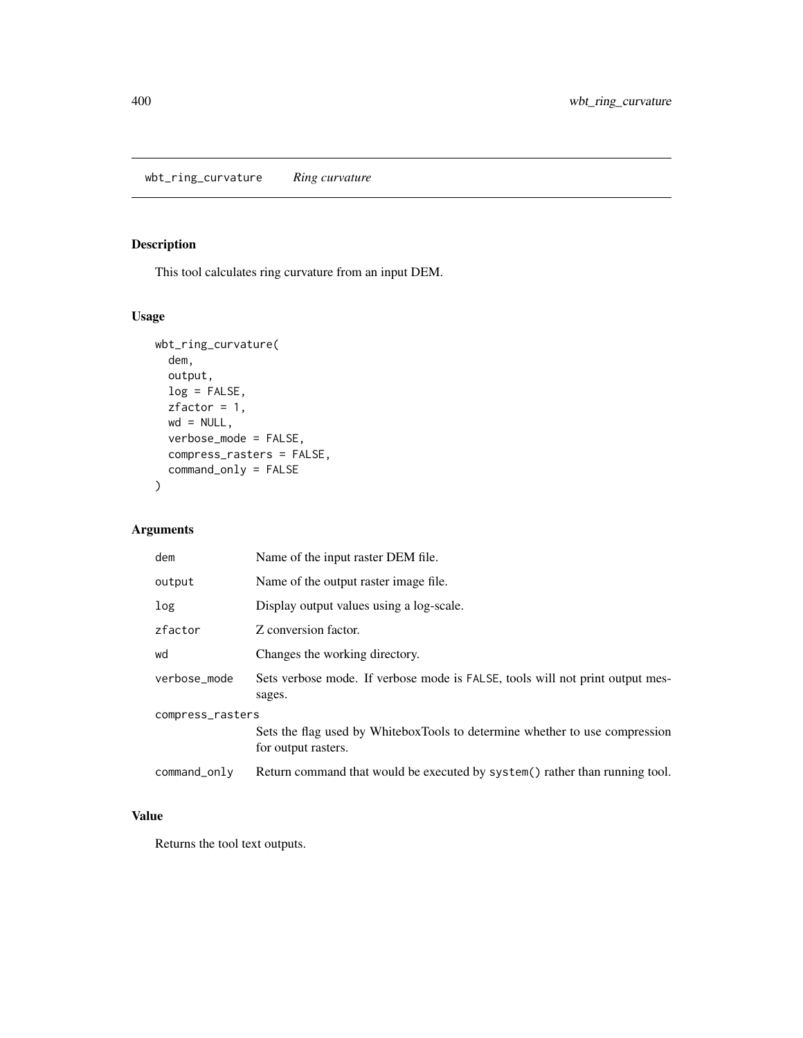## wbt_ring_curvature *Ring curvature*

### Description

This tool calculates ring curvature from an input DEM.

### Usage

```
wbt_ring_curvature(
  dem,
  output,
  log = FALSE,
  zfactor = 1,
  wd = NULL,
  verbose_mode = FALSE,
  compress_rasters = FALSE,
  command_only = FALSE
)
```

### Arguments

| Argument | Description |
|---|---|
| dem | Name of the input raster DEM file. |
| output | Name of the output raster image file. |
| log | Display output values using a log-scale. |
| zfactor | Z conversion factor. |
| wd | Changes the working directory. |
| verbose_mode | Sets verbose mode. If verbose mode is FALSE, tools will not print output messages. |
| compress_rasters | Sets the flag used by WhiteboxTools to determine whether to use compression for output rasters. |
| command_only | Return command that would be executed by system() rather than running tool. |

### Value

Returns the tool text outputs.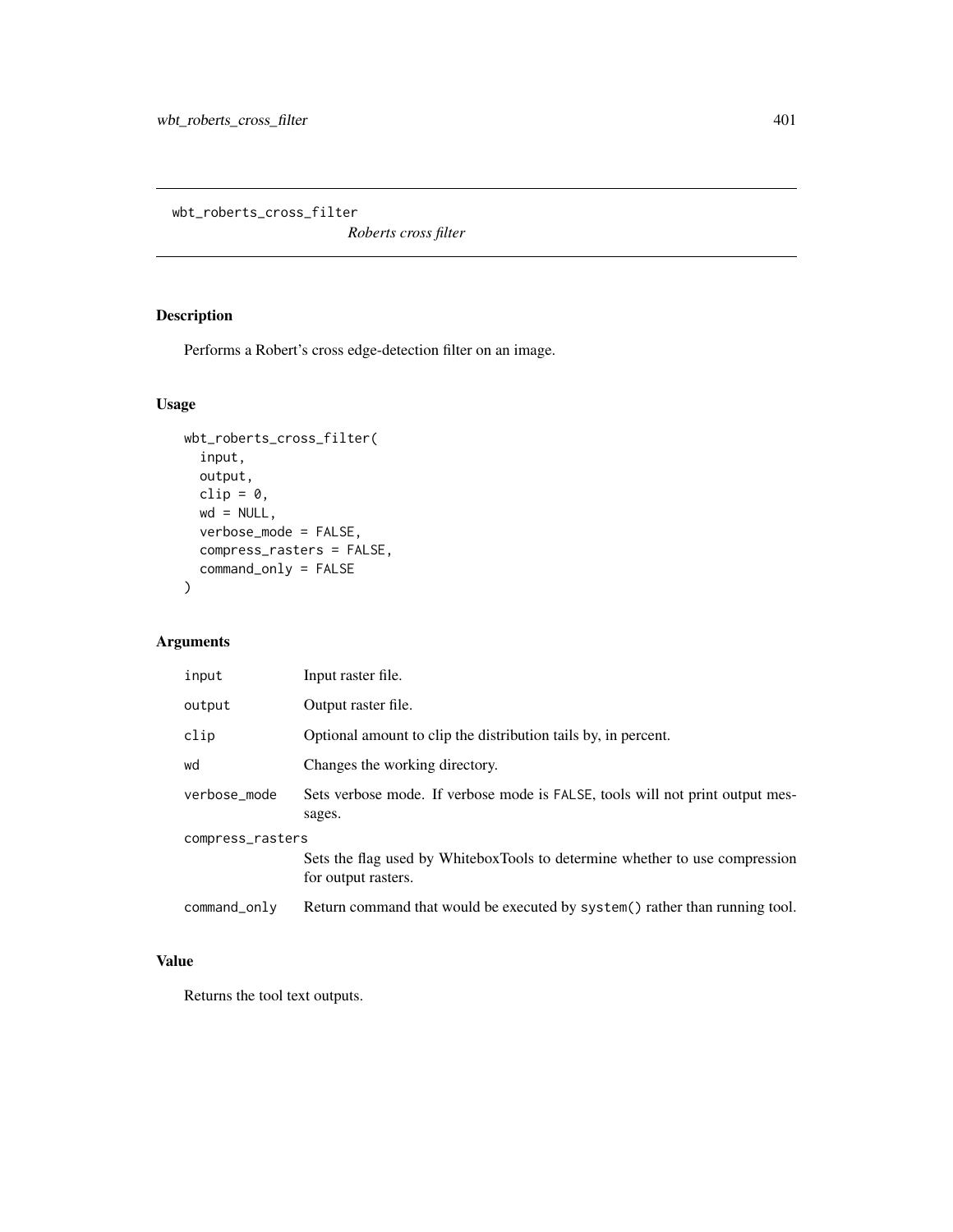# wbt_roberts_cross_filter

*Roberts cross filter*

## Description

Performs a Robert's cross edge-detection filter on an image.

## Usage

```
wbt_roberts_cross_filter(
  input,
  output,
  clip = 0,
  wd = NULL,
  verbose_mode = FALSE,
  compress_rasters = FALSE,
  command_only = FALSE
)
```

## Arguments

| | |
|---|---|
| input | Input raster file. |
| output | Output raster file. |
| clip | Optional amount to clip the distribution tails by, in percent. |
| wd | Changes the working directory. |
| verbose_mode | Sets verbose mode. If verbose mode is FALSE, tools will not print output messages. |
| compress_rasters | Sets the flag used by WhiteboxTools to determine whether to use compression for output rasters. |
| command_only | Return command that would be executed by system() rather than running tool. |

## Value

Returns the tool text outputs.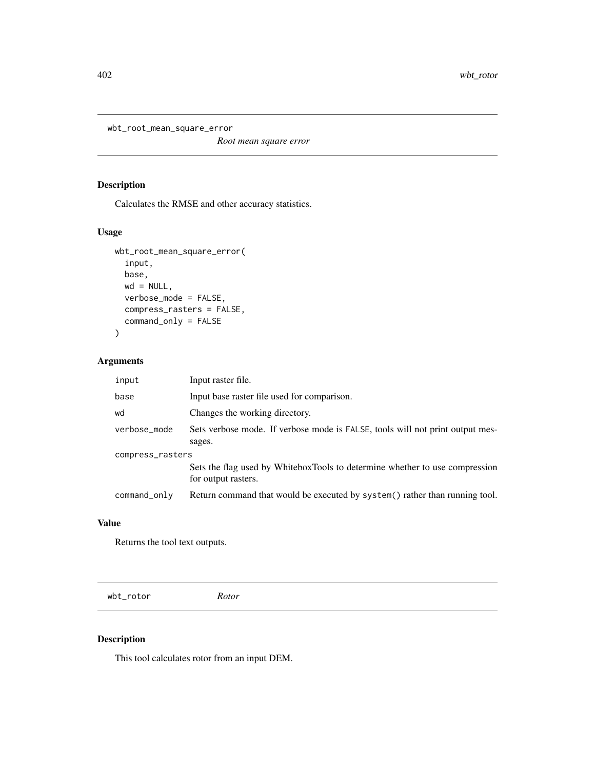## wbt_root_mean_square_error

*Root mean square error*

### Description

Calculates the RMSE and other accuracy statistics.

### Usage

```
wbt_root_mean_square_error(
  input,
  base,
  wd = NULL,
  verbose_mode = FALSE,
  compress_rasters = FALSE,
  command_only = FALSE
)
```

### Arguments

| | |
|---|---|
| input | Input raster file. |
| base | Input base raster file used for comparison. |
| wd | Changes the working directory. |
| verbose_mode | Sets verbose mode. If verbose mode is FALSE, tools will not print output messages. |
| compress_rasters | Sets the flag used by WhiteboxTools to determine whether to use compression for output rasters. |
| command_only | Return command that would be executed by system() rather than running tool. |

### Value

Returns the tool text outputs.

## wbt_rotor

*Rotor*

### Description

This tool calculates rotor from an input DEM.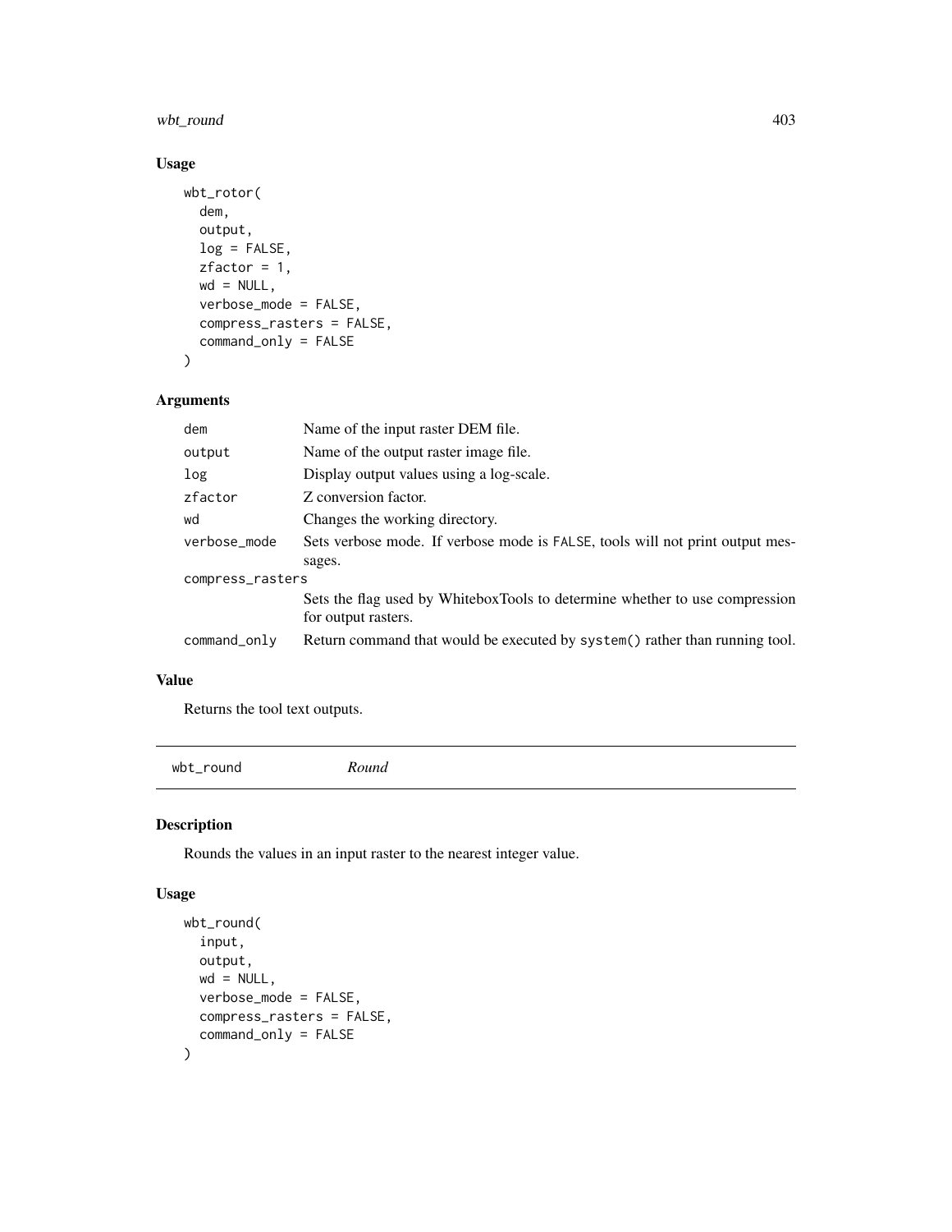## Usage

```
wbt_rotor(
  dem,
  output,
  log = FALSE,
  zfactor = 1,
  wd = NULL,
  verbose_mode = FALSE,
  compress_rasters = FALSE,
  command_only = FALSE
)
```

## Arguments

| | |
|---|---|
| dem | Name of the input raster DEM file. |
| output | Name of the output raster image file. |
| log | Display output values using a log-scale. |
| zfactor | Z conversion factor. |
| wd | Changes the working directory. |
| verbose_mode | Sets verbose mode. If verbose mode is FALSE, tools will not print output messages. |
| compress_rasters | Sets the flag used by WhiteboxTools to determine whether to use compression for output rasters. |
| command_only | Return command that would be executed by system() rather than running tool. |

## Value

Returns the tool text outputs.

---

# wbt_round *Round*

## Description

Rounds the values in an input raster to the nearest integer value.

## Usage

```
wbt_round(
  input,
  output,
  wd = NULL,
  verbose_mode = FALSE,
  compress_rasters = FALSE,
  command_only = FALSE
)
```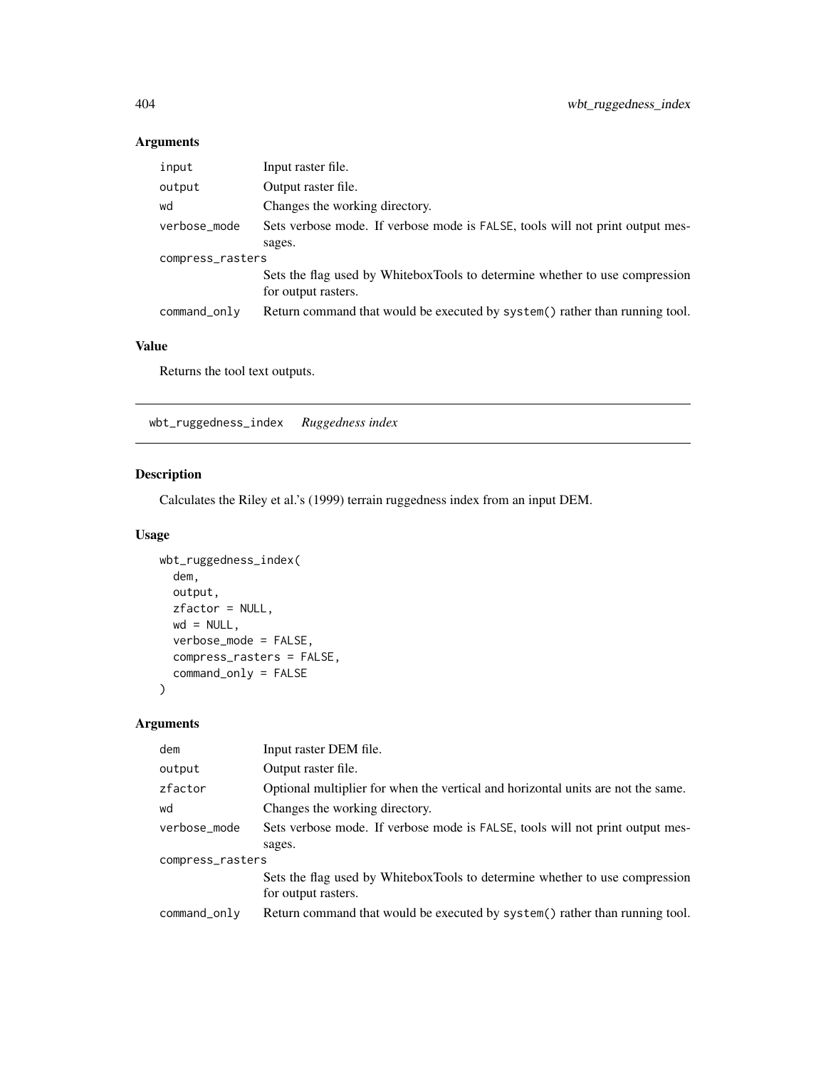## Arguments

| | |
|---|---|
| input | Input raster file. |
| output | Output raster file. |
| wd | Changes the working directory. |
| verbose_mode | Sets verbose mode. If verbose mode is FALSE, tools will not print output messages. |
| compress_rasters | Sets the flag used by WhiteboxTools to determine whether to use compression for output rasters. |
| command_only | Return command that would be executed by system() rather than running tool. |

## Value

Returns the tool text outputs.

---

# wbt_ruggedness_index *Ruggedness index*

## Description

Calculates the Riley et al.'s (1999) terrain ruggedness index from an input DEM.

## Usage

```
wbt_ruggedness_index(
  dem,
  output,
  zfactor = NULL,
  wd = NULL,
  verbose_mode = FALSE,
  compress_rasters = FALSE,
  command_only = FALSE
)
```

## Arguments

| | |
|---|---|
| dem | Input raster DEM file. |
| output | Output raster file. |
| zfactor | Optional multiplier for when the vertical and horizontal units are not the same. |
| wd | Changes the working directory. |
| verbose_mode | Sets verbose mode. If verbose mode is FALSE, tools will not print output messages. |
| compress_rasters | Sets the flag used by WhiteboxTools to determine whether to use compression for output rasters. |
| command_only | Return command that would be executed by system() rather than running tool. |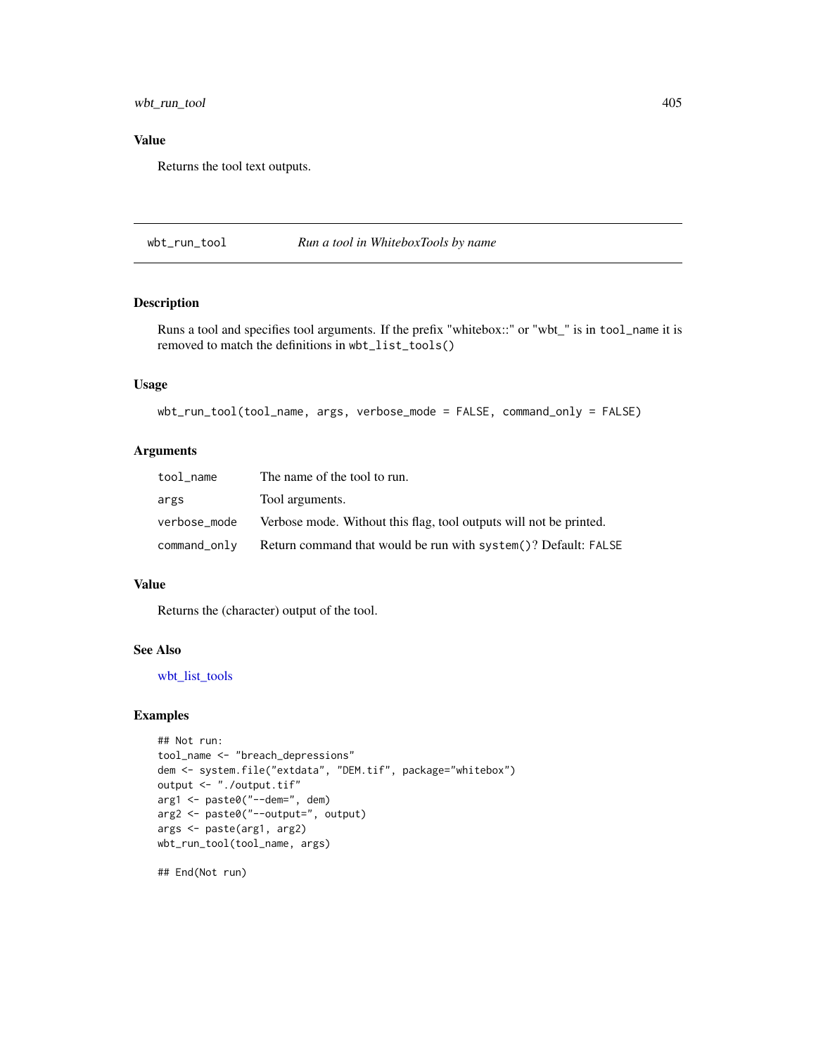### Value

Returns the tool text outputs.

---

## wbt_run_tool — *Run a tool in WhiteboxTools by name*

### Description

Runs a tool and specifies tool arguments. If the prefix "whitebox::" or "wbt_" is in `tool_name` it is removed to match the definitions in `wbt_list_tools()`

### Usage

```
wbt_run_tool(tool_name, args, verbose_mode = FALSE, command_only = FALSE)
```

### Arguments

| | |
|---|---|
| `tool_name` | The name of the tool to run. |
| `args` | Tool arguments. |
| `verbose_mode` | Verbose mode. Without this flag, tool outputs will not be printed. |
| `command_only` | Return command that would be run with `system()`? Default: `FALSE` |

### Value

Returns the (character) output of the tool.

### See Also

wbt_list_tools

### Examples

```
## Not run:
tool_name <- "breach_depressions"
dem <- system.file("extdata", "DEM.tif", package="whitebox")
output <- "./output.tif"
arg1 <- paste0("--dem=", dem)
arg2 <- paste0("--output=", output)
args <- paste(arg1, arg2)
wbt_run_tool(tool_name, args)

## End(Not run)
```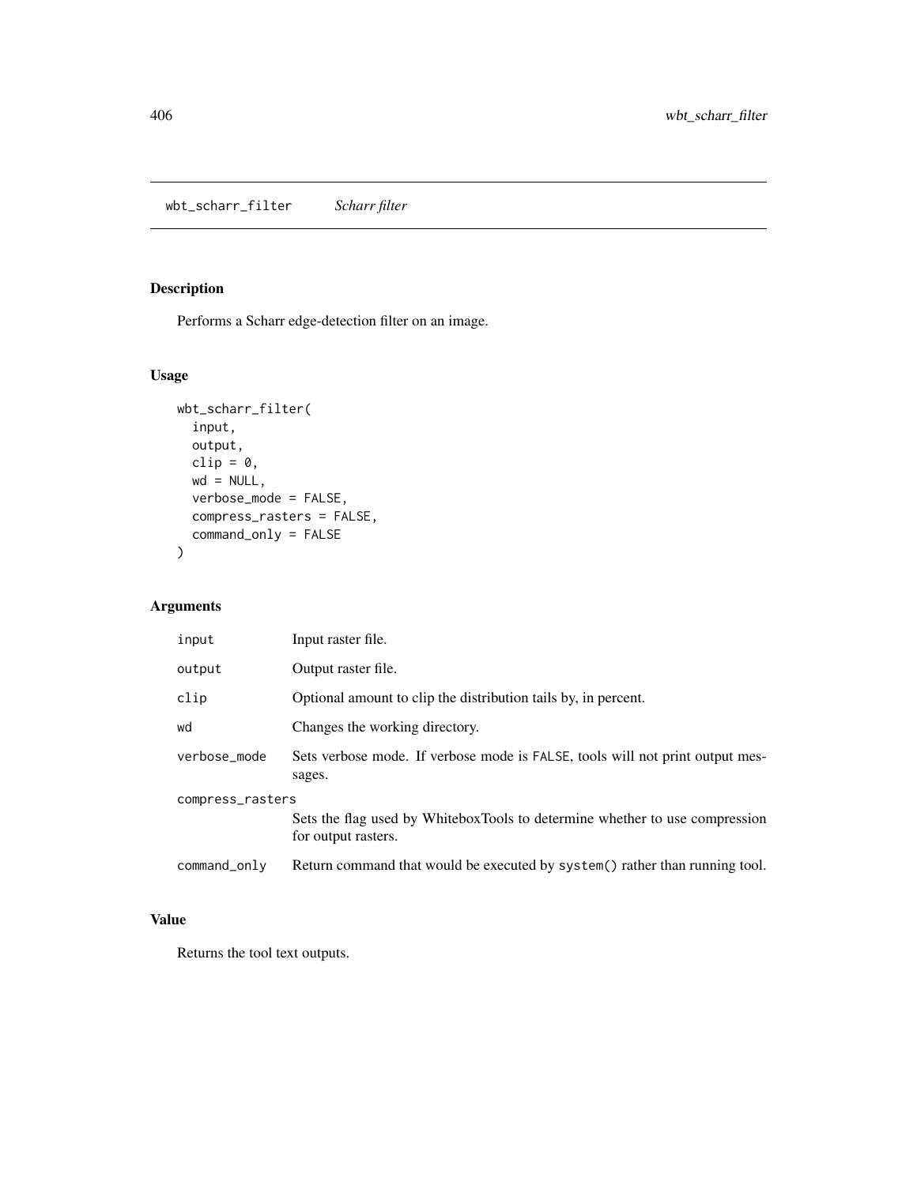## wbt_scharr_filter *Scharr filter*

### Description

Performs a Scharr edge-detection filter on an image.

### Usage

```
wbt_scharr_filter(
  input,
  output,
  clip = 0,
  wd = NULL,
  verbose_mode = FALSE,
  compress_rasters = FALSE,
  command_only = FALSE
)
```

### Arguments

| | |
|---|---|
| input | Input raster file. |
| output | Output raster file. |
| clip | Optional amount to clip the distribution tails by, in percent. |
| wd | Changes the working directory. |
| verbose_mode | Sets verbose mode. If verbose mode is FALSE, tools will not print output messages. |
| compress_rasters | Sets the flag used by WhiteboxTools to determine whether to use compression for output rasters. |
| command_only | Return command that would be executed by system() rather than running tool. |

### Value

Returns the tool text outputs.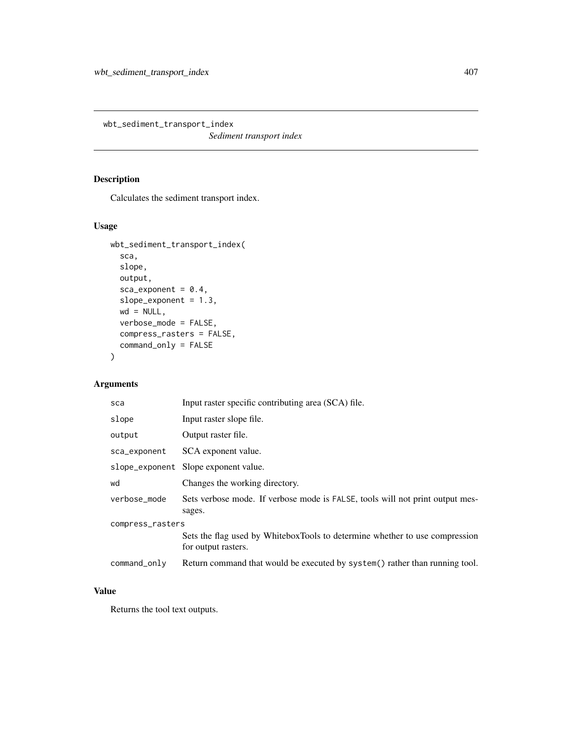# wbt_sediment_transport_index

*Sediment transport index*

## Description

Calculates the sediment transport index.

## Usage

```
wbt_sediment_transport_index(
  sca,
  slope,
  output,
  sca_exponent = 0.4,
  slope_exponent = 1.3,
  wd = NULL,
  verbose_mode = FALSE,
  compress_rasters = FALSE,
  command_only = FALSE
)
```

## Arguments

| | |
|---|---|
| sca | Input raster specific contributing area (SCA) file. |
| slope | Input raster slope file. |
| output | Output raster file. |
| sca_exponent | SCA exponent value. |
| slope_exponent | Slope exponent value. |
| wd | Changes the working directory. |
| verbose_mode | Sets verbose mode. If verbose mode is FALSE, tools will not print output messages. |
| compress_rasters | Sets the flag used by WhiteboxTools to determine whether to use compression for output rasters. |
| command_only | Return command that would be executed by system() rather than running tool. |

## Value

Returns the tool text outputs.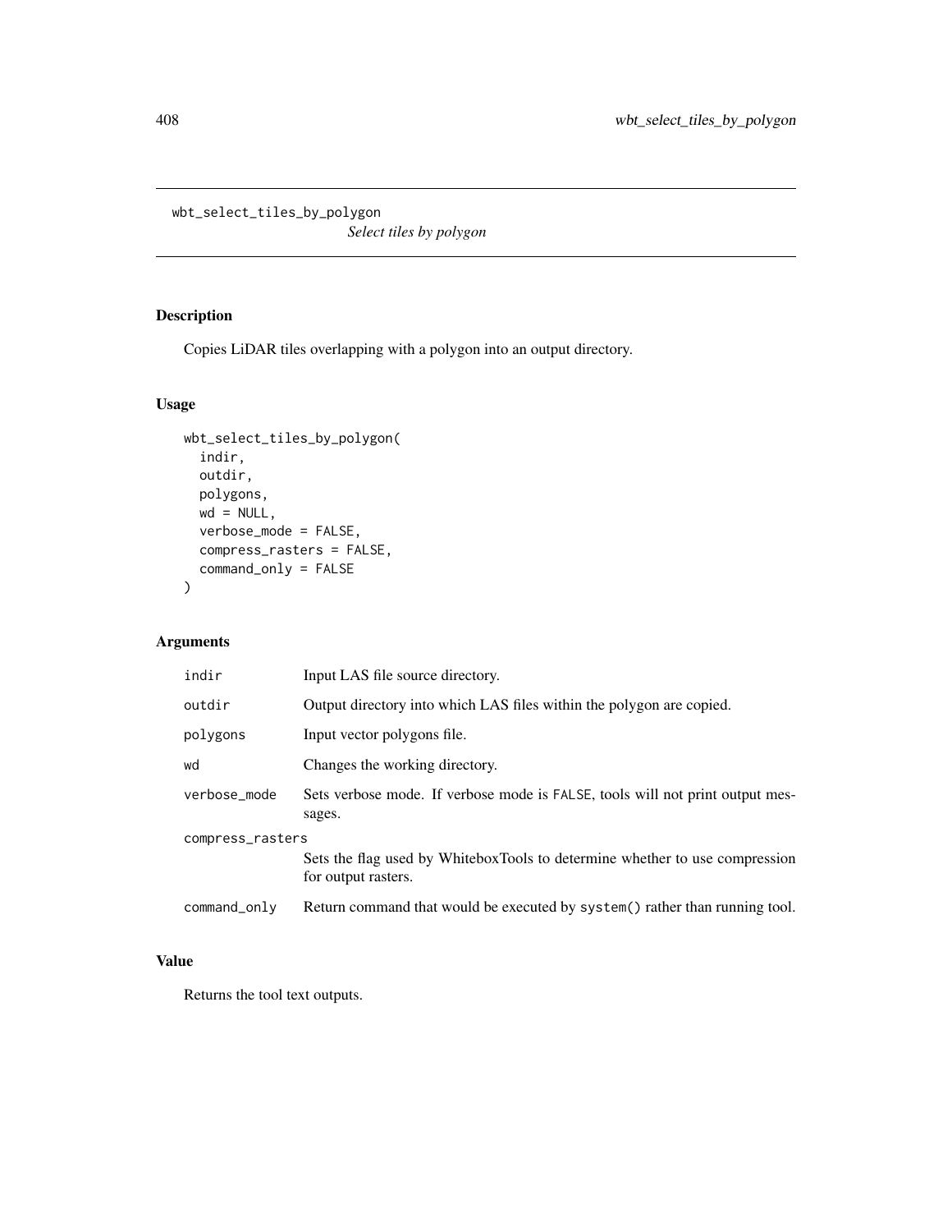# wbt_select_tiles_by_polygon

*Select tiles by polygon*

## Description

Copies LiDAR tiles overlapping with a polygon into an output directory.

## Usage

```
wbt_select_tiles_by_polygon(
  indir,
  outdir,
  polygons,
  wd = NULL,
  verbose_mode = FALSE,
  compress_rasters = FALSE,
  command_only = FALSE
)
```

## Arguments

| | |
|---|---|
| `indir` | Input LAS file source directory. |
| `outdir` | Output directory into which LAS files within the polygon are copied. |
| `polygons` | Input vector polygons file. |
| `wd` | Changes the working directory. |
| `verbose_mode` | Sets verbose mode. If verbose mode is `FALSE`, tools will not print output messages. |
| `compress_rasters` | Sets the flag used by WhiteboxTools to determine whether to use compression for output rasters. |
| `command_only` | Return command that would be executed by `system()` rather than running tool. |

## Value

Returns the tool text outputs.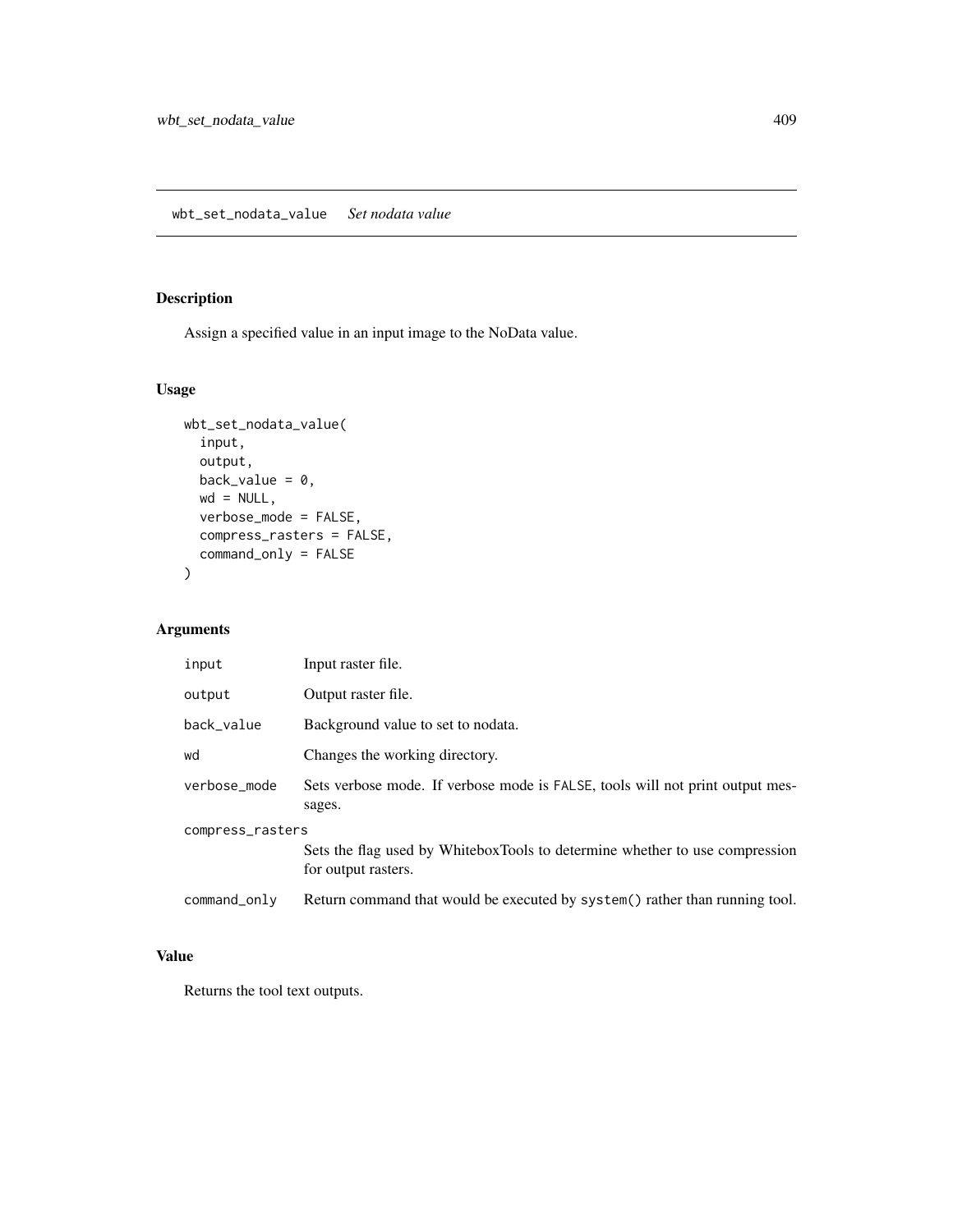## wbt_set_nodata_value *Set nodata value*

### Description

Assign a specified value in an input image to the NoData value.

### Usage

```
wbt_set_nodata_value(
  input,
  output,
  back_value = 0,
  wd = NULL,
  verbose_mode = FALSE,
  compress_rasters = FALSE,
  command_only = FALSE
)
```

### Arguments

| | |
|---|---|
| input | Input raster file. |
| output | Output raster file. |
| back_value | Background value to set to nodata. |
| wd | Changes the working directory. |
| verbose_mode | Sets verbose mode. If verbose mode is FALSE, tools will not print output messages. |
| compress_rasters | Sets the flag used by WhiteboxTools to determine whether to use compression for output rasters. |
| command_only | Return command that would be executed by system() rather than running tool. |

### Value

Returns the tool text outputs.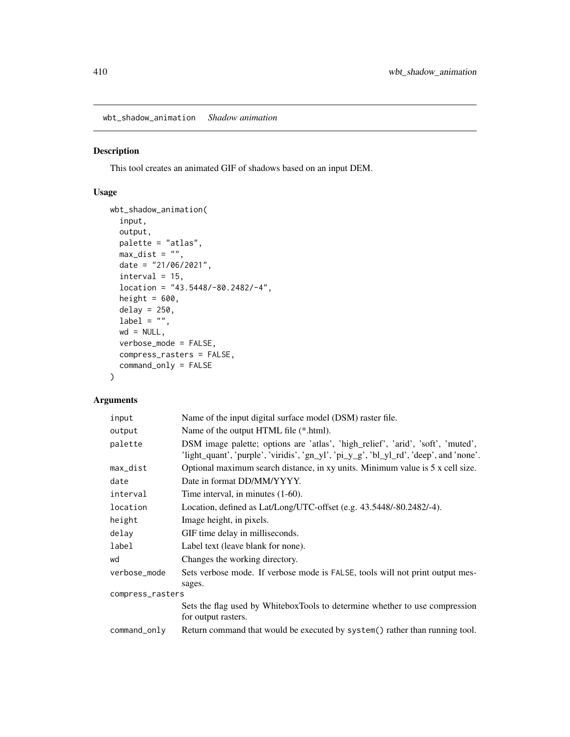## wbt_shadow_animation *Shadow animation*

### Description

This tool creates an animated GIF of shadows based on an input DEM.

### Usage

```
wbt_shadow_animation(
  input,
  output,
  palette = "atlas",
  max_dist = "",
  date = "21/06/2021",
  interval = 15,
  location = "43.5448/-80.2482/-4",
  height = 600,
  delay = 250,
  label = "",
  wd = NULL,
  verbose_mode = FALSE,
  compress_rasters = FALSE,
  command_only = FALSE
)
```

### Arguments

| | |
|---|---|
| input | Name of the input digital surface model (DSM) raster file. |
| output | Name of the output HTML file (*.html). |
| palette | DSM image palette; options are 'atlas', 'high_relief', 'arid', 'soft', 'muted', 'light_quant', 'purple', 'viridis', 'gn_yl', 'pi_y_g', 'bl_yl_rd', 'deep', and 'none'. |
| max_dist | Optional maximum search distance, in xy units. Minimum value is 5 x cell size. |
| date | Date in format DD/MM/YYYY. |
| interval | Time interval, in minutes (1-60). |
| location | Location, defined as Lat/Long/UTC-offset (e.g. 43.5448/-80.2482/-4). |
| height | Image height, in pixels. |
| delay | GIF time delay in milliseconds. |
| label | Label text (leave blank for none). |
| wd | Changes the working directory. |
| verbose_mode | Sets verbose mode. If verbose mode is FALSE, tools will not print output messages. |
| compress_rasters | Sets the flag used by WhiteboxTools to determine whether to use compression for output rasters. |
| command_only | Return command that would be executed by system() rather than running tool. |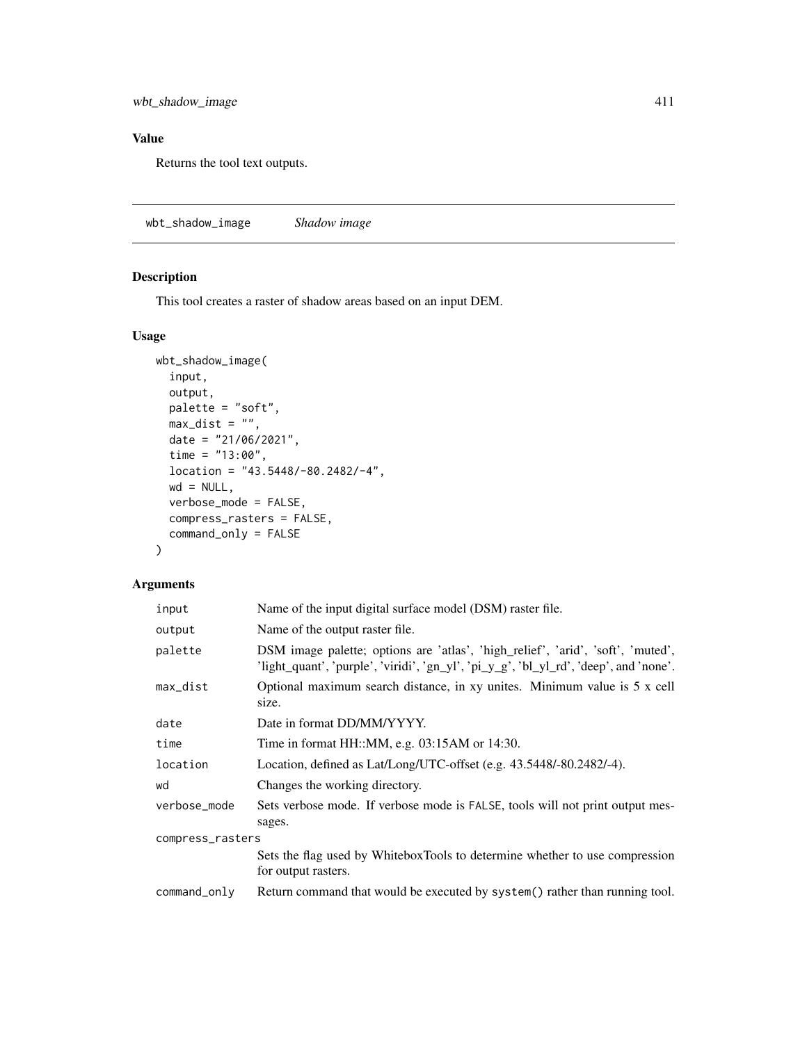## Value

Returns the tool text outputs.

---

## wbt_shadow_image — *Shadow image*

### Description

This tool creates a raster of shadow areas based on an input DEM.

### Usage

```
wbt_shadow_image(
  input,
  output,
  palette = "soft",
  max_dist = "",
  date = "21/06/2021",
  time = "13:00",
  location = "43.5448/-80.2482/-4",
  wd = NULL,
  verbose_mode = FALSE,
  compress_rasters = FALSE,
  command_only = FALSE
)
```

### Arguments

| | |
|---|---|
| `input` | Name of the input digital surface model (DSM) raster file. |
| `output` | Name of the output raster file. |
| `palette` | DSM image palette; options are 'atlas', 'high_relief', 'arid', 'soft', 'muted', 'light_quant', 'purple', 'viridi', 'gn_yl', 'pi_y_g', 'bl_yl_rd', 'deep', and 'none'. |
| `max_dist` | Optional maximum search distance, in xy unites. Minimum value is 5 x cell size. |
| `date` | Date in format DD/MM/YYYY. |
| `time` | Time in format HH::MM, e.g. 03:15AM or 14:30. |
| `location` | Location, defined as Lat/Long/UTC-offset (e.g. 43.5448/-80.2482/-4). |
| `wd` | Changes the working directory. |
| `verbose_mode` | Sets verbose mode. If verbose mode is `FALSE`, tools will not print output messages. |
| `compress_rasters` | Sets the flag used by WhiteboxTools to determine whether to use compression for output rasters. |
| `command_only` | Return command that would be executed by `system()` rather than running tool. |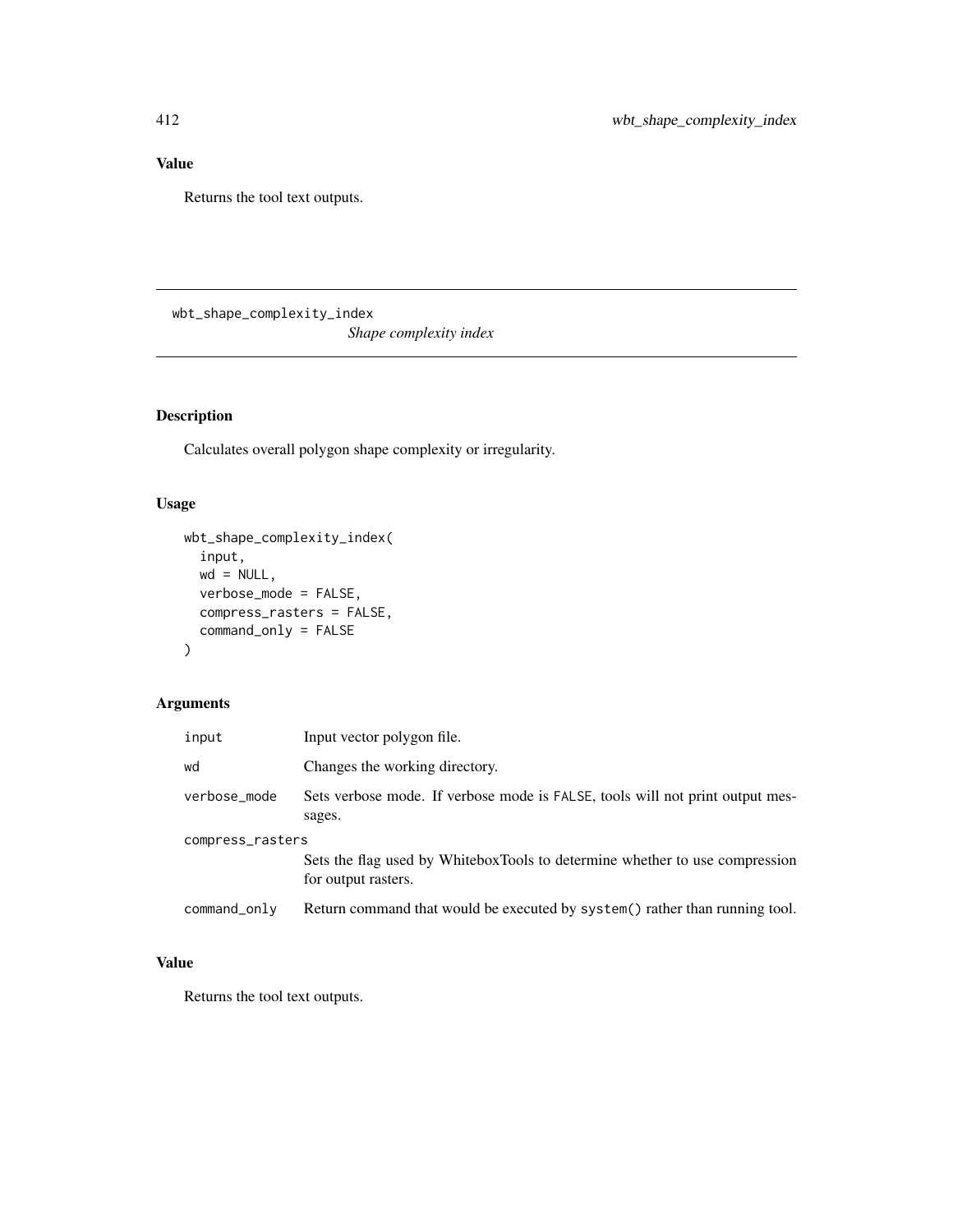## Value

Returns the tool text outputs.

---

`wbt_shape_complexity_index` *Shape complexity index*

---

## Description

Calculates overall polygon shape complexity or irregularity.

## Usage

```
wbt_shape_complexity_index(
  input,
  wd = NULL,
  verbose_mode = FALSE,
  compress_rasters = FALSE,
  command_only = FALSE
)
```

## Arguments

| | |
|---|---|
| `input` | Input vector polygon file. |
| `wd` | Changes the working directory. |
| `verbose_mode` | Sets verbose mode. If verbose mode is `FALSE`, tools will not print output messages. |
| `compress_rasters` | Sets the flag used by WhiteboxTools to determine whether to use compression for output rasters. |
| `command_only` | Return command that would be executed by `system()` rather than running tool. |

## Value

Returns the tool text outputs.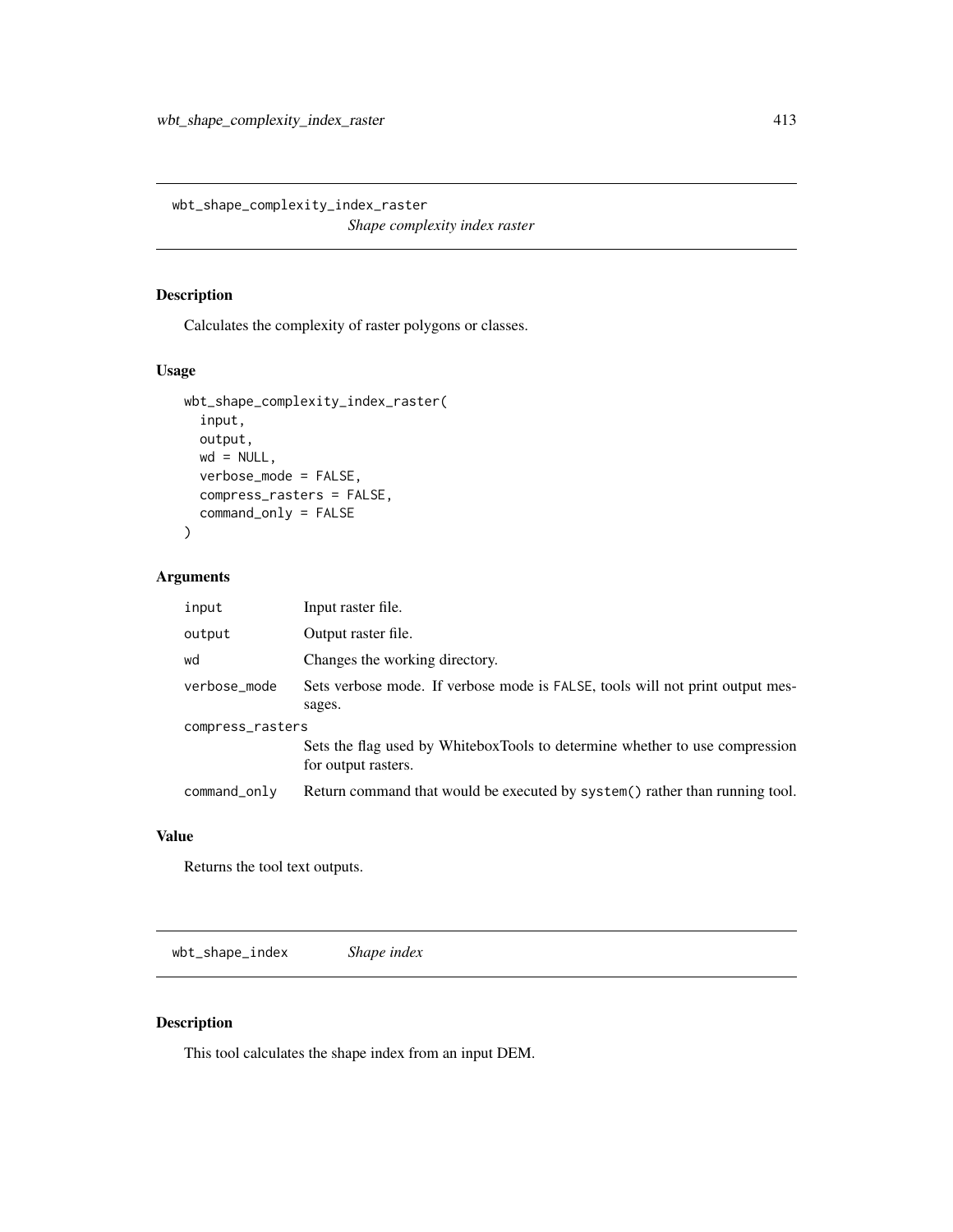## wbt_shape_complexity_index_raster

*Shape complexity index raster*

### Description

Calculates the complexity of raster polygons or classes.

### Usage

```
wbt_shape_complexity_index_raster(
  input,
  output,
  wd = NULL,
  verbose_mode = FALSE,
  compress_rasters = FALSE,
  command_only = FALSE
)
```

### Arguments

| | |
|---|---|
| input | Input raster file. |
| output | Output raster file. |
| wd | Changes the working directory. |
| verbose_mode | Sets verbose mode. If verbose mode is FALSE, tools will not print output messages. |
| compress_rasters | Sets the flag used by WhiteboxTools to determine whether to use compression for output rasters. |
| command_only | Return command that would be executed by system() rather than running tool. |

### Value

Returns the tool text outputs.

## wbt_shape_index

*Shape index*

### Description

This tool calculates the shape index from an input DEM.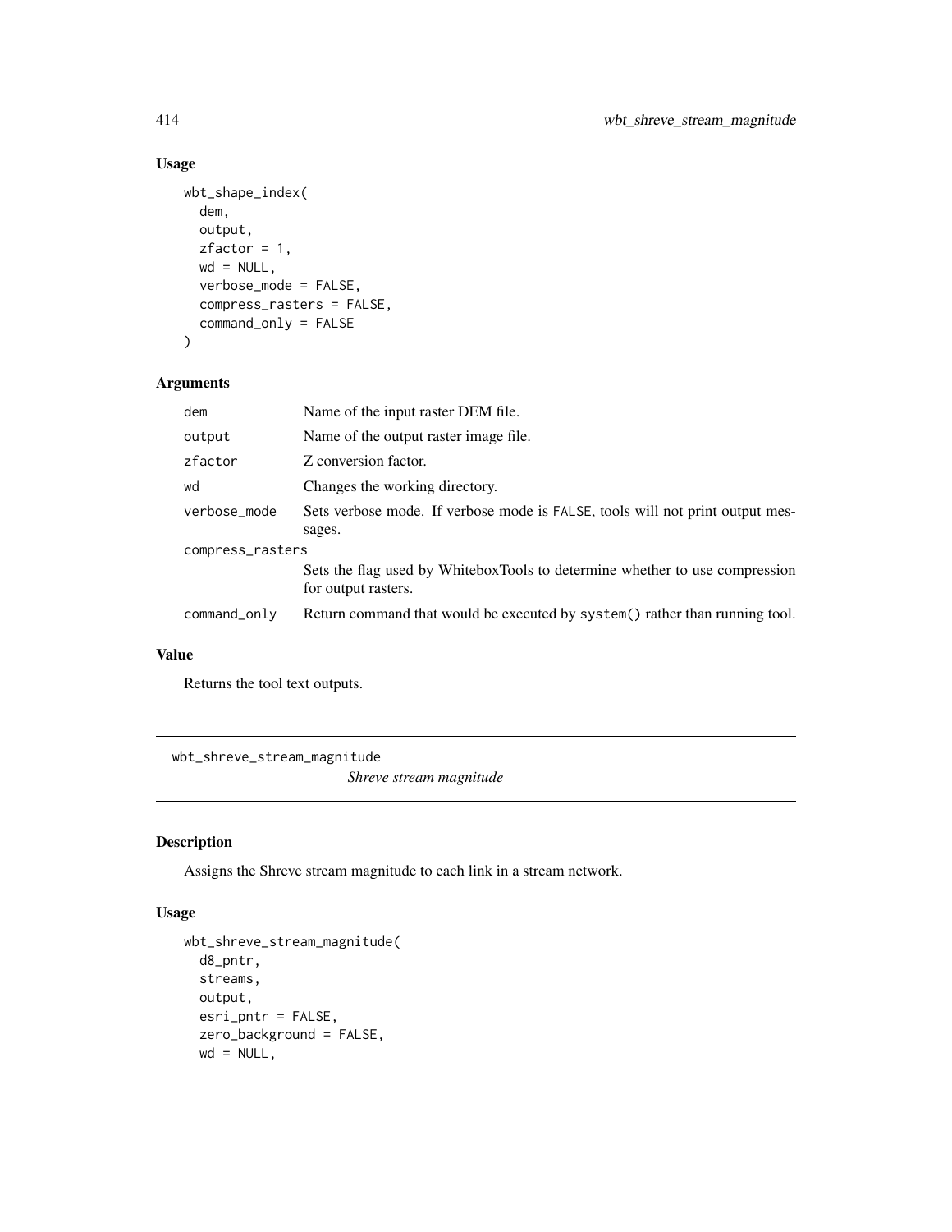## Usage

```
wbt_shape_index(
  dem,
  output,
  zfactor = 1,
  wd = NULL,
  verbose_mode = FALSE,
  compress_rasters = FALSE,
  command_only = FALSE
)
```

## Arguments

| | |
|---|---|
| dem | Name of the input raster DEM file. |
| output | Name of the output raster image file. |
| zfactor | Z conversion factor. |
| wd | Changes the working directory. |
| verbose_mode | Sets verbose mode. If verbose mode is FALSE, tools will not print output messages. |
| compress_rasters | Sets the flag used by WhiteboxTools to determine whether to use compression for output rasters. |
| command_only | Return command that would be executed by system() rather than running tool. |

## Value

Returns the tool text outputs.

---

# wbt_shreve_stream_magnitude

*Shreve stream magnitude*

## Description

Assigns the Shreve stream magnitude to each link in a stream network.

## Usage

```
wbt_shreve_stream_magnitude(
  d8_pntr,
  streams,
  output,
  esri_pntr = FALSE,
  zero_background = FALSE,
  wd = NULL,
```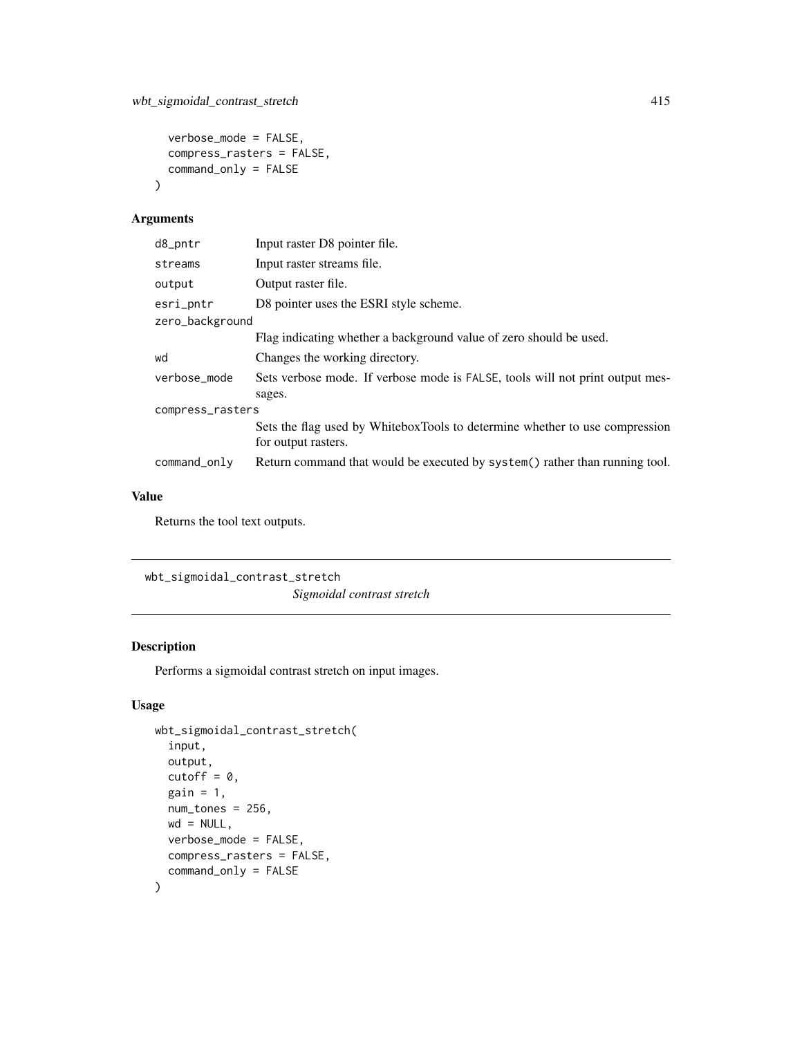```
  verbose_mode = FALSE,
  compress_rasters = FALSE,
  command_only = FALSE
)
```

## Arguments

| | |
|---|---|
| d8_pntr | Input raster D8 pointer file. |
| streams | Input raster streams file. |
| output | Output raster file. |
| esri_pntr | D8 pointer uses the ESRI style scheme. |
| zero_background | Flag indicating whether a background value of zero should be used. |
| wd | Changes the working directory. |
| verbose_mode | Sets verbose mode. If verbose mode is FALSE, tools will not print output messages. |
| compress_rasters | Sets the flag used by WhiteboxTools to determine whether to use compression for output rasters. |
| command_only | Return command that would be executed by system() rather than running tool. |

## Value

Returns the tool text outputs.

---

# wbt_sigmoidal_contrast_stretch

*Sigmoidal contrast stretch*

## Description

Performs a sigmoidal contrast stretch on input images.

## Usage

```
wbt_sigmoidal_contrast_stretch(
  input,
  output,
  cutoff = 0,
  gain = 1,
  num_tones = 256,
  wd = NULL,
  verbose_mode = FALSE,
  compress_rasters = FALSE,
  command_only = FALSE
)
```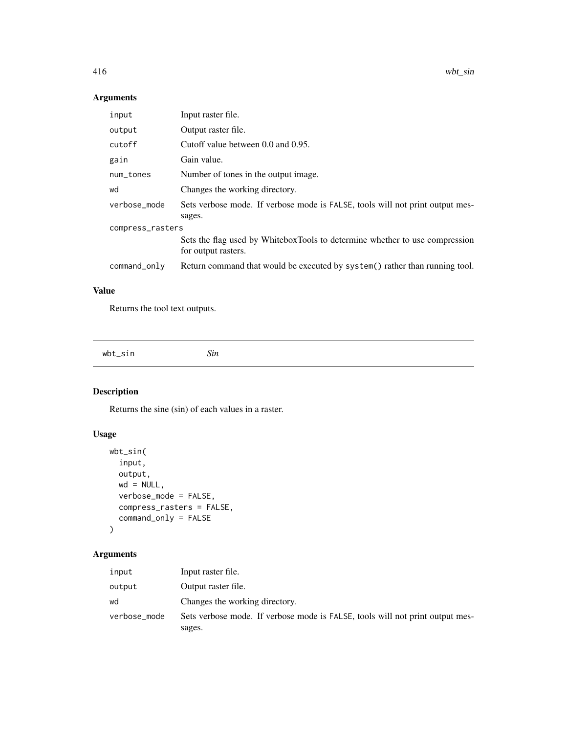## Arguments

| | |
|---|---|
| input | Input raster file. |
| output | Output raster file. |
| cutoff | Cutoff value between 0.0 and 0.95. |
| gain | Gain value. |
| num_tones | Number of tones in the output image. |
| wd | Changes the working directory. |
| verbose_mode | Sets verbose mode. If verbose mode is FALSE, tools will not print output messages. |
| compress_rasters | Sets the flag used by WhiteboxTools to determine whether to use compression for output rasters. |
| command_only | Return command that would be executed by system() rather than running tool. |

## Value

Returns the tool text outputs.

---

# wbt_sin    *Sin*

## Description

Returns the sine (sin) of each values in a raster.

## Usage

```
wbt_sin(
  input,
  output,
  wd = NULL,
  verbose_mode = FALSE,
  compress_rasters = FALSE,
  command_only = FALSE
)
```

## Arguments

| | |
|---|---|
| input | Input raster file. |
| output | Output raster file. |
| wd | Changes the working directory. |
| verbose_mode | Sets verbose mode. If verbose mode is FALSE, tools will not print output messages. |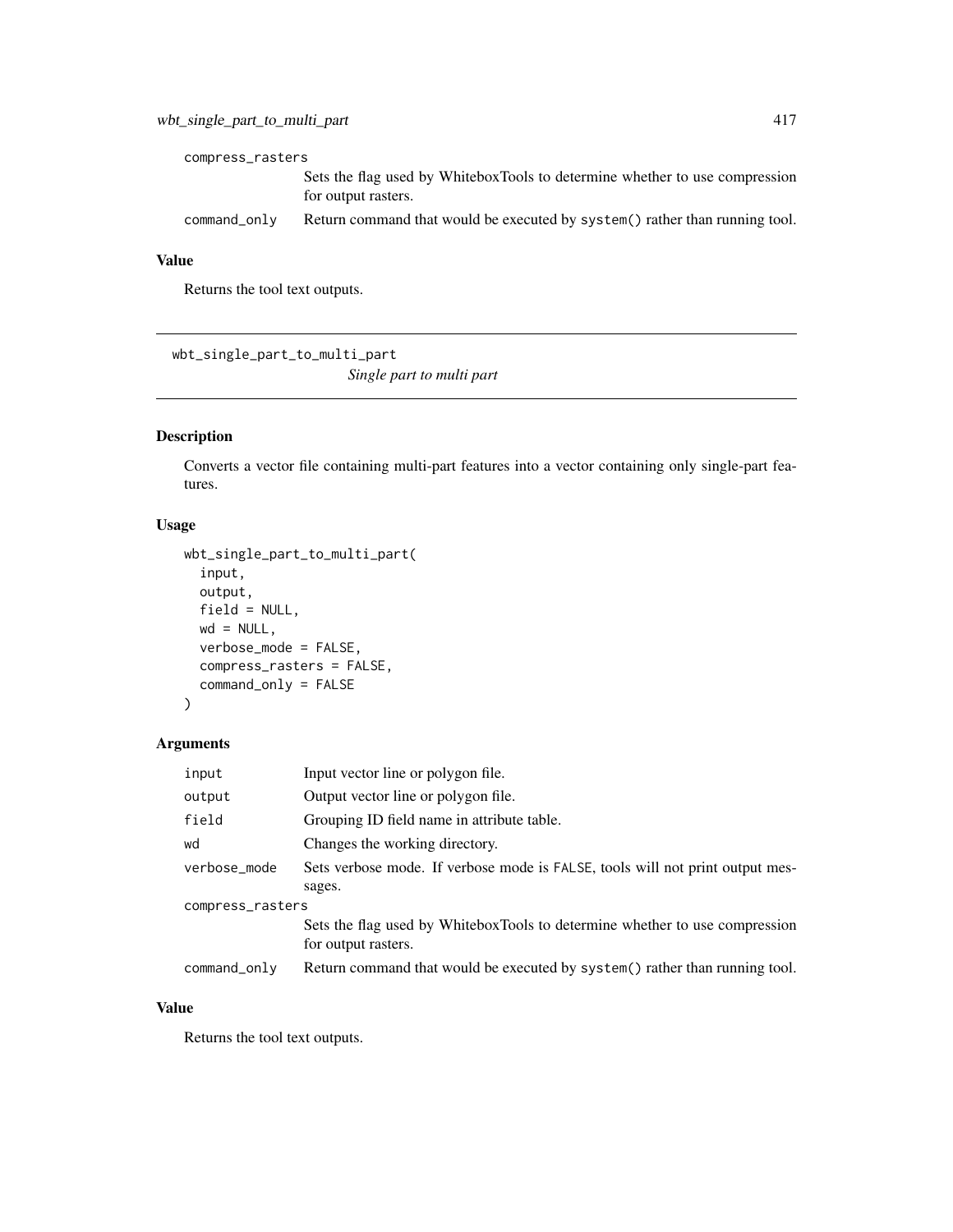compress_rasters
: Sets the flag used by WhiteboxTools to determine whether to use compression for output rasters.

command_only
: Return command that would be executed by `system()` rather than running tool.

## Value

Returns the tool text outputs.

---

# wbt_single_part_to_multi_part

*Single part to multi part*

---

## Description

Converts a vector file containing multi-part features into a vector containing only single-part features.

## Usage

```
wbt_single_part_to_multi_part(
  input,
  output,
  field = NULL,
  wd = NULL,
  verbose_mode = FALSE,
  compress_rasters = FALSE,
  command_only = FALSE
)
```

## Arguments

| | |
|---|---|
| `input` | Input vector line or polygon file. |
| `output` | Output vector line or polygon file. |
| `field` | Grouping ID field name in attribute table. |
| `wd` | Changes the working directory. |
| `verbose_mode` | Sets verbose mode. If verbose mode is `FALSE`, tools will not print output messages. |
| `compress_rasters` | Sets the flag used by WhiteboxTools to determine whether to use compression for output rasters. |
| `command_only` | Return command that would be executed by `system()` rather than running tool. |

## Value

Returns the tool text outputs.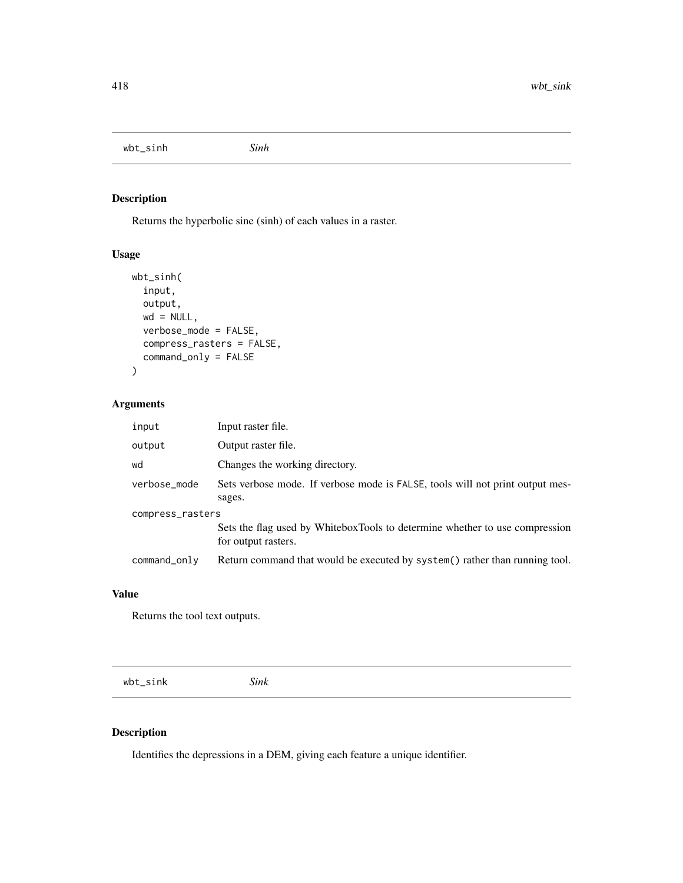## wbt_sinh *Sinh*

### Description

Returns the hyperbolic sine (sinh) of each values in a raster.

### Usage

```
wbt_sinh(
  input,
  output,
  wd = NULL,
  verbose_mode = FALSE,
  compress_rasters = FALSE,
  command_only = FALSE
)
```

### Arguments

| | |
|---|---|
| input | Input raster file. |
| output | Output raster file. |
| wd | Changes the working directory. |
| verbose_mode | Sets verbose mode. If verbose mode is FALSE, tools will not print output messages. |
| compress_rasters | Sets the flag used by WhiteboxTools to determine whether to use compression for output rasters. |
| command_only | Return command that would be executed by system() rather than running tool. |

### Value

Returns the tool text outputs.

## wbt_sink *Sink*

### Description

Identifies the depressions in a DEM, giving each feature a unique identifier.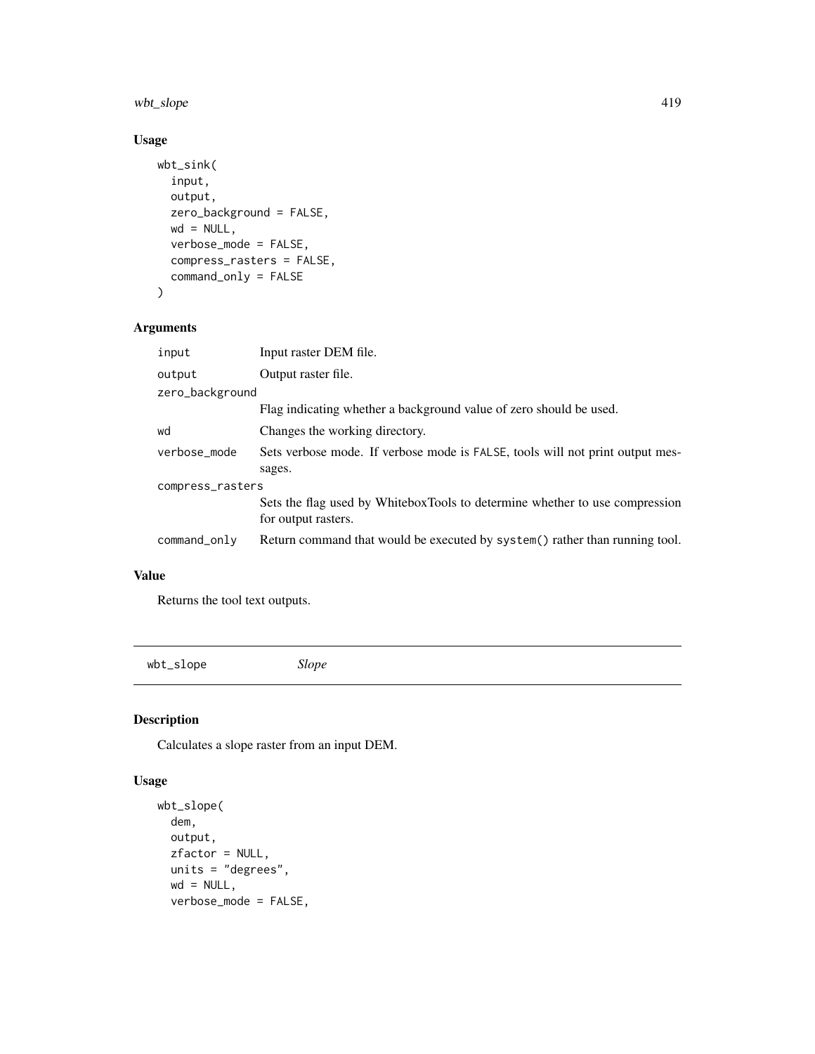## Usage

```
wbt_sink(
  input,
  output,
  zero_background = FALSE,
  wd = NULL,
  verbose_mode = FALSE,
  compress_rasters = FALSE,
  command_only = FALSE
)
```

## Arguments

| | |
|---|---|
| `input` | Input raster DEM file. |
| `output` | Output raster file. |
| `zero_background` | Flag indicating whether a background value of zero should be used. |
| `wd` | Changes the working directory. |
| `verbose_mode` | Sets verbose mode. If verbose mode is `FALSE`, tools will not print output messages. |
| `compress_rasters` | Sets the flag used by WhiteboxTools to determine whether to use compression for output rasters. |
| `command_only` | Return command that would be executed by `system()` rather than running tool. |

## Value

Returns the tool text outputs.

---

# `wbt_slope` *Slope*

---

## Description

Calculates a slope raster from an input DEM.

## Usage

```
wbt_slope(
  dem,
  output,
  zfactor = NULL,
  units = "degrees",
  wd = NULL,
  verbose_mode = FALSE,
```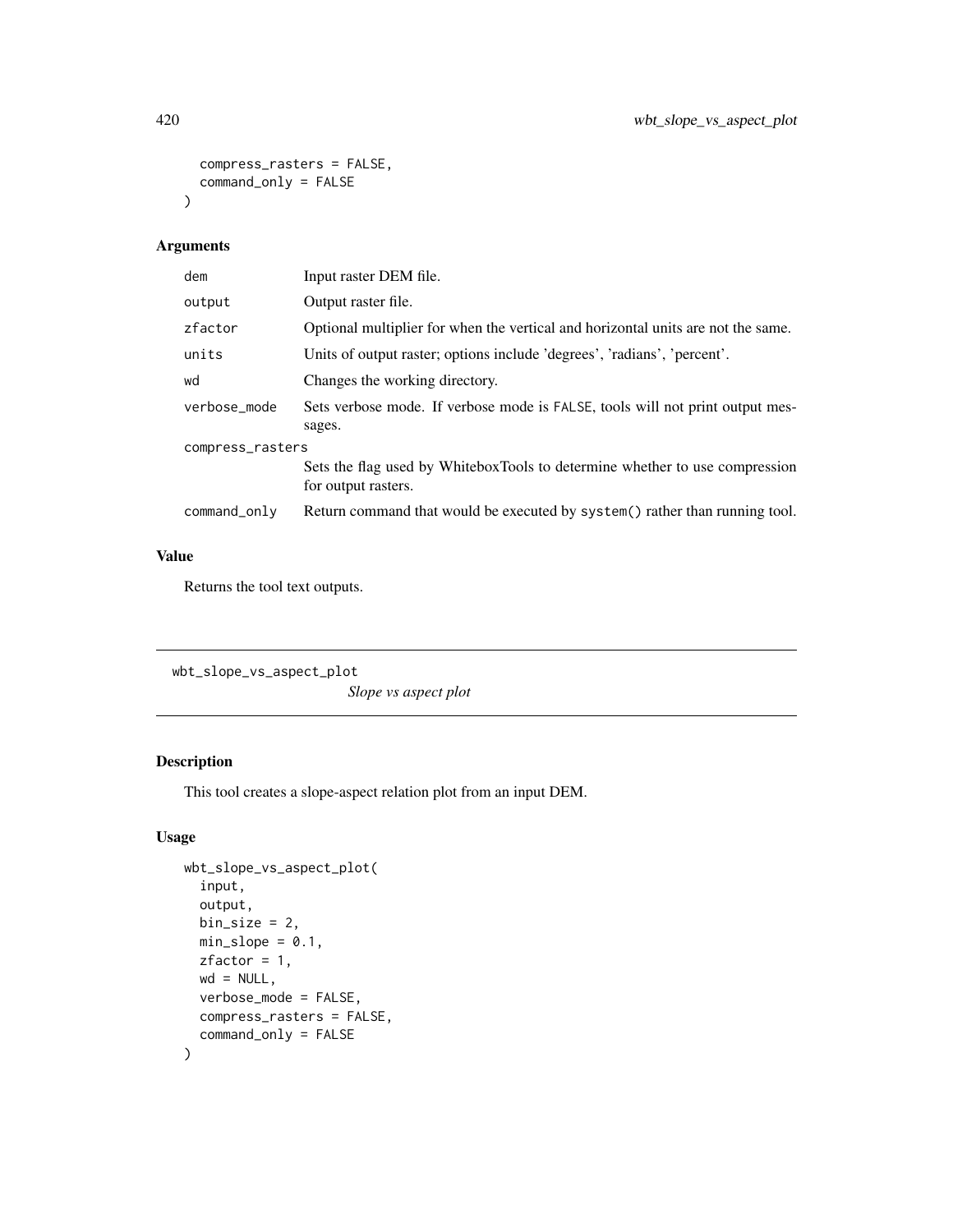```
  compress_rasters = FALSE,
  command_only = FALSE
)
```

## Arguments

| | |
|---|---|
| dem | Input raster DEM file. |
| output | Output raster file. |
| zfactor | Optional multiplier for when the vertical and horizontal units are not the same. |
| units | Units of output raster; options include 'degrees', 'radians', 'percent'. |
| wd | Changes the working directory. |
| verbose_mode | Sets verbose mode. If verbose mode is FALSE, tools will not print output messages. |
| compress_rasters | Sets the flag used by WhiteboxTools to determine whether to use compression for output rasters. |
| command_only | Return command that would be executed by system() rather than running tool. |

## Value

Returns the tool text outputs.

---

# wbt_slope_vs_aspect_plot

*Slope vs aspect plot*

---

## Description

This tool creates a slope-aspect relation plot from an input DEM.

## Usage

```
wbt_slope_vs_aspect_plot(
  input,
  output,
  bin_size = 2,
  min_slope = 0.1,
  zfactor = 1,
  wd = NULL,
  verbose_mode = FALSE,
  compress_rasters = FALSE,
  command_only = FALSE
)
```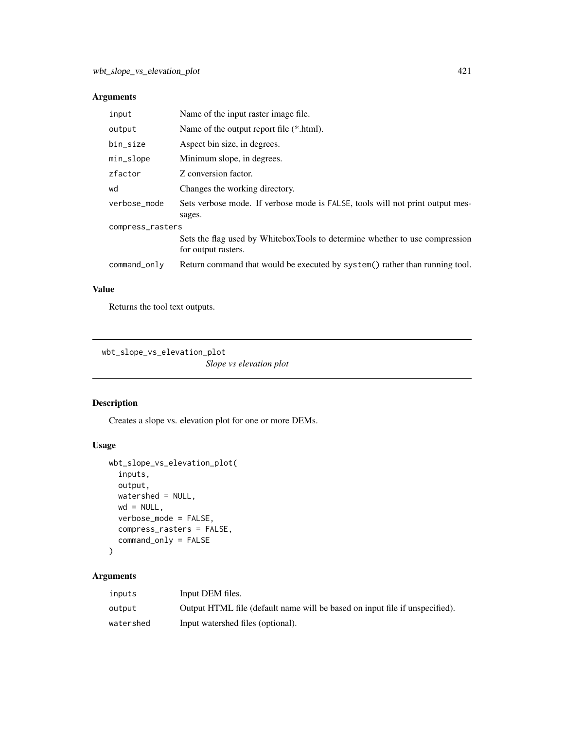## Arguments

| | |
|---|---|
| input | Name of the input raster image file. |
| output | Name of the output report file (*.html). |
| bin_size | Aspect bin size, in degrees. |
| min_slope | Minimum slope, in degrees. |
| zfactor | Z conversion factor. |
| wd | Changes the working directory. |
| verbose_mode | Sets verbose mode. If verbose mode is FALSE, tools will not print output messages. |
| compress_rasters | Sets the flag used by WhiteboxTools to determine whether to use compression for output rasters. |
| command_only | Return command that would be executed by system() rather than running tool. |

## Value

Returns the tool text outputs.

---

# wbt_slope_vs_elevation_plot

*Slope vs elevation plot*

---

## Description

Creates a slope vs. elevation plot for one or more DEMs.

## Usage

```
wbt_slope_vs_elevation_plot(
  inputs,
  output,
  watershed = NULL,
  wd = NULL,
  verbose_mode = FALSE,
  compress_rasters = FALSE,
  command_only = FALSE
)
```

## Arguments

| | |
|---|---|
| inputs | Input DEM files. |
| output | Output HTML file (default name will be based on input file if unspecified). |
| watershed | Input watershed files (optional). |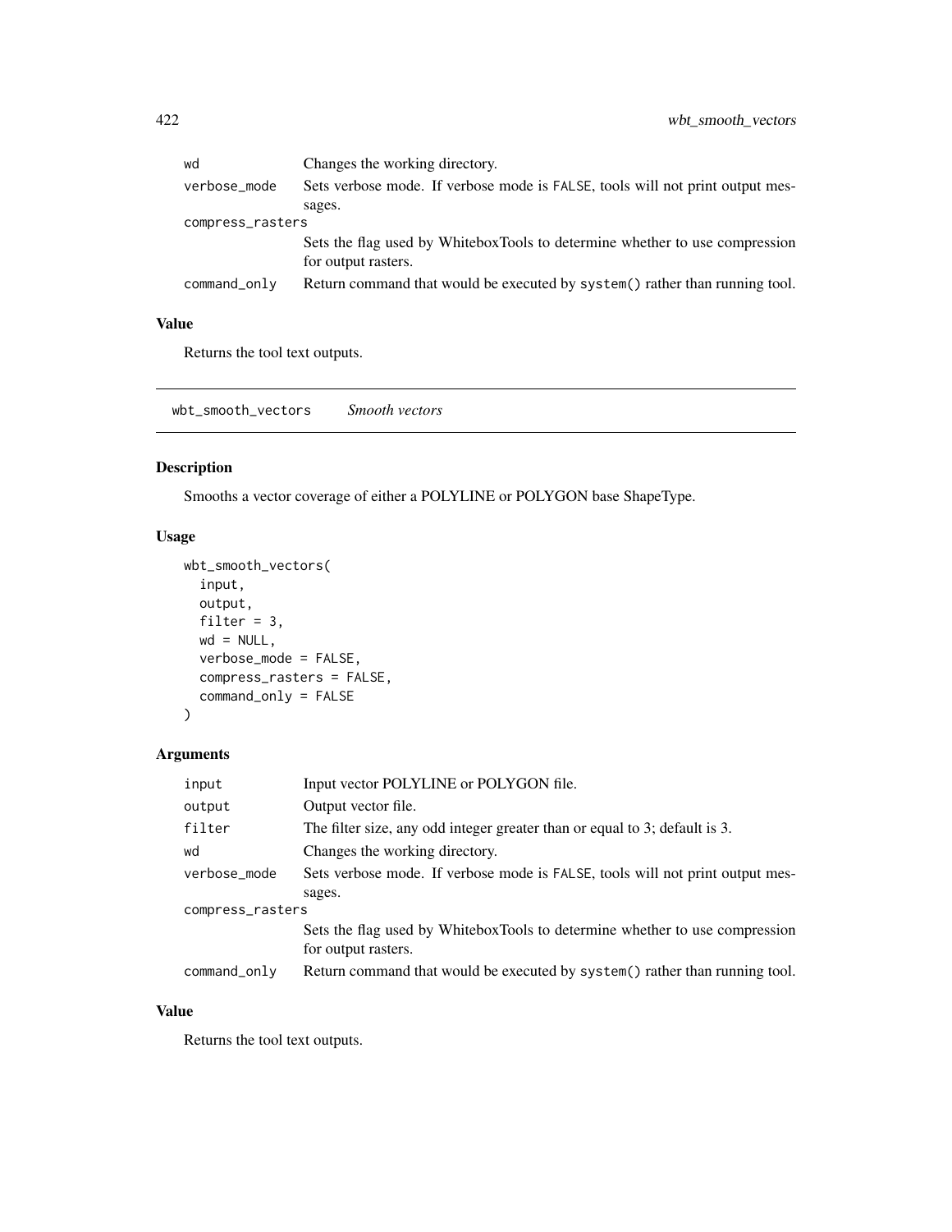| | |
|---|---|
| wd | Changes the working directory. |
| verbose_mode | Sets verbose mode. If verbose mode is FALSE, tools will not print output messages. |
| compress_rasters | Sets the flag used by WhiteboxTools to determine whether to use compression for output rasters. |
| command_only | Return command that would be executed by system() rather than running tool. |

### Value

Returns the tool text outputs.

---

## wbt_smooth_vectors *Smooth vectors*

### Description

Smooths a vector coverage of either a POLYLINE or POLYGON base ShapeType.

### Usage

```
wbt_smooth_vectors(
  input,
  output,
  filter = 3,
  wd = NULL,
  verbose_mode = FALSE,
  compress_rasters = FALSE,
  command_only = FALSE
)
```

### Arguments

| | |
|---|---|
| input | Input vector POLYLINE or POLYGON file. |
| output | Output vector file. |
| filter | The filter size, any odd integer greater than or equal to 3; default is 3. |
| wd | Changes the working directory. |
| verbose_mode | Sets verbose mode. If verbose mode is FALSE, tools will not print output messages. |
| compress_rasters | Sets the flag used by WhiteboxTools to determine whether to use compression for output rasters. |
| command_only | Return command that would be executed by system() rather than running tool. |

### Value

Returns the tool text outputs.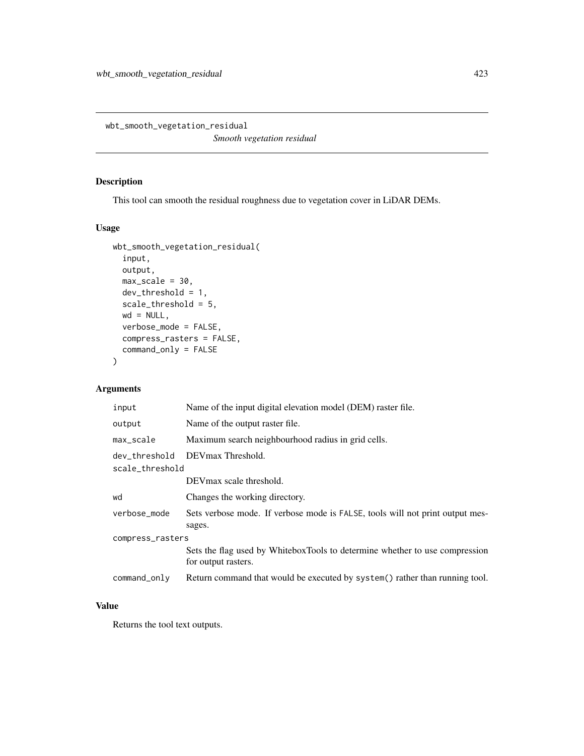## wbt_smooth_vegetation_residual

*Smooth vegetation residual*

### Description

This tool can smooth the residual roughness due to vegetation cover in LiDAR DEMs.

### Usage

```
wbt_smooth_vegetation_residual(
  input,
  output,
  max_scale = 30,
  dev_threshold = 1,
  scale_threshold = 5,
  wd = NULL,
  verbose_mode = FALSE,
  compress_rasters = FALSE,
  command_only = FALSE
)
```

### Arguments

| Argument | Description |
|---|---|
| input | Name of the input digital elevation model (DEM) raster file. |
| output | Name of the output raster file. |
| max_scale | Maximum search neighbourhood radius in grid cells. |
| dev_threshold | DEVmax Threshold. |
| scale_threshold | DEVmax scale threshold. |
| wd | Changes the working directory. |
| verbose_mode | Sets verbose mode. If verbose mode is FALSE, tools will not print output messages. |
| compress_rasters | Sets the flag used by WhiteboxTools to determine whether to use compression for output rasters. |
| command_only | Return command that would be executed by system() rather than running tool. |

### Value

Returns the tool text outputs.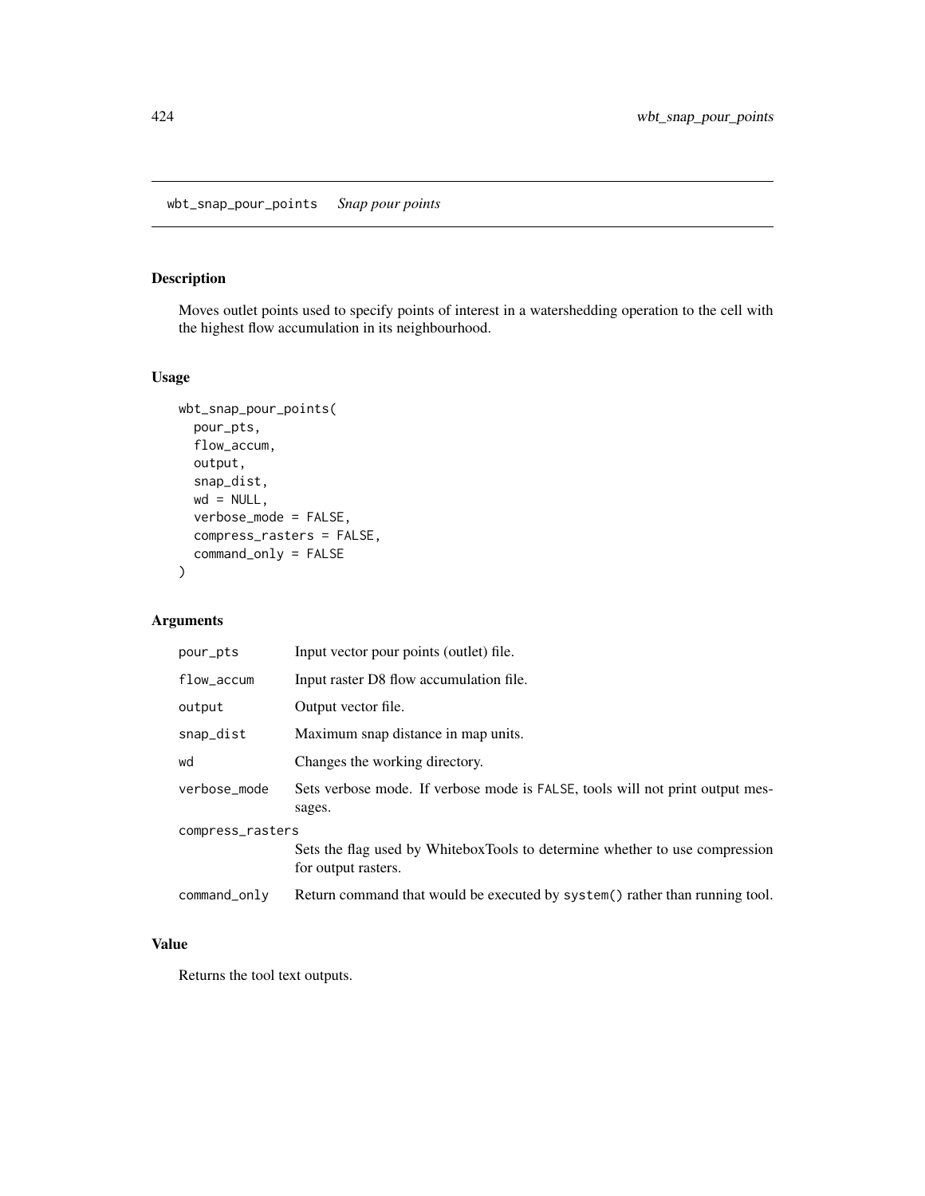## wbt_snap_pour_points *Snap pour points*

### Description

Moves outlet points used to specify points of interest in a watershedding operation to the cell with the highest flow accumulation in its neighbourhood.

### Usage

```
wbt_snap_pour_points(
  pour_pts,
  flow_accum,
  output,
  snap_dist,
  wd = NULL,
  verbose_mode = FALSE,
  compress_rasters = FALSE,
  command_only = FALSE
)
```

### Arguments

| Argument | Description |
|---|---|
| pour_pts | Input vector pour points (outlet) file. |
| flow_accum | Input raster D8 flow accumulation file. |
| output | Output vector file. |
| snap_dist | Maximum snap distance in map units. |
| wd | Changes the working directory. |
| verbose_mode | Sets verbose mode. If verbose mode is FALSE, tools will not print output messages. |
| compress_rasters | Sets the flag used by WhiteboxTools to determine whether to use compression for output rasters. |
| command_only | Return command that would be executed by system() rather than running tool. |

### Value

Returns the tool text outputs.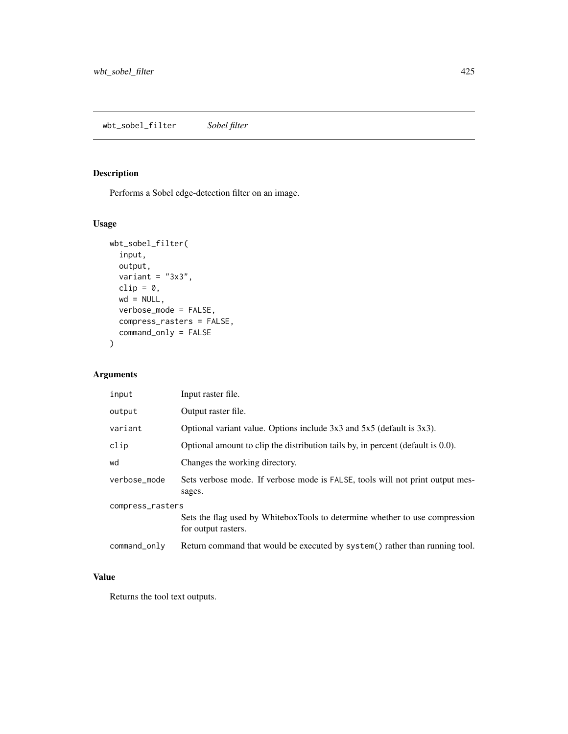## wbt_sobel_filter *Sobel filter*

### Description

Performs a Sobel edge-detection filter on an image.

### Usage

```
wbt_sobel_filter(
  input,
  output,
  variant = "3x3",
  clip = 0,
  wd = NULL,
  verbose_mode = FALSE,
  compress_rasters = FALSE,
  command_only = FALSE
)
```

### Arguments

| | |
|---|---|
| input | Input raster file. |
| output | Output raster file. |
| variant | Optional variant value. Options include 3x3 and 5x5 (default is 3x3). |
| clip | Optional amount to clip the distribution tails by, in percent (default is 0.0). |
| wd | Changes the working directory. |
| verbose_mode | Sets verbose mode. If verbose mode is FALSE, tools will not print output messages. |
| compress_rasters | Sets the flag used by WhiteboxTools to determine whether to use compression for output rasters. |
| command_only | Return command that would be executed by system() rather than running tool. |

### Value

Returns the tool text outputs.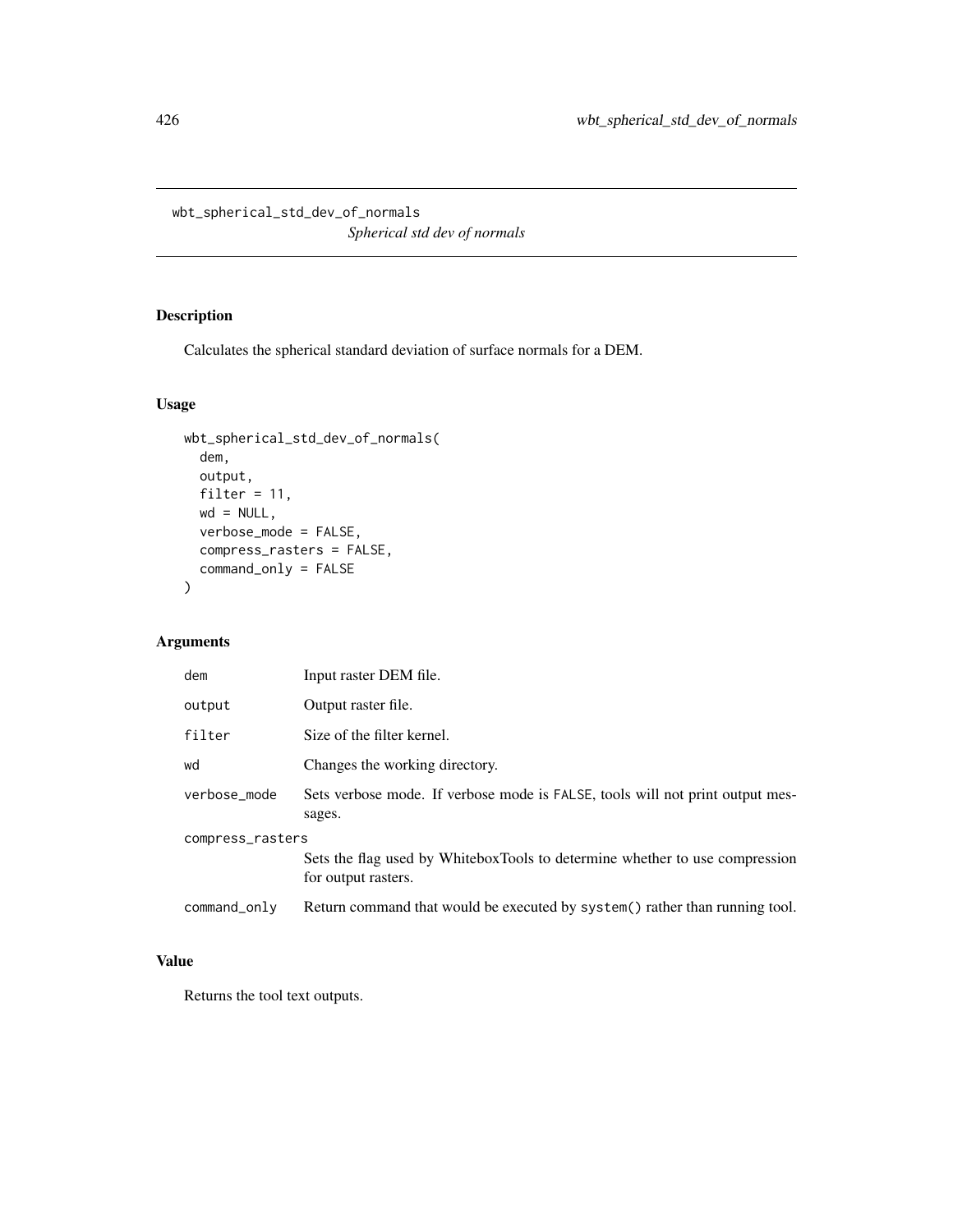# wbt_spherical_std_dev_of_normals

*Spherical std dev of normals*

## Description

Calculates the spherical standard deviation of surface normals for a DEM.

## Usage

```
wbt_spherical_std_dev_of_normals(
  dem,
  output,
  filter = 11,
  wd = NULL,
  verbose_mode = FALSE,
  compress_rasters = FALSE,
  command_only = FALSE
)
```

## Arguments

| | |
|---|---|
| dem | Input raster DEM file. |
| output | Output raster file. |
| filter | Size of the filter kernel. |
| wd | Changes the working directory. |
| verbose_mode | Sets verbose mode. If verbose mode is FALSE, tools will not print output messages. |
| compress_rasters | Sets the flag used by WhiteboxTools to determine whether to use compression for output rasters. |
| command_only | Return command that would be executed by system() rather than running tool. |

## Value

Returns the tool text outputs.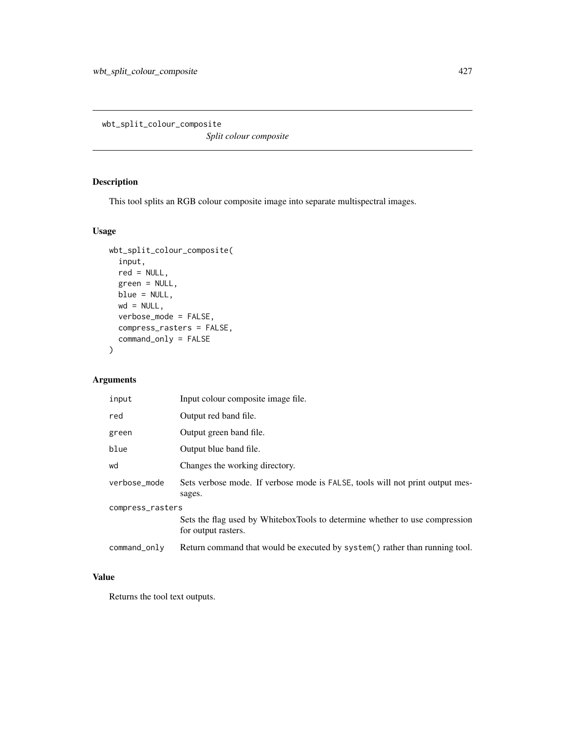# wbt_split_colour_composite

*Split colour composite*

## Description

This tool splits an RGB colour composite image into separate multispectral images.

## Usage

```
wbt_split_colour_composite(
  input,
  red = NULL,
  green = NULL,
  blue = NULL,
  wd = NULL,
  verbose_mode = FALSE,
  compress_rasters = FALSE,
  command_only = FALSE
)
```

## Arguments

| Argument | Description |
|---|---|
| `input` | Input colour composite image file. |
| `red` | Output red band file. |
| `green` | Output green band file. |
| `blue` | Output blue band file. |
| `wd` | Changes the working directory. |
| `verbose_mode` | Sets verbose mode. If verbose mode is `FALSE`, tools will not print output messages. |
| `compress_rasters` | Sets the flag used by WhiteboxTools to determine whether to use compression for output rasters. |
| `command_only` | Return command that would be executed by `system()` rather than running tool. |

## Value

Returns the tool text outputs.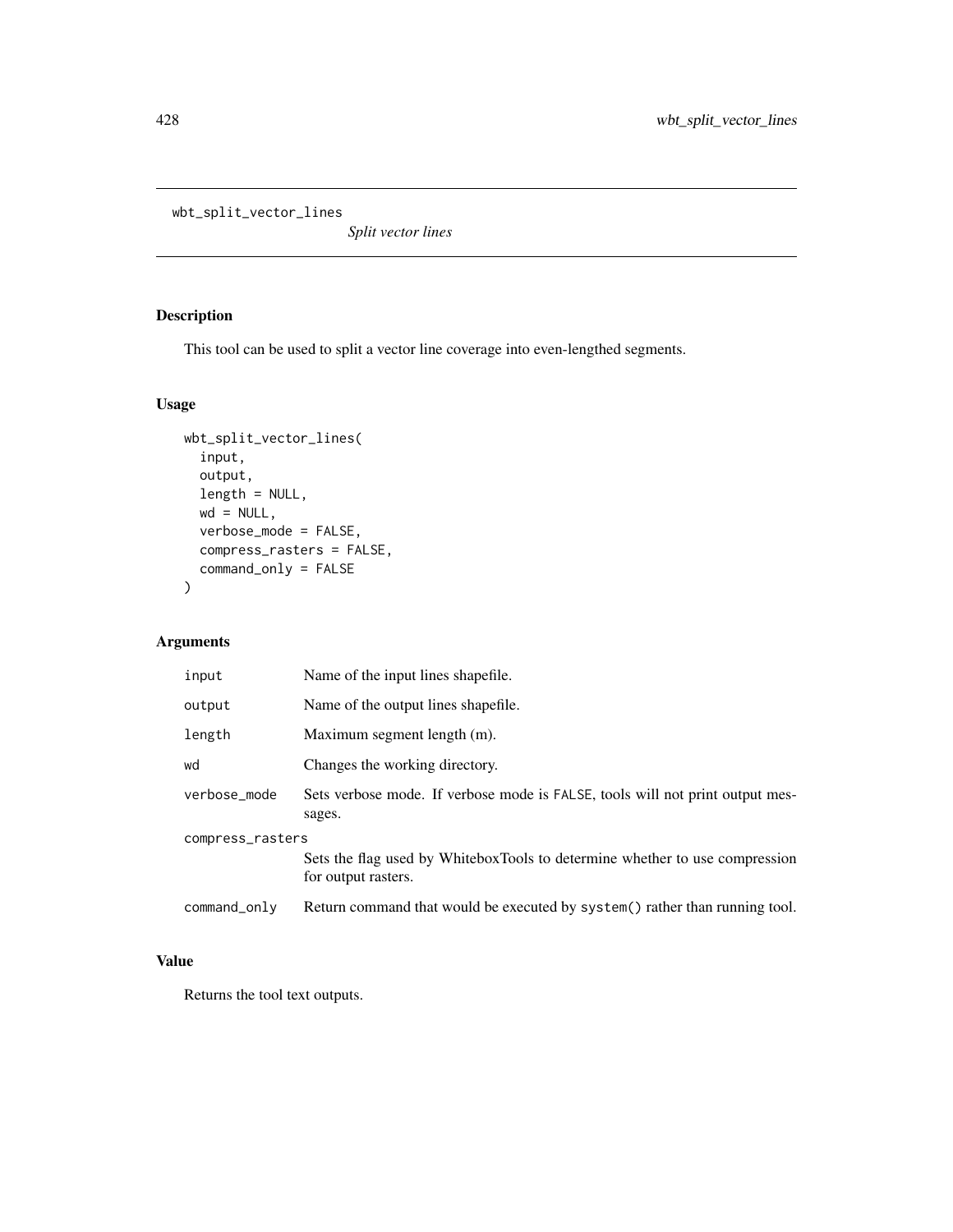# wbt_split_vector_lines

*Split vector lines*

## Description

This tool can be used to split a vector line coverage into even-lengthed segments.

## Usage

```
wbt_split_vector_lines(
  input,
  output,
  length = NULL,
  wd = NULL,
  verbose_mode = FALSE,
  compress_rasters = FALSE,
  command_only = FALSE
)
```

## Arguments

| Argument | Description |
|---|---|
| `input` | Name of the input lines shapefile. |
| `output` | Name of the output lines shapefile. |
| `length` | Maximum segment length (m). |
| `wd` | Changes the working directory. |
| `verbose_mode` | Sets verbose mode. If verbose mode is `FALSE`, tools will not print output messages. |
| `compress_rasters` | Sets the flag used by WhiteboxTools to determine whether to use compression for output rasters. |
| `command_only` | Return command that would be executed by `system()` rather than running tool. |

## Value

Returns the tool text outputs.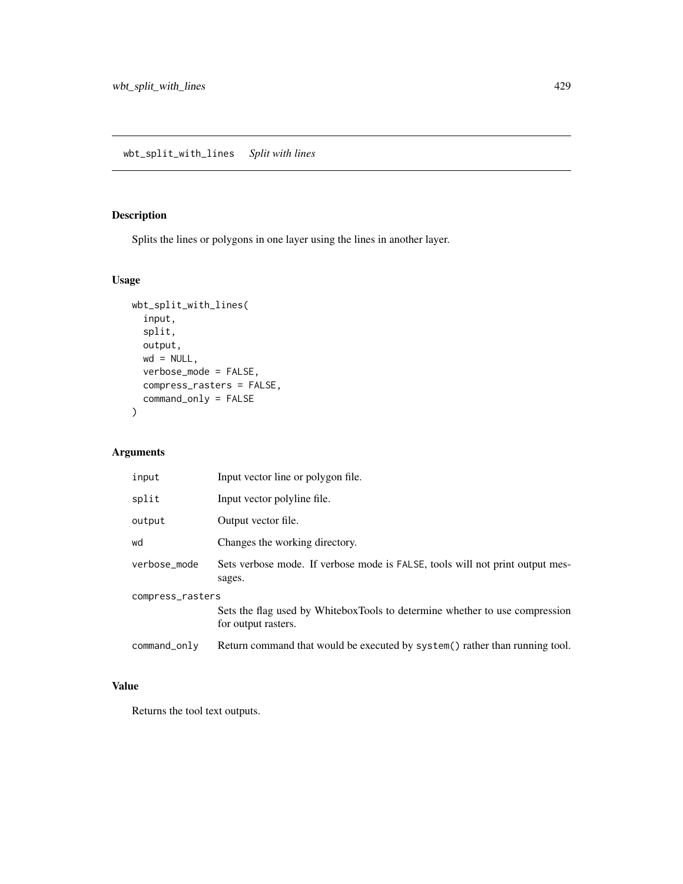# wbt_split_with_lines *Split with lines*

## Description

Splits the lines or polygons in one layer using the lines in another layer.

## Usage

```
wbt_split_with_lines(
  input,
  split,
  output,
  wd = NULL,
  verbose_mode = FALSE,
  compress_rasters = FALSE,
  command_only = FALSE
)
```

## Arguments

| Argument | Description |
|---|---|
| `input` | Input vector line or polygon file. |
| `split` | Input vector polyline file. |
| `output` | Output vector file. |
| `wd` | Changes the working directory. |
| `verbose_mode` | Sets verbose mode. If verbose mode is `FALSE`, tools will not print output messages. |
| `compress_rasters` | Sets the flag used by WhiteboxTools to determine whether to use compression for output rasters. |
| `command_only` | Return command that would be executed by `system()` rather than running tool. |

## Value

Returns the tool text outputs.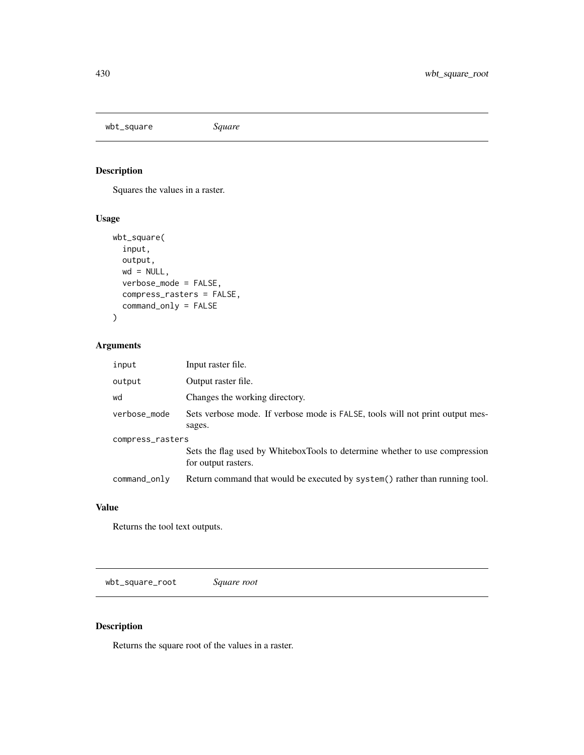## wbt_square *Square*

### Description

Squares the values in a raster.

### Usage

```
wbt_square(
  input,
  output,
  wd = NULL,
  verbose_mode = FALSE,
  compress_rasters = FALSE,
  command_only = FALSE
)
```

### Arguments

| | |
|---|---|
| `input` | Input raster file. |
| `output` | Output raster file. |
| `wd` | Changes the working directory. |
| `verbose_mode` | Sets verbose mode. If verbose mode is `FALSE`, tools will not print output messages. |
| `compress_rasters` | Sets the flag used by WhiteboxTools to determine whether to use compression for output rasters. |
| `command_only` | Return command that would be executed by `system()` rather than running tool. |

### Value

Returns the tool text outputs.

## wbt_square_root *Square root*

### Description

Returns the square root of the values in a raster.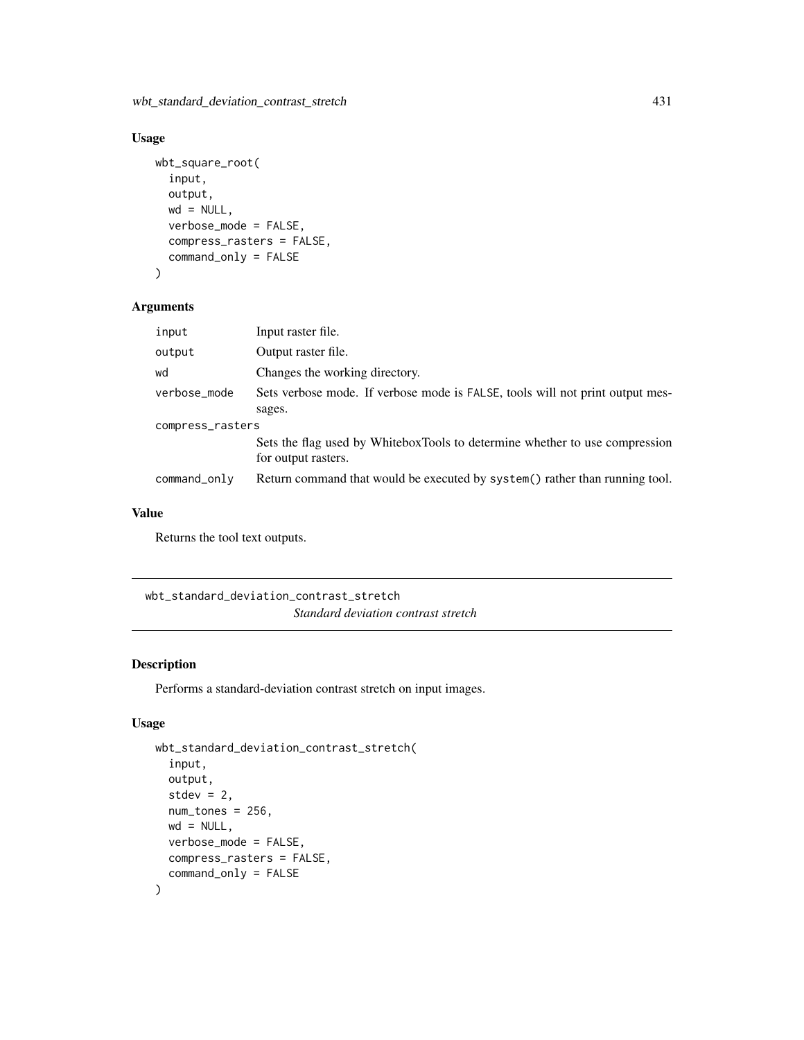## Usage

```
wbt_square_root(
  input,
  output,
  wd = NULL,
  verbose_mode = FALSE,
  compress_rasters = FALSE,
  command_only = FALSE
)
```

## Arguments

| | |
|---|---|
| input | Input raster file. |
| output | Output raster file. |
| wd | Changes the working directory. |
| verbose_mode | Sets verbose mode. If verbose mode is FALSE, tools will not print output messages. |
| compress_rasters | Sets the flag used by WhiteboxTools to determine whether to use compression for output rasters. |
| command_only | Return command that would be executed by system() rather than running tool. |

## Value

Returns the tool text outputs.

---

# wbt_standard_deviation_contrast_stretch

*Standard deviation contrast stretch*

## Description

Performs a standard-deviation contrast stretch on input images.

## Usage

```
wbt_standard_deviation_contrast_stretch(
  input,
  output,
  stdev = 2,
  num_tones = 256,
  wd = NULL,
  verbose_mode = FALSE,
  compress_rasters = FALSE,
  command_only = FALSE
)
```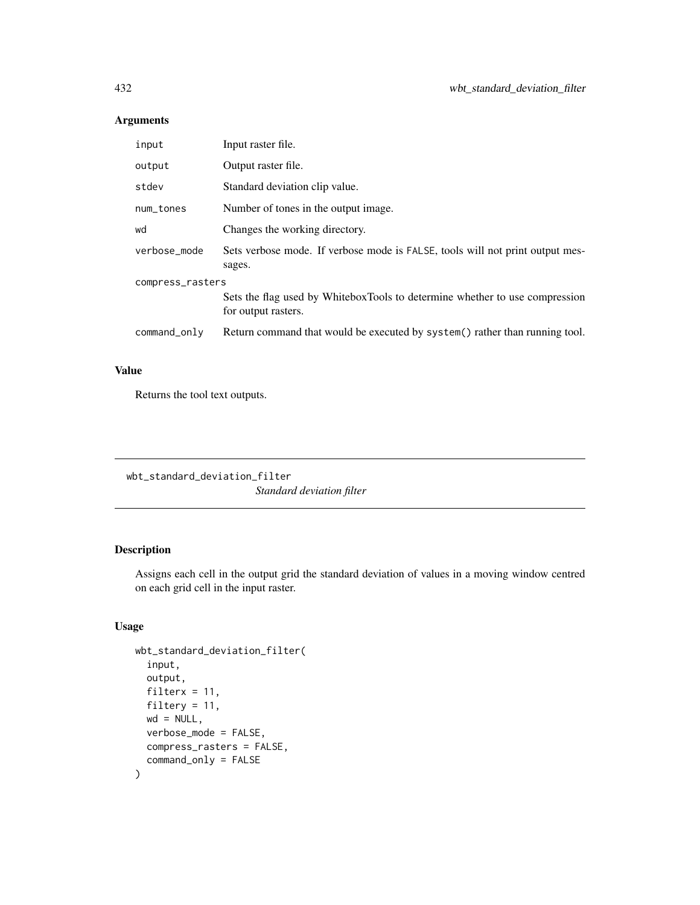## Arguments

| | |
|---|---|
| input | Input raster file. |
| output | Output raster file. |
| stdev | Standard deviation clip value. |
| num_tones | Number of tones in the output image. |
| wd | Changes the working directory. |
| verbose_mode | Sets verbose mode. If verbose mode is FALSE, tools will not print output messages. |
| compress_rasters | Sets the flag used by WhiteboxTools to determine whether to use compression for output rasters. |
| command_only | Return command that would be executed by system() rather than running tool. |

## Value

Returns the tool text outputs.

---

wbt_standard_deviation_filter
*Standard deviation filter*

---

## Description

Assigns each cell in the output grid the standard deviation of values in a moving window centred on each grid cell in the input raster.

## Usage

```
wbt_standard_deviation_filter(
  input,
  output,
  filterx = 11,
  filtery = 11,
  wd = NULL,
  verbose_mode = FALSE,
  compress_rasters = FALSE,
  command_only = FALSE
)
```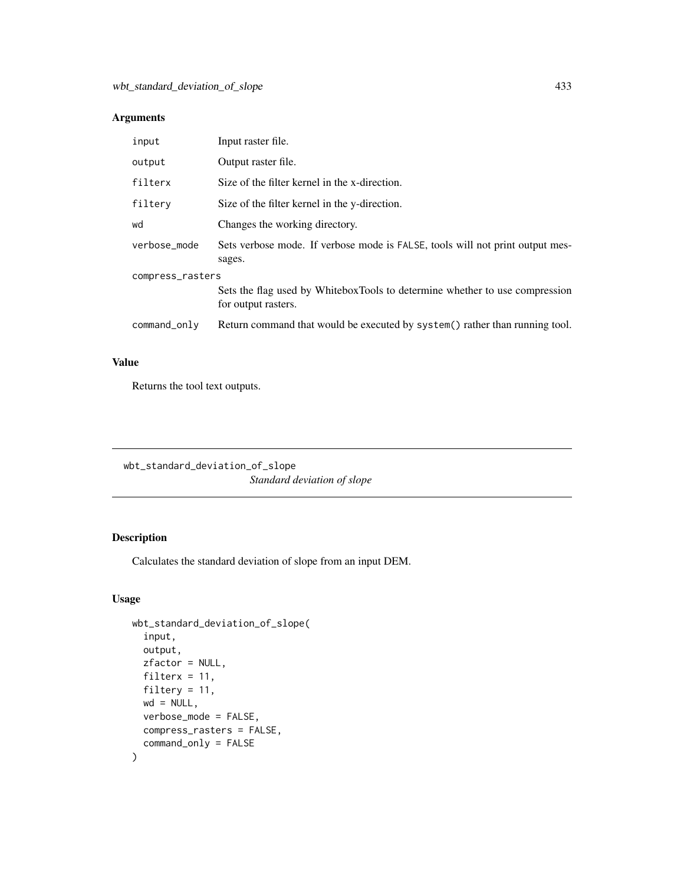## Arguments

| | |
|---|---|
| input | Input raster file. |
| output | Output raster file. |
| filterx | Size of the filter kernel in the x-direction. |
| filtery | Size of the filter kernel in the y-direction. |
| wd | Changes the working directory. |
| verbose_mode | Sets verbose mode. If verbose mode is FALSE, tools will not print output messages. |
| compress_rasters | Sets the flag used by WhiteboxTools to determine whether to use compression for output rasters. |
| command_only | Return command that would be executed by system() rather than running tool. |

## Value

Returns the tool text outputs.

---

# wbt_standard_deviation_of_slope

*Standard deviation of slope*

## Description

Calculates the standard deviation of slope from an input DEM.

## Usage

```
wbt_standard_deviation_of_slope(
  input,
  output,
  zfactor = NULL,
  filterx = 11,
  filtery = 11,
  wd = NULL,
  verbose_mode = FALSE,
  compress_rasters = FALSE,
  command_only = FALSE
)
```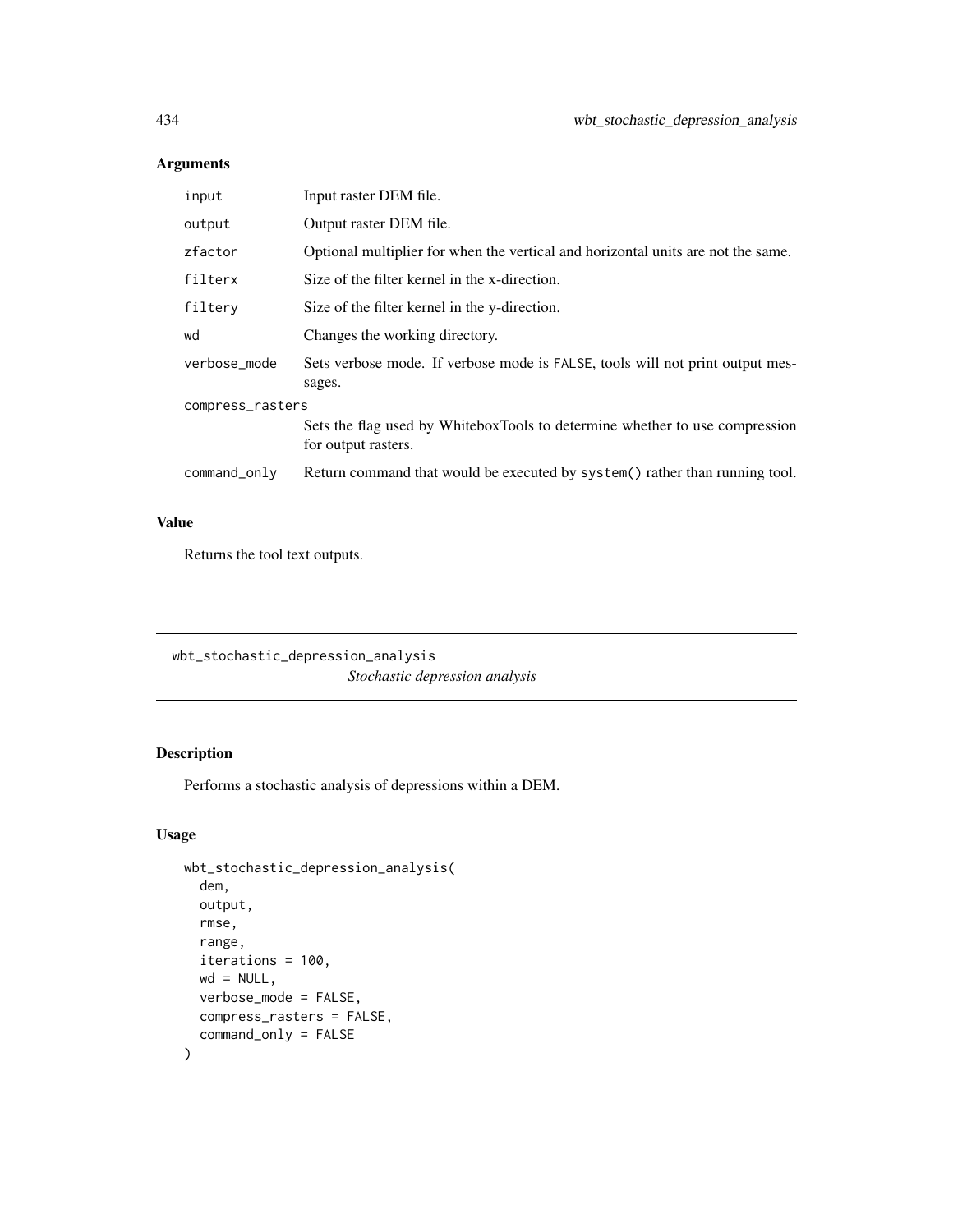## Arguments

| | |
|---|---|
| input | Input raster DEM file. |
| output | Output raster DEM file. |
| zfactor | Optional multiplier for when the vertical and horizontal units are not the same. |
| filterx | Size of the filter kernel in the x-direction. |
| filtery | Size of the filter kernel in the y-direction. |
| wd | Changes the working directory. |
| verbose_mode | Sets verbose mode. If verbose mode is FALSE, tools will not print output messages. |
| compress_rasters | Sets the flag used by WhiteboxTools to determine whether to use compression for output rasters. |
| command_only | Return command that would be executed by system() rather than running tool. |

## Value

Returns the tool text outputs.

---

# wbt_stochastic_depression_analysis

*Stochastic depression analysis*

---

## Description

Performs a stochastic analysis of depressions within a DEM.

## Usage

```
wbt_stochastic_depression_analysis(
  dem,
  output,
  rmse,
  range,
  iterations = 100,
  wd = NULL,
  verbose_mode = FALSE,
  compress_rasters = FALSE,
  command_only = FALSE
)
```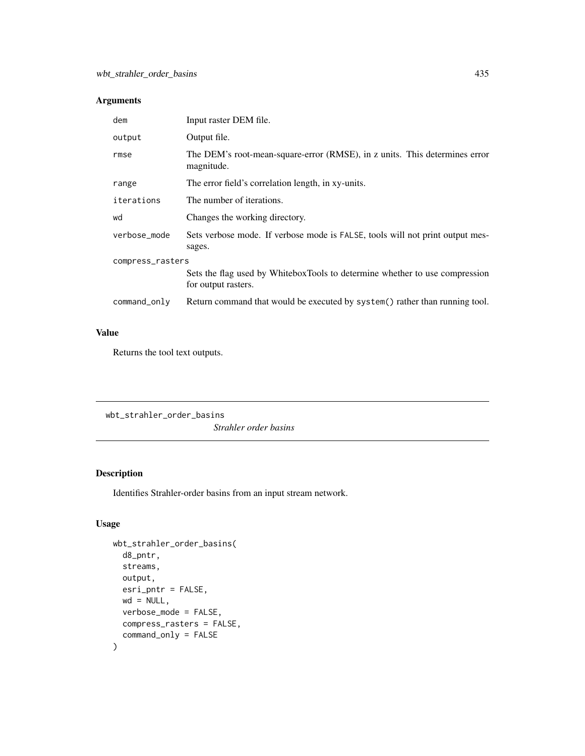## Arguments

| | |
|---|---|
| dem | Input raster DEM file. |
| output | Output file. |
| rmse | The DEM's root-mean-square-error (RMSE), in z units. This determines error magnitude. |
| range | The error field's correlation length, in xy-units. |
| iterations | The number of iterations. |
| wd | Changes the working directory. |
| verbose_mode | Sets verbose mode. If verbose mode is FALSE, tools will not print output messages. |
| compress_rasters | Sets the flag used by WhiteboxTools to determine whether to use compression for output rasters. |
| command_only | Return command that would be executed by system() rather than running tool. |

## Value

Returns the tool text outputs.

---

# wbt_strahler_order_basins

*Strahler order basins*

---

## Description

Identifies Strahler-order basins from an input stream network.

## Usage

```
wbt_strahler_order_basins(
  d8_pntr,
  streams,
  output,
  esri_pntr = FALSE,
  wd = NULL,
  verbose_mode = FALSE,
  compress_rasters = FALSE,
  command_only = FALSE
)
```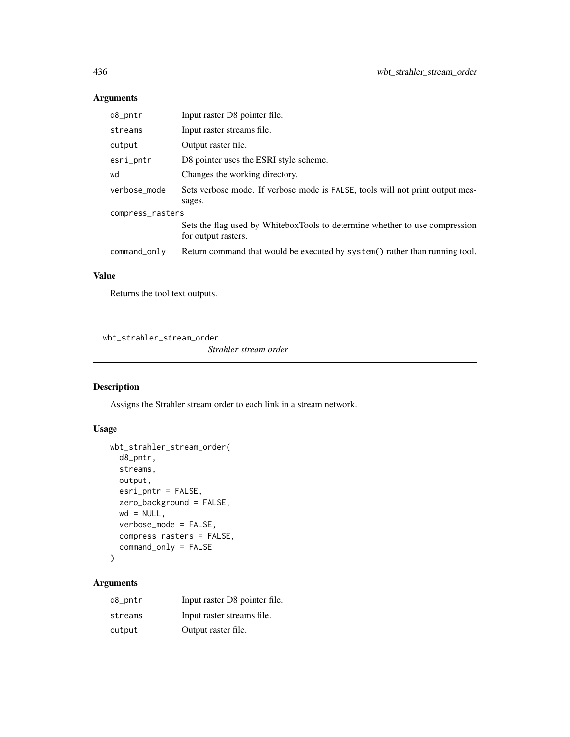## Arguments

| | |
|---|---|
| d8_pntr | Input raster D8 pointer file. |
| streams | Input raster streams file. |
| output | Output raster file. |
| esri_pntr | D8 pointer uses the ESRI style scheme. |
| wd | Changes the working directory. |
| verbose_mode | Sets verbose mode. If verbose mode is FALSE, tools will not print output messages. |
| compress_rasters | Sets the flag used by WhiteboxTools to determine whether to use compression for output rasters. |
| command_only | Return command that would be executed by system() rather than running tool. |

## Value

Returns the tool text outputs.

---

# wbt_strahler_stream_order

*Strahler stream order*

## Description

Assigns the Strahler stream order to each link in a stream network.

## Usage

```
wbt_strahler_stream_order(
  d8_pntr,
  streams,
  output,
  esri_pntr = FALSE,
  zero_background = FALSE,
  wd = NULL,
  verbose_mode = FALSE,
  compress_rasters = FALSE,
  command_only = FALSE
)
```

## Arguments

| | |
|---|---|
| d8_pntr | Input raster D8 pointer file. |
| streams | Input raster streams file. |
| output | Output raster file. |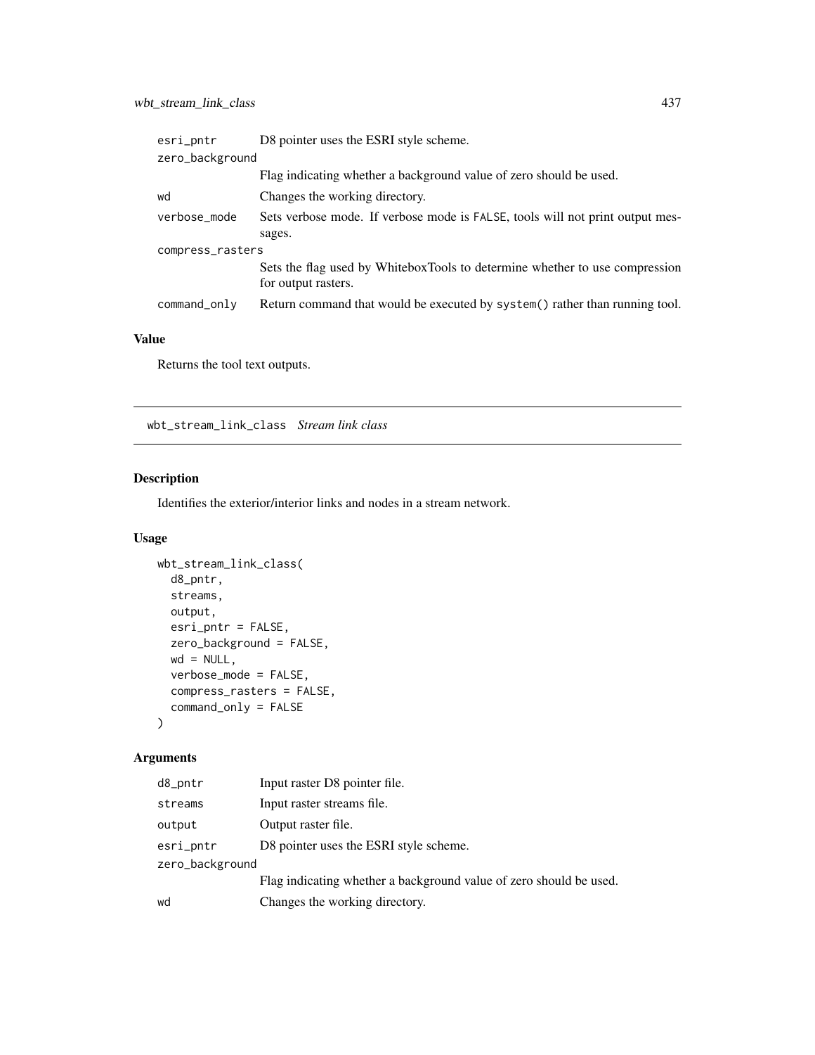| | |
|---|---|
| esri_pntr | D8 pointer uses the ESRI style scheme. |
| zero_background | Flag indicating whether a background value of zero should be used. |
| wd | Changes the working directory. |
| verbose_mode | Sets verbose mode. If verbose mode is FALSE, tools will not print output messages. |
| compress_rasters | Sets the flag used by WhiteboxTools to determine whether to use compression for output rasters. |
| command_only | Return command that would be executed by system() rather than running tool. |

### Value

Returns the tool text outputs.

---

## wbt_stream_link_class *Stream link class*

### Description

Identifies the exterior/interior links and nodes in a stream network.

### Usage

```
wbt_stream_link_class(
  d8_pntr,
  streams,
  output,
  esri_pntr = FALSE,
  zero_background = FALSE,
  wd = NULL,
  verbose_mode = FALSE,
  compress_rasters = FALSE,
  command_only = FALSE
)
```

### Arguments

| | |
|---|---|
| d8_pntr | Input raster D8 pointer file. |
| streams | Input raster streams file. |
| output | Output raster file. |
| esri_pntr | D8 pointer uses the ESRI style scheme. |
| zero_background | Flag indicating whether a background value of zero should be used. |
| wd | Changes the working directory. |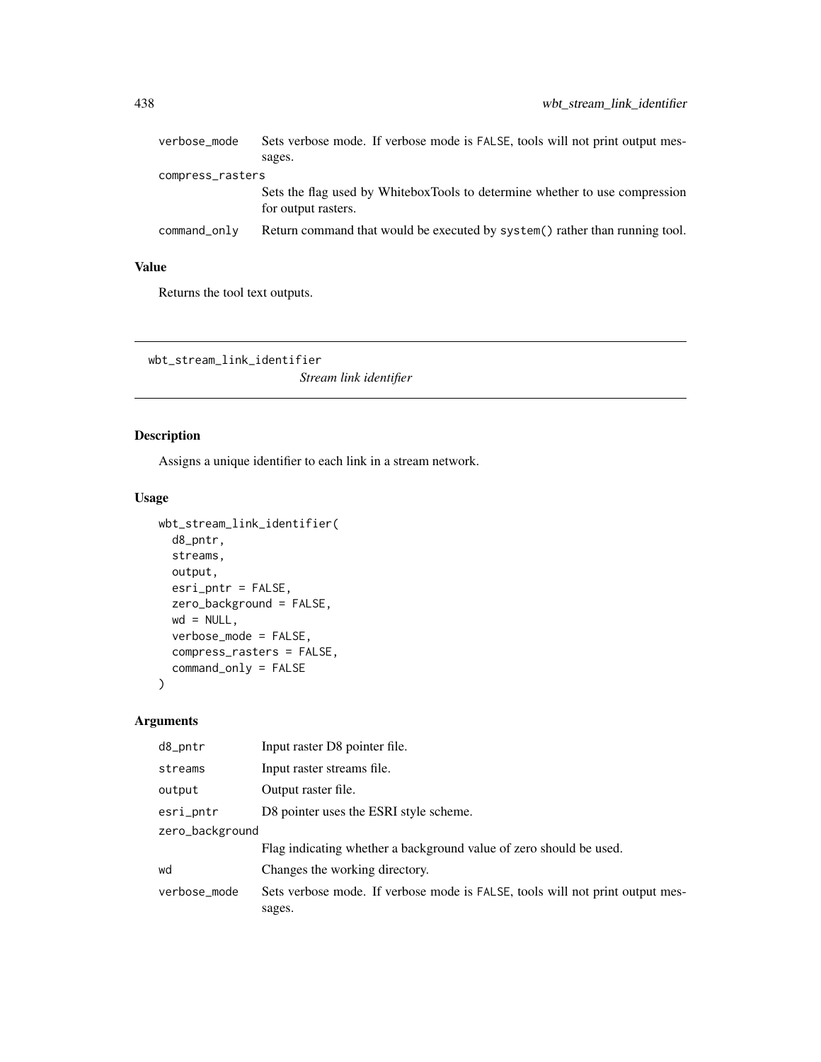verbose_mode Sets verbose mode. If verbose mode is FALSE, tools will not print output messages.

compress_rasters Sets the flag used by WhiteboxTools to determine whether to use compression for output rasters.

command_only Return command that would be executed by system() rather than running tool.

## Value

Returns the tool text outputs.

---

wbt_stream_link_identifier *Stream link identifier*

---

## Description

Assigns a unique identifier to each link in a stream network.

## Usage

```
wbt_stream_link_identifier(
  d8_pntr,
  streams,
  output,
  esri_pntr = FALSE,
  zero_background = FALSE,
  wd = NULL,
  verbose_mode = FALSE,
  compress_rasters = FALSE,
  command_only = FALSE
)
```

## Arguments

| | |
|---|---|
| d8_pntr | Input raster D8 pointer file. |
| streams | Input raster streams file. |
| output | Output raster file. |
| esri_pntr | D8 pointer uses the ESRI style scheme. |
| zero_background | Flag indicating whether a background value of zero should be used. |
| wd | Changes the working directory. |
| verbose_mode | Sets verbose mode. If verbose mode is FALSE, tools will not print output messages. |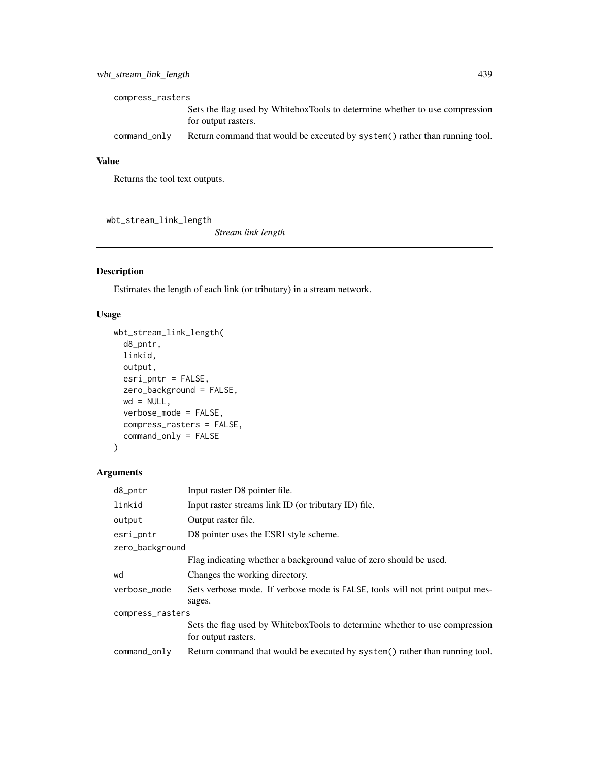compress_rasters
: Sets the flag used by WhiteboxTools to determine whether to use compression for output rasters.

command_only
: Return command that would be executed by system() rather than running tool.

## Value

Returns the tool text outputs.

---

# wbt_stream_link_length

*Stream link length*

## Description

Estimates the length of each link (or tributary) in a stream network.

## Usage

```
wbt_stream_link_length(
  d8_pntr,
  linkid,
  output,
  esri_pntr = FALSE,
  zero_background = FALSE,
  wd = NULL,
  verbose_mode = FALSE,
  compress_rasters = FALSE,
  command_only = FALSE
)
```

## Arguments

| Argument | Description |
|---|---|
| d8_pntr | Input raster D8 pointer file. |
| linkid | Input raster streams link ID (or tributary ID) file. |
| output | Output raster file. |
| esri_pntr | D8 pointer uses the ESRI style scheme. |
| zero_background | Flag indicating whether a background value of zero should be used. |
| wd | Changes the working directory. |
| verbose_mode | Sets verbose mode. If verbose mode is FALSE, tools will not print output messages. |
| compress_rasters | Sets the flag used by WhiteboxTools to determine whether to use compression for output rasters. |
| command_only | Return command that would be executed by system() rather than running tool. |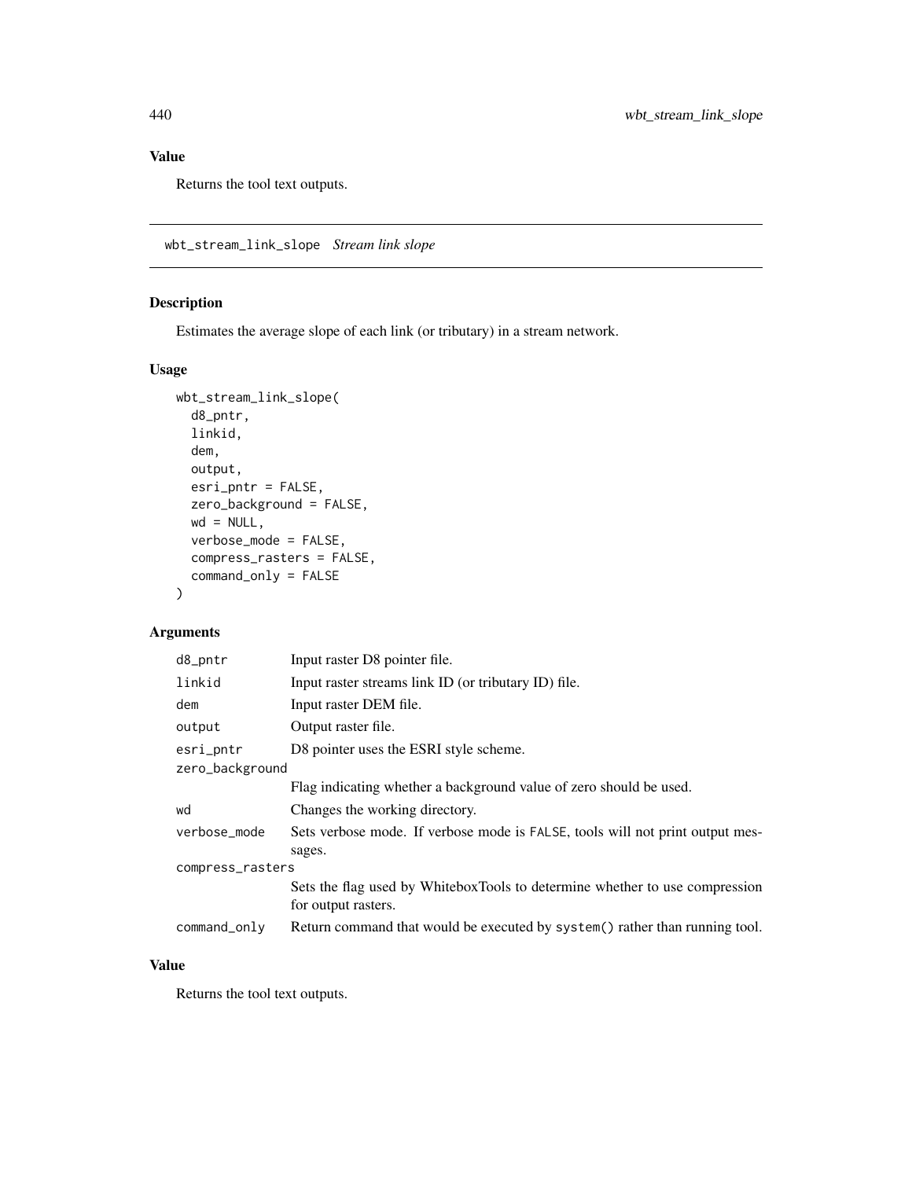## Value

Returns the tool text outputs.

---

## wbt_stream_link_slope *Stream link slope*

### Description

Estimates the average slope of each link (or tributary) in a stream network.

### Usage

```
wbt_stream_link_slope(
  d8_pntr,
  linkid,
  dem,
  output,
  esri_pntr = FALSE,
  zero_background = FALSE,
  wd = NULL,
  verbose_mode = FALSE,
  compress_rasters = FALSE,
  command_only = FALSE
)
```

### Arguments

| | |
|---|---|
| `d8_pntr` | Input raster D8 pointer file. |
| `linkid` | Input raster streams link ID (or tributary ID) file. |
| `dem` | Input raster DEM file. |
| `output` | Output raster file. |
| `esri_pntr` | D8 pointer uses the ESRI style scheme. |
| `zero_background` | Flag indicating whether a background value of zero should be used. |
| `wd` | Changes the working directory. |
| `verbose_mode` | Sets verbose mode. If verbose mode is `FALSE`, tools will not print output messages. |
| `compress_rasters` | Sets the flag used by WhiteboxTools to determine whether to use compression for output rasters. |
| `command_only` | Return command that would be executed by `system()` rather than running tool. |

### Value

Returns the tool text outputs.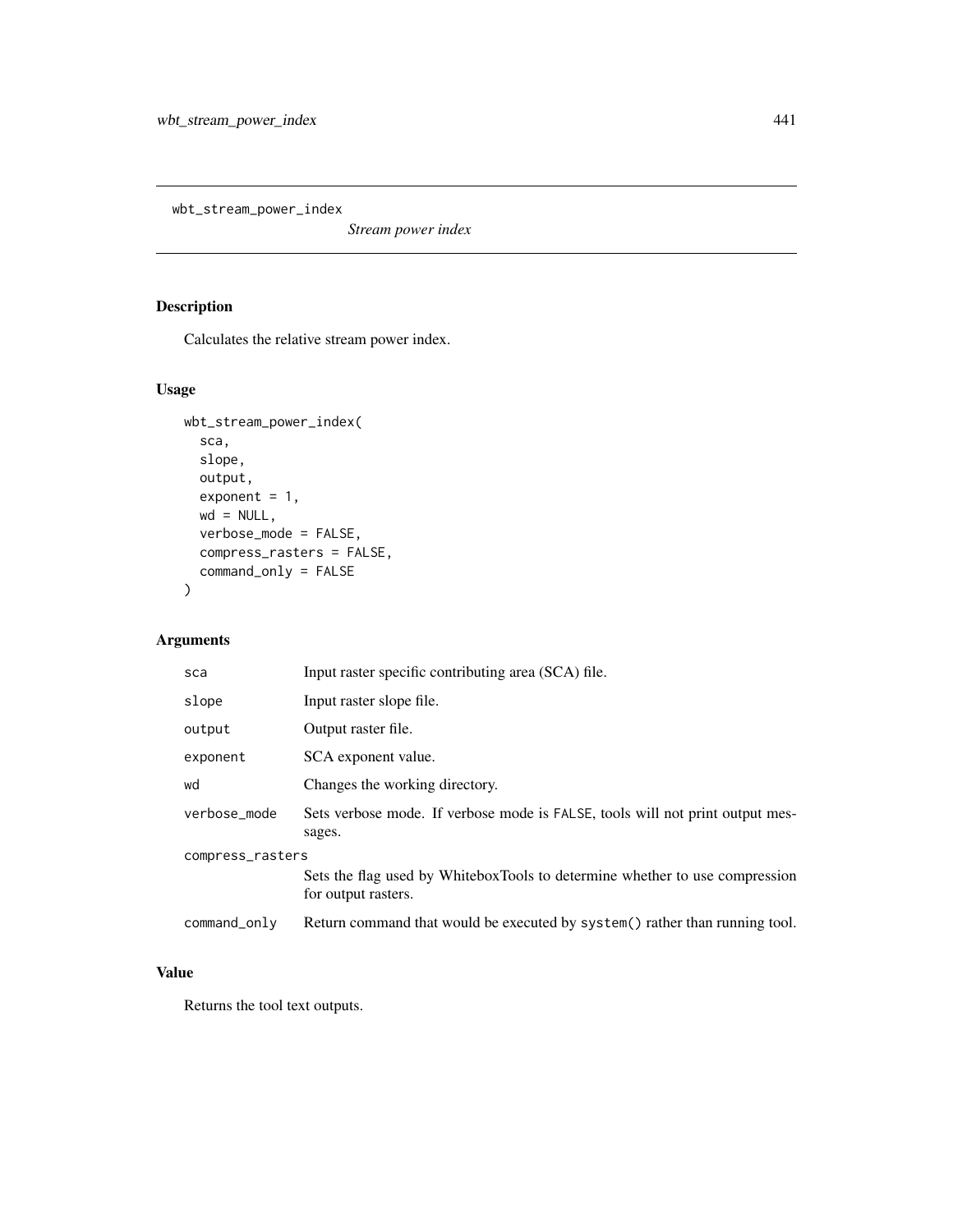wbt_stream_power_index

*Stream power index*

## Description

Calculates the relative stream power index.

## Usage

```
wbt_stream_power_index(
  sca,
  slope,
  output,
  exponent = 1,
  wd = NULL,
  verbose_mode = FALSE,
  compress_rasters = FALSE,
  command_only = FALSE
)
```

## Arguments

| | |
|---|---|
| sca | Input raster specific contributing area (SCA) file. |
| slope | Input raster slope file. |
| output | Output raster file. |
| exponent | SCA exponent value. |
| wd | Changes the working directory. |
| verbose_mode | Sets verbose mode. If verbose mode is FALSE, tools will not print output messages. |
| compress_rasters | Sets the flag used by WhiteboxTools to determine whether to use compression for output rasters. |
| command_only | Return command that would be executed by system() rather than running tool. |

## Value

Returns the tool text outputs.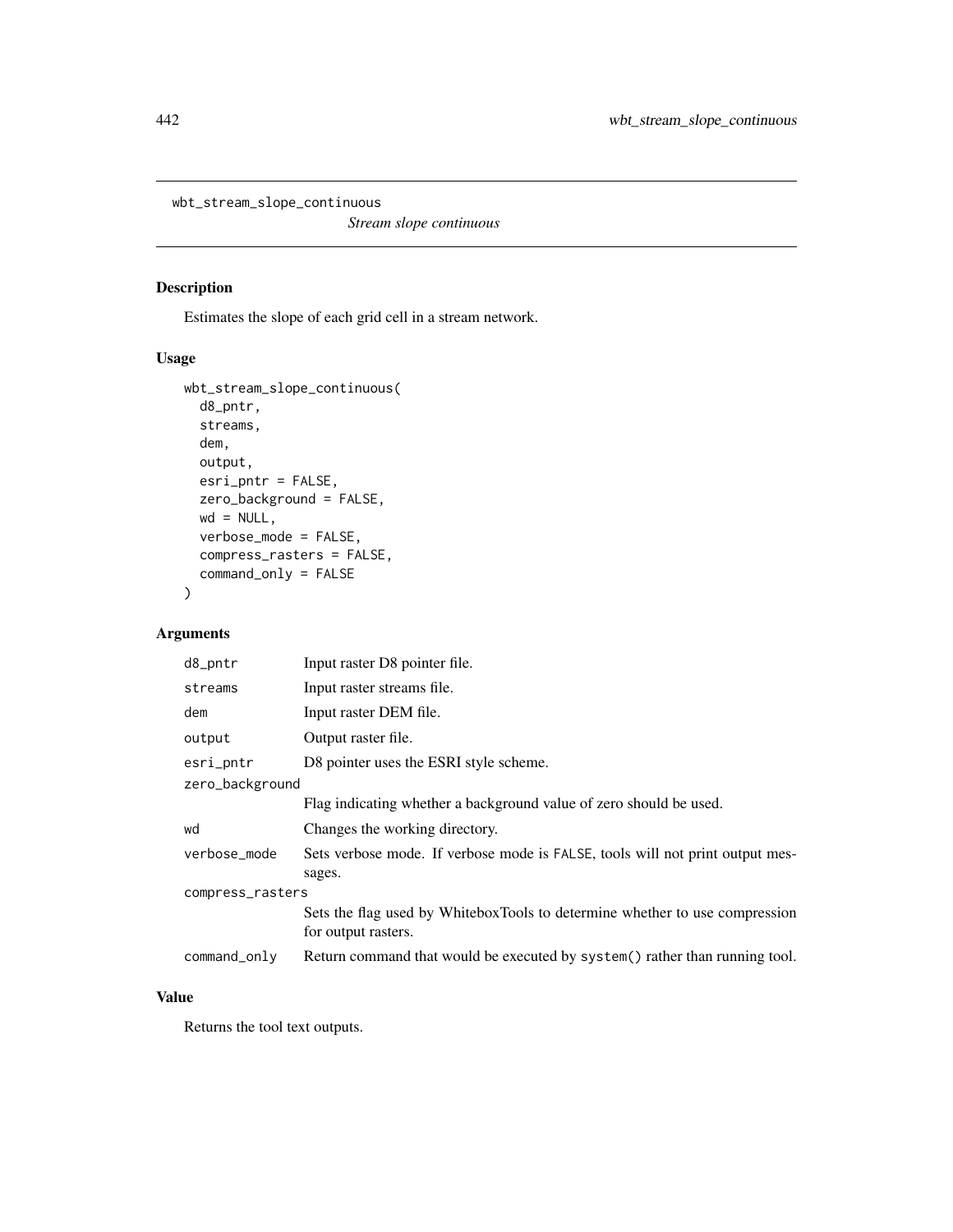# wbt_stream_slope_continuous

*Stream slope continuous*

## Description

Estimates the slope of each grid cell in a stream network.

## Usage

```
wbt_stream_slope_continuous(
  d8_pntr,
  streams,
  dem,
  output,
  esri_pntr = FALSE,
  zero_background = FALSE,
  wd = NULL,
  verbose_mode = FALSE,
  compress_rasters = FALSE,
  command_only = FALSE
)
```

## Arguments

| Argument | Description |
|---|---|
| d8_pntr | Input raster D8 pointer file. |
| streams | Input raster streams file. |
| dem | Input raster DEM file. |
| output | Output raster file. |
| esri_pntr | D8 pointer uses the ESRI style scheme. |
| zero_background | Flag indicating whether a background value of zero should be used. |
| wd | Changes the working directory. |
| verbose_mode | Sets verbose mode. If verbose mode is FALSE, tools will not print output messages. |
| compress_rasters | Sets the flag used by WhiteboxTools to determine whether to use compression for output rasters. |
| command_only | Return command that would be executed by system() rather than running tool. |

## Value

Returns the tool text outputs.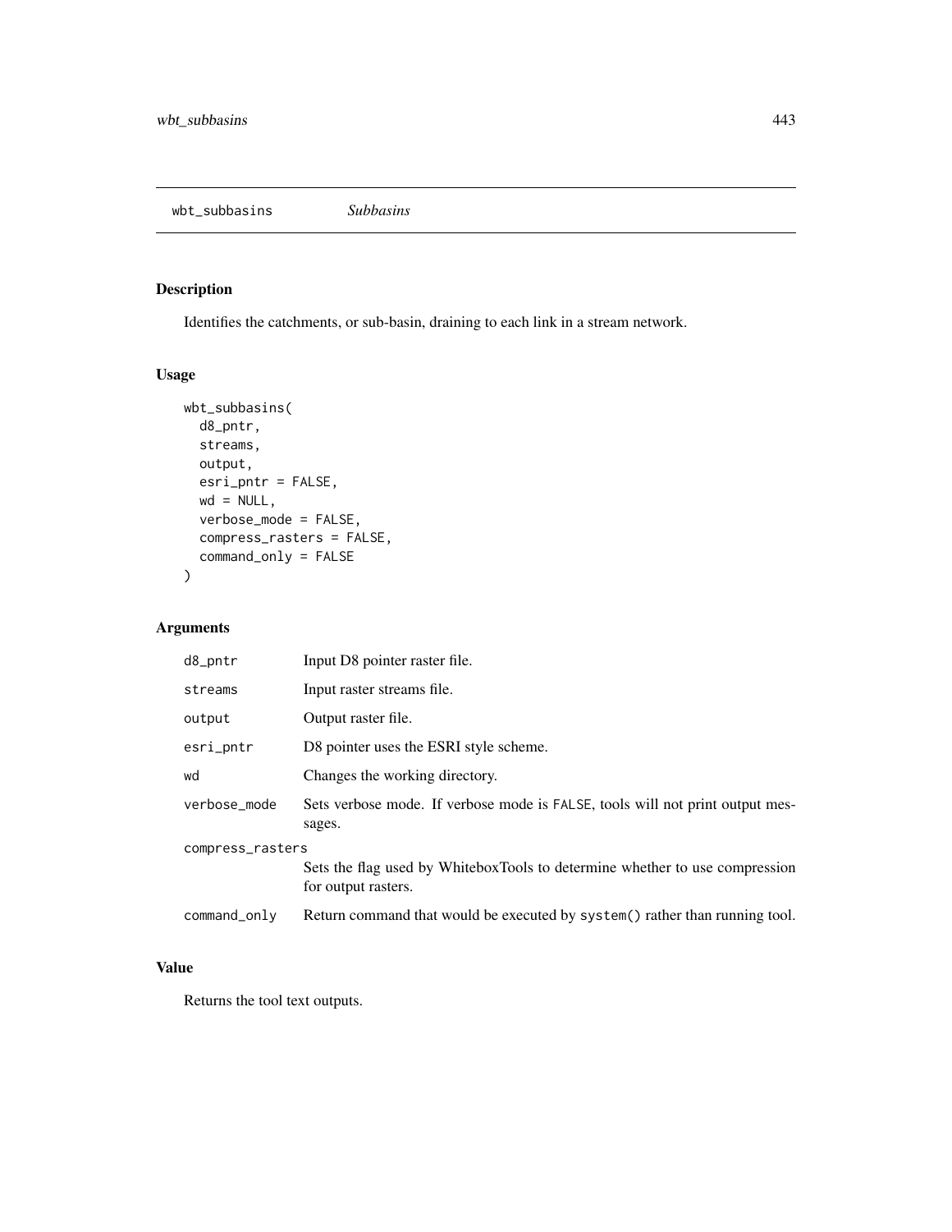## wbt_subbasins *Subbasins*

### Description

Identifies the catchments, or sub-basin, draining to each link in a stream network.

### Usage

```
wbt_subbasins(
  d8_pntr,
  streams,
  output,
  esri_pntr = FALSE,
  wd = NULL,
  verbose_mode = FALSE,
  compress_rasters = FALSE,
  command_only = FALSE
)
```

### Arguments

| | |
|---|---|
| d8_pntr | Input D8 pointer raster file. |
| streams | Input raster streams file. |
| output | Output raster file. |
| esri_pntr | D8 pointer uses the ESRI style scheme. |
| wd | Changes the working directory. |
| verbose_mode | Sets verbose mode. If verbose mode is FALSE, tools will not print output messages. |
| compress_rasters | Sets the flag used by WhiteboxTools to determine whether to use compression for output rasters. |
| command_only | Return command that would be executed by system() rather than running tool. |

### Value

Returns the tool text outputs.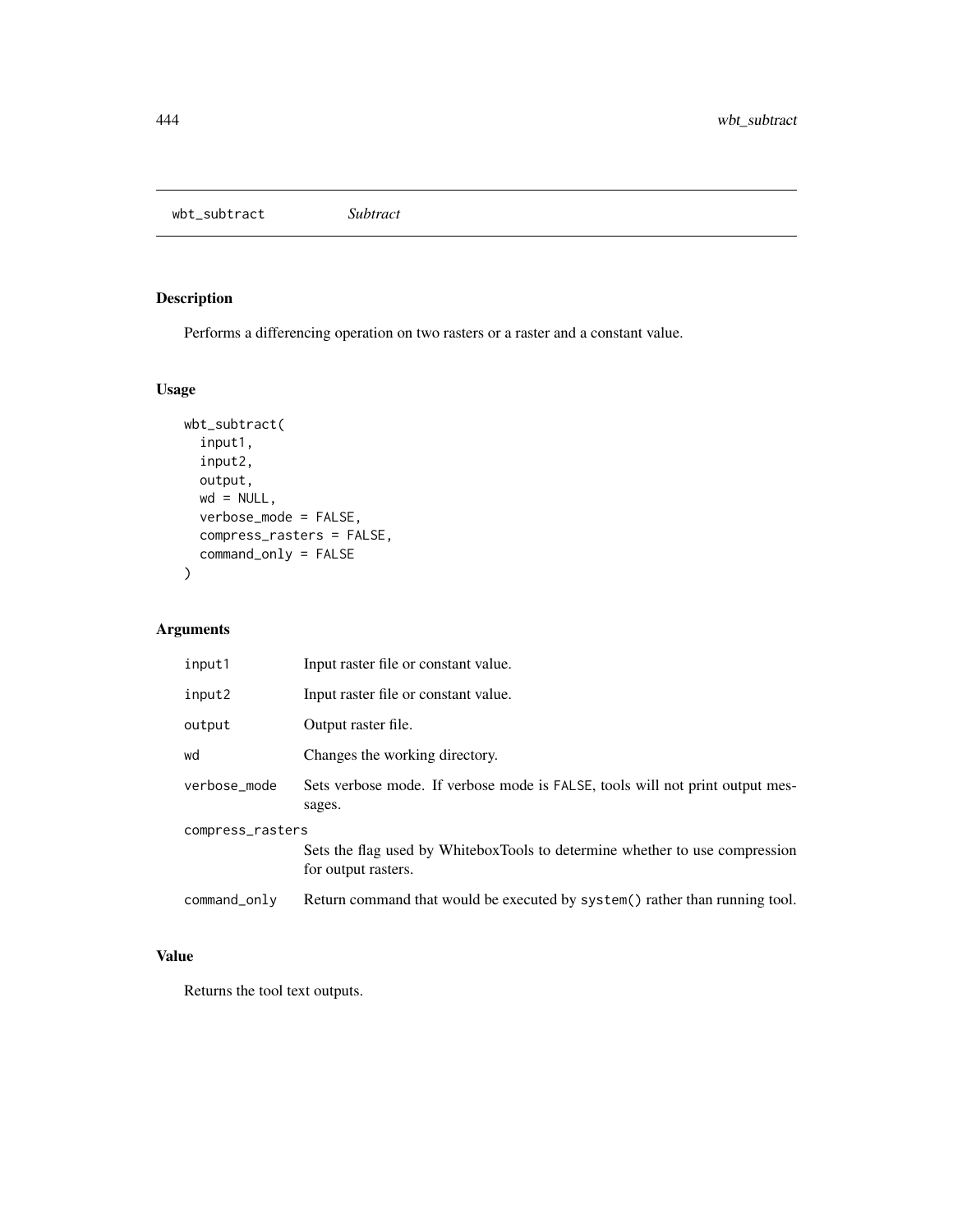## wbt_subtract *Subtract*

### Description

Performs a differencing operation on two rasters or a raster and a constant value.

### Usage

```
wbt_subtract(
  input1,
  input2,
  output,
  wd = NULL,
  verbose_mode = FALSE,
  compress_rasters = FALSE,
  command_only = FALSE
)
```

### Arguments

| | |
|---|---|
| input1 | Input raster file or constant value. |
| input2 | Input raster file or constant value. |
| output | Output raster file. |
| wd | Changes the working directory. |
| verbose_mode | Sets verbose mode. If verbose mode is FALSE, tools will not print output messages. |
| compress_rasters | Sets the flag used by WhiteboxTools to determine whether to use compression for output rasters. |
| command_only | Return command that would be executed by system() rather than running tool. |

### Value

Returns the tool text outputs.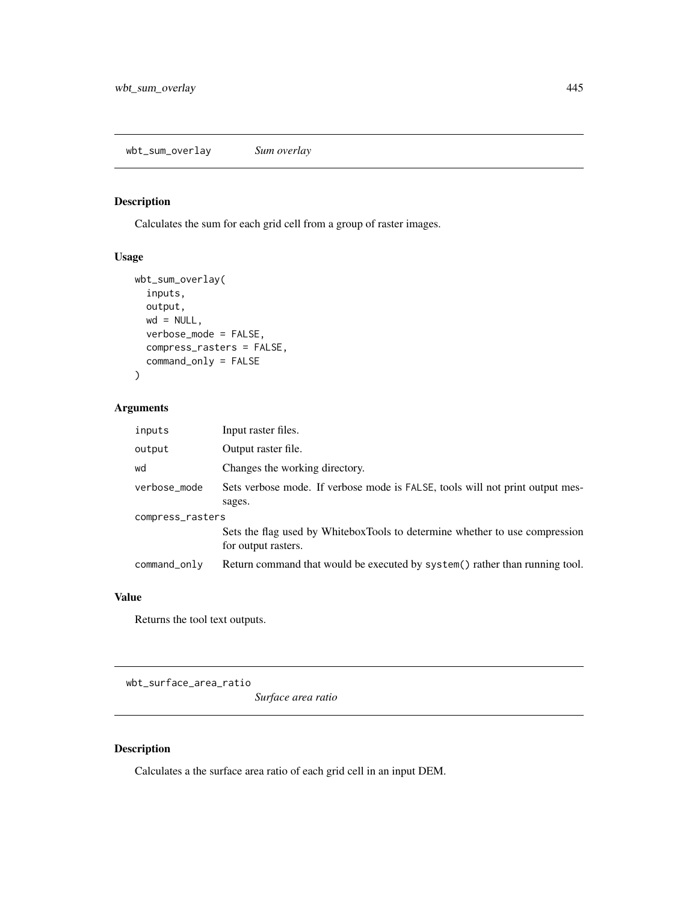## wbt_sum_overlay *Sum overlay*

### Description

Calculates the sum for each grid cell from a group of raster images.

### Usage

```
wbt_sum_overlay(
  inputs,
  output,
  wd = NULL,
  verbose_mode = FALSE,
  compress_rasters = FALSE,
  command_only = FALSE
)
```

### Arguments

| | |
|---|---|
| inputs | Input raster files. |
| output | Output raster file. |
| wd | Changes the working directory. |
| verbose_mode | Sets verbose mode. If verbose mode is FALSE, tools will not print output messages. |
| compress_rasters | Sets the flag used by WhiteboxTools to determine whether to use compression for output rasters. |
| command_only | Return command that would be executed by system() rather than running tool. |

### Value

Returns the tool text outputs.

## wbt_surface_area_ratio *Surface area ratio*

### Description

Calculates a the surface area ratio of each grid cell in an input DEM.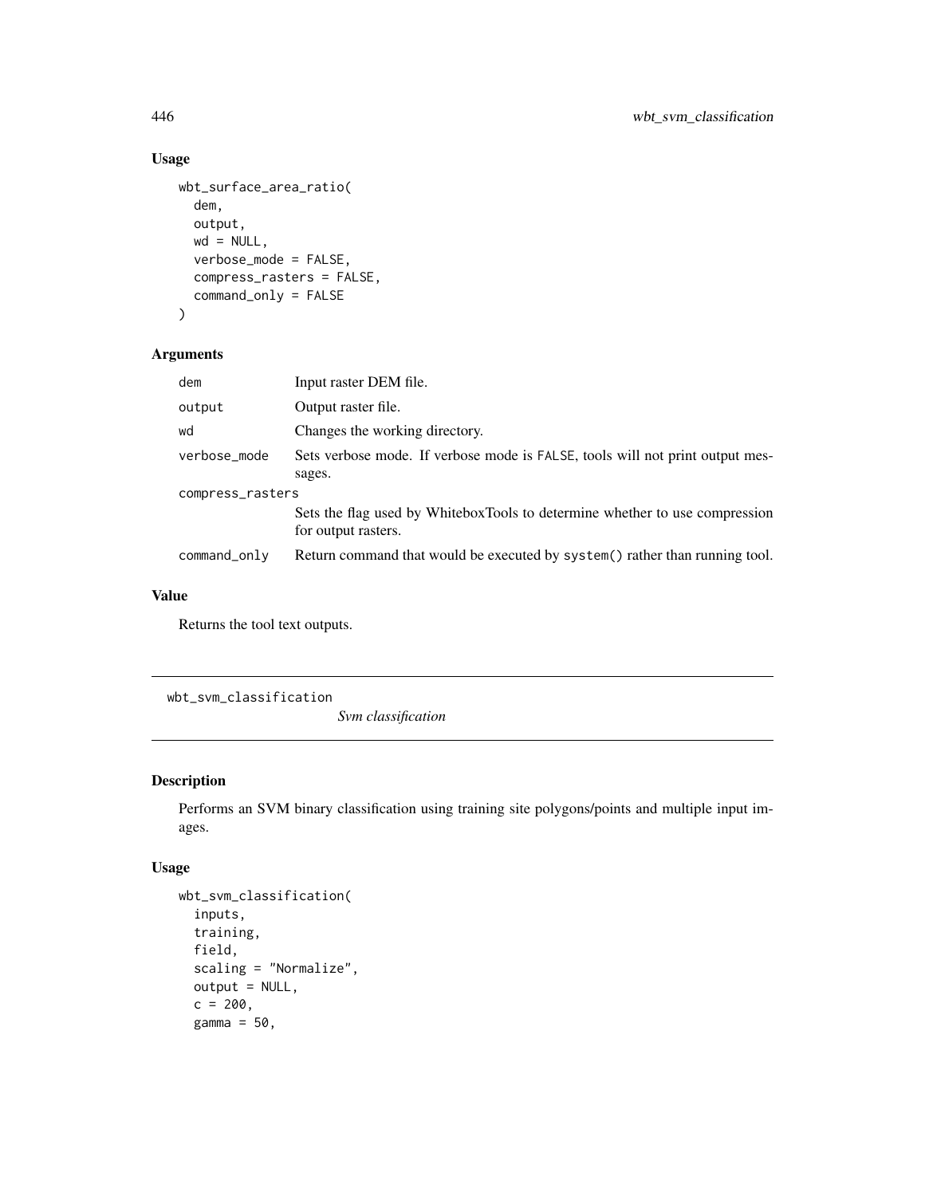## Usage

```
wbt_surface_area_ratio(
  dem,
  output,
  wd = NULL,
  verbose_mode = FALSE,
  compress_rasters = FALSE,
  command_only = FALSE
)
```

## Arguments

| | |
|---|---|
| dem | Input raster DEM file. |
| output | Output raster file. |
| wd | Changes the working directory. |
| verbose_mode | Sets verbose mode. If verbose mode is FALSE, tools will not print output messages. |
| compress_rasters | Sets the flag used by WhiteboxTools to determine whether to use compression for output rasters. |
| command_only | Return command that would be executed by system() rather than running tool. |

## Value

Returns the tool text outputs.

---

# wbt_svm_classification

*Svm classification*

---

## Description

Performs an SVM binary classification using training site polygons/points and multiple input images.

## Usage

```
wbt_svm_classification(
  inputs,
  training,
  field,
  scaling = "Normalize",
  output = NULL,
  c = 200,
  gamma = 50,
```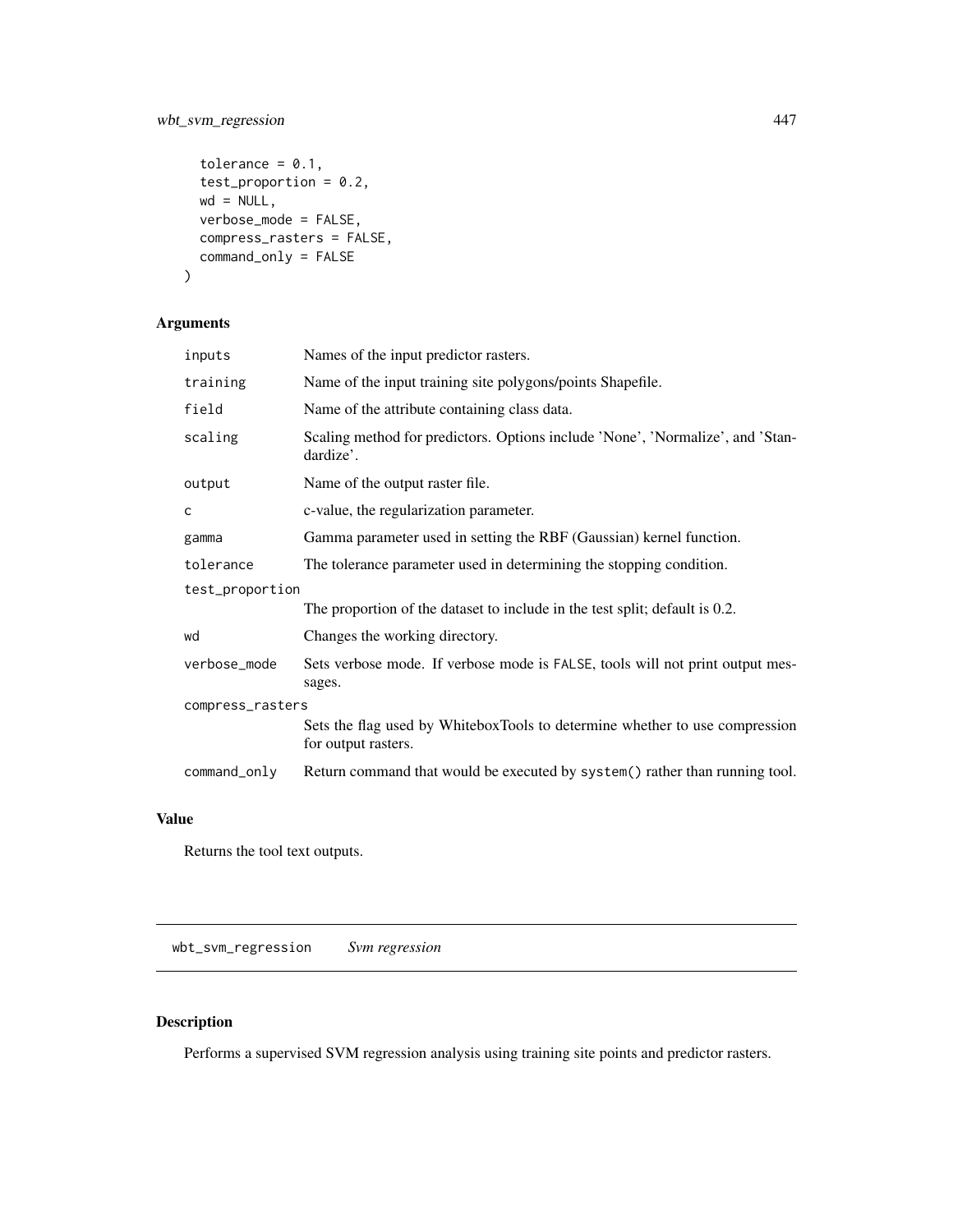```
  tolerance = 0.1,
  test_proportion = 0.2,
  wd = NULL,
  verbose_mode = FALSE,
  compress_rasters = FALSE,
  command_only = FALSE
)
```

## Arguments

| | |
|---|---|
| inputs | Names of the input predictor rasters. |
| training | Name of the input training site polygons/points Shapefile. |
| field | Name of the attribute containing class data. |
| scaling | Scaling method for predictors. Options include 'None', 'Normalize', and 'Standardize'. |
| output | Name of the output raster file. |
| c | c-value, the regularization parameter. |
| gamma | Gamma parameter used in setting the RBF (Gaussian) kernel function. |
| tolerance | The tolerance parameter used in determining the stopping condition. |
| test_proportion | The proportion of the dataset to include in the test split; default is 0.2. |
| wd | Changes the working directory. |
| verbose_mode | Sets verbose mode. If verbose mode is FALSE, tools will not print output messages. |
| compress_rasters | Sets the flag used by WhiteboxTools to determine whether to use compression for output rasters. |
| command_only | Return command that would be executed by system() rather than running tool. |

## Value

Returns the tool text outputs.

---

wbt_svm_regression    *Svm regression*

---

## Description

Performs a supervised SVM regression analysis using training site points and predictor rasters.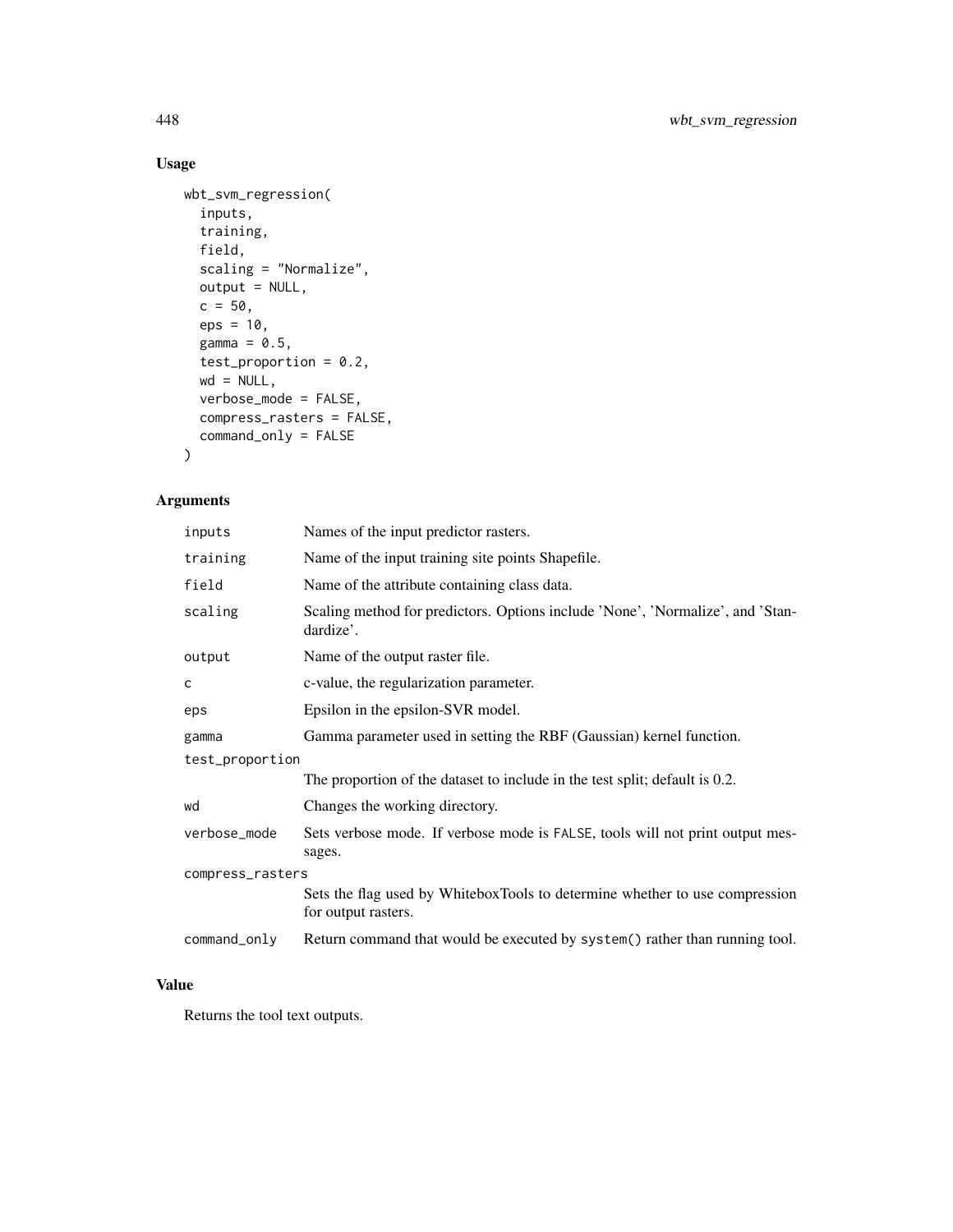## Usage

```
wbt_svm_regression(
  inputs,
  training,
  field,
  scaling = "Normalize",
  output = NULL,
  c = 50,
  eps = 10,
  gamma = 0.5,
  test_proportion = 0.2,
  wd = NULL,
  verbose_mode = FALSE,
  compress_rasters = FALSE,
  command_only = FALSE
)
```

## Arguments

| Argument | Description |
| --- | --- |
| inputs | Names of the input predictor rasters. |
| training | Name of the input training site points Shapefile. |
| field | Name of the attribute containing class data. |
| scaling | Scaling method for predictors. Options include 'None', 'Normalize', and 'Standardize'. |
| output | Name of the output raster file. |
| c | c-value, the regularization parameter. |
| eps | Epsilon in the epsilon-SVR model. |
| gamma | Gamma parameter used in setting the RBF (Gaussian) kernel function. |
| test_proportion | The proportion of the dataset to include in the test split; default is 0.2. |
| wd | Changes the working directory. |
| verbose_mode | Sets verbose mode. If verbose mode is FALSE, tools will not print output messages. |
| compress_rasters | Sets the flag used by WhiteboxTools to determine whether to use compression for output rasters. |
| command_only | Return command that would be executed by system() rather than running tool. |

## Value

Returns the tool text outputs.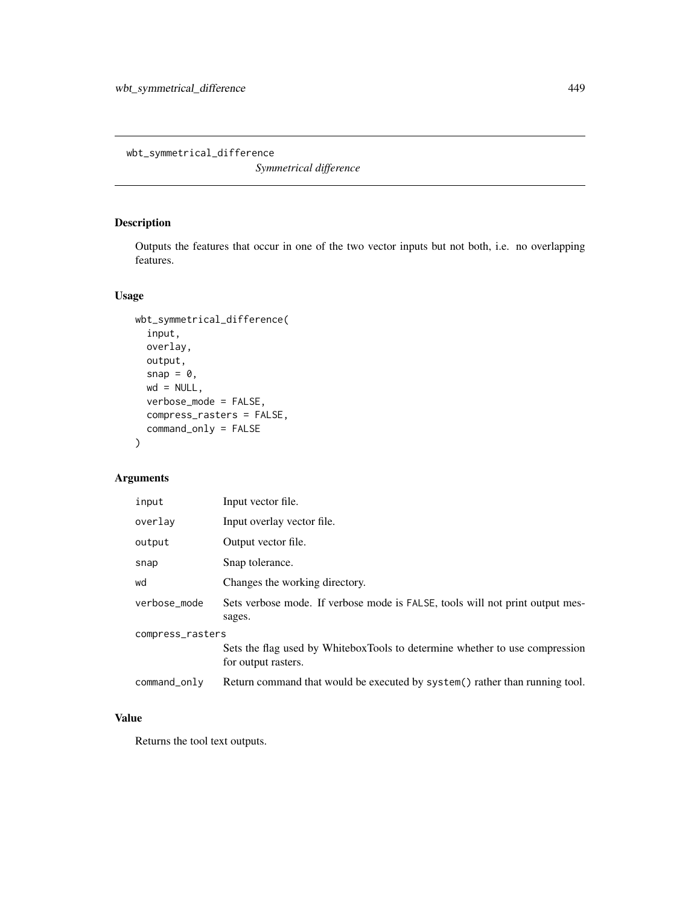# wbt_symmetrical_difference

*Symmetrical difference*

## Description

Outputs the features that occur in one of the two vector inputs but not both, i.e. no overlapping features.

## Usage

```
wbt_symmetrical_difference(
  input,
  overlay,
  output,
  snap = 0,
  wd = NULL,
  verbose_mode = FALSE,
  compress_rasters = FALSE,
  command_only = FALSE
)
```

## Arguments

| Argument | Description |
| --- | --- |
| `input` | Input vector file. |
| `overlay` | Input overlay vector file. |
| `output` | Output vector file. |
| `snap` | Snap tolerance. |
| `wd` | Changes the working directory. |
| `verbose_mode` | Sets verbose mode. If verbose mode is `FALSE`, tools will not print output messages. |
| `compress_rasters` | Sets the flag used by WhiteboxTools to determine whether to use compression for output rasters. |
| `command_only` | Return command that would be executed by `system()` rather than running tool. |

## Value

Returns the tool text outputs.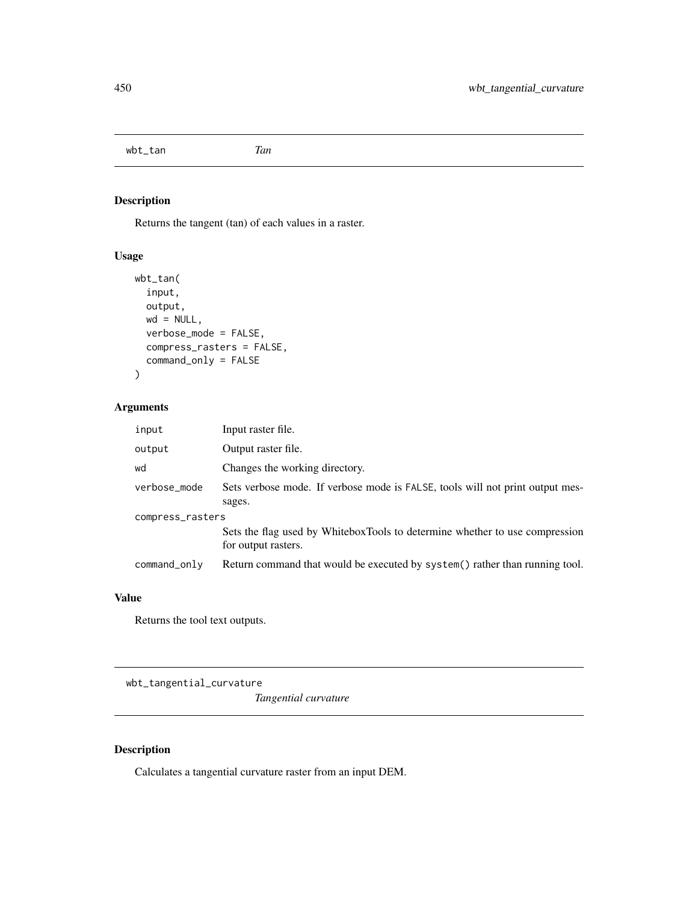## wbt_tan *Tan*

### Description

Returns the tangent (tan) of each values in a raster.

### Usage

```
wbt_tan(
  input,
  output,
  wd = NULL,
  verbose_mode = FALSE,
  compress_rasters = FALSE,
  command_only = FALSE
)
```

### Arguments

| | |
|---|---|
| input | Input raster file. |
| output | Output raster file. |
| wd | Changes the working directory. |
| verbose_mode | Sets verbose mode. If verbose mode is FALSE, tools will not print output messages. |
| compress_rasters | Sets the flag used by WhiteboxTools to determine whether to use compression for output rasters. |
| command_only | Return command that would be executed by system() rather than running tool. |

### Value

Returns the tool text outputs.

## wbt_tangential_curvature *Tangential curvature*

### Description

Calculates a tangential curvature raster from an input DEM.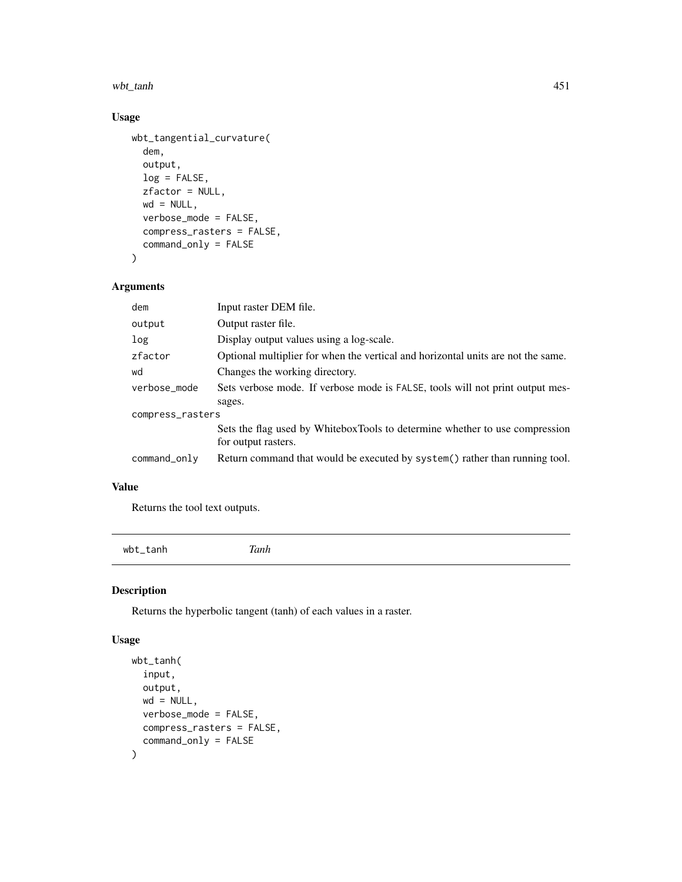## Usage

```
wbt_tangential_curvature(
  dem,
  output,
  log = FALSE,
  zfactor = NULL,
  wd = NULL,
  verbose_mode = FALSE,
  compress_rasters = FALSE,
  command_only = FALSE
)
```

## Arguments

| Argument | Description |
| --- | --- |
| dem | Input raster DEM file. |
| output | Output raster file. |
| log | Display output values using a log-scale. |
| zfactor | Optional multiplier for when the vertical and horizontal units are not the same. |
| wd | Changes the working directory. |
| verbose_mode | Sets verbose mode. If verbose mode is FALSE, tools will not print output messages. |
| compress_rasters | Sets the flag used by WhiteboxTools to determine whether to use compression for output rasters. |
| command_only | Return command that would be executed by system() rather than running tool. |

## Value

Returns the tool text outputs.

---

# wbt_tanh *Tanh*

## Description

Returns the hyperbolic tangent (tanh) of each values in a raster.

## Usage

```
wbt_tanh(
  input,
  output,
  wd = NULL,
  verbose_mode = FALSE,
  compress_rasters = FALSE,
  command_only = FALSE
)
```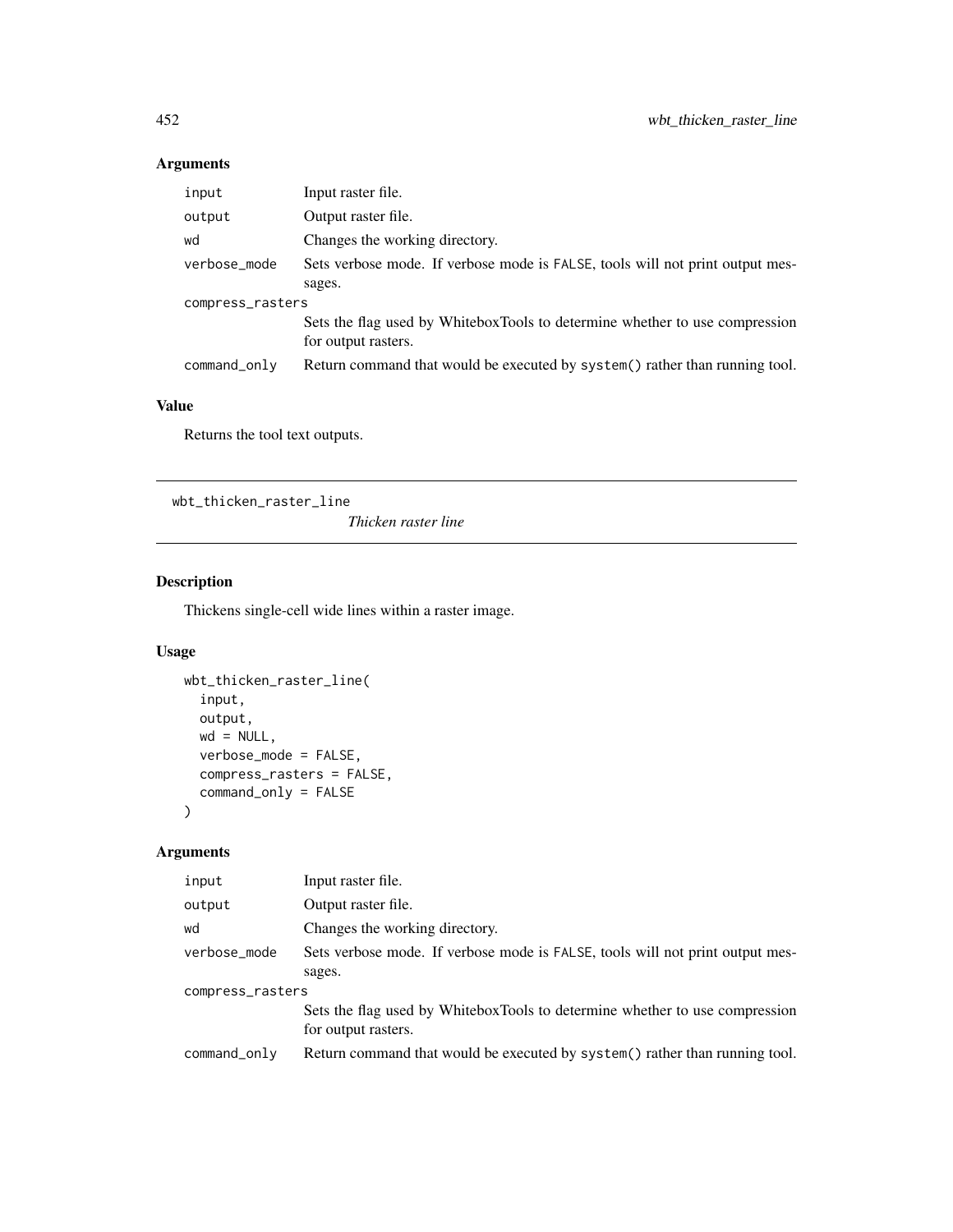## Arguments

| | |
|---|---|
| input | Input raster file. |
| output | Output raster file. |
| wd | Changes the working directory. |
| verbose_mode | Sets verbose mode. If verbose mode is FALSE, tools will not print output messages. |
| compress_rasters | Sets the flag used by WhiteboxTools to determine whether to use compression for output rasters. |
| command_only | Return command that would be executed by system() rather than running tool. |

## Value

Returns the tool text outputs.

---

# wbt_thicken_raster_line

*Thicken raster line*

---

## Description

Thickens single-cell wide lines within a raster image.

## Usage

```
wbt_thicken_raster_line(
  input,
  output,
  wd = NULL,
  verbose_mode = FALSE,
  compress_rasters = FALSE,
  command_only = FALSE
)
```

## Arguments

| | |
|---|---|
| input | Input raster file. |
| output | Output raster file. |
| wd | Changes the working directory. |
| verbose_mode | Sets verbose mode. If verbose mode is FALSE, tools will not print output messages. |
| compress_rasters | Sets the flag used by WhiteboxTools to determine whether to use compression for output rasters. |
| command_only | Return command that would be executed by system() rather than running tool. |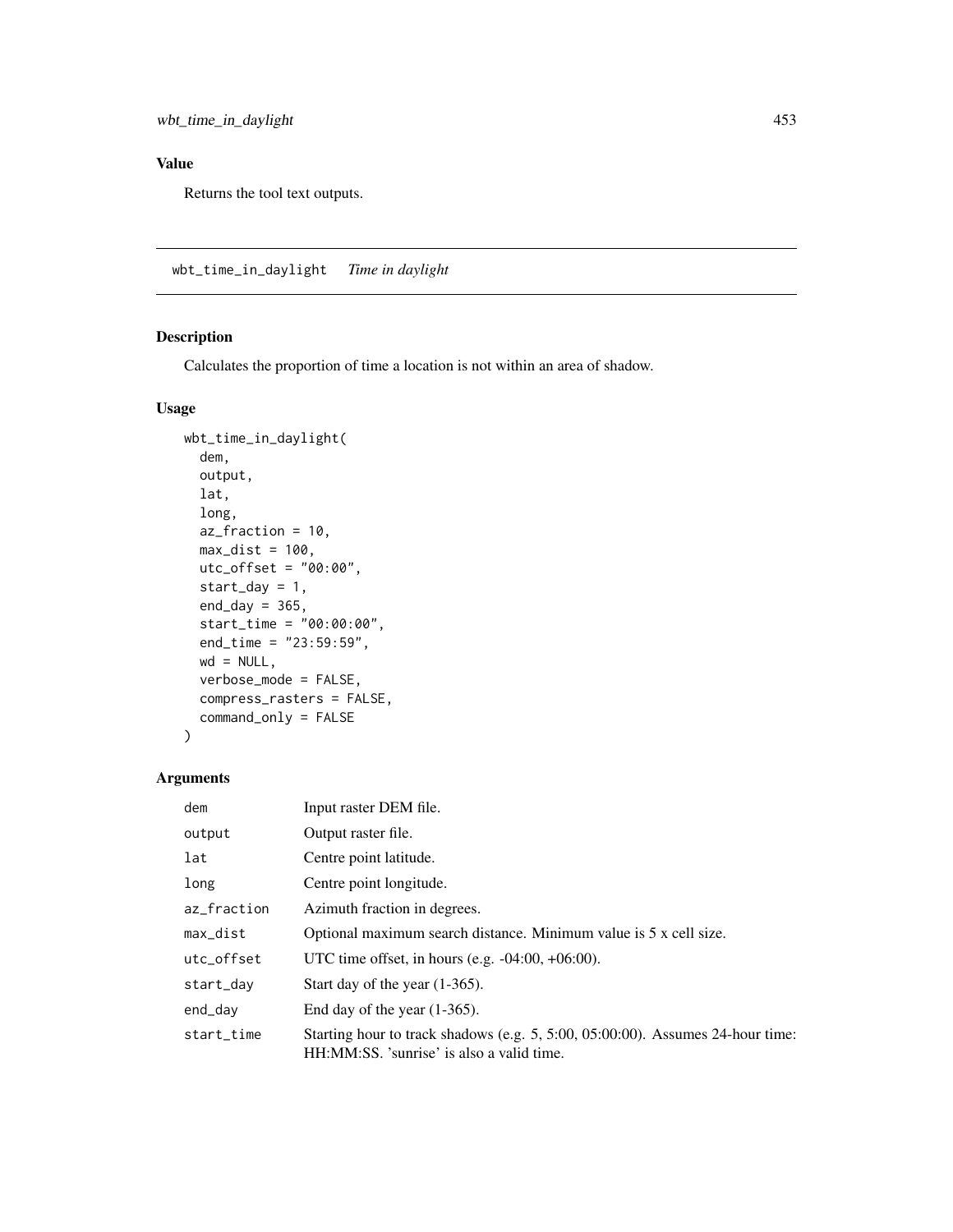## Value

Returns the tool text outputs.

---

## wbt_time_in_daylight    *Time in daylight*

### Description

Calculates the proportion of time a location is not within an area of shadow.

### Usage

```
wbt_time_in_daylight(
  dem,
  output,
  lat,
  long,
  az_fraction = 10,
  max_dist = 100,
  utc_offset = "00:00",
  start_day = 1,
  end_day = 365,
  start_time = "00:00:00",
  end_time = "23:59:59",
  wd = NULL,
  verbose_mode = FALSE,
  compress_rasters = FALSE,
  command_only = FALSE
)
```

### Arguments

| | |
|---|---|
| dem | Input raster DEM file. |
| output | Output raster file. |
| lat | Centre point latitude. |
| long | Centre point longitude. |
| az_fraction | Azimuth fraction in degrees. |
| max_dist | Optional maximum search distance. Minimum value is 5 x cell size. |
| utc_offset | UTC time offset, in hours (e.g. -04:00, +06:00). |
| start_day | Start day of the year (1-365). |
| end_day | End day of the year (1-365). |
| start_time | Starting hour to track shadows (e.g. 5, 5:00, 05:00:00). Assumes 24-hour time: HH:MM:SS. 'sunrise' is also a valid time. |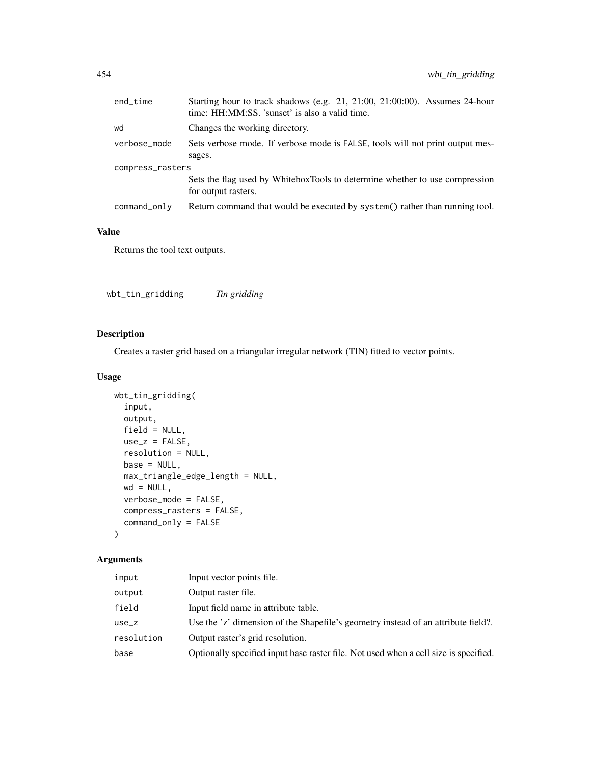| | |
|---|---|
| end_time | Starting hour to track shadows (e.g. 21, 21:00, 21:00:00). Assumes 24-hour time: HH:MM:SS. 'sunset' is also a valid time. |
| wd | Changes the working directory. |
| verbose_mode | Sets verbose mode. If verbose mode is FALSE, tools will not print output messages. |
| compress_rasters | Sets the flag used by WhiteboxTools to determine whether to use compression for output rasters. |
| command_only | Return command that would be executed by system() rather than running tool. |

### Value

Returns the tool text outputs.

---

## wbt_tin_gridding *Tin gridding*

### Description

Creates a raster grid based on a triangular irregular network (TIN) fitted to vector points.

### Usage

```
wbt_tin_gridding(
  input,
  output,
  field = NULL,
  use_z = FALSE,
  resolution = NULL,
  base = NULL,
  max_triangle_edge_length = NULL,
  wd = NULL,
  verbose_mode = FALSE,
  compress_rasters = FALSE,
  command_only = FALSE
)
```

### Arguments

| | |
|---|---|
| input | Input vector points file. |
| output | Output raster file. |
| field | Input field name in attribute table. |
| use_z | Use the 'z' dimension of the Shapefile's geometry instead of an attribute field?. |
| resolution | Output raster's grid resolution. |
| base | Optionally specified input base raster file. Not used when a cell size is specified. |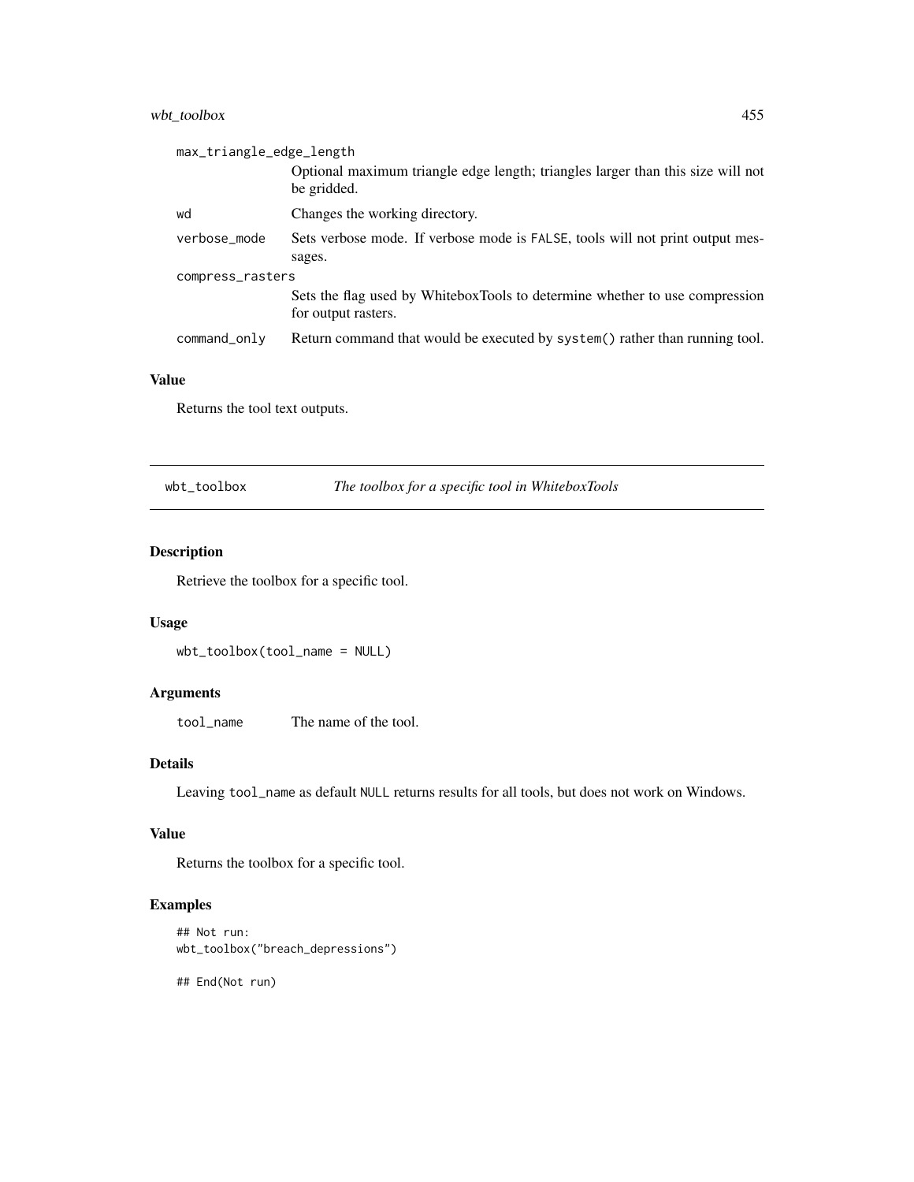| | |
|---|---|
| max_triangle_edge_length | Optional maximum triangle edge length; triangles larger than this size will not be gridded. |
| wd | Changes the working directory. |
| verbose_mode | Sets verbose mode. If verbose mode is FALSE, tools will not print output messages. |
| compress_rasters | Sets the flag used by WhiteboxTools to determine whether to use compression for output rasters. |
| command_only | Return command that would be executed by system() rather than running tool. |

### Value

Returns the tool text outputs.

---

## wbt_toolbox *The toolbox for a specific tool in WhiteboxTools*

---

### Description

Retrieve the toolbox for a specific tool.

### Usage

```
wbt_toolbox(tool_name = NULL)
```

### Arguments

| | |
|---|---|
| tool_name | The name of the tool. |

### Details

Leaving tool_name as default NULL returns results for all tools, but does not work on Windows.

### Value

Returns the toolbox for a specific tool.

### Examples

```
## Not run:
wbt_toolbox("breach_depressions")

## End(Not run)
```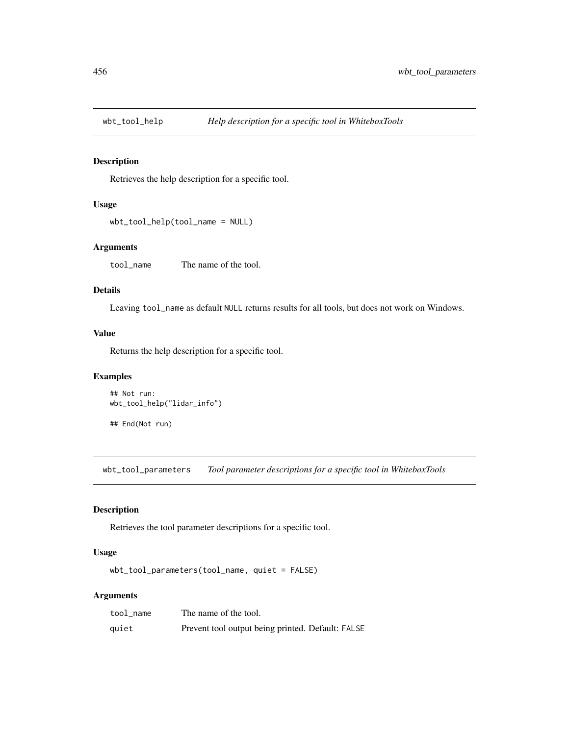## wbt_tool_help — *Help description for a specific tool in WhiteboxTools*

### Description

Retrieves the help description for a specific tool.

### Usage

```
wbt_tool_help(tool_name = NULL)
```

### Arguments

| | |
|---|---|
| tool_name | The name of the tool. |

### Details

Leaving tool_name as default NULL returns results for all tools, but does not work on Windows.

### Value

Returns the help description for a specific tool.

### Examples

```
## Not run:
wbt_tool_help("lidar_info")

## End(Not run)
```

## wbt_tool_parameters — *Tool parameter descriptions for a specific tool in WhiteboxTools*

### Description

Retrieves the tool parameter descriptions for a specific tool.

### Usage

```
wbt_tool_parameters(tool_name, quiet = FALSE)
```

### Arguments

| | |
|---|---|
| tool_name | The name of the tool. |
| quiet | Prevent tool output being printed. Default: FALSE |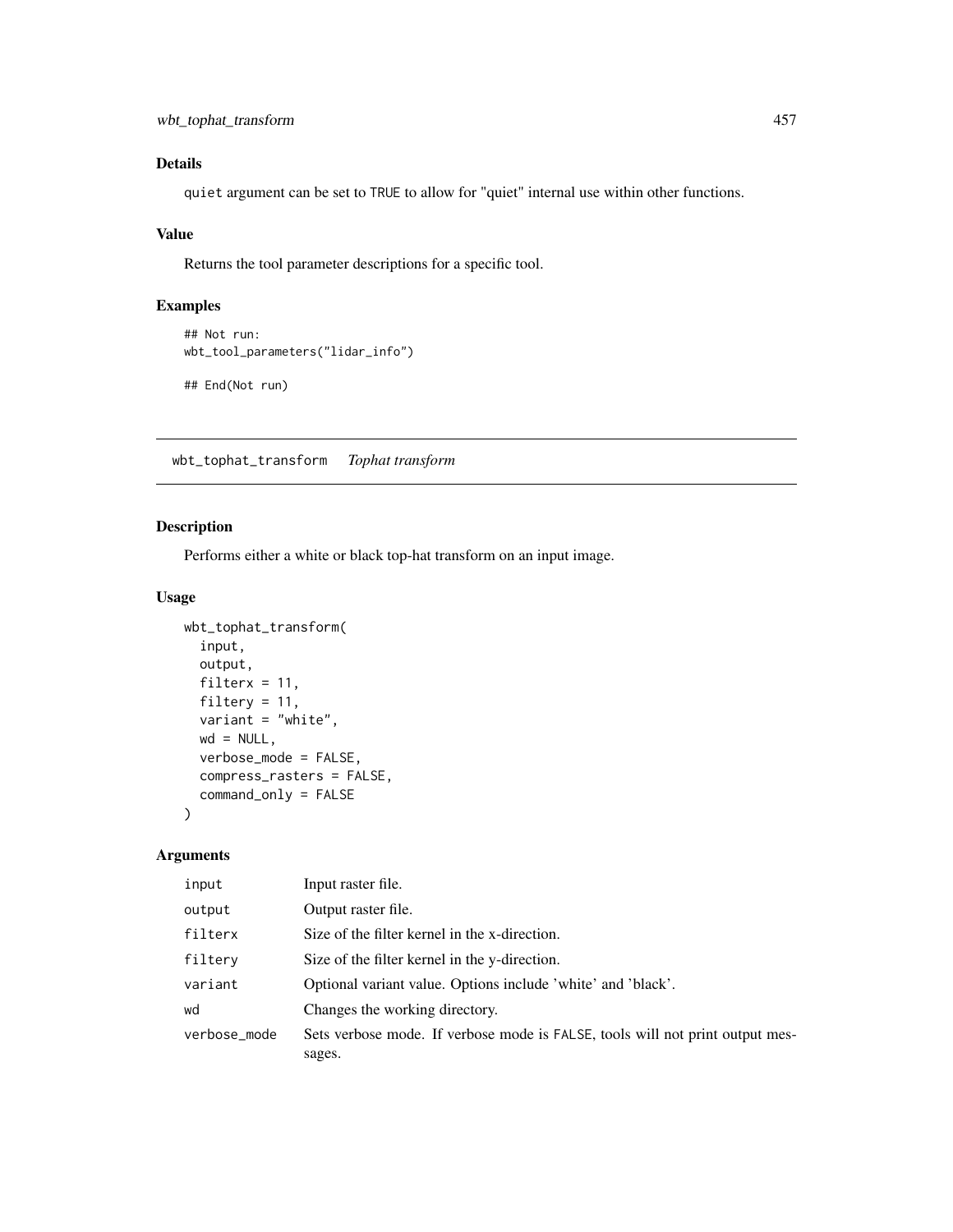## Details

quiet argument can be set to TRUE to allow for "quiet" internal use within other functions.

## Value

Returns the tool parameter descriptions for a specific tool.

## Examples

```
## Not run:
wbt_tool_parameters("lidar_info")

## End(Not run)
```

---

# wbt_tophat_transform    *Tophat transform*

---

## Description

Performs either a white or black top-hat transform on an input image.

## Usage

```
wbt_tophat_transform(
  input,
  output,
  filterx = 11,
  filtery = 11,
  variant = "white",
  wd = NULL,
  verbose_mode = FALSE,
  compress_rasters = FALSE,
  command_only = FALSE
)
```

## Arguments

| | |
|---|---|
| input | Input raster file. |
| output | Output raster file. |
| filterx | Size of the filter kernel in the x-direction. |
| filtery | Size of the filter kernel in the y-direction. |
| variant | Optional variant value. Options include 'white' and 'black'. |
| wd | Changes the working directory. |
| verbose_mode | Sets verbose mode. If verbose mode is FALSE, tools will not print output messages. |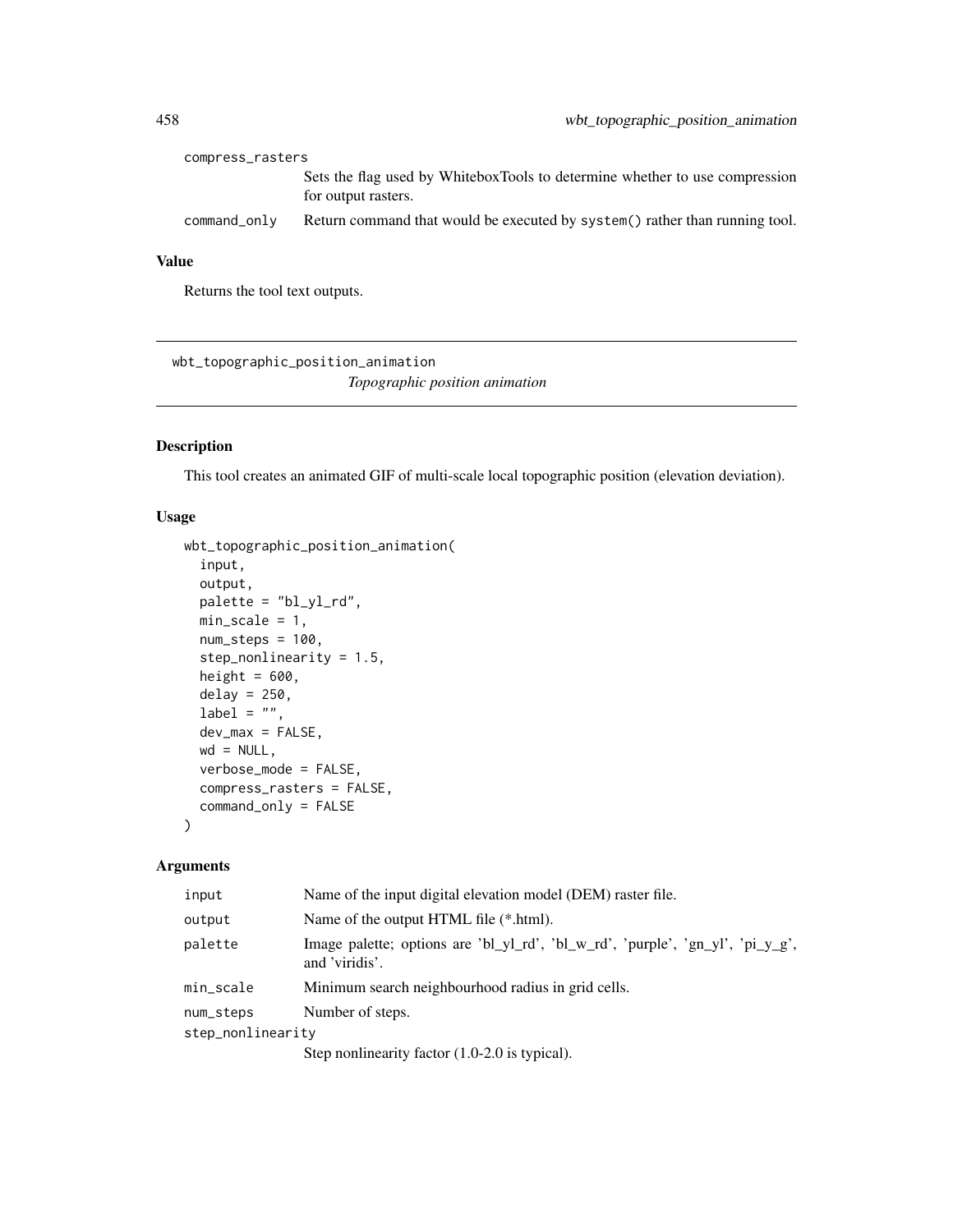compress_rasters
: Sets the flag used by WhiteboxTools to determine whether to use compression for output rasters.

command_only
: Return command that would be executed by `system()` rather than running tool.

### Value

Returns the tool text outputs.

---

## wbt_topographic_position_animation

*Topographic position animation*

---

### Description

This tool creates an animated GIF of multi-scale local topographic position (elevation deviation).

### Usage

```
wbt_topographic_position_animation(
  input,
  output,
  palette = "bl_yl_rd",
  min_scale = 1,
  num_steps = 100,
  step_nonlinearity = 1.5,
  height = 600,
  delay = 250,
  label = "",
  dev_max = FALSE,
  wd = NULL,
  verbose_mode = FALSE,
  compress_rasters = FALSE,
  command_only = FALSE
)
```

### Arguments

| | |
|---|---|
| input | Name of the input digital elevation model (DEM) raster file. |
| output | Name of the output HTML file (*.html). |
| palette | Image palette; options are 'bl_yl_rd', 'bl_w_rd', 'purple', 'gn_yl', 'pi_y_g', and 'viridis'. |
| min_scale | Minimum search neighbourhood radius in grid cells. |
| num_steps | Number of steps. |
| step_nonlinearity | Step nonlinearity factor (1.0-2.0 is typical). |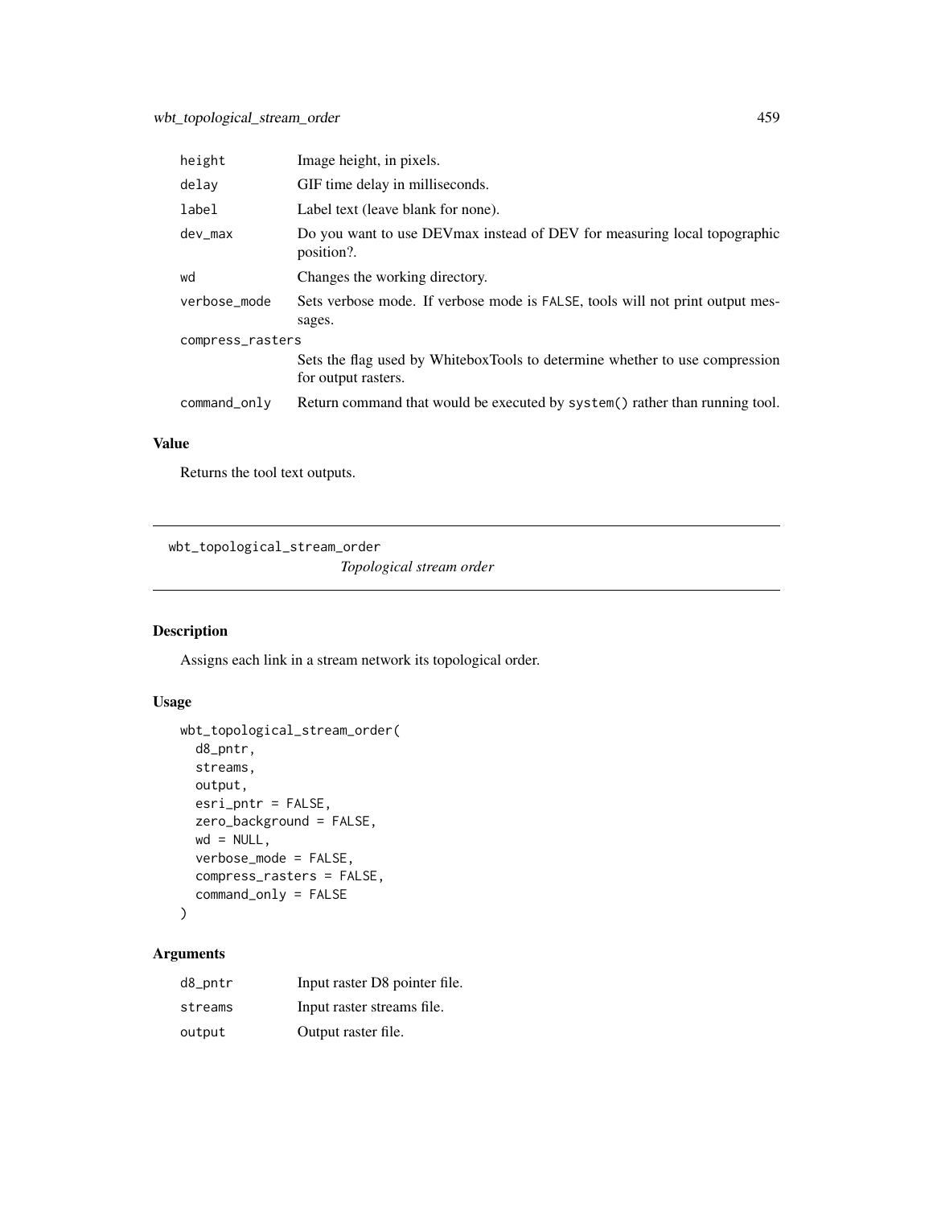| | |
|---|---|
| height | Image height, in pixels. |
| delay | GIF time delay in milliseconds. |
| label | Label text (leave blank for none). |
| dev_max | Do you want to use DEVmax instead of DEV for measuring local topographic position?. |
| wd | Changes the working directory. |
| verbose_mode | Sets verbose mode. If verbose mode is FALSE, tools will not print output messages. |
| compress_rasters | Sets the flag used by WhiteboxTools to determine whether to use compression for output rasters. |
| command_only | Return command that would be executed by system() rather than running tool. |

### Value

Returns the tool text outputs.

## wbt_topological_stream_order

*Topological stream order*

### Description

Assigns each link in a stream network its topological order.

### Usage

```
wbt_topological_stream_order(
  d8_pntr,
  streams,
  output,
  esri_pntr = FALSE,
  zero_background = FALSE,
  wd = NULL,
  verbose_mode = FALSE,
  compress_rasters = FALSE,
  command_only = FALSE
)
```

### Arguments

| | |
|---|---|
| d8_pntr | Input raster D8 pointer file. |
| streams | Input raster streams file. |
| output | Output raster file. |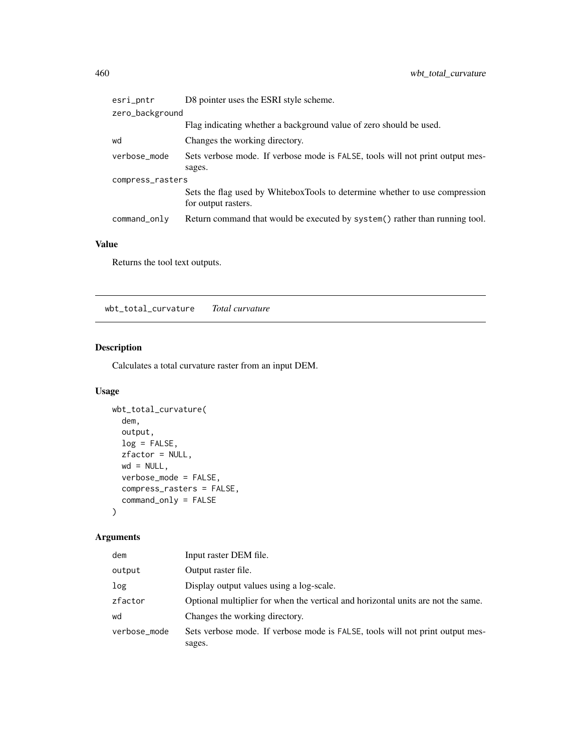| | |
|---|---|
| esri_pntr | D8 pointer uses the ESRI style scheme. |
| zero_background | Flag indicating whether a background value of zero should be used. |
| wd | Changes the working directory. |
| verbose_mode | Sets verbose mode. If verbose mode is FALSE, tools will not print output messages. |
| compress_rasters | Sets the flag used by WhiteboxTools to determine whether to use compression for output rasters. |
| command_only | Return command that would be executed by system() rather than running tool. |

### Value

Returns the tool text outputs.

## wbt_total_curvature *Total curvature*

### Description

Calculates a total curvature raster from an input DEM.

### Usage

```
wbt_total_curvature(
  dem,
  output,
  log = FALSE,
  zfactor = NULL,
  wd = NULL,
  verbose_mode = FALSE,
  compress_rasters = FALSE,
  command_only = FALSE
)
```

### Arguments

| | |
|---|---|
| dem | Input raster DEM file. |
| output | Output raster file. |
| log | Display output values using a log-scale. |
| zfactor | Optional multiplier for when the vertical and horizontal units are not the same. |
| wd | Changes the working directory. |
| verbose_mode | Sets verbose mode. If verbose mode is FALSE, tools will not print output messages. |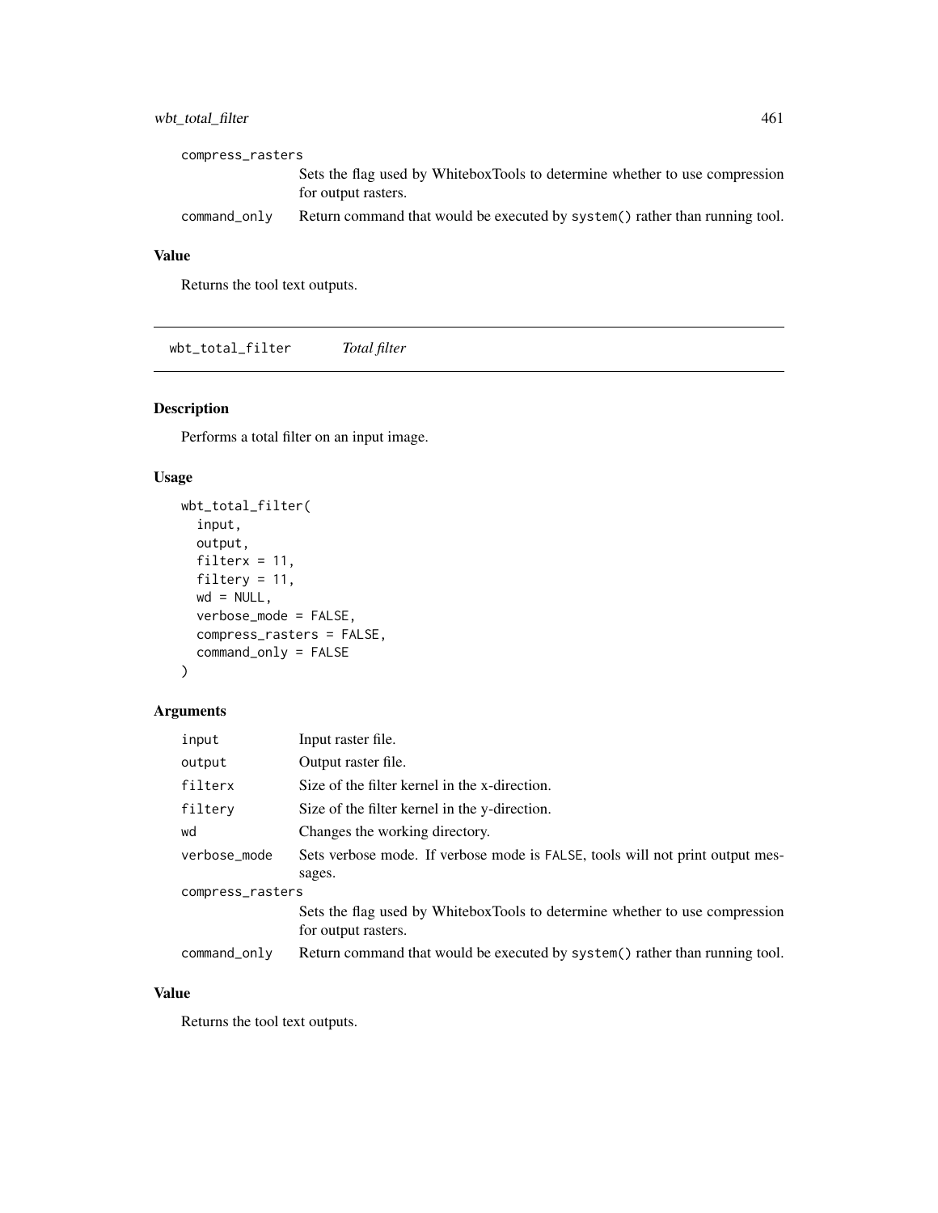compress_rasters
Sets the flag used by WhiteboxTools to determine whether to use compression for output rasters.

command_only
Return command that would be executed by system() rather than running tool.

### Value

Returns the tool text outputs.

---

## wbt_total_filter — *Total filter*

### Description

Performs a total filter on an input image.

### Usage

```
wbt_total_filter(
  input,
  output,
  filterx = 11,
  filtery = 11,
  wd = NULL,
  verbose_mode = FALSE,
  compress_rasters = FALSE,
  command_only = FALSE
)
```

### Arguments

| Argument | Description |
|---|---|
| input | Input raster file. |
| output | Output raster file. |
| filterx | Size of the filter kernel in the x-direction. |
| filtery | Size of the filter kernel in the y-direction. |
| wd | Changes the working directory. |
| verbose_mode | Sets verbose mode. If verbose mode is FALSE, tools will not print output messages. |
| compress_rasters | Sets the flag used by WhiteboxTools to determine whether to use compression for output rasters. |
| command_only | Return command that would be executed by system() rather than running tool. |

### Value

Returns the tool text outputs.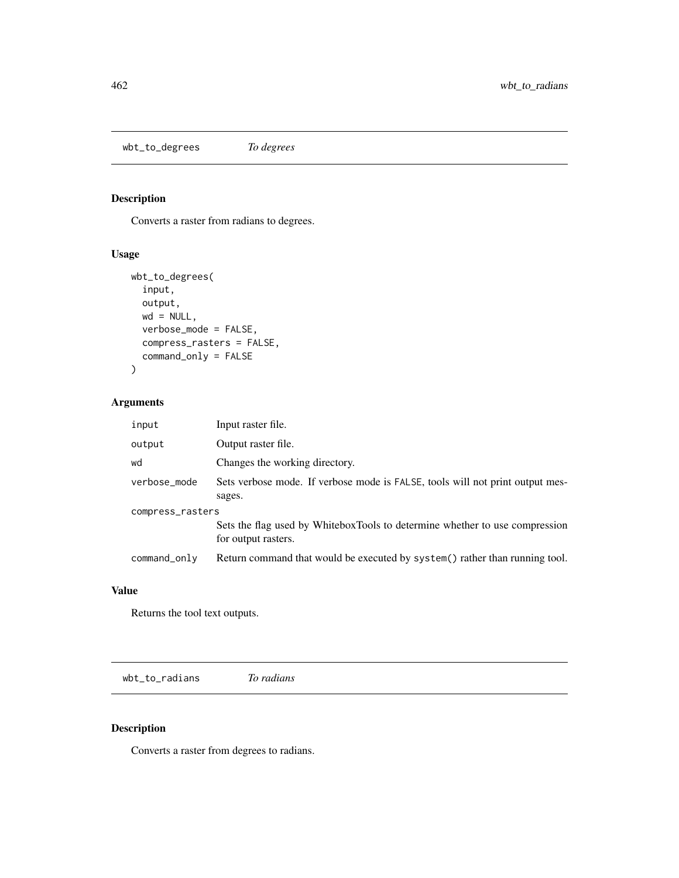## wbt_to_degrees *To degrees*

### Description

Converts a raster from radians to degrees.

### Usage

```
wbt_to_degrees(
  input,
  output,
  wd = NULL,
  verbose_mode = FALSE,
  compress_rasters = FALSE,
  command_only = FALSE
)
```

### Arguments

| | |
|---|---|
| input | Input raster file. |
| output | Output raster file. |
| wd | Changes the working directory. |
| verbose_mode | Sets verbose mode. If verbose mode is FALSE, tools will not print output messages. |
| compress_rasters | Sets the flag used by WhiteboxTools to determine whether to use compression for output rasters. |
| command_only | Return command that would be executed by system() rather than running tool. |

### Value

Returns the tool text outputs.

## wbt_to_radians *To radians*

### Description

Converts a raster from degrees to radians.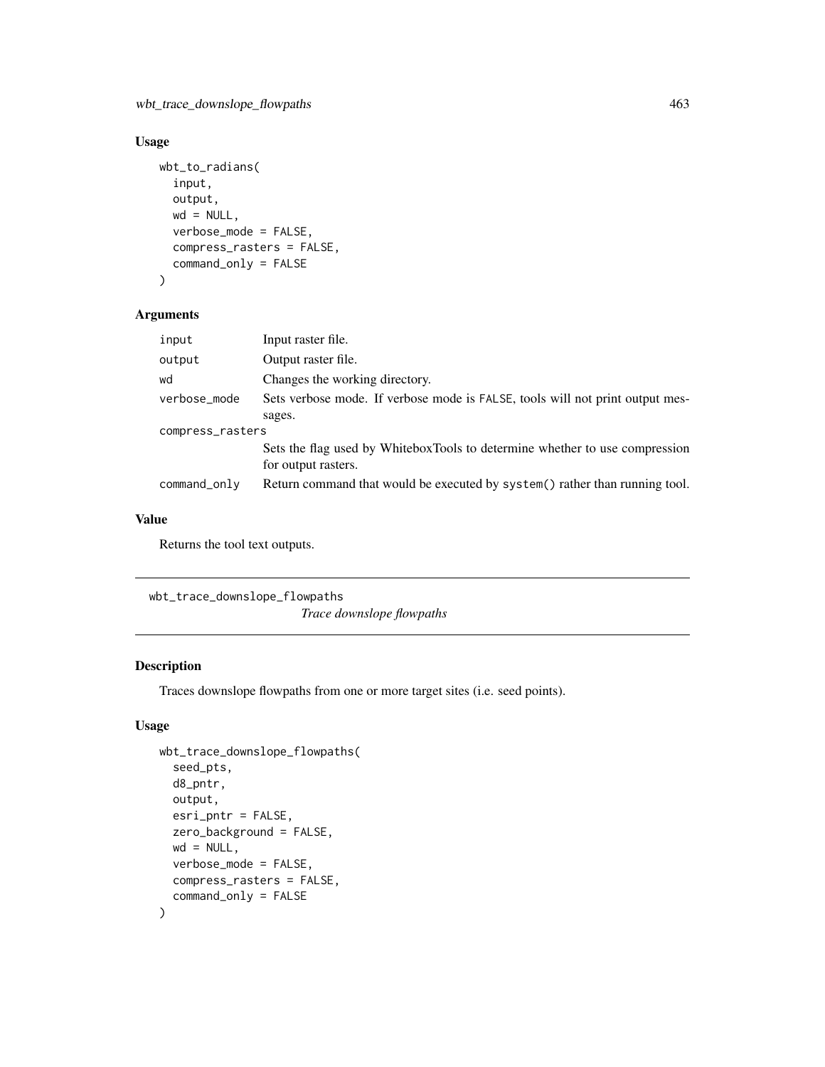## Usage

```
wbt_to_radians(
  input,
  output,
  wd = NULL,
  verbose_mode = FALSE,
  compress_rasters = FALSE,
  command_only = FALSE
)
```

## Arguments

| | |
|---|---|
| input | Input raster file. |
| output | Output raster file. |
| wd | Changes the working directory. |
| verbose_mode | Sets verbose mode. If verbose mode is FALSE, tools will not print output messages. |
| compress_rasters | Sets the flag used by WhiteboxTools to determine whether to use compression for output rasters. |
| command_only | Return command that would be executed by system() rather than running tool. |

## Value

Returns the tool text outputs.

---

# wbt_trace_downslope_flowpaths

*Trace downslope flowpaths*

## Description

Traces downslope flowpaths from one or more target sites (i.e. seed points).

## Usage

```
wbt_trace_downslope_flowpaths(
  seed_pts,
  d8_pntr,
  output,
  esri_pntr = FALSE,
  zero_background = FALSE,
  wd = NULL,
  verbose_mode = FALSE,
  compress_rasters = FALSE,
  command_only = FALSE
)
```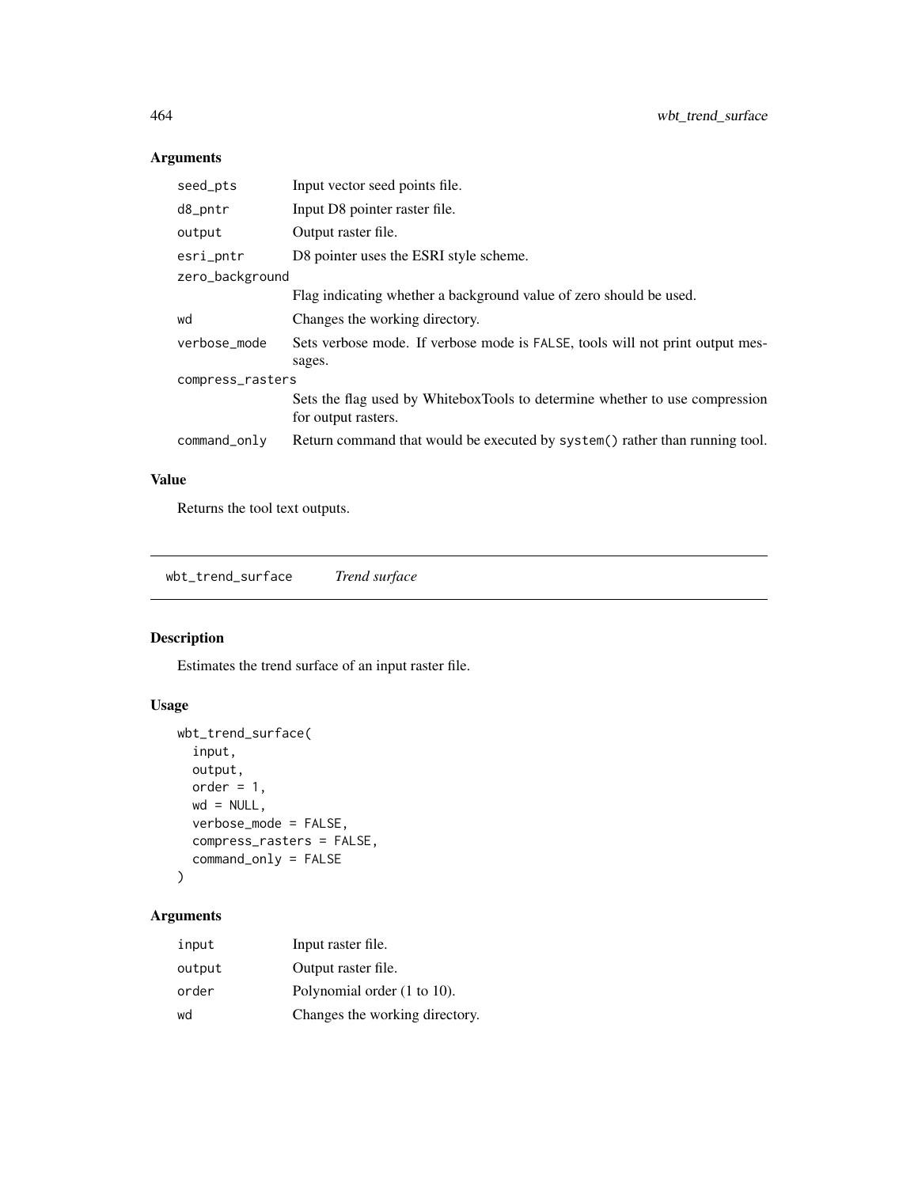## Arguments

| | |
|---|---|
| seed_pts | Input vector seed points file. |
| d8_pntr | Input D8 pointer raster file. |
| output | Output raster file. |
| esri_pntr | D8 pointer uses the ESRI style scheme. |
| zero_background | Flag indicating whether a background value of zero should be used. |
| wd | Changes the working directory. |
| verbose_mode | Sets verbose mode. If verbose mode is FALSE, tools will not print output messages. |
| compress_rasters | Sets the flag used by WhiteboxTools to determine whether to use compression for output rasters. |
| command_only | Return command that would be executed by system() rather than running tool. |

## Value

Returns the tool text outputs.

---

# wbt_trend_surface    *Trend surface*

---

## Description

Estimates the trend surface of an input raster file.

## Usage

```
wbt_trend_surface(
  input,
  output,
  order = 1,
  wd = NULL,
  verbose_mode = FALSE,
  compress_rasters = FALSE,
  command_only = FALSE
)
```

## Arguments

| | |
|---|---|
| input | Input raster file. |
| output | Output raster file. |
| order | Polynomial order (1 to 10). |
| wd | Changes the working directory. |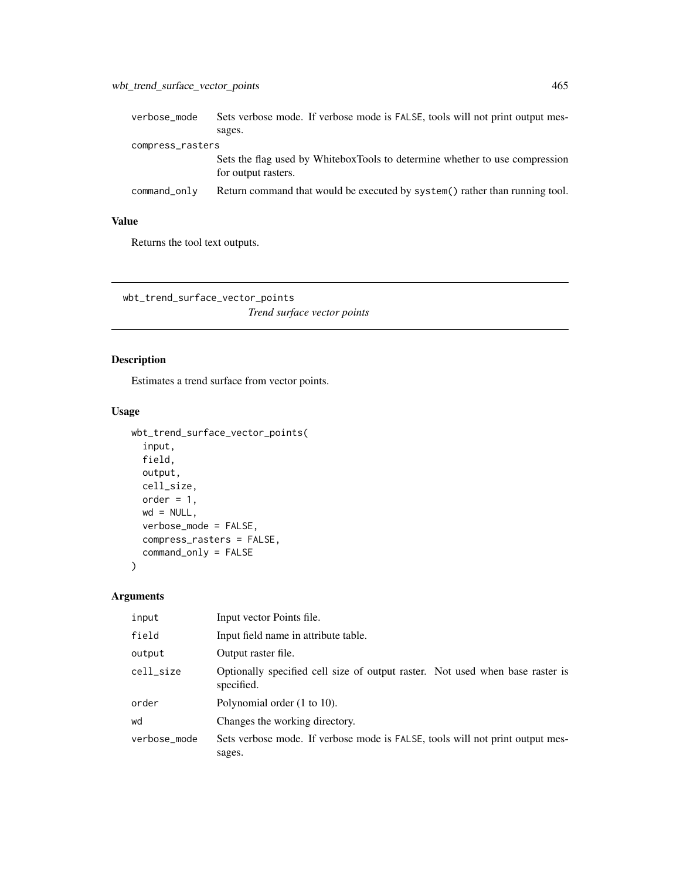| | |
|---|---|
| verbose_mode | Sets verbose mode. If verbose mode is FALSE, tools will not print output messages. |
| compress_rasters | Sets the flag used by WhiteboxTools to determine whether to use compression for output rasters. |
| command_only | Return command that would be executed by system() rather than running tool. |

## Value

Returns the tool text outputs.

---

wbt_trend_surface_vector_points &nbsp;&nbsp;&nbsp; *Trend surface vector points*

---

## Description

Estimates a trend surface from vector points.

## Usage

```
wbt_trend_surface_vector_points(
  input,
  field,
  output,
  cell_size,
  order = 1,
  wd = NULL,
  verbose_mode = FALSE,
  compress_rasters = FALSE,
  command_only = FALSE
)
```

## Arguments

| | |
|---|---|
| input | Input vector Points file. |
| field | Input field name in attribute table. |
| output | Output raster file. |
| cell_size | Optionally specified cell size of output raster. Not used when base raster is specified. |
| order | Polynomial order (1 to 10). |
| wd | Changes the working directory. |
| verbose_mode | Sets verbose mode. If verbose mode is FALSE, tools will not print output messages. |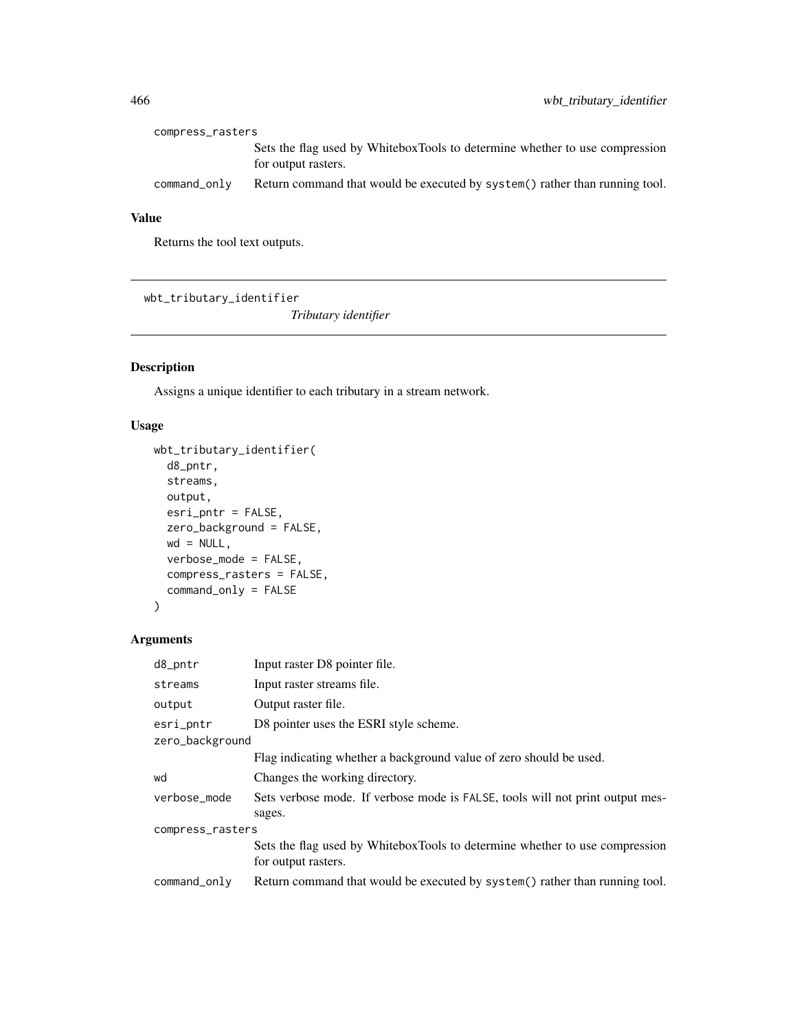compress_rasters
: Sets the flag used by WhiteboxTools to determine whether to use compression for output rasters.

command_only
: Return command that would be executed by system() rather than running tool.

### Value

Returns the tool text outputs.

---

## wbt_tributary_identifier

*Tributary identifier*

### Description

Assigns a unique identifier to each tributary in a stream network.

### Usage

```
wbt_tributary_identifier(
  d8_pntr,
  streams,
  output,
  esri_pntr = FALSE,
  zero_background = FALSE,
  wd = NULL,
  verbose_mode = FALSE,
  compress_rasters = FALSE,
  command_only = FALSE
)
```

### Arguments

| Argument | Description |
|---|---|
| d8_pntr | Input raster D8 pointer file. |
| streams | Input raster streams file. |
| output | Output raster file. |
| esri_pntr | D8 pointer uses the ESRI style scheme. |
| zero_background | Flag indicating whether a background value of zero should be used. |
| wd | Changes the working directory. |
| verbose_mode | Sets verbose mode. If verbose mode is FALSE, tools will not print output messages. |
| compress_rasters | Sets the flag used by WhiteboxTools to determine whether to use compression for output rasters. |
| command_only | Return command that would be executed by system() rather than running tool. |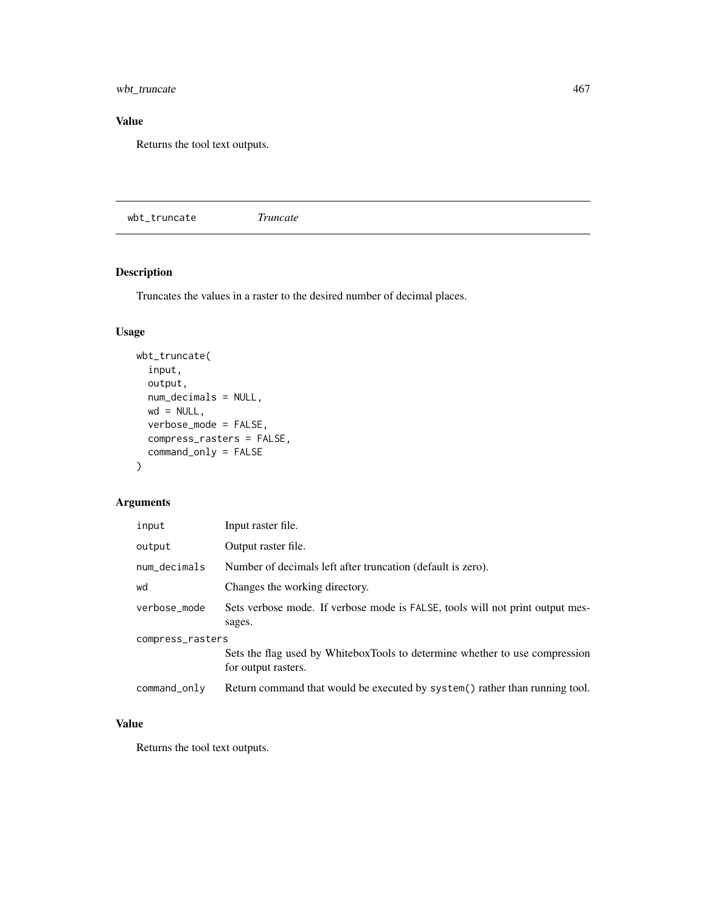## Value

Returns the tool text outputs.

---

wbt_truncate    *Truncate*

---

## Description

Truncates the values in a raster to the desired number of decimal places.

## Usage

```
wbt_truncate(
  input,
  output,
  num_decimals = NULL,
  wd = NULL,
  verbose_mode = FALSE,
  compress_rasters = FALSE,
  command_only = FALSE
)
```

## Arguments

| | |
|---|---|
| input | Input raster file. |
| output | Output raster file. |
| num_decimals | Number of decimals left after truncation (default is zero). |
| wd | Changes the working directory. |
| verbose_mode | Sets verbose mode. If verbose mode is FALSE, tools will not print output messages. |
| compress_rasters | Sets the flag used by WhiteboxTools to determine whether to use compression for output rasters. |
| command_only | Return command that would be executed by system() rather than running tool. |

## Value

Returns the tool text outputs.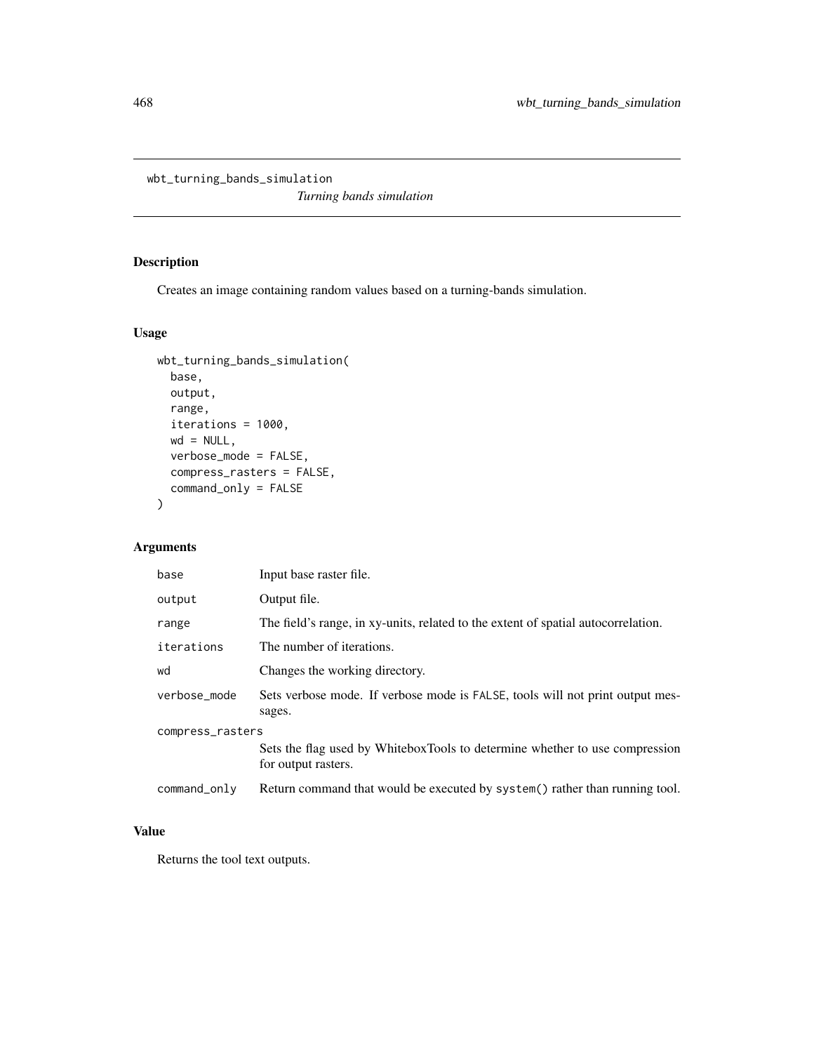wbt_turning_bands_simulation

*Turning bands simulation*

## Description

Creates an image containing random values based on a turning-bands simulation.

## Usage

```
wbt_turning_bands_simulation(
  base,
  output,
  range,
  iterations = 1000,
  wd = NULL,
  verbose_mode = FALSE,
  compress_rasters = FALSE,
  command_only = FALSE
)
```

## Arguments

| | |
|---|---|
| base | Input base raster file. |
| output | Output file. |
| range | The field's range, in xy-units, related to the extent of spatial autocorrelation. |
| iterations | The number of iterations. |
| wd | Changes the working directory. |
| verbose_mode | Sets verbose mode. If verbose mode is FALSE, tools will not print output messages. |
| compress_rasters | Sets the flag used by WhiteboxTools to determine whether to use compression for output rasters. |
| command_only | Return command that would be executed by system() rather than running tool. |

## Value

Returns the tool text outputs.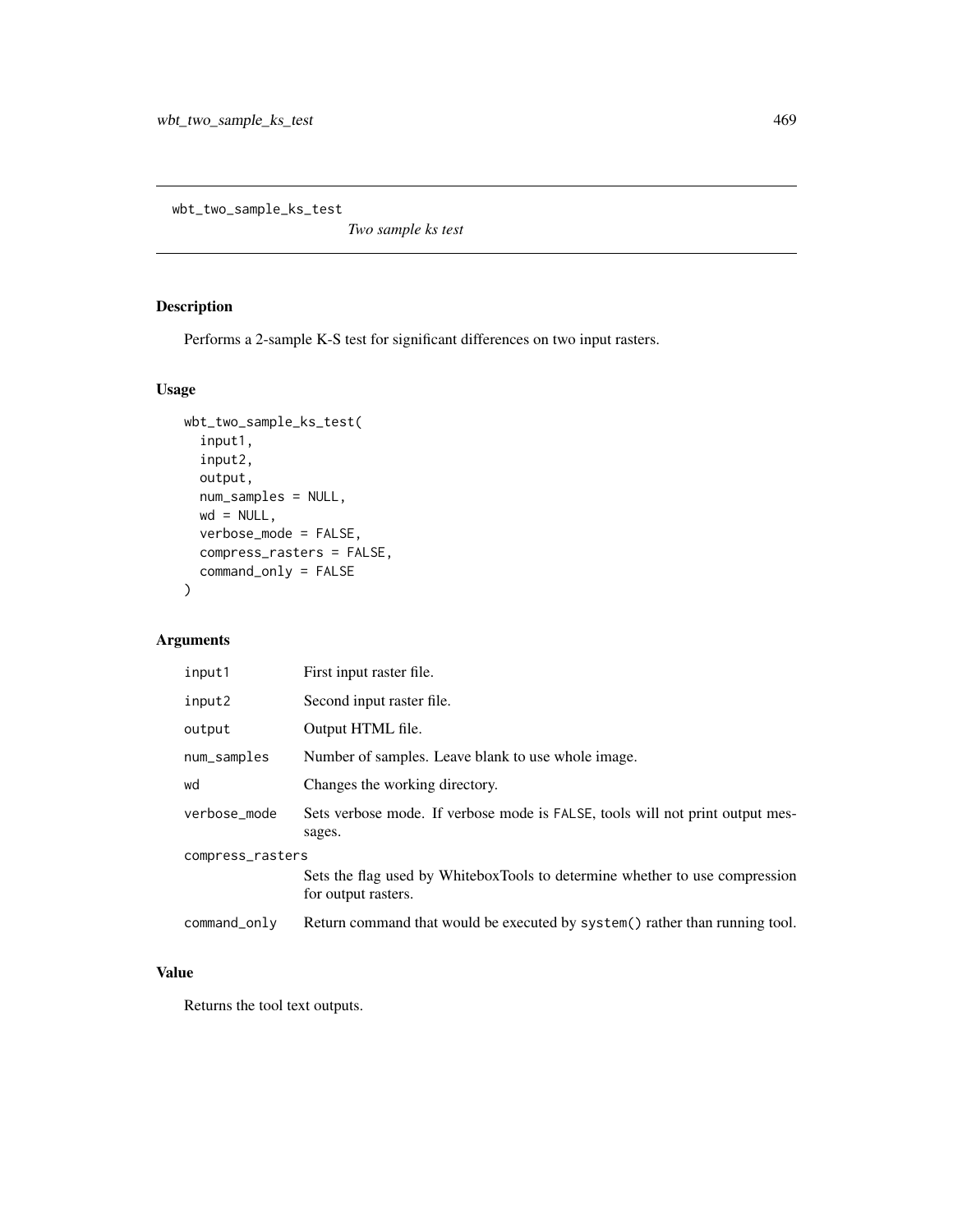wbt_two_sample_ks_test

*Two sample ks test*

## Description

Performs a 2-sample K-S test for significant differences on two input rasters.

## Usage

```
wbt_two_sample_ks_test(
  input1,
  input2,
  output,
  num_samples = NULL,
  wd = NULL,
  verbose_mode = FALSE,
  compress_rasters = FALSE,
  command_only = FALSE
)
```

## Arguments

| | |
|---|---|
| input1 | First input raster file. |
| input2 | Second input raster file. |
| output | Output HTML file. |
| num_samples | Number of samples. Leave blank to use whole image. |
| wd | Changes the working directory. |
| verbose_mode | Sets verbose mode. If verbose mode is FALSE, tools will not print output messages. |
| compress_rasters | Sets the flag used by WhiteboxTools to determine whether to use compression for output rasters. |
| command_only | Return command that would be executed by system() rather than running tool. |

## Value

Returns the tool text outputs.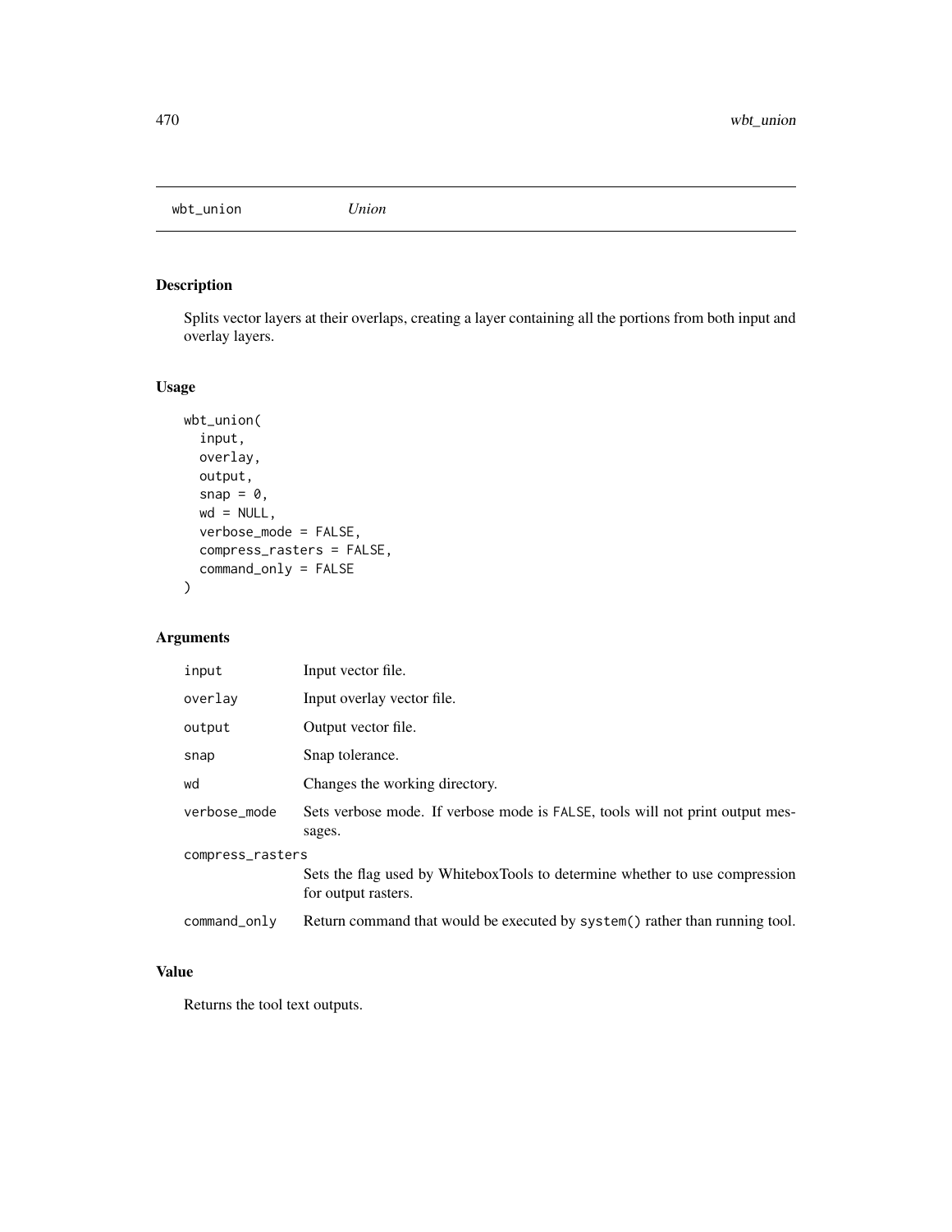## wbt_union *Union*

### Description

Splits vector layers at their overlaps, creating a layer containing all the portions from both input and overlay layers.

### Usage

```
wbt_union(
  input,
  overlay,
  output,
  snap = 0,
  wd = NULL,
  verbose_mode = FALSE,
  compress_rasters = FALSE,
  command_only = FALSE
)
```

### Arguments

| | |
|---|---|
| input | Input vector file. |
| overlay | Input overlay vector file. |
| output | Output vector file. |
| snap | Snap tolerance. |
| wd | Changes the working directory. |
| verbose_mode | Sets verbose mode. If verbose mode is FALSE, tools will not print output messages. |
| compress_rasters | Sets the flag used by WhiteboxTools to determine whether to use compression for output rasters. |
| command_only | Return command that would be executed by system() rather than running tool. |

### Value

Returns the tool text outputs.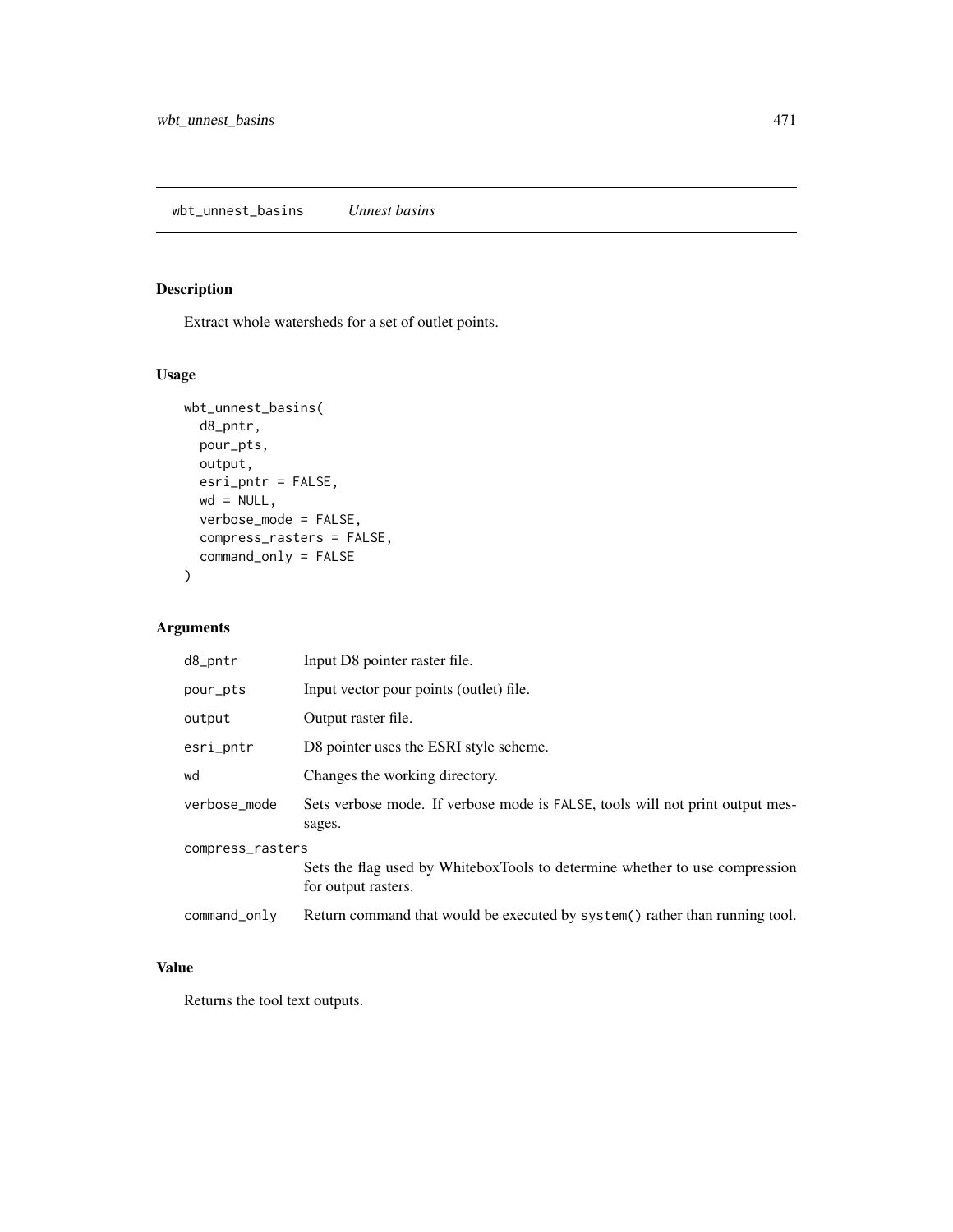## wbt_unnest_basins *Unnest basins*

### Description

Extract whole watersheds for a set of outlet points.

### Usage

```
wbt_unnest_basins(
  d8_pntr,
  pour_pts,
  output,
  esri_pntr = FALSE,
  wd = NULL,
  verbose_mode = FALSE,
  compress_rasters = FALSE,
  command_only = FALSE
)
```

### Arguments

| | |
|---|---|
| d8_pntr | Input D8 pointer raster file. |
| pour_pts | Input vector pour points (outlet) file. |
| output | Output raster file. |
| esri_pntr | D8 pointer uses the ESRI style scheme. |
| wd | Changes the working directory. |
| verbose_mode | Sets verbose mode. If verbose mode is FALSE, tools will not print output messages. |
| compress_rasters | Sets the flag used by WhiteboxTools to determine whether to use compression for output rasters. |
| command_only | Return command that would be executed by system() rather than running tool. |

### Value

Returns the tool text outputs.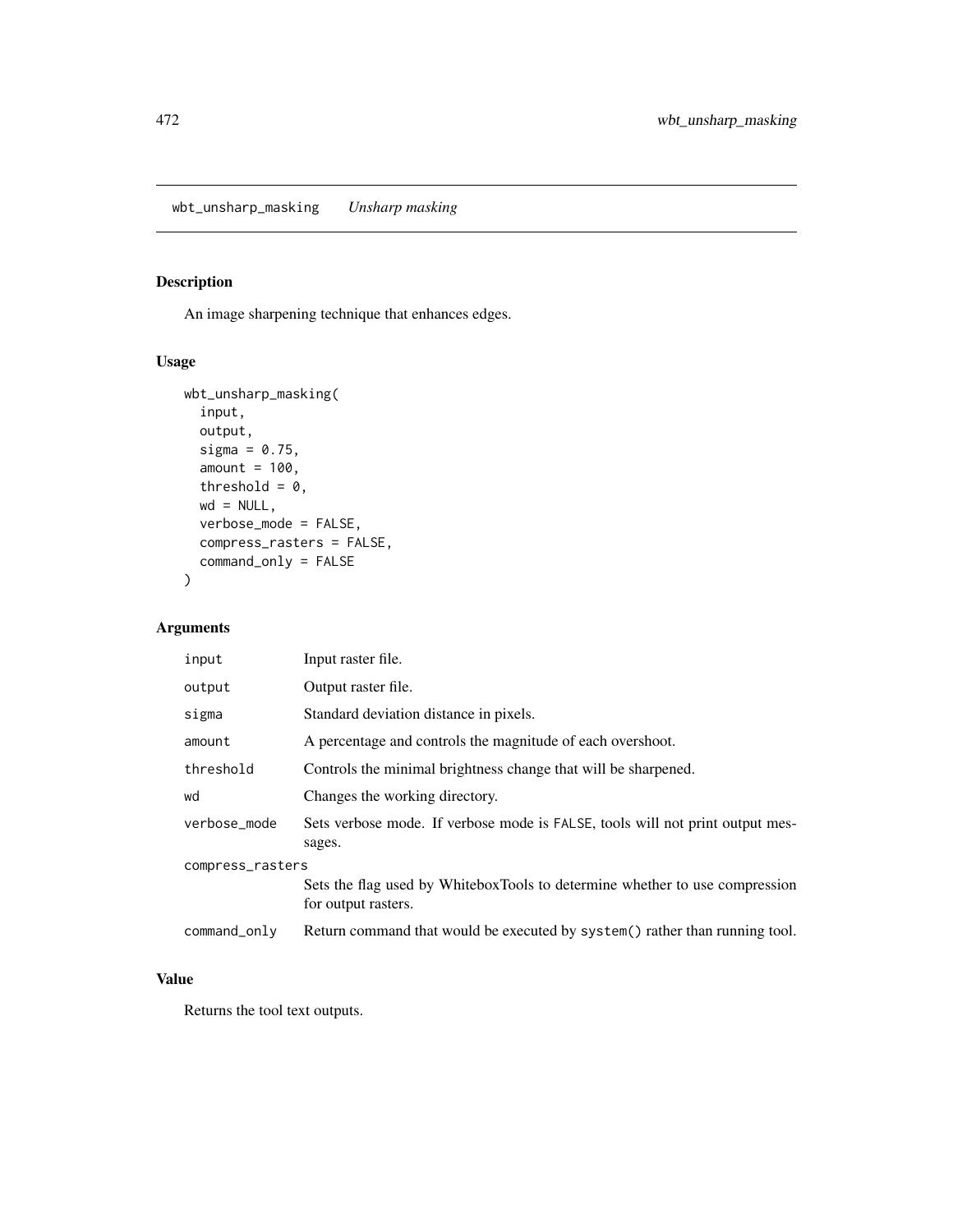## wbt_unsharp_masking *Unsharp masking*

### Description

An image sharpening technique that enhances edges.

### Usage

```
wbt_unsharp_masking(
  input,
  output,
  sigma = 0.75,
  amount = 100,
  threshold = 0,
  wd = NULL,
  verbose_mode = FALSE,
  compress_rasters = FALSE,
  command_only = FALSE
)
```

### Arguments

| Argument | Description |
|---|---|
| input | Input raster file. |
| output | Output raster file. |
| sigma | Standard deviation distance in pixels. |
| amount | A percentage and controls the magnitude of each overshoot. |
| threshold | Controls the minimal brightness change that will be sharpened. |
| wd | Changes the working directory. |
| verbose_mode | Sets verbose mode. If verbose mode is FALSE, tools will not print output messages. |
| compress_rasters | Sets the flag used by WhiteboxTools to determine whether to use compression for output rasters. |
| command_only | Return command that would be executed by system() rather than running tool. |

### Value

Returns the tool text outputs.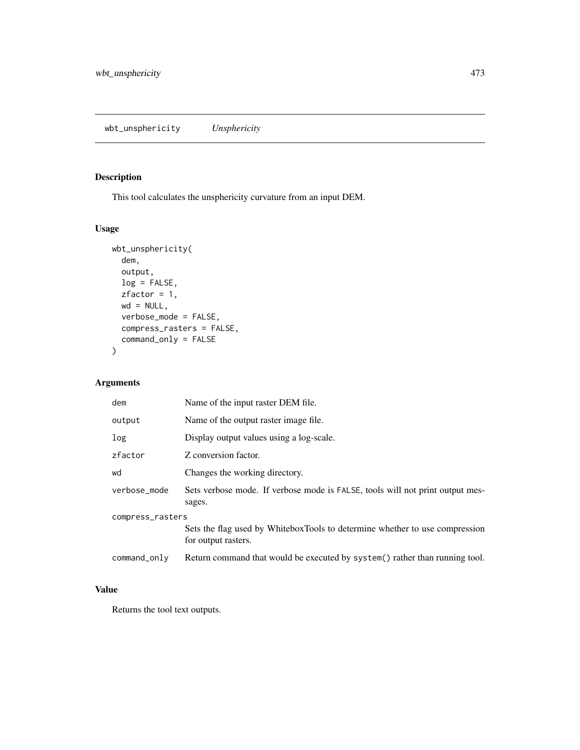## wbt_unsphericity — *Unsphericity*

### Description

This tool calculates the unsphericity curvature from an input DEM.

### Usage

```
wbt_unsphericity(
  dem,
  output,
  log = FALSE,
  zfactor = 1,
  wd = NULL,
  verbose_mode = FALSE,
  compress_rasters = FALSE,
  command_only = FALSE
)
```

### Arguments

| Argument | Description |
|---|---|
| dem | Name of the input raster DEM file. |
| output | Name of the output raster image file. |
| log | Display output values using a log-scale. |
| zfactor | Z conversion factor. |
| wd | Changes the working directory. |
| verbose_mode | Sets verbose mode. If verbose mode is FALSE, tools will not print output messages. |
| compress_rasters | Sets the flag used by WhiteboxTools to determine whether to use compression for output rasters. |
| command_only | Return command that would be executed by system() rather than running tool. |

### Value

Returns the tool text outputs.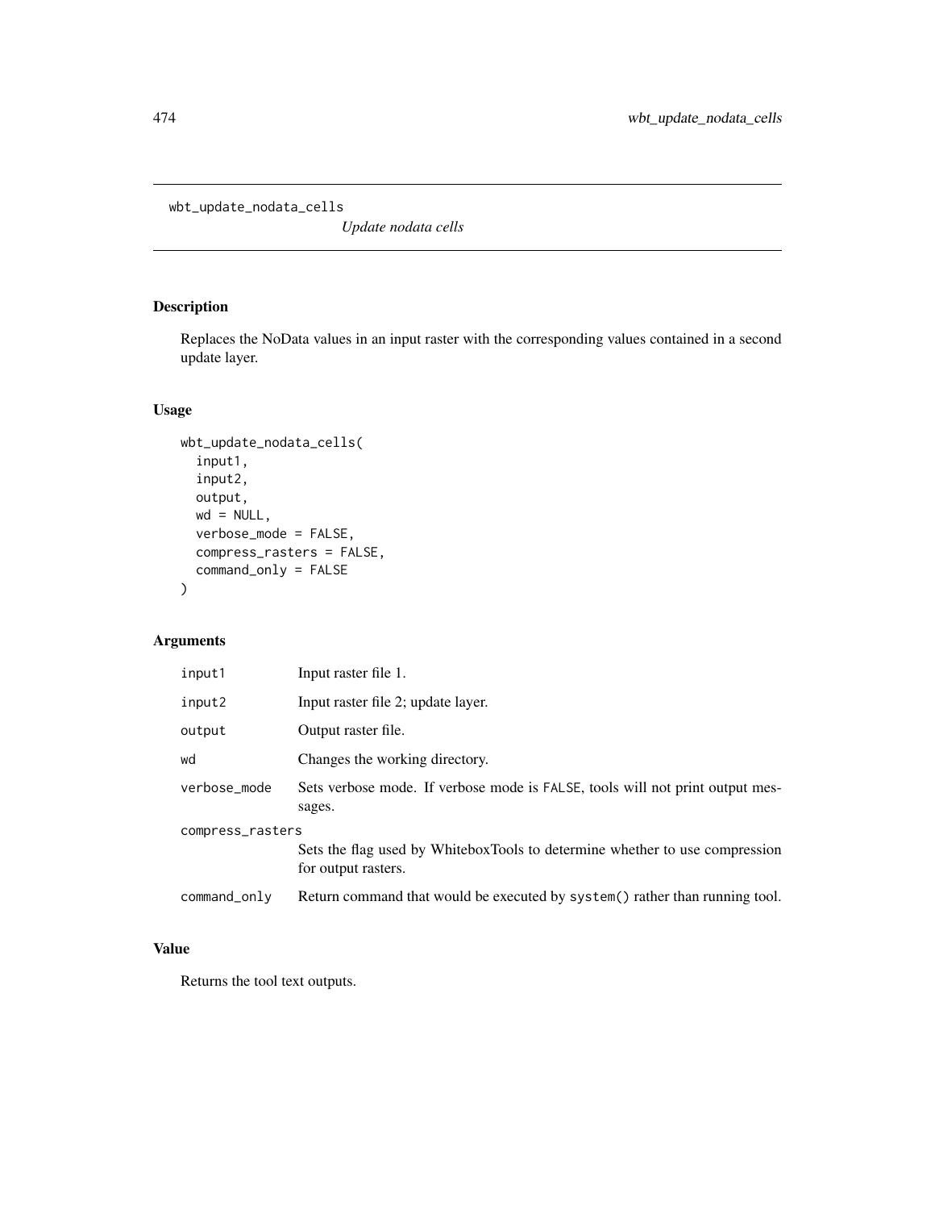wbt_update_nodata_cells

*Update nodata cells*

## Description

Replaces the NoData values in an input raster with the corresponding values contained in a second update layer.

## Usage

```
wbt_update_nodata_cells(
  input1,
  input2,
  output,
  wd = NULL,
  verbose_mode = FALSE,
  compress_rasters = FALSE,
  command_only = FALSE
)
```

## Arguments

| Argument | Description |
|---|---|
| input1 | Input raster file 1. |
| input2 | Input raster file 2; update layer. |
| output | Output raster file. |
| wd | Changes the working directory. |
| verbose_mode | Sets verbose mode. If verbose mode is FALSE, tools will not print output messages. |
| compress_rasters | Sets the flag used by WhiteboxTools to determine whether to use compression for output rasters. |
| command_only | Return command that would be executed by system() rather than running tool. |

## Value

Returns the tool text outputs.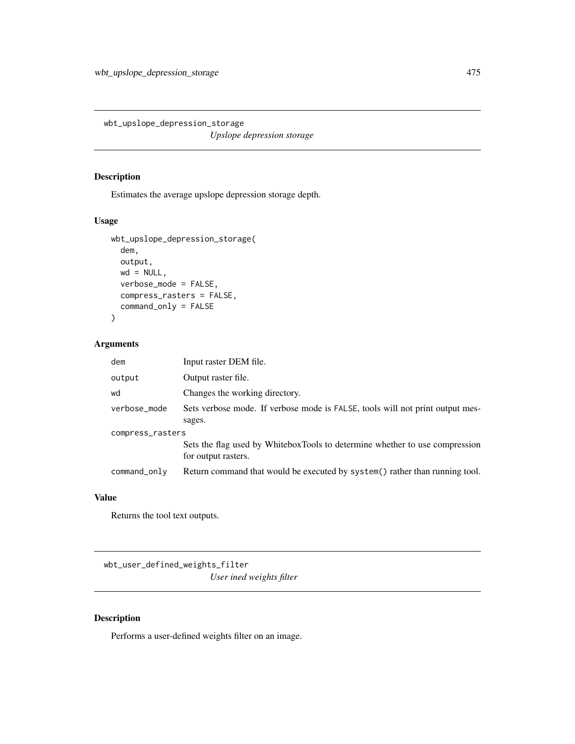## wbt_upslope_depression_storage

*Upslope depression storage*

### Description

Estimates the average upslope depression storage depth.

### Usage

```
wbt_upslope_depression_storage(
  dem,
  output,
  wd = NULL,
  verbose_mode = FALSE,
  compress_rasters = FALSE,
  command_only = FALSE
)
```

### Arguments

| | |
|---|---|
| dem | Input raster DEM file. |
| output | Output raster file. |
| wd | Changes the working directory. |
| verbose_mode | Sets verbose mode. If verbose mode is FALSE, tools will not print output messages. |
| compress_rasters | Sets the flag used by WhiteboxTools to determine whether to use compression for output rasters. |
| command_only | Return command that would be executed by system() rather than running tool. |

### Value

Returns the tool text outputs.

## wbt_user_defined_weights_filter

*User ined weights filter*

### Description

Performs a user-defined weights filter on an image.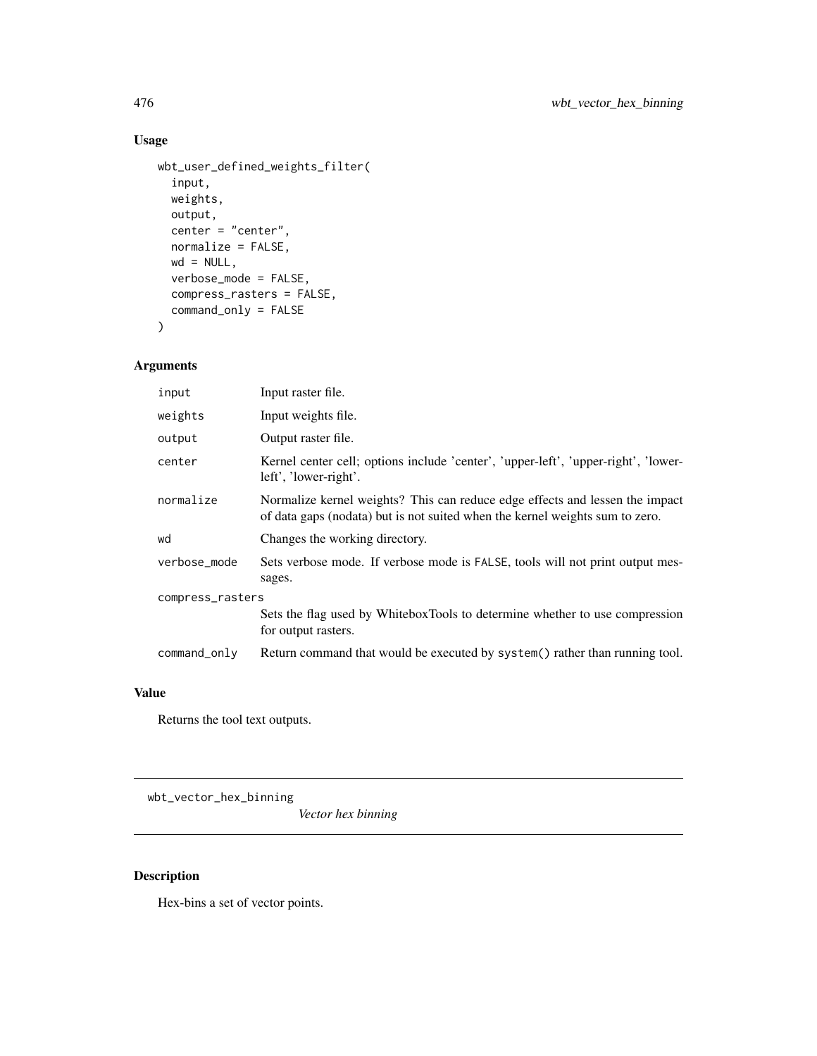## Usage

```
wbt_user_defined_weights_filter(
  input,
  weights,
  output,
  center = "center",
  normalize = FALSE,
  wd = NULL,
  verbose_mode = FALSE,
  compress_rasters = FALSE,
  command_only = FALSE
)
```

## Arguments

| | |
|---|---|
| input | Input raster file. |
| weights | Input weights file. |
| output | Output raster file. |
| center | Kernel center cell; options include 'center', 'upper-left', 'upper-right', 'lower-left', 'lower-right'. |
| normalize | Normalize kernel weights? This can reduce edge effects and lessen the impact of data gaps (nodata) but is not suited when the kernel weights sum to zero. |
| wd | Changes the working directory. |
| verbose_mode | Sets verbose mode. If verbose mode is FALSE, tools will not print output messages. |
| compress_rasters | Sets the flag used by WhiteboxTools to determine whether to use compression for output rasters. |
| command_only | Return command that would be executed by system() rather than running tool. |

## Value

Returns the tool text outputs.

---

wbt_vector_hex_binning

*Vector hex binning*

---

## Description

Hex-bins a set of vector points.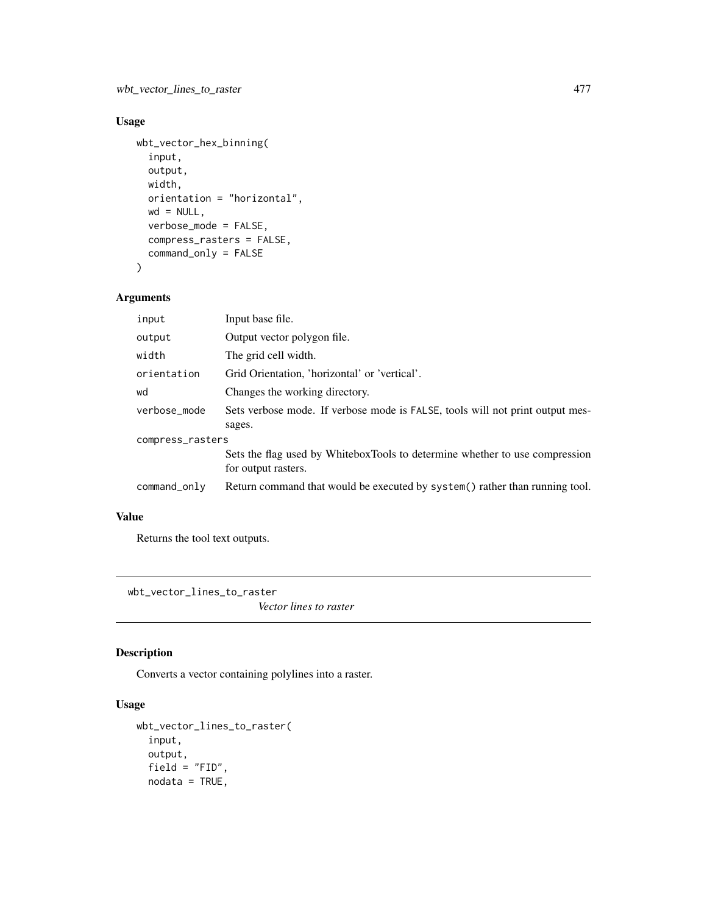## Usage

```
wbt_vector_hex_binning(
  input,
  output,
  width,
  orientation = "horizontal",
  wd = NULL,
  verbose_mode = FALSE,
  compress_rasters = FALSE,
  command_only = FALSE
)
```

## Arguments

| | |
|---|---|
| input | Input base file. |
| output | Output vector polygon file. |
| width | The grid cell width. |
| orientation | Grid Orientation, 'horizontal' or 'vertical'. |
| wd | Changes the working directory. |
| verbose_mode | Sets verbose mode. If verbose mode is FALSE, tools will not print output messages. |
| compress_rasters | Sets the flag used by WhiteboxTools to determine whether to use compression for output rasters. |
| command_only | Return command that would be executed by system() rather than running tool. |

## Value

Returns the tool text outputs.

---

# wbt_vector_lines_to_raster

*Vector lines to raster*

## Description

Converts a vector containing polylines into a raster.

## Usage

```
wbt_vector_lines_to_raster(
  input,
  output,
  field = "FID",
  nodata = TRUE,
```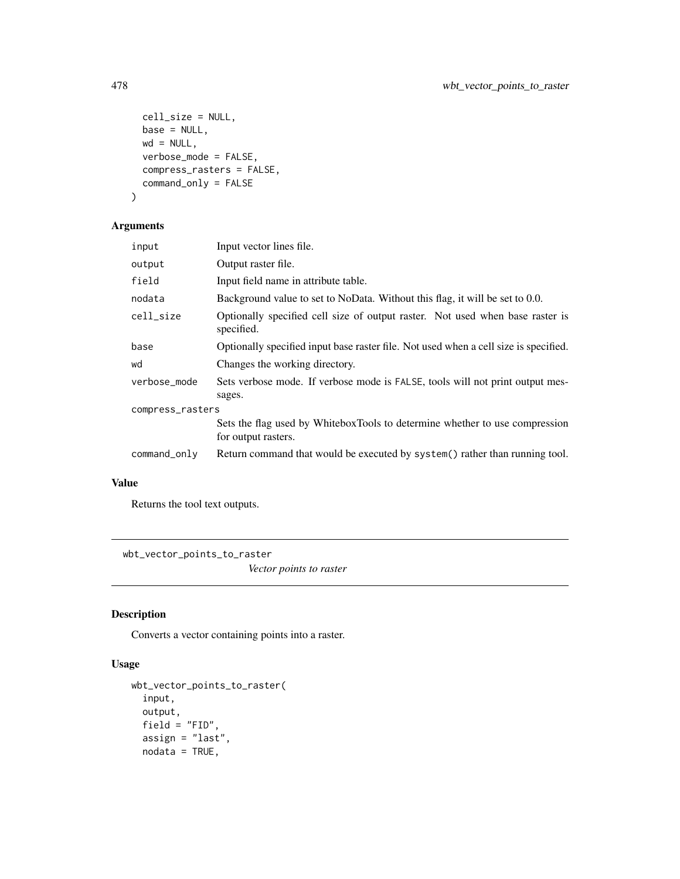```
  cell_size = NULL,
  base = NULL,
  wd = NULL,
  verbose_mode = FALSE,
  compress_rasters = FALSE,
  command_only = FALSE
)
```

### Arguments

| | |
|---|---|
| input | Input vector lines file. |
| output | Output raster file. |
| field | Input field name in attribute table. |
| nodata | Background value to set to NoData. Without this flag, it will be set to 0.0. |
| cell_size | Optionally specified cell size of output raster. Not used when base raster is specified. |
| base | Optionally specified input base raster file. Not used when a cell size is specified. |
| wd | Changes the working directory. |
| verbose_mode | Sets verbose mode. If verbose mode is FALSE, tools will not print output messages. |
| compress_rasters | Sets the flag used by WhiteboxTools to determine whether to use compression for output rasters. |
| command_only | Return command that would be executed by system() rather than running tool. |

### Value

Returns the tool text outputs.

---

## wbt_vector_points_to_raster

*Vector points to raster*

---

### Description

Converts a vector containing points into a raster.

### Usage

```
wbt_vector_points_to_raster(
  input,
  output,
  field = "FID",
  assign = "last",
  nodata = TRUE,
```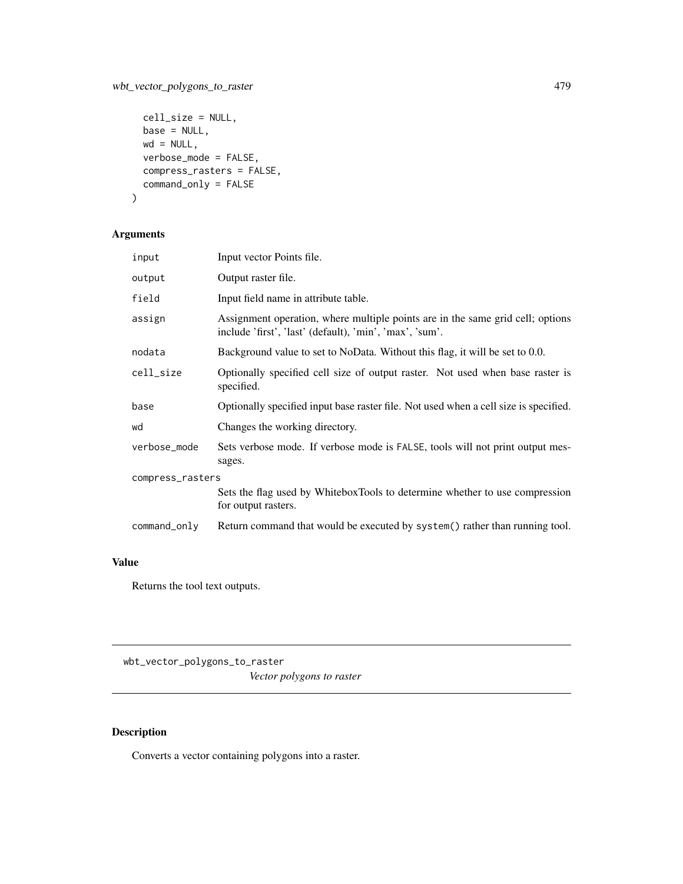```
  cell_size = NULL,
  base = NULL,
  wd = NULL,
  verbose_mode = FALSE,
  compress_rasters = FALSE,
  command_only = FALSE
)
```

## Arguments

| | |
|---|---|
| input | Input vector Points file. |
| output | Output raster file. |
| field | Input field name in attribute table. |
| assign | Assignment operation, where multiple points are in the same grid cell; options include 'first', 'last' (default), 'min', 'max', 'sum'. |
| nodata | Background value to set to NoData. Without this flag, it will be set to 0.0. |
| cell_size | Optionally specified cell size of output raster. Not used when base raster is specified. |
| base | Optionally specified input base raster file. Not used when a cell size is specified. |
| wd | Changes the working directory. |
| verbose_mode | Sets verbose mode. If verbose mode is FALSE, tools will not print output messages. |
| compress_rasters | Sets the flag used by WhiteboxTools to determine whether to use compression for output rasters. |
| command_only | Return command that would be executed by system() rather than running tool. |

## Value

Returns the tool text outputs.

---

# wbt_vector_polygons_to_raster

*Vector polygons to raster*

---

## Description

Converts a vector containing polygons into a raster.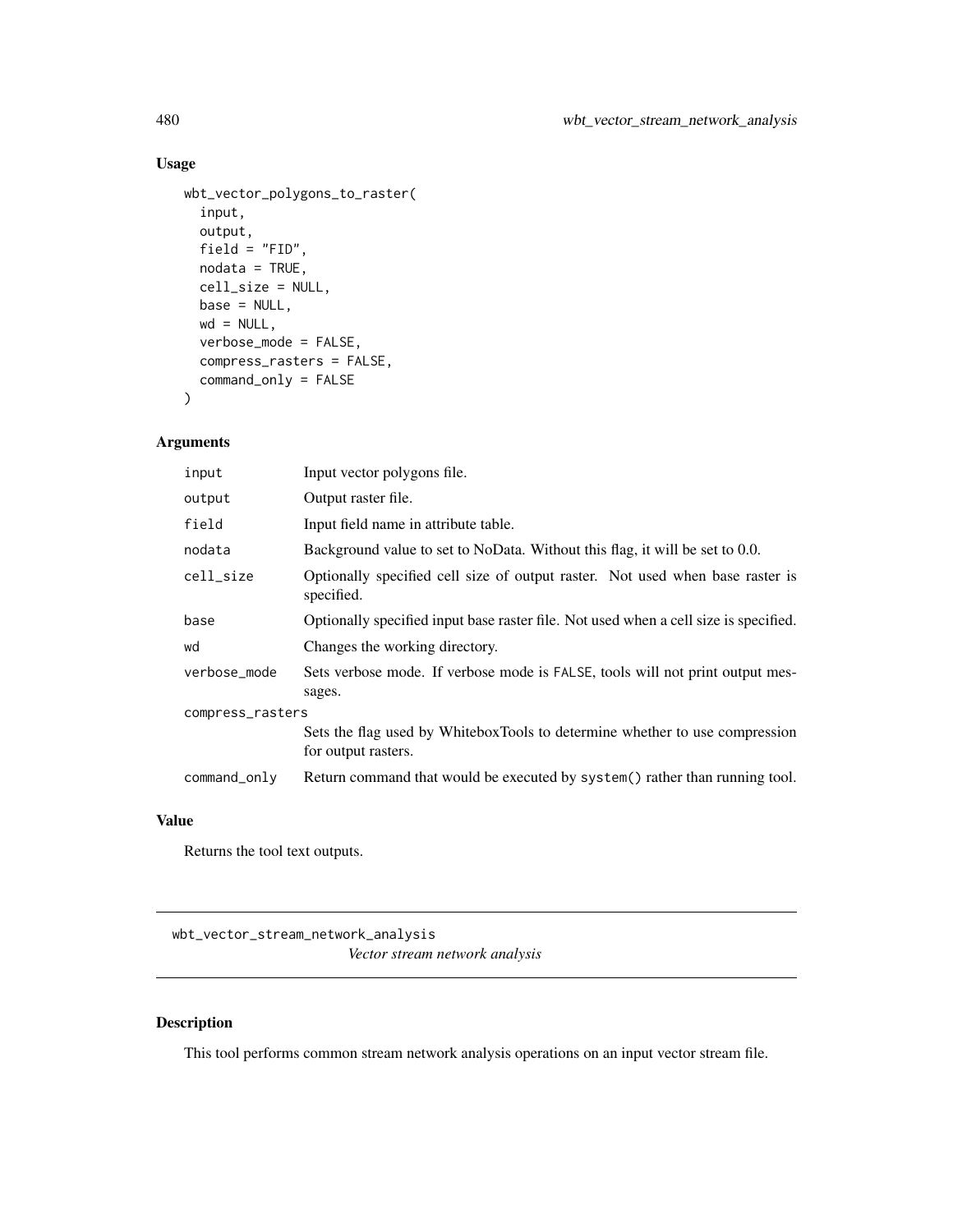## Usage

```
wbt_vector_polygons_to_raster(
  input,
  output,
  field = "FID",
  nodata = TRUE,
  cell_size = NULL,
  base = NULL,
  wd = NULL,
  verbose_mode = FALSE,
  compress_rasters = FALSE,
  command_only = FALSE
)
```

## Arguments

| | |
|---|---|
| input | Input vector polygons file. |
| output | Output raster file. |
| field | Input field name in attribute table. |
| nodata | Background value to set to NoData. Without this flag, it will be set to 0.0. |
| cell_size | Optionally specified cell size of output raster. Not used when base raster is specified. |
| base | Optionally specified input base raster file. Not used when a cell size is specified. |
| wd | Changes the working directory. |
| verbose_mode | Sets verbose mode. If verbose mode is FALSE, tools will not print output messages. |
| compress_rasters | Sets the flag used by WhiteboxTools to determine whether to use compression for output rasters. |
| command_only | Return command that would be executed by system() rather than running tool. |

## Value

Returns the tool text outputs.

---

wbt_vector_stream_network_analysis
*Vector stream network analysis*

---

## Description

This tool performs common stream network analysis operations on an input vector stream file.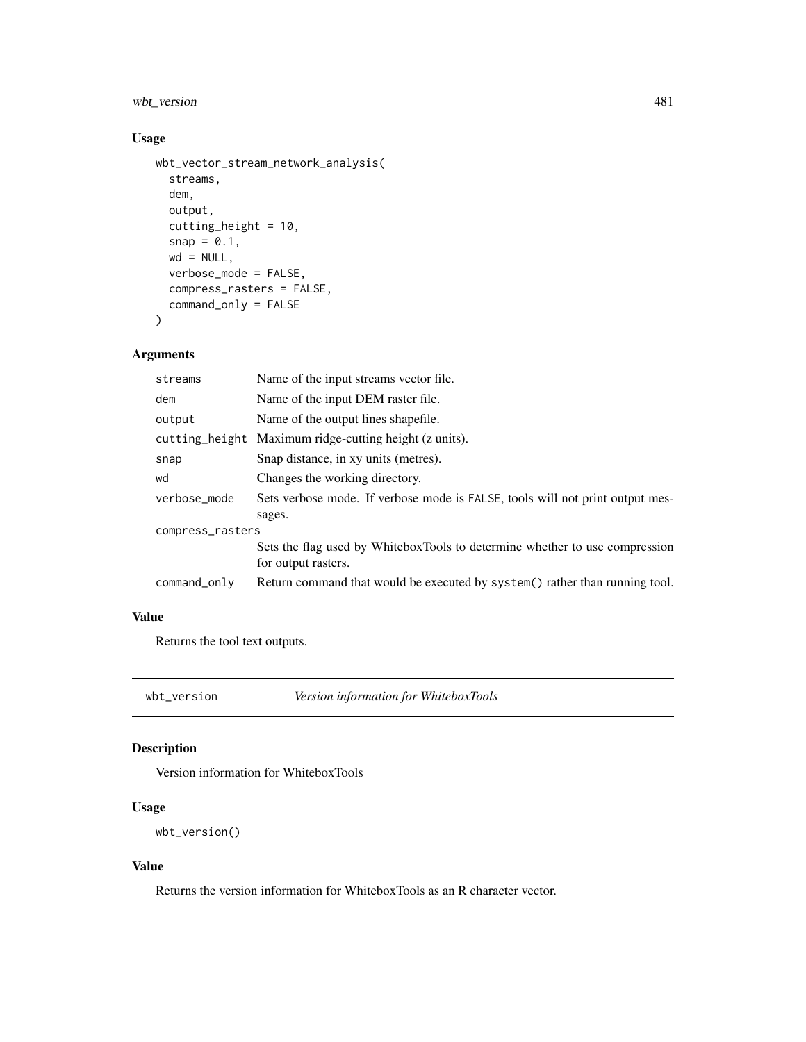## Usage

```
wbt_vector_stream_network_analysis(
  streams,
  dem,
  output,
  cutting_height = 10,
  snap = 0.1,
  wd = NULL,
  verbose_mode = FALSE,
  compress_rasters = FALSE,
  command_only = FALSE
)
```

## Arguments

| | |
|---|---|
| streams | Name of the input streams vector file. |
| dem | Name of the input DEM raster file. |
| output | Name of the output lines shapefile. |
| cutting_height | Maximum ridge-cutting height (z units). |
| snap | Snap distance, in xy units (metres). |
| wd | Changes the working directory. |
| verbose_mode | Sets verbose mode. If verbose mode is FALSE, tools will not print output messages. |
| compress_rasters | Sets the flag used by WhiteboxTools to determine whether to use compression for output rasters. |
| command_only | Return command that would be executed by system() rather than running tool. |

## Value

Returns the tool text outputs.

---

# wbt_version — *Version information for WhiteboxTools*

## Description

Version information for WhiteboxTools

## Usage

```
wbt_version()
```

## Value

Returns the version information for WhiteboxTools as an R character vector.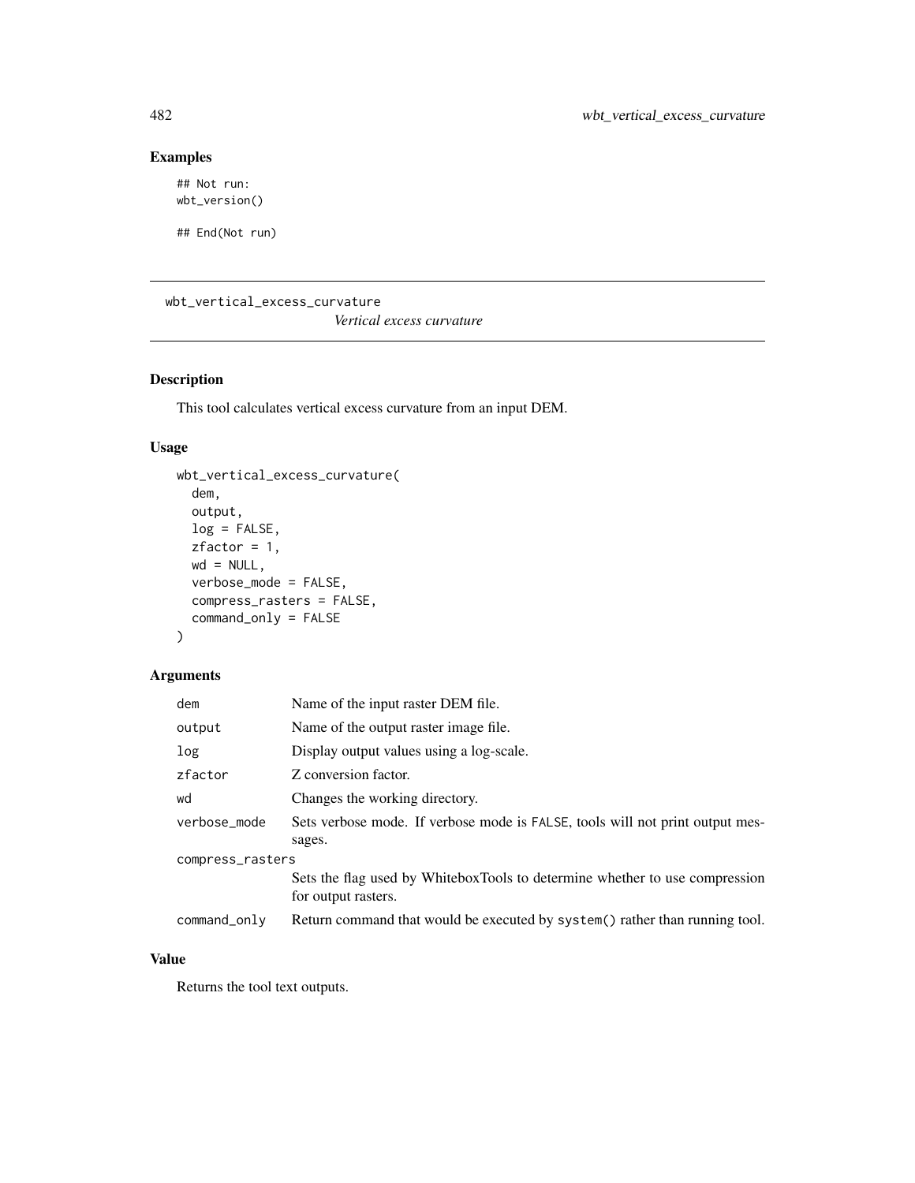## Examples

```
## Not run:
wbt_version()

## End(Not run)
```

---

wbt_vertical_excess_curvature

*Vertical excess curvature*

---

## Description

This tool calculates vertical excess curvature from an input DEM.

## Usage

```
wbt_vertical_excess_curvature(
  dem,
  output,
  log = FALSE,
  zfactor = 1,
  wd = NULL,
  verbose_mode = FALSE,
  compress_rasters = FALSE,
  command_only = FALSE
)
```

## Arguments

| | |
|---|---|
| dem | Name of the input raster DEM file. |
| output | Name of the output raster image file. |
| log | Display output values using a log-scale. |
| zfactor | Z conversion factor. |
| wd | Changes the working directory. |
| verbose_mode | Sets verbose mode. If verbose mode is FALSE, tools will not print output messages. |
| compress_rasters | Sets the flag used by WhiteboxTools to determine whether to use compression for output rasters. |
| command_only | Return command that would be executed by system() rather than running tool. |

## Value

Returns the tool text outputs.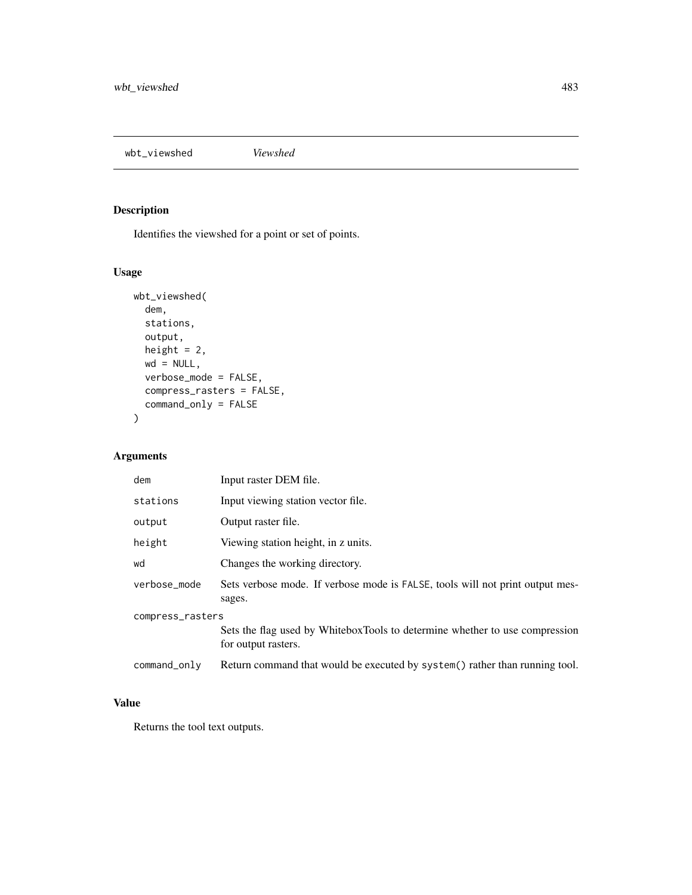## wbt_viewshed *Viewshed*

### Description

Identifies the viewshed for a point or set of points.

### Usage

```
wbt_viewshed(
  dem,
  stations,
  output,
  height = 2,
  wd = NULL,
  verbose_mode = FALSE,
  compress_rasters = FALSE,
  command_only = FALSE
)
```

### Arguments

| | |
|---|---|
| dem | Input raster DEM file. |
| stations | Input viewing station vector file. |
| output | Output raster file. |
| height | Viewing station height, in z units. |
| wd | Changes the working directory. |
| verbose_mode | Sets verbose mode. If verbose mode is FALSE, tools will not print output messages. |
| compress_rasters | Sets the flag used by WhiteboxTools to determine whether to use compression for output rasters. |
| command_only | Return command that would be executed by system() rather than running tool. |

### Value

Returns the tool text outputs.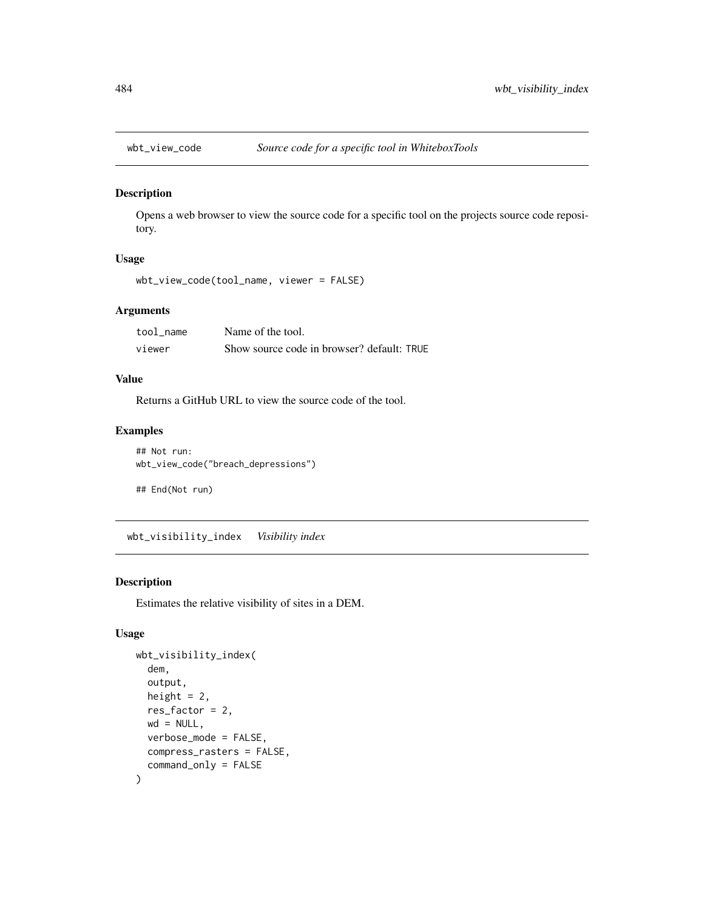## wbt_view_code — *Source code for a specific tool in WhiteboxTools*

### Description

Opens a web browser to view the source code for a specific tool on the projects source code repository.

### Usage

```
wbt_view_code(tool_name, viewer = FALSE)
```

### Arguments

| | |
|---|---|
| tool_name | Name of the tool. |
| viewer | Show source code in browser? default: TRUE |

### Value

Returns a GitHub URL to view the source code of the tool.

### Examples

```
## Not run:
wbt_view_code("breach_depressions")

## End(Not run)
```

## wbt_visibility_index — *Visibility index*

### Description

Estimates the relative visibility of sites in a DEM.

### Usage

```
wbt_visibility_index(
  dem,
  output,
  height = 2,
  res_factor = 2,
  wd = NULL,
  verbose_mode = FALSE,
  compress_rasters = FALSE,
  command_only = FALSE
)
```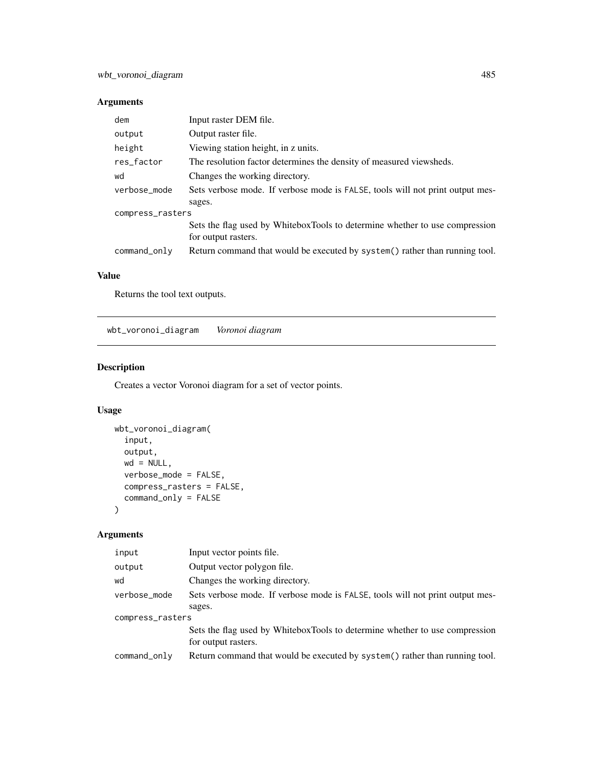## Arguments

| | |
|---|---|
| dem | Input raster DEM file. |
| output | Output raster file. |
| height | Viewing station height, in z units. |
| res_factor | The resolution factor determines the density of measured viewsheds. |
| wd | Changes the working directory. |
| verbose_mode | Sets verbose mode. If verbose mode is FALSE, tools will not print output messages. |
| compress_rasters | Sets the flag used by WhiteboxTools to determine whether to use compression for output rasters. |
| command_only | Return command that would be executed by system() rather than running tool. |

## Value

Returns the tool text outputs.

---

# wbt_voronoi_diagram *Voronoi diagram*

## Description

Creates a vector Voronoi diagram for a set of vector points.

## Usage

```
wbt_voronoi_diagram(
  input,
  output,
  wd = NULL,
  verbose_mode = FALSE,
  compress_rasters = FALSE,
  command_only = FALSE
)
```

## Arguments

| | |
|---|---|
| input | Input vector points file. |
| output | Output vector polygon file. |
| wd | Changes the working directory. |
| verbose_mode | Sets verbose mode. If verbose mode is FALSE, tools will not print output messages. |
| compress_rasters | Sets the flag used by WhiteboxTools to determine whether to use compression for output rasters. |
| command_only | Return command that would be executed by system() rather than running tool. |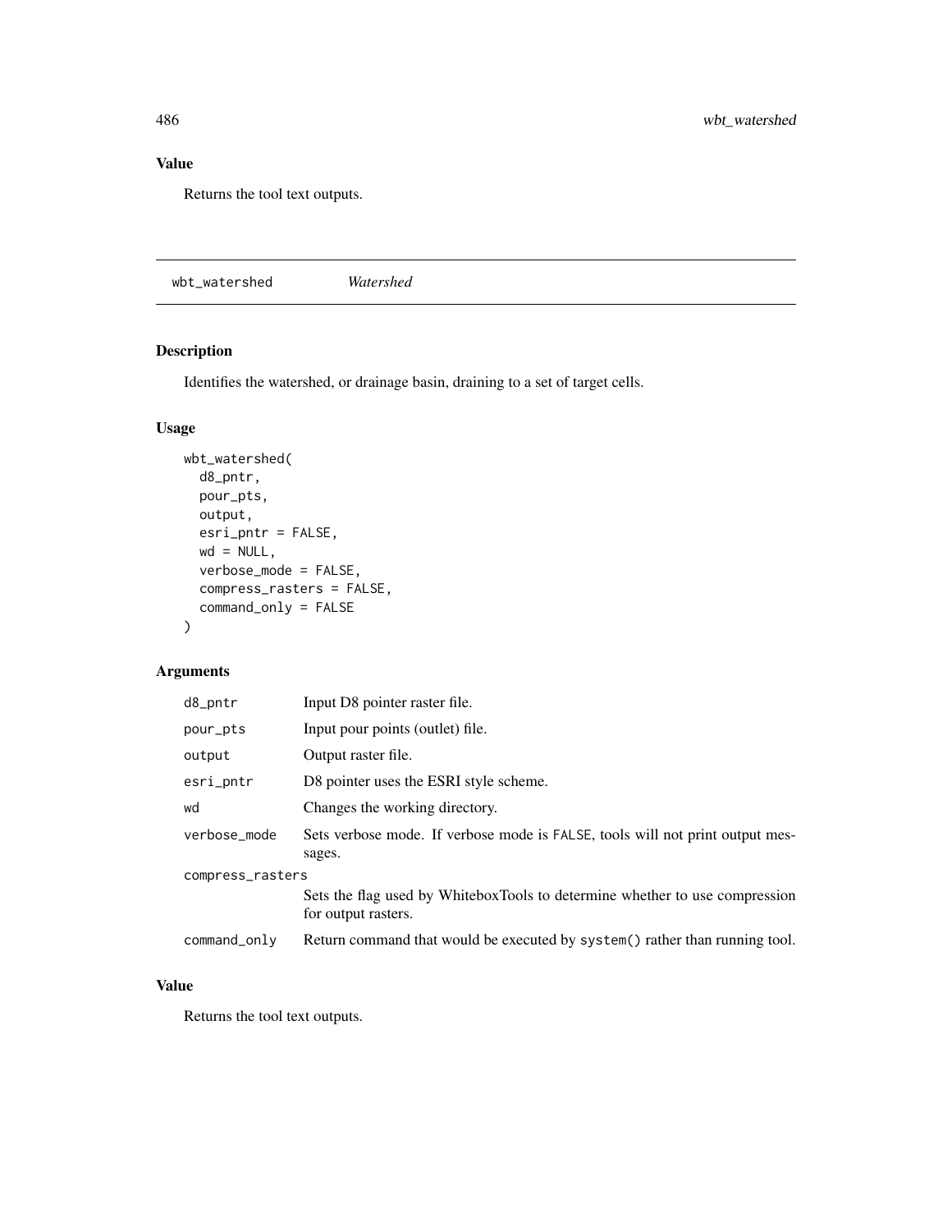## Value

Returns the tool text outputs.

---

## wbt_watershed *Watershed*

---

### Description

Identifies the watershed, or drainage basin, draining to a set of target cells.

### Usage

```
wbt_watershed(
  d8_pntr,
  pour_pts,
  output,
  esri_pntr = FALSE,
  wd = NULL,
  verbose_mode = FALSE,
  compress_rasters = FALSE,
  command_only = FALSE
)
```

### Arguments

| | |
|---|---|
| d8_pntr | Input D8 pointer raster file. |
| pour_pts | Input pour points (outlet) file. |
| output | Output raster file. |
| esri_pntr | D8 pointer uses the ESRI style scheme. |
| wd | Changes the working directory. |
| verbose_mode | Sets verbose mode. If verbose mode is FALSE, tools will not print output messages. |
| compress_rasters | Sets the flag used by WhiteboxTools to determine whether to use compression for output rasters. |
| command_only | Return command that would be executed by system() rather than running tool. |

### Value

Returns the tool text outputs.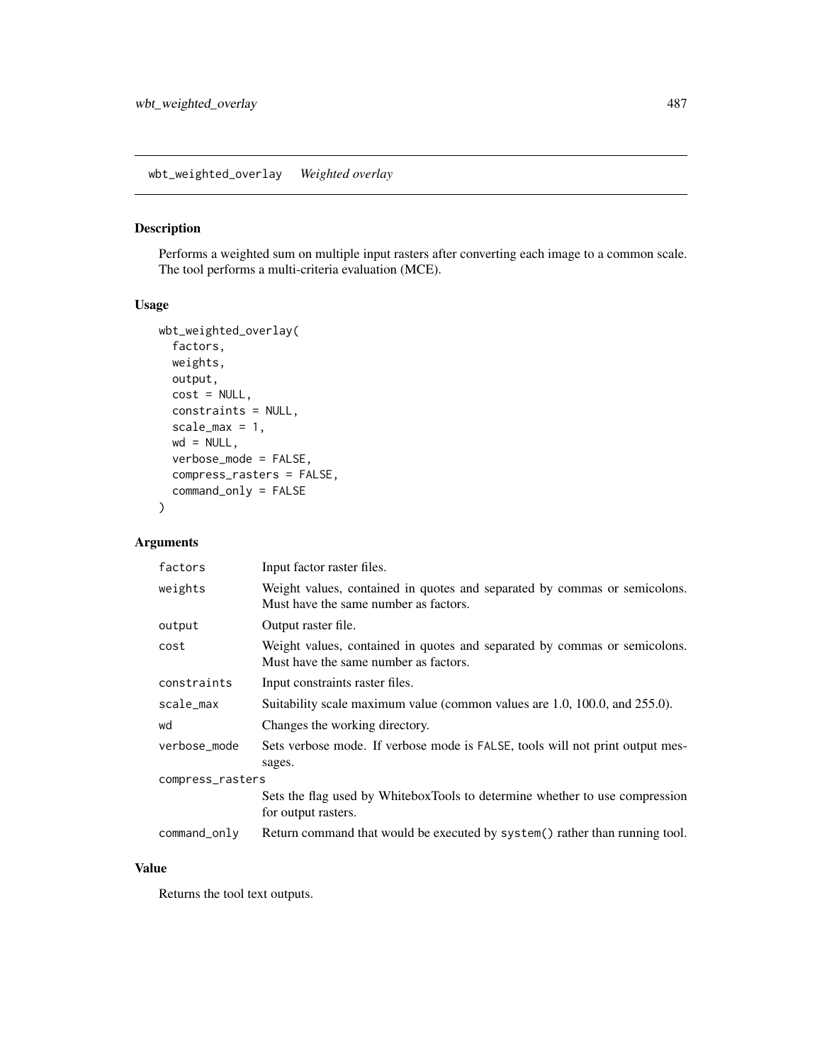## wbt_weighted_overlay *Weighted overlay*

### Description

Performs a weighted sum on multiple input rasters after converting each image to a common scale. The tool performs a multi-criteria evaluation (MCE).

### Usage

```
wbt_weighted_overlay(
  factors,
  weights,
  output,
  cost = NULL,
  constraints = NULL,
  scale_max = 1,
  wd = NULL,
  verbose_mode = FALSE,
  compress_rasters = FALSE,
  command_only = FALSE
)
```

### Arguments

| | |
|---|---|
| `factors` | Input factor raster files. |
| `weights` | Weight values, contained in quotes and separated by commas or semicolons. Must have the same number as factors. |
| `output` | Output raster file. |
| `cost` | Weight values, contained in quotes and separated by commas or semicolons. Must have the same number as factors. |
| `constraints` | Input constraints raster files. |
| `scale_max` | Suitability scale maximum value (common values are 1.0, 100.0, and 255.0). |
| `wd` | Changes the working directory. |
| `verbose_mode` | Sets verbose mode. If verbose mode is `FALSE`, tools will not print output messages. |
| `compress_rasters` | Sets the flag used by WhiteboxTools to determine whether to use compression for output rasters. |
| `command_only` | Return command that would be executed by `system()` rather than running tool. |

### Value

Returns the tool text outputs.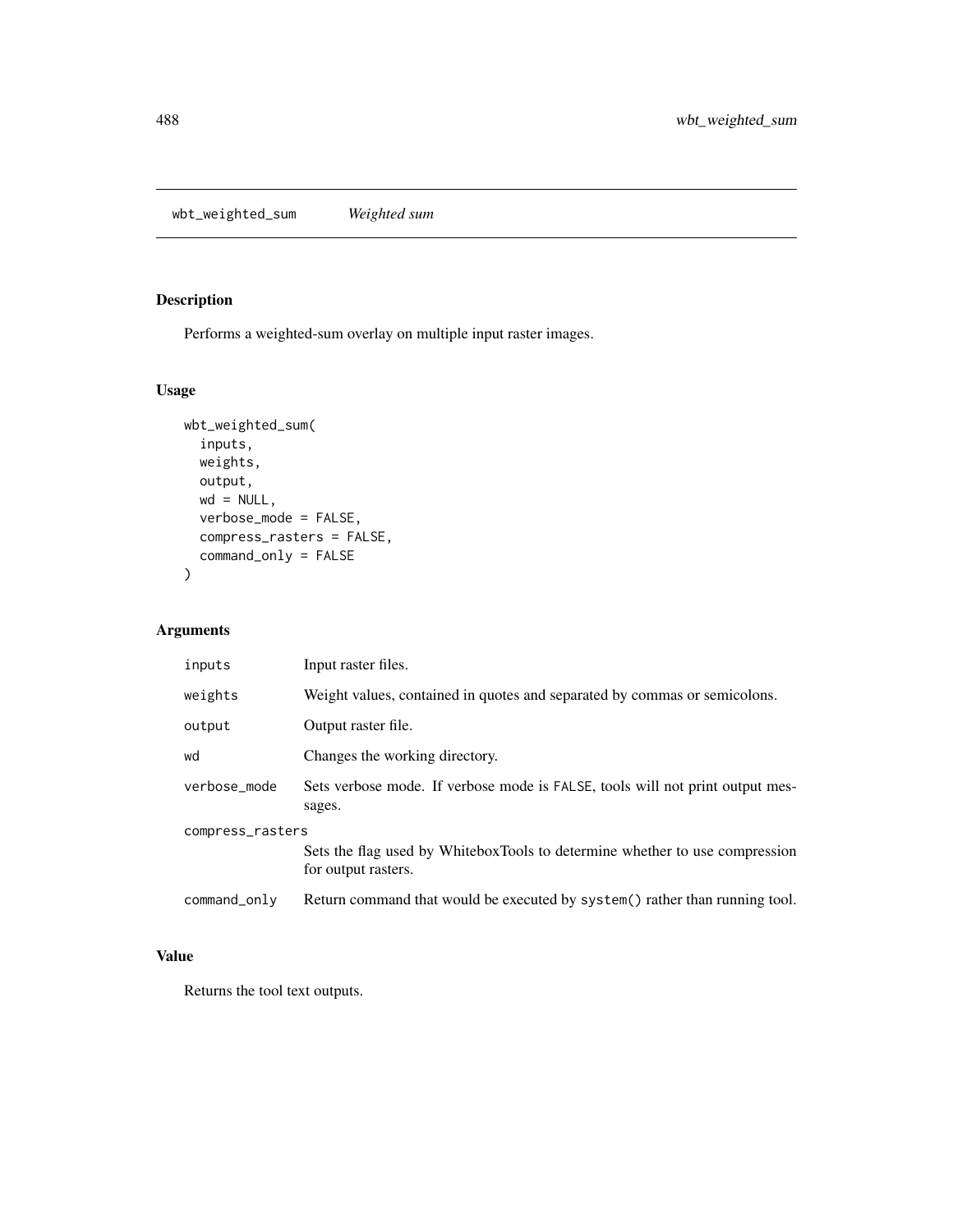## wbt_weighted_sum — *Weighted sum*

### Description

Performs a weighted-sum overlay on multiple input raster images.

### Usage

```
wbt_weighted_sum(
  inputs,
  weights,
  output,
  wd = NULL,
  verbose_mode = FALSE,
  compress_rasters = FALSE,
  command_only = FALSE
)
```

### Arguments

| Argument | Description |
|---|---|
| `inputs` | Input raster files. |
| `weights` | Weight values, contained in quotes and separated by commas or semicolons. |
| `output` | Output raster file. |
| `wd` | Changes the working directory. |
| `verbose_mode` | Sets verbose mode. If verbose mode is `FALSE`, tools will not print output messages. |
| `compress_rasters` | Sets the flag used by WhiteboxTools to determine whether to use compression for output rasters. |
| `command_only` | Return command that would be executed by `system()` rather than running tool. |

### Value

Returns the tool text outputs.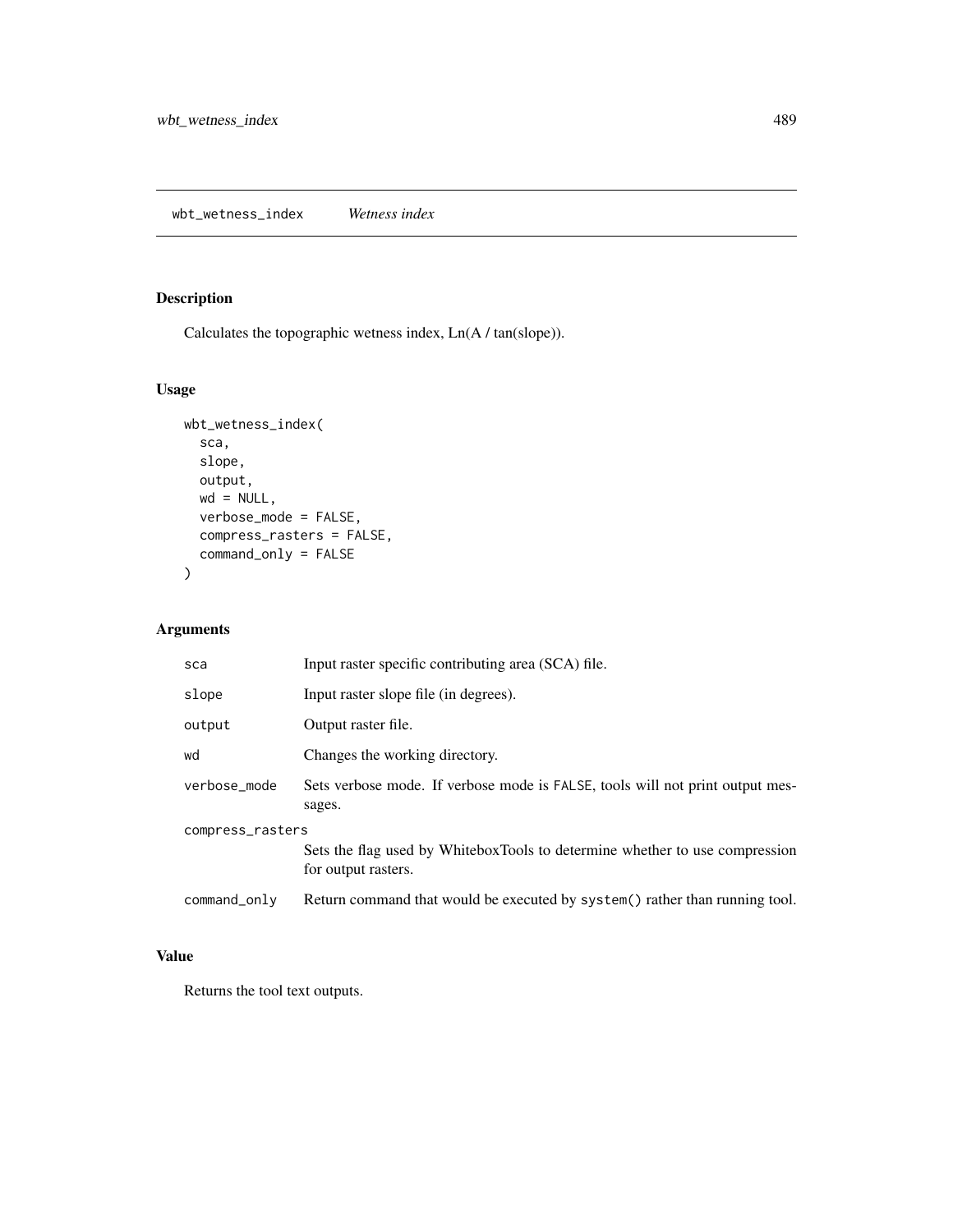## wbt_wetness_index *Wetness index*

### Description

Calculates the topographic wetness index, Ln(A / tan(slope)).

### Usage

```
wbt_wetness_index(
  sca,
  slope,
  output,
  wd = NULL,
  verbose_mode = FALSE,
  compress_rasters = FALSE,
  command_only = FALSE
)
```

### Arguments

| | |
|---|---|
| sca | Input raster specific contributing area (SCA) file. |
| slope | Input raster slope file (in degrees). |
| output | Output raster file. |
| wd | Changes the working directory. |
| verbose_mode | Sets verbose mode. If verbose mode is FALSE, tools will not print output messages. |
| compress_rasters | Sets the flag used by WhiteboxTools to determine whether to use compression for output rasters. |
| command_only | Return command that would be executed by system() rather than running tool. |

### Value

Returns the tool text outputs.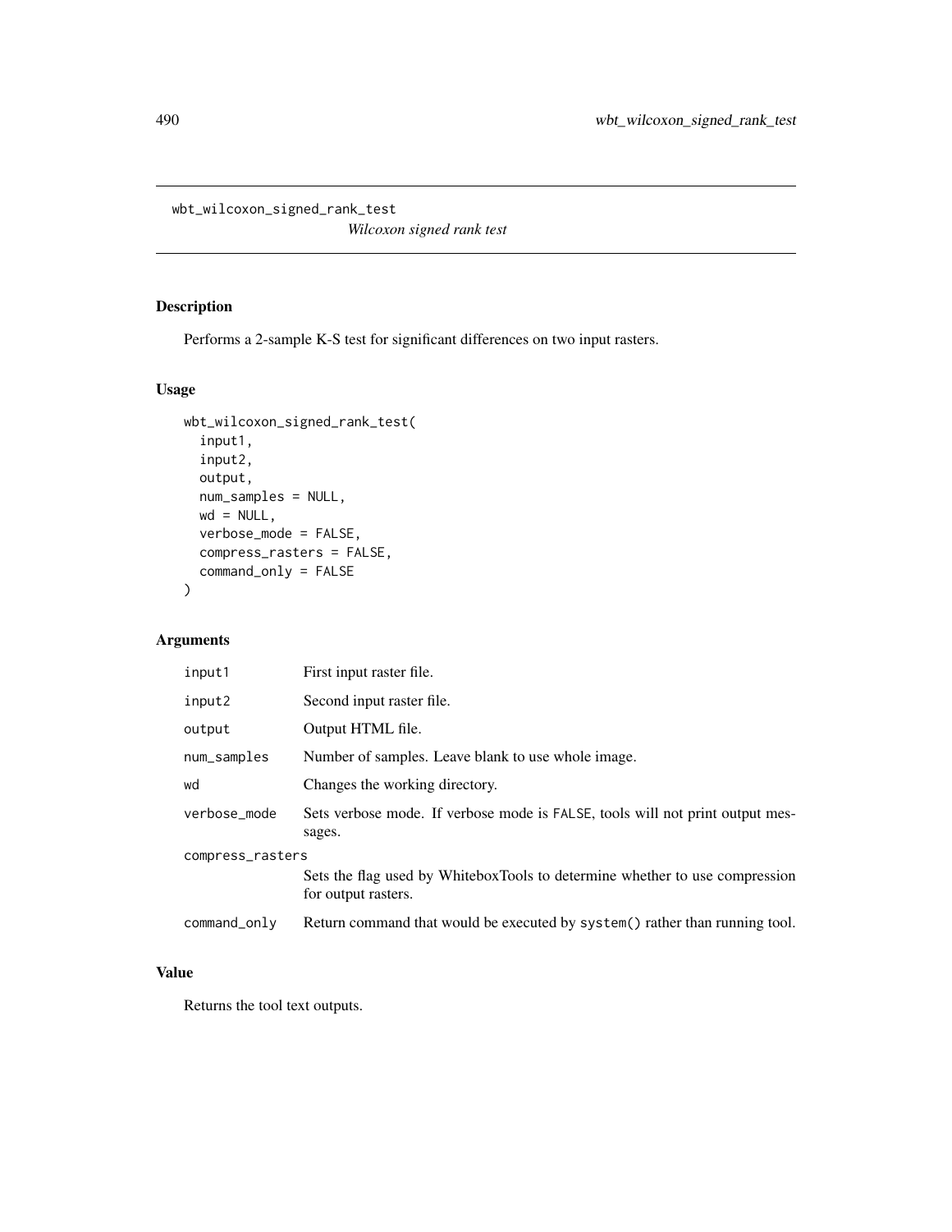`wbt_wilcoxon_signed_rank_test` *Wilcoxon signed rank test*

## Description

Performs a 2-sample K-S test for significant differences on two input rasters.

## Usage

```
wbt_wilcoxon_signed_rank_test(
  input1,
  input2,
  output,
  num_samples = NULL,
  wd = NULL,
  verbose_mode = FALSE,
  compress_rasters = FALSE,
  command_only = FALSE
)
```

## Arguments

| | |
|---|---|
| `input1` | First input raster file. |
| `input2` | Second input raster file. |
| `output` | Output HTML file. |
| `num_samples` | Number of samples. Leave blank to use whole image. |
| `wd` | Changes the working directory. |
| `verbose_mode` | Sets verbose mode. If verbose mode is `FALSE`, tools will not print output messages. |
| `compress_rasters` | Sets the flag used by WhiteboxTools to determine whether to use compression for output rasters. |
| `command_only` | Return command that would be executed by `system()` rather than running tool. |

## Value

Returns the tool text outputs.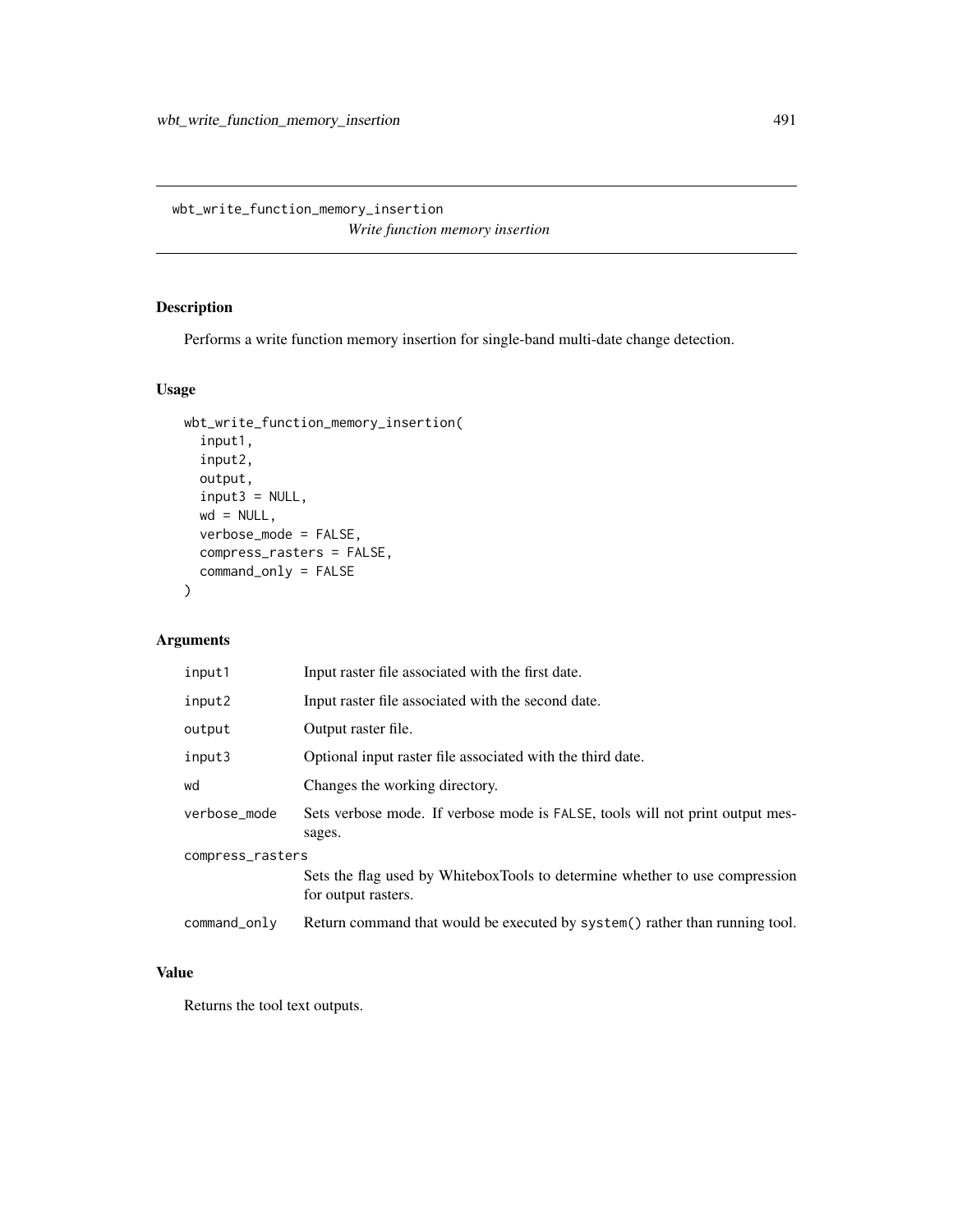## wbt_write_function_memory_insertion

*Write function memory insertion*

### Description

Performs a write function memory insertion for single-band multi-date change detection.

### Usage

```
wbt_write_function_memory_insertion(
  input1,
  input2,
  output,
  input3 = NULL,
  wd = NULL,
  verbose_mode = FALSE,
  compress_rasters = FALSE,
  command_only = FALSE
)
```

### Arguments

| | |
|---|---|
| input1 | Input raster file associated with the first date. |
| input2 | Input raster file associated with the second date. |
| output | Output raster file. |
| input3 | Optional input raster file associated with the third date. |
| wd | Changes the working directory. |
| verbose_mode | Sets verbose mode. If verbose mode is FALSE, tools will not print output messages. |
| compress_rasters | Sets the flag used by WhiteboxTools to determine whether to use compression for output rasters. |
| command_only | Return command that would be executed by system() rather than running tool. |

### Value

Returns the tool text outputs.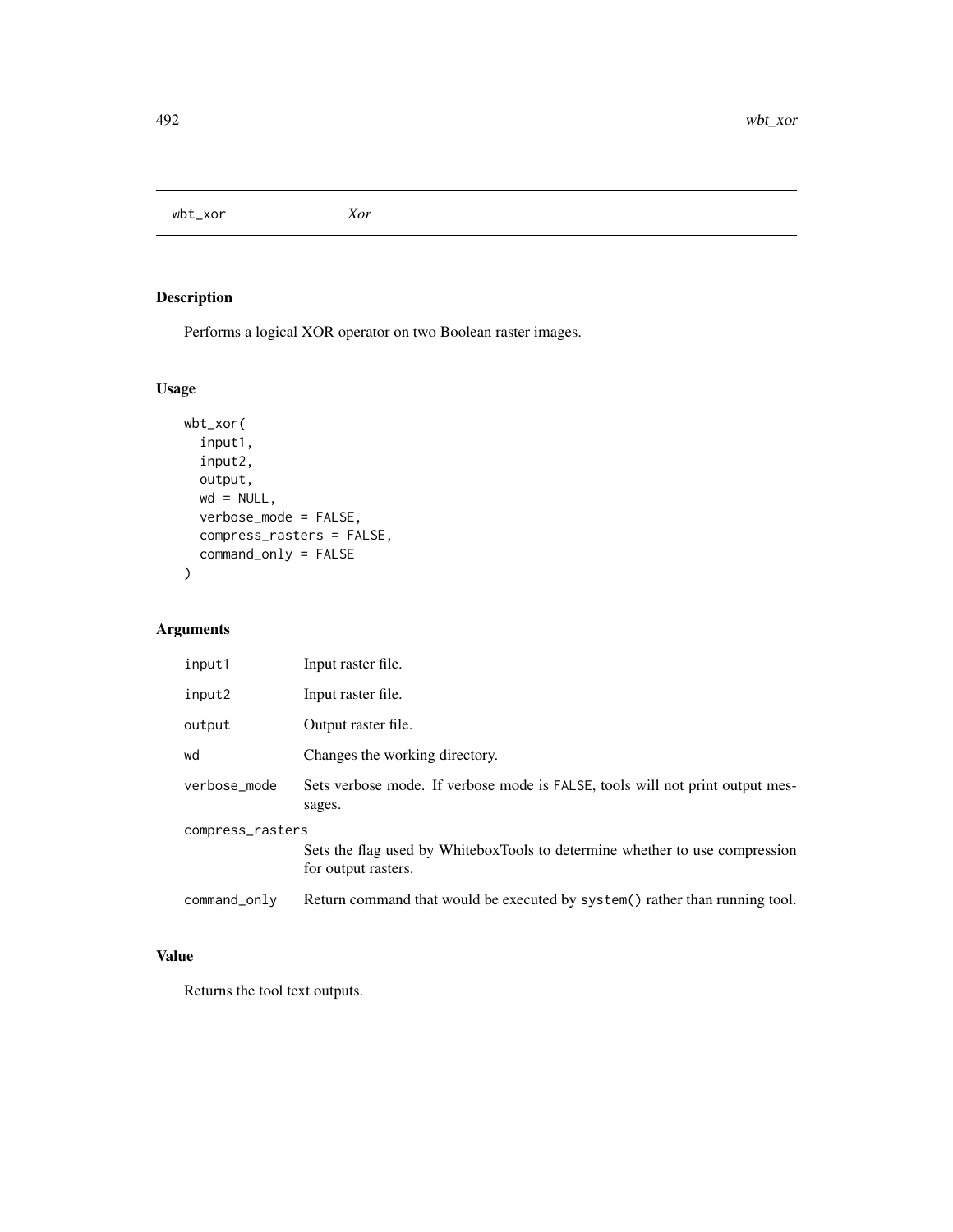# wbt_xor — *Xor*

## Description

Performs a logical XOR operator on two Boolean raster images.

## Usage

```
wbt_xor(
  input1,
  input2,
  output,
  wd = NULL,
  verbose_mode = FALSE,
  compress_rasters = FALSE,
  command_only = FALSE
)
```

## Arguments

| | |
|---|---|
| input1 | Input raster file. |
| input2 | Input raster file. |
| output | Output raster file. |
| wd | Changes the working directory. |
| verbose_mode | Sets verbose mode. If verbose mode is FALSE, tools will not print output messages. |
| compress_rasters | Sets the flag used by WhiteboxTools to determine whether to use compression for output rasters. |
| command_only | Return command that would be executed by system() rather than running tool. |

## Value

Returns the tool text outputs.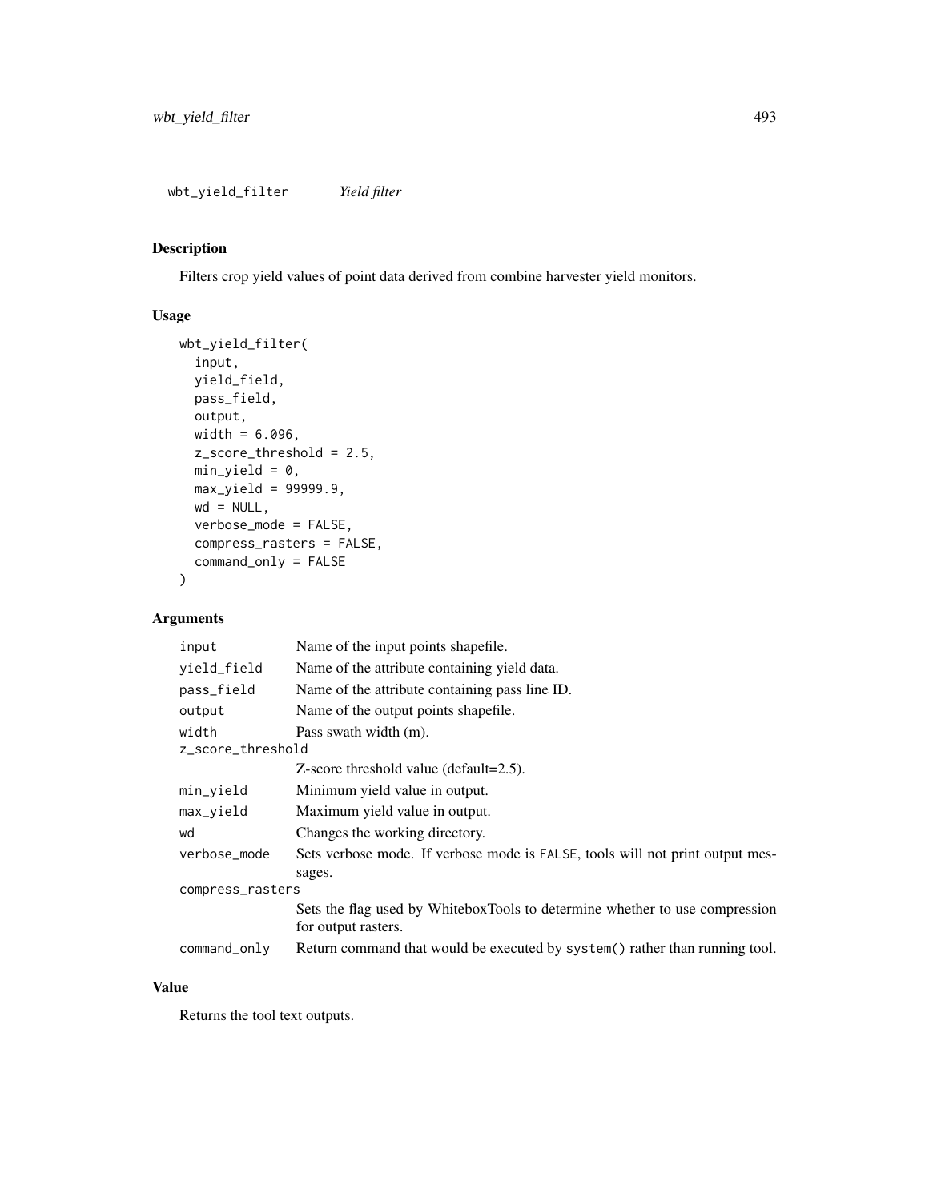wbt_yield_filter *Yield filter*

## Description

Filters crop yield values of point data derived from combine harvester yield monitors.

## Usage

```
wbt_yield_filter(
  input,
  yield_field,
  pass_field,
  output,
  width = 6.096,
  z_score_threshold = 2.5,
  min_yield = 0,
  max_yield = 99999.9,
  wd = NULL,
  verbose_mode = FALSE,
  compress_rasters = FALSE,
  command_only = FALSE
)
```

## Arguments

| Argument | Description |
|---|---|
| `input` | Name of the input points shapefile. |
| `yield_field` | Name of the attribute containing yield data. |
| `pass_field` | Name of the attribute containing pass line ID. |
| `output` | Name of the output points shapefile. |
| `width` | Pass swath width (m). |
| `z_score_threshold` | Z-score threshold value (default=2.5). |
| `min_yield` | Minimum yield value in output. |
| `max_yield` | Maximum yield value in output. |
| `wd` | Changes the working directory. |
| `verbose_mode` | Sets verbose mode. If verbose mode is `FALSE`, tools will not print output messages. |
| `compress_rasters` | Sets the flag used by WhiteboxTools to determine whether to use compression for output rasters. |
| `command_only` | Return command that would be executed by `system()` rather than running tool. |

## Value

Returns the tool text outputs.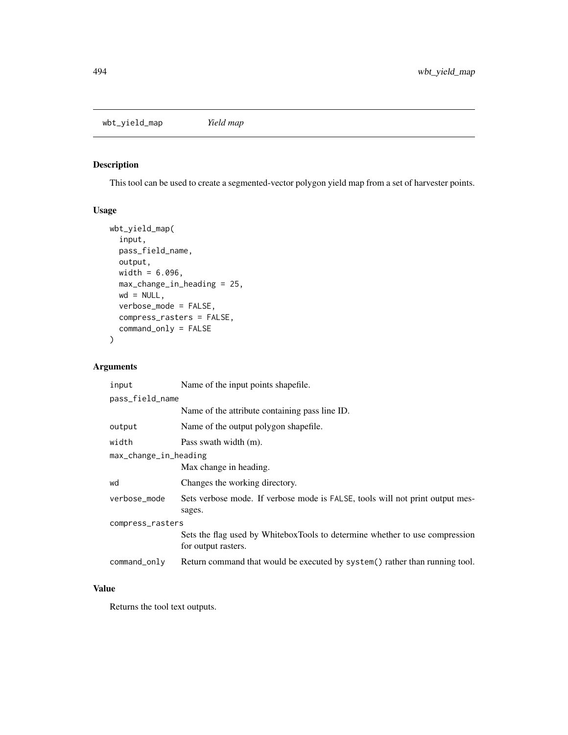## wbt_yield_map *Yield map*

### Description

This tool can be used to create a segmented-vector polygon yield map from a set of harvester points.

### Usage

```
wbt_yield_map(
  input,
  pass_field_name,
  output,
  width = 6.096,
  max_change_in_heading = 25,
  wd = NULL,
  verbose_mode = FALSE,
  compress_rasters = FALSE,
  command_only = FALSE
)
```

### Arguments

| Argument | Description |
|---|---|
| input | Name of the input points shapefile. |
| pass_field_name | Name of the attribute containing pass line ID. |
| output | Name of the output polygon shapefile. |
| width | Pass swath width (m). |
| max_change_in_heading | Max change in heading. |
| wd | Changes the working directory. |
| verbose_mode | Sets verbose mode. If verbose mode is FALSE, tools will not print output messages. |
| compress_rasters | Sets the flag used by WhiteboxTools to determine whether to use compression for output rasters. |
| command_only | Return command that would be executed by system() rather than running tool. |

### Value

Returns the tool text outputs.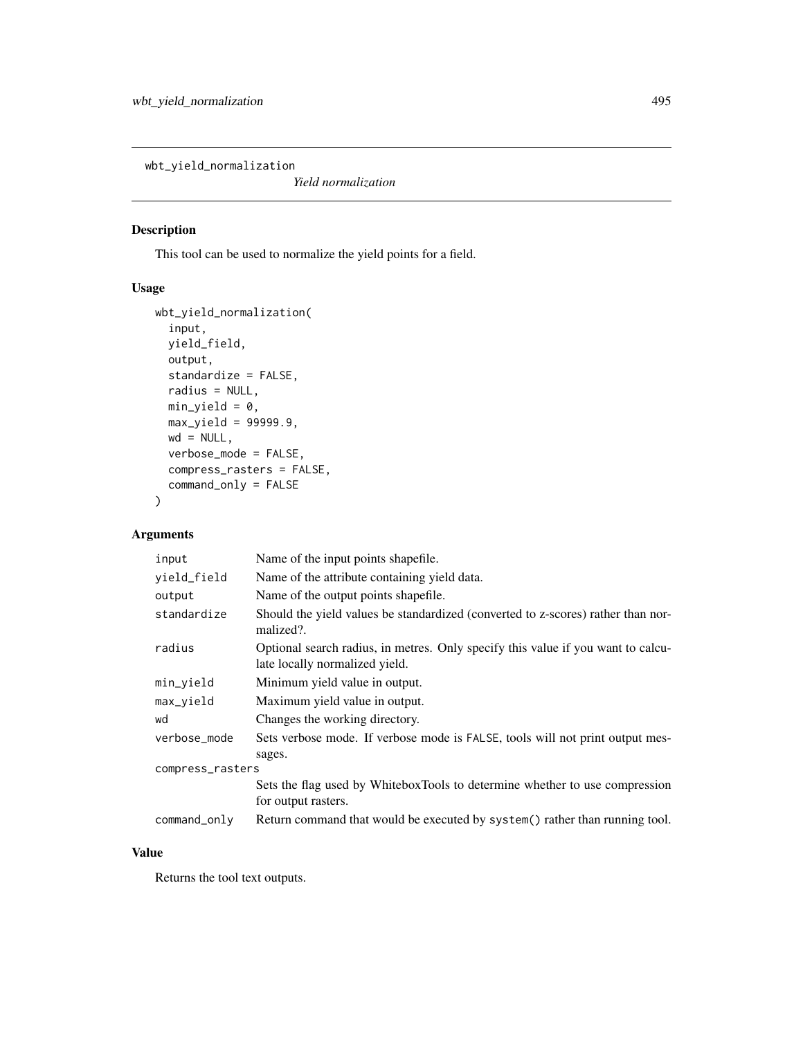wbt_yield_normalization

*Yield normalization*

## Description

This tool can be used to normalize the yield points for a field.

## Usage

```
wbt_yield_normalization(
  input,
  yield_field,
  output,
  standardize = FALSE,
  radius = NULL,
  min_yield = 0,
  max_yield = 99999.9,
  wd = NULL,
  verbose_mode = FALSE,
  compress_rasters = FALSE,
  command_only = FALSE
)
```

## Arguments

| | |
|---|---|
| input | Name of the input points shapefile. |
| yield_field | Name of the attribute containing yield data. |
| output | Name of the output points shapefile. |
| standardize | Should the yield values be standardized (converted to z-scores) rather than normalized?. |
| radius | Optional search radius, in metres. Only specify this value if you want to calculate locally normalized yield. |
| min_yield | Minimum yield value in output. |
| max_yield | Maximum yield value in output. |
| wd | Changes the working directory. |
| verbose_mode | Sets verbose mode. If verbose mode is FALSE, tools will not print output messages. |
| compress_rasters | Sets the flag used by WhiteboxTools to determine whether to use compression for output rasters. |
| command_only | Return command that would be executed by system() rather than running tool. |

## Value

Returns the tool text outputs.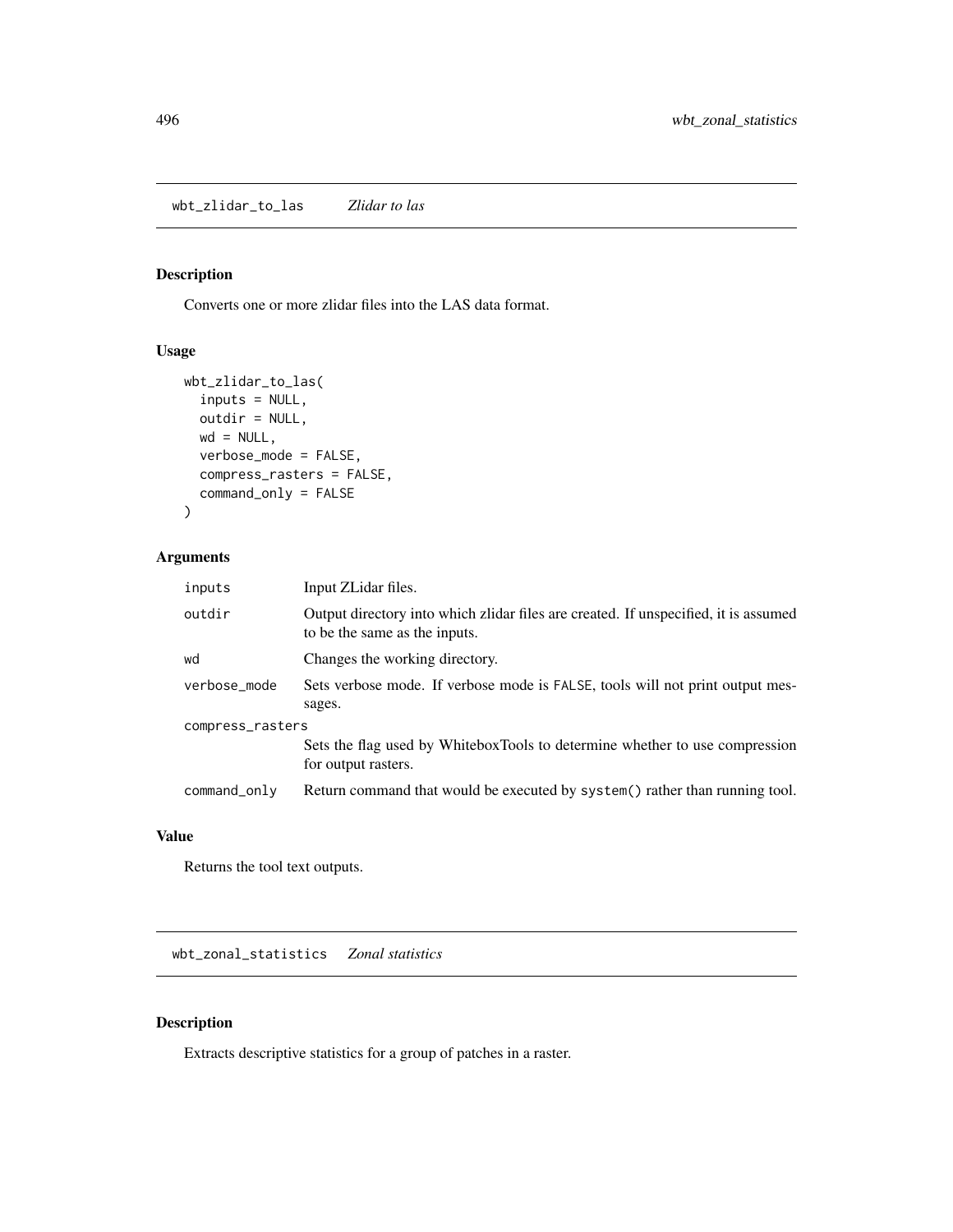## wbt_zlidar_to_las *Zlidar to las*

### Description

Converts one or more zlidar files into the LAS data format.

### Usage

```
wbt_zlidar_to_las(
  inputs = NULL,
  outdir = NULL,
  wd = NULL,
  verbose_mode = FALSE,
  compress_rasters = FALSE,
  command_only = FALSE
)
```

### Arguments

| | |
|---|---|
| inputs | Input ZLidar files. |
| outdir | Output directory into which zlidar files are created. If unspecified, it is assumed to be the same as the inputs. |
| wd | Changes the working directory. |
| verbose_mode | Sets verbose mode. If verbose mode is FALSE, tools will not print output messages. |
| compress_rasters | Sets the flag used by WhiteboxTools to determine whether to use compression for output rasters. |
| command_only | Return command that would be executed by system() rather than running tool. |

### Value

Returns the tool text outputs.

## wbt_zonal_statistics *Zonal statistics*

### Description

Extracts descriptive statistics for a group of patches in a raster.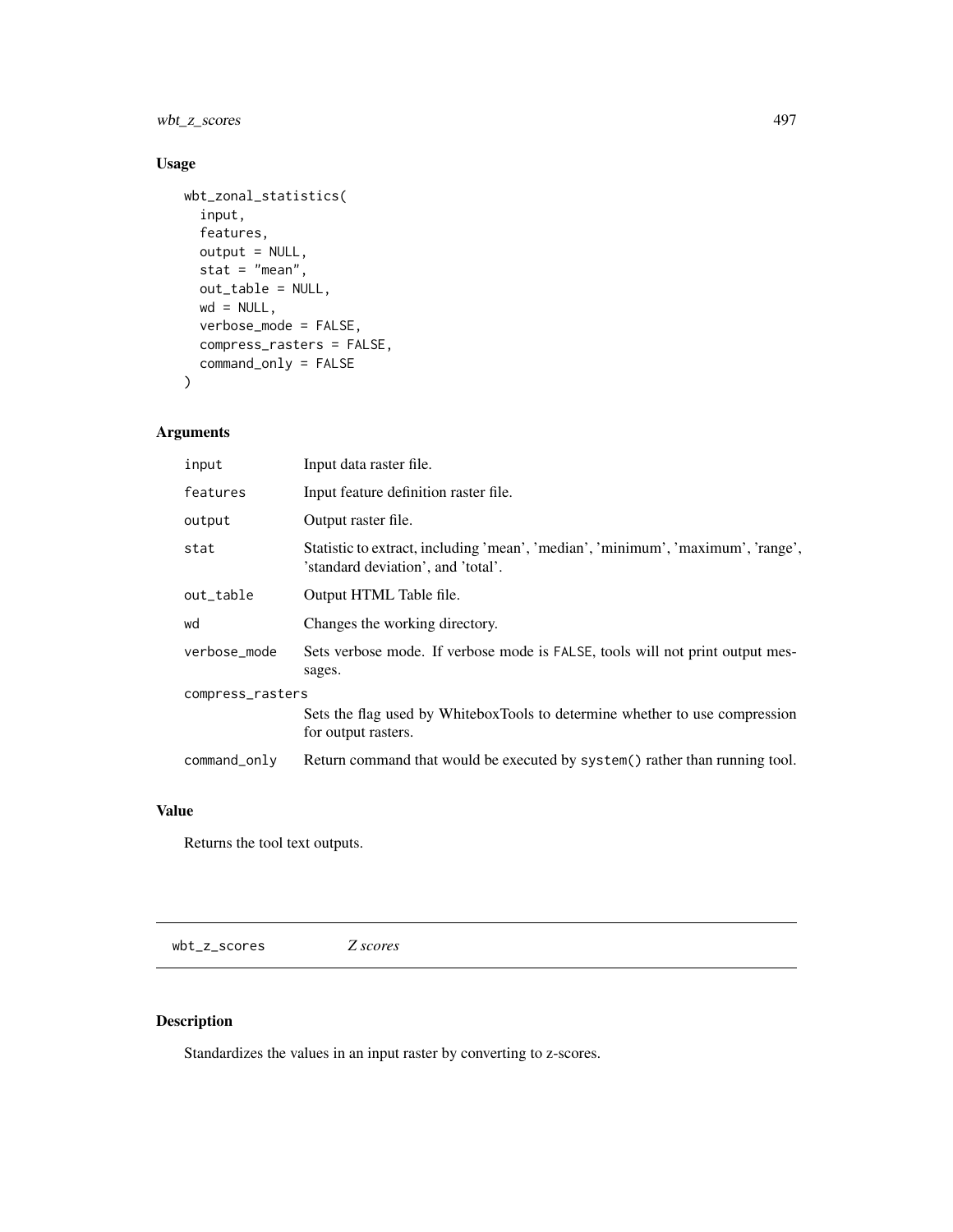## Usage

```
wbt_zonal_statistics(
  input,
  features,
  output = NULL,
  stat = "mean",
  out_table = NULL,
  wd = NULL,
  verbose_mode = FALSE,
  compress_rasters = FALSE,
  command_only = FALSE
)
```

## Arguments

| | |
|---|---|
| input | Input data raster file. |
| features | Input feature definition raster file. |
| output | Output raster file. |
| stat | Statistic to extract, including 'mean', 'median', 'minimum', 'maximum', 'range', 'standard deviation', and 'total'. |
| out_table | Output HTML Table file. |
| wd | Changes the working directory. |
| verbose_mode | Sets verbose mode. If verbose mode is FALSE, tools will not print output messages. |
| compress_rasters | Sets the flag used by WhiteboxTools to determine whether to use compression for output rasters. |
| command_only | Return command that would be executed by system() rather than running tool. |

## Value

Returns the tool text outputs.

---

# wbt_z_scores *Z scores*

## Description

Standardizes the values in an input raster by converting to z-scores.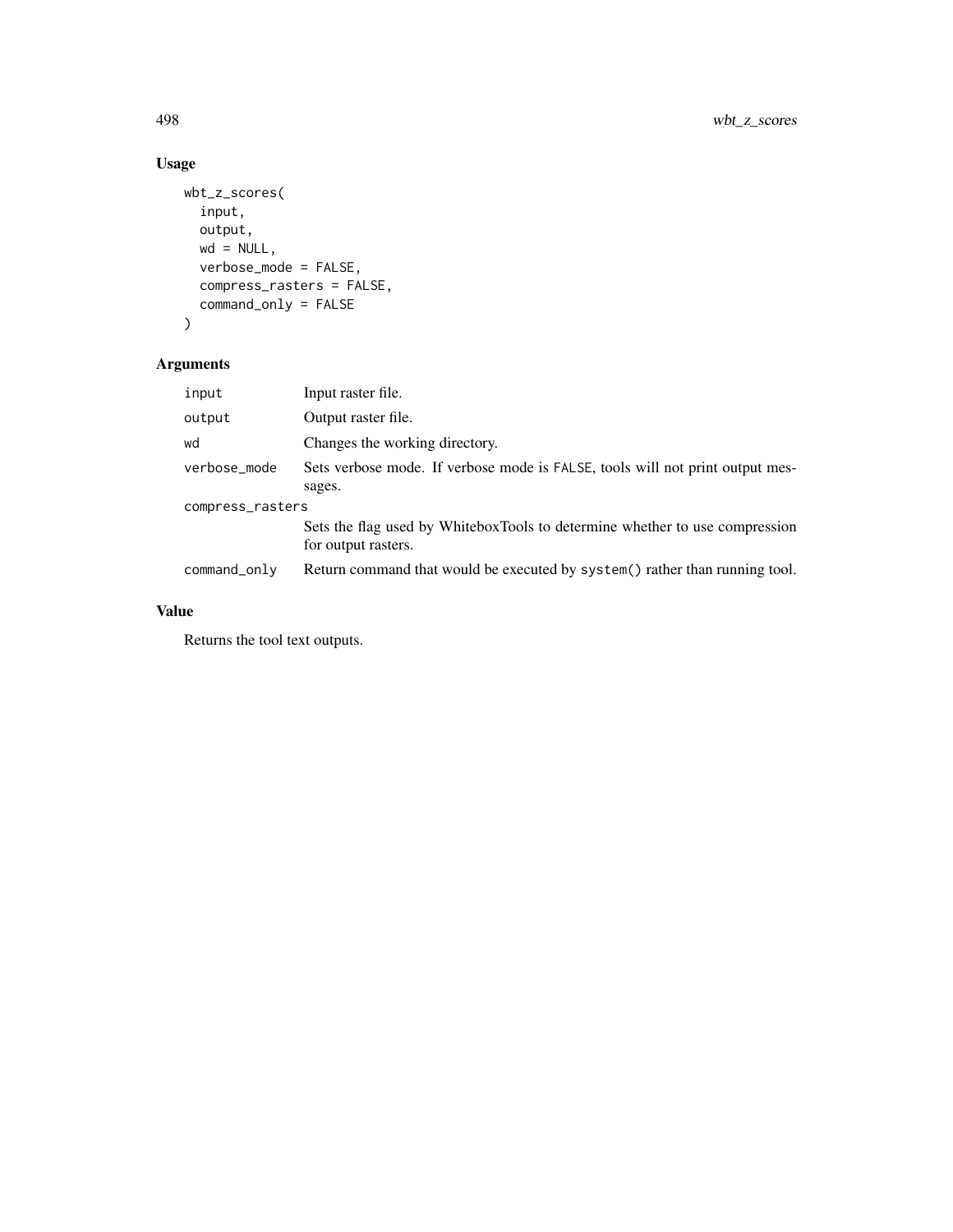## Usage

```
wbt_z_scores(
  input,
  output,
  wd = NULL,
  verbose_mode = FALSE,
  compress_rasters = FALSE,
  command_only = FALSE
)
```

## Arguments

| | |
|---|---|
| input | Input raster file. |
| output | Output raster file. |
| wd | Changes the working directory. |
| verbose_mode | Sets verbose mode. If verbose mode is FALSE, tools will not print output messages. |
| compress_rasters | Sets the flag used by WhiteboxTools to determine whether to use compression for output rasters. |
| command_only | Return command that would be executed by system() rather than running tool. |

## Value

Returns the tool text outputs.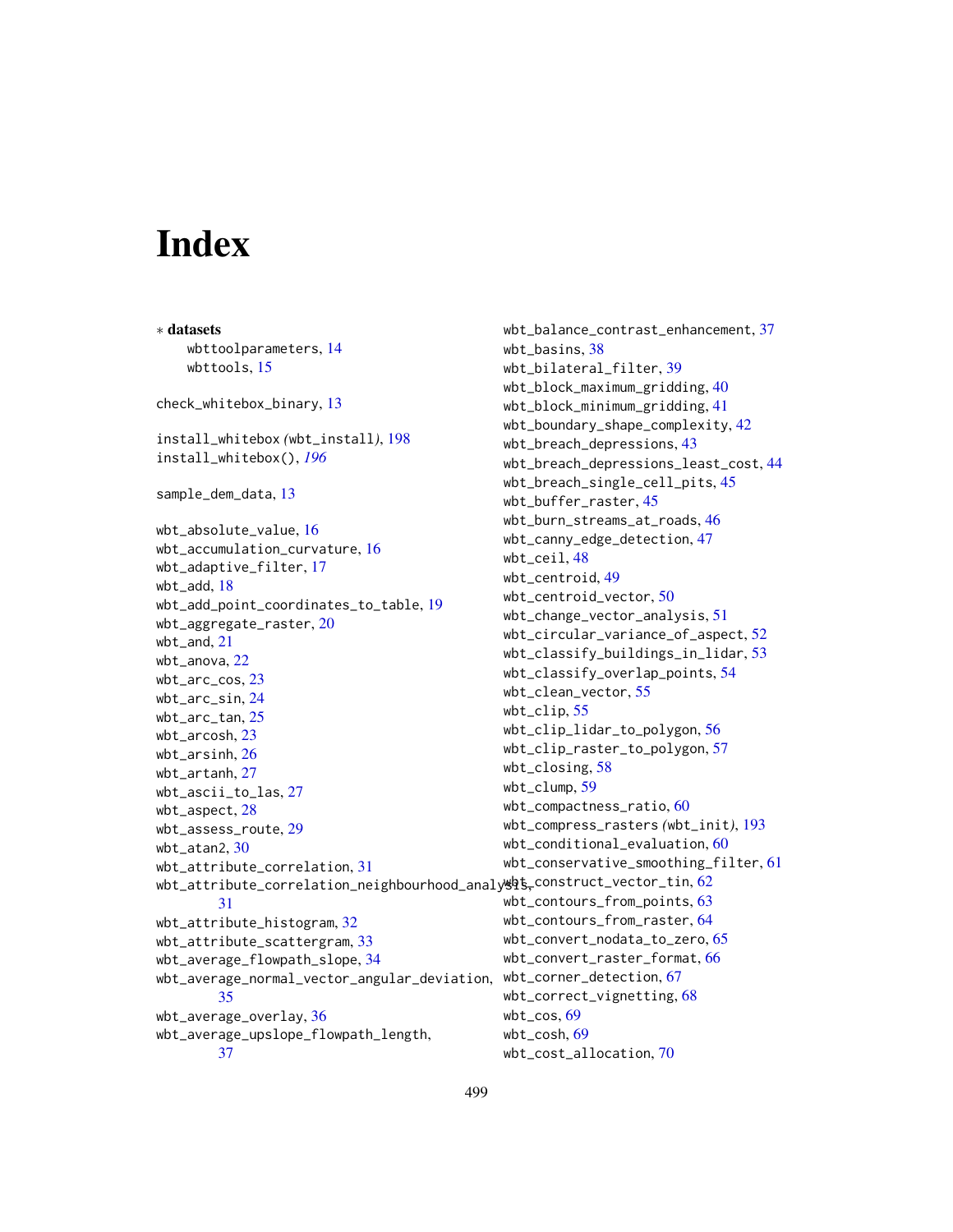# Index

∗ **datasets**

wbttoolparameters, 14
wbttools, 15

check_whitebox_binary, 13

install_whitebox *(wbt_install)*, 198
install_whitebox(), *196*

sample_dem_data, 13

wbt_absolute_value, 16
wbt_accumulation_curvature, 16
wbt_adaptive_filter, 17
wbt_add, 18
wbt_add_point_coordinates_to_table, 19
wbt_aggregate_raster, 20
wbt_and, 21
wbt_anova, 22
wbt_arc_cos, 23
wbt_arc_sin, 24
wbt_arc_tan, 25
wbt_arcosh, 23
wbt_arsinh, 26
wbt_artanh, 27
wbt_ascii_to_las, 27
wbt_aspect, 28
wbt_assess_route, 29
wbt_atan2, 30
wbt_attribute_correlation, 31
wbt_attribute_correlation_neighbourhood_analysis, 31
wbt_attribute_histogram, 32
wbt_attribute_scattergram, 33
wbt_average_flowpath_slope, 34
wbt_average_normal_vector_angular_deviation, 35
wbt_average_overlay, 36
wbt_average_upslope_flowpath_length, 37
wbt_balance_contrast_enhancement, 37
wbt_basins, 38
wbt_bilateral_filter, 39
wbt_block_maximum_gridding, 40
wbt_block_minimum_gridding, 41
wbt_boundary_shape_complexity, 42
wbt_breach_depressions, 43
wbt_breach_depressions_least_cost, 44
wbt_breach_single_cell_pits, 45
wbt_buffer_raster, 45
wbt_burn_streams_at_roads, 46
wbt_canny_edge_detection, 47
wbt_ceil, 48
wbt_centroid, 49
wbt_centroid_vector, 50
wbt_change_vector_analysis, 51
wbt_circular_variance_of_aspect, 52
wbt_classify_buildings_in_lidar, 53
wbt_classify_overlap_points, 54
wbt_clean_vector, 55
wbt_clip, 55
wbt_clip_lidar_to_polygon, 56
wbt_clip_raster_to_polygon, 57
wbt_closing, 58
wbt_clump, 59
wbt_compactness_ratio, 60
wbt_compress_rasters *(wbt_init)*, 193
wbt_conditional_evaluation, 60
wbt_conservative_smoothing_filter, 61
wbt_construct_vector_tin, 62
wbt_contours_from_points, 63
wbt_contours_from_raster, 64
wbt_convert_nodata_to_zero, 65
wbt_convert_raster_format, 66
wbt_corner_detection, 67
wbt_correct_vignetting, 68
wbt_cos, 69
wbt_cosh, 69
wbt_cost_allocation, 70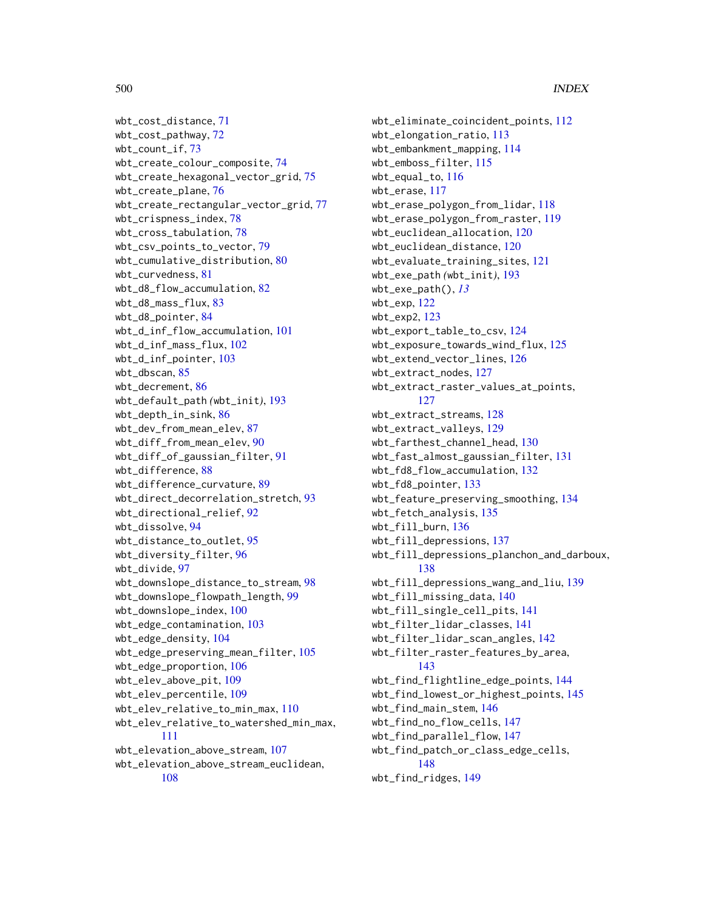wbt_cost_distance, 71
wbt_cost_pathway, 72
wbt_count_if, 73
wbt_create_colour_composite, 74
wbt_create_hexagonal_vector_grid, 75
wbt_create_plane, 76
wbt_create_rectangular_vector_grid, 77
wbt_crispness_index, 78
wbt_cross_tabulation, 78
wbt_csv_points_to_vector, 79
wbt_cumulative_distribution, 80
wbt_curvedness, 81
wbt_d8_flow_accumulation, 82
wbt_d8_mass_flux, 83
wbt_d8_pointer, 84
wbt_d_inf_flow_accumulation, 101
wbt_d_inf_mass_flux, 102
wbt_d_inf_pointer, 103
wbt_dbscan, 85
wbt_decrement, 86
wbt_default_path (wbt_init), 193
wbt_depth_in_sink, 86
wbt_dev_from_mean_elev, 87
wbt_diff_from_mean_elev, 90
wbt_diff_of_gaussian_filter, 91
wbt_difference, 88
wbt_difference_curvature, 89
wbt_direct_decorrelation_stretch, 93
wbt_directional_relief, 92
wbt_dissolve, 94
wbt_distance_to_outlet, 95
wbt_diversity_filter, 96
wbt_divide, 97
wbt_downslope_distance_to_stream, 98
wbt_downslope_flowpath_length, 99
wbt_downslope_index, 100
wbt_edge_contamination, 103
wbt_edge_density, 104
wbt_edge_preserving_mean_filter, 105
wbt_edge_proportion, 106
wbt_elev_above_pit, 109
wbt_elev_percentile, 109
wbt_elev_relative_to_min_max, 110
wbt_elev_relative_to_watershed_min_max, 111
wbt_elevation_above_stream, 107
wbt_elevation_above_stream_euclidean, 108
wbt_eliminate_coincident_points, 112
wbt_elongation_ratio, 113
wbt_embankment_mapping, 114
wbt_emboss_filter, 115
wbt_equal_to, 116
wbt_erase, 117
wbt_erase_polygon_from_lidar, 118
wbt_erase_polygon_from_raster, 119
wbt_euclidean_allocation, 120
wbt_euclidean_distance, 120
wbt_evaluate_training_sites, 121
wbt_exe_path (wbt_init), 193
wbt_exe_path(), *13*
wbt_exp, 122
wbt_exp2, 123
wbt_export_table_to_csv, 124
wbt_exposure_towards_wind_flux, 125
wbt_extend_vector_lines, 126
wbt_extract_nodes, 127
wbt_extract_raster_values_at_points, 127
wbt_extract_streams, 128
wbt_extract_valleys, 129
wbt_farthest_channel_head, 130
wbt_fast_almost_gaussian_filter, 131
wbt_fd8_flow_accumulation, 132
wbt_fd8_pointer, 133
wbt_feature_preserving_smoothing, 134
wbt_fetch_analysis, 135
wbt_fill_burn, 136
wbt_fill_depressions, 137
wbt_fill_depressions_planchon_and_darboux, 138
wbt_fill_depressions_wang_and_liu, 139
wbt_fill_missing_data, 140
wbt_fill_single_cell_pits, 141
wbt_filter_lidar_classes, 141
wbt_filter_lidar_scan_angles, 142
wbt_filter_raster_features_by_area, 143
wbt_find_flightline_edge_points, 144
wbt_find_lowest_or_highest_points, 145
wbt_find_main_stem, 146
wbt_find_no_flow_cells, 147
wbt_find_parallel_flow, 147
wbt_find_patch_or_class_edge_cells, 148
wbt_find_ridges, 149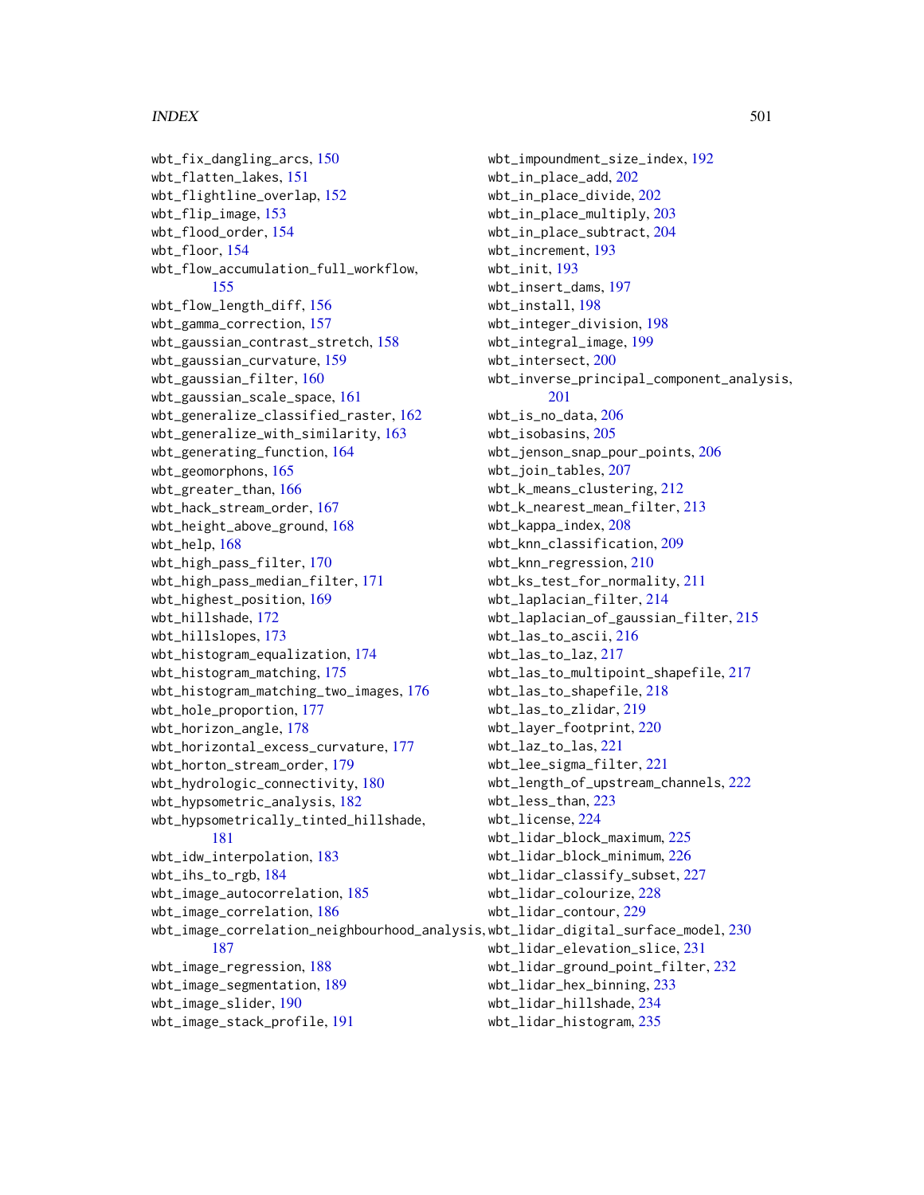wbt_fix_dangling_arcs, 150
wbt_flatten_lakes, 151
wbt_flightline_overlap, 152
wbt_flip_image, 153
wbt_flood_order, 154
wbt_floor, 154
wbt_flow_accumulation_full_workflow, 155
wbt_flow_length_diff, 156
wbt_gamma_correction, 157
wbt_gaussian_contrast_stretch, 158
wbt_gaussian_curvature, 159
wbt_gaussian_filter, 160
wbt_gaussian_scale_space, 161
wbt_generalize_classified_raster, 162
wbt_generalize_with_similarity, 163
wbt_generating_function, 164
wbt_geomorphons, 165
wbt_greater_than, 166
wbt_hack_stream_order, 167
wbt_height_above_ground, 168
wbt_help, 168
wbt_high_pass_filter, 170
wbt_high_pass_median_filter, 171
wbt_highest_position, 169
wbt_hillshade, 172
wbt_hillslopes, 173
wbt_histogram_equalization, 174
wbt_histogram_matching, 175
wbt_histogram_matching_two_images, 176
wbt_hole_proportion, 177
wbt_horizon_angle, 178
wbt_horizontal_excess_curvature, 177
wbt_horton_stream_order, 179
wbt_hydrologic_connectivity, 180
wbt_hypsometric_analysis, 182
wbt_hypsometrically_tinted_hillshade, 181
wbt_idw_interpolation, 183
wbt_ihs_to_rgb, 184
wbt_image_autocorrelation, 185
wbt_image_correlation, 186
wbt_image_correlation_neighbourhood_analysis, 187
wbt_image_regression, 188
wbt_image_segmentation, 189
wbt_image_slider, 190
wbt_image_stack_profile, 191
wbt_impoundment_size_index, 192
wbt_in_place_add, 202
wbt_in_place_divide, 202
wbt_in_place_multiply, 203
wbt_in_place_subtract, 204
wbt_increment, 193
wbt_init, 193
wbt_insert_dams, 197
wbt_install, 198
wbt_integer_division, 198
wbt_integral_image, 199
wbt_intersect, 200
wbt_inverse_principal_component_analysis, 201
wbt_is_no_data, 206
wbt_isobasins, 205
wbt_jenson_snap_pour_points, 206
wbt_join_tables, 207
wbt_k_means_clustering, 212
wbt_k_nearest_mean_filter, 213
wbt_kappa_index, 208
wbt_knn_classification, 209
wbt_knn_regression, 210
wbt_ks_test_for_normality, 211
wbt_laplacian_filter, 214
wbt_laplacian_of_gaussian_filter, 215
wbt_las_to_ascii, 216
wbt_las_to_laz, 217
wbt_las_to_multipoint_shapefile, 217
wbt_las_to_shapefile, 218
wbt_las_to_zlidar, 219
wbt_layer_footprint, 220
wbt_laz_to_las, 221
wbt_lee_sigma_filter, 221
wbt_length_of_upstream_channels, 222
wbt_less_than, 223
wbt_license, 224
wbt_lidar_block_maximum, 225
wbt_lidar_block_minimum, 226
wbt_lidar_classify_subset, 227
wbt_lidar_colourize, 228
wbt_lidar_contour, 229
wbt_lidar_digital_surface_model, 230
wbt_lidar_elevation_slice, 231
wbt_lidar_ground_point_filter, 232
wbt_lidar_hex_binning, 233
wbt_lidar_hillshade, 234
wbt_lidar_histogram, 235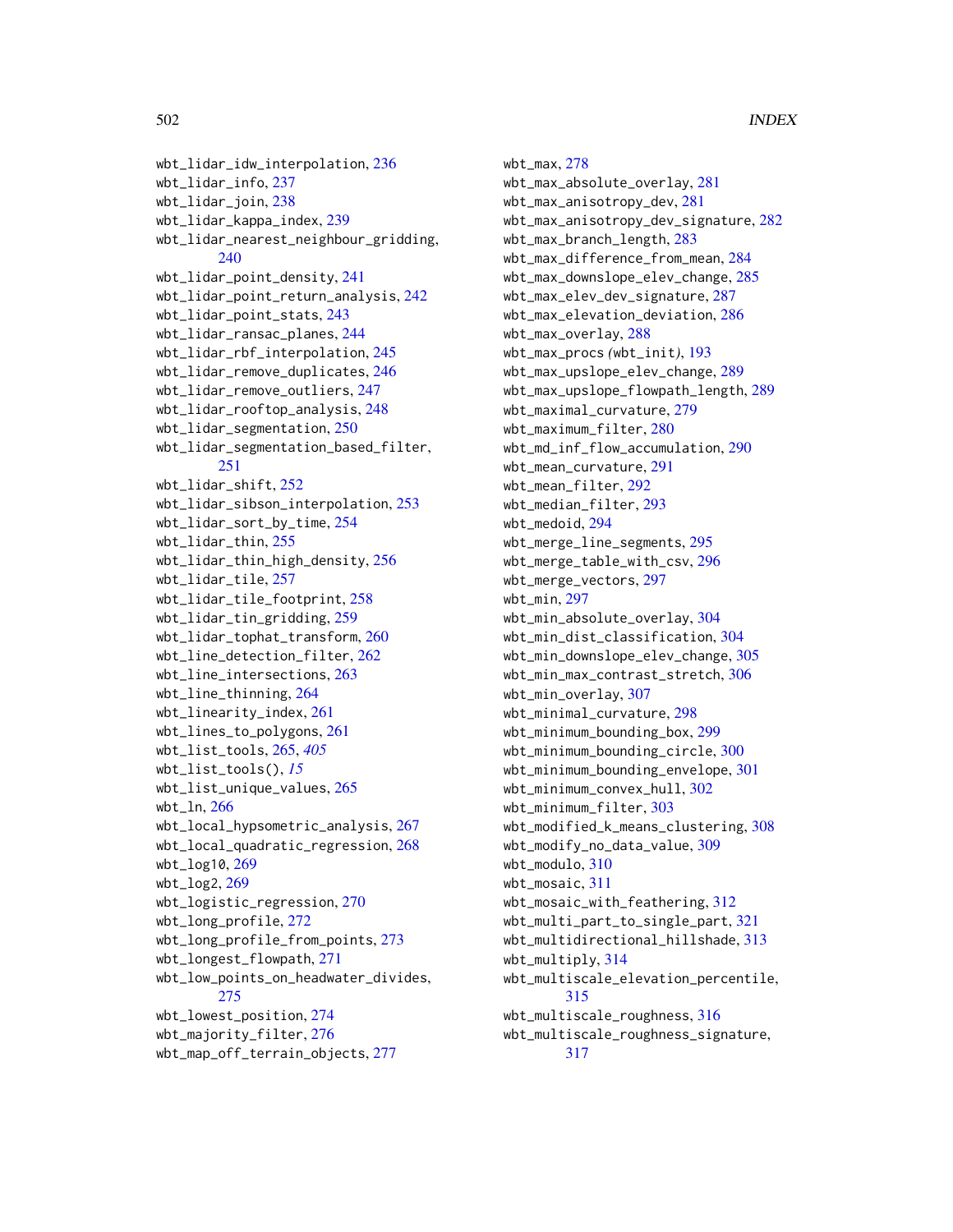wbt_lidar_idw_interpolation, 236
wbt_lidar_info, 237
wbt_lidar_join, 238
wbt_lidar_kappa_index, 239
wbt_lidar_nearest_neighbour_gridding, 240
wbt_lidar_point_density, 241
wbt_lidar_point_return_analysis, 242
wbt_lidar_point_stats, 243
wbt_lidar_ransac_planes, 244
wbt_lidar_rbf_interpolation, 245
wbt_lidar_remove_duplicates, 246
wbt_lidar_remove_outliers, 247
wbt_lidar_rooftop_analysis, 248
wbt_lidar_segmentation, 250
wbt_lidar_segmentation_based_filter, 251
wbt_lidar_shift, 252
wbt_lidar_sibson_interpolation, 253
wbt_lidar_sort_by_time, 254
wbt_lidar_thin, 255
wbt_lidar_thin_high_density, 256
wbt_lidar_tile, 257
wbt_lidar_tile_footprint, 258
wbt_lidar_tin_gridding, 259
wbt_lidar_tophat_transform, 260
wbt_line_detection_filter, 262
wbt_line_intersections, 263
wbt_line_thinning, 264
wbt_linearity_index, 261
wbt_lines_to_polygons, 261
wbt_list_tools, 265, *405*
wbt_list_tools(), *15*
wbt_list_unique_values, 265
wbt_ln, 266
wbt_local_hypsometric_analysis, 267
wbt_local_quadratic_regression, 268
wbt_log10, 269
wbt_log2, 269
wbt_logistic_regression, 270
wbt_long_profile, 272
wbt_long_profile_from_points, 273
wbt_longest_flowpath, 271
wbt_low_points_on_headwater_divides, 275
wbt_lowest_position, 274
wbt_majority_filter, 276
wbt_map_off_terrain_objects, 277
wbt_max, 278
wbt_max_absolute_overlay, 281
wbt_max_anisotropy_dev, 281
wbt_max_anisotropy_dev_signature, 282
wbt_max_branch_length, 283
wbt_max_difference_from_mean, 284
wbt_max_downslope_elev_change, 285
wbt_max_elev_dev_signature, 287
wbt_max_elevation_deviation, 286
wbt_max_overlay, 288
wbt_max_procs (wbt_init), 193
wbt_max_upslope_elev_change, 289
wbt_max_upslope_flowpath_length, 289
wbt_maximal_curvature, 279
wbt_maximum_filter, 280
wbt_md_inf_flow_accumulation, 290
wbt_mean_curvature, 291
wbt_mean_filter, 292
wbt_median_filter, 293
wbt_medoid, 294
wbt_merge_line_segments, 295
wbt_merge_table_with_csv, 296
wbt_merge_vectors, 297
wbt_min, 297
wbt_min_absolute_overlay, 304
wbt_min_dist_classification, 304
wbt_min_downslope_elev_change, 305
wbt_min_max_contrast_stretch, 306
wbt_min_overlay, 307
wbt_minimal_curvature, 298
wbt_minimum_bounding_box, 299
wbt_minimum_bounding_circle, 300
wbt_minimum_bounding_envelope, 301
wbt_minimum_convex_hull, 302
wbt_minimum_filter, 303
wbt_modified_k_means_clustering, 308
wbt_modify_no_data_value, 309
wbt_modulo, 310
wbt_mosaic, 311
wbt_mosaic_with_feathering, 312
wbt_multi_part_to_single_part, 321
wbt_multidirectional_hillshade, 313
wbt_multiply, 314
wbt_multiscale_elevation_percentile, 315
wbt_multiscale_roughness, 316
wbt_multiscale_roughness_signature, 317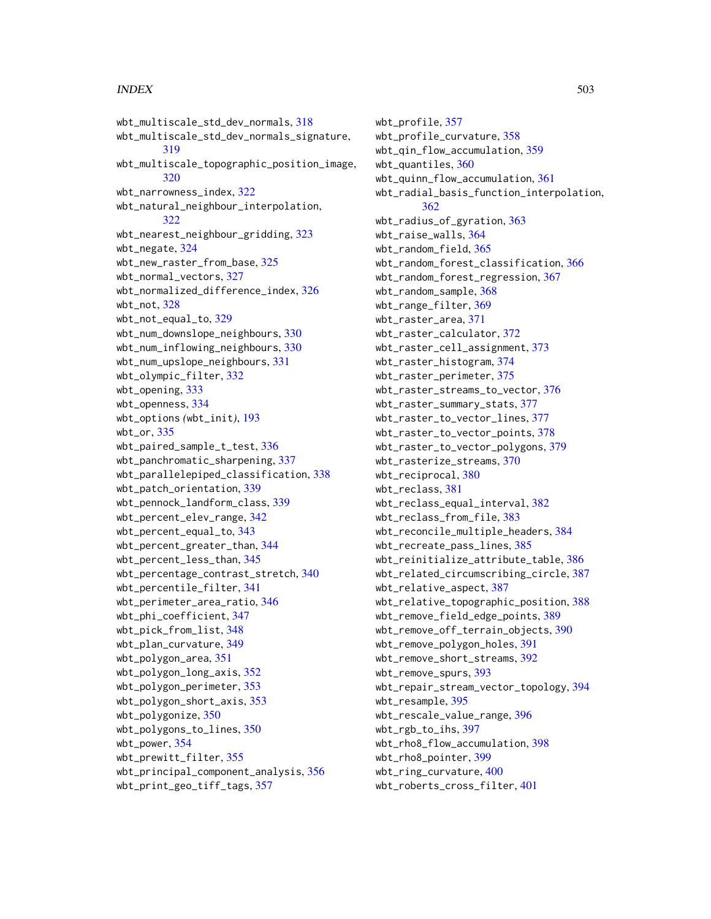wbt_multiscale_std_dev_normals, 318
wbt_multiscale_std_dev_normals_signature, 319
wbt_multiscale_topographic_position_image, 320
wbt_narrowness_index, 322
wbt_natural_neighbour_interpolation, 322
wbt_nearest_neighbour_gridding, 323
wbt_negate, 324
wbt_new_raster_from_base, 325
wbt_normal_vectors, 327
wbt_normalized_difference_index, 326
wbt_not, 328
wbt_not_equal_to, 329
wbt_num_downslope_neighbours, 330
wbt_num_inflowing_neighbours, 330
wbt_num_upslope_neighbours, 331
wbt_olympic_filter, 332
wbt_opening, 333
wbt_openness, 334
wbt_options *(*wbt_init*)*, 193
wbt_or, 335
wbt_paired_sample_t_test, 336
wbt_panchromatic_sharpening, 337
wbt_parallelepiped_classification, 338
wbt_patch_orientation, 339
wbt_pennock_landform_class, 339
wbt_percent_elev_range, 342
wbt_percent_equal_to, 343
wbt_percent_greater_than, 344
wbt_percent_less_than, 345
wbt_percentage_contrast_stretch, 340
wbt_percentile_filter, 341
wbt_perimeter_area_ratio, 346
wbt_phi_coefficient, 347
wbt_pick_from_list, 348
wbt_plan_curvature, 349
wbt_polygon_area, 351
wbt_polygon_long_axis, 352
wbt_polygon_perimeter, 353
wbt_polygon_short_axis, 353
wbt_polygonize, 350
wbt_polygons_to_lines, 350
wbt_power, 354
wbt_prewitt_filter, 355
wbt_principal_component_analysis, 356
wbt_print_geo_tiff_tags, 357
wbt_profile, 357
wbt_profile_curvature, 358
wbt_qin_flow_accumulation, 359
wbt_quantiles, 360
wbt_quinn_flow_accumulation, 361
wbt_radial_basis_function_interpolation, 362
wbt_radius_of_gyration, 363
wbt_raise_walls, 364
wbt_random_field, 365
wbt_random_forest_classification, 366
wbt_random_forest_regression, 367
wbt_random_sample, 368
wbt_range_filter, 369
wbt_raster_area, 371
wbt_raster_calculator, 372
wbt_raster_cell_assignment, 373
wbt_raster_histogram, 374
wbt_raster_perimeter, 375
wbt_raster_streams_to_vector, 376
wbt_raster_summary_stats, 377
wbt_raster_to_vector_lines, 377
wbt_raster_to_vector_points, 378
wbt_raster_to_vector_polygons, 379
wbt_rasterize_streams, 370
wbt_reciprocal, 380
wbt_reclass, 381
wbt_reclass_equal_interval, 382
wbt_reclass_from_file, 383
wbt_reconcile_multiple_headers, 384
wbt_recreate_pass_lines, 385
wbt_reinitialize_attribute_table, 386
wbt_related_circumscribing_circle, 387
wbt_relative_aspect, 387
wbt_relative_topographic_position, 388
wbt_remove_field_edge_points, 389
wbt_remove_off_terrain_objects, 390
wbt_remove_polygon_holes, 391
wbt_remove_short_streams, 392
wbt_remove_spurs, 393
wbt_repair_stream_vector_topology, 394
wbt_resample, 395
wbt_rescale_value_range, 396
wbt_rgb_to_ihs, 397
wbt_rho8_flow_accumulation, 398
wbt_rho8_pointer, 399
wbt_ring_curvature, 400
wbt_roberts_cross_filter, 401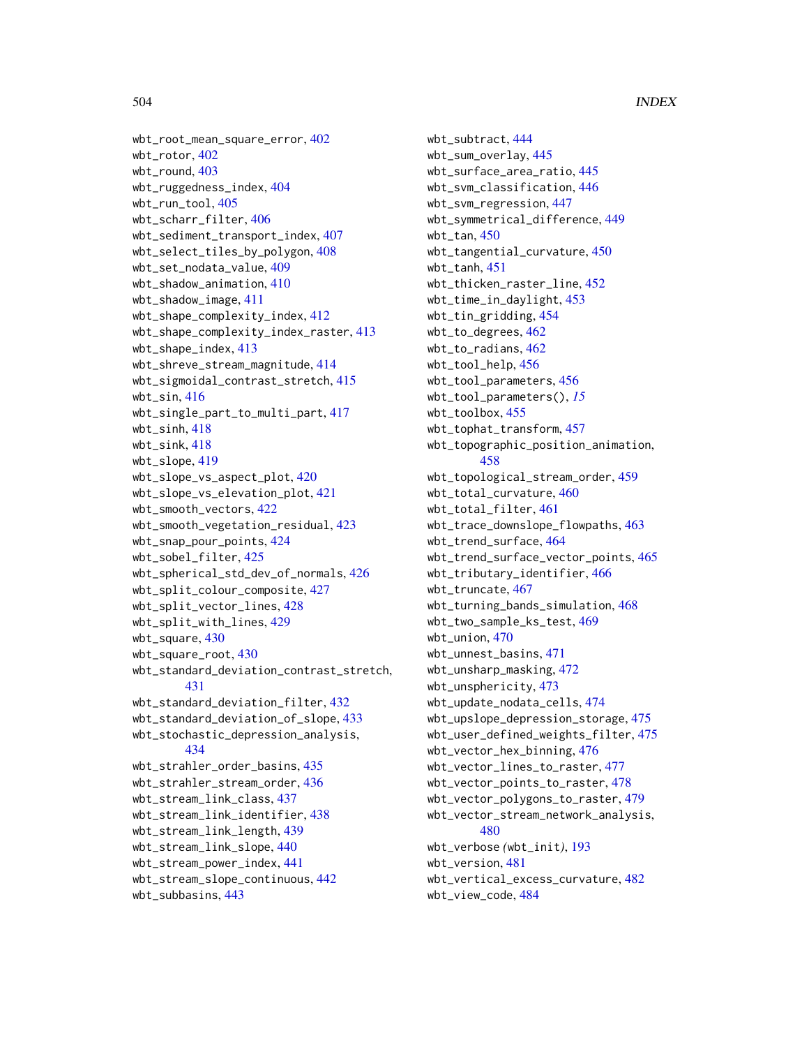wbt_root_mean_square_error, 402
wbt_rotor, 402
wbt_round, 403
wbt_ruggedness_index, 404
wbt_run_tool, 405
wbt_scharr_filter, 406
wbt_sediment_transport_index, 407
wbt_select_tiles_by_polygon, 408
wbt_set_nodata_value, 409
wbt_shadow_animation, 410
wbt_shadow_image, 411
wbt_shape_complexity_index, 412
wbt_shape_complexity_index_raster, 413
wbt_shape_index, 413
wbt_shreve_stream_magnitude, 414
wbt_sigmoidal_contrast_stretch, 415
wbt_sin, 416
wbt_single_part_to_multi_part, 417
wbt_sinh, 418
wbt_sink, 418
wbt_slope, 419
wbt_slope_vs_aspect_plot, 420
wbt_slope_vs_elevation_plot, 421
wbt_smooth_vectors, 422
wbt_smooth_vegetation_residual, 423
wbt_snap_pour_points, 424
wbt_sobel_filter, 425
wbt_spherical_std_dev_of_normals, 426
wbt_split_colour_composite, 427
wbt_split_vector_lines, 428
wbt_split_with_lines, 429
wbt_square, 430
wbt_square_root, 430
wbt_standard_deviation_contrast_stretch, 431
wbt_standard_deviation_filter, 432
wbt_standard_deviation_of_slope, 433
wbt_stochastic_depression_analysis, 434
wbt_strahler_order_basins, 435
wbt_strahler_stream_order, 436
wbt_stream_link_class, 437
wbt_stream_link_identifier, 438
wbt_stream_link_length, 439
wbt_stream_link_slope, 440
wbt_stream_power_index, 441
wbt_stream_slope_continuous, 442
wbt_subbasins, 443
wbt_subtract, 444
wbt_sum_overlay, 445
wbt_surface_area_ratio, 445
wbt_svm_classification, 446
wbt_svm_regression, 447
wbt_symmetrical_difference, 449
wbt_tan, 450
wbt_tangential_curvature, 450
wbt_tanh, 451
wbt_thicken_raster_line, 452
wbt_time_in_daylight, 453
wbt_tin_gridding, 454
wbt_to_degrees, 462
wbt_to_radians, 462
wbt_tool_help, 456
wbt_tool_parameters, 456
wbt_tool_parameters(), *15*
wbt_toolbox, 455
wbt_tophat_transform, 457
wbt_topographic_position_animation, 458
wbt_topological_stream_order, 459
wbt_total_curvature, 460
wbt_total_filter, 461
wbt_trace_downslope_flowpaths, 463
wbt_trend_surface, 464
wbt_trend_surface_vector_points, 465
wbt_tributary_identifier, 466
wbt_truncate, 467
wbt_turning_bands_simulation, 468
wbt_two_sample_ks_test, 469
wbt_union, 470
wbt_unnest_basins, 471
wbt_unsharp_masking, 472
wbt_unsphericity, 473
wbt_update_nodata_cells, 474
wbt_upslope_depression_storage, 475
wbt_user_defined_weights_filter, 475
wbt_vector_hex_binning, 476
wbt_vector_lines_to_raster, 477
wbt_vector_points_to_raster, 478
wbt_vector_polygons_to_raster, 479
wbt_vector_stream_network_analysis, 480
wbt_verbose *(*wbt_init*)*, 193
wbt_version, 481
wbt_vertical_excess_curvature, 482
wbt_view_code, 484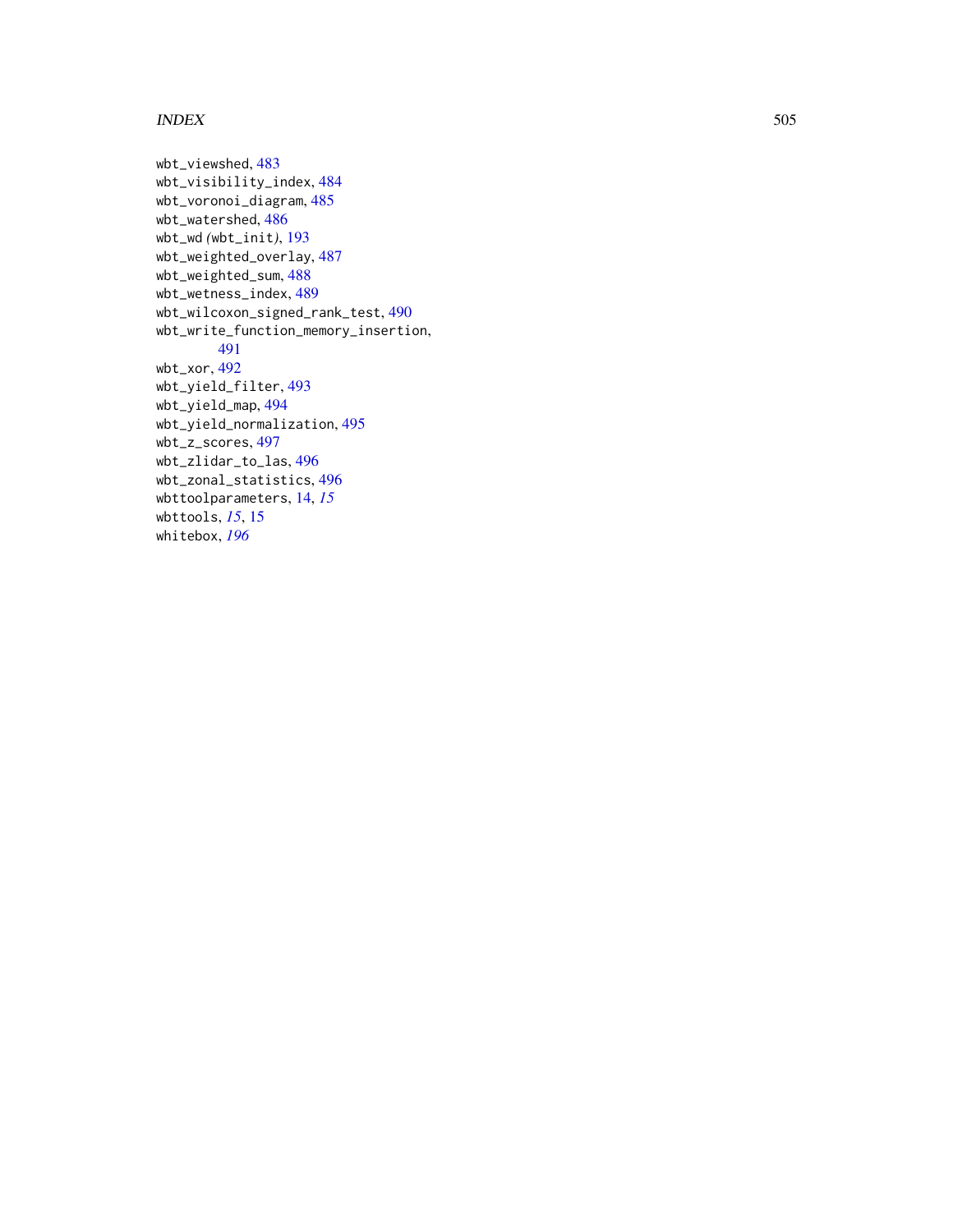wbt_viewshed, 483
wbt_visibility_index, 484
wbt_voronoi_diagram, 485
wbt_watershed, 486
wbt_wd *(*wbt_init*)*, 193
wbt_weighted_overlay, 487
wbt_weighted_sum, 488
wbt_wetness_index, 489
wbt_wilcoxon_signed_rank_test, 490
wbt_write_function_memory_insertion, 491
wbt_xor, 492
wbt_yield_filter, 493
wbt_yield_map, 494
wbt_yield_normalization, 495
wbt_z_scores, 497
wbt_zlidar_to_las, 496
wbt_zonal_statistics, 496
wbttoolparameters, 14, *15*
wbttools, *15*, 15
whitebox, *196*